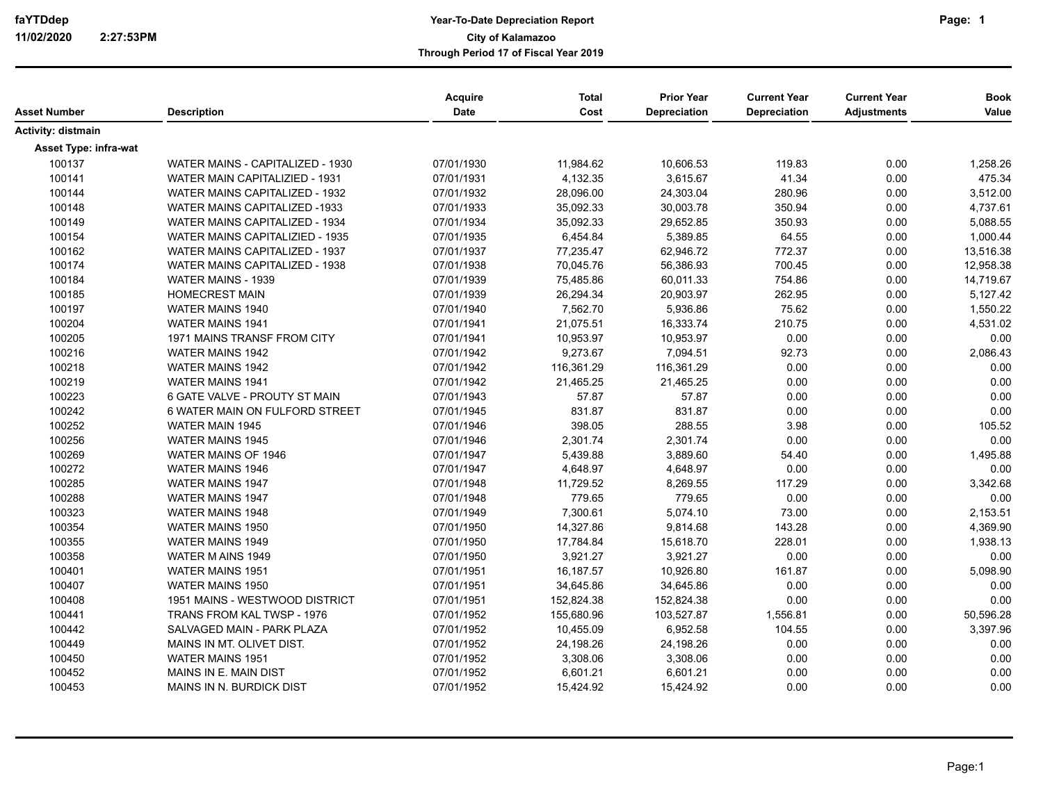**faYTDdep**
**11/02/2020 2:27:53PM**

# Year-To-Date Depreciation Report
## City of Kalamazoo
### Through Period 17 of Fiscal Year 2019

| Asset Number | Description | Acquire Date | Total Cost | Prior Year Depreciation | Current Year Depreciation | Current Year Adjustments | Book Value |
|---|---|---|---|---|---|---|---|
| **Activity: distmain** | | | | | | | |
| **Asset Type: infra-wat** | | | | | | | |
| 100137 | WATER MAINS - CAPITALIZED - 1930 | 07/01/1930 | 11,984.62 | 10,606.53 | 119.83 | 0.00 | 1,258.26 |
| 100141 | WATER MAIN CAPITALIZIED - 1931 | 07/01/1931 | 4,132.35 | 3,615.67 | 41.34 | 0.00 | 475.34 |
| 100144 | WATER MAINS CAPITALIZED - 1932 | 07/01/1932 | 28,096.00 | 24,303.04 | 280.96 | 0.00 | 3,512.00 |
| 100148 | WATER MAINS CAPITALIZED -1933 | 07/01/1933 | 35,092.33 | 30,003.78 | 350.94 | 0.00 | 4,737.61 |
| 100149 | WATER MAINS CAPITALIZED - 1934 | 07/01/1934 | 35,092.33 | 29,652.85 | 350.93 | 0.00 | 5,088.55 |
| 100154 | WATER MAINS CAPITALIZIED - 1935 | 07/01/1935 | 6,454.84 | 5,389.85 | 64.55 | 0.00 | 1,000.44 |
| 100162 | WATER MAINS CAPITALIZED - 1937 | 07/01/1937 | 77,235.47 | 62,946.72 | 772.37 | 0.00 | 13,516.38 |
| 100174 | WATER MAINS CAPITALIZED - 1938 | 07/01/1938 | 70,045.76 | 56,386.93 | 700.45 | 0.00 | 12,958.38 |
| 100184 | WATER MAINS - 1939 | 07/01/1939 | 75,485.86 | 60,011.33 | 754.86 | 0.00 | 14,719.67 |
| 100185 | HOMECREST MAIN | 07/01/1939 | 26,294.34 | 20,903.97 | 262.95 | 0.00 | 5,127.42 |
| 100197 | WATER MAINS 1940 | 07/01/1940 | 7,562.70 | 5,936.86 | 75.62 | 0.00 | 1,550.22 |
| 100204 | WATER MAINS 1941 | 07/01/1941 | 21,075.51 | 16,333.74 | 210.75 | 0.00 | 4,531.02 |
| 100205 | 1971 MAINS TRANSF FROM CITY | 07/01/1941 | 10,953.97 | 10,953.97 | 0.00 | 0.00 | 0.00 |
| 100216 | WATER MAINS 1942 | 07/01/1942 | 9,273.67 | 7,094.51 | 92.73 | 0.00 | 2,086.43 |
| 100218 | WATER MAINS 1942 | 07/01/1942 | 116,361.29 | 116,361.29 | 0.00 | 0.00 | 0.00 |
| 100219 | WATER MAINS 1941 | 07/01/1942 | 21,465.25 | 21,465.25 | 0.00 | 0.00 | 0.00 |
| 100223 | 6 GATE VALVE - PROUTY ST MAIN | 07/01/1943 | 57.87 | 57.87 | 0.00 | 0.00 | 0.00 |
| 100242 | 6 WATER MAIN ON FULFORD STREET | 07/01/1945 | 831.87 | 831.87 | 0.00 | 0.00 | 0.00 |
| 100252 | WATER MAIN 1945 | 07/01/1946 | 398.05 | 288.55 | 3.98 | 0.00 | 105.52 |
| 100256 | WATER MAINS 1945 | 07/01/1946 | 2,301.74 | 2,301.74 | 0.00 | 0.00 | 0.00 |
| 100269 | WATER MAINS OF 1946 | 07/01/1947 | 5,439.88 | 3,889.60 | 54.40 | 0.00 | 1,495.88 |
| 100272 | WATER MAINS 1946 | 07/01/1947 | 4,648.97 | 4,648.97 | 0.00 | 0.00 | 0.00 |
| 100285 | WATER MAINS 1947 | 07/01/1948 | 11,729.52 | 8,269.55 | 117.29 | 0.00 | 3,342.68 |
| 100288 | WATER MAINS 1947 | 07/01/1948 | 779.65 | 779.65 | 0.00 | 0.00 | 0.00 |
| 100323 | WATER MAINS 1948 | 07/01/1949 | 7,300.61 | 5,074.10 | 73.00 | 0.00 | 2,153.51 |
| 100354 | WATER MAINS 1950 | 07/01/1950 | 14,327.86 | 9,814.68 | 143.28 | 0.00 | 4,369.90 |
| 100355 | WATER MAINS 1949 | 07/01/1950 | 17,784.84 | 15,618.70 | 228.01 | 0.00 | 1,938.13 |
| 100358 | WATER M AINS 1949 | 07/01/1950 | 3,921.27 | 3,921.27 | 0.00 | 0.00 | 0.00 |
| 100401 | WATER MAINS 1951 | 07/01/1951 | 16,187.57 | 10,926.80 | 161.87 | 0.00 | 5,098.90 |
| 100407 | WATER MAINS 1950 | 07/01/1951 | 34,645.86 | 34,645.86 | 0.00 | 0.00 | 0.00 |
| 100408 | 1951 MAINS - WESTWOOD DISTRICT | 07/01/1951 | 152,824.38 | 152,824.38 | 0.00 | 0.00 | 0.00 |
| 100441 | TRANS FROM KAL TWSP - 1976 | 07/01/1952 | 155,680.96 | 103,527.87 | 1,556.81 | 0.00 | 50,596.28 |
| 100442 | SALVAGED MAIN - PARK PLAZA | 07/01/1952 | 10,455.09 | 6,952.58 | 104.55 | 0.00 | 3,397.96 |
| 100449 | MAINS IN MT. OLIVET DIST. | 07/01/1952 | 24,198.26 | 24,198.26 | 0.00 | 0.00 | 0.00 |
| 100450 | WATER MAINS 1951 | 07/01/1952 | 3,308.06 | 3,308.06 | 0.00 | 0.00 | 0.00 |
| 100452 | MAINS IN E. MAIN DIST | 07/01/1952 | 6,601.21 | 6,601.21 | 0.00 | 0.00 | 0.00 |
| 100453 | MAINS IN N. BURDICK DIST | 07/01/1952 | 15,424.92 | 15,424.92 | 0.00 | 0.00 | 0.00 |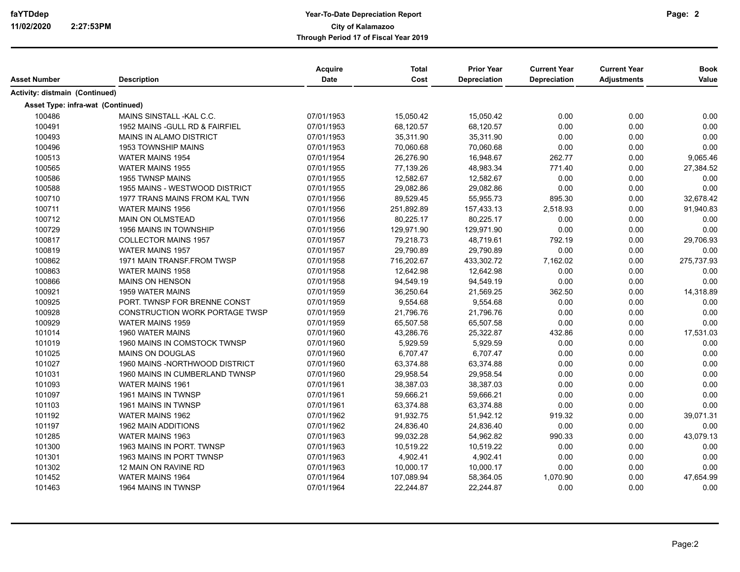| Asset Number | Description | Acquire Date | Total Cost | Prior Year Depreciation | Current Year Depreciation | Current Year Adjustments | Book Value |
|---|---|---|---|---|---|---|---|
| **Activity: distmain (Continued)** | | | | | | | |
| **Asset Type: infra-wat (Continued)** | | | | | | | |
| 100486 | MAINS SINSTALL -KAL C.C. | 07/01/1953 | 15,050.42 | 15,050.42 | 0.00 | 0.00 | 0.00 |
| 100491 | 1952 MAINS -GULL RD & FAIRFIEL | 07/01/1953 | 68,120.57 | 68,120.57 | 0.00 | 0.00 | 0.00 |
| 100493 | MAINS IN ALAMO DISTRICT | 07/01/1953 | 35,311.90 | 35,311.90 | 0.00 | 0.00 | 0.00 |
| 100496 | 1953 TOWNSHIP MAINS | 07/01/1953 | 70,060.68 | 70,060.68 | 0.00 | 0.00 | 0.00 |
| 100513 | WATER MAINS 1954 | 07/01/1954 | 26,276.90 | 16,948.67 | 262.77 | 0.00 | 9,065.46 |
| 100565 | WATER MAINS 1955 | 07/01/1955 | 77,139.26 | 48,983.34 | 771.40 | 0.00 | 27,384.52 |
| 100586 | 1955 TWNSP MAINS | 07/01/1955 | 12,582.67 | 12,582.67 | 0.00 | 0.00 | 0.00 |
| 100588 | 1955 MAINS - WESTWOOD DISTRICT | 07/01/1955 | 29,082.86 | 29,082.86 | 0.00 | 0.00 | 0.00 |
| 100710 | 1977 TRANS MAINS FROM KAL TWN | 07/01/1956 | 89,529.45 | 55,955.73 | 895.30 | 0.00 | 32,678.42 |
| 100711 | WATER MAINS 1956 | 07/01/1956 | 251,892.89 | 157,433.13 | 2,518.93 | 0.00 | 91,940.83 |
| 100712 | MAIN ON OLMSTEAD | 07/01/1956 | 80,225.17 | 80,225.17 | 0.00 | 0.00 | 0.00 |
| 100729 | 1956 MAINS IN TOWNSHIP | 07/01/1956 | 129,971.90 | 129,971.90 | 0.00 | 0.00 | 0.00 |
| 100817 | COLLECTOR MAINS 1957 | 07/01/1957 | 79,218.73 | 48,719.61 | 792.19 | 0.00 | 29,706.93 |
| 100819 | WATER MAINS 1957 | 07/01/1957 | 29,790.89 | 29,790.89 | 0.00 | 0.00 | 0.00 |
| 100862 | 1971 MAIN TRANSF.FROM TWSP | 07/01/1958 | 716,202.67 | 433,302.72 | 7,162.02 | 0.00 | 275,737.93 |
| 100863 | WATER MAINS 1958 | 07/01/1958 | 12,642.98 | 12,642.98 | 0.00 | 0.00 | 0.00 |
| 100866 | MAINS ON HENSON | 07/01/1958 | 94,549.19 | 94,549.19 | 0.00 | 0.00 | 0.00 |
| 100921 | 1959 WATER MAINS | 07/01/1959 | 36,250.64 | 21,569.25 | 362.50 | 0.00 | 14,318.89 |
| 100925 | PORT. TWNSP FOR BRENNE CONST | 07/01/1959 | 9,554.68 | 9,554.68 | 0.00 | 0.00 | 0.00 |
| 100928 | CONSTRUCTION WORK PORTAGE TWSP | 07/01/1959 | 21,796.76 | 21,796.76 | 0.00 | 0.00 | 0.00 |
| 100929 | WATER MAINS 1959 | 07/01/1959 | 65,507.58 | 65,507.58 | 0.00 | 0.00 | 0.00 |
| 101014 | 1960 WATER MAINS | 07/01/1960 | 43,286.76 | 25,322.87 | 432.86 | 0.00 | 17,531.03 |
| 101019 | 1960 MAINS IN COMSTOCK TWNSP | 07/01/1960 | 5,929.59 | 5,929.59 | 0.00 | 0.00 | 0.00 |
| 101025 | MAINS ON DOUGLAS | 07/01/1960 | 6,707.47 | 6,707.47 | 0.00 | 0.00 | 0.00 |
| 101027 | 1960 MAINS -NORTHWOOD DISTRICT | 07/01/1960 | 63,374.88 | 63,374.88 | 0.00 | 0.00 | 0.00 |
| 101031 | 1960 MAINS IN CUMBERLAND TWNSP | 07/01/1960 | 29,958.54 | 29,958.54 | 0.00 | 0.00 | 0.00 |
| 101093 | WATER MAINS 1961 | 07/01/1961 | 38,387.03 | 38,387.03 | 0.00 | 0.00 | 0.00 |
| 101097 | 1961 MAINS IN TWNSP | 07/01/1961 | 59,666.21 | 59,666.21 | 0.00 | 0.00 | 0.00 |
| 101103 | 1961 MAINS IN TWNSP | 07/01/1961 | 63,374.88 | 63,374.88 | 0.00 | 0.00 | 0.00 |
| 101192 | WATER MAINS 1962 | 07/01/1962 | 91,932.75 | 51,942.12 | 919.32 | 0.00 | 39,071.31 |
| 101197 | 1962 MAIN ADDITIONS | 07/01/1962 | 24,836.40 | 24,836.40 | 0.00 | 0.00 | 0.00 |
| 101285 | WATER MAINS 1963 | 07/01/1963 | 99,032.28 | 54,962.82 | 990.33 | 0.00 | 43,079.13 |
| 101300 | 1963 MAINS IN PORT. TWNSP | 07/01/1963 | 10,519.22 | 10,519.22 | 0.00 | 0.00 | 0.00 |
| 101301 | 1963 MAINS IN PORT TWNSP | 07/01/1963 | 4,902.41 | 4,902.41 | 0.00 | 0.00 | 0.00 |
| 101302 | 12 MAIN ON RAVINE RD | 07/01/1963 | 10,000.17 | 10,000.17 | 0.00 | 0.00 | 0.00 |
| 101452 | WATER MAINS 1964 | 07/01/1964 | 107,089.94 | 58,364.05 | 1,070.90 | 0.00 | 47,654.99 |
| 101463 | 1964 MAINS IN TWNSP | 07/01/1964 | 22,244.87 | 22,244.87 | 0.00 | 0.00 | 0.00 |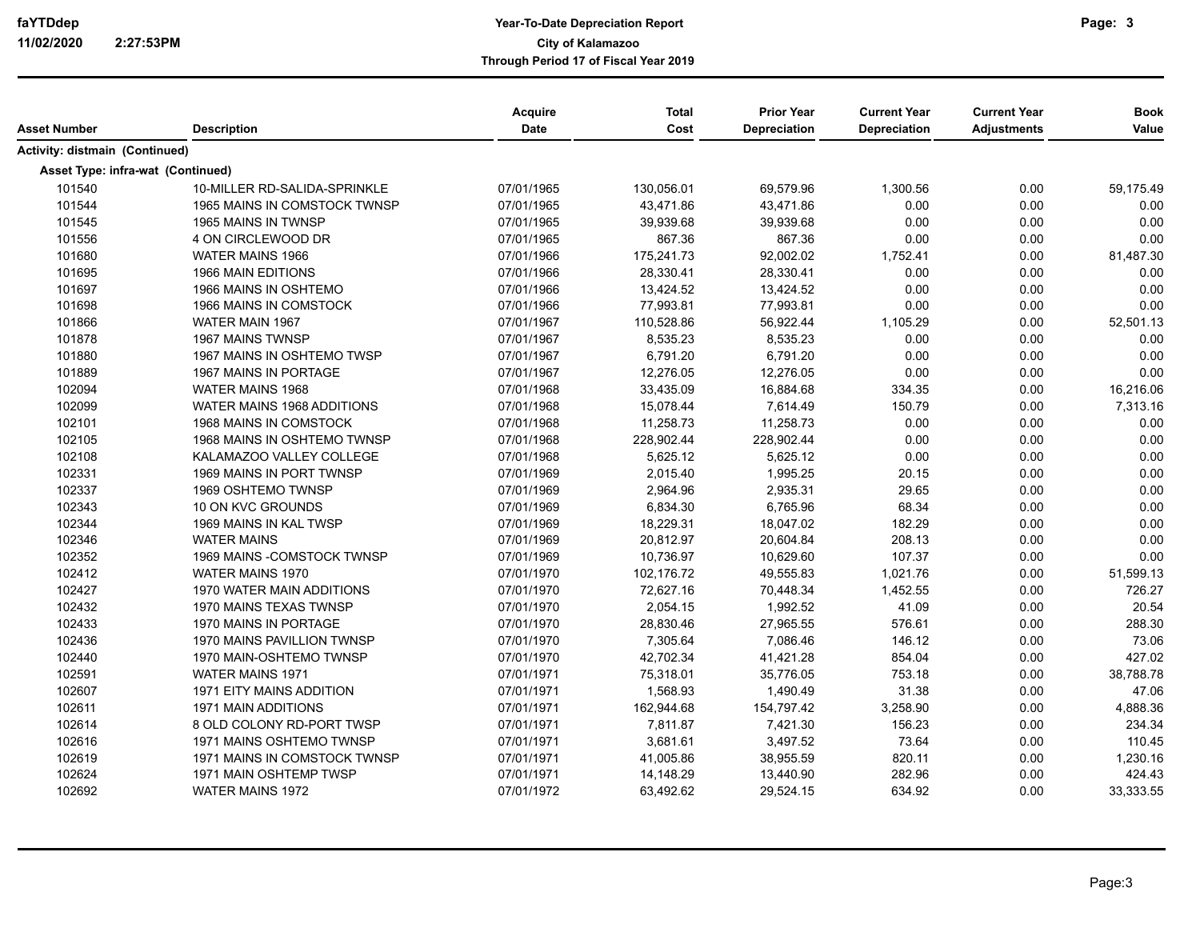# Year-To-Date Depreciation Report

**City of Kalamazoo**

**Through Period 17 of Fiscal Year 2019**

| Asset Number | Description | Acquire Date | Total Cost | Prior Year Depreciation | Current Year Depreciation | Current Year Adjustments | Book Value |
|---|---|---|---|---|---|---|---|
| **Activity: distmain (Continued)** | | | | | | | |
| **Asset Type: infra-wat (Continued)** | | | | | | | |
| 101540 | 10-MILLER RD-SALIDA-SPRINKLE | 07/01/1965 | 130,056.01 | 69,579.96 | 1,300.56 | 0.00 | 59,175.49 |
| 101544 | 1965 MAINS IN COMSTOCK TWNSP | 07/01/1965 | 43,471.86 | 43,471.86 | 0.00 | 0.00 | 0.00 |
| 101545 | 1965 MAINS IN TWNSP | 07/01/1965 | 39,939.68 | 39,939.68 | 0.00 | 0.00 | 0.00 |
| 101556 | 4 ON CIRCLEWOOD DR | 07/01/1965 | 867.36 | 867.36 | 0.00 | 0.00 | 0.00 |
| 101680 | WATER MAINS 1966 | 07/01/1966 | 175,241.73 | 92,002.02 | 1,752.41 | 0.00 | 81,487.30 |
| 101695 | 1966 MAIN EDITIONS | 07/01/1966 | 28,330.41 | 28,330.41 | 0.00 | 0.00 | 0.00 |
| 101697 | 1966 MAINS IN OSHTEMO | 07/01/1966 | 13,424.52 | 13,424.52 | 0.00 | 0.00 | 0.00 |
| 101698 | 1966 MAINS IN COMSTOCK | 07/01/1966 | 77,993.81 | 77,993.81 | 0.00 | 0.00 | 0.00 |
| 101866 | WATER MAIN 1967 | 07/01/1967 | 110,528.86 | 56,922.44 | 1,105.29 | 0.00 | 52,501.13 |
| 101878 | 1967 MAINS TWNSP | 07/01/1967 | 8,535.23 | 8,535.23 | 0.00 | 0.00 | 0.00 |
| 101880 | 1967 MAINS IN OSHTEMO TWSP | 07/01/1967 | 6,791.20 | 6,791.20 | 0.00 | 0.00 | 0.00 |
| 101889 | 1967 MAINS IN PORTAGE | 07/01/1967 | 12,276.05 | 12,276.05 | 0.00 | 0.00 | 0.00 |
| 102094 | WATER MAINS 1968 | 07/01/1968 | 33,435.09 | 16,884.68 | 334.35 | 0.00 | 16,216.06 |
| 102099 | WATER MAINS 1968 ADDITIONS | 07/01/1968 | 15,078.44 | 7,614.49 | 150.79 | 0.00 | 7,313.16 |
| 102101 | 1968 MAINS IN COMSTOCK | 07/01/1968 | 11,258.73 | 11,258.73 | 0.00 | 0.00 | 0.00 |
| 102105 | 1968 MAINS IN OSHTEMO TWNSP | 07/01/1968 | 228,902.44 | 228,902.44 | 0.00 | 0.00 | 0.00 |
| 102108 | KALAMAZOO VALLEY COLLEGE | 07/01/1968 | 5,625.12 | 5,625.12 | 0.00 | 0.00 | 0.00 |
| 102331 | 1969 MAINS IN PORT TWNSP | 07/01/1969 | 2,015.40 | 1,995.25 | 20.15 | 0.00 | 0.00 |
| 102337 | 1969 OSHTEMO TWNSP | 07/01/1969 | 2,964.96 | 2,935.31 | 29.65 | 0.00 | 0.00 |
| 102343 | 10 ON KVC GROUNDS | 07/01/1969 | 6,834.30 | 6,765.96 | 68.34 | 0.00 | 0.00 |
| 102344 | 1969 MAINS IN KAL TWSP | 07/01/1969 | 18,229.31 | 18,047.02 | 182.29 | 0.00 | 0.00 |
| 102346 | WATER MAINS | 07/01/1969 | 20,812.97 | 20,604.84 | 208.13 | 0.00 | 0.00 |
| 102352 | 1969 MAINS -COMSTOCK TWNSP | 07/01/1969 | 10,736.97 | 10,629.60 | 107.37 | 0.00 | 0.00 |
| 102412 | WATER MAINS 1970 | 07/01/1970 | 102,176.72 | 49,555.83 | 1,021.76 | 0.00 | 51,599.13 |
| 102427 | 1970 WATER MAIN ADDITIONS | 07/01/1970 | 72,627.16 | 70,448.34 | 1,452.55 | 0.00 | 726.27 |
| 102432 | 1970 MAINS TEXAS TWNSP | 07/01/1970 | 2,054.15 | 1,992.52 | 41.09 | 0.00 | 20.54 |
| 102433 | 1970 MAINS IN PORTAGE | 07/01/1970 | 28,830.46 | 27,965.55 | 576.61 | 0.00 | 288.30 |
| 102436 | 1970 MAINS PAVILLION TWNSP | 07/01/1970 | 7,305.64 | 7,086.46 | 146.12 | 0.00 | 73.06 |
| 102440 | 1970 MAIN-OSHTEMO TWNSP | 07/01/1970 | 42,702.34 | 41,421.28 | 854.04 | 0.00 | 427.02 |
| 102591 | WATER MAINS 1971 | 07/01/1971 | 75,318.01 | 35,776.05 | 753.18 | 0.00 | 38,788.78 |
| 102607 | 1971 EITY MAINS ADDITION | 07/01/1971 | 1,568.93 | 1,490.49 | 31.38 | 0.00 | 47.06 |
| 102611 | 1971 MAIN ADDITIONS | 07/01/1971 | 162,944.68 | 154,797.42 | 3,258.90 | 0.00 | 4,888.36 |
| 102614 | 8 OLD COLONY RD-PORT TWSP | 07/01/1971 | 7,811.87 | 7,421.30 | 156.23 | 0.00 | 234.34 |
| 102616 | 1971 MAINS OSHTEMO TWNSP | 07/01/1971 | 3,681.61 | 3,497.52 | 73.64 | 0.00 | 110.45 |
| 102619 | 1971 MAINS IN COMSTOCK TWNSP | 07/01/1971 | 41,005.86 | 38,955.59 | 820.11 | 0.00 | 1,230.16 |
| 102624 | 1971 MAIN OSHTEMP TWSP | 07/01/1971 | 14,148.29 | 13,440.90 | 282.96 | 0.00 | 424.43 |
| 102692 | WATER MAINS 1972 | 07/01/1972 | 63,492.62 | 29,524.15 | 634.92 | 0.00 | 33,333.55 |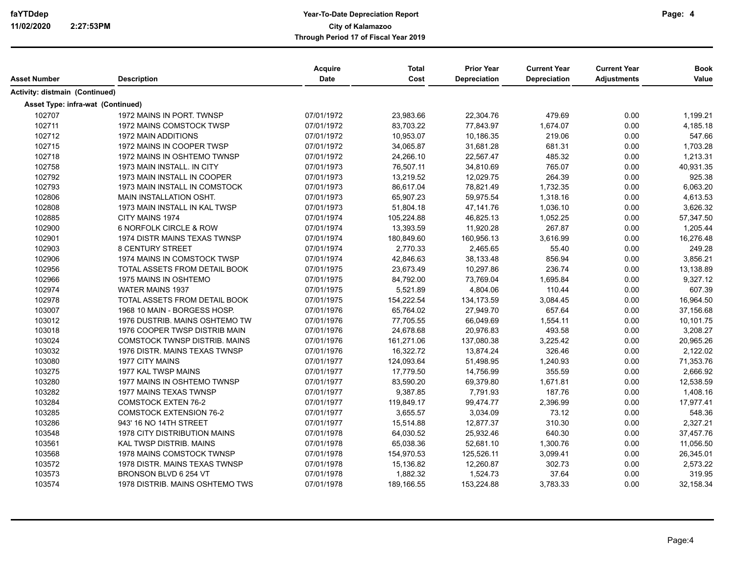faYTDdep
11/02/2020 2:27:53PM

**Year-To-Date Depreciation Report**
**City of Kalamazoo**
**Through Period 17 of Fiscal Year 2019**

| Asset Number | Description | Acquire Date | Total Cost | Prior Year Depreciation | Current Year Depreciation | Current Year Adjustments | Book Value |
|---|---|---|---|---|---|---|---|
| **Activity: distmain (Continued)** | | | | | | | |
| **Asset Type: infra-wat (Continued)** | | | | | | | |
| 102707 | 1972 MAINS IN PORT. TWNSP | 07/01/1972 | 23,983.66 | 22,304.76 | 479.69 | 0.00 | 1,199.21 |
| 102711 | 1972 MAINS COMSTOCK TWSP | 07/01/1972 | 83,703.22 | 77,843.97 | 1,674.07 | 0.00 | 4,185.18 |
| 102712 | 1972 MAIN ADDITIONS | 07/01/1972 | 10,953.07 | 10,186.35 | 219.06 | 0.00 | 547.66 |
| 102715 | 1972 MAINS IN COOPER TWSP | 07/01/1972 | 34,065.87 | 31,681.28 | 681.31 | 0.00 | 1,703.28 |
| 102718 | 1972 MAINS IN OSHTEMO TWNSP | 07/01/1972 | 24,266.10 | 22,567.47 | 485.32 | 0.00 | 1,213.31 |
| 102758 | 1973 MAIN INSTALL. IN CITY | 07/01/1973 | 76,507.11 | 34,810.69 | 765.07 | 0.00 | 40,931.35 |
| 102792 | 1973 MAIN INSTALL IN COOPER | 07/01/1973 | 13,219.52 | 12,029.75 | 264.39 | 0.00 | 925.38 |
| 102793 | 1973 MAIN INSTALL IN COMSTOCK | 07/01/1973 | 86,617.04 | 78,821.49 | 1,732.35 | 0.00 | 6,063.20 |
| 102806 | MAIN INSTALLATION OSHT. | 07/01/1973 | 65,907.23 | 59,975.54 | 1,318.16 | 0.00 | 4,613.53 |
| 102808 | 1973 MAIN INSTALL IN KAL TWSP | 07/01/1973 | 51,804.18 | 47,141.76 | 1,036.10 | 0.00 | 3,626.32 |
| 102885 | CITY MAINS 1974 | 07/01/1974 | 105,224.88 | 46,825.13 | 1,052.25 | 0.00 | 57,347.50 |
| 102900 | 6 NORFOLK CIRCLE & ROW | 07/01/1974 | 13,393.59 | 11,920.28 | 267.87 | 0.00 | 1,205.44 |
| 102901 | 1974 DISTR MAINS TEXAS TWNSP | 07/01/1974 | 180,849.60 | 160,956.13 | 3,616.99 | 0.00 | 16,276.48 |
| 102903 | 8 CENTURY STREET | 07/01/1974 | 2,770.33 | 2,465.65 | 55.40 | 0.00 | 249.28 |
| 102906 | 1974 MAINS IN COMSTOCK TWSP | 07/01/1974 | 42,846.63 | 38,133.48 | 856.94 | 0.00 | 3,856.21 |
| 102956 | TOTAL ASSETS FROM DETAIL BOOK | 07/01/1975 | 23,673.49 | 10,297.86 | 236.74 | 0.00 | 13,138.89 |
| 102966 | 1975 MAINS IN OSHTEMO | 07/01/1975 | 84,792.00 | 73,769.04 | 1,695.84 | 0.00 | 9,327.12 |
| 102974 | WATER MAINS 1937 | 07/01/1975 | 5,521.89 | 4,804.06 | 110.44 | 0.00 | 607.39 |
| 102978 | TOTAL ASSETS FROM DETAIL BOOK | 07/01/1975 | 154,222.54 | 134,173.59 | 3,084.45 | 0.00 | 16,964.50 |
| 103007 | 1968 10 MAIN - BORGESS HOSP. | 07/01/1976 | 65,764.02 | 27,949.70 | 657.64 | 0.00 | 37,156.68 |
| 103012 | 1976 DUSTRIB. MAINS OSHTEMO TW | 07/01/1976 | 77,705.55 | 66,049.69 | 1,554.11 | 0.00 | 10,101.75 |
| 103018 | 1976 COOPER TWSP DISTRIB MAIN | 07/01/1976 | 24,678.68 | 20,976.83 | 493.58 | 0.00 | 3,208.27 |
| 103024 | COMSTOCK TWNSP DISTRIB. MAINS | 07/01/1976 | 161,271.06 | 137,080.38 | 3,225.42 | 0.00 | 20,965.26 |
| 103032 | 1976 DISTR. MAINS TEXAS TWNSP | 07/01/1976 | 16,322.72 | 13,874.24 | 326.46 | 0.00 | 2,122.02 |
| 103080 | 1977 CITY MAINS | 07/01/1977 | 124,093.64 | 51,498.95 | 1,240.93 | 0.00 | 71,353.76 |
| 103275 | 1977 KAL TWSP MAINS | 07/01/1977 | 17,779.50 | 14,756.99 | 355.59 | 0.00 | 2,666.92 |
| 103280 | 1977 MAINS IN OSHTEMO TWNSP | 07/01/1977 | 83,590.20 | 69,379.80 | 1,671.81 | 0.00 | 12,538.59 |
| 103282 | 1977 MAINS TEXAS TWNSP | 07/01/1977 | 9,387.85 | 7,791.93 | 187.76 | 0.00 | 1,408.16 |
| 103284 | COMSTOCK EXTEN 76-2 | 07/01/1977 | 119,849.17 | 99,474.77 | 2,396.99 | 0.00 | 17,977.41 |
| 103285 | COMSTOCK EXTENSION 76-2 | 07/01/1977 | 3,655.57 | 3,034.09 | 73.12 | 0.00 | 548.36 |
| 103286 | 943' 16 NO 14TH STREET | 07/01/1977 | 15,514.88 | 12,877.37 | 310.30 | 0.00 | 2,327.21 |
| 103548 | 1978 CITY DISTRIBUTION MAINS | 07/01/1978 | 64,030.52 | 25,932.46 | 640.30 | 0.00 | 37,457.76 |
| 103561 | KAL TWSP DISTRIB. MAINS | 07/01/1978 | 65,038.36 | 52,681.10 | 1,300.76 | 0.00 | 11,056.50 |
| 103568 | 1978 MAINS COMSTOCK TWNSP | 07/01/1978 | 154,970.53 | 125,526.11 | 3,099.41 | 0.00 | 26,345.01 |
| 103572 | 1978 DISTR. MAINS TEXAS TWNSP | 07/01/1978 | 15,136.82 | 12,260.87 | 302.73 | 0.00 | 2,573.22 |
| 103573 | BRONSON BLVD 6 254 VT | 07/01/1978 | 1,882.32 | 1,524.73 | 37.64 | 0.00 | 319.95 |
| 103574 | 1978 DISTRIB. MAINS OSHTEMO TWS | 07/01/1978 | 189,166.55 | 153,224.88 | 3,783.33 | 0.00 | 32,158.34 |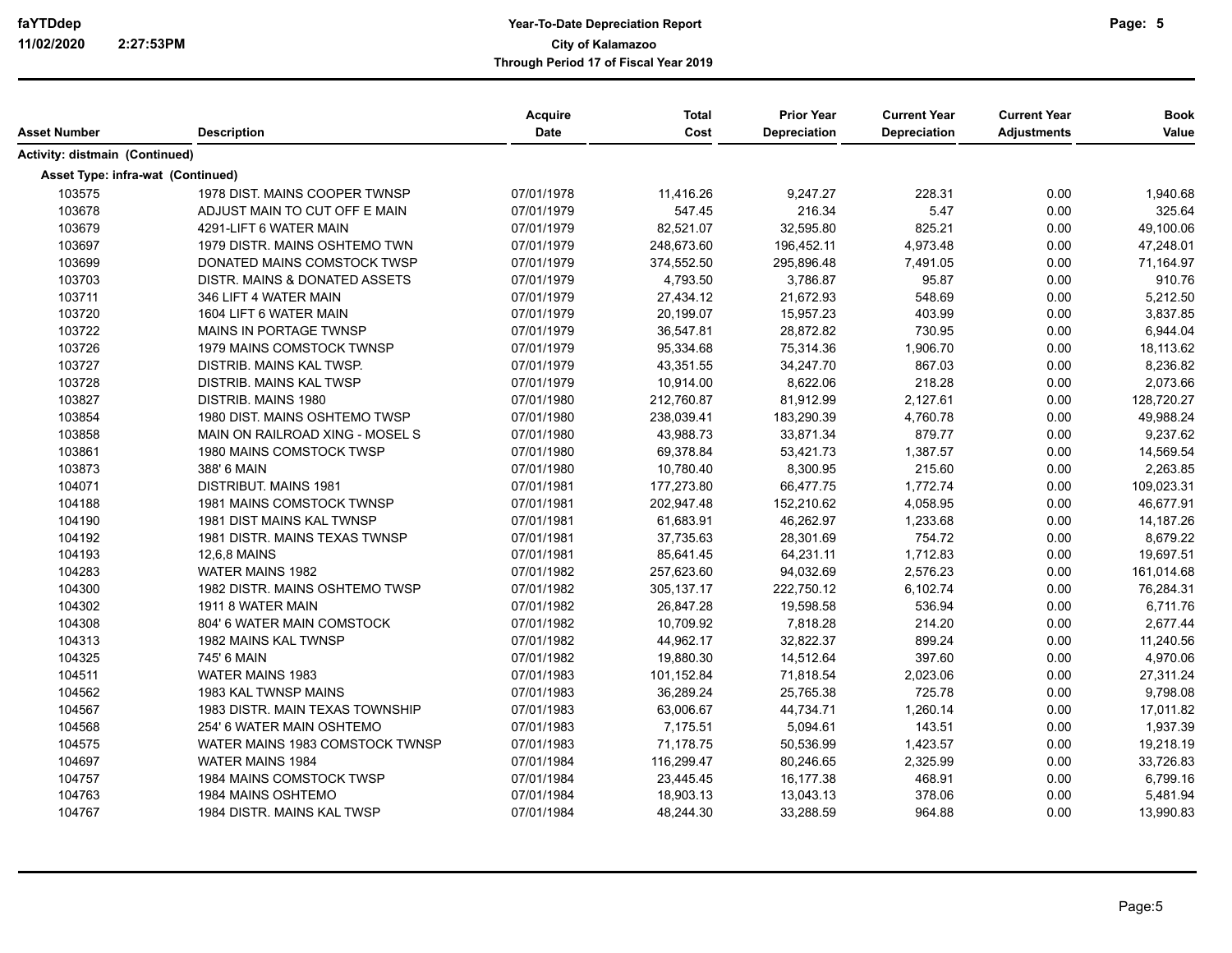| Asset Number | Description | Acquire Date | Total Cost | Prior Year Depreciation | Current Year Depreciation | Current Year Adjustments | Book Value |
|---|---|---|---|---|---|---|---|
| **Activity: distmain (Continued)** | | | | | | | |
| **Asset Type: infra-wat (Continued)** | | | | | | | |
| 103575 | 1978 DIST. MAINS COOPER TWNSP | 07/01/1978 | 11,416.26 | 9,247.27 | 228.31 | 0.00 | 1,940.68 |
| 103678 | ADJUST MAIN TO CUT OFF E MAIN | 07/01/1979 | 547.45 | 216.34 | 5.47 | 0.00 | 325.64 |
| 103679 | 4291-LIFT 6 WATER MAIN | 07/01/1979 | 82,521.07 | 32,595.80 | 825.21 | 0.00 | 49,100.06 |
| 103697 | 1979 DISTR. MAINS OSHTEMO TWN | 07/01/1979 | 248,673.60 | 196,452.11 | 4,973.48 | 0.00 | 47,248.01 |
| 103699 | DONATED MAINS COMSTOCK TWSP | 07/01/1979 | 374,552.50 | 295,896.48 | 7,491.05 | 0.00 | 71,164.97 |
| 103703 | DISTR. MAINS & DONATED ASSETS | 07/01/1979 | 4,793.50 | 3,786.87 | 95.87 | 0.00 | 910.76 |
| 103711 | 346 LIFT 4 WATER MAIN | 07/01/1979 | 27,434.12 | 21,672.93 | 548.69 | 0.00 | 5,212.50 |
| 103720 | 1604 LIFT 6 WATER MAIN | 07/01/1979 | 20,199.07 | 15,957.23 | 403.99 | 0.00 | 3,837.85 |
| 103722 | MAINS IN PORTAGE TWNSP | 07/01/1979 | 36,547.81 | 28,872.82 | 730.95 | 0.00 | 6,944.04 |
| 103726 | 1979 MAINS COMSTOCK TWNSP | 07/01/1979 | 95,334.68 | 75,314.36 | 1,906.70 | 0.00 | 18,113.62 |
| 103727 | DISTRIB. MAINS KAL TWSP. | 07/01/1979 | 43,351.55 | 34,247.70 | 867.03 | 0.00 | 8,236.82 |
| 103728 | DISTRIB. MAINS KAL TWSP | 07/01/1979 | 10,914.00 | 8,622.06 | 218.28 | 0.00 | 2,073.66 |
| 103827 | DISTRIB. MAINS 1980 | 07/01/1980 | 212,760.87 | 81,912.99 | 2,127.61 | 0.00 | 128,720.27 |
| 103854 | 1980 DIST. MAINS OSHTEMO TWSP | 07/01/1980 | 238,039.41 | 183,290.39 | 4,760.78 | 0.00 | 49,988.24 |
| 103858 | MAIN ON RAILROAD XING - MOSEL S | 07/01/1980 | 43,988.73 | 33,871.34 | 879.77 | 0.00 | 9,237.62 |
| 103861 | 1980 MAINS COMSTOCK TWSP | 07/01/1980 | 69,378.84 | 53,421.73 | 1,387.57 | 0.00 | 14,569.54 |
| 103873 | 388' 6 MAIN | 07/01/1980 | 10,780.40 | 8,300.95 | 215.60 | 0.00 | 2,263.85 |
| 104071 | DISTRIBUT. MAINS 1981 | 07/01/1981 | 177,273.80 | 66,477.75 | 1,772.74 | 0.00 | 109,023.31 |
| 104188 | 1981 MAINS COMSTOCK TWNSP | 07/01/1981 | 202,947.48 | 152,210.62 | 4,058.95 | 0.00 | 46,677.91 |
| 104190 | 1981 DIST MAINS KAL TWNSP | 07/01/1981 | 61,683.91 | 46,262.97 | 1,233.68 | 0.00 | 14,187.26 |
| 104192 | 1981 DISTR. MAINS TEXAS TWNSP | 07/01/1981 | 37,735.63 | 28,301.69 | 754.72 | 0.00 | 8,679.22 |
| 104193 | 12,6,8 MAINS | 07/01/1981 | 85,641.45 | 64,231.11 | 1,712.83 | 0.00 | 19,697.51 |
| 104283 | WATER MAINS 1982 | 07/01/1982 | 257,623.60 | 94,032.69 | 2,576.23 | 0.00 | 161,014.68 |
| 104300 | 1982 DISTR. MAINS OSHTEMO TWSP | 07/01/1982 | 305,137.17 | 222,750.12 | 6,102.74 | 0.00 | 76,284.31 |
| 104302 | 1911 8 WATER MAIN | 07/01/1982 | 26,847.28 | 19,598.58 | 536.94 | 0.00 | 6,711.76 |
| 104308 | 804' 6 WATER MAIN COMSTOCK | 07/01/1982 | 10,709.92 | 7,818.28 | 214.20 | 0.00 | 2,677.44 |
| 104313 | 1982 MAINS KAL TWNSP | 07/01/1982 | 44,962.17 | 32,822.37 | 899.24 | 0.00 | 11,240.56 |
| 104325 | 745' 6 MAIN | 07/01/1982 | 19,880.30 | 14,512.64 | 397.60 | 0.00 | 4,970.06 |
| 104511 | WATER MAINS 1983 | 07/01/1983 | 101,152.84 | 71,818.54 | 2,023.06 | 0.00 | 27,311.24 |
| 104562 | 1983 KAL TWNSP MAINS | 07/01/1983 | 36,289.24 | 25,765.38 | 725.78 | 0.00 | 9,798.08 |
| 104567 | 1983 DISTR. MAIN TEXAS TOWNSHIP | 07/01/1983 | 63,006.67 | 44,734.71 | 1,260.14 | 0.00 | 17,011.82 |
| 104568 | 254' 6 WATER MAIN OSHTEMO | 07/01/1983 | 7,175.51 | 5,094.61 | 143.51 | 0.00 | 1,937.39 |
| 104575 | WATER MAINS 1983 COMSTOCK TWNSP | 07/01/1983 | 71,178.75 | 50,536.99 | 1,423.57 | 0.00 | 19,218.19 |
| 104697 | WATER MAINS 1984 | 07/01/1984 | 116,299.47 | 80,246.65 | 2,325.99 | 0.00 | 33,726.83 |
| 104757 | 1984 MAINS COMSTOCK TWSP | 07/01/1984 | 23,445.45 | 16,177.38 | 468.91 | 0.00 | 6,799.16 |
| 104763 | 1984 MAINS OSHTEMO | 07/01/1984 | 18,903.13 | 13,043.13 | 378.06 | 0.00 | 5,481.94 |
| 104767 | 1984 DISTR. MAINS KAL TWSP | 07/01/1984 | 48,244.30 | 33,288.59 | 964.88 | 0.00 | 13,990.83 |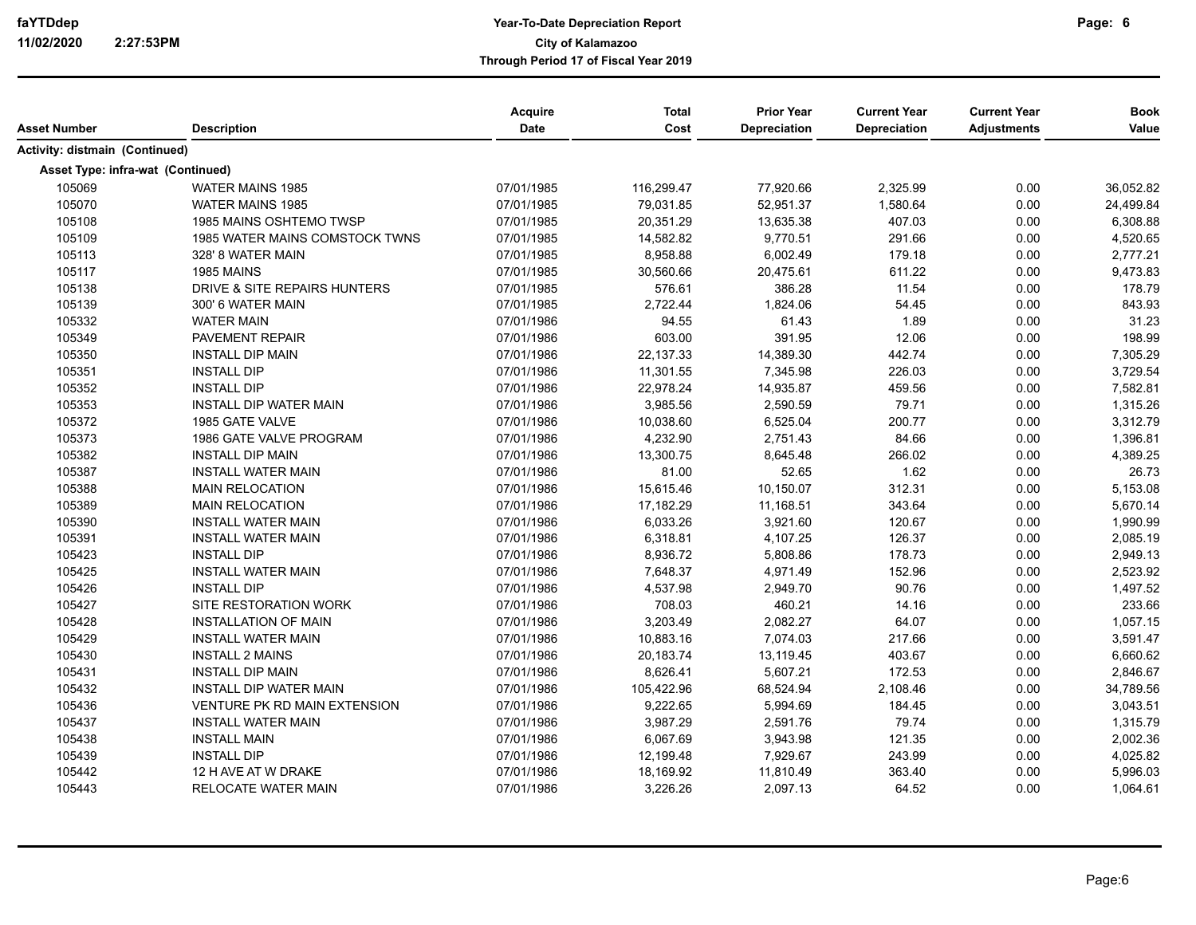**Year-To-Date Depreciation Report**
**City of Kalamazoo**
**Through Period 17 of Fiscal Year 2019**

faYTDdep
11/02/2020 2:27:53PM

| Asset Number | Description | Acquire Date | Total Cost | Prior Year Depreciation | Current Year Depreciation | Current Year Adjustments | Book Value |
|---|---|---|---|---|---|---|---|
| **Activity: distmain (Continued)** | | | | | | | |
| **Asset Type: infra-wat (Continued)** | | | | | | | |
| 105069 | WATER MAINS 1985 | 07/01/1985 | 116,299.47 | 77,920.66 | 2,325.99 | 0.00 | 36,052.82 |
| 105070 | WATER MAINS 1985 | 07/01/1985 | 79,031.85 | 52,951.37 | 1,580.64 | 0.00 | 24,499.84 |
| 105108 | 1985 MAINS OSHTEMO TWSP | 07/01/1985 | 20,351.29 | 13,635.38 | 407.03 | 0.00 | 6,308.88 |
| 105109 | 1985 WATER MAINS COMSTOCK TWNS | 07/01/1985 | 14,582.82 | 9,770.51 | 291.66 | 0.00 | 4,520.65 |
| 105113 | 328' 8 WATER MAIN | 07/01/1985 | 8,958.88 | 6,002.49 | 179.18 | 0.00 | 2,777.21 |
| 105117 | 1985 MAINS | 07/01/1985 | 30,560.66 | 20,475.61 | 611.22 | 0.00 | 9,473.83 |
| 105138 | DRIVE & SITE REPAIRS HUNTERS | 07/01/1985 | 576.61 | 386.28 | 11.54 | 0.00 | 178.79 |
| 105139 | 300' 6 WATER MAIN | 07/01/1985 | 2,722.44 | 1,824.06 | 54.45 | 0.00 | 843.93 |
| 105332 | WATER MAIN | 07/01/1986 | 94.55 | 61.43 | 1.89 | 0.00 | 31.23 |
| 105349 | PAVEMENT REPAIR | 07/01/1986 | 603.00 | 391.95 | 12.06 | 0.00 | 198.99 |
| 105350 | INSTALL DIP MAIN | 07/01/1986 | 22,137.33 | 14,389.30 | 442.74 | 0.00 | 7,305.29 |
| 105351 | INSTALL DIP | 07/01/1986 | 11,301.55 | 7,345.98 | 226.03 | 0.00 | 3,729.54 |
| 105352 | INSTALL DIP | 07/01/1986 | 22,978.24 | 14,935.87 | 459.56 | 0.00 | 7,582.81 |
| 105353 | INSTALL DIP WATER MAIN | 07/01/1986 | 3,985.56 | 2,590.59 | 79.71 | 0.00 | 1,315.26 |
| 105372 | 1985 GATE VALVE | 07/01/1986 | 10,038.60 | 6,525.04 | 200.77 | 0.00 | 3,312.79 |
| 105373 | 1986 GATE VALVE PROGRAM | 07/01/1986 | 4,232.90 | 2,751.43 | 84.66 | 0.00 | 1,396.81 |
| 105382 | INSTALL DIP MAIN | 07/01/1986 | 13,300.75 | 8,645.48 | 266.02 | 0.00 | 4,389.25 |
| 105387 | INSTALL WATER MAIN | 07/01/1986 | 81.00 | 52.65 | 1.62 | 0.00 | 26.73 |
| 105388 | MAIN RELOCATION | 07/01/1986 | 15,615.46 | 10,150.07 | 312.31 | 0.00 | 5,153.08 |
| 105389 | MAIN RELOCATION | 07/01/1986 | 17,182.29 | 11,168.51 | 343.64 | 0.00 | 5,670.14 |
| 105390 | INSTALL WATER MAIN | 07/01/1986 | 6,033.26 | 3,921.60 | 120.67 | 0.00 | 1,990.99 |
| 105391 | INSTALL WATER MAIN | 07/01/1986 | 6,318.81 | 4,107.25 | 126.37 | 0.00 | 2,085.19 |
| 105423 | INSTALL DIP | 07/01/1986 | 8,936.72 | 5,808.86 | 178.73 | 0.00 | 2,949.13 |
| 105425 | INSTALL WATER MAIN | 07/01/1986 | 7,648.37 | 4,971.49 | 152.96 | 0.00 | 2,523.92 |
| 105426 | INSTALL DIP | 07/01/1986 | 4,537.98 | 2,949.70 | 90.76 | 0.00 | 1,497.52 |
| 105427 | SITE RESTORATION WORK | 07/01/1986 | 708.03 | 460.21 | 14.16 | 0.00 | 233.66 |
| 105428 | INSTALLATION OF MAIN | 07/01/1986 | 3,203.49 | 2,082.27 | 64.07 | 0.00 | 1,057.15 |
| 105429 | INSTALL WATER MAIN | 07/01/1986 | 10,883.16 | 7,074.03 | 217.66 | 0.00 | 3,591.47 |
| 105430 | INSTALL 2 MAINS | 07/01/1986 | 20,183.74 | 13,119.45 | 403.67 | 0.00 | 6,660.62 |
| 105431 | INSTALL DIP MAIN | 07/01/1986 | 8,626.41 | 5,607.21 | 172.53 | 0.00 | 2,846.67 |
| 105432 | INSTALL DIP WATER MAIN | 07/01/1986 | 105,422.96 | 68,524.94 | 2,108.46 | 0.00 | 34,789.56 |
| 105436 | VENTURE PK RD MAIN EXTENSION | 07/01/1986 | 9,222.65 | 5,994.69 | 184.45 | 0.00 | 3,043.51 |
| 105437 | INSTALL WATER MAIN | 07/01/1986 | 3,987.29 | 2,591.76 | 79.74 | 0.00 | 1,315.79 |
| 105438 | INSTALL MAIN | 07/01/1986 | 6,067.69 | 3,943.98 | 121.35 | 0.00 | 2,002.36 |
| 105439 | INSTALL DIP | 07/01/1986 | 12,199.48 | 7,929.67 | 243.99 | 0.00 | 4,025.82 |
| 105442 | 12 H AVE AT W DRAKE | 07/01/1986 | 18,169.92 | 11,810.49 | 363.40 | 0.00 | 5,996.03 |
| 105443 | RELOCATE WATER MAIN | 07/01/1986 | 3,226.26 | 2,097.13 | 64.52 | 0.00 | 1,064.61 |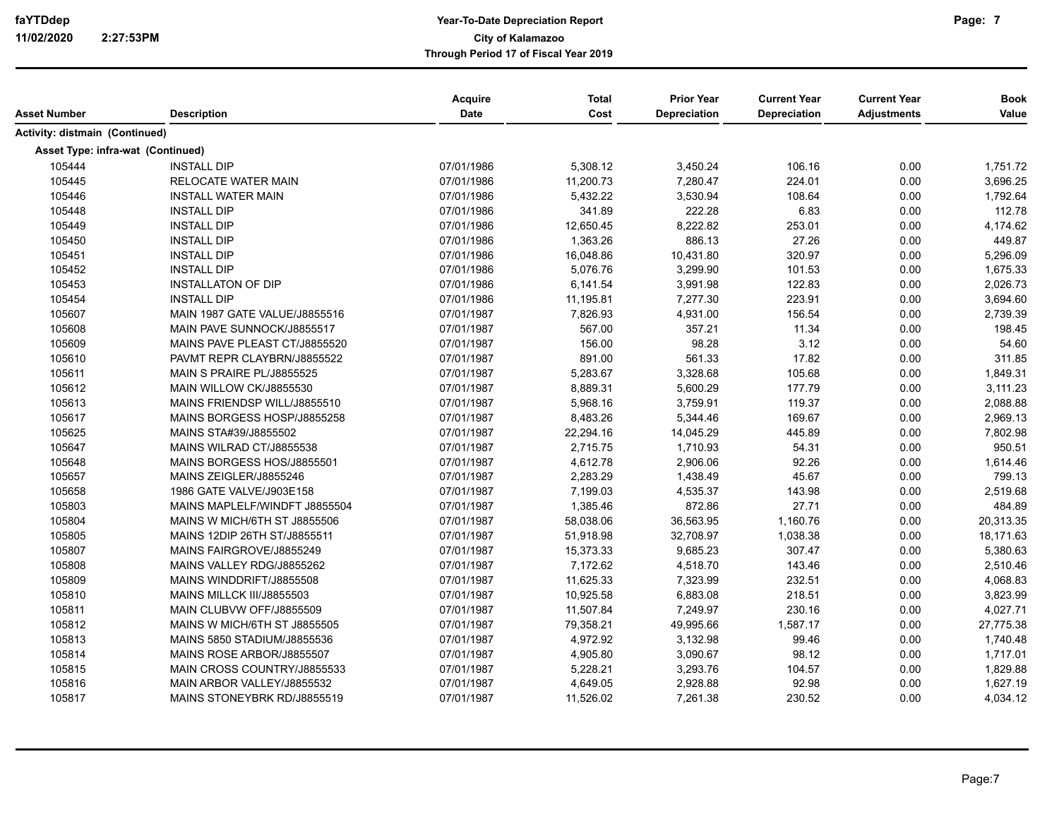# Year-To-Date Depreciation Report

**City of Kalamazoo**

**Through Period 17 of Fiscal Year 2019**

faYTDdep
11/02/2020 2:27:53PM

| Asset Number | Description | Acquire Date | Total Cost | Prior Year Depreciation | Current Year Depreciation | Current Year Adjustments | Book Value |
|---|---|---|---|---|---|---|---|
| **Activity: distmain (Continued)** | | | | | | | |
| **Asset Type: infra-wat (Continued)** | | | | | | | |
| 105444 | INSTALL DIP | 07/01/1986 | 5,308.12 | 3,450.24 | 106.16 | 0.00 | 1,751.72 |
| 105445 | RELOCATE WATER MAIN | 07/01/1986 | 11,200.73 | 7,280.47 | 224.01 | 0.00 | 3,696.25 |
| 105446 | INSTALL WATER MAIN | 07/01/1986 | 5,432.22 | 3,530.94 | 108.64 | 0.00 | 1,792.64 |
| 105448 | INSTALL DIP | 07/01/1986 | 341.89 | 222.28 | 6.83 | 0.00 | 112.78 |
| 105449 | INSTALL DIP | 07/01/1986 | 12,650.45 | 8,222.82 | 253.01 | 0.00 | 4,174.62 |
| 105450 | INSTALL DIP | 07/01/1986 | 1,363.26 | 886.13 | 27.26 | 0.00 | 449.87 |
| 105451 | INSTALL DIP | 07/01/1986 | 16,048.86 | 10,431.80 | 320.97 | 0.00 | 5,296.09 |
| 105452 | INSTALL DIP | 07/01/1986 | 5,076.76 | 3,299.90 | 101.53 | 0.00 | 1,675.33 |
| 105453 | INSTALLATON OF DIP | 07/01/1986 | 6,141.54 | 3,991.98 | 122.83 | 0.00 | 2,026.73 |
| 105454 | INSTALL DIP | 07/01/1986 | 11,195.81 | 7,277.30 | 223.91 | 0.00 | 3,694.60 |
| 105607 | MAIN 1987 GATE VALUE/J8855516 | 07/01/1987 | 7,826.93 | 4,931.00 | 156.54 | 0.00 | 2,739.39 |
| 105608 | MAIN PAVE SUNNOCK/J8855517 | 07/01/1987 | 567.00 | 357.21 | 11.34 | 0.00 | 198.45 |
| 105609 | MAINS PAVE PLEAST CT/J8855520 | 07/01/1987 | 156.00 | 98.28 | 3.12 | 0.00 | 54.60 |
| 105610 | PAVMT REPR CLAYBRN/J8855522 | 07/01/1987 | 891.00 | 561.33 | 17.82 | 0.00 | 311.85 |
| 105611 | MAIN S PRAIRE PL/J8855525 | 07/01/1987 | 5,283.67 | 3,328.68 | 105.68 | 0.00 | 1,849.31 |
| 105612 | MAIN WILLOW CK/J8855530 | 07/01/1987 | 8,889.31 | 5,600.29 | 177.79 | 0.00 | 3,111.23 |
| 105613 | MAINS FRIENDSP WILL/J8855510 | 07/01/1987 | 5,968.16 | 3,759.91 | 119.37 | 0.00 | 2,088.88 |
| 105617 | MAINS BORGESS HOSP/J8855258 | 07/01/1987 | 8,483.26 | 5,344.46 | 169.67 | 0.00 | 2,969.13 |
| 105625 | MAINS STA#39/J8855502 | 07/01/1987 | 22,294.16 | 14,045.29 | 445.89 | 0.00 | 7,802.98 |
| 105647 | MAINS WILRAD CT/J8855538 | 07/01/1987 | 2,715.75 | 1,710.93 | 54.31 | 0.00 | 950.51 |
| 105648 | MAINS BORGESS HOS/J8855501 | 07/01/1987 | 4,612.78 | 2,906.06 | 92.26 | 0.00 | 1,614.46 |
| 105657 | MAINS ZEIGLER/J8855246 | 07/01/1987 | 2,283.29 | 1,438.49 | 45.67 | 0.00 | 799.13 |
| 105658 | 1986 GATE VALVE/J903E158 | 07/01/1987 | 7,199.03 | 4,535.37 | 143.98 | 0.00 | 2,519.68 |
| 105803 | MAINS MAPLELF/WINDFT J8855504 | 07/01/1987 | 1,385.46 | 872.86 | 27.71 | 0.00 | 484.89 |
| 105804 | MAINS W MICH/6TH ST J8855506 | 07/01/1987 | 58,038.06 | 36,563.95 | 1,160.76 | 0.00 | 20,313.35 |
| 105805 | MAINS 12DIP 26TH ST/J8855511 | 07/01/1987 | 51,918.98 | 32,708.97 | 1,038.38 | 0.00 | 18,171.63 |
| 105807 | MAINS FAIRGROVE/J8855249 | 07/01/1987 | 15,373.33 | 9,685.23 | 307.47 | 0.00 | 5,380.63 |
| 105808 | MAINS VALLEY RDG/J8855262 | 07/01/1987 | 7,172.62 | 4,518.70 | 143.46 | 0.00 | 2,510.46 |
| 105809 | MAINS WINDDRIFT/J8855508 | 07/01/1987 | 11,625.33 | 7,323.99 | 232.51 | 0.00 | 4,068.83 |
| 105810 | MAINS MILLCK III/J8855503 | 07/01/1987 | 10,925.58 | 6,883.08 | 218.51 | 0.00 | 3,823.99 |
| 105811 | MAIN CLUBVW OFF/J8855509 | 07/01/1987 | 11,507.84 | 7,249.97 | 230.16 | 0.00 | 4,027.71 |
| 105812 | MAINS W MICH/6TH ST J8855505 | 07/01/1987 | 79,358.21 | 49,995.66 | 1,587.17 | 0.00 | 27,775.38 |
| 105813 | MAINS 5850 STADIUM/J8855536 | 07/01/1987 | 4,972.92 | 3,132.98 | 99.46 | 0.00 | 1,740.48 |
| 105814 | MAINS ROSE ARBOR/J8855507 | 07/01/1987 | 4,905.80 | 3,090.67 | 98.12 | 0.00 | 1,717.01 |
| 105815 | MAIN CROSS COUNTRY/J8855533 | 07/01/1987 | 5,228.21 | 3,293.76 | 104.57 | 0.00 | 1,829.88 |
| 105816 | MAIN ARBOR VALLEY/J8855532 | 07/01/1987 | 4,649.05 | 2,928.88 | 92.98 | 0.00 | 1,627.19 |
| 105817 | MAINS STONEYBRK RD/J8855519 | 07/01/1987 | 11,526.02 | 7,261.38 | 230.52 | 0.00 | 4,034.12 |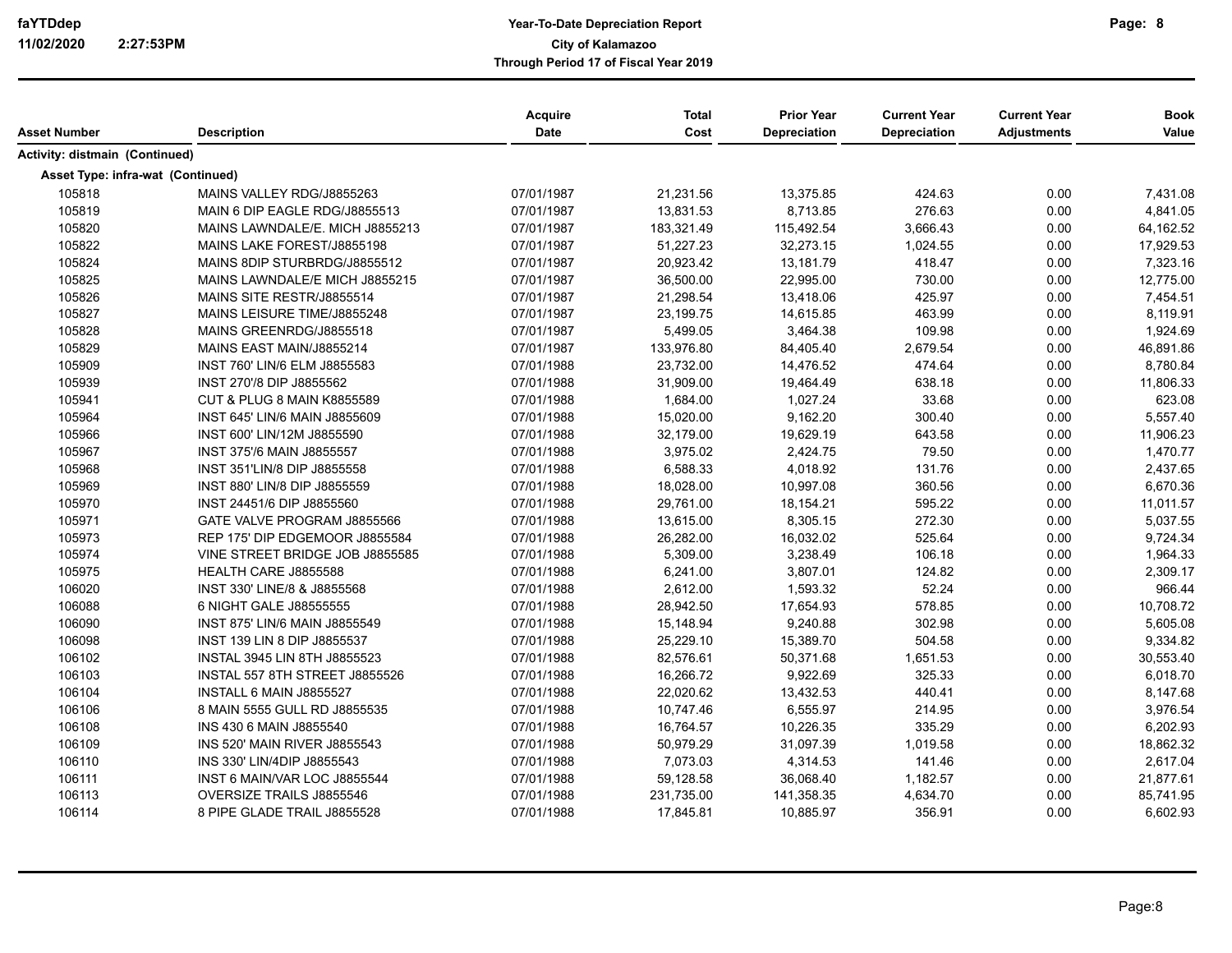**faYTDdep**
**11/02/2020 2:27:53PM**

**Year-To-Date Depreciation Report**
**City of Kalamazoo**
**Through Period 17 of Fiscal Year 2019**

| Asset Number | Description | Acquire Date | Total Cost | Prior Year Depreciation | Current Year Depreciation | Current Year Adjustments | Book Value |
|---|---|---|---|---|---|---|---|
| **Activity: distmain (Continued)** | | | | | | | |
| **Asset Type: infra-wat (Continued)** | | | | | | | |
| 105818 | MAINS VALLEY RDG/J8855263 | 07/01/1987 | 21,231.56 | 13,375.85 | 424.63 | 0.00 | 7,431.08 |
| 105819 | MAIN 6 DIP EAGLE RDG/J8855513 | 07/01/1987 | 13,831.53 | 8,713.85 | 276.63 | 0.00 | 4,841.05 |
| 105820 | MAINS LAWNDALE/E. MICH J8855213 | 07/01/1987 | 183,321.49 | 115,492.54 | 3,666.43 | 0.00 | 64,162.52 |
| 105822 | MAINS LAKE FOREST/J8855198 | 07/01/1987 | 51,227.23 | 32,273.15 | 1,024.55 | 0.00 | 17,929.53 |
| 105824 | MAINS 8DIP STURBRDG/J8855512 | 07/01/1987 | 20,923.42 | 13,181.79 | 418.47 | 0.00 | 7,323.16 |
| 105825 | MAINS LAWNDALE/E MICH J8855215 | 07/01/1987 | 36,500.00 | 22,995.00 | 730.00 | 0.00 | 12,775.00 |
| 105826 | MAINS SITE RESTR/J8855514 | 07/01/1987 | 21,298.54 | 13,418.06 | 425.97 | 0.00 | 7,454.51 |
| 105827 | MAINS LEISURE TIME/J8855248 | 07/01/1987 | 23,199.75 | 14,615.85 | 463.99 | 0.00 | 8,119.91 |
| 105828 | MAINS GREENRDG/J8855518 | 07/01/1987 | 5,499.05 | 3,464.38 | 109.98 | 0.00 | 1,924.69 |
| 105829 | MAINS EAST MAIN/J8855214 | 07/01/1987 | 133,976.80 | 84,405.40 | 2,679.54 | 0.00 | 46,891.86 |
| 105909 | INST 760' LIN/6 ELM J8855583 | 07/01/1988 | 23,732.00 | 14,476.52 | 474.64 | 0.00 | 8,780.84 |
| 105939 | INST 270'/8 DIP J8855562 | 07/01/1988 | 31,909.00 | 19,464.49 | 638.18 | 0.00 | 11,806.33 |
| 105941 | CUT & PLUG 8 MAIN K8855589 | 07/01/1988 | 1,684.00 | 1,027.24 | 33.68 | 0.00 | 623.08 |
| 105964 | INST 645' LIN/6 MAIN J8855609 | 07/01/1988 | 15,020.00 | 9,162.20 | 300.40 | 0.00 | 5,557.40 |
| 105966 | INST 600' LIN/12M J8855590 | 07/01/1988 | 32,179.00 | 19,629.19 | 643.58 | 0.00 | 11,906.23 |
| 105967 | INST 375'/6 MAIN J8855557 | 07/01/1988 | 3,975.02 | 2,424.75 | 79.50 | 0.00 | 1,470.77 |
| 105968 | INST 351'LIN/8 DIP J8855558 | 07/01/1988 | 6,588.33 | 4,018.92 | 131.76 | 0.00 | 2,437.65 |
| 105969 | INST 880' LIN/8 DIP J8855559 | 07/01/1988 | 18,028.00 | 10,997.08 | 360.56 | 0.00 | 6,670.36 |
| 105970 | INST 24451/6 DIP J8855560 | 07/01/1988 | 29,761.00 | 18,154.21 | 595.22 | 0.00 | 11,011.57 |
| 105971 | GATE VALVE PROGRAM J8855566 | 07/01/1988 | 13,615.00 | 8,305.15 | 272.30 | 0.00 | 5,037.55 |
| 105973 | REP 175' DIP EDGEMOOR J8855584 | 07/01/1988 | 26,282.00 | 16,032.02 | 525.64 | 0.00 | 9,724.34 |
| 105974 | VINE STREET BRIDGE JOB J8855585 | 07/01/1988 | 5,309.00 | 3,238.49 | 106.18 | 0.00 | 1,964.33 |
| 105975 | HEALTH CARE J8855588 | 07/01/1988 | 6,241.00 | 3,807.01 | 124.82 | 0.00 | 2,309.17 |
| 106020 | INST 330' LINE/8 & J8855568 | 07/01/1988 | 2,612.00 | 1,593.32 | 52.24 | 0.00 | 966.44 |
| 106088 | 6 NIGHT GALE J88555555 | 07/01/1988 | 28,942.50 | 17,654.93 | 578.85 | 0.00 | 10,708.72 |
| 106090 | INST 875' LIN/6 MAIN J8855549 | 07/01/1988 | 15,148.94 | 9,240.88 | 302.98 | 0.00 | 5,605.08 |
| 106098 | INST 139 LIN 8 DIP J8855537 | 07/01/1988 | 25,229.10 | 15,389.70 | 504.58 | 0.00 | 9,334.82 |
| 106102 | INSTAL 3945 LIN 8TH J8855523 | 07/01/1988 | 82,576.61 | 50,371.68 | 1,651.53 | 0.00 | 30,553.40 |
| 106103 | INSTAL 557 8TH STREET J8855526 | 07/01/1988 | 16,266.72 | 9,922.69 | 325.33 | 0.00 | 6,018.70 |
| 106104 | INSTALL 6 MAIN J8855527 | 07/01/1988 | 22,020.62 | 13,432.53 | 440.41 | 0.00 | 8,147.68 |
| 106106 | 8 MAIN 5555 GULL RD J8855535 | 07/01/1988 | 10,747.46 | 6,555.97 | 214.95 | 0.00 | 3,976.54 |
| 106108 | INS 430 6 MAIN J8855540 | 07/01/1988 | 16,764.57 | 10,226.35 | 335.29 | 0.00 | 6,202.93 |
| 106109 | INS 520' MAIN RIVER J8855543 | 07/01/1988 | 50,979.29 | 31,097.39 | 1,019.58 | 0.00 | 18,862.32 |
| 106110 | INS 330' LIN/4DIP J8855543 | 07/01/1988 | 7,073.03 | 4,314.53 | 141.46 | 0.00 | 2,617.04 |
| 106111 | INST 6 MAIN/VAR LOC J8855544 | 07/01/1988 | 59,128.58 | 36,068.40 | 1,182.57 | 0.00 | 21,877.61 |
| 106113 | OVERSIZE TRAILS J8855546 | 07/01/1988 | 231,735.00 | 141,358.35 | 4,634.70 | 0.00 | 85,741.95 |
| 106114 | 8 PIPE GLADE TRAIL J8855528 | 07/01/1988 | 17,845.81 | 10,885.97 | 356.91 | 0.00 | 6,602.93 |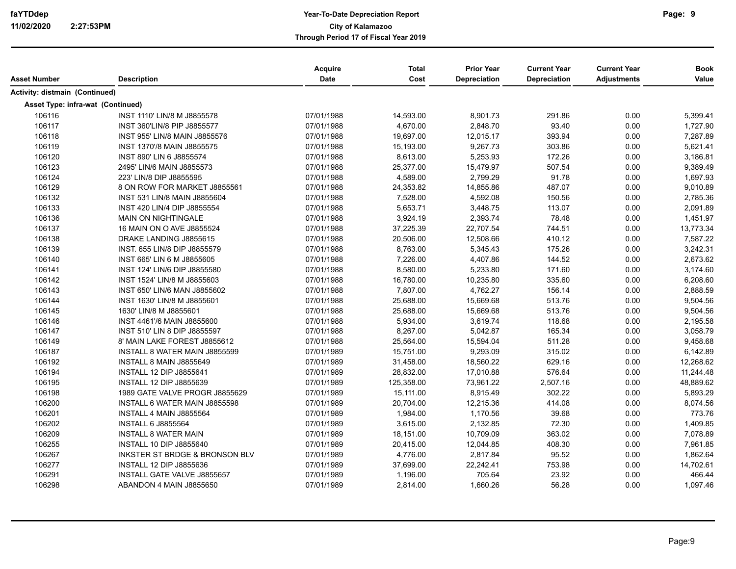| Asset Number | Description | Acquire Date | Total Cost | Prior Year Depreciation | Current Year Depreciation | Current Year Adjustments | Book Value |
|---|---|---|---|---|---|---|---|
| **Activity: distmain (Continued)** | | | | | | | |
| **Asset Type: infra-wat (Continued)** | | | | | | | |
| 106116 | INST 1110' LIN/8 M J8855578 | 07/01/1988 | 14,593.00 | 8,901.73 | 291.86 | 0.00 | 5,399.41 |
| 106117 | INST 360'LIN/8 PIP J8855577 | 07/01/1988 | 4,670.00 | 2,848.70 | 93.40 | 0.00 | 1,727.90 |
| 106118 | INST 955' LIN/8 MAIN J8855576 | 07/01/1988 | 19,697.00 | 12,015.17 | 393.94 | 0.00 | 7,287.89 |
| 106119 | INST 1370'/8 MAIN J8855575 | 07/01/1988 | 15,193.00 | 9,267.73 | 303.86 | 0.00 | 5,621.41 |
| 106120 | INST 890' LIN 6 J8855574 | 07/01/1988 | 8,613.00 | 5,253.93 | 172.26 | 0.00 | 3,186.81 |
| 106123 | 2495' LIN/6 MAIN J8855573 | 07/01/1988 | 25,377.00 | 15,479.97 | 507.54 | 0.00 | 9,389.49 |
| 106124 | 223' LIN/8 DIP J8855595 | 07/01/1988 | 4,589.00 | 2,799.29 | 91.78 | 0.00 | 1,697.93 |
| 106129 | 8 ON ROW FOR MARKET J8855561 | 07/01/1988 | 24,353.82 | 14,855.86 | 487.07 | 0.00 | 9,010.89 |
| 106132 | INST 531 LIN/8 MAIN J8855604 | 07/01/1988 | 7,528.00 | 4,592.08 | 150.56 | 0.00 | 2,785.36 |
| 106133 | INST 420 LIN/4 DIP J8855554 | 07/01/1988 | 5,653.71 | 3,448.75 | 113.07 | 0.00 | 2,091.89 |
| 106136 | MAIN ON NIGHTINGALE | 07/01/1988 | 3,924.19 | 2,393.74 | 78.48 | 0.00 | 1,451.97 |
| 106137 | 16 MAIN ON O AVE J8855524 | 07/01/1988 | 37,225.39 | 22,707.54 | 744.51 | 0.00 | 13,773.34 |
| 106138 | DRAKE LANDING J8855615 | 07/01/1988 | 20,506.00 | 12,508.66 | 410.12 | 0.00 | 7,587.22 |
| 106139 | INST. 655 LIN/8 DIP J8855579 | 07/01/1988 | 8,763.00 | 5,345.43 | 175.26 | 0.00 | 3,242.31 |
| 106140 | INST 665' LIN 6 M J8855605 | 07/01/1988 | 7,226.00 | 4,407.86 | 144.52 | 0.00 | 2,673.62 |
| 106141 | INST 124' LIN/6 DIP J8855580 | 07/01/1988 | 8,580.00 | 5,233.80 | 171.60 | 0.00 | 3,174.60 |
| 106142 | INST 1524' LIN/8 M J8855603 | 07/01/1988 | 16,780.00 | 10,235.80 | 335.60 | 0.00 | 6,208.60 |
| 106143 | INST 650' LIN/6 MAN J8855602 | 07/01/1988 | 7,807.00 | 4,762.27 | 156.14 | 0.00 | 2,888.59 |
| 106144 | INST 1630' LIN/8 M J8855601 | 07/01/1988 | 25,688.00 | 15,669.68 | 513.76 | 0.00 | 9,504.56 |
| 106145 | 1630' LIN/8 M J8855601 | 07/01/1988 | 25,688.00 | 15,669.68 | 513.76 | 0.00 | 9,504.56 |
| 106146 | INST 4461'/6 MAIN J8855600 | 07/01/1988 | 5,934.00 | 3,619.74 | 118.68 | 0.00 | 2,195.58 |
| 106147 | INST 510' LIN 8 DIP J8855597 | 07/01/1988 | 8,267.00 | 5,042.87 | 165.34 | 0.00 | 3,058.79 |
| 106149 | 8' MAIN LAKE FOREST J8855612 | 07/01/1988 | 25,564.00 | 15,594.04 | 511.28 | 0.00 | 9,458.68 |
| 106187 | INSTALL 8 WATER MAIN J8855599 | 07/01/1989 | 15,751.00 | 9,293.09 | 315.02 | 0.00 | 6,142.89 |
| 106192 | INSTALL 8 MAIN J8855649 | 07/01/1989 | 31,458.00 | 18,560.22 | 629.16 | 0.00 | 12,268.62 |
| 106194 | INSTALL 12 DIP J8855641 | 07/01/1989 | 28,832.00 | 17,010.88 | 576.64 | 0.00 | 11,244.48 |
| 106195 | INSTALL 12 DIP J8855639 | 07/01/1989 | 125,358.00 | 73,961.22 | 2,507.16 | 0.00 | 48,889.62 |
| 106198 | 1989 GATE VALVE PROGR J8855629 | 07/01/1989 | 15,111.00 | 8,915.49 | 302.22 | 0.00 | 5,893.29 |
| 106200 | INSTALL 6 WATER MAIN J8855598 | 07/01/1989 | 20,704.00 | 12,215.36 | 414.08 | 0.00 | 8,074.56 |
| 106201 | INSTALL 4 MAIN J8855564 | 07/01/1989 | 1,984.00 | 1,170.56 | 39.68 | 0.00 | 773.76 |
| 106202 | INSTALL 6 J8855564 | 07/01/1989 | 3,615.00 | 2,132.85 | 72.30 | 0.00 | 1,409.85 |
| 106209 | INSTALL 8 WATER MAIN | 07/01/1989 | 18,151.00 | 10,709.09 | 363.02 | 0.00 | 7,078.89 |
| 106255 | INSTALL 10 DIP J8855640 | 07/01/1989 | 20,415.00 | 12,044.85 | 408.30 | 0.00 | 7,961.85 |
| 106267 | INKSTER ST BRDGE & BRONSON BLV | 07/01/1989 | 4,776.00 | 2,817.84 | 95.52 | 0.00 | 1,862.64 |
| 106277 | INSTALL 12 DIP J8855636 | 07/01/1989 | 37,699.00 | 22,242.41 | 753.98 | 0.00 | 14,702.61 |
| 106291 | INSTALL GATE VALVE J8855657 | 07/01/1989 | 1,196.00 | 705.64 | 23.92 | 0.00 | 466.44 |
| 106298 | ABANDON 4 MAIN J8855650 | 07/01/1989 | 2,814.00 | 1,660.26 | 56.28 | 0.00 | 1,097.46 |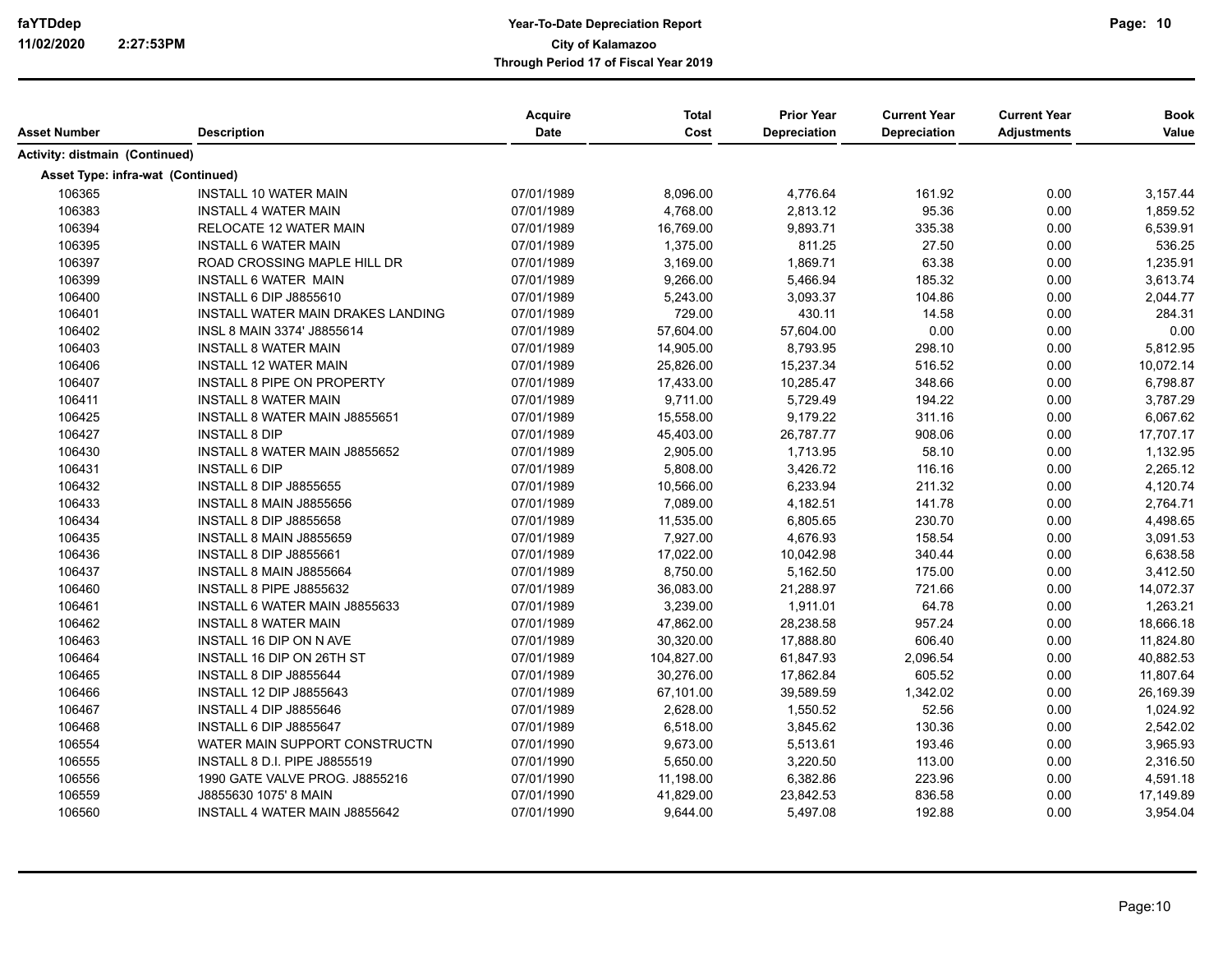**Year-To-Date Depreciation Report**
**City of Kalamazoo**
**Through Period 17 of Fiscal Year 2019**

| Asset Number | Description | Acquire Date | Total Cost | Prior Year Depreciation | Current Year Depreciation | Current Year Adjustments | Book Value |
|---|---|---|---|---|---|---|---|
| **Activity: distmain (Continued)** | | | | | | | |
| **Asset Type: infra-wat (Continued)** | | | | | | | |
| 106365 | INSTALL 10 WATER MAIN | 07/01/1989 | 8,096.00 | 4,776.64 | 161.92 | 0.00 | 3,157.44 |
| 106383 | INSTALL 4 WATER MAIN | 07/01/1989 | 4,768.00 | 2,813.12 | 95.36 | 0.00 | 1,859.52 |
| 106394 | RELOCATE 12 WATER MAIN | 07/01/1989 | 16,769.00 | 9,893.71 | 335.38 | 0.00 | 6,539.91 |
| 106395 | INSTALL 6 WATER MAIN | 07/01/1989 | 1,375.00 | 811.25 | 27.50 | 0.00 | 536.25 |
| 106397 | ROAD CROSSING MAPLE HILL DR | 07/01/1989 | 3,169.00 | 1,869.71 | 63.38 | 0.00 | 1,235.91 |
| 106399 | INSTALL 6 WATER MAIN | 07/01/1989 | 9,266.00 | 5,466.94 | 185.32 | 0.00 | 3,613.74 |
| 106400 | INSTALL 6 DIP J8855610 | 07/01/1989 | 5,243.00 | 3,093.37 | 104.86 | 0.00 | 2,044.77 |
| 106401 | INSTALL WATER MAIN DRAKES LANDING | 07/01/1989 | 729.00 | 430.11 | 14.58 | 0.00 | 284.31 |
| 106402 | INSL 8 MAIN 3374' J8855614 | 07/01/1989 | 57,604.00 | 57,604.00 | 0.00 | 0.00 | 0.00 |
| 106403 | INSTALL 8 WATER MAIN | 07/01/1989 | 14,905.00 | 8,793.95 | 298.10 | 0.00 | 5,812.95 |
| 106406 | INSTALL 12 WATER MAIN | 07/01/1989 | 25,826.00 | 15,237.34 | 516.52 | 0.00 | 10,072.14 |
| 106407 | INSTALL 8 PIPE ON PROPERTY | 07/01/1989 | 17,433.00 | 10,285.47 | 348.66 | 0.00 | 6,798.87 |
| 106411 | INSTALL 8 WATER MAIN | 07/01/1989 | 9,711.00 | 5,729.49 | 194.22 | 0.00 | 3,787.29 |
| 106425 | INSTALL 8 WATER MAIN J8855651 | 07/01/1989 | 15,558.00 | 9,179.22 | 311.16 | 0.00 | 6,067.62 |
| 106427 | INSTALL 8 DIP | 07/01/1989 | 45,403.00 | 26,787.77 | 908.06 | 0.00 | 17,707.17 |
| 106430 | INSTALL 8 WATER MAIN J8855652 | 07/01/1989 | 2,905.00 | 1,713.95 | 58.10 | 0.00 | 1,132.95 |
| 106431 | INSTALL 6 DIP | 07/01/1989 | 5,808.00 | 3,426.72 | 116.16 | 0.00 | 2,265.12 |
| 106432 | INSTALL 8 DIP J8855655 | 07/01/1989 | 10,566.00 | 6,233.94 | 211.32 | 0.00 | 4,120.74 |
| 106433 | INSTALL 8 MAIN J8855656 | 07/01/1989 | 7,089.00 | 4,182.51 | 141.78 | 0.00 | 2,764.71 |
| 106434 | INSTALL 8 DIP J8855658 | 07/01/1989 | 11,535.00 | 6,805.65 | 230.70 | 0.00 | 4,498.65 |
| 106435 | INSTALL 8 MAIN J8855659 | 07/01/1989 | 7,927.00 | 4,676.93 | 158.54 | 0.00 | 3,091.53 |
| 106436 | INSTALL 8 DIP J8855661 | 07/01/1989 | 17,022.00 | 10,042.98 | 340.44 | 0.00 | 6,638.58 |
| 106437 | INSTALL 8 MAIN J8855664 | 07/01/1989 | 8,750.00 | 5,162.50 | 175.00 | 0.00 | 3,412.50 |
| 106460 | INSTALL 8 PIPE J8855632 | 07/01/1989 | 36,083.00 | 21,288.97 | 721.66 | 0.00 | 14,072.37 |
| 106461 | INSTALL 6 WATER MAIN J8855633 | 07/01/1989 | 3,239.00 | 1,911.01 | 64.78 | 0.00 | 1,263.21 |
| 106462 | INSTALL 8 WATER MAIN | 07/01/1989 | 47,862.00 | 28,238.58 | 957.24 | 0.00 | 18,666.18 |
| 106463 | INSTALL 16 DIP ON N AVE | 07/01/1989 | 30,320.00 | 17,888.80 | 606.40 | 0.00 | 11,824.80 |
| 106464 | INSTALL 16 DIP ON 26TH ST | 07/01/1989 | 104,827.00 | 61,847.93 | 2,096.54 | 0.00 | 40,882.53 |
| 106465 | INSTALL 8 DIP J8855644 | 07/01/1989 | 30,276.00 | 17,862.84 | 605.52 | 0.00 | 11,807.64 |
| 106466 | INSTALL 12 DIP J8855643 | 07/01/1989 | 67,101.00 | 39,589.59 | 1,342.02 | 0.00 | 26,169.39 |
| 106467 | INSTALL 4 DIP J8855646 | 07/01/1989 | 2,628.00 | 1,550.52 | 52.56 | 0.00 | 1,024.92 |
| 106468 | INSTALL 6 DIP J8855647 | 07/01/1989 | 6,518.00 | 3,845.62 | 130.36 | 0.00 | 2,542.02 |
| 106554 | WATER MAIN SUPPORT CONSTRUCTN | 07/01/1990 | 9,673.00 | 5,513.61 | 193.46 | 0.00 | 3,965.93 |
| 106555 | INSTALL 8 D.I. PIPE J8855519 | 07/01/1990 | 5,650.00 | 3,220.50 | 113.00 | 0.00 | 2,316.50 |
| 106556 | 1990 GATE VALVE PROG. J8855216 | 07/01/1990 | 11,198.00 | 6,382.86 | 223.96 | 0.00 | 4,591.18 |
| 106559 | J8855630 1075' 8 MAIN | 07/01/1990 | 41,829.00 | 23,842.53 | 836.58 | 0.00 | 17,149.89 |
| 106560 | INSTALL 4 WATER MAIN J8855642 | 07/01/1990 | 9,644.00 | 5,497.08 | 192.88 | 0.00 | 3,954.04 |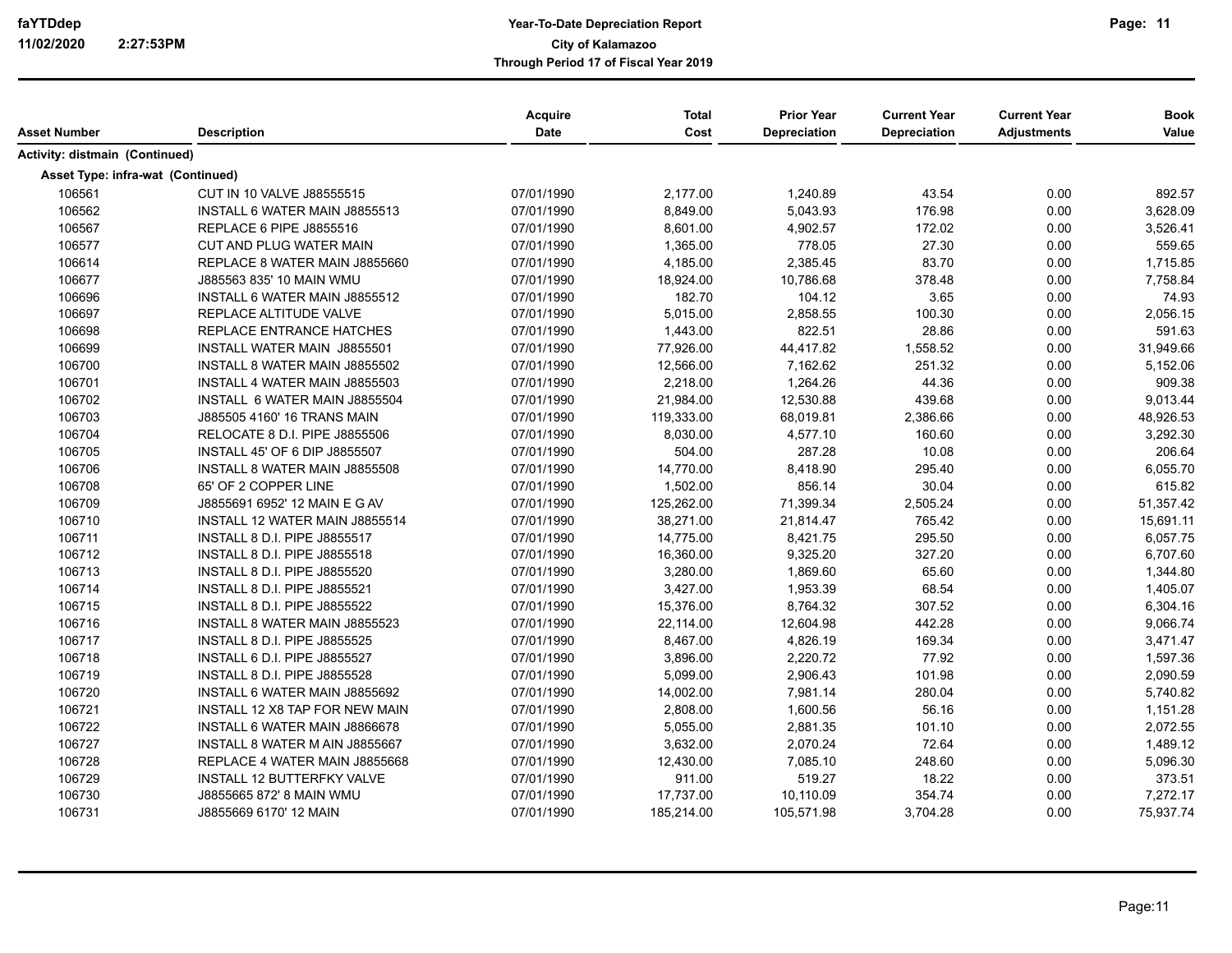**Year-To-Date Depreciation Report**
**City of Kalamazoo**
**Through Period 17 of Fiscal Year 2019**

| Asset Number | Description | Acquire Date | Total Cost | Prior Year Depreciation | Current Year Depreciation | Current Year Adjustments | Book Value |
|---|---|---|---|---|---|---|---|
| **Activity: distmain (Continued)** | | | | | | | |
| **Asset Type: infra-wat (Continued)** | | | | | | | |
| 106561 | CUT IN 10 VALVE J88555515 | 07/01/1990 | 2,177.00 | 1,240.89 | 43.54 | 0.00 | 892.57 |
| 106562 | INSTALL 6 WATER MAIN J8855513 | 07/01/1990 | 8,849.00 | 5,043.93 | 176.98 | 0.00 | 3,628.09 |
| 106567 | REPLACE 6 PIPE J8855516 | 07/01/1990 | 8,601.00 | 4,902.57 | 172.02 | 0.00 | 3,526.41 |
| 106577 | CUT AND PLUG WATER MAIN | 07/01/1990 | 1,365.00 | 778.05 | 27.30 | 0.00 | 559.65 |
| 106614 | REPLACE 8 WATER MAIN J8855660 | 07/01/1990 | 4,185.00 | 2,385.45 | 83.70 | 0.00 | 1,715.85 |
| 106677 | J885563 835' 10 MAIN WMU | 07/01/1990 | 18,924.00 | 10,786.68 | 378.48 | 0.00 | 7,758.84 |
| 106696 | INSTALL 6 WATER MAIN J8855512 | 07/01/1990 | 182.70 | 104.12 | 3.65 | 0.00 | 74.93 |
| 106697 | REPLACE ALTITUDE VALVE | 07/01/1990 | 5,015.00 | 2,858.55 | 100.30 | 0.00 | 2,056.15 |
| 106698 | REPLACE ENTRANCE HATCHES | 07/01/1990 | 1,443.00 | 822.51 | 28.86 | 0.00 | 591.63 |
| 106699 | INSTALL WATER MAIN J8855501 | 07/01/1990 | 77,926.00 | 44,417.82 | 1,558.52 | 0.00 | 31,949.66 |
| 106700 | INSTALL 8 WATER MAIN J8855502 | 07/01/1990 | 12,566.00 | 7,162.62 | 251.32 | 0.00 | 5,152.06 |
| 106701 | INSTALL 4 WATER MAIN J8855503 | 07/01/1990 | 2,218.00 | 1,264.26 | 44.36 | 0.00 | 909.38 |
| 106702 | INSTALL 6 WATER MAIN J8855504 | 07/01/1990 | 21,984.00 | 12,530.88 | 439.68 | 0.00 | 9,013.44 |
| 106703 | J885505 4160' 16 TRANS MAIN | 07/01/1990 | 119,333.00 | 68,019.81 | 2,386.66 | 0.00 | 48,926.53 |
| 106704 | RELOCATE 8 D.I. PIPE J8855506 | 07/01/1990 | 8,030.00 | 4,577.10 | 160.60 | 0.00 | 3,292.30 |
| 106705 | INSTALL 45' OF 6 DIP J8855507 | 07/01/1990 | 504.00 | 287.28 | 10.08 | 0.00 | 206.64 |
| 106706 | INSTALL 8 WATER MAIN J8855508 | 07/01/1990 | 14,770.00 | 8,418.90 | 295.40 | 0.00 | 6,055.70 |
| 106708 | 65' OF 2 COPPER LINE | 07/01/1990 | 1,502.00 | 856.14 | 30.04 | 0.00 | 615.82 |
| 106709 | J8855691 6952' 12 MAIN E G AV | 07/01/1990 | 125,262.00 | 71,399.34 | 2,505.24 | 0.00 | 51,357.42 |
| 106710 | INSTALL 12 WATER MAIN J8855514 | 07/01/1990 | 38,271.00 | 21,814.47 | 765.42 | 0.00 | 15,691.11 |
| 106711 | INSTALL 8 D.I. PIPE J8855517 | 07/01/1990 | 14,775.00 | 8,421.75 | 295.50 | 0.00 | 6,057.75 |
| 106712 | INSTALL 8 D.I. PIPE J8855518 | 07/01/1990 | 16,360.00 | 9,325.20 | 327.20 | 0.00 | 6,707.60 |
| 106713 | INSTALL 8 D.I. PIPE J8855520 | 07/01/1990 | 3,280.00 | 1,869.60 | 65.60 | 0.00 | 1,344.80 |
| 106714 | INSTALL 8 D.I. PIPE J8855521 | 07/01/1990 | 3,427.00 | 1,953.39 | 68.54 | 0.00 | 1,405.07 |
| 106715 | INSTALL 8 D.I. PIPE J8855522 | 07/01/1990 | 15,376.00 | 8,764.32 | 307.52 | 0.00 | 6,304.16 |
| 106716 | INSTALL 8 WATER MAIN J8855523 | 07/01/1990 | 22,114.00 | 12,604.98 | 442.28 | 0.00 | 9,066.74 |
| 106717 | INSTALL 8 D.I. PIPE J8855525 | 07/01/1990 | 8,467.00 | 4,826.19 | 169.34 | 0.00 | 3,471.47 |
| 106718 | INSTALL 6 D.I. PIPE J8855527 | 07/01/1990 | 3,896.00 | 2,220.72 | 77.92 | 0.00 | 1,597.36 |
| 106719 | INSTALL 8 D.I. PIPE J8855528 | 07/01/1990 | 5,099.00 | 2,906.43 | 101.98 | 0.00 | 2,090.59 |
| 106720 | INSTALL 6 WATER MAIN J8855692 | 07/01/1990 | 14,002.00 | 7,981.14 | 280.04 | 0.00 | 5,740.82 |
| 106721 | INSTALL 12 X8 TAP FOR NEW MAIN | 07/01/1990 | 2,808.00 | 1,600.56 | 56.16 | 0.00 | 1,151.28 |
| 106722 | INSTALL 6 WATER MAIN J8866678 | 07/01/1990 | 5,055.00 | 2,881.35 | 101.10 | 0.00 | 2,072.55 |
| 106727 | INSTALL 8 WATER M AIN J8855667 | 07/01/1990 | 3,632.00 | 2,070.24 | 72.64 | 0.00 | 1,489.12 |
| 106728 | REPLACE 4 WATER MAIN J8855668 | 07/01/1990 | 12,430.00 | 7,085.10 | 248.60 | 0.00 | 5,096.30 |
| 106729 | INSTALL 12 BUTTERFKY VALVE | 07/01/1990 | 911.00 | 519.27 | 18.22 | 0.00 | 373.51 |
| 106730 | J8855665 872' 8 MAIN WMU | 07/01/1990 | 17,737.00 | 10,110.09 | 354.74 | 0.00 | 7,272.17 |
| 106731 | J8855669 6170' 12 MAIN | 07/01/1990 | 185,214.00 | 105,571.98 | 3,704.28 | 0.00 | 75,937.74 |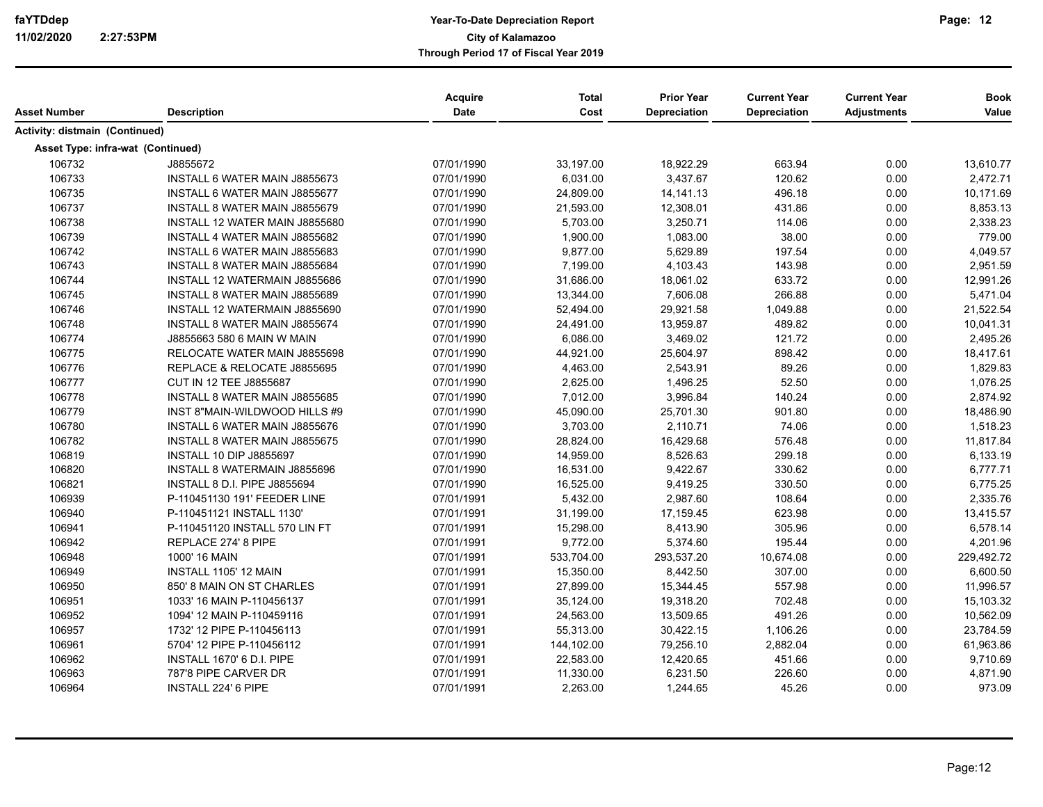| Asset Number | Description | Acquire Date | Total Cost | Prior Year Depreciation | Current Year Depreciation | Current Year Adjustments | Book Value |
|---|---|---|---|---|---|---|---|
| **Activity: distmain (Continued)** | | | | | | | |
| **Asset Type: infra-wat (Continued)** | | | | | | | |
| 106732 | J8855672 | 07/01/1990 | 33,197.00 | 18,922.29 | 663.94 | 0.00 | 13,610.77 |
| 106733 | INSTALL 6 WATER MAIN J8855673 | 07/01/1990 | 6,031.00 | 3,437.67 | 120.62 | 0.00 | 2,472.71 |
| 106735 | INSTALL 6 WATER MAIN J8855677 | 07/01/1990 | 24,809.00 | 14,141.13 | 496.18 | 0.00 | 10,171.69 |
| 106737 | INSTALL 8 WATER MAIN J8855679 | 07/01/1990 | 21,593.00 | 12,308.01 | 431.86 | 0.00 | 8,853.13 |
| 106738 | INSTALL 12 WATER MAIN J8855680 | 07/01/1990 | 5,703.00 | 3,250.71 | 114.06 | 0.00 | 2,338.23 |
| 106739 | INSTALL 4 WATER MAIN J8855682 | 07/01/1990 | 1,900.00 | 1,083.00 | 38.00 | 0.00 | 779.00 |
| 106742 | INSTALL 6 WATER MAIN J8855683 | 07/01/1990 | 9,877.00 | 5,629.89 | 197.54 | 0.00 | 4,049.57 |
| 106743 | INSTALL 8 WATER MAIN J8855684 | 07/01/1990 | 7,199.00 | 4,103.43 | 143.98 | 0.00 | 2,951.59 |
| 106744 | INSTALL 12 WATERMAIN J8855686 | 07/01/1990 | 31,686.00 | 18,061.02 | 633.72 | 0.00 | 12,991.26 |
| 106745 | INSTALL 8 WATER MAIN J8855689 | 07/01/1990 | 13,344.00 | 7,606.08 | 266.88 | 0.00 | 5,471.04 |
| 106746 | INSTALL 12 WATERMAIN J8855690 | 07/01/1990 | 52,494.00 | 29,921.58 | 1,049.88 | 0.00 | 21,522.54 |
| 106748 | INSTALL 8 WATER MAIN J8855674 | 07/01/1990 | 24,491.00 | 13,959.87 | 489.82 | 0.00 | 10,041.31 |
| 106774 | J8855663 580 6 MAIN W MAIN | 07/01/1990 | 6,086.00 | 3,469.02 | 121.72 | 0.00 | 2,495.26 |
| 106775 | RELOCATE WATER MAIN J8855698 | 07/01/1990 | 44,921.00 | 25,604.97 | 898.42 | 0.00 | 18,417.61 |
| 106776 | REPLACE & RELOCATE J8855695 | 07/01/1990 | 4,463.00 | 2,543.91 | 89.26 | 0.00 | 1,829.83 |
| 106777 | CUT IN 12 TEE J8855687 | 07/01/1990 | 2,625.00 | 1,496.25 | 52.50 | 0.00 | 1,076.25 |
| 106778 | INSTALL 8 WATER MAIN J8855685 | 07/01/1990 | 7,012.00 | 3,996.84 | 140.24 | 0.00 | 2,874.92 |
| 106779 | INST 8"MAIN-WILDWOOD HILLS #9 | 07/01/1990 | 45,090.00 | 25,701.30 | 901.80 | 0.00 | 18,486.90 |
| 106780 | INSTALL 6 WATER MAIN J8855676 | 07/01/1990 | 3,703.00 | 2,110.71 | 74.06 | 0.00 | 1,518.23 |
| 106782 | INSTALL 8 WATER MAIN J8855675 | 07/01/1990 | 28,824.00 | 16,429.68 | 576.48 | 0.00 | 11,817.84 |
| 106819 | INSTALL 10 DIP J8855697 | 07/01/1990 | 14,959.00 | 8,526.63 | 299.18 | 0.00 | 6,133.19 |
| 106820 | INSTALL 8 WATERMAIN J8855696 | 07/01/1990 | 16,531.00 | 9,422.67 | 330.62 | 0.00 | 6,777.71 |
| 106821 | INSTALL 8 D.I. PIPE J8855694 | 07/01/1990 | 16,525.00 | 9,419.25 | 330.50 | 0.00 | 6,775.25 |
| 106939 | P-110451130 191' FEEDER LINE | 07/01/1991 | 5,432.00 | 2,987.60 | 108.64 | 0.00 | 2,335.76 |
| 106940 | P-110451121 INSTALL 1130' | 07/01/1991 | 31,199.00 | 17,159.45 | 623.98 | 0.00 | 13,415.57 |
| 106941 | P-110451120 INSTALL 570 LIN FT | 07/01/1991 | 15,298.00 | 8,413.90 | 305.96 | 0.00 | 6,578.14 |
| 106942 | REPLACE 274' 8 PIPE | 07/01/1991 | 9,772.00 | 5,374.60 | 195.44 | 0.00 | 4,201.96 |
| 106948 | 1000' 16 MAIN | 07/01/1991 | 533,704.00 | 293,537.20 | 10,674.08 | 0.00 | 229,492.72 |
| 106949 | INSTALL 1105' 12 MAIN | 07/01/1991 | 15,350.00 | 8,442.50 | 307.00 | 0.00 | 6,600.50 |
| 106950 | 850' 8 MAIN ON ST CHARLES | 07/01/1991 | 27,899.00 | 15,344.45 | 557.98 | 0.00 | 11,996.57 |
| 106951 | 1033' 16 MAIN P-110456137 | 07/01/1991 | 35,124.00 | 19,318.20 | 702.48 | 0.00 | 15,103.32 |
| 106952 | 1094' 12 MAIN P-110459116 | 07/01/1991 | 24,563.00 | 13,509.65 | 491.26 | 0.00 | 10,562.09 |
| 106957 | 1732' 12 PIPE P-110456113 | 07/01/1991 | 55,313.00 | 30,422.15 | 1,106.26 | 0.00 | 23,784.59 |
| 106961 | 5704' 12 PIPE P-110456112 | 07/01/1991 | 144,102.00 | 79,256.10 | 2,882.04 | 0.00 | 61,963.86 |
| 106962 | INSTALL 1670' 6 D.I. PIPE | 07/01/1991 | 22,583.00 | 12,420.65 | 451.66 | 0.00 | 9,710.69 |
| 106963 | 787'8 PIPE CARVER DR | 07/01/1991 | 11,330.00 | 6,231.50 | 226.60 | 0.00 | 4,871.90 |
| 106964 | INSTALL 224' 6 PIPE | 07/01/1991 | 2,263.00 | 1,244.65 | 45.26 | 0.00 | 973.09 |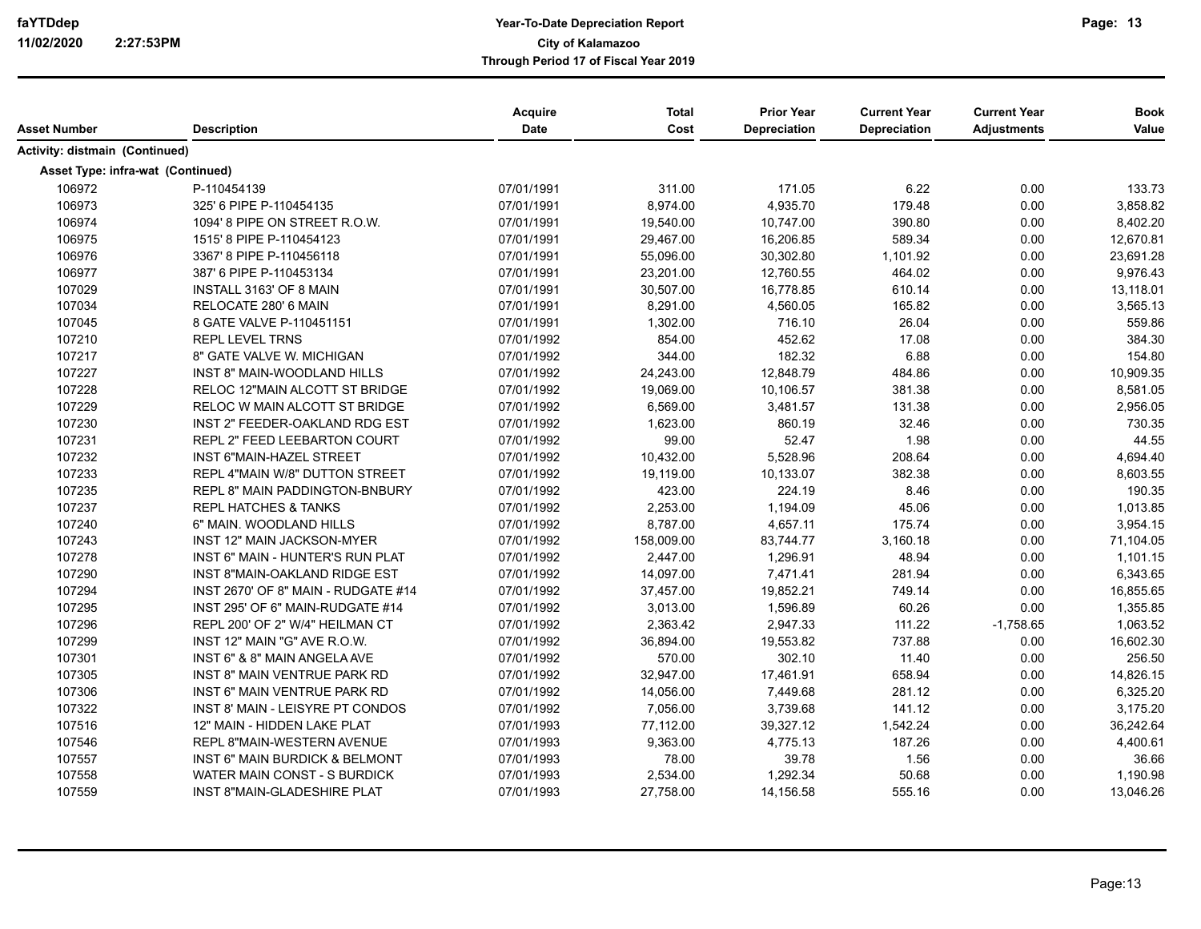# Year-To-Date Depreciation Report

**City of Kalamazoo**

**Through Period 17 of Fiscal Year 2019**

faYTDdep
11/02/2020 2:27:53PM

| Asset Number | Description | Acquire Date | Total Cost | Prior Year Depreciation | Current Year Depreciation | Current Year Adjustments | Book Value |
|---|---|---|---|---|---|---|---|
| **Activity: distmain (Continued)** | | | | | | | |
| **Asset Type: infra-wat (Continued)** | | | | | | | |
| 106972 | P-110454139 | 07/01/1991 | 311.00 | 171.05 | 6.22 | 0.00 | 133.73 |
| 106973 | 325' 6 PIPE P-110454135 | 07/01/1991 | 8,974.00 | 4,935.70 | 179.48 | 0.00 | 3,858.82 |
| 106974 | 1094' 8 PIPE ON STREET R.O.W. | 07/01/1991 | 19,540.00 | 10,747.00 | 390.80 | 0.00 | 8,402.20 |
| 106975 | 1515' 8 PIPE P-110454123 | 07/01/1991 | 29,467.00 | 16,206.85 | 589.34 | 0.00 | 12,670.81 |
| 106976 | 3367' 8 PIPE P-110456118 | 07/01/1991 | 55,096.00 | 30,302.80 | 1,101.92 | 0.00 | 23,691.28 |
| 106977 | 387' 6 PIPE P-110453134 | 07/01/1991 | 23,201.00 | 12,760.55 | 464.02 | 0.00 | 9,976.43 |
| 107029 | INSTALL 3163' OF 8 MAIN | 07/01/1991 | 30,507.00 | 16,778.85 | 610.14 | 0.00 | 13,118.01 |
| 107034 | RELOCATE 280' 6 MAIN | 07/01/1991 | 8,291.00 | 4,560.05 | 165.82 | 0.00 | 3,565.13 |
| 107045 | 8 GATE VALVE P-110451151 | 07/01/1991 | 1,302.00 | 716.10 | 26.04 | 0.00 | 559.86 |
| 107210 | REPL LEVEL TRNS | 07/01/1992 | 854.00 | 452.62 | 17.08 | 0.00 | 384.30 |
| 107217 | 8" GATE VALVE W. MICHIGAN | 07/01/1992 | 344.00 | 182.32 | 6.88 | 0.00 | 154.80 |
| 107227 | INST 8" MAIN-WOODLAND HILLS | 07/01/1992 | 24,243.00 | 12,848.79 | 484.86 | 0.00 | 10,909.35 |
| 107228 | RELOC 12"MAIN ALCOTT ST BRIDGE | 07/01/1992 | 19,069.00 | 10,106.57 | 381.38 | 0.00 | 8,581.05 |
| 107229 | RELOC W MAIN ALCOTT ST BRIDGE | 07/01/1992 | 6,569.00 | 3,481.57 | 131.38 | 0.00 | 2,956.05 |
| 107230 | INST 2" FEEDER-OAKLAND RDG EST | 07/01/1992 | 1,623.00 | 860.19 | 32.46 | 0.00 | 730.35 |
| 107231 | REPL 2" FEED LEEBARTON COURT | 07/01/1992 | 99.00 | 52.47 | 1.98 | 0.00 | 44.55 |
| 107232 | INST 6"MAIN-HAZEL STREET | 07/01/1992 | 10,432.00 | 5,528.96 | 208.64 | 0.00 | 4,694.40 |
| 107233 | REPL 4"MAIN W/8" DUTTON STREET | 07/01/1992 | 19,119.00 | 10,133.07 | 382.38 | 0.00 | 8,603.55 |
| 107235 | REPL 8" MAIN PADDINGTON-BNBURY | 07/01/1992 | 423.00 | 224.19 | 8.46 | 0.00 | 190.35 |
| 107237 | REPL HATCHES & TANKS | 07/01/1992 | 2,253.00 | 1,194.09 | 45.06 | 0.00 | 1,013.85 |
| 107240 | 6" MAIN. WOODLAND HILLS | 07/01/1992 | 8,787.00 | 4,657.11 | 175.74 | 0.00 | 3,954.15 |
| 107243 | INST 12" MAIN JACKSON-MYER | 07/01/1992 | 158,009.00 | 83,744.77 | 3,160.18 | 0.00 | 71,104.05 |
| 107278 | INST 6" MAIN - HUNTER'S RUN PLAT | 07/01/1992 | 2,447.00 | 1,296.91 | 48.94 | 0.00 | 1,101.15 |
| 107290 | INST 8"MAIN-OAKLAND RIDGE EST | 07/01/1992 | 14,097.00 | 7,471.41 | 281.94 | 0.00 | 6,343.65 |
| 107294 | INST 2670' OF 8" MAIN - RUDGATE #14 | 07/01/1992 | 37,457.00 | 19,852.21 | 749.14 | 0.00 | 16,855.65 |
| 107295 | INST 295' OF 6" MAIN-RUDGATE #14 | 07/01/1992 | 3,013.00 | 1,596.89 | 60.26 | 0.00 | 1,355.85 |
| 107296 | REPL 200' OF 2" W/4" HEILMAN CT | 07/01/1992 | 2,363.42 | 2,947.33 | 111.22 | -1,758.65 | 1,063.52 |
| 107299 | INST 12" MAIN "G" AVE R.O.W. | 07/01/1992 | 36,894.00 | 19,553.82 | 737.88 | 0.00 | 16,602.30 |
| 107301 | INST 6" & 8" MAIN ANGELA AVE | 07/01/1992 | 570.00 | 302.10 | 11.40 | 0.00 | 256.50 |
| 107305 | INST 8" MAIN VENTRUE PARK RD | 07/01/1992 | 32,947.00 | 17,461.91 | 658.94 | 0.00 | 14,826.15 |
| 107306 | INST 6" MAIN VENTRUE PARK RD | 07/01/1992 | 14,056.00 | 7,449.68 | 281.12 | 0.00 | 6,325.20 |
| 107322 | INST 8' MAIN - LEISYRE PT CONDOS | 07/01/1992 | 7,056.00 | 3,739.68 | 141.12 | 0.00 | 3,175.20 |
| 107516 | 12" MAIN - HIDDEN LAKE PLAT | 07/01/1993 | 77,112.00 | 39,327.12 | 1,542.24 | 0.00 | 36,242.64 |
| 107546 | REPL 8"MAIN-WESTERN AVENUE | 07/01/1993 | 9,363.00 | 4,775.13 | 187.26 | 0.00 | 4,400.61 |
| 107557 | INST 6" MAIN BURDICK & BELMONT | 07/01/1993 | 78.00 | 39.78 | 1.56 | 0.00 | 36.66 |
| 107558 | WATER MAIN CONST - S BURDICK | 07/01/1993 | 2,534.00 | 1,292.34 | 50.68 | 0.00 | 1,190.98 |
| 107559 | INST 8"MAIN-GLADESHIRE PLAT | 07/01/1993 | 27,758.00 | 14,156.58 | 555.16 | 0.00 | 13,046.26 |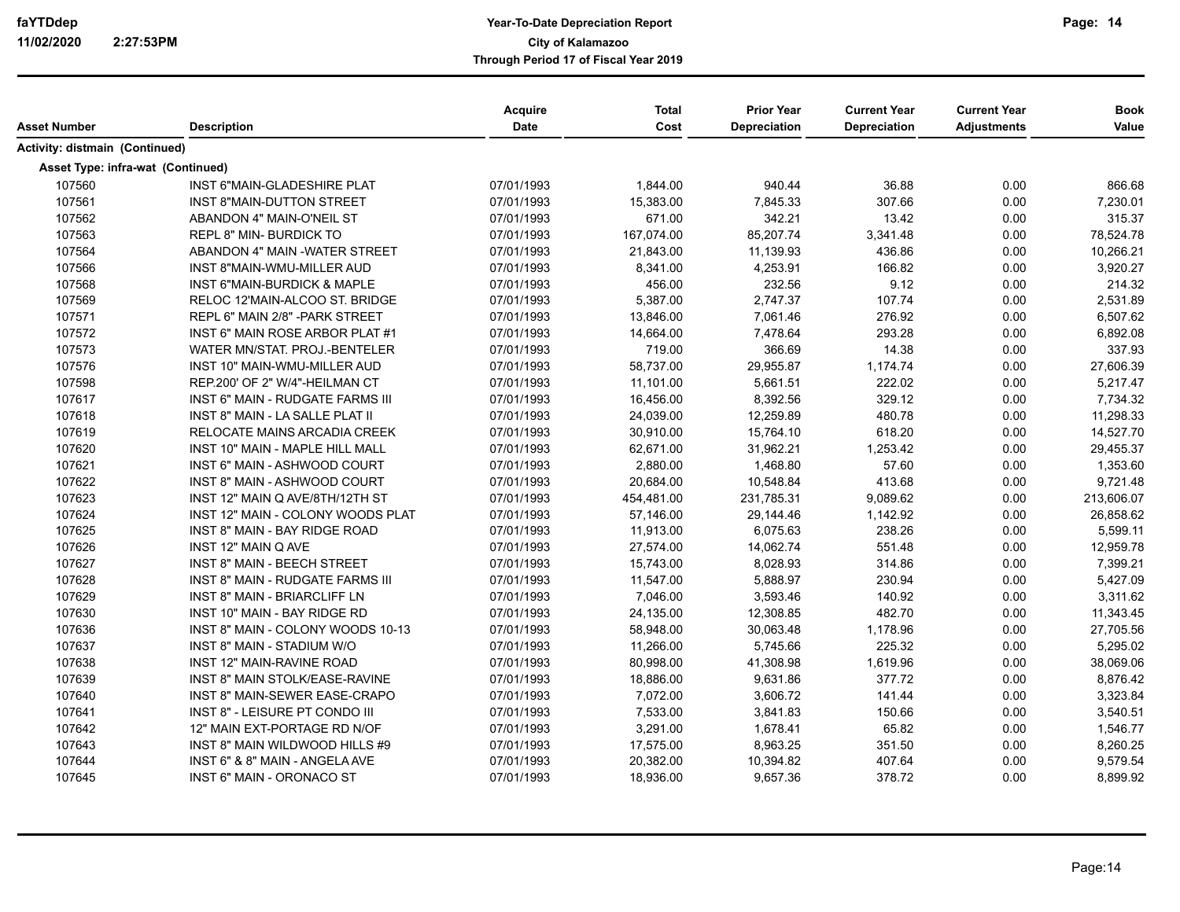| Asset Number | Description | Acquire Date | Total Cost | Prior Year Depreciation | Current Year Depreciation | Current Year Adjustments | Book Value |
|---|---|---|---|---|---|---|---|
| **Activity: distmain (Continued)** | | | | | | | |
| **Asset Type: infra-wat (Continued)** | | | | | | | |
| 107560 | INST 6"MAIN-GLADESHIRE PLAT | 07/01/1993 | 1,844.00 | 940.44 | 36.88 | 0.00 | 866.68 |
| 107561 | INST 8"MAIN-DUTTON STREET | 07/01/1993 | 15,383.00 | 7,845.33 | 307.66 | 0.00 | 7,230.01 |
| 107562 | ABANDON 4" MAIN-O'NEIL ST | 07/01/1993 | 671.00 | 342.21 | 13.42 | 0.00 | 315.37 |
| 107563 | REPL 8" MIN- BURDICK TO | 07/01/1993 | 167,074.00 | 85,207.74 | 3,341.48 | 0.00 | 78,524.78 |
| 107564 | ABANDON 4" MAIN -WATER STREET | 07/01/1993 | 21,843.00 | 11,139.93 | 436.86 | 0.00 | 10,266.21 |
| 107566 | INST 8"MAIN-WMU-MILLER AUD | 07/01/1993 | 8,341.00 | 4,253.91 | 166.82 | 0.00 | 3,920.27 |
| 107568 | INST 6"MAIN-BURDICK & MAPLE | 07/01/1993 | 456.00 | 232.56 | 9.12 | 0.00 | 214.32 |
| 107569 | RELOC 12'MAIN-ALCOO ST. BRIDGE | 07/01/1993 | 5,387.00 | 2,747.37 | 107.74 | 0.00 | 2,531.89 |
| 107571 | REPL 6" MAIN 2/8" -PARK STREET | 07/01/1993 | 13,846.00 | 7,061.46 | 276.92 | 0.00 | 6,507.62 |
| 107572 | INST 6" MAIN ROSE ARBOR PLAT #1 | 07/01/1993 | 14,664.00 | 7,478.64 | 293.28 | 0.00 | 6,892.08 |
| 107573 | WATER MN/STAT. PROJ.-BENTELER | 07/01/1993 | 719.00 | 366.69 | 14.38 | 0.00 | 337.93 |
| 107576 | INST 10" MAIN-WMU-MILLER AUD | 07/01/1993 | 58,737.00 | 29,955.87 | 1,174.74 | 0.00 | 27,606.39 |
| 107598 | REP.200' OF 2" W/4"-HEILMAN CT | 07/01/1993 | 11,101.00 | 5,661.51 | 222.02 | 0.00 | 5,217.47 |
| 107617 | INST 6" MAIN - RUDGATE FARMS III | 07/01/1993 | 16,456.00 | 8,392.56 | 329.12 | 0.00 | 7,734.32 |
| 107618 | INST 8" MAIN - LA SALLE PLAT II | 07/01/1993 | 24,039.00 | 12,259.89 | 480.78 | 0.00 | 11,298.33 |
| 107619 | RELOCATE MAINS ARCADIA CREEK | 07/01/1993 | 30,910.00 | 15,764.10 | 618.20 | 0.00 | 14,527.70 |
| 107620 | INST 10" MAIN - MAPLE HILL MALL | 07/01/1993 | 62,671.00 | 31,962.21 | 1,253.42 | 0.00 | 29,455.37 |
| 107621 | INST 6" MAIN - ASHWOOD COURT | 07/01/1993 | 2,880.00 | 1,468.80 | 57.60 | 0.00 | 1,353.60 |
| 107622 | INST 8" MAIN - ASHWOOD COURT | 07/01/1993 | 20,684.00 | 10,548.84 | 413.68 | 0.00 | 9,721.48 |
| 107623 | INST 12" MAIN Q AVE/8TH/12TH ST | 07/01/1993 | 454,481.00 | 231,785.31 | 9,089.62 | 0.00 | 213,606.07 |
| 107624 | INST 12" MAIN - COLONY WOODS PLAT | 07/01/1993 | 57,146.00 | 29,144.46 | 1,142.92 | 0.00 | 26,858.62 |
| 107625 | INST 8" MAIN - BAY RIDGE ROAD | 07/01/1993 | 11,913.00 | 6,075.63 | 238.26 | 0.00 | 5,599.11 |
| 107626 | INST 12" MAIN Q AVE | 07/01/1993 | 27,574.00 | 14,062.74 | 551.48 | 0.00 | 12,959.78 |
| 107627 | INST 8" MAIN - BEECH STREET | 07/01/1993 | 15,743.00 | 8,028.93 | 314.86 | 0.00 | 7,399.21 |
| 107628 | INST 8" MAIN - RUDGATE FARMS III | 07/01/1993 | 11,547.00 | 5,888.97 | 230.94 | 0.00 | 5,427.09 |
| 107629 | INST 8" MAIN - BRIARCLIFF LN | 07/01/1993 | 7,046.00 | 3,593.46 | 140.92 | 0.00 | 3,311.62 |
| 107630 | INST 10" MAIN - BAY RIDGE RD | 07/01/1993 | 24,135.00 | 12,308.85 | 482.70 | 0.00 | 11,343.45 |
| 107636 | INST 8" MAIN - COLONY WOODS 10-13 | 07/01/1993 | 58,948.00 | 30,063.48 | 1,178.96 | 0.00 | 27,705.56 |
| 107637 | INST 8" MAIN - STADIUM W/O | 07/01/1993 | 11,266.00 | 5,745.66 | 225.32 | 0.00 | 5,295.02 |
| 107638 | INST 12" MAIN-RAVINE ROAD | 07/01/1993 | 80,998.00 | 41,308.98 | 1,619.96 | 0.00 | 38,069.06 |
| 107639 | INST 8" MAIN STOLK/EASE-RAVINE | 07/01/1993 | 18,886.00 | 9,631.86 | 377.72 | 0.00 | 8,876.42 |
| 107640 | INST 8" MAIN-SEWER EASE-CRAPO | 07/01/1993 | 7,072.00 | 3,606.72 | 141.44 | 0.00 | 3,323.84 |
| 107641 | INST 8" - LEISURE PT CONDO III | 07/01/1993 | 7,533.00 | 3,841.83 | 150.66 | 0.00 | 3,540.51 |
| 107642 | 12" MAIN EXT-PORTAGE RD N/OF | 07/01/1993 | 3,291.00 | 1,678.41 | 65.82 | 0.00 | 1,546.77 |
| 107643 | INST 8" MAIN WILDWOOD HILLS #9 | 07/01/1993 | 17,575.00 | 8,963.25 | 351.50 | 0.00 | 8,260.25 |
| 107644 | INST 6" & 8" MAIN - ANGELA AVE | 07/01/1993 | 20,382.00 | 10,394.82 | 407.64 | 0.00 | 9,579.54 |
| 107645 | INST 6" MAIN - ORONACO ST | 07/01/1993 | 18,936.00 | 9,657.36 | 378.72 | 0.00 | 8,899.92 |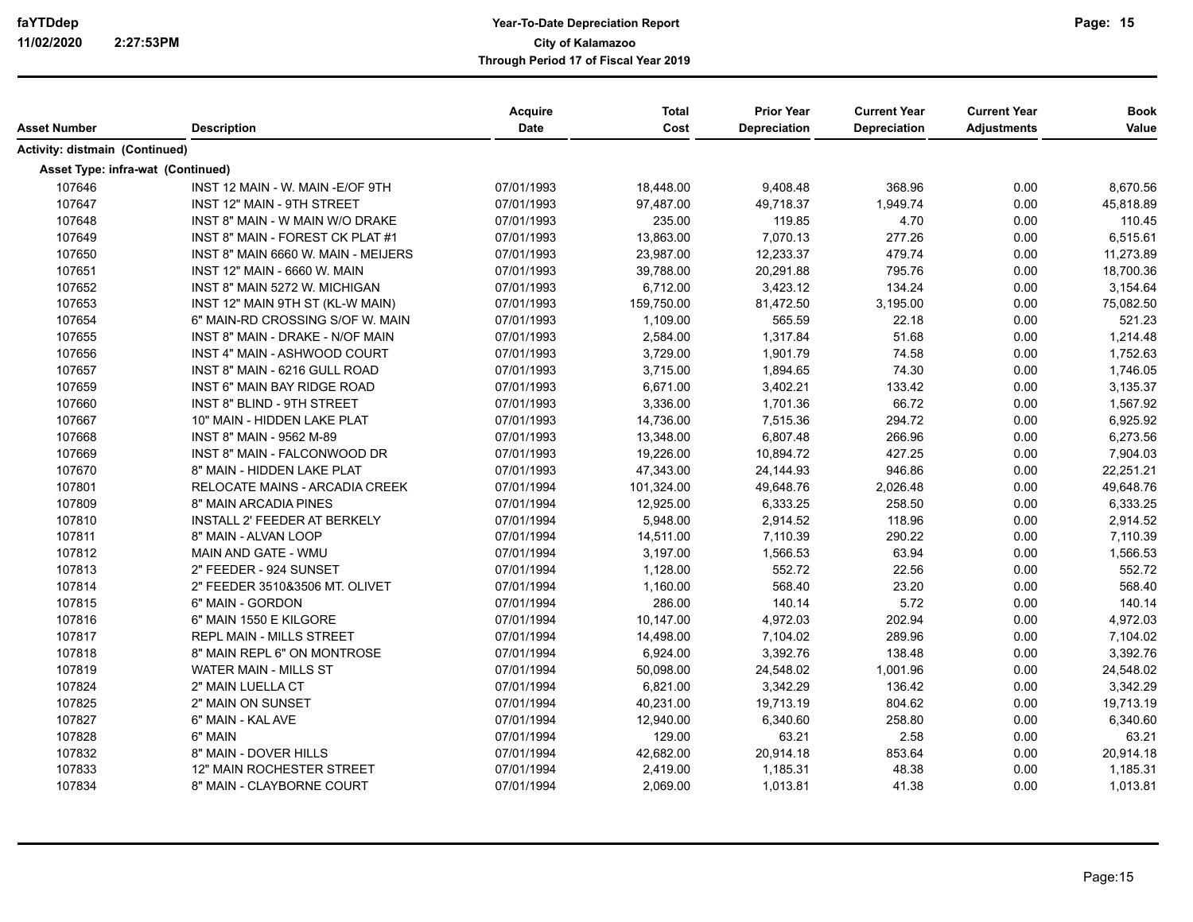| Asset Number | Description | Acquire Date | Total Cost | Prior Year Depreciation | Current Year Depreciation | Current Year Adjustments | Book Value |
|---|---|---|---|---|---|---|---|
| **Activity: distmain (Continued)** | | | | | | | |
| **Asset Type: infra-wat (Continued)** | | | | | | | |
| 107646 | INST 12 MAIN - W. MAIN -E/OF 9TH | 07/01/1993 | 18,448.00 | 9,408.48 | 368.96 | 0.00 | 8,670.56 |
| 107647 | INST 12" MAIN - 9TH STREET | 07/01/1993 | 97,487.00 | 49,718.37 | 1,949.74 | 0.00 | 45,818.89 |
| 107648 | INST 8" MAIN - W MAIN W/O DRAKE | 07/01/1993 | 235.00 | 119.85 | 4.70 | 0.00 | 110.45 |
| 107649 | INST 8" MAIN - FOREST CK PLAT #1 | 07/01/1993 | 13,863.00 | 7,070.13 | 277.26 | 0.00 | 6,515.61 |
| 107650 | INST 8" MAIN 6660 W. MAIN - MEIJERS | 07/01/1993 | 23,987.00 | 12,233.37 | 479.74 | 0.00 | 11,273.89 |
| 107651 | INST 12" MAIN - 6660 W. MAIN | 07/01/1993 | 39,788.00 | 20,291.88 | 795.76 | 0.00 | 18,700.36 |
| 107652 | INST 8" MAIN 5272 W. MICHIGAN | 07/01/1993 | 6,712.00 | 3,423.12 | 134.24 | 0.00 | 3,154.64 |
| 107653 | INST 12" MAIN 9TH ST (KL-W MAIN) | 07/01/1993 | 159,750.00 | 81,472.50 | 3,195.00 | 0.00 | 75,082.50 |
| 107654 | 6" MAIN-RD CROSSING S/OF W. MAIN | 07/01/1993 | 1,109.00 | 565.59 | 22.18 | 0.00 | 521.23 |
| 107655 | INST 8" MAIN - DRAKE - N/OF MAIN | 07/01/1993 | 2,584.00 | 1,317.84 | 51.68 | 0.00 | 1,214.48 |
| 107656 | INST 4" MAIN - ASHWOOD COURT | 07/01/1993 | 3,729.00 | 1,901.79 | 74.58 | 0.00 | 1,752.63 |
| 107657 | INST 8" MAIN - 6216 GULL ROAD | 07/01/1993 | 3,715.00 | 1,894.65 | 74.30 | 0.00 | 1,746.05 |
| 107659 | INST 6" MAIN BAY RIDGE ROAD | 07/01/1993 | 6,671.00 | 3,402.21 | 133.42 | 0.00 | 3,135.37 |
| 107660 | INST 8" BLIND - 9TH STREET | 07/01/1993 | 3,336.00 | 1,701.36 | 66.72 | 0.00 | 1,567.92 |
| 107667 | 10" MAIN - HIDDEN LAKE PLAT | 07/01/1993 | 14,736.00 | 7,515.36 | 294.72 | 0.00 | 6,925.92 |
| 107668 | INST 8" MAIN - 9562 M-89 | 07/01/1993 | 13,348.00 | 6,807.48 | 266.96 | 0.00 | 6,273.56 |
| 107669 | INST 8" MAIN - FALCONWOOD DR | 07/01/1993 | 19,226.00 | 10,894.72 | 427.25 | 0.00 | 7,904.03 |
| 107670 | 8" MAIN - HIDDEN LAKE PLAT | 07/01/1993 | 47,343.00 | 24,144.93 | 946.86 | 0.00 | 22,251.21 |
| 107801 | RELOCATE MAINS - ARCADIA CREEK | 07/01/1994 | 101,324.00 | 49,648.76 | 2,026.48 | 0.00 | 49,648.76 |
| 107809 | 8" MAIN ARCADIA PINES | 07/01/1994 | 12,925.00 | 6,333.25 | 258.50 | 0.00 | 6,333.25 |
| 107810 | INSTALL 2' FEEDER AT BERKELY | 07/01/1994 | 5,948.00 | 2,914.52 | 118.96 | 0.00 | 2,914.52 |
| 107811 | 8" MAIN - ALVAN LOOP | 07/01/1994 | 14,511.00 | 7,110.39 | 290.22 | 0.00 | 7,110.39 |
| 107812 | MAIN AND GATE - WMU | 07/01/1994 | 3,197.00 | 1,566.53 | 63.94 | 0.00 | 1,566.53 |
| 107813 | 2" FEEDER - 924 SUNSET | 07/01/1994 | 1,128.00 | 552.72 | 22.56 | 0.00 | 552.72 |
| 107814 | 2" FEEDER 3510&3506 MT. OLIVET | 07/01/1994 | 1,160.00 | 568.40 | 23.20 | 0.00 | 568.40 |
| 107815 | 6" MAIN - GORDON | 07/01/1994 | 286.00 | 140.14 | 5.72 | 0.00 | 140.14 |
| 107816 | 6" MAIN 1550 E KILGORE | 07/01/1994 | 10,147.00 | 4,972.03 | 202.94 | 0.00 | 4,972.03 |
| 107817 | REPL MAIN - MILLS STREET | 07/01/1994 | 14,498.00 | 7,104.02 | 289.96 | 0.00 | 7,104.02 |
| 107818 | 8" MAIN REPL 6" ON MONTROSE | 07/01/1994 | 6,924.00 | 3,392.76 | 138.48 | 0.00 | 3,392.76 |
| 107819 | WATER MAIN - MILLS ST | 07/01/1994 | 50,098.00 | 24,548.02 | 1,001.96 | 0.00 | 24,548.02 |
| 107824 | 2" MAIN LUELLA CT | 07/01/1994 | 6,821.00 | 3,342.29 | 136.42 | 0.00 | 3,342.29 |
| 107825 | 2" MAIN ON SUNSET | 07/01/1994 | 40,231.00 | 19,713.19 | 804.62 | 0.00 | 19,713.19 |
| 107827 | 6" MAIN - KAL AVE | 07/01/1994 | 12,940.00 | 6,340.60 | 258.80 | 0.00 | 6,340.60 |
| 107828 | 6" MAIN | 07/01/1994 | 129.00 | 63.21 | 2.58 | 0.00 | 63.21 |
| 107832 | 8" MAIN - DOVER HILLS | 07/01/1994 | 42,682.00 | 20,914.18 | 853.64 | 0.00 | 20,914.18 |
| 107833 | 12" MAIN ROCHESTER STREET | 07/01/1994 | 2,419.00 | 1,185.31 | 48.38 | 0.00 | 1,185.31 |
| 107834 | 8" MAIN - CLAYBORNE COURT | 07/01/1994 | 2,069.00 | 1,013.81 | 41.38 | 0.00 | 1,013.81 |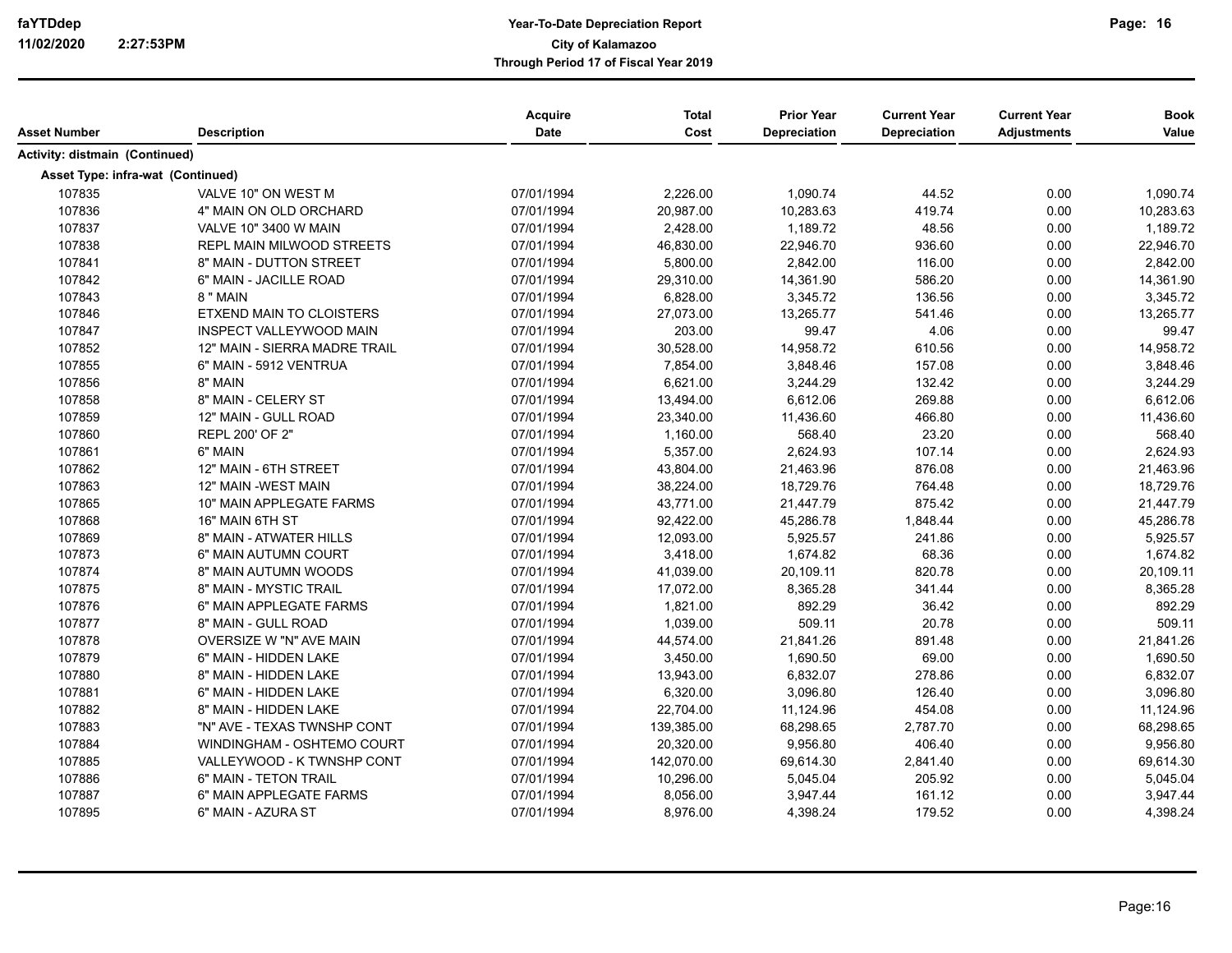**Year-To-Date Depreciation Report**
**City of Kalamazoo**
**Through Period 17 of Fiscal Year 2019**

| Asset Number | Description | Acquire Date | Total Cost | Prior Year Depreciation | Current Year Depreciation | Current Year Adjustments | Book Value |
|---|---|---|---|---|---|---|---|
| **Activity: distmain (Continued)** | | | | | | | |
| **Asset Type: infra-wat (Continued)** | | | | | | | |
| 107835 | VALVE 10" ON WEST M | 07/01/1994 | 2,226.00 | 1,090.74 | 44.52 | 0.00 | 1,090.74 |
| 107836 | 4" MAIN ON OLD ORCHARD | 07/01/1994 | 20,987.00 | 10,283.63 | 419.74 | 0.00 | 10,283.63 |
| 107837 | VALVE 10" 3400 W MAIN | 07/01/1994 | 2,428.00 | 1,189.72 | 48.56 | 0.00 | 1,189.72 |
| 107838 | REPL MAIN MILWOOD STREETS | 07/01/1994 | 46,830.00 | 22,946.70 | 936.60 | 0.00 | 22,946.70 |
| 107841 | 8" MAIN - DUTTON STREET | 07/01/1994 | 5,800.00 | 2,842.00 | 116.00 | 0.00 | 2,842.00 |
| 107842 | 6" MAIN - JACILLE ROAD | 07/01/1994 | 29,310.00 | 14,361.90 | 586.20 | 0.00 | 14,361.90 |
| 107843 | 8 " MAIN | 07/01/1994 | 6,828.00 | 3,345.72 | 136.56 | 0.00 | 3,345.72 |
| 107846 | ETXEND MAIN TO CLOISTERS | 07/01/1994 | 27,073.00 | 13,265.77 | 541.46 | 0.00 | 13,265.77 |
| 107847 | INSPECT VALLEYWOOD MAIN | 07/01/1994 | 203.00 | 99.47 | 4.06 | 0.00 | 99.47 |
| 107852 | 12" MAIN - SIERRA MADRE TRAIL | 07/01/1994 | 30,528.00 | 14,958.72 | 610.56 | 0.00 | 14,958.72 |
| 107855 | 6" MAIN - 5912 VENTRUA | 07/01/1994 | 7,854.00 | 3,848.46 | 157.08 | 0.00 | 3,848.46 |
| 107856 | 8" MAIN | 07/01/1994 | 6,621.00 | 3,244.29 | 132.42 | 0.00 | 3,244.29 |
| 107858 | 8" MAIN - CELERY ST | 07/01/1994 | 13,494.00 | 6,612.06 | 269.88 | 0.00 | 6,612.06 |
| 107859 | 12" MAIN - GULL ROAD | 07/01/1994 | 23,340.00 | 11,436.60 | 466.80 | 0.00 | 11,436.60 |
| 107860 | REPL 200' OF 2" | 07/01/1994 | 1,160.00 | 568.40 | 23.20 | 0.00 | 568.40 |
| 107861 | 6" MAIN | 07/01/1994 | 5,357.00 | 2,624.93 | 107.14 | 0.00 | 2,624.93 |
| 107862 | 12" MAIN - 6TH STREET | 07/01/1994 | 43,804.00 | 21,463.96 | 876.08 | 0.00 | 21,463.96 |
| 107863 | 12" MAIN -WEST MAIN | 07/01/1994 | 38,224.00 | 18,729.76 | 764.48 | 0.00 | 18,729.76 |
| 107865 | 10" MAIN APPLEGATE FARMS | 07/01/1994 | 43,771.00 | 21,447.79 | 875.42 | 0.00 | 21,447.79 |
| 107868 | 16" MAIN 6TH ST | 07/01/1994 | 92,422.00 | 45,286.78 | 1,848.44 | 0.00 | 45,286.78 |
| 107869 | 8" MAIN - ATWATER HILLS | 07/01/1994 | 12,093.00 | 5,925.57 | 241.86 | 0.00 | 5,925.57 |
| 107873 | 6" MAIN AUTUMN COURT | 07/01/1994 | 3,418.00 | 1,674.82 | 68.36 | 0.00 | 1,674.82 |
| 107874 | 8" MAIN AUTUMN WOODS | 07/01/1994 | 41,039.00 | 20,109.11 | 820.78 | 0.00 | 20,109.11 |
| 107875 | 8" MAIN - MYSTIC TRAIL | 07/01/1994 | 17,072.00 | 8,365.28 | 341.44 | 0.00 | 8,365.28 |
| 107876 | 6" MAIN APPLEGATE FARMS | 07/01/1994 | 1,821.00 | 892.29 | 36.42 | 0.00 | 892.29 |
| 107877 | 8" MAIN - GULL ROAD | 07/01/1994 | 1,039.00 | 509.11 | 20.78 | 0.00 | 509.11 |
| 107878 | OVERSIZE W "N" AVE MAIN | 07/01/1994 | 44,574.00 | 21,841.26 | 891.48 | 0.00 | 21,841.26 |
| 107879 | 6" MAIN - HIDDEN LAKE | 07/01/1994 | 3,450.00 | 1,690.50 | 69.00 | 0.00 | 1,690.50 |
| 107880 | 8" MAIN - HIDDEN LAKE | 07/01/1994 | 13,943.00 | 6,832.07 | 278.86 | 0.00 | 6,832.07 |
| 107881 | 6" MAIN - HIDDEN LAKE | 07/01/1994 | 6,320.00 | 3,096.80 | 126.40 | 0.00 | 3,096.80 |
| 107882 | 8" MAIN - HIDDEN LAKE | 07/01/1994 | 22,704.00 | 11,124.96 | 454.08 | 0.00 | 11,124.96 |
| 107883 | "N" AVE - TEXAS TWNSHP CONT | 07/01/1994 | 139,385.00 | 68,298.65 | 2,787.70 | 0.00 | 68,298.65 |
| 107884 | WINDINGHAM - OSHTEMO COURT | 07/01/1994 | 20,320.00 | 9,956.80 | 406.40 | 0.00 | 9,956.80 |
| 107885 | VALLEYWOOD - K TWNSHP CONT | 07/01/1994 | 142,070.00 | 69,614.30 | 2,841.40 | 0.00 | 69,614.30 |
| 107886 | 6" MAIN - TETON TRAIL | 07/01/1994 | 10,296.00 | 5,045.04 | 205.92 | 0.00 | 5,045.04 |
| 107887 | 6" MAIN APPLEGATE FARMS | 07/01/1994 | 8,056.00 | 3,947.44 | 161.12 | 0.00 | 3,947.44 |
| 107895 | 6" MAIN - AZURA ST | 07/01/1994 | 8,976.00 | 4,398.24 | 179.52 | 0.00 | 4,398.24 |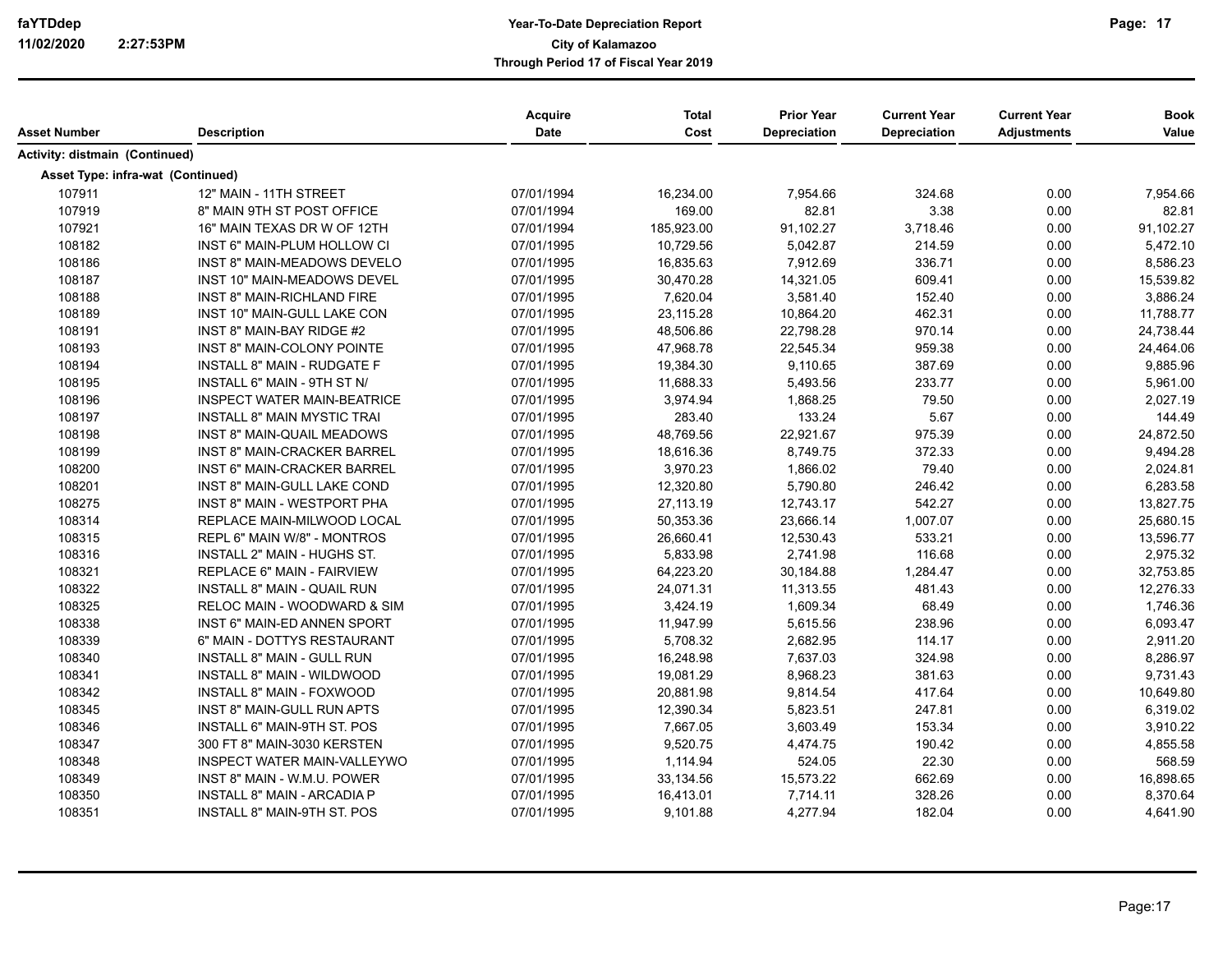| Asset Number | Description | Acquire Date | Total Cost | Prior Year Depreciation | Current Year Depreciation | Current Year Adjustments | Book Value |
|---|---|---|---|---|---|---|---|
| **Activity: distmain (Continued)** | | | | | | | |
| **Asset Type: infra-wat (Continued)** | | | | | | | |
| 107911 | 12" MAIN - 11TH STREET | 07/01/1994 | 16,234.00 | 7,954.66 | 324.68 | 0.00 | 7,954.66 |
| 107919 | 8" MAIN 9TH ST POST OFFICE | 07/01/1994 | 169.00 | 82.81 | 3.38 | 0.00 | 82.81 |
| 107921 | 16" MAIN TEXAS DR W OF 12TH | 07/01/1994 | 185,923.00 | 91,102.27 | 3,718.46 | 0.00 | 91,102.27 |
| 108182 | INST 6" MAIN-PLUM HOLLOW CI | 07/01/1995 | 10,729.56 | 5,042.87 | 214.59 | 0.00 | 5,472.10 |
| 108186 | INST 8" MAIN-MEADOWS DEVELO | 07/01/1995 | 16,835.63 | 7,912.69 | 336.71 | 0.00 | 8,586.23 |
| 108187 | INST 10" MAIN-MEADOWS DEVEL | 07/01/1995 | 30,470.28 | 14,321.05 | 609.41 | 0.00 | 15,539.82 |
| 108188 | INST 8" MAIN-RICHLAND FIRE | 07/01/1995 | 7,620.04 | 3,581.40 | 152.40 | 0.00 | 3,886.24 |
| 108189 | INST 10" MAIN-GULL LAKE CON | 07/01/1995 | 23,115.28 | 10,864.20 | 462.31 | 0.00 | 11,788.77 |
| 108191 | INST 8" MAIN-BAY RIDGE #2 | 07/01/1995 | 48,506.86 | 22,798.28 | 970.14 | 0.00 | 24,738.44 |
| 108193 | INST 8" MAIN-COLONY POINTE | 07/01/1995 | 47,968.78 | 22,545.34 | 959.38 | 0.00 | 24,464.06 |
| 108194 | INSTALL 8" MAIN - RUDGATE F | 07/01/1995 | 19,384.30 | 9,110.65 | 387.69 | 0.00 | 9,885.96 |
| 108195 | INSTALL 6" MAIN - 9TH ST N/ | 07/01/1995 | 11,688.33 | 5,493.56 | 233.77 | 0.00 | 5,961.00 |
| 108196 | INSPECT WATER MAIN-BEATRICE | 07/01/1995 | 3,974.94 | 1,868.25 | 79.50 | 0.00 | 2,027.19 |
| 108197 | INSTALL 8" MAIN MYSTIC TRAI | 07/01/1995 | 283.40 | 133.24 | 5.67 | 0.00 | 144.49 |
| 108198 | INST 8" MAIN-QUAIL MEADOWS | 07/01/1995 | 48,769.56 | 22,921.67 | 975.39 | 0.00 | 24,872.50 |
| 108199 | INST 8" MAIN-CRACKER BARREL | 07/01/1995 | 18,616.36 | 8,749.75 | 372.33 | 0.00 | 9,494.28 |
| 108200 | INST 6" MAIN-CRACKER BARREL | 07/01/1995 | 3,970.23 | 1,866.02 | 79.40 | 0.00 | 2,024.81 |
| 108201 | INST 8" MAIN-GULL LAKE COND | 07/01/1995 | 12,320.80 | 5,790.80 | 246.42 | 0.00 | 6,283.58 |
| 108275 | INST 8" MAIN - WESTPORT PHA | 07/01/1995 | 27,113.19 | 12,743.17 | 542.27 | 0.00 | 13,827.75 |
| 108314 | REPLACE MAIN-MILWOOD LOCAL | 07/01/1995 | 50,353.36 | 23,666.14 | 1,007.07 | 0.00 | 25,680.15 |
| 108315 | REPL 6" MAIN W/8" - MONTROS | 07/01/1995 | 26,660.41 | 12,530.43 | 533.21 | 0.00 | 13,596.77 |
| 108316 | INSTALL 2" MAIN - HUGHS ST. | 07/01/1995 | 5,833.98 | 2,741.98 | 116.68 | 0.00 | 2,975.32 |
| 108321 | REPLACE 6" MAIN - FAIRVIEW | 07/01/1995 | 64,223.20 | 30,184.88 | 1,284.47 | 0.00 | 32,753.85 |
| 108322 | INSTALL 8" MAIN - QUAIL RUN | 07/01/1995 | 24,071.31 | 11,313.55 | 481.43 | 0.00 | 12,276.33 |
| 108325 | RELOC MAIN - WOODWARD & SIM | 07/01/1995 | 3,424.19 | 1,609.34 | 68.49 | 0.00 | 1,746.36 |
| 108338 | INST 6" MAIN-ED ANNEN SPORT | 07/01/1995 | 11,947.99 | 5,615.56 | 238.96 | 0.00 | 6,093.47 |
| 108339 | 6" MAIN - DOTTYS RESTAURANT | 07/01/1995 | 5,708.32 | 2,682.95 | 114.17 | 0.00 | 2,911.20 |
| 108340 | INSTALL 8" MAIN - GULL RUN | 07/01/1995 | 16,248.98 | 7,637.03 | 324.98 | 0.00 | 8,286.97 |
| 108341 | INSTALL 8" MAIN - WILDWOOD | 07/01/1995 | 19,081.29 | 8,968.23 | 381.63 | 0.00 | 9,731.43 |
| 108342 | INSTALL 8" MAIN - FOXWOOD | 07/01/1995 | 20,881.98 | 9,814.54 | 417.64 | 0.00 | 10,649.80 |
| 108345 | INST 8" MAIN-GULL RUN APTS | 07/01/1995 | 12,390.34 | 5,823.51 | 247.81 | 0.00 | 6,319.02 |
| 108346 | INSTALL 6" MAIN-9TH ST. POS | 07/01/1995 | 7,667.05 | 3,603.49 | 153.34 | 0.00 | 3,910.22 |
| 108347 | 300 FT 8" MAIN-3030 KERSTEN | 07/01/1995 | 9,520.75 | 4,474.75 | 190.42 | 0.00 | 4,855.58 |
| 108348 | INSPECT WATER MAIN-VALLEYWO | 07/01/1995 | 1,114.94 | 524.05 | 22.30 | 0.00 | 568.59 |
| 108349 | INST 8" MAIN - W.M.U. POWER | 07/01/1995 | 33,134.56 | 15,573.22 | 662.69 | 0.00 | 16,898.65 |
| 108350 | INSTALL 8" MAIN - ARCADIA P | 07/01/1995 | 16,413.01 | 7,714.11 | 328.26 | 0.00 | 8,370.64 |
| 108351 | INSTALL 8" MAIN-9TH ST. POS | 07/01/1995 | 9,101.88 | 4,277.94 | 182.04 | 0.00 | 4,641.90 |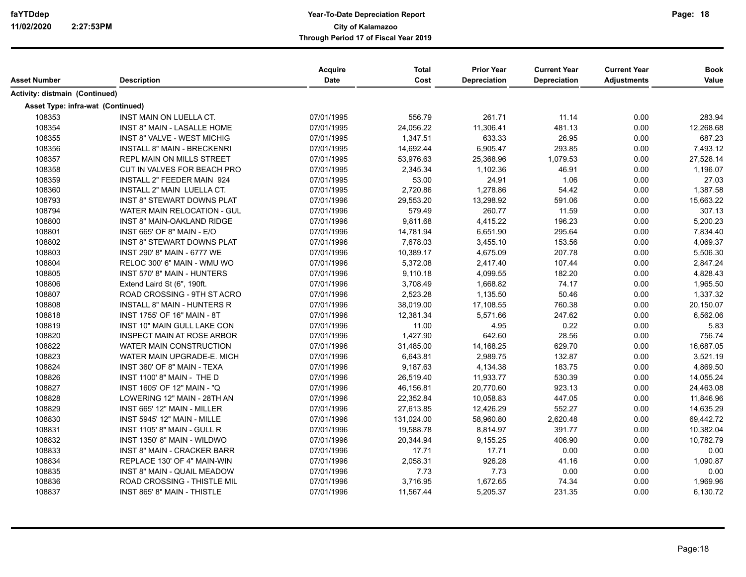| Asset Number | Description | Acquire Date | Total Cost | Prior Year Depreciation | Current Year Depreciation | Current Year Adjustments | Book Value |
|---|---|---|---|---|---|---|---|
| **Activity: distmain (Continued)** | | | | | | | |
| **Asset Type: infra-wat (Continued)** | | | | | | | |
| 108353 | INST MAIN ON LUELLA CT. | 07/01/1995 | 556.79 | 261.71 | 11.14 | 0.00 | 283.94 |
| 108354 | INST 8" MAIN - LASALLE HOME | 07/01/1995 | 24,056.22 | 11,306.41 | 481.13 | 0.00 | 12,268.68 |
| 108355 | INST 8" VALVE - WEST MICHIG | 07/01/1995 | 1,347.51 | 633.33 | 26.95 | 0.00 | 687.23 |
| 108356 | INSTALL 8" MAIN - BRECKENRI | 07/01/1995 | 14,692.44 | 6,905.47 | 293.85 | 0.00 | 7,493.12 |
| 108357 | REPL MAIN ON MILLS STREET | 07/01/1995 | 53,976.63 | 25,368.96 | 1,079.53 | 0.00 | 27,528.14 |
| 108358 | CUT IN VALVES FOR BEACH PRO | 07/01/1995 | 2,345.34 | 1,102.36 | 46.91 | 0.00 | 1,196.07 |
| 108359 | INSTALL 2" FEEDER MAIN 924 | 07/01/1995 | 53.00 | 24.91 | 1.06 | 0.00 | 27.03 |
| 108360 | INSTALL 2" MAIN LUELLA CT. | 07/01/1995 | 2,720.86 | 1,278.86 | 54.42 | 0.00 | 1,387.58 |
| 108793 | INST 8" STEWART DOWNS PLAT | 07/01/1996 | 29,553.20 | 13,298.92 | 591.06 | 0.00 | 15,663.22 |
| 108794 | WATER MAIN RELOCATION - GUL | 07/01/1996 | 579.49 | 260.77 | 11.59 | 0.00 | 307.13 |
| 108800 | INST 8" MAIN-OAKLAND RIDGE | 07/01/1996 | 9,811.68 | 4,415.22 | 196.23 | 0.00 | 5,200.23 |
| 108801 | INST 665' OF 8" MAIN - E/O | 07/01/1996 | 14,781.94 | 6,651.90 | 295.64 | 0.00 | 7,834.40 |
| 108802 | INST 8" STEWART DOWNS PLAT | 07/01/1996 | 7,678.03 | 3,455.10 | 153.56 | 0.00 | 4,069.37 |
| 108803 | INST 290' 8" MAIN - 6777 WE | 07/01/1996 | 10,389.17 | 4,675.09 | 207.78 | 0.00 | 5,506.30 |
| 108804 | RELOC 300' 6" MAIN - WMU WO | 07/01/1996 | 5,372.08 | 2,417.40 | 107.44 | 0.00 | 2,847.24 |
| 108805 | INST 570' 8" MAIN - HUNTERS | 07/01/1996 | 9,110.18 | 4,099.55 | 182.20 | 0.00 | 4,828.43 |
| 108806 | Extend Laird St (6", 190ft. | 07/01/1996 | 3,708.49 | 1,668.82 | 74.17 | 0.00 | 1,965.50 |
| 108807 | ROAD CROSSING - 9TH ST ACRO | 07/01/1996 | 2,523.28 | 1,135.50 | 50.46 | 0.00 | 1,337.32 |
| 108808 | INSTALL 8" MAIN - HUNTERS R | 07/01/1996 | 38,019.00 | 17,108.55 | 760.38 | 0.00 | 20,150.07 |
| 108818 | INST 1755' OF 16" MAIN - 8T | 07/01/1996 | 12,381.34 | 5,571.66 | 247.62 | 0.00 | 6,562.06 |
| 108819 | INST 10" MAIN GULL LAKE CON | 07/01/1996 | 11.00 | 4.95 | 0.22 | 0.00 | 5.83 |
| 108820 | INSPECT MAIN AT ROSE ARBOR | 07/01/1996 | 1,427.90 | 642.60 | 28.56 | 0.00 | 756.74 |
| 108822 | WATER MAIN CONSTRUCTION | 07/01/1996 | 31,485.00 | 14,168.25 | 629.70 | 0.00 | 16,687.05 |
| 108823 | WATER MAIN UPGRADE-E. MICH | 07/01/1996 | 6,643.81 | 2,989.75 | 132.87 | 0.00 | 3,521.19 |
| 108824 | INST 360' OF 8" MAIN - TEXA | 07/01/1996 | 9,187.63 | 4,134.38 | 183.75 | 0.00 | 4,869.50 |
| 108826 | INST 1100' 8" MAIN - THE D | 07/01/1996 | 26,519.40 | 11,933.77 | 530.39 | 0.00 | 14,055.24 |
| 108827 | INST 1605' OF 12" MAIN - "Q | 07/01/1996 | 46,156.81 | 20,770.60 | 923.13 | 0.00 | 24,463.08 |
| 108828 | LOWERING 12" MAIN - 28TH AN | 07/01/1996 | 22,352.84 | 10,058.83 | 447.05 | 0.00 | 11,846.96 |
| 108829 | INST 665' 12" MAIN - MILLER | 07/01/1996 | 27,613.85 | 12,426.29 | 552.27 | 0.00 | 14,635.29 |
| 108830 | INST 5945' 12" MAIN - MILLE | 07/01/1996 | 131,024.00 | 58,960.80 | 2,620.48 | 0.00 | 69,442.72 |
| 108831 | INST 1105' 8" MAIN - GULL R | 07/01/1996 | 19,588.78 | 8,814.97 | 391.77 | 0.00 | 10,382.04 |
| 108832 | INST 1350' 8" MAIN - WILDWO | 07/01/1996 | 20,344.94 | 9,155.25 | 406.90 | 0.00 | 10,782.79 |
| 108833 | INST 8" MAIN - CRACKER BARR | 07/01/1996 | 17.71 | 17.71 | 0.00 | 0.00 | 0.00 |
| 108834 | REPLACE 130' OF 4" MAIN-WIN | 07/01/1996 | 2,058.31 | 926.28 | 41.16 | 0.00 | 1,090.87 |
| 108835 | INST 8" MAIN - QUAIL MEADOW | 07/01/1996 | 7.73 | 7.73 | 0.00 | 0.00 | 0.00 |
| 108836 | ROAD CROSSING - THISTLE MIL | 07/01/1996 | 3,716.95 | 1,672.65 | 74.34 | 0.00 | 1,969.96 |
| 108837 | INST 865' 8" MAIN - THISTLE | 07/01/1996 | 11,567.44 | 5,205.37 | 231.35 | 0.00 | 6,130.72 |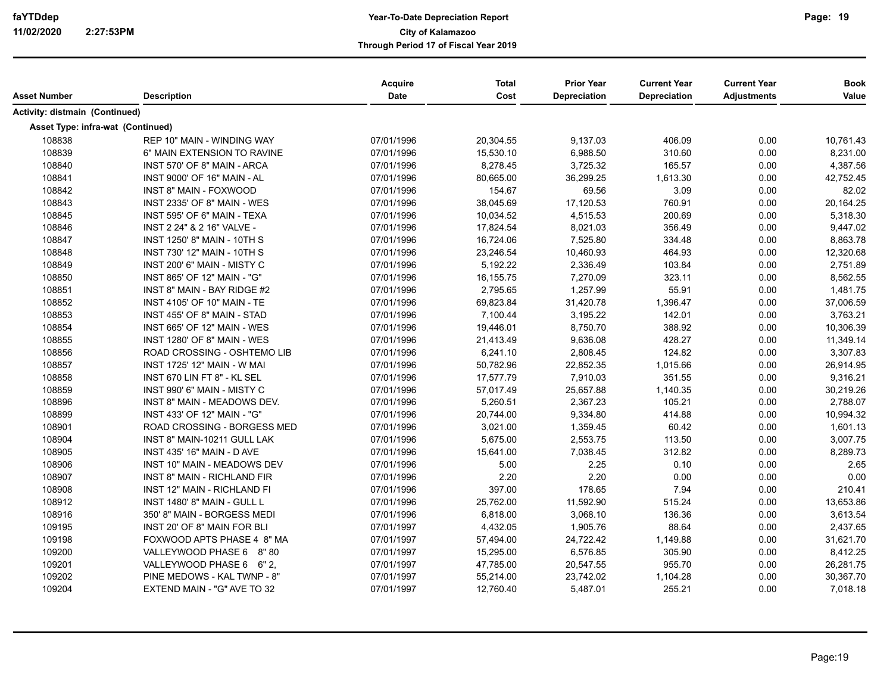**Year-To-Date Depreciation Report**
**City of Kalamazoo**
**Through Period 17 of Fiscal Year 2019**

| Asset Number | Description | Acquire Date | Total Cost | Prior Year Depreciation | Current Year Depreciation | Current Year Adjustments | Book Value |
|---|---|---|---|---|---|---|---|
| **Activity: distmain (Continued)** | | | | | | | |
| **Asset Type: infra-wat (Continued)** | | | | | | | |
| 108838 | REP 10" MAIN - WINDING WAY | 07/01/1996 | 20,304.55 | 9,137.03 | 406.09 | 0.00 | 10,761.43 |
| 108839 | 6" MAIN EXTENSION TO RAVINE | 07/01/1996 | 15,530.10 | 6,988.50 | 310.60 | 0.00 | 8,231.00 |
| 108840 | INST 570' OF 8" MAIN - ARCA | 07/01/1996 | 8,278.45 | 3,725.32 | 165.57 | 0.00 | 4,387.56 |
| 108841 | INST 9000' OF 16" MAIN - AL | 07/01/1996 | 80,665.00 | 36,299.25 | 1,613.30 | 0.00 | 42,752.45 |
| 108842 | INST 8" MAIN - FOXWOOD | 07/01/1996 | 154.67 | 69.56 | 3.09 | 0.00 | 82.02 |
| 108843 | INST 2335' OF 8" MAIN - WES | 07/01/1996 | 38,045.69 | 17,120.53 | 760.91 | 0.00 | 20,164.25 |
| 108845 | INST 595' OF 6" MAIN - TEXA | 07/01/1996 | 10,034.52 | 4,515.53 | 200.69 | 0.00 | 5,318.30 |
| 108846 | INST 2 24" & 2 16" VALVE - | 07/01/1996 | 17,824.54 | 8,021.03 | 356.49 | 0.00 | 9,447.02 |
| 108847 | INST 1250' 8" MAIN - 10TH S | 07/01/1996 | 16,724.06 | 7,525.80 | 334.48 | 0.00 | 8,863.78 |
| 108848 | INST 730' 12" MAIN - 10TH S | 07/01/1996 | 23,246.54 | 10,460.93 | 464.93 | 0.00 | 12,320.68 |
| 108849 | INST 200' 6" MAIN - MISTY C | 07/01/1996 | 5,192.22 | 2,336.49 | 103.84 | 0.00 | 2,751.89 |
| 108850 | INST 865' OF 12" MAIN - "G" | 07/01/1996 | 16,155.75 | 7,270.09 | 323.11 | 0.00 | 8,562.55 |
| 108851 | INST 8" MAIN - BAY RIDGE #2 | 07/01/1996 | 2,795.65 | 1,257.99 | 55.91 | 0.00 | 1,481.75 |
| 108852 | INST 4105' OF 10" MAIN - TE | 07/01/1996 | 69,823.84 | 31,420.78 | 1,396.47 | 0.00 | 37,006.59 |
| 108853 | INST 455' OF 8" MAIN - STAD | 07/01/1996 | 7,100.44 | 3,195.22 | 142.01 | 0.00 | 3,763.21 |
| 108854 | INST 665' OF 12" MAIN - WES | 07/01/1996 | 19,446.01 | 8,750.70 | 388.92 | 0.00 | 10,306.39 |
| 108855 | INST 1280' OF 8" MAIN - WES | 07/01/1996 | 21,413.49 | 9,636.08 | 428.27 | 0.00 | 11,349.14 |
| 108856 | ROAD CROSSING - OSHTEMO LIB | 07/01/1996 | 6,241.10 | 2,808.45 | 124.82 | 0.00 | 3,307.83 |
| 108857 | INST 1725' 12" MAIN - W MAI | 07/01/1996 | 50,782.96 | 22,852.35 | 1,015.66 | 0.00 | 26,914.95 |
| 108858 | INST 670 LIN FT 8" - KL SEL | 07/01/1996 | 17,577.79 | 7,910.03 | 351.55 | 0.00 | 9,316.21 |
| 108859 | INST 990' 6" MAIN - MISTY C | 07/01/1996 | 57,017.49 | 25,657.88 | 1,140.35 | 0.00 | 30,219.26 |
| 108896 | INST 8" MAIN - MEADOWS DEV. | 07/01/1996 | 5,260.51 | 2,367.23 | 105.21 | 0.00 | 2,788.07 |
| 108899 | INST 433' OF 12" MAIN - "G" | 07/01/1996 | 20,744.00 | 9,334.80 | 414.88 | 0.00 | 10,994.32 |
| 108901 | ROAD CROSSING - BORGESS MED | 07/01/1996 | 3,021.00 | 1,359.45 | 60.42 | 0.00 | 1,601.13 |
| 108904 | INST 8" MAIN-10211 GULL LAK | 07/01/1996 | 5,675.00 | 2,553.75 | 113.50 | 0.00 | 3,007.75 |
| 108905 | INST 435' 16" MAIN - D AVE | 07/01/1996 | 15,641.00 | 7,038.45 | 312.82 | 0.00 | 8,289.73 |
| 108906 | INST 10" MAIN - MEADOWS DEV | 07/01/1996 | 5.00 | 2.25 | 0.10 | 0.00 | 2.65 |
| 108907 | INST 8" MAIN - RICHLAND FIR | 07/01/1996 | 2.20 | 2.20 | 0.00 | 0.00 | 0.00 |
| 108908 | INST 12" MAIN - RICHLAND FI | 07/01/1996 | 397.00 | 178.65 | 7.94 | 0.00 | 210.41 |
| 108912 | INST 1480' 8" MAIN - GULL L | 07/01/1996 | 25,762.00 | 11,592.90 | 515.24 | 0.00 | 13,653.86 |
| 108916 | 350' 8" MAIN - BORGESS MEDI | 07/01/1996 | 6,818.00 | 3,068.10 | 136.36 | 0.00 | 3,613.54 |
| 109195 | INST 20' OF 8" MAIN FOR BLI | 07/01/1997 | 4,432.05 | 1,905.76 | 88.64 | 0.00 | 2,437.65 |
| 109198 | FOXWOOD APTS PHASE 4 8" MA | 07/01/1997 | 57,494.00 | 24,722.42 | 1,149.88 | 0.00 | 31,621.70 |
| 109200 | VALLEYWOOD PHASE 6 8" 80 | 07/01/1997 | 15,295.00 | 6,576.85 | 305.90 | 0.00 | 8,412.25 |
| 109201 | VALLEYWOOD PHASE 6 6" 2, | 07/01/1997 | 47,785.00 | 20,547.55 | 955.70 | 0.00 | 26,281.75 |
| 109202 | PINE MEDOWS - KAL TWNP - 8" | 07/01/1997 | 55,214.00 | 23,742.02 | 1,104.28 | 0.00 | 30,367.70 |
| 109204 | EXTEND MAIN - "G" AVE TO 32 | 07/01/1997 | 12,760.40 | 5,487.01 | 255.21 | 0.00 | 7,018.18 |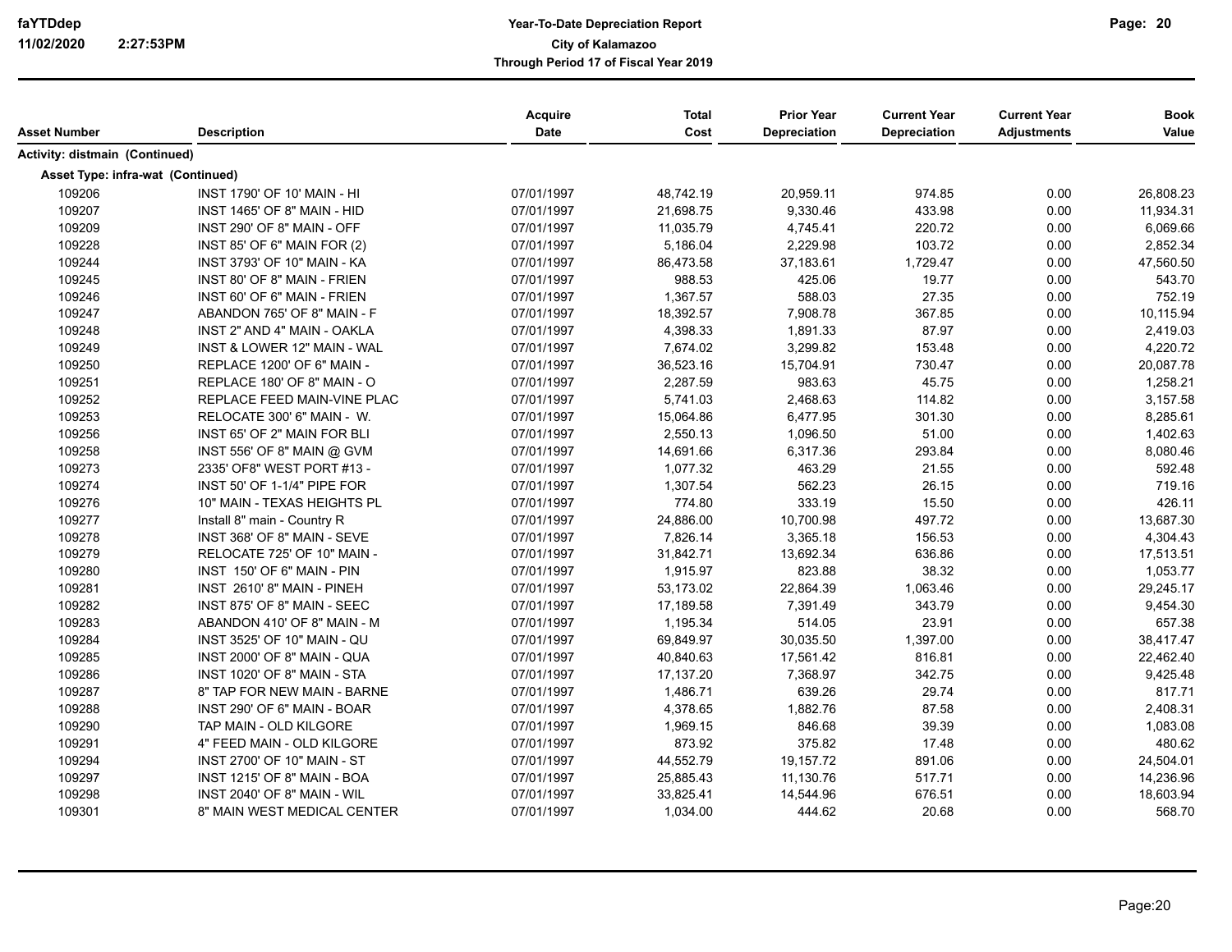# Year-To-Date Depreciation Report

**City of Kalamazoo**

**Through Period 17 of Fiscal Year 2019**

faYTDdep
11/02/2020 2:27:53PM

| Asset Number | Description | Acquire Date | Total Cost | Prior Year Depreciation | Current Year Depreciation | Current Year Adjustments | Book Value |
|---|---|---|---|---|---|---|---|
| **Activity: distmain (Continued)** | | | | | | | |
| **Asset Type: infra-wat (Continued)** | | | | | | | |
| 109206 | INST 1790' OF 10' MAIN - HI | 07/01/1997 | 48,742.19 | 20,959.11 | 974.85 | 0.00 | 26,808.23 |
| 109207 | INST 1465' OF 8" MAIN - HID | 07/01/1997 | 21,698.75 | 9,330.46 | 433.98 | 0.00 | 11,934.31 |
| 109209 | INST 290' OF 8" MAIN - OFF | 07/01/1997 | 11,035.79 | 4,745.41 | 220.72 | 0.00 | 6,069.66 |
| 109228 | INST 85' OF 6" MAIN FOR (2) | 07/01/1997 | 5,186.04 | 2,229.98 | 103.72 | 0.00 | 2,852.34 |
| 109244 | INST 3793' OF 10" MAIN - KA | 07/01/1997 | 86,473.58 | 37,183.61 | 1,729.47 | 0.00 | 47,560.50 |
| 109245 | INST 80' OF 8" MAIN - FRIEN | 07/01/1997 | 988.53 | 425.06 | 19.77 | 0.00 | 543.70 |
| 109246 | INST 60' OF 6" MAIN - FRIEN | 07/01/1997 | 1,367.57 | 588.03 | 27.35 | 0.00 | 752.19 |
| 109247 | ABANDON 765' OF 8" MAIN - F | 07/01/1997 | 18,392.57 | 7,908.78 | 367.85 | 0.00 | 10,115.94 |
| 109248 | INST 2" AND 4" MAIN - OAKLA | 07/01/1997 | 4,398.33 | 1,891.33 | 87.97 | 0.00 | 2,419.03 |
| 109249 | INST & LOWER 12" MAIN - WAL | 07/01/1997 | 7,674.02 | 3,299.82 | 153.48 | 0.00 | 4,220.72 |
| 109250 | REPLACE 1200' OF 6" MAIN - | 07/01/1997 | 36,523.16 | 15,704.91 | 730.47 | 0.00 | 20,087.78 |
| 109251 | REPLACE 180' OF 8" MAIN - O | 07/01/1997 | 2,287.59 | 983.63 | 45.75 | 0.00 | 1,258.21 |
| 109252 | REPLACE FEED MAIN-VINE PLAC | 07/01/1997 | 5,741.03 | 2,468.63 | 114.82 | 0.00 | 3,157.58 |
| 109253 | RELOCATE 300' 6" MAIN - W. | 07/01/1997 | 15,064.86 | 6,477.95 | 301.30 | 0.00 | 8,285.61 |
| 109256 | INST 65' OF 2" MAIN FOR BLI | 07/01/1997 | 2,550.13 | 1,096.50 | 51.00 | 0.00 | 1,402.63 |
| 109258 | INST 556' OF 8" MAIN @ GVM | 07/01/1997 | 14,691.66 | 6,317.36 | 293.84 | 0.00 | 8,080.46 |
| 109273 | 2335' OF8" WEST PORT #13 - | 07/01/1997 | 1,077.32 | 463.29 | 21.55 | 0.00 | 592.48 |
| 109274 | INST 50' OF 1-1/4" PIPE FOR | 07/01/1997 | 1,307.54 | 562.23 | 26.15 | 0.00 | 719.16 |
| 109276 | 10" MAIN - TEXAS HEIGHTS PL | 07/01/1997 | 774.80 | 333.19 | 15.50 | 0.00 | 426.11 |
| 109277 | Install 8" main - Country R | 07/01/1997 | 24,886.00 | 10,700.98 | 497.72 | 0.00 | 13,687.30 |
| 109278 | INST 368' OF 8" MAIN - SEVE | 07/01/1997 | 7,826.14 | 3,365.18 | 156.53 | 0.00 | 4,304.43 |
| 109279 | RELOCATE 725' OF 10" MAIN - | 07/01/1997 | 31,842.71 | 13,692.34 | 636.86 | 0.00 | 17,513.51 |
| 109280 | INST 150' OF 6" MAIN - PIN | 07/01/1997 | 1,915.97 | 823.88 | 38.32 | 0.00 | 1,053.77 |
| 109281 | INST 2610' 8" MAIN - PINEH | 07/01/1997 | 53,173.02 | 22,864.39 | 1,063.46 | 0.00 | 29,245.17 |
| 109282 | INST 875' OF 8" MAIN - SEEC | 07/01/1997 | 17,189.58 | 7,391.49 | 343.79 | 0.00 | 9,454.30 |
| 109283 | ABANDON 410' OF 8" MAIN - M | 07/01/1997 | 1,195.34 | 514.05 | 23.91 | 0.00 | 657.38 |
| 109284 | INST 3525' OF 10" MAIN - QU | 07/01/1997 | 69,849.97 | 30,035.50 | 1,397.00 | 0.00 | 38,417.47 |
| 109285 | INST 2000' OF 8" MAIN - QUA | 07/01/1997 | 40,840.63 | 17,561.42 | 816.81 | 0.00 | 22,462.40 |
| 109286 | INST 1020' OF 8" MAIN - STA | 07/01/1997 | 17,137.20 | 7,368.97 | 342.75 | 0.00 | 9,425.48 |
| 109287 | 8" TAP FOR NEW MAIN - BARNE | 07/01/1997 | 1,486.71 | 639.26 | 29.74 | 0.00 | 817.71 |
| 109288 | INST 290' OF 6" MAIN - BOAR | 07/01/1997 | 4,378.65 | 1,882.76 | 87.58 | 0.00 | 2,408.31 |
| 109290 | TAP MAIN - OLD KILGORE | 07/01/1997 | 1,969.15 | 846.68 | 39.39 | 0.00 | 1,083.08 |
| 109291 | 4" FEED MAIN - OLD KILGORE | 07/01/1997 | 873.92 | 375.82 | 17.48 | 0.00 | 480.62 |
| 109294 | INST 2700' OF 10" MAIN - ST | 07/01/1997 | 44,552.79 | 19,157.72 | 891.06 | 0.00 | 24,504.01 |
| 109297 | INST 1215' OF 8" MAIN - BOA | 07/01/1997 | 25,885.43 | 11,130.76 | 517.71 | 0.00 | 14,236.96 |
| 109298 | INST 2040' OF 8" MAIN - WIL | 07/01/1997 | 33,825.41 | 14,544.96 | 676.51 | 0.00 | 18,603.94 |
| 109301 | 8" MAIN WEST MEDICAL CENTER | 07/01/1997 | 1,034.00 | 444.62 | 20.68 | 0.00 | 568.70 |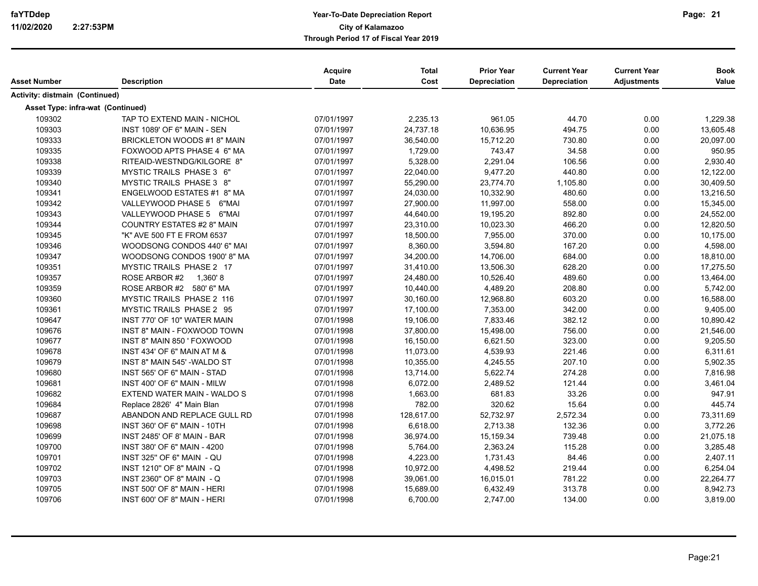| Asset Number | Description | Acquire Date | Total Cost | Prior Year Depreciation | Current Year Depreciation | Current Year Adjustments | Book Value |
|---|---|---|---|---|---|---|---|
| **Activity: distmain (Continued)** | | | | | | | |
| **Asset Type: infra-wat (Continued)** | | | | | | | |
| 109302 | TAP TO EXTEND MAIN - NICHOL | 07/01/1997 | 2,235.13 | 961.05 | 44.70 | 0.00 | 1,229.38 |
| 109303 | INST 1089' OF 6" MAIN - SEN | 07/01/1997 | 24,737.18 | 10,636.95 | 494.75 | 0.00 | 13,605.48 |
| 109333 | BRICKLETON WOODS #1 8" MAIN | 07/01/1997 | 36,540.00 | 15,712.20 | 730.80 | 0.00 | 20,097.00 |
| 109335 | FOXWOOD APTS PHASE 4 6" MA | 07/01/1997 | 1,729.00 | 743.47 | 34.58 | 0.00 | 950.95 |
| 109338 | RITEAID-WESTNDG/KILGORE 8" | 07/01/1997 | 5,328.00 | 2,291.04 | 106.56 | 0.00 | 2,930.40 |
| 109339 | MYSTIC TRAILS PHASE 3 6" | 07/01/1997 | 22,040.00 | 9,477.20 | 440.80 | 0.00 | 12,122.00 |
| 109340 | MYSTIC TRAILS PHASE 3 8" | 07/01/1997 | 55,290.00 | 23,774.70 | 1,105.80 | 0.00 | 30,409.50 |
| 109341 | ENGELWOOD ESTATES #1 8" MA | 07/01/1997 | 24,030.00 | 10,332.90 | 480.60 | 0.00 | 13,216.50 |
| 109342 | VALLEYWOOD PHASE 5 6"MAI | 07/01/1997 | 27,900.00 | 11,997.00 | 558.00 | 0.00 | 15,345.00 |
| 109343 | VALLEYWOOD PHASE 5 6"MAI | 07/01/1997 | 44,640.00 | 19,195.20 | 892.80 | 0.00 | 24,552.00 |
| 109344 | COUNTRY ESTATES #2 8" MAIN | 07/01/1997 | 23,310.00 | 10,023.30 | 466.20 | 0.00 | 12,820.50 |
| 109345 | "K" AVE 500 FT E FROM 6537 | 07/01/1997 | 18,500.00 | 7,955.00 | 370.00 | 0.00 | 10,175.00 |
| 109346 | WOODSONG CONDOS 440' 6" MAI | 07/01/1997 | 8,360.00 | 3,594.80 | 167.20 | 0.00 | 4,598.00 |
| 109347 | WOODSONG CONDOS 1900' 8" MA | 07/01/1997 | 34,200.00 | 14,706.00 | 684.00 | 0.00 | 18,810.00 |
| 109351 | MYSTIC TRAILS PHASE 2 17 | 07/01/1997 | 31,410.00 | 13,506.30 | 628.20 | 0.00 | 17,275.50 |
| 109357 | ROSE ARBOR #2 1,360' 8 | 07/01/1997 | 24,480.00 | 10,526.40 | 489.60 | 0.00 | 13,464.00 |
| 109359 | ROSE ARBOR #2 580' 6" MA | 07/01/1997 | 10,440.00 | 4,489.20 | 208.80 | 0.00 | 5,742.00 |
| 109360 | MYSTIC TRAILS PHASE 2 116 | 07/01/1997 | 30,160.00 | 12,968.80 | 603.20 | 0.00 | 16,588.00 |
| 109361 | MYSTIC TRAILS PHASE 2 95 | 07/01/1997 | 17,100.00 | 7,353.00 | 342.00 | 0.00 | 9,405.00 |
| 109647 | INST 770' OF 10" WATER MAIN | 07/01/1998 | 19,106.00 | 7,833.46 | 382.12 | 0.00 | 10,890.42 |
| 109676 | INST 8" MAIN - FOXWOOD TOWN | 07/01/1998 | 37,800.00 | 15,498.00 | 756.00 | 0.00 | 21,546.00 |
| 109677 | INST 8" MAIN 850 ' FOXWOOD | 07/01/1998 | 16,150.00 | 6,621.50 | 323.00 | 0.00 | 9,205.50 |
| 109678 | INST 434' OF 6" MAIN AT M & | 07/01/1998 | 11,073.00 | 4,539.93 | 221.46 | 0.00 | 6,311.61 |
| 109679 | INST 8" MAIN 545' -WALDO ST | 07/01/1998 | 10,355.00 | 4,245.55 | 207.10 | 0.00 | 5,902.35 |
| 109680 | INST 565' OF 6" MAIN - STAD | 07/01/1998 | 13,714.00 | 5,622.74 | 274.28 | 0.00 | 7,816.98 |
| 109681 | INST 400' OF 6" MAIN - MILW | 07/01/1998 | 6,072.00 | 2,489.52 | 121.44 | 0.00 | 3,461.04 |
| 109682 | EXTEND WATER MAIN - WALDO S | 07/01/1998 | 1,663.00 | 681.83 | 33.26 | 0.00 | 947.91 |
| 109684 | Replace 2826' 4" Main Blan | 07/01/1998 | 782.00 | 320.62 | 15.64 | 0.00 | 445.74 |
| 109687 | ABANDON AND REPLACE GULL RD | 07/01/1998 | 128,617.00 | 52,732.97 | 2,572.34 | 0.00 | 73,311.69 |
| 109698 | INST 360' OF 6" MAIN - 10TH | 07/01/1998 | 6,618.00 | 2,713.38 | 132.36 | 0.00 | 3,772.26 |
| 109699 | INST 2485' OF 8' MAIN - BAR | 07/01/1998 | 36,974.00 | 15,159.34 | 739.48 | 0.00 | 21,075.18 |
| 109700 | INST 380' OF 6" MAIN - 4200 | 07/01/1998 | 5,764.00 | 2,363.24 | 115.28 | 0.00 | 3,285.48 |
| 109701 | INST 325" OF 6" MAIN - QU | 07/01/1998 | 4,223.00 | 1,731.43 | 84.46 | 0.00 | 2,407.11 |
| 109702 | INST 1210" OF 8" MAIN - Q | 07/01/1998 | 10,972.00 | 4,498.52 | 219.44 | 0.00 | 6,254.04 |
| 109703 | INST 2360" OF 8" MAIN - Q | 07/01/1998 | 39,061.00 | 16,015.01 | 781.22 | 0.00 | 22,264.77 |
| 109705 | INST 500' OF 8" MAIN - HERI | 07/01/1998 | 15,689.00 | 6,432.49 | 313.78 | 0.00 | 8,942.73 |
| 109706 | INST 600' OF 8" MAIN - HERI | 07/01/1998 | 6,700.00 | 2,747.00 | 134.00 | 0.00 | 3,819.00 |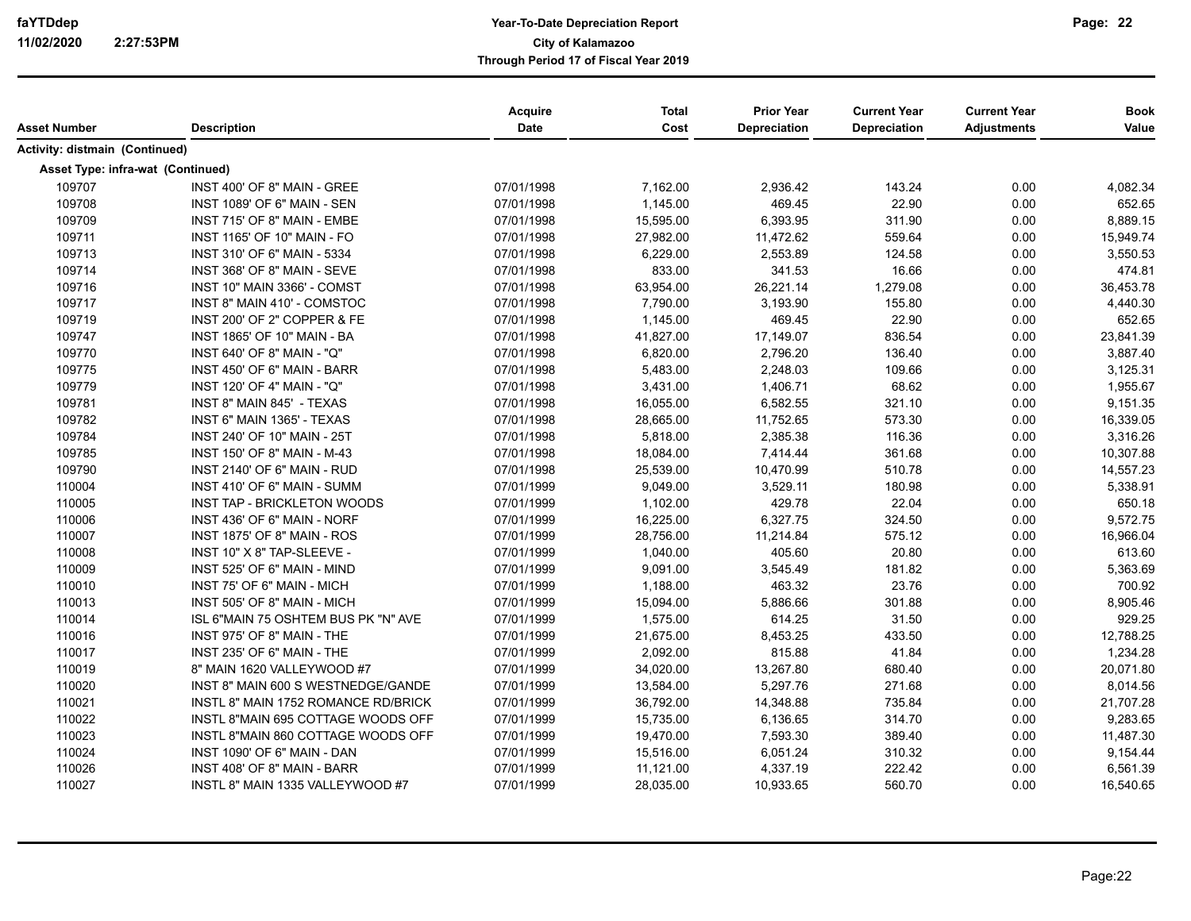**Year-To-Date Depreciation Report**
**City of Kalamazoo**
**Through Period 17 of Fiscal Year 2019**

| Asset Number | Description | Acquire Date | Total Cost | Prior Year Depreciation | Current Year Depreciation | Current Year Adjustments | Book Value |
|---|---|---|---|---|---|---|---|
| **Activity: distmain (Continued)** | | | | | | | |
| **Asset Type: infra-wat (Continued)** | | | | | | | |
| 109707 | INST 400' OF 8" MAIN - GREE | 07/01/1998 | 7,162.00 | 2,936.42 | 143.24 | 0.00 | 4,082.34 |
| 109708 | INST 1089' OF 6" MAIN - SEN | 07/01/1998 | 1,145.00 | 469.45 | 22.90 | 0.00 | 652.65 |
| 109709 | INST 715' OF 8" MAIN - EMBE | 07/01/1998 | 15,595.00 | 6,393.95 | 311.90 | 0.00 | 8,889.15 |
| 109711 | INST 1165' OF 10" MAIN - FO | 07/01/1998 | 27,982.00 | 11,472.62 | 559.64 | 0.00 | 15,949.74 |
| 109713 | INST 310' OF 6" MAIN - 5334 | 07/01/1998 | 6,229.00 | 2,553.89 | 124.58 | 0.00 | 3,550.53 |
| 109714 | INST 368' OF 8" MAIN - SEVE | 07/01/1998 | 833.00 | 341.53 | 16.66 | 0.00 | 474.81 |
| 109716 | INST 10" MAIN 3366' - COMST | 07/01/1998 | 63,954.00 | 26,221.14 | 1,279.08 | 0.00 | 36,453.78 |
| 109717 | INST 8" MAIN 410' - COMSTOC | 07/01/1998 | 7,790.00 | 3,193.90 | 155.80 | 0.00 | 4,440.30 |
| 109719 | INST 200' OF 2" COPPER & FE | 07/01/1998 | 1,145.00 | 469.45 | 22.90 | 0.00 | 652.65 |
| 109747 | INST 1865' OF 10" MAIN - BA | 07/01/1998 | 41,827.00 | 17,149.07 | 836.54 | 0.00 | 23,841.39 |
| 109770 | INST 640' OF 8" MAIN - "Q" | 07/01/1998 | 6,820.00 | 2,796.20 | 136.40 | 0.00 | 3,887.40 |
| 109775 | INST 450' OF 6" MAIN - BARR | 07/01/1998 | 5,483.00 | 2,248.03 | 109.66 | 0.00 | 3,125.31 |
| 109779 | INST 120' OF 4" MAIN - "Q" | 07/01/1998 | 3,431.00 | 1,406.71 | 68.62 | 0.00 | 1,955.67 |
| 109781 | INST 8" MAIN 845' - TEXAS | 07/01/1998 | 16,055.00 | 6,582.55 | 321.10 | 0.00 | 9,151.35 |
| 109782 | INST 6" MAIN 1365' - TEXAS | 07/01/1998 | 28,665.00 | 11,752.65 | 573.30 | 0.00 | 16,339.05 |
| 109784 | INST 240' OF 10" MAIN - 25T | 07/01/1998 | 5,818.00 | 2,385.38 | 116.36 | 0.00 | 3,316.26 |
| 109785 | INST 150' OF 8" MAIN - M-43 | 07/01/1998 | 18,084.00 | 7,414.44 | 361.68 | 0.00 | 10,307.88 |
| 109790 | INST 2140' OF 6" MAIN - RUD | 07/01/1998 | 25,539.00 | 10,470.99 | 510.78 | 0.00 | 14,557.23 |
| 110004 | INST 410' OF 6" MAIN - SUMM | 07/01/1999 | 9,049.00 | 3,529.11 | 180.98 | 0.00 | 5,338.91 |
| 110005 | INST TAP - BRICKLETON WOODS | 07/01/1999 | 1,102.00 | 429.78 | 22.04 | 0.00 | 650.18 |
| 110006 | INST 436' OF 6" MAIN - NORF | 07/01/1999 | 16,225.00 | 6,327.75 | 324.50 | 0.00 | 9,572.75 |
| 110007 | INST 1875' OF 8" MAIN - ROS | 07/01/1999 | 28,756.00 | 11,214.84 | 575.12 | 0.00 | 16,966.04 |
| 110008 | INST 10" X 8" TAP-SLEEVE - | 07/01/1999 | 1,040.00 | 405.60 | 20.80 | 0.00 | 613.60 |
| 110009 | INST 525' OF 6" MAIN - MIND | 07/01/1999 | 9,091.00 | 3,545.49 | 181.82 | 0.00 | 5,363.69 |
| 110010 | INST 75' OF 6" MAIN - MICH | 07/01/1999 | 1,188.00 | 463.32 | 23.76 | 0.00 | 700.92 |
| 110013 | INST 505' OF 8" MAIN - MICH | 07/01/1999 | 15,094.00 | 5,886.66 | 301.88 | 0.00 | 8,905.46 |
| 110014 | ISL 6"MAIN 75 OSHTEM BUS PK "N" AVE | 07/01/1999 | 1,575.00 | 614.25 | 31.50 | 0.00 | 929.25 |
| 110016 | INST 975' OF 8" MAIN - THE | 07/01/1999 | 21,675.00 | 8,453.25 | 433.50 | 0.00 | 12,788.25 |
| 110017 | INST 235' OF 6" MAIN - THE | 07/01/1999 | 2,092.00 | 815.88 | 41.84 | 0.00 | 1,234.28 |
| 110019 | 8" MAIN 1620 VALLEYWOOD #7 | 07/01/1999 | 34,020.00 | 13,267.80 | 680.40 | 0.00 | 20,071.80 |
| 110020 | INST 8" MAIN 600 S WESTNEDGE/GANDE | 07/01/1999 | 13,584.00 | 5,297.76 | 271.68 | 0.00 | 8,014.56 |
| 110021 | INSTL 8" MAIN 1752 ROMANCE RD/BRICK | 07/01/1999 | 36,792.00 | 14,348.88 | 735.84 | 0.00 | 21,707.28 |
| 110022 | INSTL 8"MAIN 695 COTTAGE WOODS OFF | 07/01/1999 | 15,735.00 | 6,136.65 | 314.70 | 0.00 | 9,283.65 |
| 110023 | INSTL 8"MAIN 860 COTTAGE WOODS OFF | 07/01/1999 | 19,470.00 | 7,593.30 | 389.40 | 0.00 | 11,487.30 |
| 110024 | INST 1090' OF 6" MAIN - DAN | 07/01/1999 | 15,516.00 | 6,051.24 | 310.32 | 0.00 | 9,154.44 |
| 110026 | INST 408' OF 8" MAIN - BARR | 07/01/1999 | 11,121.00 | 4,337.19 | 222.42 | 0.00 | 6,561.39 |
| 110027 | INSTL 8" MAIN 1335 VALLEYWOOD #7 | 07/01/1999 | 28,035.00 | 10,933.65 | 560.70 | 0.00 | 16,540.65 |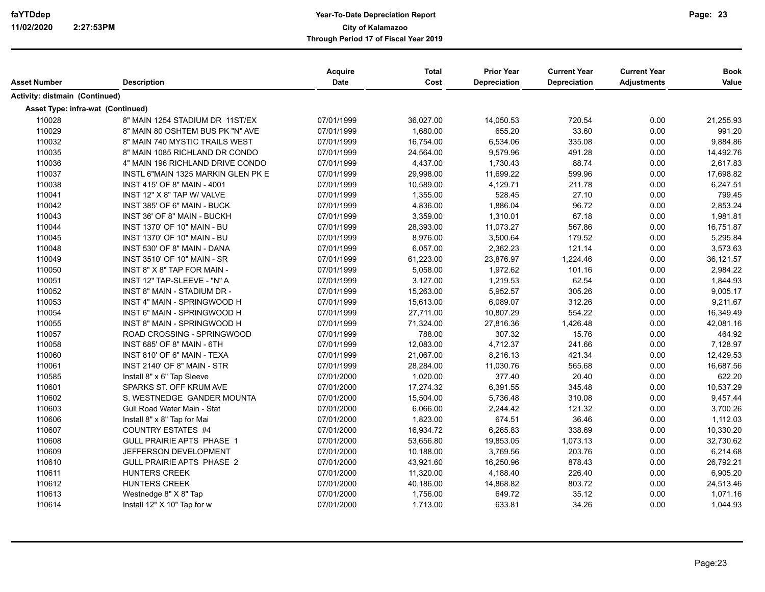| Asset Number | Description | Acquire Date | Total Cost | Prior Year Depreciation | Current Year Depreciation | Current Year Adjustments | Book Value |
|---|---|---|---|---|---|---|---|
| **Activity: distmain (Continued)** | | | | | | | |
| **Asset Type: infra-wat (Continued)** | | | | | | | |
| 110028 | 8" MAIN 1254 STADIUM DR 11ST/EX | 07/01/1999 | 36,027.00 | 14,050.53 | 720.54 | 0.00 | 21,255.93 |
| 110029 | 8" MAIN 80 OSHTEM BUS PK "N" AVE | 07/01/1999 | 1,680.00 | 655.20 | 33.60 | 0.00 | 991.20 |
| 110032 | 8" MAIN 740 MYSTIC TRAILS WEST | 07/01/1999 | 16,754.00 | 6,534.06 | 335.08 | 0.00 | 9,884.86 |
| 110035 | 8" MAIN 1085 RICHLAND DR CONDO | 07/01/1999 | 24,564.00 | 9,579.96 | 491.28 | 0.00 | 14,492.76 |
| 110036 | 4" MAIN 196 RICHLAND DRIVE CONDO | 07/01/1999 | 4,437.00 | 1,730.43 | 88.74 | 0.00 | 2,617.83 |
| 110037 | INSTL 6"MAIN 1325 MARKIN GLEN PK E | 07/01/1999 | 29,998.00 | 11,699.22 | 599.96 | 0.00 | 17,698.82 |
| 110038 | INST 415' OF 8" MAIN - 4001 | 07/01/1999 | 10,589.00 | 4,129.71 | 211.78 | 0.00 | 6,247.51 |
| 110041 | INST 12" X 8" TAP W/ VALVE | 07/01/1999 | 1,355.00 | 528.45 | 27.10 | 0.00 | 799.45 |
| 110042 | INST 385' OF 6" MAIN - BUCK | 07/01/1999 | 4,836.00 | 1,886.04 | 96.72 | 0.00 | 2,853.24 |
| 110043 | INST 36' OF 8" MAIN - BUCKH | 07/01/1999 | 3,359.00 | 1,310.01 | 67.18 | 0.00 | 1,981.81 |
| 110044 | INST 1370' OF 10" MAIN - BU | 07/01/1999 | 28,393.00 | 11,073.27 | 567.86 | 0.00 | 16,751.87 |
| 110045 | INST 1370' OF 10" MAIN - BU | 07/01/1999 | 8,976.00 | 3,500.64 | 179.52 | 0.00 | 5,295.84 |
| 110048 | INST 530' OF 8" MAIN - DANA | 07/01/1999 | 6,057.00 | 2,362.23 | 121.14 | 0.00 | 3,573.63 |
| 110049 | INST 3510' OF 10" MAIN - SR | 07/01/1999 | 61,223.00 | 23,876.97 | 1,224.46 | 0.00 | 36,121.57 |
| 110050 | INST 8" X 8" TAP FOR MAIN - | 07/01/1999 | 5,058.00 | 1,972.62 | 101.16 | 0.00 | 2,984.22 |
| 110051 | INST 12" TAP-SLEEVE - "N" A | 07/01/1999 | 3,127.00 | 1,219.53 | 62.54 | 0.00 | 1,844.93 |
| 110052 | INST 8" MAIN - STADIUM DR - | 07/01/1999 | 15,263.00 | 5,952.57 | 305.26 | 0.00 | 9,005.17 |
| 110053 | INST 4" MAIN - SPRINGWOOD H | 07/01/1999 | 15,613.00 | 6,089.07 | 312.26 | 0.00 | 9,211.67 |
| 110054 | INST 6" MAIN - SPRINGWOOD H | 07/01/1999 | 27,711.00 | 10,807.29 | 554.22 | 0.00 | 16,349.49 |
| 110055 | INST 8" MAIN - SPRINGWOOD H | 07/01/1999 | 71,324.00 | 27,816.36 | 1,426.48 | 0.00 | 42,081.16 |
| 110057 | ROAD CROSSING - SPRINGWOOD | 07/01/1999 | 788.00 | 307.32 | 15.76 | 0.00 | 464.92 |
| 110058 | INST 685' OF 8" MAIN - 6TH | 07/01/1999 | 12,083.00 | 4,712.37 | 241.66 | 0.00 | 7,128.97 |
| 110060 | INST 810' OF 6" MAIN - TEXA | 07/01/1999 | 21,067.00 | 8,216.13 | 421.34 | 0.00 | 12,429.53 |
| 110061 | INST 2140' OF 8" MAIN - STR | 07/01/1999 | 28,284.00 | 11,030.76 | 565.68 | 0.00 | 16,687.56 |
| 110585 | Install 8" x 6" Tap Sleeve | 07/01/2000 | 1,020.00 | 377.40 | 20.40 | 0.00 | 622.20 |
| 110601 | SPARKS ST. OFF KRUM AVE | 07/01/2000 | 17,274.32 | 6,391.55 | 345.48 | 0.00 | 10,537.29 |
| 110602 | S. WESTNEDGE GANDER MOUNTA | 07/01/2000 | 15,504.00 | 5,736.48 | 310.08 | 0.00 | 9,457.44 |
| 110603 | Gull Road Water Main - Stat | 07/01/2000 | 6,066.00 | 2,244.42 | 121.32 | 0.00 | 3,700.26 |
| 110606 | Install 8" x 8" Tap for Mai | 07/01/2000 | 1,823.00 | 674.51 | 36.46 | 0.00 | 1,112.03 |
| 110607 | COUNTRY ESTATES #4 | 07/01/2000 | 16,934.72 | 6,265.83 | 338.69 | 0.00 | 10,330.20 |
| 110608 | GULL PRAIRIE APTS PHASE 1 | 07/01/2000 | 53,656.80 | 19,853.05 | 1,073.13 | 0.00 | 32,730.62 |
| 110609 | JEFFERSON DEVELOPMENT | 07/01/2000 | 10,188.00 | 3,769.56 | 203.76 | 0.00 | 6,214.68 |
| 110610 | GULL PRAIRIE APTS PHASE 2 | 07/01/2000 | 43,921.60 | 16,250.96 | 878.43 | 0.00 | 26,792.21 |
| 110611 | HUNTERS CREEK | 07/01/2000 | 11,320.00 | 4,188.40 | 226.40 | 0.00 | 6,905.20 |
| 110612 | HUNTERS CREEK | 07/01/2000 | 40,186.00 | 14,868.82 | 803.72 | 0.00 | 24,513.46 |
| 110613 | Westnedge 8" X 8" Tap | 07/01/2000 | 1,756.00 | 649.72 | 35.12 | 0.00 | 1,071.16 |
| 110614 | Install 12" X 10" Tap for w | 07/01/2000 | 1,713.00 | 633.81 | 34.26 | 0.00 | 1,044.93 |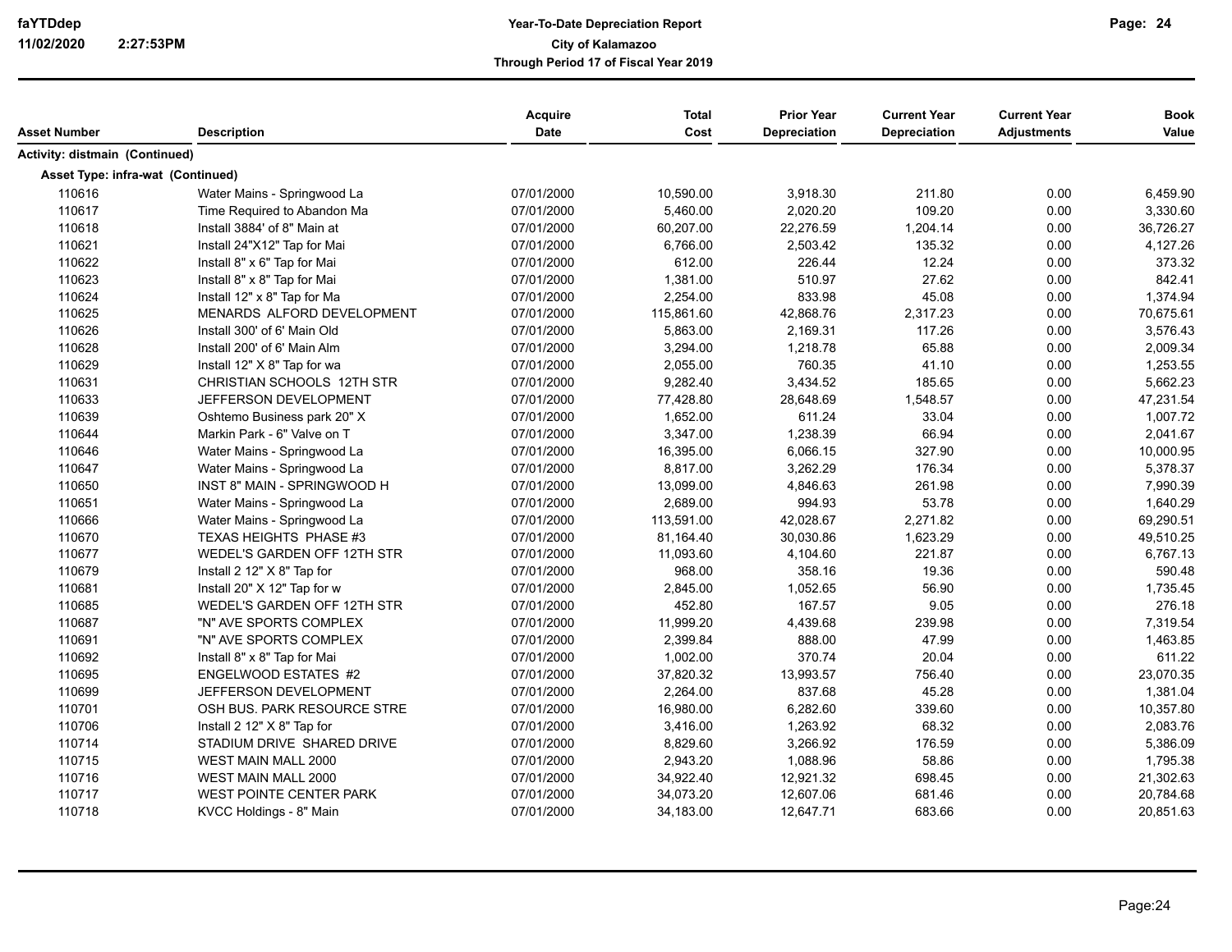| Asset Number | Description | Acquire Date | Total Cost | Prior Year Depreciation | Current Year Depreciation | Current Year Adjustments | Book Value |
|---|---|---|---|---|---|---|---|
| **Activity: distmain (Continued)** | | | | | | | |
| **Asset Type: infra-wat (Continued)** | | | | | | | |
| 110616 | Water Mains - Springwood La | 07/01/2000 | 10,590.00 | 3,918.30 | 211.80 | 0.00 | 6,459.90 |
| 110617 | Time Required to Abandon Ma | 07/01/2000 | 5,460.00 | 2,020.20 | 109.20 | 0.00 | 3,330.60 |
| 110618 | Install 3884' of 8" Main at | 07/01/2000 | 60,207.00 | 22,276.59 | 1,204.14 | 0.00 | 36,726.27 |
| 110621 | Install 24"X12" Tap for Mai | 07/01/2000 | 6,766.00 | 2,503.42 | 135.32 | 0.00 | 4,127.26 |
| 110622 | Install 8" x 6" Tap for Mai | 07/01/2000 | 612.00 | 226.44 | 12.24 | 0.00 | 373.32 |
| 110623 | Install 8" x 8" Tap for Mai | 07/01/2000 | 1,381.00 | 510.97 | 27.62 | 0.00 | 842.41 |
| 110624 | Install 12" x 8" Tap for Ma | 07/01/2000 | 2,254.00 | 833.98 | 45.08 | 0.00 | 1,374.94 |
| 110625 | MENARDS ALFORD DEVELOPMENT | 07/01/2000 | 115,861.60 | 42,868.76 | 2,317.23 | 0.00 | 70,675.61 |
| 110626 | Install 300' of 6' Main Old | 07/01/2000 | 5,863.00 | 2,169.31 | 117.26 | 0.00 | 3,576.43 |
| 110628 | Install 200' of 6' Main Alm | 07/01/2000 | 3,294.00 | 1,218.78 | 65.88 | 0.00 | 2,009.34 |
| 110629 | Install 12" X 8" Tap for wa | 07/01/2000 | 2,055.00 | 760.35 | 41.10 | 0.00 | 1,253.55 |
| 110631 | CHRISTIAN SCHOOLS 12TH STR | 07/01/2000 | 9,282.40 | 3,434.52 | 185.65 | 0.00 | 5,662.23 |
| 110633 | JEFFERSON DEVELOPMENT | 07/01/2000 | 77,428.80 | 28,648.69 | 1,548.57 | 0.00 | 47,231.54 |
| 110639 | Oshtemo Business park 20" X | 07/01/2000 | 1,652.00 | 611.24 | 33.04 | 0.00 | 1,007.72 |
| 110644 | Markin Park - 6" Valve on T | 07/01/2000 | 3,347.00 | 1,238.39 | 66.94 | 0.00 | 2,041.67 |
| 110646 | Water Mains - Springwood La | 07/01/2000 | 16,395.00 | 6,066.15 | 327.90 | 0.00 | 10,000.95 |
| 110647 | Water Mains - Springwood La | 07/01/2000 | 8,817.00 | 3,262.29 | 176.34 | 0.00 | 5,378.37 |
| 110650 | INST 8" MAIN - SPRINGWOOD H | 07/01/2000 | 13,099.00 | 4,846.63 | 261.98 | 0.00 | 7,990.39 |
| 110651 | Water Mains - Springwood La | 07/01/2000 | 2,689.00 | 994.93 | 53.78 | 0.00 | 1,640.29 |
| 110666 | Water Mains - Springwood La | 07/01/2000 | 113,591.00 | 42,028.67 | 2,271.82 | 0.00 | 69,290.51 |
| 110670 | TEXAS HEIGHTS PHASE #3 | 07/01/2000 | 81,164.40 | 30,030.86 | 1,623.29 | 0.00 | 49,510.25 |
| 110677 | WEDEL'S GARDEN OFF 12TH STR | 07/01/2000 | 11,093.60 | 4,104.60 | 221.87 | 0.00 | 6,767.13 |
| 110679 | Install 2 12" X 8" Tap for | 07/01/2000 | 968.00 | 358.16 | 19.36 | 0.00 | 590.48 |
| 110681 | Install 20" X 12" Tap for w | 07/01/2000 | 2,845.00 | 1,052.65 | 56.90 | 0.00 | 1,735.45 |
| 110685 | WEDEL'S GARDEN OFF 12TH STR | 07/01/2000 | 452.80 | 167.57 | 9.05 | 0.00 | 276.18 |
| 110687 | "N" AVE SPORTS COMPLEX | 07/01/2000 | 11,999.20 | 4,439.68 | 239.98 | 0.00 | 7,319.54 |
| 110691 | "N" AVE SPORTS COMPLEX | 07/01/2000 | 2,399.84 | 888.00 | 47.99 | 0.00 | 1,463.85 |
| 110692 | Install 8" x 8" Tap for Mai | 07/01/2000 | 1,002.00 | 370.74 | 20.04 | 0.00 | 611.22 |
| 110695 | ENGELWOOD ESTATES #2 | 07/01/2000 | 37,820.32 | 13,993.57 | 756.40 | 0.00 | 23,070.35 |
| 110699 | JEFFERSON DEVELOPMENT | 07/01/2000 | 2,264.00 | 837.68 | 45.28 | 0.00 | 1,381.04 |
| 110701 | OSH BUS. PARK RESOURCE STRE | 07/01/2000 | 16,980.00 | 6,282.60 | 339.60 | 0.00 | 10,357.80 |
| 110706 | Install 2 12" X 8" Tap for | 07/01/2000 | 3,416.00 | 1,263.92 | 68.32 | 0.00 | 2,083.76 |
| 110714 | STADIUM DRIVE SHARED DRIVE | 07/01/2000 | 8,829.60 | 3,266.92 | 176.59 | 0.00 | 5,386.09 |
| 110715 | WEST MAIN MALL 2000 | 07/01/2000 | 2,943.20 | 1,088.96 | 58.86 | 0.00 | 1,795.38 |
| 110716 | WEST MAIN MALL 2000 | 07/01/2000 | 34,922.40 | 12,921.32 | 698.45 | 0.00 | 21,302.63 |
| 110717 | WEST POINTE CENTER PARK | 07/01/2000 | 34,073.20 | 12,607.06 | 681.46 | 0.00 | 20,784.68 |
| 110718 | KVCC Holdings - 8" Main | 07/01/2000 | 34,183.00 | 12,647.71 | 683.66 | 0.00 | 20,851.63 |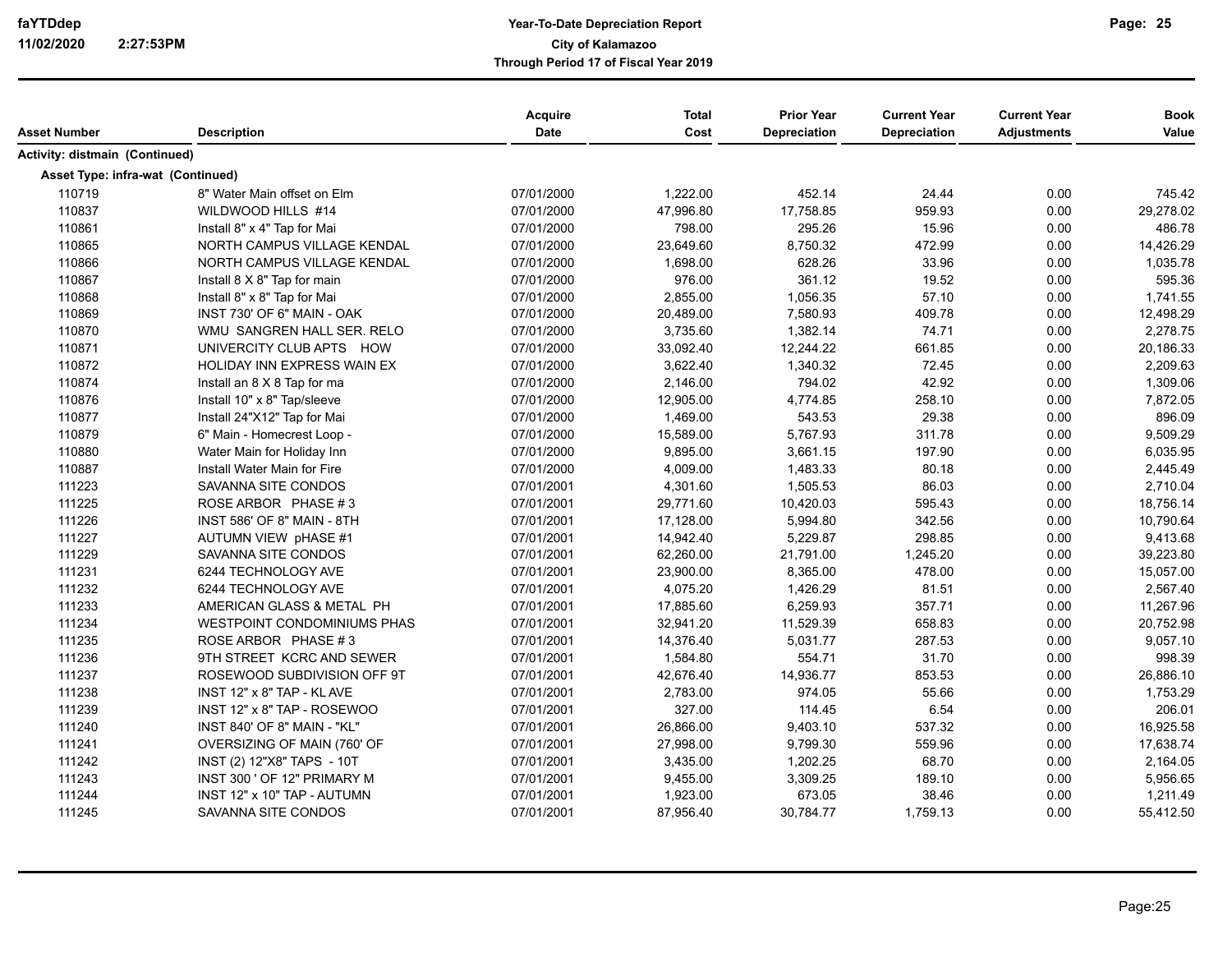| Asset Number | Description | Acquire Date | Total Cost | Prior Year Depreciation | Current Year Depreciation | Current Year Adjustments | Book Value |
|---|---|---|---|---|---|---|---|
| **Activity: distmain (Continued)** | | | | | | | |
| **Asset Type: infra-wat (Continued)** | | | | | | | |
| 110719 | 8" Water Main offset on Elm | 07/01/2000 | 1,222.00 | 452.14 | 24.44 | 0.00 | 745.42 |
| 110837 | WILDWOOD HILLS #14 | 07/01/2000 | 47,996.80 | 17,758.85 | 959.93 | 0.00 | 29,278.02 |
| 110861 | Install 8" x 4" Tap for Mai | 07/01/2000 | 798.00 | 295.26 | 15.96 | 0.00 | 486.78 |
| 110865 | NORTH CAMPUS VILLAGE KENDAL | 07/01/2000 | 23,649.60 | 8,750.32 | 472.99 | 0.00 | 14,426.29 |
| 110866 | NORTH CAMPUS VILLAGE KENDAL | 07/01/2000 | 1,698.00 | 628.26 | 33.96 | 0.00 | 1,035.78 |
| 110867 | Install 8 X 8" Tap for main | 07/01/2000 | 976.00 | 361.12 | 19.52 | 0.00 | 595.36 |
| 110868 | Install 8" x 8" Tap for Mai | 07/01/2000 | 2,855.00 | 1,056.35 | 57.10 | 0.00 | 1,741.55 |
| 110869 | INST 730' OF 6" MAIN - OAK | 07/01/2000 | 20,489.00 | 7,580.93 | 409.78 | 0.00 | 12,498.29 |
| 110870 | WMU SANGREN HALL SER. RELO | 07/01/2000 | 3,735.60 | 1,382.14 | 74.71 | 0.00 | 2,278.75 |
| 110871 | UNIVERCITY CLUB APTS HOW | 07/01/2000 | 33,092.40 | 12,244.22 | 661.85 | 0.00 | 20,186.33 |
| 110872 | HOLIDAY INN EXPRESS WAIN EX | 07/01/2000 | 3,622.40 | 1,340.32 | 72.45 | 0.00 | 2,209.63 |
| 110874 | Install an 8 X 8 Tap for ma | 07/01/2000 | 2,146.00 | 794.02 | 42.92 | 0.00 | 1,309.06 |
| 110876 | Install 10" x 8" Tap/sleeve | 07/01/2000 | 12,905.00 | 4,774.85 | 258.10 | 0.00 | 7,872.05 |
| 110877 | Install 24"X12" Tap for Mai | 07/01/2000 | 1,469.00 | 543.53 | 29.38 | 0.00 | 896.09 |
| 110879 | 6" Main - Homecrest Loop - | 07/01/2000 | 15,589.00 | 5,767.93 | 311.78 | 0.00 | 9,509.29 |
| 110880 | Water Main for Holiday Inn | 07/01/2000 | 9,895.00 | 3,661.15 | 197.90 | 0.00 | 6,035.95 |
| 110887 | Install Water Main for Fire | 07/01/2000 | 4,009.00 | 1,483.33 | 80.18 | 0.00 | 2,445.49 |
| 111223 | SAVANNA SITE CONDOS | 07/01/2001 | 4,301.60 | 1,505.53 | 86.03 | 0.00 | 2,710.04 |
| 111225 | ROSE ARBOR PHASE # 3 | 07/01/2001 | 29,771.60 | 10,420.03 | 595.43 | 0.00 | 18,756.14 |
| 111226 | INST 586' OF 8" MAIN - 8TH | 07/01/2001 | 17,128.00 | 5,994.80 | 342.56 | 0.00 | 10,790.64 |
| 111227 | AUTUMN VIEW pHASE #1 | 07/01/2001 | 14,942.40 | 5,229.87 | 298.85 | 0.00 | 9,413.68 |
| 111229 | SAVANNA SITE CONDOS | 07/01/2001 | 62,260.00 | 21,791.00 | 1,245.20 | 0.00 | 39,223.80 |
| 111231 | 6244 TECHNOLOGY AVE | 07/01/2001 | 23,900.00 | 8,365.00 | 478.00 | 0.00 | 15,057.00 |
| 111232 | 6244 TECHNOLOGY AVE | 07/01/2001 | 4,075.20 | 1,426.29 | 81.51 | 0.00 | 2,567.40 |
| 111233 | AMERICAN GLASS & METAL PH | 07/01/2001 | 17,885.60 | 6,259.93 | 357.71 | 0.00 | 11,267.96 |
| 111234 | WESTPOINT CONDOMINIUMS PHAS | 07/01/2001 | 32,941.20 | 11,529.39 | 658.83 | 0.00 | 20,752.98 |
| 111235 | ROSE ARBOR PHASE # 3 | 07/01/2001 | 14,376.40 | 5,031.77 | 287.53 | 0.00 | 9,057.10 |
| 111236 | 9TH STREET KCRC AND SEWER | 07/01/2001 | 1,584.80 | 554.71 | 31.70 | 0.00 | 998.39 |
| 111237 | ROSEWOOD SUBDIVISION OFF 9T | 07/01/2001 | 42,676.40 | 14,936.77 | 853.53 | 0.00 | 26,886.10 |
| 111238 | INST 12" x 8" TAP - KL AVE | 07/01/2001 | 2,783.00 | 974.05 | 55.66 | 0.00 | 1,753.29 |
| 111239 | INST 12" x 8" TAP - ROSEWOO | 07/01/2001 | 327.00 | 114.45 | 6.54 | 0.00 | 206.01 |
| 111240 | INST 840' OF 8" MAIN - "KL" | 07/01/2001 | 26,866.00 | 9,403.10 | 537.32 | 0.00 | 16,925.58 |
| 111241 | OVERSIZING OF MAIN (760' OF | 07/01/2001 | 27,998.00 | 9,799.30 | 559.96 | 0.00 | 17,638.74 |
| 111242 | INST (2) 12"X8" TAPS - 10T | 07/01/2001 | 3,435.00 | 1,202.25 | 68.70 | 0.00 | 2,164.05 |
| 111243 | INST 300 ' OF 12" PRIMARY M | 07/01/2001 | 9,455.00 | 3,309.25 | 189.10 | 0.00 | 5,956.65 |
| 111244 | INST 12" x 10" TAP - AUTUMN | 07/01/2001 | 1,923.00 | 673.05 | 38.46 | 0.00 | 1,211.49 |
| 111245 | SAVANNA SITE CONDOS | 07/01/2001 | 87,956.40 | 30,784.77 | 1,759.13 | 0.00 | 55,412.50 |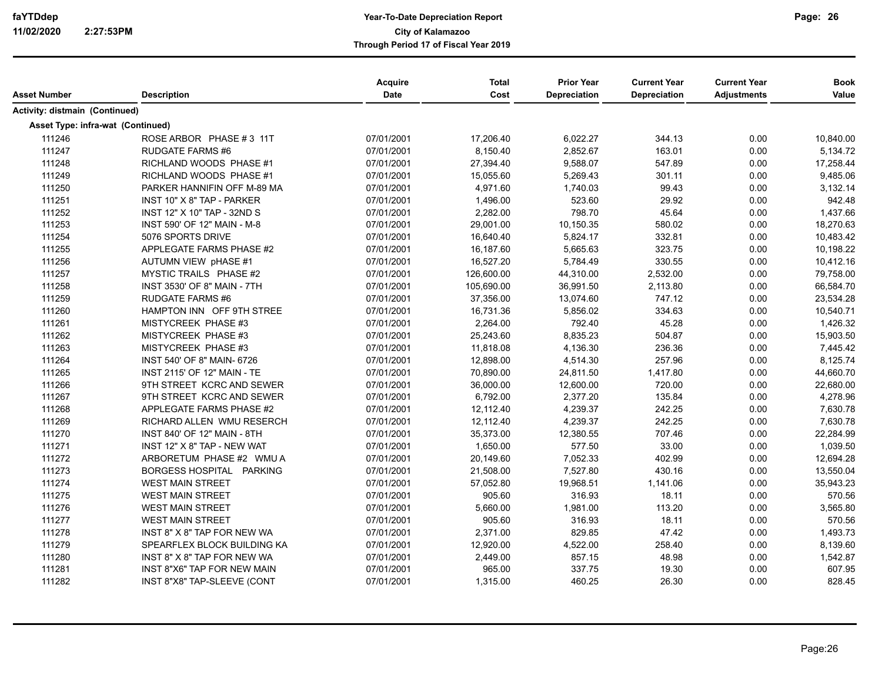# Year-To-Date Depreciation Report
## City of Kalamazoo
### Through Period 17 of Fiscal Year 2019

| Asset Number | Description | Acquire Date | Total Cost | Prior Year Depreciation | Current Year Depreciation | Current Year Adjustments | Book Value |
|---|---|---|---|---|---|---|---|
| **Activity: distmain (Continued)** | | | | | | | |
| **Asset Type: infra-wat (Continued)** | | | | | | | |
| 111246 | ROSE ARBOR PHASE # 3 11T | 07/01/2001 | 17,206.40 | 6,022.27 | 344.13 | 0.00 | 10,840.00 |
| 111247 | RUDGATE FARMS #6 | 07/01/2001 | 8,150.40 | 2,852.67 | 163.01 | 0.00 | 5,134.72 |
| 111248 | RICHLAND WOODS PHASE #1 | 07/01/2001 | 27,394.40 | 9,588.07 | 547.89 | 0.00 | 17,258.44 |
| 111249 | RICHLAND WOODS PHASE #1 | 07/01/2001 | 15,055.60 | 5,269.43 | 301.11 | 0.00 | 9,485.06 |
| 111250 | PARKER HANNIFIN OFF M-89 MA | 07/01/2001 | 4,971.60 | 1,740.03 | 99.43 | 0.00 | 3,132.14 |
| 111251 | INST 10" X 8" TAP - PARKER | 07/01/2001 | 1,496.00 | 523.60 | 29.92 | 0.00 | 942.48 |
| 111252 | INST 12" X 10" TAP - 32ND S | 07/01/2001 | 2,282.00 | 798.70 | 45.64 | 0.00 | 1,437.66 |
| 111253 | INST 590' OF 12" MAIN - M-8 | 07/01/2001 | 29,001.00 | 10,150.35 | 580.02 | 0.00 | 18,270.63 |
| 111254 | 5076 SPORTS DRIVE | 07/01/2001 | 16,640.40 | 5,824.17 | 332.81 | 0.00 | 10,483.42 |
| 111255 | APPLEGATE FARMS PHASE #2 | 07/01/2001 | 16,187.60 | 5,665.63 | 323.75 | 0.00 | 10,198.22 |
| 111256 | AUTUMN VIEW pHASE #1 | 07/01/2001 | 16,527.20 | 5,784.49 | 330.55 | 0.00 | 10,412.16 |
| 111257 | MYSTIC TRAILS PHASE #2 | 07/01/2001 | 126,600.00 | 44,310.00 | 2,532.00 | 0.00 | 79,758.00 |
| 111258 | INST 3530' OF 8" MAIN - 7TH | 07/01/2001 | 105,690.00 | 36,991.50 | 2,113.80 | 0.00 | 66,584.70 |
| 111259 | RUDGATE FARMS #6 | 07/01/2001 | 37,356.00 | 13,074.60 | 747.12 | 0.00 | 23,534.28 |
| 111260 | HAMPTON INN OFF 9TH STREE | 07/01/2001 | 16,731.36 | 5,856.02 | 334.63 | 0.00 | 10,540.71 |
| 111261 | MISTYCREEK PHASE #3 | 07/01/2001 | 2,264.00 | 792.40 | 45.28 | 0.00 | 1,426.32 |
| 111262 | MISTYCREEK PHASE #3 | 07/01/2001 | 25,243.60 | 8,835.23 | 504.87 | 0.00 | 15,903.50 |
| 111263 | MISTYCREEK PHASE #3 | 07/01/2001 | 11,818.08 | 4,136.30 | 236.36 | 0.00 | 7,445.42 |
| 111264 | INST 540' OF 8" MAIN- 6726 | 07/01/2001 | 12,898.00 | 4,514.30 | 257.96 | 0.00 | 8,125.74 |
| 111265 | INST 2115' OF 12" MAIN - TE | 07/01/2001 | 70,890.00 | 24,811.50 | 1,417.80 | 0.00 | 44,660.70 |
| 111266 | 9TH STREET KCRC AND SEWER | 07/01/2001 | 36,000.00 | 12,600.00 | 720.00 | 0.00 | 22,680.00 |
| 111267 | 9TH STREET KCRC AND SEWER | 07/01/2001 | 6,792.00 | 2,377.20 | 135.84 | 0.00 | 4,278.96 |
| 111268 | APPLEGATE FARMS PHASE #2 | 07/01/2001 | 12,112.40 | 4,239.37 | 242.25 | 0.00 | 7,630.78 |
| 111269 | RICHARD ALLEN WMU RESERCH | 07/01/2001 | 12,112.40 | 4,239.37 | 242.25 | 0.00 | 7,630.78 |
| 111270 | INST 840' OF 12" MAIN - 8TH | 07/01/2001 | 35,373.00 | 12,380.55 | 707.46 | 0.00 | 22,284.99 |
| 111271 | INST 12" X 8" TAP - NEW WAT | 07/01/2001 | 1,650.00 | 577.50 | 33.00 | 0.00 | 1,039.50 |
| 111272 | ARBORETUM PHASE #2 WMU A | 07/01/2001 | 20,149.60 | 7,052.33 | 402.99 | 0.00 | 12,694.28 |
| 111273 | BORGESS HOSPITAL PARKING | 07/01/2001 | 21,508.00 | 7,527.80 | 430.16 | 0.00 | 13,550.04 |
| 111274 | WEST MAIN STREET | 07/01/2001 | 57,052.80 | 19,968.51 | 1,141.06 | 0.00 | 35,943.23 |
| 111275 | WEST MAIN STREET | 07/01/2001 | 905.60 | 316.93 | 18.11 | 0.00 | 570.56 |
| 111276 | WEST MAIN STREET | 07/01/2001 | 5,660.00 | 1,981.00 | 113.20 | 0.00 | 3,565.80 |
| 111277 | WEST MAIN STREET | 07/01/2001 | 905.60 | 316.93 | 18.11 | 0.00 | 570.56 |
| 111278 | INST 8" X 8" TAP FOR NEW WA | 07/01/2001 | 2,371.00 | 829.85 | 47.42 | 0.00 | 1,493.73 |
| 111279 | SPEARFLEX BLOCK BUILDING KA | 07/01/2001 | 12,920.00 | 4,522.00 | 258.40 | 0.00 | 8,139.60 |
| 111280 | INST 8" X 8" TAP FOR NEW WA | 07/01/2001 | 2,449.00 | 857.15 | 48.98 | 0.00 | 1,542.87 |
| 111281 | INST 8"X6" TAP FOR NEW MAIN | 07/01/2001 | 965.00 | 337.75 | 19.30 | 0.00 | 607.95 |
| 111282 | INST 8"X8" TAP-SLEEVE (CONT | 07/01/2001 | 1,315.00 | 460.25 | 26.30 | 0.00 | 828.45 |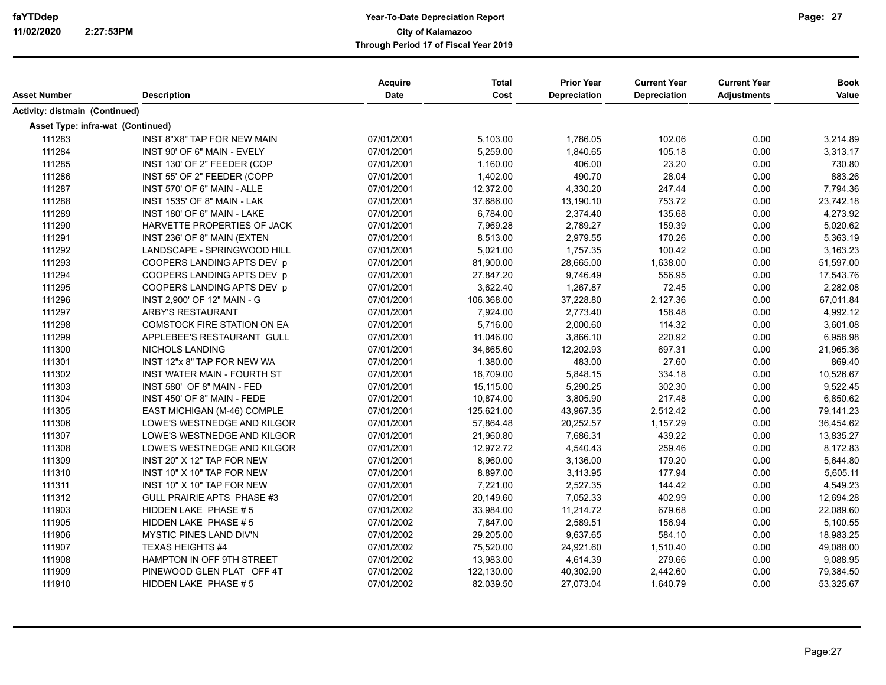| Asset Number | Description | Acquire Date | Total Cost | Prior Year Depreciation | Current Year Depreciation | Current Year Adjustments | Book Value |
|---|---|---|---|---|---|---|---|
| **Activity: distmain (Continued)** | | | | | | | |
| **Asset Type: infra-wat (Continued)** | | | | | | | |
| 111283 | INST 8"X8" TAP FOR NEW MAIN | 07/01/2001 | 5,103.00 | 1,786.05 | 102.06 | 0.00 | 3,214.89 |
| 111284 | INST 90' OF 6" MAIN - EVELY | 07/01/2001 | 5,259.00 | 1,840.65 | 105.18 | 0.00 | 3,313.17 |
| 111285 | INST 130' OF 2" FEEDER (COP | 07/01/2001 | 1,160.00 | 406.00 | 23.20 | 0.00 | 730.80 |
| 111286 | INST 55' OF 2" FEEDER (COPP | 07/01/2001 | 1,402.00 | 490.70 | 28.04 | 0.00 | 883.26 |
| 111287 | INST 570' OF 6" MAIN - ALLE | 07/01/2001 | 12,372.00 | 4,330.20 | 247.44 | 0.00 | 7,794.36 |
| 111288 | INST 1535' OF 8" MAIN - LAK | 07/01/2001 | 37,686.00 | 13,190.10 | 753.72 | 0.00 | 23,742.18 |
| 111289 | INST 180' OF 6" MAIN - LAKE | 07/01/2001 | 6,784.00 | 2,374.40 | 135.68 | 0.00 | 4,273.92 |
| 111290 | HARVETTE PROPERTIES OF JACK | 07/01/2001 | 7,969.28 | 2,789.27 | 159.39 | 0.00 | 5,020.62 |
| 111291 | INST 236' OF 8" MAIN (EXTEN | 07/01/2001 | 8,513.00 | 2,979.55 | 170.26 | 0.00 | 5,363.19 |
| 111292 | LANDSCAPE - SPRINGWOOD HILL | 07/01/2001 | 5,021.00 | 1,757.35 | 100.42 | 0.00 | 3,163.23 |
| 111293 | COOPERS LANDING APTS DEV p | 07/01/2001 | 81,900.00 | 28,665.00 | 1,638.00 | 0.00 | 51,597.00 |
| 111294 | COOPERS LANDING APTS DEV p | 07/01/2001 | 27,847.20 | 9,746.49 | 556.95 | 0.00 | 17,543.76 |
| 111295 | COOPERS LANDING APTS DEV p | 07/01/2001 | 3,622.40 | 1,267.87 | 72.45 | 0.00 | 2,282.08 |
| 111296 | INST 2,900' OF 12" MAIN - G | 07/01/2001 | 106,368.00 | 37,228.80 | 2,127.36 | 0.00 | 67,011.84 |
| 111297 | ARBY'S RESTAURANT | 07/01/2001 | 7,924.00 | 2,773.40 | 158.48 | 0.00 | 4,992.12 |
| 111298 | COMSTOCK FIRE STATION ON EA | 07/01/2001 | 5,716.00 | 2,000.60 | 114.32 | 0.00 | 3,601.08 |
| 111299 | APPLEBEE'S RESTAURANT GULL | 07/01/2001 | 11,046.00 | 3,866.10 | 220.92 | 0.00 | 6,958.98 |
| 111300 | NICHOLS LANDING | 07/01/2001 | 34,865.60 | 12,202.93 | 697.31 | 0.00 | 21,965.36 |
| 111301 | INST 12"x 8" TAP FOR NEW WA | 07/01/2001 | 1,380.00 | 483.00 | 27.60 | 0.00 | 869.40 |
| 111302 | INST WATER MAIN - FOURTH ST | 07/01/2001 | 16,709.00 | 5,848.15 | 334.18 | 0.00 | 10,526.67 |
| 111303 | INST 580' OF 8" MAIN - FED | 07/01/2001 | 15,115.00 | 5,290.25 | 302.30 | 0.00 | 9,522.45 |
| 111304 | INST 450' OF 8" MAIN - FEDE | 07/01/2001 | 10,874.00 | 3,805.90 | 217.48 | 0.00 | 6,850.62 |
| 111305 | EAST MICHIGAN (M-46) COMPLE | 07/01/2001 | 125,621.00 | 43,967.35 | 2,512.42 | 0.00 | 79,141.23 |
| 111306 | LOWE'S WESTNEDGE AND KILGOR | 07/01/2001 | 57,864.48 | 20,252.57 | 1,157.29 | 0.00 | 36,454.62 |
| 111307 | LOWE'S WESTNEDGE AND KILGOR | 07/01/2001 | 21,960.80 | 7,686.31 | 439.22 | 0.00 | 13,835.27 |
| 111308 | LOWE'S WESTNEDGE AND KILGOR | 07/01/2001 | 12,972.72 | 4,540.43 | 259.46 | 0.00 | 8,172.83 |
| 111309 | INST 20" X 12" TAP FOR NEW | 07/01/2001 | 8,960.00 | 3,136.00 | 179.20 | 0.00 | 5,644.80 |
| 111310 | INST 10" X 10" TAP FOR NEW | 07/01/2001 | 8,897.00 | 3,113.95 | 177.94 | 0.00 | 5,605.11 |
| 111311 | INST 10" X 10" TAP FOR NEW | 07/01/2001 | 7,221.00 | 2,527.35 | 144.42 | 0.00 | 4,549.23 |
| 111312 | GULL PRAIRIE APTS PHASE #3 | 07/01/2001 | 20,149.60 | 7,052.33 | 402.99 | 0.00 | 12,694.28 |
| 111903 | HIDDEN LAKE PHASE # 5 | 07/01/2002 | 33,984.00 | 11,214.72 | 679.68 | 0.00 | 22,089.60 |
| 111905 | HIDDEN LAKE PHASE # 5 | 07/01/2002 | 7,847.00 | 2,589.51 | 156.94 | 0.00 | 5,100.55 |
| 111906 | MYSTIC PINES LAND DIV'N | 07/01/2002 | 29,205.00 | 9,637.65 | 584.10 | 0.00 | 18,983.25 |
| 111907 | TEXAS HEIGHTS #4 | 07/01/2002 | 75,520.00 | 24,921.60 | 1,510.40 | 0.00 | 49,088.00 |
| 111908 | HAMPTON IN OFF 9TH STREET | 07/01/2002 | 13,983.00 | 4,614.39 | 279.66 | 0.00 | 9,088.95 |
| 111909 | PINEWOOD GLEN PLAT OFF 4T | 07/01/2002 | 122,130.00 | 40,302.90 | 2,442.60 | 0.00 | 79,384.50 |
| 111910 | HIDDEN LAKE PHASE # 5 | 07/01/2002 | 82,039.50 | 27,073.04 | 1,640.79 | 0.00 | 53,325.67 |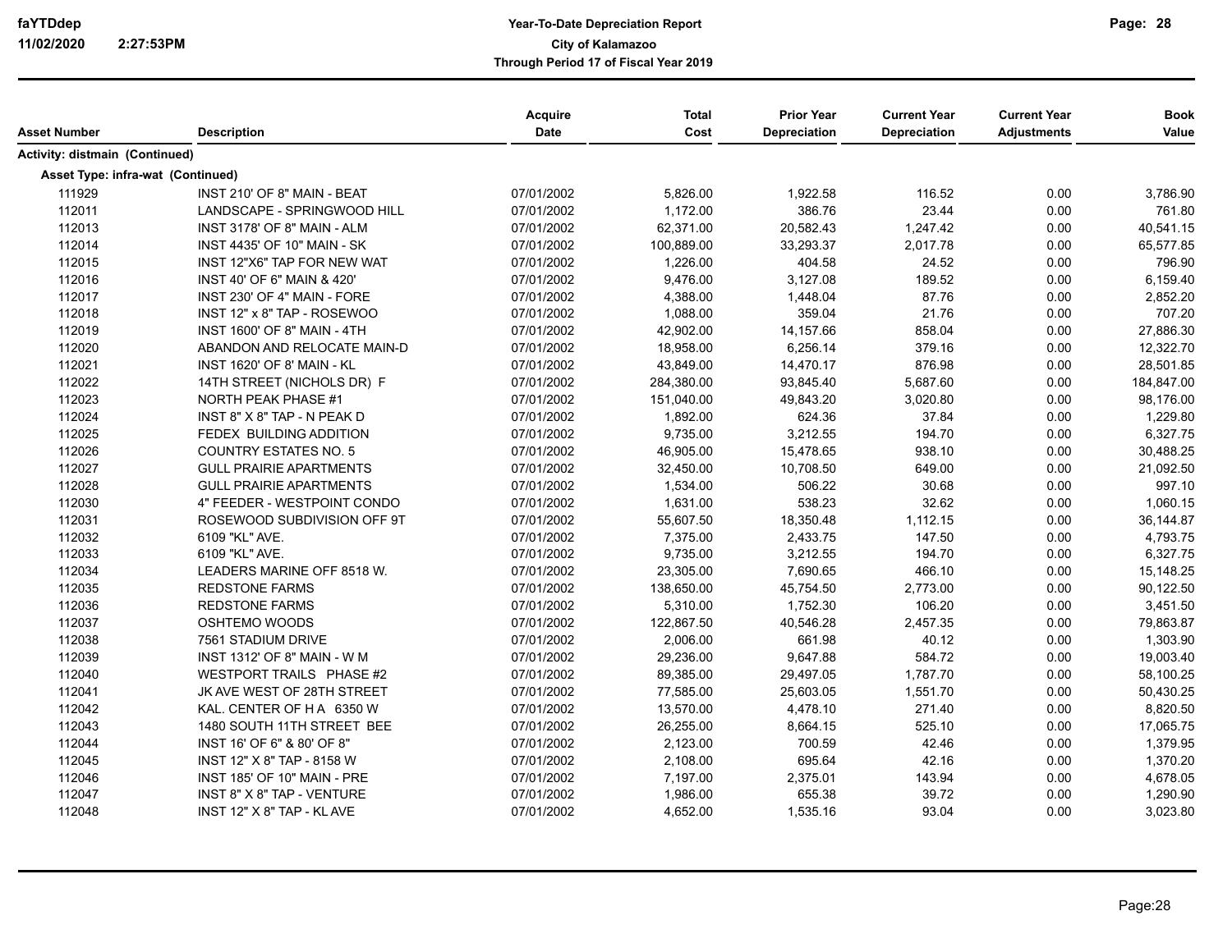# Year-To-Date Depreciation Report

## City of Kalamazoo

### Through Period 17 of Fiscal Year 2019

| Asset Number | Description | Acquire Date | Total Cost | Prior Year Depreciation | Current Year Depreciation | Current Year Adjustments | Book Value |
|---|---|---|---|---|---|---|---|
| **Activity: distmain (Continued)** | | | | | | | |
| **Asset Type: infra-wat (Continued)** | | | | | | | |
| 111929 | INST 210' OF 8" MAIN - BEAT | 07/01/2002 | 5,826.00 | 1,922.58 | 116.52 | 0.00 | 3,786.90 |
| 112011 | LANDSCAPE - SPRINGWOOD HILL | 07/01/2002 | 1,172.00 | 386.76 | 23.44 | 0.00 | 761.80 |
| 112013 | INST 3178' OF 8" MAIN - ALM | 07/01/2002 | 62,371.00 | 20,582.43 | 1,247.42 | 0.00 | 40,541.15 |
| 112014 | INST 4435' OF 10" MAIN - SK | 07/01/2002 | 100,889.00 | 33,293.37 | 2,017.78 | 0.00 | 65,577.85 |
| 112015 | INST 12"X6" TAP FOR NEW WAT | 07/01/2002 | 1,226.00 | 404.58 | 24.52 | 0.00 | 796.90 |
| 112016 | INST 40' OF 6" MAIN & 420' | 07/01/2002 | 9,476.00 | 3,127.08 | 189.52 | 0.00 | 6,159.40 |
| 112017 | INST 230' OF 4" MAIN - FORE | 07/01/2002 | 4,388.00 | 1,448.04 | 87.76 | 0.00 | 2,852.20 |
| 112018 | INST 12" x 8" TAP - ROSEWOO | 07/01/2002 | 1,088.00 | 359.04 | 21.76 | 0.00 | 707.20 |
| 112019 | INST 1600' OF 8" MAIN - 4TH | 07/01/2002 | 42,902.00 | 14,157.66 | 858.04 | 0.00 | 27,886.30 |
| 112020 | ABANDON AND RELOCATE MAIN-D | 07/01/2002 | 18,958.00 | 6,256.14 | 379.16 | 0.00 | 12,322.70 |
| 112021 | INST 1620' OF 8' MAIN - KL | 07/01/2002 | 43,849.00 | 14,470.17 | 876.98 | 0.00 | 28,501.85 |
| 112022 | 14TH STREET (NICHOLS DR) F | 07/01/2002 | 284,380.00 | 93,845.40 | 5,687.60 | 0.00 | 184,847.00 |
| 112023 | NORTH PEAK PHASE #1 | 07/01/2002 | 151,040.00 | 49,843.20 | 3,020.80 | 0.00 | 98,176.00 |
| 112024 | INST 8" X 8" TAP - N PEAK D | 07/01/2002 | 1,892.00 | 624.36 | 37.84 | 0.00 | 1,229.80 |
| 112025 | FEDEX BUILDING ADDITION | 07/01/2002 | 9,735.00 | 3,212.55 | 194.70 | 0.00 | 6,327.75 |
| 112026 | COUNTRY ESTATES NO. 5 | 07/01/2002 | 46,905.00 | 15,478.65 | 938.10 | 0.00 | 30,488.25 |
| 112027 | GULL PRAIRIE APARTMENTS | 07/01/2002 | 32,450.00 | 10,708.50 | 649.00 | 0.00 | 21,092.50 |
| 112028 | GULL PRAIRIE APARTMENTS | 07/01/2002 | 1,534.00 | 506.22 | 30.68 | 0.00 | 997.10 |
| 112030 | 4" FEEDER - WESTPOINT CONDO | 07/01/2002 | 1,631.00 | 538.23 | 32.62 | 0.00 | 1,060.15 |
| 112031 | ROSEWOOD SUBDIVISION OFF 9T | 07/01/2002 | 55,607.50 | 18,350.48 | 1,112.15 | 0.00 | 36,144.87 |
| 112032 | 6109 "KL" AVE. | 07/01/2002 | 7,375.00 | 2,433.75 | 147.50 | 0.00 | 4,793.75 |
| 112033 | 6109 "KL" AVE. | 07/01/2002 | 9,735.00 | 3,212.55 | 194.70 | 0.00 | 6,327.75 |
| 112034 | LEADERS MARINE OFF 8518 W. | 07/01/2002 | 23,305.00 | 7,690.65 | 466.10 | 0.00 | 15,148.25 |
| 112035 | REDSTONE FARMS | 07/01/2002 | 138,650.00 | 45,754.50 | 2,773.00 | 0.00 | 90,122.50 |
| 112036 | REDSTONE FARMS | 07/01/2002 | 5,310.00 | 1,752.30 | 106.20 | 0.00 | 3,451.50 |
| 112037 | OSHTEMO WOODS | 07/01/2002 | 122,867.50 | 40,546.28 | 2,457.35 | 0.00 | 79,863.87 |
| 112038 | 7561 STADIUM DRIVE | 07/01/2002 | 2,006.00 | 661.98 | 40.12 | 0.00 | 1,303.90 |
| 112039 | INST 1312' OF 8" MAIN - W M | 07/01/2002 | 29,236.00 | 9,647.88 | 584.72 | 0.00 | 19,003.40 |
| 112040 | WESTPORT TRAILS PHASE #2 | 07/01/2002 | 89,385.00 | 29,497.05 | 1,787.70 | 0.00 | 58,100.25 |
| 112041 | JK AVE WEST OF 28TH STREET | 07/01/2002 | 77,585.00 | 25,603.05 | 1,551.70 | 0.00 | 50,430.25 |
| 112042 | KAL. CENTER OF H A 6350 W | 07/01/2002 | 13,570.00 | 4,478.10 | 271.40 | 0.00 | 8,820.50 |
| 112043 | 1480 SOUTH 11TH STREET BEE | 07/01/2002 | 26,255.00 | 8,664.15 | 525.10 | 0.00 | 17,065.75 |
| 112044 | INST 16' OF 6" & 80' OF 8" | 07/01/2002 | 2,123.00 | 700.59 | 42.46 | 0.00 | 1,379.95 |
| 112045 | INST 12" X 8" TAP - 8158 W | 07/01/2002 | 2,108.00 | 695.64 | 42.16 | 0.00 | 1,370.20 |
| 112046 | INST 185' OF 10" MAIN - PRE | 07/01/2002 | 7,197.00 | 2,375.01 | 143.94 | 0.00 | 4,678.05 |
| 112047 | INST 8" X 8" TAP - VENTURE | 07/01/2002 | 1,986.00 | 655.38 | 39.72 | 0.00 | 1,290.90 |
| 112048 | INST 12" X 8" TAP - KL AVE | 07/01/2002 | 4,652.00 | 1,535.16 | 93.04 | 0.00 | 3,023.80 |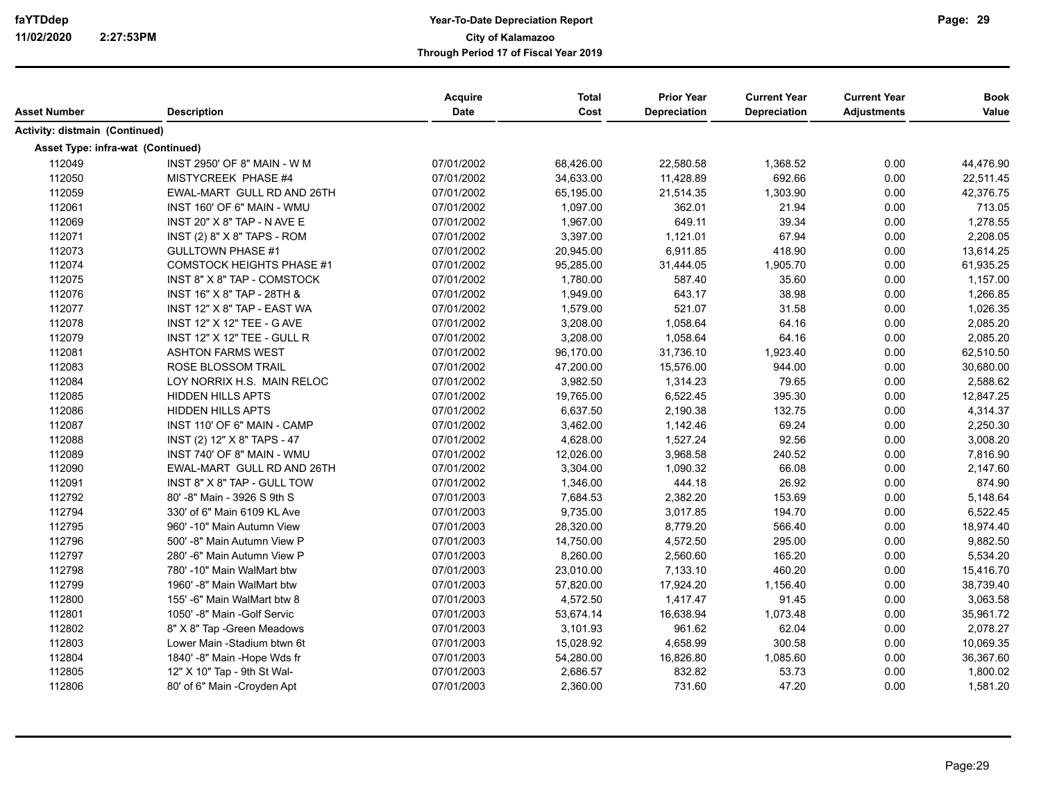# Year-To-Date Depreciation Report

**City of Kalamazoo**

**Through Period 17 of Fiscal Year 2019**

| Asset Number | Description | Acquire Date | Total Cost | Prior Year Depreciation | Current Year Depreciation | Current Year Adjustments | Book Value |
|---|---|---|---|---|---|---|---|
| **Activity: distmain (Continued)** | | | | | | | |
| **Asset Type: infra-wat (Continued)** | | | | | | | |
| 112049 | INST 2950' OF 8" MAIN - W M | 07/01/2002 | 68,426.00 | 22,580.58 | 1,368.52 | 0.00 | 44,476.90 |
| 112050 | MISTYCREEK PHASE #4 | 07/01/2002 | 34,633.00 | 11,428.89 | 692.66 | 0.00 | 22,511.45 |
| 112059 | EWAL-MART GULL RD AND 26TH | 07/01/2002 | 65,195.00 | 21,514.35 | 1,303.90 | 0.00 | 42,376.75 |
| 112061 | INST 160' OF 6" MAIN - WMU | 07/01/2002 | 1,097.00 | 362.01 | 21.94 | 0.00 | 713.05 |
| 112069 | INST 20" X 8" TAP - N AVE E | 07/01/2002 | 1,967.00 | 649.11 | 39.34 | 0.00 | 1,278.55 |
| 112071 | INST (2) 8" X 8" TAPS - ROM | 07/01/2002 | 3,397.00 | 1,121.01 | 67.94 | 0.00 | 2,208.05 |
| 112073 | GULLTOWN PHASE #1 | 07/01/2002 | 20,945.00 | 6,911.85 | 418.90 | 0.00 | 13,614.25 |
| 112074 | COMSTOCK HEIGHTS PHASE #1 | 07/01/2002 | 95,285.00 | 31,444.05 | 1,905.70 | 0.00 | 61,935.25 |
| 112075 | INST 8" X 8" TAP - COMSTOCK | 07/01/2002 | 1,780.00 | 587.40 | 35.60 | 0.00 | 1,157.00 |
| 112076 | INST 16" X 8" TAP - 28TH & | 07/01/2002 | 1,949.00 | 643.17 | 38.98 | 0.00 | 1,266.85 |
| 112077 | INST 12" X 8" TAP - EAST WA | 07/01/2002 | 1,579.00 | 521.07 | 31.58 | 0.00 | 1,026.35 |
| 112078 | INST 12" X 12" TEE - G AVE | 07/01/2002 | 3,208.00 | 1,058.64 | 64.16 | 0.00 | 2,085.20 |
| 112079 | INST 12" X 12" TEE - GULL R | 07/01/2002 | 3,208.00 | 1,058.64 | 64.16 | 0.00 | 2,085.20 |
| 112081 | ASHTON FARMS WEST | 07/01/2002 | 96,170.00 | 31,736.10 | 1,923.40 | 0.00 | 62,510.50 |
| 112083 | ROSE BLOSSOM TRAIL | 07/01/2002 | 47,200.00 | 15,576.00 | 944.00 | 0.00 | 30,680.00 |
| 112084 | LOY NORRIX H.S. MAIN RELOC | 07/01/2002 | 3,982.50 | 1,314.23 | 79.65 | 0.00 | 2,588.62 |
| 112085 | HIDDEN HILLS APTS | 07/01/2002 | 19,765.00 | 6,522.45 | 395.30 | 0.00 | 12,847.25 |
| 112086 | HIDDEN HILLS APTS | 07/01/2002 | 6,637.50 | 2,190.38 | 132.75 | 0.00 | 4,314.37 |
| 112087 | INST 110' OF 6" MAIN - CAMP | 07/01/2002 | 3,462.00 | 1,142.46 | 69.24 | 0.00 | 2,250.30 |
| 112088 | INST (2) 12" X 8" TAPS - 47 | 07/01/2002 | 4,628.00 | 1,527.24 | 92.56 | 0.00 | 3,008.20 |
| 112089 | INST 740' OF 8" MAIN - WMU | 07/01/2002 | 12,026.00 | 3,968.58 | 240.52 | 0.00 | 7,816.90 |
| 112090 | EWAL-MART GULL RD AND 26TH | 07/01/2002 | 3,304.00 | 1,090.32 | 66.08 | 0.00 | 2,147.60 |
| 112091 | INST 8" X 8" TAP - GULL TOW | 07/01/2002 | 1,346.00 | 444.18 | 26.92 | 0.00 | 874.90 |
| 112792 | 80' -8" Main - 3926 S 9th S | 07/01/2003 | 7,684.53 | 2,382.20 | 153.69 | 0.00 | 5,148.64 |
| 112794 | 330' of 6" Main 6109 KL Ave | 07/01/2003 | 9,735.00 | 3,017.85 | 194.70 | 0.00 | 6,522.45 |
| 112795 | 960' -10" Main Autumn View | 07/01/2003 | 28,320.00 | 8,779.20 | 566.40 | 0.00 | 18,974.40 |
| 112796 | 500' -8" Main Autumn View P | 07/01/2003 | 14,750.00 | 4,572.50 | 295.00 | 0.00 | 9,882.50 |
| 112797 | 280' -6" Main Autumn View P | 07/01/2003 | 8,260.00 | 2,560.60 | 165.20 | 0.00 | 5,534.20 |
| 112798 | 780' -10" Main WalMart btw | 07/01/2003 | 23,010.00 | 7,133.10 | 460.20 | 0.00 | 15,416.70 |
| 112799 | 1960' -8" Main WalMart btw | 07/01/2003 | 57,820.00 | 17,924.20 | 1,156.40 | 0.00 | 38,739.40 |
| 112800 | 155' -6" Main WalMart btw 8 | 07/01/2003 | 4,572.50 | 1,417.47 | 91.45 | 0.00 | 3,063.58 |
| 112801 | 1050' -8" Main -Golf Servic | 07/01/2003 | 53,674.14 | 16,638.94 | 1,073.48 | 0.00 | 35,961.72 |
| 112802 | 8" X 8" Tap -Green Meadows | 07/01/2003 | 3,101.93 | 961.62 | 62.04 | 0.00 | 2,078.27 |
| 112803 | Lower Main -Stadium btwn 6t | 07/01/2003 | 15,028.92 | 4,658.99 | 300.58 | 0.00 | 10,069.35 |
| 112804 | 1840' -8" Main -Hope Wds fr | 07/01/2003 | 54,280.00 | 16,826.80 | 1,085.60 | 0.00 | 36,367.60 |
| 112805 | 12" X 10" Tap - 9th St Wal- | 07/01/2003 | 2,686.57 | 832.82 | 53.73 | 0.00 | 1,800.02 |
| 112806 | 80' of 6" Main -Croyden Apt | 07/01/2003 | 2,360.00 | 731.60 | 47.20 | 0.00 | 1,581.20 |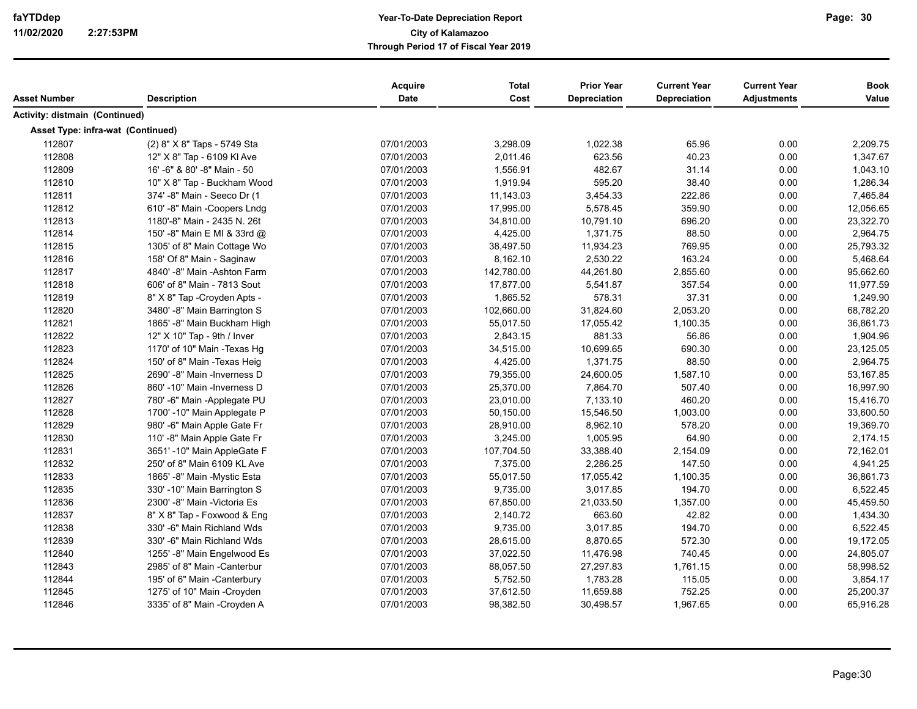# Year-To-Date Depreciation Report

**City of Kalamazoo**

**Through Period 17 of Fiscal Year 2019**

faYTDdep
11/02/2020 2:27:53PM

| Asset Number | Description | Acquire Date | Total Cost | Prior Year Depreciation | Current Year Depreciation | Current Year Adjustments | Book Value |
|---|---|---|---|---|---|---|---|
| **Activity: distmain (Continued)** | | | | | | | |
| **Asset Type: infra-wat (Continued)** | | | | | | | |
| 112807 | (2) 8" X 8" Taps - 5749 Sta | 07/01/2003 | 3,298.09 | 1,022.38 | 65.96 | 0.00 | 2,209.75 |
| 112808 | 12" X 8" Tap - 6109 Kl Ave | 07/01/2003 | 2,011.46 | 623.56 | 40.23 | 0.00 | 1,347.67 |
| 112809 | 16' -6" & 80' -8" Main - 50 | 07/01/2003 | 1,556.91 | 482.67 | 31.14 | 0.00 | 1,043.10 |
| 112810 | 10" X 8" Tap - Buckham Wood | 07/01/2003 | 1,919.94 | 595.20 | 38.40 | 0.00 | 1,286.34 |
| 112811 | 374' -8" Main - Seeco Dr (1 | 07/01/2003 | 11,143.03 | 3,454.33 | 222.86 | 0.00 | 7,465.84 |
| 112812 | 610' -8" Main -Coopers Lndg | 07/01/2003 | 17,995.00 | 5,578.45 | 359.90 | 0.00 | 12,056.65 |
| 112813 | 1180'-8" Main - 2435 N. 26t | 07/01/2003 | 34,810.00 | 10,791.10 | 696.20 | 0.00 | 23,322.70 |
| 112814 | 150' -8" Main E MI & 33rd @ | 07/01/2003 | 4,425.00 | 1,371.75 | 88.50 | 0.00 | 2,964.75 |
| 112815 | 1305' of 8" Main Cottage Wo | 07/01/2003 | 38,497.50 | 11,934.23 | 769.95 | 0.00 | 25,793.32 |
| 112816 | 158' Of 8" Main - Saginaw | 07/01/2003 | 8,162.10 | 2,530.22 | 163.24 | 0.00 | 5,468.64 |
| 112817 | 4840' -8" Main -Ashton Farm | 07/01/2003 | 142,780.00 | 44,261.80 | 2,855.60 | 0.00 | 95,662.60 |
| 112818 | 606' of 8" Main - 7813 Sout | 07/01/2003 | 17,877.00 | 5,541.87 | 357.54 | 0.00 | 11,977.59 |
| 112819 | 8" X 8" Tap -Croyden Apts - | 07/01/2003 | 1,865.52 | 578.31 | 37.31 | 0.00 | 1,249.90 |
| 112820 | 3480' -8" Main Barrington S | 07/01/2003 | 102,660.00 | 31,824.60 | 2,053.20 | 0.00 | 68,782.20 |
| 112821 | 1865' -8" Main Buckham High | 07/01/2003 | 55,017.50 | 17,055.42 | 1,100.35 | 0.00 | 36,861.73 |
| 112822 | 12" X 10" Tap - 9th / Inver | 07/01/2003 | 2,843.15 | 881.33 | 56.86 | 0.00 | 1,904.96 |
| 112823 | 1170' of 10" Main -Texas Hg | 07/01/2003 | 34,515.00 | 10,699.65 | 690.30 | 0.00 | 23,125.05 |
| 112824 | 150' of 8" Main -Texas Heig | 07/01/2003 | 4,425.00 | 1,371.75 | 88.50 | 0.00 | 2,964.75 |
| 112825 | 2690' -8" Main -Inverness D | 07/01/2003 | 79,355.00 | 24,600.05 | 1,587.10 | 0.00 | 53,167.85 |
| 112826 | 860' -10" Main -Inverness D | 07/01/2003 | 25,370.00 | 7,864.70 | 507.40 | 0.00 | 16,997.90 |
| 112827 | 780' -6" Main -Applegate PU | 07/01/2003 | 23,010.00 | 7,133.10 | 460.20 | 0.00 | 15,416.70 |
| 112828 | 1700' -10" Main Applegate P | 07/01/2003 | 50,150.00 | 15,546.50 | 1,003.00 | 0.00 | 33,600.50 |
| 112829 | 980' -6" Main Apple Gate Fr | 07/01/2003 | 28,910.00 | 8,962.10 | 578.20 | 0.00 | 19,369.70 |
| 112830 | 110' -8" Main Apple Gate Fr | 07/01/2003 | 3,245.00 | 1,005.95 | 64.90 | 0.00 | 2,174.15 |
| 112831 | 3651' -10" Main AppleGate F | 07/01/2003 | 107,704.50 | 33,388.40 | 2,154.09 | 0.00 | 72,162.01 |
| 112832 | 250' of 8" Main 6109 KL Ave | 07/01/2003 | 7,375.00 | 2,286.25 | 147.50 | 0.00 | 4,941.25 |
| 112833 | 1865' -8" Main -Mystic Esta | 07/01/2003 | 55,017.50 | 17,055.42 | 1,100.35 | 0.00 | 36,861.73 |
| 112835 | 330' -10" Main Barrington S | 07/01/2003 | 9,735.00 | 3,017.85 | 194.70 | 0.00 | 6,522.45 |
| 112836 | 2300' -8" Main -Victoria Es | 07/01/2003 | 67,850.00 | 21,033.50 | 1,357.00 | 0.00 | 45,459.50 |
| 112837 | 8" X 8" Tap - Foxwood & Eng | 07/01/2003 | 2,140.72 | 663.60 | 42.82 | 0.00 | 1,434.30 |
| 112838 | 330' -6" Main Richland Wds | 07/01/2003 | 9,735.00 | 3,017.85 | 194.70 | 0.00 | 6,522.45 |
| 112839 | 330' -6" Main Richland Wds | 07/01/2003 | 28,615.00 | 8,870.65 | 572.30 | 0.00 | 19,172.05 |
| 112840 | 1255' -8" Main Engelwood Es | 07/01/2003 | 37,022.50 | 11,476.98 | 740.45 | 0.00 | 24,805.07 |
| 112843 | 2985' of 8" Main -Canterbur | 07/01/2003 | 88,057.50 | 27,297.83 | 1,761.15 | 0.00 | 58,998.52 |
| 112844 | 195' of 6" Main -Canterbury | 07/01/2003 | 5,752.50 | 1,783.28 | 115.05 | 0.00 | 3,854.17 |
| 112845 | 1275' of 10" Main -Croyden | 07/01/2003 | 37,612.50 | 11,659.88 | 752.25 | 0.00 | 25,200.37 |
| 112846 | 3335' of 8" Main -Croyden A | 07/01/2003 | 98,382.50 | 30,498.57 | 1,967.65 | 0.00 | 65,916.28 |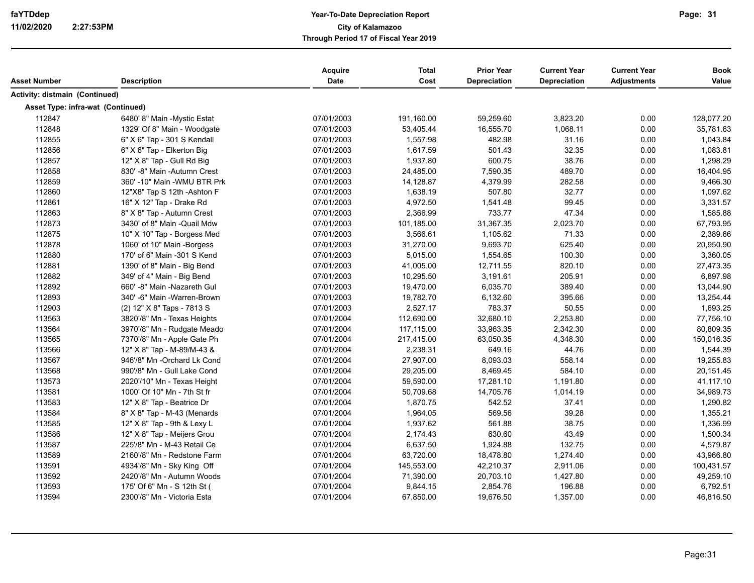| Asset Number | Description | Acquire Date | Total Cost | Prior Year Depreciation | Current Year Depreciation | Current Year Adjustments | Book Value |
|---|---|---|---|---|---|---|---|
| **Activity: distmain (Continued)** | | | | | | | |
| **Asset Type: infra-wat (Continued)** | | | | | | | |
| 112847 | 6480' 8" Main -Mystic Estat | 07/01/2003 | 191,160.00 | 59,259.60 | 3,823.20 | 0.00 | 128,077.20 |
| 112848 | 1329' Of 8" Main - Woodgate | 07/01/2003 | 53,405.44 | 16,555.70 | 1,068.11 | 0.00 | 35,781.63 |
| 112855 | 6" X 6" Tap - 301 S Kendall | 07/01/2003 | 1,557.98 | 482.98 | 31.16 | 0.00 | 1,043.84 |
| 112856 | 6" X 6" Tap - Elkerton Big | 07/01/2003 | 1,617.59 | 501.43 | 32.35 | 0.00 | 1,083.81 |
| 112857 | 12" X 8" Tap - Gull Rd Big | 07/01/2003 | 1,937.80 | 600.75 | 38.76 | 0.00 | 1,298.29 |
| 112858 | 830' -8" Main -Autumn Crest | 07/01/2003 | 24,485.00 | 7,590.35 | 489.70 | 0.00 | 16,404.95 |
| 112859 | 360' -10" Main -WMU BTR Prk | 07/01/2003 | 14,128.87 | 4,379.99 | 282.58 | 0.00 | 9,466.30 |
| 112860 | 12"X8" Tap S 12th -Ashton F | 07/01/2003 | 1,638.19 | 507.80 | 32.77 | 0.00 | 1,097.62 |
| 112861 | 16" X 12" Tap - Drake Rd | 07/01/2003 | 4,972.50 | 1,541.48 | 99.45 | 0.00 | 3,331.57 |
| 112863 | 8" X 8" Tap - Autumn Crest | 07/01/2003 | 2,366.99 | 733.77 | 47.34 | 0.00 | 1,585.88 |
| 112873 | 3430' of 8" Main -Quail Mdw | 07/01/2003 | 101,185.00 | 31,367.35 | 2,023.70 | 0.00 | 67,793.95 |
| 112875 | 10" X 10" Tap - Borgess Med | 07/01/2003 | 3,566.61 | 1,105.62 | 71.33 | 0.00 | 2,389.66 |
| 112878 | 1060' of 10" Main -Borgess | 07/01/2003 | 31,270.00 | 9,693.70 | 625.40 | 0.00 | 20,950.90 |
| 112880 | 170' of 6" Main -301 S Kend | 07/01/2003 | 5,015.00 | 1,554.65 | 100.30 | 0.00 | 3,360.05 |
| 112881 | 1390' of 8" Main - Big Bend | 07/01/2003 | 41,005.00 | 12,711.55 | 820.10 | 0.00 | 27,473.35 |
| 112882 | 349' of 4" Main - Big Bend | 07/01/2003 | 10,295.50 | 3,191.61 | 205.91 | 0.00 | 6,897.98 |
| 112892 | 660' -8" Main -Nazareth Gul | 07/01/2003 | 19,470.00 | 6,035.70 | 389.40 | 0.00 | 13,044.90 |
| 112893 | 340' -6" Main -Warren-Brown | 07/01/2003 | 19,782.70 | 6,132.60 | 395.66 | 0.00 | 13,254.44 |
| 112903 | (2) 12" X 8" Taps - 7813 S | 07/01/2003 | 2,527.17 | 783.37 | 50.55 | 0.00 | 1,693.25 |
| 113563 | 3820'/8" Mn - Texas Heights | 07/01/2004 | 112,690.00 | 32,680.10 | 2,253.80 | 0.00 | 77,756.10 |
| 113564 | 3970'/8" Mn - Rudgate Meado | 07/01/2004 | 117,115.00 | 33,963.35 | 2,342.30 | 0.00 | 80,809.35 |
| 113565 | 7370'/8" Mn - Apple Gate Ph | 07/01/2004 | 217,415.00 | 63,050.35 | 4,348.30 | 0.00 | 150,016.35 |
| 113566 | 12" X 8" Tap - M-89/M-43 & | 07/01/2004 | 2,238.31 | 649.16 | 44.76 | 0.00 | 1,544.39 |
| 113567 | 946'/8" Mn -Orchard Lk Cond | 07/01/2004 | 27,907.00 | 8,093.03 | 558.14 | 0.00 | 19,255.83 |
| 113568 | 990'/8" Mn - Gull Lake Cond | 07/01/2004 | 29,205.00 | 8,469.45 | 584.10 | 0.00 | 20,151.45 |
| 113573 | 2020'/10" Mn - Texas Height | 07/01/2004 | 59,590.00 | 17,281.10 | 1,191.80 | 0.00 | 41,117.10 |
| 113581 | 1000' Of 10" Mn - 7th St fr | 07/01/2004 | 50,709.68 | 14,705.76 | 1,014.19 | 0.00 | 34,989.73 |
| 113583 | 12" X 8" Tap - Beatrice Dr | 07/01/2004 | 1,870.75 | 542.52 | 37.41 | 0.00 | 1,290.82 |
| 113584 | 8" X 8" Tap - M-43 (Menards | 07/01/2004 | 1,964.05 | 569.56 | 39.28 | 0.00 | 1,355.21 |
| 113585 | 12" X 8" Tap - 9th & Lexy L | 07/01/2004 | 1,937.62 | 561.88 | 38.75 | 0.00 | 1,336.99 |
| 113586 | 12" X 8" Tap - Meijers Grou | 07/01/2004 | 2,174.43 | 630.60 | 43.49 | 0.00 | 1,500.34 |
| 113587 | 225'/8" Mn - M-43 Retail Ce | 07/01/2004 | 6,637.50 | 1,924.88 | 132.75 | 0.00 | 4,579.87 |
| 113589 | 2160'/8" Mn - Redstone Farm | 07/01/2004 | 63,720.00 | 18,478.80 | 1,274.40 | 0.00 | 43,966.80 |
| 113591 | 4934'/8" Mn - Sky King Off | 07/01/2004 | 145,553.00 | 42,210.37 | 2,911.06 | 0.00 | 100,431.57 |
| 113592 | 2420'/8" Mn - Autumn Woods | 07/01/2004 | 71,390.00 | 20,703.10 | 1,427.80 | 0.00 | 49,259.10 |
| 113593 | 175' Of 6" Mn - S 12th St ( | 07/01/2004 | 9,844.15 | 2,854.76 | 196.88 | 0.00 | 6,792.51 |
| 113594 | 2300'/8" Mn - Victoria Esta | 07/01/2004 | 67,850.00 | 19,676.50 | 1,357.00 | 0.00 | 46,816.50 |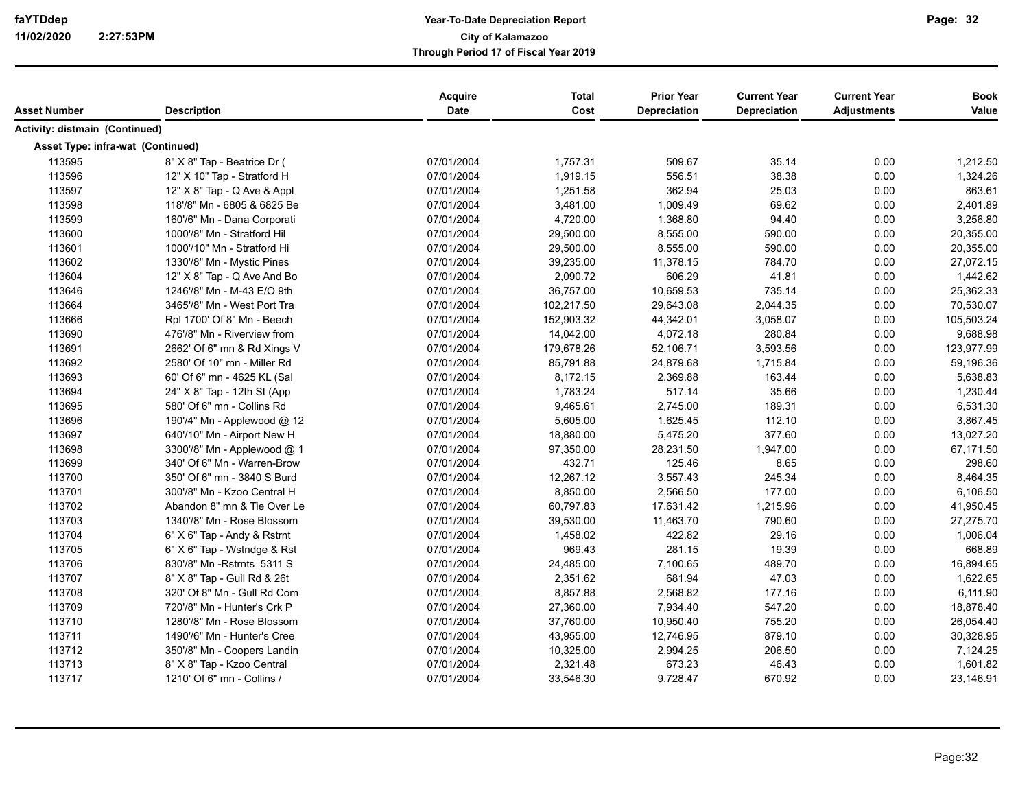| Asset Number | Description | Acquire Date | Total Cost | Prior Year Depreciation | Current Year Depreciation | Current Year Adjustments | Book Value |
|---|---|---|---|---|---|---|---|
| **Activity: distmain (Continued)** | | | | | | | |
| **Asset Type: infra-wat (Continued)** | | | | | | | |
| 113595 | 8" X 8" Tap - Beatrice Dr ( | 07/01/2004 | 1,757.31 | 509.67 | 35.14 | 0.00 | 1,212.50 |
| 113596 | 12" X 10" Tap - Stratford H | 07/01/2004 | 1,919.15 | 556.51 | 38.38 | 0.00 | 1,324.26 |
| 113597 | 12" X 8" Tap - Q Ave & Appl | 07/01/2004 | 1,251.58 | 362.94 | 25.03 | 0.00 | 863.61 |
| 113598 | 118'/8" Mn - 6805 & 6825 Be | 07/01/2004 | 3,481.00 | 1,009.49 | 69.62 | 0.00 | 2,401.89 |
| 113599 | 160'/6" Mn - Dana Corporati | 07/01/2004 | 4,720.00 | 1,368.80 | 94.40 | 0.00 | 3,256.80 |
| 113600 | 1000'/8" Mn - Stratford Hil | 07/01/2004 | 29,500.00 | 8,555.00 | 590.00 | 0.00 | 20,355.00 |
| 113601 | 1000'/10" Mn - Stratford Hi | 07/01/2004 | 29,500.00 | 8,555.00 | 590.00 | 0.00 | 20,355.00 |
| 113602 | 1330'/8" Mn - Mystic Pines | 07/01/2004 | 39,235.00 | 11,378.15 | 784.70 | 0.00 | 27,072.15 |
| 113604 | 12" X 8" Tap - Q Ave And Bo | 07/01/2004 | 2,090.72 | 606.29 | 41.81 | 0.00 | 1,442.62 |
| 113646 | 1246'/8" Mn - M-43 E/O 9th | 07/01/2004 | 36,757.00 | 10,659.53 | 735.14 | 0.00 | 25,362.33 |
| 113664 | 3465'/8" Mn - West Port Tra | 07/01/2004 | 102,217.50 | 29,643.08 | 2,044.35 | 0.00 | 70,530.07 |
| 113666 | Rpl 1700' Of 8" Mn - Beech | 07/01/2004 | 152,903.32 | 44,342.01 | 3,058.07 | 0.00 | 105,503.24 |
| 113690 | 476'/8" Mn - Riverview from | 07/01/2004 | 14,042.00 | 4,072.18 | 280.84 | 0.00 | 9,688.98 |
| 113691 | 2662' Of 6" mn & Rd Xings V | 07/01/2004 | 179,678.26 | 52,106.71 | 3,593.56 | 0.00 | 123,977.99 |
| 113692 | 2580' Of 10" mn - Miller Rd | 07/01/2004 | 85,791.88 | 24,879.68 | 1,715.84 | 0.00 | 59,196.36 |
| 113693 | 60' Of 6" mn - 4625 KL (Sal | 07/01/2004 | 8,172.15 | 2,369.88 | 163.44 | 0.00 | 5,638.83 |
| 113694 | 24" X 8" Tap - 12th St (App | 07/01/2004 | 1,783.24 | 517.14 | 35.66 | 0.00 | 1,230.44 |
| 113695 | 580' Of 6" mn - Collins Rd | 07/01/2004 | 9,465.61 | 2,745.00 | 189.31 | 0.00 | 6,531.30 |
| 113696 | 190'/4" Mn - Applewood @ 12 | 07/01/2004 | 5,605.00 | 1,625.45 | 112.10 | 0.00 | 3,867.45 |
| 113697 | 640'/10" Mn - Airport New H | 07/01/2004 | 18,880.00 | 5,475.20 | 377.60 | 0.00 | 13,027.20 |
| 113698 | 3300'/8" Mn - Applewood @ 1 | 07/01/2004 | 97,350.00 | 28,231.50 | 1,947.00 | 0.00 | 67,171.50 |
| 113699 | 340' Of 6" Mn - Warren-Brow | 07/01/2004 | 432.71 | 125.46 | 8.65 | 0.00 | 298.60 |
| 113700 | 350' Of 6" mn - 3840 S Burd | 07/01/2004 | 12,267.12 | 3,557.43 | 245.34 | 0.00 | 8,464.35 |
| 113701 | 300'/8" Mn - Kzoo Central H | 07/01/2004 | 8,850.00 | 2,566.50 | 177.00 | 0.00 | 6,106.50 |
| 113702 | Abandon 8" mn & Tie Over Le | 07/01/2004 | 60,797.83 | 17,631.42 | 1,215.96 | 0.00 | 41,950.45 |
| 113703 | 1340'/8" Mn - Rose Blossom | 07/01/2004 | 39,530.00 | 11,463.70 | 790.60 | 0.00 | 27,275.70 |
| 113704 | 6" X 6" Tap - Andy & Rstrnt | 07/01/2004 | 1,458.02 | 422.82 | 29.16 | 0.00 | 1,006.04 |
| 113705 | 6" X 6" Tap - Wstndge & Rst | 07/01/2004 | 969.43 | 281.15 | 19.39 | 0.00 | 668.89 |
| 113706 | 830'/8" Mn -Rstrnts 5311 S | 07/01/2004 | 24,485.00 | 7,100.65 | 489.70 | 0.00 | 16,894.65 |
| 113707 | 8" X 8" Tap - Gull Rd & 26t | 07/01/2004 | 2,351.62 | 681.94 | 47.03 | 0.00 | 1,622.65 |
| 113708 | 320' Of 8" Mn - Gull Rd Com | 07/01/2004 | 8,857.88 | 2,568.82 | 177.16 | 0.00 | 6,111.90 |
| 113709 | 720'/8" Mn - Hunter's Crk P | 07/01/2004 | 27,360.00 | 7,934.40 | 547.20 | 0.00 | 18,878.40 |
| 113710 | 1280'/8" Mn - Rose Blossom | 07/01/2004 | 37,760.00 | 10,950.40 | 755.20 | 0.00 | 26,054.40 |
| 113711 | 1490'/6" Mn - Hunter's Cree | 07/01/2004 | 43,955.00 | 12,746.95 | 879.10 | 0.00 | 30,328.95 |
| 113712 | 350'/8" Mn - Coopers Landin | 07/01/2004 | 10,325.00 | 2,994.25 | 206.50 | 0.00 | 7,124.25 |
| 113713 | 8" X 8" Tap - Kzoo Central | 07/01/2004 | 2,321.48 | 673.23 | 46.43 | 0.00 | 1,601.82 |
| 113717 | 1210' Of 6" mn - Collins / | 07/01/2004 | 33,546.30 | 9,728.47 | 670.92 | 0.00 | 23,146.91 |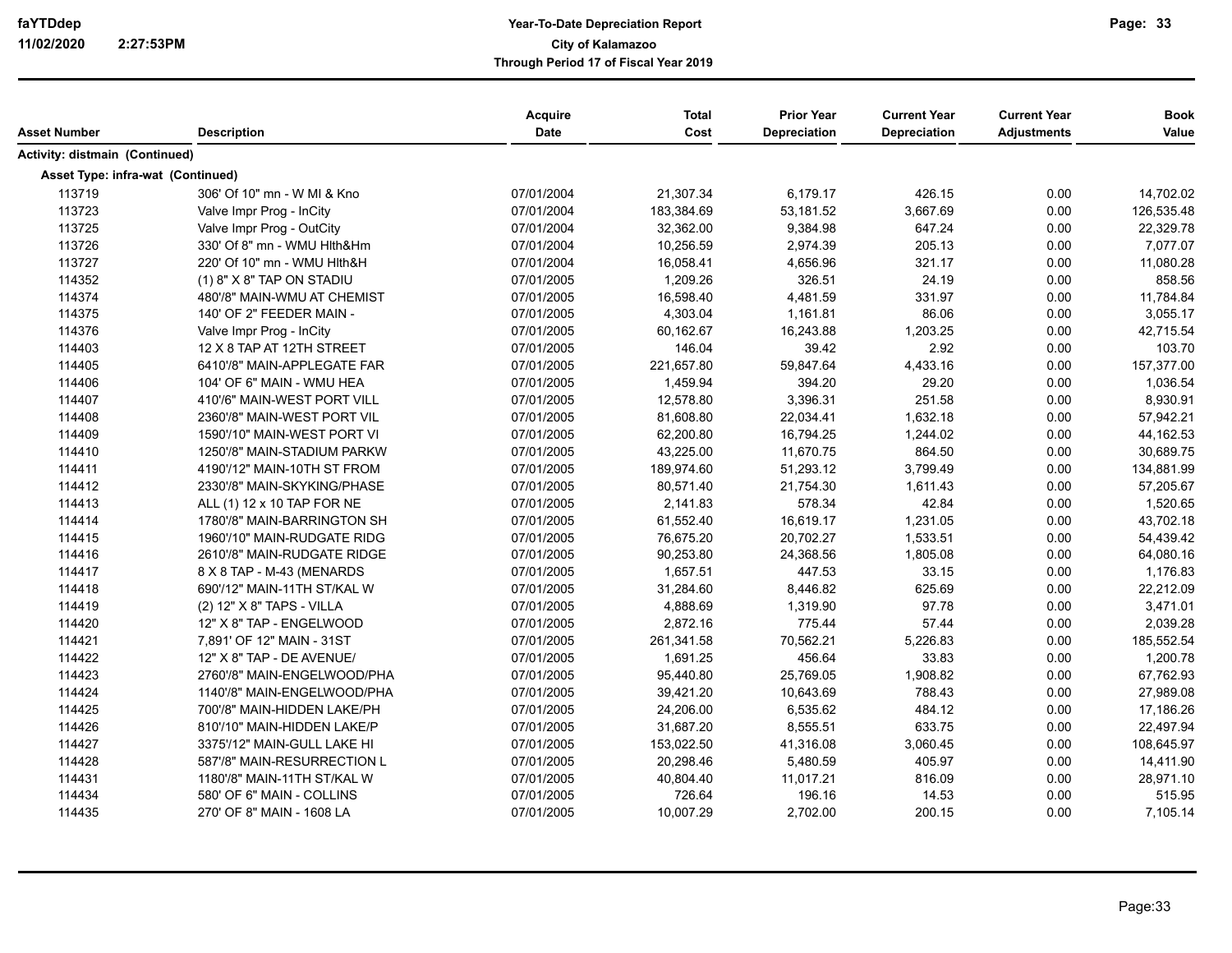| Asset Number | Description | Acquire Date | Total Cost | Prior Year Depreciation | Current Year Depreciation | Current Year Adjustments | Book Value |
|---|---|---|---|---|---|---|---|
| **Activity: distmain (Continued)** | | | | | | | |
| **Asset Type: infra-wat (Continued)** | | | | | | | |
| 113719 | 306' Of 10" mn - W MI & Kno | 07/01/2004 | 21,307.34 | 6,179.17 | 426.15 | 0.00 | 14,702.02 |
| 113723 | Valve Impr Prog - InCity | 07/01/2004 | 183,384.69 | 53,181.52 | 3,667.69 | 0.00 | 126,535.48 |
| 113725 | Valve Impr Prog - OutCity | 07/01/2004 | 32,362.00 | 9,384.98 | 647.24 | 0.00 | 22,329.78 |
| 113726 | 330' Of 8" mn - WMU Hlth&Hm | 07/01/2004 | 10,256.59 | 2,974.39 | 205.13 | 0.00 | 7,077.07 |
| 113727 | 220' Of 10" mn - WMU Hlth&H | 07/01/2004 | 16,058.41 | 4,656.96 | 321.17 | 0.00 | 11,080.28 |
| 114352 | (1) 8" X 8" TAP ON STADIU | 07/01/2005 | 1,209.26 | 326.51 | 24.19 | 0.00 | 858.56 |
| 114374 | 480'/8" MAIN-WMU AT CHEMIST | 07/01/2005 | 16,598.40 | 4,481.59 | 331.97 | 0.00 | 11,784.84 |
| 114375 | 140' OF 2" FEEDER MAIN - | 07/01/2005 | 4,303.04 | 1,161.81 | 86.06 | 0.00 | 3,055.17 |
| 114376 | Valve Impr Prog - InCity | 07/01/2005 | 60,162.67 | 16,243.88 | 1,203.25 | 0.00 | 42,715.54 |
| 114403 | 12 X 8 TAP AT 12TH STREET | 07/01/2005 | 146.04 | 39.42 | 2.92 | 0.00 | 103.70 |
| 114405 | 6410'/8" MAIN-APPLEGATE FAR | 07/01/2005 | 221,657.80 | 59,847.64 | 4,433.16 | 0.00 | 157,377.00 |
| 114406 | 104' OF 6" MAIN - WMU HEA | 07/01/2005 | 1,459.94 | 394.20 | 29.20 | 0.00 | 1,036.54 |
| 114407 | 410'/6" MAIN-WEST PORT VILL | 07/01/2005 | 12,578.80 | 3,396.31 | 251.58 | 0.00 | 8,930.91 |
| 114408 | 2360'/8" MAIN-WEST PORT VIL | 07/01/2005 | 81,608.80 | 22,034.41 | 1,632.18 | 0.00 | 57,942.21 |
| 114409 | 1590'/10" MAIN-WEST PORT VI | 07/01/2005 | 62,200.80 | 16,794.25 | 1,244.02 | 0.00 | 44,162.53 |
| 114410 | 1250'/8" MAIN-STADIUM PARKW | 07/01/2005 | 43,225.00 | 11,670.75 | 864.50 | 0.00 | 30,689.75 |
| 114411 | 4190'/12" MAIN-10TH ST FROM | 07/01/2005 | 189,974.60 | 51,293.12 | 3,799.49 | 0.00 | 134,881.99 |
| 114412 | 2330'/8" MAIN-SKYKING/PHASE | 07/01/2005 | 80,571.40 | 21,754.30 | 1,611.43 | 0.00 | 57,205.67 |
| 114413 | ALL (1) 12 x 10 TAP FOR NE | 07/01/2005 | 2,141.83 | 578.34 | 42.84 | 0.00 | 1,520.65 |
| 114414 | 1780'/8" MAIN-BARRINGTON SH | 07/01/2005 | 61,552.40 | 16,619.17 | 1,231.05 | 0.00 | 43,702.18 |
| 114415 | 1960'/10" MAIN-RUDGATE RIDG | 07/01/2005 | 76,675.20 | 20,702.27 | 1,533.51 | 0.00 | 54,439.42 |
| 114416 | 2610'/8" MAIN-RUDGATE RIDGE | 07/01/2005 | 90,253.80 | 24,368.56 | 1,805.08 | 0.00 | 64,080.16 |
| 114417 | 8 X 8 TAP - M-43 (MENARDS | 07/01/2005 | 1,657.51 | 447.53 | 33.15 | 0.00 | 1,176.83 |
| 114418 | 690'/12" MAIN-11TH ST/KAL W | 07/01/2005 | 31,284.60 | 8,446.82 | 625.69 | 0.00 | 22,212.09 |
| 114419 | (2) 12" X 8" TAPS - VILLA | 07/01/2005 | 4,888.69 | 1,319.90 | 97.78 | 0.00 | 3,471.01 |
| 114420 | 12" X 8" TAP - ENGELWOOD | 07/01/2005 | 2,872.16 | 775.44 | 57.44 | 0.00 | 2,039.28 |
| 114421 | 7,891' OF 12" MAIN - 31ST | 07/01/2005 | 261,341.58 | 70,562.21 | 5,226.83 | 0.00 | 185,552.54 |
| 114422 | 12" X 8" TAP - DE AVENUE/ | 07/01/2005 | 1,691.25 | 456.64 | 33.83 | 0.00 | 1,200.78 |
| 114423 | 2760'/8" MAIN-ENGELWOOD/PHA | 07/01/2005 | 95,440.80 | 25,769.05 | 1,908.82 | 0.00 | 67,762.93 |
| 114424 | 1140'/8" MAIN-ENGELWOOD/PHA | 07/01/2005 | 39,421.20 | 10,643.69 | 788.43 | 0.00 | 27,989.08 |
| 114425 | 700'/8" MAIN-HIDDEN LAKE/PH | 07/01/2005 | 24,206.00 | 6,535.62 | 484.12 | 0.00 | 17,186.26 |
| 114426 | 810'/10" MAIN-HIDDEN LAKE/P | 07/01/2005 | 31,687.20 | 8,555.51 | 633.75 | 0.00 | 22,497.94 |
| 114427 | 3375'/12" MAIN-GULL LAKE HI | 07/01/2005 | 153,022.50 | 41,316.08 | 3,060.45 | 0.00 | 108,645.97 |
| 114428 | 587'/8" MAIN-RESURRECTION L | 07/01/2005 | 20,298.46 | 5,480.59 | 405.97 | 0.00 | 14,411.90 |
| 114431 | 1180'/8" MAIN-11TH ST/KAL W | 07/01/2005 | 40,804.40 | 11,017.21 | 816.09 | 0.00 | 28,971.10 |
| 114434 | 580' OF 6" MAIN - COLLINS | 07/01/2005 | 726.64 | 196.16 | 14.53 | 0.00 | 515.95 |
| 114435 | 270' OF 8" MAIN - 1608 LA | 07/01/2005 | 10,007.29 | 2,702.00 | 200.15 | 0.00 | 7,105.14 |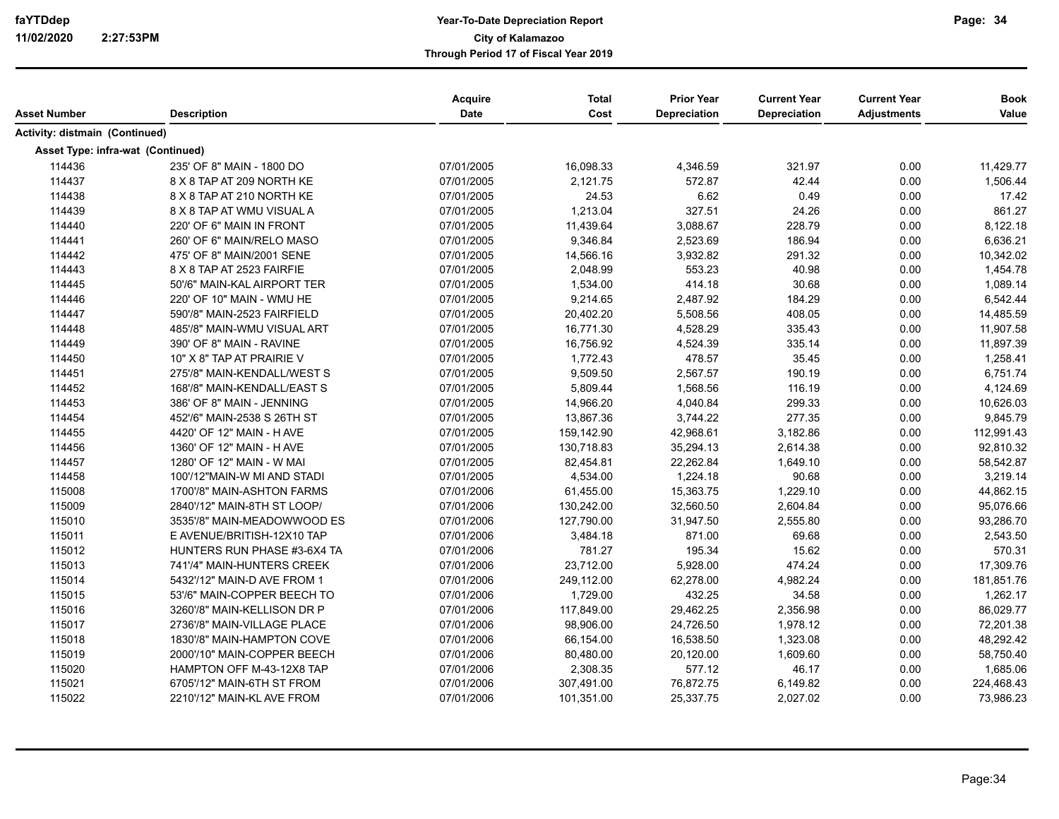| Asset Number | Description | Acquire Date | Total Cost | Prior Year Depreciation | Current Year Depreciation | Current Year Adjustments | Book Value |
|---|---|---|---|---|---|---|---|
| **Activity: distmain (Continued)** | | | | | | | |
| **Asset Type: infra-wat (Continued)** | | | | | | | |
| 114436 | 235' OF 8" MAIN - 1800 DO | 07/01/2005 | 16,098.33 | 4,346.59 | 321.97 | 0.00 | 11,429.77 |
| 114437 | 8 X 8 TAP AT 209 NORTH KE | 07/01/2005 | 2,121.75 | 572.87 | 42.44 | 0.00 | 1,506.44 |
| 114438 | 8 X 8 TAP AT 210 NORTH KE | 07/01/2005 | 24.53 | 6.62 | 0.49 | 0.00 | 17.42 |
| 114439 | 8 X 8 TAP AT WMU VISUAL A | 07/01/2005 | 1,213.04 | 327.51 | 24.26 | 0.00 | 861.27 |
| 114440 | 220' OF 6" MAIN IN FRONT | 07/01/2005 | 11,439.64 | 3,088.67 | 228.79 | 0.00 | 8,122.18 |
| 114441 | 260' OF 6" MAIN/RELO MASO | 07/01/2005 | 9,346.84 | 2,523.69 | 186.94 | 0.00 | 6,636.21 |
| 114442 | 475' OF 8" MAIN/2001 SENE | 07/01/2005 | 14,566.16 | 3,932.82 | 291.32 | 0.00 | 10,342.02 |
| 114443 | 8 X 8 TAP AT 2523 FAIRFIE | 07/01/2005 | 2,048.99 | 553.23 | 40.98 | 0.00 | 1,454.78 |
| 114445 | 50'/6" MAIN-KAL AIRPORT TER | 07/01/2005 | 1,534.00 | 414.18 | 30.68 | 0.00 | 1,089.14 |
| 114446 | 220' OF 10" MAIN - WMU HE | 07/01/2005 | 9,214.65 | 2,487.92 | 184.29 | 0.00 | 6,542.44 |
| 114447 | 590'/8" MAIN-2523 FAIRFIELD | 07/01/2005 | 20,402.20 | 5,508.56 | 408.05 | 0.00 | 14,485.59 |
| 114448 | 485'/8" MAIN-WMU VISUAL ART | 07/01/2005 | 16,771.30 | 4,528.29 | 335.43 | 0.00 | 11,907.58 |
| 114449 | 390' OF 8" MAIN - RAVINE | 07/01/2005 | 16,756.92 | 4,524.39 | 335.14 | 0.00 | 11,897.39 |
| 114450 | 10" X 8" TAP AT PRAIRIE V | 07/01/2005 | 1,772.43 | 478.57 | 35.45 | 0.00 | 1,258.41 |
| 114451 | 275'/8" MAIN-KENDALL/WEST S | 07/01/2005 | 9,509.50 | 2,567.57 | 190.19 | 0.00 | 6,751.74 |
| 114452 | 168'/8" MAIN-KENDALL/EAST S | 07/01/2005 | 5,809.44 | 1,568.56 | 116.19 | 0.00 | 4,124.69 |
| 114453 | 386' OF 8" MAIN - JENNING | 07/01/2005 | 14,966.20 | 4,040.84 | 299.33 | 0.00 | 10,626.03 |
| 114454 | 452'/6" MAIN-2538 S 26TH ST | 07/01/2005 | 13,867.36 | 3,744.22 | 277.35 | 0.00 | 9,845.79 |
| 114455 | 4420' OF 12" MAIN - H AVE | 07/01/2005 | 159,142.90 | 42,968.61 | 3,182.86 | 0.00 | 112,991.43 |
| 114456 | 1360' OF 12" MAIN - H AVE | 07/01/2005 | 130,718.83 | 35,294.13 | 2,614.38 | 0.00 | 92,810.32 |
| 114457 | 1280' OF 12" MAIN - W MAI | 07/01/2005 | 82,454.81 | 22,262.84 | 1,649.10 | 0.00 | 58,542.87 |
| 114458 | 100'/12"MAIN-W MI AND STADI | 07/01/2005 | 4,534.00 | 1,224.18 | 90.68 | 0.00 | 3,219.14 |
| 115008 | 1700'/8" MAIN-ASHTON FARMS | 07/01/2006 | 61,455.00 | 15,363.75 | 1,229.10 | 0.00 | 44,862.15 |
| 115009 | 2840'/12" MAIN-8TH ST LOOP/ | 07/01/2006 | 130,242.00 | 32,560.50 | 2,604.84 | 0.00 | 95,076.66 |
| 115010 | 3535'/8" MAIN-MEADOWWOOD ES | 07/01/2006 | 127,790.00 | 31,947.50 | 2,555.80 | 0.00 | 93,286.70 |
| 115011 | E AVENUE/BRITISH-12X10 TAP | 07/01/2006 | 3,484.18 | 871.00 | 69.68 | 0.00 | 2,543.50 |
| 115012 | HUNTERS RUN PHASE #3-6X4 TA | 07/01/2006 | 781.27 | 195.34 | 15.62 | 0.00 | 570.31 |
| 115013 | 741'/4" MAIN-HUNTERS CREEK | 07/01/2006 | 23,712.00 | 5,928.00 | 474.24 | 0.00 | 17,309.76 |
| 115014 | 5432'/12" MAIN-D AVE FROM 1 | 07/01/2006 | 249,112.00 | 62,278.00 | 4,982.24 | 0.00 | 181,851.76 |
| 115015 | 53'/6" MAIN-COPPER BEECH TO | 07/01/2006 | 1,729.00 | 432.25 | 34.58 | 0.00 | 1,262.17 |
| 115016 | 3260'/8" MAIN-KELLISON DR P | 07/01/2006 | 117,849.00 | 29,462.25 | 2,356.98 | 0.00 | 86,029.77 |
| 115017 | 2736'/8" MAIN-VILLAGE PLACE | 07/01/2006 | 98,906.00 | 24,726.50 | 1,978.12 | 0.00 | 72,201.38 |
| 115018 | 1830'/8" MAIN-HAMPTON COVE | 07/01/2006 | 66,154.00 | 16,538.50 | 1,323.08 | 0.00 | 48,292.42 |
| 115019 | 2000'/10" MAIN-COPPER BEECH | 07/01/2006 | 80,480.00 | 20,120.00 | 1,609.60 | 0.00 | 58,750.40 |
| 115020 | HAMPTON OFF M-43-12X8 TAP | 07/01/2006 | 2,308.35 | 577.12 | 46.17 | 0.00 | 1,685.06 |
| 115021 | 6705'/12" MAIN-6TH ST FROM | 07/01/2006 | 307,491.00 | 76,872.75 | 6,149.82 | 0.00 | 224,468.43 |
| 115022 | 2210'/12" MAIN-KL AVE FROM | 07/01/2006 | 101,351.00 | 25,337.75 | 2,027.02 | 0.00 | 73,986.23 |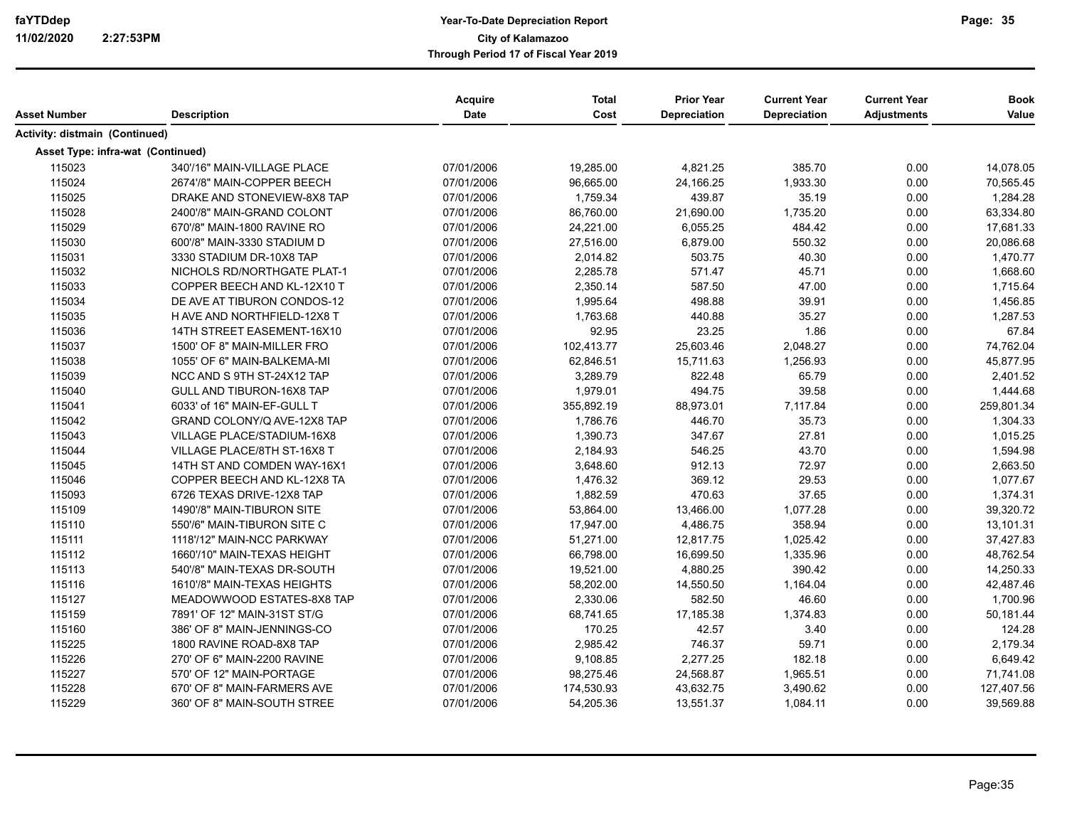# Year-To-Date Depreciation Report

**City of Kalamazoo**

**Through Period 17 of Fiscal Year 2019**

faYTDdep
11/02/2020 2:27:53PM

| Asset Number | Description | Acquire Date | Total Cost | Prior Year Depreciation | Current Year Depreciation | Current Year Adjustments | Book Value |
|---|---|---|---|---|---|---|---|
| **Activity: distmain (Continued)** | | | | | | | |
| **Asset Type: infra-wat (Continued)** | | | | | | | |
| 115023 | 340'/16" MAIN-VILLAGE PLACE | 07/01/2006 | 19,285.00 | 4,821.25 | 385.70 | 0.00 | 14,078.05 |
| 115024 | 2674'/8" MAIN-COPPER BEECH | 07/01/2006 | 96,665.00 | 24,166.25 | 1,933.30 | 0.00 | 70,565.45 |
| 115025 | DRAKE AND STONEVIEW-8X8 TAP | 07/01/2006 | 1,759.34 | 439.87 | 35.19 | 0.00 | 1,284.28 |
| 115028 | 2400'/8" MAIN-GRAND COLONT | 07/01/2006 | 86,760.00 | 21,690.00 | 1,735.20 | 0.00 | 63,334.80 |
| 115029 | 670'/8" MAIN-1800 RAVINE RO | 07/01/2006 | 24,221.00 | 6,055.25 | 484.42 | 0.00 | 17,681.33 |
| 115030 | 600'/8" MAIN-3330 STADIUM D | 07/01/2006 | 27,516.00 | 6,879.00 | 550.32 | 0.00 | 20,086.68 |
| 115031 | 3330 STADIUM DR-10X8 TAP | 07/01/2006 | 2,014.82 | 503.75 | 40.30 | 0.00 | 1,470.77 |
| 115032 | NICHOLS RD/NORTHGATE PLAT-1 | 07/01/2006 | 2,285.78 | 571.47 | 45.71 | 0.00 | 1,668.60 |
| 115033 | COPPER BEECH AND KL-12X10 T | 07/01/2006 | 2,350.14 | 587.50 | 47.00 | 0.00 | 1,715.64 |
| 115034 | DE AVE AT TIBURON CONDOS-12 | 07/01/2006 | 1,995.64 | 498.88 | 39.91 | 0.00 | 1,456.85 |
| 115035 | H AVE AND NORTHFIELD-12X8 T | 07/01/2006 | 1,763.68 | 440.88 | 35.27 | 0.00 | 1,287.53 |
| 115036 | 14TH STREET EASEMENT-16X10 | 07/01/2006 | 92.95 | 23.25 | 1.86 | 0.00 | 67.84 |
| 115037 | 1500' OF 8" MAIN-MILLER FRO | 07/01/2006 | 102,413.77 | 25,603.46 | 2,048.27 | 0.00 | 74,762.04 |
| 115038 | 1055' OF 6" MAIN-BALKEMA-MI | 07/01/2006 | 62,846.51 | 15,711.63 | 1,256.93 | 0.00 | 45,877.95 |
| 115039 | NCC AND S 9TH ST-24X12 TAP | 07/01/2006 | 3,289.79 | 822.48 | 65.79 | 0.00 | 2,401.52 |
| 115040 | GULL AND TIBURON-16X8 TAP | 07/01/2006 | 1,979.01 | 494.75 | 39.58 | 0.00 | 1,444.68 |
| 115041 | 6033' of 16" MAIN-EF-GULL T | 07/01/2006 | 355,892.19 | 88,973.01 | 7,117.84 | 0.00 | 259,801.34 |
| 115042 | GRAND COLONY/Q AVE-12X8 TAP | 07/01/2006 | 1,786.76 | 446.70 | 35.73 | 0.00 | 1,304.33 |
| 115043 | VILLAGE PLACE/STADIUM-16X8 | 07/01/2006 | 1,390.73 | 347.67 | 27.81 | 0.00 | 1,015.25 |
| 115044 | VILLAGE PLACE/8TH ST-16X8 T | 07/01/2006 | 2,184.93 | 546.25 | 43.70 | 0.00 | 1,594.98 |
| 115045 | 14TH ST AND COMDEN WAY-16X1 | 07/01/2006 | 3,648.60 | 912.13 | 72.97 | 0.00 | 2,663.50 |
| 115046 | COPPER BEECH AND KL-12X8 TA | 07/01/2006 | 1,476.32 | 369.12 | 29.53 | 0.00 | 1,077.67 |
| 115093 | 6726 TEXAS DRIVE-12X8 TAP | 07/01/2006 | 1,882.59 | 470.63 | 37.65 | 0.00 | 1,374.31 |
| 115109 | 1490'/8" MAIN-TIBURON SITE | 07/01/2006 | 53,864.00 | 13,466.00 | 1,077.28 | 0.00 | 39,320.72 |
| 115110 | 550'/6" MAIN-TIBURON SITE C | 07/01/2006 | 17,947.00 | 4,486.75 | 358.94 | 0.00 | 13,101.31 |
| 115111 | 1118'/12" MAIN-NCC PARKWAY | 07/01/2006 | 51,271.00 | 12,817.75 | 1,025.42 | 0.00 | 37,427.83 |
| 115112 | 1660'/10" MAIN-TEXAS HEIGHT | 07/01/2006 | 66,798.00 | 16,699.50 | 1,335.96 | 0.00 | 48,762.54 |
| 115113 | 540'/8" MAIN-TEXAS DR-SOUTH | 07/01/2006 | 19,521.00 | 4,880.25 | 390.42 | 0.00 | 14,250.33 |
| 115116 | 1610'/8" MAIN-TEXAS HEIGHTS | 07/01/2006 | 58,202.00 | 14,550.50 | 1,164.04 | 0.00 | 42,487.46 |
| 115127 | MEADOWWOOD ESTATES-8X8 TAP | 07/01/2006 | 2,330.06 | 582.50 | 46.60 | 0.00 | 1,700.96 |
| 115159 | 7891' OF 12" MAIN-31ST ST/G | 07/01/2006 | 68,741.65 | 17,185.38 | 1,374.83 | 0.00 | 50,181.44 |
| 115160 | 386' OF 8" MAIN-JENNINGS-CO | 07/01/2006 | 170.25 | 42.57 | 3.40 | 0.00 | 124.28 |
| 115225 | 1800 RAVINE ROAD-8X8 TAP | 07/01/2006 | 2,985.42 | 746.37 | 59.71 | 0.00 | 2,179.34 |
| 115226 | 270' OF 6" MAIN-2200 RAVINE | 07/01/2006 | 9,108.85 | 2,277.25 | 182.18 | 0.00 | 6,649.42 |
| 115227 | 570' OF 12" MAIN-PORTAGE | 07/01/2006 | 98,275.46 | 24,568.87 | 1,965.51 | 0.00 | 71,741.08 |
| 115228 | 670' OF 8" MAIN-FARMERS AVE | 07/01/2006 | 174,530.93 | 43,632.75 | 3,490.62 | 0.00 | 127,407.56 |
| 115229 | 360' OF 8" MAIN-SOUTH STREE | 07/01/2006 | 54,205.36 | 13,551.37 | 1,084.11 | 0.00 | 39,569.88 |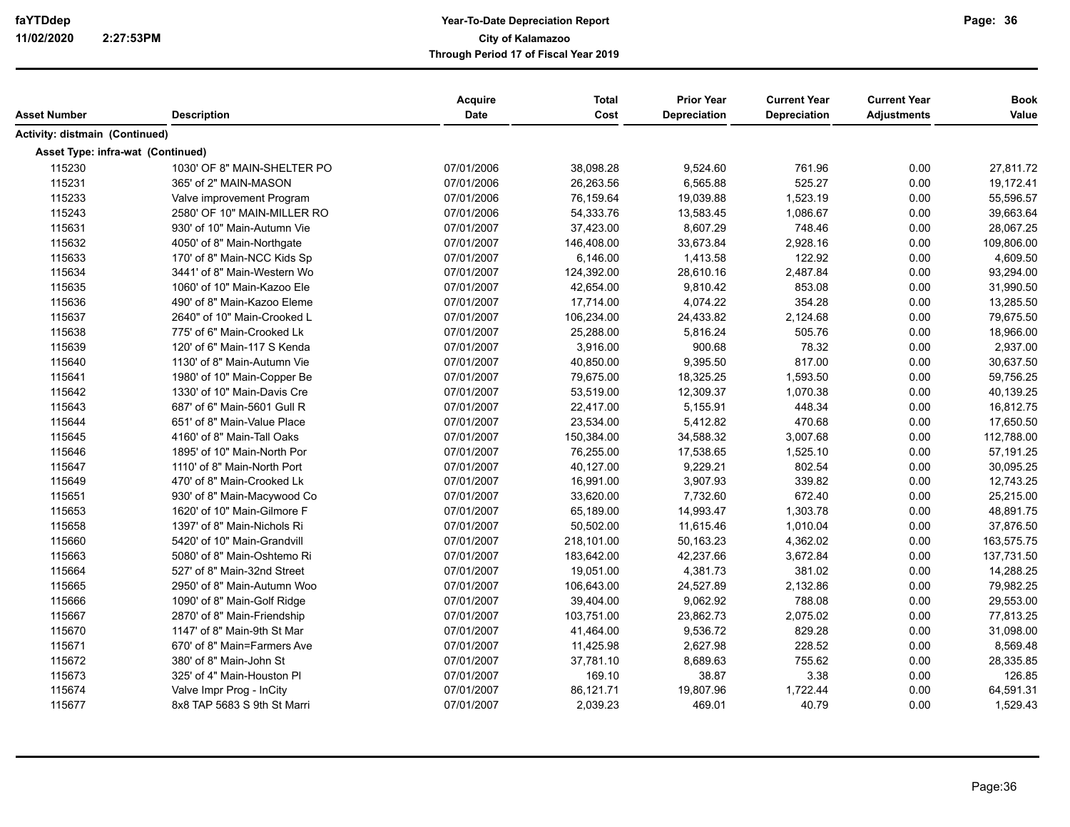| Asset Number | Description | Acquire Date | Total Cost | Prior Year Depreciation | Current Year Depreciation | Current Year Adjustments | Book Value |
|---|---|---|---|---|---|---|---|
| **Activity: distmain (Continued)** | | | | | | | |
| **Asset Type: infra-wat (Continued)** | | | | | | | |
| 115230 | 1030' OF 8" MAIN-SHELTER PO | 07/01/2006 | 38,098.28 | 9,524.60 | 761.96 | 0.00 | 27,811.72 |
| 115231 | 365' of 2" MAIN-MASON | 07/01/2006 | 26,263.56 | 6,565.88 | 525.27 | 0.00 | 19,172.41 |
| 115233 | Valve improvement Program | 07/01/2006 | 76,159.64 | 19,039.88 | 1,523.19 | 0.00 | 55,596.57 |
| 115243 | 2580' OF 10" MAIN-MILLER RO | 07/01/2006 | 54,333.76 | 13,583.45 | 1,086.67 | 0.00 | 39,663.64 |
| 115631 | 930' of 10" Main-Autumn Vie | 07/01/2007 | 37,423.00 | 8,607.29 | 748.46 | 0.00 | 28,067.25 |
| 115632 | 4050' of 8" Main-Northgate | 07/01/2007 | 146,408.00 | 33,673.84 | 2,928.16 | 0.00 | 109,806.00 |
| 115633 | 170' of 8" Main-NCC Kids Sp | 07/01/2007 | 6,146.00 | 1,413.58 | 122.92 | 0.00 | 4,609.50 |
| 115634 | 3441' of 8" Main-Western Wo | 07/01/2007 | 124,392.00 | 28,610.16 | 2,487.84 | 0.00 | 93,294.00 |
| 115635 | 1060' of 10" Main-Kazoo Ele | 07/01/2007 | 42,654.00 | 9,810.42 | 853.08 | 0.00 | 31,990.50 |
| 115636 | 490' of 8" Main-Kazoo Eleme | 07/01/2007 | 17,714.00 | 4,074.22 | 354.28 | 0.00 | 13,285.50 |
| 115637 | 2640" of 10" Main-Crooked L | 07/01/2007 | 106,234.00 | 24,433.82 | 2,124.68 | 0.00 | 79,675.50 |
| 115638 | 775' of 6" Main-Crooked Lk | 07/01/2007 | 25,288.00 | 5,816.24 | 505.76 | 0.00 | 18,966.00 |
| 115639 | 120' of 6" Main-117 S Kenda | 07/01/2007 | 3,916.00 | 900.68 | 78.32 | 0.00 | 2,937.00 |
| 115640 | 1130' of 8" Main-Autumn Vie | 07/01/2007 | 40,850.00 | 9,395.50 | 817.00 | 0.00 | 30,637.50 |
| 115641 | 1980' of 10" Main-Copper Be | 07/01/2007 | 79,675.00 | 18,325.25 | 1,593.50 | 0.00 | 59,756.25 |
| 115642 | 1330' of 10" Main-Davis Cre | 07/01/2007 | 53,519.00 | 12,309.37 | 1,070.38 | 0.00 | 40,139.25 |
| 115643 | 687' of 6" Main-5601 Gull R | 07/01/2007 | 22,417.00 | 5,155.91 | 448.34 | 0.00 | 16,812.75 |
| 115644 | 651' of 8" Main-Value Place | 07/01/2007 | 23,534.00 | 5,412.82 | 470.68 | 0.00 | 17,650.50 |
| 115645 | 4160' of 8" Main-Tall Oaks | 07/01/2007 | 150,384.00 | 34,588.32 | 3,007.68 | 0.00 | 112,788.00 |
| 115646 | 1895' of 10" Main-North Por | 07/01/2007 | 76,255.00 | 17,538.65 | 1,525.10 | 0.00 | 57,191.25 |
| 115647 | 1110' of 8" Main-North Port | 07/01/2007 | 40,127.00 | 9,229.21 | 802.54 | 0.00 | 30,095.25 |
| 115649 | 470' of 8" Main-Crooked Lk | 07/01/2007 | 16,991.00 | 3,907.93 | 339.82 | 0.00 | 12,743.25 |
| 115651 | 930' of 8" Main-Macywood Co | 07/01/2007 | 33,620.00 | 7,732.60 | 672.40 | 0.00 | 25,215.00 |
| 115653 | 1620' of 10" Main-Gilmore F | 07/01/2007 | 65,189.00 | 14,993.47 | 1,303.78 | 0.00 | 48,891.75 |
| 115658 | 1397' of 8" Main-Nichols Ri | 07/01/2007 | 50,502.00 | 11,615.46 | 1,010.04 | 0.00 | 37,876.50 |
| 115660 | 5420' of 10" Main-Grandvill | 07/01/2007 | 218,101.00 | 50,163.23 | 4,362.02 | 0.00 | 163,575.75 |
| 115663 | 5080' of 8" Main-Oshtemo Ri | 07/01/2007 | 183,642.00 | 42,237.66 | 3,672.84 | 0.00 | 137,731.50 |
| 115664 | 527' of 8" Main-32nd Street | 07/01/2007 | 19,051.00 | 4,381.73 | 381.02 | 0.00 | 14,288.25 |
| 115665 | 2950' of 8" Main-Autumn Woo | 07/01/2007 | 106,643.00 | 24,527.89 | 2,132.86 | 0.00 | 79,982.25 |
| 115666 | 1090' of 8" Main-Golf Ridge | 07/01/2007 | 39,404.00 | 9,062.92 | 788.08 | 0.00 | 29,553.00 |
| 115667 | 2870' of 8" Main-Friendship | 07/01/2007 | 103,751.00 | 23,862.73 | 2,075.02 | 0.00 | 77,813.25 |
| 115670 | 1147' of 8" Main-9th St Mar | 07/01/2007 | 41,464.00 | 9,536.72 | 829.28 | 0.00 | 31,098.00 |
| 115671 | 670' of 8" Main=Farmers Ave | 07/01/2007 | 11,425.98 | 2,627.98 | 228.52 | 0.00 | 8,569.48 |
| 115672 | 380' of 8" Main-John St | 07/01/2007 | 37,781.10 | 8,689.63 | 755.62 | 0.00 | 28,335.85 |
| 115673 | 325' of 4" Main-Houston Pl | 07/01/2007 | 169.10 | 38.87 | 3.38 | 0.00 | 126.85 |
| 115674 | Valve Impr Prog - InCity | 07/01/2007 | 86,121.71 | 19,807.96 | 1,722.44 | 0.00 | 64,591.31 |
| 115677 | 8x8 TAP 5683 S 9th St Marri | 07/01/2007 | 2,039.23 | 469.01 | 40.79 | 0.00 | 1,529.43 |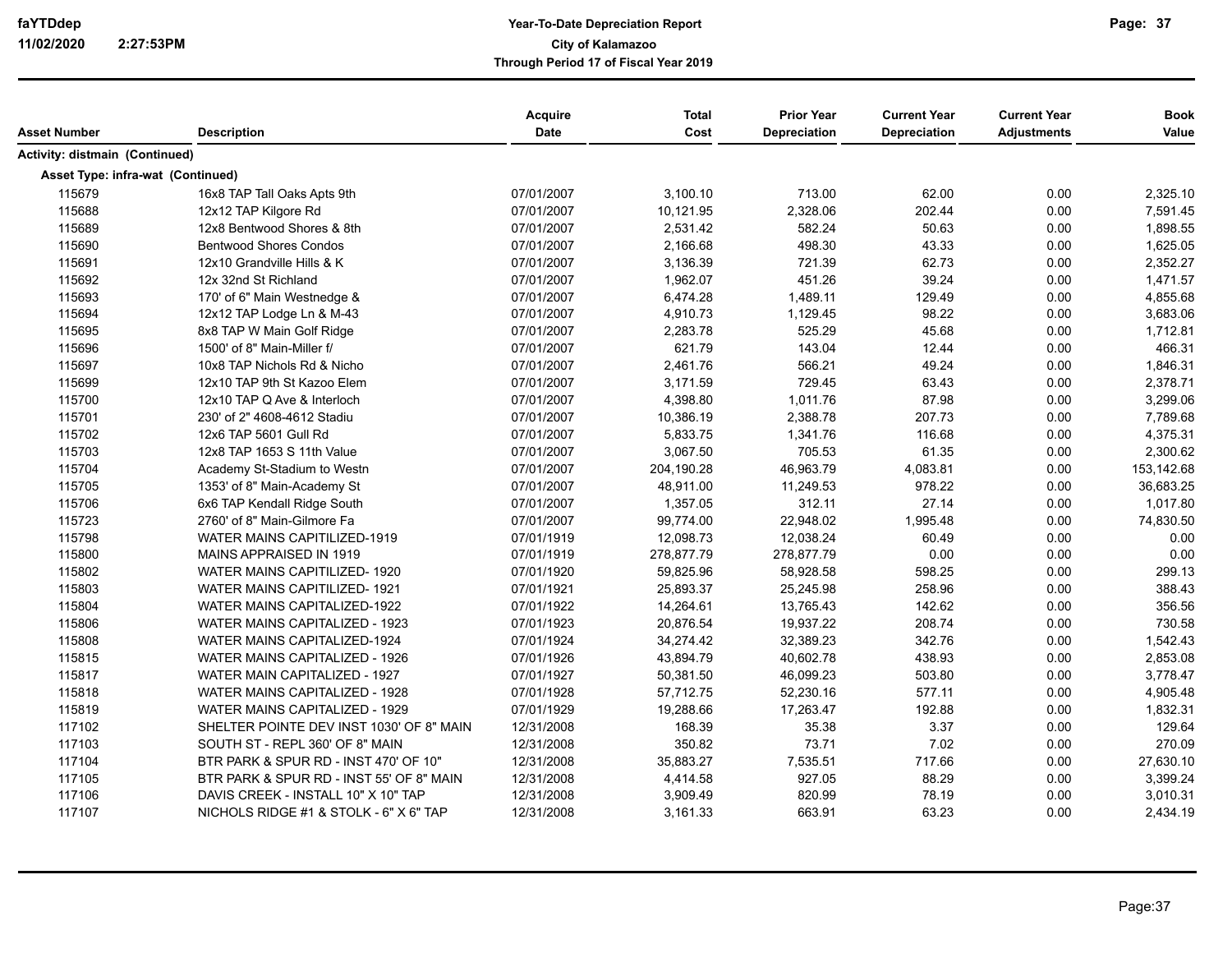| Asset Number | Description | Acquire Date | Total Cost | Prior Year Depreciation | Current Year Depreciation | Current Year Adjustments | Book Value |
|---|---|---|---|---|---|---|---|
| **Activity: distmain (Continued)** | | | | | | | |
| **Asset Type: infra-wat (Continued)** | | | | | | | |
| 115679 | 16x8 TAP Tall Oaks Apts 9th | 07/01/2007 | 3,100.10 | 713.00 | 62.00 | 0.00 | 2,325.10 |
| 115688 | 12x12 TAP Kilgore Rd | 07/01/2007 | 10,121.95 | 2,328.06 | 202.44 | 0.00 | 7,591.45 |
| 115689 | 12x8 Bentwood Shores & 8th | 07/01/2007 | 2,531.42 | 582.24 | 50.63 | 0.00 | 1,898.55 |
| 115690 | Bentwood Shores Condos | 07/01/2007 | 2,166.68 | 498.30 | 43.33 | 0.00 | 1,625.05 |
| 115691 | 12x10 Grandville Hills & K | 07/01/2007 | 3,136.39 | 721.39 | 62.73 | 0.00 | 2,352.27 |
| 115692 | 12x 32nd St Richland | 07/01/2007 | 1,962.07 | 451.26 | 39.24 | 0.00 | 1,471.57 |
| 115693 | 170' of 6" Main Westnedge & | 07/01/2007 | 6,474.28 | 1,489.11 | 129.49 | 0.00 | 4,855.68 |
| 115694 | 12x12 TAP Lodge Ln & M-43 | 07/01/2007 | 4,910.73 | 1,129.45 | 98.22 | 0.00 | 3,683.06 |
| 115695 | 8x8 TAP W Main Golf Ridge | 07/01/2007 | 2,283.78 | 525.29 | 45.68 | 0.00 | 1,712.81 |
| 115696 | 1500' of 8" Main-Miller f/ | 07/01/2007 | 621.79 | 143.04 | 12.44 | 0.00 | 466.31 |
| 115697 | 10x8 TAP Nichols Rd & Nicho | 07/01/2007 | 2,461.76 | 566.21 | 49.24 | 0.00 | 1,846.31 |
| 115699 | 12x10 TAP 9th St Kazoo Elem | 07/01/2007 | 3,171.59 | 729.45 | 63.43 | 0.00 | 2,378.71 |
| 115700 | 12x10 TAP Q Ave & Interloch | 07/01/2007 | 4,398.80 | 1,011.76 | 87.98 | 0.00 | 3,299.06 |
| 115701 | 230' of 2" 4608-4612 Stadiu | 07/01/2007 | 10,386.19 | 2,388.78 | 207.73 | 0.00 | 7,789.68 |
| 115702 | 12x6 TAP 5601 Gull Rd | 07/01/2007 | 5,833.75 | 1,341.76 | 116.68 | 0.00 | 4,375.31 |
| 115703 | 12x8 TAP 1653 S 11th Value | 07/01/2007 | 3,067.50 | 705.53 | 61.35 | 0.00 | 2,300.62 |
| 115704 | Academy St-Stadium to Westn | 07/01/2007 | 204,190.28 | 46,963.79 | 4,083.81 | 0.00 | 153,142.68 |
| 115705 | 1353' of 8" Main-Academy St | 07/01/2007 | 48,911.00 | 11,249.53 | 978.22 | 0.00 | 36,683.25 |
| 115706 | 6x6 TAP Kendall Ridge South | 07/01/2007 | 1,357.05 | 312.11 | 27.14 | 0.00 | 1,017.80 |
| 115723 | 2760' of 8" Main-Gilmore Fa | 07/01/2007 | 99,774.00 | 22,948.02 | 1,995.48 | 0.00 | 74,830.50 |
| 115798 | WATER MAINS CAPITILIZED-1919 | 07/01/1919 | 12,098.73 | 12,038.24 | 60.49 | 0.00 | 0.00 |
| 115800 | MAINS APPRAISED IN 1919 | 07/01/1919 | 278,877.79 | 278,877.79 | 0.00 | 0.00 | 0.00 |
| 115802 | WATER MAINS CAPITILIZED- 1920 | 07/01/1920 | 59,825.96 | 58,928.58 | 598.25 | 0.00 | 299.13 |
| 115803 | WATER MAINS CAPITILIZED- 1921 | 07/01/1921 | 25,893.37 | 25,245.98 | 258.96 | 0.00 | 388.43 |
| 115804 | WATER MAINS CAPITALIZED-1922 | 07/01/1922 | 14,264.61 | 13,765.43 | 142.62 | 0.00 | 356.56 |
| 115806 | WATER MAINS CAPITALIZED - 1923 | 07/01/1923 | 20,876.54 | 19,937.22 | 208.74 | 0.00 | 730.58 |
| 115808 | WATER MAINS CAPITALIZED-1924 | 07/01/1924 | 34,274.42 | 32,389.23 | 342.76 | 0.00 | 1,542.43 |
| 115815 | WATER MAINS CAPITALIZED - 1926 | 07/01/1926 | 43,894.79 | 40,602.78 | 438.93 | 0.00 | 2,853.08 |
| 115817 | WATER MAIN CAPITALIZED - 1927 | 07/01/1927 | 50,381.50 | 46,099.23 | 503.80 | 0.00 | 3,778.47 |
| 115818 | WATER MAINS CAPITALIZED - 1928 | 07/01/1928 | 57,712.75 | 52,230.16 | 577.11 | 0.00 | 4,905.48 |
| 115819 | WATER MAINS CAPITALIZED - 1929 | 07/01/1929 | 19,288.66 | 17,263.47 | 192.88 | 0.00 | 1,832.31 |
| 117102 | SHELTER POINTE DEV INST 1030' OF 8" MAIN | 12/31/2008 | 168.39 | 35.38 | 3.37 | 0.00 | 129.64 |
| 117103 | SOUTH ST - REPL 360' OF 8" MAIN | 12/31/2008 | 350.82 | 73.71 | 7.02 | 0.00 | 270.09 |
| 117104 | BTR PARK & SPUR RD - INST 470' OF 10" | 12/31/2008 | 35,883.27 | 7,535.51 | 717.66 | 0.00 | 27,630.10 |
| 117105 | BTR PARK & SPUR RD - INST 55' OF 8" MAIN | 12/31/2008 | 4,414.58 | 927.05 | 88.29 | 0.00 | 3,399.24 |
| 117106 | DAVIS CREEK - INSTALL 10" X 10" TAP | 12/31/2008 | 3,909.49 | 820.99 | 78.19 | 0.00 | 3,010.31 |
| 117107 | NICHOLS RIDGE #1 & STOLK - 6" X 6" TAP | 12/31/2008 | 3,161.33 | 663.91 | 63.23 | 0.00 | 2,434.19 |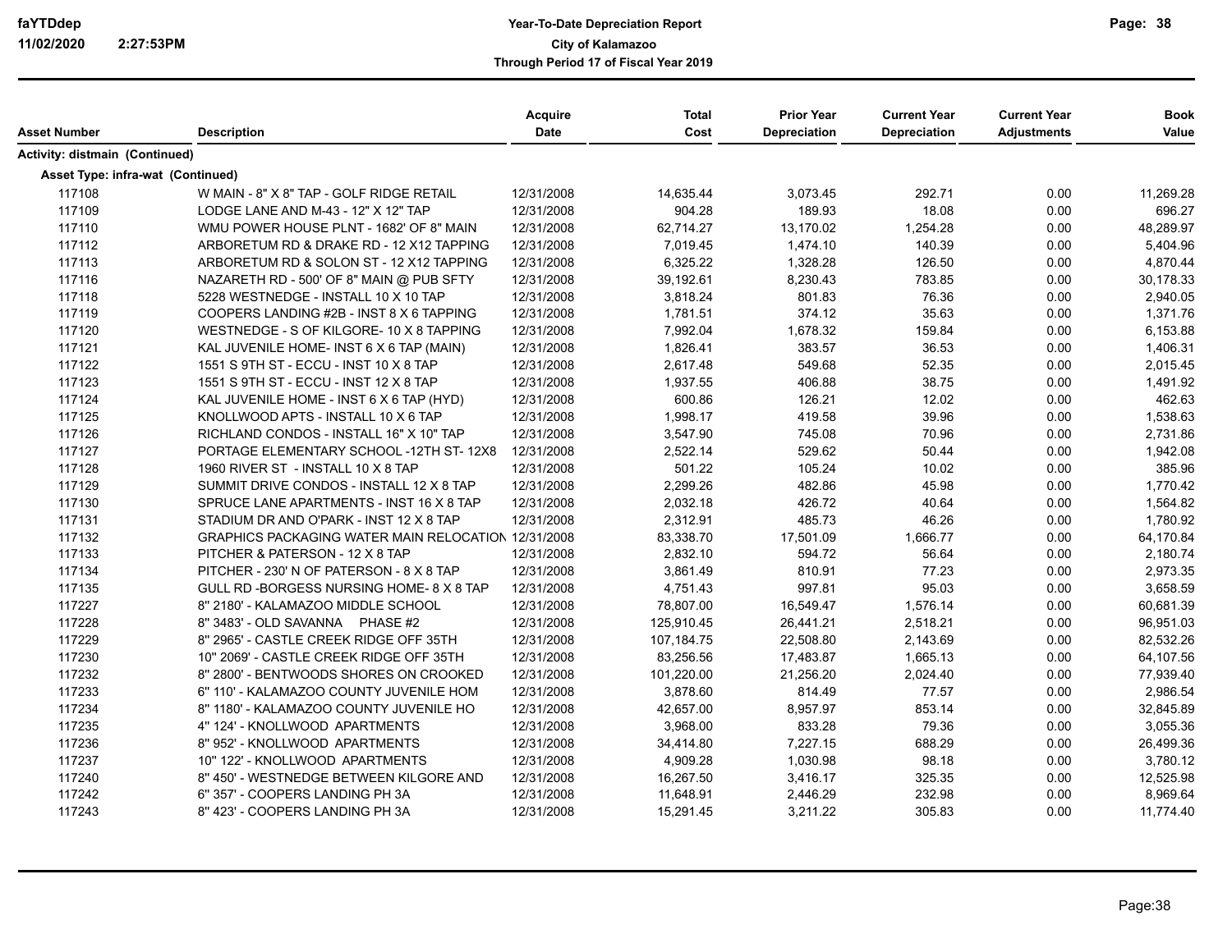| Asset Number | Description | Acquire Date | Total Cost | Prior Year Depreciation | Current Year Depreciation | Current Year Adjustments | Book Value |
|---|---|---|---|---|---|---|---|
| **Activity: distmain (Continued)** | | | | | | | |
| **Asset Type: infra-wat (Continued)** | | | | | | | |
| 117108 | W MAIN - 8" X 8" TAP - GOLF RIDGE RETAIL | 12/31/2008 | 14,635.44 | 3,073.45 | 292.71 | 0.00 | 11,269.28 |
| 117109 | LODGE LANE AND M-43 - 12" X 12" TAP | 12/31/2008 | 904.28 | 189.93 | 18.08 | 0.00 | 696.27 |
| 117110 | WMU POWER HOUSE PLNT - 1682' OF 8" MAIN | 12/31/2008 | 62,714.27 | 13,170.02 | 1,254.28 | 0.00 | 48,289.97 |
| 117112 | ARBORETUM RD & DRAKE RD - 12 X12 TAPPING | 12/31/2008 | 7,019.45 | 1,474.10 | 140.39 | 0.00 | 5,404.96 |
| 117113 | ARBORETUM RD & SOLON ST - 12 X12 TAPPING | 12/31/2008 | 6,325.22 | 1,328.28 | 126.50 | 0.00 | 4,870.44 |
| 117116 | NAZARETH RD - 500' OF 8" MAIN @ PUB SFTY | 12/31/2008 | 39,192.61 | 8,230.43 | 783.85 | 0.00 | 30,178.33 |
| 117118 | 5228 WESTNEDGE - INSTALL 10 X 10 TAP | 12/31/2008 | 3,818.24 | 801.83 | 76.36 | 0.00 | 2,940.05 |
| 117119 | COOPERS LANDING #2B - INST 8 X 6 TAPPING | 12/31/2008 | 1,781.51 | 374.12 | 35.63 | 0.00 | 1,371.76 |
| 117120 | WESTNEDGE - S OF KILGORE- 10 X 8 TAPPING | 12/31/2008 | 7,992.04 | 1,678.32 | 159.84 | 0.00 | 6,153.88 |
| 117121 | KAL JUVENILE HOME- INST 6 X 6 TAP (MAIN) | 12/31/2008 | 1,826.41 | 383.57 | 36.53 | 0.00 | 1,406.31 |
| 117122 | 1551 S 9TH ST - ECCU - INST 10 X 8 TAP | 12/31/2008 | 2,617.48 | 549.68 | 52.35 | 0.00 | 2,015.45 |
| 117123 | 1551 S 9TH ST - ECCU - INST 12 X 8 TAP | 12/31/2008 | 1,937.55 | 406.88 | 38.75 | 0.00 | 1,491.92 |
| 117124 | KAL JUVENILE HOME - INST 6 X 6 TAP (HYD) | 12/31/2008 | 600.86 | 126.21 | 12.02 | 0.00 | 462.63 |
| 117125 | KNOLLWOOD APTS - INSTALL 10 X 6 TAP | 12/31/2008 | 1,998.17 | 419.58 | 39.96 | 0.00 | 1,538.63 |
| 117126 | RICHLAND CONDOS - INSTALL 16" X 10" TAP | 12/31/2008 | 3,547.90 | 745.08 | 70.96 | 0.00 | 2,731.86 |
| 117127 | PORTAGE ELEMENTARY SCHOOL -12TH ST- 12X8 | 12/31/2008 | 2,522.14 | 529.62 | 50.44 | 0.00 | 1,942.08 |
| 117128 | 1960 RIVER ST - INSTALL 10 X 8 TAP | 12/31/2008 | 501.22 | 105.24 | 10.02 | 0.00 | 385.96 |
| 117129 | SUMMIT DRIVE CONDOS - INSTALL 12 X 8 TAP | 12/31/2008 | 2,299.26 | 482.86 | 45.98 | 0.00 | 1,770.42 |
| 117130 | SPRUCE LANE APARTMENTS - INST 16 X 8 TAP | 12/31/2008 | 2,032.18 | 426.72 | 40.64 | 0.00 | 1,564.82 |
| 117131 | STADIUM DR AND O'PARK - INST 12 X 8 TAP | 12/31/2008 | 2,312.91 | 485.73 | 46.26 | 0.00 | 1,780.92 |
| 117132 | GRAPHICS PACKAGING WATER MAIN RELOCATION | 12/31/2008 | 83,338.70 | 17,501.09 | 1,666.77 | 0.00 | 64,170.84 |
| 117133 | PITCHER & PATERSON - 12 X 8 TAP | 12/31/2008 | 2,832.10 | 594.72 | 56.64 | 0.00 | 2,180.74 |
| 117134 | PITCHER - 230' N OF PATERSON - 8 X 8 TAP | 12/31/2008 | 3,861.49 | 810.91 | 77.23 | 0.00 | 2,973.35 |
| 117135 | GULL RD -BORGESS NURSING HOME- 8 X 8 TAP | 12/31/2008 | 4,751.43 | 997.81 | 95.03 | 0.00 | 3,658.59 |
| 117227 | 8" 2180' - KALAMAZOO MIDDLE SCHOOL | 12/31/2008 | 78,807.00 | 16,549.47 | 1,576.14 | 0.00 | 60,681.39 |
| 117228 | 8" 3483' - OLD SAVANNA PHASE #2 | 12/31/2008 | 125,910.45 | 26,441.21 | 2,518.21 | 0.00 | 96,951.03 |
| 117229 | 8" 2965' - CASTLE CREEK RIDGE OFF 35TH | 12/31/2008 | 107,184.75 | 22,508.80 | 2,143.69 | 0.00 | 82,532.26 |
| 117230 | 10" 2069' - CASTLE CREEK RIDGE OFF 35TH | 12/31/2008 | 83,256.56 | 17,483.87 | 1,665.13 | 0.00 | 64,107.56 |
| 117232 | 8" 2800' - BENTWOODS SHORES ON CROOKED | 12/31/2008 | 101,220.00 | 21,256.20 | 2,024.40 | 0.00 | 77,939.40 |
| 117233 | 6" 110' - KALAMAZOO COUNTY JUVENILE HOM | 12/31/2008 | 3,878.60 | 814.49 | 77.57 | 0.00 | 2,986.54 |
| 117234 | 8" 1180' - KALAMAZOO COUNTY JUVENILE HO | 12/31/2008 | 42,657.00 | 8,957.97 | 853.14 | 0.00 | 32,845.89 |
| 117235 | 4" 124' - KNOLLWOOD APARTMENTS | 12/31/2008 | 3,968.00 | 833.28 | 79.36 | 0.00 | 3,055.36 |
| 117236 | 8" 952' - KNOLLWOOD APARTMENTS | 12/31/2008 | 34,414.80 | 7,227.15 | 688.29 | 0.00 | 26,499.36 |
| 117237 | 10" 122' - KNOLLWOOD APARTMENTS | 12/31/2008 | 4,909.28 | 1,030.98 | 98.18 | 0.00 | 3,780.12 |
| 117240 | 8" 450' - WESTNEDGE BETWEEN KILGORE AND | 12/31/2008 | 16,267.50 | 3,416.17 | 325.35 | 0.00 | 12,525.98 |
| 117242 | 6" 357' - COOPERS LANDING PH 3A | 12/31/2008 | 11,648.91 | 2,446.29 | 232.98 | 0.00 | 8,969.64 |
| 117243 | 8" 423' - COOPERS LANDING PH 3A | 12/31/2008 | 15,291.45 | 3,211.22 | 305.83 | 0.00 | 11,774.40 |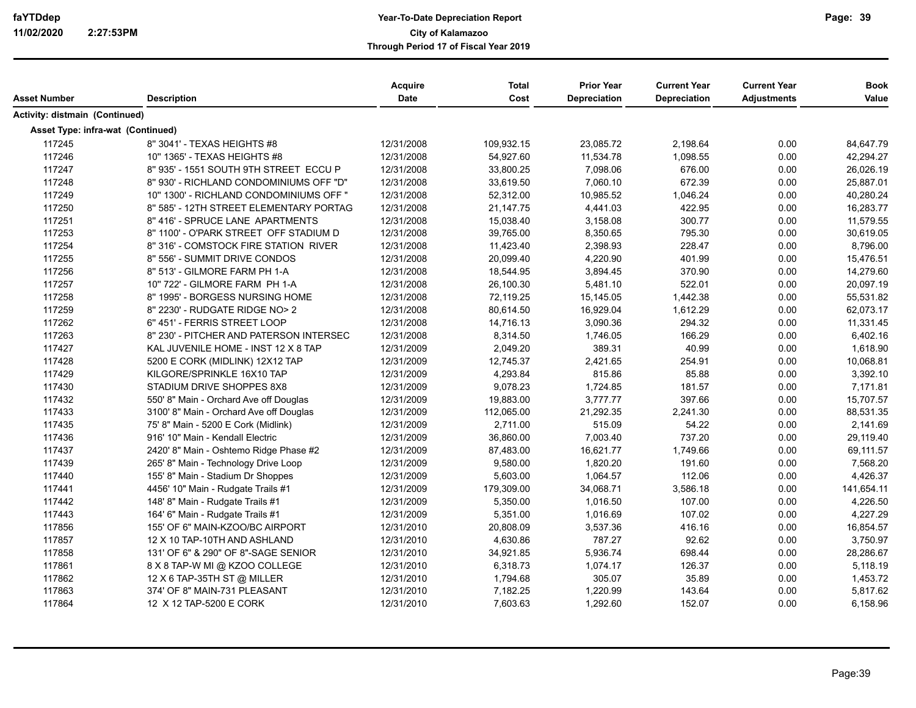**faYTDdep**
**11/02/2020 2:27:53PM**

# Year-To-Date Depreciation Report
## City of Kalamazoo
## Through Period 17 of Fiscal Year 2019

| Asset Number | Description | Acquire Date | Total Cost | Prior Year Depreciation | Current Year Depreciation | Current Year Adjustments | Book Value |
|---|---|---|---|---|---|---|---|
| **Activity: distmain (Continued)** | | | | | | | |
| **Asset Type: infra-wat (Continued)** | | | | | | | |
| 117245 | 8" 3041' - TEXAS HEIGHTS #8 | 12/31/2008 | 109,932.15 | 23,085.72 | 2,198.64 | 0.00 | 84,647.79 |
| 117246 | 10" 1365' - TEXAS HEIGHTS #8 | 12/31/2008 | 54,927.60 | 11,534.78 | 1,098.55 | 0.00 | 42,294.27 |
| 117247 | 8" 935' - 1551 SOUTH 9TH STREET ECCU P | 12/31/2008 | 33,800.25 | 7,098.06 | 676.00 | 0.00 | 26,026.19 |
| 117248 | 8" 930' - RICHLAND CONDOMINIUMS OFF "D" | 12/31/2008 | 33,619.50 | 7,060.10 | 672.39 | 0.00 | 25,887.01 |
| 117249 | 10" 1300' - RICHLAND CONDOMINIUMS OFF " | 12/31/2008 | 52,312.00 | 10,985.52 | 1,046.24 | 0.00 | 40,280.24 |
| 117250 | 8" 585' - 12TH STREET ELEMENTARY PORTAG | 12/31/2008 | 21,147.75 | 4,441.03 | 422.95 | 0.00 | 16,283.77 |
| 117251 | 8" 416' - SPRUCE LANE APARTMENTS | 12/31/2008 | 15,038.40 | 3,158.08 | 300.77 | 0.00 | 11,579.55 |
| 117253 | 8" 1100' - O'PARK STREET OFF STADIUM D | 12/31/2008 | 39,765.00 | 8,350.65 | 795.30 | 0.00 | 30,619.05 |
| 117254 | 8" 316' - COMSTOCK FIRE STATION RIVER | 12/31/2008 | 11,423.40 | 2,398.93 | 228.47 | 0.00 | 8,796.00 |
| 117255 | 8" 556' - SUMMIT DRIVE CONDOS | 12/31/2008 | 20,099.40 | 4,220.90 | 401.99 | 0.00 | 15,476.51 |
| 117256 | 8" 513' - GILMORE FARM PH 1-A | 12/31/2008 | 18,544.95 | 3,894.45 | 370.90 | 0.00 | 14,279.60 |
| 117257 | 10" 722' - GILMORE FARM PH 1-A | 12/31/2008 | 26,100.30 | 5,481.10 | 522.01 | 0.00 | 20,097.19 |
| 117258 | 8" 1995' - BORGESS NURSING HOME | 12/31/2008 | 72,119.25 | 15,145.05 | 1,442.38 | 0.00 | 55,531.82 |
| 117259 | 8" 2230' - RUDGATE RIDGE NO> 2 | 12/31/2008 | 80,614.50 | 16,929.04 | 1,612.29 | 0.00 | 62,073.17 |
| 117262 | 6" 451' - FERRIS STREET LOOP | 12/31/2008 | 14,716.13 | 3,090.36 | 294.32 | 0.00 | 11,331.45 |
| 117263 | 8" 230' - PITCHER AND PATERSON INTERSEC | 12/31/2008 | 8,314.50 | 1,746.05 | 166.29 | 0.00 | 6,402.16 |
| 117427 | KAL JUVENILE HOME - INST 12 X 8 TAP | 12/31/2009 | 2,049.20 | 389.31 | 40.99 | 0.00 | 1,618.90 |
| 117428 | 5200 E CORK (MIDLINK) 12X12 TAP | 12/31/2009 | 12,745.37 | 2,421.65 | 254.91 | 0.00 | 10,068.81 |
| 117429 | KILGORE/SPRINKLE 16X10 TAP | 12/31/2009 | 4,293.84 | 815.86 | 85.88 | 0.00 | 3,392.10 |
| 117430 | STADIUM DRIVE SHOPPES 8X8 | 12/31/2009 | 9,078.23 | 1,724.85 | 181.57 | 0.00 | 7,171.81 |
| 117432 | 550' 8" Main - Orchard Ave off Douglas | 12/31/2009 | 19,883.00 | 3,777.77 | 397.66 | 0.00 | 15,707.57 |
| 117433 | 3100' 8" Main - Orchard Ave off Douglas | 12/31/2009 | 112,065.00 | 21,292.35 | 2,241.30 | 0.00 | 88,531.35 |
| 117435 | 75' 8" Main - 5200 E Cork (Midlink) | 12/31/2009 | 2,711.00 | 515.09 | 54.22 | 0.00 | 2,141.69 |
| 117436 | 916' 10" Main - Kendall Electric | 12/31/2009 | 36,860.00 | 7,003.40 | 737.20 | 0.00 | 29,119.40 |
| 117437 | 2420' 8" Main - Oshtemo Ridge Phase #2 | 12/31/2009 | 87,483.00 | 16,621.77 | 1,749.66 | 0.00 | 69,111.57 |
| 117439 | 265' 8" Main - Technology Drive Loop | 12/31/2009 | 9,580.00 | 1,820.20 | 191.60 | 0.00 | 7,568.20 |
| 117440 | 155' 8" Main - Stadium Dr Shoppes | 12/31/2009 | 5,603.00 | 1,064.57 | 112.06 | 0.00 | 4,426.37 |
| 117441 | 4456' 10" Main - Rudgate Trails #1 | 12/31/2009 | 179,309.00 | 34,068.71 | 3,586.18 | 0.00 | 141,654.11 |
| 117442 | 148' 8" Main - Rudgate Trails #1 | 12/31/2009 | 5,350.00 | 1,016.50 | 107.00 | 0.00 | 4,226.50 |
| 117443 | 164' 6" Main - Rudgate Trails #1 | 12/31/2009 | 5,351.00 | 1,016.69 | 107.02 | 0.00 | 4,227.29 |
| 117856 | 155' OF 6" MAIN-KZOO/BC AIRPORT | 12/31/2010 | 20,808.09 | 3,537.36 | 416.16 | 0.00 | 16,854.57 |
| 117857 | 12 X 10 TAP-10TH AND ASHLAND | 12/31/2010 | 4,630.86 | 787.27 | 92.62 | 0.00 | 3,750.97 |
| 117858 | 131' OF 6" & 290" OF 8"-SAGE SENIOR | 12/31/2010 | 34,921.85 | 5,936.74 | 698.44 | 0.00 | 28,286.67 |
| 117861 | 8 X 8 TAP-W MI @ KZOO COLLEGE | 12/31/2010 | 6,318.73 | 1,074.17 | 126.37 | 0.00 | 5,118.19 |
| 117862 | 12 X 6 TAP-35TH ST @ MILLER | 12/31/2010 | 1,794.68 | 305.07 | 35.89 | 0.00 | 1,453.72 |
| 117863 | 374' OF 8" MAIN-731 PLEASANT | 12/31/2010 | 7,182.25 | 1,220.99 | 143.64 | 0.00 | 5,817.62 |
| 117864 | 12 X 12 TAP-5200 E CORK | 12/31/2010 | 7,603.63 | 1,292.60 | 152.07 | 0.00 | 6,158.96 |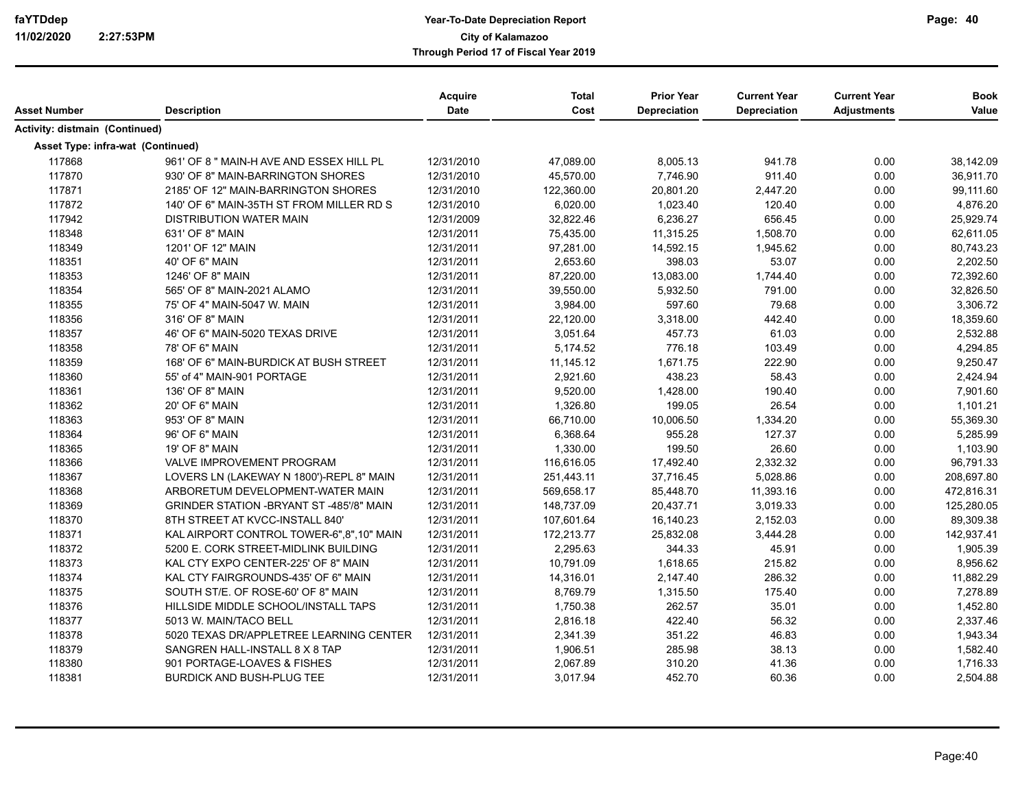| Asset Number | Description | Acquire Date | Total Cost | Prior Year Depreciation | Current Year Depreciation | Current Year Adjustments | Book Value |
|---|---|---|---|---|---|---|---|
| **Activity: distmain (Continued)** | | | | | | | |
| **Asset Type: infra-wat (Continued)** | | | | | | | |
| 117868 | 961' OF 8 " MAIN-H AVE AND ESSEX HILL PL | 12/31/2010 | 47,089.00 | 8,005.13 | 941.78 | 0.00 | 38,142.09 |
| 117870 | 930' OF 8" MAIN-BARRINGTON SHORES | 12/31/2010 | 45,570.00 | 7,746.90 | 911.40 | 0.00 | 36,911.70 |
| 117871 | 2185' OF 12" MAIN-BARRINGTON SHORES | 12/31/2010 | 122,360.00 | 20,801.20 | 2,447.20 | 0.00 | 99,111.60 |
| 117872 | 140' OF 6" MAIN-35TH ST FROM MILLER RD S | 12/31/2010 | 6,020.00 | 1,023.40 | 120.40 | 0.00 | 4,876.20 |
| 117942 | DISTRIBUTION WATER MAIN | 12/31/2009 | 32,822.46 | 6,236.27 | 656.45 | 0.00 | 25,929.74 |
| 118348 | 631' OF 8" MAIN | 12/31/2011 | 75,435.00 | 11,315.25 | 1,508.70 | 0.00 | 62,611.05 |
| 118349 | 1201' OF 12" MAIN | 12/31/2011 | 97,281.00 | 14,592.15 | 1,945.62 | 0.00 | 80,743.23 |
| 118351 | 40' OF 6" MAIN | 12/31/2011 | 2,653.60 | 398.03 | 53.07 | 0.00 | 2,202.50 |
| 118353 | 1246' OF 8" MAIN | 12/31/2011 | 87,220.00 | 13,083.00 | 1,744.40 | 0.00 | 72,392.60 |
| 118354 | 565' OF 8" MAIN-2021 ALAMO | 12/31/2011 | 39,550.00 | 5,932.50 | 791.00 | 0.00 | 32,826.50 |
| 118355 | 75' OF 4" MAIN-5047 W. MAIN | 12/31/2011 | 3,984.00 | 597.60 | 79.68 | 0.00 | 3,306.72 |
| 118356 | 316' OF 8" MAIN | 12/31/2011 | 22,120.00 | 3,318.00 | 442.40 | 0.00 | 18,359.60 |
| 118357 | 46' OF 6" MAIN-5020 TEXAS DRIVE | 12/31/2011 | 3,051.64 | 457.73 | 61.03 | 0.00 | 2,532.88 |
| 118358 | 78' OF 6" MAIN | 12/31/2011 | 5,174.52 | 776.18 | 103.49 | 0.00 | 4,294.85 |
| 118359 | 168' OF 6" MAIN-BURDICK AT BUSH STREET | 12/31/2011 | 11,145.12 | 1,671.75 | 222.90 | 0.00 | 9,250.47 |
| 118360 | 55' of 4" MAIN-901 PORTAGE | 12/31/2011 | 2,921.60 | 438.23 | 58.43 | 0.00 | 2,424.94 |
| 118361 | 136' OF 8" MAIN | 12/31/2011 | 9,520.00 | 1,428.00 | 190.40 | 0.00 | 7,901.60 |
| 118362 | 20' OF 6" MAIN | 12/31/2011 | 1,326.80 | 199.05 | 26.54 | 0.00 | 1,101.21 |
| 118363 | 953' OF 8" MAIN | 12/31/2011 | 66,710.00 | 10,006.50 | 1,334.20 | 0.00 | 55,369.30 |
| 118364 | 96' OF 6" MAIN | 12/31/2011 | 6,368.64 | 955.28 | 127.37 | 0.00 | 5,285.99 |
| 118365 | 19' OF 8" MAIN | 12/31/2011 | 1,330.00 | 199.50 | 26.60 | 0.00 | 1,103.90 |
| 118366 | VALVE IMPROVEMENT PROGRAM | 12/31/2011 | 116,616.05 | 17,492.40 | 2,332.32 | 0.00 | 96,791.33 |
| 118367 | LOVERS LN (LAKEWAY N 1800')-REPL 8" MAIN | 12/31/2011 | 251,443.11 | 37,716.45 | 5,028.86 | 0.00 | 208,697.80 |
| 118368 | ARBORETUM DEVELOPMENT-WATER MAIN | 12/31/2011 | 569,658.17 | 85,448.70 | 11,393.16 | 0.00 | 472,816.31 |
| 118369 | GRINDER STATION -BRYANT ST -485'/8" MAIN | 12/31/2011 | 148,737.09 | 20,437.71 | 3,019.33 | 0.00 | 125,280.05 |
| 118370 | 8TH STREET AT KVCC-INSTALL 840' | 12/31/2011 | 107,601.64 | 16,140.23 | 2,152.03 | 0.00 | 89,309.38 |
| 118371 | KAL AIRPORT CONTROL TOWER-6",8",10" MAIN | 12/31/2011 | 172,213.77 | 25,832.08 | 3,444.28 | 0.00 | 142,937.41 |
| 118372 | 5200 E. CORK STREET-MIDLINK BUILDING | 12/31/2011 | 2,295.63 | 344.33 | 45.91 | 0.00 | 1,905.39 |
| 118373 | KAL CTY EXPO CENTER-225' OF 8" MAIN | 12/31/2011 | 10,791.09 | 1,618.65 | 215.82 | 0.00 | 8,956.62 |
| 118374 | KAL CTY FAIRGROUNDS-435' OF 6" MAIN | 12/31/2011 | 14,316.01 | 2,147.40 | 286.32 | 0.00 | 11,882.29 |
| 118375 | SOUTH ST/E. OF ROSE-60' OF 8" MAIN | 12/31/2011 | 8,769.79 | 1,315.50 | 175.40 | 0.00 | 7,278.89 |
| 118376 | HILLSIDE MIDDLE SCHOOL/INSTALL TAPS | 12/31/2011 | 1,750.38 | 262.57 | 35.01 | 0.00 | 1,452.80 |
| 118377 | 5013 W. MAIN/TACO BELL | 12/31/2011 | 2,816.18 | 422.40 | 56.32 | 0.00 | 2,337.46 |
| 118378 | 5020 TEXAS DR/APPLETREE LEARNING CENTER | 12/31/2011 | 2,341.39 | 351.22 | 46.83 | 0.00 | 1,943.34 |
| 118379 | SANGREN HALL-INSTALL 8 X 8 TAP | 12/31/2011 | 1,906.51 | 285.98 | 38.13 | 0.00 | 1,582.40 |
| 118380 | 901 PORTAGE-LOAVES & FISHES | 12/31/2011 | 2,067.89 | 310.20 | 41.36 | 0.00 | 1,716.33 |
| 118381 | BURDICK AND BUSH-PLUG TEE | 12/31/2011 | 3,017.94 | 452.70 | 60.36 | 0.00 | 2,504.88 |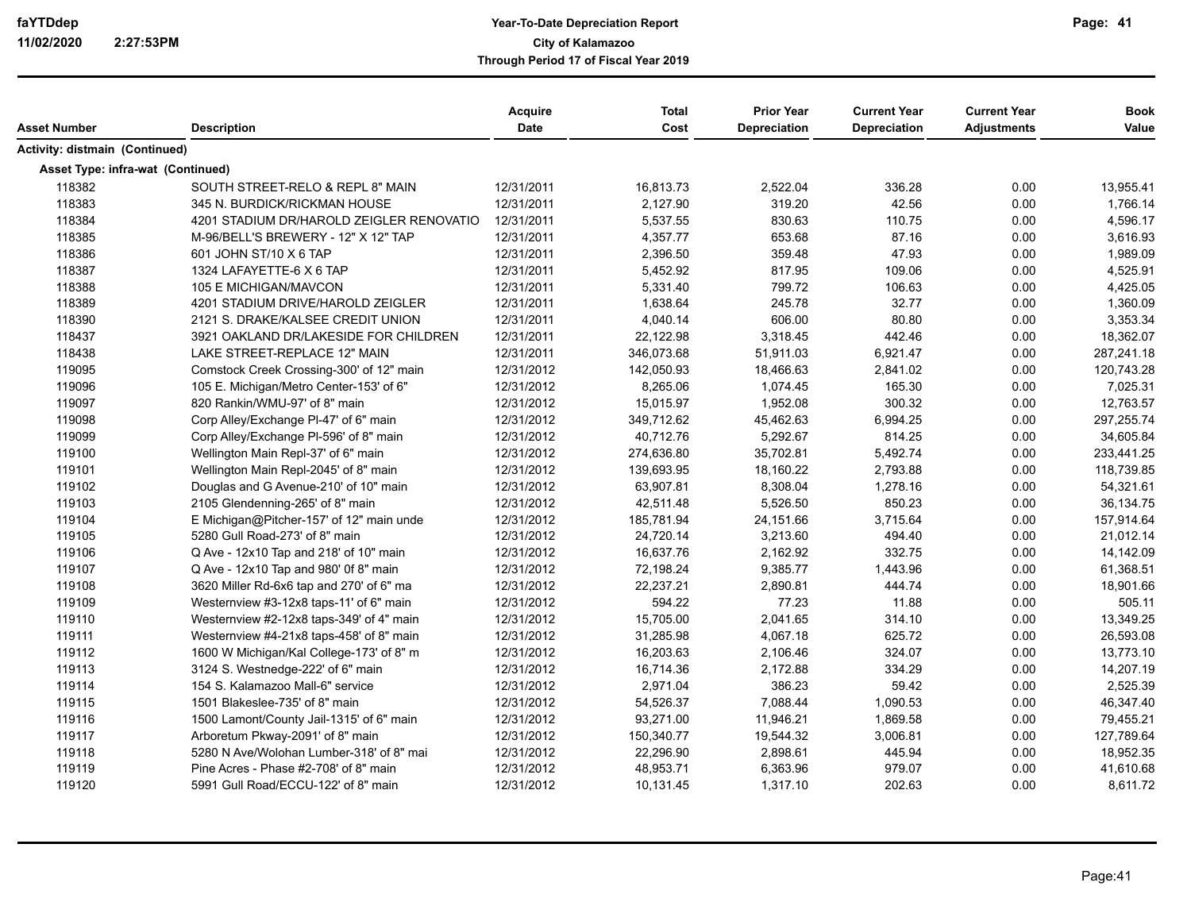| Asset Number | Description | Acquire Date | Total Cost | Prior Year Depreciation | Current Year Depreciation | Current Year Adjustments | Book Value |
|---|---|---|---|---|---|---|---|
| **Activity: distmain (Continued)** | | | | | | | |
| **Asset Type: infra-wat (Continued)** | | | | | | | |
| 118382 | SOUTH STREET-RELO & REPL 8" MAIN | 12/31/2011 | 16,813.73 | 2,522.04 | 336.28 | 0.00 | 13,955.41 |
| 118383 | 345 N. BURDICK/RICKMAN HOUSE | 12/31/2011 | 2,127.90 | 319.20 | 42.56 | 0.00 | 1,766.14 |
| 118384 | 4201 STADIUM DR/HAROLD ZEIGLER RENOVATIO | 12/31/2011 | 5,537.55 | 830.63 | 110.75 | 0.00 | 4,596.17 |
| 118385 | M-96/BELL'S BREWERY - 12" X 12" TAP | 12/31/2011 | 4,357.77 | 653.68 | 87.16 | 0.00 | 3,616.93 |
| 118386 | 601 JOHN ST/10 X 6 TAP | 12/31/2011 | 2,396.50 | 359.48 | 47.93 | 0.00 | 1,989.09 |
| 118387 | 1324 LAFAYETTE-6 X 6 TAP | 12/31/2011 | 5,452.92 | 817.95 | 109.06 | 0.00 | 4,525.91 |
| 118388 | 105 E MICHIGAN/MAVCON | 12/31/2011 | 5,331.40 | 799.72 | 106.63 | 0.00 | 4,425.05 |
| 118389 | 4201 STADIUM DRIVE/HAROLD ZEIGLER | 12/31/2011 | 1,638.64 | 245.78 | 32.77 | 0.00 | 1,360.09 |
| 118390 | 2121 S. DRAKE/KALSEE CREDIT UNION | 12/31/2011 | 4,040.14 | 606.00 | 80.80 | 0.00 | 3,353.34 |
| 118437 | 3921 OAKLAND DR/LAKESIDE FOR CHILDREN | 12/31/2011 | 22,122.98 | 3,318.45 | 442.46 | 0.00 | 18,362.07 |
| 118438 | LAKE STREET-REPLACE 12" MAIN | 12/31/2011 | 346,073.68 | 51,911.03 | 6,921.47 | 0.00 | 287,241.18 |
| 119095 | Comstock Creek Crossing-300' of 12" main | 12/31/2012 | 142,050.93 | 18,466.63 | 2,841.02 | 0.00 | 120,743.28 |
| 119096 | 105 E. Michigan/Metro Center-153' of 6" | 12/31/2012 | 8,265.06 | 1,074.45 | 165.30 | 0.00 | 7,025.31 |
| 119097 | 820 Rankin/WMU-97' of 8" main | 12/31/2012 | 15,015.97 | 1,952.08 | 300.32 | 0.00 | 12,763.57 |
| 119098 | Corp Alley/Exchange Pl-47' of 6" main | 12/31/2012 | 349,712.62 | 45,462.63 | 6,994.25 | 0.00 | 297,255.74 |
| 119099 | Corp Alley/Exchange Pl-596' of 8" main | 12/31/2012 | 40,712.76 | 5,292.67 | 814.25 | 0.00 | 34,605.84 |
| 119100 | Wellington Main Repl-37' of 6" main | 12/31/2012 | 274,636.80 | 35,702.81 | 5,492.74 | 0.00 | 233,441.25 |
| 119101 | Wellington Main Repl-2045' of 8" main | 12/31/2012 | 139,693.95 | 18,160.22 | 2,793.88 | 0.00 | 118,739.85 |
| 119102 | Douglas and G Avenue-210' of 10" main | 12/31/2012 | 63,907.81 | 8,308.04 | 1,278.16 | 0.00 | 54,321.61 |
| 119103 | 2105 Glendenning-265' of 8" main | 12/31/2012 | 42,511.48 | 5,526.50 | 850.23 | 0.00 | 36,134.75 |
| 119104 | E Michigan@Pitcher-157' of 12" main unde | 12/31/2012 | 185,781.94 | 24,151.66 | 3,715.64 | 0.00 | 157,914.64 |
| 119105 | 5280 Gull Road-273' of 8" main | 12/31/2012 | 24,720.14 | 3,213.60 | 494.40 | 0.00 | 21,012.14 |
| 119106 | Q Ave - 12x10 Tap and 218' of 10" main | 12/31/2012 | 16,637.76 | 2,162.92 | 332.75 | 0.00 | 14,142.09 |
| 119107 | Q Ave - 12x10 Tap and 980' 0f 8" main | 12/31/2012 | 72,198.24 | 9,385.77 | 1,443.96 | 0.00 | 61,368.51 |
| 119108 | 3620 Miller Rd-6x6 tap and 270' of 6" ma | 12/31/2012 | 22,237.21 | 2,890.81 | 444.74 | 0.00 | 18,901.66 |
| 119109 | Westernview #3-12x8 taps-11' of 6" main | 12/31/2012 | 594.22 | 77.23 | 11.88 | 0.00 | 505.11 |
| 119110 | Westernview #2-12x8 taps-349' of 4" main | 12/31/2012 | 15,705.00 | 2,041.65 | 314.10 | 0.00 | 13,349.25 |
| 119111 | Westernview #4-21x8 taps-458' of 8" main | 12/31/2012 | 31,285.98 | 4,067.18 | 625.72 | 0.00 | 26,593.08 |
| 119112 | 1600 W Michigan/Kal College-173' of 8" m | 12/31/2012 | 16,203.63 | 2,106.46 | 324.07 | 0.00 | 13,773.10 |
| 119113 | 3124 S. Westnedge-222' of 6" main | 12/31/2012 | 16,714.36 | 2,172.88 | 334.29 | 0.00 | 14,207.19 |
| 119114 | 154 S. Kalamazoo Mall-6" service | 12/31/2012 | 2,971.04 | 386.23 | 59.42 | 0.00 | 2,525.39 |
| 119115 | 1501 Blakeslee-735' of 8" main | 12/31/2012 | 54,526.37 | 7,088.44 | 1,090.53 | 0.00 | 46,347.40 |
| 119116 | 1500 Lamont/County Jail-1315' of 6" main | 12/31/2012 | 93,271.00 | 11,946.21 | 1,869.58 | 0.00 | 79,455.21 |
| 119117 | Arboretum Pkway-2091' of 8" main | 12/31/2012 | 150,340.77 | 19,544.32 | 3,006.81 | 0.00 | 127,789.64 |
| 119118 | 5280 N Ave/Wolohan Lumber-318' of 8" mai | 12/31/2012 | 22,296.90 | 2,898.61 | 445.94 | 0.00 | 18,952.35 |
| 119119 | Pine Acres - Phase #2-708' of 8" main | 12/31/2012 | 48,953.71 | 6,363.96 | 979.07 | 0.00 | 41,610.68 |
| 119120 | 5991 Gull Road/ECCU-122' of 8" main | 12/31/2012 | 10,131.45 | 1,317.10 | 202.63 | 0.00 | 8,611.72 |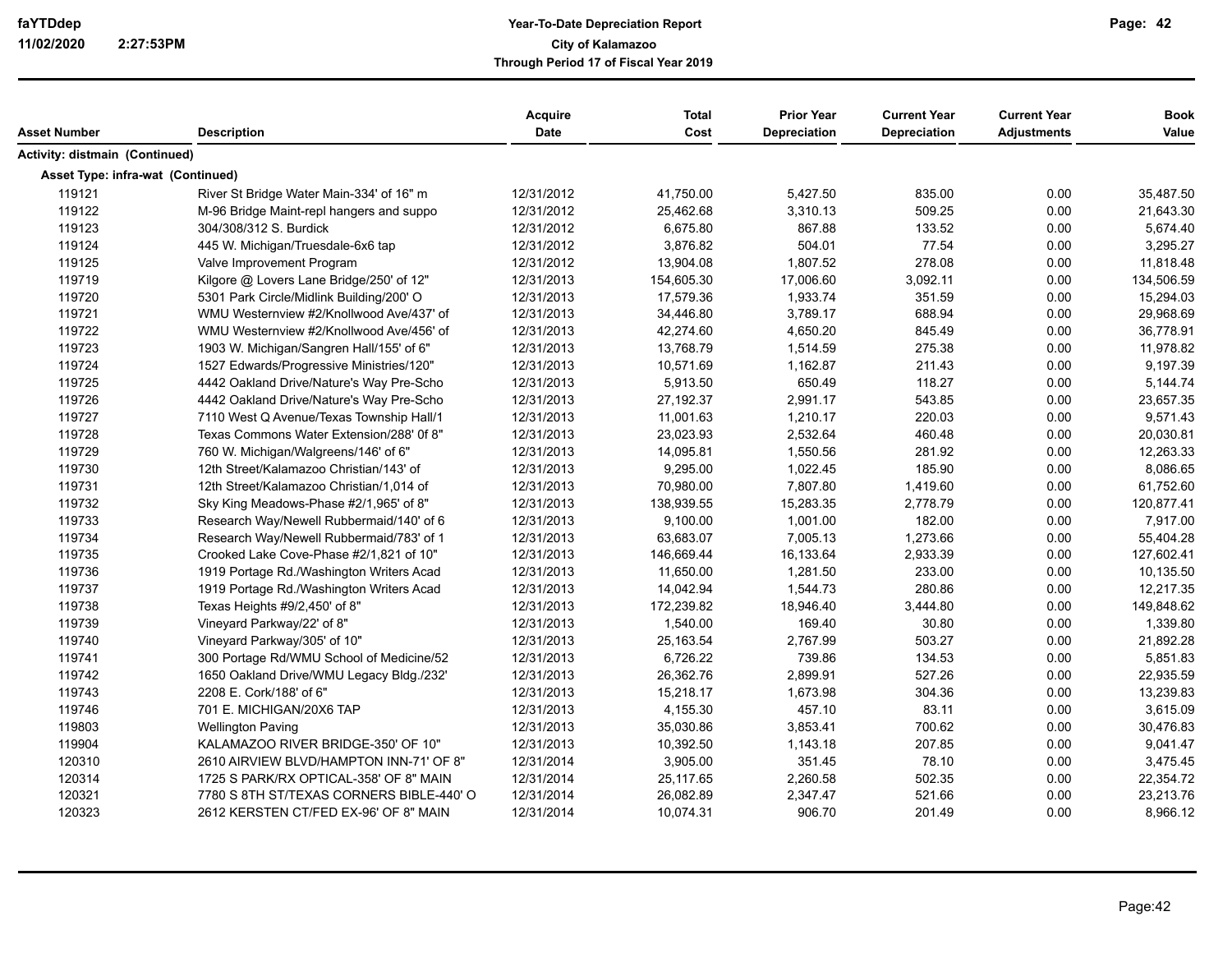**Year-To-Date Depreciation Report**
**City of Kalamazoo**
**Through Period 17 of Fiscal Year 2019**

| Asset Number | Description | Acquire Date | Total Cost | Prior Year Depreciation | Current Year Depreciation | Current Year Adjustments | Book Value |
|---|---|---|---|---|---|---|---|
| **Activity: distmain (Continued)** | | | | | | | |
| **Asset Type: infra-wat (Continued)** | | | | | | | |
| 119121 | River St Bridge Water Main-334' of 16" m | 12/31/2012 | 41,750.00 | 5,427.50 | 835.00 | 0.00 | 35,487.50 |
| 119122 | M-96 Bridge Maint-repl hangers and suppo | 12/31/2012 | 25,462.68 | 3,310.13 | 509.25 | 0.00 | 21,643.30 |
| 119123 | 304/308/312 S. Burdick | 12/31/2012 | 6,675.80 | 867.88 | 133.52 | 0.00 | 5,674.40 |
| 119124 | 445 W. Michigan/Truesdale-6x6 tap | 12/31/2012 | 3,876.82 | 504.01 | 77.54 | 0.00 | 3,295.27 |
| 119125 | Valve Improvement Program | 12/31/2012 | 13,904.08 | 1,807.52 | 278.08 | 0.00 | 11,818.48 |
| 119719 | Kilgore @ Lovers Lane Bridge/250' of 12" | 12/31/2013 | 154,605.30 | 17,006.60 | 3,092.11 | 0.00 | 134,506.59 |
| 119720 | 5301 Park Circle/Midlink Building/200' O | 12/31/2013 | 17,579.36 | 1,933.74 | 351.59 | 0.00 | 15,294.03 |
| 119721 | WMU Westernview #2/Knollwood Ave/437' of | 12/31/2013 | 34,446.80 | 3,789.17 | 688.94 | 0.00 | 29,968.69 |
| 119722 | WMU Westernview #2/Knollwood Ave/456' of | 12/31/2013 | 42,274.60 | 4,650.20 | 845.49 | 0.00 | 36,778.91 |
| 119723 | 1903 W. Michigan/Sangren Hall/155' of 6" | 12/31/2013 | 13,768.79 | 1,514.59 | 275.38 | 0.00 | 11,978.82 |
| 119724 | 1527 Edwards/Progressive Ministries/120" | 12/31/2013 | 10,571.69 | 1,162.87 | 211.43 | 0.00 | 9,197.39 |
| 119725 | 4442 Oakland Drive/Nature's Way Pre-Scho | 12/31/2013 | 5,913.50 | 650.49 | 118.27 | 0.00 | 5,144.74 |
| 119726 | 4442 Oakland Drive/Nature's Way Pre-Scho | 12/31/2013 | 27,192.37 | 2,991.17 | 543.85 | 0.00 | 23,657.35 |
| 119727 | 7110 West Q Avenue/Texas Township Hall/1 | 12/31/2013 | 11,001.63 | 1,210.17 | 220.03 | 0.00 | 9,571.43 |
| 119728 | Texas Commons Water Extension/288' 0f 8" | 12/31/2013 | 23,023.93 | 2,532.64 | 460.48 | 0.00 | 20,030.81 |
| 119729 | 760 W. Michigan/Walgreens/146' of 6" | 12/31/2013 | 14,095.81 | 1,550.56 | 281.92 | 0.00 | 12,263.33 |
| 119730 | 12th Street/Kalamazoo Christian/143' of | 12/31/2013 | 9,295.00 | 1,022.45 | 185.90 | 0.00 | 8,086.65 |
| 119731 | 12th Street/Kalamazoo Christian/1,014 of | 12/31/2013 | 70,980.00 | 7,807.80 | 1,419.60 | 0.00 | 61,752.60 |
| 119732 | Sky King Meadows-Phase #2/1,965' of 8" | 12/31/2013 | 138,939.55 | 15,283.35 | 2,778.79 | 0.00 | 120,877.41 |
| 119733 | Research Way/Newell Rubbermaid/140' of 6 | 12/31/2013 | 9,100.00 | 1,001.00 | 182.00 | 0.00 | 7,917.00 |
| 119734 | Research Way/Newell Rubbermaid/783' of 1 | 12/31/2013 | 63,683.07 | 7,005.13 | 1,273.66 | 0.00 | 55,404.28 |
| 119735 | Crooked Lake Cove-Phase #2/1,821 of 10" | 12/31/2013 | 146,669.44 | 16,133.64 | 2,933.39 | 0.00 | 127,602.41 |
| 119736 | 1919 Portage Rd./Washington Writers Acad | 12/31/2013 | 11,650.00 | 1,281.50 | 233.00 | 0.00 | 10,135.50 |
| 119737 | 1919 Portage Rd./Washington Writers Acad | 12/31/2013 | 14,042.94 | 1,544.73 | 280.86 | 0.00 | 12,217.35 |
| 119738 | Texas Heights #9/2,450' of 8" | 12/31/2013 | 172,239.82 | 18,946.40 | 3,444.80 | 0.00 | 149,848.62 |
| 119739 | Vineyard Parkway/22' of 8" | 12/31/2013 | 1,540.00 | 169.40 | 30.80 | 0.00 | 1,339.80 |
| 119740 | Vineyard Parkway/305' of 10" | 12/31/2013 | 25,163.54 | 2,767.99 | 503.27 | 0.00 | 21,892.28 |
| 119741 | 300 Portage Rd/WMU School of Medicine/52 | 12/31/2013 | 6,726.22 | 739.86 | 134.53 | 0.00 | 5,851.83 |
| 119742 | 1650 Oakland Drive/WMU Legacy Bldg./232' | 12/31/2013 | 26,362.76 | 2,899.91 | 527.26 | 0.00 | 22,935.59 |
| 119743 | 2208 E. Cork/188' of 6" | 12/31/2013 | 15,218.17 | 1,673.98 | 304.36 | 0.00 | 13,239.83 |
| 119746 | 701 E. MICHIGAN/20X6 TAP | 12/31/2013 | 4,155.30 | 457.10 | 83.11 | 0.00 | 3,615.09 |
| 119803 | Wellington Paving | 12/31/2013 | 35,030.86 | 3,853.41 | 700.62 | 0.00 | 30,476.83 |
| 119904 | KALAMAZOO RIVER BRIDGE-350' OF 10" | 12/31/2013 | 10,392.50 | 1,143.18 | 207.85 | 0.00 | 9,041.47 |
| 120310 | 2610 AIRVIEW BLVD/HAMPTON INN-71' OF 8" | 12/31/2014 | 3,905.00 | 351.45 | 78.10 | 0.00 | 3,475.45 |
| 120314 | 1725 S PARK/RX OPTICAL-358' OF 8" MAIN | 12/31/2014 | 25,117.65 | 2,260.58 | 502.35 | 0.00 | 22,354.72 |
| 120321 | 7780 S 8TH ST/TEXAS CORNERS BIBLE-440' O | 12/31/2014 | 26,082.89 | 2,347.47 | 521.66 | 0.00 | 23,213.76 |
| 120323 | 2612 KERSTEN CT/FED EX-96' OF 8" MAIN | 12/31/2014 | 10,074.31 | 906.70 | 201.49 | 0.00 | 8,966.12 |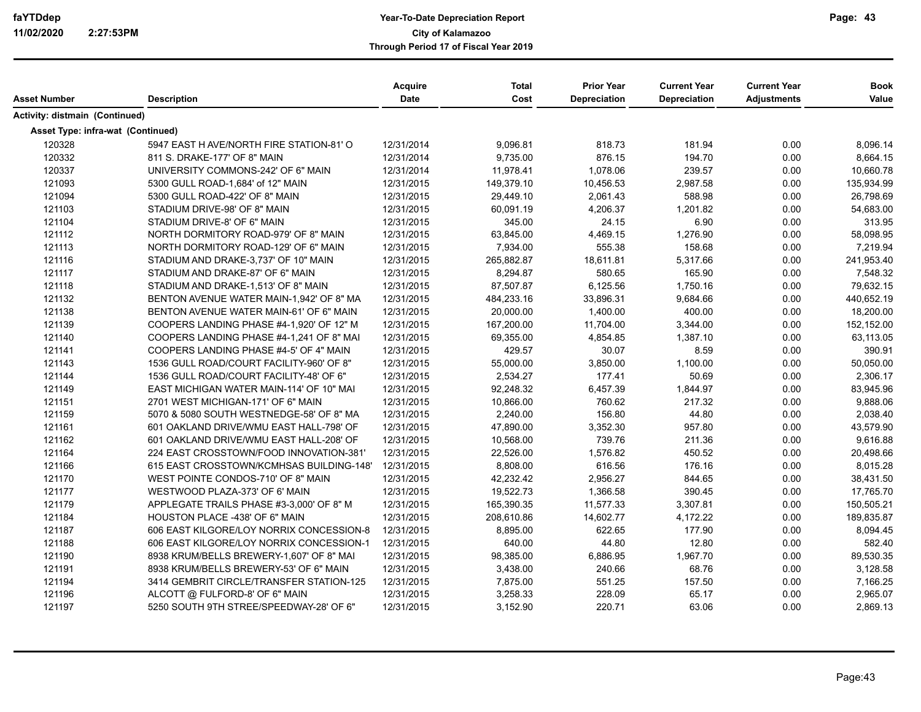| Asset Number | Description | Acquire Date | Total Cost | Prior Year Depreciation | Current Year Depreciation | Current Year Adjustments | Book Value |
|---|---|---|---|---|---|---|---|
| **Activity: distmain (Continued)** | | | | | | | |
| **Asset Type: infra-wat (Continued)** | | | | | | | |
| 120328 | 5947 EAST H AVE/NORTH FIRE STATION-81' O | 12/31/2014 | 9,096.81 | 818.73 | 181.94 | 0.00 | 8,096.14 |
| 120332 | 811 S. DRAKE-177' OF 8" MAIN | 12/31/2014 | 9,735.00 | 876.15 | 194.70 | 0.00 | 8,664.15 |
| 120337 | UNIVERSITY COMMONS-242' OF 6" MAIN | 12/31/2014 | 11,978.41 | 1,078.06 | 239.57 | 0.00 | 10,660.78 |
| 121093 | 5300 GULL ROAD-1,684' of 12" MAIN | 12/31/2015 | 149,379.10 | 10,456.53 | 2,987.58 | 0.00 | 135,934.99 |
| 121094 | 5300 GULL ROAD-422' OF 8" MAIN | 12/31/2015 | 29,449.10 | 2,061.43 | 588.98 | 0.00 | 26,798.69 |
| 121103 | STADIUM DRIVE-98' OF 8" MAIN | 12/31/2015 | 60,091.19 | 4,206.37 | 1,201.82 | 0.00 | 54,683.00 |
| 121104 | STADIUM DRIVE-8' OF 6" MAIN | 12/31/2015 | 345.00 | 24.15 | 6.90 | 0.00 | 313.95 |
| 121112 | NORTH DORMITORY ROAD-979' OF 8" MAIN | 12/31/2015 | 63,845.00 | 4,469.15 | 1,276.90 | 0.00 | 58,098.95 |
| 121113 | NORTH DORMITORY ROAD-129' OF 6" MAIN | 12/31/2015 | 7,934.00 | 555.38 | 158.68 | 0.00 | 7,219.94 |
| 121116 | STADIUM AND DRAKE-3,737' OF 10" MAIN | 12/31/2015 | 265,882.87 | 18,611.81 | 5,317.66 | 0.00 | 241,953.40 |
| 121117 | STADIUM AND DRAKE-87' OF 6" MAIN | 12/31/2015 | 8,294.87 | 580.65 | 165.90 | 0.00 | 7,548.32 |
| 121118 | STADIUM AND DRAKE-1,513' OF 8" MAIN | 12/31/2015 | 87,507.87 | 6,125.56 | 1,750.16 | 0.00 | 79,632.15 |
| 121132 | BENTON AVENUE WATER MAIN-1,942' OF 8" MA | 12/31/2015 | 484,233.16 | 33,896.31 | 9,684.66 | 0.00 | 440,652.19 |
| 121138 | BENTON AVENUE WATER MAIN-61' OF 6" MAIN | 12/31/2015 | 20,000.00 | 1,400.00 | 400.00 | 0.00 | 18,200.00 |
| 121139 | COOPERS LANDING PHASE #4-1,920' OF 12" M | 12/31/2015 | 167,200.00 | 11,704.00 | 3,344.00 | 0.00 | 152,152.00 |
| 121140 | COOPERS LANDING PHASE #4-1,241 OF 8" MAI | 12/31/2015 | 69,355.00 | 4,854.85 | 1,387.10 | 0.00 | 63,113.05 |
| 121141 | COOPERS LANDING PHASE #4-5' OF 4" MAIN | 12/31/2015 | 429.57 | 30.07 | 8.59 | 0.00 | 390.91 |
| 121143 | 1536 GULL ROAD/COURT FACILITY-960' OF 8" | 12/31/2015 | 55,000.00 | 3,850.00 | 1,100.00 | 0.00 | 50,050.00 |
| 121144 | 1536 GULL ROAD/COURT FACILITY-48' OF 6" | 12/31/2015 | 2,534.27 | 177.41 | 50.69 | 0.00 | 2,306.17 |
| 121149 | EAST MICHIGAN WATER MAIN-114' OF 10" MAI | 12/31/2015 | 92,248.32 | 6,457.39 | 1,844.97 | 0.00 | 83,945.96 |
| 121151 | 2701 WEST MICHIGAN-171' OF 6" MAIN | 12/31/2015 | 10,866.00 | 760.62 | 217.32 | 0.00 | 9,888.06 |
| 121159 | 5070 & 5080 SOUTH WESTNEDGE-58' OF 8" MA | 12/31/2015 | 2,240.00 | 156.80 | 44.80 | 0.00 | 2,038.40 |
| 121161 | 601 OAKLAND DRIVE/WMU EAST HALL-798' OF | 12/31/2015 | 47,890.00 | 3,352.30 | 957.80 | 0.00 | 43,579.90 |
| 121162 | 601 OAKLAND DRIVE/WMU EAST HALL-208' OF | 12/31/2015 | 10,568.00 | 739.76 | 211.36 | 0.00 | 9,616.88 |
| 121164 | 224 EAST CROSSTOWN/FOOD INNOVATION-381' | 12/31/2015 | 22,526.00 | 1,576.82 | 450.52 | 0.00 | 20,498.66 |
| 121166 | 615 EAST CROSSTOWN/KCMHSAS BUILDING-148' | 12/31/2015 | 8,808.00 | 616.56 | 176.16 | 0.00 | 8,015.28 |
| 121170 | WEST POINTE CONDOS-710' OF 8" MAIN | 12/31/2015 | 42,232.42 | 2,956.27 | 844.65 | 0.00 | 38,431.50 |
| 121177 | WESTWOOD PLAZA-373' OF 6' MAIN | 12/31/2015 | 19,522.73 | 1,366.58 | 390.45 | 0.00 | 17,765.70 |
| 121179 | APPLEGATE TRAILS PHASE #3-3,000' OF 8" M | 12/31/2015 | 165,390.35 | 11,577.33 | 3,307.81 | 0.00 | 150,505.21 |
| 121184 | HOUSTON PLACE -438' OF 6" MAIN | 12/31/2015 | 208,610.86 | 14,602.77 | 4,172.22 | 0.00 | 189,835.87 |
| 121187 | 606 EAST KILGORE/LOY NORRIX CONCESSION-8 | 12/31/2015 | 8,895.00 | 622.65 | 177.90 | 0.00 | 8,094.45 |
| 121188 | 606 EAST KILGORE/LOY NORRIX CONCESSION-1 | 12/31/2015 | 640.00 | 44.80 | 12.80 | 0.00 | 582.40 |
| 121190 | 8938 KRUM/BELLS BREWERY-1,607' OF 8" MAI | 12/31/2015 | 98,385.00 | 6,886.95 | 1,967.70 | 0.00 | 89,530.35 |
| 121191 | 8938 KRUM/BELLS BREWERY-53' OF 6" MAIN | 12/31/2015 | 3,438.00 | 240.66 | 68.76 | 0.00 | 3,128.58 |
| 121194 | 3414 GEMBRIT CIRCLE/TRANSFER STATION-125 | 12/31/2015 | 7,875.00 | 551.25 | 157.50 | 0.00 | 7,166.25 |
| 121196 | ALCOTT @ FULFORD-8' OF 6" MAIN | 12/31/2015 | 3,258.33 | 228.09 | 65.17 | 0.00 | 2,965.07 |
| 121197 | 5250 SOUTH 9TH STREE/SPEEDWAY-28' OF 6" | 12/31/2015 | 3,152.90 | 220.71 | 63.06 | 0.00 | 2,869.13 |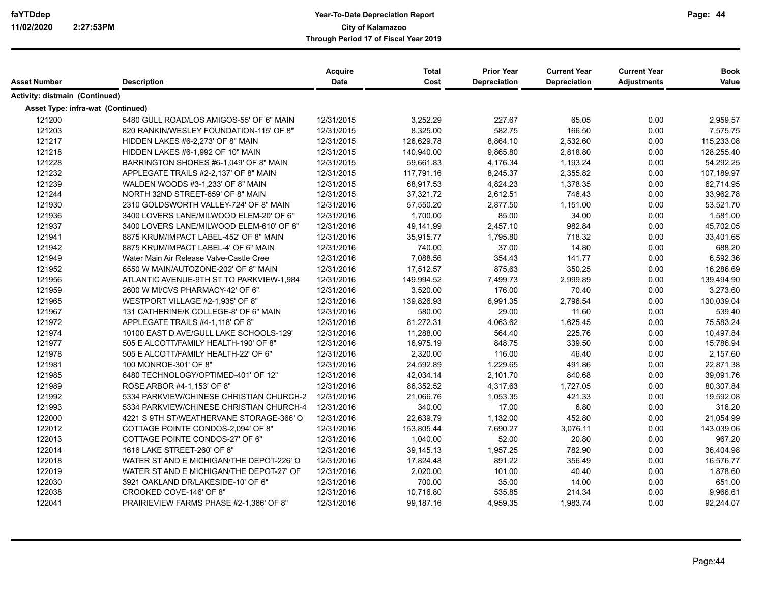| Asset Number | Description | Acquire Date | Total Cost | Prior Year Depreciation | Current Year Depreciation | Current Year Adjustments | Book Value |
|---|---|---|---|---|---|---|---|
| **Activity: distmain (Continued)** | | | | | | | |
| **Asset Type: infra-wat (Continued)** | | | | | | | |
| 121200 | 5480 GULL ROAD/LOS AMIGOS-55' OF 6" MAIN | 12/31/2015 | 3,252.29 | 227.67 | 65.05 | 0.00 | 2,959.57 |
| 121203 | 820 RANKIN/WESLEY FOUNDATION-115' OF 8" | 12/31/2015 | 8,325.00 | 582.75 | 166.50 | 0.00 | 7,575.75 |
| 121217 | HIDDEN LAKES #6-2,273' OF 8" MAIN | 12/31/2015 | 126,629.78 | 8,864.10 | 2,532.60 | 0.00 | 115,233.08 |
| 121218 | HIDDEN LAKES #6-1,992 OF 10" MAIN | 12/31/2015 | 140,940.00 | 9,865.80 | 2,818.80 | 0.00 | 128,255.40 |
| 121228 | BARRINGTON SHORES #6-1,049' OF 8" MAIN | 12/31/2015 | 59,661.83 | 4,176.34 | 1,193.24 | 0.00 | 54,292.25 |
| 121232 | APPLEGATE TRAILS #2-2,137' OF 8" MAIN | 12/31/2015 | 117,791.16 | 8,245.37 | 2,355.82 | 0.00 | 107,189.97 |
| 121239 | WALDEN WOODS #3-1,233' OF 8" MAIN | 12/31/2015 | 68,917.53 | 4,824.23 | 1,378.35 | 0.00 | 62,714.95 |
| 121244 | NORTH 32ND STREET-659' OF 8" MAIN | 12/31/2015 | 37,321.72 | 2,612.51 | 746.43 | 0.00 | 33,962.78 |
| 121930 | 2310 GOLDSWORTH VALLEY-724' OF 8" MAIN | 12/31/2016 | 57,550.20 | 2,877.50 | 1,151.00 | 0.00 | 53,521.70 |
| 121936 | 3400 LOVERS LANE/MILWOOD ELEM-20' OF 6" | 12/31/2016 | 1,700.00 | 85.00 | 34.00 | 0.00 | 1,581.00 |
| 121937 | 3400 LOVERS LANE/MILWOOD ELEM-610' OF 8" | 12/31/2016 | 49,141.99 | 2,457.10 | 982.84 | 0.00 | 45,702.05 |
| 121941 | 8875 KRUM/IMPACT LABEL-452' OF 8" MAIN | 12/31/2016 | 35,915.77 | 1,795.80 | 718.32 | 0.00 | 33,401.65 |
| 121942 | 8875 KRUM/IMPACT LABEL-4' OF 6" MAIN | 12/31/2016 | 740.00 | 37.00 | 14.80 | 0.00 | 688.20 |
| 121949 | Water Main Air Release Valve-Castle Cree | 12/31/2016 | 7,088.56 | 354.43 | 141.77 | 0.00 | 6,592.36 |
| 121952 | 6550 W MAIN/AUTOZONE-202' OF 8" MAIN | 12/31/2016 | 17,512.57 | 875.63 | 350.25 | 0.00 | 16,286.69 |
| 121956 | ATLANTIC AVENUE-9TH ST TO PARKVIEW-1,984 | 12/31/2016 | 149,994.52 | 7,499.73 | 2,999.89 | 0.00 | 139,494.90 |
| 121959 | 2600 W MI/CVS PHARMACY-42' OF 6" | 12/31/2016 | 3,520.00 | 176.00 | 70.40 | 0.00 | 3,273.60 |
| 121965 | WESTPORT VILLAGE #2-1,935' OF 8" | 12/31/2016 | 139,826.93 | 6,991.35 | 2,796.54 | 0.00 | 130,039.04 |
| 121967 | 131 CATHERINE/K COLLEGE-8' OF 6" MAIN | 12/31/2016 | 580.00 | 29.00 | 11.60 | 0.00 | 539.40 |
| 121972 | APPLEGATE TRAILS #4-1,118' OF 8" | 12/31/2016 | 81,272.31 | 4,063.62 | 1,625.45 | 0.00 | 75,583.24 |
| 121974 | 10100 EAST D AVE/GULL LAKE SCHOOLS-129' | 12/31/2016 | 11,288.00 | 564.40 | 225.76 | 0.00 | 10,497.84 |
| 121977 | 505 E ALCOTT/FAMILY HEALTH-190' OF 8" | 12/31/2016 | 16,975.19 | 848.75 | 339.50 | 0.00 | 15,786.94 |
| 121978 | 505 E ALCOTT/FAMILY HEALTH-22' OF 6" | 12/31/2016 | 2,320.00 | 116.00 | 46.40 | 0.00 | 2,157.60 |
| 121981 | 100 MONROE-301' OF 8" | 12/31/2016 | 24,592.89 | 1,229.65 | 491.86 | 0.00 | 22,871.38 |
| 121985 | 6480 TECHNOLOGY/OPTIMED-401' OF 12" | 12/31/2016 | 42,034.14 | 2,101.70 | 840.68 | 0.00 | 39,091.76 |
| 121989 | ROSE ARBOR #4-1,153' OF 8" | 12/31/2016 | 86,352.52 | 4,317.63 | 1,727.05 | 0.00 | 80,307.84 |
| 121992 | 5334 PARKVIEW/CHINESE CHRISTIAN CHURCH-2 | 12/31/2016 | 21,066.76 | 1,053.35 | 421.33 | 0.00 | 19,592.08 |
| 121993 | 5334 PARKVIEW/CHINESE CHRISTIAN CHURCH-4 | 12/31/2016 | 340.00 | 17.00 | 6.80 | 0.00 | 316.20 |
| 122000 | 4221 S 9TH ST/WEATHERVANE STORAGE-366' O | 12/31/2016 | 22,639.79 | 1,132.00 | 452.80 | 0.00 | 21,054.99 |
| 122012 | COTTAGE POINTE CONDOS-2,094' OF 8" | 12/31/2016 | 153,805.44 | 7,690.27 | 3,076.11 | 0.00 | 143,039.06 |
| 122013 | COTTAGE POINTE CONDOS-27' OF 6" | 12/31/2016 | 1,040.00 | 52.00 | 20.80 | 0.00 | 967.20 |
| 122014 | 1616 LAKE STREET-260' OF 8" | 12/31/2016 | 39,145.13 | 1,957.25 | 782.90 | 0.00 | 36,404.98 |
| 122018 | WATER ST AND E MICHIGAN/THE DEPOT-226' O | 12/31/2016 | 17,824.48 | 891.22 | 356.49 | 0.00 | 16,576.77 |
| 122019 | WATER ST AND E MICHIGAN/THE DEPOT-27' OF | 12/31/2016 | 2,020.00 | 101.00 | 40.40 | 0.00 | 1,878.60 |
| 122030 | 3921 OAKLAND DR/LAKESIDE-10' OF 6" | 12/31/2016 | 700.00 | 35.00 | 14.00 | 0.00 | 651.00 |
| 122038 | CROOKED COVE-146' OF 8" | 12/31/2016 | 10,716.80 | 535.85 | 214.34 | 0.00 | 9,966.61 |
| 122041 | PRAIRIEVIEW FARMS PHASE #2-1,366' OF 8" | 12/31/2016 | 99,187.16 | 4,959.35 | 1,983.74 | 0.00 | 92,244.07 |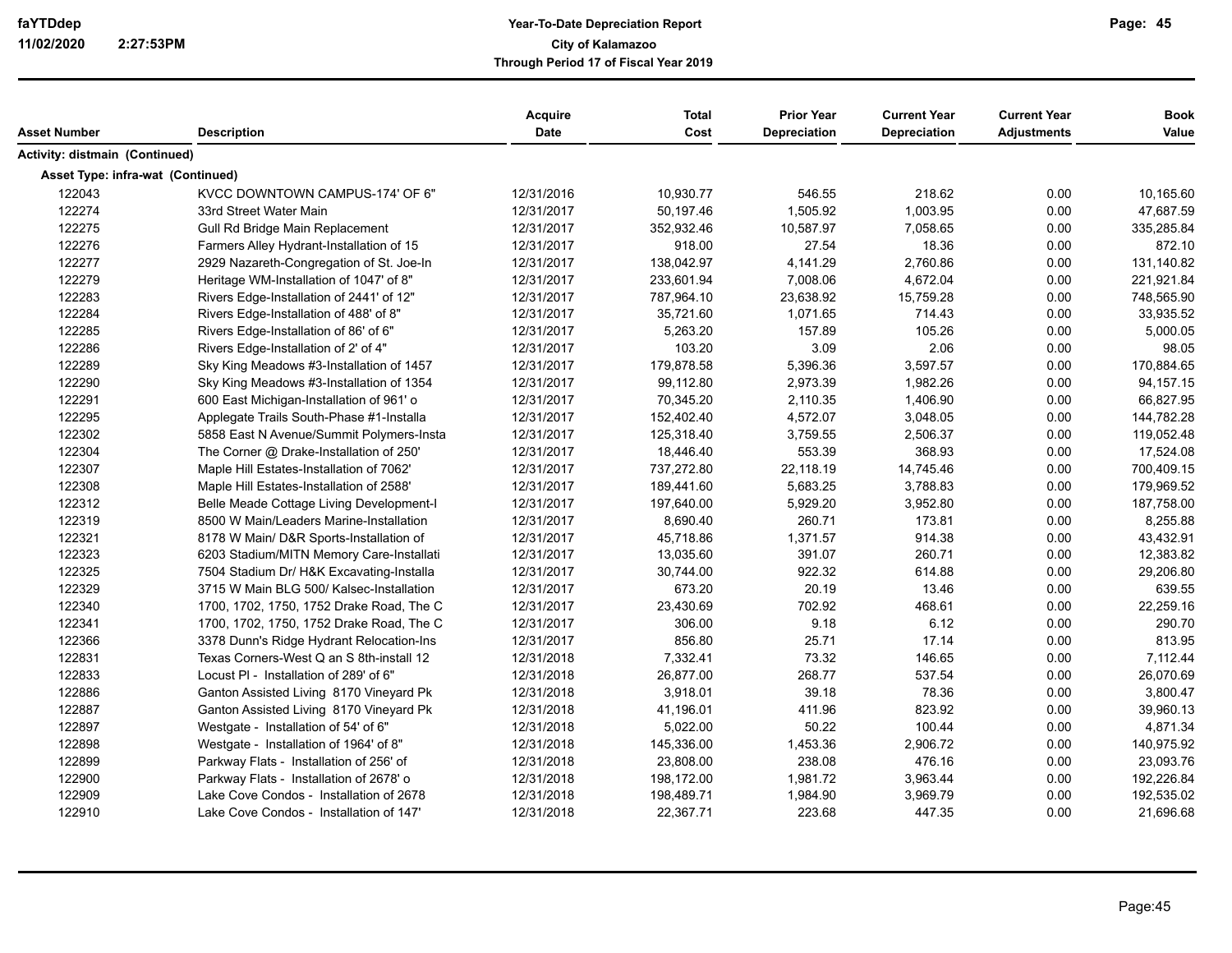| Asset Number | Description | Acquire Date | Total Cost | Prior Year Depreciation | Current Year Depreciation | Current Year Adjustments | Book Value |
|---|---|---|---|---|---|---|---|
| **Activity: distmain (Continued)** | | | | | | | |
| **Asset Type: infra-wat (Continued)** | | | | | | | |
| 122043 | KVCC DOWNTOWN CAMPUS-174' OF 6" | 12/31/2016 | 10,930.77 | 546.55 | 218.62 | 0.00 | 10,165.60 |
| 122274 | 33rd Street Water Main | 12/31/2017 | 50,197.46 | 1,505.92 | 1,003.95 | 0.00 | 47,687.59 |
| 122275 | Gull Rd Bridge Main Replacement | 12/31/2017 | 352,932.46 | 10,587.97 | 7,058.65 | 0.00 | 335,285.84 |
| 122276 | Farmers Alley Hydrant-Installation of 15 | 12/31/2017 | 918.00 | 27.54 | 18.36 | 0.00 | 872.10 |
| 122277 | 2929 Nazareth-Congregation of St. Joe-In | 12/31/2017 | 138,042.97 | 4,141.29 | 2,760.86 | 0.00 | 131,140.82 |
| 122279 | Heritage WM-Installation of 1047' of 8" | 12/31/2017 | 233,601.94 | 7,008.06 | 4,672.04 | 0.00 | 221,921.84 |
| 122283 | Rivers Edge-Installation of 2441' of 12" | 12/31/2017 | 787,964.10 | 23,638.92 | 15,759.28 | 0.00 | 748,565.90 |
| 122284 | Rivers Edge-Installation of 488' of 8" | 12/31/2017 | 35,721.60 | 1,071.65 | 714.43 | 0.00 | 33,935.52 |
| 122285 | Rivers Edge-Installation of 86' of 6" | 12/31/2017 | 5,263.20 | 157.89 | 105.26 | 0.00 | 5,000.05 |
| 122286 | Rivers Edge-Installation of 2' of 4" | 12/31/2017 | 103.20 | 3.09 | 2.06 | 0.00 | 98.05 |
| 122289 | Sky King Meadows #3-Installation of 1457 | 12/31/2017 | 179,878.58 | 5,396.36 | 3,597.57 | 0.00 | 170,884.65 |
| 122290 | Sky King Meadows #3-Installation of 1354 | 12/31/2017 | 99,112.80 | 2,973.39 | 1,982.26 | 0.00 | 94,157.15 |
| 122291 | 600 East Michigan-Installation of 961' o | 12/31/2017 | 70,345.20 | 2,110.35 | 1,406.90 | 0.00 | 66,827.95 |
| 122295 | Applegate Trails South-Phase #1-Installa | 12/31/2017 | 152,402.40 | 4,572.07 | 3,048.05 | 0.00 | 144,782.28 |
| 122302 | 5858 East N Avenue/Summit Polymers-Insta | 12/31/2017 | 125,318.40 | 3,759.55 | 2,506.37 | 0.00 | 119,052.48 |
| 122304 | The Corner @ Drake-Installation of 250' | 12/31/2017 | 18,446.40 | 553.39 | 368.93 | 0.00 | 17,524.08 |
| 122307 | Maple Hill Estates-Installation of 7062' | 12/31/2017 | 737,272.80 | 22,118.19 | 14,745.46 | 0.00 | 700,409.15 |
| 122308 | Maple Hill Estates-Installation of 2588' | 12/31/2017 | 189,441.60 | 5,683.25 | 3,788.83 | 0.00 | 179,969.52 |
| 122312 | Belle Meade Cottage Living Development-I | 12/31/2017 | 197,640.00 | 5,929.20 | 3,952.80 | 0.00 | 187,758.00 |
| 122319 | 8500 W Main/Leaders Marine-Installation | 12/31/2017 | 8,690.40 | 260.71 | 173.81 | 0.00 | 8,255.88 |
| 122321 | 8178 W Main/ D&R Sports-Installation of | 12/31/2017 | 45,718.86 | 1,371.57 | 914.38 | 0.00 | 43,432.91 |
| 122323 | 6203 Stadium/MITN Memory Care-Installati | 12/31/2017 | 13,035.60 | 391.07 | 260.71 | 0.00 | 12,383.82 |
| 122325 | 7504 Stadium Dr/ H&K Excavating-Installa | 12/31/2017 | 30,744.00 | 922.32 | 614.88 | 0.00 | 29,206.80 |
| 122329 | 3715 W Main BLG 500/ Kalsec-Installation | 12/31/2017 | 673.20 | 20.19 | 13.46 | 0.00 | 639.55 |
| 122340 | 1700, 1702, 1750, 1752 Drake Road, The C | 12/31/2017 | 23,430.69 | 702.92 | 468.61 | 0.00 | 22,259.16 |
| 122341 | 1700, 1702, 1750, 1752 Drake Road, The C | 12/31/2017 | 306.00 | 9.18 | 6.12 | 0.00 | 290.70 |
| 122366 | 3378 Dunn's Ridge Hydrant Relocation-Ins | 12/31/2017 | 856.80 | 25.71 | 17.14 | 0.00 | 813.95 |
| 122831 | Texas Corners-West Q an S 8th-install 12 | 12/31/2018 | 7,332.41 | 73.32 | 146.65 | 0.00 | 7,112.44 |
| 122833 | Locust Pl - Installation of 289' of 6" | 12/31/2018 | 26,877.00 | 268.77 | 537.54 | 0.00 | 26,070.69 |
| 122886 | Ganton Assisted Living 8170 Vineyard Pk | 12/31/2018 | 3,918.01 | 39.18 | 78.36 | 0.00 | 3,800.47 |
| 122887 | Ganton Assisted Living 8170 Vineyard Pk | 12/31/2018 | 41,196.01 | 411.96 | 823.92 | 0.00 | 39,960.13 |
| 122897 | Westgate - Installation of 54' of 6" | 12/31/2018 | 5,022.00 | 50.22 | 100.44 | 0.00 | 4,871.34 |
| 122898 | Westgate - Installation of 1964' of 8" | 12/31/2018 | 145,336.00 | 1,453.36 | 2,906.72 | 0.00 | 140,975.92 |
| 122899 | Parkway Flats - Installation of 256' of | 12/31/2018 | 23,808.00 | 238.08 | 476.16 | 0.00 | 23,093.76 |
| 122900 | Parkway Flats - Installation of 2678' o | 12/31/2018 | 198,172.00 | 1,981.72 | 3,963.44 | 0.00 | 192,226.84 |
| 122909 | Lake Cove Condos - Installation of 2678 | 12/31/2018 | 198,489.71 | 1,984.90 | 3,969.79 | 0.00 | 192,535.02 |
| 122910 | Lake Cove Condos - Installation of 147' | 12/31/2018 | 22,367.71 | 223.68 | 447.35 | 0.00 | 21,696.68 |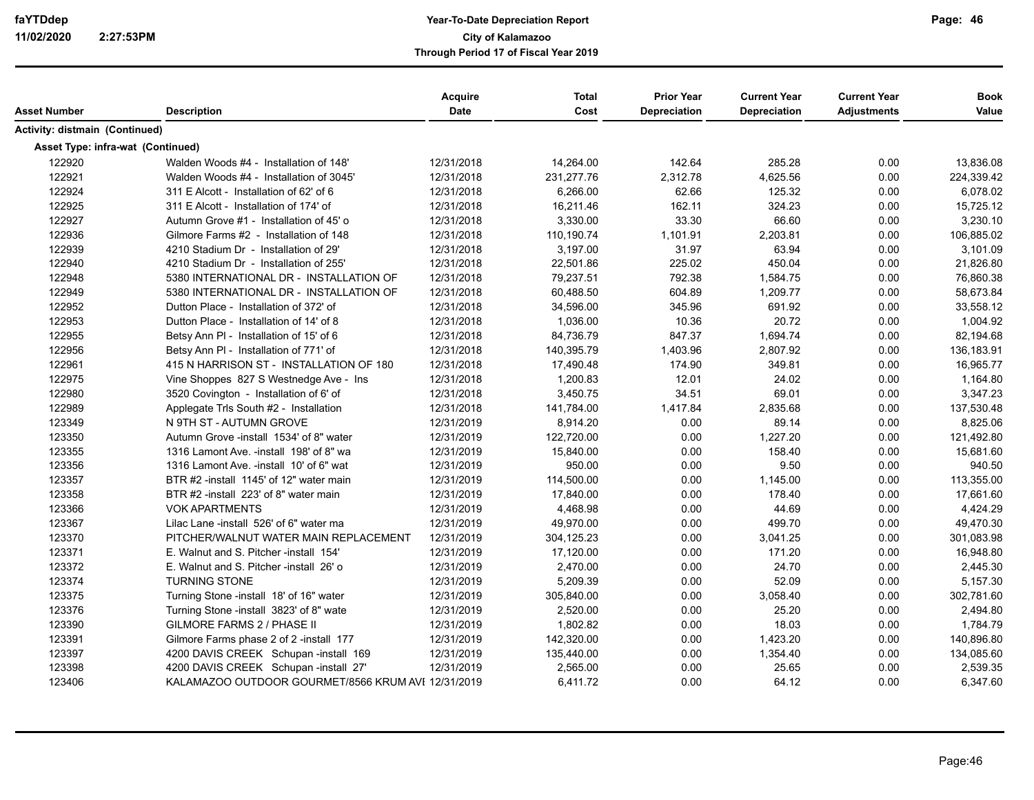| Asset Number | Description | Acquire Date | Total Cost | Prior Year Depreciation | Current Year Depreciation | Current Year Adjustments | Book Value |
|---|---|---|---|---|---|---|---|
| **Activity: distmain (Continued)** | | | | | | | |
| **Asset Type: infra-wat (Continued)** | | | | | | | |
| 122920 | Walden Woods #4 - Installation of 148' | 12/31/2018 | 14,264.00 | 142.64 | 285.28 | 0.00 | 13,836.08 |
| 122921 | Walden Woods #4 - Installation of 3045' | 12/31/2018 | 231,277.76 | 2,312.78 | 4,625.56 | 0.00 | 224,339.42 |
| 122924 | 311 E Alcott - Installation of 62' of 6 | 12/31/2018 | 6,266.00 | 62.66 | 125.32 | 0.00 | 6,078.02 |
| 122925 | 311 E Alcott - Installation of 174' of | 12/31/2018 | 16,211.46 | 162.11 | 324.23 | 0.00 | 15,725.12 |
| 122927 | Autumn Grove #1 - Installation of 45' o | 12/31/2018 | 3,330.00 | 33.30 | 66.60 | 0.00 | 3,230.10 |
| 122936 | Gilmore Farms #2 - Installation of 148 | 12/31/2018 | 110,190.74 | 1,101.91 | 2,203.81 | 0.00 | 106,885.02 |
| 122939 | 4210 Stadium Dr - Installation of 29' | 12/31/2018 | 3,197.00 | 31.97 | 63.94 | 0.00 | 3,101.09 |
| 122940 | 4210 Stadium Dr - Installation of 255' | 12/31/2018 | 22,501.86 | 225.02 | 450.04 | 0.00 | 21,826.80 |
| 122948 | 5380 INTERNATIONAL DR - INSTALLATION OF | 12/31/2018 | 79,237.51 | 792.38 | 1,584.75 | 0.00 | 76,860.38 |
| 122949 | 5380 INTERNATIONAL DR - INSTALLATION OF | 12/31/2018 | 60,488.50 | 604.89 | 1,209.77 | 0.00 | 58,673.84 |
| 122952 | Dutton Place - Installation of 372' of | 12/31/2018 | 34,596.00 | 345.96 | 691.92 | 0.00 | 33,558.12 |
| 122953 | Dutton Place - Installation of 14' of 8 | 12/31/2018 | 1,036.00 | 10.36 | 20.72 | 0.00 | 1,004.92 |
| 122955 | Betsy Ann Pl - Installation of 15' of 6 | 12/31/2018 | 84,736.79 | 847.37 | 1,694.74 | 0.00 | 82,194.68 |
| 122956 | Betsy Ann Pl - Installation of 771' of | 12/31/2018 | 140,395.79 | 1,403.96 | 2,807.92 | 0.00 | 136,183.91 |
| 122961 | 415 N HARRISON ST - INSTALLATION OF 180 | 12/31/2018 | 17,490.48 | 174.90 | 349.81 | 0.00 | 16,965.77 |
| 122975 | Vine Shoppes 827 S Westnedge Ave - Ins | 12/31/2018 | 1,200.83 | 12.01 | 24.02 | 0.00 | 1,164.80 |
| 122980 | 3520 Covington - Installation of 6' of | 12/31/2018 | 3,450.75 | 34.51 | 69.01 | 0.00 | 3,347.23 |
| 122989 | Applegate Trls South #2 - Installation | 12/31/2018 | 141,784.00 | 1,417.84 | 2,835.68 | 0.00 | 137,530.48 |
| 123349 | N 9TH ST - AUTUMN GROVE | 12/31/2019 | 8,914.20 | 0.00 | 89.14 | 0.00 | 8,825.06 |
| 123350 | Autumn Grove -install 1534' of 8" water | 12/31/2019 | 122,720.00 | 0.00 | 1,227.20 | 0.00 | 121,492.80 |
| 123355 | 1316 Lamont Ave. -install 198' of 8" wa | 12/31/2019 | 15,840.00 | 0.00 | 158.40 | 0.00 | 15,681.60 |
| 123356 | 1316 Lamont Ave. -install 10' of 6" wat | 12/31/2019 | 950.00 | 0.00 | 9.50 | 0.00 | 940.50 |
| 123357 | BTR #2 -install 1145' of 12" water main | 12/31/2019 | 114,500.00 | 0.00 | 1,145.00 | 0.00 | 113,355.00 |
| 123358 | BTR #2 -install 223' of 8" water main | 12/31/2019 | 17,840.00 | 0.00 | 178.40 | 0.00 | 17,661.60 |
| 123366 | VOK APARTMENTS | 12/31/2019 | 4,468.98 | 0.00 | 44.69 | 0.00 | 4,424.29 |
| 123367 | Lilac Lane -install 526' of 6" water ma | 12/31/2019 | 49,970.00 | 0.00 | 499.70 | 0.00 | 49,470.30 |
| 123370 | PITCHER/WALNUT WATER MAIN REPLACEMENT | 12/31/2019 | 304,125.23 | 0.00 | 3,041.25 | 0.00 | 301,083.98 |
| 123371 | E. Walnut and S. Pitcher -install 154' | 12/31/2019 | 17,120.00 | 0.00 | 171.20 | 0.00 | 16,948.80 |
| 123372 | E. Walnut and S. Pitcher -install 26' o | 12/31/2019 | 2,470.00 | 0.00 | 24.70 | 0.00 | 2,445.30 |
| 123374 | TURNING STONE | 12/31/2019 | 5,209.39 | 0.00 | 52.09 | 0.00 | 5,157.30 |
| 123375 | Turning Stone -install 18' of 16" water | 12/31/2019 | 305,840.00 | 0.00 | 3,058.40 | 0.00 | 302,781.60 |
| 123376 | Turning Stone -install 3823' of 8" wate | 12/31/2019 | 2,520.00 | 0.00 | 25.20 | 0.00 | 2,494.80 |
| 123390 | GILMORE FARMS 2 / PHASE II | 12/31/2019 | 1,802.82 | 0.00 | 18.03 | 0.00 | 1,784.79 |
| 123391 | Gilmore Farms phase 2 of 2 -install 177 | 12/31/2019 | 142,320.00 | 0.00 | 1,423.20 | 0.00 | 140,896.80 |
| 123397 | 4200 DAVIS CREEK Schupan -install 169 | 12/31/2019 | 135,440.00 | 0.00 | 1,354.40 | 0.00 | 134,085.60 |
| 123398 | 4200 DAVIS CREEK Schupan -install 27' | 12/31/2019 | 2,565.00 | 0.00 | 25.65 | 0.00 | 2,539.35 |
| 123406 | KALAMAZOO OUTDOOR GOURMET/8566 KRUM AVI | 12/31/2019 | 6,411.72 | 0.00 | 64.12 | 0.00 | 6,347.60 |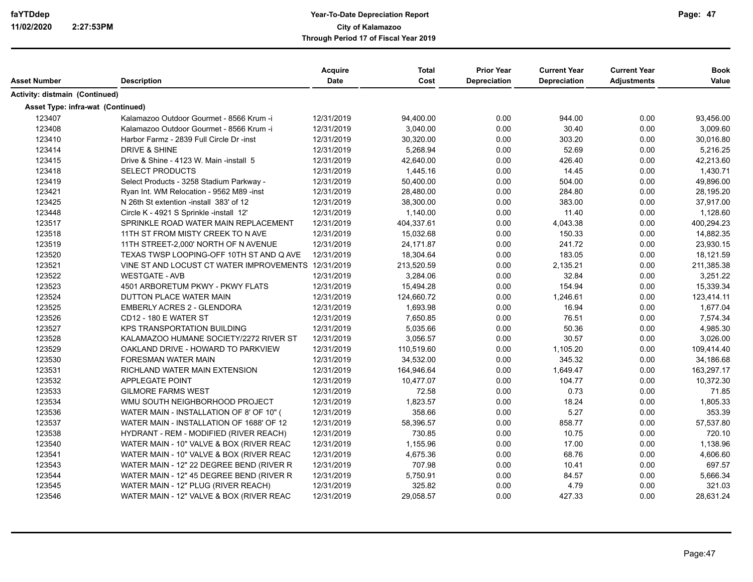**Year-To-Date Depreciation Report**
**City of Kalamazoo**
**Through Period 17 of Fiscal Year 2019**

| Asset Number | Description | Acquire Date | Total Cost | Prior Year Depreciation | Current Year Depreciation | Current Year Adjustments | Book Value |
|---|---|---|---|---|---|---|---|
| **Activity: distmain (Continued)** | | | | | | | |
| **Asset Type: infra-wat (Continued)** | | | | | | | |
| 123407 | Kalamazoo Outdoor Gourmet - 8566 Krum -i | 12/31/2019 | 94,400.00 | 0.00 | 944.00 | 0.00 | 93,456.00 |
| 123408 | Kalamazoo Outdoor Gourmet - 8566 Krum -i | 12/31/2019 | 3,040.00 | 0.00 | 30.40 | 0.00 | 3,009.60 |
| 123410 | Harbor Farmz - 2839 Full Circle Dr -inst | 12/31/2019 | 30,320.00 | 0.00 | 303.20 | 0.00 | 30,016.80 |
| 123414 | DRIVE & SHINE | 12/31/2019 | 5,268.94 | 0.00 | 52.69 | 0.00 | 5,216.25 |
| 123415 | Drive & Shine - 4123 W. Main -install 5 | 12/31/2019 | 42,640.00 | 0.00 | 426.40 | 0.00 | 42,213.60 |
| 123418 | SELECT PRODUCTS | 12/31/2019 | 1,445.16 | 0.00 | 14.45 | 0.00 | 1,430.71 |
| 123419 | Select Products - 3258 Stadium Parkway - | 12/31/2019 | 50,400.00 | 0.00 | 504.00 | 0.00 | 49,896.00 |
| 123421 | Ryan Int. WM Relocation - 9562 M89 -inst | 12/31/2019 | 28,480.00 | 0.00 | 284.80 | 0.00 | 28,195.20 |
| 123425 | N 26th St extention -install 383' of 12 | 12/31/2019 | 38,300.00 | 0.00 | 383.00 | 0.00 | 37,917.00 |
| 123448 | Circle K - 4921 S Sprinkle -install 12' | 12/31/2019 | 1,140.00 | 0.00 | 11.40 | 0.00 | 1,128.60 |
| 123517 | SPRINKLE ROAD WATER MAIN REPLACEMENT | 12/31/2019 | 404,337.61 | 0.00 | 4,043.38 | 0.00 | 400,294.23 |
| 123518 | 11TH ST FROM MISTY CREEK TO N AVE | 12/31/2019 | 15,032.68 | 0.00 | 150.33 | 0.00 | 14,882.35 |
| 123519 | 11TH STREET-2,000' NORTH OF N AVENUE | 12/31/2019 | 24,171.87 | 0.00 | 241.72 | 0.00 | 23,930.15 |
| 123520 | TEXAS TWSP LOOPING-OFF 10TH ST AND Q AVE | 12/31/2019 | 18,304.64 | 0.00 | 183.05 | 0.00 | 18,121.59 |
| 123521 | VINE ST AND LOCUST CT WATER IMPROVEMENTS | 12/31/2019 | 213,520.59 | 0.00 | 2,135.21 | 0.00 | 211,385.38 |
| 123522 | WESTGATE - AVB | 12/31/2019 | 3,284.06 | 0.00 | 32.84 | 0.00 | 3,251.22 |
| 123523 | 4501 ARBORETUM PKWY - PKWY FLATS | 12/31/2019 | 15,494.28 | 0.00 | 154.94 | 0.00 | 15,339.34 |
| 123524 | DUTTON PLACE WATER MAIN | 12/31/2019 | 124,660.72 | 0.00 | 1,246.61 | 0.00 | 123,414.11 |
| 123525 | EMBERLY ACRES 2 - GLENDORA | 12/31/2019 | 1,693.98 | 0.00 | 16.94 | 0.00 | 1,677.04 |
| 123526 | CD12 - 180 E WATER ST | 12/31/2019 | 7,650.85 | 0.00 | 76.51 | 0.00 | 7,574.34 |
| 123527 | KPS TRANSPORTATION BUILDING | 12/31/2019 | 5,035.66 | 0.00 | 50.36 | 0.00 | 4,985.30 |
| 123528 | KALAMAZOO HUMANE SOCIETY/2272 RIVER ST | 12/31/2019 | 3,056.57 | 0.00 | 30.57 | 0.00 | 3,026.00 |
| 123529 | OAKLAND DRIVE - HOWARD TO PARKVIEW | 12/31/2019 | 110,519.60 | 0.00 | 1,105.20 | 0.00 | 109,414.40 |
| 123530 | FORESMAN WATER MAIN | 12/31/2019 | 34,532.00 | 0.00 | 345.32 | 0.00 | 34,186.68 |
| 123531 | RICHLAND WATER MAIN EXTENSION | 12/31/2019 | 164,946.64 | 0.00 | 1,649.47 | 0.00 | 163,297.17 |
| 123532 | APPLEGATE POINT | 12/31/2019 | 10,477.07 | 0.00 | 104.77 | 0.00 | 10,372.30 |
| 123533 | GILMORE FARMS WEST | 12/31/2019 | 72.58 | 0.00 | 0.73 | 0.00 | 71.85 |
| 123534 | WMU SOUTH NEIGHBORHOOD PROJECT | 12/31/2019 | 1,823.57 | 0.00 | 18.24 | 0.00 | 1,805.33 |
| 123536 | WATER MAIN - INSTALLATION OF 8' OF 10" ( | 12/31/2019 | 358.66 | 0.00 | 5.27 | 0.00 | 353.39 |
| 123537 | WATER MAIN - INSTALLATION OF 1688' OF 12 | 12/31/2019 | 58,396.57 | 0.00 | 858.77 | 0.00 | 57,537.80 |
| 123538 | HYDRANT - REM - MODIFIED (RIVER REACH) | 12/31/2019 | 730.85 | 0.00 | 10.75 | 0.00 | 720.10 |
| 123540 | WATER MAIN - 10" VALVE & BOX (RIVER REAC | 12/31/2019 | 1,155.96 | 0.00 | 17.00 | 0.00 | 1,138.96 |
| 123541 | WATER MAIN - 10" VALVE & BOX (RIVER REAC | 12/31/2019 | 4,675.36 | 0.00 | 68.76 | 0.00 | 4,606.60 |
| 123543 | WATER MAIN - 12" 22 DEGREE BEND (RIVER R | 12/31/2019 | 707.98 | 0.00 | 10.41 | 0.00 | 697.57 |
| 123544 | WATER MAIN - 12" 45 DEGREE BEND (RIVER R | 12/31/2019 | 5,750.91 | 0.00 | 84.57 | 0.00 | 5,666.34 |
| 123545 | WATER MAIN - 12" PLUG (RIVER REACH) | 12/31/2019 | 325.82 | 0.00 | 4.79 | 0.00 | 321.03 |
| 123546 | WATER MAIN - 12" VALVE & BOX (RIVER REAC | 12/31/2019 | 29,058.57 | 0.00 | 427.33 | 0.00 | 28,631.24 |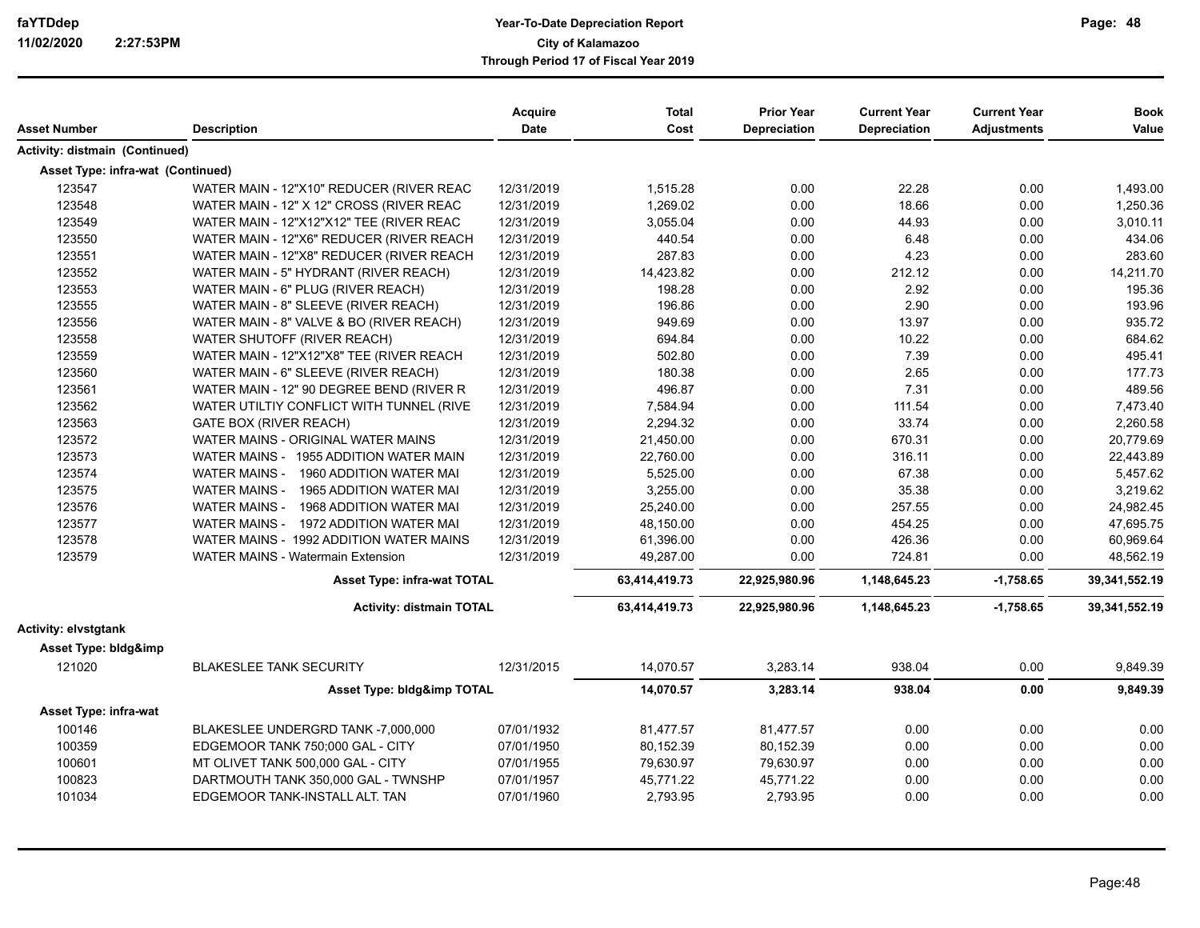| Asset Number | Description | Acquire Date | Total Cost | Prior Year Depreciation | Current Year Depreciation | Current Year Adjustments | Book Value |
|---|---|---|---|---|---|---|---|
| **Activity: distmain (Continued)** | | | | | | | |
| **Asset Type: infra-wat (Continued)** | | | | | | | |
| 123547 | WATER MAIN - 12"X10" REDUCER (RIVER REAC | 12/31/2019 | 1,515.28 | 0.00 | 22.28 | 0.00 | 1,493.00 |
| 123548 | WATER MAIN - 12" X 12" CROSS (RIVER REAC | 12/31/2019 | 1,269.02 | 0.00 | 18.66 | 0.00 | 1,250.36 |
| 123549 | WATER MAIN - 12"X12"X12" TEE (RIVER REAC | 12/31/2019 | 3,055.04 | 0.00 | 44.93 | 0.00 | 3,010.11 |
| 123550 | WATER MAIN - 12"X6" REDUCER (RIVER REACH | 12/31/2019 | 440.54 | 0.00 | 6.48 | 0.00 | 434.06 |
| 123551 | WATER MAIN - 12"X8" REDUCER (RIVER REACH | 12/31/2019 | 287.83 | 0.00 | 4.23 | 0.00 | 283.60 |
| 123552 | WATER MAIN - 5" HYDRANT (RIVER REACH) | 12/31/2019 | 14,423.82 | 0.00 | 212.12 | 0.00 | 14,211.70 |
| 123553 | WATER MAIN - 6" PLUG (RIVER REACH) | 12/31/2019 | 198.28 | 0.00 | 2.92 | 0.00 | 195.36 |
| 123555 | WATER MAIN - 8" SLEEVE (RIVER REACH) | 12/31/2019 | 196.86 | 0.00 | 2.90 | 0.00 | 193.96 |
| 123556 | WATER MAIN - 8" VALVE & BO (RIVER REACH) | 12/31/2019 | 949.69 | 0.00 | 13.97 | 0.00 | 935.72 |
| 123558 | WATER SHUTOFF (RIVER REACH) | 12/31/2019 | 694.84 | 0.00 | 10.22 | 0.00 | 684.62 |
| 123559 | WATER MAIN - 12"X12"X8" TEE (RIVER REACH | 12/31/2019 | 502.80 | 0.00 | 7.39 | 0.00 | 495.41 |
| 123560 | WATER MAIN - 6" SLEEVE (RIVER REACH) | 12/31/2019 | 180.38 | 0.00 | 2.65 | 0.00 | 177.73 |
| 123561 | WATER MAIN - 12" 90 DEGREE BEND (RIVER R | 12/31/2019 | 496.87 | 0.00 | 7.31 | 0.00 | 489.56 |
| 123562 | WATER UTILTIY CONFLICT WITH TUNNEL (RIVE | 12/31/2019 | 7,584.94 | 0.00 | 111.54 | 0.00 | 7,473.40 |
| 123563 | GATE BOX (RIVER REACH) | 12/31/2019 | 2,294.32 | 0.00 | 33.74 | 0.00 | 2,260.58 |
| 123572 | WATER MAINS - ORIGINAL WATER MAINS | 12/31/2019 | 21,450.00 | 0.00 | 670.31 | 0.00 | 20,779.69 |
| 123573 | WATER MAINS - 1955 ADDITION WATER MAIN | 12/31/2019 | 22,760.00 | 0.00 | 316.11 | 0.00 | 22,443.89 |
| 123574 | WATER MAINS - 1960 ADDITION WATER MAI | 12/31/2019 | 5,525.00 | 0.00 | 67.38 | 0.00 | 5,457.62 |
| 123575 | WATER MAINS - 1965 ADDITION WATER MAI | 12/31/2019 | 3,255.00 | 0.00 | 35.38 | 0.00 | 3,219.62 |
| 123576 | WATER MAINS - 1968 ADDITION WATER MAI | 12/31/2019 | 25,240.00 | 0.00 | 257.55 | 0.00 | 24,982.45 |
| 123577 | WATER MAINS - 1972 ADDITION WATER MAI | 12/31/2019 | 48,150.00 | 0.00 | 454.25 | 0.00 | 47,695.75 |
| 123578 | WATER MAINS - 1992 ADDITION WATER MAINS | 12/31/2019 | 61,396.00 | 0.00 | 426.36 | 0.00 | 60,969.64 |
| 123579 | WATER MAINS - Watermain Extension | 12/31/2019 | 49,287.00 | 0.00 | 724.81 | 0.00 | 48,562.19 |
| | **Asset Type: infra-wat TOTAL** | | **63,414,419.73** | **22,925,980.96** | **1,148,645.23** | **-1,758.65** | **39,341,552.19** |
| | **Activity: distmain TOTAL** | | **63,414,419.73** | **22,925,980.96** | **1,148,645.23** | **-1,758.65** | **39,341,552.19** |
| **Activity: elvstgtank** | | | | | | | |
| **Asset Type: bldg&imp** | | | | | | | |
| 121020 | BLAKESLEE TANK SECURITY | 12/31/2015 | 14,070.57 | 3,283.14 | 938.04 | 0.00 | 9,849.39 |
| | **Asset Type: bldg&imp TOTAL** | | **14,070.57** | **3,283.14** | **938.04** | **0.00** | **9,849.39** |
| **Asset Type: infra-wat** | | | | | | | |
| 100146 | BLAKESLEE UNDERGRD TANK -7,000,000 | 07/01/1932 | 81,477.57 | 81,477.57 | 0.00 | 0.00 | 0.00 |
| 100359 | EDGEMOOR TANK 750;000 GAL - CITY | 07/01/1950 | 80,152.39 | 80,152.39 | 0.00 | 0.00 | 0.00 |
| 100601 | MT OLIVET TANK 500,000 GAL - CITY | 07/01/1955 | 79,630.97 | 79,630.97 | 0.00 | 0.00 | 0.00 |
| 100823 | DARTMOUTH TANK 350,000 GAL - TWNSHP | 07/01/1957 | 45,771.22 | 45,771.22 | 0.00 | 0.00 | 0.00 |
| 101034 | EDGEMOOR TANK-INSTALL ALT. TAN | 07/01/1960 | 2,793.95 | 2,793.95 | 0.00 | 0.00 | 0.00 |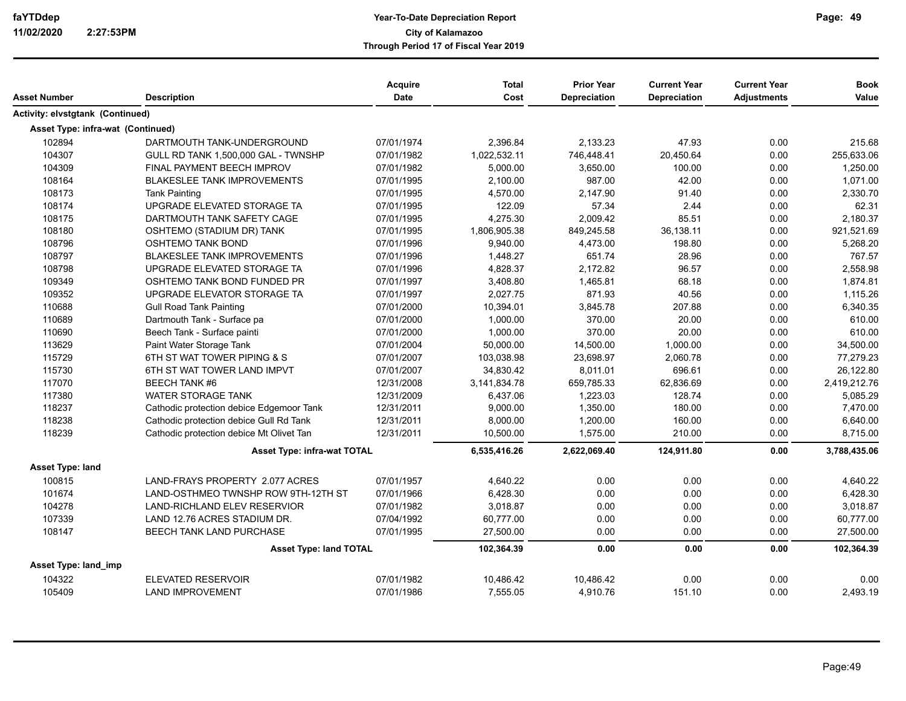# Year-To-Date Depreciation Report

**City of Kalamazoo**

**Through Period 17 of Fiscal Year 2019**

| Asset Number | Description | Acquire Date | Total Cost | Prior Year Depreciation | Current Year Depreciation | Current Year Adjustments | Book Value |
|---|---|---|---|---|---|---|---|
| **Activity: elvstgtank (Continued)** | | | | | | | |
| **Asset Type: infra-wat (Continued)** | | | | | | | |
| 102894 | DARTMOUTH TANK-UNDERGROUND | 07/01/1974 | 2,396.84 | 2,133.23 | 47.93 | 0.00 | 215.68 |
| 104307 | GULL RD TANK 1,500,000 GAL - TWNSHP | 07/01/1982 | 1,022,532.11 | 746,448.41 | 20,450.64 | 0.00 | 255,633.06 |
| 104309 | FINAL PAYMENT BEECH IMPROV | 07/01/1982 | 5,000.00 | 3,650.00 | 100.00 | 0.00 | 1,250.00 |
| 108164 | BLAKESLEE TANK IMPROVEMENTS | 07/01/1995 | 2,100.00 | 987.00 | 42.00 | 0.00 | 1,071.00 |
| 108173 | Tank Painting | 07/01/1995 | 4,570.00 | 2,147.90 | 91.40 | 0.00 | 2,330.70 |
| 108174 | UPGRADE ELEVATED STORAGE TA | 07/01/1995 | 122.09 | 57.34 | 2.44 | 0.00 | 62.31 |
| 108175 | DARTMOUTH TANK SAFETY CAGE | 07/01/1995 | 4,275.30 | 2,009.42 | 85.51 | 0.00 | 2,180.37 |
| 108180 | OSHTEMO (STADIUM DR) TANK | 07/01/1995 | 1,806,905.38 | 849,245.58 | 36,138.11 | 0.00 | 921,521.69 |
| 108796 | OSHTEMO TANK BOND | 07/01/1996 | 9,940.00 | 4,473.00 | 198.80 | 0.00 | 5,268.20 |
| 108797 | BLAKESLEE TANK IMPROVEMENTS | 07/01/1996 | 1,448.27 | 651.74 | 28.96 | 0.00 | 767.57 |
| 108798 | UPGRADE ELEVATED STORAGE TA | 07/01/1996 | 4,828.37 | 2,172.82 | 96.57 | 0.00 | 2,558.98 |
| 109349 | OSHTEMO TANK BOND FUNDED PR | 07/01/1997 | 3,408.80 | 1,465.81 | 68.18 | 0.00 | 1,874.81 |
| 109352 | UPGRADE ELEVATOR STORAGE TA | 07/01/1997 | 2,027.75 | 871.93 | 40.56 | 0.00 | 1,115.26 |
| 110688 | Gull Road Tank Painting | 07/01/2000 | 10,394.01 | 3,845.78 | 207.88 | 0.00 | 6,340.35 |
| 110689 | Dartmouth Tank - Surface pa | 07/01/2000 | 1,000.00 | 370.00 | 20.00 | 0.00 | 610.00 |
| 110690 | Beech Tank - Surface painti | 07/01/2000 | 1,000.00 | 370.00 | 20.00 | 0.00 | 610.00 |
| 113629 | Paint Water Storage Tank | 07/01/2004 | 50,000.00 | 14,500.00 | 1,000.00 | 0.00 | 34,500.00 |
| 115729 | 6TH ST WAT TOWER PIPING & S | 07/01/2007 | 103,038.98 | 23,698.97 | 2,060.78 | 0.00 | 77,279.23 |
| 115730 | 6TH ST WAT TOWER LAND IMPVT | 07/01/2007 | 34,830.42 | 8,011.01 | 696.61 | 0.00 | 26,122.80 |
| 117070 | BEECH TANK #6 | 12/31/2008 | 3,141,834.78 | 659,785.33 | 62,836.69 | 0.00 | 2,419,212.76 |
| 117380 | WATER STORAGE TANK | 12/31/2009 | 6,437.06 | 1,223.03 | 128.74 | 0.00 | 5,085.29 |
| 118237 | Cathodic protection debice Edgemoor Tank | 12/31/2011 | 9,000.00 | 1,350.00 | 180.00 | 0.00 | 7,470.00 |
| 118238 | Cathodic protection debice Gull Rd Tank | 12/31/2011 | 8,000.00 | 1,200.00 | 160.00 | 0.00 | 6,640.00 |
| 118239 | Cathodic protection debice Mt Olivet Tan | 12/31/2011 | 10,500.00 | 1,575.00 | 210.00 | 0.00 | 8,715.00 |
| | **Asset Type: infra-wat TOTAL** | | **6,535,416.26** | **2,622,069.40** | **124,911.80** | **0.00** | **3,788,435.06** |
| **Asset Type: land** | | | | | | | |
| 100815 | LAND-FRAYS PROPERTY 2.077 ACRES | 07/01/1957 | 4,640.22 | 0.00 | 0.00 | 0.00 | 4,640.22 |
| 101674 | LAND-OSTHMEO TWNSHP ROW 9TH-12TH ST | 07/01/1966 | 6,428.30 | 0.00 | 0.00 | 0.00 | 6,428.30 |
| 104278 | LAND-RICHLAND ELEV RESERVIOR | 07/01/1982 | 3,018.87 | 0.00 | 0.00 | 0.00 | 3,018.87 |
| 107339 | LAND 12.76 ACRES STADIUM DR. | 07/04/1992 | 60,777.00 | 0.00 | 0.00 | 0.00 | 60,777.00 |
| 108147 | BEECH TANK LAND PURCHASE | 07/01/1995 | 27,500.00 | 0.00 | 0.00 | 0.00 | 27,500.00 |
| | **Asset Type: land TOTAL** | | **102,364.39** | **0.00** | **0.00** | **0.00** | **102,364.39** |
| **Asset Type: land_imp** | | | | | | | |
| 104322 | ELEVATED RESERVOIR | 07/01/1982 | 10,486.42 | 10,486.42 | 0.00 | 0.00 | 0.00 |
| 105409 | LAND IMPROVEMENT | 07/01/1986 | 7,555.05 | 4,910.76 | 151.10 | 0.00 | 2,493.19 |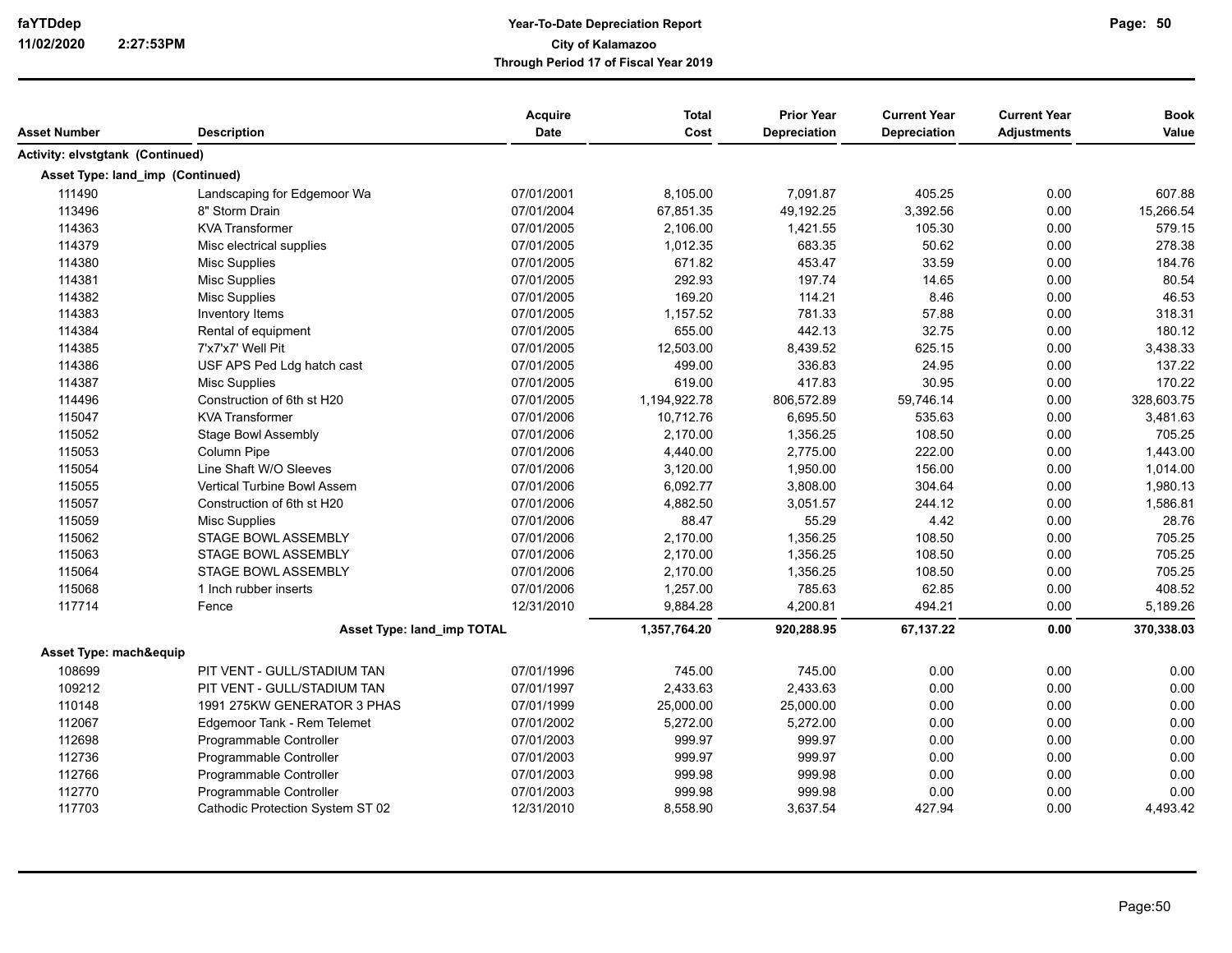| Asset Number | Description | Acquire Date | Total Cost | Prior Year Depreciation | Current Year Depreciation | Current Year Adjustments | Book Value |
|---|---|---|---|---|---|---|---|
| **Activity: elvstgtank (Continued)** | | | | | | | |
| **Asset Type: land_imp (Continued)** | | | | | | | |
| 111490 | Landscaping for Edgemoor Wa | 07/01/2001 | 8,105.00 | 7,091.87 | 405.25 | 0.00 | 607.88 |
| 113496 | 8" Storm Drain | 07/01/2004 | 67,851.35 | 49,192.25 | 3,392.56 | 0.00 | 15,266.54 |
| 114363 | KVA Transformer | 07/01/2005 | 2,106.00 | 1,421.55 | 105.30 | 0.00 | 579.15 |
| 114379 | Misc electrical supplies | 07/01/2005 | 1,012.35 | 683.35 | 50.62 | 0.00 | 278.38 |
| 114380 | Misc Supplies | 07/01/2005 | 671.82 | 453.47 | 33.59 | 0.00 | 184.76 |
| 114381 | Misc Supplies | 07/01/2005 | 292.93 | 197.74 | 14.65 | 0.00 | 80.54 |
| 114382 | Misc Supplies | 07/01/2005 | 169.20 | 114.21 | 8.46 | 0.00 | 46.53 |
| 114383 | Inventory Items | 07/01/2005 | 1,157.52 | 781.33 | 57.88 | 0.00 | 318.31 |
| 114384 | Rental of equipment | 07/01/2005 | 655.00 | 442.13 | 32.75 | 0.00 | 180.12 |
| 114385 | 7'x7'x7' Well Pit | 07/01/2005 | 12,503.00 | 8,439.52 | 625.15 | 0.00 | 3,438.33 |
| 114386 | USF APS Ped Ldg hatch cast | 07/01/2005 | 499.00 | 336.83 | 24.95 | 0.00 | 137.22 |
| 114387 | Misc Supplies | 07/01/2005 | 619.00 | 417.83 | 30.95 | 0.00 | 170.22 |
| 114496 | Construction of 6th st H20 | 07/01/2005 | 1,194,922.78 | 806,572.89 | 59,746.14 | 0.00 | 328,603.75 |
| 115047 | KVA Transformer | 07/01/2006 | 10,712.76 | 6,695.50 | 535.63 | 0.00 | 3,481.63 |
| 115052 | Stage Bowl Assembly | 07/01/2006 | 2,170.00 | 1,356.25 | 108.50 | 0.00 | 705.25 |
| 115053 | Column Pipe | 07/01/2006 | 4,440.00 | 2,775.00 | 222.00 | 0.00 | 1,443.00 |
| 115054 | Line Shaft W/O Sleeves | 07/01/2006 | 3,120.00 | 1,950.00 | 156.00 | 0.00 | 1,014.00 |
| 115055 | Vertical Turbine Bowl Assem | 07/01/2006 | 6,092.77 | 3,808.00 | 304.64 | 0.00 | 1,980.13 |
| 115057 | Construction of 6th st H20 | 07/01/2006 | 4,882.50 | 3,051.57 | 244.12 | 0.00 | 1,586.81 |
| 115059 | Misc Supplies | 07/01/2006 | 88.47 | 55.29 | 4.42 | 0.00 | 28.76 |
| 115062 | STAGE BOWL ASSEMBLY | 07/01/2006 | 2,170.00 | 1,356.25 | 108.50 | 0.00 | 705.25 |
| 115063 | STAGE BOWL ASSEMBLY | 07/01/2006 | 2,170.00 | 1,356.25 | 108.50 | 0.00 | 705.25 |
| 115064 | STAGE BOWL ASSEMBLY | 07/01/2006 | 2,170.00 | 1,356.25 | 108.50 | 0.00 | 705.25 |
| 115068 | 1 Inch rubber inserts | 07/01/2006 | 1,257.00 | 785.63 | 62.85 | 0.00 | 408.52 |
| 117714 | Fence | 12/31/2010 | 9,884.28 | 4,200.81 | 494.21 | 0.00 | 5,189.26 |
| | **Asset Type: land_imp TOTAL** | | **1,357,764.20** | **920,288.95** | **67,137.22** | **0.00** | **370,338.03** |
| **Asset Type: mach&equip** | | | | | | | |
| 108699 | PIT VENT - GULL/STADIUM TAN | 07/01/1996 | 745.00 | 745.00 | 0.00 | 0.00 | 0.00 |
| 109212 | PIT VENT - GULL/STADIUM TAN | 07/01/1997 | 2,433.63 | 2,433.63 | 0.00 | 0.00 | 0.00 |
| 110148 | 1991 275KW GENERATOR 3 PHAS | 07/01/1999 | 25,000.00 | 25,000.00 | 0.00 | 0.00 | 0.00 |
| 112067 | Edgemoor Tank - Rem Telemet | 07/01/2002 | 5,272.00 | 5,272.00 | 0.00 | 0.00 | 0.00 |
| 112698 | Programmable Controller | 07/01/2003 | 999.97 | 999.97 | 0.00 | 0.00 | 0.00 |
| 112736 | Programmable Controller | 07/01/2003 | 999.97 | 999.97 | 0.00 | 0.00 | 0.00 |
| 112766 | Programmable Controller | 07/01/2003 | 999.98 | 999.98 | 0.00 | 0.00 | 0.00 |
| 112770 | Programmable Controller | 07/01/2003 | 999.98 | 999.98 | 0.00 | 0.00 | 0.00 |
| 117703 | Cathodic Protection System ST 02 | 12/31/2010 | 8,558.90 | 3,637.54 | 427.94 | 0.00 | 4,493.42 |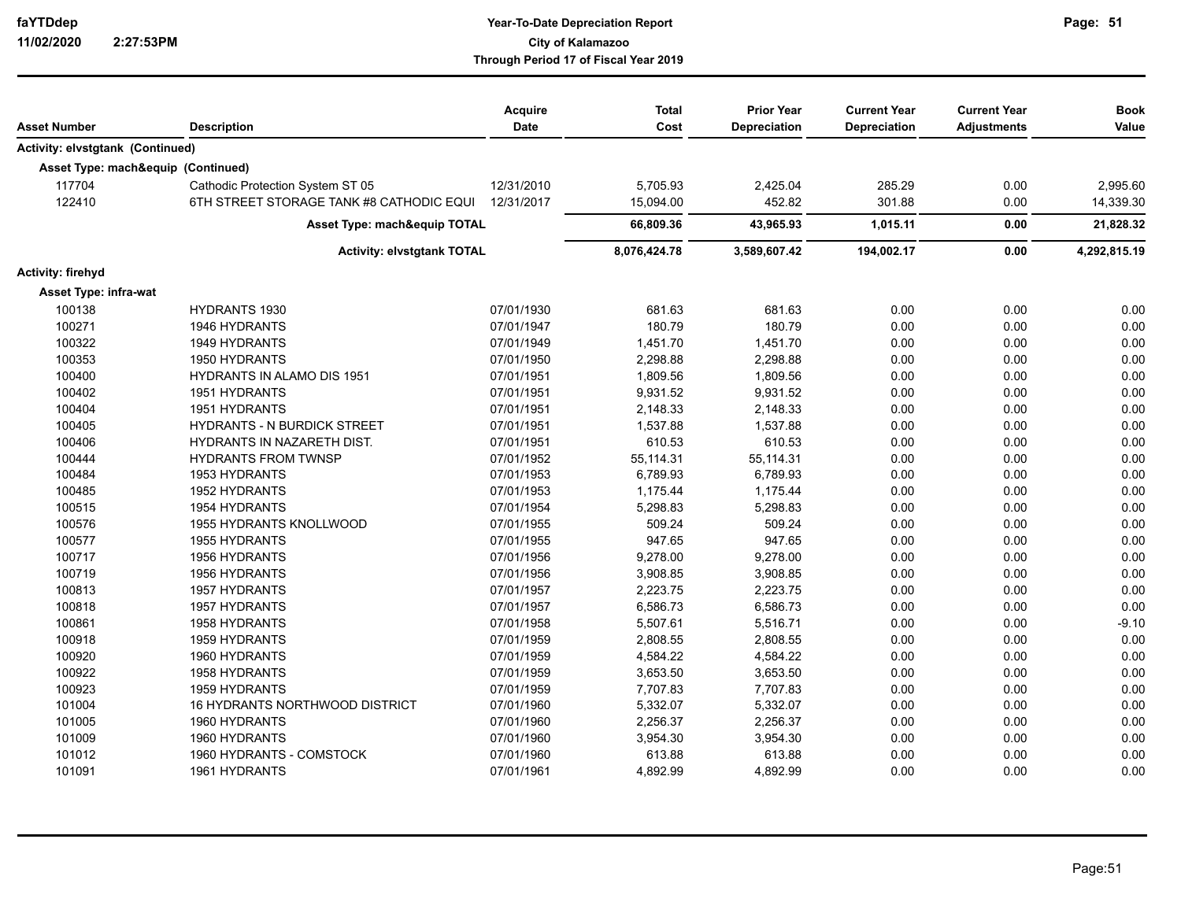| Asset Number | Description | Acquire Date | Total Cost | Prior Year Depreciation | Current Year Depreciation | Current Year Adjustments | Book Value |
|---|---|---|---|---|---|---|---|
| **Activity: elvstgtank (Continued)** | | | | | | | |
| **Asset Type: mach&equip (Continued)** | | | | | | | |
| 117704 | Cathodic Protection System ST 05 | 12/31/2010 | 5,705.93 | 2,425.04 | 285.29 | 0.00 | 2,995.60 |
| 122410 | 6TH STREET STORAGE TANK #8 CATHODIC EQUI | 12/31/2017 | 15,094.00 | 452.82 | 301.88 | 0.00 | 14,339.30 |
| | **Asset Type: mach&equip TOTAL** | | **66,809.36** | **43,965.93** | **1,015.11** | **0.00** | **21,828.32** |
| | **Activity: elvstgtank TOTAL** | | **8,076,424.78** | **3,589,607.42** | **194,002.17** | **0.00** | **4,292,815.19** |
| **Activity: firehyd** | | | | | | | |
| **Asset Type: infra-wat** | | | | | | | |
| 100138 | HYDRANTS 1930 | 07/01/1930 | 681.63 | 681.63 | 0.00 | 0.00 | 0.00 |
| 100271 | 1946 HYDRANTS | 07/01/1947 | 180.79 | 180.79 | 0.00 | 0.00 | 0.00 |
| 100322 | 1949 HYDRANTS | 07/01/1949 | 1,451.70 | 1,451.70 | 0.00 | 0.00 | 0.00 |
| 100353 | 1950 HYDRANTS | 07/01/1950 | 2,298.88 | 2,298.88 | 0.00 | 0.00 | 0.00 |
| 100400 | HYDRANTS IN ALAMO DIS 1951 | 07/01/1951 | 1,809.56 | 1,809.56 | 0.00 | 0.00 | 0.00 |
| 100402 | 1951 HYDRANTS | 07/01/1951 | 9,931.52 | 9,931.52 | 0.00 | 0.00 | 0.00 |
| 100404 | 1951 HYDRANTS | 07/01/1951 | 2,148.33 | 2,148.33 | 0.00 | 0.00 | 0.00 |
| 100405 | HYDRANTS - N BURDICK STREET | 07/01/1951 | 1,537.88 | 1,537.88 | 0.00 | 0.00 | 0.00 |
| 100406 | HYDRANTS IN NAZARETH DIST. | 07/01/1951 | 610.53 | 610.53 | 0.00 | 0.00 | 0.00 |
| 100444 | HYDRANTS FROM TWNSP | 07/01/1952 | 55,114.31 | 55,114.31 | 0.00 | 0.00 | 0.00 |
| 100484 | 1953 HYDRANTS | 07/01/1953 | 6,789.93 | 6,789.93 | 0.00 | 0.00 | 0.00 |
| 100485 | 1952 HYDRANTS | 07/01/1953 | 1,175.44 | 1,175.44 | 0.00 | 0.00 | 0.00 |
| 100515 | 1954 HYDRANTS | 07/01/1954 | 5,298.83 | 5,298.83 | 0.00 | 0.00 | 0.00 |
| 100576 | 1955 HYDRANTS KNOLLWOOD | 07/01/1955 | 509.24 | 509.24 | 0.00 | 0.00 | 0.00 |
| 100577 | 1955 HYDRANTS | 07/01/1955 | 947.65 | 947.65 | 0.00 | 0.00 | 0.00 |
| 100717 | 1956 HYDRANTS | 07/01/1956 | 9,278.00 | 9,278.00 | 0.00 | 0.00 | 0.00 |
| 100719 | 1956 HYDRANTS | 07/01/1956 | 3,908.85 | 3,908.85 | 0.00 | 0.00 | 0.00 |
| 100813 | 1957 HYDRANTS | 07/01/1957 | 2,223.75 | 2,223.75 | 0.00 | 0.00 | 0.00 |
| 100818 | 1957 HYDRANTS | 07/01/1957 | 6,586.73 | 6,586.73 | 0.00 | 0.00 | 0.00 |
| 100861 | 1958 HYDRANTS | 07/01/1958 | 5,507.61 | 5,516.71 | 0.00 | 0.00 | -9.10 |
| 100918 | 1959 HYDRANTS | 07/01/1959 | 2,808.55 | 2,808.55 | 0.00 | 0.00 | 0.00 |
| 100920 | 1960 HYDRANTS | 07/01/1959 | 4,584.22 | 4,584.22 | 0.00 | 0.00 | 0.00 |
| 100922 | 1958 HYDRANTS | 07/01/1959 | 3,653.50 | 3,653.50 | 0.00 | 0.00 | 0.00 |
| 100923 | 1959 HYDRANTS | 07/01/1959 | 7,707.83 | 7,707.83 | 0.00 | 0.00 | 0.00 |
| 101004 | 16 HYDRANTS NORTHWOOD DISTRICT | 07/01/1960 | 5,332.07 | 5,332.07 | 0.00 | 0.00 | 0.00 |
| 101005 | 1960 HYDRANTS | 07/01/1960 | 2,256.37 | 2,256.37 | 0.00 | 0.00 | 0.00 |
| 101009 | 1960 HYDRANTS | 07/01/1960 | 3,954.30 | 3,954.30 | 0.00 | 0.00 | 0.00 |
| 101012 | 1960 HYDRANTS - COMSTOCK | 07/01/1960 | 613.88 | 613.88 | 0.00 | 0.00 | 0.00 |
| 101091 | 1961 HYDRANTS | 07/01/1961 | 4,892.99 | 4,892.99 | 0.00 | 0.00 | 0.00 |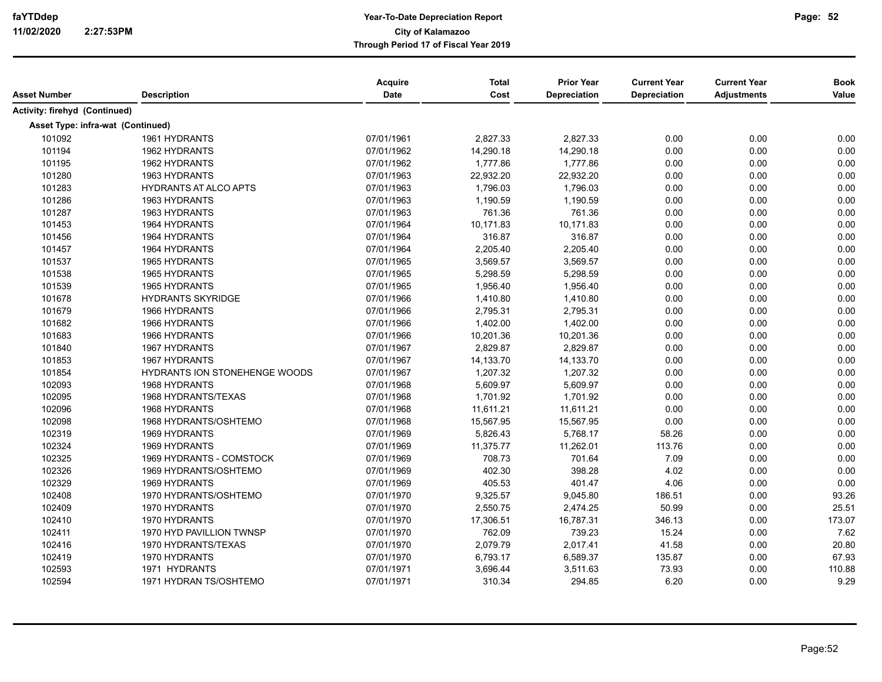| Asset Number | Description | Acquire Date | Total Cost | Prior Year Depreciation | Current Year Depreciation | Current Year Adjustments | Book Value |
|---|---|---|---|---|---|---|---|
| **Activity: firehyd (Continued)** | | | | | | | |
| **Asset Type: infra-wat (Continued)** | | | | | | | |
| 101092 | 1961 HYDRANTS | 07/01/1961 | 2,827.33 | 2,827.33 | 0.00 | 0.00 | 0.00 |
| 101194 | 1962 HYDRANTS | 07/01/1962 | 14,290.18 | 14,290.18 | 0.00 | 0.00 | 0.00 |
| 101195 | 1962 HYDRANTS | 07/01/1962 | 1,777.86 | 1,777.86 | 0.00 | 0.00 | 0.00 |
| 101280 | 1963 HYDRANTS | 07/01/1963 | 22,932.20 | 22,932.20 | 0.00 | 0.00 | 0.00 |
| 101283 | HYDRANTS AT ALCO APTS | 07/01/1963 | 1,796.03 | 1,796.03 | 0.00 | 0.00 | 0.00 |
| 101286 | 1963 HYDRANTS | 07/01/1963 | 1,190.59 | 1,190.59 | 0.00 | 0.00 | 0.00 |
| 101287 | 1963 HYDRANTS | 07/01/1963 | 761.36 | 761.36 | 0.00 | 0.00 | 0.00 |
| 101453 | 1964 HYDRANTS | 07/01/1964 | 10,171.83 | 10,171.83 | 0.00 | 0.00 | 0.00 |
| 101456 | 1964 HYDRANTS | 07/01/1964 | 316.87 | 316.87 | 0.00 | 0.00 | 0.00 |
| 101457 | 1964 HYDRANTS | 07/01/1964 | 2,205.40 | 2,205.40 | 0.00 | 0.00 | 0.00 |
| 101537 | 1965 HYDRANTS | 07/01/1965 | 3,569.57 | 3,569.57 | 0.00 | 0.00 | 0.00 |
| 101538 | 1965 HYDRANTS | 07/01/1965 | 5,298.59 | 5,298.59 | 0.00 | 0.00 | 0.00 |
| 101539 | 1965 HYDRANTS | 07/01/1965 | 1,956.40 | 1,956.40 | 0.00 | 0.00 | 0.00 |
| 101678 | HYDRANTS SKYRIDGE | 07/01/1966 | 1,410.80 | 1,410.80 | 0.00 | 0.00 | 0.00 |
| 101679 | 1966 HYDRANTS | 07/01/1966 | 2,795.31 | 2,795.31 | 0.00 | 0.00 | 0.00 |
| 101682 | 1966 HYDRANTS | 07/01/1966 | 1,402.00 | 1,402.00 | 0.00 | 0.00 | 0.00 |
| 101683 | 1966 HYDRANTS | 07/01/1966 | 10,201.36 | 10,201.36 | 0.00 | 0.00 | 0.00 |
| 101840 | 1967 HYDRANTS | 07/01/1967 | 2,829.87 | 2,829.87 | 0.00 | 0.00 | 0.00 |
| 101853 | 1967 HYDRANTS | 07/01/1967 | 14,133.70 | 14,133.70 | 0.00 | 0.00 | 0.00 |
| 101854 | HYDRANTS ION STONEHENGE WOODS | 07/01/1967 | 1,207.32 | 1,207.32 | 0.00 | 0.00 | 0.00 |
| 102093 | 1968 HYDRANTS | 07/01/1968 | 5,609.97 | 5,609.97 | 0.00 | 0.00 | 0.00 |
| 102095 | 1968 HYDRANTS/TEXAS | 07/01/1968 | 1,701.92 | 1,701.92 | 0.00 | 0.00 | 0.00 |
| 102096 | 1968 HYDRANTS | 07/01/1968 | 11,611.21 | 11,611.21 | 0.00 | 0.00 | 0.00 |
| 102098 | 1968 HYDRANTS/OSHTEMO | 07/01/1968 | 15,567.95 | 15,567.95 | 0.00 | 0.00 | 0.00 |
| 102319 | 1969 HYDRANTS | 07/01/1969 | 5,826.43 | 5,768.17 | 58.26 | 0.00 | 0.00 |
| 102324 | 1969 HYDRANTS | 07/01/1969 | 11,375.77 | 11,262.01 | 113.76 | 0.00 | 0.00 |
| 102325 | 1969 HYDRANTS - COMSTOCK | 07/01/1969 | 708.73 | 701.64 | 7.09 | 0.00 | 0.00 |
| 102326 | 1969 HYDRANTS/OSHTEMO | 07/01/1969 | 402.30 | 398.28 | 4.02 | 0.00 | 0.00 |
| 102329 | 1969 HYDRANTS | 07/01/1969 | 405.53 | 401.47 | 4.06 | 0.00 | 0.00 |
| 102408 | 1970 HYDRANTS/OSHTEMO | 07/01/1970 | 9,325.57 | 9,045.80 | 186.51 | 0.00 | 93.26 |
| 102409 | 1970 HYDRANTS | 07/01/1970 | 2,550.75 | 2,474.25 | 50.99 | 0.00 | 25.51 |
| 102410 | 1970 HYDRANTS | 07/01/1970 | 17,306.51 | 16,787.31 | 346.13 | 0.00 | 173.07 |
| 102411 | 1970 HYD PAVILLION TWNSP | 07/01/1970 | 762.09 | 739.23 | 15.24 | 0.00 | 7.62 |
| 102416 | 1970 HYDRANTS/TEXAS | 07/01/1970 | 2,079.79 | 2,017.41 | 41.58 | 0.00 | 20.80 |
| 102419 | 1970 HYDRANTS | 07/01/1970 | 6,793.17 | 6,589.37 | 135.87 | 0.00 | 67.93 |
| 102593 | 1971 HYDRANTS | 07/01/1971 | 3,696.44 | 3,511.63 | 73.93 | 0.00 | 110.88 |
| 102594 | 1971 HYDRAN TS/OSHTEMO | 07/01/1971 | 310.34 | 294.85 | 6.20 | 0.00 | 9.29 |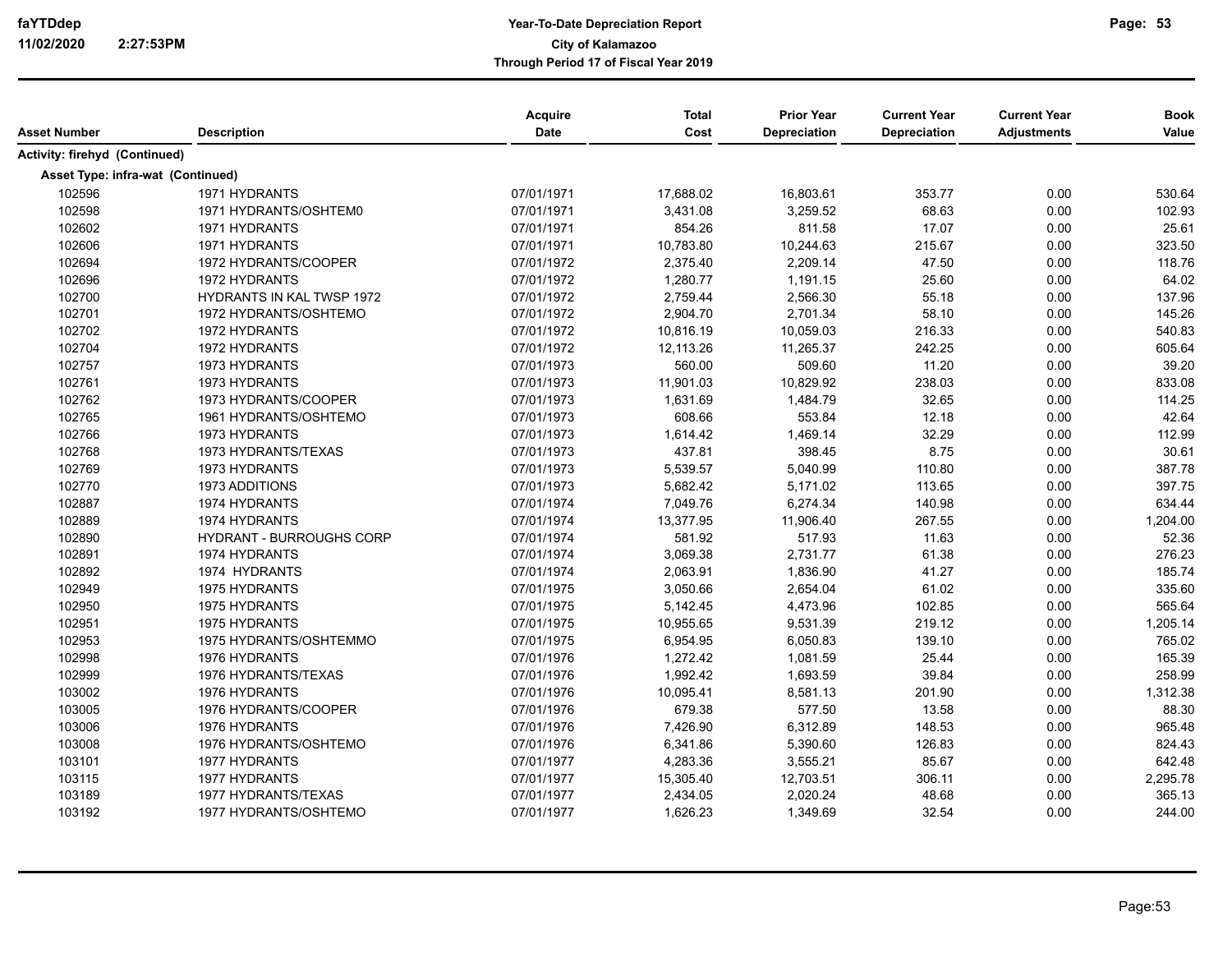| Asset Number | Description | Acquire Date | Total Cost | Prior Year Depreciation | Current Year Depreciation | Current Year Adjustments | Book Value |
|---|---|---|---|---|---|---|---|
| **Activity: firehyd (Continued)** | | | | | | | |
| **Asset Type: infra-wat (Continued)** | | | | | | | |
| 102596 | 1971 HYDRANTS | 07/01/1971 | 17,688.02 | 16,803.61 | 353.77 | 0.00 | 530.64 |
| 102598 | 1971 HYDRANTS/OSHTEM0 | 07/01/1971 | 3,431.08 | 3,259.52 | 68.63 | 0.00 | 102.93 |
| 102602 | 1971 HYDRANTS | 07/01/1971 | 854.26 | 811.58 | 17.07 | 0.00 | 25.61 |
| 102606 | 1971 HYDRANTS | 07/01/1971 | 10,783.80 | 10,244.63 | 215.67 | 0.00 | 323.50 |
| 102694 | 1972 HYDRANTS/COOPER | 07/01/1972 | 2,375.40 | 2,209.14 | 47.50 | 0.00 | 118.76 |
| 102696 | 1972 HYDRANTS | 07/01/1972 | 1,280.77 | 1,191.15 | 25.60 | 0.00 | 64.02 |
| 102700 | HYDRANTS IN KAL TWSP 1972 | 07/01/1972 | 2,759.44 | 2,566.30 | 55.18 | 0.00 | 137.96 |
| 102701 | 1972 HYDRANTS/OSHTEMO | 07/01/1972 | 2,904.70 | 2,701.34 | 58.10 | 0.00 | 145.26 |
| 102702 | 1972 HYDRANTS | 07/01/1972 | 10,816.19 | 10,059.03 | 216.33 | 0.00 | 540.83 |
| 102704 | 1972 HYDRANTS | 07/01/1972 | 12,113.26 | 11,265.37 | 242.25 | 0.00 | 605.64 |
| 102757 | 1973 HYDRANTS | 07/01/1973 | 560.00 | 509.60 | 11.20 | 0.00 | 39.20 |
| 102761 | 1973 HYDRANTS | 07/01/1973 | 11,901.03 | 10,829.92 | 238.03 | 0.00 | 833.08 |
| 102762 | 1973 HYDRANTS/COOPER | 07/01/1973 | 1,631.69 | 1,484.79 | 32.65 | 0.00 | 114.25 |
| 102765 | 1961 HYDRANTS/OSHTEMO | 07/01/1973 | 608.66 | 553.84 | 12.18 | 0.00 | 42.64 |
| 102766 | 1973 HYDRANTS | 07/01/1973 | 1,614.42 | 1,469.14 | 32.29 | 0.00 | 112.99 |
| 102768 | 1973 HYDRANTS/TEXAS | 07/01/1973 | 437.81 | 398.45 | 8.75 | 0.00 | 30.61 |
| 102769 | 1973 HYDRANTS | 07/01/1973 | 5,539.57 | 5,040.99 | 110.80 | 0.00 | 387.78 |
| 102770 | 1973 ADDITIONS | 07/01/1973 | 5,682.42 | 5,171.02 | 113.65 | 0.00 | 397.75 |
| 102887 | 1974 HYDRANTS | 07/01/1974 | 7,049.76 | 6,274.34 | 140.98 | 0.00 | 634.44 |
| 102889 | 1974 HYDRANTS | 07/01/1974 | 13,377.95 | 11,906.40 | 267.55 | 0.00 | 1,204.00 |
| 102890 | HYDRANT - BURROUGHS CORP | 07/01/1974 | 581.92 | 517.93 | 11.63 | 0.00 | 52.36 |
| 102891 | 1974 HYDRANTS | 07/01/1974 | 3,069.38 | 2,731.77 | 61.38 | 0.00 | 276.23 |
| 102892 | 1974 HYDRANTS | 07/01/1974 | 2,063.91 | 1,836.90 | 41.27 | 0.00 | 185.74 |
| 102949 | 1975 HYDRANTS | 07/01/1975 | 3,050.66 | 2,654.04 | 61.02 | 0.00 | 335.60 |
| 102950 | 1975 HYDRANTS | 07/01/1975 | 5,142.45 | 4,473.96 | 102.85 | 0.00 | 565.64 |
| 102951 | 1975 HYDRANTS | 07/01/1975 | 10,955.65 | 9,531.39 | 219.12 | 0.00 | 1,205.14 |
| 102953 | 1975 HYDRANTS/OSHTEMMO | 07/01/1975 | 6,954.95 | 6,050.83 | 139.10 | 0.00 | 765.02 |
| 102998 | 1976 HYDRANTS | 07/01/1976 | 1,272.42 | 1,081.59 | 25.44 | 0.00 | 165.39 |
| 102999 | 1976 HYDRANTS/TEXAS | 07/01/1976 | 1,992.42 | 1,693.59 | 39.84 | 0.00 | 258.99 |
| 103002 | 1976 HYDRANTS | 07/01/1976 | 10,095.41 | 8,581.13 | 201.90 | 0.00 | 1,312.38 |
| 103005 | 1976 HYDRANTS/COOPER | 07/01/1976 | 679.38 | 577.50 | 13.58 | 0.00 | 88.30 |
| 103006 | 1976 HYDRANTS | 07/01/1976 | 7,426.90 | 6,312.89 | 148.53 | 0.00 | 965.48 |
| 103008 | 1976 HYDRANTS/OSHTEMO | 07/01/1976 | 6,341.86 | 5,390.60 | 126.83 | 0.00 | 824.43 |
| 103101 | 1977 HYDRANTS | 07/01/1977 | 4,283.36 | 3,555.21 | 85.67 | 0.00 | 642.48 |
| 103115 | 1977 HYDRANTS | 07/01/1977 | 15,305.40 | 12,703.51 | 306.11 | 0.00 | 2,295.78 |
| 103189 | 1977 HYDRANTS/TEXAS | 07/01/1977 | 2,434.05 | 2,020.24 | 48.68 | 0.00 | 365.13 |
| 103192 | 1977 HYDRANTS/OSHTEMO | 07/01/1977 | 1,626.23 | 1,349.69 | 32.54 | 0.00 | 244.00 |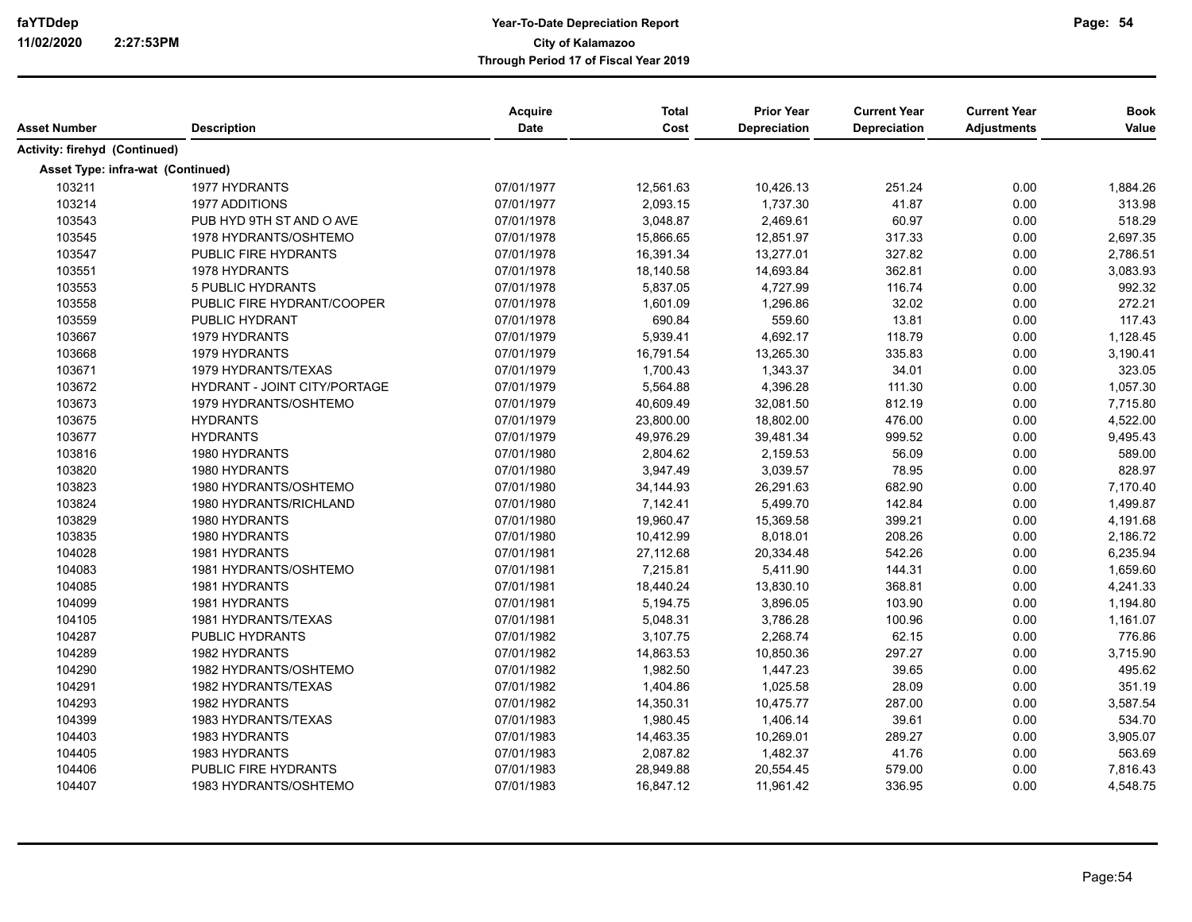# Year-To-Date Depreciation Report

**City of Kalamazoo**

**Through Period 17 of Fiscal Year 2019**

| Asset Number | Description | Acquire Date | Total Cost | Prior Year Depreciation | Current Year Depreciation | Current Year Adjustments | Book Value |
|---|---|---|---|---|---|---|---|
| **Activity: firehyd (Continued)** | | | | | | | |
| **Asset Type: infra-wat (Continued)** | | | | | | | |
| 103211 | 1977 HYDRANTS | 07/01/1977 | 12,561.63 | 10,426.13 | 251.24 | 0.00 | 1,884.26 |
| 103214 | 1977 ADDITIONS | 07/01/1977 | 2,093.15 | 1,737.30 | 41.87 | 0.00 | 313.98 |
| 103543 | PUB HYD 9TH ST AND O AVE | 07/01/1978 | 3,048.87 | 2,469.61 | 60.97 | 0.00 | 518.29 |
| 103545 | 1978 HYDRANTS/OSHTEMO | 07/01/1978 | 15,866.65 | 12,851.97 | 317.33 | 0.00 | 2,697.35 |
| 103547 | PUBLIC FIRE HYDRANTS | 07/01/1978 | 16,391.34 | 13,277.01 | 327.82 | 0.00 | 2,786.51 |
| 103551 | 1978 HYDRANTS | 07/01/1978 | 18,140.58 | 14,693.84 | 362.81 | 0.00 | 3,083.93 |
| 103553 | 5 PUBLIC HYDRANTS | 07/01/1978 | 5,837.05 | 4,727.99 | 116.74 | 0.00 | 992.32 |
| 103558 | PUBLIC FIRE HYDRANT/COOPER | 07/01/1978 | 1,601.09 | 1,296.86 | 32.02 | 0.00 | 272.21 |
| 103559 | PUBLIC HYDRANT | 07/01/1978 | 690.84 | 559.60 | 13.81 | 0.00 | 117.43 |
| 103667 | 1979 HYDRANTS | 07/01/1979 | 5,939.41 | 4,692.17 | 118.79 | 0.00 | 1,128.45 |
| 103668 | 1979 HYDRANTS | 07/01/1979 | 16,791.54 | 13,265.30 | 335.83 | 0.00 | 3,190.41 |
| 103671 | 1979 HYDRANTS/TEXAS | 07/01/1979 | 1,700.43 | 1,343.37 | 34.01 | 0.00 | 323.05 |
| 103672 | HYDRANT - JOINT CITY/PORTAGE | 07/01/1979 | 5,564.88 | 4,396.28 | 111.30 | 0.00 | 1,057.30 |
| 103673 | 1979 HYDRANTS/OSHTEMO | 07/01/1979 | 40,609.49 | 32,081.50 | 812.19 | 0.00 | 7,715.80 |
| 103675 | HYDRANTS | 07/01/1979 | 23,800.00 | 18,802.00 | 476.00 | 0.00 | 4,522.00 |
| 103677 | HYDRANTS | 07/01/1979 | 49,976.29 | 39,481.34 | 999.52 | 0.00 | 9,495.43 |
| 103816 | 1980 HYDRANTS | 07/01/1980 | 2,804.62 | 2,159.53 | 56.09 | 0.00 | 589.00 |
| 103820 | 1980 HYDRANTS | 07/01/1980 | 3,947.49 | 3,039.57 | 78.95 | 0.00 | 828.97 |
| 103823 | 1980 HYDRANTS/OSHTEMO | 07/01/1980 | 34,144.93 | 26,291.63 | 682.90 | 0.00 | 7,170.40 |
| 103824 | 1980 HYDRANTS/RICHLAND | 07/01/1980 | 7,142.41 | 5,499.70 | 142.84 | 0.00 | 1,499.87 |
| 103829 | 1980 HYDRANTS | 07/01/1980 | 19,960.47 | 15,369.58 | 399.21 | 0.00 | 4,191.68 |
| 103835 | 1980 HYDRANTS | 07/01/1980 | 10,412.99 | 8,018.01 | 208.26 | 0.00 | 2,186.72 |
| 104028 | 1981 HYDRANTS | 07/01/1981 | 27,112.68 | 20,334.48 | 542.26 | 0.00 | 6,235.94 |
| 104083 | 1981 HYDRANTS/OSHTEMO | 07/01/1981 | 7,215.81 | 5,411.90 | 144.31 | 0.00 | 1,659.60 |
| 104085 | 1981 HYDRANTS | 07/01/1981 | 18,440.24 | 13,830.10 | 368.81 | 0.00 | 4,241.33 |
| 104099 | 1981 HYDRANTS | 07/01/1981 | 5,194.75 | 3,896.05 | 103.90 | 0.00 | 1,194.80 |
| 104105 | 1981 HYDRANTS/TEXAS | 07/01/1981 | 5,048.31 | 3,786.28 | 100.96 | 0.00 | 1,161.07 |
| 104287 | PUBLIC HYDRANTS | 07/01/1982 | 3,107.75 | 2,268.74 | 62.15 | 0.00 | 776.86 |
| 104289 | 1982 HYDRANTS | 07/01/1982 | 14,863.53 | 10,850.36 | 297.27 | 0.00 | 3,715.90 |
| 104290 | 1982 HYDRANTS/OSHTEMO | 07/01/1982 | 1,982.50 | 1,447.23 | 39.65 | 0.00 | 495.62 |
| 104291 | 1982 HYDRANTS/TEXAS | 07/01/1982 | 1,404.86 | 1,025.58 | 28.09 | 0.00 | 351.19 |
| 104293 | 1982 HYDRANTS | 07/01/1982 | 14,350.31 | 10,475.77 | 287.00 | 0.00 | 3,587.54 |
| 104399 | 1983 HYDRANTS/TEXAS | 07/01/1983 | 1,980.45 | 1,406.14 | 39.61 | 0.00 | 534.70 |
| 104403 | 1983 HYDRANTS | 07/01/1983 | 14,463.35 | 10,269.01 | 289.27 | 0.00 | 3,905.07 |
| 104405 | 1983 HYDRANTS | 07/01/1983 | 2,087.82 | 1,482.37 | 41.76 | 0.00 | 563.69 |
| 104406 | PUBLIC FIRE HYDRANTS | 07/01/1983 | 28,949.88 | 20,554.45 | 579.00 | 0.00 | 7,816.43 |
| 104407 | 1983 HYDRANTS/OSHTEMO | 07/01/1983 | 16,847.12 | 11,961.42 | 336.95 | 0.00 | 4,548.75 |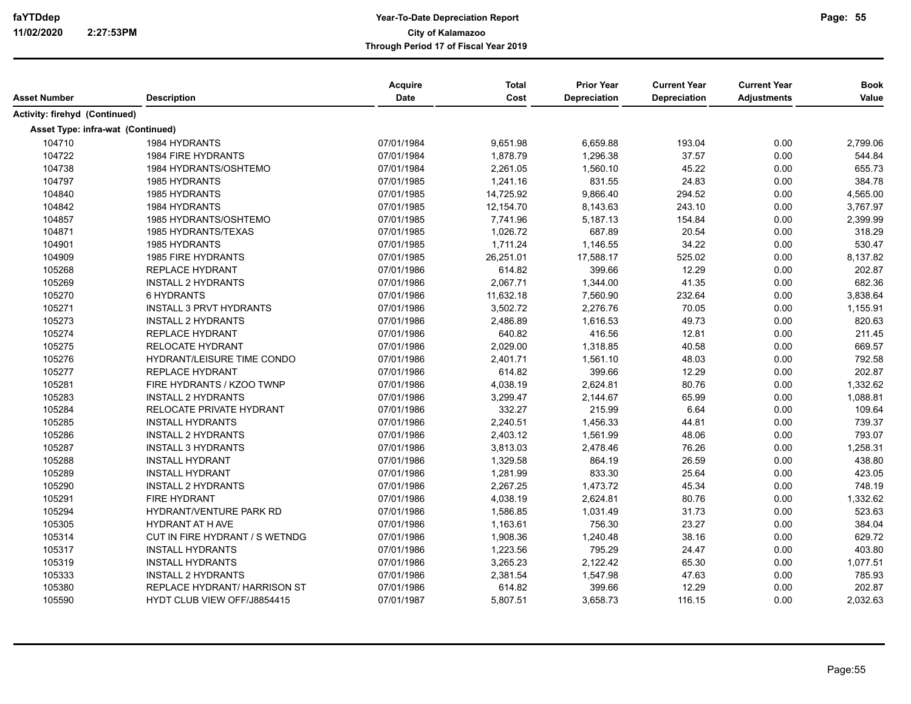| Asset Number | Description | Acquire Date | Total Cost | Prior Year Depreciation | Current Year Depreciation | Current Year Adjustments | Book Value |
|---|---|---|---|---|---|---|---|
| **Activity: firehyd (Continued)** | | | | | | | |
| **Asset Type: infra-wat (Continued)** | | | | | | | |
| 104710 | 1984 HYDRANTS | 07/01/1984 | 9,651.98 | 6,659.88 | 193.04 | 0.00 | 2,799.06 |
| 104722 | 1984 FIRE HYDRANTS | 07/01/1984 | 1,878.79 | 1,296.38 | 37.57 | 0.00 | 544.84 |
| 104738 | 1984 HYDRANTS/OSHTEMO | 07/01/1984 | 2,261.05 | 1,560.10 | 45.22 | 0.00 | 655.73 |
| 104797 | 1985 HYDRANTS | 07/01/1985 | 1,241.16 | 831.55 | 24.83 | 0.00 | 384.78 |
| 104840 | 1985 HYDRANTS | 07/01/1985 | 14,725.92 | 9,866.40 | 294.52 | 0.00 | 4,565.00 |
| 104842 | 1984 HYDRANTS | 07/01/1985 | 12,154.70 | 8,143.63 | 243.10 | 0.00 | 3,767.97 |
| 104857 | 1985 HYDRANTS/OSHTEMO | 07/01/1985 | 7,741.96 | 5,187.13 | 154.84 | 0.00 | 2,399.99 |
| 104871 | 1985 HYDRANTS/TEXAS | 07/01/1985 | 1,026.72 | 687.89 | 20.54 | 0.00 | 318.29 |
| 104901 | 1985 HYDRANTS | 07/01/1985 | 1,711.24 | 1,146.55 | 34.22 | 0.00 | 530.47 |
| 104909 | 1985 FIRE HYDRANTS | 07/01/1985 | 26,251.01 | 17,588.17 | 525.02 | 0.00 | 8,137.82 |
| 105268 | REPLACE HYDRANT | 07/01/1986 | 614.82 | 399.66 | 12.29 | 0.00 | 202.87 |
| 105269 | INSTALL 2 HYDRANTS | 07/01/1986 | 2,067.71 | 1,344.00 | 41.35 | 0.00 | 682.36 |
| 105270 | 6 HYDRANTS | 07/01/1986 | 11,632.18 | 7,560.90 | 232.64 | 0.00 | 3,838.64 |
| 105271 | INSTALL 3 PRVT HYDRANTS | 07/01/1986 | 3,502.72 | 2,276.76 | 70.05 | 0.00 | 1,155.91 |
| 105273 | INSTALL 2 HYDRANTS | 07/01/1986 | 2,486.89 | 1,616.53 | 49.73 | 0.00 | 820.63 |
| 105274 | REPLACE HYDRANT | 07/01/1986 | 640.82 | 416.56 | 12.81 | 0.00 | 211.45 |
| 105275 | RELOCATE HYDRANT | 07/01/1986 | 2,029.00 | 1,318.85 | 40.58 | 0.00 | 669.57 |
| 105276 | HYDRANT/LEISURE TIME CONDO | 07/01/1986 | 2,401.71 | 1,561.10 | 48.03 | 0.00 | 792.58 |
| 105277 | REPLACE HYDRANT | 07/01/1986 | 614.82 | 399.66 | 12.29 | 0.00 | 202.87 |
| 105281 | FIRE HYDRANTS / KZOO TWNP | 07/01/1986 | 4,038.19 | 2,624.81 | 80.76 | 0.00 | 1,332.62 |
| 105283 | INSTALL 2 HYDRANTS | 07/01/1986 | 3,299.47 | 2,144.67 | 65.99 | 0.00 | 1,088.81 |
| 105284 | RELOCATE PRIVATE HYDRANT | 07/01/1986 | 332.27 | 215.99 | 6.64 | 0.00 | 109.64 |
| 105285 | INSTALL HYDRANTS | 07/01/1986 | 2,240.51 | 1,456.33 | 44.81 | 0.00 | 739.37 |
| 105286 | INSTALL 2 HYDRANTS | 07/01/1986 | 2,403.12 | 1,561.99 | 48.06 | 0.00 | 793.07 |
| 105287 | INSTALL 3 HYDRANTS | 07/01/1986 | 3,813.03 | 2,478.46 | 76.26 | 0.00 | 1,258.31 |
| 105288 | INSTALL HYDRANT | 07/01/1986 | 1,329.58 | 864.19 | 26.59 | 0.00 | 438.80 |
| 105289 | INSTALL HYDRANT | 07/01/1986 | 1,281.99 | 833.30 | 25.64 | 0.00 | 423.05 |
| 105290 | INSTALL 2 HYDRANTS | 07/01/1986 | 2,267.25 | 1,473.72 | 45.34 | 0.00 | 748.19 |
| 105291 | FIRE HYDRANT | 07/01/1986 | 4,038.19 | 2,624.81 | 80.76 | 0.00 | 1,332.62 |
| 105294 | HYDRANT/VENTURE PARK RD | 07/01/1986 | 1,586.85 | 1,031.49 | 31.73 | 0.00 | 523.63 |
| 105305 | HYDRANT AT H AVE | 07/01/1986 | 1,163.61 | 756.30 | 23.27 | 0.00 | 384.04 |
| 105314 | CUT IN FIRE HYDRANT / S WETNDG | 07/01/1986 | 1,908.36 | 1,240.48 | 38.16 | 0.00 | 629.72 |
| 105317 | INSTALL HYDRANTS | 07/01/1986 | 1,223.56 | 795.29 | 24.47 | 0.00 | 403.80 |
| 105319 | INSTALL HYDRANTS | 07/01/1986 | 3,265.23 | 2,122.42 | 65.30 | 0.00 | 1,077.51 |
| 105333 | INSTALL 2 HYDRANTS | 07/01/1986 | 2,381.54 | 1,547.98 | 47.63 | 0.00 | 785.93 |
| 105380 | REPLACE HYDRANT/ HARRISON ST | 07/01/1986 | 614.82 | 399.66 | 12.29 | 0.00 | 202.87 |
| 105590 | HYDT CLUB VIEW OFF/J8854415 | 07/01/1987 | 5,807.51 | 3,658.73 | 116.15 | 0.00 | 2,032.63 |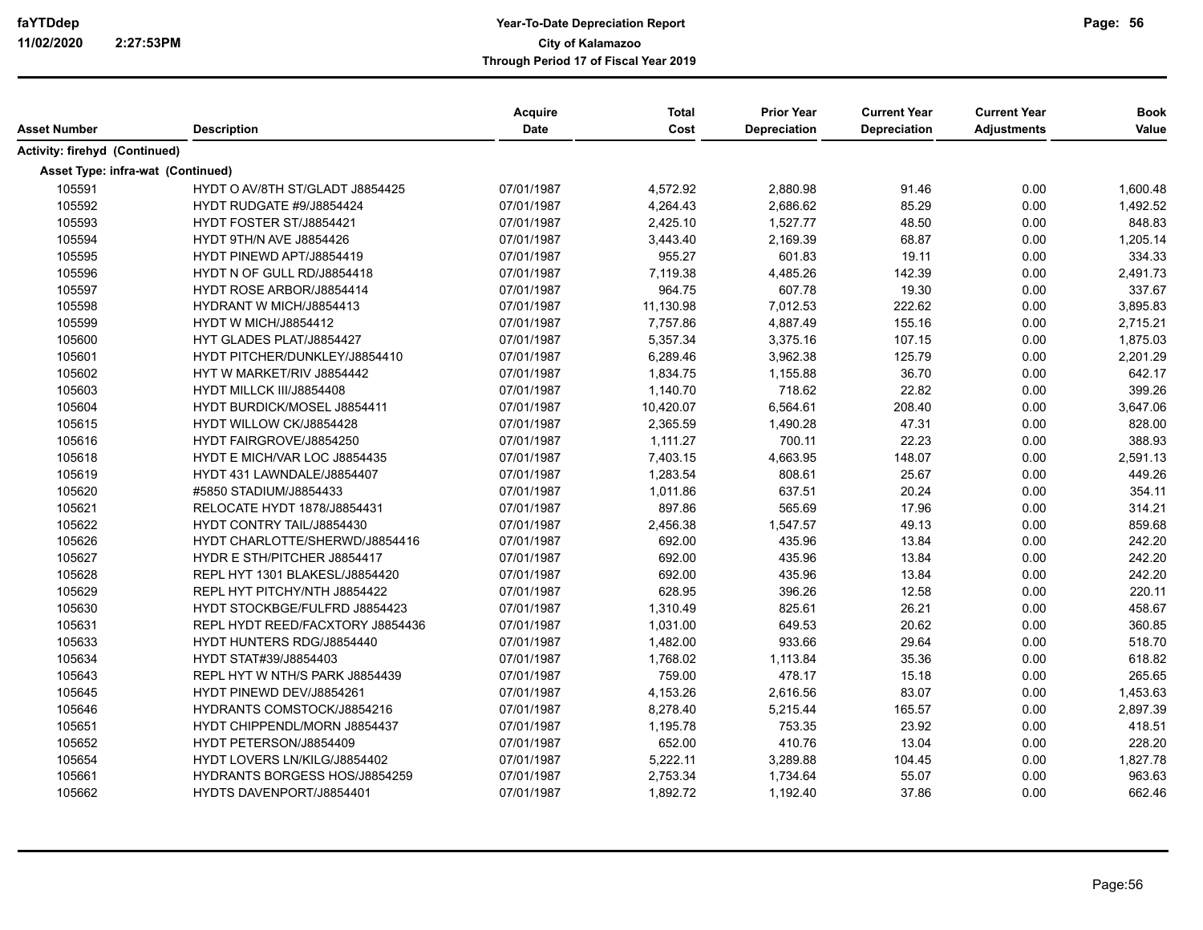| Asset Number | Description | Acquire Date | Total Cost | Prior Year Depreciation | Current Year Depreciation | Current Year Adjustments | Book Value |
|---|---|---|---|---|---|---|---|
| **Activity: firehyd (Continued)** | | | | | | | |
| **Asset Type: infra-wat (Continued)** | | | | | | | |
| 105591 | HYDT O AV/8TH ST/GLADT J8854425 | 07/01/1987 | 4,572.92 | 2,880.98 | 91.46 | 0.00 | 1,600.48 |
| 105592 | HYDT RUDGATE #9/J8854424 | 07/01/1987 | 4,264.43 | 2,686.62 | 85.29 | 0.00 | 1,492.52 |
| 105593 | HYDT FOSTER ST/J8854421 | 07/01/1987 | 2,425.10 | 1,527.77 | 48.50 | 0.00 | 848.83 |
| 105594 | HYDT 9TH/N AVE J8854426 | 07/01/1987 | 3,443.40 | 2,169.39 | 68.87 | 0.00 | 1,205.14 |
| 105595 | HYDT PINEWD APT/J8854419 | 07/01/1987 | 955.27 | 601.83 | 19.11 | 0.00 | 334.33 |
| 105596 | HYDT N OF GULL RD/J8854418 | 07/01/1987 | 7,119.38 | 4,485.26 | 142.39 | 0.00 | 2,491.73 |
| 105597 | HYDT ROSE ARBOR/J8854414 | 07/01/1987 | 964.75 | 607.78 | 19.30 | 0.00 | 337.67 |
| 105598 | HYDRANT W MICH/J8854413 | 07/01/1987 | 11,130.98 | 7,012.53 | 222.62 | 0.00 | 3,895.83 |
| 105599 | HYDT W MICH/J8854412 | 07/01/1987 | 7,757.86 | 4,887.49 | 155.16 | 0.00 | 2,715.21 |
| 105600 | HYT GLADES PLAT/J8854427 | 07/01/1987 | 5,357.34 | 3,375.16 | 107.15 | 0.00 | 1,875.03 |
| 105601 | HYDT PITCHER/DUNKLEY/J8854410 | 07/01/1987 | 6,289.46 | 3,962.38 | 125.79 | 0.00 | 2,201.29 |
| 105602 | HYT W MARKET/RIV J8854442 | 07/01/1987 | 1,834.75 | 1,155.88 | 36.70 | 0.00 | 642.17 |
| 105603 | HYDT MILLCK III/J8854408 | 07/01/1987 | 1,140.70 | 718.62 | 22.82 | 0.00 | 399.26 |
| 105604 | HYDT BURDICK/MOSEL J8854411 | 07/01/1987 | 10,420.07 | 6,564.61 | 208.40 | 0.00 | 3,647.06 |
| 105615 | HYDT WILLOW CK/J8854428 | 07/01/1987 | 2,365.59 | 1,490.28 | 47.31 | 0.00 | 828.00 |
| 105616 | HYDT FAIRGROVE/J8854250 | 07/01/1987 | 1,111.27 | 700.11 | 22.23 | 0.00 | 388.93 |
| 105618 | HYDT E MICH/VAR LOC J8854435 | 07/01/1987 | 7,403.15 | 4,663.95 | 148.07 | 0.00 | 2,591.13 |
| 105619 | HYDT 431 LAWNDALE/J8854407 | 07/01/1987 | 1,283.54 | 808.61 | 25.67 | 0.00 | 449.26 |
| 105620 | #5850 STADIUM/J8854433 | 07/01/1987 | 1,011.86 | 637.51 | 20.24 | 0.00 | 354.11 |
| 105621 | RELOCATE HYDT 1878/J8854431 | 07/01/1987 | 897.86 | 565.69 | 17.96 | 0.00 | 314.21 |
| 105622 | HYDT CONTRY TAIL/J8854430 | 07/01/1987 | 2,456.38 | 1,547.57 | 49.13 | 0.00 | 859.68 |
| 105626 | HYDT CHARLOTTE/SHERWD/J8854416 | 07/01/1987 | 692.00 | 435.96 | 13.84 | 0.00 | 242.20 |
| 105627 | HYDR E STH/PITCHER J8854417 | 07/01/1987 | 692.00 | 435.96 | 13.84 | 0.00 | 242.20 |
| 105628 | REPL HYT 1301 BLAKESL/J8854420 | 07/01/1987 | 692.00 | 435.96 | 13.84 | 0.00 | 242.20 |
| 105629 | REPL HYT PITCHY/NTH J8854422 | 07/01/1987 | 628.95 | 396.26 | 12.58 | 0.00 | 220.11 |
| 105630 | HYDT STOCKBGE/FULFRD J8854423 | 07/01/1987 | 1,310.49 | 825.61 | 26.21 | 0.00 | 458.67 |
| 105631 | REPL HYDT REED/FACXTORY J8854436 | 07/01/1987 | 1,031.00 | 649.53 | 20.62 | 0.00 | 360.85 |
| 105633 | HYDT HUNTERS RDG/J8854440 | 07/01/1987 | 1,482.00 | 933.66 | 29.64 | 0.00 | 518.70 |
| 105634 | HYDT STAT#39/J8854403 | 07/01/1987 | 1,768.02 | 1,113.84 | 35.36 | 0.00 | 618.82 |
| 105643 | REPL HYT W NTH/S PARK J8854439 | 07/01/1987 | 759.00 | 478.17 | 15.18 | 0.00 | 265.65 |
| 105645 | HYDT PINEWD DEV/J8854261 | 07/01/1987 | 4,153.26 | 2,616.56 | 83.07 | 0.00 | 1,453.63 |
| 105646 | HYDRANTS COMSTOCK/J8854216 | 07/01/1987 | 8,278.40 | 5,215.44 | 165.57 | 0.00 | 2,897.39 |
| 105651 | HYDT CHIPPENDL/MORN J8854437 | 07/01/1987 | 1,195.78 | 753.35 | 23.92 | 0.00 | 418.51 |
| 105652 | HYDT PETERSON/J8854409 | 07/01/1987 | 652.00 | 410.76 | 13.04 | 0.00 | 228.20 |
| 105654 | HYDT LOVERS LN/KILG/J8854402 | 07/01/1987 | 5,222.11 | 3,289.88 | 104.45 | 0.00 | 1,827.78 |
| 105661 | HYDRANTS BORGESS HOS/J8854259 | 07/01/1987 | 2,753.34 | 1,734.64 | 55.07 | 0.00 | 963.63 |
| 105662 | HYDTS DAVENPORT/J8854401 | 07/01/1987 | 1,892.72 | 1,192.40 | 37.86 | 0.00 | 662.46 |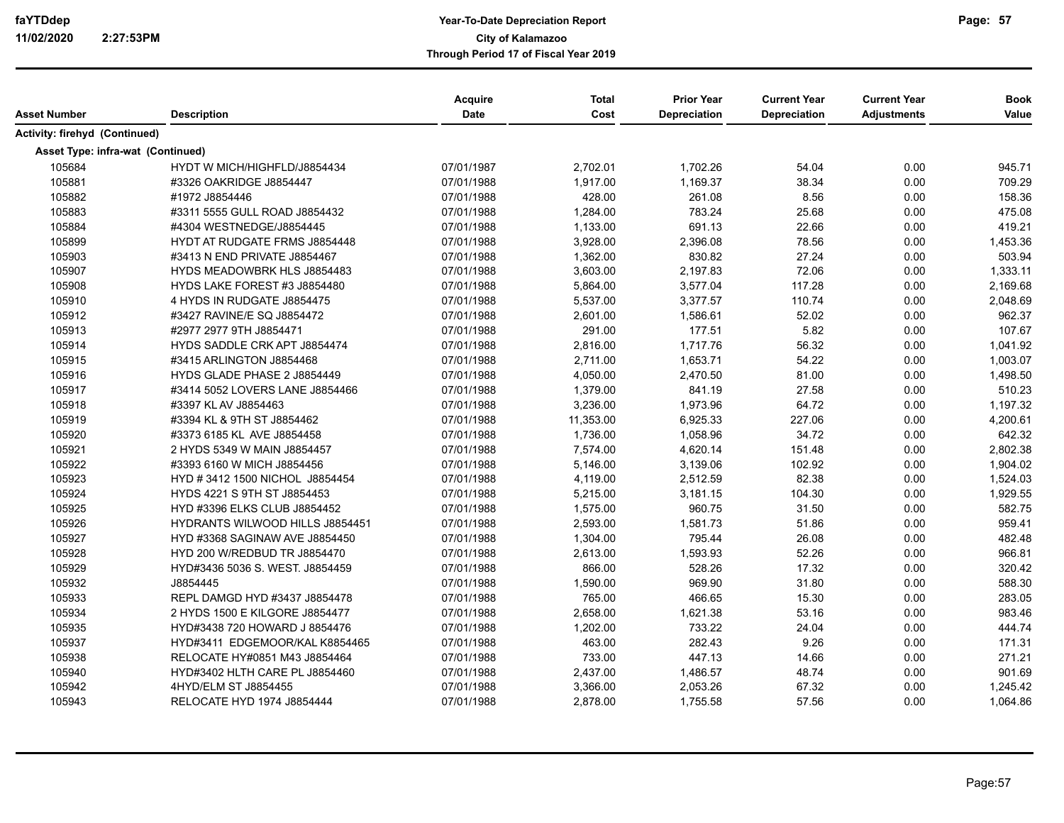| Asset Number | Description | Acquire Date | Total Cost | Prior Year Depreciation | Current Year Depreciation | Current Year Adjustments | Book Value |
|---|---|---|---|---|---|---|---|
| **Activity: firehyd (Continued)** | | | | | | | |
| **Asset Type: infra-wat (Continued)** | | | | | | | |
| 105684 | HYDT W MICH/HIGHFLD/J8854434 | 07/01/1987 | 2,702.01 | 1,702.26 | 54.04 | 0.00 | 945.71 |
| 105881 | #3326 OAKRIDGE J8854447 | 07/01/1988 | 1,917.00 | 1,169.37 | 38.34 | 0.00 | 709.29 |
| 105882 | #1972 J8854446 | 07/01/1988 | 428.00 | 261.08 | 8.56 | 0.00 | 158.36 |
| 105883 | #3311 5555 GULL ROAD J8854432 | 07/01/1988 | 1,284.00 | 783.24 | 25.68 | 0.00 | 475.08 |
| 105884 | #4304 WESTNEDGE/J8854445 | 07/01/1988 | 1,133.00 | 691.13 | 22.66 | 0.00 | 419.21 |
| 105899 | HYDT AT RUDGATE FRMS J8854448 | 07/01/1988 | 3,928.00 | 2,396.08 | 78.56 | 0.00 | 1,453.36 |
| 105903 | #3413 N END PRIVATE J8854467 | 07/01/1988 | 1,362.00 | 830.82 | 27.24 | 0.00 | 503.94 |
| 105907 | HYDS MEADOWBRK HLS J8854483 | 07/01/1988 | 3,603.00 | 2,197.83 | 72.06 | 0.00 | 1,333.11 |
| 105908 | HYDS LAKE FOREST #3 J8854480 | 07/01/1988 | 5,864.00 | 3,577.04 | 117.28 | 0.00 | 2,169.68 |
| 105910 | 4 HYDS IN RUDGATE J8854475 | 07/01/1988 | 5,537.00 | 3,377.57 | 110.74 | 0.00 | 2,048.69 |
| 105912 | #3427 RAVINE/E SQ J8854472 | 07/01/1988 | 2,601.00 | 1,586.61 | 52.02 | 0.00 | 962.37 |
| 105913 | #2977 2977 9TH J8854471 | 07/01/1988 | 291.00 | 177.51 | 5.82 | 0.00 | 107.67 |
| 105914 | HYDS SADDLE CRK APT J8854474 | 07/01/1988 | 2,816.00 | 1,717.76 | 56.32 | 0.00 | 1,041.92 |
| 105915 | #3415 ARLINGTON J8854468 | 07/01/1988 | 2,711.00 | 1,653.71 | 54.22 | 0.00 | 1,003.07 |
| 105916 | HYDS GLADE PHASE 2 J8854449 | 07/01/1988 | 4,050.00 | 2,470.50 | 81.00 | 0.00 | 1,498.50 |
| 105917 | #3414 5052 LOVERS LANE J8854466 | 07/01/1988 | 1,379.00 | 841.19 | 27.58 | 0.00 | 510.23 |
| 105918 | #3397 KL AV J8854463 | 07/01/1988 | 3,236.00 | 1,973.96 | 64.72 | 0.00 | 1,197.32 |
| 105919 | #3394 KL & 9TH ST J8854462 | 07/01/1988 | 11,353.00 | 6,925.33 | 227.06 | 0.00 | 4,200.61 |
| 105920 | #3373 6185 KL AVE J8854458 | 07/01/1988 | 1,736.00 | 1,058.96 | 34.72 | 0.00 | 642.32 |
| 105921 | 2 HYDS 5349 W MAIN J8854457 | 07/01/1988 | 7,574.00 | 4,620.14 | 151.48 | 0.00 | 2,802.38 |
| 105922 | #3393 6160 W MICH J8854456 | 07/01/1988 | 5,146.00 | 3,139.06 | 102.92 | 0.00 | 1,904.02 |
| 105923 | HYD # 3412 1500 NICHOL J8854454 | 07/01/1988 | 4,119.00 | 2,512.59 | 82.38 | 0.00 | 1,524.03 |
| 105924 | HYDS 4221 S 9TH ST J8854453 | 07/01/1988 | 5,215.00 | 3,181.15 | 104.30 | 0.00 | 1,929.55 |
| 105925 | HYD #3396 ELKS CLUB J8854452 | 07/01/1988 | 1,575.00 | 960.75 | 31.50 | 0.00 | 582.75 |
| 105926 | HYDRANTS WILWOOD HILLS J8854451 | 07/01/1988 | 2,593.00 | 1,581.73 | 51.86 | 0.00 | 959.41 |
| 105927 | HYD #3368 SAGINAW AVE J8854450 | 07/01/1988 | 1,304.00 | 795.44 | 26.08 | 0.00 | 482.48 |
| 105928 | HYD 200 W/REDBUD TR J8854470 | 07/01/1988 | 2,613.00 | 1,593.93 | 52.26 | 0.00 | 966.81 |
| 105929 | HYD#3436 5036 S. WEST. J8854459 | 07/01/1988 | 866.00 | 528.26 | 17.32 | 0.00 | 320.42 |
| 105932 | J8854445 | 07/01/1988 | 1,590.00 | 969.90 | 31.80 | 0.00 | 588.30 |
| 105933 | REPL DAMGD HYD #3437 J8854478 | 07/01/1988 | 765.00 | 466.65 | 15.30 | 0.00 | 283.05 |
| 105934 | 2 HYDS 1500 E KILGORE J8854477 | 07/01/1988 | 2,658.00 | 1,621.38 | 53.16 | 0.00 | 983.46 |
| 105935 | HYD#3438 720 HOWARD J 8854476 | 07/01/1988 | 1,202.00 | 733.22 | 24.04 | 0.00 | 444.74 |
| 105937 | HYD#3411 EDGEMOOR/KAL K8854465 | 07/01/1988 | 463.00 | 282.43 | 9.26 | 0.00 | 171.31 |
| 105938 | RELOCATE HY#0851 M43 J8854464 | 07/01/1988 | 733.00 | 447.13 | 14.66 | 0.00 | 271.21 |
| 105940 | HYD#3402 HLTH CARE PL J8854460 | 07/01/1988 | 2,437.00 | 1,486.57 | 48.74 | 0.00 | 901.69 |
| 105942 | 4HYD/ELM ST J8854455 | 07/01/1988 | 3,366.00 | 2,053.26 | 67.32 | 0.00 | 1,245.42 |
| 105943 | RELOCATE HYD 1974 J8854444 | 07/01/1988 | 2,878.00 | 1,755.58 | 57.56 | 0.00 | 1,064.86 |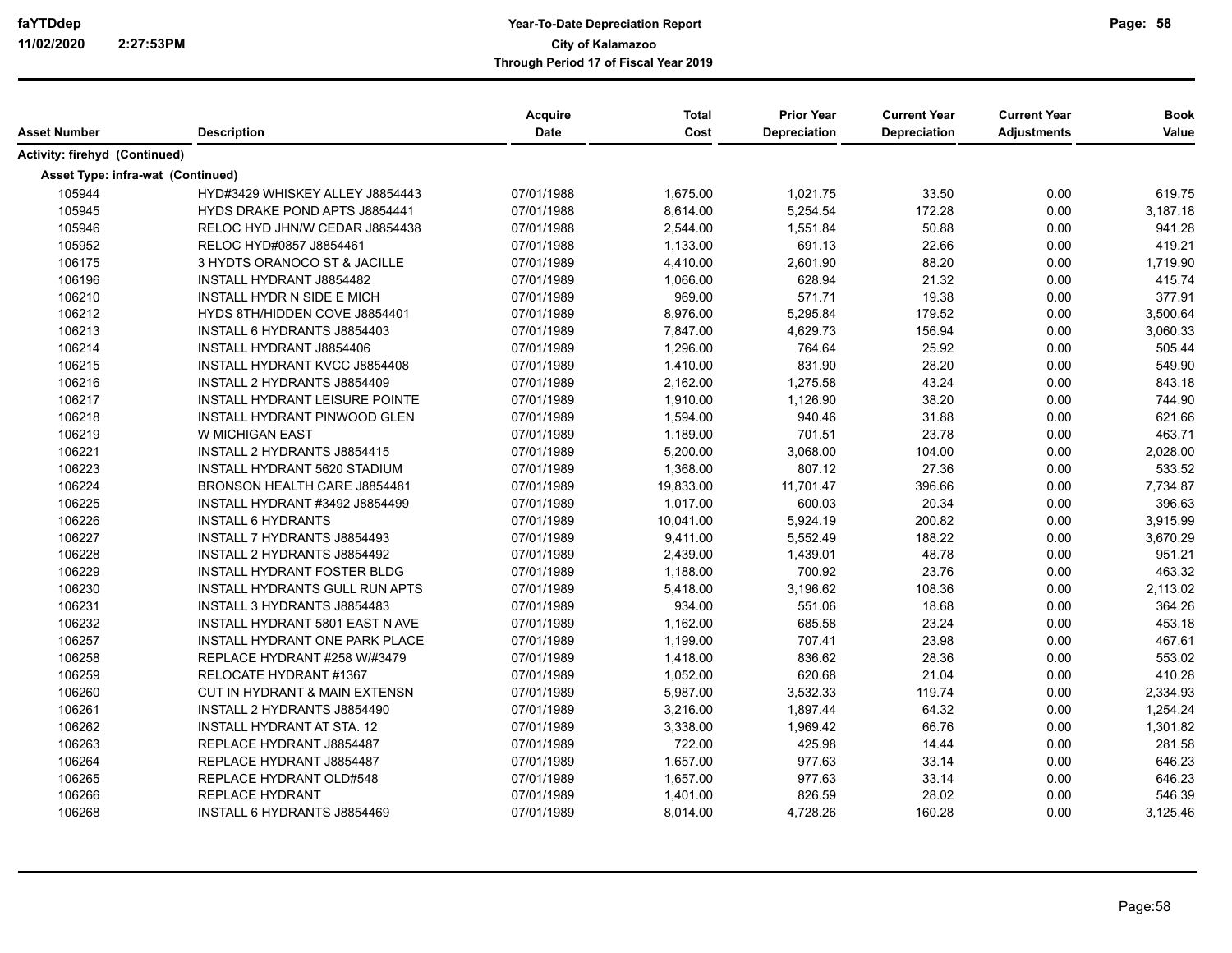# Year-To-Date Depreciation Report

**City of Kalamazoo**

**Through Period 17 of Fiscal Year 2019**

faYTDdep
11/02/2020 2:27:53PM

| Asset Number | Description | Acquire Date | Total Cost | Prior Year Depreciation | Current Year Depreciation | Current Year Adjustments | Book Value |
|---|---|---|---|---|---|---|---|
| **Activity: firehyd (Continued)** | | | | | | | |
| **Asset Type: infra-wat (Continued)** | | | | | | | |
| 105944 | HYD#3429 WHISKEY ALLEY J8854443 | 07/01/1988 | 1,675.00 | 1,021.75 | 33.50 | 0.00 | 619.75 |
| 105945 | HYDS DRAKE POND APTS J8854441 | 07/01/1988 | 8,614.00 | 5,254.54 | 172.28 | 0.00 | 3,187.18 |
| 105946 | RELOC HYD JHN/W CEDAR J8854438 | 07/01/1988 | 2,544.00 | 1,551.84 | 50.88 | 0.00 | 941.28 |
| 105952 | RELOC HYD#0857 J8854461 | 07/01/1988 | 1,133.00 | 691.13 | 22.66 | 0.00 | 419.21 |
| 106175 | 3 HYDTS ORANOCO ST & JACILLE | 07/01/1989 | 4,410.00 | 2,601.90 | 88.20 | 0.00 | 1,719.90 |
| 106196 | INSTALL HYDRANT J8854482 | 07/01/1989 | 1,066.00 | 628.94 | 21.32 | 0.00 | 415.74 |
| 106210 | INSTALL HYDR N SIDE E MICH | 07/01/1989 | 969.00 | 571.71 | 19.38 | 0.00 | 377.91 |
| 106212 | HYDS 8TH/HIDDEN COVE J8854401 | 07/01/1989 | 8,976.00 | 5,295.84 | 179.52 | 0.00 | 3,500.64 |
| 106213 | INSTALL 6 HYDRANTS J8854403 | 07/01/1989 | 7,847.00 | 4,629.73 | 156.94 | 0.00 | 3,060.33 |
| 106214 | INSTALL HYDRANT J8854406 | 07/01/1989 | 1,296.00 | 764.64 | 25.92 | 0.00 | 505.44 |
| 106215 | INSTALL HYDRANT KVCC J8854408 | 07/01/1989 | 1,410.00 | 831.90 | 28.20 | 0.00 | 549.90 |
| 106216 | INSTALL 2 HYDRANTS J8854409 | 07/01/1989 | 2,162.00 | 1,275.58 | 43.24 | 0.00 | 843.18 |
| 106217 | INSTALL HYDRANT LEISURE POINTE | 07/01/1989 | 1,910.00 | 1,126.90 | 38.20 | 0.00 | 744.90 |
| 106218 | INSTALL HYDRANT PINWOOD GLEN | 07/01/1989 | 1,594.00 | 940.46 | 31.88 | 0.00 | 621.66 |
| 106219 | W MICHIGAN EAST | 07/01/1989 | 1,189.00 | 701.51 | 23.78 | 0.00 | 463.71 |
| 106221 | INSTALL 2 HYDRANTS J8854415 | 07/01/1989 | 5,200.00 | 3,068.00 | 104.00 | 0.00 | 2,028.00 |
| 106223 | INSTALL HYDRANT 5620 STADIUM | 07/01/1989 | 1,368.00 | 807.12 | 27.36 | 0.00 | 533.52 |
| 106224 | BRONSON HEALTH CARE J8854481 | 07/01/1989 | 19,833.00 | 11,701.47 | 396.66 | 0.00 | 7,734.87 |
| 106225 | INSTALL HYDRANT #3492 J8854499 | 07/01/1989 | 1,017.00 | 600.03 | 20.34 | 0.00 | 396.63 |
| 106226 | INSTALL 6 HYDRANTS | 07/01/1989 | 10,041.00 | 5,924.19 | 200.82 | 0.00 | 3,915.99 |
| 106227 | INSTALL 7 HYDRANTS J8854493 | 07/01/1989 | 9,411.00 | 5,552.49 | 188.22 | 0.00 | 3,670.29 |
| 106228 | INSTALL 2 HYDRANTS J8854492 | 07/01/1989 | 2,439.00 | 1,439.01 | 48.78 | 0.00 | 951.21 |
| 106229 | INSTALL HYDRANT FOSTER BLDG | 07/01/1989 | 1,188.00 | 700.92 | 23.76 | 0.00 | 463.32 |
| 106230 | INSTALL HYDRANTS GULL RUN APTS | 07/01/1989 | 5,418.00 | 3,196.62 | 108.36 | 0.00 | 2,113.02 |
| 106231 | INSTALL 3 HYDRANTS J8854483 | 07/01/1989 | 934.00 | 551.06 | 18.68 | 0.00 | 364.26 |
| 106232 | INSTALL HYDRANT 5801 EAST N AVE | 07/01/1989 | 1,162.00 | 685.58 | 23.24 | 0.00 | 453.18 |
| 106257 | INSTALL HYDRANT ONE PARK PLACE | 07/01/1989 | 1,199.00 | 707.41 | 23.98 | 0.00 | 467.61 |
| 106258 | REPLACE HYDRANT #258 W/#3479 | 07/01/1989 | 1,418.00 | 836.62 | 28.36 | 0.00 | 553.02 |
| 106259 | RELOCATE HYDRANT #1367 | 07/01/1989 | 1,052.00 | 620.68 | 21.04 | 0.00 | 410.28 |
| 106260 | CUT IN HYDRANT & MAIN EXTENSN | 07/01/1989 | 5,987.00 | 3,532.33 | 119.74 | 0.00 | 2,334.93 |
| 106261 | INSTALL 2 HYDRANTS J8854490 | 07/01/1989 | 3,216.00 | 1,897.44 | 64.32 | 0.00 | 1,254.24 |
| 106262 | INSTALL HYDRANT AT STA. 12 | 07/01/1989 | 3,338.00 | 1,969.42 | 66.76 | 0.00 | 1,301.82 |
| 106263 | REPLACE HYDRANT J8854487 | 07/01/1989 | 722.00 | 425.98 | 14.44 | 0.00 | 281.58 |
| 106264 | REPLACE HYDRANT J8854487 | 07/01/1989 | 1,657.00 | 977.63 | 33.14 | 0.00 | 646.23 |
| 106265 | REPLACE HYDRANT OLD#548 | 07/01/1989 | 1,657.00 | 977.63 | 33.14 | 0.00 | 646.23 |
| 106266 | REPLACE HYDRANT | 07/01/1989 | 1,401.00 | 826.59 | 28.02 | 0.00 | 546.39 |
| 106268 | INSTALL 6 HYDRANTS J8854469 | 07/01/1989 | 8,014.00 | 4,728.26 | 160.28 | 0.00 | 3,125.46 |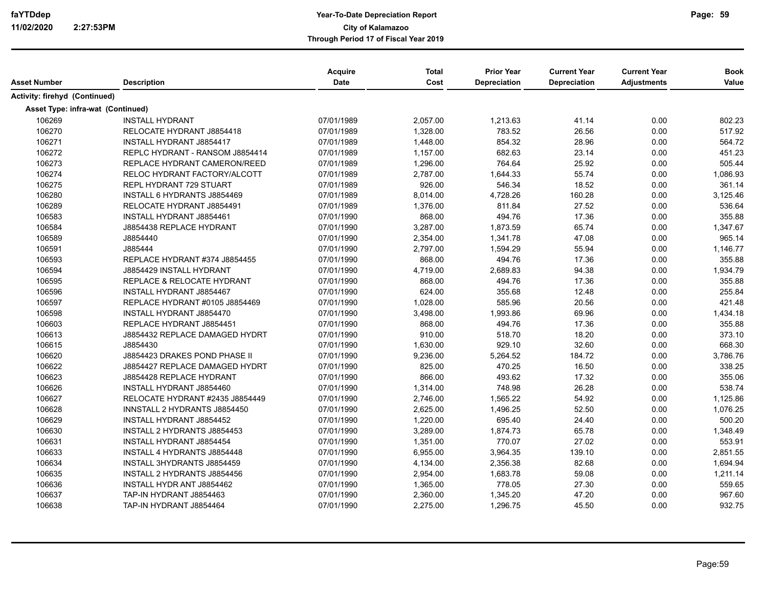| Asset Number | Description | Acquire Date | Total Cost | Prior Year Depreciation | Current Year Depreciation | Current Year Adjustments | Book Value |
|---|---|---|---|---|---|---|---|
| **Activity: firehyd (Continued)** | | | | | | | |
| **Asset Type: infra-wat (Continued)** | | | | | | | |
| 106269 | INSTALL HYDRANT | 07/01/1989 | 2,057.00 | 1,213.63 | 41.14 | 0.00 | 802.23 |
| 106270 | RELOCATE HYDRANT J8854418 | 07/01/1989 | 1,328.00 | 783.52 | 26.56 | 0.00 | 517.92 |
| 106271 | INSTALL HYDRANT J8854417 | 07/01/1989 | 1,448.00 | 854.32 | 28.96 | 0.00 | 564.72 |
| 106272 | REPLC HYDRANT - RANSOM J8854414 | 07/01/1989 | 1,157.00 | 682.63 | 23.14 | 0.00 | 451.23 |
| 106273 | REPLACE HYDRANT CAMERON/REED | 07/01/1989 | 1,296.00 | 764.64 | 25.92 | 0.00 | 505.44 |
| 106274 | RELOC HYDRANT FACTORY/ALCOTT | 07/01/1989 | 2,787.00 | 1,644.33 | 55.74 | 0.00 | 1,086.93 |
| 106275 | REPL HYDRANT 729 STUART | 07/01/1989 | 926.00 | 546.34 | 18.52 | 0.00 | 361.14 |
| 106280 | INSTALL 6 HYDRANTS J8854469 | 07/01/1989 | 8,014.00 | 4,728.26 | 160.28 | 0.00 | 3,125.46 |
| 106289 | RELOCATE HYDRANT J8854491 | 07/01/1989 | 1,376.00 | 811.84 | 27.52 | 0.00 | 536.64 |
| 106583 | INSTALL HYDRANT J8854461 | 07/01/1990 | 868.00 | 494.76 | 17.36 | 0.00 | 355.88 |
| 106584 | J8854438 REPLACE HYDRANT | 07/01/1990 | 3,287.00 | 1,873.59 | 65.74 | 0.00 | 1,347.67 |
| 106589 | J8854440 | 07/01/1990 | 2,354.00 | 1,341.78 | 47.08 | 0.00 | 965.14 |
| 106591 | J885444 | 07/01/1990 | 2,797.00 | 1,594.29 | 55.94 | 0.00 | 1,146.77 |
| 106593 | REPLACE HYDRANT #374 J8854455 | 07/01/1990 | 868.00 | 494.76 | 17.36 | 0.00 | 355.88 |
| 106594 | J8854429 INSTALL HYDRANT | 07/01/1990 | 4,719.00 | 2,689.83 | 94.38 | 0.00 | 1,934.79 |
| 106595 | REPLACE & RELOCATE HYDRANT | 07/01/1990 | 868.00 | 494.76 | 17.36 | 0.00 | 355.88 |
| 106596 | INSTALL HYDRANT J8854467 | 07/01/1990 | 624.00 | 355.68 | 12.48 | 0.00 | 255.84 |
| 106597 | REPLACE HYDRANT #0105 J8854469 | 07/01/1990 | 1,028.00 | 585.96 | 20.56 | 0.00 | 421.48 |
| 106598 | INSTALL HYDRANT J8854470 | 07/01/1990 | 3,498.00 | 1,993.86 | 69.96 | 0.00 | 1,434.18 |
| 106603 | REPLACE HYDRANT J8854451 | 07/01/1990 | 868.00 | 494.76 | 17.36 | 0.00 | 355.88 |
| 106613 | J8854432 REPLACE DAMAGED HYDRT | 07/01/1990 | 910.00 | 518.70 | 18.20 | 0.00 | 373.10 |
| 106615 | J8854430 | 07/01/1990 | 1,630.00 | 929.10 | 32.60 | 0.00 | 668.30 |
| 106620 | J8854423 DRAKES POND PHASE II | 07/01/1990 | 9,236.00 | 5,264.52 | 184.72 | 0.00 | 3,786.76 |
| 106622 | J8854427 REPLACE DAMAGED HYDRT | 07/01/1990 | 825.00 | 470.25 | 16.50 | 0.00 | 338.25 |
| 106623 | J8854428 REPLACE HYDRANT | 07/01/1990 | 866.00 | 493.62 | 17.32 | 0.00 | 355.06 |
| 106626 | INSTALL HYDRANT J8854460 | 07/01/1990 | 1,314.00 | 748.98 | 26.28 | 0.00 | 538.74 |
| 106627 | RELOCATE HYDRANT #2435 J8854449 | 07/01/1990 | 2,746.00 | 1,565.22 | 54.92 | 0.00 | 1,125.86 |
| 106628 | INNSTALL 2 HYDRANTS J8854450 | 07/01/1990 | 2,625.00 | 1,496.25 | 52.50 | 0.00 | 1,076.25 |
| 106629 | INSTALL HYDRANT J8854452 | 07/01/1990 | 1,220.00 | 695.40 | 24.40 | 0.00 | 500.20 |
| 106630 | INSTALL 2 HYDRANTS J8854453 | 07/01/1990 | 3,289.00 | 1,874.73 | 65.78 | 0.00 | 1,348.49 |
| 106631 | INSTALL HYDRANT J8854454 | 07/01/1990 | 1,351.00 | 770.07 | 27.02 | 0.00 | 553.91 |
| 106633 | INSTALL 4 HYDRANTS J8854448 | 07/01/1990 | 6,955.00 | 3,964.35 | 139.10 | 0.00 | 2,851.55 |
| 106634 | INSTALL 3HYDRANTS J8854459 | 07/01/1990 | 4,134.00 | 2,356.38 | 82.68 | 0.00 | 1,694.94 |
| 106635 | INSTALL 2 HYDRANTS J8854456 | 07/01/1990 | 2,954.00 | 1,683.78 | 59.08 | 0.00 | 1,211.14 |
| 106636 | INSTALL HYDR ANT J8854462 | 07/01/1990 | 1,365.00 | 778.05 | 27.30 | 0.00 | 559.65 |
| 106637 | TAP-IN HYDRANT J8854463 | 07/01/1990 | 2,360.00 | 1,345.20 | 47.20 | 0.00 | 967.60 |
| 106638 | TAP-IN HYDRANT J8854464 | 07/01/1990 | 2,275.00 | 1,296.75 | 45.50 | 0.00 | 932.75 |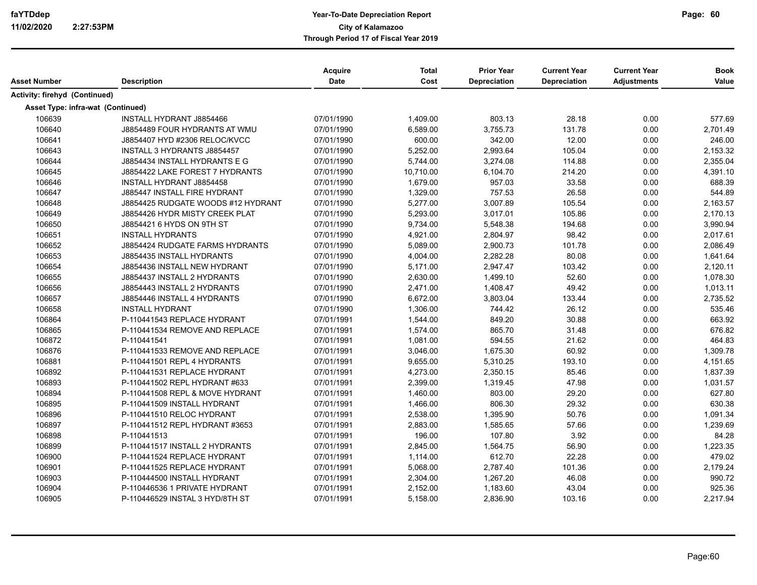**faYTDdep**
**11/02/2020 2:27:53PM**

# Year-To-Date Depreciation Report
## City of Kalamazoo
### Through Period 17 of Fiscal Year 2019

| Asset Number | Description | Acquire Date | Total Cost | Prior Year Depreciation | Current Year Depreciation | Current Year Adjustments | Book Value |
|---|---|---|---|---|---|---|---|
| **Activity: firehyd (Continued)** | | | | | | | |
| **Asset Type: infra-wat (Continued)** | | | | | | | |
| 106639 | INSTALL HYDRANT J8854466 | 07/01/1990 | 1,409.00 | 803.13 | 28.18 | 0.00 | 577.69 |
| 106640 | J8854489 FOUR HYDRANTS AT WMU | 07/01/1990 | 6,589.00 | 3,755.73 | 131.78 | 0.00 | 2,701.49 |
| 106641 | J8854407 HYD #2306 RELOC/KVCC | 07/01/1990 | 600.00 | 342.00 | 12.00 | 0.00 | 246.00 |
| 106643 | INSTALL 3 HYDRANTS J8854457 | 07/01/1990 | 5,252.00 | 2,993.64 | 105.04 | 0.00 | 2,153.32 |
| 106644 | J8854434 INSTALL HYDRANTS E G | 07/01/1990 | 5,744.00 | 3,274.08 | 114.88 | 0.00 | 2,355.04 |
| 106645 | J8854422 LAKE FOREST 7 HYDRANTS | 07/01/1990 | 10,710.00 | 6,104.70 | 214.20 | 0.00 | 4,391.10 |
| 106646 | INSTALL HYDRANT J8854458 | 07/01/1990 | 1,679.00 | 957.03 | 33.58 | 0.00 | 688.39 |
| 106647 | J885447 INSTALL FIRE HYDRANT | 07/01/1990 | 1,329.00 | 757.53 | 26.58 | 0.00 | 544.89 |
| 106648 | J8854425 RUDGATE WOODS #12 HYDRANT | 07/01/1990 | 5,277.00 | 3,007.89 | 105.54 | 0.00 | 2,163.57 |
| 106649 | J8854426 HYDR MISTY CREEK PLAT | 07/01/1990 | 5,293.00 | 3,017.01 | 105.86 | 0.00 | 2,170.13 |
| 106650 | J8854421 6 HYDS ON 9TH ST | 07/01/1990 | 9,734.00 | 5,548.38 | 194.68 | 0.00 | 3,990.94 |
| 106651 | INSTALL HYDRANTS | 07/01/1990 | 4,921.00 | 2,804.97 | 98.42 | 0.00 | 2,017.61 |
| 106652 | J8854424 RUDGATE FARMS HYDRANTS | 07/01/1990 | 5,089.00 | 2,900.73 | 101.78 | 0.00 | 2,086.49 |
| 106653 | J8854435 INSTALL HYDRANTS | 07/01/1990 | 4,004.00 | 2,282.28 | 80.08 | 0.00 | 1,641.64 |
| 106654 | J8854436 INSTALL NEW HYDRANT | 07/01/1990 | 5,171.00 | 2,947.47 | 103.42 | 0.00 | 2,120.11 |
| 106655 | J8854437 INSTALL 2 HYDRANTS | 07/01/1990 | 2,630.00 | 1,499.10 | 52.60 | 0.00 | 1,078.30 |
| 106656 | J8854443 INSTALL 2 HYDRANTS | 07/01/1990 | 2,471.00 | 1,408.47 | 49.42 | 0.00 | 1,013.11 |
| 106657 | J8854446 INSTALL 4 HYDRANTS | 07/01/1990 | 6,672.00 | 3,803.04 | 133.44 | 0.00 | 2,735.52 |
| 106658 | INSTALL HYDRANT | 07/01/1990 | 1,306.00 | 744.42 | 26.12 | 0.00 | 535.46 |
| 106864 | P-110441543 REPLACE HYDRANT | 07/01/1991 | 1,544.00 | 849.20 | 30.88 | 0.00 | 663.92 |
| 106865 | P-110441534 REMOVE AND REPLACE | 07/01/1991 | 1,574.00 | 865.70 | 31.48 | 0.00 | 676.82 |
| 106872 | P-110441541 | 07/01/1991 | 1,081.00 | 594.55 | 21.62 | 0.00 | 464.83 |
| 106876 | P-110441533 REMOVE AND REPLACE | 07/01/1991 | 3,046.00 | 1,675.30 | 60.92 | 0.00 | 1,309.78 |
| 106881 | P-110441501 REPL 4 HYDRANTS | 07/01/1991 | 9,655.00 | 5,310.25 | 193.10 | 0.00 | 4,151.65 |
| 106892 | P-110441531 REPLACE HYDRANT | 07/01/1991 | 4,273.00 | 2,350.15 | 85.46 | 0.00 | 1,837.39 |
| 106893 | P-110441502 REPL HYDRANT #633 | 07/01/1991 | 2,399.00 | 1,319.45 | 47.98 | 0.00 | 1,031.57 |
| 106894 | P-110441508 REPL & MOVE HYDRANT | 07/01/1991 | 1,460.00 | 803.00 | 29.20 | 0.00 | 627.80 |
| 106895 | P-110441509 INSTALL HYDRANT | 07/01/1991 | 1,466.00 | 806.30 | 29.32 | 0.00 | 630.38 |
| 106896 | P-110441510 RELOC HYDRANT | 07/01/1991 | 2,538.00 | 1,395.90 | 50.76 | 0.00 | 1,091.34 |
| 106897 | P-110441512 REPL HYDRANT #3653 | 07/01/1991 | 2,883.00 | 1,585.65 | 57.66 | 0.00 | 1,239.69 |
| 106898 | P-110441513 | 07/01/1991 | 196.00 | 107.80 | 3.92 | 0.00 | 84.28 |
| 106899 | P-110441517 INSTALL 2 HYDRANTS | 07/01/1991 | 2,845.00 | 1,564.75 | 56.90 | 0.00 | 1,223.35 |
| 106900 | P-110441524 REPLACE HYDRANT | 07/01/1991 | 1,114.00 | 612.70 | 22.28 | 0.00 | 479.02 |
| 106901 | P-110441525 REPLACE HYDRANT | 07/01/1991 | 5,068.00 | 2,787.40 | 101.36 | 0.00 | 2,179.24 |
| 106903 | P-110444500 INSTALL HYDRANT | 07/01/1991 | 2,304.00 | 1,267.20 | 46.08 | 0.00 | 990.72 |
| 106904 | P-110446536 1 PRIVATE HYDRANT | 07/01/1991 | 2,152.00 | 1,183.60 | 43.04 | 0.00 | 925.36 |
| 106905 | P-110446529 INSTAL 3 HYD/8TH ST | 07/01/1991 | 5,158.00 | 2,836.90 | 103.16 | 0.00 | 2,217.94 |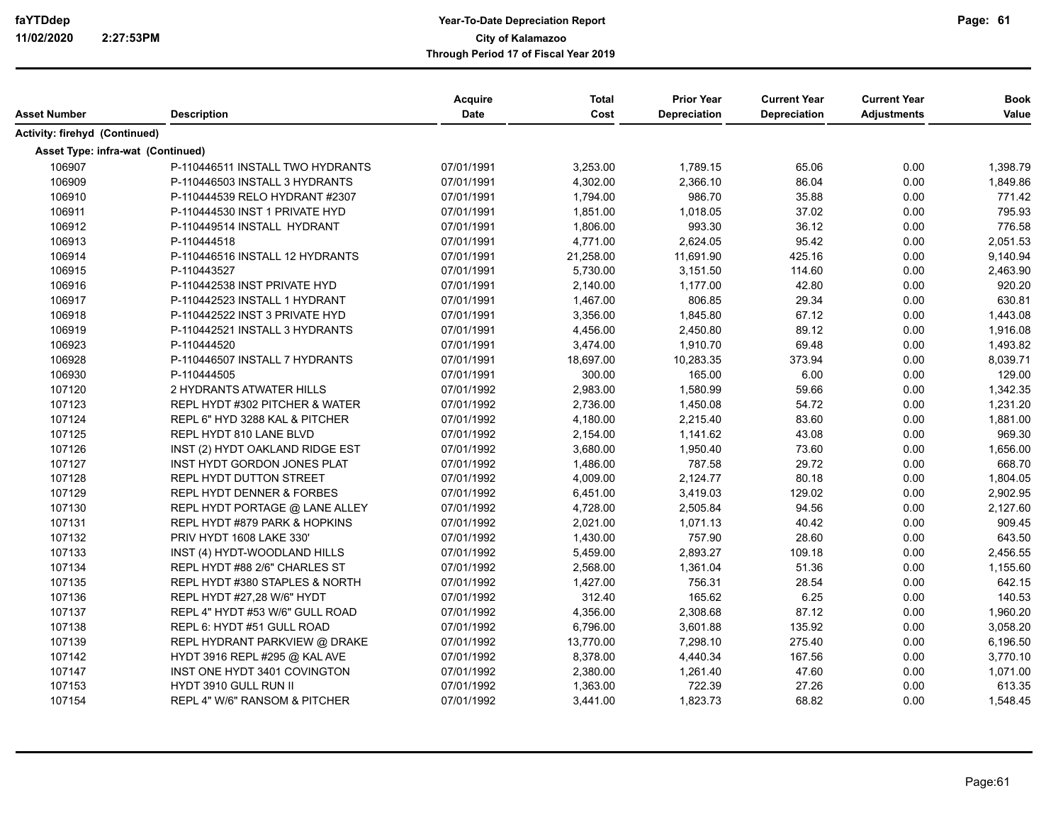| Asset Number | Description | Acquire Date | Total Cost | Prior Year Depreciation | Current Year Depreciation | Current Year Adjustments | Book Value |
|---|---|---|---|---|---|---|---|
| **Activity: firehyd (Continued)** | | | | | | | |
| **Asset Type: infra-wat (Continued)** | | | | | | | |
| 106907 | P-110446511 INSTALL TWO HYDRANTS | 07/01/1991 | 3,253.00 | 1,789.15 | 65.06 | 0.00 | 1,398.79 |
| 106909 | P-110446503 INSTALL 3 HYDRANTS | 07/01/1991 | 4,302.00 | 2,366.10 | 86.04 | 0.00 | 1,849.86 |
| 106910 | P-110444539 RELO HYDRANT #2307 | 07/01/1991 | 1,794.00 | 986.70 | 35.88 | 0.00 | 771.42 |
| 106911 | P-110444530 INST 1 PRIVATE HYD | 07/01/1991 | 1,851.00 | 1,018.05 | 37.02 | 0.00 | 795.93 |
| 106912 | P-110449514 INSTALL HYDRANT | 07/01/1991 | 1,806.00 | 993.30 | 36.12 | 0.00 | 776.58 |
| 106913 | P-110444518 | 07/01/1991 | 4,771.00 | 2,624.05 | 95.42 | 0.00 | 2,051.53 |
| 106914 | P-110446516 INSTALL 12 HYDRANTS | 07/01/1991 | 21,258.00 | 11,691.90 | 425.16 | 0.00 | 9,140.94 |
| 106915 | P-110443527 | 07/01/1991 | 5,730.00 | 3,151.50 | 114.60 | 0.00 | 2,463.90 |
| 106916 | P-110442538 INST PRIVATE HYD | 07/01/1991 | 2,140.00 | 1,177.00 | 42.80 | 0.00 | 920.20 |
| 106917 | P-110442523 INSTALL 1 HYDRANT | 07/01/1991 | 1,467.00 | 806.85 | 29.34 | 0.00 | 630.81 |
| 106918 | P-110442522 INST 3 PRIVATE HYD | 07/01/1991 | 3,356.00 | 1,845.80 | 67.12 | 0.00 | 1,443.08 |
| 106919 | P-110442521 INSTALL 3 HYDRANTS | 07/01/1991 | 4,456.00 | 2,450.80 | 89.12 | 0.00 | 1,916.08 |
| 106923 | P-110444520 | 07/01/1991 | 3,474.00 | 1,910.70 | 69.48 | 0.00 | 1,493.82 |
| 106928 | P-110446507 INSTALL 7 HYDRANTS | 07/01/1991 | 18,697.00 | 10,283.35 | 373.94 | 0.00 | 8,039.71 |
| 106930 | P-110444505 | 07/01/1991 | 300.00 | 165.00 | 6.00 | 0.00 | 129.00 |
| 107120 | 2 HYDRANTS ATWATER HILLS | 07/01/1992 | 2,983.00 | 1,580.99 | 59.66 | 0.00 | 1,342.35 |
| 107123 | REPL HYDT #302 PITCHER & WATER | 07/01/1992 | 2,736.00 | 1,450.08 | 54.72 | 0.00 | 1,231.20 |
| 107124 | REPL 6" HYD 3288 KAL & PITCHER | 07/01/1992 | 4,180.00 | 2,215.40 | 83.60 | 0.00 | 1,881.00 |
| 107125 | REPL HYDT 810 LANE BLVD | 07/01/1992 | 2,154.00 | 1,141.62 | 43.08 | 0.00 | 969.30 |
| 107126 | INST (2) HYDT OAKLAND RIDGE EST | 07/01/1992 | 3,680.00 | 1,950.40 | 73.60 | 0.00 | 1,656.00 |
| 107127 | INST HYDT GORDON JONES PLAT | 07/01/1992 | 1,486.00 | 787.58 | 29.72 | 0.00 | 668.70 |
| 107128 | REPL HYDT DUTTON STREET | 07/01/1992 | 4,009.00 | 2,124.77 | 80.18 | 0.00 | 1,804.05 |
| 107129 | REPL HYDT DENNER & FORBES | 07/01/1992 | 6,451.00 | 3,419.03 | 129.02 | 0.00 | 2,902.95 |
| 107130 | REPL HYDT PORTAGE @ LANE ALLEY | 07/01/1992 | 4,728.00 | 2,505.84 | 94.56 | 0.00 | 2,127.60 |
| 107131 | REPL HYDT #879 PARK & HOPKINS | 07/01/1992 | 2,021.00 | 1,071.13 | 40.42 | 0.00 | 909.45 |
| 107132 | PRIV HYDT 1608 LAKE 330' | 07/01/1992 | 1,430.00 | 757.90 | 28.60 | 0.00 | 643.50 |
| 107133 | INST (4) HYDT-WOODLAND HILLS | 07/01/1992 | 5,459.00 | 2,893.27 | 109.18 | 0.00 | 2,456.55 |
| 107134 | REPL HYDT #88 2/6" CHARLES ST | 07/01/1992 | 2,568.00 | 1,361.04 | 51.36 | 0.00 | 1,155.60 |
| 107135 | REPL HYDT #380 STAPLES & NORTH | 07/01/1992 | 1,427.00 | 756.31 | 28.54 | 0.00 | 642.15 |
| 107136 | REPL HYDT #27,28 W/6" HYDT | 07/01/1992 | 312.40 | 165.62 | 6.25 | 0.00 | 140.53 |
| 107137 | REPL 4" HYDT #53 W/6" GULL ROAD | 07/01/1992 | 4,356.00 | 2,308.68 | 87.12 | 0.00 | 1,960.20 |
| 107138 | REPL 6: HYDT #51 GULL ROAD | 07/01/1992 | 6,796.00 | 3,601.88 | 135.92 | 0.00 | 3,058.20 |
| 107139 | REPL HYDRANT PARKVIEW @ DRAKE | 07/01/1992 | 13,770.00 | 7,298.10 | 275.40 | 0.00 | 6,196.50 |
| 107142 | HYDT 3916 REPL #295 @ KAL AVE | 07/01/1992 | 8,378.00 | 4,440.34 | 167.56 | 0.00 | 3,770.10 |
| 107147 | INST ONE HYDT 3401 COVINGTON | 07/01/1992 | 2,380.00 | 1,261.40 | 47.60 | 0.00 | 1,071.00 |
| 107153 | HYDT 3910 GULL RUN II | 07/01/1992 | 1,363.00 | 722.39 | 27.26 | 0.00 | 613.35 |
| 107154 | REPL 4" W/6" RANSOM & PITCHER | 07/01/1992 | 3,441.00 | 1,823.73 | 68.82 | 0.00 | 1,548.45 |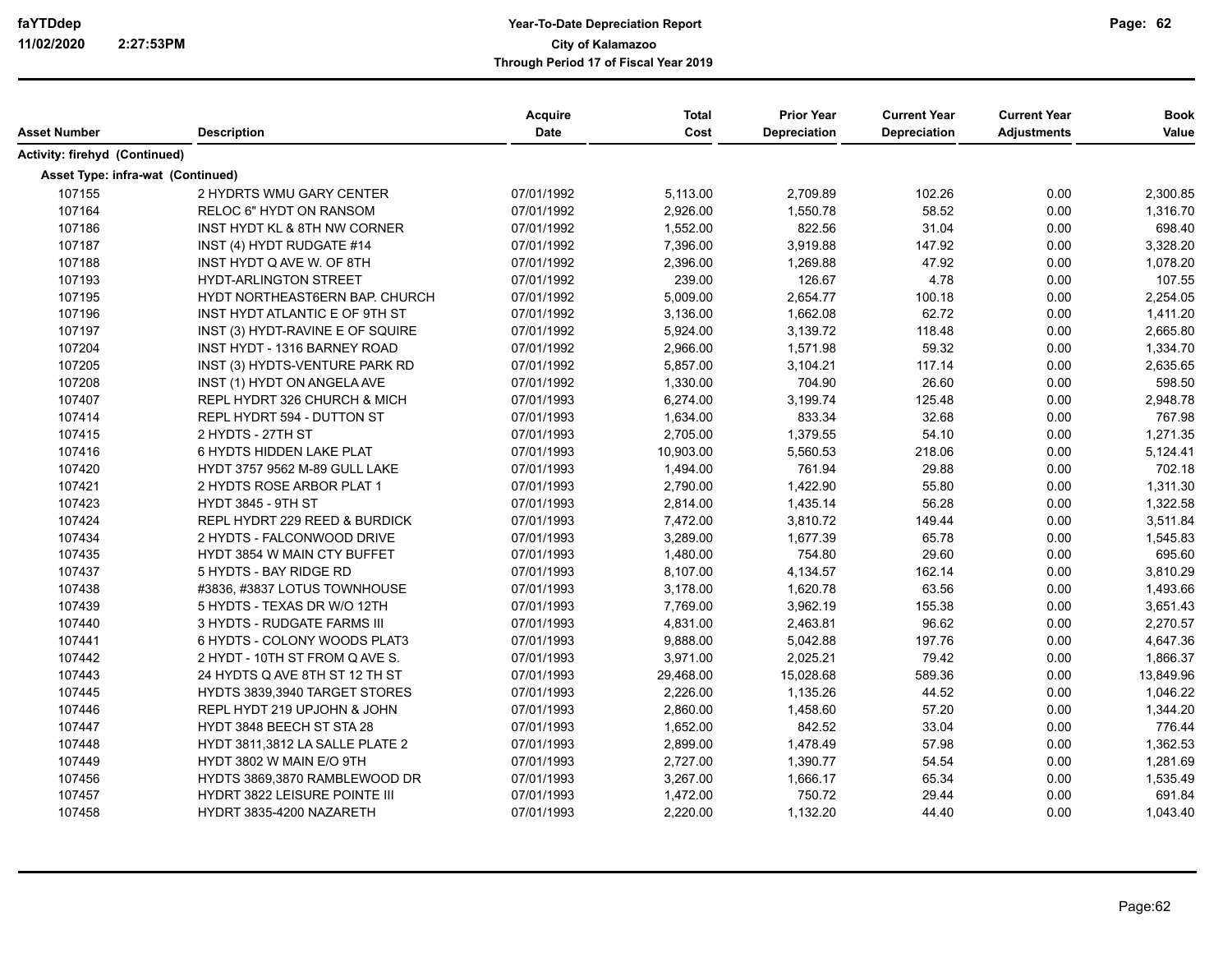**Year-To-Date Depreciation Report**
**City of Kalamazoo**
**Through Period 17 of Fiscal Year 2019**

faYTDdep
11/02/2020 2:27:53PM

| Asset Number | Description | Acquire Date | Total Cost | Prior Year Depreciation | Current Year Depreciation | Current Year Adjustments | Book Value |
|---|---|---|---|---|---|---|---|
| **Activity: firehyd (Continued)** | | | | | | | |
| **Asset Type: infra-wat (Continued)** | | | | | | | |
| 107155 | 2 HYDRTS WMU GARY CENTER | 07/01/1992 | 5,113.00 | 2,709.89 | 102.26 | 0.00 | 2,300.85 |
| 107164 | RELOC 6" HYDT ON RANSOM | 07/01/1992 | 2,926.00 | 1,550.78 | 58.52 | 0.00 | 1,316.70 |
| 107186 | INST HYDT KL & 8TH NW CORNER | 07/01/1992 | 1,552.00 | 822.56 | 31.04 | 0.00 | 698.40 |
| 107187 | INST (4) HYDT RUDGATE #14 | 07/01/1992 | 7,396.00 | 3,919.88 | 147.92 | 0.00 | 3,328.20 |
| 107188 | INST HYDT Q AVE W. OF 8TH | 07/01/1992 | 2,396.00 | 1,269.88 | 47.92 | 0.00 | 1,078.20 |
| 107193 | HYDT-ARLINGTON STREET | 07/01/1992 | 239.00 | 126.67 | 4.78 | 0.00 | 107.55 |
| 107195 | HYDT NORTHEAST6ERN BAP. CHURCH | 07/01/1992 | 5,009.00 | 2,654.77 | 100.18 | 0.00 | 2,254.05 |
| 107196 | INST HYDT ATLANTIC E OF 9TH ST | 07/01/1992 | 3,136.00 | 1,662.08 | 62.72 | 0.00 | 1,411.20 |
| 107197 | INST (3) HYDT-RAVINE E OF SQUIRE | 07/01/1992 | 5,924.00 | 3,139.72 | 118.48 | 0.00 | 2,665.80 |
| 107204 | INST HYDT - 1316 BARNEY ROAD | 07/01/1992 | 2,966.00 | 1,571.98 | 59.32 | 0.00 | 1,334.70 |
| 107205 | INST (3) HYDTS-VENTURE PARK RD | 07/01/1992 | 5,857.00 | 3,104.21 | 117.14 | 0.00 | 2,635.65 |
| 107208 | INST (1) HYDT ON ANGELA AVE | 07/01/1992 | 1,330.00 | 704.90 | 26.60 | 0.00 | 598.50 |
| 107407 | REPL HYDRT 326 CHURCH & MICH | 07/01/1993 | 6,274.00 | 3,199.74 | 125.48 | 0.00 | 2,948.78 |
| 107414 | REPL HYDRT 594 - DUTTON ST | 07/01/1993 | 1,634.00 | 833.34 | 32.68 | 0.00 | 767.98 |
| 107415 | 2 HYDTS - 27TH ST | 07/01/1993 | 2,705.00 | 1,379.55 | 54.10 | 0.00 | 1,271.35 |
| 107416 | 6 HYDTS HIDDEN LAKE PLAT | 07/01/1993 | 10,903.00 | 5,560.53 | 218.06 | 0.00 | 5,124.41 |
| 107420 | HYDT 3757 9562 M-89 GULL LAKE | 07/01/1993 | 1,494.00 | 761.94 | 29.88 | 0.00 | 702.18 |
| 107421 | 2 HYDTS ROSE ARBOR PLAT 1 | 07/01/1993 | 2,790.00 | 1,422.90 | 55.80 | 0.00 | 1,311.30 |
| 107423 | HYDT 3845 - 9TH ST | 07/01/1993 | 2,814.00 | 1,435.14 | 56.28 | 0.00 | 1,322.58 |
| 107424 | REPL HYDRT 229 REED & BURDICK | 07/01/1993 | 7,472.00 | 3,810.72 | 149.44 | 0.00 | 3,511.84 |
| 107434 | 2 HYDTS - FALCONWOOD DRIVE | 07/01/1993 | 3,289.00 | 1,677.39 | 65.78 | 0.00 | 1,545.83 |
| 107435 | HYDT 3854 W MAIN CTY BUFFET | 07/01/1993 | 1,480.00 | 754.80 | 29.60 | 0.00 | 695.60 |
| 107437 | 5 HYDTS - BAY RIDGE RD | 07/01/1993 | 8,107.00 | 4,134.57 | 162.14 | 0.00 | 3,810.29 |
| 107438 | #3836, #3837 LOTUS TOWNHOUSE | 07/01/1993 | 3,178.00 | 1,620.78 | 63.56 | 0.00 | 1,493.66 |
| 107439 | 5 HYDTS - TEXAS DR W/O 12TH | 07/01/1993 | 7,769.00 | 3,962.19 | 155.38 | 0.00 | 3,651.43 |
| 107440 | 3 HYDTS - RUDGATE FARMS III | 07/01/1993 | 4,831.00 | 2,463.81 | 96.62 | 0.00 | 2,270.57 |
| 107441 | 6 HYDTS - COLONY WOODS PLAT3 | 07/01/1993 | 9,888.00 | 5,042.88 | 197.76 | 0.00 | 4,647.36 |
| 107442 | 2 HYDT - 10TH ST FROM Q AVE S. | 07/01/1993 | 3,971.00 | 2,025.21 | 79.42 | 0.00 | 1,866.37 |
| 107443 | 24 HYDTS Q AVE 8TH ST 12 TH ST | 07/01/1993 | 29,468.00 | 15,028.68 | 589.36 | 0.00 | 13,849.96 |
| 107445 | HYDTS 3839,3940 TARGET STORES | 07/01/1993 | 2,226.00 | 1,135.26 | 44.52 | 0.00 | 1,046.22 |
| 107446 | REPL HYDT 219 UPJOHN & JOHN | 07/01/1993 | 2,860.00 | 1,458.60 | 57.20 | 0.00 | 1,344.20 |
| 107447 | HYDT 3848 BEECH ST STA 28 | 07/01/1993 | 1,652.00 | 842.52 | 33.04 | 0.00 | 776.44 |
| 107448 | HYDT 3811,3812 LA SALLE PLATE 2 | 07/01/1993 | 2,899.00 | 1,478.49 | 57.98 | 0.00 | 1,362.53 |
| 107449 | HYDT 3802 W MAIN E/O 9TH | 07/01/1993 | 2,727.00 | 1,390.77 | 54.54 | 0.00 | 1,281.69 |
| 107456 | HYDTS 3869,3870 RAMBLEWOOD DR | 07/01/1993 | 3,267.00 | 1,666.17 | 65.34 | 0.00 | 1,535.49 |
| 107457 | HYDRT 3822 LEISURE POINTE III | 07/01/1993 | 1,472.00 | 750.72 | 29.44 | 0.00 | 691.84 |
| 107458 | HYDRT 3835-4200 NAZARETH | 07/01/1993 | 2,220.00 | 1,132.20 | 44.40 | 0.00 | 1,043.40 |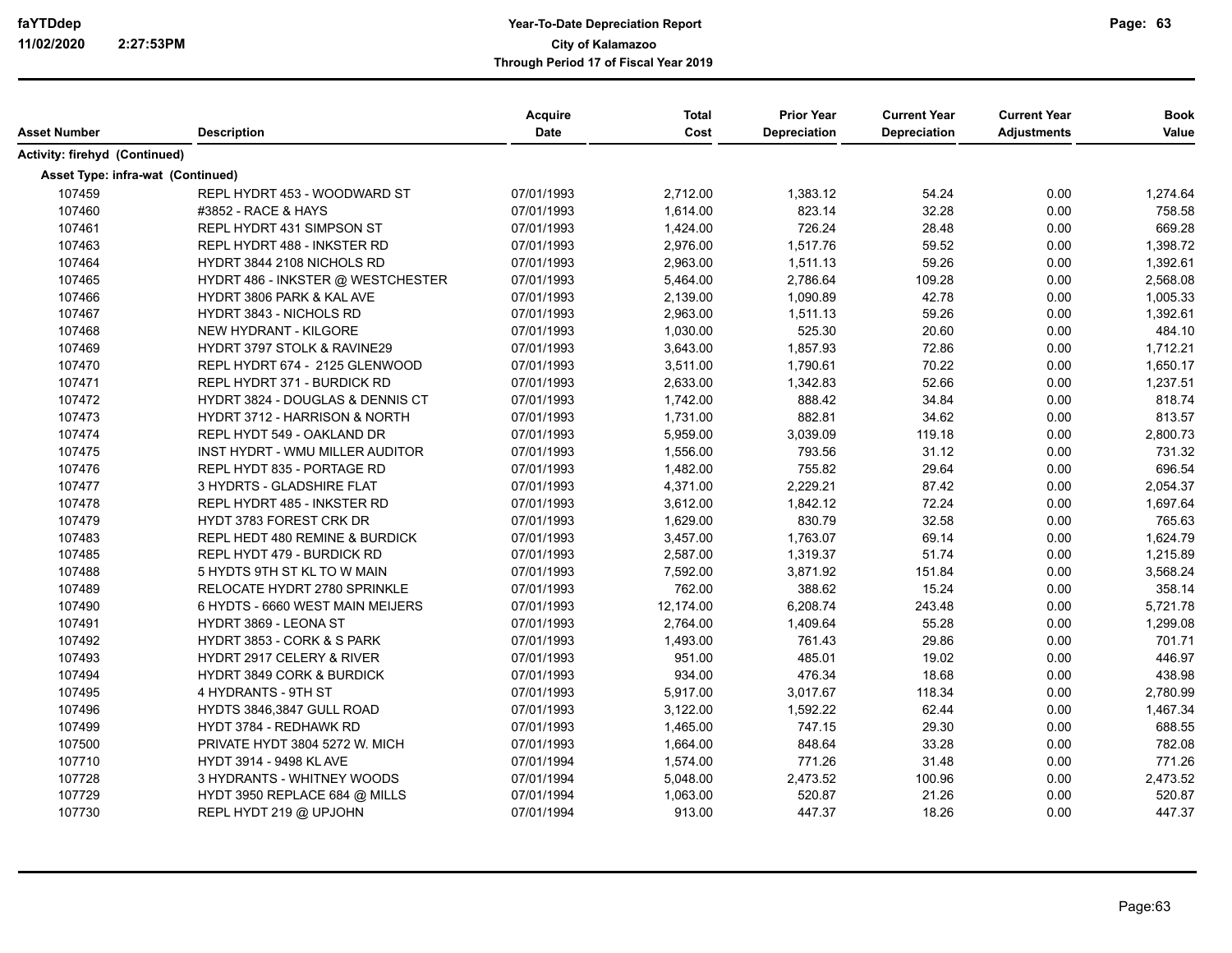| Asset Number | Description | Acquire Date | Total Cost | Prior Year Depreciation | Current Year Depreciation | Current Year Adjustments | Book Value |
|---|---|---|---|---|---|---|---|
| **Activity: firehyd (Continued)** | | | | | | | |
| **Asset Type: infra-wat (Continued)** | | | | | | | |
| 107459 | REPL HYDRT 453 - WOODWARD ST | 07/01/1993 | 2,712.00 | 1,383.12 | 54.24 | 0.00 | 1,274.64 |
| 107460 | #3852 - RACE & HAYS | 07/01/1993 | 1,614.00 | 823.14 | 32.28 | 0.00 | 758.58 |
| 107461 | REPL HYDRT 431 SIMPSON ST | 07/01/1993 | 1,424.00 | 726.24 | 28.48 | 0.00 | 669.28 |
| 107463 | REPL HYDRT 488 - INKSTER RD | 07/01/1993 | 2,976.00 | 1,517.76 | 59.52 | 0.00 | 1,398.72 |
| 107464 | HYDRT 3844 2108 NICHOLS RD | 07/01/1993 | 2,963.00 | 1,511.13 | 59.26 | 0.00 | 1,392.61 |
| 107465 | HYDRT 486 - INKSTER @ WESTCHESTER | 07/01/1993 | 5,464.00 | 2,786.64 | 109.28 | 0.00 | 2,568.08 |
| 107466 | HYDRT 3806 PARK & KAL AVE | 07/01/1993 | 2,139.00 | 1,090.89 | 42.78 | 0.00 | 1,005.33 |
| 107467 | HYDRT 3843 - NICHOLS RD | 07/01/1993 | 2,963.00 | 1,511.13 | 59.26 | 0.00 | 1,392.61 |
| 107468 | NEW HYDRANT - KILGORE | 07/01/1993 | 1,030.00 | 525.30 | 20.60 | 0.00 | 484.10 |
| 107469 | HYDRT 3797 STOLK & RAVINE29 | 07/01/1993 | 3,643.00 | 1,857.93 | 72.86 | 0.00 | 1,712.21 |
| 107470 | REPL HYDRT 674 - 2125 GLENWOOD | 07/01/1993 | 3,511.00 | 1,790.61 | 70.22 | 0.00 | 1,650.17 |
| 107471 | REPL HYDRT 371 - BURDICK RD | 07/01/1993 | 2,633.00 | 1,342.83 | 52.66 | 0.00 | 1,237.51 |
| 107472 | HYDRT 3824 - DOUGLAS & DENNIS CT | 07/01/1993 | 1,742.00 | 888.42 | 34.84 | 0.00 | 818.74 |
| 107473 | HYDRT 3712 - HARRISON & NORTH | 07/01/1993 | 1,731.00 | 882.81 | 34.62 | 0.00 | 813.57 |
| 107474 | REPL HYDT 549 - OAKLAND DR | 07/01/1993 | 5,959.00 | 3,039.09 | 119.18 | 0.00 | 2,800.73 |
| 107475 | INST HYDRT - WMU MILLER AUDITOR | 07/01/1993 | 1,556.00 | 793.56 | 31.12 | 0.00 | 731.32 |
| 107476 | REPL HYDT 835 - PORTAGE RD | 07/01/1993 | 1,482.00 | 755.82 | 29.64 | 0.00 | 696.54 |
| 107477 | 3 HYDRTS - GLADSHIRE FLAT | 07/01/1993 | 4,371.00 | 2,229.21 | 87.42 | 0.00 | 2,054.37 |
| 107478 | REPL HYDRT 485 - INKSTER RD | 07/01/1993 | 3,612.00 | 1,842.12 | 72.24 | 0.00 | 1,697.64 |
| 107479 | HYDT 3783 FOREST CRK DR | 07/01/1993 | 1,629.00 | 830.79 | 32.58 | 0.00 | 765.63 |
| 107483 | REPL HEDT 480 REMINE & BURDICK | 07/01/1993 | 3,457.00 | 1,763.07 | 69.14 | 0.00 | 1,624.79 |
| 107485 | REPL HYDT 479 - BURDICK RD | 07/01/1993 | 2,587.00 | 1,319.37 | 51.74 | 0.00 | 1,215.89 |
| 107488 | 5 HYDTS 9TH ST KL TO W MAIN | 07/01/1993 | 7,592.00 | 3,871.92 | 151.84 | 0.00 | 3,568.24 |
| 107489 | RELOCATE HYDRT 2780 SPRINKLE | 07/01/1993 | 762.00 | 388.62 | 15.24 | 0.00 | 358.14 |
| 107490 | 6 HYDTS - 6660 WEST MAIN MEIJERS | 07/01/1993 | 12,174.00 | 6,208.74 | 243.48 | 0.00 | 5,721.78 |
| 107491 | HYDRT 3869 - LEONA ST | 07/01/1993 | 2,764.00 | 1,409.64 | 55.28 | 0.00 | 1,299.08 |
| 107492 | HYDRT 3853 - CORK & S PARK | 07/01/1993 | 1,493.00 | 761.43 | 29.86 | 0.00 | 701.71 |
| 107493 | HYDRT 2917 CELERY & RIVER | 07/01/1993 | 951.00 | 485.01 | 19.02 | 0.00 | 446.97 |
| 107494 | HYDRT 3849 CORK & BURDICK | 07/01/1993 | 934.00 | 476.34 | 18.68 | 0.00 | 438.98 |
| 107495 | 4 HYDRANTS - 9TH ST | 07/01/1993 | 5,917.00 | 3,017.67 | 118.34 | 0.00 | 2,780.99 |
| 107496 | HYDTS 3846,3847 GULL ROAD | 07/01/1993 | 3,122.00 | 1,592.22 | 62.44 | 0.00 | 1,467.34 |
| 107499 | HYDT 3784 - REDHAWK RD | 07/01/1993 | 1,465.00 | 747.15 | 29.30 | 0.00 | 688.55 |
| 107500 | PRIVATE HYDT 3804 5272 W. MICH | 07/01/1993 | 1,664.00 | 848.64 | 33.28 | 0.00 | 782.08 |
| 107710 | HYDT 3914 - 9498 KL AVE | 07/01/1994 | 1,574.00 | 771.26 | 31.48 | 0.00 | 771.26 |
| 107728 | 3 HYDRANTS - WHITNEY WOODS | 07/01/1994 | 5,048.00 | 2,473.52 | 100.96 | 0.00 | 2,473.52 |
| 107729 | HYDT 3950 REPLACE 684 @ MILLS | 07/01/1994 | 1,063.00 | 520.87 | 21.26 | 0.00 | 520.87 |
| 107730 | REPL HYDT 219 @ UPJOHN | 07/01/1994 | 913.00 | 447.37 | 18.26 | 0.00 | 447.37 |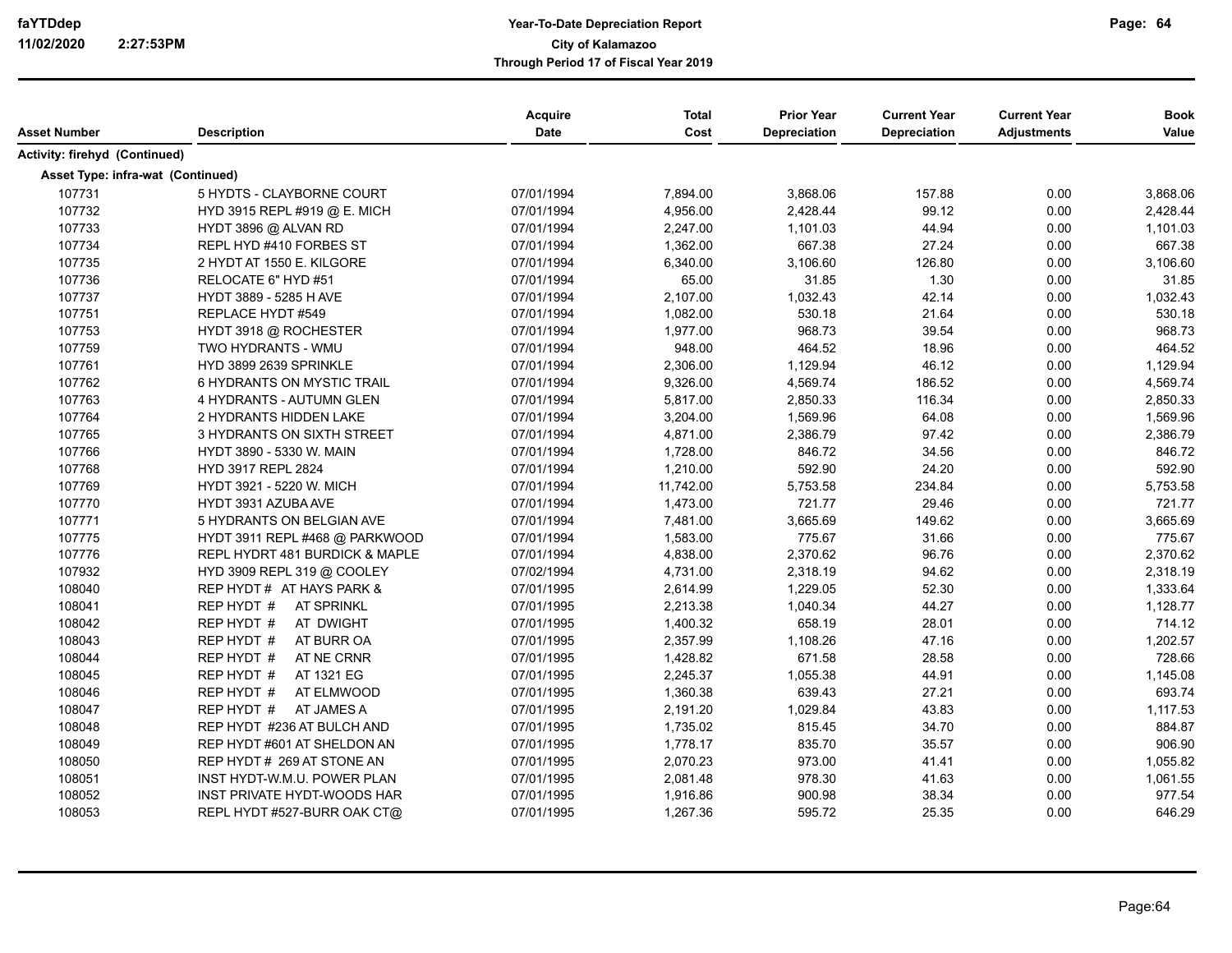| Asset Number | Description | Acquire Date | Total Cost | Prior Year Depreciation | Current Year Depreciation | Current Year Adjustments | Book Value |
|---|---|---|---|---|---|---|---|
| **Activity: firehyd (Continued)** | | | | | | | |
| **Asset Type: infra-wat (Continued)** | | | | | | | |
| 107731 | 5 HYDTS - CLAYBORNE COURT | 07/01/1994 | 7,894.00 | 3,868.06 | 157.88 | 0.00 | 3,868.06 |
| 107732 | HYD 3915 REPL #919 @ E. MICH | 07/01/1994 | 4,956.00 | 2,428.44 | 99.12 | 0.00 | 2,428.44 |
| 107733 | HYDT 3896 @ ALVAN RD | 07/01/1994 | 2,247.00 | 1,101.03 | 44.94 | 0.00 | 1,101.03 |
| 107734 | REPL HYD #410 FORBES ST | 07/01/1994 | 1,362.00 | 667.38 | 27.24 | 0.00 | 667.38 |
| 107735 | 2 HYDT AT 1550 E. KILGORE | 07/01/1994 | 6,340.00 | 3,106.60 | 126.80 | 0.00 | 3,106.60 |
| 107736 | RELOCATE 6" HYD #51 | 07/01/1994 | 65.00 | 31.85 | 1.30 | 0.00 | 31.85 |
| 107737 | HYDT 3889 - 5285 H AVE | 07/01/1994 | 2,107.00 | 1,032.43 | 42.14 | 0.00 | 1,032.43 |
| 107751 | REPLACE HYDT #549 | 07/01/1994 | 1,082.00 | 530.18 | 21.64 | 0.00 | 530.18 |
| 107753 | HYDT 3918 @ ROCHESTER | 07/01/1994 | 1,977.00 | 968.73 | 39.54 | 0.00 | 968.73 |
| 107759 | TWO HYDRANTS - WMU | 07/01/1994 | 948.00 | 464.52 | 18.96 | 0.00 | 464.52 |
| 107761 | HYD 3899 2639 SPRINKLE | 07/01/1994 | 2,306.00 | 1,129.94 | 46.12 | 0.00 | 1,129.94 |
| 107762 | 6 HYDRANTS ON MYSTIC TRAIL | 07/01/1994 | 9,326.00 | 4,569.74 | 186.52 | 0.00 | 4,569.74 |
| 107763 | 4 HYDRANTS - AUTUMN GLEN | 07/01/1994 | 5,817.00 | 2,850.33 | 116.34 | 0.00 | 2,850.33 |
| 107764 | 2 HYDRANTS HIDDEN LAKE | 07/01/1994 | 3,204.00 | 1,569.96 | 64.08 | 0.00 | 1,569.96 |
| 107765 | 3 HYDRANTS ON SIXTH STREET | 07/01/1994 | 4,871.00 | 2,386.79 | 97.42 | 0.00 | 2,386.79 |
| 107766 | HYDT 3890 - 5330 W. MAIN | 07/01/1994 | 1,728.00 | 846.72 | 34.56 | 0.00 | 846.72 |
| 107768 | HYD 3917 REPL 2824 | 07/01/1994 | 1,210.00 | 592.90 | 24.20 | 0.00 | 592.90 |
| 107769 | HYDT 3921 - 5220 W. MICH | 07/01/1994 | 11,742.00 | 5,753.58 | 234.84 | 0.00 | 5,753.58 |
| 107770 | HYDT 3931 AZUBA AVE | 07/01/1994 | 1,473.00 | 721.77 | 29.46 | 0.00 | 721.77 |
| 107771 | 5 HYDRANTS ON BELGIAN AVE | 07/01/1994 | 7,481.00 | 3,665.69 | 149.62 | 0.00 | 3,665.69 |
| 107775 | HYDT 3911 REPL #468 @ PARKWOOD | 07/01/1994 | 1,583.00 | 775.67 | 31.66 | 0.00 | 775.67 |
| 107776 | REPL HYDRT 481 BURDICK & MAPLE | 07/01/1994 | 4,838.00 | 2,370.62 | 96.76 | 0.00 | 2,370.62 |
| 107932 | HYD 3909 REPL 319 @ COOLEY | 07/02/1994 | 4,731.00 | 2,318.19 | 94.62 | 0.00 | 2,318.19 |
| 108040 | REP HYDT # AT HAYS PARK & | 07/01/1995 | 2,614.99 | 1,229.05 | 52.30 | 0.00 | 1,333.64 |
| 108041 | REP HYDT # AT SPRINKL | 07/01/1995 | 2,213.38 | 1,040.34 | 44.27 | 0.00 | 1,128.77 |
| 108042 | REP HYDT # AT DWIGHT | 07/01/1995 | 1,400.32 | 658.19 | 28.01 | 0.00 | 714.12 |
| 108043 | REP HYDT # AT BURR OA | 07/01/1995 | 2,357.99 | 1,108.26 | 47.16 | 0.00 | 1,202.57 |
| 108044 | REP HYDT # AT NE CRNR | 07/01/1995 | 1,428.82 | 671.58 | 28.58 | 0.00 | 728.66 |
| 108045 | REP HYDT # AT 1321 EG | 07/01/1995 | 2,245.37 | 1,055.38 | 44.91 | 0.00 | 1,145.08 |
| 108046 | REP HYDT # AT ELMWOOD | 07/01/1995 | 1,360.38 | 639.43 | 27.21 | 0.00 | 693.74 |
| 108047 | REP HYDT # AT JAMES A | 07/01/1995 | 2,191.20 | 1,029.84 | 43.83 | 0.00 | 1,117.53 |
| 108048 | REP HYDT #236 AT BULCH AND | 07/01/1995 | 1,735.02 | 815.45 | 34.70 | 0.00 | 884.87 |
| 108049 | REP HYDT #601 AT SHELDON AN | 07/01/1995 | 1,778.17 | 835.70 | 35.57 | 0.00 | 906.90 |
| 108050 | REP HYDT # 269 AT STONE AN | 07/01/1995 | 2,070.23 | 973.00 | 41.41 | 0.00 | 1,055.82 |
| 108051 | INST HYDT-W.M.U. POWER PLAN | 07/01/1995 | 2,081.48 | 978.30 | 41.63 | 0.00 | 1,061.55 |
| 108052 | INST PRIVATE HYDT-WOODS HAR | 07/01/1995 | 1,916.86 | 900.98 | 38.34 | 0.00 | 977.54 |
| 108053 | REPL HYDT #527-BURR OAK CT@ | 07/01/1995 | 1,267.36 | 595.72 | 25.35 | 0.00 | 646.29 |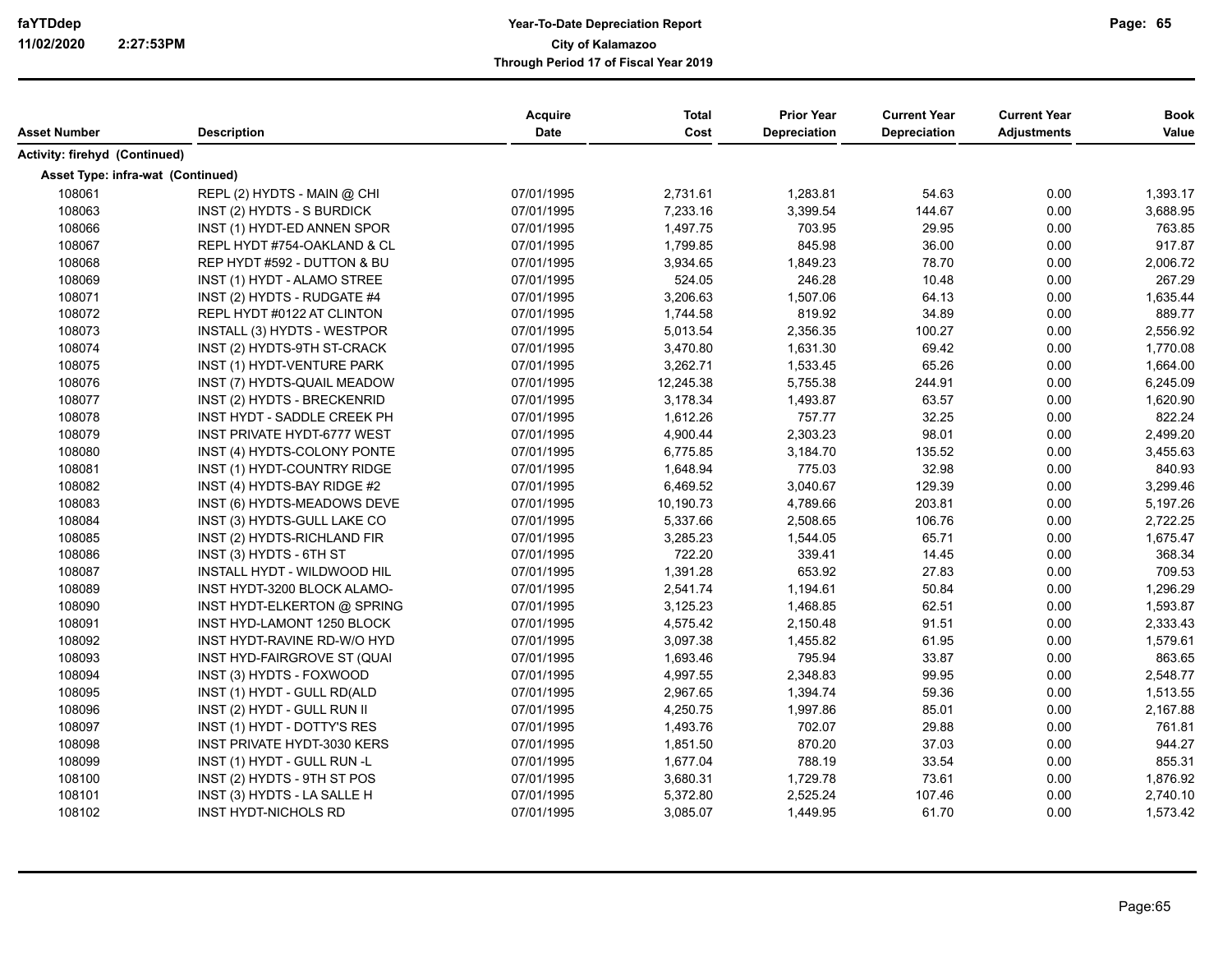| Asset Number | Description | Acquire Date | Total Cost | Prior Year Depreciation | Current Year Depreciation | Current Year Adjustments | Book Value |
|---|---|---|---|---|---|---|---|
| **Activity: firehyd (Continued)** | | | | | | | |
| **Asset Type: infra-wat (Continued)** | | | | | | | |
| 108061 | REPL (2) HYDTS - MAIN @ CHI | 07/01/1995 | 2,731.61 | 1,283.81 | 54.63 | 0.00 | 1,393.17 |
| 108063 | INST (2) HYDTS - S BURDICK | 07/01/1995 | 7,233.16 | 3,399.54 | 144.67 | 0.00 | 3,688.95 |
| 108066 | INST (1) HYDT-ED ANNEN SPOR | 07/01/1995 | 1,497.75 | 703.95 | 29.95 | 0.00 | 763.85 |
| 108067 | REPL HYDT #754-OAKLAND & CL | 07/01/1995 | 1,799.85 | 845.98 | 36.00 | 0.00 | 917.87 |
| 108068 | REP HYDT #592 - DUTTON & BU | 07/01/1995 | 3,934.65 | 1,849.23 | 78.70 | 0.00 | 2,006.72 |
| 108069 | INST (1) HYDT - ALAMO STREE | 07/01/1995 | 524.05 | 246.28 | 10.48 | 0.00 | 267.29 |
| 108071 | INST (2) HYDTS - RUDGATE #4 | 07/01/1995 | 3,206.63 | 1,507.06 | 64.13 | 0.00 | 1,635.44 |
| 108072 | REPL HYDT #0122 AT CLINTON | 07/01/1995 | 1,744.58 | 819.92 | 34.89 | 0.00 | 889.77 |
| 108073 | INSTALL (3) HYDTS - WESTPOR | 07/01/1995 | 5,013.54 | 2,356.35 | 100.27 | 0.00 | 2,556.92 |
| 108074 | INST (2) HYDTS-9TH ST-CRACK | 07/01/1995 | 3,470.80 | 1,631.30 | 69.42 | 0.00 | 1,770.08 |
| 108075 | INST (1) HYDT-VENTURE PARK | 07/01/1995 | 3,262.71 | 1,533.45 | 65.26 | 0.00 | 1,664.00 |
| 108076 | INST (7) HYDTS-QUAIL MEADOW | 07/01/1995 | 12,245.38 | 5,755.38 | 244.91 | 0.00 | 6,245.09 |
| 108077 | INST (2) HYDTS - BRECKENRID | 07/01/1995 | 3,178.34 | 1,493.87 | 63.57 | 0.00 | 1,620.90 |
| 108078 | INST HYDT - SADDLE CREEK PH | 07/01/1995 | 1,612.26 | 757.77 | 32.25 | 0.00 | 822.24 |
| 108079 | INST PRIVATE HYDT-6777 WEST | 07/01/1995 | 4,900.44 | 2,303.23 | 98.01 | 0.00 | 2,499.20 |
| 108080 | INST (4) HYDTS-COLONY PONTE | 07/01/1995 | 6,775.85 | 3,184.70 | 135.52 | 0.00 | 3,455.63 |
| 108081 | INST (1) HYDT-COUNTRY RIDGE | 07/01/1995 | 1,648.94 | 775.03 | 32.98 | 0.00 | 840.93 |
| 108082 | INST (4) HYDTS-BAY RIDGE #2 | 07/01/1995 | 6,469.52 | 3,040.67 | 129.39 | 0.00 | 3,299.46 |
| 108083 | INST (6) HYDTS-MEADOWS DEVE | 07/01/1995 | 10,190.73 | 4,789.66 | 203.81 | 0.00 | 5,197.26 |
| 108084 | INST (3) HYDTS-GULL LAKE CO | 07/01/1995 | 5,337.66 | 2,508.65 | 106.76 | 0.00 | 2,722.25 |
| 108085 | INST (2) HYDTS-RICHLAND FIR | 07/01/1995 | 3,285.23 | 1,544.05 | 65.71 | 0.00 | 1,675.47 |
| 108086 | INST (3) HYDTS - 6TH ST | 07/01/1995 | 722.20 | 339.41 | 14.45 | 0.00 | 368.34 |
| 108087 | INSTALL HYDT - WILDWOOD HIL | 07/01/1995 | 1,391.28 | 653.92 | 27.83 | 0.00 | 709.53 |
| 108089 | INST HYDT-3200 BLOCK ALAMO- | 07/01/1995 | 2,541.74 | 1,194.61 | 50.84 | 0.00 | 1,296.29 |
| 108090 | INST HYDT-ELKERTON @ SPRING | 07/01/1995 | 3,125.23 | 1,468.85 | 62.51 | 0.00 | 1,593.87 |
| 108091 | INST HYD-LAMONT 1250 BLOCK | 07/01/1995 | 4,575.42 | 2,150.48 | 91.51 | 0.00 | 2,333.43 |
| 108092 | INST HYDT-RAVINE RD-W/O HYD | 07/01/1995 | 3,097.38 | 1,455.82 | 61.95 | 0.00 | 1,579.61 |
| 108093 | INST HYD-FAIRGROVE ST (QUAI | 07/01/1995 | 1,693.46 | 795.94 | 33.87 | 0.00 | 863.65 |
| 108094 | INST (3) HYDTS - FOXWOOD | 07/01/1995 | 4,997.55 | 2,348.83 | 99.95 | 0.00 | 2,548.77 |
| 108095 | INST (1) HYDT - GULL RD(ALD | 07/01/1995 | 2,967.65 | 1,394.74 | 59.36 | 0.00 | 1,513.55 |
| 108096 | INST (2) HYDT - GULL RUN II | 07/01/1995 | 4,250.75 | 1,997.86 | 85.01 | 0.00 | 2,167.88 |
| 108097 | INST (1) HYDT - DOTTY'S RES | 07/01/1995 | 1,493.76 | 702.07 | 29.88 | 0.00 | 761.81 |
| 108098 | INST PRIVATE HYDT-3030 KERS | 07/01/1995 | 1,851.50 | 870.20 | 37.03 | 0.00 | 944.27 |
| 108099 | INST (1) HYDT - GULL RUN -L | 07/01/1995 | 1,677.04 | 788.19 | 33.54 | 0.00 | 855.31 |
| 108100 | INST (2) HYDTS - 9TH ST POS | 07/01/1995 | 3,680.31 | 1,729.78 | 73.61 | 0.00 | 1,876.92 |
| 108101 | INST (3) HYDTS - LA SALLE H | 07/01/1995 | 5,372.80 | 2,525.24 | 107.46 | 0.00 | 2,740.10 |
| 108102 | INST HYDT-NICHOLS RD | 07/01/1995 | 3,085.07 | 1,449.95 | 61.70 | 0.00 | 1,573.42 |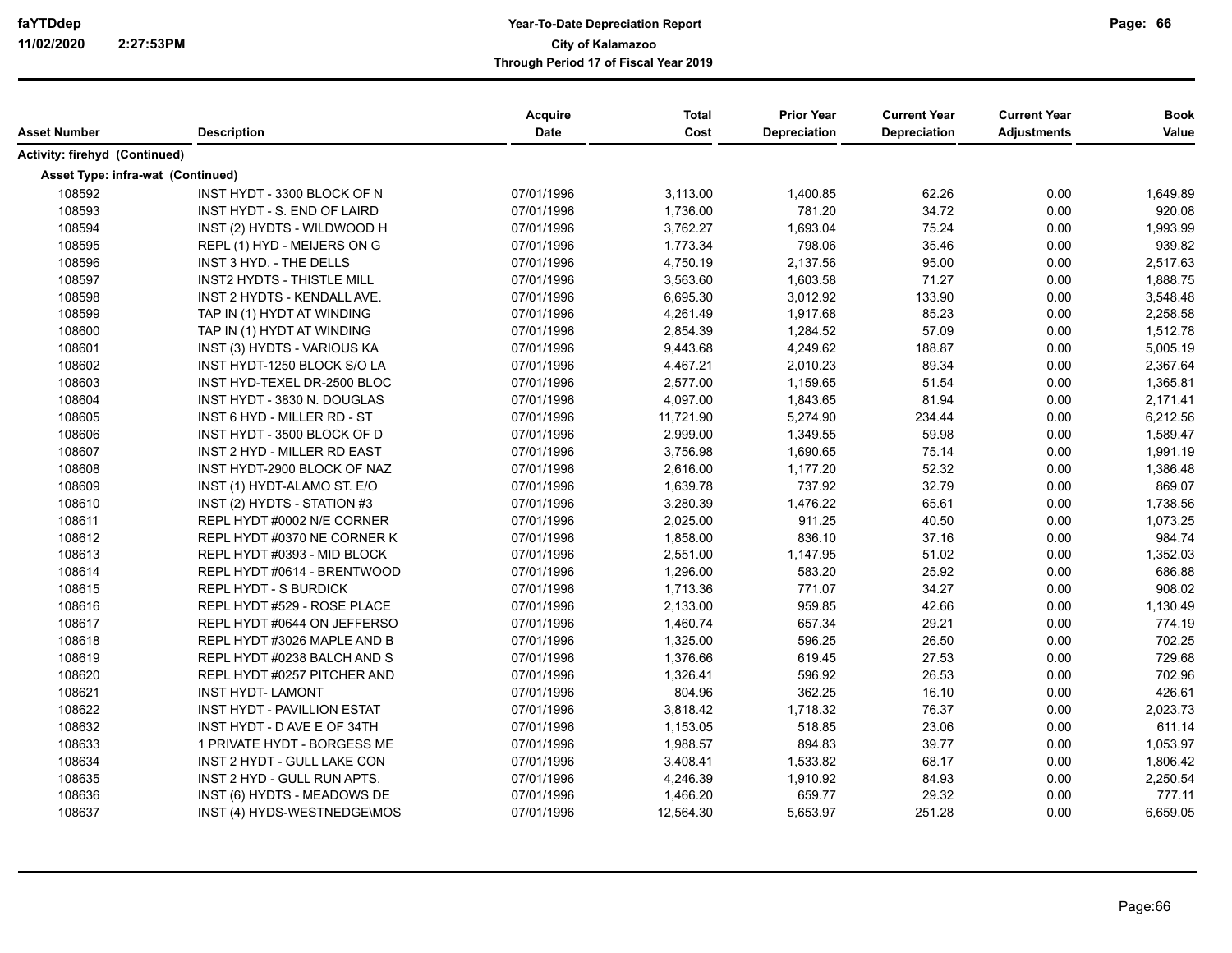| Asset Number | Description | Acquire Date | Total Cost | Prior Year Depreciation | Current Year Depreciation | Current Year Adjustments | Book Value |
|---|---|---|---|---|---|---|---|
| **Activity: firehyd (Continued)** | | | | | | | |
| **Asset Type: infra-wat (Continued)** | | | | | | | |
| 108592 | INST HYDT - 3300 BLOCK OF N | 07/01/1996 | 3,113.00 | 1,400.85 | 62.26 | 0.00 | 1,649.89 |
| 108593 | INST HYDT - S. END OF LAIRD | 07/01/1996 | 1,736.00 | 781.20 | 34.72 | 0.00 | 920.08 |
| 108594 | INST (2) HYDTS - WILDWOOD H | 07/01/1996 | 3,762.27 | 1,693.04 | 75.24 | 0.00 | 1,993.99 |
| 108595 | REPL (1) HYD - MEIJERS ON G | 07/01/1996 | 1,773.34 | 798.06 | 35.46 | 0.00 | 939.82 |
| 108596 | INST 3 HYD. - THE DELLS | 07/01/1996 | 4,750.19 | 2,137.56 | 95.00 | 0.00 | 2,517.63 |
| 108597 | INST2 HYDTS - THISTLE MILL | 07/01/1996 | 3,563.60 | 1,603.58 | 71.27 | 0.00 | 1,888.75 |
| 108598 | INST 2 HYDTS - KENDALL AVE. | 07/01/1996 | 6,695.30 | 3,012.92 | 133.90 | 0.00 | 3,548.48 |
| 108599 | TAP IN (1) HYDT AT WINDING | 07/01/1996 | 4,261.49 | 1,917.68 | 85.23 | 0.00 | 2,258.58 |
| 108600 | TAP IN (1) HYDT AT WINDING | 07/01/1996 | 2,854.39 | 1,284.52 | 57.09 | 0.00 | 1,512.78 |
| 108601 | INST (3) HYDTS - VARIOUS KA | 07/01/1996 | 9,443.68 | 4,249.62 | 188.87 | 0.00 | 5,005.19 |
| 108602 | INST HYDT-1250 BLOCK S/O LA | 07/01/1996 | 4,467.21 | 2,010.23 | 89.34 | 0.00 | 2,367.64 |
| 108603 | INST HYD-TEXEL DR-2500 BLOC | 07/01/1996 | 2,577.00 | 1,159.65 | 51.54 | 0.00 | 1,365.81 |
| 108604 | INST HYDT - 3830 N. DOUGLAS | 07/01/1996 | 4,097.00 | 1,843.65 | 81.94 | 0.00 | 2,171.41 |
| 108605 | INST 6 HYD - MILLER RD - ST | 07/01/1996 | 11,721.90 | 5,274.90 | 234.44 | 0.00 | 6,212.56 |
| 108606 | INST HYDT - 3500 BLOCK OF D | 07/01/1996 | 2,999.00 | 1,349.55 | 59.98 | 0.00 | 1,589.47 |
| 108607 | INST 2 HYD - MILLER RD EAST | 07/01/1996 | 3,756.98 | 1,690.65 | 75.14 | 0.00 | 1,991.19 |
| 108608 | INST HYDT-2900 BLOCK OF NAZ | 07/01/1996 | 2,616.00 | 1,177.20 | 52.32 | 0.00 | 1,386.48 |
| 108609 | INST (1) HYDT-ALAMO ST. E/O | 07/01/1996 | 1,639.78 | 737.92 | 32.79 | 0.00 | 869.07 |
| 108610 | INST (2) HYDTS - STATION #3 | 07/01/1996 | 3,280.39 | 1,476.22 | 65.61 | 0.00 | 1,738.56 |
| 108611 | REPL HYDT #0002 N/E CORNER | 07/01/1996 | 2,025.00 | 911.25 | 40.50 | 0.00 | 1,073.25 |
| 108612 | REPL HYDT #0370 NE CORNER K | 07/01/1996 | 1,858.00 | 836.10 | 37.16 | 0.00 | 984.74 |
| 108613 | REPL HYDT #0393 - MID BLOCK | 07/01/1996 | 2,551.00 | 1,147.95 | 51.02 | 0.00 | 1,352.03 |
| 108614 | REPL HYDT #0614 - BRENTWOOD | 07/01/1996 | 1,296.00 | 583.20 | 25.92 | 0.00 | 686.88 |
| 108615 | REPL HYDT - S BURDICK | 07/01/1996 | 1,713.36 | 771.07 | 34.27 | 0.00 | 908.02 |
| 108616 | REPL HYDT #529 - ROSE PLACE | 07/01/1996 | 2,133.00 | 959.85 | 42.66 | 0.00 | 1,130.49 |
| 108617 | REPL HYDT #0644 ON JEFFERSO | 07/01/1996 | 1,460.74 | 657.34 | 29.21 | 0.00 | 774.19 |
| 108618 | REPL HYDT #3026 MAPLE AND B | 07/01/1996 | 1,325.00 | 596.25 | 26.50 | 0.00 | 702.25 |
| 108619 | REPL HYDT #0238 BALCH AND S | 07/01/1996 | 1,376.66 | 619.45 | 27.53 | 0.00 | 729.68 |
| 108620 | REPL HYDT #0257 PITCHER AND | 07/01/1996 | 1,326.41 | 596.92 | 26.53 | 0.00 | 702.96 |
| 108621 | INST HYDT- LAMONT | 07/01/1996 | 804.96 | 362.25 | 16.10 | 0.00 | 426.61 |
| 108622 | INST HYDT - PAVILLION ESTAT | 07/01/1996 | 3,818.42 | 1,718.32 | 76.37 | 0.00 | 2,023.73 |
| 108632 | INST HYDT - D AVE E OF 34TH | 07/01/1996 | 1,153.05 | 518.85 | 23.06 | 0.00 | 611.14 |
| 108633 | 1 PRIVATE HYDT - BORGESS ME | 07/01/1996 | 1,988.57 | 894.83 | 39.77 | 0.00 | 1,053.97 |
| 108634 | INST 2 HYDT - GULL LAKE CON | 07/01/1996 | 3,408.41 | 1,533.82 | 68.17 | 0.00 | 1,806.42 |
| 108635 | INST 2 HYD - GULL RUN APTS. | 07/01/1996 | 4,246.39 | 1,910.92 | 84.93 | 0.00 | 2,250.54 |
| 108636 | INST (6) HYDTS - MEADOWS DE | 07/01/1996 | 1,466.20 | 659.77 | 29.32 | 0.00 | 777.11 |
| 108637 | INST (4) HYDS-WESTNEDGE\MOS | 07/01/1996 | 12,564.30 | 5,653.97 | 251.28 | 0.00 | 6,659.05 |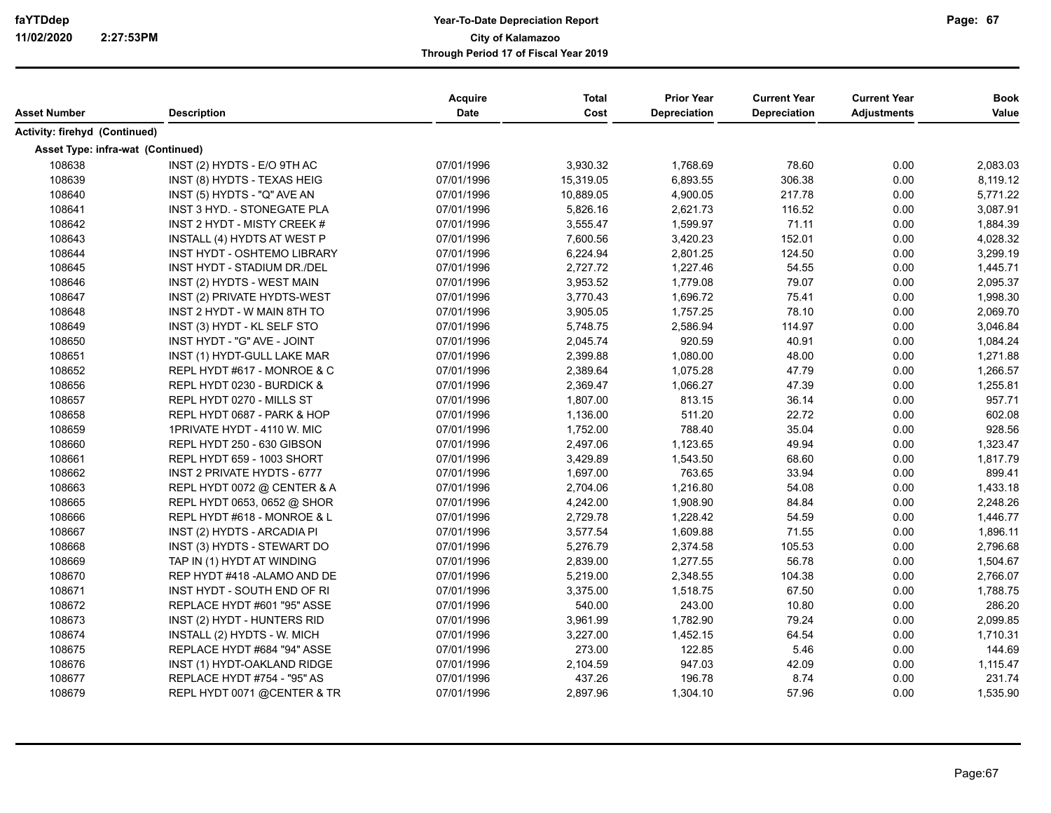# Year-To-Date Depreciation Report

**City of Kalamazoo**

**Through Period 17 of Fiscal Year 2019**

| Asset Number | Description | Acquire Date | Total Cost | Prior Year Depreciation | Current Year Depreciation | Current Year Adjustments | Book Value |
|---|---|---|---|---|---|---|---|
| **Activity: firehyd (Continued)** | | | | | | | |
| **Asset Type: infra-wat (Continued)** | | | | | | | |
| 108638 | INST (2) HYDTS - E/O 9TH AC | 07/01/1996 | 3,930.32 | 1,768.69 | 78.60 | 0.00 | 2,083.03 |
| 108639 | INST (8) HYDTS - TEXAS HEIG | 07/01/1996 | 15,319.05 | 6,893.55 | 306.38 | 0.00 | 8,119.12 |
| 108640 | INST (5) HYDTS - "Q" AVE AN | 07/01/1996 | 10,889.05 | 4,900.05 | 217.78 | 0.00 | 5,771.22 |
| 108641 | INST 3 HYD. - STONEGATE PLA | 07/01/1996 | 5,826.16 | 2,621.73 | 116.52 | 0.00 | 3,087.91 |
| 108642 | INST 2 HYDT - MISTY CREEK # | 07/01/1996 | 3,555.47 | 1,599.97 | 71.11 | 0.00 | 1,884.39 |
| 108643 | INSTALL (4) HYDTS AT WEST P | 07/01/1996 | 7,600.56 | 3,420.23 | 152.01 | 0.00 | 4,028.32 |
| 108644 | INST HYDT - OSHTEMO LIBRARY | 07/01/1996 | 6,224.94 | 2,801.25 | 124.50 | 0.00 | 3,299.19 |
| 108645 | INST HYDT - STADIUM DR./DEL | 07/01/1996 | 2,727.72 | 1,227.46 | 54.55 | 0.00 | 1,445.71 |
| 108646 | INST (2) HYDTS - WEST MAIN | 07/01/1996 | 3,953.52 | 1,779.08 | 79.07 | 0.00 | 2,095.37 |
| 108647 | INST (2) PRIVATE HYDTS-WEST | 07/01/1996 | 3,770.43 | 1,696.72 | 75.41 | 0.00 | 1,998.30 |
| 108648 | INST 2 HYDT - W MAIN 8TH TO | 07/01/1996 | 3,905.05 | 1,757.25 | 78.10 | 0.00 | 2,069.70 |
| 108649 | INST (3) HYDT - KL SELF STO | 07/01/1996 | 5,748.75 | 2,586.94 | 114.97 | 0.00 | 3,046.84 |
| 108650 | INST HYDT - "G" AVE - JOINT | 07/01/1996 | 2,045.74 | 920.59 | 40.91 | 0.00 | 1,084.24 |
| 108651 | INST (1) HYDT-GULL LAKE MAR | 07/01/1996 | 2,399.88 | 1,080.00 | 48.00 | 0.00 | 1,271.88 |
| 108652 | REPL HYDT #617 - MONROE & C | 07/01/1996 | 2,389.64 | 1,075.28 | 47.79 | 0.00 | 1,266.57 |
| 108656 | REPL HYDT 0230 - BURDICK & | 07/01/1996 | 2,369.47 | 1,066.27 | 47.39 | 0.00 | 1,255.81 |
| 108657 | REPL HYDT 0270 - MILLS ST | 07/01/1996 | 1,807.00 | 813.15 | 36.14 | 0.00 | 957.71 |
| 108658 | REPL HYDT 0687 - PARK & HOP | 07/01/1996 | 1,136.00 | 511.20 | 22.72 | 0.00 | 602.08 |
| 108659 | 1PRIVATE HYDT - 4110 W. MIC | 07/01/1996 | 1,752.00 | 788.40 | 35.04 | 0.00 | 928.56 |
| 108660 | REPL HYDT 250 - 630 GIBSON | 07/01/1996 | 2,497.06 | 1,123.65 | 49.94 | 0.00 | 1,323.47 |
| 108661 | REPL HYDT 659 - 1003 SHORT | 07/01/1996 | 3,429.89 | 1,543.50 | 68.60 | 0.00 | 1,817.79 |
| 108662 | INST 2 PRIVATE HYDTS - 6777 | 07/01/1996 | 1,697.00 | 763.65 | 33.94 | 0.00 | 899.41 |
| 108663 | REPL HYDT 0072 @ CENTER & A | 07/01/1996 | 2,704.06 | 1,216.80 | 54.08 | 0.00 | 1,433.18 |
| 108665 | REPL HYDT 0653, 0652 @ SHOR | 07/01/1996 | 4,242.00 | 1,908.90 | 84.84 | 0.00 | 2,248.26 |
| 108666 | REPL HYDT #618 - MONROE & L | 07/01/1996 | 2,729.78 | 1,228.42 | 54.59 | 0.00 | 1,446.77 |
| 108667 | INST (2) HYDTS - ARCADIA PI | 07/01/1996 | 3,577.54 | 1,609.88 | 71.55 | 0.00 | 1,896.11 |
| 108668 | INST (3) HYDTS - STEWART DO | 07/01/1996 | 5,276.79 | 2,374.58 | 105.53 | 0.00 | 2,796.68 |
| 108669 | TAP IN (1) HYDT AT WINDING | 07/01/1996 | 2,839.00 | 1,277.55 | 56.78 | 0.00 | 1,504.67 |
| 108670 | REP HYDT #418 -ALAMO AND DE | 07/01/1996 | 5,219.00 | 2,348.55 | 104.38 | 0.00 | 2,766.07 |
| 108671 | INST HYDT - SOUTH END OF RI | 07/01/1996 | 3,375.00 | 1,518.75 | 67.50 | 0.00 | 1,788.75 |
| 108672 | REPLACE HYDT #601 "95" ASSE | 07/01/1996 | 540.00 | 243.00 | 10.80 | 0.00 | 286.20 |
| 108673 | INST (2) HYDT - HUNTERS RID | 07/01/1996 | 3,961.99 | 1,782.90 | 79.24 | 0.00 | 2,099.85 |
| 108674 | INSTALL (2) HYDTS - W. MICH | 07/01/1996 | 3,227.00 | 1,452.15 | 64.54 | 0.00 | 1,710.31 |
| 108675 | REPLACE HYDT #684 "94" ASSE | 07/01/1996 | 273.00 | 122.85 | 5.46 | 0.00 | 144.69 |
| 108676 | INST (1) HYDT-OAKLAND RIDGE | 07/01/1996 | 2,104.59 | 947.03 | 42.09 | 0.00 | 1,115.47 |
| 108677 | REPLACE HYDT #754 - "95" AS | 07/01/1996 | 437.26 | 196.78 | 8.74 | 0.00 | 231.74 |
| 108679 | REPL HYDT 0071 @CENTER & TR | 07/01/1996 | 2,897.96 | 1,304.10 | 57.96 | 0.00 | 1,535.90 |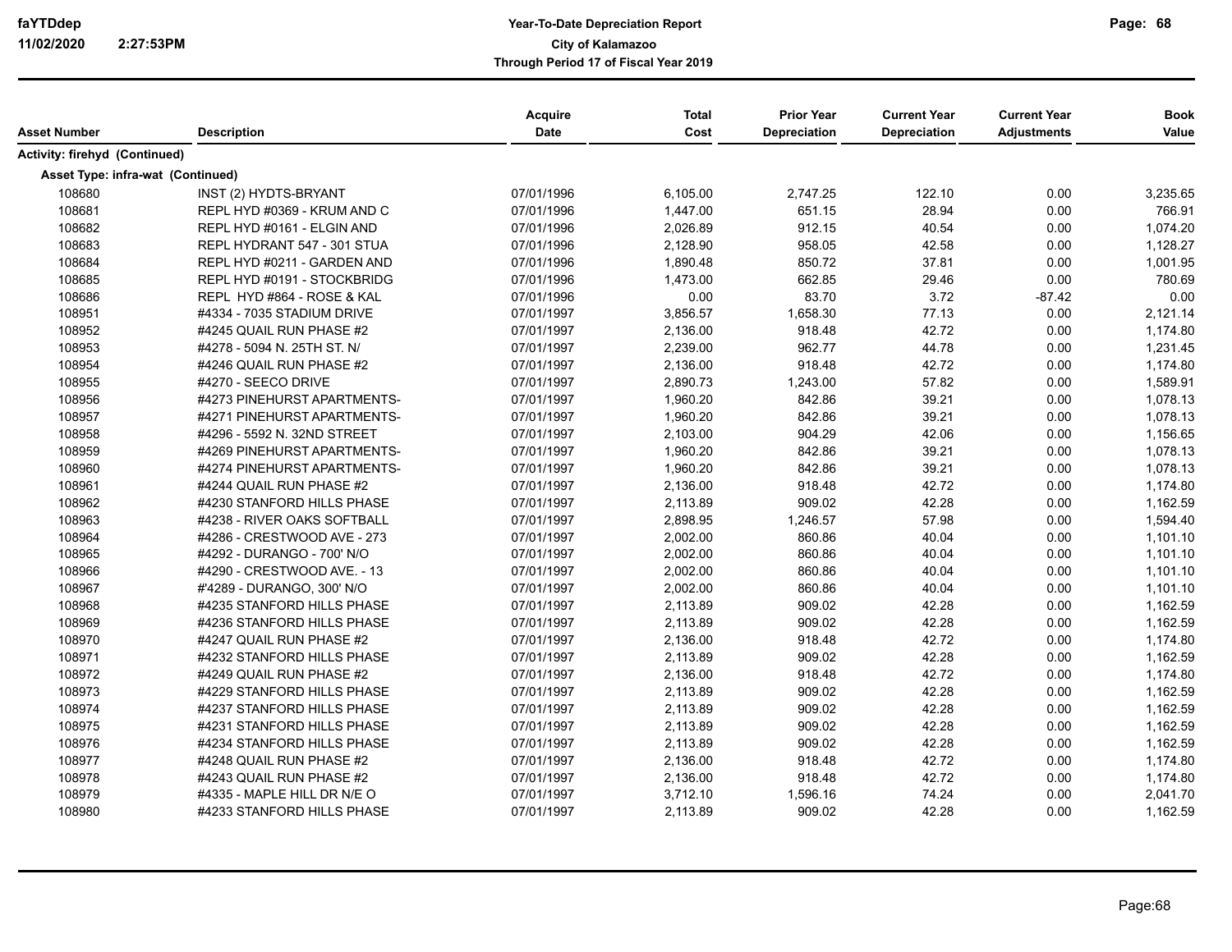| Asset Number | Description | Acquire Date | Total Cost | Prior Year Depreciation | Current Year Depreciation | Current Year Adjustments | Book Value |
|---|---|---|---|---|---|---|---|
| **Activity: firehyd (Continued)** | | | | | | | |
| **Asset Type: infra-wat (Continued)** | | | | | | | |
| 108680 | INST (2) HYDTS-BRYANT | 07/01/1996 | 6,105.00 | 2,747.25 | 122.10 | 0.00 | 3,235.65 |
| 108681 | REPL HYD #0369 - KRUM AND C | 07/01/1996 | 1,447.00 | 651.15 | 28.94 | 0.00 | 766.91 |
| 108682 | REPL HYD #0161 - ELGIN AND | 07/01/1996 | 2,026.89 | 912.15 | 40.54 | 0.00 | 1,074.20 |
| 108683 | REPL HYDRANT 547 - 301 STUA | 07/01/1996 | 2,128.90 | 958.05 | 42.58 | 0.00 | 1,128.27 |
| 108684 | REPL HYD #0211 - GARDEN AND | 07/01/1996 | 1,890.48 | 850.72 | 37.81 | 0.00 | 1,001.95 |
| 108685 | REPL HYD #0191 - STOCKBRIDG | 07/01/1996 | 1,473.00 | 662.85 | 29.46 | 0.00 | 780.69 |
| 108686 | REPL HYD #864 - ROSE & KAL | 07/01/1996 | 0.00 | 83.70 | 3.72 | -87.42 | 0.00 |
| 108951 | #4334 - 7035 STADIUM DRIVE | 07/01/1997 | 3,856.57 | 1,658.30 | 77.13 | 0.00 | 2,121.14 |
| 108952 | #4245 QUAIL RUN PHASE #2 | 07/01/1997 | 2,136.00 | 918.48 | 42.72 | 0.00 | 1,174.80 |
| 108953 | #4278 - 5094 N. 25TH ST. N/ | 07/01/1997 | 2,239.00 | 962.77 | 44.78 | 0.00 | 1,231.45 |
| 108954 | #4246 QUAIL RUN PHASE #2 | 07/01/1997 | 2,136.00 | 918.48 | 42.72 | 0.00 | 1,174.80 |
| 108955 | #4270 - SEECO DRIVE | 07/01/1997 | 2,890.73 | 1,243.00 | 57.82 | 0.00 | 1,589.91 |
| 108956 | #4273 PINEHURST APARTMENTS- | 07/01/1997 | 1,960.20 | 842.86 | 39.21 | 0.00 | 1,078.13 |
| 108957 | #4271 PINEHURST APARTMENTS- | 07/01/1997 | 1,960.20 | 842.86 | 39.21 | 0.00 | 1,078.13 |
| 108958 | #4296 - 5592 N. 32ND STREET | 07/01/1997 | 2,103.00 | 904.29 | 42.06 | 0.00 | 1,156.65 |
| 108959 | #4269 PINEHURST APARTMENTS- | 07/01/1997 | 1,960.20 | 842.86 | 39.21 | 0.00 | 1,078.13 |
| 108960 | #4274 PINEHURST APARTMENTS- | 07/01/1997 | 1,960.20 | 842.86 | 39.21 | 0.00 | 1,078.13 |
| 108961 | #4244 QUAIL RUN PHASE #2 | 07/01/1997 | 2,136.00 | 918.48 | 42.72 | 0.00 | 1,174.80 |
| 108962 | #4230 STANFORD HILLS PHASE | 07/01/1997 | 2,113.89 | 909.02 | 42.28 | 0.00 | 1,162.59 |
| 108963 | #4238 - RIVER OAKS SOFTBALL | 07/01/1997 | 2,898.95 | 1,246.57 | 57.98 | 0.00 | 1,594.40 |
| 108964 | #4286 - CRESTWOOD AVE - 273 | 07/01/1997 | 2,002.00 | 860.86 | 40.04 | 0.00 | 1,101.10 |
| 108965 | #4292 - DURANGO - 700' N/O | 07/01/1997 | 2,002.00 | 860.86 | 40.04 | 0.00 | 1,101.10 |
| 108966 | #4290 - CRESTWOOD AVE. - 13 | 07/01/1997 | 2,002.00 | 860.86 | 40.04 | 0.00 | 1,101.10 |
| 108967 | #'4289 - DURANGO, 300' N/O | 07/01/1997 | 2,002.00 | 860.86 | 40.04 | 0.00 | 1,101.10 |
| 108968 | #4235 STANFORD HILLS PHASE | 07/01/1997 | 2,113.89 | 909.02 | 42.28 | 0.00 | 1,162.59 |
| 108969 | #4236 STANFORD HILLS PHASE | 07/01/1997 | 2,113.89 | 909.02 | 42.28 | 0.00 | 1,162.59 |
| 108970 | #4247 QUAIL RUN PHASE #2 | 07/01/1997 | 2,136.00 | 918.48 | 42.72 | 0.00 | 1,174.80 |
| 108971 | #4232 STANFORD HILLS PHASE | 07/01/1997 | 2,113.89 | 909.02 | 42.28 | 0.00 | 1,162.59 |
| 108972 | #4249 QUAIL RUN PHASE #2 | 07/01/1997 | 2,136.00 | 918.48 | 42.72 | 0.00 | 1,174.80 |
| 108973 | #4229 STANFORD HILLS PHASE | 07/01/1997 | 2,113.89 | 909.02 | 42.28 | 0.00 | 1,162.59 |
| 108974 | #4237 STANFORD HILLS PHASE | 07/01/1997 | 2,113.89 | 909.02 | 42.28 | 0.00 | 1,162.59 |
| 108975 | #4231 STANFORD HILLS PHASE | 07/01/1997 | 2,113.89 | 909.02 | 42.28 | 0.00 | 1,162.59 |
| 108976 | #4234 STANFORD HILLS PHASE | 07/01/1997 | 2,113.89 | 909.02 | 42.28 | 0.00 | 1,162.59 |
| 108977 | #4248 QUAIL RUN PHASE #2 | 07/01/1997 | 2,136.00 | 918.48 | 42.72 | 0.00 | 1,174.80 |
| 108978 | #4243 QUAIL RUN PHASE #2 | 07/01/1997 | 2,136.00 | 918.48 | 42.72 | 0.00 | 1,174.80 |
| 108979 | #4335 - MAPLE HILL DR N/E O | 07/01/1997 | 3,712.10 | 1,596.16 | 74.24 | 0.00 | 2,041.70 |
| 108980 | #4233 STANFORD HILLS PHASE | 07/01/1997 | 2,113.89 | 909.02 | 42.28 | 0.00 | 1,162.59 |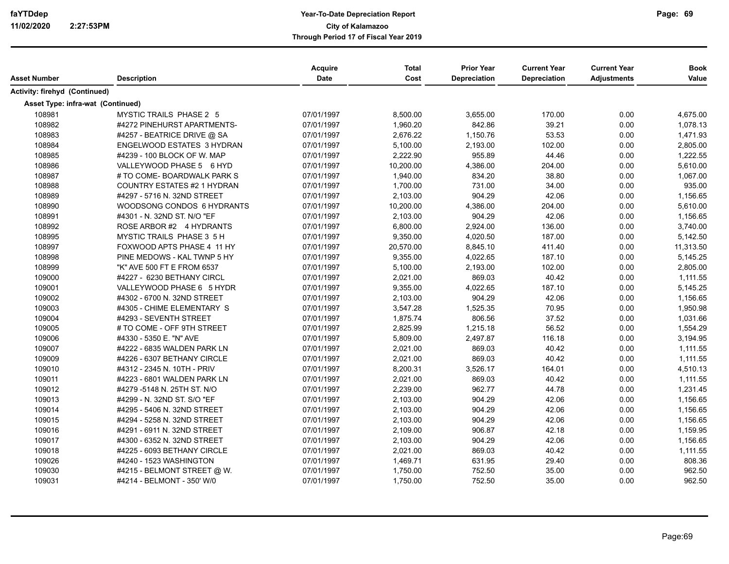| Asset Number | Description | Acquire Date | Total Cost | Prior Year Depreciation | Current Year Depreciation | Current Year Adjustments | Book Value |
|---|---|---|---|---|---|---|---|
| **Activity: firehyd (Continued)** | | | | | | | |
| **Asset Type: infra-wat (Continued)** | | | | | | | |
| 108981 | MYSTIC TRAILS PHASE 2 5 | 07/01/1997 | 8,500.00 | 3,655.00 | 170.00 | 0.00 | 4,675.00 |
| 108982 | #4272 PINEHURST APARTMENTS- | 07/01/1997 | 1,960.20 | 842.86 | 39.21 | 0.00 | 1,078.13 |
| 108983 | #4257 - BEATRICE DRIVE @ SA | 07/01/1997 | 2,676.22 | 1,150.76 | 53.53 | 0.00 | 1,471.93 |
| 108984 | ENGELWOOD ESTATES 3 HYDRAN | 07/01/1997 | 5,100.00 | 2,193.00 | 102.00 | 0.00 | 2,805.00 |
| 108985 | #4239 - 100 BLOCK OF W. MAP | 07/01/1997 | 2,222.90 | 955.89 | 44.46 | 0.00 | 1,222.55 |
| 108986 | VALLEYWOOD PHASE 5 6 HYD | 07/01/1997 | 10,200.00 | 4,386.00 | 204.00 | 0.00 | 5,610.00 |
| 108987 | # TO COME- BOARDWALK PARK S | 07/01/1997 | 1,940.00 | 834.20 | 38.80 | 0.00 | 1,067.00 |
| 108988 | COUNTRY ESTATES #2 1 HYDRAN | 07/01/1997 | 1,700.00 | 731.00 | 34.00 | 0.00 | 935.00 |
| 108989 | #4297 - 5716 N. 32ND STREET | 07/01/1997 | 2,103.00 | 904.29 | 42.06 | 0.00 | 1,156.65 |
| 108990 | WOODSONG CONDOS 6 HYDRANTS | 07/01/1997 | 10,200.00 | 4,386.00 | 204.00 | 0.00 | 5,610.00 |
| 108991 | #4301 - N. 32ND ST. N/O "EF | 07/01/1997 | 2,103.00 | 904.29 | 42.06 | 0.00 | 1,156.65 |
| 108992 | ROSE ARBOR #2 4 HYDRANTS | 07/01/1997 | 6,800.00 | 2,924.00 | 136.00 | 0.00 | 3,740.00 |
| 108995 | MYSTIC TRAILS PHASE 3 5 H | 07/01/1997 | 9,350.00 | 4,020.50 | 187.00 | 0.00 | 5,142.50 |
| 108997 | FOXWOOD APTS PHASE 4 11 HY | 07/01/1997 | 20,570.00 | 8,845.10 | 411.40 | 0.00 | 11,313.50 |
| 108998 | PINE MEDOWS - KAL TWNP 5 HY | 07/01/1997 | 9,355.00 | 4,022.65 | 187.10 | 0.00 | 5,145.25 |
| 108999 | "K" AVE 500 FT E FROM 6537 | 07/01/1997 | 5,100.00 | 2,193.00 | 102.00 | 0.00 | 2,805.00 |
| 109000 | #4227 - 6230 BETHANY CIRCL | 07/01/1997 | 2,021.00 | 869.03 | 40.42 | 0.00 | 1,111.55 |
| 109001 | VALLEYWOOD PHASE 6 5 HYDR | 07/01/1997 | 9,355.00 | 4,022.65 | 187.10 | 0.00 | 5,145.25 |
| 109002 | #4302 - 6700 N. 32ND STREET | 07/01/1997 | 2,103.00 | 904.29 | 42.06 | 0.00 | 1,156.65 |
| 109003 | #4305 - CHIME ELEMENTARY S | 07/01/1997 | 3,547.28 | 1,525.35 | 70.95 | 0.00 | 1,950.98 |
| 109004 | #4293 - SEVENTH STREET | 07/01/1997 | 1,875.74 | 806.56 | 37.52 | 0.00 | 1,031.66 |
| 109005 | # TO COME - OFF 9TH STREET | 07/01/1997 | 2,825.99 | 1,215.18 | 56.52 | 0.00 | 1,554.29 |
| 109006 | #4330 - 5350 E. "N" AVE | 07/01/1997 | 5,809.00 | 2,497.87 | 116.18 | 0.00 | 3,194.95 |
| 109007 | #4222 - 6835 WALDEN PARK LN | 07/01/1997 | 2,021.00 | 869.03 | 40.42 | 0.00 | 1,111.55 |
| 109009 | #4226 - 6307 BETHANY CIRCLE | 07/01/1997 | 2,021.00 | 869.03 | 40.42 | 0.00 | 1,111.55 |
| 109010 | #4312 - 2345 N. 10TH - PRIV | 07/01/1997 | 8,200.31 | 3,526.17 | 164.01 | 0.00 | 4,510.13 |
| 109011 | #4223 - 6801 WALDEN PARK LN | 07/01/1997 | 2,021.00 | 869.03 | 40.42 | 0.00 | 1,111.55 |
| 109012 | #4279 -5148 N. 25TH ST. N/O | 07/01/1997 | 2,239.00 | 962.77 | 44.78 | 0.00 | 1,231.45 |
| 109013 | #4299 - N. 32ND ST. S/O "EF | 07/01/1997 | 2,103.00 | 904.29 | 42.06 | 0.00 | 1,156.65 |
| 109014 | #4295 - 5406 N. 32ND STREET | 07/01/1997 | 2,103.00 | 904.29 | 42.06 | 0.00 | 1,156.65 |
| 109015 | #4294 - 5258 N. 32ND STREET | 07/01/1997 | 2,103.00 | 904.29 | 42.06 | 0.00 | 1,156.65 |
| 109016 | #4291 - 6911 N. 32ND STREET | 07/01/1997 | 2,109.00 | 906.87 | 42.18 | 0.00 | 1,159.95 |
| 109017 | #4300 - 6352 N. 32ND STREET | 07/01/1997 | 2,103.00 | 904.29 | 42.06 | 0.00 | 1,156.65 |
| 109018 | #4225 - 6093 BETHANY CIRCLE | 07/01/1997 | 2,021.00 | 869.03 | 40.42 | 0.00 | 1,111.55 |
| 109026 | #4240 - 1523 WASHINGTON | 07/01/1997 | 1,469.71 | 631.95 | 29.40 | 0.00 | 808.36 |
| 109030 | #4215 - BELMONT STREET @ W. | 07/01/1997 | 1,750.00 | 752.50 | 35.00 | 0.00 | 962.50 |
| 109031 | #4214 - BELMONT - 350' W/0 | 07/01/1997 | 1,750.00 | 752.50 | 35.00 | 0.00 | 962.50 |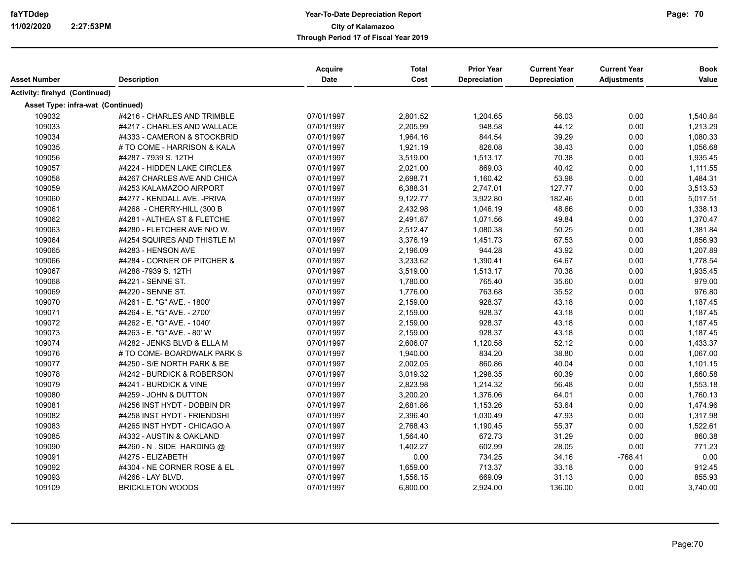**Year-To-Date Depreciation Report**
**City of Kalamazoo**
**Through Period 17 of Fiscal Year 2019**

| Asset Number | Description | Acquire Date | Total Cost | Prior Year Depreciation | Current Year Depreciation | Current Year Adjustments | Book Value |
|---|---|---|---|---|---|---|---|
| **Activity: firehyd (Continued)** | | | | | | | |
| **Asset Type: infra-wat (Continued)** | | | | | | | |
| 109032 | #4216 - CHARLES AND TRIMBLE | 07/01/1997 | 2,801.52 | 1,204.65 | 56.03 | 0.00 | 1,540.84 |
| 109033 | #4217 - CHARLES AND WALLACE | 07/01/1997 | 2,205.99 | 948.58 | 44.12 | 0.00 | 1,213.29 |
| 109034 | #4333 - CAMERON & STOCKBRID | 07/01/1997 | 1,964.16 | 844.54 | 39.29 | 0.00 | 1,080.33 |
| 109035 | # TO COME - HARRISON & KALA | 07/01/1997 | 1,921.19 | 826.08 | 38.43 | 0.00 | 1,056.68 |
| 109056 | #4287 - 7939 S. 12TH | 07/01/1997 | 3,519.00 | 1,513.17 | 70.38 | 0.00 | 1,935.45 |
| 109057 | #4224 - HIDDEN LAKE CIRCLE& | 07/01/1997 | 2,021.00 | 869.03 | 40.42 | 0.00 | 1,111.55 |
| 109058 | #4267 CHARLES AVE AND CHICA | 07/01/1997 | 2,698.71 | 1,160.42 | 53.98 | 0.00 | 1,484.31 |
| 109059 | #4253 KALAMAZOO AIRPORT | 07/01/1997 | 6,388.31 | 2,747.01 | 127.77 | 0.00 | 3,513.53 |
| 109060 | #4277 - KENDALL AVE. -PRIVA | 07/01/1997 | 9,122.77 | 3,922.80 | 182.46 | 0.00 | 5,017.51 |
| 109061 | #4268 - CHERRY-HILL (300 B | 07/01/1997 | 2,432.98 | 1,046.19 | 48.66 | 0.00 | 1,338.13 |
| 109062 | #4281 - ALTHEA ST & FLETCHE | 07/01/1997 | 2,491.87 | 1,071.56 | 49.84 | 0.00 | 1,370.47 |
| 109063 | #4280 - FLETCHER AVE N/O W. | 07/01/1997 | 2,512.47 | 1,080.38 | 50.25 | 0.00 | 1,381.84 |
| 109064 | #4254 SQUIRES AND THISTLE M | 07/01/1997 | 3,376.19 | 1,451.73 | 67.53 | 0.00 | 1,856.93 |
| 109065 | #4283 - HENSON AVE | 07/01/1997 | 2,196.09 | 944.28 | 43.92 | 0.00 | 1,207.89 |
| 109066 | #4284 - CORNER OF PITCHER & | 07/01/1997 | 3,233.62 | 1,390.41 | 64.67 | 0.00 | 1,778.54 |
| 109067 | #4288 -7939 S. 12TH | 07/01/1997 | 3,519.00 | 1,513.17 | 70.38 | 0.00 | 1,935.45 |
| 109068 | #4221 - SENNE ST. | 07/01/1997 | 1,780.00 | 765.40 | 35.60 | 0.00 | 979.00 |
| 109069 | #4220 - SENNE ST. | 07/01/1997 | 1,776.00 | 763.68 | 35.52 | 0.00 | 976.80 |
| 109070 | #4261 - E. "G" AVE. - 1800' | 07/01/1997 | 2,159.00 | 928.37 | 43.18 | 0.00 | 1,187.45 |
| 109071 | #4264 - E. "G" AVE. - 2700' | 07/01/1997 | 2,159.00 | 928.37 | 43.18 | 0.00 | 1,187.45 |
| 109072 | #4262 - E. "G" AVE. - 1040' | 07/01/1997 | 2,159.00 | 928.37 | 43.18 | 0.00 | 1,187.45 |
| 109073 | #4263 - E. "G" AVE. - 80' W | 07/01/1997 | 2,159.00 | 928.37 | 43.18 | 0.00 | 1,187.45 |
| 109074 | #4282 - JENKS BLVD & ELLA M | 07/01/1997 | 2,606.07 | 1,120.58 | 52.12 | 0.00 | 1,433.37 |
| 109076 | # TO COME- BOARDWALK PARK S | 07/01/1997 | 1,940.00 | 834.20 | 38.80 | 0.00 | 1,067.00 |
| 109077 | #4250 - S/E NORTH PARK & BE | 07/01/1997 | 2,002.05 | 860.86 | 40.04 | 0.00 | 1,101.15 |
| 109078 | #4242 - BURDICK & ROBERSON | 07/01/1997 | 3,019.32 | 1,298.35 | 60.39 | 0.00 | 1,660.58 |
| 109079 | #4241 - BURDICK & VINE | 07/01/1997 | 2,823.98 | 1,214.32 | 56.48 | 0.00 | 1,553.18 |
| 109080 | #4259 - JOHN & DUTTON | 07/01/1997 | 3,200.20 | 1,376.06 | 64.01 | 0.00 | 1,760.13 |
| 109081 | #4256 INST HYDT - DOBBIN DR | 07/01/1997 | 2,681.86 | 1,153.26 | 53.64 | 0.00 | 1,474.96 |
| 109082 | #4258 INST HYDT - FRIENDSHI | 07/01/1997 | 2,396.40 | 1,030.49 | 47.93 | 0.00 | 1,317.98 |
| 109083 | #4265 INST HYDT - CHICAGO A | 07/01/1997 | 2,768.43 | 1,190.45 | 55.37 | 0.00 | 1,522.61 |
| 109085 | #4332 - AUSTIN & OAKLAND | 07/01/1997 | 1,564.40 | 672.73 | 31.29 | 0.00 | 860.38 |
| 109090 | #4260 - N . SIDE HARDING @ | 07/01/1997 | 1,402.27 | 602.99 | 28.05 | 0.00 | 771.23 |
| 109091 | #4275 - ELIZABETH | 07/01/1997 | 0.00 | 734.25 | 34.16 | -768.41 | 0.00 |
| 109092 | #4304 - NE CORNER ROSE & EL | 07/01/1997 | 1,659.00 | 713.37 | 33.18 | 0.00 | 912.45 |
| 109093 | #4266 - LAY BLVD. | 07/01/1997 | 1,556.15 | 669.09 | 31.13 | 0.00 | 855.93 |
| 109109 | BRICKLETON WOODS | 07/01/1997 | 6,800.00 | 2,924.00 | 136.00 | 0.00 | 3,740.00 |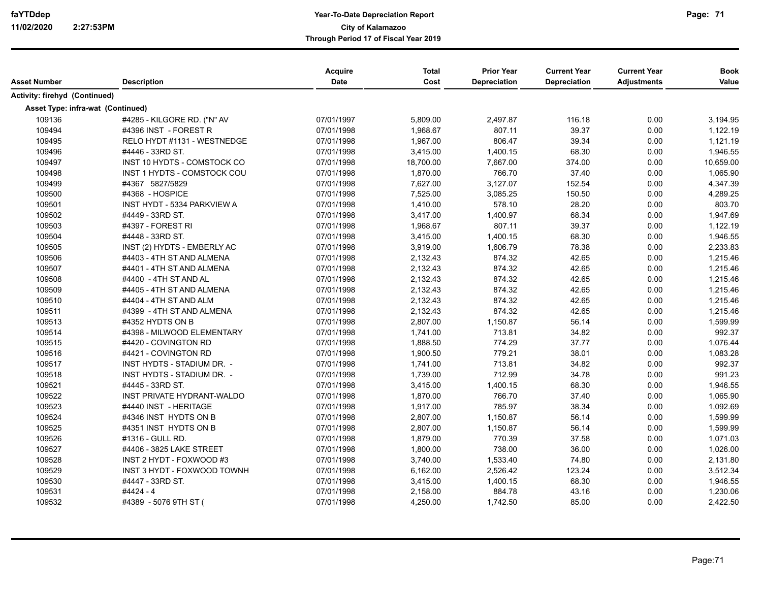| Asset Number | Description | Acquire Date | Total Cost | Prior Year Depreciation | Current Year Depreciation | Current Year Adjustments | Book Value |
|---|---|---|---|---|---|---|---|
| **Activity: firehyd (Continued)** | | | | | | | |
| **Asset Type: infra-wat (Continued)** | | | | | | | |
| 109136 | #4285 - KILGORE RD. ("N" AV | 07/01/1997 | 5,809.00 | 2,497.87 | 116.18 | 0.00 | 3,194.95 |
| 109494 | #4396 INST - FOREST R | 07/01/1998 | 1,968.67 | 807.11 | 39.37 | 0.00 | 1,122.19 |
| 109495 | RELO HYDT #1131 - WESTNEDGE | 07/01/1998 | 1,967.00 | 806.47 | 39.34 | 0.00 | 1,121.19 |
| 109496 | #4446 - 33RD ST. | 07/01/1998 | 3,415.00 | 1,400.15 | 68.30 | 0.00 | 1,946.55 |
| 109497 | INST 10 HYDTS - COMSTOCK CO | 07/01/1998 | 18,700.00 | 7,667.00 | 374.00 | 0.00 | 10,659.00 |
| 109498 | INST 1 HYDTS - COMSTOCK COU | 07/01/1998 | 1,870.00 | 766.70 | 37.40 | 0.00 | 1,065.90 |
| 109499 | #4367 5827/5829 | 07/01/1998 | 7,627.00 | 3,127.07 | 152.54 | 0.00 | 4,347.39 |
| 109500 | #4368 - HOSPICE | 07/01/1998 | 7,525.00 | 3,085.25 | 150.50 | 0.00 | 4,289.25 |
| 109501 | INST HYDT - 5334 PARKVIEW A | 07/01/1998 | 1,410.00 | 578.10 | 28.20 | 0.00 | 803.70 |
| 109502 | #4449 - 33RD ST. | 07/01/1998 | 3,417.00 | 1,400.97 | 68.34 | 0.00 | 1,947.69 |
| 109503 | #4397 - FOREST RI | 07/01/1998 | 1,968.67 | 807.11 | 39.37 | 0.00 | 1,122.19 |
| 109504 | #4448 - 33RD ST. | 07/01/1998 | 3,415.00 | 1,400.15 | 68.30 | 0.00 | 1,946.55 |
| 109505 | INST (2) HYDTS - EMBERLY AC | 07/01/1998 | 3,919.00 | 1,606.79 | 78.38 | 0.00 | 2,233.83 |
| 109506 | #4403 - 4TH ST AND ALMENA | 07/01/1998 | 2,132.43 | 874.32 | 42.65 | 0.00 | 1,215.46 |
| 109507 | #4401 - 4TH ST AND ALMENA | 07/01/1998 | 2,132.43 | 874.32 | 42.65 | 0.00 | 1,215.46 |
| 109508 | #4400 - 4TH ST AND AL | 07/01/1998 | 2,132.43 | 874.32 | 42.65 | 0.00 | 1,215.46 |
| 109509 | #4405 - 4TH ST AND ALMENA | 07/01/1998 | 2,132.43 | 874.32 | 42.65 | 0.00 | 1,215.46 |
| 109510 | #4404 - 4TH ST AND ALM | 07/01/1998 | 2,132.43 | 874.32 | 42.65 | 0.00 | 1,215.46 |
| 109511 | #4399 - 4TH ST AND ALMENA | 07/01/1998 | 2,132.43 | 874.32 | 42.65 | 0.00 | 1,215.46 |
| 109513 | #4352 HYDTS ON B | 07/01/1998 | 2,807.00 | 1,150.87 | 56.14 | 0.00 | 1,599.99 |
| 109514 | #4398 - MILWOOD ELEMENTARY | 07/01/1998 | 1,741.00 | 713.81 | 34.82 | 0.00 | 992.37 |
| 109515 | #4420 - COVINGTON RD | 07/01/1998 | 1,888.50 | 774.29 | 37.77 | 0.00 | 1,076.44 |
| 109516 | #4421 - COVINGTON RD | 07/01/1998 | 1,900.50 | 779.21 | 38.01 | 0.00 | 1,083.28 |
| 109517 | INST HYDTS - STADIUM DR. - | 07/01/1998 | 1,741.00 | 713.81 | 34.82 | 0.00 | 992.37 |
| 109518 | INST HYDTS - STADIUM DR. - | 07/01/1998 | 1,739.00 | 712.99 | 34.78 | 0.00 | 991.23 |
| 109521 | #4445 - 33RD ST. | 07/01/1998 | 3,415.00 | 1,400.15 | 68.30 | 0.00 | 1,946.55 |
| 109522 | INST PRIVATE HYDRANT-WALDO | 07/01/1998 | 1,870.00 | 766.70 | 37.40 | 0.00 | 1,065.90 |
| 109523 | #4440 INST - HERITAGE | 07/01/1998 | 1,917.00 | 785.97 | 38.34 | 0.00 | 1,092.69 |
| 109524 | #4346 INST HYDTS ON B | 07/01/1998 | 2,807.00 | 1,150.87 | 56.14 | 0.00 | 1,599.99 |
| 109525 | #4351 INST HYDTS ON B | 07/01/1998 | 2,807.00 | 1,150.87 | 56.14 | 0.00 | 1,599.99 |
| 109526 | #1316 - GULL RD. | 07/01/1998 | 1,879.00 | 770.39 | 37.58 | 0.00 | 1,071.03 |
| 109527 | #4406 - 3825 LAKE STREET | 07/01/1998 | 1,800.00 | 738.00 | 36.00 | 0.00 | 1,026.00 |
| 109528 | INST 2 HYDT - FOXWOOD #3 | 07/01/1998 | 3,740.00 | 1,533.40 | 74.80 | 0.00 | 2,131.80 |
| 109529 | INST 3 HYDT - FOXWOOD TOWNH | 07/01/1998 | 6,162.00 | 2,526.42 | 123.24 | 0.00 | 3,512.34 |
| 109530 | #4447 - 33RD ST. | 07/01/1998 | 3,415.00 | 1,400.15 | 68.30 | 0.00 | 1,946.55 |
| 109531 | #4424 - 4 | 07/01/1998 | 2,158.00 | 884.78 | 43.16 | 0.00 | 1,230.06 |
| 109532 | #4389 - 5076 9TH ST ( | 07/01/1998 | 4,250.00 | 1,742.50 | 85.00 | 0.00 | 2,422.50 |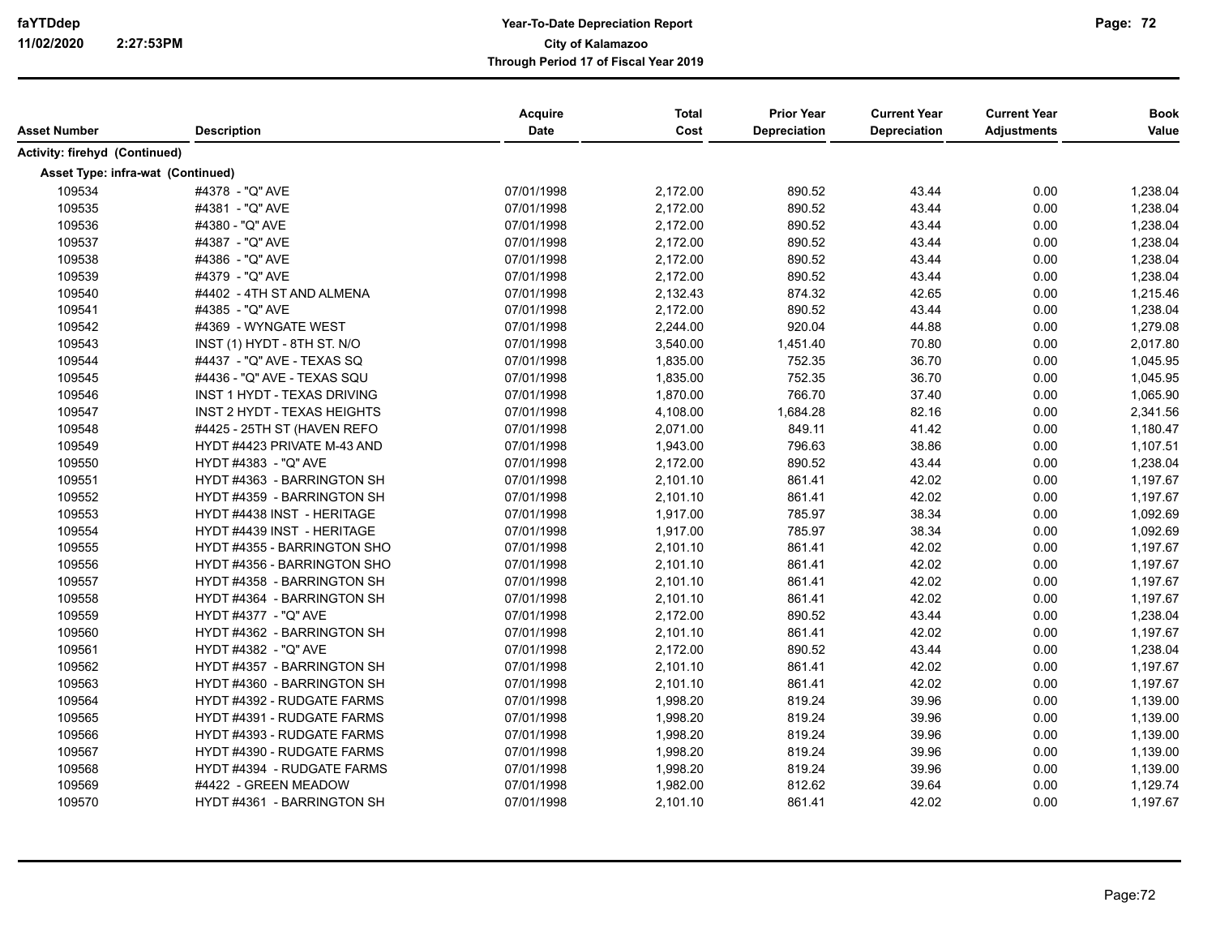| Asset Number | Description | Acquire Date | Total Cost | Prior Year Depreciation | Current Year Depreciation | Current Year Adjustments | Book Value |
|---|---|---|---|---|---|---|---|
| **Activity: firehyd (Continued)** | | | | | | | |
| **Asset Type: infra-wat (Continued)** | | | | | | | |
| 109534 | #4378 - "Q" AVE | 07/01/1998 | 2,172.00 | 890.52 | 43.44 | 0.00 | 1,238.04 |
| 109535 | #4381 - "Q" AVE | 07/01/1998 | 2,172.00 | 890.52 | 43.44 | 0.00 | 1,238.04 |
| 109536 | #4380 - "Q" AVE | 07/01/1998 | 2,172.00 | 890.52 | 43.44 | 0.00 | 1,238.04 |
| 109537 | #4387 - "Q" AVE | 07/01/1998 | 2,172.00 | 890.52 | 43.44 | 0.00 | 1,238.04 |
| 109538 | #4386 - "Q" AVE | 07/01/1998 | 2,172.00 | 890.52 | 43.44 | 0.00 | 1,238.04 |
| 109539 | #4379 - "Q" AVE | 07/01/1998 | 2,172.00 | 890.52 | 43.44 | 0.00 | 1,238.04 |
| 109540 | #4402 - 4TH ST AND ALMENA | 07/01/1998 | 2,132.43 | 874.32 | 42.65 | 0.00 | 1,215.46 |
| 109541 | #4385 - "Q" AVE | 07/01/1998 | 2,172.00 | 890.52 | 43.44 | 0.00 | 1,238.04 |
| 109542 | #4369 - WYNGATE WEST | 07/01/1998 | 2,244.00 | 920.04 | 44.88 | 0.00 | 1,279.08 |
| 109543 | INST (1) HYDT - 8TH ST. N/O | 07/01/1998 | 3,540.00 | 1,451.40 | 70.80 | 0.00 | 2,017.80 |
| 109544 | #4437 - "Q" AVE - TEXAS SQ | 07/01/1998 | 1,835.00 | 752.35 | 36.70 | 0.00 | 1,045.95 |
| 109545 | #4436 - "Q" AVE - TEXAS SQU | 07/01/1998 | 1,835.00 | 752.35 | 36.70 | 0.00 | 1,045.95 |
| 109546 | INST 1 HYDT - TEXAS DRIVING | 07/01/1998 | 1,870.00 | 766.70 | 37.40 | 0.00 | 1,065.90 |
| 109547 | INST 2 HYDT - TEXAS HEIGHTS | 07/01/1998 | 4,108.00 | 1,684.28 | 82.16 | 0.00 | 2,341.56 |
| 109548 | #4425 - 25TH ST (HAVEN REFO | 07/01/1998 | 2,071.00 | 849.11 | 41.42 | 0.00 | 1,180.47 |
| 109549 | HYDT #4423 PRIVATE M-43 AND | 07/01/1998 | 1,943.00 | 796.63 | 38.86 | 0.00 | 1,107.51 |
| 109550 | HYDT #4383 - "Q" AVE | 07/01/1998 | 2,172.00 | 890.52 | 43.44 | 0.00 | 1,238.04 |
| 109551 | HYDT #4363 - BARRINGTON SH | 07/01/1998 | 2,101.10 | 861.41 | 42.02 | 0.00 | 1,197.67 |
| 109552 | HYDT #4359 - BARRINGTON SH | 07/01/1998 | 2,101.10 | 861.41 | 42.02 | 0.00 | 1,197.67 |
| 109553 | HYDT #4438 INST - HERITAGE | 07/01/1998 | 1,917.00 | 785.97 | 38.34 | 0.00 | 1,092.69 |
| 109554 | HYDT #4439 INST - HERITAGE | 07/01/1998 | 1,917.00 | 785.97 | 38.34 | 0.00 | 1,092.69 |
| 109555 | HYDT #4355 - BARRINGTON SHO | 07/01/1998 | 2,101.10 | 861.41 | 42.02 | 0.00 | 1,197.67 |
| 109556 | HYDT #4356 - BARRINGTON SHO | 07/01/1998 | 2,101.10 | 861.41 | 42.02 | 0.00 | 1,197.67 |
| 109557 | HYDT #4358 - BARRINGTON SH | 07/01/1998 | 2,101.10 | 861.41 | 42.02 | 0.00 | 1,197.67 |
| 109558 | HYDT #4364 - BARRINGTON SH | 07/01/1998 | 2,101.10 | 861.41 | 42.02 | 0.00 | 1,197.67 |
| 109559 | HYDT #4377 - "Q" AVE | 07/01/1998 | 2,172.00 | 890.52 | 43.44 | 0.00 | 1,238.04 |
| 109560 | HYDT #4362 - BARRINGTON SH | 07/01/1998 | 2,101.10 | 861.41 | 42.02 | 0.00 | 1,197.67 |
| 109561 | HYDT #4382 - "Q" AVE | 07/01/1998 | 2,172.00 | 890.52 | 43.44 | 0.00 | 1,238.04 |
| 109562 | HYDT #4357 - BARRINGTON SH | 07/01/1998 | 2,101.10 | 861.41 | 42.02 | 0.00 | 1,197.67 |
| 109563 | HYDT #4360 - BARRINGTON SH | 07/01/1998 | 2,101.10 | 861.41 | 42.02 | 0.00 | 1,197.67 |
| 109564 | HYDT #4392 - RUDGATE FARMS | 07/01/1998 | 1,998.20 | 819.24 | 39.96 | 0.00 | 1,139.00 |
| 109565 | HYDT #4391 - RUDGATE FARMS | 07/01/1998 | 1,998.20 | 819.24 | 39.96 | 0.00 | 1,139.00 |
| 109566 | HYDT #4393 - RUDGATE FARMS | 07/01/1998 | 1,998.20 | 819.24 | 39.96 | 0.00 | 1,139.00 |
| 109567 | HYDT #4390 - RUDGATE FARMS | 07/01/1998 | 1,998.20 | 819.24 | 39.96 | 0.00 | 1,139.00 |
| 109568 | HYDT #4394 - RUDGATE FARMS | 07/01/1998 | 1,998.20 | 819.24 | 39.96 | 0.00 | 1,139.00 |
| 109569 | #4422 - GREEN MEADOW | 07/01/1998 | 1,982.00 | 812.62 | 39.64 | 0.00 | 1,129.74 |
| 109570 | HYDT #4361 - BARRINGTON SH | 07/01/1998 | 2,101.10 | 861.41 | 42.02 | 0.00 | 1,197.67 |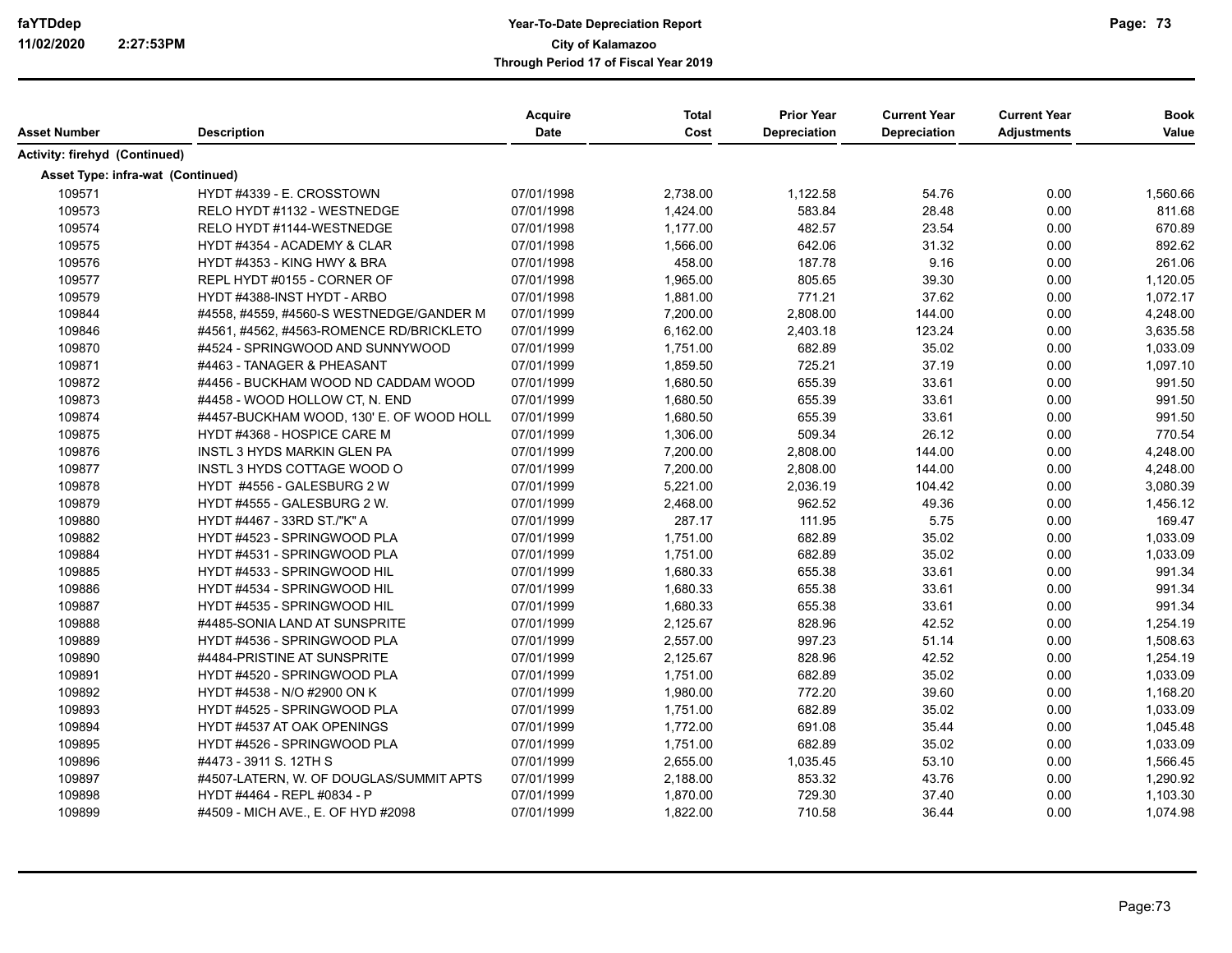| Asset Number | Description | Acquire Date | Total Cost | Prior Year Depreciation | Current Year Depreciation | Current Year Adjustments | Book Value |
|---|---|---|---|---|---|---|---|
| **Activity: firehyd (Continued)** | | | | | | | |
| **Asset Type: infra-wat (Continued)** | | | | | | | |
| 109571 | HYDT #4339 - E. CROSSTOWN | 07/01/1998 | 2,738.00 | 1,122.58 | 54.76 | 0.00 | 1,560.66 |
| 109573 | RELO HYDT #1132 - WESTNEDGE | 07/01/1998 | 1,424.00 | 583.84 | 28.48 | 0.00 | 811.68 |
| 109574 | RELO HYDT #1144-WESTNEDGE | 07/01/1998 | 1,177.00 | 482.57 | 23.54 | 0.00 | 670.89 |
| 109575 | HYDT #4354 - ACADEMY & CLAR | 07/01/1998 | 1,566.00 | 642.06 | 31.32 | 0.00 | 892.62 |
| 109576 | HYDT #4353 - KING HWY & BRA | 07/01/1998 | 458.00 | 187.78 | 9.16 | 0.00 | 261.06 |
| 109577 | REPL HYDT #0155 - CORNER OF | 07/01/1998 | 1,965.00 | 805.65 | 39.30 | 0.00 | 1,120.05 |
| 109579 | HYDT #4388-INST HYDT - ARBO | 07/01/1998 | 1,881.00 | 771.21 | 37.62 | 0.00 | 1,072.17 |
| 109844 | #4558, #4559, #4560-S WESTNEDGE/GANDER M | 07/01/1999 | 7,200.00 | 2,808.00 | 144.00 | 0.00 | 4,248.00 |
| 109846 | #4561, #4562, #4563-ROMENCE RD/BRICKLETO | 07/01/1999 | 6,162.00 | 2,403.18 | 123.24 | 0.00 | 3,635.58 |
| 109870 | #4524 - SPRINGWOOD AND SUNNYWOOD | 07/01/1999 | 1,751.00 | 682.89 | 35.02 | 0.00 | 1,033.09 |
| 109871 | #4463 - TANAGER & PHEASANT | 07/01/1999 | 1,859.50 | 725.21 | 37.19 | 0.00 | 1,097.10 |
| 109872 | #4456 - BUCKHAM WOOD ND CADDAM WOOD | 07/01/1999 | 1,680.50 | 655.39 | 33.61 | 0.00 | 991.50 |
| 109873 | #4458 - WOOD HOLLOW CT, N. END | 07/01/1999 | 1,680.50 | 655.39 | 33.61 | 0.00 | 991.50 |
| 109874 | #4457-BUCKHAM WOOD, 130' E. OF WOOD HOLL | 07/01/1999 | 1,680.50 | 655.39 | 33.61 | 0.00 | 991.50 |
| 109875 | HYDT #4368 - HOSPICE CARE M | 07/01/1999 | 1,306.00 | 509.34 | 26.12 | 0.00 | 770.54 |
| 109876 | INSTL 3 HYDS MARKIN GLEN PA | 07/01/1999 | 7,200.00 | 2,808.00 | 144.00 | 0.00 | 4,248.00 |
| 109877 | INSTL 3 HYDS COTTAGE WOOD O | 07/01/1999 | 7,200.00 | 2,808.00 | 144.00 | 0.00 | 4,248.00 |
| 109878 | HYDT #4556 - GALESBURG 2 W | 07/01/1999 | 5,221.00 | 2,036.19 | 104.42 | 0.00 | 3,080.39 |
| 109879 | HYDT #4555 - GALESBURG 2 W. | 07/01/1999 | 2,468.00 | 962.52 | 49.36 | 0.00 | 1,456.12 |
| 109880 | HYDT #4467 - 33RD ST./"K" A | 07/01/1999 | 287.17 | 111.95 | 5.75 | 0.00 | 169.47 |
| 109882 | HYDT #4523 - SPRINGWOOD PLA | 07/01/1999 | 1,751.00 | 682.89 | 35.02 | 0.00 | 1,033.09 |
| 109884 | HYDT #4531 - SPRINGWOOD PLA | 07/01/1999 | 1,751.00 | 682.89 | 35.02 | 0.00 | 1,033.09 |
| 109885 | HYDT #4533 - SPRINGWOOD HIL | 07/01/1999 | 1,680.33 | 655.38 | 33.61 | 0.00 | 991.34 |
| 109886 | HYDT #4534 - SPRINGWOOD HIL | 07/01/1999 | 1,680.33 | 655.38 | 33.61 | 0.00 | 991.34 |
| 109887 | HYDT #4535 - SPRINGWOOD HIL | 07/01/1999 | 1,680.33 | 655.38 | 33.61 | 0.00 | 991.34 |
| 109888 | #4485-SONIA LAND AT SUNSPRITE | 07/01/1999 | 2,125.67 | 828.96 | 42.52 | 0.00 | 1,254.19 |
| 109889 | HYDT #4536 - SPRINGWOOD PLA | 07/01/1999 | 2,557.00 | 997.23 | 51.14 | 0.00 | 1,508.63 |
| 109890 | #4484-PRISTINE AT SUNSPRITE | 07/01/1999 | 2,125.67 | 828.96 | 42.52 | 0.00 | 1,254.19 |
| 109891 | HYDT #4520 - SPRINGWOOD PLA | 07/01/1999 | 1,751.00 | 682.89 | 35.02 | 0.00 | 1,033.09 |
| 109892 | HYDT #4538 - N/O #2900 ON K | 07/01/1999 | 1,980.00 | 772.20 | 39.60 | 0.00 | 1,168.20 |
| 109893 | HYDT #4525 - SPRINGWOOD PLA | 07/01/1999 | 1,751.00 | 682.89 | 35.02 | 0.00 | 1,033.09 |
| 109894 | HYDT #4537 AT OAK OPENINGS | 07/01/1999 | 1,772.00 | 691.08 | 35.44 | 0.00 | 1,045.48 |
| 109895 | HYDT #4526 - SPRINGWOOD PLA | 07/01/1999 | 1,751.00 | 682.89 | 35.02 | 0.00 | 1,033.09 |
| 109896 | #4473 - 3911 S. 12TH S | 07/01/1999 | 2,655.00 | 1,035.45 | 53.10 | 0.00 | 1,566.45 |
| 109897 | #4507-LATERN, W. OF DOUGLAS/SUMMIT APTS | 07/01/1999 | 2,188.00 | 853.32 | 43.76 | 0.00 | 1,290.92 |
| 109898 | HYDT #4464 - REPL #0834 - P | 07/01/1999 | 1,870.00 | 729.30 | 37.40 | 0.00 | 1,103.30 |
| 109899 | #4509 - MICH AVE., E. OF HYD #2098 | 07/01/1999 | 1,822.00 | 710.58 | 36.44 | 0.00 | 1,074.98 |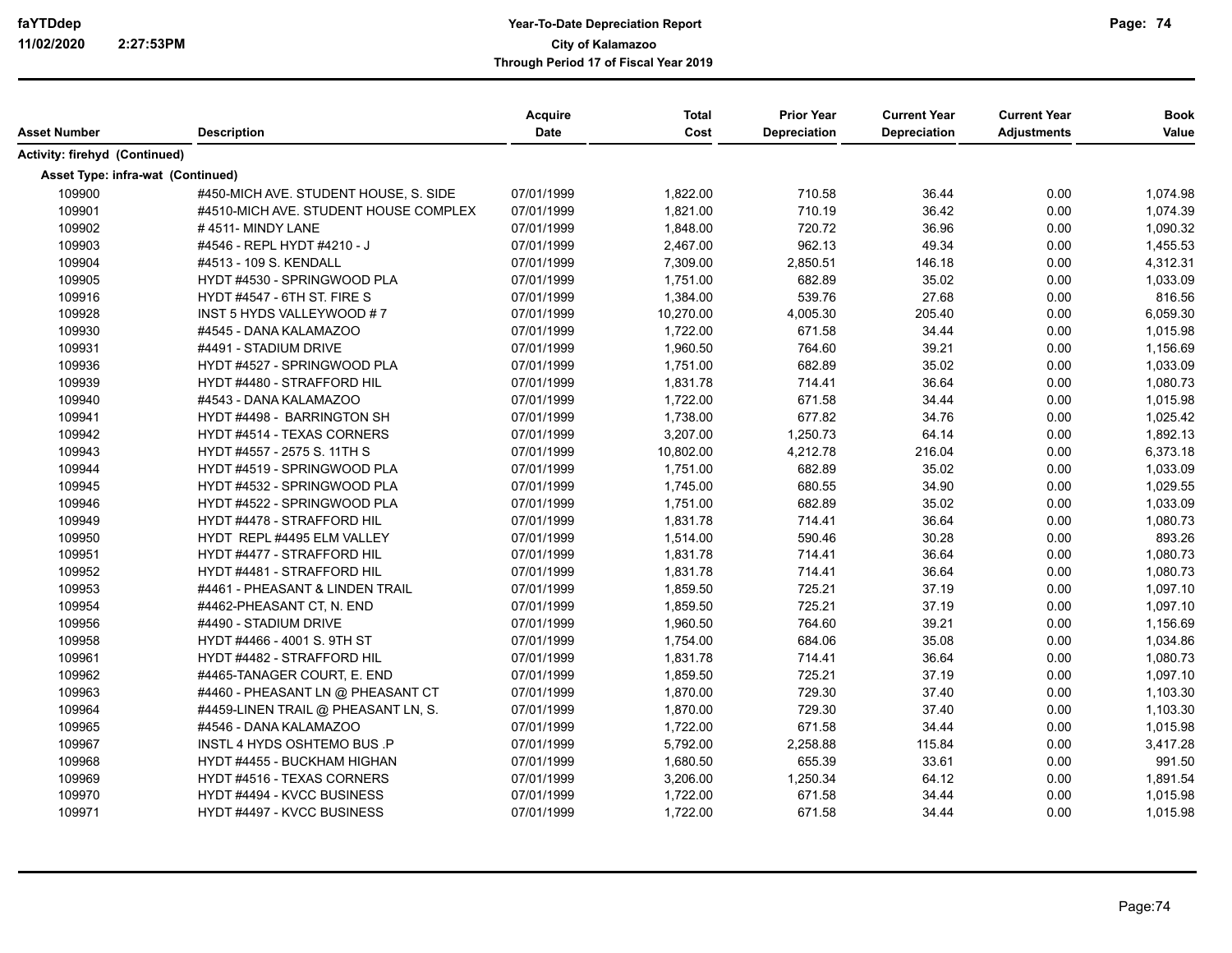| Asset Number | Description | Acquire Date | Total Cost | Prior Year Depreciation | Current Year Depreciation | Current Year Adjustments | Book Value |
|---|---|---|---|---|---|---|---|
| **Activity: firehyd (Continued)** | | | | | | | |
| **Asset Type: infra-wat (Continued)** | | | | | | | |
| 109900 | #450-MICH AVE. STUDENT HOUSE, S. SIDE | 07/01/1999 | 1,822.00 | 710.58 | 36.44 | 0.00 | 1,074.98 |
| 109901 | #4510-MICH AVE. STUDENT HOUSE COMPLEX | 07/01/1999 | 1,821.00 | 710.19 | 36.42 | 0.00 | 1,074.39 |
| 109902 | # 4511- MINDY LANE | 07/01/1999 | 1,848.00 | 720.72 | 36.96 | 0.00 | 1,090.32 |
| 109903 | #4546 - REPL HYDT #4210 - J | 07/01/1999 | 2,467.00 | 962.13 | 49.34 | 0.00 | 1,455.53 |
| 109904 | #4513 - 109 S. KENDALL | 07/01/1999 | 7,309.00 | 2,850.51 | 146.18 | 0.00 | 4,312.31 |
| 109905 | HYDT #4530 - SPRINGWOOD PLA | 07/01/1999 | 1,751.00 | 682.89 | 35.02 | 0.00 | 1,033.09 |
| 109916 | HYDT #4547 - 6TH ST. FIRE S | 07/01/1999 | 1,384.00 | 539.76 | 27.68 | 0.00 | 816.56 |
| 109928 | INST 5 HYDS VALLEYWOOD # 7 | 07/01/1999 | 10,270.00 | 4,005.30 | 205.40 | 0.00 | 6,059.30 |
| 109930 | #4545 - DANA KALAMAZOO | 07/01/1999 | 1,722.00 | 671.58 | 34.44 | 0.00 | 1,015.98 |
| 109931 | #4491 - STADIUM DRIVE | 07/01/1999 | 1,960.50 | 764.60 | 39.21 | 0.00 | 1,156.69 |
| 109936 | HYDT #4527 - SPRINGWOOD PLA | 07/01/1999 | 1,751.00 | 682.89 | 35.02 | 0.00 | 1,033.09 |
| 109939 | HYDT #4480 - STRAFFORD HIL | 07/01/1999 | 1,831.78 | 714.41 | 36.64 | 0.00 | 1,080.73 |
| 109940 | #4543 - DANA KALAMAZOO | 07/01/1999 | 1,722.00 | 671.58 | 34.44 | 0.00 | 1,015.98 |
| 109941 | HYDT #4498 - BARRINGTON SH | 07/01/1999 | 1,738.00 | 677.82 | 34.76 | 0.00 | 1,025.42 |
| 109942 | HYDT #4514 - TEXAS CORNERS | 07/01/1999 | 3,207.00 | 1,250.73 | 64.14 | 0.00 | 1,892.13 |
| 109943 | HYDT #4557 - 2575 S. 11TH S | 07/01/1999 | 10,802.00 | 4,212.78 | 216.04 | 0.00 | 6,373.18 |
| 109944 | HYDT #4519 - SPRINGWOOD PLA | 07/01/1999 | 1,751.00 | 682.89 | 35.02 | 0.00 | 1,033.09 |
| 109945 | HYDT #4532 - SPRINGWOOD PLA | 07/01/1999 | 1,745.00 | 680.55 | 34.90 | 0.00 | 1,029.55 |
| 109946 | HYDT #4522 - SPRINGWOOD PLA | 07/01/1999 | 1,751.00 | 682.89 | 35.02 | 0.00 | 1,033.09 |
| 109949 | HYDT #4478 - STRAFFORD HIL | 07/01/1999 | 1,831.78 | 714.41 | 36.64 | 0.00 | 1,080.73 |
| 109950 | HYDT REPL #4495 ELM VALLEY | 07/01/1999 | 1,514.00 | 590.46 | 30.28 | 0.00 | 893.26 |
| 109951 | HYDT #4477 - STRAFFORD HIL | 07/01/1999 | 1,831.78 | 714.41 | 36.64 | 0.00 | 1,080.73 |
| 109952 | HYDT #4481 - STRAFFORD HIL | 07/01/1999 | 1,831.78 | 714.41 | 36.64 | 0.00 | 1,080.73 |
| 109953 | #4461 - PHEASANT & LINDEN TRAIL | 07/01/1999 | 1,859.50 | 725.21 | 37.19 | 0.00 | 1,097.10 |
| 109954 | #4462-PHEASANT CT, N. END | 07/01/1999 | 1,859.50 | 725.21 | 37.19 | 0.00 | 1,097.10 |
| 109956 | #4490 - STADIUM DRIVE | 07/01/1999 | 1,960.50 | 764.60 | 39.21 | 0.00 | 1,156.69 |
| 109958 | HYDT #4466 - 4001 S. 9TH ST | 07/01/1999 | 1,754.00 | 684.06 | 35.08 | 0.00 | 1,034.86 |
| 109961 | HYDT #4482 - STRAFFORD HIL | 07/01/1999 | 1,831.78 | 714.41 | 36.64 | 0.00 | 1,080.73 |
| 109962 | #4465-TANAGER COURT, E. END | 07/01/1999 | 1,859.50 | 725.21 | 37.19 | 0.00 | 1,097.10 |
| 109963 | #4460 - PHEASANT LN @ PHEASANT CT | 07/01/1999 | 1,870.00 | 729.30 | 37.40 | 0.00 | 1,103.30 |
| 109964 | #4459-LINEN TRAIL @ PHEASANT LN, S. | 07/01/1999 | 1,870.00 | 729.30 | 37.40 | 0.00 | 1,103.30 |
| 109965 | #4546 - DANA KALAMAZOO | 07/01/1999 | 1,722.00 | 671.58 | 34.44 | 0.00 | 1,015.98 |
| 109967 | INSTL 4 HYDS OSHTEMO BUS .P | 07/01/1999 | 5,792.00 | 2,258.88 | 115.84 | 0.00 | 3,417.28 |
| 109968 | HYDT #4455 - BUCKHAM HIGHAN | 07/01/1999 | 1,680.50 | 655.39 | 33.61 | 0.00 | 991.50 |
| 109969 | HYDT #4516 - TEXAS CORNERS | 07/01/1999 | 3,206.00 | 1,250.34 | 64.12 | 0.00 | 1,891.54 |
| 109970 | HYDT #4494 - KVCC BUSINESS | 07/01/1999 | 1,722.00 | 671.58 | 34.44 | 0.00 | 1,015.98 |
| 109971 | HYDT #4497 - KVCC BUSINESS | 07/01/1999 | 1,722.00 | 671.58 | 34.44 | 0.00 | 1,015.98 |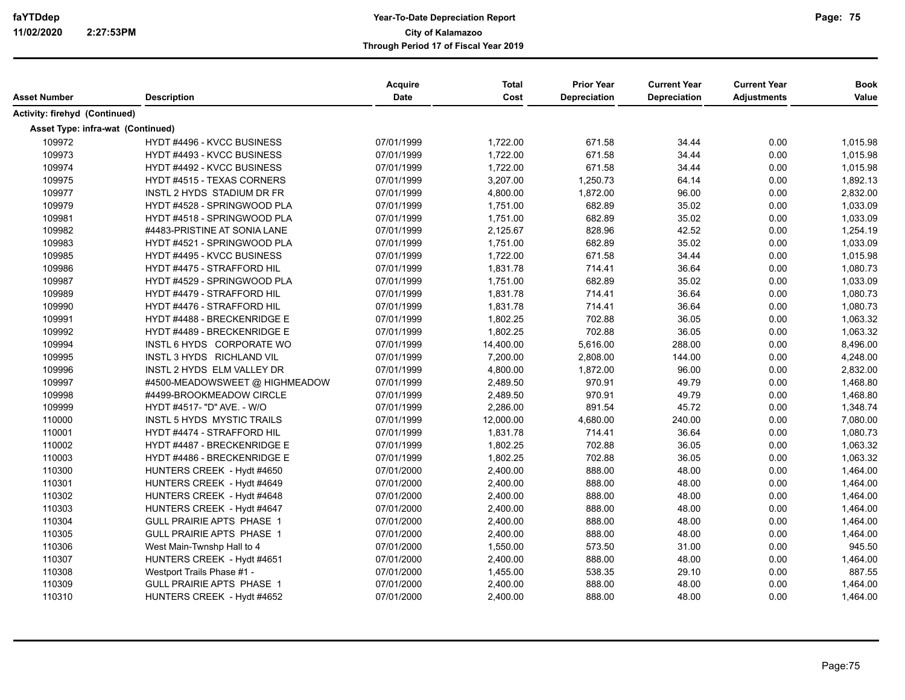| Asset Number | Description | Acquire Date | Total Cost | Prior Year Depreciation | Current Year Depreciation | Current Year Adjustments | Book Value |
|---|---|---|---|---|---|---|---|
| **Activity: firehyd (Continued)** | | | | | | | |
| **Asset Type: infra-wat (Continued)** | | | | | | | |
| 109972 | HYDT #4496 - KVCC BUSINESS | 07/01/1999 | 1,722.00 | 671.58 | 34.44 | 0.00 | 1,015.98 |
| 109973 | HYDT #4493 - KVCC BUSINESS | 07/01/1999 | 1,722.00 | 671.58 | 34.44 | 0.00 | 1,015.98 |
| 109974 | HYDT #4492 - KVCC BUSINESS | 07/01/1999 | 1,722.00 | 671.58 | 34.44 | 0.00 | 1,015.98 |
| 109975 | HYDT #4515 - TEXAS CORNERS | 07/01/1999 | 3,207.00 | 1,250.73 | 64.14 | 0.00 | 1,892.13 |
| 109977 | INSTL 2 HYDS STADIUM DR FR | 07/01/1999 | 4,800.00 | 1,872.00 | 96.00 | 0.00 | 2,832.00 |
| 109979 | HYDT #4528 - SPRINGWOOD PLA | 07/01/1999 | 1,751.00 | 682.89 | 35.02 | 0.00 | 1,033.09 |
| 109981 | HYDT #4518 - SPRINGWOOD PLA | 07/01/1999 | 1,751.00 | 682.89 | 35.02 | 0.00 | 1,033.09 |
| 109982 | #4483-PRISTINE AT SONIA LANE | 07/01/1999 | 2,125.67 | 828.96 | 42.52 | 0.00 | 1,254.19 |
| 109983 | HYDT #4521 - SPRINGWOOD PLA | 07/01/1999 | 1,751.00 | 682.89 | 35.02 | 0.00 | 1,033.09 |
| 109985 | HYDT #4495 - KVCC BUSINESS | 07/01/1999 | 1,722.00 | 671.58 | 34.44 | 0.00 | 1,015.98 |
| 109986 | HYDT #4475 - STRAFFORD HIL | 07/01/1999 | 1,831.78 | 714.41 | 36.64 | 0.00 | 1,080.73 |
| 109987 | HYDT #4529 - SPRINGWOOD PLA | 07/01/1999 | 1,751.00 | 682.89 | 35.02 | 0.00 | 1,033.09 |
| 109989 | HYDT #4479 - STRAFFORD HIL | 07/01/1999 | 1,831.78 | 714.41 | 36.64 | 0.00 | 1,080.73 |
| 109990 | HYDT #4476 - STRAFFORD HIL | 07/01/1999 | 1,831.78 | 714.41 | 36.64 | 0.00 | 1,080.73 |
| 109991 | HYDT #4488 - BRECKENRIDGE E | 07/01/1999 | 1,802.25 | 702.88 | 36.05 | 0.00 | 1,063.32 |
| 109992 | HYDT #4489 - BRECKENRIDGE E | 07/01/1999 | 1,802.25 | 702.88 | 36.05 | 0.00 | 1,063.32 |
| 109994 | INSTL 6 HYDS CORPORATE WO | 07/01/1999 | 14,400.00 | 5,616.00 | 288.00 | 0.00 | 8,496.00 |
| 109995 | INSTL 3 HYDS RICHLAND VIL | 07/01/1999 | 7,200.00 | 2,808.00 | 144.00 | 0.00 | 4,248.00 |
| 109996 | INSTL 2 HYDS ELM VALLEY DR | 07/01/1999 | 4,800.00 | 1,872.00 | 96.00 | 0.00 | 2,832.00 |
| 109997 | #4500-MEADOWSWEET @ HIGHMEADOW | 07/01/1999 | 2,489.50 | 970.91 | 49.79 | 0.00 | 1,468.80 |
| 109998 | #4499-BROOKMEADOW CIRCLE | 07/01/1999 | 2,489.50 | 970.91 | 49.79 | 0.00 | 1,468.80 |
| 109999 | HYDT #4517- "D" AVE. - W/O | 07/01/1999 | 2,286.00 | 891.54 | 45.72 | 0.00 | 1,348.74 |
| 110000 | INSTL 5 HYDS MYSTIC TRAILS | 07/01/1999 | 12,000.00 | 4,680.00 | 240.00 | 0.00 | 7,080.00 |
| 110001 | HYDT #4474 - STRAFFORD HIL | 07/01/1999 | 1,831.78 | 714.41 | 36.64 | 0.00 | 1,080.73 |
| 110002 | HYDT #4487 - BRECKENRIDGE E | 07/01/1999 | 1,802.25 | 702.88 | 36.05 | 0.00 | 1,063.32 |
| 110003 | HYDT #4486 - BRECKENRIDGE E | 07/01/1999 | 1,802.25 | 702.88 | 36.05 | 0.00 | 1,063.32 |
| 110300 | HUNTERS CREEK - Hydt #4650 | 07/01/2000 | 2,400.00 | 888.00 | 48.00 | 0.00 | 1,464.00 |
| 110301 | HUNTERS CREEK - Hydt #4649 | 07/01/2000 | 2,400.00 | 888.00 | 48.00 | 0.00 | 1,464.00 |
| 110302 | HUNTERS CREEK - Hydt #4648 | 07/01/2000 | 2,400.00 | 888.00 | 48.00 | 0.00 | 1,464.00 |
| 110303 | HUNTERS CREEK - Hydt #4647 | 07/01/2000 | 2,400.00 | 888.00 | 48.00 | 0.00 | 1,464.00 |
| 110304 | GULL PRAIRIE APTS PHASE 1 | 07/01/2000 | 2,400.00 | 888.00 | 48.00 | 0.00 | 1,464.00 |
| 110305 | GULL PRAIRIE APTS PHASE 1 | 07/01/2000 | 2,400.00 | 888.00 | 48.00 | 0.00 | 1,464.00 |
| 110306 | West Main-Twnshp Hall to 4 | 07/01/2000 | 1,550.00 | 573.50 | 31.00 | 0.00 | 945.50 |
| 110307 | HUNTERS CREEK - Hydt #4651 | 07/01/2000 | 2,400.00 | 888.00 | 48.00 | 0.00 | 1,464.00 |
| 110308 | Westport Trails Phase #1 - | 07/01/2000 | 1,455.00 | 538.35 | 29.10 | 0.00 | 887.55 |
| 110309 | GULL PRAIRIE APTS PHASE 1 | 07/01/2000 | 2,400.00 | 888.00 | 48.00 | 0.00 | 1,464.00 |
| 110310 | HUNTERS CREEK - Hydt #4652 | 07/01/2000 | 2,400.00 | 888.00 | 48.00 | 0.00 | 1,464.00 |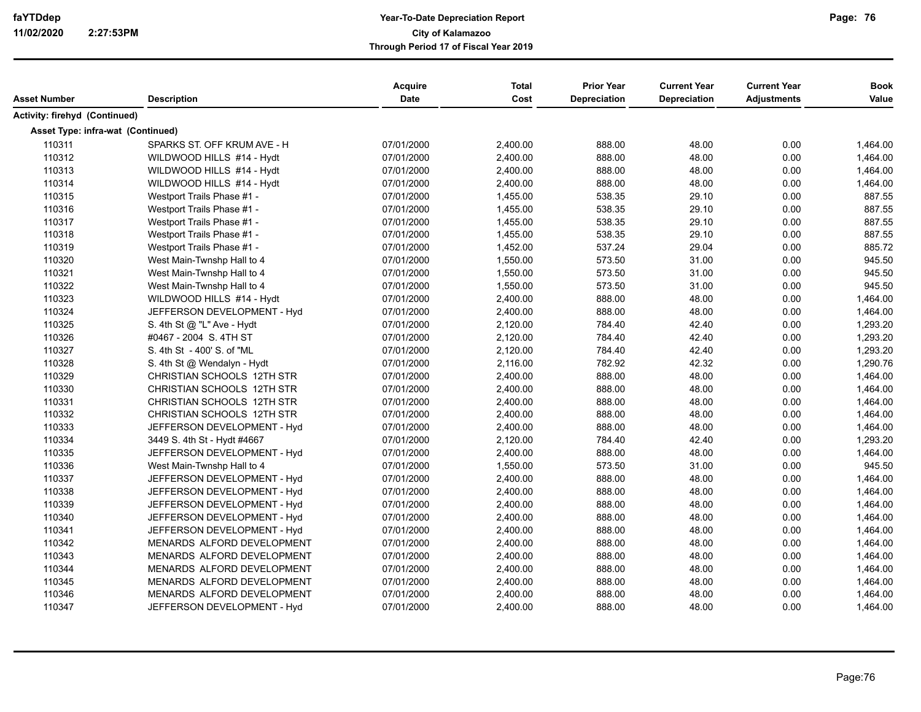Year-To-Date Depreciation Report
City of Kalamazoo
Through Period 17 of Fiscal Year 2019

| Asset Number | Description | Acquire Date | Total Cost | Prior Year Depreciation | Current Year Depreciation | Current Year Adjustments | Book Value |
|---|---|---|---|---|---|---|---|
| **Activity: firehyd (Continued)** | | | | | | | |
| **Asset Type: infra-wat (Continued)** | | | | | | | |
| 110311 | SPARKS ST. OFF KRUM AVE - H | 07/01/2000 | 2,400.00 | 888.00 | 48.00 | 0.00 | 1,464.00 |
| 110312 | WILDWOOD HILLS #14 - Hydt | 07/01/2000 | 2,400.00 | 888.00 | 48.00 | 0.00 | 1,464.00 |
| 110313 | WILDWOOD HILLS #14 - Hydt | 07/01/2000 | 2,400.00 | 888.00 | 48.00 | 0.00 | 1,464.00 |
| 110314 | WILDWOOD HILLS #14 - Hydt | 07/01/2000 | 2,400.00 | 888.00 | 48.00 | 0.00 | 1,464.00 |
| 110315 | Westport Trails Phase #1 - | 07/01/2000 | 1,455.00 | 538.35 | 29.10 | 0.00 | 887.55 |
| 110316 | Westport Trails Phase #1 - | 07/01/2000 | 1,455.00 | 538.35 | 29.10 | 0.00 | 887.55 |
| 110317 | Westport Trails Phase #1 - | 07/01/2000 | 1,455.00 | 538.35 | 29.10 | 0.00 | 887.55 |
| 110318 | Westport Trails Phase #1 - | 07/01/2000 | 1,455.00 | 538.35 | 29.10 | 0.00 | 887.55 |
| 110319 | Westport Trails Phase #1 - | 07/01/2000 | 1,452.00 | 537.24 | 29.04 | 0.00 | 885.72 |
| 110320 | West Main-Twnshp Hall to 4 | 07/01/2000 | 1,550.00 | 573.50 | 31.00 | 0.00 | 945.50 |
| 110321 | West Main-Twnshp Hall to 4 | 07/01/2000 | 1,550.00 | 573.50 | 31.00 | 0.00 | 945.50 |
| 110322 | West Main-Twnshp Hall to 4 | 07/01/2000 | 1,550.00 | 573.50 | 31.00 | 0.00 | 945.50 |
| 110323 | WILDWOOD HILLS #14 - Hydt | 07/01/2000 | 2,400.00 | 888.00 | 48.00 | 0.00 | 1,464.00 |
| 110324 | JEFFERSON DEVELOPMENT - Hyd | 07/01/2000 | 2,400.00 | 888.00 | 48.00 | 0.00 | 1,464.00 |
| 110325 | S. 4th St @ "L" Ave - Hydt | 07/01/2000 | 2,120.00 | 784.40 | 42.40 | 0.00 | 1,293.20 |
| 110326 | #0467 - 2004 S. 4TH ST | 07/01/2000 | 2,120.00 | 784.40 | 42.40 | 0.00 | 1,293.20 |
| 110327 | S. 4th St - 400' S. of "ML | 07/01/2000 | 2,120.00 | 784.40 | 42.40 | 0.00 | 1,293.20 |
| 110328 | S. 4th St @ Wendalyn - Hydt | 07/01/2000 | 2,116.00 | 782.92 | 42.32 | 0.00 | 1,290.76 |
| 110329 | CHRISTIAN SCHOOLS 12TH STR | 07/01/2000 | 2,400.00 | 888.00 | 48.00 | 0.00 | 1,464.00 |
| 110330 | CHRISTIAN SCHOOLS 12TH STR | 07/01/2000 | 2,400.00 | 888.00 | 48.00 | 0.00 | 1,464.00 |
| 110331 | CHRISTIAN SCHOOLS 12TH STR | 07/01/2000 | 2,400.00 | 888.00 | 48.00 | 0.00 | 1,464.00 |
| 110332 | CHRISTIAN SCHOOLS 12TH STR | 07/01/2000 | 2,400.00 | 888.00 | 48.00 | 0.00 | 1,464.00 |
| 110333 | JEFFERSON DEVELOPMENT - Hyd | 07/01/2000 | 2,400.00 | 888.00 | 48.00 | 0.00 | 1,464.00 |
| 110334 | 3449 S. 4th St - Hydt #4667 | 07/01/2000 | 2,120.00 | 784.40 | 42.40 | 0.00 | 1,293.20 |
| 110335 | JEFFERSON DEVELOPMENT - Hyd | 07/01/2000 | 2,400.00 | 888.00 | 48.00 | 0.00 | 1,464.00 |
| 110336 | West Main-Twnshp Hall to 4 | 07/01/2000 | 1,550.00 | 573.50 | 31.00 | 0.00 | 945.50 |
| 110337 | JEFFERSON DEVELOPMENT - Hyd | 07/01/2000 | 2,400.00 | 888.00 | 48.00 | 0.00 | 1,464.00 |
| 110338 | JEFFERSON DEVELOPMENT - Hyd | 07/01/2000 | 2,400.00 | 888.00 | 48.00 | 0.00 | 1,464.00 |
| 110339 | JEFFERSON DEVELOPMENT - Hyd | 07/01/2000 | 2,400.00 | 888.00 | 48.00 | 0.00 | 1,464.00 |
| 110340 | JEFFERSON DEVELOPMENT - Hyd | 07/01/2000 | 2,400.00 | 888.00 | 48.00 | 0.00 | 1,464.00 |
| 110341 | JEFFERSON DEVELOPMENT - Hyd | 07/01/2000 | 2,400.00 | 888.00 | 48.00 | 0.00 | 1,464.00 |
| 110342 | MENARDS ALFORD DEVELOPMENT | 07/01/2000 | 2,400.00 | 888.00 | 48.00 | 0.00 | 1,464.00 |
| 110343 | MENARDS ALFORD DEVELOPMENT | 07/01/2000 | 2,400.00 | 888.00 | 48.00 | 0.00 | 1,464.00 |
| 110344 | MENARDS ALFORD DEVELOPMENT | 07/01/2000 | 2,400.00 | 888.00 | 48.00 | 0.00 | 1,464.00 |
| 110345 | MENARDS ALFORD DEVELOPMENT | 07/01/2000 | 2,400.00 | 888.00 | 48.00 | 0.00 | 1,464.00 |
| 110346 | MENARDS ALFORD DEVELOPMENT | 07/01/2000 | 2,400.00 | 888.00 | 48.00 | 0.00 | 1,464.00 |
| 110347 | JEFFERSON DEVELOPMENT - Hyd | 07/01/2000 | 2,400.00 | 888.00 | 48.00 | 0.00 | 1,464.00 |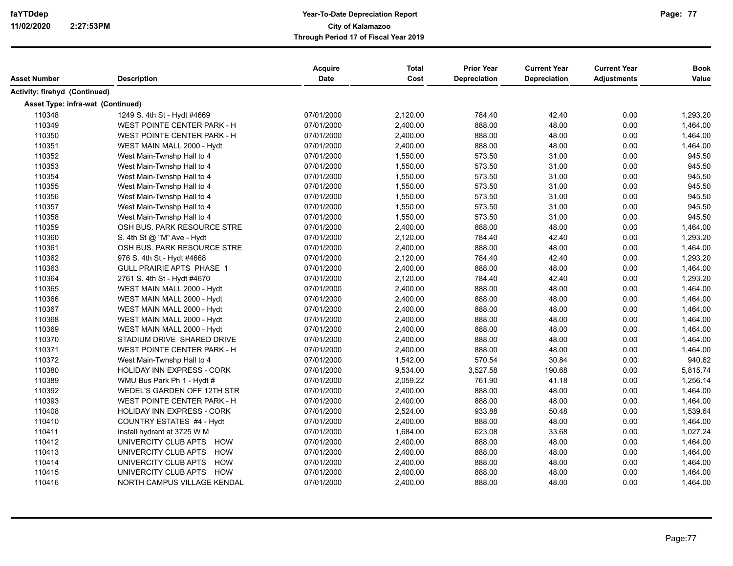| Asset Number | Description | Acquire Date | Total Cost | Prior Year Depreciation | Current Year Depreciation | Current Year Adjustments | Book Value |
|---|---|---|---|---|---|---|---|
| **Activity: firehyd (Continued)** | | | | | | | |
| **Asset Type: infra-wat (Continued)** | | | | | | | |
| 110348 | 1249 S. 4th St - Hydt #4669 | 07/01/2000 | 2,120.00 | 784.40 | 42.40 | 0.00 | 1,293.20 |
| 110349 | WEST POINTE CENTER PARK - H | 07/01/2000 | 2,400.00 | 888.00 | 48.00 | 0.00 | 1,464.00 |
| 110350 | WEST POINTE CENTER PARK - H | 07/01/2000 | 2,400.00 | 888.00 | 48.00 | 0.00 | 1,464.00 |
| 110351 | WEST MAIN MALL 2000 - Hydt | 07/01/2000 | 2,400.00 | 888.00 | 48.00 | 0.00 | 1,464.00 |
| 110352 | West Main-Twnshp Hall to 4 | 07/01/2000 | 1,550.00 | 573.50 | 31.00 | 0.00 | 945.50 |
| 110353 | West Main-Twnshp Hall to 4 | 07/01/2000 | 1,550.00 | 573.50 | 31.00 | 0.00 | 945.50 |
| 110354 | West Main-Twnshp Hall to 4 | 07/01/2000 | 1,550.00 | 573.50 | 31.00 | 0.00 | 945.50 |
| 110355 | West Main-Twnshp Hall to 4 | 07/01/2000 | 1,550.00 | 573.50 | 31.00 | 0.00 | 945.50 |
| 110356 | West Main-Twnshp Hall to 4 | 07/01/2000 | 1,550.00 | 573.50 | 31.00 | 0.00 | 945.50 |
| 110357 | West Main-Twnshp Hall to 4 | 07/01/2000 | 1,550.00 | 573.50 | 31.00 | 0.00 | 945.50 |
| 110358 | West Main-Twnshp Hall to 4 | 07/01/2000 | 1,550.00 | 573.50 | 31.00 | 0.00 | 945.50 |
| 110359 | OSH BUS. PARK RESOURCE STRE | 07/01/2000 | 2,400.00 | 888.00 | 48.00 | 0.00 | 1,464.00 |
| 110360 | S. 4th St @ "M" Ave - Hydt | 07/01/2000 | 2,120.00 | 784.40 | 42.40 | 0.00 | 1,293.20 |
| 110361 | OSH BUS. PARK RESOURCE STRE | 07/01/2000 | 2,400.00 | 888.00 | 48.00 | 0.00 | 1,464.00 |
| 110362 | 976 S. 4th St - Hydt #4668 | 07/01/2000 | 2,120.00 | 784.40 | 42.40 | 0.00 | 1,293.20 |
| 110363 | GULL PRAIRIE APTS PHASE 1 | 07/01/2000 | 2,400.00 | 888.00 | 48.00 | 0.00 | 1,464.00 |
| 110364 | 2761 S. 4th St - Hydt #4670 | 07/01/2000 | 2,120.00 | 784.40 | 42.40 | 0.00 | 1,293.20 |
| 110365 | WEST MAIN MALL 2000 - Hydt | 07/01/2000 | 2,400.00 | 888.00 | 48.00 | 0.00 | 1,464.00 |
| 110366 | WEST MAIN MALL 2000 - Hydt | 07/01/2000 | 2,400.00 | 888.00 | 48.00 | 0.00 | 1,464.00 |
| 110367 | WEST MAIN MALL 2000 - Hydt | 07/01/2000 | 2,400.00 | 888.00 | 48.00 | 0.00 | 1,464.00 |
| 110368 | WEST MAIN MALL 2000 - Hydt | 07/01/2000 | 2,400.00 | 888.00 | 48.00 | 0.00 | 1,464.00 |
| 110369 | WEST MAIN MALL 2000 - Hydt | 07/01/2000 | 2,400.00 | 888.00 | 48.00 | 0.00 | 1,464.00 |
| 110370 | STADIUM DRIVE SHARED DRIVE | 07/01/2000 | 2,400.00 | 888.00 | 48.00 | 0.00 | 1,464.00 |
| 110371 | WEST POINTE CENTER PARK - H | 07/01/2000 | 2,400.00 | 888.00 | 48.00 | 0.00 | 1,464.00 |
| 110372 | West Main-Twnshp Hall to 4 | 07/01/2000 | 1,542.00 | 570.54 | 30.84 | 0.00 | 940.62 |
| 110380 | HOLIDAY INN EXPRESS - CORK | 07/01/2000 | 9,534.00 | 3,527.58 | 190.68 | 0.00 | 5,815.74 |
| 110389 | WMU Bus Park Ph 1 - Hydt # | 07/01/2000 | 2,059.22 | 761.90 | 41.18 | 0.00 | 1,256.14 |
| 110392 | WEDEL'S GARDEN OFF 12TH STR | 07/01/2000 | 2,400.00 | 888.00 | 48.00 | 0.00 | 1,464.00 |
| 110393 | WEST POINTE CENTER PARK - H | 07/01/2000 | 2,400.00 | 888.00 | 48.00 | 0.00 | 1,464.00 |
| 110408 | HOLIDAY INN EXPRESS - CORK | 07/01/2000 | 2,524.00 | 933.88 | 50.48 | 0.00 | 1,539.64 |
| 110410 | COUNTRY ESTATES #4 - Hydt | 07/01/2000 | 2,400.00 | 888.00 | 48.00 | 0.00 | 1,464.00 |
| 110411 | Install hydrant at 3725 W M | 07/01/2000 | 1,684.00 | 623.08 | 33.68 | 0.00 | 1,027.24 |
| 110412 | UNIVERCITY CLUB APTS HOW | 07/01/2000 | 2,400.00 | 888.00 | 48.00 | 0.00 | 1,464.00 |
| 110413 | UNIVERCITY CLUB APTS HOW | 07/01/2000 | 2,400.00 | 888.00 | 48.00 | 0.00 | 1,464.00 |
| 110414 | UNIVERCITY CLUB APTS HOW | 07/01/2000 | 2,400.00 | 888.00 | 48.00 | 0.00 | 1,464.00 |
| 110415 | UNIVERCITY CLUB APTS HOW | 07/01/2000 | 2,400.00 | 888.00 | 48.00 | 0.00 | 1,464.00 |
| 110416 | NORTH CAMPUS VILLAGE KENDAL | 07/01/2000 | 2,400.00 | 888.00 | 48.00 | 0.00 | 1,464.00 |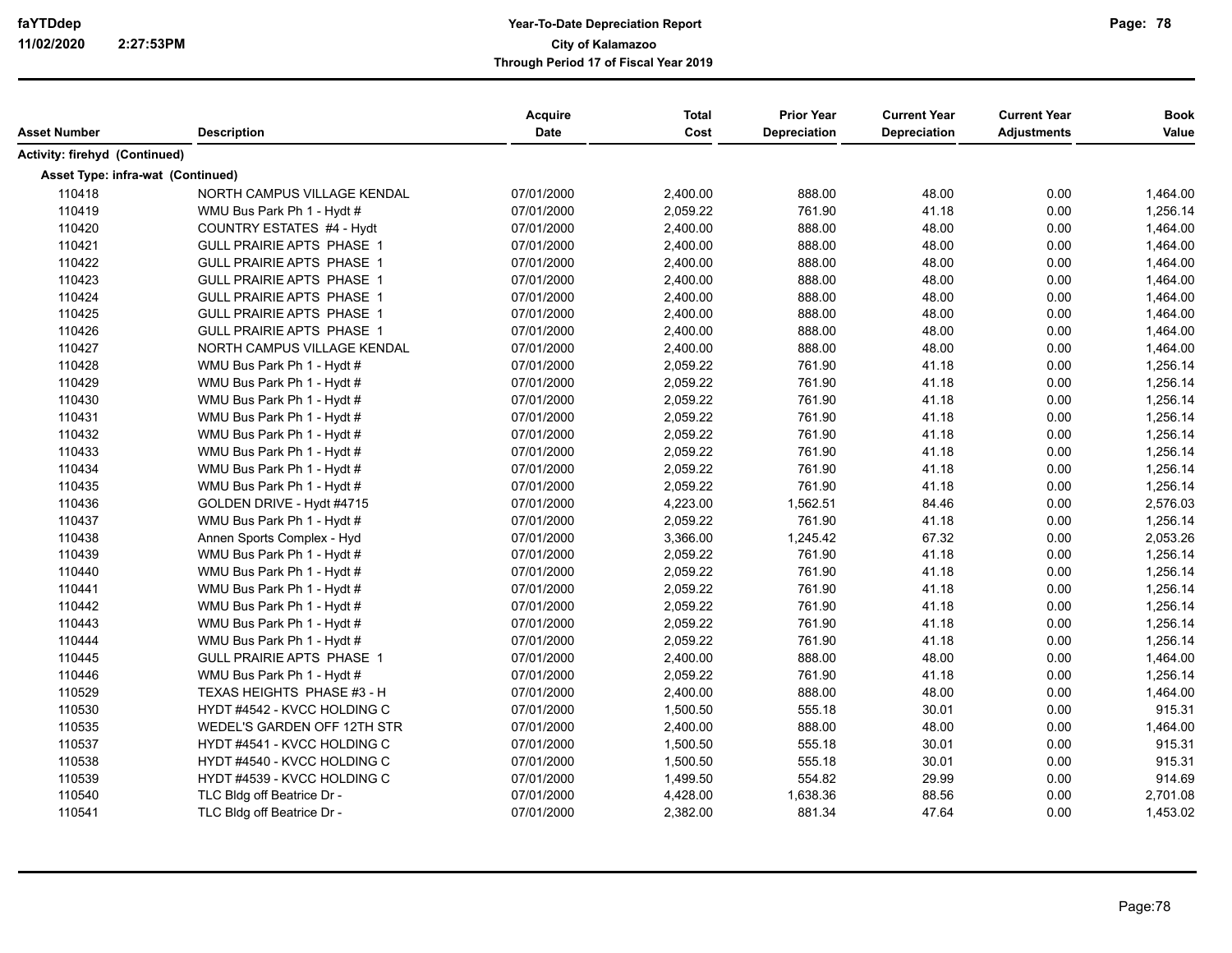| Asset Number | Description | Acquire Date | Total Cost | Prior Year Depreciation | Current Year Depreciation | Current Year Adjustments | Book Value |
|---|---|---|---|---|---|---|---|
| **Activity: firehyd (Continued)** | | | | | | | |
| **Asset Type: infra-wat (Continued)** | | | | | | | |
| 110418 | NORTH CAMPUS VILLAGE KENDAL | 07/01/2000 | 2,400.00 | 888.00 | 48.00 | 0.00 | 1,464.00 |
| 110419 | WMU Bus Park Ph 1 - Hydt # | 07/01/2000 | 2,059.22 | 761.90 | 41.18 | 0.00 | 1,256.14 |
| 110420 | COUNTRY ESTATES #4 - Hydt | 07/01/2000 | 2,400.00 | 888.00 | 48.00 | 0.00 | 1,464.00 |
| 110421 | GULL PRAIRIE APTS PHASE 1 | 07/01/2000 | 2,400.00 | 888.00 | 48.00 | 0.00 | 1,464.00 |
| 110422 | GULL PRAIRIE APTS PHASE 1 | 07/01/2000 | 2,400.00 | 888.00 | 48.00 | 0.00 | 1,464.00 |
| 110423 | GULL PRAIRIE APTS PHASE 1 | 07/01/2000 | 2,400.00 | 888.00 | 48.00 | 0.00 | 1,464.00 |
| 110424 | GULL PRAIRIE APTS PHASE 1 | 07/01/2000 | 2,400.00 | 888.00 | 48.00 | 0.00 | 1,464.00 |
| 110425 | GULL PRAIRIE APTS PHASE 1 | 07/01/2000 | 2,400.00 | 888.00 | 48.00 | 0.00 | 1,464.00 |
| 110426 | GULL PRAIRIE APTS PHASE 1 | 07/01/2000 | 2,400.00 | 888.00 | 48.00 | 0.00 | 1,464.00 |
| 110427 | NORTH CAMPUS VILLAGE KENDAL | 07/01/2000 | 2,400.00 | 888.00 | 48.00 | 0.00 | 1,464.00 |
| 110428 | WMU Bus Park Ph 1 - Hydt # | 07/01/2000 | 2,059.22 | 761.90 | 41.18 | 0.00 | 1,256.14 |
| 110429 | WMU Bus Park Ph 1 - Hydt # | 07/01/2000 | 2,059.22 | 761.90 | 41.18 | 0.00 | 1,256.14 |
| 110430 | WMU Bus Park Ph 1 - Hydt # | 07/01/2000 | 2,059.22 | 761.90 | 41.18 | 0.00 | 1,256.14 |
| 110431 | WMU Bus Park Ph 1 - Hydt # | 07/01/2000 | 2,059.22 | 761.90 | 41.18 | 0.00 | 1,256.14 |
| 110432 | WMU Bus Park Ph 1 - Hydt # | 07/01/2000 | 2,059.22 | 761.90 | 41.18 | 0.00 | 1,256.14 |
| 110433 | WMU Bus Park Ph 1 - Hydt # | 07/01/2000 | 2,059.22 | 761.90 | 41.18 | 0.00 | 1,256.14 |
| 110434 | WMU Bus Park Ph 1 - Hydt # | 07/01/2000 | 2,059.22 | 761.90 | 41.18 | 0.00 | 1,256.14 |
| 110435 | WMU Bus Park Ph 1 - Hydt # | 07/01/2000 | 2,059.22 | 761.90 | 41.18 | 0.00 | 1,256.14 |
| 110436 | GOLDEN DRIVE - Hydt #4715 | 07/01/2000 | 4,223.00 | 1,562.51 | 84.46 | 0.00 | 2,576.03 |
| 110437 | WMU Bus Park Ph 1 - Hydt # | 07/01/2000 | 2,059.22 | 761.90 | 41.18 | 0.00 | 1,256.14 |
| 110438 | Annen Sports Complex - Hyd | 07/01/2000 | 3,366.00 | 1,245.42 | 67.32 | 0.00 | 2,053.26 |
| 110439 | WMU Bus Park Ph 1 - Hydt # | 07/01/2000 | 2,059.22 | 761.90 | 41.18 | 0.00 | 1,256.14 |
| 110440 | WMU Bus Park Ph 1 - Hydt # | 07/01/2000 | 2,059.22 | 761.90 | 41.18 | 0.00 | 1,256.14 |
| 110441 | WMU Bus Park Ph 1 - Hydt # | 07/01/2000 | 2,059.22 | 761.90 | 41.18 | 0.00 | 1,256.14 |
| 110442 | WMU Bus Park Ph 1 - Hydt # | 07/01/2000 | 2,059.22 | 761.90 | 41.18 | 0.00 | 1,256.14 |
| 110443 | WMU Bus Park Ph 1 - Hydt # | 07/01/2000 | 2,059.22 | 761.90 | 41.18 | 0.00 | 1,256.14 |
| 110444 | WMU Bus Park Ph 1 - Hydt # | 07/01/2000 | 2,059.22 | 761.90 | 41.18 | 0.00 | 1,256.14 |
| 110445 | GULL PRAIRIE APTS PHASE 1 | 07/01/2000 | 2,400.00 | 888.00 | 48.00 | 0.00 | 1,464.00 |
| 110446 | WMU Bus Park Ph 1 - Hydt # | 07/01/2000 | 2,059.22 | 761.90 | 41.18 | 0.00 | 1,256.14 |
| 110529 | TEXAS HEIGHTS PHASE #3 - H | 07/01/2000 | 2,400.00 | 888.00 | 48.00 | 0.00 | 1,464.00 |
| 110530 | HYDT #4542 - KVCC HOLDING C | 07/01/2000 | 1,500.50 | 555.18 | 30.01 | 0.00 | 915.31 |
| 110535 | WEDEL'S GARDEN OFF 12TH STR | 07/01/2000 | 2,400.00 | 888.00 | 48.00 | 0.00 | 1,464.00 |
| 110537 | HYDT #4541 - KVCC HOLDING C | 07/01/2000 | 1,500.50 | 555.18 | 30.01 | 0.00 | 915.31 |
| 110538 | HYDT #4540 - KVCC HOLDING C | 07/01/2000 | 1,500.50 | 555.18 | 30.01 | 0.00 | 915.31 |
| 110539 | HYDT #4539 - KVCC HOLDING C | 07/01/2000 | 1,499.50 | 554.82 | 29.99 | 0.00 | 914.69 |
| 110540 | TLC Bldg off Beatrice Dr - | 07/01/2000 | 4,428.00 | 1,638.36 | 88.56 | 0.00 | 2,701.08 |
| 110541 | TLC Bldg off Beatrice Dr - | 07/01/2000 | 2,382.00 | 881.34 | 47.64 | 0.00 | 1,453.02 |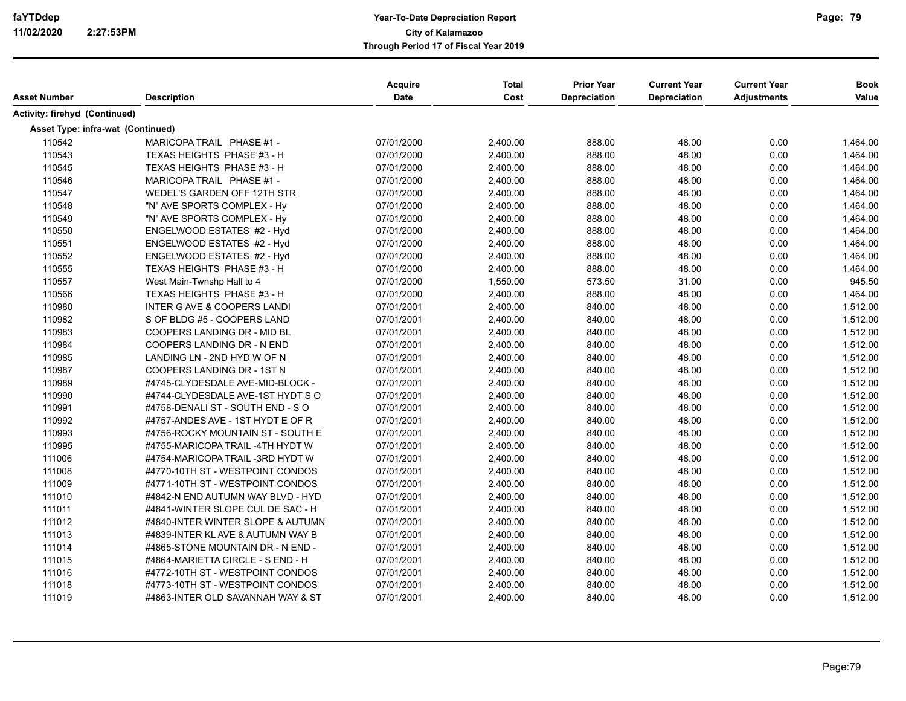| Asset Number | Description | Acquire Date | Total Cost | Prior Year Depreciation | Current Year Depreciation | Current Year Adjustments | Book Value |
|---|---|---|---|---|---|---|---|
| **Activity: firehyd (Continued)** | | | | | | | |
| **Asset Type: infra-wat (Continued)** | | | | | | | |
| 110542 | MARICOPA TRAIL PHASE #1 - | 07/01/2000 | 2,400.00 | 888.00 | 48.00 | 0.00 | 1,464.00 |
| 110543 | TEXAS HEIGHTS PHASE #3 - H | 07/01/2000 | 2,400.00 | 888.00 | 48.00 | 0.00 | 1,464.00 |
| 110545 | TEXAS HEIGHTS PHASE #3 - H | 07/01/2000 | 2,400.00 | 888.00 | 48.00 | 0.00 | 1,464.00 |
| 110546 | MARICOPA TRAIL PHASE #1 - | 07/01/2000 | 2,400.00 | 888.00 | 48.00 | 0.00 | 1,464.00 |
| 110547 | WEDEL'S GARDEN OFF 12TH STR | 07/01/2000 | 2,400.00 | 888.00 | 48.00 | 0.00 | 1,464.00 |
| 110548 | "N" AVE SPORTS COMPLEX - Hy | 07/01/2000 | 2,400.00 | 888.00 | 48.00 | 0.00 | 1,464.00 |
| 110549 | "N" AVE SPORTS COMPLEX - Hy | 07/01/2000 | 2,400.00 | 888.00 | 48.00 | 0.00 | 1,464.00 |
| 110550 | ENGELWOOD ESTATES #2 - Hyd | 07/01/2000 | 2,400.00 | 888.00 | 48.00 | 0.00 | 1,464.00 |
| 110551 | ENGELWOOD ESTATES #2 - Hyd | 07/01/2000 | 2,400.00 | 888.00 | 48.00 | 0.00 | 1,464.00 |
| 110552 | ENGELWOOD ESTATES #2 - Hyd | 07/01/2000 | 2,400.00 | 888.00 | 48.00 | 0.00 | 1,464.00 |
| 110555 | TEXAS HEIGHTS PHASE #3 - H | 07/01/2000 | 2,400.00 | 888.00 | 48.00 | 0.00 | 1,464.00 |
| 110557 | West Main-Twnshp Hall to 4 | 07/01/2000 | 1,550.00 | 573.50 | 31.00 | 0.00 | 945.50 |
| 110566 | TEXAS HEIGHTS PHASE #3 - H | 07/01/2000 | 2,400.00 | 888.00 | 48.00 | 0.00 | 1,464.00 |
| 110980 | INTER G AVE & COOPERS LANDI | 07/01/2001 | 2,400.00 | 840.00 | 48.00 | 0.00 | 1,512.00 |
| 110982 | S OF BLDG #5 - COOPERS LAND | 07/01/2001 | 2,400.00 | 840.00 | 48.00 | 0.00 | 1,512.00 |
| 110983 | COOPERS LANDING DR - MID BL | 07/01/2001 | 2,400.00 | 840.00 | 48.00 | 0.00 | 1,512.00 |
| 110984 | COOPERS LANDING DR - N END | 07/01/2001 | 2,400.00 | 840.00 | 48.00 | 0.00 | 1,512.00 |
| 110985 | LANDING LN - 2ND HYD W OF N | 07/01/2001 | 2,400.00 | 840.00 | 48.00 | 0.00 | 1,512.00 |
| 110987 | COOPERS LANDING DR - 1ST N | 07/01/2001 | 2,400.00 | 840.00 | 48.00 | 0.00 | 1,512.00 |
| 110989 | #4745-CLYDESDALE AVE-MID-BLOCK - | 07/01/2001 | 2,400.00 | 840.00 | 48.00 | 0.00 | 1,512.00 |
| 110990 | #4744-CLYDESDALE AVE-1ST HYDT S O | 07/01/2001 | 2,400.00 | 840.00 | 48.00 | 0.00 | 1,512.00 |
| 110991 | #4758-DENALI ST - SOUTH END - S O | 07/01/2001 | 2,400.00 | 840.00 | 48.00 | 0.00 | 1,512.00 |
| 110992 | #4757-ANDES AVE - 1ST HYDT E OF R | 07/01/2001 | 2,400.00 | 840.00 | 48.00 | 0.00 | 1,512.00 |
| 110993 | #4756-ROCKY MOUNTAIN ST - SOUTH E | 07/01/2001 | 2,400.00 | 840.00 | 48.00 | 0.00 | 1,512.00 |
| 110995 | #4755-MARICOPA TRAIL -4TH HYDT W | 07/01/2001 | 2,400.00 | 840.00 | 48.00 | 0.00 | 1,512.00 |
| 111006 | #4754-MARICOPA TRAIL -3RD HYDT W | 07/01/2001 | 2,400.00 | 840.00 | 48.00 | 0.00 | 1,512.00 |
| 111008 | #4770-10TH ST - WESTPOINT CONDOS | 07/01/2001 | 2,400.00 | 840.00 | 48.00 | 0.00 | 1,512.00 |
| 111009 | #4771-10TH ST - WESTPOINT CONDOS | 07/01/2001 | 2,400.00 | 840.00 | 48.00 | 0.00 | 1,512.00 |
| 111010 | #4842-N END AUTUMN WAY BLVD - HYD | 07/01/2001 | 2,400.00 | 840.00 | 48.00 | 0.00 | 1,512.00 |
| 111011 | #4841-WINTER SLOPE CUL DE SAC - H | 07/01/2001 | 2,400.00 | 840.00 | 48.00 | 0.00 | 1,512.00 |
| 111012 | #4840-INTER WINTER SLOPE & AUTUMN | 07/01/2001 | 2,400.00 | 840.00 | 48.00 | 0.00 | 1,512.00 |
| 111013 | #4839-INTER KL AVE & AUTUMN WAY B | 07/01/2001 | 2,400.00 | 840.00 | 48.00 | 0.00 | 1,512.00 |
| 111014 | #4865-STONE MOUNTAIN DR - N END - | 07/01/2001 | 2,400.00 | 840.00 | 48.00 | 0.00 | 1,512.00 |
| 111015 | #4864-MARIETTA CIRCLE - S END - H | 07/01/2001 | 2,400.00 | 840.00 | 48.00 | 0.00 | 1,512.00 |
| 111016 | #4772-10TH ST - WESTPOINT CONDOS | 07/01/2001 | 2,400.00 | 840.00 | 48.00 | 0.00 | 1,512.00 |
| 111018 | #4773-10TH ST - WESTPOINT CONDOS | 07/01/2001 | 2,400.00 | 840.00 | 48.00 | 0.00 | 1,512.00 |
| 111019 | #4863-INTER OLD SAVANNAH WAY & ST | 07/01/2001 | 2,400.00 | 840.00 | 48.00 | 0.00 | 1,512.00 |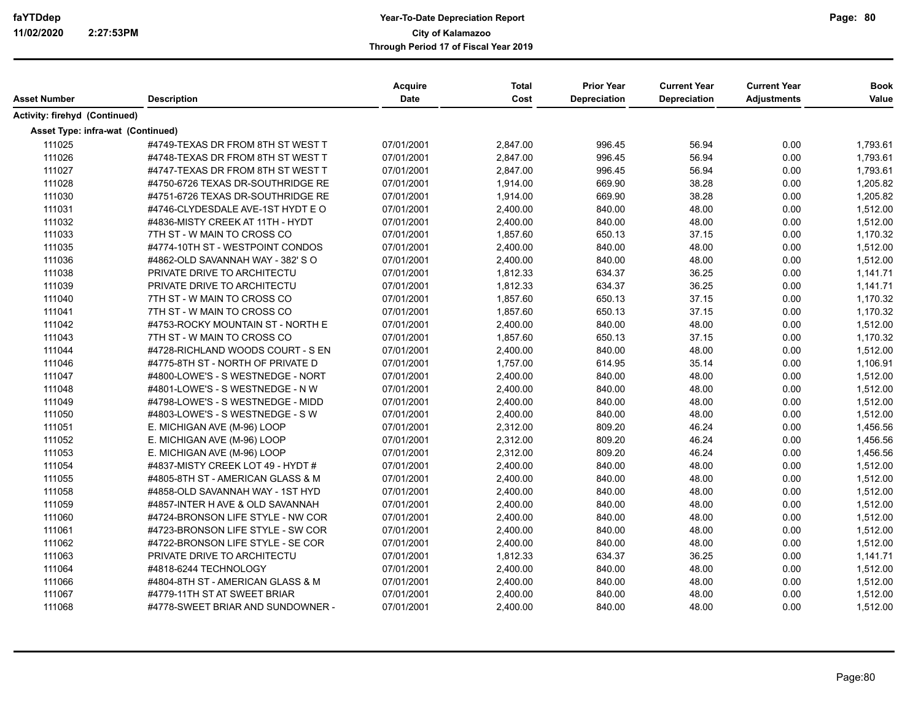**Year-To-Date Depreciation Report**
**City of Kalamazoo**
**Through Period 17 of Fiscal Year 2019**

| Asset Number | Description | Acquire Date | Total Cost | Prior Year Depreciation | Current Year Depreciation | Current Year Adjustments | Book Value |
|---|---|---|---|---|---|---|---|
| **Activity: firehyd (Continued)** | | | | | | | |
| **Asset Type: infra-wat (Continued)** | | | | | | | |
| 111025 | #4749-TEXAS DR FROM 8TH ST WEST T | 07/01/2001 | 2,847.00 | 996.45 | 56.94 | 0.00 | 1,793.61 |
| 111026 | #4748-TEXAS DR FROM 8TH ST WEST T | 07/01/2001 | 2,847.00 | 996.45 | 56.94 | 0.00 | 1,793.61 |
| 111027 | #4747-TEXAS DR FROM 8TH ST WEST T | 07/01/2001 | 2,847.00 | 996.45 | 56.94 | 0.00 | 1,793.61 |
| 111028 | #4750-6726 TEXAS DR-SOUTHRIDGE RE | 07/01/2001 | 1,914.00 | 669.90 | 38.28 | 0.00 | 1,205.82 |
| 111030 | #4751-6726 TEXAS DR-SOUTHRIDGE RE | 07/01/2001 | 1,914.00 | 669.90 | 38.28 | 0.00 | 1,205.82 |
| 111031 | #4746-CLYDESDALE AVE-1ST HYDT E O | 07/01/2001 | 2,400.00 | 840.00 | 48.00 | 0.00 | 1,512.00 |
| 111032 | #4836-MISTY CREEK AT 11TH - HYDT | 07/01/2001 | 2,400.00 | 840.00 | 48.00 | 0.00 | 1,512.00 |
| 111033 | 7TH ST - W MAIN TO CROSS CO | 07/01/2001 | 1,857.60 | 650.13 | 37.15 | 0.00 | 1,170.32 |
| 111035 | #4774-10TH ST - WESTPOINT CONDOS | 07/01/2001 | 2,400.00 | 840.00 | 48.00 | 0.00 | 1,512.00 |
| 111036 | #4862-OLD SAVANNAH WAY - 382' S O | 07/01/2001 | 2,400.00 | 840.00 | 48.00 | 0.00 | 1,512.00 |
| 111038 | PRIVATE DRIVE TO ARCHITECTU | 07/01/2001 | 1,812.33 | 634.37 | 36.25 | 0.00 | 1,141.71 |
| 111039 | PRIVATE DRIVE TO ARCHITECTU | 07/01/2001 | 1,812.33 | 634.37 | 36.25 | 0.00 | 1,141.71 |
| 111040 | 7TH ST - W MAIN TO CROSS CO | 07/01/2001 | 1,857.60 | 650.13 | 37.15 | 0.00 | 1,170.32 |
| 111041 | 7TH ST - W MAIN TO CROSS CO | 07/01/2001 | 1,857.60 | 650.13 | 37.15 | 0.00 | 1,170.32 |
| 111042 | #4753-ROCKY MOUNTAIN ST - NORTH E | 07/01/2001 | 2,400.00 | 840.00 | 48.00 | 0.00 | 1,512.00 |
| 111043 | 7TH ST - W MAIN TO CROSS CO | 07/01/2001 | 1,857.60 | 650.13 | 37.15 | 0.00 | 1,170.32 |
| 111044 | #4728-RICHLAND WOODS COURT - S EN | 07/01/2001 | 2,400.00 | 840.00 | 48.00 | 0.00 | 1,512.00 |
| 111046 | #4775-8TH ST - NORTH OF PRIVATE D | 07/01/2001 | 1,757.00 | 614.95 | 35.14 | 0.00 | 1,106.91 |
| 111047 | #4800-LOWE'S - S WESTNEDGE - NORT | 07/01/2001 | 2,400.00 | 840.00 | 48.00 | 0.00 | 1,512.00 |
| 111048 | #4801-LOWE'S - S WESTNEDGE - N W | 07/01/2001 | 2,400.00 | 840.00 | 48.00 | 0.00 | 1,512.00 |
| 111049 | #4798-LOWE'S - S WESTNEDGE - MIDD | 07/01/2001 | 2,400.00 | 840.00 | 48.00 | 0.00 | 1,512.00 |
| 111050 | #4803-LOWE'S - S WESTNEDGE - S W | 07/01/2001 | 2,400.00 | 840.00 | 48.00 | 0.00 | 1,512.00 |
| 111051 | E. MICHIGAN AVE (M-96) LOOP | 07/01/2001 | 2,312.00 | 809.20 | 46.24 | 0.00 | 1,456.56 |
| 111052 | E. MICHIGAN AVE (M-96) LOOP | 07/01/2001 | 2,312.00 | 809.20 | 46.24 | 0.00 | 1,456.56 |
| 111053 | E. MICHIGAN AVE (M-96) LOOP | 07/01/2001 | 2,312.00 | 809.20 | 46.24 | 0.00 | 1,456.56 |
| 111054 | #4837-MISTY CREEK LOT 49 - HYDT # | 07/01/2001 | 2,400.00 | 840.00 | 48.00 | 0.00 | 1,512.00 |
| 111055 | #4805-8TH ST - AMERICAN GLASS & M | 07/01/2001 | 2,400.00 | 840.00 | 48.00 | 0.00 | 1,512.00 |
| 111058 | #4858-OLD SAVANNAH WAY - 1ST HYD | 07/01/2001 | 2,400.00 | 840.00 | 48.00 | 0.00 | 1,512.00 |
| 111059 | #4857-INTER H AVE & OLD SAVANNAH | 07/01/2001 | 2,400.00 | 840.00 | 48.00 | 0.00 | 1,512.00 |
| 111060 | #4724-BRONSON LIFE STYLE - NW COR | 07/01/2001 | 2,400.00 | 840.00 | 48.00 | 0.00 | 1,512.00 |
| 111061 | #4723-BRONSON LIFE STYLE - SW COR | 07/01/2001 | 2,400.00 | 840.00 | 48.00 | 0.00 | 1,512.00 |
| 111062 | #4722-BRONSON LIFE STYLE - SE COR | 07/01/2001 | 2,400.00 | 840.00 | 48.00 | 0.00 | 1,512.00 |
| 111063 | PRIVATE DRIVE TO ARCHITECTU | 07/01/2001 | 1,812.33 | 634.37 | 36.25 | 0.00 | 1,141.71 |
| 111064 | #4818-6244 TECHNOLOGY | 07/01/2001 | 2,400.00 | 840.00 | 48.00 | 0.00 | 1,512.00 |
| 111066 | #4804-8TH ST - AMERICAN GLASS & M | 07/01/2001 | 2,400.00 | 840.00 | 48.00 | 0.00 | 1,512.00 |
| 111067 | #4779-11TH ST AT SWEET BRIAR | 07/01/2001 | 2,400.00 | 840.00 | 48.00 | 0.00 | 1,512.00 |
| 111068 | #4778-SWEET BRIAR AND SUNDOWNER - | 07/01/2001 | 2,400.00 | 840.00 | 48.00 | 0.00 | 1,512.00 |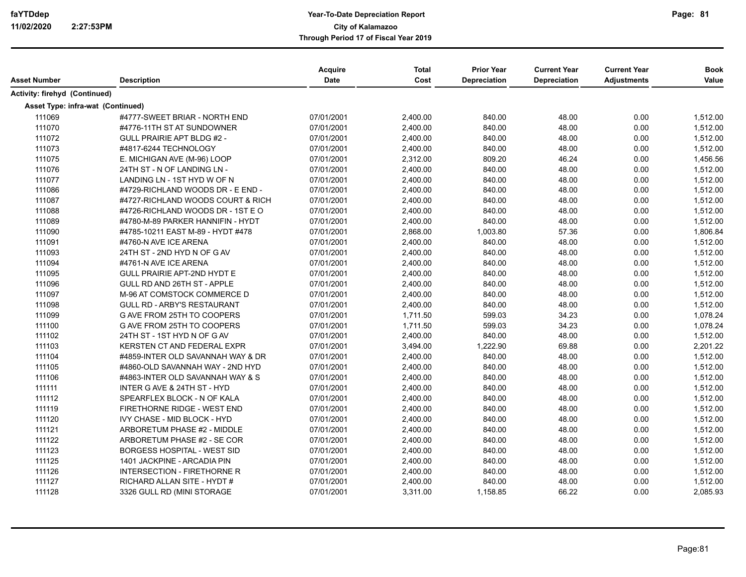**Year-To-Date Depreciation Report**
**City of Kalamazoo**
**Through Period 17 of Fiscal Year 2019**

| Asset Number | Description | Acquire Date | Total Cost | Prior Year Depreciation | Current Year Depreciation | Current Year Adjustments | Book Value |
|---|---|---|---|---|---|---|---|
| **Activity: firehyd (Continued)** | | | | | | | |
| **Asset Type: infra-wat (Continued)** | | | | | | | |
| 111069 | #4777-SWEET BRIAR - NORTH END | 07/01/2001 | 2,400.00 | 840.00 | 48.00 | 0.00 | 1,512.00 |
| 111070 | #4776-11TH ST AT SUNDOWNER | 07/01/2001 | 2,400.00 | 840.00 | 48.00 | 0.00 | 1,512.00 |
| 111072 | GULL PRAIRIE APT BLDG #2 - | 07/01/2001 | 2,400.00 | 840.00 | 48.00 | 0.00 | 1,512.00 |
| 111073 | #4817-6244 TECHNOLOGY | 07/01/2001 | 2,400.00 | 840.00 | 48.00 | 0.00 | 1,512.00 |
| 111075 | E. MICHIGAN AVE (M-96) LOOP | 07/01/2001 | 2,312.00 | 809.20 | 46.24 | 0.00 | 1,456.56 |
| 111076 | 24TH ST - N OF LANDING LN - | 07/01/2001 | 2,400.00 | 840.00 | 48.00 | 0.00 | 1,512.00 |
| 111077 | LANDING LN - 1ST HYD W OF N | 07/01/2001 | 2,400.00 | 840.00 | 48.00 | 0.00 | 1,512.00 |
| 111086 | #4729-RICHLAND WOODS DR - E END - | 07/01/2001 | 2,400.00 | 840.00 | 48.00 | 0.00 | 1,512.00 |
| 111087 | #4727-RICHLAND WOODS COURT & RICH | 07/01/2001 | 2,400.00 | 840.00 | 48.00 | 0.00 | 1,512.00 |
| 111088 | #4726-RICHLAND WOODS DR - 1ST E O | 07/01/2001 | 2,400.00 | 840.00 | 48.00 | 0.00 | 1,512.00 |
| 111089 | #4780-M-89 PARKER HANNIFIN - HYDT | 07/01/2001 | 2,400.00 | 840.00 | 48.00 | 0.00 | 1,512.00 |
| 111090 | #4785-10211 EAST M-89 - HYDT #478 | 07/01/2001 | 2,868.00 | 1,003.80 | 57.36 | 0.00 | 1,806.84 |
| 111091 | #4760-N AVE ICE ARENA | 07/01/2001 | 2,400.00 | 840.00 | 48.00 | 0.00 | 1,512.00 |
| 111093 | 24TH ST - 2ND HYD N OF G AV | 07/01/2001 | 2,400.00 | 840.00 | 48.00 | 0.00 | 1,512.00 |
| 111094 | #4761-N AVE ICE ARENA | 07/01/2001 | 2,400.00 | 840.00 | 48.00 | 0.00 | 1,512.00 |
| 111095 | GULL PRAIRIE APT-2ND HYDT E | 07/01/2001 | 2,400.00 | 840.00 | 48.00 | 0.00 | 1,512.00 |
| 111096 | GULL RD AND 26TH ST - APPLE | 07/01/2001 | 2,400.00 | 840.00 | 48.00 | 0.00 | 1,512.00 |
| 111097 | M-96 AT COMSTOCK COMMERCE D | 07/01/2001 | 2,400.00 | 840.00 | 48.00 | 0.00 | 1,512.00 |
| 111098 | GULL RD - ARBY'S RESTAURANT | 07/01/2001 | 2,400.00 | 840.00 | 48.00 | 0.00 | 1,512.00 |
| 111099 | G AVE FROM 25TH TO COOPERS | 07/01/2001 | 1,711.50 | 599.03 | 34.23 | 0.00 | 1,078.24 |
| 111100 | G AVE FROM 25TH TO COOPERS | 07/01/2001 | 1,711.50 | 599.03 | 34.23 | 0.00 | 1,078.24 |
| 111102 | 24TH ST - 1ST HYD N OF G AV | 07/01/2001 | 2,400.00 | 840.00 | 48.00 | 0.00 | 1,512.00 |
| 111103 | KERSTEN CT AND FEDERAL EXPR | 07/01/2001 | 3,494.00 | 1,222.90 | 69.88 | 0.00 | 2,201.22 |
| 111104 | #4859-INTER OLD SAVANNAH WAY & DR | 07/01/2001 | 2,400.00 | 840.00 | 48.00 | 0.00 | 1,512.00 |
| 111105 | #4860-OLD SAVANNAH WAY - 2ND HYD | 07/01/2001 | 2,400.00 | 840.00 | 48.00 | 0.00 | 1,512.00 |
| 111106 | #4863-INTER OLD SAVANNAH WAY & S | 07/01/2001 | 2,400.00 | 840.00 | 48.00 | 0.00 | 1,512.00 |
| 111111 | INTER G AVE & 24TH ST - HYD | 07/01/2001 | 2,400.00 | 840.00 | 48.00 | 0.00 | 1,512.00 |
| 111112 | SPEARFLEX BLOCK - N OF KALA | 07/01/2001 | 2,400.00 | 840.00 | 48.00 | 0.00 | 1,512.00 |
| 111119 | FIRETHORNE RIDGE - WEST END | 07/01/2001 | 2,400.00 | 840.00 | 48.00 | 0.00 | 1,512.00 |
| 111120 | IVY CHASE - MID BLOCK - HYD | 07/01/2001 | 2,400.00 | 840.00 | 48.00 | 0.00 | 1,512.00 |
| 111121 | ARBORETUM PHASE #2 - MIDDLE | 07/01/2001 | 2,400.00 | 840.00 | 48.00 | 0.00 | 1,512.00 |
| 111122 | ARBORETUM PHASE #2 - SE COR | 07/01/2001 | 2,400.00 | 840.00 | 48.00 | 0.00 | 1,512.00 |
| 111123 | BORGESS HOSPITAL - WEST SID | 07/01/2001 | 2,400.00 | 840.00 | 48.00 | 0.00 | 1,512.00 |
| 111125 | 1401 JACKPINE - ARCADIA PIN | 07/01/2001 | 2,400.00 | 840.00 | 48.00 | 0.00 | 1,512.00 |
| 111126 | INTERSECTION - FIRETHORNE R | 07/01/2001 | 2,400.00 | 840.00 | 48.00 | 0.00 | 1,512.00 |
| 111127 | RICHARD ALLAN SITE - HYDT # | 07/01/2001 | 2,400.00 | 840.00 | 48.00 | 0.00 | 1,512.00 |
| 111128 | 3326 GULL RD (MINI STORAGE | 07/01/2001 | 3,311.00 | 1,158.85 | 66.22 | 0.00 | 2,085.93 |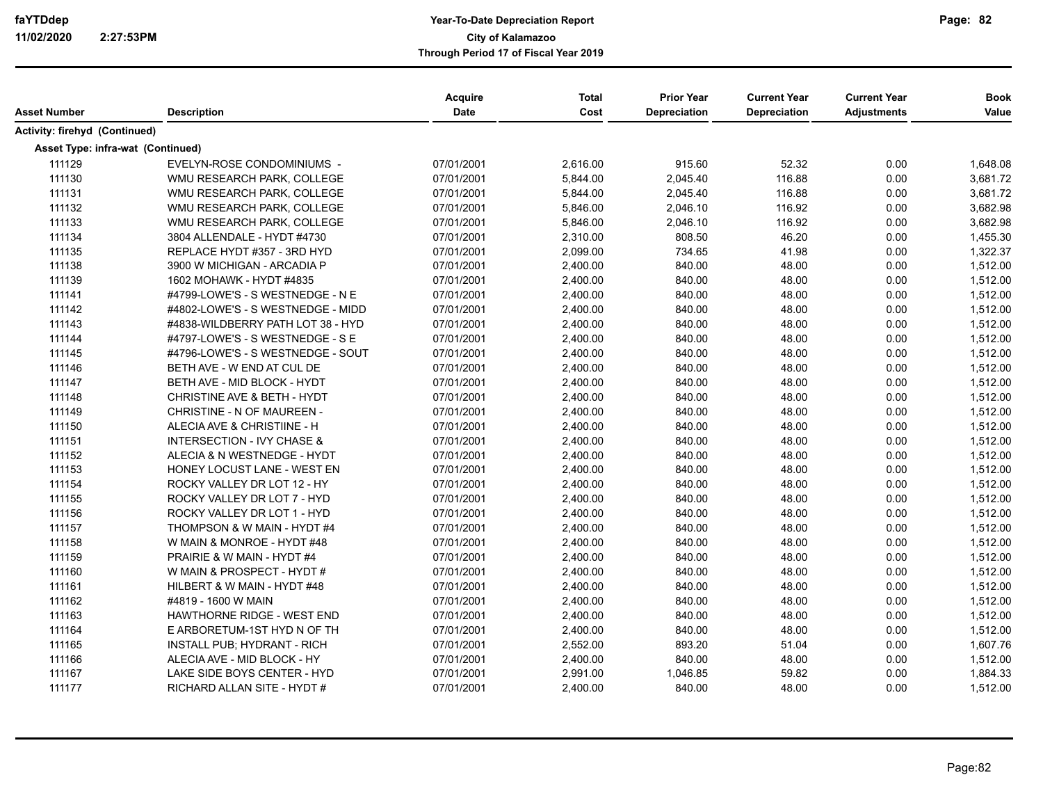| Asset Number | Description | Acquire Date | Total Cost | Prior Year Depreciation | Current Year Depreciation | Current Year Adjustments | Book Value |
|---|---|---|---|---|---|---|---|
| **Activity: firehyd (Continued)** | | | | | | | |
| **Asset Type: infra-wat (Continued)** | | | | | | | |
| 111129 | EVELYN-ROSE CONDOMINIUMS - | 07/01/2001 | 2,616.00 | 915.60 | 52.32 | 0.00 | 1,648.08 |
| 111130 | WMU RESEARCH PARK, COLLEGE | 07/01/2001 | 5,844.00 | 2,045.40 | 116.88 | 0.00 | 3,681.72 |
| 111131 | WMU RESEARCH PARK, COLLEGE | 07/01/2001 | 5,844.00 | 2,045.40 | 116.88 | 0.00 | 3,681.72 |
| 111132 | WMU RESEARCH PARK, COLLEGE | 07/01/2001 | 5,846.00 | 2,046.10 | 116.92 | 0.00 | 3,682.98 |
| 111133 | WMU RESEARCH PARK, COLLEGE | 07/01/2001 | 5,846.00 | 2,046.10 | 116.92 | 0.00 | 3,682.98 |
| 111134 | 3804 ALLENDALE - HYDT #4730 | 07/01/2001 | 2,310.00 | 808.50 | 46.20 | 0.00 | 1,455.30 |
| 111135 | REPLACE HYDT #357 - 3RD HYD | 07/01/2001 | 2,099.00 | 734.65 | 41.98 | 0.00 | 1,322.37 |
| 111138 | 3900 W MICHIGAN - ARCADIA P | 07/01/2001 | 2,400.00 | 840.00 | 48.00 | 0.00 | 1,512.00 |
| 111139 | 1602 MOHAWK - HYDT #4835 | 07/01/2001 | 2,400.00 | 840.00 | 48.00 | 0.00 | 1,512.00 |
| 111141 | #4799-LOWE'S - S WESTNEDGE - N E | 07/01/2001 | 2,400.00 | 840.00 | 48.00 | 0.00 | 1,512.00 |
| 111142 | #4802-LOWE'S - S WESTNEDGE - MIDD | 07/01/2001 | 2,400.00 | 840.00 | 48.00 | 0.00 | 1,512.00 |
| 111143 | #4838-WILDBERRY PATH LOT 38 - HYD | 07/01/2001 | 2,400.00 | 840.00 | 48.00 | 0.00 | 1,512.00 |
| 111144 | #4797-LOWE'S - S WESTNEDGE - S E | 07/01/2001 | 2,400.00 | 840.00 | 48.00 | 0.00 | 1,512.00 |
| 111145 | #4796-LOWE'S - S WESTNEDGE - SOUT | 07/01/2001 | 2,400.00 | 840.00 | 48.00 | 0.00 | 1,512.00 |
| 111146 | BETH AVE - W END AT CUL DE | 07/01/2001 | 2,400.00 | 840.00 | 48.00 | 0.00 | 1,512.00 |
| 111147 | BETH AVE - MID BLOCK - HYDT | 07/01/2001 | 2,400.00 | 840.00 | 48.00 | 0.00 | 1,512.00 |
| 111148 | CHRISTINE AVE & BETH - HYDT | 07/01/2001 | 2,400.00 | 840.00 | 48.00 | 0.00 | 1,512.00 |
| 111149 | CHRISTINE - N OF MAUREEN - | 07/01/2001 | 2,400.00 | 840.00 | 48.00 | 0.00 | 1,512.00 |
| 111150 | ALECIA AVE & CHRISTIINE - H | 07/01/2001 | 2,400.00 | 840.00 | 48.00 | 0.00 | 1,512.00 |
| 111151 | INTERSECTION - IVY CHASE & | 07/01/2001 | 2,400.00 | 840.00 | 48.00 | 0.00 | 1,512.00 |
| 111152 | ALECIA & N WESTNEDGE - HYDT | 07/01/2001 | 2,400.00 | 840.00 | 48.00 | 0.00 | 1,512.00 |
| 111153 | HONEY LOCUST LANE - WEST EN | 07/01/2001 | 2,400.00 | 840.00 | 48.00 | 0.00 | 1,512.00 |
| 111154 | ROCKY VALLEY DR LOT 12 - HY | 07/01/2001 | 2,400.00 | 840.00 | 48.00 | 0.00 | 1,512.00 |
| 111155 | ROCKY VALLEY DR LOT 7 - HYD | 07/01/2001 | 2,400.00 | 840.00 | 48.00 | 0.00 | 1,512.00 |
| 111156 | ROCKY VALLEY DR LOT 1 - HYD | 07/01/2001 | 2,400.00 | 840.00 | 48.00 | 0.00 | 1,512.00 |
| 111157 | THOMPSON & W MAIN - HYDT #4 | 07/01/2001 | 2,400.00 | 840.00 | 48.00 | 0.00 | 1,512.00 |
| 111158 | W MAIN & MONROE - HYDT #48 | 07/01/2001 | 2,400.00 | 840.00 | 48.00 | 0.00 | 1,512.00 |
| 111159 | PRAIRIE & W MAIN - HYDT #4 | 07/01/2001 | 2,400.00 | 840.00 | 48.00 | 0.00 | 1,512.00 |
| 111160 | W MAIN & PROSPECT - HYDT # | 07/01/2001 | 2,400.00 | 840.00 | 48.00 | 0.00 | 1,512.00 |
| 111161 | HILBERT & W MAIN - HYDT #48 | 07/01/2001 | 2,400.00 | 840.00 | 48.00 | 0.00 | 1,512.00 |
| 111162 | #4819 - 1600 W MAIN | 07/01/2001 | 2,400.00 | 840.00 | 48.00 | 0.00 | 1,512.00 |
| 111163 | HAWTHORNE RIDGE - WEST END | 07/01/2001 | 2,400.00 | 840.00 | 48.00 | 0.00 | 1,512.00 |
| 111164 | E ARBORETUM-1ST HYD N OF TH | 07/01/2001 | 2,400.00 | 840.00 | 48.00 | 0.00 | 1,512.00 |
| 111165 | INSTALL PUB; HYDRANT - RICH | 07/01/2001 | 2,552.00 | 893.20 | 51.04 | 0.00 | 1,607.76 |
| 111166 | ALECIA AVE - MID BLOCK - HY | 07/01/2001 | 2,400.00 | 840.00 | 48.00 | 0.00 | 1,512.00 |
| 111167 | LAKE SIDE BOYS CENTER - HYD | 07/01/2001 | 2,991.00 | 1,046.85 | 59.82 | 0.00 | 1,884.33 |
| 111177 | RICHARD ALLAN SITE - HYDT # | 07/01/2001 | 2,400.00 | 840.00 | 48.00 | 0.00 | 1,512.00 |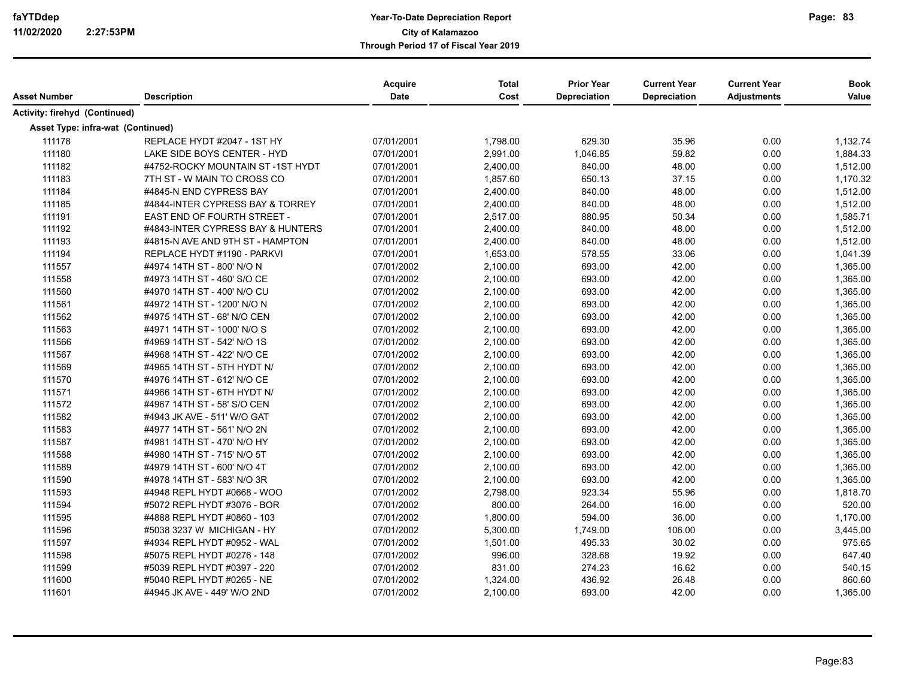| Asset Number | Description | Acquire Date | Total Cost | Prior Year Depreciation | Current Year Depreciation | Current Year Adjustments | Book Value |
|---|---|---|---|---|---|---|---|
| **Activity: firehyd (Continued)** | | | | | | | |
| **Asset Type: infra-wat (Continued)** | | | | | | | |
| 111178 | REPLACE HYDT #2047 - 1ST HY | 07/01/2001 | 1,798.00 | 629.30 | 35.96 | 0.00 | 1,132.74 |
| 111180 | LAKE SIDE BOYS CENTER - HYD | 07/01/2001 | 2,991.00 | 1,046.85 | 59.82 | 0.00 | 1,884.33 |
| 111182 | #4752-ROCKY MOUNTAIN ST -1ST HYDT | 07/01/2001 | 2,400.00 | 840.00 | 48.00 | 0.00 | 1,512.00 |
| 111183 | 7TH ST - W MAIN TO CROSS CO | 07/01/2001 | 1,857.60 | 650.13 | 37.15 | 0.00 | 1,170.32 |
| 111184 | #4845-N END CYPRESS BAY | 07/01/2001 | 2,400.00 | 840.00 | 48.00 | 0.00 | 1,512.00 |
| 111185 | #4844-INTER CYPRESS BAY & TORREY | 07/01/2001 | 2,400.00 | 840.00 | 48.00 | 0.00 | 1,512.00 |
| 111191 | EAST END OF FOURTH STREET - | 07/01/2001 | 2,517.00 | 880.95 | 50.34 | 0.00 | 1,585.71 |
| 111192 | #4843-INTER CYPRESS BAY & HUNTERS | 07/01/2001 | 2,400.00 | 840.00 | 48.00 | 0.00 | 1,512.00 |
| 111193 | #4815-N AVE AND 9TH ST - HAMPTON | 07/01/2001 | 2,400.00 | 840.00 | 48.00 | 0.00 | 1,512.00 |
| 111194 | REPLACE HYDT #1190 - PARKVI | 07/01/2001 | 1,653.00 | 578.55 | 33.06 | 0.00 | 1,041.39 |
| 111557 | #4974 14TH ST - 800' N/O N | 07/01/2002 | 2,100.00 | 693.00 | 42.00 | 0.00 | 1,365.00 |
| 111558 | #4973 14TH ST - 460' S/O CE | 07/01/2002 | 2,100.00 | 693.00 | 42.00 | 0.00 | 1,365.00 |
| 111560 | #4970 14TH ST - 400' N/O CU | 07/01/2002 | 2,100.00 | 693.00 | 42.00 | 0.00 | 1,365.00 |
| 111561 | #4972 14TH ST - 1200' N/O N | 07/01/2002 | 2,100.00 | 693.00 | 42.00 | 0.00 | 1,365.00 |
| 111562 | #4975 14TH ST - 68' N/O CEN | 07/01/2002 | 2,100.00 | 693.00 | 42.00 | 0.00 | 1,365.00 |
| 111563 | #4971 14TH ST - 1000' N/O S | 07/01/2002 | 2,100.00 | 693.00 | 42.00 | 0.00 | 1,365.00 |
| 111566 | #4969 14TH ST - 542' N/O 1S | 07/01/2002 | 2,100.00 | 693.00 | 42.00 | 0.00 | 1,365.00 |
| 111567 | #4968 14TH ST - 422' N/O CE | 07/01/2002 | 2,100.00 | 693.00 | 42.00 | 0.00 | 1,365.00 |
| 111569 | #4965 14TH ST - 5TH HYDT N/ | 07/01/2002 | 2,100.00 | 693.00 | 42.00 | 0.00 | 1,365.00 |
| 111570 | #4976 14TH ST - 612' N/O CE | 07/01/2002 | 2,100.00 | 693.00 | 42.00 | 0.00 | 1,365.00 |
| 111571 | #4966 14TH ST - 6TH HYDT N/ | 07/01/2002 | 2,100.00 | 693.00 | 42.00 | 0.00 | 1,365.00 |
| 111572 | #4967 14TH ST - 58' S/O CEN | 07/01/2002 | 2,100.00 | 693.00 | 42.00 | 0.00 | 1,365.00 |
| 111582 | #4943 JK AVE - 511' W/O GAT | 07/01/2002 | 2,100.00 | 693.00 | 42.00 | 0.00 | 1,365.00 |
| 111583 | #4977 14TH ST - 561' N/O 2N | 07/01/2002 | 2,100.00 | 693.00 | 42.00 | 0.00 | 1,365.00 |
| 111587 | #4981 14TH ST - 470' N/O HY | 07/01/2002 | 2,100.00 | 693.00 | 42.00 | 0.00 | 1,365.00 |
| 111588 | #4980 14TH ST - 715' N/O 5T | 07/01/2002 | 2,100.00 | 693.00 | 42.00 | 0.00 | 1,365.00 |
| 111589 | #4979 14TH ST - 600' N/O 4T | 07/01/2002 | 2,100.00 | 693.00 | 42.00 | 0.00 | 1,365.00 |
| 111590 | #4978 14TH ST - 583' N/O 3R | 07/01/2002 | 2,100.00 | 693.00 | 42.00 | 0.00 | 1,365.00 |
| 111593 | #4948 REPL HYDT #0668 - WOO | 07/01/2002 | 2,798.00 | 923.34 | 55.96 | 0.00 | 1,818.70 |
| 111594 | #5072 REPL HYDT #3076 - BOR | 07/01/2002 | 800.00 | 264.00 | 16.00 | 0.00 | 520.00 |
| 111595 | #4888 REPL HYDT #0860 - 103 | 07/01/2002 | 1,800.00 | 594.00 | 36.00 | 0.00 | 1,170.00 |
| 111596 | #5038 3237 W MICHIGAN - HY | 07/01/2002 | 5,300.00 | 1,749.00 | 106.00 | 0.00 | 3,445.00 |
| 111597 | #4934 REPL HYDT #0952 - WAL | 07/01/2002 | 1,501.00 | 495.33 | 30.02 | 0.00 | 975.65 |
| 111598 | #5075 REPL HYDT #0276 - 148 | 07/01/2002 | 996.00 | 328.68 | 19.92 | 0.00 | 647.40 |
| 111599 | #5039 REPL HYDT #0397 - 220 | 07/01/2002 | 831.00 | 274.23 | 16.62 | 0.00 | 540.15 |
| 111600 | #5040 REPL HYDT #0265 - NE | 07/01/2002 | 1,324.00 | 436.92 | 26.48 | 0.00 | 860.60 |
| 111601 | #4945 JK AVE - 449' W/O 2ND | 07/01/2002 | 2,100.00 | 693.00 | 42.00 | 0.00 | 1,365.00 |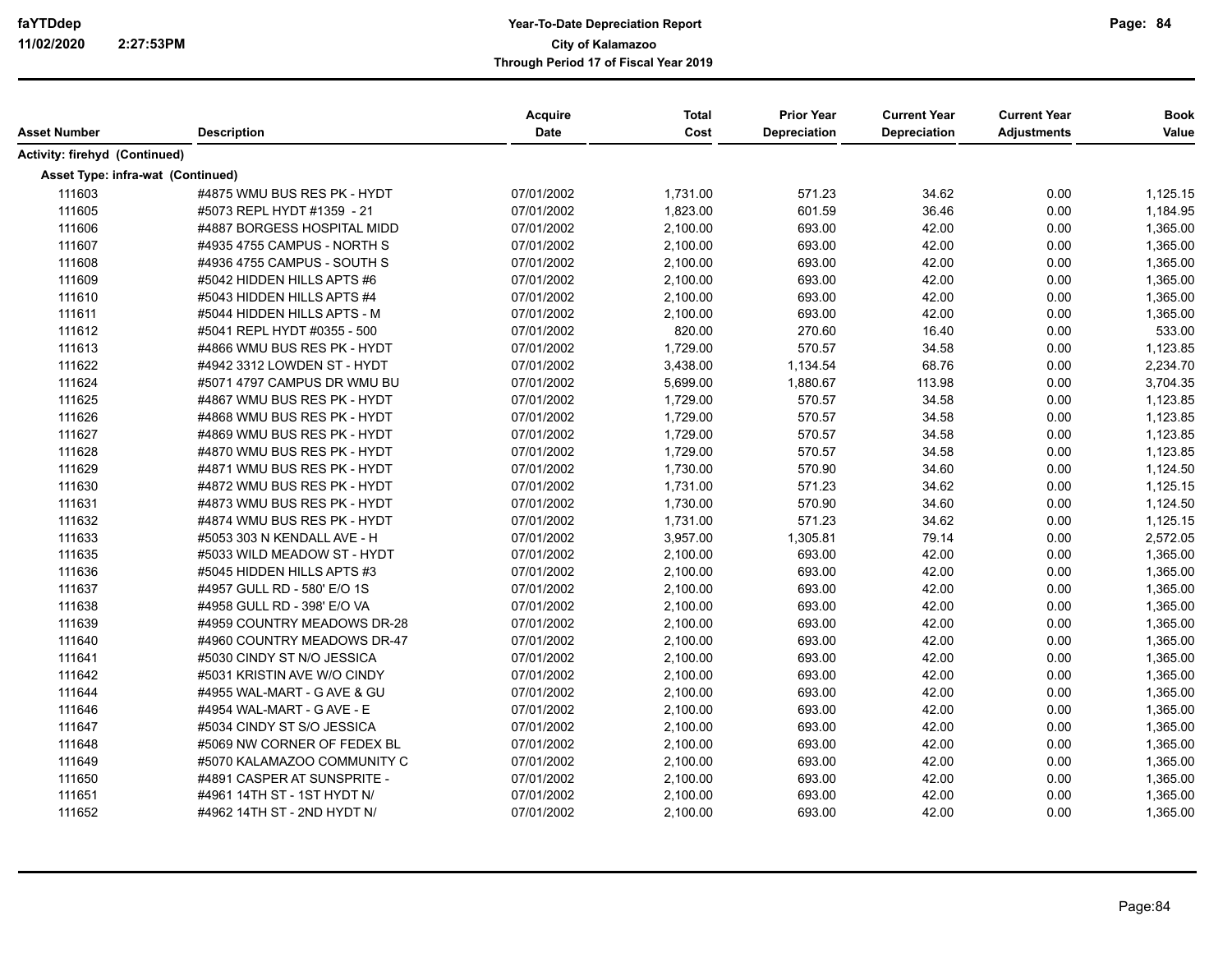**faYTDdep**
**11/02/2020 2:27:53PM**

# Year-To-Date Depreciation Report
## City of Kalamazoo
### Through Period 17 of Fiscal Year 2019

| Asset Number | Description | Acquire Date | Total Cost | Prior Year Depreciation | Current Year Depreciation | Current Year Adjustments | Book Value |
|---|---|---|---|---|---|---|---|
| **Activity: firehyd (Continued)** | | | | | | | |
| **Asset Type: infra-wat (Continued)** | | | | | | | |
| 111603 | #4875 WMU BUS RES PK - HYDT | 07/01/2002 | 1,731.00 | 571.23 | 34.62 | 0.00 | 1,125.15 |
| 111605 | #5073 REPL HYDT #1359 - 21 | 07/01/2002 | 1,823.00 | 601.59 | 36.46 | 0.00 | 1,184.95 |
| 111606 | #4887 BORGESS HOSPITAL MIDD | 07/01/2002 | 2,100.00 | 693.00 | 42.00 | 0.00 | 1,365.00 |
| 111607 | #4935 4755 CAMPUS - NORTH S | 07/01/2002 | 2,100.00 | 693.00 | 42.00 | 0.00 | 1,365.00 |
| 111608 | #4936 4755 CAMPUS - SOUTH S | 07/01/2002 | 2,100.00 | 693.00 | 42.00 | 0.00 | 1,365.00 |
| 111609 | #5042 HIDDEN HILLS APTS #6 | 07/01/2002 | 2,100.00 | 693.00 | 42.00 | 0.00 | 1,365.00 |
| 111610 | #5043 HIDDEN HILLS APTS #4 | 07/01/2002 | 2,100.00 | 693.00 | 42.00 | 0.00 | 1,365.00 |
| 111611 | #5044 HIDDEN HILLS APTS - M | 07/01/2002 | 2,100.00 | 693.00 | 42.00 | 0.00 | 1,365.00 |
| 111612 | #5041 REPL HYDT #0355 - 500 | 07/01/2002 | 820.00 | 270.60 | 16.40 | 0.00 | 533.00 |
| 111613 | #4866 WMU BUS RES PK - HYDT | 07/01/2002 | 1,729.00 | 570.57 | 34.58 | 0.00 | 1,123.85 |
| 111622 | #4942 3312 LOWDEN ST - HYDT | 07/01/2002 | 3,438.00 | 1,134.54 | 68.76 | 0.00 | 2,234.70 |
| 111624 | #5071 4797 CAMPUS DR WMU BU | 07/01/2002 | 5,699.00 | 1,880.67 | 113.98 | 0.00 | 3,704.35 |
| 111625 | #4867 WMU BUS RES PK - HYDT | 07/01/2002 | 1,729.00 | 570.57 | 34.58 | 0.00 | 1,123.85 |
| 111626 | #4868 WMU BUS RES PK - HYDT | 07/01/2002 | 1,729.00 | 570.57 | 34.58 | 0.00 | 1,123.85 |
| 111627 | #4869 WMU BUS RES PK - HYDT | 07/01/2002 | 1,729.00 | 570.57 | 34.58 | 0.00 | 1,123.85 |
| 111628 | #4870 WMU BUS RES PK - HYDT | 07/01/2002 | 1,729.00 | 570.57 | 34.58 | 0.00 | 1,123.85 |
| 111629 | #4871 WMU BUS RES PK - HYDT | 07/01/2002 | 1,730.00 | 570.90 | 34.60 | 0.00 | 1,124.50 |
| 111630 | #4872 WMU BUS RES PK - HYDT | 07/01/2002 | 1,731.00 | 571.23 | 34.62 | 0.00 | 1,125.15 |
| 111631 | #4873 WMU BUS RES PK - HYDT | 07/01/2002 | 1,730.00 | 570.90 | 34.60 | 0.00 | 1,124.50 |
| 111632 | #4874 WMU BUS RES PK - HYDT | 07/01/2002 | 1,731.00 | 571.23 | 34.62 | 0.00 | 1,125.15 |
| 111633 | #5053 303 N KENDALL AVE - H | 07/01/2002 | 3,957.00 | 1,305.81 | 79.14 | 0.00 | 2,572.05 |
| 111635 | #5033 WILD MEADOW ST - HYDT | 07/01/2002 | 2,100.00 | 693.00 | 42.00 | 0.00 | 1,365.00 |
| 111636 | #5045 HIDDEN HILLS APTS #3 | 07/01/2002 | 2,100.00 | 693.00 | 42.00 | 0.00 | 1,365.00 |
| 111637 | #4957 GULL RD - 580' E/O 1S | 07/01/2002 | 2,100.00 | 693.00 | 42.00 | 0.00 | 1,365.00 |
| 111638 | #4958 GULL RD - 398' E/O VA | 07/01/2002 | 2,100.00 | 693.00 | 42.00 | 0.00 | 1,365.00 |
| 111639 | #4959 COUNTRY MEADOWS DR-28 | 07/01/2002 | 2,100.00 | 693.00 | 42.00 | 0.00 | 1,365.00 |
| 111640 | #4960 COUNTRY MEADOWS DR-47 | 07/01/2002 | 2,100.00 | 693.00 | 42.00 | 0.00 | 1,365.00 |
| 111641 | #5030 CINDY ST N/O JESSICA | 07/01/2002 | 2,100.00 | 693.00 | 42.00 | 0.00 | 1,365.00 |
| 111642 | #5031 KRISTIN AVE W/O CINDY | 07/01/2002 | 2,100.00 | 693.00 | 42.00 | 0.00 | 1,365.00 |
| 111644 | #4955 WAL-MART - G AVE & GU | 07/01/2002 | 2,100.00 | 693.00 | 42.00 | 0.00 | 1,365.00 |
| 111646 | #4954 WAL-MART - G AVE - E | 07/01/2002 | 2,100.00 | 693.00 | 42.00 | 0.00 | 1,365.00 |
| 111647 | #5034 CINDY ST S/O JESSICA | 07/01/2002 | 2,100.00 | 693.00 | 42.00 | 0.00 | 1,365.00 |
| 111648 | #5069 NW CORNER OF FEDEX BL | 07/01/2002 | 2,100.00 | 693.00 | 42.00 | 0.00 | 1,365.00 |
| 111649 | #5070 KALAMAZOO COMMUNITY C | 07/01/2002 | 2,100.00 | 693.00 | 42.00 | 0.00 | 1,365.00 |
| 111650 | #4891 CASPER AT SUNSPRITE - | 07/01/2002 | 2,100.00 | 693.00 | 42.00 | 0.00 | 1,365.00 |
| 111651 | #4961 14TH ST - 1ST HYDT N/ | 07/01/2002 | 2,100.00 | 693.00 | 42.00 | 0.00 | 1,365.00 |
| 111652 | #4962 14TH ST - 2ND HYDT N/ | 07/01/2002 | 2,100.00 | 693.00 | 42.00 | 0.00 | 1,365.00 |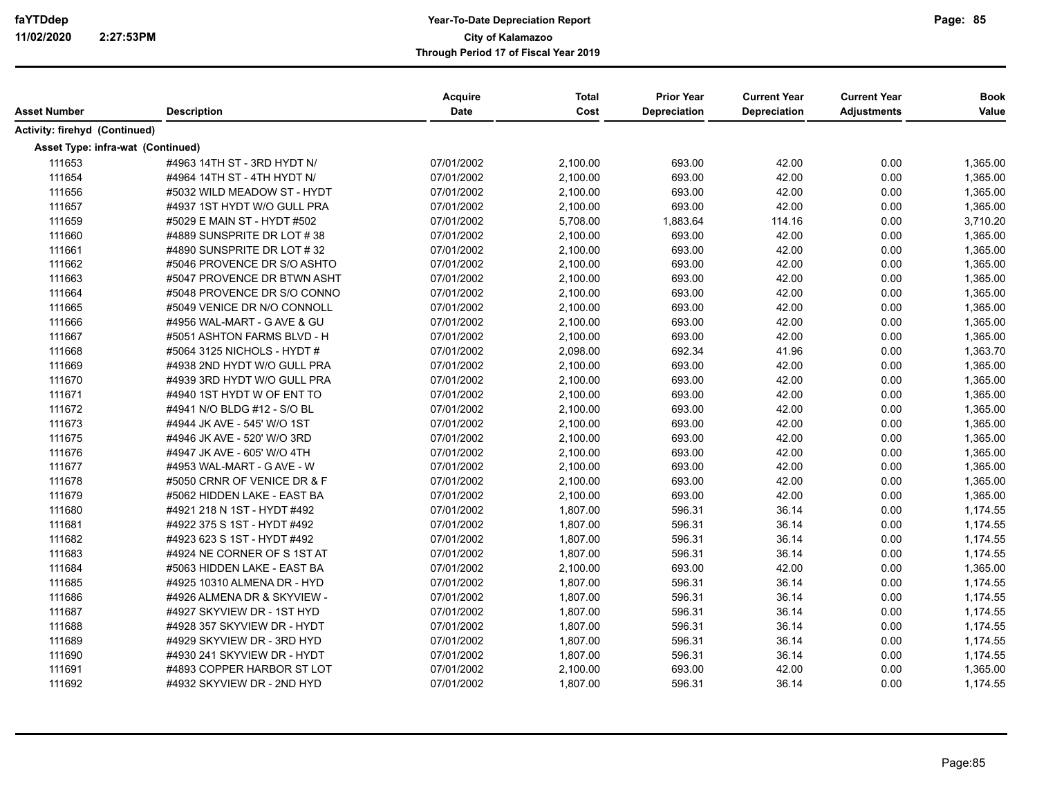| Asset Number | Description | Acquire Date | Total Cost | Prior Year Depreciation | Current Year Depreciation | Current Year Adjustments | Book Value |
|---|---|---|---|---|---|---|---|
| **Activity: firehyd (Continued)** | | | | | | | |
| **Asset Type: infra-wat (Continued)** | | | | | | | |
| 111653 | #4963 14TH ST - 3RD HYDT N/ | 07/01/2002 | 2,100.00 | 693.00 | 42.00 | 0.00 | 1,365.00 |
| 111654 | #4964 14TH ST - 4TH HYDT N/ | 07/01/2002 | 2,100.00 | 693.00 | 42.00 | 0.00 | 1,365.00 |
| 111656 | #5032 WILD MEADOW ST - HYDT | 07/01/2002 | 2,100.00 | 693.00 | 42.00 | 0.00 | 1,365.00 |
| 111657 | #4937 1ST HYDT W/O GULL PRA | 07/01/2002 | 2,100.00 | 693.00 | 42.00 | 0.00 | 1,365.00 |
| 111659 | #5029 E MAIN ST - HYDT #502 | 07/01/2002 | 5,708.00 | 1,883.64 | 114.16 | 0.00 | 3,710.20 |
| 111660 | #4889 SUNSPRITE DR LOT # 38 | 07/01/2002 | 2,100.00 | 693.00 | 42.00 | 0.00 | 1,365.00 |
| 111661 | #4890 SUNSPRITE DR LOT # 32 | 07/01/2002 | 2,100.00 | 693.00 | 42.00 | 0.00 | 1,365.00 |
| 111662 | #5046 PROVENCE DR S/O ASHTO | 07/01/2002 | 2,100.00 | 693.00 | 42.00 | 0.00 | 1,365.00 |
| 111663 | #5047 PROVENCE DR BTWN ASHT | 07/01/2002 | 2,100.00 | 693.00 | 42.00 | 0.00 | 1,365.00 |
| 111664 | #5048 PROVENCE DR S/O CONNO | 07/01/2002 | 2,100.00 | 693.00 | 42.00 | 0.00 | 1,365.00 |
| 111665 | #5049 VENICE DR N/O CONNOLL | 07/01/2002 | 2,100.00 | 693.00 | 42.00 | 0.00 | 1,365.00 |
| 111666 | #4956 WAL-MART - G AVE & GU | 07/01/2002 | 2,100.00 | 693.00 | 42.00 | 0.00 | 1,365.00 |
| 111667 | #5051 ASHTON FARMS BLVD - H | 07/01/2002 | 2,100.00 | 693.00 | 42.00 | 0.00 | 1,365.00 |
| 111668 | #5064 3125 NICHOLS - HYDT # | 07/01/2002 | 2,098.00 | 692.34 | 41.96 | 0.00 | 1,363.70 |
| 111669 | #4938 2ND HYDT W/O GULL PRA | 07/01/2002 | 2,100.00 | 693.00 | 42.00 | 0.00 | 1,365.00 |
| 111670 | #4939 3RD HYDT W/O GULL PRA | 07/01/2002 | 2,100.00 | 693.00 | 42.00 | 0.00 | 1,365.00 |
| 111671 | #4940 1ST HYDT W OF ENT TO | 07/01/2002 | 2,100.00 | 693.00 | 42.00 | 0.00 | 1,365.00 |
| 111672 | #4941 N/O BLDG #12 - S/O BL | 07/01/2002 | 2,100.00 | 693.00 | 42.00 | 0.00 | 1,365.00 |
| 111673 | #4944 JK AVE - 545' W/O 1ST | 07/01/2002 | 2,100.00 | 693.00 | 42.00 | 0.00 | 1,365.00 |
| 111675 | #4946 JK AVE - 520' W/O 3RD | 07/01/2002 | 2,100.00 | 693.00 | 42.00 | 0.00 | 1,365.00 |
| 111676 | #4947 JK AVE - 605' W/O 4TH | 07/01/2002 | 2,100.00 | 693.00 | 42.00 | 0.00 | 1,365.00 |
| 111677 | #4953 WAL-MART - G AVE - W | 07/01/2002 | 2,100.00 | 693.00 | 42.00 | 0.00 | 1,365.00 |
| 111678 | #5050 CRNR OF VENICE DR & F | 07/01/2002 | 2,100.00 | 693.00 | 42.00 | 0.00 | 1,365.00 |
| 111679 | #5062 HIDDEN LAKE - EAST BA | 07/01/2002 | 2,100.00 | 693.00 | 42.00 | 0.00 | 1,365.00 |
| 111680 | #4921 218 N 1ST - HYDT #492 | 07/01/2002 | 1,807.00 | 596.31 | 36.14 | 0.00 | 1,174.55 |
| 111681 | #4922 375 S 1ST - HYDT #492 | 07/01/2002 | 1,807.00 | 596.31 | 36.14 | 0.00 | 1,174.55 |
| 111682 | #4923 623 S 1ST - HYDT #492 | 07/01/2002 | 1,807.00 | 596.31 | 36.14 | 0.00 | 1,174.55 |
| 111683 | #4924 NE CORNER OF S 1ST AT | 07/01/2002 | 1,807.00 | 596.31 | 36.14 | 0.00 | 1,174.55 |
| 111684 | #5063 HIDDEN LAKE - EAST BA | 07/01/2002 | 2,100.00 | 693.00 | 42.00 | 0.00 | 1,365.00 |
| 111685 | #4925 10310 ALMENA DR - HYD | 07/01/2002 | 1,807.00 | 596.31 | 36.14 | 0.00 | 1,174.55 |
| 111686 | #4926 ALMENA DR & SKYVIEW - | 07/01/2002 | 1,807.00 | 596.31 | 36.14 | 0.00 | 1,174.55 |
| 111687 | #4927 SKYVIEW DR - 1ST HYD | 07/01/2002 | 1,807.00 | 596.31 | 36.14 | 0.00 | 1,174.55 |
| 111688 | #4928 357 SKYVIEW DR - HYDT | 07/01/2002 | 1,807.00 | 596.31 | 36.14 | 0.00 | 1,174.55 |
| 111689 | #4929 SKYVIEW DR - 3RD HYD | 07/01/2002 | 1,807.00 | 596.31 | 36.14 | 0.00 | 1,174.55 |
| 111690 | #4930 241 SKYVIEW DR - HYDT | 07/01/2002 | 1,807.00 | 596.31 | 36.14 | 0.00 | 1,174.55 |
| 111691 | #4893 COPPER HARBOR ST LOT | 07/01/2002 | 2,100.00 | 693.00 | 42.00 | 0.00 | 1,365.00 |
| 111692 | #4932 SKYVIEW DR - 2ND HYD | 07/01/2002 | 1,807.00 | 596.31 | 36.14 | 0.00 | 1,174.55 |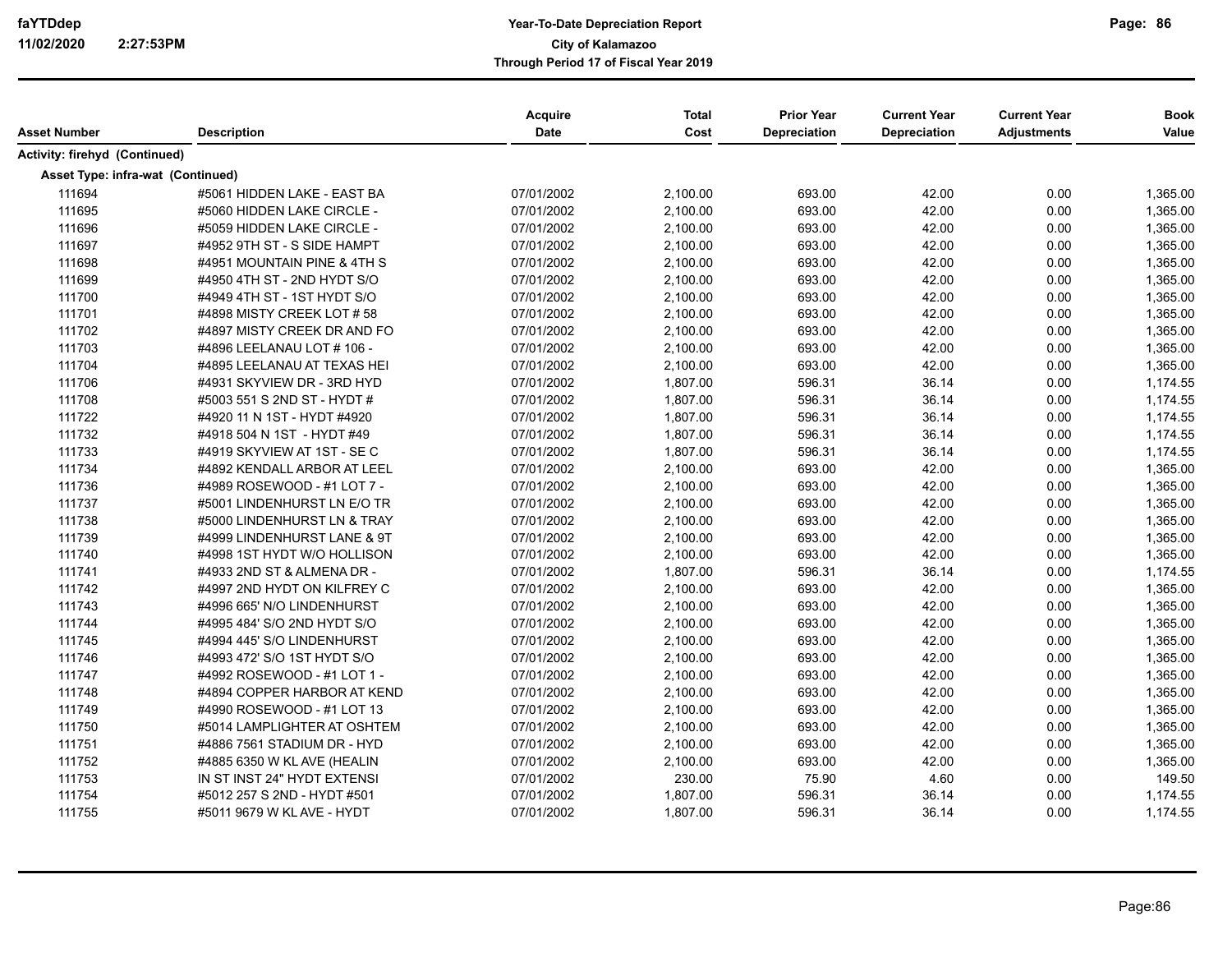# Year-To-Date Depreciation Report

## City of Kalamazoo

### Through Period 17 of Fiscal Year 2019

| Asset Number | Description | Acquire Date | Total Cost | Prior Year Depreciation | Current Year Depreciation | Current Year Adjustments | Book Value |
|---|---|---|---|---|---|---|---|
| **Activity: firehyd (Continued)** | | | | | | | |
| **Asset Type: infra-wat (Continued)** | | | | | | | |
| 111694 | #5061 HIDDEN LAKE - EAST BA | 07/01/2002 | 2,100.00 | 693.00 | 42.00 | 0.00 | 1,365.00 |
| 111695 | #5060 HIDDEN LAKE CIRCLE - | 07/01/2002 | 2,100.00 | 693.00 | 42.00 | 0.00 | 1,365.00 |
| 111696 | #5059 HIDDEN LAKE CIRCLE - | 07/01/2002 | 2,100.00 | 693.00 | 42.00 | 0.00 | 1,365.00 |
| 111697 | #4952 9TH ST - S SIDE HAMPT | 07/01/2002 | 2,100.00 | 693.00 | 42.00 | 0.00 | 1,365.00 |
| 111698 | #4951 MOUNTAIN PINE & 4TH S | 07/01/2002 | 2,100.00 | 693.00 | 42.00 | 0.00 | 1,365.00 |
| 111699 | #4950 4TH ST - 2ND HYDT S/O | 07/01/2002 | 2,100.00 | 693.00 | 42.00 | 0.00 | 1,365.00 |
| 111700 | #4949 4TH ST - 1ST HYDT S/O | 07/01/2002 | 2,100.00 | 693.00 | 42.00 | 0.00 | 1,365.00 |
| 111701 | #4898 MISTY CREEK LOT # 58 | 07/01/2002 | 2,100.00 | 693.00 | 42.00 | 0.00 | 1,365.00 |
| 111702 | #4897 MISTY CREEK DR AND FO | 07/01/2002 | 2,100.00 | 693.00 | 42.00 | 0.00 | 1,365.00 |
| 111703 | #4896 LEELANAU LOT # 106 - | 07/01/2002 | 2,100.00 | 693.00 | 42.00 | 0.00 | 1,365.00 |
| 111704 | #4895 LEELANAU AT TEXAS HEI | 07/01/2002 | 2,100.00 | 693.00 | 42.00 | 0.00 | 1,365.00 |
| 111706 | #4931 SKYVIEW DR - 3RD HYD | 07/01/2002 | 1,807.00 | 596.31 | 36.14 | 0.00 | 1,174.55 |
| 111708 | #5003 551 S 2ND ST - HYDT # | 07/01/2002 | 1,807.00 | 596.31 | 36.14 | 0.00 | 1,174.55 |
| 111722 | #4920 11 N 1ST - HYDT #4920 | 07/01/2002 | 1,807.00 | 596.31 | 36.14 | 0.00 | 1,174.55 |
| 111732 | #4918 504 N 1ST - HYDT #49 | 07/01/2002 | 1,807.00 | 596.31 | 36.14 | 0.00 | 1,174.55 |
| 111733 | #4919 SKYVIEW AT 1ST - SE C | 07/01/2002 | 1,807.00 | 596.31 | 36.14 | 0.00 | 1,174.55 |
| 111734 | #4892 KENDALL ARBOR AT LEEL | 07/01/2002 | 2,100.00 | 693.00 | 42.00 | 0.00 | 1,365.00 |
| 111736 | #4989 ROSEWOOD - #1 LOT 7 - | 07/01/2002 | 2,100.00 | 693.00 | 42.00 | 0.00 | 1,365.00 |
| 111737 | #5001 LINDENHURST LN E/O TR | 07/01/2002 | 2,100.00 | 693.00 | 42.00 | 0.00 | 1,365.00 |
| 111738 | #5000 LINDENHURST LN & TRAY | 07/01/2002 | 2,100.00 | 693.00 | 42.00 | 0.00 | 1,365.00 |
| 111739 | #4999 LINDENHURST LANE & 9T | 07/01/2002 | 2,100.00 | 693.00 | 42.00 | 0.00 | 1,365.00 |
| 111740 | #4998 1ST HYDT W/O HOLLISON | 07/01/2002 | 2,100.00 | 693.00 | 42.00 | 0.00 | 1,365.00 |
| 111741 | #4933 2ND ST & ALMENA DR - | 07/01/2002 | 1,807.00 | 596.31 | 36.14 | 0.00 | 1,174.55 |
| 111742 | #4997 2ND HYDT ON KILFREY C | 07/01/2002 | 2,100.00 | 693.00 | 42.00 | 0.00 | 1,365.00 |
| 111743 | #4996 665' N/O LINDENHURST | 07/01/2002 | 2,100.00 | 693.00 | 42.00 | 0.00 | 1,365.00 |
| 111744 | #4995 484' S/O 2ND HYDT S/O | 07/01/2002 | 2,100.00 | 693.00 | 42.00 | 0.00 | 1,365.00 |
| 111745 | #4994 445' S/O LINDENHURST | 07/01/2002 | 2,100.00 | 693.00 | 42.00 | 0.00 | 1,365.00 |
| 111746 | #4993 472' S/O 1ST HYDT S/O | 07/01/2002 | 2,100.00 | 693.00 | 42.00 | 0.00 | 1,365.00 |
| 111747 | #4992 ROSEWOOD - #1 LOT 1 - | 07/01/2002 | 2,100.00 | 693.00 | 42.00 | 0.00 | 1,365.00 |
| 111748 | #4894 COPPER HARBOR AT KEND | 07/01/2002 | 2,100.00 | 693.00 | 42.00 | 0.00 | 1,365.00 |
| 111749 | #4990 ROSEWOOD - #1 LOT 13 | 07/01/2002 | 2,100.00 | 693.00 | 42.00 | 0.00 | 1,365.00 |
| 111750 | #5014 LAMPLIGHTER AT OSHTEM | 07/01/2002 | 2,100.00 | 693.00 | 42.00 | 0.00 | 1,365.00 |
| 111751 | #4886 7561 STADIUM DR - HYD | 07/01/2002 | 2,100.00 | 693.00 | 42.00 | 0.00 | 1,365.00 |
| 111752 | #4885 6350 W KL AVE (HEALIN | 07/01/2002 | 2,100.00 | 693.00 | 42.00 | 0.00 | 1,365.00 |
| 111753 | IN ST INST 24" HYDT EXTENSI | 07/01/2002 | 230.00 | 75.90 | 4.60 | 0.00 | 149.50 |
| 111754 | #5012 257 S 2ND - HYDT #501 | 07/01/2002 | 1,807.00 | 596.31 | 36.14 | 0.00 | 1,174.55 |
| 111755 | #5011 9679 W KL AVE - HYDT | 07/01/2002 | 1,807.00 | 596.31 | 36.14 | 0.00 | 1,174.55 |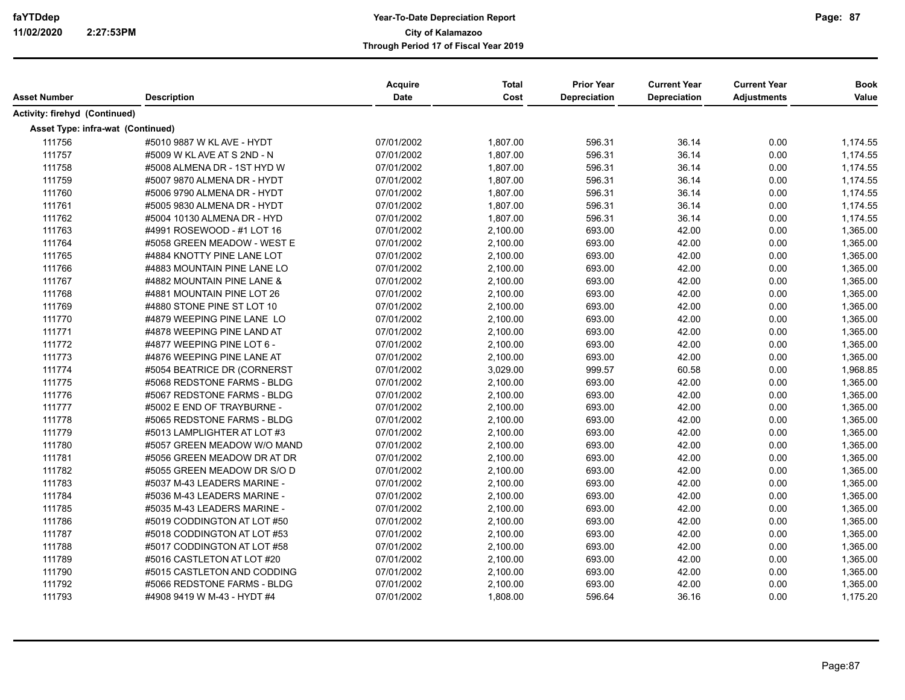| Asset Number | Description | Acquire Date | Total Cost | Prior Year Depreciation | Current Year Depreciation | Current Year Adjustments | Book Value |
|---|---|---|---|---|---|---|---|
| **Activity: firehyd (Continued)** | | | | | | | |
| **Asset Type: infra-wat (Continued)** | | | | | | | |
| 111756 | #5010 9887 W KL AVE - HYDT | 07/01/2002 | 1,807.00 | 596.31 | 36.14 | 0.00 | 1,174.55 |
| 111757 | #5009 W KL AVE AT S 2ND - N | 07/01/2002 | 1,807.00 | 596.31 | 36.14 | 0.00 | 1,174.55 |
| 111758 | #5008 ALMENA DR - 1ST HYD W | 07/01/2002 | 1,807.00 | 596.31 | 36.14 | 0.00 | 1,174.55 |
| 111759 | #5007 9870 ALMENA DR - HYDT | 07/01/2002 | 1,807.00 | 596.31 | 36.14 | 0.00 | 1,174.55 |
| 111760 | #5006 9790 ALMENA DR - HYDT | 07/01/2002 | 1,807.00 | 596.31 | 36.14 | 0.00 | 1,174.55 |
| 111761 | #5005 9830 ALMENA DR - HYDT | 07/01/2002 | 1,807.00 | 596.31 | 36.14 | 0.00 | 1,174.55 |
| 111762 | #5004 10130 ALMENA DR - HYD | 07/01/2002 | 1,807.00 | 596.31 | 36.14 | 0.00 | 1,174.55 |
| 111763 | #4991 ROSEWOOD - #1 LOT 16 | 07/01/2002 | 2,100.00 | 693.00 | 42.00 | 0.00 | 1,365.00 |
| 111764 | #5058 GREEN MEADOW - WEST E | 07/01/2002 | 2,100.00 | 693.00 | 42.00 | 0.00 | 1,365.00 |
| 111765 | #4884 KNOTTY PINE LANE LOT | 07/01/2002 | 2,100.00 | 693.00 | 42.00 | 0.00 | 1,365.00 |
| 111766 | #4883 MOUNTAIN PINE LANE LO | 07/01/2002 | 2,100.00 | 693.00 | 42.00 | 0.00 | 1,365.00 |
| 111767 | #4882 MOUNTAIN PINE LANE & | 07/01/2002 | 2,100.00 | 693.00 | 42.00 | 0.00 | 1,365.00 |
| 111768 | #4881 MOUNTAIN PINE LOT 26 | 07/01/2002 | 2,100.00 | 693.00 | 42.00 | 0.00 | 1,365.00 |
| 111769 | #4880 STONE PINE ST LOT 10 | 07/01/2002 | 2,100.00 | 693.00 | 42.00 | 0.00 | 1,365.00 |
| 111770 | #4879 WEEPING PINE LANE LO | 07/01/2002 | 2,100.00 | 693.00 | 42.00 | 0.00 | 1,365.00 |
| 111771 | #4878 WEEPING PINE LAND AT | 07/01/2002 | 2,100.00 | 693.00 | 42.00 | 0.00 | 1,365.00 |
| 111772 | #4877 WEEPING PINE LOT 6 - | 07/01/2002 | 2,100.00 | 693.00 | 42.00 | 0.00 | 1,365.00 |
| 111773 | #4876 WEEPING PINE LANE AT | 07/01/2002 | 2,100.00 | 693.00 | 42.00 | 0.00 | 1,365.00 |
| 111774 | #5054 BEATRICE DR (CORNERST | 07/01/2002 | 3,029.00 | 999.57 | 60.58 | 0.00 | 1,968.85 |
| 111775 | #5068 REDSTONE FARMS - BLDG | 07/01/2002 | 2,100.00 | 693.00 | 42.00 | 0.00 | 1,365.00 |
| 111776 | #5067 REDSTONE FARMS - BLDG | 07/01/2002 | 2,100.00 | 693.00 | 42.00 | 0.00 | 1,365.00 |
| 111777 | #5002 E END OF TRAYBURNE - | 07/01/2002 | 2,100.00 | 693.00 | 42.00 | 0.00 | 1,365.00 |
| 111778 | #5065 REDSTONE FARMS - BLDG | 07/01/2002 | 2,100.00 | 693.00 | 42.00 | 0.00 | 1,365.00 |
| 111779 | #5013 LAMPLIGHTER AT LOT #3 | 07/01/2002 | 2,100.00 | 693.00 | 42.00 | 0.00 | 1,365.00 |
| 111780 | #5057 GREEN MEADOW W/O MAND | 07/01/2002 | 2,100.00 | 693.00 | 42.00 | 0.00 | 1,365.00 |
| 111781 | #5056 GREEN MEADOW DR AT DR | 07/01/2002 | 2,100.00 | 693.00 | 42.00 | 0.00 | 1,365.00 |
| 111782 | #5055 GREEN MEADOW DR S/O D | 07/01/2002 | 2,100.00 | 693.00 | 42.00 | 0.00 | 1,365.00 |
| 111783 | #5037 M-43 LEADERS MARINE - | 07/01/2002 | 2,100.00 | 693.00 | 42.00 | 0.00 | 1,365.00 |
| 111784 | #5036 M-43 LEADERS MARINE - | 07/01/2002 | 2,100.00 | 693.00 | 42.00 | 0.00 | 1,365.00 |
| 111785 | #5035 M-43 LEADERS MARINE - | 07/01/2002 | 2,100.00 | 693.00 | 42.00 | 0.00 | 1,365.00 |
| 111786 | #5019 CODDINGTON AT LOT #50 | 07/01/2002 | 2,100.00 | 693.00 | 42.00 | 0.00 | 1,365.00 |
| 111787 | #5018 CODDINGTON AT LOT #53 | 07/01/2002 | 2,100.00 | 693.00 | 42.00 | 0.00 | 1,365.00 |
| 111788 | #5017 CODDINGTON AT LOT #58 | 07/01/2002 | 2,100.00 | 693.00 | 42.00 | 0.00 | 1,365.00 |
| 111789 | #5016 CASTLETON AT LOT #20 | 07/01/2002 | 2,100.00 | 693.00 | 42.00 | 0.00 | 1,365.00 |
| 111790 | #5015 CASTLETON AND CODDING | 07/01/2002 | 2,100.00 | 693.00 | 42.00 | 0.00 | 1,365.00 |
| 111792 | #5066 REDSTONE FARMS - BLDG | 07/01/2002 | 2,100.00 | 693.00 | 42.00 | 0.00 | 1,365.00 |
| 111793 | #4908 9419 W M-43 - HYDT #4 | 07/01/2002 | 1,808.00 | 596.64 | 36.16 | 0.00 | 1,175.20 |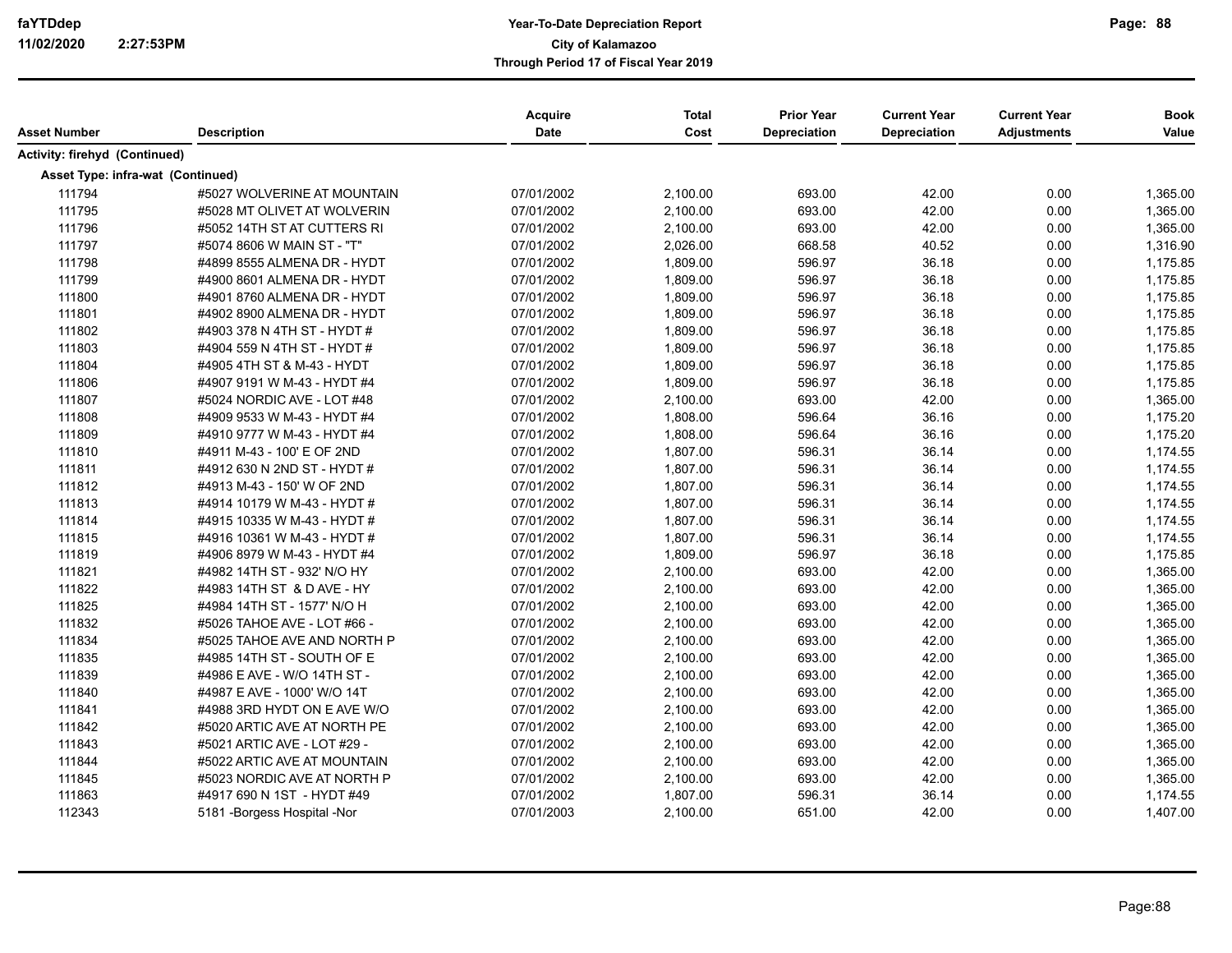# Year-To-Date Depreciation Report

**City of Kalamazoo**

**Through Period 17 of Fiscal Year 2019**

faYTDdep
11/02/2020 2:27:53PM

| Asset Number | Description | Acquire Date | Total Cost | Prior Year Depreciation | Current Year Depreciation | Current Year Adjustments | Book Value |
|---|---|---|---|---|---|---|---|
| **Activity: firehyd (Continued)** | | | | | | | |
| **Asset Type: infra-wat (Continued)** | | | | | | | |
| 111794 | #5027 WOLVERINE AT MOUNTAIN | 07/01/2002 | 2,100.00 | 693.00 | 42.00 | 0.00 | 1,365.00 |
| 111795 | #5028 MT OLIVET AT WOLVERIN | 07/01/2002 | 2,100.00 | 693.00 | 42.00 | 0.00 | 1,365.00 |
| 111796 | #5052 14TH ST AT CUTTERS RI | 07/01/2002 | 2,100.00 | 693.00 | 42.00 | 0.00 | 1,365.00 |
| 111797 | #5074 8606 W MAIN ST - "T" | 07/01/2002 | 2,026.00 | 668.58 | 40.52 | 0.00 | 1,316.90 |
| 111798 | #4899 8555 ALMENA DR - HYDT | 07/01/2002 | 1,809.00 | 596.97 | 36.18 | 0.00 | 1,175.85 |
| 111799 | #4900 8601 ALMENA DR - HYDT | 07/01/2002 | 1,809.00 | 596.97 | 36.18 | 0.00 | 1,175.85 |
| 111800 | #4901 8760 ALMENA DR - HYDT | 07/01/2002 | 1,809.00 | 596.97 | 36.18 | 0.00 | 1,175.85 |
| 111801 | #4902 8900 ALMENA DR - HYDT | 07/01/2002 | 1,809.00 | 596.97 | 36.18 | 0.00 | 1,175.85 |
| 111802 | #4903 378 N 4TH ST - HYDT # | 07/01/2002 | 1,809.00 | 596.97 | 36.18 | 0.00 | 1,175.85 |
| 111803 | #4904 559 N 4TH ST - HYDT # | 07/01/2002 | 1,809.00 | 596.97 | 36.18 | 0.00 | 1,175.85 |
| 111804 | #4905 4TH ST & M-43 - HYDT | 07/01/2002 | 1,809.00 | 596.97 | 36.18 | 0.00 | 1,175.85 |
| 111806 | #4907 9191 W M-43 - HYDT #4 | 07/01/2002 | 1,809.00 | 596.97 | 36.18 | 0.00 | 1,175.85 |
| 111807 | #5024 NORDIC AVE - LOT #48 | 07/01/2002 | 2,100.00 | 693.00 | 42.00 | 0.00 | 1,365.00 |
| 111808 | #4909 9533 W M-43 - HYDT #4 | 07/01/2002 | 1,808.00 | 596.64 | 36.16 | 0.00 | 1,175.20 |
| 111809 | #4910 9777 W M-43 - HYDT #4 | 07/01/2002 | 1,808.00 | 596.64 | 36.16 | 0.00 | 1,175.20 |
| 111810 | #4911 M-43 - 100' E OF 2ND | 07/01/2002 | 1,807.00 | 596.31 | 36.14 | 0.00 | 1,174.55 |
| 111811 | #4912 630 N 2ND ST - HYDT # | 07/01/2002 | 1,807.00 | 596.31 | 36.14 | 0.00 | 1,174.55 |
| 111812 | #4913 M-43 - 150' W OF 2ND | 07/01/2002 | 1,807.00 | 596.31 | 36.14 | 0.00 | 1,174.55 |
| 111813 | #4914 10179 W M-43 - HYDT # | 07/01/2002 | 1,807.00 | 596.31 | 36.14 | 0.00 | 1,174.55 |
| 111814 | #4915 10335 W M-43 - HYDT # | 07/01/2002 | 1,807.00 | 596.31 | 36.14 | 0.00 | 1,174.55 |
| 111815 | #4916 10361 W M-43 - HYDT # | 07/01/2002 | 1,807.00 | 596.31 | 36.14 | 0.00 | 1,174.55 |
| 111819 | #4906 8979 W M-43 - HYDT #4 | 07/01/2002 | 1,809.00 | 596.97 | 36.18 | 0.00 | 1,175.85 |
| 111821 | #4982 14TH ST - 932' N/O HY | 07/01/2002 | 2,100.00 | 693.00 | 42.00 | 0.00 | 1,365.00 |
| 111822 | #4983 14TH ST & D AVE - HY | 07/01/2002 | 2,100.00 | 693.00 | 42.00 | 0.00 | 1,365.00 |
| 111825 | #4984 14TH ST - 1577' N/O H | 07/01/2002 | 2,100.00 | 693.00 | 42.00 | 0.00 | 1,365.00 |
| 111832 | #5026 TAHOE AVE - LOT #66 - | 07/01/2002 | 2,100.00 | 693.00 | 42.00 | 0.00 | 1,365.00 |
| 111834 | #5025 TAHOE AVE AND NORTH P | 07/01/2002 | 2,100.00 | 693.00 | 42.00 | 0.00 | 1,365.00 |
| 111835 | #4985 14TH ST - SOUTH OF E | 07/01/2002 | 2,100.00 | 693.00 | 42.00 | 0.00 | 1,365.00 |
| 111839 | #4986 E AVE - W/O 14TH ST - | 07/01/2002 | 2,100.00 | 693.00 | 42.00 | 0.00 | 1,365.00 |
| 111840 | #4987 E AVE - 1000' W/O 14T | 07/01/2002 | 2,100.00 | 693.00 | 42.00 | 0.00 | 1,365.00 |
| 111841 | #4988 3RD HYDT ON E AVE W/O | 07/01/2002 | 2,100.00 | 693.00 | 42.00 | 0.00 | 1,365.00 |
| 111842 | #5020 ARTIC AVE AT NORTH PE | 07/01/2002 | 2,100.00 | 693.00 | 42.00 | 0.00 | 1,365.00 |
| 111843 | #5021 ARTIC AVE - LOT #29 - | 07/01/2002 | 2,100.00 | 693.00 | 42.00 | 0.00 | 1,365.00 |
| 111844 | #5022 ARTIC AVE AT MOUNTAIN | 07/01/2002 | 2,100.00 | 693.00 | 42.00 | 0.00 | 1,365.00 |
| 111845 | #5023 NORDIC AVE AT NORTH P | 07/01/2002 | 2,100.00 | 693.00 | 42.00 | 0.00 | 1,365.00 |
| 111863 | #4917 690 N 1ST - HYDT #49 | 07/01/2002 | 1,807.00 | 596.31 | 36.14 | 0.00 | 1,174.55 |
| 112343 | 5181 -Borgess Hospital -Nor | 07/01/2003 | 2,100.00 | 651.00 | 42.00 | 0.00 | 1,407.00 |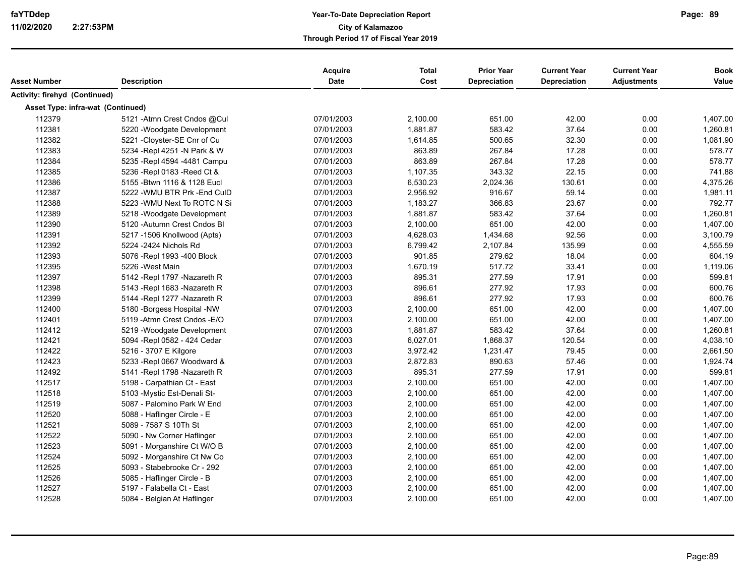| Asset Number | Description | Acquire Date | Total Cost | Prior Year Depreciation | Current Year Depreciation | Current Year Adjustments | Book Value |
|---|---|---|---|---|---|---|---|
| **Activity: firehyd (Continued)** | | | | | | | |
| **Asset Type: infra-wat (Continued)** | | | | | | | |
| 112379 | 5121 -Atmn Crest Cndos @Cul | 07/01/2003 | 2,100.00 | 651.00 | 42.00 | 0.00 | 1,407.00 |
| 112381 | 5220 -Woodgate Development | 07/01/2003 | 1,881.87 | 583.42 | 37.64 | 0.00 | 1,260.81 |
| 112382 | 5221 -Cloyster-SE Cnr of Cu | 07/01/2003 | 1,614.85 | 500.65 | 32.30 | 0.00 | 1,081.90 |
| 112383 | 5234 -Repl 4251 -N Park & W | 07/01/2003 | 863.89 | 267.84 | 17.28 | 0.00 | 578.77 |
| 112384 | 5235 -Repl 4594 -4481 Campu | 07/01/2003 | 863.89 | 267.84 | 17.28 | 0.00 | 578.77 |
| 112385 | 5236 -Repl 0183 -Reed Ct & | 07/01/2003 | 1,107.35 | 343.32 | 22.15 | 0.00 | 741.88 |
| 112386 | 5155 -Btwn 1116 & 1128 Eucl | 07/01/2003 | 6,530.23 | 2,024.36 | 130.61 | 0.00 | 4,375.26 |
| 112387 | 5222 -WMU BTR Prk -End CulD | 07/01/2003 | 2,956.92 | 916.67 | 59.14 | 0.00 | 1,981.11 |
| 112388 | 5223 -WMU Next To ROTC N Si | 07/01/2003 | 1,183.27 | 366.83 | 23.67 | 0.00 | 792.77 |
| 112389 | 5218 -Woodgate Development | 07/01/2003 | 1,881.87 | 583.42 | 37.64 | 0.00 | 1,260.81 |
| 112390 | 5120 -Autumn Crest Cndos Bl | 07/01/2003 | 2,100.00 | 651.00 | 42.00 | 0.00 | 1,407.00 |
| 112391 | 5217 -1506 Knollwood (Apts) | 07/01/2003 | 4,628.03 | 1,434.68 | 92.56 | 0.00 | 3,100.79 |
| 112392 | 5224 -2424 Nichols Rd | 07/01/2003 | 6,799.42 | 2,107.84 | 135.99 | 0.00 | 4,555.59 |
| 112393 | 5076 -Repl 1993 -400 Block | 07/01/2003 | 901.85 | 279.62 | 18.04 | 0.00 | 604.19 |
| 112395 | 5226 -West Main | 07/01/2003 | 1,670.19 | 517.72 | 33.41 | 0.00 | 1,119.06 |
| 112397 | 5142 -Repl 1797 -Nazareth R | 07/01/2003 | 895.31 | 277.59 | 17.91 | 0.00 | 599.81 |
| 112398 | 5143 -Repl 1683 -Nazareth R | 07/01/2003 | 896.61 | 277.92 | 17.93 | 0.00 | 600.76 |
| 112399 | 5144 -Repl 1277 -Nazareth R | 07/01/2003 | 896.61 | 277.92 | 17.93 | 0.00 | 600.76 |
| 112400 | 5180 -Borgess Hospital -NW | 07/01/2003 | 2,100.00 | 651.00 | 42.00 | 0.00 | 1,407.00 |
| 112401 | 5119 -Atmn Crest Cndos -E/O | 07/01/2003 | 2,100.00 | 651.00 | 42.00 | 0.00 | 1,407.00 |
| 112412 | 5219 -Woodgate Development | 07/01/2003 | 1,881.87 | 583.42 | 37.64 | 0.00 | 1,260.81 |
| 112421 | 5094 -Repl 0582 - 424 Cedar | 07/01/2003 | 6,027.01 | 1,868.37 | 120.54 | 0.00 | 4,038.10 |
| 112422 | 5216 - 3707 E Kilgore | 07/01/2003 | 3,972.42 | 1,231.47 | 79.45 | 0.00 | 2,661.50 |
| 112423 | 5233 -Repl 0667 Woodward & | 07/01/2003 | 2,872.83 | 890.63 | 57.46 | 0.00 | 1,924.74 |
| 112492 | 5141 -Repl 1798 -Nazareth R | 07/01/2003 | 895.31 | 277.59 | 17.91 | 0.00 | 599.81 |
| 112517 | 5198 - Carpathian Ct - East | 07/01/2003 | 2,100.00 | 651.00 | 42.00 | 0.00 | 1,407.00 |
| 112518 | 5103 -Mystic Est-Denali St- | 07/01/2003 | 2,100.00 | 651.00 | 42.00 | 0.00 | 1,407.00 |
| 112519 | 5087 - Palomino Park W End | 07/01/2003 | 2,100.00 | 651.00 | 42.00 | 0.00 | 1,407.00 |
| 112520 | 5088 - Haflinger Circle - E | 07/01/2003 | 2,100.00 | 651.00 | 42.00 | 0.00 | 1,407.00 |
| 112521 | 5089 - 7587 S 10Th St | 07/01/2003 | 2,100.00 | 651.00 | 42.00 | 0.00 | 1,407.00 |
| 112522 | 5090 - Nw Corner Haflinger | 07/01/2003 | 2,100.00 | 651.00 | 42.00 | 0.00 | 1,407.00 |
| 112523 | 5091 - Morganshire Ct W/O B | 07/01/2003 | 2,100.00 | 651.00 | 42.00 | 0.00 | 1,407.00 |
| 112524 | 5092 - Morganshire Ct Nw Co | 07/01/2003 | 2,100.00 | 651.00 | 42.00 | 0.00 | 1,407.00 |
| 112525 | 5093 - Stabebrooke Cr - 292 | 07/01/2003 | 2,100.00 | 651.00 | 42.00 | 0.00 | 1,407.00 |
| 112526 | 5085 - Haflinger Circle - B | 07/01/2003 | 2,100.00 | 651.00 | 42.00 | 0.00 | 1,407.00 |
| 112527 | 5197 - Falabella Ct - East | 07/01/2003 | 2,100.00 | 651.00 | 42.00 | 0.00 | 1,407.00 |
| 112528 | 5084 - Belgian At Haflinger | 07/01/2003 | 2,100.00 | 651.00 | 42.00 | 0.00 | 1,407.00 |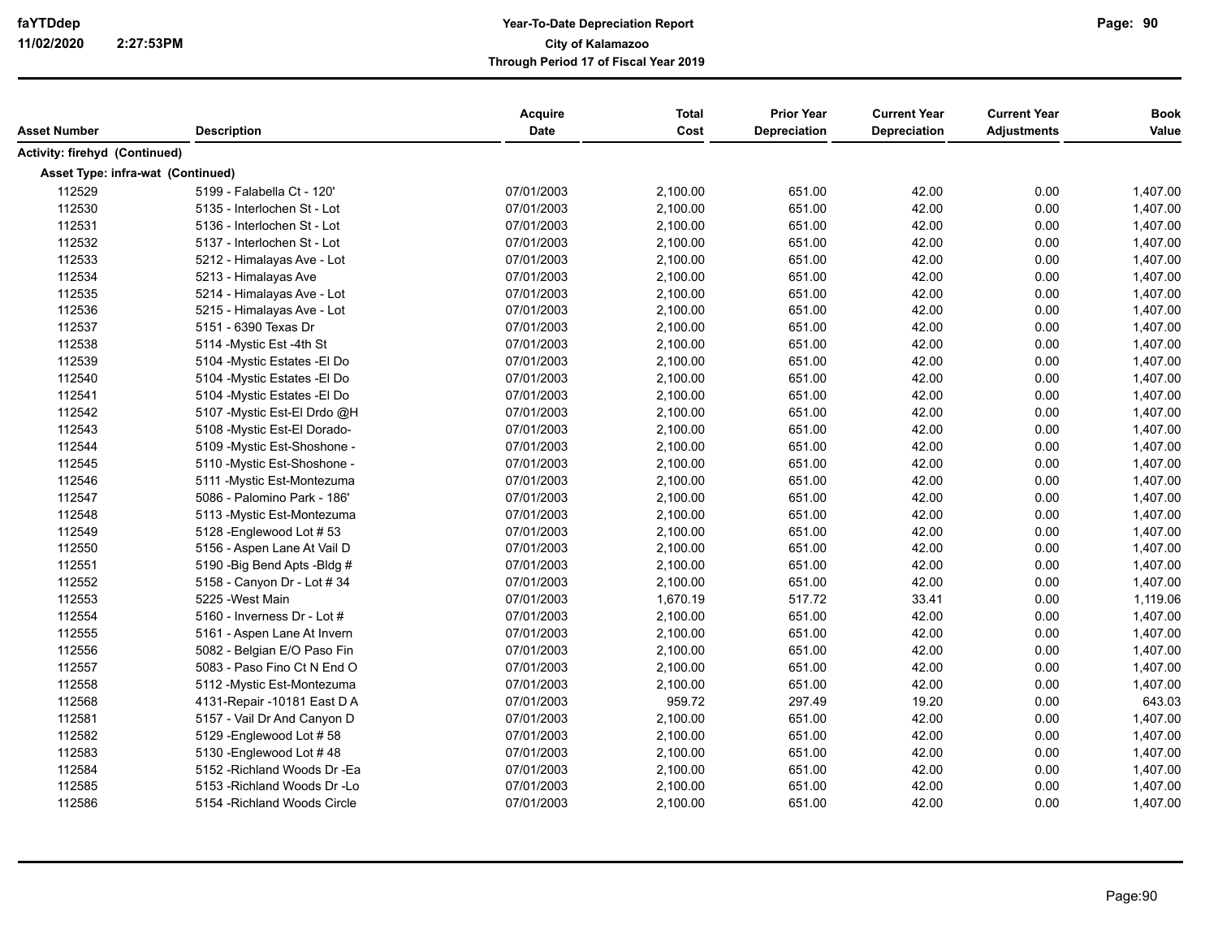**Year-To-Date Depreciation Report**
**City of Kalamazoo**
**Through Period 17 of Fiscal Year 2019**

| Asset Number | Description | Acquire Date | Total Cost | Prior Year Depreciation | Current Year Depreciation | Current Year Adjustments | Book Value |
|---|---|---|---|---|---|---|---|
| **Activity: firehyd (Continued)** | | | | | | | |
| **Asset Type: infra-wat (Continued)** | | | | | | | |
| 112529 | 5199 - Falabella Ct - 120' | 07/01/2003 | 2,100.00 | 651.00 | 42.00 | 0.00 | 1,407.00 |
| 112530 | 5135 - Interlochen St - Lot | 07/01/2003 | 2,100.00 | 651.00 | 42.00 | 0.00 | 1,407.00 |
| 112531 | 5136 - Interlochen St - Lot | 07/01/2003 | 2,100.00 | 651.00 | 42.00 | 0.00 | 1,407.00 |
| 112532 | 5137 - Interlochen St - Lot | 07/01/2003 | 2,100.00 | 651.00 | 42.00 | 0.00 | 1,407.00 |
| 112533 | 5212 - Himalayas Ave - Lot | 07/01/2003 | 2,100.00 | 651.00 | 42.00 | 0.00 | 1,407.00 |
| 112534 | 5213 - Himalayas Ave | 07/01/2003 | 2,100.00 | 651.00 | 42.00 | 0.00 | 1,407.00 |
| 112535 | 5214 - Himalayas Ave - Lot | 07/01/2003 | 2,100.00 | 651.00 | 42.00 | 0.00 | 1,407.00 |
| 112536 | 5215 - Himalayas Ave - Lot | 07/01/2003 | 2,100.00 | 651.00 | 42.00 | 0.00 | 1,407.00 |
| 112537 | 5151 - 6390 Texas Dr | 07/01/2003 | 2,100.00 | 651.00 | 42.00 | 0.00 | 1,407.00 |
| 112538 | 5114 -Mystic Est -4th St | 07/01/2003 | 2,100.00 | 651.00 | 42.00 | 0.00 | 1,407.00 |
| 112539 | 5104 -Mystic Estates -El Do | 07/01/2003 | 2,100.00 | 651.00 | 42.00 | 0.00 | 1,407.00 |
| 112540 | 5104 -Mystic Estates -El Do | 07/01/2003 | 2,100.00 | 651.00 | 42.00 | 0.00 | 1,407.00 |
| 112541 | 5104 -Mystic Estates -El Do | 07/01/2003 | 2,100.00 | 651.00 | 42.00 | 0.00 | 1,407.00 |
| 112542 | 5107 -Mystic Est-El Drdo @H | 07/01/2003 | 2,100.00 | 651.00 | 42.00 | 0.00 | 1,407.00 |
| 112543 | 5108 -Mystic Est-El Dorado- | 07/01/2003 | 2,100.00 | 651.00 | 42.00 | 0.00 | 1,407.00 |
| 112544 | 5109 -Mystic Est-Shoshone - | 07/01/2003 | 2,100.00 | 651.00 | 42.00 | 0.00 | 1,407.00 |
| 112545 | 5110 -Mystic Est-Shoshone - | 07/01/2003 | 2,100.00 | 651.00 | 42.00 | 0.00 | 1,407.00 |
| 112546 | 5111 -Mystic Est-Montezuma | 07/01/2003 | 2,100.00 | 651.00 | 42.00 | 0.00 | 1,407.00 |
| 112547 | 5086 - Palomino Park - 186' | 07/01/2003 | 2,100.00 | 651.00 | 42.00 | 0.00 | 1,407.00 |
| 112548 | 5113 -Mystic Est-Montezuma | 07/01/2003 | 2,100.00 | 651.00 | 42.00 | 0.00 | 1,407.00 |
| 112549 | 5128 -Englewood Lot # 53 | 07/01/2003 | 2,100.00 | 651.00 | 42.00 | 0.00 | 1,407.00 |
| 112550 | 5156 - Aspen Lane At Vail D | 07/01/2003 | 2,100.00 | 651.00 | 42.00 | 0.00 | 1,407.00 |
| 112551 | 5190 -Big Bend Apts -Bldg # | 07/01/2003 | 2,100.00 | 651.00 | 42.00 | 0.00 | 1,407.00 |
| 112552 | 5158 - Canyon Dr - Lot # 34 | 07/01/2003 | 2,100.00 | 651.00 | 42.00 | 0.00 | 1,407.00 |
| 112553 | 5225 -West Main | 07/01/2003 | 1,670.19 | 517.72 | 33.41 | 0.00 | 1,119.06 |
| 112554 | 5160 - Inverness Dr - Lot # | 07/01/2003 | 2,100.00 | 651.00 | 42.00 | 0.00 | 1,407.00 |
| 112555 | 5161 - Aspen Lane At Invern | 07/01/2003 | 2,100.00 | 651.00 | 42.00 | 0.00 | 1,407.00 |
| 112556 | 5082 - Belgian E/O Paso Fin | 07/01/2003 | 2,100.00 | 651.00 | 42.00 | 0.00 | 1,407.00 |
| 112557 | 5083 - Paso Fino Ct N End O | 07/01/2003 | 2,100.00 | 651.00 | 42.00 | 0.00 | 1,407.00 |
| 112558 | 5112 -Mystic Est-Montezuma | 07/01/2003 | 2,100.00 | 651.00 | 42.00 | 0.00 | 1,407.00 |
| 112568 | 4131-Repair -10181 East D A | 07/01/2003 | 959.72 | 297.49 | 19.20 | 0.00 | 643.03 |
| 112581 | 5157 - Vail Dr And Canyon D | 07/01/2003 | 2,100.00 | 651.00 | 42.00 | 0.00 | 1,407.00 |
| 112582 | 5129 -Englewood Lot # 58 | 07/01/2003 | 2,100.00 | 651.00 | 42.00 | 0.00 | 1,407.00 |
| 112583 | 5130 -Englewood Lot # 48 | 07/01/2003 | 2,100.00 | 651.00 | 42.00 | 0.00 | 1,407.00 |
| 112584 | 5152 -Richland Woods Dr -Ea | 07/01/2003 | 2,100.00 | 651.00 | 42.00 | 0.00 | 1,407.00 |
| 112585 | 5153 -Richland Woods Dr -Lo | 07/01/2003 | 2,100.00 | 651.00 | 42.00 | 0.00 | 1,407.00 |
| 112586 | 5154 -Richland Woods Circle | 07/01/2003 | 2,100.00 | 651.00 | 42.00 | 0.00 | 1,407.00 |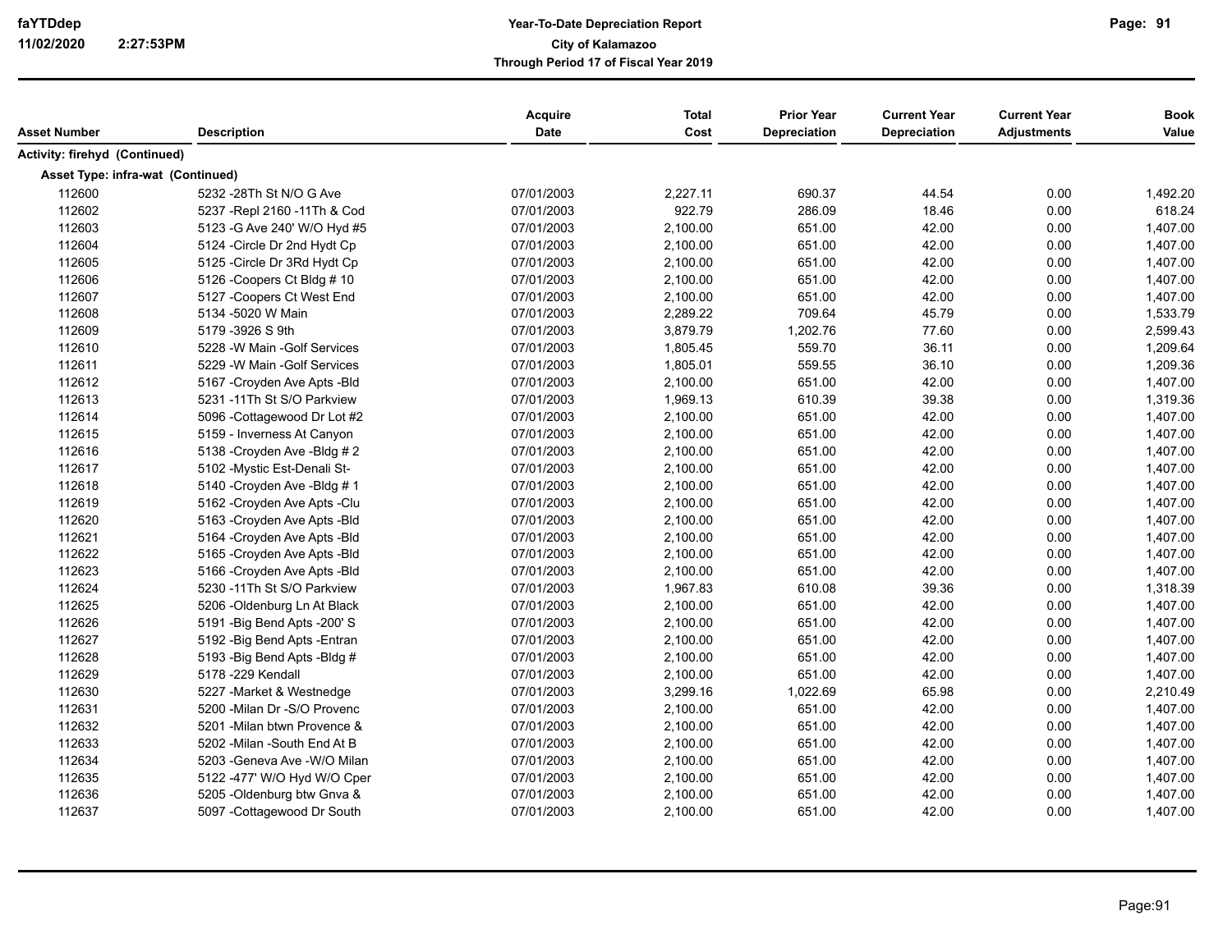**Activity: firehyd (Continued)**

**Asset Type: infra-wat (Continued)**

| Asset Number | Description | Acquire Date | Total Cost | Prior Year Depreciation | Current Year Depreciation | Current Year Adjustments | Book Value |
|---|---|---|---|---|---|---|---|
| 112600 | 5232 -28Th St N/O G Ave | 07/01/2003 | 2,227.11 | 690.37 | 44.54 | 0.00 | 1,492.20 |
| 112602 | 5237 -Repl 2160 -11Th & Cod | 07/01/2003 | 922.79 | 286.09 | 18.46 | 0.00 | 618.24 |
| 112603 | 5123 -G Ave 240' W/O Hyd #5 | 07/01/2003 | 2,100.00 | 651.00 | 42.00 | 0.00 | 1,407.00 |
| 112604 | 5124 -Circle Dr 2nd Hydt Cp | 07/01/2003 | 2,100.00 | 651.00 | 42.00 | 0.00 | 1,407.00 |
| 112605 | 5125 -Circle Dr 3Rd Hydt Cp | 07/01/2003 | 2,100.00 | 651.00 | 42.00 | 0.00 | 1,407.00 |
| 112606 | 5126 -Coopers Ct Bldg # 10 | 07/01/2003 | 2,100.00 | 651.00 | 42.00 | 0.00 | 1,407.00 |
| 112607 | 5127 -Coopers Ct West End | 07/01/2003 | 2,100.00 | 651.00 | 42.00 | 0.00 | 1,407.00 |
| 112608 | 5134 -5020 W Main | 07/01/2003 | 2,289.22 | 709.64 | 45.79 | 0.00 | 1,533.79 |
| 112609 | 5179 -3926 S 9th | 07/01/2003 | 3,879.79 | 1,202.76 | 77.60 | 0.00 | 2,599.43 |
| 112610 | 5228 -W Main -Golf Services | 07/01/2003 | 1,805.45 | 559.70 | 36.11 | 0.00 | 1,209.64 |
| 112611 | 5229 -W Main -Golf Services | 07/01/2003 | 1,805.01 | 559.55 | 36.10 | 0.00 | 1,209.36 |
| 112612 | 5167 -Croyden Ave Apts -Bld | 07/01/2003 | 2,100.00 | 651.00 | 42.00 | 0.00 | 1,407.00 |
| 112613 | 5231 -11Th St S/O Parkview | 07/01/2003 | 1,969.13 | 610.39 | 39.38 | 0.00 | 1,319.36 |
| 112614 | 5096 -Cottagewood Dr Lot #2 | 07/01/2003 | 2,100.00 | 651.00 | 42.00 | 0.00 | 1,407.00 |
| 112615 | 5159 - Inverness At Canyon | 07/01/2003 | 2,100.00 | 651.00 | 42.00 | 0.00 | 1,407.00 |
| 112616 | 5138 -Croyden Ave -Bldg # 2 | 07/01/2003 | 2,100.00 | 651.00 | 42.00 | 0.00 | 1,407.00 |
| 112617 | 5102 -Mystic Est-Denali St- | 07/01/2003 | 2,100.00 | 651.00 | 42.00 | 0.00 | 1,407.00 |
| 112618 | 5140 -Croyden Ave -Bldg # 1 | 07/01/2003 | 2,100.00 | 651.00 | 42.00 | 0.00 | 1,407.00 |
| 112619 | 5162 -Croyden Ave Apts -Clu | 07/01/2003 | 2,100.00 | 651.00 | 42.00 | 0.00 | 1,407.00 |
| 112620 | 5163 -Croyden Ave Apts -Bld | 07/01/2003 | 2,100.00 | 651.00 | 42.00 | 0.00 | 1,407.00 |
| 112621 | 5164 -Croyden Ave Apts -Bld | 07/01/2003 | 2,100.00 | 651.00 | 42.00 | 0.00 | 1,407.00 |
| 112622 | 5165 -Croyden Ave Apts -Bld | 07/01/2003 | 2,100.00 | 651.00 | 42.00 | 0.00 | 1,407.00 |
| 112623 | 5166 -Croyden Ave Apts -Bld | 07/01/2003 | 2,100.00 | 651.00 | 42.00 | 0.00 | 1,407.00 |
| 112624 | 5230 -11Th St S/O Parkview | 07/01/2003 | 1,967.83 | 610.08 | 39.36 | 0.00 | 1,318.39 |
| 112625 | 5206 -Oldenburg Ln At Black | 07/01/2003 | 2,100.00 | 651.00 | 42.00 | 0.00 | 1,407.00 |
| 112626 | 5191 -Big Bend Apts -200' S | 07/01/2003 | 2,100.00 | 651.00 | 42.00 | 0.00 | 1,407.00 |
| 112627 | 5192 -Big Bend Apts -Entran | 07/01/2003 | 2,100.00 | 651.00 | 42.00 | 0.00 | 1,407.00 |
| 112628 | 5193 -Big Bend Apts -Bldg # | 07/01/2003 | 2,100.00 | 651.00 | 42.00 | 0.00 | 1,407.00 |
| 112629 | 5178 -229 Kendall | 07/01/2003 | 2,100.00 | 651.00 | 42.00 | 0.00 | 1,407.00 |
| 112630 | 5227 -Market & Westnedge | 07/01/2003 | 3,299.16 | 1,022.69 | 65.98 | 0.00 | 2,210.49 |
| 112631 | 5200 -Milan Dr -S/O Provenc | 07/01/2003 | 2,100.00 | 651.00 | 42.00 | 0.00 | 1,407.00 |
| 112632 | 5201 -Milan btwn Provence & | 07/01/2003 | 2,100.00 | 651.00 | 42.00 | 0.00 | 1,407.00 |
| 112633 | 5202 -Milan -South End At B | 07/01/2003 | 2,100.00 | 651.00 | 42.00 | 0.00 | 1,407.00 |
| 112634 | 5203 -Geneva Ave -W/O Milan | 07/01/2003 | 2,100.00 | 651.00 | 42.00 | 0.00 | 1,407.00 |
| 112635 | 5122 -477' W/O Hyd W/O Cper | 07/01/2003 | 2,100.00 | 651.00 | 42.00 | 0.00 | 1,407.00 |
| 112636 | 5205 -Oldenburg btw Gnva & | 07/01/2003 | 2,100.00 | 651.00 | 42.00 | 0.00 | 1,407.00 |
| 112637 | 5097 -Cottagewood Dr South | 07/01/2003 | 2,100.00 | 651.00 | 42.00 | 0.00 | 1,407.00 |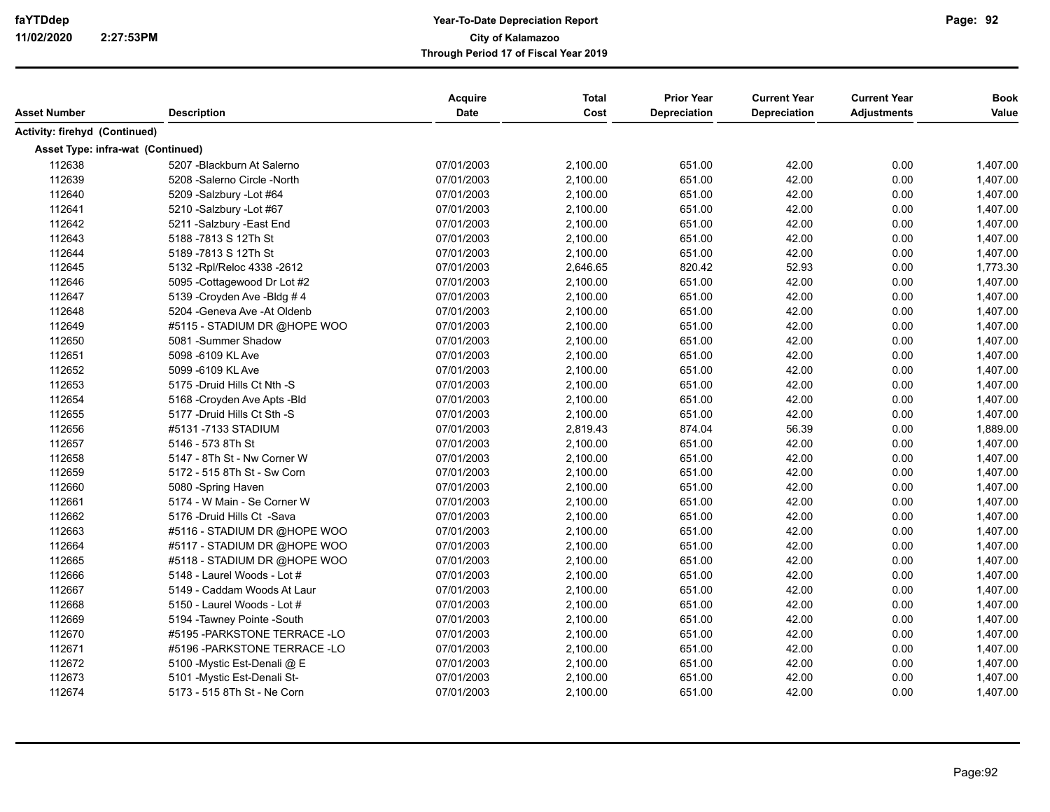# Year-To-Date Depreciation Report
## City of Kalamazoo
### Through Period 17 of Fiscal Year 2019

| Asset Number | Description | Acquire Date | Total Cost | Prior Year Depreciation | Current Year Depreciation | Current Year Adjustments | Book Value |
|---|---|---|---|---|---|---|---|
| **Activity: firehyd (Continued)** | | | | | | | |
| **Asset Type: infra-wat (Continued)** | | | | | | | |
| 112638 | 5207 -Blackburn At Salerno | 07/01/2003 | 2,100.00 | 651.00 | 42.00 | 0.00 | 1,407.00 |
| 112639 | 5208 -Salerno Circle -North | 07/01/2003 | 2,100.00 | 651.00 | 42.00 | 0.00 | 1,407.00 |
| 112640 | 5209 -Salzbury -Lot #64 | 07/01/2003 | 2,100.00 | 651.00 | 42.00 | 0.00 | 1,407.00 |
| 112641 | 5210 -Salzbury -Lot #67 | 07/01/2003 | 2,100.00 | 651.00 | 42.00 | 0.00 | 1,407.00 |
| 112642 | 5211 -Salzbury -East End | 07/01/2003 | 2,100.00 | 651.00 | 42.00 | 0.00 | 1,407.00 |
| 112643 | 5188 -7813 S 12Th St | 07/01/2003 | 2,100.00 | 651.00 | 42.00 | 0.00 | 1,407.00 |
| 112644 | 5189 -7813 S 12Th St | 07/01/2003 | 2,100.00 | 651.00 | 42.00 | 0.00 | 1,407.00 |
| 112645 | 5132 -Rpl/Reloc 4338 -2612 | 07/01/2003 | 2,646.65 | 820.42 | 52.93 | 0.00 | 1,773.30 |
| 112646 | 5095 -Cottagewood Dr Lot #2 | 07/01/2003 | 2,100.00 | 651.00 | 42.00 | 0.00 | 1,407.00 |
| 112647 | 5139 -Croyden Ave -Bldg # 4 | 07/01/2003 | 2,100.00 | 651.00 | 42.00 | 0.00 | 1,407.00 |
| 112648 | 5204 -Geneva Ave -At Oldenb | 07/01/2003 | 2,100.00 | 651.00 | 42.00 | 0.00 | 1,407.00 |
| 112649 | #5115 - STADIUM DR @HOPE WOO | 07/01/2003 | 2,100.00 | 651.00 | 42.00 | 0.00 | 1,407.00 |
| 112650 | 5081 -Summer Shadow | 07/01/2003 | 2,100.00 | 651.00 | 42.00 | 0.00 | 1,407.00 |
| 112651 | 5098 -6109 KL Ave | 07/01/2003 | 2,100.00 | 651.00 | 42.00 | 0.00 | 1,407.00 |
| 112652 | 5099 -6109 KL Ave | 07/01/2003 | 2,100.00 | 651.00 | 42.00 | 0.00 | 1,407.00 |
| 112653 | 5175 -Druid Hills Ct Nth -S | 07/01/2003 | 2,100.00 | 651.00 | 42.00 | 0.00 | 1,407.00 |
| 112654 | 5168 -Croyden Ave Apts -Bld | 07/01/2003 | 2,100.00 | 651.00 | 42.00 | 0.00 | 1,407.00 |
| 112655 | 5177 -Druid Hills Ct Sth -S | 07/01/2003 | 2,100.00 | 651.00 | 42.00 | 0.00 | 1,407.00 |
| 112656 | #5131 -7133 STADIUM | 07/01/2003 | 2,819.43 | 874.04 | 56.39 | 0.00 | 1,889.00 |
| 112657 | 5146 - 573 8Th St | 07/01/2003 | 2,100.00 | 651.00 | 42.00 | 0.00 | 1,407.00 |
| 112658 | 5147 - 8Th St - Nw Corner W | 07/01/2003 | 2,100.00 | 651.00 | 42.00 | 0.00 | 1,407.00 |
| 112659 | 5172 - 515 8Th St - Sw Corn | 07/01/2003 | 2,100.00 | 651.00 | 42.00 | 0.00 | 1,407.00 |
| 112660 | 5080 -Spring Haven | 07/01/2003 | 2,100.00 | 651.00 | 42.00 | 0.00 | 1,407.00 |
| 112661 | 5174 - W Main - Se Corner W | 07/01/2003 | 2,100.00 | 651.00 | 42.00 | 0.00 | 1,407.00 |
| 112662 | 5176 -Druid Hills Ct -Sava | 07/01/2003 | 2,100.00 | 651.00 | 42.00 | 0.00 | 1,407.00 |
| 112663 | #5116 - STADIUM DR @HOPE WOO | 07/01/2003 | 2,100.00 | 651.00 | 42.00 | 0.00 | 1,407.00 |
| 112664 | #5117 - STADIUM DR @HOPE WOO | 07/01/2003 | 2,100.00 | 651.00 | 42.00 | 0.00 | 1,407.00 |
| 112665 | #5118 - STADIUM DR @HOPE WOO | 07/01/2003 | 2,100.00 | 651.00 | 42.00 | 0.00 | 1,407.00 |
| 112666 | 5148 - Laurel Woods - Lot # | 07/01/2003 | 2,100.00 | 651.00 | 42.00 | 0.00 | 1,407.00 |
| 112667 | 5149 - Caddam Woods At Laur | 07/01/2003 | 2,100.00 | 651.00 | 42.00 | 0.00 | 1,407.00 |
| 112668 | 5150 - Laurel Woods - Lot # | 07/01/2003 | 2,100.00 | 651.00 | 42.00 | 0.00 | 1,407.00 |
| 112669 | 5194 -Tawney Pointe -South | 07/01/2003 | 2,100.00 | 651.00 | 42.00 | 0.00 | 1,407.00 |
| 112670 | #5195 -PARKSTONE TERRACE -LO | 07/01/2003 | 2,100.00 | 651.00 | 42.00 | 0.00 | 1,407.00 |
| 112671 | #5196 -PARKSTONE TERRACE -LO | 07/01/2003 | 2,100.00 | 651.00 | 42.00 | 0.00 | 1,407.00 |
| 112672 | 5100 -Mystic Est-Denali @ E | 07/01/2003 | 2,100.00 | 651.00 | 42.00 | 0.00 | 1,407.00 |
| 112673 | 5101 -Mystic Est-Denali St- | 07/01/2003 | 2,100.00 | 651.00 | 42.00 | 0.00 | 1,407.00 |
| 112674 | 5173 - 515 8Th St - Ne Corn | 07/01/2003 | 2,100.00 | 651.00 | 42.00 | 0.00 | 1,407.00 |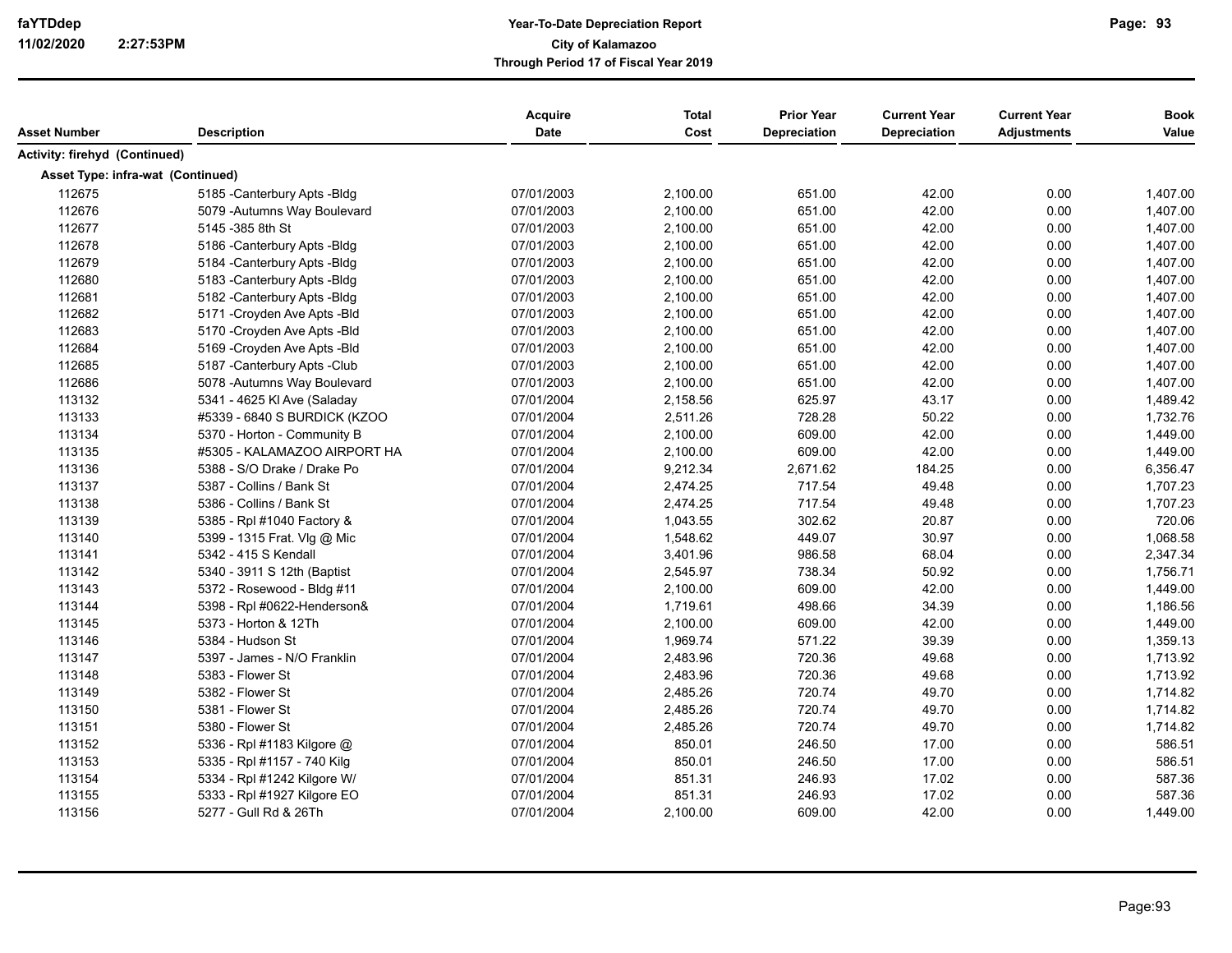| Asset Number | Description | Acquire Date | Total Cost | Prior Year Depreciation | Current Year Depreciation | Current Year Adjustments | Book Value |
|---|---|---|---|---|---|---|---|
| **Activity: firehyd (Continued)** | | | | | | | |
| **Asset Type: infra-wat (Continued)** | | | | | | | |
| 112675 | 5185 -Canterbury Apts -Bldg | 07/01/2003 | 2,100.00 | 651.00 | 42.00 | 0.00 | 1,407.00 |
| 112676 | 5079 -Autumns Way Boulevard | 07/01/2003 | 2,100.00 | 651.00 | 42.00 | 0.00 | 1,407.00 |
| 112677 | 5145 -385 8th St | 07/01/2003 | 2,100.00 | 651.00 | 42.00 | 0.00 | 1,407.00 |
| 112678 | 5186 -Canterbury Apts -Bldg | 07/01/2003 | 2,100.00 | 651.00 | 42.00 | 0.00 | 1,407.00 |
| 112679 | 5184 -Canterbury Apts -Bldg | 07/01/2003 | 2,100.00 | 651.00 | 42.00 | 0.00 | 1,407.00 |
| 112680 | 5183 -Canterbury Apts -Bldg | 07/01/2003 | 2,100.00 | 651.00 | 42.00 | 0.00 | 1,407.00 |
| 112681 | 5182 -Canterbury Apts -Bldg | 07/01/2003 | 2,100.00 | 651.00 | 42.00 | 0.00 | 1,407.00 |
| 112682 | 5171 -Croyden Ave Apts -Bld | 07/01/2003 | 2,100.00 | 651.00 | 42.00 | 0.00 | 1,407.00 |
| 112683 | 5170 -Croyden Ave Apts -Bld | 07/01/2003 | 2,100.00 | 651.00 | 42.00 | 0.00 | 1,407.00 |
| 112684 | 5169 -Croyden Ave Apts -Bld | 07/01/2003 | 2,100.00 | 651.00 | 42.00 | 0.00 | 1,407.00 |
| 112685 | 5187 -Canterbury Apts -Club | 07/01/2003 | 2,100.00 | 651.00 | 42.00 | 0.00 | 1,407.00 |
| 112686 | 5078 -Autumns Way Boulevard | 07/01/2003 | 2,100.00 | 651.00 | 42.00 | 0.00 | 1,407.00 |
| 113132 | 5341 - 4625 Kl Ave (Saladay | 07/01/2004 | 2,158.56 | 625.97 | 43.17 | 0.00 | 1,489.42 |
| 113133 | #5339 - 6840 S BURDICK (KZOO | 07/01/2004 | 2,511.26 | 728.28 | 50.22 | 0.00 | 1,732.76 |
| 113134 | 5370 - Horton - Community B | 07/01/2004 | 2,100.00 | 609.00 | 42.00 | 0.00 | 1,449.00 |
| 113135 | #5305 - KALAMAZOO AIRPORT HA | 07/01/2004 | 2,100.00 | 609.00 | 42.00 | 0.00 | 1,449.00 |
| 113136 | 5388 - S/O Drake / Drake Po | 07/01/2004 | 9,212.34 | 2,671.62 | 184.25 | 0.00 | 6,356.47 |
| 113137 | 5387 - Collins / Bank St | 07/01/2004 | 2,474.25 | 717.54 | 49.48 | 0.00 | 1,707.23 |
| 113138 | 5386 - Collins / Bank St | 07/01/2004 | 2,474.25 | 717.54 | 49.48 | 0.00 | 1,707.23 |
| 113139 | 5385 - Rpl #1040 Factory & | 07/01/2004 | 1,043.55 | 302.62 | 20.87 | 0.00 | 720.06 |
| 113140 | 5399 - 1315 Frat. Vlg @ Mic | 07/01/2004 | 1,548.62 | 449.07 | 30.97 | 0.00 | 1,068.58 |
| 113141 | 5342 - 415 S Kendall | 07/01/2004 | 3,401.96 | 986.58 | 68.04 | 0.00 | 2,347.34 |
| 113142 | 5340 - 3911 S 12th (Baptist | 07/01/2004 | 2,545.97 | 738.34 | 50.92 | 0.00 | 1,756.71 |
| 113143 | 5372 - Rosewood - Bldg #11 | 07/01/2004 | 2,100.00 | 609.00 | 42.00 | 0.00 | 1,449.00 |
| 113144 | 5398 - Rpl #0622-Henderson& | 07/01/2004 | 1,719.61 | 498.66 | 34.39 | 0.00 | 1,186.56 |
| 113145 | 5373 - Horton & 12Th | 07/01/2004 | 2,100.00 | 609.00 | 42.00 | 0.00 | 1,449.00 |
| 113146 | 5384 - Hudson St | 07/01/2004 | 1,969.74 | 571.22 | 39.39 | 0.00 | 1,359.13 |
| 113147 | 5397 - James - N/O Franklin | 07/01/2004 | 2,483.96 | 720.36 | 49.68 | 0.00 | 1,713.92 |
| 113148 | 5383 - Flower St | 07/01/2004 | 2,483.96 | 720.36 | 49.68 | 0.00 | 1,713.92 |
| 113149 | 5382 - Flower St | 07/01/2004 | 2,485.26 | 720.74 | 49.70 | 0.00 | 1,714.82 |
| 113150 | 5381 - Flower St | 07/01/2004 | 2,485.26 | 720.74 | 49.70 | 0.00 | 1,714.82 |
| 113151 | 5380 - Flower St | 07/01/2004 | 2,485.26 | 720.74 | 49.70 | 0.00 | 1,714.82 |
| 113152 | 5336 - Rpl #1183 Kilgore @ | 07/01/2004 | 850.01 | 246.50 | 17.00 | 0.00 | 586.51 |
| 113153 | 5335 - Rpl #1157 - 740 Kilg | 07/01/2004 | 850.01 | 246.50 | 17.00 | 0.00 | 586.51 |
| 113154 | 5334 - Rpl #1242 Kilgore W/ | 07/01/2004 | 851.31 | 246.93 | 17.02 | 0.00 | 587.36 |
| 113155 | 5333 - Rpl #1927 Kilgore EO | 07/01/2004 | 851.31 | 246.93 | 17.02 | 0.00 | 587.36 |
| 113156 | 5277 - Gull Rd & 26Th | 07/01/2004 | 2,100.00 | 609.00 | 42.00 | 0.00 | 1,449.00 |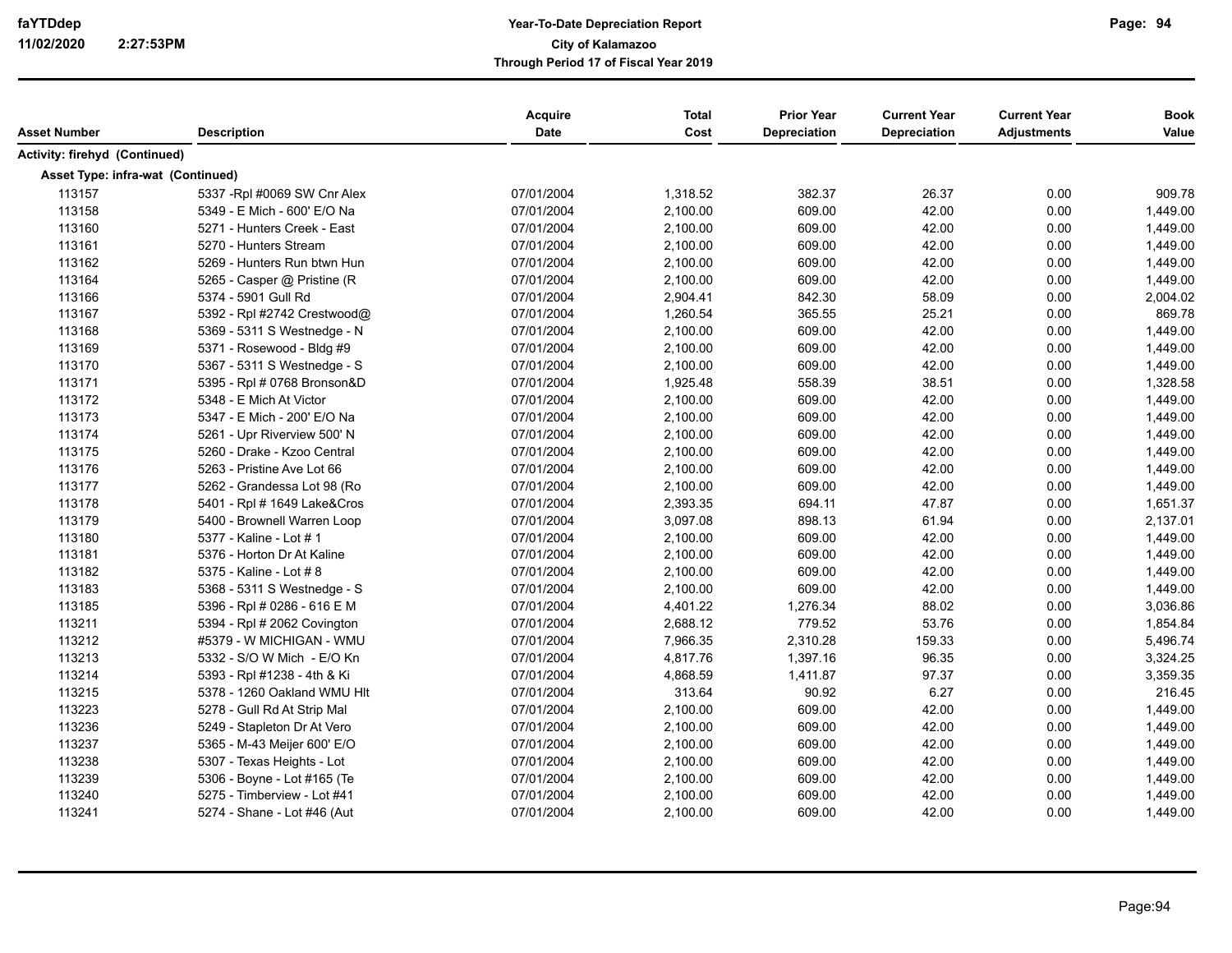| Asset Number | Description | Acquire Date | Total Cost | Prior Year Depreciation | Current Year Depreciation | Current Year Adjustments | Book Value |
|---|---|---|---|---|---|---|---|
| **Activity: firehyd (Continued)** | | | | | | | |
| **Asset Type: infra-wat (Continued)** | | | | | | | |
| 113157 | 5337 -Rpl #0069 SW Cnr Alex | 07/01/2004 | 1,318.52 | 382.37 | 26.37 | 0.00 | 909.78 |
| 113158 | 5349 - E Mich - 600' E/O Na | 07/01/2004 | 2,100.00 | 609.00 | 42.00 | 0.00 | 1,449.00 |
| 113160 | 5271 - Hunters Creek - East | 07/01/2004 | 2,100.00 | 609.00 | 42.00 | 0.00 | 1,449.00 |
| 113161 | 5270 - Hunters Stream | 07/01/2004 | 2,100.00 | 609.00 | 42.00 | 0.00 | 1,449.00 |
| 113162 | 5269 - Hunters Run btwn Hun | 07/01/2004 | 2,100.00 | 609.00 | 42.00 | 0.00 | 1,449.00 |
| 113164 | 5265 - Casper @ Pristine (R | 07/01/2004 | 2,100.00 | 609.00 | 42.00 | 0.00 | 1,449.00 |
| 113166 | 5374 - 5901 Gull Rd | 07/01/2004 | 2,904.41 | 842.30 | 58.09 | 0.00 | 2,004.02 |
| 113167 | 5392 - Rpl #2742 Crestwood@ | 07/01/2004 | 1,260.54 | 365.55 | 25.21 | 0.00 | 869.78 |
| 113168 | 5369 - 5311 S Westnedge - N | 07/01/2004 | 2,100.00 | 609.00 | 42.00 | 0.00 | 1,449.00 |
| 113169 | 5371 - Rosewood - Bldg #9 | 07/01/2004 | 2,100.00 | 609.00 | 42.00 | 0.00 | 1,449.00 |
| 113170 | 5367 - 5311 S Westnedge - S | 07/01/2004 | 2,100.00 | 609.00 | 42.00 | 0.00 | 1,449.00 |
| 113171 | 5395 - Rpl # 0768 Bronson&D | 07/01/2004 | 1,925.48 | 558.39 | 38.51 | 0.00 | 1,328.58 |
| 113172 | 5348 - E Mich At Victor | 07/01/2004 | 2,100.00 | 609.00 | 42.00 | 0.00 | 1,449.00 |
| 113173 | 5347 - E Mich - 200' E/O Na | 07/01/2004 | 2,100.00 | 609.00 | 42.00 | 0.00 | 1,449.00 |
| 113174 | 5261 - Upr Riverview 500' N | 07/01/2004 | 2,100.00 | 609.00 | 42.00 | 0.00 | 1,449.00 |
| 113175 | 5260 - Drake - Kzoo Central | 07/01/2004 | 2,100.00 | 609.00 | 42.00 | 0.00 | 1,449.00 |
| 113176 | 5263 - Pristine Ave Lot 66 | 07/01/2004 | 2,100.00 | 609.00 | 42.00 | 0.00 | 1,449.00 |
| 113177 | 5262 - Grandessa Lot 98 (Ro | 07/01/2004 | 2,100.00 | 609.00 | 42.00 | 0.00 | 1,449.00 |
| 113178 | 5401 - Rpl # 1649 Lake&Cros | 07/01/2004 | 2,393.35 | 694.11 | 47.87 | 0.00 | 1,651.37 |
| 113179 | 5400 - Brownell Warren Loop | 07/01/2004 | 3,097.08 | 898.13 | 61.94 | 0.00 | 2,137.01 |
| 113180 | 5377 - Kaline - Lot # 1 | 07/01/2004 | 2,100.00 | 609.00 | 42.00 | 0.00 | 1,449.00 |
| 113181 | 5376 - Horton Dr At Kaline | 07/01/2004 | 2,100.00 | 609.00 | 42.00 | 0.00 | 1,449.00 |
| 113182 | 5375 - Kaline - Lot # 8 | 07/01/2004 | 2,100.00 | 609.00 | 42.00 | 0.00 | 1,449.00 |
| 113183 | 5368 - 5311 S Westnedge - S | 07/01/2004 | 2,100.00 | 609.00 | 42.00 | 0.00 | 1,449.00 |
| 113185 | 5396 - Rpl # 0286 - 616 E M | 07/01/2004 | 4,401.22 | 1,276.34 | 88.02 | 0.00 | 3,036.86 |
| 113211 | 5394 - Rpl # 2062 Covington | 07/01/2004 | 2,688.12 | 779.52 | 53.76 | 0.00 | 1,854.84 |
| 113212 | #5379 - W MICHIGAN - WMU | 07/01/2004 | 7,966.35 | 2,310.28 | 159.33 | 0.00 | 5,496.74 |
| 113213 | 5332 - S/O W Mich - E/O Kn | 07/01/2004 | 4,817.76 | 1,397.16 | 96.35 | 0.00 | 3,324.25 |
| 113214 | 5393 - Rpl #1238 - 4th & Ki | 07/01/2004 | 4,868.59 | 1,411.87 | 97.37 | 0.00 | 3,359.35 |
| 113215 | 5378 - 1260 Oakland WMU Hlt | 07/01/2004 | 313.64 | 90.92 | 6.27 | 0.00 | 216.45 |
| 113223 | 5278 - Gull Rd At Strip Mal | 07/01/2004 | 2,100.00 | 609.00 | 42.00 | 0.00 | 1,449.00 |
| 113236 | 5249 - Stapleton Dr At Vero | 07/01/2004 | 2,100.00 | 609.00 | 42.00 | 0.00 | 1,449.00 |
| 113237 | 5365 - M-43 Meijer 600' E/O | 07/01/2004 | 2,100.00 | 609.00 | 42.00 | 0.00 | 1,449.00 |
| 113238 | 5307 - Texas Heights - Lot | 07/01/2004 | 2,100.00 | 609.00 | 42.00 | 0.00 | 1,449.00 |
| 113239 | 5306 - Boyne - Lot #165 (Te | 07/01/2004 | 2,100.00 | 609.00 | 42.00 | 0.00 | 1,449.00 |
| 113240 | 5275 - Timberview - Lot #41 | 07/01/2004 | 2,100.00 | 609.00 | 42.00 | 0.00 | 1,449.00 |
| 113241 | 5274 - Shane - Lot #46 (Aut | 07/01/2004 | 2,100.00 | 609.00 | 42.00 | 0.00 | 1,449.00 |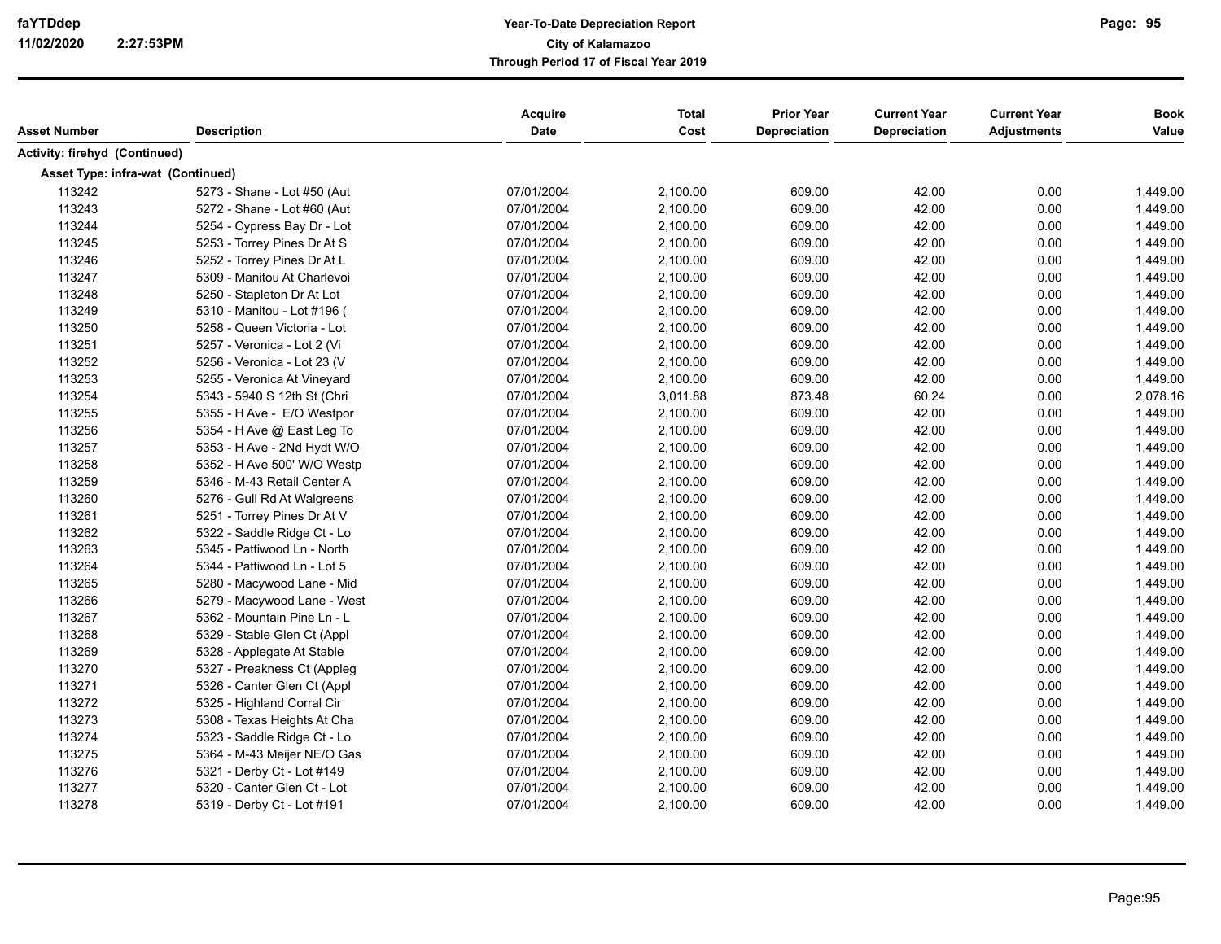| Asset Number | Description | Acquire Date | Total Cost | Prior Year Depreciation | Current Year Depreciation | Current Year Adjustments | Book Value |
|---|---|---|---|---|---|---|---|
| **Activity: firehyd (Continued)** | | | | | | | |
| **Asset Type: infra-wat (Continued)** | | | | | | | |
| 113242 | 5273 - Shane - Lot #50 (Aut | 07/01/2004 | 2,100.00 | 609.00 | 42.00 | 0.00 | 1,449.00 |
| 113243 | 5272 - Shane - Lot #60 (Aut | 07/01/2004 | 2,100.00 | 609.00 | 42.00 | 0.00 | 1,449.00 |
| 113244 | 5254 - Cypress Bay Dr - Lot | 07/01/2004 | 2,100.00 | 609.00 | 42.00 | 0.00 | 1,449.00 |
| 113245 | 5253 - Torrey Pines Dr At S | 07/01/2004 | 2,100.00 | 609.00 | 42.00 | 0.00 | 1,449.00 |
| 113246 | 5252 - Torrey Pines Dr At L | 07/01/2004 | 2,100.00 | 609.00 | 42.00 | 0.00 | 1,449.00 |
| 113247 | 5309 - Manitou At Charlevoi | 07/01/2004 | 2,100.00 | 609.00 | 42.00 | 0.00 | 1,449.00 |
| 113248 | 5250 - Stapleton Dr At Lot | 07/01/2004 | 2,100.00 | 609.00 | 42.00 | 0.00 | 1,449.00 |
| 113249 | 5310 - Manitou - Lot #196 ( | 07/01/2004 | 2,100.00 | 609.00 | 42.00 | 0.00 | 1,449.00 |
| 113250 | 5258 - Queen Victoria - Lot | 07/01/2004 | 2,100.00 | 609.00 | 42.00 | 0.00 | 1,449.00 |
| 113251 | 5257 - Veronica - Lot 2 (Vi | 07/01/2004 | 2,100.00 | 609.00 | 42.00 | 0.00 | 1,449.00 |
| 113252 | 5256 - Veronica - Lot 23 (V | 07/01/2004 | 2,100.00 | 609.00 | 42.00 | 0.00 | 1,449.00 |
| 113253 | 5255 - Veronica At Vineyard | 07/01/2004 | 2,100.00 | 609.00 | 42.00 | 0.00 | 1,449.00 |
| 113254 | 5343 - 5940 S 12th St (Chri | 07/01/2004 | 3,011.88 | 873.48 | 60.24 | 0.00 | 2,078.16 |
| 113255 | 5355 - H Ave - E/O Westpor | 07/01/2004 | 2,100.00 | 609.00 | 42.00 | 0.00 | 1,449.00 |
| 113256 | 5354 - H Ave @ East Leg To | 07/01/2004 | 2,100.00 | 609.00 | 42.00 | 0.00 | 1,449.00 |
| 113257 | 5353 - H Ave - 2Nd Hydt W/O | 07/01/2004 | 2,100.00 | 609.00 | 42.00 | 0.00 | 1,449.00 |
| 113258 | 5352 - H Ave 500' W/O Westp | 07/01/2004 | 2,100.00 | 609.00 | 42.00 | 0.00 | 1,449.00 |
| 113259 | 5346 - M-43 Retail Center A | 07/01/2004 | 2,100.00 | 609.00 | 42.00 | 0.00 | 1,449.00 |
| 113260 | 5276 - Gull Rd At Walgreens | 07/01/2004 | 2,100.00 | 609.00 | 42.00 | 0.00 | 1,449.00 |
| 113261 | 5251 - Torrey Pines Dr At V | 07/01/2004 | 2,100.00 | 609.00 | 42.00 | 0.00 | 1,449.00 |
| 113262 | 5322 - Saddle Ridge Ct - Lo | 07/01/2004 | 2,100.00 | 609.00 | 42.00 | 0.00 | 1,449.00 |
| 113263 | 5345 - Pattiwood Ln - North | 07/01/2004 | 2,100.00 | 609.00 | 42.00 | 0.00 | 1,449.00 |
| 113264 | 5344 - Pattiwood Ln - Lot 5 | 07/01/2004 | 2,100.00 | 609.00 | 42.00 | 0.00 | 1,449.00 |
| 113265 | 5280 - Macywood Lane - Mid | 07/01/2004 | 2,100.00 | 609.00 | 42.00 | 0.00 | 1,449.00 |
| 113266 | 5279 - Macywood Lane - West | 07/01/2004 | 2,100.00 | 609.00 | 42.00 | 0.00 | 1,449.00 |
| 113267 | 5362 - Mountain Pine Ln - L | 07/01/2004 | 2,100.00 | 609.00 | 42.00 | 0.00 | 1,449.00 |
| 113268 | 5329 - Stable Glen Ct (Appl | 07/01/2004 | 2,100.00 | 609.00 | 42.00 | 0.00 | 1,449.00 |
| 113269 | 5328 - Applegate At Stable | 07/01/2004 | 2,100.00 | 609.00 | 42.00 | 0.00 | 1,449.00 |
| 113270 | 5327 - Preakness Ct (Appleg | 07/01/2004 | 2,100.00 | 609.00 | 42.00 | 0.00 | 1,449.00 |
| 113271 | 5326 - Canter Glen Ct (Appl | 07/01/2004 | 2,100.00 | 609.00 | 42.00 | 0.00 | 1,449.00 |
| 113272 | 5325 - Highland Corral Cir | 07/01/2004 | 2,100.00 | 609.00 | 42.00 | 0.00 | 1,449.00 |
| 113273 | 5308 - Texas Heights At Cha | 07/01/2004 | 2,100.00 | 609.00 | 42.00 | 0.00 | 1,449.00 |
| 113274 | 5323 - Saddle Ridge Ct - Lo | 07/01/2004 | 2,100.00 | 609.00 | 42.00 | 0.00 | 1,449.00 |
| 113275 | 5364 - M-43 Meijer NE/O Gas | 07/01/2004 | 2,100.00 | 609.00 | 42.00 | 0.00 | 1,449.00 |
| 113276 | 5321 - Derby Ct - Lot #149 | 07/01/2004 | 2,100.00 | 609.00 | 42.00 | 0.00 | 1,449.00 |
| 113277 | 5320 - Canter Glen Ct - Lot | 07/01/2004 | 2,100.00 | 609.00 | 42.00 | 0.00 | 1,449.00 |
| 113278 | 5319 - Derby Ct - Lot #191 | 07/01/2004 | 2,100.00 | 609.00 | 42.00 | 0.00 | 1,449.00 |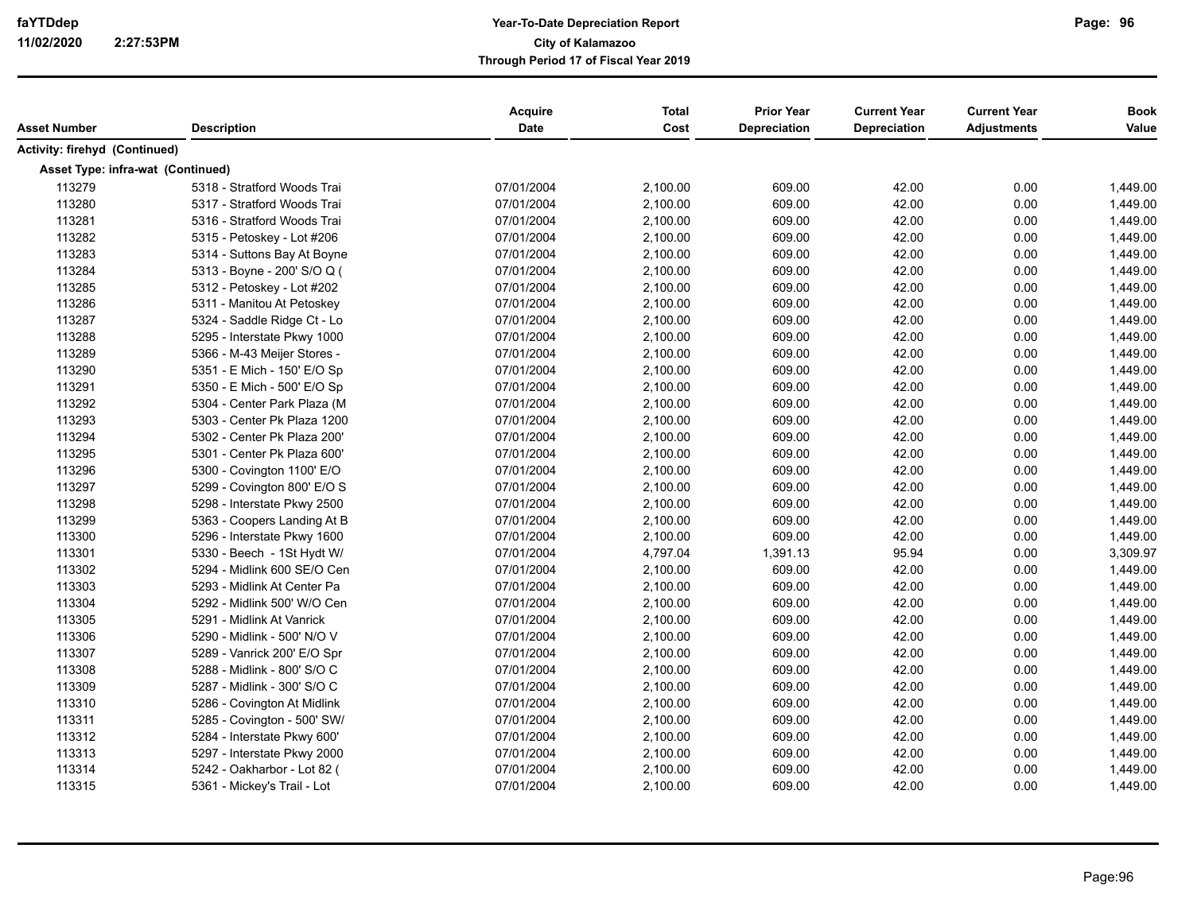| Asset Number | Description | Acquire Date | Total Cost | Prior Year Depreciation | Current Year Depreciation | Current Year Adjustments | Book Value |
|---|---|---|---|---|---|---|---|
| **Activity: firehyd (Continued)** | | | | | | | |
| **Asset Type: infra-wat (Continued)** | | | | | | | |
| 113279 | 5318 - Stratford Woods Trai | 07/01/2004 | 2,100.00 | 609.00 | 42.00 | 0.00 | 1,449.00 |
| 113280 | 5317 - Stratford Woods Trai | 07/01/2004 | 2,100.00 | 609.00 | 42.00 | 0.00 | 1,449.00 |
| 113281 | 5316 - Stratford Woods Trai | 07/01/2004 | 2,100.00 | 609.00 | 42.00 | 0.00 | 1,449.00 |
| 113282 | 5315 - Petoskey - Lot #206 | 07/01/2004 | 2,100.00 | 609.00 | 42.00 | 0.00 | 1,449.00 |
| 113283 | 5314 - Suttons Bay At Boyne | 07/01/2004 | 2,100.00 | 609.00 | 42.00 | 0.00 | 1,449.00 |
| 113284 | 5313 - Boyne - 200' S/O Q ( | 07/01/2004 | 2,100.00 | 609.00 | 42.00 | 0.00 | 1,449.00 |
| 113285 | 5312 - Petoskey - Lot #202 | 07/01/2004 | 2,100.00 | 609.00 | 42.00 | 0.00 | 1,449.00 |
| 113286 | 5311 - Manitou At Petoskey | 07/01/2004 | 2,100.00 | 609.00 | 42.00 | 0.00 | 1,449.00 |
| 113287 | 5324 - Saddle Ridge Ct - Lo | 07/01/2004 | 2,100.00 | 609.00 | 42.00 | 0.00 | 1,449.00 |
| 113288 | 5295 - Interstate Pkwy 1000 | 07/01/2004 | 2,100.00 | 609.00 | 42.00 | 0.00 | 1,449.00 |
| 113289 | 5366 - M-43 Meijer Stores - | 07/01/2004 | 2,100.00 | 609.00 | 42.00 | 0.00 | 1,449.00 |
| 113290 | 5351 - E Mich - 150' E/O Sp | 07/01/2004 | 2,100.00 | 609.00 | 42.00 | 0.00 | 1,449.00 |
| 113291 | 5350 - E Mich - 500' E/O Sp | 07/01/2004 | 2,100.00 | 609.00 | 42.00 | 0.00 | 1,449.00 |
| 113292 | 5304 - Center Park Plaza (M | 07/01/2004 | 2,100.00 | 609.00 | 42.00 | 0.00 | 1,449.00 |
| 113293 | 5303 - Center Pk Plaza 1200 | 07/01/2004 | 2,100.00 | 609.00 | 42.00 | 0.00 | 1,449.00 |
| 113294 | 5302 - Center Pk Plaza 200' | 07/01/2004 | 2,100.00 | 609.00 | 42.00 | 0.00 | 1,449.00 |
| 113295 | 5301 - Center Pk Plaza 600' | 07/01/2004 | 2,100.00 | 609.00 | 42.00 | 0.00 | 1,449.00 |
| 113296 | 5300 - Covington 1100' E/O | 07/01/2004 | 2,100.00 | 609.00 | 42.00 | 0.00 | 1,449.00 |
| 113297 | 5299 - Covington 800' E/O S | 07/01/2004 | 2,100.00 | 609.00 | 42.00 | 0.00 | 1,449.00 |
| 113298 | 5298 - Interstate Pkwy 2500 | 07/01/2004 | 2,100.00 | 609.00 | 42.00 | 0.00 | 1,449.00 |
| 113299 | 5363 - Coopers Landing At B | 07/01/2004 | 2,100.00 | 609.00 | 42.00 | 0.00 | 1,449.00 |
| 113300 | 5296 - Interstate Pkwy 1600 | 07/01/2004 | 2,100.00 | 609.00 | 42.00 | 0.00 | 1,449.00 |
| 113301 | 5330 - Beech - 1St Hydt W/ | 07/01/2004 | 4,797.04 | 1,391.13 | 95.94 | 0.00 | 3,309.97 |
| 113302 | 5294 - Midlink 600 SE/O Cen | 07/01/2004 | 2,100.00 | 609.00 | 42.00 | 0.00 | 1,449.00 |
| 113303 | 5293 - Midlink At Center Pa | 07/01/2004 | 2,100.00 | 609.00 | 42.00 | 0.00 | 1,449.00 |
| 113304 | 5292 - Midlink 500' W/O Cen | 07/01/2004 | 2,100.00 | 609.00 | 42.00 | 0.00 | 1,449.00 |
| 113305 | 5291 - Midlink At Vanrick | 07/01/2004 | 2,100.00 | 609.00 | 42.00 | 0.00 | 1,449.00 |
| 113306 | 5290 - Midlink - 500' N/O V | 07/01/2004 | 2,100.00 | 609.00 | 42.00 | 0.00 | 1,449.00 |
| 113307 | 5289 - Vanrick 200' E/O Spr | 07/01/2004 | 2,100.00 | 609.00 | 42.00 | 0.00 | 1,449.00 |
| 113308 | 5288 - Midlink - 800' S/O C | 07/01/2004 | 2,100.00 | 609.00 | 42.00 | 0.00 | 1,449.00 |
| 113309 | 5287 - Midlink - 300' S/O C | 07/01/2004 | 2,100.00 | 609.00 | 42.00 | 0.00 | 1,449.00 |
| 113310 | 5286 - Covington At Midlink | 07/01/2004 | 2,100.00 | 609.00 | 42.00 | 0.00 | 1,449.00 |
| 113311 | 5285 - Covington - 500' SW/ | 07/01/2004 | 2,100.00 | 609.00 | 42.00 | 0.00 | 1,449.00 |
| 113312 | 5284 - Interstate Pkwy 600' | 07/01/2004 | 2,100.00 | 609.00 | 42.00 | 0.00 | 1,449.00 |
| 113313 | 5297 - Interstate Pkwy 2000 | 07/01/2004 | 2,100.00 | 609.00 | 42.00 | 0.00 | 1,449.00 |
| 113314 | 5242 - Oakharbor - Lot 82 ( | 07/01/2004 | 2,100.00 | 609.00 | 42.00 | 0.00 | 1,449.00 |
| 113315 | 5361 - Mickey's Trail - Lot | 07/01/2004 | 2,100.00 | 609.00 | 42.00 | 0.00 | 1,449.00 |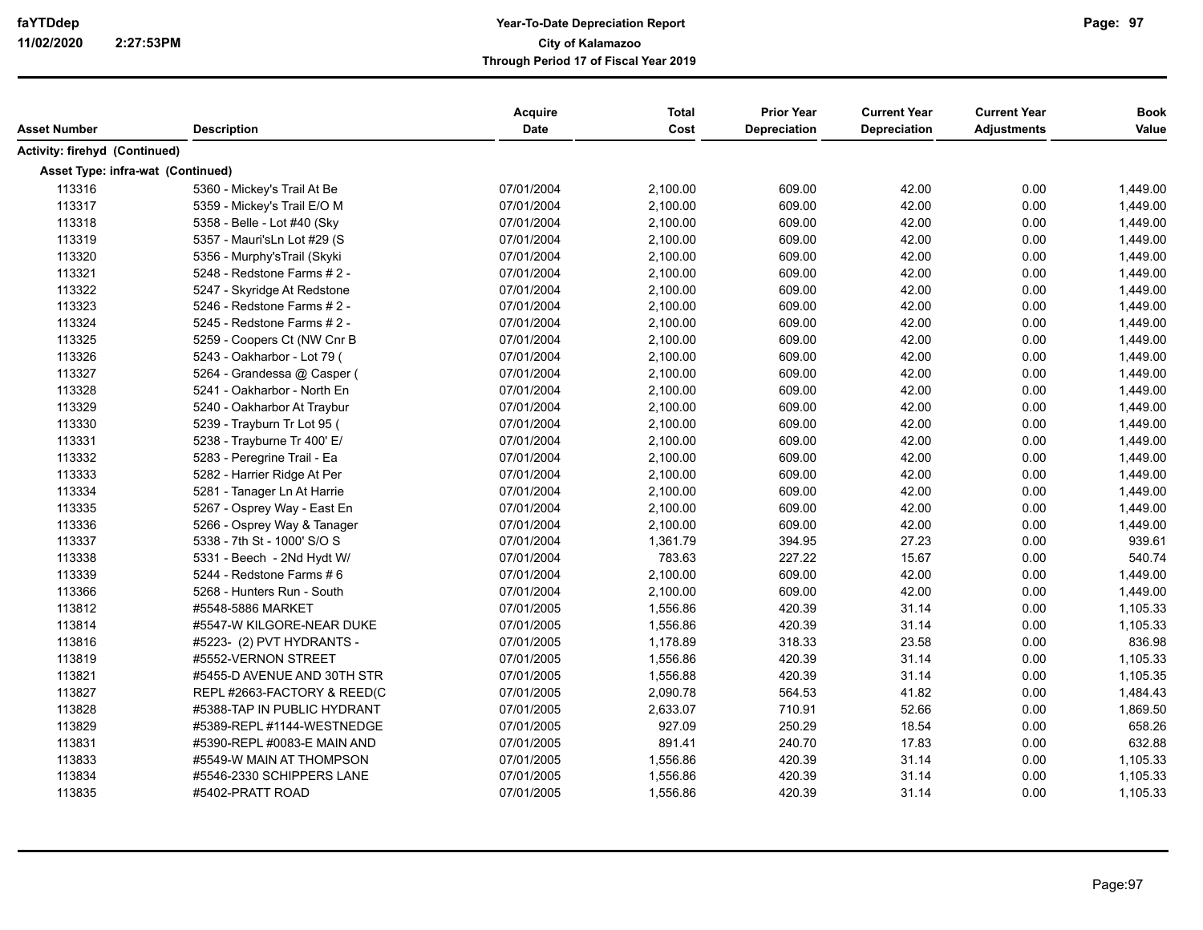**Year-To-Date Depreciation Report**
**City of Kalamazoo**
**Through Period 17 of Fiscal Year 2019**

| Asset Number | Description | Acquire Date | Total Cost | Prior Year Depreciation | Current Year Depreciation | Current Year Adjustments | Book Value |
|---|---|---|---|---|---|---|---|
| **Activity: firehyd (Continued)** | | | | | | | |
| **Asset Type: infra-wat (Continued)** | | | | | | | |
| 113316 | 5360 - Mickey's Trail At Be | 07/01/2004 | 2,100.00 | 609.00 | 42.00 | 0.00 | 1,449.00 |
| 113317 | 5359 - Mickey's Trail E/O M | 07/01/2004 | 2,100.00 | 609.00 | 42.00 | 0.00 | 1,449.00 |
| 113318 | 5358 - Belle - Lot #40 (Sky | 07/01/2004 | 2,100.00 | 609.00 | 42.00 | 0.00 | 1,449.00 |
| 113319 | 5357 - Mauri'sLn Lot #29 (S | 07/01/2004 | 2,100.00 | 609.00 | 42.00 | 0.00 | 1,449.00 |
| 113320 | 5356 - Murphy'sTrail (Skyki | 07/01/2004 | 2,100.00 | 609.00 | 42.00 | 0.00 | 1,449.00 |
| 113321 | 5248 - Redstone Farms # 2 - | 07/01/2004 | 2,100.00 | 609.00 | 42.00 | 0.00 | 1,449.00 |
| 113322 | 5247 - Skyridge At Redstone | 07/01/2004 | 2,100.00 | 609.00 | 42.00 | 0.00 | 1,449.00 |
| 113323 | 5246 - Redstone Farms # 2 - | 07/01/2004 | 2,100.00 | 609.00 | 42.00 | 0.00 | 1,449.00 |
| 113324 | 5245 - Redstone Farms # 2 - | 07/01/2004 | 2,100.00 | 609.00 | 42.00 | 0.00 | 1,449.00 |
| 113325 | 5259 - Coopers Ct (NW Cnr B | 07/01/2004 | 2,100.00 | 609.00 | 42.00 | 0.00 | 1,449.00 |
| 113326 | 5243 - Oakharbor - Lot 79 ( | 07/01/2004 | 2,100.00 | 609.00 | 42.00 | 0.00 | 1,449.00 |
| 113327 | 5264 - Grandessa @ Casper ( | 07/01/2004 | 2,100.00 | 609.00 | 42.00 | 0.00 | 1,449.00 |
| 113328 | 5241 - Oakharbor - North En | 07/01/2004 | 2,100.00 | 609.00 | 42.00 | 0.00 | 1,449.00 |
| 113329 | 5240 - Oakharbor At Traybur | 07/01/2004 | 2,100.00 | 609.00 | 42.00 | 0.00 | 1,449.00 |
| 113330 | 5239 - Trayburn Tr Lot 95 ( | 07/01/2004 | 2,100.00 | 609.00 | 42.00 | 0.00 | 1,449.00 |
| 113331 | 5238 - Trayburne Tr 400' E/ | 07/01/2004 | 2,100.00 | 609.00 | 42.00 | 0.00 | 1,449.00 |
| 113332 | 5283 - Peregrine Trail - Ea | 07/01/2004 | 2,100.00 | 609.00 | 42.00 | 0.00 | 1,449.00 |
| 113333 | 5282 - Harrier Ridge At Per | 07/01/2004 | 2,100.00 | 609.00 | 42.00 | 0.00 | 1,449.00 |
| 113334 | 5281 - Tanager Ln At Harrie | 07/01/2004 | 2,100.00 | 609.00 | 42.00 | 0.00 | 1,449.00 |
| 113335 | 5267 - Osprey Way - East En | 07/01/2004 | 2,100.00 | 609.00 | 42.00 | 0.00 | 1,449.00 |
| 113336 | 5266 - Osprey Way & Tanager | 07/01/2004 | 2,100.00 | 609.00 | 42.00 | 0.00 | 1,449.00 |
| 113337 | 5338 - 7th St - 1000' S/O S | 07/01/2004 | 1,361.79 | 394.95 | 27.23 | 0.00 | 939.61 |
| 113338 | 5331 - Beech - 2Nd Hydt W/ | 07/01/2004 | 783.63 | 227.22 | 15.67 | 0.00 | 540.74 |
| 113339 | 5244 - Redstone Farms # 6 | 07/01/2004 | 2,100.00 | 609.00 | 42.00 | 0.00 | 1,449.00 |
| 113366 | 5268 - Hunters Run - South | 07/01/2004 | 2,100.00 | 609.00 | 42.00 | 0.00 | 1,449.00 |
| 113812 | #5548-5886 MARKET | 07/01/2005 | 1,556.86 | 420.39 | 31.14 | 0.00 | 1,105.33 |
| 113814 | #5547-W KILGORE-NEAR DUKE | 07/01/2005 | 1,556.86 | 420.39 | 31.14 | 0.00 | 1,105.33 |
| 113816 | #5223- (2) PVT HYDRANTS - | 07/01/2005 | 1,178.89 | 318.33 | 23.58 | 0.00 | 836.98 |
| 113819 | #5552-VERNON STREET | 07/01/2005 | 1,556.86 | 420.39 | 31.14 | 0.00 | 1,105.33 |
| 113821 | #5455-D AVENUE AND 30TH STR | 07/01/2005 | 1,556.88 | 420.39 | 31.14 | 0.00 | 1,105.35 |
| 113827 | REPL #2663-FACTORY & REED(C | 07/01/2005 | 2,090.78 | 564.53 | 41.82 | 0.00 | 1,484.43 |
| 113828 | #5388-TAP IN PUBLIC HYDRANT | 07/01/2005 | 2,633.07 | 710.91 | 52.66 | 0.00 | 1,869.50 |
| 113829 | #5389-REPL #1144-WESTNEDGE | 07/01/2005 | 927.09 | 250.29 | 18.54 | 0.00 | 658.26 |
| 113831 | #5390-REPL #0083-E MAIN AND | 07/01/2005 | 891.41 | 240.70 | 17.83 | 0.00 | 632.88 |
| 113833 | #5549-W MAIN AT THOMPSON | 07/01/2005 | 1,556.86 | 420.39 | 31.14 | 0.00 | 1,105.33 |
| 113834 | #5546-2330 SCHIPPERS LANE | 07/01/2005 | 1,556.86 | 420.39 | 31.14 | 0.00 | 1,105.33 |
| 113835 | #5402-PRATT ROAD | 07/01/2005 | 1,556.86 | 420.39 | 31.14 | 0.00 | 1,105.33 |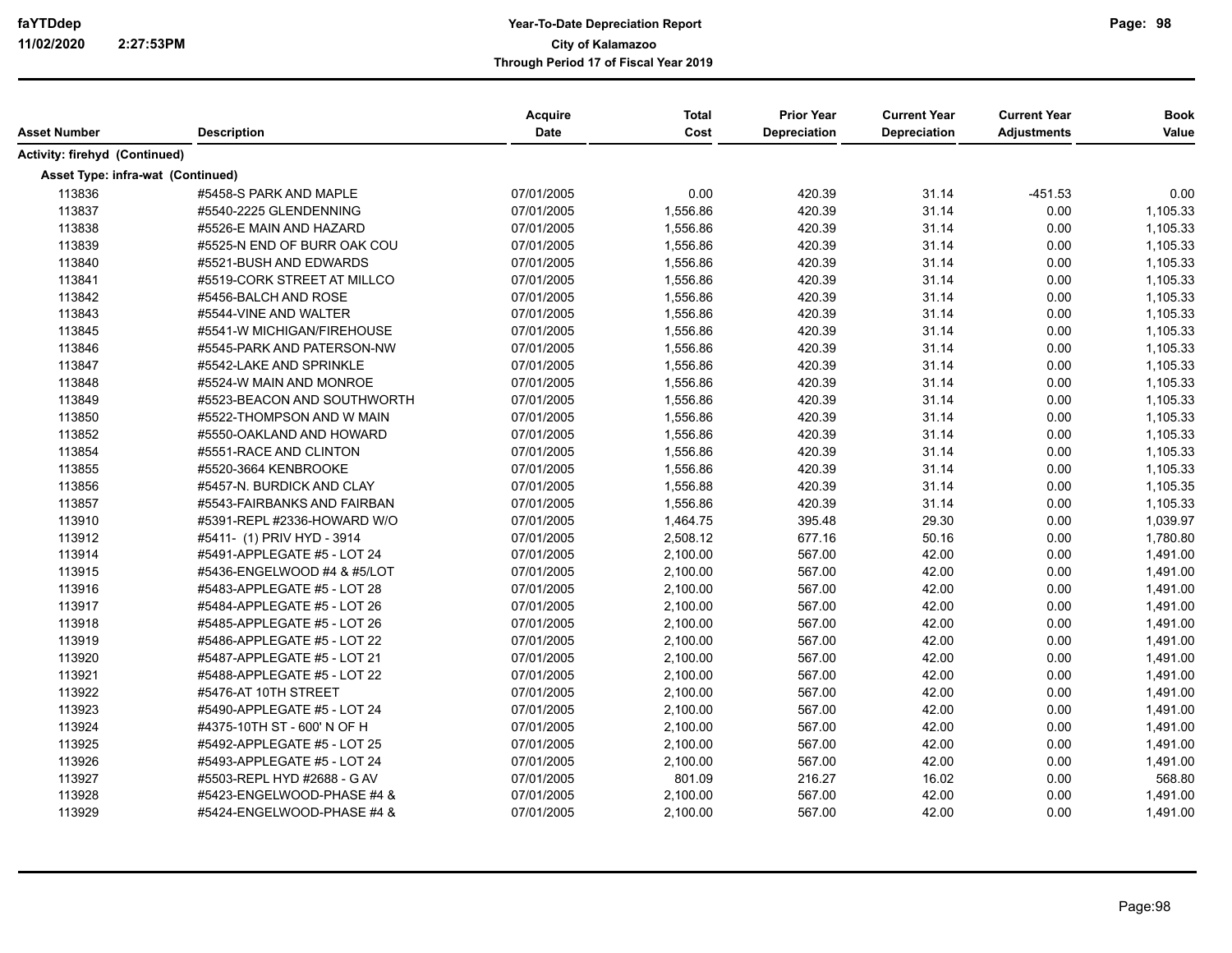# Year-To-Date Depreciation Report

**City of Kalamazoo**

**Through Period 17 of Fiscal Year 2019**

| Asset Number | Description | Acquire Date | Total Cost | Prior Year Depreciation | Current Year Depreciation | Current Year Adjustments | Book Value |
|---|---|---|---|---|---|---|---|
| **Activity: firehyd (Continued)** | | | | | | | |
| **Asset Type: infra-wat (Continued)** | | | | | | | |
| 113836 | #5458-S PARK AND MAPLE | 07/01/2005 | 0.00 | 420.39 | 31.14 | -451.53 | 0.00 |
| 113837 | #5540-2225 GLENDENNING | 07/01/2005 | 1,556.86 | 420.39 | 31.14 | 0.00 | 1,105.33 |
| 113838 | #5526-E MAIN AND HAZARD | 07/01/2005 | 1,556.86 | 420.39 | 31.14 | 0.00 | 1,105.33 |
| 113839 | #5525-N END OF BURR OAK COU | 07/01/2005 | 1,556.86 | 420.39 | 31.14 | 0.00 | 1,105.33 |
| 113840 | #5521-BUSH AND EDWARDS | 07/01/2005 | 1,556.86 | 420.39 | 31.14 | 0.00 | 1,105.33 |
| 113841 | #5519-CORK STREET AT MILLCO | 07/01/2005 | 1,556.86 | 420.39 | 31.14 | 0.00 | 1,105.33 |
| 113842 | #5456-BALCH AND ROSE | 07/01/2005 | 1,556.86 | 420.39 | 31.14 | 0.00 | 1,105.33 |
| 113843 | #5544-VINE AND WALTER | 07/01/2005 | 1,556.86 | 420.39 | 31.14 | 0.00 | 1,105.33 |
| 113845 | #5541-W MICHIGAN/FIREHOUSE | 07/01/2005 | 1,556.86 | 420.39 | 31.14 | 0.00 | 1,105.33 |
| 113846 | #5545-PARK AND PATERSON-NW | 07/01/2005 | 1,556.86 | 420.39 | 31.14 | 0.00 | 1,105.33 |
| 113847 | #5542-LAKE AND SPRINKLE | 07/01/2005 | 1,556.86 | 420.39 | 31.14 | 0.00 | 1,105.33 |
| 113848 | #5524-W MAIN AND MONROE | 07/01/2005 | 1,556.86 | 420.39 | 31.14 | 0.00 | 1,105.33 |
| 113849 | #5523-BEACON AND SOUTHWORTH | 07/01/2005 | 1,556.86 | 420.39 | 31.14 | 0.00 | 1,105.33 |
| 113850 | #5522-THOMPSON AND W MAIN | 07/01/2005 | 1,556.86 | 420.39 | 31.14 | 0.00 | 1,105.33 |
| 113852 | #5550-OAKLAND AND HOWARD | 07/01/2005 | 1,556.86 | 420.39 | 31.14 | 0.00 | 1,105.33 |
| 113854 | #5551-RACE AND CLINTON | 07/01/2005 | 1,556.86 | 420.39 | 31.14 | 0.00 | 1,105.33 |
| 113855 | #5520-3664 KENBROOKE | 07/01/2005 | 1,556.86 | 420.39 | 31.14 | 0.00 | 1,105.33 |
| 113856 | #5457-N. BURDICK AND CLAY | 07/01/2005 | 1,556.88 | 420.39 | 31.14 | 0.00 | 1,105.35 |
| 113857 | #5543-FAIRBANKS AND FAIRBAN | 07/01/2005 | 1,556.86 | 420.39 | 31.14 | 0.00 | 1,105.33 |
| 113910 | #5391-REPL #2336-HOWARD W/O | 07/01/2005 | 1,464.75 | 395.48 | 29.30 | 0.00 | 1,039.97 |
| 113912 | #5411- (1) PRIV HYD - 3914 | 07/01/2005 | 2,508.12 | 677.16 | 50.16 | 0.00 | 1,780.80 |
| 113914 | #5491-APPLEGATE #5 - LOT 24 | 07/01/2005 | 2,100.00 | 567.00 | 42.00 | 0.00 | 1,491.00 |
| 113915 | #5436-ENGELWOOD #4 & #5/LOT | 07/01/2005 | 2,100.00 | 567.00 | 42.00 | 0.00 | 1,491.00 |
| 113916 | #5483-APPLEGATE #5 - LOT 28 | 07/01/2005 | 2,100.00 | 567.00 | 42.00 | 0.00 | 1,491.00 |
| 113917 | #5484-APPLEGATE #5 - LOT 26 | 07/01/2005 | 2,100.00 | 567.00 | 42.00 | 0.00 | 1,491.00 |
| 113918 | #5485-APPLEGATE #5 - LOT 26 | 07/01/2005 | 2,100.00 | 567.00 | 42.00 | 0.00 | 1,491.00 |
| 113919 | #5486-APPLEGATE #5 - LOT 22 | 07/01/2005 | 2,100.00 | 567.00 | 42.00 | 0.00 | 1,491.00 |
| 113920 | #5487-APPLEGATE #5 - LOT 21 | 07/01/2005 | 2,100.00 | 567.00 | 42.00 | 0.00 | 1,491.00 |
| 113921 | #5488-APPLEGATE #5 - LOT 22 | 07/01/2005 | 2,100.00 | 567.00 | 42.00 | 0.00 | 1,491.00 |
| 113922 | #5476-AT 10TH STREET | 07/01/2005 | 2,100.00 | 567.00 | 42.00 | 0.00 | 1,491.00 |
| 113923 | #5490-APPLEGATE #5 - LOT 24 | 07/01/2005 | 2,100.00 | 567.00 | 42.00 | 0.00 | 1,491.00 |
| 113924 | #4375-10TH ST - 600' N OF H | 07/01/2005 | 2,100.00 | 567.00 | 42.00 | 0.00 | 1,491.00 |
| 113925 | #5492-APPLEGATE #5 - LOT 25 | 07/01/2005 | 2,100.00 | 567.00 | 42.00 | 0.00 | 1,491.00 |
| 113926 | #5493-APPLEGATE #5 - LOT 24 | 07/01/2005 | 2,100.00 | 567.00 | 42.00 | 0.00 | 1,491.00 |
| 113927 | #5503-REPL HYD #2688 - G AV | 07/01/2005 | 801.09 | 216.27 | 16.02 | 0.00 | 568.80 |
| 113928 | #5423-ENGELWOOD-PHASE #4 & | 07/01/2005 | 2,100.00 | 567.00 | 42.00 | 0.00 | 1,491.00 |
| 113929 | #5424-ENGELWOOD-PHASE #4 & | 07/01/2005 | 2,100.00 | 567.00 | 42.00 | 0.00 | 1,491.00 |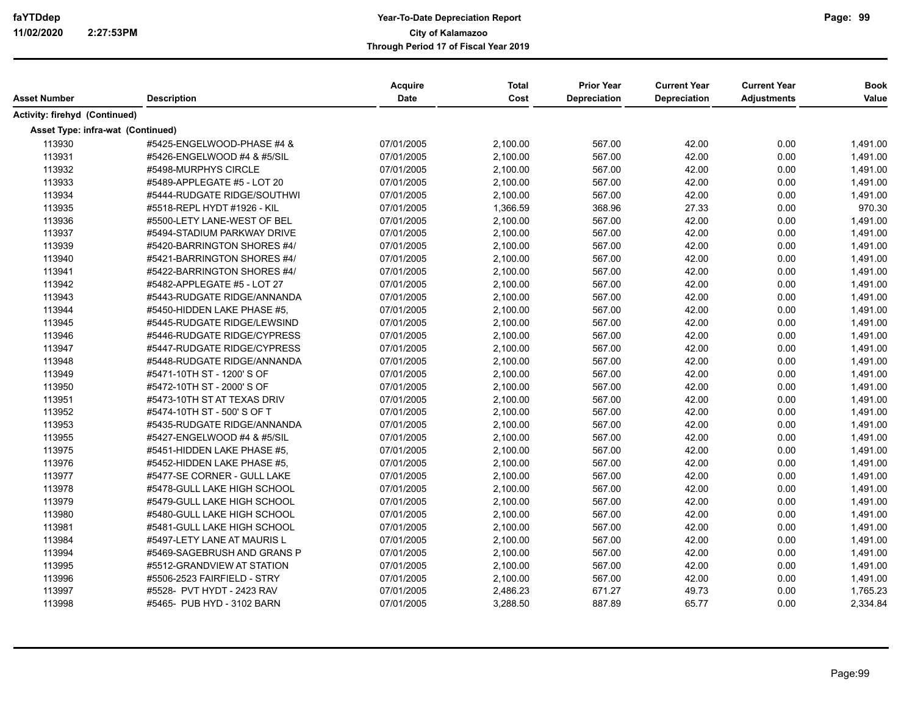| Asset Number | Description | Acquire Date | Total Cost | Prior Year Depreciation | Current Year Depreciation | Current Year Adjustments | Book Value |
|---|---|---|---|---|---|---|---|
| **Activity: firehyd (Continued)** | | | | | | | |
| **Asset Type: infra-wat (Continued)** | | | | | | | |
| 113930 | #5425-ENGELWOOD-PHASE #4 & | 07/01/2005 | 2,100.00 | 567.00 | 42.00 | 0.00 | 1,491.00 |
| 113931 | #5426-ENGELWOOD #4 & #5/SIL | 07/01/2005 | 2,100.00 | 567.00 | 42.00 | 0.00 | 1,491.00 |
| 113932 | #5498-MURPHYS CIRCLE | 07/01/2005 | 2,100.00 | 567.00 | 42.00 | 0.00 | 1,491.00 |
| 113933 | #5489-APPLEGATE #5 - LOT 20 | 07/01/2005 | 2,100.00 | 567.00 | 42.00 | 0.00 | 1,491.00 |
| 113934 | #5444-RUDGATE RIDGE/SOUTHWI | 07/01/2005 | 2,100.00 | 567.00 | 42.00 | 0.00 | 1,491.00 |
| 113935 | #5518-REPL HYDT #1926 - KIL | 07/01/2005 | 1,366.59 | 368.96 | 27.33 | 0.00 | 970.30 |
| 113936 | #5500-LETY LANE-WEST OF BEL | 07/01/2005 | 2,100.00 | 567.00 | 42.00 | 0.00 | 1,491.00 |
| 113937 | #5494-STADIUM PARKWAY DRIVE | 07/01/2005 | 2,100.00 | 567.00 | 42.00 | 0.00 | 1,491.00 |
| 113939 | #5420-BARRINGTON SHORES #4/ | 07/01/2005 | 2,100.00 | 567.00 | 42.00 | 0.00 | 1,491.00 |
| 113940 | #5421-BARRINGTON SHORES #4/ | 07/01/2005 | 2,100.00 | 567.00 | 42.00 | 0.00 | 1,491.00 |
| 113941 | #5422-BARRINGTON SHORES #4/ | 07/01/2005 | 2,100.00 | 567.00 | 42.00 | 0.00 | 1,491.00 |
| 113942 | #5482-APPLEGATE #5 - LOT 27 | 07/01/2005 | 2,100.00 | 567.00 | 42.00 | 0.00 | 1,491.00 |
| 113943 | #5443-RUDGATE RIDGE/ANNANDA | 07/01/2005 | 2,100.00 | 567.00 | 42.00 | 0.00 | 1,491.00 |
| 113944 | #5450-HIDDEN LAKE PHASE #5, | 07/01/2005 | 2,100.00 | 567.00 | 42.00 | 0.00 | 1,491.00 |
| 113945 | #5445-RUDGATE RIDGE/LEWSIND | 07/01/2005 | 2,100.00 | 567.00 | 42.00 | 0.00 | 1,491.00 |
| 113946 | #5446-RUDGATE RIDGE/CYPRESS | 07/01/2005 | 2,100.00 | 567.00 | 42.00 | 0.00 | 1,491.00 |
| 113947 | #5447-RUDGATE RIDGE/CYPRESS | 07/01/2005 | 2,100.00 | 567.00 | 42.00 | 0.00 | 1,491.00 |
| 113948 | #5448-RUDGATE RIDGE/ANNANDA | 07/01/2005 | 2,100.00 | 567.00 | 42.00 | 0.00 | 1,491.00 |
| 113949 | #5471-10TH ST - 1200' S OF | 07/01/2005 | 2,100.00 | 567.00 | 42.00 | 0.00 | 1,491.00 |
| 113950 | #5472-10TH ST - 2000' S OF | 07/01/2005 | 2,100.00 | 567.00 | 42.00 | 0.00 | 1,491.00 |
| 113951 | #5473-10TH ST AT TEXAS DRIV | 07/01/2005 | 2,100.00 | 567.00 | 42.00 | 0.00 | 1,491.00 |
| 113952 | #5474-10TH ST - 500' S OF T | 07/01/2005 | 2,100.00 | 567.00 | 42.00 | 0.00 | 1,491.00 |
| 113953 | #5435-RUDGATE RIDGE/ANNANDA | 07/01/2005 | 2,100.00 | 567.00 | 42.00 | 0.00 | 1,491.00 |
| 113955 | #5427-ENGELWOOD #4 & #5/SIL | 07/01/2005 | 2,100.00 | 567.00 | 42.00 | 0.00 | 1,491.00 |
| 113975 | #5451-HIDDEN LAKE PHASE #5, | 07/01/2005 | 2,100.00 | 567.00 | 42.00 | 0.00 | 1,491.00 |
| 113976 | #5452-HIDDEN LAKE PHASE #5, | 07/01/2005 | 2,100.00 | 567.00 | 42.00 | 0.00 | 1,491.00 |
| 113977 | #5477-SE CORNER - GULL LAKE | 07/01/2005 | 2,100.00 | 567.00 | 42.00 | 0.00 | 1,491.00 |
| 113978 | #5478-GULL LAKE HIGH SCHOOL | 07/01/2005 | 2,100.00 | 567.00 | 42.00 | 0.00 | 1,491.00 |
| 113979 | #5479-GULL LAKE HIGH SCHOOL | 07/01/2005 | 2,100.00 | 567.00 | 42.00 | 0.00 | 1,491.00 |
| 113980 | #5480-GULL LAKE HIGH SCHOOL | 07/01/2005 | 2,100.00 | 567.00 | 42.00 | 0.00 | 1,491.00 |
| 113981 | #5481-GULL LAKE HIGH SCHOOL | 07/01/2005 | 2,100.00 | 567.00 | 42.00 | 0.00 | 1,491.00 |
| 113984 | #5497-LETY LANE AT MAURIS L | 07/01/2005 | 2,100.00 | 567.00 | 42.00 | 0.00 | 1,491.00 |
| 113994 | #5469-SAGEBRUSH AND GRANS P | 07/01/2005 | 2,100.00 | 567.00 | 42.00 | 0.00 | 1,491.00 |
| 113995 | #5512-GRANDVIEW AT STATION | 07/01/2005 | 2,100.00 | 567.00 | 42.00 | 0.00 | 1,491.00 |
| 113996 | #5506-2523 FAIRFIELD - STRY | 07/01/2005 | 2,100.00 | 567.00 | 42.00 | 0.00 | 1,491.00 |
| 113997 | #5528- PVT HYDT - 2423 RAV | 07/01/2005 | 2,486.23 | 671.27 | 49.73 | 0.00 | 1,765.23 |
| 113998 | #5465- PUB HYD - 3102 BARN | 07/01/2005 | 3,288.50 | 887.89 | 65.77 | 0.00 | 2,334.84 |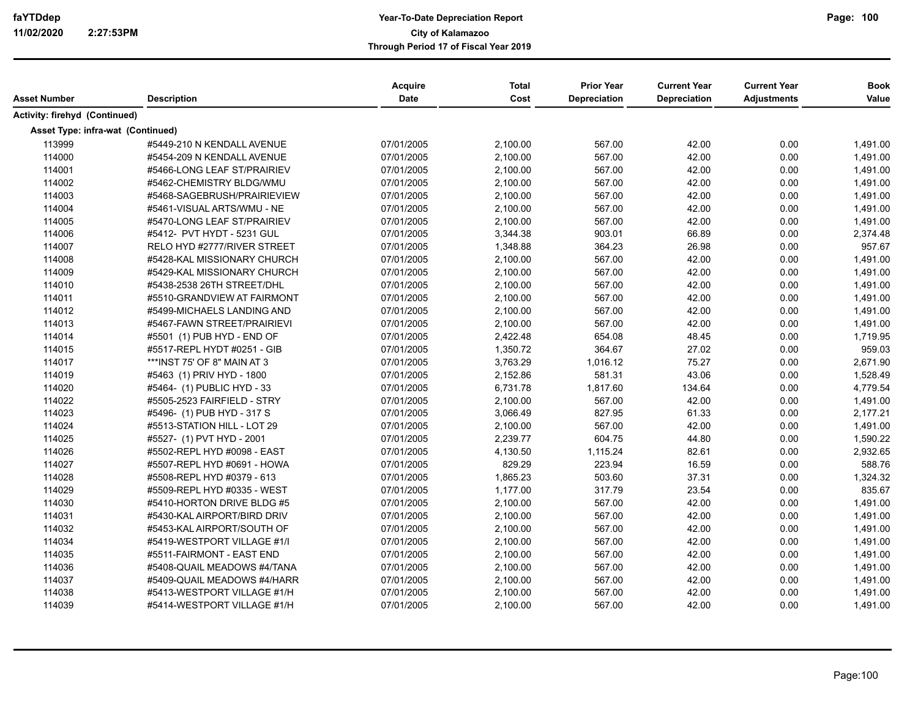| Asset Number | Description | Acquire Date | Total Cost | Prior Year Depreciation | Current Year Depreciation | Current Year Adjustments | Book Value |
|---|---|---|---|---|---|---|---|
| **Activity: firehyd (Continued)** | | | | | | | |
| **Asset Type: infra-wat (Continued)** | | | | | | | |
| 113999 | #5449-210 N KENDALL AVENUE | 07/01/2005 | 2,100.00 | 567.00 | 42.00 | 0.00 | 1,491.00 |
| 114000 | #5454-209 N KENDALL AVENUE | 07/01/2005 | 2,100.00 | 567.00 | 42.00 | 0.00 | 1,491.00 |
| 114001 | #5466-LONG LEAF ST/PRAIRIEV | 07/01/2005 | 2,100.00 | 567.00 | 42.00 | 0.00 | 1,491.00 |
| 114002 | #5462-CHEMISTRY BLDG/WMU | 07/01/2005 | 2,100.00 | 567.00 | 42.00 | 0.00 | 1,491.00 |
| 114003 | #5468-SAGEBRUSH/PRAIRIEVIEW | 07/01/2005 | 2,100.00 | 567.00 | 42.00 | 0.00 | 1,491.00 |
| 114004 | #5461-VISUAL ARTS/WMU - NE | 07/01/2005 | 2,100.00 | 567.00 | 42.00 | 0.00 | 1,491.00 |
| 114005 | #5470-LONG LEAF ST/PRAIRIEV | 07/01/2005 | 2,100.00 | 567.00 | 42.00 | 0.00 | 1,491.00 |
| 114006 | #5412- PVT HYDT - 5231 GUL | 07/01/2005 | 3,344.38 | 903.01 | 66.89 | 0.00 | 2,374.48 |
| 114007 | RELO HYD #2777/RIVER STREET | 07/01/2005 | 1,348.88 | 364.23 | 26.98 | 0.00 | 957.67 |
| 114008 | #5428-KAL MISSIONARY CHURCH | 07/01/2005 | 2,100.00 | 567.00 | 42.00 | 0.00 | 1,491.00 |
| 114009 | #5429-KAL MISSIONARY CHURCH | 07/01/2005 | 2,100.00 | 567.00 | 42.00 | 0.00 | 1,491.00 |
| 114010 | #5438-2538 26TH STREET/DHL | 07/01/2005 | 2,100.00 | 567.00 | 42.00 | 0.00 | 1,491.00 |
| 114011 | #5510-GRANDVIEW AT FAIRMONT | 07/01/2005 | 2,100.00 | 567.00 | 42.00 | 0.00 | 1,491.00 |
| 114012 | #5499-MICHAELS LANDING AND | 07/01/2005 | 2,100.00 | 567.00 | 42.00 | 0.00 | 1,491.00 |
| 114013 | #5467-FAWN STREET/PRAIRIEVI | 07/01/2005 | 2,100.00 | 567.00 | 42.00 | 0.00 | 1,491.00 |
| 114014 | #5501 (1) PUB HYD - END OF | 07/01/2005 | 2,422.48 | 654.08 | 48.45 | 0.00 | 1,719.95 |
| 114015 | #5517-REPL HYDT #0251 - GIB | 07/01/2005 | 1,350.72 | 364.67 | 27.02 | 0.00 | 959.03 |
| 114017 | ***INST 75' OF 8" MAIN AT 3 | 07/01/2005 | 3,763.29 | 1,016.12 | 75.27 | 0.00 | 2,671.90 |
| 114019 | #5463 (1) PRIV HYD - 1800 | 07/01/2005 | 2,152.86 | 581.31 | 43.06 | 0.00 | 1,528.49 |
| 114020 | #5464- (1) PUBLIC HYD - 33 | 07/01/2005 | 6,731.78 | 1,817.60 | 134.64 | 0.00 | 4,779.54 |
| 114022 | #5505-2523 FAIRFIELD - STRY | 07/01/2005 | 2,100.00 | 567.00 | 42.00 | 0.00 | 1,491.00 |
| 114023 | #5496- (1) PUB HYD - 317 S | 07/01/2005 | 3,066.49 | 827.95 | 61.33 | 0.00 | 2,177.21 |
| 114024 | #5513-STATION HILL - LOT 29 | 07/01/2005 | 2,100.00 | 567.00 | 42.00 | 0.00 | 1,491.00 |
| 114025 | #5527- (1) PVT HYD - 2001 | 07/01/2005 | 2,239.77 | 604.75 | 44.80 | 0.00 | 1,590.22 |
| 114026 | #5502-REPL HYD #0098 - EAST | 07/01/2005 | 4,130.50 | 1,115.24 | 82.61 | 0.00 | 2,932.65 |
| 114027 | #5507-REPL HYD #0691 - HOWA | 07/01/2005 | 829.29 | 223.94 | 16.59 | 0.00 | 588.76 |
| 114028 | #5508-REPL HYD #0379 - 613 | 07/01/2005 | 1,865.23 | 503.60 | 37.31 | 0.00 | 1,324.32 |
| 114029 | #5509-REPL HYD #0335 - WEST | 07/01/2005 | 1,177.00 | 317.79 | 23.54 | 0.00 | 835.67 |
| 114030 | #5410-HORTON DRIVE BLDG #5 | 07/01/2005 | 2,100.00 | 567.00 | 42.00 | 0.00 | 1,491.00 |
| 114031 | #5430-KAL AIRPORT/BIRD DRIV | 07/01/2005 | 2,100.00 | 567.00 | 42.00 | 0.00 | 1,491.00 |
| 114032 | #5453-KAL AIRPORT/SOUTH OF | 07/01/2005 | 2,100.00 | 567.00 | 42.00 | 0.00 | 1,491.00 |
| 114034 | #5419-WESTPORT VILLAGE #1/I | 07/01/2005 | 2,100.00 | 567.00 | 42.00 | 0.00 | 1,491.00 |
| 114035 | #5511-FAIRMONT - EAST END | 07/01/2005 | 2,100.00 | 567.00 | 42.00 | 0.00 | 1,491.00 |
| 114036 | #5408-QUAIL MEADOWS #4/TANA | 07/01/2005 | 2,100.00 | 567.00 | 42.00 | 0.00 | 1,491.00 |
| 114037 | #5409-QUAIL MEADOWS #4/HARR | 07/01/2005 | 2,100.00 | 567.00 | 42.00 | 0.00 | 1,491.00 |
| 114038 | #5413-WESTPORT VILLAGE #1/H | 07/01/2005 | 2,100.00 | 567.00 | 42.00 | 0.00 | 1,491.00 |
| 114039 | #5414-WESTPORT VILLAGE #1/H | 07/01/2005 | 2,100.00 | 567.00 | 42.00 | 0.00 | 1,491.00 |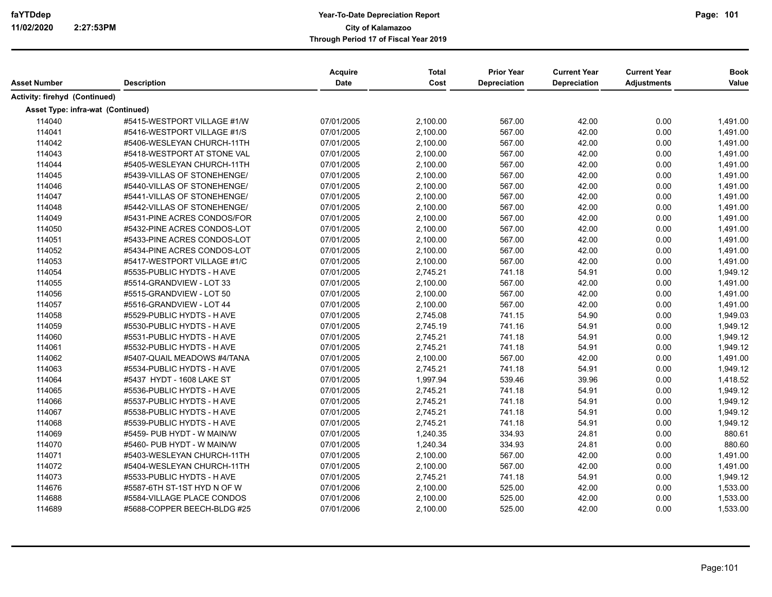| Asset Number | Description | Acquire Date | Total Cost | Prior Year Depreciation | Current Year Depreciation | Current Year Adjustments | Book Value |
|---|---|---|---|---|---|---|---|
| **Activity: firehyd (Continued)** | | | | | | | |
| **Asset Type: infra-wat (Continued)** | | | | | | | |
| 114040 | #5415-WESTPORT VILLAGE #1/W | 07/01/2005 | 2,100.00 | 567.00 | 42.00 | 0.00 | 1,491.00 |
| 114041 | #5416-WESTPORT VILLAGE #1/S | 07/01/2005 | 2,100.00 | 567.00 | 42.00 | 0.00 | 1,491.00 |
| 114042 | #5406-WESLEYAN CHURCH-11TH | 07/01/2005 | 2,100.00 | 567.00 | 42.00 | 0.00 | 1,491.00 |
| 114043 | #5418-WESTPORT AT STONE VAL | 07/01/2005 | 2,100.00 | 567.00 | 42.00 | 0.00 | 1,491.00 |
| 114044 | #5405-WESLEYAN CHURCH-11TH | 07/01/2005 | 2,100.00 | 567.00 | 42.00 | 0.00 | 1,491.00 |
| 114045 | #5439-VILLAS OF STONEHENGE/ | 07/01/2005 | 2,100.00 | 567.00 | 42.00 | 0.00 | 1,491.00 |
| 114046 | #5440-VILLAS OF STONEHENGE/ | 07/01/2005 | 2,100.00 | 567.00 | 42.00 | 0.00 | 1,491.00 |
| 114047 | #5441-VILLAS OF STONEHENGE/ | 07/01/2005 | 2,100.00 | 567.00 | 42.00 | 0.00 | 1,491.00 |
| 114048 | #5442-VILLAS OF STONEHENGE/ | 07/01/2005 | 2,100.00 | 567.00 | 42.00 | 0.00 | 1,491.00 |
| 114049 | #5431-PINE ACRES CONDOS/FOR | 07/01/2005 | 2,100.00 | 567.00 | 42.00 | 0.00 | 1,491.00 |
| 114050 | #5432-PINE ACRES CONDOS-LOT | 07/01/2005 | 2,100.00 | 567.00 | 42.00 | 0.00 | 1,491.00 |
| 114051 | #5433-PINE ACRES CONDOS-LOT | 07/01/2005 | 2,100.00 | 567.00 | 42.00 | 0.00 | 1,491.00 |
| 114052 | #5434-PINE ACRES CONDOS-LOT | 07/01/2005 | 2,100.00 | 567.00 | 42.00 | 0.00 | 1,491.00 |
| 114053 | #5417-WESTPORT VILLAGE #1/C | 07/01/2005 | 2,100.00 | 567.00 | 42.00 | 0.00 | 1,491.00 |
| 114054 | #5535-PUBLIC HYDTS - H AVE | 07/01/2005 | 2,745.21 | 741.18 | 54.91 | 0.00 | 1,949.12 |
| 114055 | #5514-GRANDVIEW - LOT 33 | 07/01/2005 | 2,100.00 | 567.00 | 42.00 | 0.00 | 1,491.00 |
| 114056 | #5515-GRANDVIEW - LOT 50 | 07/01/2005 | 2,100.00 | 567.00 | 42.00 | 0.00 | 1,491.00 |
| 114057 | #5516-GRANDVIEW - LOT 44 | 07/01/2005 | 2,100.00 | 567.00 | 42.00 | 0.00 | 1,491.00 |
| 114058 | #5529-PUBLIC HYDTS - H AVE | 07/01/2005 | 2,745.08 | 741.15 | 54.90 | 0.00 | 1,949.03 |
| 114059 | #5530-PUBLIC HYDTS - H AVE | 07/01/2005 | 2,745.19 | 741.16 | 54.91 | 0.00 | 1,949.12 |
| 114060 | #5531-PUBLIC HYDTS - H AVE | 07/01/2005 | 2,745.21 | 741.18 | 54.91 | 0.00 | 1,949.12 |
| 114061 | #5532-PUBLIC HYDTS - H AVE | 07/01/2005 | 2,745.21 | 741.18 | 54.91 | 0.00 | 1,949.12 |
| 114062 | #5407-QUAIL MEADOWS #4/TANA | 07/01/2005 | 2,100.00 | 567.00 | 42.00 | 0.00 | 1,491.00 |
| 114063 | #5534-PUBLIC HYDTS - H AVE | 07/01/2005 | 2,745.21 | 741.18 | 54.91 | 0.00 | 1,949.12 |
| 114064 | #5437 HYDT - 1608 LAKE ST | 07/01/2005 | 1,997.94 | 539.46 | 39.96 | 0.00 | 1,418.52 |
| 114065 | #5536-PUBLIC HYDTS - H AVE | 07/01/2005 | 2,745.21 | 741.18 | 54.91 | 0.00 | 1,949.12 |
| 114066 | #5537-PUBLIC HYDTS - H AVE | 07/01/2005 | 2,745.21 | 741.18 | 54.91 | 0.00 | 1,949.12 |
| 114067 | #5538-PUBLIC HYDTS - H AVE | 07/01/2005 | 2,745.21 | 741.18 | 54.91 | 0.00 | 1,949.12 |
| 114068 | #5539-PUBLIC HYDTS - H AVE | 07/01/2005 | 2,745.21 | 741.18 | 54.91 | 0.00 | 1,949.12 |
| 114069 | #5459- PUB HYDT - W MAIN/W | 07/01/2005 | 1,240.35 | 334.93 | 24.81 | 0.00 | 880.61 |
| 114070 | #5460- PUB HYDT - W MAIN/W | 07/01/2005 | 1,240.34 | 334.93 | 24.81 | 0.00 | 880.60 |
| 114071 | #5403-WESLEYAN CHURCH-11TH | 07/01/2005 | 2,100.00 | 567.00 | 42.00 | 0.00 | 1,491.00 |
| 114072 | #5404-WESLEYAN CHURCH-11TH | 07/01/2005 | 2,100.00 | 567.00 | 42.00 | 0.00 | 1,491.00 |
| 114073 | #5533-PUBLIC HYDTS - H AVE | 07/01/2005 | 2,745.21 | 741.18 | 54.91 | 0.00 | 1,949.12 |
| 114676 | #5587-6TH ST-1ST HYD N OF W | 07/01/2006 | 2,100.00 | 525.00 | 42.00 | 0.00 | 1,533.00 |
| 114688 | #5584-VILLAGE PLACE CONDOS | 07/01/2006 | 2,100.00 | 525.00 | 42.00 | 0.00 | 1,533.00 |
| 114689 | #5688-COPPER BEECH-BLDG #25 | 07/01/2006 | 2,100.00 | 525.00 | 42.00 | 0.00 | 1,533.00 |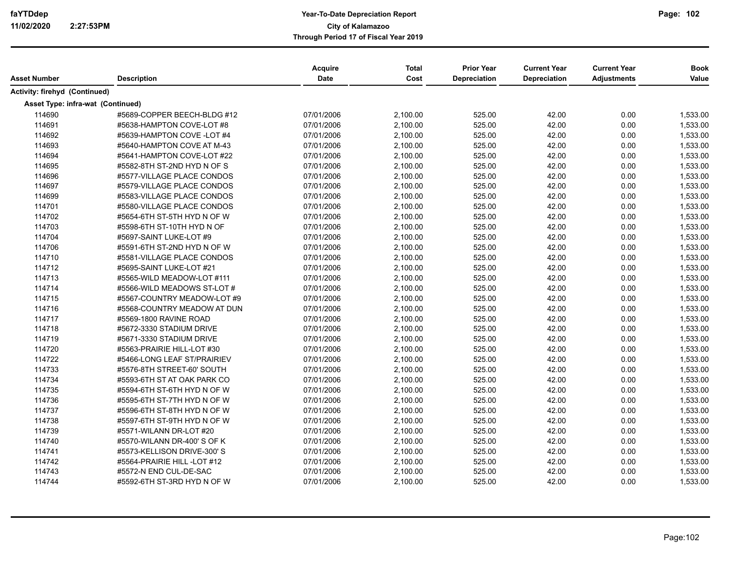| Asset Number | Description | Acquire Date | Total Cost | Prior Year Depreciation | Current Year Depreciation | Current Year Adjustments | Book Value |
|---|---|---|---|---|---|---|---|
| **Activity: firehyd (Continued)** | | | | | | | |
| **Asset Type: infra-wat (Continued)** | | | | | | | |
| 114690 | #5689-COPPER BEECH-BLDG #12 | 07/01/2006 | 2,100.00 | 525.00 | 42.00 | 0.00 | 1,533.00 |
| 114691 | #5638-HAMPTON COVE-LOT #8 | 07/01/2006 | 2,100.00 | 525.00 | 42.00 | 0.00 | 1,533.00 |
| 114692 | #5639-HAMPTON COVE -LOT #4 | 07/01/2006 | 2,100.00 | 525.00 | 42.00 | 0.00 | 1,533.00 |
| 114693 | #5640-HAMPTON COVE AT M-43 | 07/01/2006 | 2,100.00 | 525.00 | 42.00 | 0.00 | 1,533.00 |
| 114694 | #5641-HAMPTON COVE-LOT #22 | 07/01/2006 | 2,100.00 | 525.00 | 42.00 | 0.00 | 1,533.00 |
| 114695 | #5582-8TH ST-2ND HYD N OF S | 07/01/2006 | 2,100.00 | 525.00 | 42.00 | 0.00 | 1,533.00 |
| 114696 | #5577-VILLAGE PLACE CONDOS | 07/01/2006 | 2,100.00 | 525.00 | 42.00 | 0.00 | 1,533.00 |
| 114697 | #5579-VILLAGE PLACE CONDOS | 07/01/2006 | 2,100.00 | 525.00 | 42.00 | 0.00 | 1,533.00 |
| 114699 | #5583-VILLAGE PLACE CONDOS | 07/01/2006 | 2,100.00 | 525.00 | 42.00 | 0.00 | 1,533.00 |
| 114701 | #5580-VILLAGE PLACE CONDOS | 07/01/2006 | 2,100.00 | 525.00 | 42.00 | 0.00 | 1,533.00 |
| 114702 | #5654-6TH ST-5TH HYD N OF W | 07/01/2006 | 2,100.00 | 525.00 | 42.00 | 0.00 | 1,533.00 |
| 114703 | #5598-6TH ST-10TH HYD N OF | 07/01/2006 | 2,100.00 | 525.00 | 42.00 | 0.00 | 1,533.00 |
| 114704 | #5697-SAINT LUKE-LOT #9 | 07/01/2006 | 2,100.00 | 525.00 | 42.00 | 0.00 | 1,533.00 |
| 114706 | #5591-6TH ST-2ND HYD N OF W | 07/01/2006 | 2,100.00 | 525.00 | 42.00 | 0.00 | 1,533.00 |
| 114710 | #5581-VILLAGE PLACE CONDOS | 07/01/2006 | 2,100.00 | 525.00 | 42.00 | 0.00 | 1,533.00 |
| 114712 | #5695-SAINT LUKE-LOT #21 | 07/01/2006 | 2,100.00 | 525.00 | 42.00 | 0.00 | 1,533.00 |
| 114713 | #5565-WILD MEADOW-LOT #111 | 07/01/2006 | 2,100.00 | 525.00 | 42.00 | 0.00 | 1,533.00 |
| 114714 | #5566-WILD MEADOWS ST-LOT # | 07/01/2006 | 2,100.00 | 525.00 | 42.00 | 0.00 | 1,533.00 |
| 114715 | #5567-COUNTRY MEADOW-LOT #9 | 07/01/2006 | 2,100.00 | 525.00 | 42.00 | 0.00 | 1,533.00 |
| 114716 | #5568-COUNTRY MEADOW AT DUN | 07/01/2006 | 2,100.00 | 525.00 | 42.00 | 0.00 | 1,533.00 |
| 114717 | #5569-1800 RAVINE ROAD | 07/01/2006 | 2,100.00 | 525.00 | 42.00 | 0.00 | 1,533.00 |
| 114718 | #5672-3330 STADIUM DRIVE | 07/01/2006 | 2,100.00 | 525.00 | 42.00 | 0.00 | 1,533.00 |
| 114719 | #5671-3330 STADIUM DRIVE | 07/01/2006 | 2,100.00 | 525.00 | 42.00 | 0.00 | 1,533.00 |
| 114720 | #5563-PRAIRIE HILL-LOT #30 | 07/01/2006 | 2,100.00 | 525.00 | 42.00 | 0.00 | 1,533.00 |
| 114722 | #5466-LONG LEAF ST/PRAIRIEV | 07/01/2006 | 2,100.00 | 525.00 | 42.00 | 0.00 | 1,533.00 |
| 114733 | #5576-8TH STREET-60' SOUTH | 07/01/2006 | 2,100.00 | 525.00 | 42.00 | 0.00 | 1,533.00 |
| 114734 | #5593-6TH ST AT OAK PARK CO | 07/01/2006 | 2,100.00 | 525.00 | 42.00 | 0.00 | 1,533.00 |
| 114735 | #5594-6TH ST-6TH HYD N OF W | 07/01/2006 | 2,100.00 | 525.00 | 42.00 | 0.00 | 1,533.00 |
| 114736 | #5595-6TH ST-7TH HYD N OF W | 07/01/2006 | 2,100.00 | 525.00 | 42.00 | 0.00 | 1,533.00 |
| 114737 | #5596-6TH ST-8TH HYD N OF W | 07/01/2006 | 2,100.00 | 525.00 | 42.00 | 0.00 | 1,533.00 |
| 114738 | #5597-6TH ST-9TH HYD N OF W | 07/01/2006 | 2,100.00 | 525.00 | 42.00 | 0.00 | 1,533.00 |
| 114739 | #5571-WILANN DR-LOT #20 | 07/01/2006 | 2,100.00 | 525.00 | 42.00 | 0.00 | 1,533.00 |
| 114740 | #5570-WILANN DR-400' S OF K | 07/01/2006 | 2,100.00 | 525.00 | 42.00 | 0.00 | 1,533.00 |
| 114741 | #5573-KELLISON DRIVE-300' S | 07/01/2006 | 2,100.00 | 525.00 | 42.00 | 0.00 | 1,533.00 |
| 114742 | #5564-PRAIRIE HILL -LOT #12 | 07/01/2006 | 2,100.00 | 525.00 | 42.00 | 0.00 | 1,533.00 |
| 114743 | #5572-N END CUL-DE-SAC | 07/01/2006 | 2,100.00 | 525.00 | 42.00 | 0.00 | 1,533.00 |
| 114744 | #5592-6TH ST-3RD HYD N OF W | 07/01/2006 | 2,100.00 | 525.00 | 42.00 | 0.00 | 1,533.00 |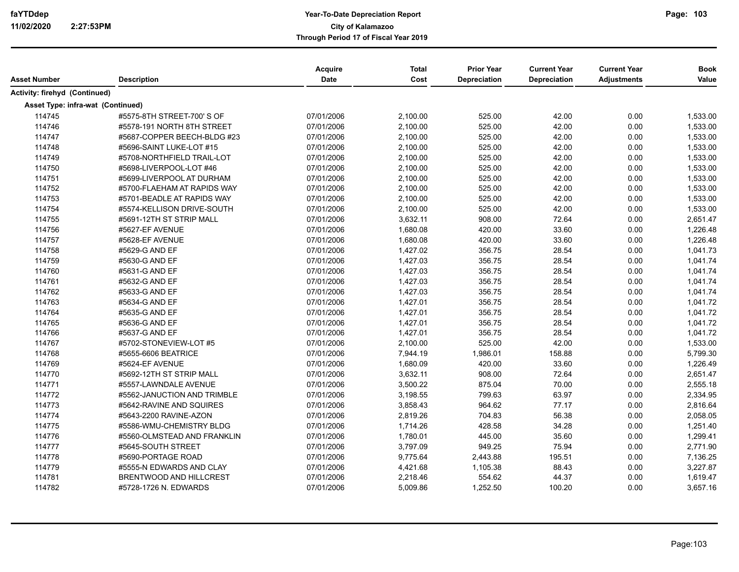| Asset Number | Description | Acquire Date | Total Cost | Prior Year Depreciation | Current Year Depreciation | Current Year Adjustments | Book Value |
|---|---|---|---|---|---|---|---|
| **Activity: firehyd (Continued)** | | | | | | | |
| **Asset Type: infra-wat (Continued)** | | | | | | | |
| 114745 | #5575-8TH STREET-700' S OF | 07/01/2006 | 2,100.00 | 525.00 | 42.00 | 0.00 | 1,533.00 |
| 114746 | #5578-191 NORTH 8TH STREET | 07/01/2006 | 2,100.00 | 525.00 | 42.00 | 0.00 | 1,533.00 |
| 114747 | #5687-COPPER BEECH-BLDG #23 | 07/01/2006 | 2,100.00 | 525.00 | 42.00 | 0.00 | 1,533.00 |
| 114748 | #5696-SAINT LUKE-LOT #15 | 07/01/2006 | 2,100.00 | 525.00 | 42.00 | 0.00 | 1,533.00 |
| 114749 | #5708-NORTHFIELD TRAIL-LOT | 07/01/2006 | 2,100.00 | 525.00 | 42.00 | 0.00 | 1,533.00 |
| 114750 | #5698-LIVERPOOL-LOT #46 | 07/01/2006 | 2,100.00 | 525.00 | 42.00 | 0.00 | 1,533.00 |
| 114751 | #5699-LIVERPOOL AT DURHAM | 07/01/2006 | 2,100.00 | 525.00 | 42.00 | 0.00 | 1,533.00 |
| 114752 | #5700-FLAEHAM AT RAPIDS WAY | 07/01/2006 | 2,100.00 | 525.00 | 42.00 | 0.00 | 1,533.00 |
| 114753 | #5701-BEADLE AT RAPIDS WAY | 07/01/2006 | 2,100.00 | 525.00 | 42.00 | 0.00 | 1,533.00 |
| 114754 | #5574-KELLISON DRIVE-SOUTH | 07/01/2006 | 2,100.00 | 525.00 | 42.00 | 0.00 | 1,533.00 |
| 114755 | #5691-12TH ST STRIP MALL | 07/01/2006 | 3,632.11 | 908.00 | 72.64 | 0.00 | 2,651.47 |
| 114756 | #5627-EF AVENUE | 07/01/2006 | 1,680.08 | 420.00 | 33.60 | 0.00 | 1,226.48 |
| 114757 | #5628-EF AVENUE | 07/01/2006 | 1,680.08 | 420.00 | 33.60 | 0.00 | 1,226.48 |
| 114758 | #5629-G AND EF | 07/01/2006 | 1,427.02 | 356.75 | 28.54 | 0.00 | 1,041.73 |
| 114759 | #5630-G AND EF | 07/01/2006 | 1,427.03 | 356.75 | 28.54 | 0.00 | 1,041.74 |
| 114760 | #5631-G AND EF | 07/01/2006 | 1,427.03 | 356.75 | 28.54 | 0.00 | 1,041.74 |
| 114761 | #5632-G AND EF | 07/01/2006 | 1,427.03 | 356.75 | 28.54 | 0.00 | 1,041.74 |
| 114762 | #5633-G AND EF | 07/01/2006 | 1,427.03 | 356.75 | 28.54 | 0.00 | 1,041.74 |
| 114763 | #5634-G AND EF | 07/01/2006 | 1,427.01 | 356.75 | 28.54 | 0.00 | 1,041.72 |
| 114764 | #5635-G AND EF | 07/01/2006 | 1,427.01 | 356.75 | 28.54 | 0.00 | 1,041.72 |
| 114765 | #5636-G AND EF | 07/01/2006 | 1,427.01 | 356.75 | 28.54 | 0.00 | 1,041.72 |
| 114766 | #5637-G AND EF | 07/01/2006 | 1,427.01 | 356.75 | 28.54 | 0.00 | 1,041.72 |
| 114767 | #5702-STONEVIEW-LOT #5 | 07/01/2006 | 2,100.00 | 525.00 | 42.00 | 0.00 | 1,533.00 |
| 114768 | #5655-6606 BEATRICE | 07/01/2006 | 7,944.19 | 1,986.01 | 158.88 | 0.00 | 5,799.30 |
| 114769 | #5624-EF AVENUE | 07/01/2006 | 1,680.09 | 420.00 | 33.60 | 0.00 | 1,226.49 |
| 114770 | #5692-12TH ST STRIP MALL | 07/01/2006 | 3,632.11 | 908.00 | 72.64 | 0.00 | 2,651.47 |
| 114771 | #5557-LAWNDALE AVENUE | 07/01/2006 | 3,500.22 | 875.04 | 70.00 | 0.00 | 2,555.18 |
| 114772 | #5562-JANUCTION AND TRIMBLE | 07/01/2006 | 3,198.55 | 799.63 | 63.97 | 0.00 | 2,334.95 |
| 114773 | #5642-RAVINE AND SQUIRES | 07/01/2006 | 3,858.43 | 964.62 | 77.17 | 0.00 | 2,816.64 |
| 114774 | #5643-2200 RAVINE-AZON | 07/01/2006 | 2,819.26 | 704.83 | 56.38 | 0.00 | 2,058.05 |
| 114775 | #5586-WMU-CHEMISTRY BLDG | 07/01/2006 | 1,714.26 | 428.58 | 34.28 | 0.00 | 1,251.40 |
| 114776 | #5560-OLMSTEAD AND FRANKLIN | 07/01/2006 | 1,780.01 | 445.00 | 35.60 | 0.00 | 1,299.41 |
| 114777 | #5645-SOUTH STREET | 07/01/2006 | 3,797.09 | 949.25 | 75.94 | 0.00 | 2,771.90 |
| 114778 | #5690-PORTAGE ROAD | 07/01/2006 | 9,775.64 | 2,443.88 | 195.51 | 0.00 | 7,136.25 |
| 114779 | #5555-N EDWARDS AND CLAY | 07/01/2006 | 4,421.68 | 1,105.38 | 88.43 | 0.00 | 3,227.87 |
| 114781 | BRENTWOOD AND HILLCREST | 07/01/2006 | 2,218.46 | 554.62 | 44.37 | 0.00 | 1,619.47 |
| 114782 | #5728-1726 N. EDWARDS | 07/01/2006 | 5,009.86 | 1,252.50 | 100.20 | 0.00 | 3,657.16 |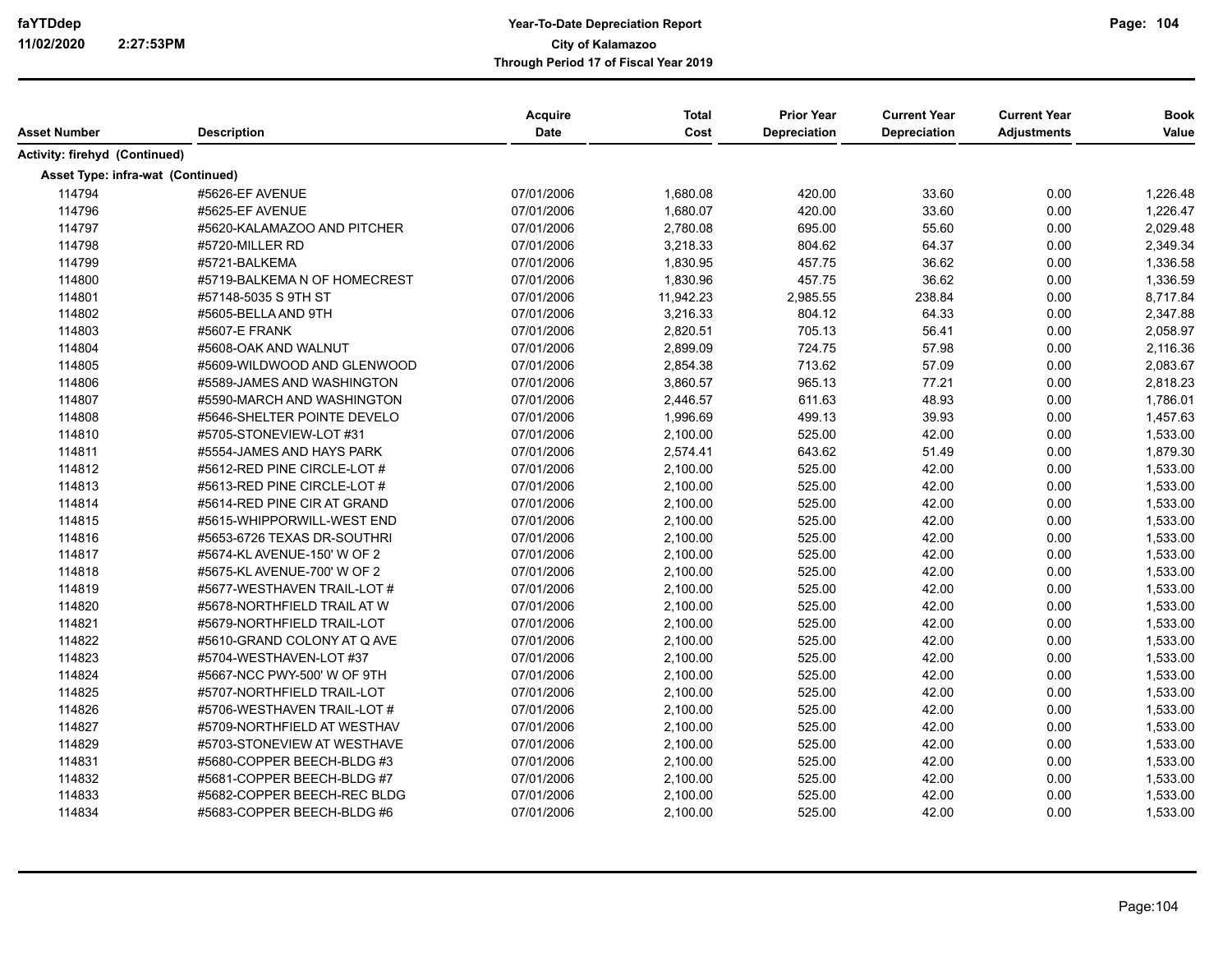**Year-To-Date Depreciation Report**
**City of Kalamazoo**
**Through Period 17 of Fiscal Year 2019**

faYTDdep
11/02/2020 2:27:53PM

| Asset Number | Description | Acquire Date | Total Cost | Prior Year Depreciation | Current Year Depreciation | Current Year Adjustments | Book Value |
|---|---|---|---|---|---|---|---|
| **Activity: firehyd (Continued)** | | | | | | | |
| **Asset Type: infra-wat (Continued)** | | | | | | | |
| 114794 | #5626-EF AVENUE | 07/01/2006 | 1,680.08 | 420.00 | 33.60 | 0.00 | 1,226.48 |
| 114796 | #5625-EF AVENUE | 07/01/2006 | 1,680.07 | 420.00 | 33.60 | 0.00 | 1,226.47 |
| 114797 | #5620-KALAMAZOO AND PITCHER | 07/01/2006 | 2,780.08 | 695.00 | 55.60 | 0.00 | 2,029.48 |
| 114798 | #5720-MILLER RD | 07/01/2006 | 3,218.33 | 804.62 | 64.37 | 0.00 | 2,349.34 |
| 114799 | #5721-BALKEMA | 07/01/2006 | 1,830.95 | 457.75 | 36.62 | 0.00 | 1,336.58 |
| 114800 | #5719-BALKEMA N OF HOMECREST | 07/01/2006 | 1,830.96 | 457.75 | 36.62 | 0.00 | 1,336.59 |
| 114801 | #57148-5035 S 9TH ST | 07/01/2006 | 11,942.23 | 2,985.55 | 238.84 | 0.00 | 8,717.84 |
| 114802 | #5605-BELLA AND 9TH | 07/01/2006 | 3,216.33 | 804.12 | 64.33 | 0.00 | 2,347.88 |
| 114803 | #5607-E FRANK | 07/01/2006 | 2,820.51 | 705.13 | 56.41 | 0.00 | 2,058.97 |
| 114804 | #5608-OAK AND WALNUT | 07/01/2006 | 2,899.09 | 724.75 | 57.98 | 0.00 | 2,116.36 |
| 114805 | #5609-WILDWOOD AND GLENWOOD | 07/01/2006 | 2,854.38 | 713.62 | 57.09 | 0.00 | 2,083.67 |
| 114806 | #5589-JAMES AND WASHINGTON | 07/01/2006 | 3,860.57 | 965.13 | 77.21 | 0.00 | 2,818.23 |
| 114807 | #5590-MARCH AND WASHINGTON | 07/01/2006 | 2,446.57 | 611.63 | 48.93 | 0.00 | 1,786.01 |
| 114808 | #5646-SHELTER POINTE DEVELO | 07/01/2006 | 1,996.69 | 499.13 | 39.93 | 0.00 | 1,457.63 |
| 114810 | #5705-STONEVIEW-LOT #31 | 07/01/2006 | 2,100.00 | 525.00 | 42.00 | 0.00 | 1,533.00 |
| 114811 | #5554-JAMES AND HAYS PARK | 07/01/2006 | 2,574.41 | 643.62 | 51.49 | 0.00 | 1,879.30 |
| 114812 | #5612-RED PINE CIRCLE-LOT # | 07/01/2006 | 2,100.00 | 525.00 | 42.00 | 0.00 | 1,533.00 |
| 114813 | #5613-RED PINE CIRCLE-LOT # | 07/01/2006 | 2,100.00 | 525.00 | 42.00 | 0.00 | 1,533.00 |
| 114814 | #5614-RED PINE CIR AT GRAND | 07/01/2006 | 2,100.00 | 525.00 | 42.00 | 0.00 | 1,533.00 |
| 114815 | #5615-WHIPPORWILL-WEST END | 07/01/2006 | 2,100.00 | 525.00 | 42.00 | 0.00 | 1,533.00 |
| 114816 | #5653-6726 TEXAS DR-SOUTHRI | 07/01/2006 | 2,100.00 | 525.00 | 42.00 | 0.00 | 1,533.00 |
| 114817 | #5674-KL AVENUE-150' W OF 2 | 07/01/2006 | 2,100.00 | 525.00 | 42.00 | 0.00 | 1,533.00 |
| 114818 | #5675-KL AVENUE-700' W OF 2 | 07/01/2006 | 2,100.00 | 525.00 | 42.00 | 0.00 | 1,533.00 |
| 114819 | #5677-WESTHAVEN TRAIL-LOT # | 07/01/2006 | 2,100.00 | 525.00 | 42.00 | 0.00 | 1,533.00 |
| 114820 | #5678-NORTHFIELD TRAIL AT W | 07/01/2006 | 2,100.00 | 525.00 | 42.00 | 0.00 | 1,533.00 |
| 114821 | #5679-NORTHFIELD TRAIL-LOT | 07/01/2006 | 2,100.00 | 525.00 | 42.00 | 0.00 | 1,533.00 |
| 114822 | #5610-GRAND COLONY AT Q AVE | 07/01/2006 | 2,100.00 | 525.00 | 42.00 | 0.00 | 1,533.00 |
| 114823 | #5704-WESTHAVEN-LOT #37 | 07/01/2006 | 2,100.00 | 525.00 | 42.00 | 0.00 | 1,533.00 |
| 114824 | #5667-NCC PWY-500' W OF 9TH | 07/01/2006 | 2,100.00 | 525.00 | 42.00 | 0.00 | 1,533.00 |
| 114825 | #5707-NORTHFIELD TRAIL-LOT | 07/01/2006 | 2,100.00 | 525.00 | 42.00 | 0.00 | 1,533.00 |
| 114826 | #5706-WESTHAVEN TRAIL-LOT # | 07/01/2006 | 2,100.00 | 525.00 | 42.00 | 0.00 | 1,533.00 |
| 114827 | #5709-NORTHFIELD AT WESTHAV | 07/01/2006 | 2,100.00 | 525.00 | 42.00 | 0.00 | 1,533.00 |
| 114829 | #5703-STONEVIEW AT WESTHAVE | 07/01/2006 | 2,100.00 | 525.00 | 42.00 | 0.00 | 1,533.00 |
| 114831 | #5680-COPPER BEECH-BLDG #3 | 07/01/2006 | 2,100.00 | 525.00 | 42.00 | 0.00 | 1,533.00 |
| 114832 | #5681-COPPER BEECH-BLDG #7 | 07/01/2006 | 2,100.00 | 525.00 | 42.00 | 0.00 | 1,533.00 |
| 114833 | #5682-COPPER BEECH-REC BLDG | 07/01/2006 | 2,100.00 | 525.00 | 42.00 | 0.00 | 1,533.00 |
| 114834 | #5683-COPPER BEECH-BLDG #6 | 07/01/2006 | 2,100.00 | 525.00 | 42.00 | 0.00 | 1,533.00 |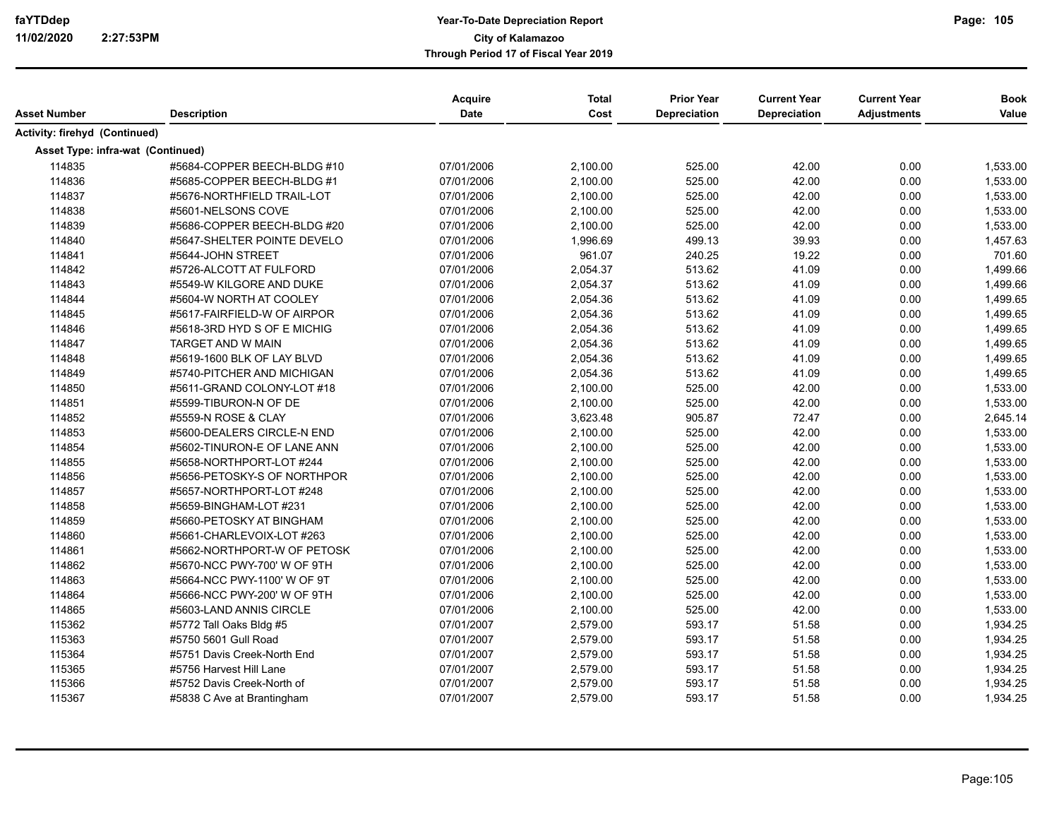| Asset Number | Description | Acquire Date | Total Cost | Prior Year Depreciation | Current Year Depreciation | Current Year Adjustments | Book Value |
|---|---|---|---|---|---|---|---|
| **Activity: firehyd (Continued)** | | | | | | | |
| **Asset Type: infra-wat (Continued)** | | | | | | | |
| 114835 | #5684-COPPER BEECH-BLDG #10 | 07/01/2006 | 2,100.00 | 525.00 | 42.00 | 0.00 | 1,533.00 |
| 114836 | #5685-COPPER BEECH-BLDG #1 | 07/01/2006 | 2,100.00 | 525.00 | 42.00 | 0.00 | 1,533.00 |
| 114837 | #5676-NORTHFIELD TRAIL-LOT | 07/01/2006 | 2,100.00 | 525.00 | 42.00 | 0.00 | 1,533.00 |
| 114838 | #5601-NELSONS COVE | 07/01/2006 | 2,100.00 | 525.00 | 42.00 | 0.00 | 1,533.00 |
| 114839 | #5686-COPPER BEECH-BLDG #20 | 07/01/2006 | 2,100.00 | 525.00 | 42.00 | 0.00 | 1,533.00 |
| 114840 | #5647-SHELTER POINTE DEVELO | 07/01/2006 | 1,996.69 | 499.13 | 39.93 | 0.00 | 1,457.63 |
| 114841 | #5644-JOHN STREET | 07/01/2006 | 961.07 | 240.25 | 19.22 | 0.00 | 701.60 |
| 114842 | #5726-ALCOTT AT FULFORD | 07/01/2006 | 2,054.37 | 513.62 | 41.09 | 0.00 | 1,499.66 |
| 114843 | #5549-W KILGORE AND DUKE | 07/01/2006 | 2,054.37 | 513.62 | 41.09 | 0.00 | 1,499.66 |
| 114844 | #5604-W NORTH AT COOLEY | 07/01/2006 | 2,054.36 | 513.62 | 41.09 | 0.00 | 1,499.65 |
| 114845 | #5617-FAIRFIELD-W OF AIRPOR | 07/01/2006 | 2,054.36 | 513.62 | 41.09 | 0.00 | 1,499.65 |
| 114846 | #5618-3RD HYD S OF E MICHIG | 07/01/2006 | 2,054.36 | 513.62 | 41.09 | 0.00 | 1,499.65 |
| 114847 | TARGET AND W MAIN | 07/01/2006 | 2,054.36 | 513.62 | 41.09 | 0.00 | 1,499.65 |
| 114848 | #5619-1600 BLK OF LAY BLVD | 07/01/2006 | 2,054.36 | 513.62 | 41.09 | 0.00 | 1,499.65 |
| 114849 | #5740-PITCHER AND MICHIGAN | 07/01/2006 | 2,054.36 | 513.62 | 41.09 | 0.00 | 1,499.65 |
| 114850 | #5611-GRAND COLONY-LOT #18 | 07/01/2006 | 2,100.00 | 525.00 | 42.00 | 0.00 | 1,533.00 |
| 114851 | #5599-TIBURON-N OF DE | 07/01/2006 | 2,100.00 | 525.00 | 42.00 | 0.00 | 1,533.00 |
| 114852 | #5559-N ROSE & CLAY | 07/01/2006 | 3,623.48 | 905.87 | 72.47 | 0.00 | 2,645.14 |
| 114853 | #5600-DEALERS CIRCLE-N END | 07/01/2006 | 2,100.00 | 525.00 | 42.00 | 0.00 | 1,533.00 |
| 114854 | #5602-TINURON-E OF LANE ANN | 07/01/2006 | 2,100.00 | 525.00 | 42.00 | 0.00 | 1,533.00 |
| 114855 | #5658-NORTHPORT-LOT #244 | 07/01/2006 | 2,100.00 | 525.00 | 42.00 | 0.00 | 1,533.00 |
| 114856 | #5656-PETOSKY-S OF NORTHPOR | 07/01/2006 | 2,100.00 | 525.00 | 42.00 | 0.00 | 1,533.00 |
| 114857 | #5657-NORTHPORT-LOT #248 | 07/01/2006 | 2,100.00 | 525.00 | 42.00 | 0.00 | 1,533.00 |
| 114858 | #5659-BINGHAM-LOT #231 | 07/01/2006 | 2,100.00 | 525.00 | 42.00 | 0.00 | 1,533.00 |
| 114859 | #5660-PETOSKY AT BINGHAM | 07/01/2006 | 2,100.00 | 525.00 | 42.00 | 0.00 | 1,533.00 |
| 114860 | #5661-CHARLEVOIX-LOT #263 | 07/01/2006 | 2,100.00 | 525.00 | 42.00 | 0.00 | 1,533.00 |
| 114861 | #5662-NORTHPORT-W OF PETOSK | 07/01/2006 | 2,100.00 | 525.00 | 42.00 | 0.00 | 1,533.00 |
| 114862 | #5670-NCC PWY-700' W OF 9TH | 07/01/2006 | 2,100.00 | 525.00 | 42.00 | 0.00 | 1,533.00 |
| 114863 | #5664-NCC PWY-1100' W OF 9T | 07/01/2006 | 2,100.00 | 525.00 | 42.00 | 0.00 | 1,533.00 |
| 114864 | #5666-NCC PWY-200' W OF 9TH | 07/01/2006 | 2,100.00 | 525.00 | 42.00 | 0.00 | 1,533.00 |
| 114865 | #5603-LAND ANNIS CIRCLE | 07/01/2006 | 2,100.00 | 525.00 | 42.00 | 0.00 | 1,533.00 |
| 115362 | #5772 Tall Oaks Bldg #5 | 07/01/2007 | 2,579.00 | 593.17 | 51.58 | 0.00 | 1,934.25 |
| 115363 | #5750 5601 Gull Road | 07/01/2007 | 2,579.00 | 593.17 | 51.58 | 0.00 | 1,934.25 |
| 115364 | #5751 Davis Creek-North End | 07/01/2007 | 2,579.00 | 593.17 | 51.58 | 0.00 | 1,934.25 |
| 115365 | #5756 Harvest Hill Lane | 07/01/2007 | 2,579.00 | 593.17 | 51.58 | 0.00 | 1,934.25 |
| 115366 | #5752 Davis Creek-North of | 07/01/2007 | 2,579.00 | 593.17 | 51.58 | 0.00 | 1,934.25 |
| 115367 | #5838 C Ave at Brantingham | 07/01/2007 | 2,579.00 | 593.17 | 51.58 | 0.00 | 1,934.25 |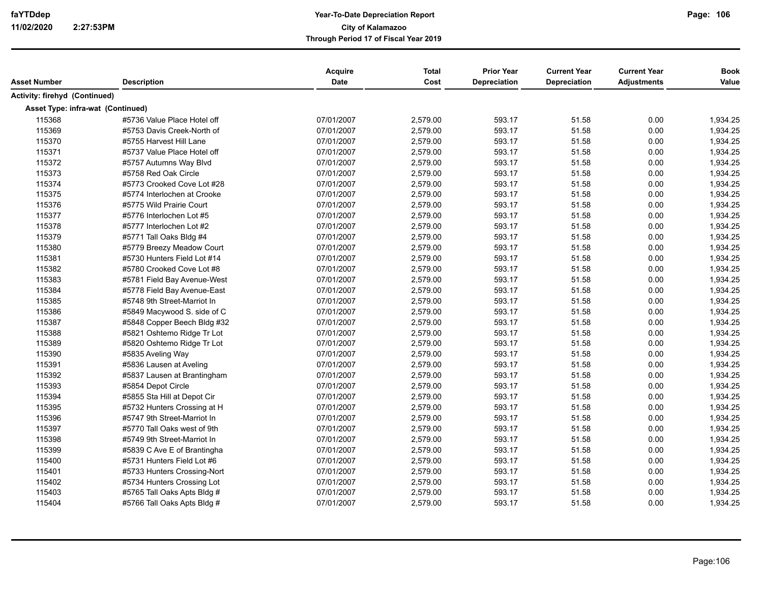| Asset Number | Description | Acquire Date | Total Cost | Prior Year Depreciation | Current Year Depreciation | Current Year Adjustments | Book Value |
|---|---|---|---|---|---|---|---|
| **Activity: firehyd (Continued)** | | | | | | | |
| **Asset Type: infra-wat (Continued)** | | | | | | | |
| 115368 | #5736 Value Place Hotel off | 07/01/2007 | 2,579.00 | 593.17 | 51.58 | 0.00 | 1,934.25 |
| 115369 | #5753 Davis Creek-North of | 07/01/2007 | 2,579.00 | 593.17 | 51.58 | 0.00 | 1,934.25 |
| 115370 | #5755 Harvest Hill Lane | 07/01/2007 | 2,579.00 | 593.17 | 51.58 | 0.00 | 1,934.25 |
| 115371 | #5737 Value Place Hotel off | 07/01/2007 | 2,579.00 | 593.17 | 51.58 | 0.00 | 1,934.25 |
| 115372 | #5757 Autumns Way Blvd | 07/01/2007 | 2,579.00 | 593.17 | 51.58 | 0.00 | 1,934.25 |
| 115373 | #5758 Red Oak Circle | 07/01/2007 | 2,579.00 | 593.17 | 51.58 | 0.00 | 1,934.25 |
| 115374 | #5773 Crooked Cove Lot #28 | 07/01/2007 | 2,579.00 | 593.17 | 51.58 | 0.00 | 1,934.25 |
| 115375 | #5774 Interlochen at Crooke | 07/01/2007 | 2,579.00 | 593.17 | 51.58 | 0.00 | 1,934.25 |
| 115376 | #5775 Wild Prairie Court | 07/01/2007 | 2,579.00 | 593.17 | 51.58 | 0.00 | 1,934.25 |
| 115377 | #5776 Interlochen Lot #5 | 07/01/2007 | 2,579.00 | 593.17 | 51.58 | 0.00 | 1,934.25 |
| 115378 | #5777 Interlochen Lot #2 | 07/01/2007 | 2,579.00 | 593.17 | 51.58 | 0.00 | 1,934.25 |
| 115379 | #5771 Tall Oaks Bldg #4 | 07/01/2007 | 2,579.00 | 593.17 | 51.58 | 0.00 | 1,934.25 |
| 115380 | #5779 Breezy Meadow Court | 07/01/2007 | 2,579.00 | 593.17 | 51.58 | 0.00 | 1,934.25 |
| 115381 | #5730 Hunters Field Lot #14 | 07/01/2007 | 2,579.00 | 593.17 | 51.58 | 0.00 | 1,934.25 |
| 115382 | #5780 Crooked Cove Lot #8 | 07/01/2007 | 2,579.00 | 593.17 | 51.58 | 0.00 | 1,934.25 |
| 115383 | #5781 Field Bay Avenue-West | 07/01/2007 | 2,579.00 | 593.17 | 51.58 | 0.00 | 1,934.25 |
| 115384 | #5778 Field Bay Avenue-East | 07/01/2007 | 2,579.00 | 593.17 | 51.58 | 0.00 | 1,934.25 |
| 115385 | #5748 9th Street-Marriot In | 07/01/2007 | 2,579.00 | 593.17 | 51.58 | 0.00 | 1,934.25 |
| 115386 | #5849 Macywood S. side of C | 07/01/2007 | 2,579.00 | 593.17 | 51.58 | 0.00 | 1,934.25 |
| 115387 | #5848 Copper Beech Bldg #32 | 07/01/2007 | 2,579.00 | 593.17 | 51.58 | 0.00 | 1,934.25 |
| 115388 | #5821 Oshtemo Ridge Tr Lot | 07/01/2007 | 2,579.00 | 593.17 | 51.58 | 0.00 | 1,934.25 |
| 115389 | #5820 Oshtemo Ridge Tr Lot | 07/01/2007 | 2,579.00 | 593.17 | 51.58 | 0.00 | 1,934.25 |
| 115390 | #5835 Aveling Way | 07/01/2007 | 2,579.00 | 593.17 | 51.58 | 0.00 | 1,934.25 |
| 115391 | #5836 Lausen at Aveling | 07/01/2007 | 2,579.00 | 593.17 | 51.58 | 0.00 | 1,934.25 |
| 115392 | #5837 Lausen at Brantingham | 07/01/2007 | 2,579.00 | 593.17 | 51.58 | 0.00 | 1,934.25 |
| 115393 | #5854 Depot Circle | 07/01/2007 | 2,579.00 | 593.17 | 51.58 | 0.00 | 1,934.25 |
| 115394 | #5855 Sta Hill at Depot Cir | 07/01/2007 | 2,579.00 | 593.17 | 51.58 | 0.00 | 1,934.25 |
| 115395 | #5732 Hunters Crossing at H | 07/01/2007 | 2,579.00 | 593.17 | 51.58 | 0.00 | 1,934.25 |
| 115396 | #5747 9th Street-Marriot In | 07/01/2007 | 2,579.00 | 593.17 | 51.58 | 0.00 | 1,934.25 |
| 115397 | #5770 Tall Oaks west of 9th | 07/01/2007 | 2,579.00 | 593.17 | 51.58 | 0.00 | 1,934.25 |
| 115398 | #5749 9th Street-Marriot In | 07/01/2007 | 2,579.00 | 593.17 | 51.58 | 0.00 | 1,934.25 |
| 115399 | #5839 C Ave E of Brantingha | 07/01/2007 | 2,579.00 | 593.17 | 51.58 | 0.00 | 1,934.25 |
| 115400 | #5731 Hunters Field Lot #6 | 07/01/2007 | 2,579.00 | 593.17 | 51.58 | 0.00 | 1,934.25 |
| 115401 | #5733 Hunters Crossing-Nort | 07/01/2007 | 2,579.00 | 593.17 | 51.58 | 0.00 | 1,934.25 |
| 115402 | #5734 Hunters Crossing Lot | 07/01/2007 | 2,579.00 | 593.17 | 51.58 | 0.00 | 1,934.25 |
| 115403 | #5765 Tall Oaks Apts Bldg # | 07/01/2007 | 2,579.00 | 593.17 | 51.58 | 0.00 | 1,934.25 |
| 115404 | #5766 Tall Oaks Apts Bldg # | 07/01/2007 | 2,579.00 | 593.17 | 51.58 | 0.00 | 1,934.25 |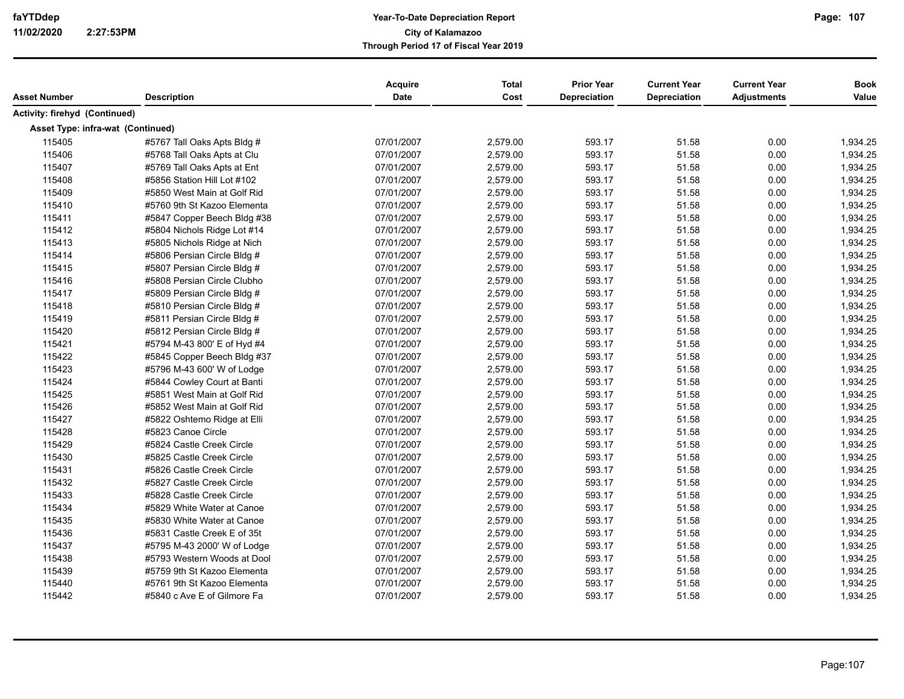| Asset Number | Description | Acquire Date | Total Cost | Prior Year Depreciation | Current Year Depreciation | Current Year Adjustments | Book Value |
|---|---|---|---|---|---|---|---|
| **Activity: firehyd (Continued)** | | | | | | | |
| **Asset Type: infra-wat (Continued)** | | | | | | | |
| 115405 | #5767 Tall Oaks Apts Bldg # | 07/01/2007 | 2,579.00 | 593.17 | 51.58 | 0.00 | 1,934.25 |
| 115406 | #5768 Tall Oaks Apts at Clu | 07/01/2007 | 2,579.00 | 593.17 | 51.58 | 0.00 | 1,934.25 |
| 115407 | #5769 Tall Oaks Apts at Ent | 07/01/2007 | 2,579.00 | 593.17 | 51.58 | 0.00 | 1,934.25 |
| 115408 | #5856 Station Hill Lot #102 | 07/01/2007 | 2,579.00 | 593.17 | 51.58 | 0.00 | 1,934.25 |
| 115409 | #5850 West Main at Golf Rid | 07/01/2007 | 2,579.00 | 593.17 | 51.58 | 0.00 | 1,934.25 |
| 115410 | #5760 9th St Kazoo Elementa | 07/01/2007 | 2,579.00 | 593.17 | 51.58 | 0.00 | 1,934.25 |
| 115411 | #5847 Copper Beech Bldg #38 | 07/01/2007 | 2,579.00 | 593.17 | 51.58 | 0.00 | 1,934.25 |
| 115412 | #5804 Nichols Ridge Lot #14 | 07/01/2007 | 2,579.00 | 593.17 | 51.58 | 0.00 | 1,934.25 |
| 115413 | #5805 Nichols Ridge at Nich | 07/01/2007 | 2,579.00 | 593.17 | 51.58 | 0.00 | 1,934.25 |
| 115414 | #5806 Persian Circle Bldg # | 07/01/2007 | 2,579.00 | 593.17 | 51.58 | 0.00 | 1,934.25 |
| 115415 | #5807 Persian Circle Bldg # | 07/01/2007 | 2,579.00 | 593.17 | 51.58 | 0.00 | 1,934.25 |
| 115416 | #5808 Persian Circle Clubho | 07/01/2007 | 2,579.00 | 593.17 | 51.58 | 0.00 | 1,934.25 |
| 115417 | #5809 Persian Circle Bldg # | 07/01/2007 | 2,579.00 | 593.17 | 51.58 | 0.00 | 1,934.25 |
| 115418 | #5810 Persian Circle Bldg # | 07/01/2007 | 2,579.00 | 593.17 | 51.58 | 0.00 | 1,934.25 |
| 115419 | #5811 Persian Circle Bldg # | 07/01/2007 | 2,579.00 | 593.17 | 51.58 | 0.00 | 1,934.25 |
| 115420 | #5812 Persian Circle Bldg # | 07/01/2007 | 2,579.00 | 593.17 | 51.58 | 0.00 | 1,934.25 |
| 115421 | #5794 M-43 800' E of Hyd #4 | 07/01/2007 | 2,579.00 | 593.17 | 51.58 | 0.00 | 1,934.25 |
| 115422 | #5845 Copper Beech Bldg #37 | 07/01/2007 | 2,579.00 | 593.17 | 51.58 | 0.00 | 1,934.25 |
| 115423 | #5796 M-43 600' W of Lodge | 07/01/2007 | 2,579.00 | 593.17 | 51.58 | 0.00 | 1,934.25 |
| 115424 | #5844 Cowley Court at Banti | 07/01/2007 | 2,579.00 | 593.17 | 51.58 | 0.00 | 1,934.25 |
| 115425 | #5851 West Main at Golf Rid | 07/01/2007 | 2,579.00 | 593.17 | 51.58 | 0.00 | 1,934.25 |
| 115426 | #5852 West Main at Golf Rid | 07/01/2007 | 2,579.00 | 593.17 | 51.58 | 0.00 | 1,934.25 |
| 115427 | #5822 Oshtemo Ridge at Elli | 07/01/2007 | 2,579.00 | 593.17 | 51.58 | 0.00 | 1,934.25 |
| 115428 | #5823 Canoe Circle | 07/01/2007 | 2,579.00 | 593.17 | 51.58 | 0.00 | 1,934.25 |
| 115429 | #5824 Castle Creek Circle | 07/01/2007 | 2,579.00 | 593.17 | 51.58 | 0.00 | 1,934.25 |
| 115430 | #5825 Castle Creek Circle | 07/01/2007 | 2,579.00 | 593.17 | 51.58 | 0.00 | 1,934.25 |
| 115431 | #5826 Castle Creek Circle | 07/01/2007 | 2,579.00 | 593.17 | 51.58 | 0.00 | 1,934.25 |
| 115432 | #5827 Castle Creek Circle | 07/01/2007 | 2,579.00 | 593.17 | 51.58 | 0.00 | 1,934.25 |
| 115433 | #5828 Castle Creek Circle | 07/01/2007 | 2,579.00 | 593.17 | 51.58 | 0.00 | 1,934.25 |
| 115434 | #5829 White Water at Canoe | 07/01/2007 | 2,579.00 | 593.17 | 51.58 | 0.00 | 1,934.25 |
| 115435 | #5830 White Water at Canoe | 07/01/2007 | 2,579.00 | 593.17 | 51.58 | 0.00 | 1,934.25 |
| 115436 | #5831 Castle Creek E of 35t | 07/01/2007 | 2,579.00 | 593.17 | 51.58 | 0.00 | 1,934.25 |
| 115437 | #5795 M-43 2000' W of Lodge | 07/01/2007 | 2,579.00 | 593.17 | 51.58 | 0.00 | 1,934.25 |
| 115438 | #5793 Western Woods at Dool | 07/01/2007 | 2,579.00 | 593.17 | 51.58 | 0.00 | 1,934.25 |
| 115439 | #5759 9th St Kazoo Elementa | 07/01/2007 | 2,579.00 | 593.17 | 51.58 | 0.00 | 1,934.25 |
| 115440 | #5761 9th St Kazoo Elementa | 07/01/2007 | 2,579.00 | 593.17 | 51.58 | 0.00 | 1,934.25 |
| 115442 | #5840 c Ave E of Gilmore Fa | 07/01/2007 | 2,579.00 | 593.17 | 51.58 | 0.00 | 1,934.25 |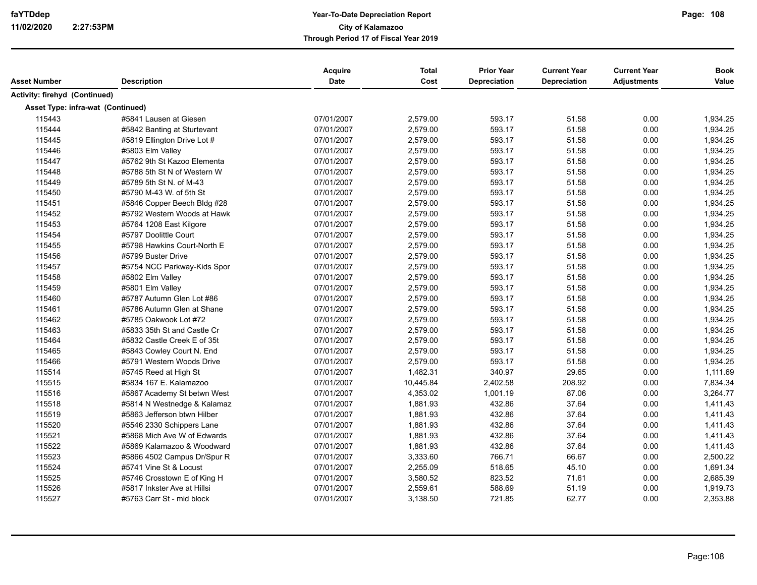| Asset Number | Description | Acquire Date | Total Cost | Prior Year Depreciation | Current Year Depreciation | Current Year Adjustments | Book Value |
|---|---|---|---|---|---|---|---|
| **Activity: firehyd (Continued)** | | | | | | | |
| **Asset Type: infra-wat (Continued)** | | | | | | | |
| 115443 | #5841 Lausen at Giesen | 07/01/2007 | 2,579.00 | 593.17 | 51.58 | 0.00 | 1,934.25 |
| 115444 | #5842 Banting at Sturtevant | 07/01/2007 | 2,579.00 | 593.17 | 51.58 | 0.00 | 1,934.25 |
| 115445 | #5819 Ellington Drive Lot # | 07/01/2007 | 2,579.00 | 593.17 | 51.58 | 0.00 | 1,934.25 |
| 115446 | #5803 Elm Valley | 07/01/2007 | 2,579.00 | 593.17 | 51.58 | 0.00 | 1,934.25 |
| 115447 | #5762 9th St Kazoo Elementa | 07/01/2007 | 2,579.00 | 593.17 | 51.58 | 0.00 | 1,934.25 |
| 115448 | #5788 5th St N of Western W | 07/01/2007 | 2,579.00 | 593.17 | 51.58 | 0.00 | 1,934.25 |
| 115449 | #5789 5th St N. of M-43 | 07/01/2007 | 2,579.00 | 593.17 | 51.58 | 0.00 | 1,934.25 |
| 115450 | #5790 M-43 W. of 5th St | 07/01/2007 | 2,579.00 | 593.17 | 51.58 | 0.00 | 1,934.25 |
| 115451 | #5846 Copper Beech Bldg #28 | 07/01/2007 | 2,579.00 | 593.17 | 51.58 | 0.00 | 1,934.25 |
| 115452 | #5792 Western Woods at Hawk | 07/01/2007 | 2,579.00 | 593.17 | 51.58 | 0.00 | 1,934.25 |
| 115453 | #5764 1208 East Kilgore | 07/01/2007 | 2,579.00 | 593.17 | 51.58 | 0.00 | 1,934.25 |
| 115454 | #5797 Doolittle Court | 07/01/2007 | 2,579.00 | 593.17 | 51.58 | 0.00 | 1,934.25 |
| 115455 | #5798 Hawkins Court-North E | 07/01/2007 | 2,579.00 | 593.17 | 51.58 | 0.00 | 1,934.25 |
| 115456 | #5799 Buster Drive | 07/01/2007 | 2,579.00 | 593.17 | 51.58 | 0.00 | 1,934.25 |
| 115457 | #5754 NCC Parkway-Kids Spor | 07/01/2007 | 2,579.00 | 593.17 | 51.58 | 0.00 | 1,934.25 |
| 115458 | #5802 Elm Valley | 07/01/2007 | 2,579.00 | 593.17 | 51.58 | 0.00 | 1,934.25 |
| 115459 | #5801 Elm Valley | 07/01/2007 | 2,579.00 | 593.17 | 51.58 | 0.00 | 1,934.25 |
| 115460 | #5787 Autumn Glen Lot #86 | 07/01/2007 | 2,579.00 | 593.17 | 51.58 | 0.00 | 1,934.25 |
| 115461 | #5786 Autumn Glen at Shane | 07/01/2007 | 2,579.00 | 593.17 | 51.58 | 0.00 | 1,934.25 |
| 115462 | #5785 Oakwook Lot #72 | 07/01/2007 | 2,579.00 | 593.17 | 51.58 | 0.00 | 1,934.25 |
| 115463 | #5833 35th St and Castle Cr | 07/01/2007 | 2,579.00 | 593.17 | 51.58 | 0.00 | 1,934.25 |
| 115464 | #5832 Castle Creek E of 35t | 07/01/2007 | 2,579.00 | 593.17 | 51.58 | 0.00 | 1,934.25 |
| 115465 | #5843 Cowley Court N. End | 07/01/2007 | 2,579.00 | 593.17 | 51.58 | 0.00 | 1,934.25 |
| 115466 | #5791 Western Woods Drive | 07/01/2007 | 2,579.00 | 593.17 | 51.58 | 0.00 | 1,934.25 |
| 115514 | #5745 Reed at High St | 07/01/2007 | 1,482.31 | 340.97 | 29.65 | 0.00 | 1,111.69 |
| 115515 | #5834 167 E. Kalamazoo | 07/01/2007 | 10,445.84 | 2,402.58 | 208.92 | 0.00 | 7,834.34 |
| 115516 | #5867 Academy St betwn West | 07/01/2007 | 4,353.02 | 1,001.19 | 87.06 | 0.00 | 3,264.77 |
| 115518 | #5814 N Westnedge & Kalamaz | 07/01/2007 | 1,881.93 | 432.86 | 37.64 | 0.00 | 1,411.43 |
| 115519 | #5863 Jefferson btwn Hilber | 07/01/2007 | 1,881.93 | 432.86 | 37.64 | 0.00 | 1,411.43 |
| 115520 | #5546 2330 Schippers Lane | 07/01/2007 | 1,881.93 | 432.86 | 37.64 | 0.00 | 1,411.43 |
| 115521 | #5868 Mich Ave W of Edwards | 07/01/2007 | 1,881.93 | 432.86 | 37.64 | 0.00 | 1,411.43 |
| 115522 | #5869 Kalamazoo & Woodward | 07/01/2007 | 1,881.93 | 432.86 | 37.64 | 0.00 | 1,411.43 |
| 115523 | #5866 4502 Campus Dr/Spur R | 07/01/2007 | 3,333.60 | 766.71 | 66.67 | 0.00 | 2,500.22 |
| 115524 | #5741 Vine St & Locust | 07/01/2007 | 2,255.09 | 518.65 | 45.10 | 0.00 | 1,691.34 |
| 115525 | #5746 Crosstown E of King H | 07/01/2007 | 3,580.52 | 823.52 | 71.61 | 0.00 | 2,685.39 |
| 115526 | #5817 Inkster Ave at Hillsi | 07/01/2007 | 2,559.61 | 588.69 | 51.19 | 0.00 | 1,919.73 |
| 115527 | #5763 Carr St - mid block | 07/01/2007 | 3,138.50 | 721.85 | 62.77 | 0.00 | 2,353.88 |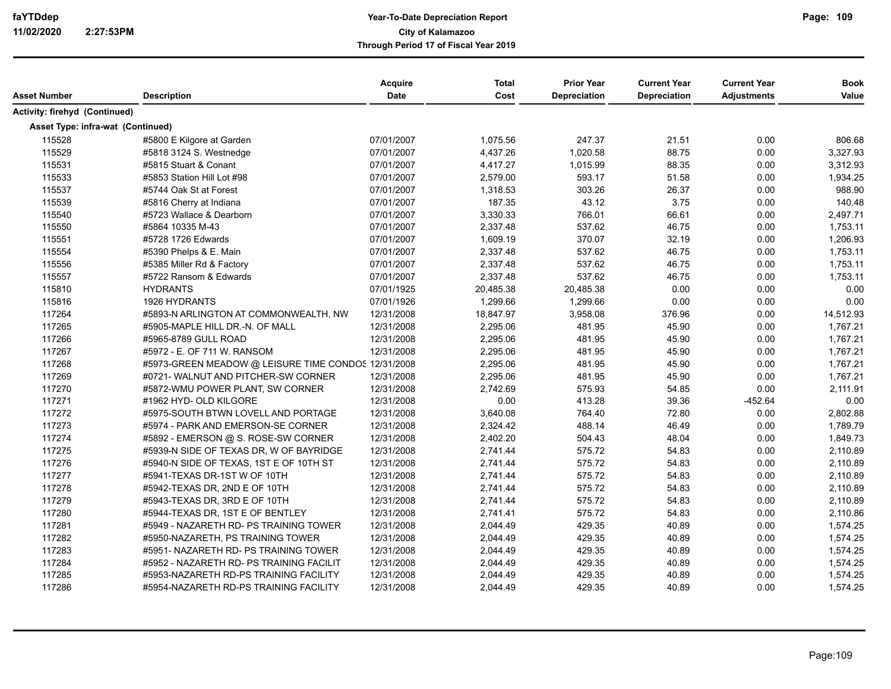| Asset Number | Description | Acquire Date | Total Cost | Prior Year Depreciation | Current Year Depreciation | Current Year Adjustments | Book Value |
|---|---|---|---|---|---|---|---|
| **Activity: firehyd (Continued)** | | | | | | | |
| **Asset Type: infra-wat (Continued)** | | | | | | | |
| 115528 | #5800 E Kilgore at Garden | 07/01/2007 | 1,075.56 | 247.37 | 21.51 | 0.00 | 806.68 |
| 115529 | #5818 3124 S. Westnedge | 07/01/2007 | 4,437.26 | 1,020.58 | 88.75 | 0.00 | 3,327.93 |
| 115531 | #5815 Stuart & Conant | 07/01/2007 | 4,417.27 | 1,015.99 | 88.35 | 0.00 | 3,312.93 |
| 115533 | #5853 Station Hill Lot #98 | 07/01/2007 | 2,579.00 | 593.17 | 51.58 | 0.00 | 1,934.25 |
| 115537 | #5744 Oak St at Forest | 07/01/2007 | 1,318.53 | 303.26 | 26.37 | 0.00 | 988.90 |
| 115539 | #5816 Cherry at Indiana | 07/01/2007 | 187.35 | 43.12 | 3.75 | 0.00 | 140.48 |
| 115540 | #5723 Wallace & Dearborn | 07/01/2007 | 3,330.33 | 766.01 | 66.61 | 0.00 | 2,497.71 |
| 115550 | #5864 10335 M-43 | 07/01/2007 | 2,337.48 | 537.62 | 46.75 | 0.00 | 1,753.11 |
| 115551 | #5728 1726 Edwards | 07/01/2007 | 1,609.19 | 370.07 | 32.19 | 0.00 | 1,206.93 |
| 115554 | #5390 Phelps & E. Main | 07/01/2007 | 2,337.48 | 537.62 | 46.75 | 0.00 | 1,753.11 |
| 115556 | #5385 Miller Rd & Factory | 07/01/2007 | 2,337.48 | 537.62 | 46.75 | 0.00 | 1,753.11 |
| 115557 | #5722 Ransom & Edwards | 07/01/2007 | 2,337.48 | 537.62 | 46.75 | 0.00 | 1,753.11 |
| 115810 | HYDRANTS | 07/01/1925 | 20,485.38 | 20,485.38 | 0.00 | 0.00 | 0.00 |
| 115816 | 1926 HYDRANTS | 07/01/1926 | 1,299.66 | 1,299.66 | 0.00 | 0.00 | 0.00 |
| 117264 | #5893-N ARLINGTON AT COMMONWEALTH, NW | 12/31/2008 | 18,847.97 | 3,958.08 | 376.96 | 0.00 | 14,512.93 |
| 117265 | #5905-MAPLE HILL DR.-N. OF MALL | 12/31/2008 | 2,295.06 | 481.95 | 45.90 | 0.00 | 1,767.21 |
| 117266 | #5965-8789 GULL ROAD | 12/31/2008 | 2,295.06 | 481.95 | 45.90 | 0.00 | 1,767.21 |
| 117267 | #5972 - E. OF 711 W. RANSOM | 12/31/2008 | 2,295.06 | 481.95 | 45.90 | 0.00 | 1,767.21 |
| 117268 | #5973-GREEN MEADOW @ LEISURE TIME CONDOS | 12/31/2008 | 2,295.06 | 481.95 | 45.90 | 0.00 | 1,767.21 |
| 117269 | #0721- WALNUT AND PITCHER-SW CORNER | 12/31/2008 | 2,295.06 | 481.95 | 45.90 | 0.00 | 1,767.21 |
| 117270 | #5872-WMU POWER PLANT, SW CORNER | 12/31/2008 | 2,742.69 | 575.93 | 54.85 | 0.00 | 2,111.91 |
| 117271 | #1962 HYD- OLD KILGORE | 12/31/2008 | 0.00 | 413.28 | 39.36 | -452.64 | 0.00 |
| 117272 | #5975-SOUTH BTWN LOVELL AND PORTAGE | 12/31/2008 | 3,640.08 | 764.40 | 72.80 | 0.00 | 2,802.88 |
| 117273 | #5974 - PARK AND EMERSON-SE CORNER | 12/31/2008 | 2,324.42 | 488.14 | 46.49 | 0.00 | 1,789.79 |
| 117274 | #5892 - EMERSON @ S. ROSE-SW CORNER | 12/31/2008 | 2,402.20 | 504.43 | 48.04 | 0.00 | 1,849.73 |
| 117275 | #5939-N SIDE OF TEXAS DR, W OF BAYRIDGE | 12/31/2008 | 2,741.44 | 575.72 | 54.83 | 0.00 | 2,110.89 |
| 117276 | #5940-N SIDE OF TEXAS, 1ST E OF 10TH ST | 12/31/2008 | 2,741.44 | 575.72 | 54.83 | 0.00 | 2,110.89 |
| 117277 | #5941-TEXAS DR-1ST W OF 10TH | 12/31/2008 | 2,741.44 | 575.72 | 54.83 | 0.00 | 2,110.89 |
| 117278 | #5942-TEXAS DR, 2ND E OF 10TH | 12/31/2008 | 2,741.44 | 575.72 | 54.83 | 0.00 | 2,110.89 |
| 117279 | #5943-TEXAS DR, 3RD E OF 10TH | 12/31/2008 | 2,741.44 | 575.72 | 54.83 | 0.00 | 2,110.89 |
| 117280 | #5944-TEXAS DR, 1ST E OF BENTLEY | 12/31/2008 | 2,741.41 | 575.72 | 54.83 | 0.00 | 2,110.86 |
| 117281 | #5949 - NAZARETH RD- PS TRAINING TOWER | 12/31/2008 | 2,044.49 | 429.35 | 40.89 | 0.00 | 1,574.25 |
| 117282 | #5950-NAZARETH, PS TRAINING TOWER | 12/31/2008 | 2,044.49 | 429.35 | 40.89 | 0.00 | 1,574.25 |
| 117283 | #5951- NAZARETH RD- PS TRAINING TOWER | 12/31/2008 | 2,044.49 | 429.35 | 40.89 | 0.00 | 1,574.25 |
| 117284 | #5952 - NAZARETH RD- PS TRAINING FACILIT | 12/31/2008 | 2,044.49 | 429.35 | 40.89 | 0.00 | 1,574.25 |
| 117285 | #5953-NAZARETH RD-PS TRAINING FACILITY | 12/31/2008 | 2,044.49 | 429.35 | 40.89 | 0.00 | 1,574.25 |
| 117286 | #5954-NAZARETH RD-PS TRAINING FACILITY | 12/31/2008 | 2,044.49 | 429.35 | 40.89 | 0.00 | 1,574.25 |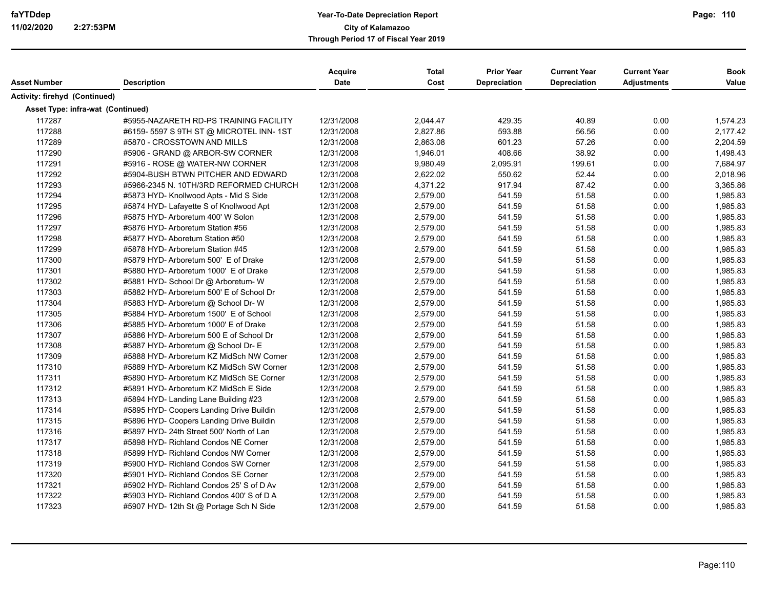| Asset Number | Description | Acquire Date | Total Cost | Prior Year Depreciation | Current Year Depreciation | Current Year Adjustments | Book Value |
|---|---|---|---|---|---|---|---|
| **Activity: firehyd (Continued)** | | | | | | | |
| **Asset Type: infra-wat (Continued)** | | | | | | | |
| 117287 | #5955-NAZARETH RD-PS TRAINING FACILITY | 12/31/2008 | 2,044.47 | 429.35 | 40.89 | 0.00 | 1,574.23 |
| 117288 | #6159- 5597 S 9TH ST @ MICROTEL INN- 1ST | 12/31/2008 | 2,827.86 | 593.88 | 56.56 | 0.00 | 2,177.42 |
| 117289 | #5870 - CROSSTOWN AND MILLS | 12/31/2008 | 2,863.08 | 601.23 | 57.26 | 0.00 | 2,204.59 |
| 117290 | #5906 - GRAND @ ARBOR-SW CORNER | 12/31/2008 | 1,946.01 | 408.66 | 38.92 | 0.00 | 1,498.43 |
| 117291 | #5916 - ROSE @ WATER-NW CORNER | 12/31/2008 | 9,980.49 | 2,095.91 | 199.61 | 0.00 | 7,684.97 |
| 117292 | #5904-BUSH BTWN PITCHER AND EDWARD | 12/31/2008 | 2,622.02 | 550.62 | 52.44 | 0.00 | 2,018.96 |
| 117293 | #5966-2345 N. 10TH/3RD REFORMED CHURCH | 12/31/2008 | 4,371.22 | 917.94 | 87.42 | 0.00 | 3,365.86 |
| 117294 | #5873 HYD- Knollwood Apts - Mid S Side | 12/31/2008 | 2,579.00 | 541.59 | 51.58 | 0.00 | 1,985.83 |
| 117295 | #5874 HYD- Lafayette S of Knollwood Apt | 12/31/2008 | 2,579.00 | 541.59 | 51.58 | 0.00 | 1,985.83 |
| 117296 | #5875 HYD- Arboretum 400' W Solon | 12/31/2008 | 2,579.00 | 541.59 | 51.58 | 0.00 | 1,985.83 |
| 117297 | #5876 HYD- Arboretum Station #56 | 12/31/2008 | 2,579.00 | 541.59 | 51.58 | 0.00 | 1,985.83 |
| 117298 | #5877 HYD- Aboretum Station #50 | 12/31/2008 | 2,579.00 | 541.59 | 51.58 | 0.00 | 1,985.83 |
| 117299 | #5878 HYD- Arboretum Station #45 | 12/31/2008 | 2,579.00 | 541.59 | 51.58 | 0.00 | 1,985.83 |
| 117300 | #5879 HYD- Arboretum 500' E of Drake | 12/31/2008 | 2,579.00 | 541.59 | 51.58 | 0.00 | 1,985.83 |
| 117301 | #5880 HYD- Arboretum 1000' E of Drake | 12/31/2008 | 2,579.00 | 541.59 | 51.58 | 0.00 | 1,985.83 |
| 117302 | #5881 HYD- School Dr @ Arboretum- W | 12/31/2008 | 2,579.00 | 541.59 | 51.58 | 0.00 | 1,985.83 |
| 117303 | #5882 HYD- Arboretum 500' E of School Dr | 12/31/2008 | 2,579.00 | 541.59 | 51.58 | 0.00 | 1,985.83 |
| 117304 | #5883 HYD- Arboretum @ School Dr- W | 12/31/2008 | 2,579.00 | 541.59 | 51.58 | 0.00 | 1,985.83 |
| 117305 | #5884 HYD- Arboretum 1500' E of School | 12/31/2008 | 2,579.00 | 541.59 | 51.58 | 0.00 | 1,985.83 |
| 117306 | #5885 HYD- Arboretum 1000' E of Drake | 12/31/2008 | 2,579.00 | 541.59 | 51.58 | 0.00 | 1,985.83 |
| 117307 | #5886 HYD- Arboretum 500 E of School Dr | 12/31/2008 | 2,579.00 | 541.59 | 51.58 | 0.00 | 1,985.83 |
| 117308 | #5887 HYD- Arboretum @ School Dr- E | 12/31/2008 | 2,579.00 | 541.59 | 51.58 | 0.00 | 1,985.83 |
| 117309 | #5888 HYD- Arboretum KZ MidSch NW Corner | 12/31/2008 | 2,579.00 | 541.59 | 51.58 | 0.00 | 1,985.83 |
| 117310 | #5889 HYD- Arboretum KZ MidSch SW Corner | 12/31/2008 | 2,579.00 | 541.59 | 51.58 | 0.00 | 1,985.83 |
| 117311 | #5890 HYD- Arboretum KZ MidSch SE Corner | 12/31/2008 | 2,579.00 | 541.59 | 51.58 | 0.00 | 1,985.83 |
| 117312 | #5891 HYD- Arboretum KZ MidSch E Side | 12/31/2008 | 2,579.00 | 541.59 | 51.58 | 0.00 | 1,985.83 |
| 117313 | #5894 HYD- Landing Lane Building #23 | 12/31/2008 | 2,579.00 | 541.59 | 51.58 | 0.00 | 1,985.83 |
| 117314 | #5895 HYD- Coopers Landing Drive Buildin | 12/31/2008 | 2,579.00 | 541.59 | 51.58 | 0.00 | 1,985.83 |
| 117315 | #5896 HYD- Coopers Landing Drive Buildin | 12/31/2008 | 2,579.00 | 541.59 | 51.58 | 0.00 | 1,985.83 |
| 117316 | #5897 HYD- 24th Street 500' North of Lan | 12/31/2008 | 2,579.00 | 541.59 | 51.58 | 0.00 | 1,985.83 |
| 117317 | #5898 HYD- Richland Condos NE Corner | 12/31/2008 | 2,579.00 | 541.59 | 51.58 | 0.00 | 1,985.83 |
| 117318 | #5899 HYD- Richland Condos NW Corner | 12/31/2008 | 2,579.00 | 541.59 | 51.58 | 0.00 | 1,985.83 |
| 117319 | #5900 HYD- Richland Condos SW Corner | 12/31/2008 | 2,579.00 | 541.59 | 51.58 | 0.00 | 1,985.83 |
| 117320 | #5901 HYD- Richland Condos SE Corner | 12/31/2008 | 2,579.00 | 541.59 | 51.58 | 0.00 | 1,985.83 |
| 117321 | #5902 HYD- Richland Condos 25' S of D Av | 12/31/2008 | 2,579.00 | 541.59 | 51.58 | 0.00 | 1,985.83 |
| 117322 | #5903 HYD- Richland Condos 400' S of D A | 12/31/2008 | 2,579.00 | 541.59 | 51.58 | 0.00 | 1,985.83 |
| 117323 | #5907 HYD- 12th St @ Portage Sch N Side | 12/31/2008 | 2,579.00 | 541.59 | 51.58 | 0.00 | 1,985.83 |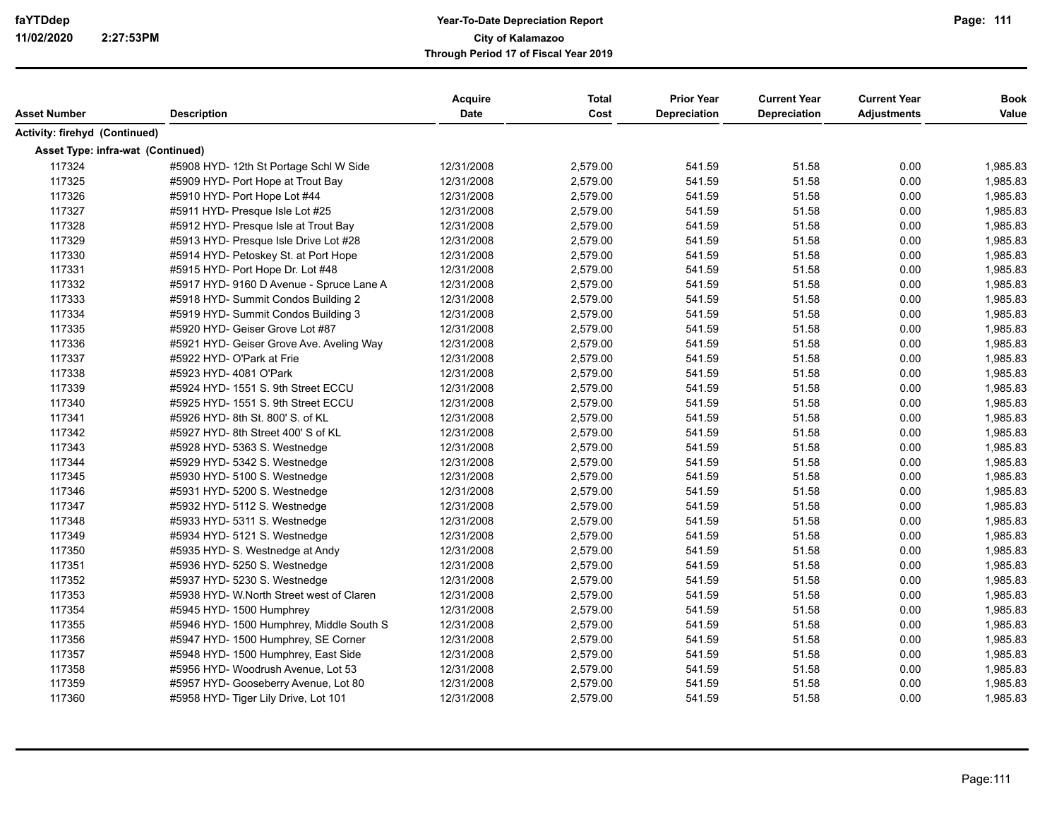**Year-To-Date Depreciation Report**
**City of Kalamazoo**
**Through Period 17 of Fiscal Year 2019**

| Asset Number | Description | Acquire Date | Total Cost | Prior Year Depreciation | Current Year Depreciation | Current Year Adjustments | Book Value |
|---|---|---|---|---|---|---|---|
| **Activity: firehyd (Continued)** | | | | | | | |
| **Asset Type: infra-wat (Continued)** | | | | | | | |
| 117324 | #5908 HYD- 12th St Portage Schl W Side | 12/31/2008 | 2,579.00 | 541.59 | 51.58 | 0.00 | 1,985.83 |
| 117325 | #5909 HYD- Port Hope at Trout Bay | 12/31/2008 | 2,579.00 | 541.59 | 51.58 | 0.00 | 1,985.83 |
| 117326 | #5910 HYD- Port Hope Lot #44 | 12/31/2008 | 2,579.00 | 541.59 | 51.58 | 0.00 | 1,985.83 |
| 117327 | #5911 HYD- Presque Isle Lot #25 | 12/31/2008 | 2,579.00 | 541.59 | 51.58 | 0.00 | 1,985.83 |
| 117328 | #5912 HYD- Presque Isle at Trout Bay | 12/31/2008 | 2,579.00 | 541.59 | 51.58 | 0.00 | 1,985.83 |
| 117329 | #5913 HYD- Presque Isle Drive Lot #28 | 12/31/2008 | 2,579.00 | 541.59 | 51.58 | 0.00 | 1,985.83 |
| 117330 | #5914 HYD- Petoskey St. at Port Hope | 12/31/2008 | 2,579.00 | 541.59 | 51.58 | 0.00 | 1,985.83 |
| 117331 | #5915 HYD- Port Hope Dr. Lot #48 | 12/31/2008 | 2,579.00 | 541.59 | 51.58 | 0.00 | 1,985.83 |
| 117332 | #5917 HYD- 9160 D Avenue - Spruce Lane A | 12/31/2008 | 2,579.00 | 541.59 | 51.58 | 0.00 | 1,985.83 |
| 117333 | #5918 HYD- Summit Condos Building 2 | 12/31/2008 | 2,579.00 | 541.59 | 51.58 | 0.00 | 1,985.83 |
| 117334 | #5919 HYD- Summit Condos Building 3 | 12/31/2008 | 2,579.00 | 541.59 | 51.58 | 0.00 | 1,985.83 |
| 117335 | #5920 HYD- Geiser Grove Lot #87 | 12/31/2008 | 2,579.00 | 541.59 | 51.58 | 0.00 | 1,985.83 |
| 117336 | #5921 HYD- Geiser Grove Ave. Aveling Way | 12/31/2008 | 2,579.00 | 541.59 | 51.58 | 0.00 | 1,985.83 |
| 117337 | #5922 HYD- O'Park at Frie | 12/31/2008 | 2,579.00 | 541.59 | 51.58 | 0.00 | 1,985.83 |
| 117338 | #5923 HYD- 4081 O'Park | 12/31/2008 | 2,579.00 | 541.59 | 51.58 | 0.00 | 1,985.83 |
| 117339 | #5924 HYD- 1551 S. 9th Street ECCU | 12/31/2008 | 2,579.00 | 541.59 | 51.58 | 0.00 | 1,985.83 |
| 117340 | #5925 HYD- 1551 S. 9th Street ECCU | 12/31/2008 | 2,579.00 | 541.59 | 51.58 | 0.00 | 1,985.83 |
| 117341 | #5926 HYD- 8th St. 800' S. of KL | 12/31/2008 | 2,579.00 | 541.59 | 51.58 | 0.00 | 1,985.83 |
| 117342 | #5927 HYD- 8th Street 400' S of KL | 12/31/2008 | 2,579.00 | 541.59 | 51.58 | 0.00 | 1,985.83 |
| 117343 | #5928 HYD- 5363 S. Westnedge | 12/31/2008 | 2,579.00 | 541.59 | 51.58 | 0.00 | 1,985.83 |
| 117344 | #5929 HYD- 5342 S. Westnedge | 12/31/2008 | 2,579.00 | 541.59 | 51.58 | 0.00 | 1,985.83 |
| 117345 | #5930 HYD- 5100 S. Westnedge | 12/31/2008 | 2,579.00 | 541.59 | 51.58 | 0.00 | 1,985.83 |
| 117346 | #5931 HYD- 5200 S. Westnedge | 12/31/2008 | 2,579.00 | 541.59 | 51.58 | 0.00 | 1,985.83 |
| 117347 | #5932 HYD- 5112 S. Westnedge | 12/31/2008 | 2,579.00 | 541.59 | 51.58 | 0.00 | 1,985.83 |
| 117348 | #5933 HYD- 5311 S. Westnedge | 12/31/2008 | 2,579.00 | 541.59 | 51.58 | 0.00 | 1,985.83 |
| 117349 | #5934 HYD- 5121 S. Westnedge | 12/31/2008 | 2,579.00 | 541.59 | 51.58 | 0.00 | 1,985.83 |
| 117350 | #5935 HYD- S. Westnedge at Andy | 12/31/2008 | 2,579.00 | 541.59 | 51.58 | 0.00 | 1,985.83 |
| 117351 | #5936 HYD- 5250 S. Westnedge | 12/31/2008 | 2,579.00 | 541.59 | 51.58 | 0.00 | 1,985.83 |
| 117352 | #5937 HYD- 5230 S. Westnedge | 12/31/2008 | 2,579.00 | 541.59 | 51.58 | 0.00 | 1,985.83 |
| 117353 | #5938 HYD- W.North Street west of Claren | 12/31/2008 | 2,579.00 | 541.59 | 51.58 | 0.00 | 1,985.83 |
| 117354 | #5945 HYD- 1500 Humphrey | 12/31/2008 | 2,579.00 | 541.59 | 51.58 | 0.00 | 1,985.83 |
| 117355 | #5946 HYD- 1500 Humphrey, Middle South S | 12/31/2008 | 2,579.00 | 541.59 | 51.58 | 0.00 | 1,985.83 |
| 117356 | #5947 HYD- 1500 Humphrey, SE Corner | 12/31/2008 | 2,579.00 | 541.59 | 51.58 | 0.00 | 1,985.83 |
| 117357 | #5948 HYD- 1500 Humphrey, East Side | 12/31/2008 | 2,579.00 | 541.59 | 51.58 | 0.00 | 1,985.83 |
| 117358 | #5956 HYD- Woodrush Avenue, Lot 53 | 12/31/2008 | 2,579.00 | 541.59 | 51.58 | 0.00 | 1,985.83 |
| 117359 | #5957 HYD- Gooseberry Avenue, Lot 80 | 12/31/2008 | 2,579.00 | 541.59 | 51.58 | 0.00 | 1,985.83 |
| 117360 | #5958 HYD- Tiger Lily Drive, Lot 101 | 12/31/2008 | 2,579.00 | 541.59 | 51.58 | 0.00 | 1,985.83 |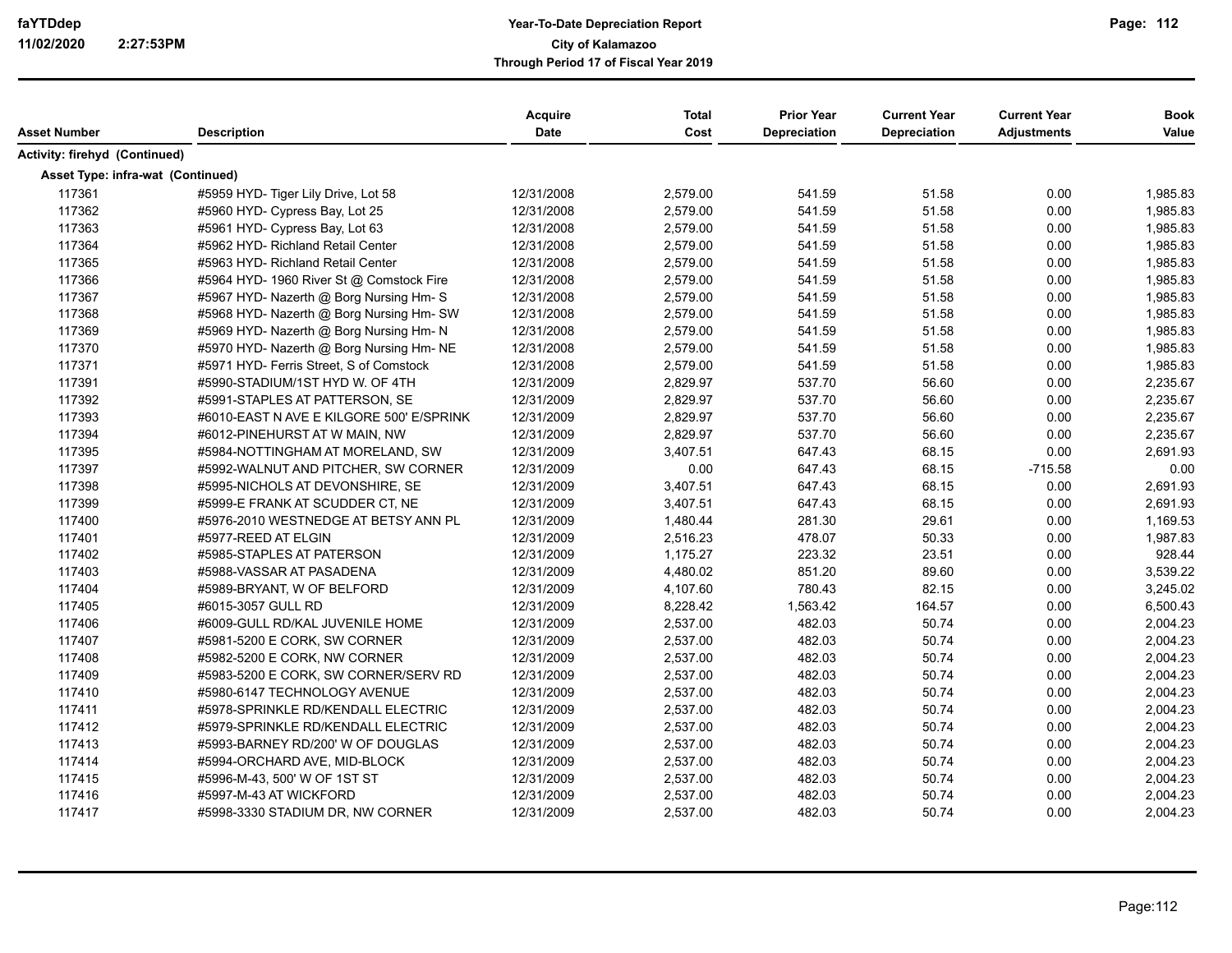| Asset Number | Description | Acquire Date | Total Cost | Prior Year Depreciation | Current Year Depreciation | Current Year Adjustments | Book Value |
|---|---|---|---|---|---|---|---|
| **Activity: firehyd (Continued)** | | | | | | | |
| **Asset Type: infra-wat (Continued)** | | | | | | | |
| 117361 | #5959 HYD- Tiger Lily Drive, Lot 58 | 12/31/2008 | 2,579.00 | 541.59 | 51.58 | 0.00 | 1,985.83 |
| 117362 | #5960 HYD- Cypress Bay, Lot 25 | 12/31/2008 | 2,579.00 | 541.59 | 51.58 | 0.00 | 1,985.83 |
| 117363 | #5961 HYD- Cypress Bay, Lot 63 | 12/31/2008 | 2,579.00 | 541.59 | 51.58 | 0.00 | 1,985.83 |
| 117364 | #5962 HYD- Richland Retail Center | 12/31/2008 | 2,579.00 | 541.59 | 51.58 | 0.00 | 1,985.83 |
| 117365 | #5963 HYD- Richland Retail Center | 12/31/2008 | 2,579.00 | 541.59 | 51.58 | 0.00 | 1,985.83 |
| 117366 | #5964 HYD- 1960 River St @ Comstock Fire | 12/31/2008 | 2,579.00 | 541.59 | 51.58 | 0.00 | 1,985.83 |
| 117367 | #5967 HYD- Nazerth @ Borg Nursing Hm- S | 12/31/2008 | 2,579.00 | 541.59 | 51.58 | 0.00 | 1,985.83 |
| 117368 | #5968 HYD- Nazerth @ Borg Nursing Hm- SW | 12/31/2008 | 2,579.00 | 541.59 | 51.58 | 0.00 | 1,985.83 |
| 117369 | #5969 HYD- Nazerth @ Borg Nursing Hm- N | 12/31/2008 | 2,579.00 | 541.59 | 51.58 | 0.00 | 1,985.83 |
| 117370 | #5970 HYD- Nazerth @ Borg Nursing Hm- NE | 12/31/2008 | 2,579.00 | 541.59 | 51.58 | 0.00 | 1,985.83 |
| 117371 | #5971 HYD- Ferris Street, S of Comstock | 12/31/2008 | 2,579.00 | 541.59 | 51.58 | 0.00 | 1,985.83 |
| 117391 | #5990-STADIUM/1ST HYD W. OF 4TH | 12/31/2009 | 2,829.97 | 537.70 | 56.60 | 0.00 | 2,235.67 |
| 117392 | #5991-STAPLES AT PATTERSON, SE | 12/31/2009 | 2,829.97 | 537.70 | 56.60 | 0.00 | 2,235.67 |
| 117393 | #6010-EAST N AVE E KILGORE 500' E/SPRINK | 12/31/2009 | 2,829.97 | 537.70 | 56.60 | 0.00 | 2,235.67 |
| 117394 | #6012-PINEHURST AT W MAIN, NW | 12/31/2009 | 2,829.97 | 537.70 | 56.60 | 0.00 | 2,235.67 |
| 117395 | #5984-NOTTINGHAM AT MORELAND, SW | 12/31/2009 | 3,407.51 | 647.43 | 68.15 | 0.00 | 2,691.93 |
| 117397 | #5992-WALNUT AND PITCHER, SW CORNER | 12/31/2009 | 0.00 | 647.43 | 68.15 | -715.58 | 0.00 |
| 117398 | #5995-NICHOLS AT DEVONSHIRE, SE | 12/31/2009 | 3,407.51 | 647.43 | 68.15 | 0.00 | 2,691.93 |
| 117399 | #5999-E FRANK AT SCUDDER CT, NE | 12/31/2009 | 3,407.51 | 647.43 | 68.15 | 0.00 | 2,691.93 |
| 117400 | #5976-2010 WESTNEDGE AT BETSY ANN PL | 12/31/2009 | 1,480.44 | 281.30 | 29.61 | 0.00 | 1,169.53 |
| 117401 | #5977-REED AT ELGIN | 12/31/2009 | 2,516.23 | 478.07 | 50.33 | 0.00 | 1,987.83 |
| 117402 | #5985-STAPLES AT PATERSON | 12/31/2009 | 1,175.27 | 223.32 | 23.51 | 0.00 | 928.44 |
| 117403 | #5988-VASSAR AT PASADENA | 12/31/2009 | 4,480.02 | 851.20 | 89.60 | 0.00 | 3,539.22 |
| 117404 | #5989-BRYANT, W OF BELFORD | 12/31/2009 | 4,107.60 | 780.43 | 82.15 | 0.00 | 3,245.02 |
| 117405 | #6015-3057 GULL RD | 12/31/2009 | 8,228.42 | 1,563.42 | 164.57 | 0.00 | 6,500.43 |
| 117406 | #6009-GULL RD/KAL JUVENILE HOME | 12/31/2009 | 2,537.00 | 482.03 | 50.74 | 0.00 | 2,004.23 |
| 117407 | #5981-5200 E CORK, SW CORNER | 12/31/2009 | 2,537.00 | 482.03 | 50.74 | 0.00 | 2,004.23 |
| 117408 | #5982-5200 E CORK, NW CORNER | 12/31/2009 | 2,537.00 | 482.03 | 50.74 | 0.00 | 2,004.23 |
| 117409 | #5983-5200 E CORK, SW CORNER/SERV RD | 12/31/2009 | 2,537.00 | 482.03 | 50.74 | 0.00 | 2,004.23 |
| 117410 | #5980-6147 TECHNOLOGY AVENUE | 12/31/2009 | 2,537.00 | 482.03 | 50.74 | 0.00 | 2,004.23 |
| 117411 | #5978-SPRINKLE RD/KENDALL ELECTRIC | 12/31/2009 | 2,537.00 | 482.03 | 50.74 | 0.00 | 2,004.23 |
| 117412 | #5979-SPRINKLE RD/KENDALL ELECTRIC | 12/31/2009 | 2,537.00 | 482.03 | 50.74 | 0.00 | 2,004.23 |
| 117413 | #5993-BARNEY RD/200' W OF DOUGLAS | 12/31/2009 | 2,537.00 | 482.03 | 50.74 | 0.00 | 2,004.23 |
| 117414 | #5994-ORCHARD AVE, MID-BLOCK | 12/31/2009 | 2,537.00 | 482.03 | 50.74 | 0.00 | 2,004.23 |
| 117415 | #5996-M-43, 500' W OF 1ST ST | 12/31/2009 | 2,537.00 | 482.03 | 50.74 | 0.00 | 2,004.23 |
| 117416 | #5997-M-43 AT WICKFORD | 12/31/2009 | 2,537.00 | 482.03 | 50.74 | 0.00 | 2,004.23 |
| 117417 | #5998-3330 STADIUM DR, NW CORNER | 12/31/2009 | 2,537.00 | 482.03 | 50.74 | 0.00 | 2,004.23 |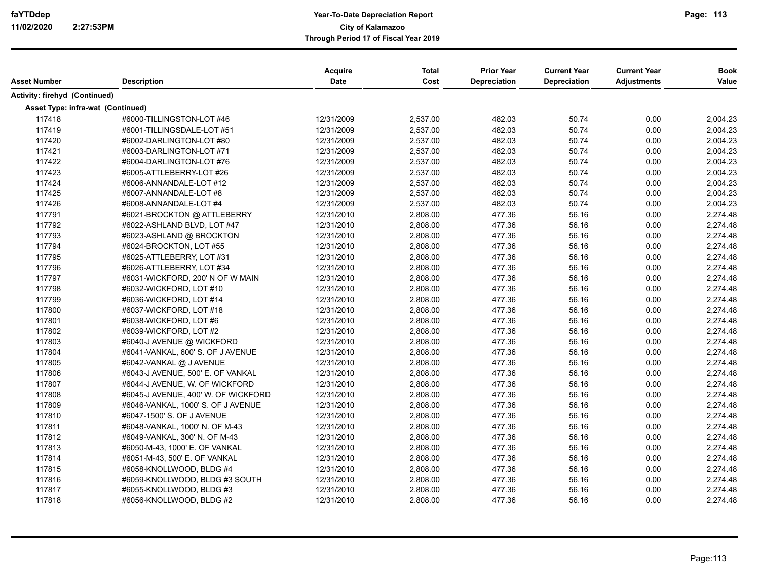| Asset Number | Description | Acquire Date | Total Cost | Prior Year Depreciation | Current Year Depreciation | Current Year Adjustments | Book Value |
|---|---|---|---|---|---|---|---|
| **Activity: firehyd (Continued)** | | | | | | | |
| **Asset Type: infra-wat (Continued)** | | | | | | | |
| 117418 | #6000-TILLINGSTON-LOT #46 | 12/31/2009 | 2,537.00 | 482.03 | 50.74 | 0.00 | 2,004.23 |
| 117419 | #6001-TILLINGSDALE-LOT #51 | 12/31/2009 | 2,537.00 | 482.03 | 50.74 | 0.00 | 2,004.23 |
| 117420 | #6002-DARLINGTON-LOT #80 | 12/31/2009 | 2,537.00 | 482.03 | 50.74 | 0.00 | 2,004.23 |
| 117421 | #6003-DARLINGTON-LOT #71 | 12/31/2009 | 2,537.00 | 482.03 | 50.74 | 0.00 | 2,004.23 |
| 117422 | #6004-DARLINGTON-LOT #76 | 12/31/2009 | 2,537.00 | 482.03 | 50.74 | 0.00 | 2,004.23 |
| 117423 | #6005-ATTLEBERRY-LOT #26 | 12/31/2009 | 2,537.00 | 482.03 | 50.74 | 0.00 | 2,004.23 |
| 117424 | #6006-ANNANDALE-LOT #12 | 12/31/2009 | 2,537.00 | 482.03 | 50.74 | 0.00 | 2,004.23 |
| 117425 | #6007-ANNANDALE-LOT #8 | 12/31/2009 | 2,537.00 | 482.03 | 50.74 | 0.00 | 2,004.23 |
| 117426 | #6008-ANNANDALE-LOT #4 | 12/31/2009 | 2,537.00 | 482.03 | 50.74 | 0.00 | 2,004.23 |
| 117791 | #6021-BROCKTON @ ATTLEBERRY | 12/31/2010 | 2,808.00 | 477.36 | 56.16 | 0.00 | 2,274.48 |
| 117792 | #6022-ASHLAND BLVD, LOT #47 | 12/31/2010 | 2,808.00 | 477.36 | 56.16 | 0.00 | 2,274.48 |
| 117793 | #6023-ASHLAND @ BROCKTON | 12/31/2010 | 2,808.00 | 477.36 | 56.16 | 0.00 | 2,274.48 |
| 117794 | #6024-BROCKTON, LOT #55 | 12/31/2010 | 2,808.00 | 477.36 | 56.16 | 0.00 | 2,274.48 |
| 117795 | #6025-ATTLEBERRY, LOT #31 | 12/31/2010 | 2,808.00 | 477.36 | 56.16 | 0.00 | 2,274.48 |
| 117796 | #6026-ATTLEBERRY, LOT #34 | 12/31/2010 | 2,808.00 | 477.36 | 56.16 | 0.00 | 2,274.48 |
| 117797 | #6031-WICKFORD, 200' N OF W MAIN | 12/31/2010 | 2,808.00 | 477.36 | 56.16 | 0.00 | 2,274.48 |
| 117798 | #6032-WICKFORD, LOT #10 | 12/31/2010 | 2,808.00 | 477.36 | 56.16 | 0.00 | 2,274.48 |
| 117799 | #6036-WICKFORD, LOT #14 | 12/31/2010 | 2,808.00 | 477.36 | 56.16 | 0.00 | 2,274.48 |
| 117800 | #6037-WICKFORD, LOT #18 | 12/31/2010 | 2,808.00 | 477.36 | 56.16 | 0.00 | 2,274.48 |
| 117801 | #6038-WICKFORD, LOT #6 | 12/31/2010 | 2,808.00 | 477.36 | 56.16 | 0.00 | 2,274.48 |
| 117802 | #6039-WICKFORD, LOT #2 | 12/31/2010 | 2,808.00 | 477.36 | 56.16 | 0.00 | 2,274.48 |
| 117803 | #6040-J AVENUE @ WICKFORD | 12/31/2010 | 2,808.00 | 477.36 | 56.16 | 0.00 | 2,274.48 |
| 117804 | #6041-VANKAL, 600' S. OF J AVENUE | 12/31/2010 | 2,808.00 | 477.36 | 56.16 | 0.00 | 2,274.48 |
| 117805 | #6042-VANKAL @ J AVENUE | 12/31/2010 | 2,808.00 | 477.36 | 56.16 | 0.00 | 2,274.48 |
| 117806 | #6043-J AVENUE, 500' E. OF VANKAL | 12/31/2010 | 2,808.00 | 477.36 | 56.16 | 0.00 | 2,274.48 |
| 117807 | #6044-J AVENUE, W. OF WICKFORD | 12/31/2010 | 2,808.00 | 477.36 | 56.16 | 0.00 | 2,274.48 |
| 117808 | #6045-J AVENUE, 400' W. OF WICKFORD | 12/31/2010 | 2,808.00 | 477.36 | 56.16 | 0.00 | 2,274.48 |
| 117809 | #6046-VANKAL, 1000' S. OF J AVENUE | 12/31/2010 | 2,808.00 | 477.36 | 56.16 | 0.00 | 2,274.48 |
| 117810 | #6047-1500' S. OF J AVENUE | 12/31/2010 | 2,808.00 | 477.36 | 56.16 | 0.00 | 2,274.48 |
| 117811 | #6048-VANKAL, 1000' N. OF M-43 | 12/31/2010 | 2,808.00 | 477.36 | 56.16 | 0.00 | 2,274.48 |
| 117812 | #6049-VANKAL, 300' N. OF M-43 | 12/31/2010 | 2,808.00 | 477.36 | 56.16 | 0.00 | 2,274.48 |
| 117813 | #6050-M-43, 1000' E. OF VANKAL | 12/31/2010 | 2,808.00 | 477.36 | 56.16 | 0.00 | 2,274.48 |
| 117814 | #6051-M-43, 500' E. OF VANKAL | 12/31/2010 | 2,808.00 | 477.36 | 56.16 | 0.00 | 2,274.48 |
| 117815 | #6058-KNOLLWOOD, BLDG #4 | 12/31/2010 | 2,808.00 | 477.36 | 56.16 | 0.00 | 2,274.48 |
| 117816 | #6059-KNOLLWOOD, BLDG #3 SOUTH | 12/31/2010 | 2,808.00 | 477.36 | 56.16 | 0.00 | 2,274.48 |
| 117817 | #6055-KNOLLWOOD, BLDG #3 | 12/31/2010 | 2,808.00 | 477.36 | 56.16 | 0.00 | 2,274.48 |
| 117818 | #6056-KNOLLWOOD, BLDG #2 | 12/31/2010 | 2,808.00 | 477.36 | 56.16 | 0.00 | 2,274.48 |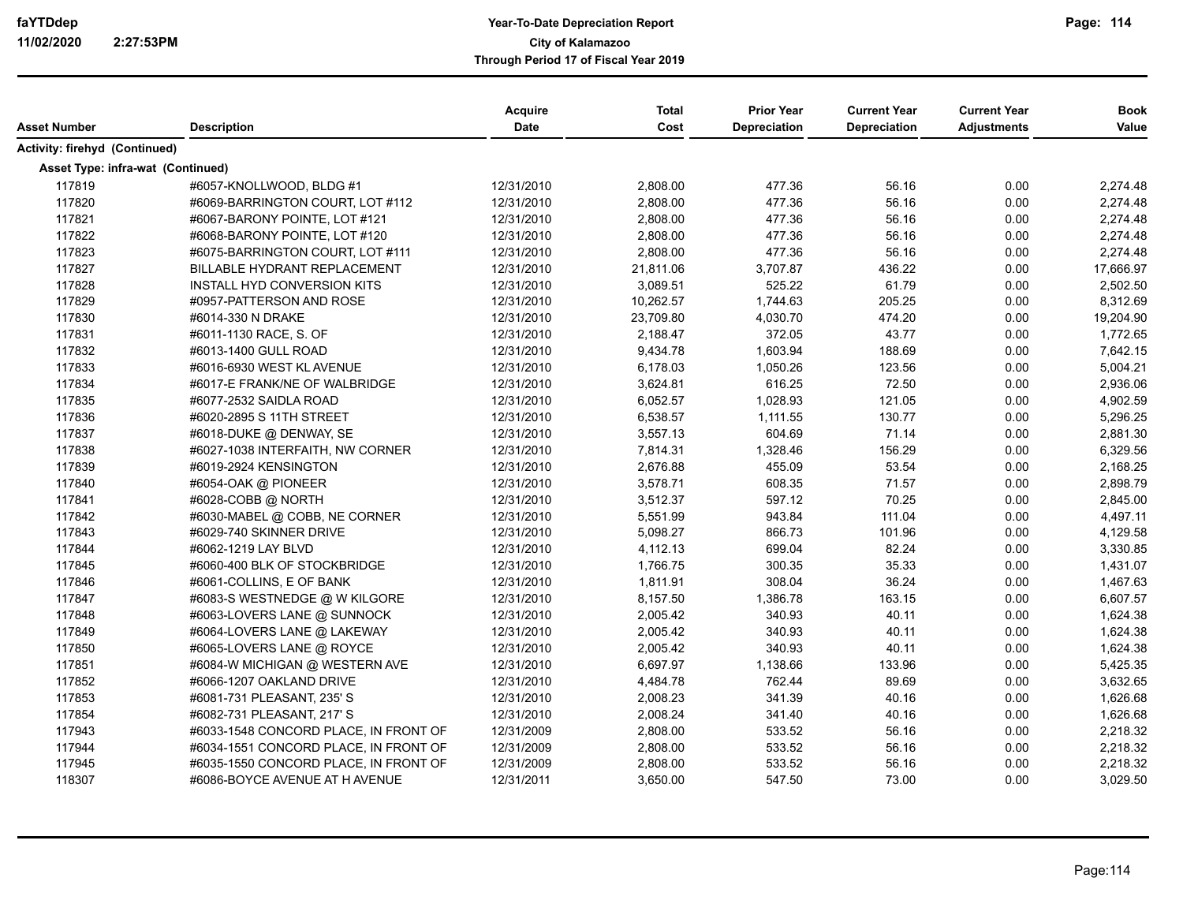**Year-To-Date Depreciation Report**
**City of Kalamazoo**
**Through Period 17 of Fiscal Year 2019**

| Asset Number | Description | Acquire Date | Total Cost | Prior Year Depreciation | Current Year Depreciation | Current Year Adjustments | Book Value |
|---|---|---|---|---|---|---|---|
| **Activity: firehyd (Continued)** | | | | | | | |
| **Asset Type: infra-wat (Continued)** | | | | | | | |
| 117819 | #6057-KNOLLWOOD, BLDG #1 | 12/31/2010 | 2,808.00 | 477.36 | 56.16 | 0.00 | 2,274.48 |
| 117820 | #6069-BARRINGTON COURT, LOT #112 | 12/31/2010 | 2,808.00 | 477.36 | 56.16 | 0.00 | 2,274.48 |
| 117821 | #6067-BARONY POINTE, LOT #121 | 12/31/2010 | 2,808.00 | 477.36 | 56.16 | 0.00 | 2,274.48 |
| 117822 | #6068-BARONY POINTE, LOT #120 | 12/31/2010 | 2,808.00 | 477.36 | 56.16 | 0.00 | 2,274.48 |
| 117823 | #6075-BARRINGTON COURT, LOT #111 | 12/31/2010 | 2,808.00 | 477.36 | 56.16 | 0.00 | 2,274.48 |
| 117827 | BILLABLE HYDRANT REPLACEMENT | 12/31/2010 | 21,811.06 | 3,707.87 | 436.22 | 0.00 | 17,666.97 |
| 117828 | INSTALL HYD CONVERSION KITS | 12/31/2010 | 3,089.51 | 525.22 | 61.79 | 0.00 | 2,502.50 |
| 117829 | #0957-PATTERSON AND ROSE | 12/31/2010 | 10,262.57 | 1,744.63 | 205.25 | 0.00 | 8,312.69 |
| 117830 | #6014-330 N DRAKE | 12/31/2010 | 23,709.80 | 4,030.70 | 474.20 | 0.00 | 19,204.90 |
| 117831 | #6011-1130 RACE, S. OF | 12/31/2010 | 2,188.47 | 372.05 | 43.77 | 0.00 | 1,772.65 |
| 117832 | #6013-1400 GULL ROAD | 12/31/2010 | 9,434.78 | 1,603.94 | 188.69 | 0.00 | 7,642.15 |
| 117833 | #6016-6930 WEST KL AVENUE | 12/31/2010 | 6,178.03 | 1,050.26 | 123.56 | 0.00 | 5,004.21 |
| 117834 | #6017-E FRANK/NE OF WALBRIDGE | 12/31/2010 | 3,624.81 | 616.25 | 72.50 | 0.00 | 2,936.06 |
| 117835 | #6077-2532 SAIDLA ROAD | 12/31/2010 | 6,052.57 | 1,028.93 | 121.05 | 0.00 | 4,902.59 |
| 117836 | #6020-2895 S 11TH STREET | 12/31/2010 | 6,538.57 | 1,111.55 | 130.77 | 0.00 | 5,296.25 |
| 117837 | #6018-DUKE @ DENWAY, SE | 12/31/2010 | 3,557.13 | 604.69 | 71.14 | 0.00 | 2,881.30 |
| 117838 | #6027-1038 INTERFAITH, NW CORNER | 12/31/2010 | 7,814.31 | 1,328.46 | 156.29 | 0.00 | 6,329.56 |
| 117839 | #6019-2924 KENSINGTON | 12/31/2010 | 2,676.88 | 455.09 | 53.54 | 0.00 | 2,168.25 |
| 117840 | #6054-OAK @ PIONEER | 12/31/2010 | 3,578.71 | 608.35 | 71.57 | 0.00 | 2,898.79 |
| 117841 | #6028-COBB @ NORTH | 12/31/2010 | 3,512.37 | 597.12 | 70.25 | 0.00 | 2,845.00 |
| 117842 | #6030-MABEL @ COBB, NE CORNER | 12/31/2010 | 5,551.99 | 943.84 | 111.04 | 0.00 | 4,497.11 |
| 117843 | #6029-740 SKINNER DRIVE | 12/31/2010 | 5,098.27 | 866.73 | 101.96 | 0.00 | 4,129.58 |
| 117844 | #6062-1219 LAY BLVD | 12/31/2010 | 4,112.13 | 699.04 | 82.24 | 0.00 | 3,330.85 |
| 117845 | #6060-400 BLK OF STOCKBRIDGE | 12/31/2010 | 1,766.75 | 300.35 | 35.33 | 0.00 | 1,431.07 |
| 117846 | #6061-COLLINS, E OF BANK | 12/31/2010 | 1,811.91 | 308.04 | 36.24 | 0.00 | 1,467.63 |
| 117847 | #6083-S WESTNEDGE @ W KILGORE | 12/31/2010 | 8,157.50 | 1,386.78 | 163.15 | 0.00 | 6,607.57 |
| 117848 | #6063-LOVERS LANE @ SUNNOCK | 12/31/2010 | 2,005.42 | 340.93 | 40.11 | 0.00 | 1,624.38 |
| 117849 | #6064-LOVERS LANE @ LAKEWAY | 12/31/2010 | 2,005.42 | 340.93 | 40.11 | 0.00 | 1,624.38 |
| 117850 | #6065-LOVERS LANE @ ROYCE | 12/31/2010 | 2,005.42 | 340.93 | 40.11 | 0.00 | 1,624.38 |
| 117851 | #6084-W MICHIGAN @ WESTERN AVE | 12/31/2010 | 6,697.97 | 1,138.66 | 133.96 | 0.00 | 5,425.35 |
| 117852 | #6066-1207 OAKLAND DRIVE | 12/31/2010 | 4,484.78 | 762.44 | 89.69 | 0.00 | 3,632.65 |
| 117853 | #6081-731 PLEASANT, 235' S | 12/31/2010 | 2,008.23 | 341.39 | 40.16 | 0.00 | 1,626.68 |
| 117854 | #6082-731 PLEASANT, 217' S | 12/31/2010 | 2,008.24 | 341.40 | 40.16 | 0.00 | 1,626.68 |
| 117943 | #6033-1548 CONCORD PLACE, IN FRONT OF | 12/31/2009 | 2,808.00 | 533.52 | 56.16 | 0.00 | 2,218.32 |
| 117944 | #6034-1551 CONCORD PLACE, IN FRONT OF | 12/31/2009 | 2,808.00 | 533.52 | 56.16 | 0.00 | 2,218.32 |
| 117945 | #6035-1550 CONCORD PLACE, IN FRONT OF | 12/31/2009 | 2,808.00 | 533.52 | 56.16 | 0.00 | 2,218.32 |
| 118307 | #6086-BOYCE AVENUE AT H AVENUE | 12/31/2011 | 3,650.00 | 547.50 | 73.00 | 0.00 | 3,029.50 |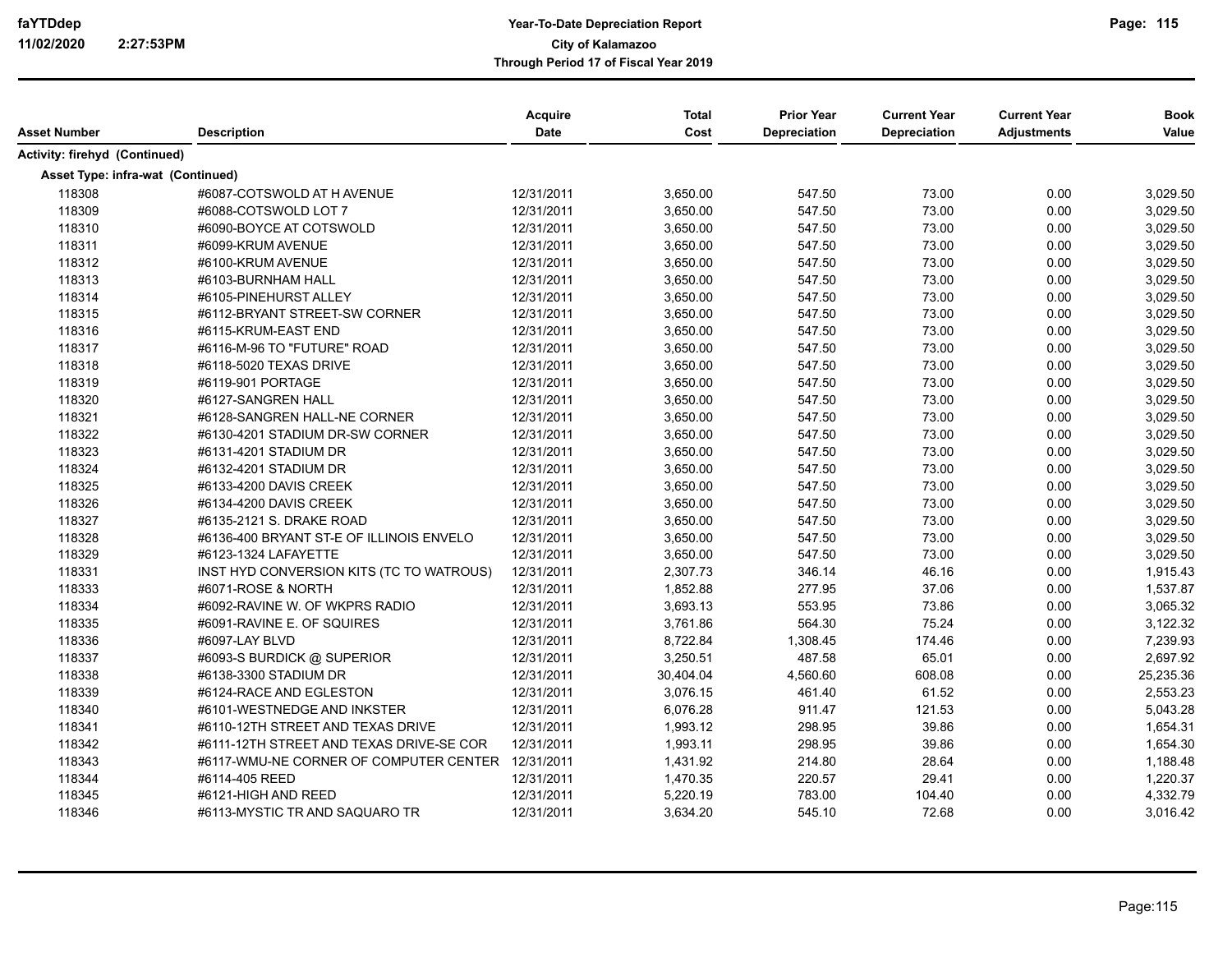| Asset Number | Description | Acquire Date | Total Cost | Prior Year Depreciation | Current Year Depreciation | Current Year Adjustments | Book Value |
|---|---|---|---|---|---|---|---|
| **Activity: firehyd (Continued)** | | | | | | | |
| **Asset Type: infra-wat (Continued)** | | | | | | | |
| 118308 | #6087-COTSWOLD AT H AVENUE | 12/31/2011 | 3,650.00 | 547.50 | 73.00 | 0.00 | 3,029.50 |
| 118309 | #6088-COTSWOLD LOT 7 | 12/31/2011 | 3,650.00 | 547.50 | 73.00 | 0.00 | 3,029.50 |
| 118310 | #6090-BOYCE AT COTSWOLD | 12/31/2011 | 3,650.00 | 547.50 | 73.00 | 0.00 | 3,029.50 |
| 118311 | #6099-KRUM AVENUE | 12/31/2011 | 3,650.00 | 547.50 | 73.00 | 0.00 | 3,029.50 |
| 118312 | #6100-KRUM AVENUE | 12/31/2011 | 3,650.00 | 547.50 | 73.00 | 0.00 | 3,029.50 |
| 118313 | #6103-BURNHAM HALL | 12/31/2011 | 3,650.00 | 547.50 | 73.00 | 0.00 | 3,029.50 |
| 118314 | #6105-PINEHURST ALLEY | 12/31/2011 | 3,650.00 | 547.50 | 73.00 | 0.00 | 3,029.50 |
| 118315 | #6112-BRYANT STREET-SW CORNER | 12/31/2011 | 3,650.00 | 547.50 | 73.00 | 0.00 | 3,029.50 |
| 118316 | #6115-KRUM-EAST END | 12/31/2011 | 3,650.00 | 547.50 | 73.00 | 0.00 | 3,029.50 |
| 118317 | #6116-M-96 TO "FUTURE" ROAD | 12/31/2011 | 3,650.00 | 547.50 | 73.00 | 0.00 | 3,029.50 |
| 118318 | #6118-5020 TEXAS DRIVE | 12/31/2011 | 3,650.00 | 547.50 | 73.00 | 0.00 | 3,029.50 |
| 118319 | #6119-901 PORTAGE | 12/31/2011 | 3,650.00 | 547.50 | 73.00 | 0.00 | 3,029.50 |
| 118320 | #6127-SANGREN HALL | 12/31/2011 | 3,650.00 | 547.50 | 73.00 | 0.00 | 3,029.50 |
| 118321 | #6128-SANGREN HALL-NE CORNER | 12/31/2011 | 3,650.00 | 547.50 | 73.00 | 0.00 | 3,029.50 |
| 118322 | #6130-4201 STADIUM DR-SW CORNER | 12/31/2011 | 3,650.00 | 547.50 | 73.00 | 0.00 | 3,029.50 |
| 118323 | #6131-4201 STADIUM DR | 12/31/2011 | 3,650.00 | 547.50 | 73.00 | 0.00 | 3,029.50 |
| 118324 | #6132-4201 STADIUM DR | 12/31/2011 | 3,650.00 | 547.50 | 73.00 | 0.00 | 3,029.50 |
| 118325 | #6133-4200 DAVIS CREEK | 12/31/2011 | 3,650.00 | 547.50 | 73.00 | 0.00 | 3,029.50 |
| 118326 | #6134-4200 DAVIS CREEK | 12/31/2011 | 3,650.00 | 547.50 | 73.00 | 0.00 | 3,029.50 |
| 118327 | #6135-2121 S. DRAKE ROAD | 12/31/2011 | 3,650.00 | 547.50 | 73.00 | 0.00 | 3,029.50 |
| 118328 | #6136-400 BRYANT ST-E OF ILLINOIS ENVELO | 12/31/2011 | 3,650.00 | 547.50 | 73.00 | 0.00 | 3,029.50 |
| 118329 | #6123-1324 LAFAYETTE | 12/31/2011 | 3,650.00 | 547.50 | 73.00 | 0.00 | 3,029.50 |
| 118331 | INST HYD CONVERSION KITS (TC TO WATROUS) | 12/31/2011 | 2,307.73 | 346.14 | 46.16 | 0.00 | 1,915.43 |
| 118333 | #6071-ROSE & NORTH | 12/31/2011 | 1,852.88 | 277.95 | 37.06 | 0.00 | 1,537.87 |
| 118334 | #6092-RAVINE W. OF WKPRS RADIO | 12/31/2011 | 3,693.13 | 553.95 | 73.86 | 0.00 | 3,065.32 |
| 118335 | #6091-RAVINE E. OF SQUIRES | 12/31/2011 | 3,761.86 | 564.30 | 75.24 | 0.00 | 3,122.32 |
| 118336 | #6097-LAY BLVD | 12/31/2011 | 8,722.84 | 1,308.45 | 174.46 | 0.00 | 7,239.93 |
| 118337 | #6093-S BURDICK @ SUPERIOR | 12/31/2011 | 3,250.51 | 487.58 | 65.01 | 0.00 | 2,697.92 |
| 118338 | #6138-3300 STADIUM DR | 12/31/2011 | 30,404.04 | 4,560.60 | 608.08 | 0.00 | 25,235.36 |
| 118339 | #6124-RACE AND EGLESTON | 12/31/2011 | 3,076.15 | 461.40 | 61.52 | 0.00 | 2,553.23 |
| 118340 | #6101-WESTNEDGE AND INKSTER | 12/31/2011 | 6,076.28 | 911.47 | 121.53 | 0.00 | 5,043.28 |
| 118341 | #6110-12TH STREET AND TEXAS DRIVE | 12/31/2011 | 1,993.12 | 298.95 | 39.86 | 0.00 | 1,654.31 |
| 118342 | #6111-12TH STREET AND TEXAS DRIVE-SE COR | 12/31/2011 | 1,993.11 | 298.95 | 39.86 | 0.00 | 1,654.30 |
| 118343 | #6117-WMU-NE CORNER OF COMPUTER CENTER | 12/31/2011 | 1,431.92 | 214.80 | 28.64 | 0.00 | 1,188.48 |
| 118344 | #6114-405 REED | 12/31/2011 | 1,470.35 | 220.57 | 29.41 | 0.00 | 1,220.37 |
| 118345 | #6121-HIGH AND REED | 12/31/2011 | 5,220.19 | 783.00 | 104.40 | 0.00 | 4,332.79 |
| 118346 | #6113-MYSTIC TR AND SAQUARO TR | 12/31/2011 | 3,634.20 | 545.10 | 72.68 | 0.00 | 3,016.42 |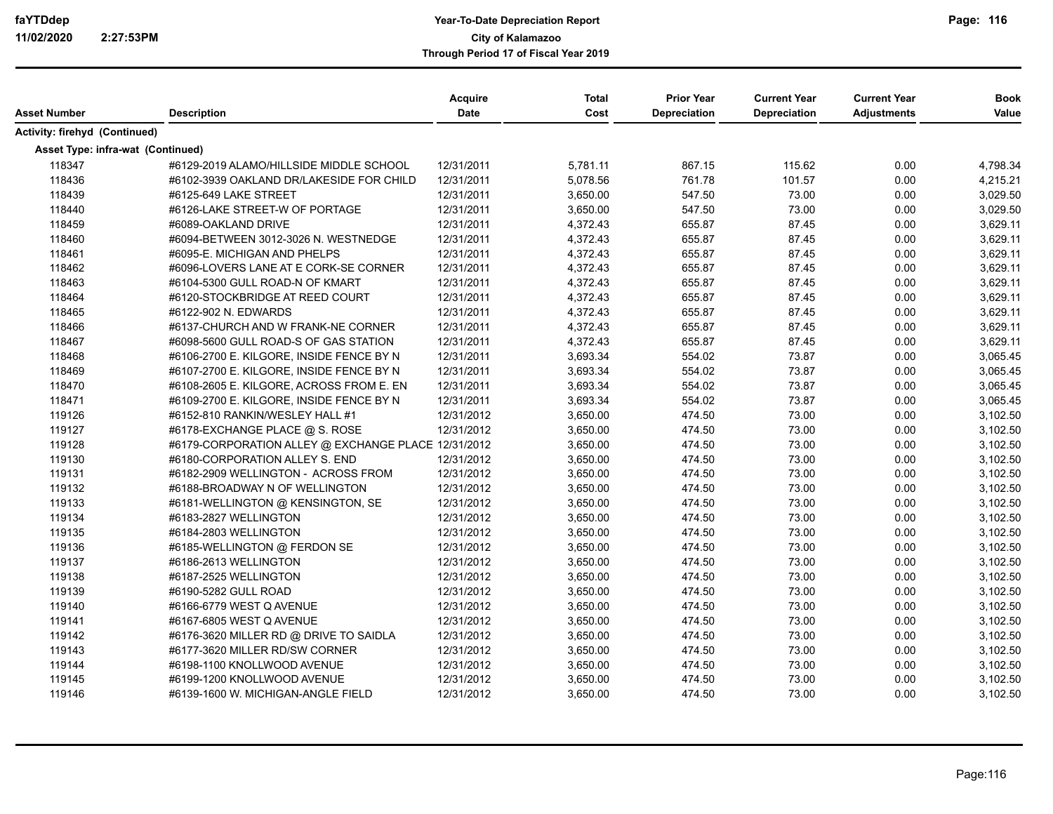| Asset Number | Description | Acquire Date | Total Cost | Prior Year Depreciation | Current Year Depreciation | Current Year Adjustments | Book Value |
|---|---|---|---|---|---|---|---|
| **Activity: firehyd (Continued)** | | | | | | | |
| **Asset Type: infra-wat (Continued)** | | | | | | | |
| 118347 | #6129-2019 ALAMO/HILLSIDE MIDDLE SCHOOL | 12/31/2011 | 5,781.11 | 867.15 | 115.62 | 0.00 | 4,798.34 |
| 118436 | #6102-3939 OAKLAND DR/LAKESIDE FOR CHILD | 12/31/2011 | 5,078.56 | 761.78 | 101.57 | 0.00 | 4,215.21 |
| 118439 | #6125-649 LAKE STREET | 12/31/2011 | 3,650.00 | 547.50 | 73.00 | 0.00 | 3,029.50 |
| 118440 | #6126-LAKE STREET-W OF PORTAGE | 12/31/2011 | 3,650.00 | 547.50 | 73.00 | 0.00 | 3,029.50 |
| 118459 | #6089-OAKLAND DRIVE | 12/31/2011 | 4,372.43 | 655.87 | 87.45 | 0.00 | 3,629.11 |
| 118460 | #6094-BETWEEN 3012-3026 N. WESTNEDGE | 12/31/2011 | 4,372.43 | 655.87 | 87.45 | 0.00 | 3,629.11 |
| 118461 | #6095-E. MICHIGAN AND PHELPS | 12/31/2011 | 4,372.43 | 655.87 | 87.45 | 0.00 | 3,629.11 |
| 118462 | #6096-LOVERS LANE AT E CORK-SE CORNER | 12/31/2011 | 4,372.43 | 655.87 | 87.45 | 0.00 | 3,629.11 |
| 118463 | #6104-5300 GULL ROAD-N OF KMART | 12/31/2011 | 4,372.43 | 655.87 | 87.45 | 0.00 | 3,629.11 |
| 118464 | #6120-STOCKBRIDGE AT REED COURT | 12/31/2011 | 4,372.43 | 655.87 | 87.45 | 0.00 | 3,629.11 |
| 118465 | #6122-902 N. EDWARDS | 12/31/2011 | 4,372.43 | 655.87 | 87.45 | 0.00 | 3,629.11 |
| 118466 | #6137-CHURCH AND W FRANK-NE CORNER | 12/31/2011 | 4,372.43 | 655.87 | 87.45 | 0.00 | 3,629.11 |
| 118467 | #6098-5600 GULL ROAD-S OF GAS STATION | 12/31/2011 | 4,372.43 | 655.87 | 87.45 | 0.00 | 3,629.11 |
| 118468 | #6106-2700 E. KILGORE, INSIDE FENCE BY N | 12/31/2011 | 3,693.34 | 554.02 | 73.87 | 0.00 | 3,065.45 |
| 118469 | #6107-2700 E. KILGORE, INSIDE FENCE BY N | 12/31/2011 | 3,693.34 | 554.02 | 73.87 | 0.00 | 3,065.45 |
| 118470 | #6108-2605 E. KILGORE, ACROSS FROM E. EN | 12/31/2011 | 3,693.34 | 554.02 | 73.87 | 0.00 | 3,065.45 |
| 118471 | #6109-2700 E. KILGORE, INSIDE FENCE BY N | 12/31/2011 | 3,693.34 | 554.02 | 73.87 | 0.00 | 3,065.45 |
| 119126 | #6152-810 RANKIN/WESLEY HALL #1 | 12/31/2012 | 3,650.00 | 474.50 | 73.00 | 0.00 | 3,102.50 |
| 119127 | #6178-EXCHANGE PLACE @ S. ROSE | 12/31/2012 | 3,650.00 | 474.50 | 73.00 | 0.00 | 3,102.50 |
| 119128 | #6179-CORPORATION ALLEY @ EXCHANGE PLACE | 12/31/2012 | 3,650.00 | 474.50 | 73.00 | 0.00 | 3,102.50 |
| 119130 | #6180-CORPORATION ALLEY S. END | 12/31/2012 | 3,650.00 | 474.50 | 73.00 | 0.00 | 3,102.50 |
| 119131 | #6182-2909 WELLINGTON - ACROSS FROM | 12/31/2012 | 3,650.00 | 474.50 | 73.00 | 0.00 | 3,102.50 |
| 119132 | #6188-BROADWAY N OF WELLINGTON | 12/31/2012 | 3,650.00 | 474.50 | 73.00 | 0.00 | 3,102.50 |
| 119133 | #6181-WELLINGTON @ KENSINGTON, SE | 12/31/2012 | 3,650.00 | 474.50 | 73.00 | 0.00 | 3,102.50 |
| 119134 | #6183-2827 WELLINGTON | 12/31/2012 | 3,650.00 | 474.50 | 73.00 | 0.00 | 3,102.50 |
| 119135 | #6184-2803 WELLINGTON | 12/31/2012 | 3,650.00 | 474.50 | 73.00 | 0.00 | 3,102.50 |
| 119136 | #6185-WELLINGTON @ FERDON SE | 12/31/2012 | 3,650.00 | 474.50 | 73.00 | 0.00 | 3,102.50 |
| 119137 | #6186-2613 WELLINGTON | 12/31/2012 | 3,650.00 | 474.50 | 73.00 | 0.00 | 3,102.50 |
| 119138 | #6187-2525 WELLINGTON | 12/31/2012 | 3,650.00 | 474.50 | 73.00 | 0.00 | 3,102.50 |
| 119139 | #6190-5282 GULL ROAD | 12/31/2012 | 3,650.00 | 474.50 | 73.00 | 0.00 | 3,102.50 |
| 119140 | #6166-6779 WEST Q AVENUE | 12/31/2012 | 3,650.00 | 474.50 | 73.00 | 0.00 | 3,102.50 |
| 119141 | #6167-6805 WEST Q AVENUE | 12/31/2012 | 3,650.00 | 474.50 | 73.00 | 0.00 | 3,102.50 |
| 119142 | #6176-3620 MILLER RD @ DRIVE TO SAIDLA | 12/31/2012 | 3,650.00 | 474.50 | 73.00 | 0.00 | 3,102.50 |
| 119143 | #6177-3620 MILLER RD/SW CORNER | 12/31/2012 | 3,650.00 | 474.50 | 73.00 | 0.00 | 3,102.50 |
| 119144 | #6198-1100 KNOLLWOOD AVENUE | 12/31/2012 | 3,650.00 | 474.50 | 73.00 | 0.00 | 3,102.50 |
| 119145 | #6199-1200 KNOLLWOOD AVENUE | 12/31/2012 | 3,650.00 | 474.50 | 73.00 | 0.00 | 3,102.50 |
| 119146 | #6139-1600 W. MICHIGAN-ANGLE FIELD | 12/31/2012 | 3,650.00 | 474.50 | 73.00 | 0.00 | 3,102.50 |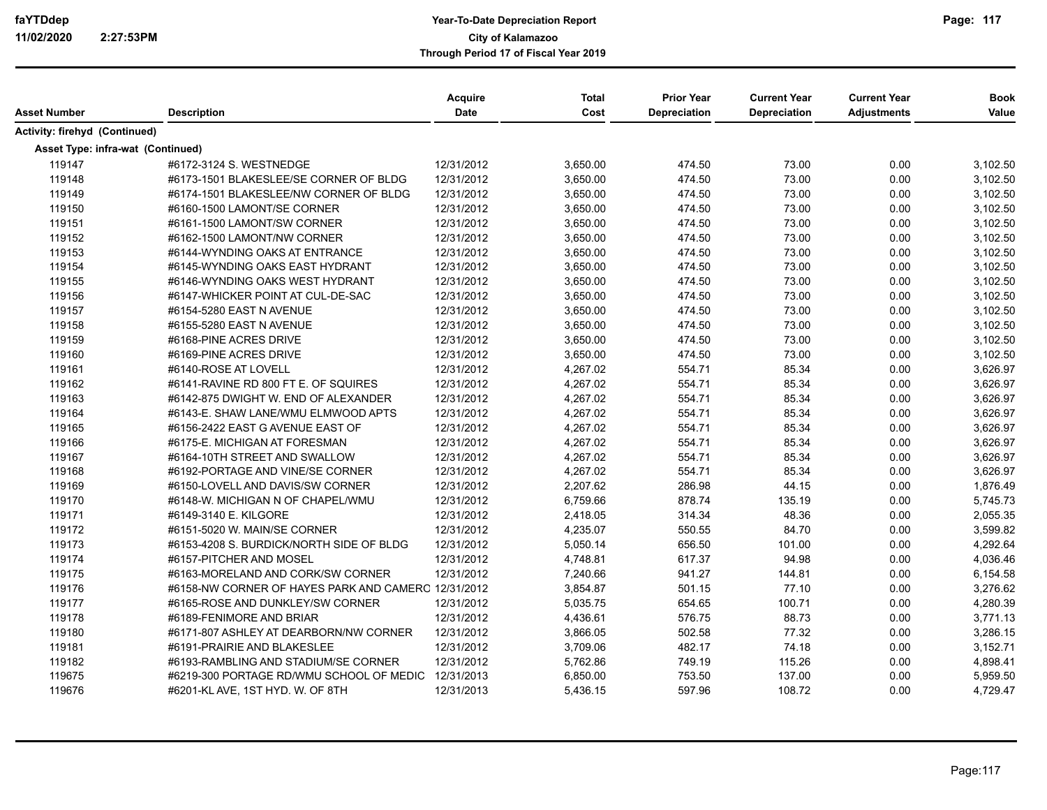**Year-To-Date Depreciation Report**
**City of Kalamazoo**
**Through Period 17 of Fiscal Year 2019**

| Asset Number | Description | Acquire Date | Total Cost | Prior Year Depreciation | Current Year Depreciation | Current Year Adjustments | Book Value |
|---|---|---|---|---|---|---|---|
| **Activity: firehyd (Continued)** | | | | | | | |
| **Asset Type: infra-wat (Continued)** | | | | | | | |
| 119147 | #6172-3124 S. WESTNEDGE | 12/31/2012 | 3,650.00 | 474.50 | 73.00 | 0.00 | 3,102.50 |
| 119148 | #6173-1501 BLAKESLEE/SE CORNER OF BLDG | 12/31/2012 | 3,650.00 | 474.50 | 73.00 | 0.00 | 3,102.50 |
| 119149 | #6174-1501 BLAKESLEE/NW CORNER OF BLDG | 12/31/2012 | 3,650.00 | 474.50 | 73.00 | 0.00 | 3,102.50 |
| 119150 | #6160-1500 LAMONT/SE CORNER | 12/31/2012 | 3,650.00 | 474.50 | 73.00 | 0.00 | 3,102.50 |
| 119151 | #6161-1500 LAMONT/SW CORNER | 12/31/2012 | 3,650.00 | 474.50 | 73.00 | 0.00 | 3,102.50 |
| 119152 | #6162-1500 LAMONT/NW CORNER | 12/31/2012 | 3,650.00 | 474.50 | 73.00 | 0.00 | 3,102.50 |
| 119153 | #6144-WYNDING OAKS AT ENTRANCE | 12/31/2012 | 3,650.00 | 474.50 | 73.00 | 0.00 | 3,102.50 |
| 119154 | #6145-WYNDING OAKS EAST HYDRANT | 12/31/2012 | 3,650.00 | 474.50 | 73.00 | 0.00 | 3,102.50 |
| 119155 | #6146-WYNDING OAKS WEST HYDRANT | 12/31/2012 | 3,650.00 | 474.50 | 73.00 | 0.00 | 3,102.50 |
| 119156 | #6147-WHICKER POINT AT CUL-DE-SAC | 12/31/2012 | 3,650.00 | 474.50 | 73.00 | 0.00 | 3,102.50 |
| 119157 | #6154-5280 EAST N AVENUE | 12/31/2012 | 3,650.00 | 474.50 | 73.00 | 0.00 | 3,102.50 |
| 119158 | #6155-5280 EAST N AVENUE | 12/31/2012 | 3,650.00 | 474.50 | 73.00 | 0.00 | 3,102.50 |
| 119159 | #6168-PINE ACRES DRIVE | 12/31/2012 | 3,650.00 | 474.50 | 73.00 | 0.00 | 3,102.50 |
| 119160 | #6169-PINE ACRES DRIVE | 12/31/2012 | 3,650.00 | 474.50 | 73.00 | 0.00 | 3,102.50 |
| 119161 | #6140-ROSE AT LOVELL | 12/31/2012 | 4,267.02 | 554.71 | 85.34 | 0.00 | 3,626.97 |
| 119162 | #6141-RAVINE RD 800 FT E. OF SQUIRES | 12/31/2012 | 4,267.02 | 554.71 | 85.34 | 0.00 | 3,626.97 |
| 119163 | #6142-875 DWIGHT W. END OF ALEXANDER | 12/31/2012 | 4,267.02 | 554.71 | 85.34 | 0.00 | 3,626.97 |
| 119164 | #6143-E. SHAW LANE/WMU ELMWOOD APTS | 12/31/2012 | 4,267.02 | 554.71 | 85.34 | 0.00 | 3,626.97 |
| 119165 | #6156-2422 EAST G AVENUE EAST OF | 12/31/2012 | 4,267.02 | 554.71 | 85.34 | 0.00 | 3,626.97 |
| 119166 | #6175-E. MICHIGAN AT FORESMAN | 12/31/2012 | 4,267.02 | 554.71 | 85.34 | 0.00 | 3,626.97 |
| 119167 | #6164-10TH STREET AND SWALLOW | 12/31/2012 | 4,267.02 | 554.71 | 85.34 | 0.00 | 3,626.97 |
| 119168 | #6192-PORTAGE AND VINE/SE CORNER | 12/31/2012 | 4,267.02 | 554.71 | 85.34 | 0.00 | 3,626.97 |
| 119169 | #6150-LOVELL AND DAVIS/SW CORNER | 12/31/2012 | 2,207.62 | 286.98 | 44.15 | 0.00 | 1,876.49 |
| 119170 | #6148-W. MICHIGAN N OF CHAPEL/WMU | 12/31/2012 | 6,759.66 | 878.74 | 135.19 | 0.00 | 5,745.73 |
| 119171 | #6149-3140 E. KILGORE | 12/31/2012 | 2,418.05 | 314.34 | 48.36 | 0.00 | 2,055.35 |
| 119172 | #6151-5020 W. MAIN/SE CORNER | 12/31/2012 | 4,235.07 | 550.55 | 84.70 | 0.00 | 3,599.82 |
| 119173 | #6153-4208 S. BURDICK/NORTH SIDE OF BLDG | 12/31/2012 | 5,050.14 | 656.50 | 101.00 | 0.00 | 4,292.64 |
| 119174 | #6157-PITCHER AND MOSEL | 12/31/2012 | 4,748.81 | 617.37 | 94.98 | 0.00 | 4,036.46 |
| 119175 | #6163-MORELAND AND CORK/SW CORNER | 12/31/2012 | 7,240.66 | 941.27 | 144.81 | 0.00 | 6,154.58 |
| 119176 | #6158-NW CORNER OF HAYES PARK AND CAMERO | 12/31/2012 | 3,854.87 | 501.15 | 77.10 | 0.00 | 3,276.62 |
| 119177 | #6165-ROSE AND DUNKLEY/SW CORNER | 12/31/2012 | 5,035.75 | 654.65 | 100.71 | 0.00 | 4,280.39 |
| 119178 | #6189-FENIMORE AND BRIAR | 12/31/2012 | 4,436.61 | 576.75 | 88.73 | 0.00 | 3,771.13 |
| 119180 | #6171-807 ASHLEY AT DEARBORN/NW CORNER | 12/31/2012 | 3,866.05 | 502.58 | 77.32 | 0.00 | 3,286.15 |
| 119181 | #6191-PRAIRIE AND BLAKESLEE | 12/31/2012 | 3,709.06 | 482.17 | 74.18 | 0.00 | 3,152.71 |
| 119182 | #6193-RAMBLING AND STADIUM/SE CORNER | 12/31/2012 | 5,762.86 | 749.19 | 115.26 | 0.00 | 4,898.41 |
| 119675 | #6219-300 PORTAGE RD/WMU SCHOOL OF MEDIC | 12/31/2013 | 6,850.00 | 753.50 | 137.00 | 0.00 | 5,959.50 |
| 119676 | #6201-KL AVE, 1ST HYD. W. OF 8TH | 12/31/2013 | 5,436.15 | 597.96 | 108.72 | 0.00 | 4,729.47 |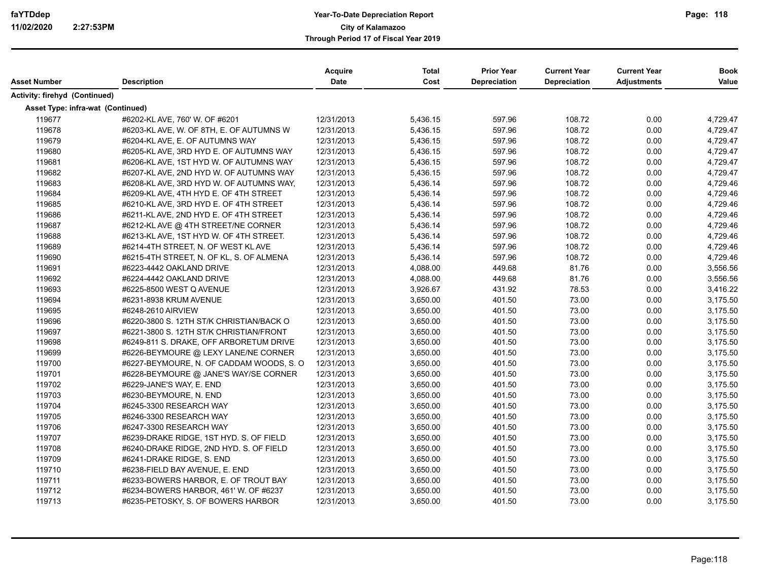| Asset Number | Description | Acquire Date | Total Cost | Prior Year Depreciation | Current Year Depreciation | Current Year Adjustments | Book Value |
|---|---|---|---|---|---|---|---|
| **Activity: firehyd (Continued)** | | | | | | | |
| **Asset Type: infra-wat (Continued)** | | | | | | | |
| 119677 | #6202-KL AVE, 760' W. OF #6201 | 12/31/2013 | 5,436.15 | 597.96 | 108.72 | 0.00 | 4,729.47 |
| 119678 | #6203-KL AVE, W. OF 8TH, E. OF AUTUMNS W | 12/31/2013 | 5,436.15 | 597.96 | 108.72 | 0.00 | 4,729.47 |
| 119679 | #6204-KL AVE, E. OF AUTUMNS WAY | 12/31/2013 | 5,436.15 | 597.96 | 108.72 | 0.00 | 4,729.47 |
| 119680 | #6205-KL AVE, 3RD HYD E. OF AUTUMNS WAY | 12/31/2013 | 5,436.15 | 597.96 | 108.72 | 0.00 | 4,729.47 |
| 119681 | #6206-KL AVE, 1ST HYD W. OF AUTUMNS WAY | 12/31/2013 | 5,436.15 | 597.96 | 108.72 | 0.00 | 4,729.47 |
| 119682 | #6207-KL AVE, 2ND HYD W. OF AUTUMNS WAY | 12/31/2013 | 5,436.15 | 597.96 | 108.72 | 0.00 | 4,729.47 |
| 119683 | #6208-KL AVE, 3RD HYD W. OF AUTUMNS WAY, | 12/31/2013 | 5,436.14 | 597.96 | 108.72 | 0.00 | 4,729.46 |
| 119684 | #6209-KL AVE, 4TH HYD E. OF 4TH STREET | 12/31/2013 | 5,436.14 | 597.96 | 108.72 | 0.00 | 4,729.46 |
| 119685 | #6210-KL AVE, 3RD HYD E. OF 4TH STREET | 12/31/2013 | 5,436.14 | 597.96 | 108.72 | 0.00 | 4,729.46 |
| 119686 | #6211-KL AVE, 2ND HYD E. OF 4TH STREET | 12/31/2013 | 5,436.14 | 597.96 | 108.72 | 0.00 | 4,729.46 |
| 119687 | #6212-KL AVE @ 4TH STREET/NE CORNER | 12/31/2013 | 5,436.14 | 597.96 | 108.72 | 0.00 | 4,729.46 |
| 119688 | #6213-KL AVE, 1ST HYD W. OF 4TH STREET. | 12/31/2013 | 5,436.14 | 597.96 | 108.72 | 0.00 | 4,729.46 |
| 119689 | #6214-4TH STREET, N. OF WEST KL AVE | 12/31/2013 | 5,436.14 | 597.96 | 108.72 | 0.00 | 4,729.46 |
| 119690 | #6215-4TH STREET, N. OF KL, S. OF ALMENA | 12/31/2013 | 5,436.14 | 597.96 | 108.72 | 0.00 | 4,729.46 |
| 119691 | #6223-4442 OAKLAND DRIVE | 12/31/2013 | 4,088.00 | 449.68 | 81.76 | 0.00 | 3,556.56 |
| 119692 | #6224-4442 OAKLAND DRIVE | 12/31/2013 | 4,088.00 | 449.68 | 81.76 | 0.00 | 3,556.56 |
| 119693 | #6225-8500 WEST Q AVENUE | 12/31/2013 | 3,926.67 | 431.92 | 78.53 | 0.00 | 3,416.22 |
| 119694 | #6231-8938 KRUM AVENUE | 12/31/2013 | 3,650.00 | 401.50 | 73.00 | 0.00 | 3,175.50 |
| 119695 | #6248-2610 AIRVIEW | 12/31/2013 | 3,650.00 | 401.50 | 73.00 | 0.00 | 3,175.50 |
| 119696 | #6220-3800 S. 12TH ST/K CHRISTIAN/BACK O | 12/31/2013 | 3,650.00 | 401.50 | 73.00 | 0.00 | 3,175.50 |
| 119697 | #6221-3800 S. 12TH ST/K CHRISTIAN/FRONT | 12/31/2013 | 3,650.00 | 401.50 | 73.00 | 0.00 | 3,175.50 |
| 119698 | #6249-811 S. DRAKE, OFF ARBORETUM DRIVE | 12/31/2013 | 3,650.00 | 401.50 | 73.00 | 0.00 | 3,175.50 |
| 119699 | #6226-BEYMOURE @ LEXY LANE/NE CORNER | 12/31/2013 | 3,650.00 | 401.50 | 73.00 | 0.00 | 3,175.50 |
| 119700 | #6227-BEYMOURE, N. OF CADDAM WOODS, S. O | 12/31/2013 | 3,650.00 | 401.50 | 73.00 | 0.00 | 3,175.50 |
| 119701 | #6228-BEYMOURE @ JANE'S WAY/SE CORNER | 12/31/2013 | 3,650.00 | 401.50 | 73.00 | 0.00 | 3,175.50 |
| 119702 | #6229-JANE'S WAY, E. END | 12/31/2013 | 3,650.00 | 401.50 | 73.00 | 0.00 | 3,175.50 |
| 119703 | #6230-BEYMOURE, N. END | 12/31/2013 | 3,650.00 | 401.50 | 73.00 | 0.00 | 3,175.50 |
| 119704 | #6245-3300 RESEARCH WAY | 12/31/2013 | 3,650.00 | 401.50 | 73.00 | 0.00 | 3,175.50 |
| 119705 | #6246-3300 RESEARCH WAY | 12/31/2013 | 3,650.00 | 401.50 | 73.00 | 0.00 | 3,175.50 |
| 119706 | #6247-3300 RESEARCH WAY | 12/31/2013 | 3,650.00 | 401.50 | 73.00 | 0.00 | 3,175.50 |
| 119707 | #6239-DRAKE RIDGE, 1ST HYD. S. OF FIELD | 12/31/2013 | 3,650.00 | 401.50 | 73.00 | 0.00 | 3,175.50 |
| 119708 | #6240-DRAKE RIDGE, 2ND HYD. S. OF FIELD | 12/31/2013 | 3,650.00 | 401.50 | 73.00 | 0.00 | 3,175.50 |
| 119709 | #6241-DRAKE RIDGE, S. END | 12/31/2013 | 3,650.00 | 401.50 | 73.00 | 0.00 | 3,175.50 |
| 119710 | #6238-FIELD BAY AVENUE, E. END | 12/31/2013 | 3,650.00 | 401.50 | 73.00 | 0.00 | 3,175.50 |
| 119711 | #6233-BOWERS HARBOR, E. OF TROUT BAY | 12/31/2013 | 3,650.00 | 401.50 | 73.00 | 0.00 | 3,175.50 |
| 119712 | #6234-BOWERS HARBOR, 461' W. OF #6237 | 12/31/2013 | 3,650.00 | 401.50 | 73.00 | 0.00 | 3,175.50 |
| 119713 | #6235-PETOSKY, S. OF BOWERS HARBOR | 12/31/2013 | 3,650.00 | 401.50 | 73.00 | 0.00 | 3,175.50 |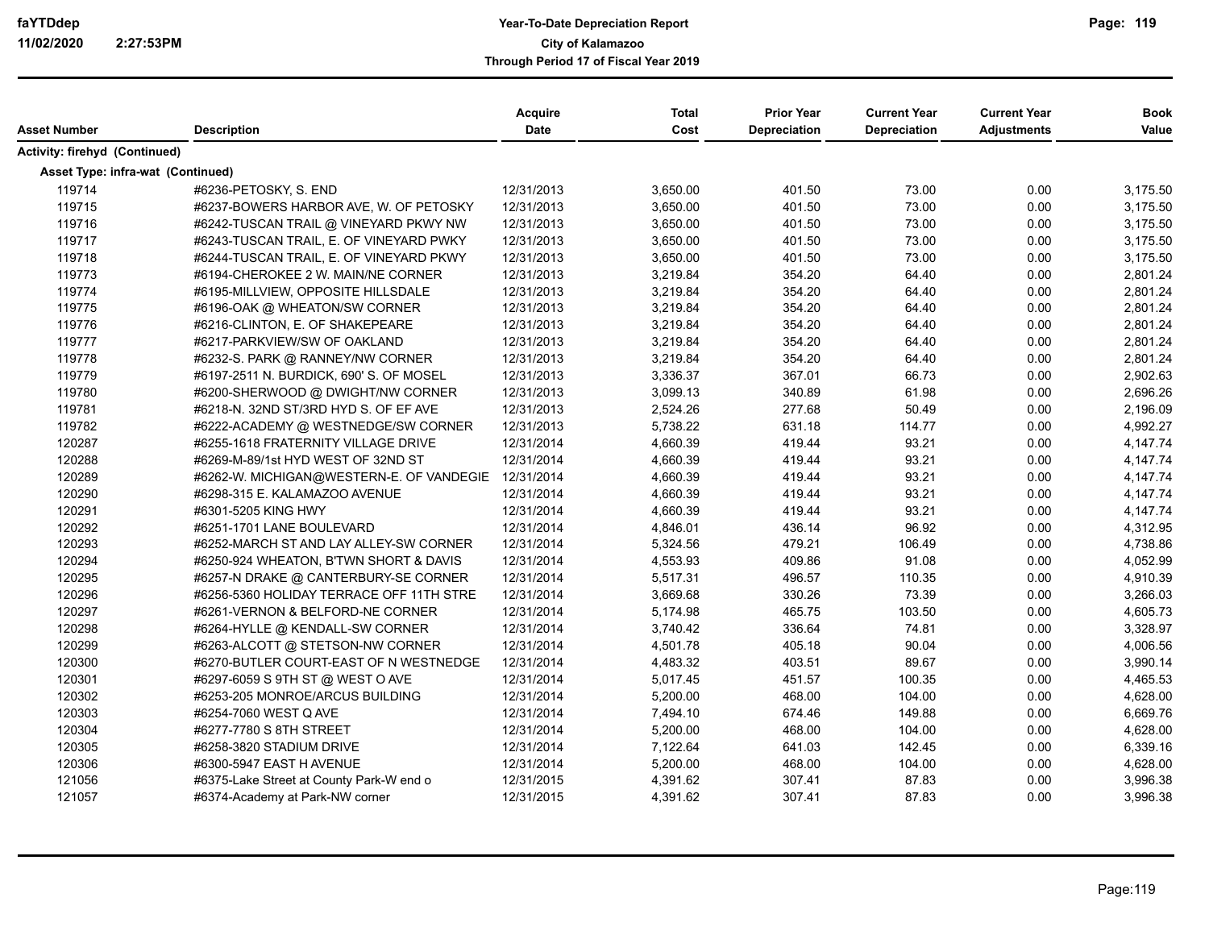| Asset Number | Description | Acquire Date | Total Cost | Prior Year Depreciation | Current Year Depreciation | Current Year Adjustments | Book Value |
|---|---|---|---|---|---|---|---|
| **Activity: firehyd (Continued)** | | | | | | | |
| **Asset Type: infra-wat (Continued)** | | | | | | | |
| 119714 | #6236-PETOSKY, S. END | 12/31/2013 | 3,650.00 | 401.50 | 73.00 | 0.00 | 3,175.50 |
| 119715 | #6237-BOWERS HARBOR AVE, W. OF PETOSKY | 12/31/2013 | 3,650.00 | 401.50 | 73.00 | 0.00 | 3,175.50 |
| 119716 | #6242-TUSCAN TRAIL @ VINEYARD PKWY NW | 12/31/2013 | 3,650.00 | 401.50 | 73.00 | 0.00 | 3,175.50 |
| 119717 | #6243-TUSCAN TRAIL, E. OF VINEYARD PWKY | 12/31/2013 | 3,650.00 | 401.50 | 73.00 | 0.00 | 3,175.50 |
| 119718 | #6244-TUSCAN TRAIL, E. OF VINEYARD PKWY | 12/31/2013 | 3,650.00 | 401.50 | 73.00 | 0.00 | 3,175.50 |
| 119773 | #6194-CHEROKEE 2 W. MAIN/NE CORNER | 12/31/2013 | 3,219.84 | 354.20 | 64.40 | 0.00 | 2,801.24 |
| 119774 | #6195-MILLVIEW, OPPOSITE HILLSDALE | 12/31/2013 | 3,219.84 | 354.20 | 64.40 | 0.00 | 2,801.24 |
| 119775 | #6196-OAK @ WHEATON/SW CORNER | 12/31/2013 | 3,219.84 | 354.20 | 64.40 | 0.00 | 2,801.24 |
| 119776 | #6216-CLINTON, E. OF SHAKEPEARE | 12/31/2013 | 3,219.84 | 354.20 | 64.40 | 0.00 | 2,801.24 |
| 119777 | #6217-PARKVIEW/SW OF OAKLAND | 12/31/2013 | 3,219.84 | 354.20 | 64.40 | 0.00 | 2,801.24 |
| 119778 | #6232-S. PARK @ RANNEY/NW CORNER | 12/31/2013 | 3,219.84 | 354.20 | 64.40 | 0.00 | 2,801.24 |
| 119779 | #6197-2511 N. BURDICK, 690' S. OF MOSEL | 12/31/2013 | 3,336.37 | 367.01 | 66.73 | 0.00 | 2,902.63 |
| 119780 | #6200-SHERWOOD @ DWIGHT/NW CORNER | 12/31/2013 | 3,099.13 | 340.89 | 61.98 | 0.00 | 2,696.26 |
| 119781 | #6218-N. 32ND ST/3RD HYD S. OF EF AVE | 12/31/2013 | 2,524.26 | 277.68 | 50.49 | 0.00 | 2,196.09 |
| 119782 | #6222-ACADEMY @ WESTNEDGE/SW CORNER | 12/31/2013 | 5,738.22 | 631.18 | 114.77 | 0.00 | 4,992.27 |
| 120287 | #6255-1618 FRATERNITY VILLAGE DRIVE | 12/31/2014 | 4,660.39 | 419.44 | 93.21 | 0.00 | 4,147.74 |
| 120288 | #6269-M-89/1st HYD WEST OF 32ND ST | 12/31/2014 | 4,660.39 | 419.44 | 93.21 | 0.00 | 4,147.74 |
| 120289 | #6262-W. MICHIGAN@WESTERN-E. OF VANDEGIE | 12/31/2014 | 4,660.39 | 419.44 | 93.21 | 0.00 | 4,147.74 |
| 120290 | #6298-315 E. KALAMAZOO AVENUE | 12/31/2014 | 4,660.39 | 419.44 | 93.21 | 0.00 | 4,147.74 |
| 120291 | #6301-5205 KING HWY | 12/31/2014 | 4,660.39 | 419.44 | 93.21 | 0.00 | 4,147.74 |
| 120292 | #6251-1701 LANE BOULEVARD | 12/31/2014 | 4,846.01 | 436.14 | 96.92 | 0.00 | 4,312.95 |
| 120293 | #6252-MARCH ST AND LAY ALLEY-SW CORNER | 12/31/2014 | 5,324.56 | 479.21 | 106.49 | 0.00 | 4,738.86 |
| 120294 | #6250-924 WHEATON, B'TWN SHORT & DAVIS | 12/31/2014 | 4,553.93 | 409.86 | 91.08 | 0.00 | 4,052.99 |
| 120295 | #6257-N DRAKE @ CANTERBURY-SE CORNER | 12/31/2014 | 5,517.31 | 496.57 | 110.35 | 0.00 | 4,910.39 |
| 120296 | #6256-5360 HOLIDAY TERRACE OFF 11TH STRE | 12/31/2014 | 3,669.68 | 330.26 | 73.39 | 0.00 | 3,266.03 |
| 120297 | #6261-VERNON & BELFORD-NE CORNER | 12/31/2014 | 5,174.98 | 465.75 | 103.50 | 0.00 | 4,605.73 |
| 120298 | #6264-HYLLE @ KENDALL-SW CORNER | 12/31/2014 | 3,740.42 | 336.64 | 74.81 | 0.00 | 3,328.97 |
| 120299 | #6263-ALCOTT @ STETSON-NW CORNER | 12/31/2014 | 4,501.78 | 405.18 | 90.04 | 0.00 | 4,006.56 |
| 120300 | #6270-BUTLER COURT-EAST OF N WESTNEDGE | 12/31/2014 | 4,483.32 | 403.51 | 89.67 | 0.00 | 3,990.14 |
| 120301 | #6297-6059 S 9TH ST @ WEST O AVE | 12/31/2014 | 5,017.45 | 451.57 | 100.35 | 0.00 | 4,465.53 |
| 120302 | #6253-205 MONROE/ARCUS BUILDING | 12/31/2014 | 5,200.00 | 468.00 | 104.00 | 0.00 | 4,628.00 |
| 120303 | #6254-7060 WEST Q AVE | 12/31/2014 | 7,494.10 | 674.46 | 149.88 | 0.00 | 6,669.76 |
| 120304 | #6277-7780 S 8TH STREET | 12/31/2014 | 5,200.00 | 468.00 | 104.00 | 0.00 | 4,628.00 |
| 120305 | #6258-3820 STADIUM DRIVE | 12/31/2014 | 7,122.64 | 641.03 | 142.45 | 0.00 | 6,339.16 |
| 120306 | #6300-5947 EAST H AVENUE | 12/31/2014 | 5,200.00 | 468.00 | 104.00 | 0.00 | 4,628.00 |
| 121056 | #6375-Lake Street at County Park-W end o | 12/31/2015 | 4,391.62 | 307.41 | 87.83 | 0.00 | 3,996.38 |
| 121057 | #6374-Academy at Park-NW corner | 12/31/2015 | 4,391.62 | 307.41 | 87.83 | 0.00 | 3,996.38 |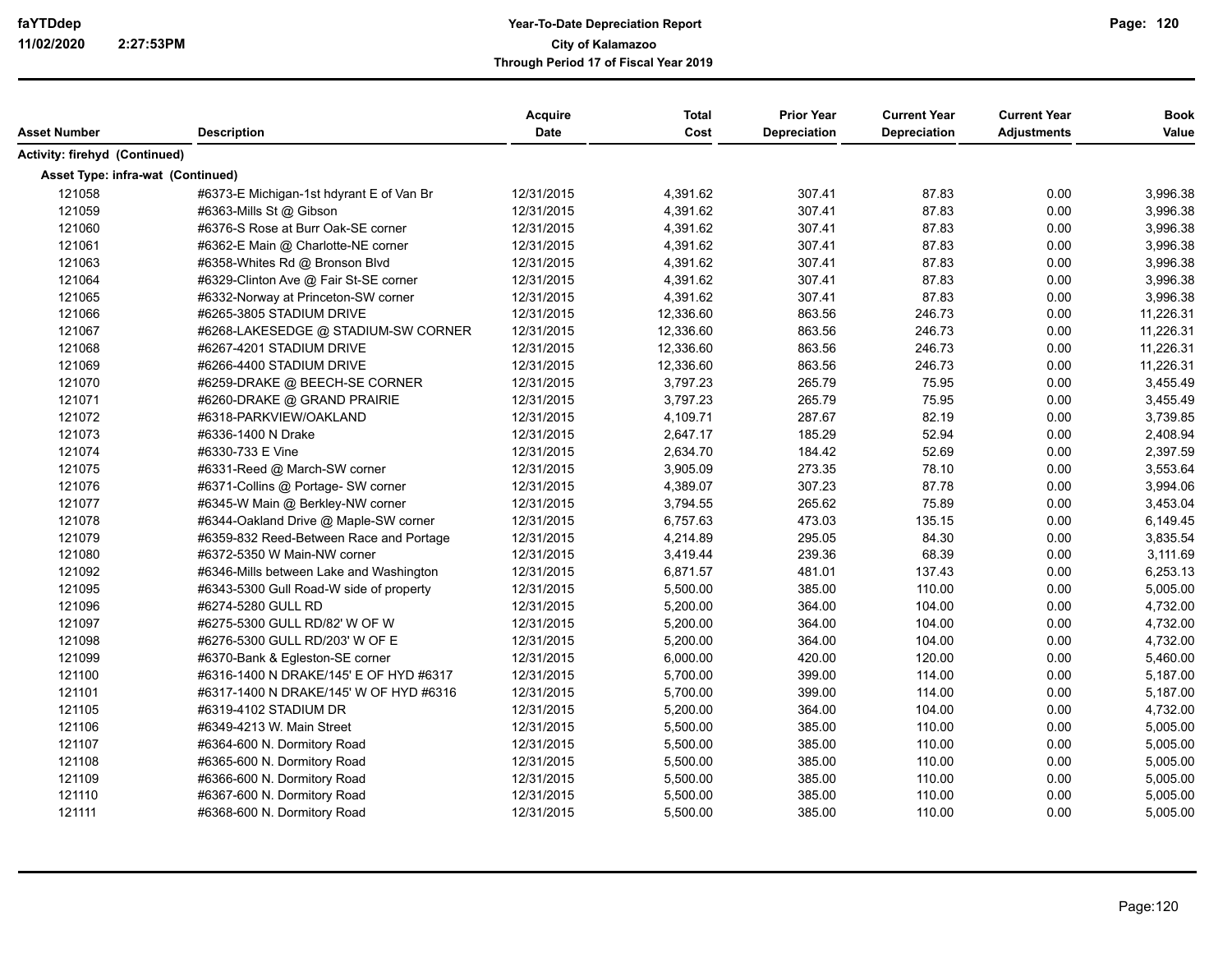| Asset Number | Description | Acquire Date | Total Cost | Prior Year Depreciation | Current Year Depreciation | Current Year Adjustments | Book Value |
|---|---|---|---|---|---|---|---|
| **Activity: firehyd (Continued)** | | | | | | | |
| **Asset Type: infra-wat (Continued)** | | | | | | | |
| 121058 | #6373-E Michigan-1st hdyrant E of Van Br | 12/31/2015 | 4,391.62 | 307.41 | 87.83 | 0.00 | 3,996.38 |
| 121059 | #6363-Mills St @ Gibson | 12/31/2015 | 4,391.62 | 307.41 | 87.83 | 0.00 | 3,996.38 |
| 121060 | #6376-S Rose at Burr Oak-SE corner | 12/31/2015 | 4,391.62 | 307.41 | 87.83 | 0.00 | 3,996.38 |
| 121061 | #6362-E Main @ Charlotte-NE corner | 12/31/2015 | 4,391.62 | 307.41 | 87.83 | 0.00 | 3,996.38 |
| 121063 | #6358-Whites Rd @ Bronson Blvd | 12/31/2015 | 4,391.62 | 307.41 | 87.83 | 0.00 | 3,996.38 |
| 121064 | #6329-Clinton Ave @ Fair St-SE corner | 12/31/2015 | 4,391.62 | 307.41 | 87.83 | 0.00 | 3,996.38 |
| 121065 | #6332-Norway at Princeton-SW corner | 12/31/2015 | 4,391.62 | 307.41 | 87.83 | 0.00 | 3,996.38 |
| 121066 | #6265-3805 STADIUM DRIVE | 12/31/2015 | 12,336.60 | 863.56 | 246.73 | 0.00 | 11,226.31 |
| 121067 | #6268-LAKESEDGE @ STADIUM-SW CORNER | 12/31/2015 | 12,336.60 | 863.56 | 246.73 | 0.00 | 11,226.31 |
| 121068 | #6267-4201 STADIUM DRIVE | 12/31/2015 | 12,336.60 | 863.56 | 246.73 | 0.00 | 11,226.31 |
| 121069 | #6266-4400 STADIUM DRIVE | 12/31/2015 | 12,336.60 | 863.56 | 246.73 | 0.00 | 11,226.31 |
| 121070 | #6259-DRAKE @ BEECH-SE CORNER | 12/31/2015 | 3,797.23 | 265.79 | 75.95 | 0.00 | 3,455.49 |
| 121071 | #6260-DRAKE @ GRAND PRAIRIE | 12/31/2015 | 3,797.23 | 265.79 | 75.95 | 0.00 | 3,455.49 |
| 121072 | #6318-PARKVIEW/OAKLAND | 12/31/2015 | 4,109.71 | 287.67 | 82.19 | 0.00 | 3,739.85 |
| 121073 | #6336-1400 N Drake | 12/31/2015 | 2,647.17 | 185.29 | 52.94 | 0.00 | 2,408.94 |
| 121074 | #6330-733 E Vine | 12/31/2015 | 2,634.70 | 184.42 | 52.69 | 0.00 | 2,397.59 |
| 121075 | #6331-Reed @ March-SW corner | 12/31/2015 | 3,905.09 | 273.35 | 78.10 | 0.00 | 3,553.64 |
| 121076 | #6371-Collins @ Portage- SW corner | 12/31/2015 | 4,389.07 | 307.23 | 87.78 | 0.00 | 3,994.06 |
| 121077 | #6345-W Main @ Berkley-NW corner | 12/31/2015 | 3,794.55 | 265.62 | 75.89 | 0.00 | 3,453.04 |
| 121078 | #6344-Oakland Drive @ Maple-SW corner | 12/31/2015 | 6,757.63 | 473.03 | 135.15 | 0.00 | 6,149.45 |
| 121079 | #6359-832 Reed-Between Race and Portage | 12/31/2015 | 4,214.89 | 295.05 | 84.30 | 0.00 | 3,835.54 |
| 121080 | #6372-5350 W Main-NW corner | 12/31/2015 | 3,419.44 | 239.36 | 68.39 | 0.00 | 3,111.69 |
| 121092 | #6346-Mills between Lake and Washington | 12/31/2015 | 6,871.57 | 481.01 | 137.43 | 0.00 | 6,253.13 |
| 121095 | #6343-5300 Gull Road-W side of property | 12/31/2015 | 5,500.00 | 385.00 | 110.00 | 0.00 | 5,005.00 |
| 121096 | #6274-5280 GULL RD | 12/31/2015 | 5,200.00 | 364.00 | 104.00 | 0.00 | 4,732.00 |
| 121097 | #6275-5300 GULL RD/82' W OF W | 12/31/2015 | 5,200.00 | 364.00 | 104.00 | 0.00 | 4,732.00 |
| 121098 | #6276-5300 GULL RD/203' W OF E | 12/31/2015 | 5,200.00 | 364.00 | 104.00 | 0.00 | 4,732.00 |
| 121099 | #6370-Bank & Egleston-SE corner | 12/31/2015 | 6,000.00 | 420.00 | 120.00 | 0.00 | 5,460.00 |
| 121100 | #6316-1400 N DRAKE/145' E OF HYD #6317 | 12/31/2015 | 5,700.00 | 399.00 | 114.00 | 0.00 | 5,187.00 |
| 121101 | #6317-1400 N DRAKE/145' W OF HYD #6316 | 12/31/2015 | 5,700.00 | 399.00 | 114.00 | 0.00 | 5,187.00 |
| 121105 | #6319-4102 STADIUM DR | 12/31/2015 | 5,200.00 | 364.00 | 104.00 | 0.00 | 4,732.00 |
| 121106 | #6349-4213 W. Main Street | 12/31/2015 | 5,500.00 | 385.00 | 110.00 | 0.00 | 5,005.00 |
| 121107 | #6364-600 N. Dormitory Road | 12/31/2015 | 5,500.00 | 385.00 | 110.00 | 0.00 | 5,005.00 |
| 121108 | #6365-600 N. Dormitory Road | 12/31/2015 | 5,500.00 | 385.00 | 110.00 | 0.00 | 5,005.00 |
| 121109 | #6366-600 N. Dormitory Road | 12/31/2015 | 5,500.00 | 385.00 | 110.00 | 0.00 | 5,005.00 |
| 121110 | #6367-600 N. Dormitory Road | 12/31/2015 | 5,500.00 | 385.00 | 110.00 | 0.00 | 5,005.00 |
| 121111 | #6368-600 N. Dormitory Road | 12/31/2015 | 5,500.00 | 385.00 | 110.00 | 0.00 | 5,005.00 |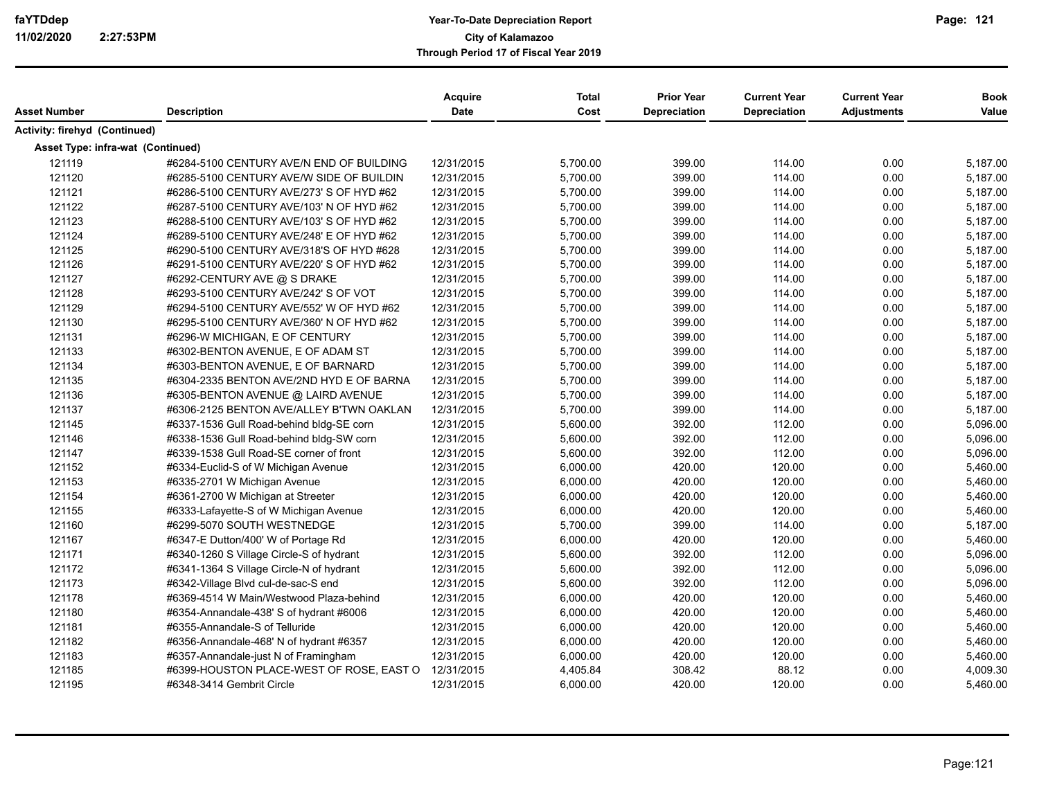| Asset Number | Description | Acquire Date | Total Cost | Prior Year Depreciation | Current Year Depreciation | Current Year Adjustments | Book Value |
|---|---|---|---|---|---|---|---|
| **Activity: firehyd (Continued)** | | | | | | | |
| **Asset Type: infra-wat (Continued)** | | | | | | | |
| 121119 | #6284-5100 CENTURY AVE/N END OF BUILDING | 12/31/2015 | 5,700.00 | 399.00 | 114.00 | 0.00 | 5,187.00 |
| 121120 | #6285-5100 CENTURY AVE/W SIDE OF BUILDIN | 12/31/2015 | 5,700.00 | 399.00 | 114.00 | 0.00 | 5,187.00 |
| 121121 | #6286-5100 CENTURY AVE/273' S OF HYD #62 | 12/31/2015 | 5,700.00 | 399.00 | 114.00 | 0.00 | 5,187.00 |
| 121122 | #6287-5100 CENTURY AVE/103' N OF HYD #62 | 12/31/2015 | 5,700.00 | 399.00 | 114.00 | 0.00 | 5,187.00 |
| 121123 | #6288-5100 CENTURY AVE/103' S OF HYD #62 | 12/31/2015 | 5,700.00 | 399.00 | 114.00 | 0.00 | 5,187.00 |
| 121124 | #6289-5100 CENTURY AVE/248' E OF HYD #62 | 12/31/2015 | 5,700.00 | 399.00 | 114.00 | 0.00 | 5,187.00 |
| 121125 | #6290-5100 CENTURY AVE/318'S OF HYD #628 | 12/31/2015 | 5,700.00 | 399.00 | 114.00 | 0.00 | 5,187.00 |
| 121126 | #6291-5100 CENTURY AVE/220' S OF HYD #62 | 12/31/2015 | 5,700.00 | 399.00 | 114.00 | 0.00 | 5,187.00 |
| 121127 | #6292-CENTURY AVE @ S DRAKE | 12/31/2015 | 5,700.00 | 399.00 | 114.00 | 0.00 | 5,187.00 |
| 121128 | #6293-5100 CENTURY AVE/242' S OF VOT | 12/31/2015 | 5,700.00 | 399.00 | 114.00 | 0.00 | 5,187.00 |
| 121129 | #6294-5100 CENTURY AVE/552' W OF HYD #62 | 12/31/2015 | 5,700.00 | 399.00 | 114.00 | 0.00 | 5,187.00 |
| 121130 | #6295-5100 CENTURY AVE/360' N OF HYD #62 | 12/31/2015 | 5,700.00 | 399.00 | 114.00 | 0.00 | 5,187.00 |
| 121131 | #6296-W MICHIGAN, E OF CENTURY | 12/31/2015 | 5,700.00 | 399.00 | 114.00 | 0.00 | 5,187.00 |
| 121133 | #6302-BENTON AVENUE, E OF ADAM ST | 12/31/2015 | 5,700.00 | 399.00 | 114.00 | 0.00 | 5,187.00 |
| 121134 | #6303-BENTON AVENUE, E OF BARNARD | 12/31/2015 | 5,700.00 | 399.00 | 114.00 | 0.00 | 5,187.00 |
| 121135 | #6304-2335 BENTON AVE/2ND HYD E OF BARNA | 12/31/2015 | 5,700.00 | 399.00 | 114.00 | 0.00 | 5,187.00 |
| 121136 | #6305-BENTON AVENUE @ LAIRD AVENUE | 12/31/2015 | 5,700.00 | 399.00 | 114.00 | 0.00 | 5,187.00 |
| 121137 | #6306-2125 BENTON AVE/ALLEY B'TWN OAKLAN | 12/31/2015 | 5,700.00 | 399.00 | 114.00 | 0.00 | 5,187.00 |
| 121145 | #6337-1536 Gull Road-behind bldg-SE corn | 12/31/2015 | 5,600.00 | 392.00 | 112.00 | 0.00 | 5,096.00 |
| 121146 | #6338-1536 Gull Road-behind bldg-SW corn | 12/31/2015 | 5,600.00 | 392.00 | 112.00 | 0.00 | 5,096.00 |
| 121147 | #6339-1538 Gull Road-SE corner of front | 12/31/2015 | 5,600.00 | 392.00 | 112.00 | 0.00 | 5,096.00 |
| 121152 | #6334-Euclid-S of W Michigan Avenue | 12/31/2015 | 6,000.00 | 420.00 | 120.00 | 0.00 | 5,460.00 |
| 121153 | #6335-2701 W Michigan Avenue | 12/31/2015 | 6,000.00 | 420.00 | 120.00 | 0.00 | 5,460.00 |
| 121154 | #6361-2700 W Michigan at Streeter | 12/31/2015 | 6,000.00 | 420.00 | 120.00 | 0.00 | 5,460.00 |
| 121155 | #6333-Lafayette-S of W Michigan Avenue | 12/31/2015 | 6,000.00 | 420.00 | 120.00 | 0.00 | 5,460.00 |
| 121160 | #6299-5070 SOUTH WESTNEDGE | 12/31/2015 | 5,700.00 | 399.00 | 114.00 | 0.00 | 5,187.00 |
| 121167 | #6347-E Dutton/400' W of Portage Rd | 12/31/2015 | 6,000.00 | 420.00 | 120.00 | 0.00 | 5,460.00 |
| 121171 | #6340-1260 S Village Circle-S of hydrant | 12/31/2015 | 5,600.00 | 392.00 | 112.00 | 0.00 | 5,096.00 |
| 121172 | #6341-1364 S Village Circle-N of hydrant | 12/31/2015 | 5,600.00 | 392.00 | 112.00 | 0.00 | 5,096.00 |
| 121173 | #6342-Village Blvd cul-de-sac-S end | 12/31/2015 | 5,600.00 | 392.00 | 112.00 | 0.00 | 5,096.00 |
| 121178 | #6369-4514 W Main/Westwood Plaza-behind | 12/31/2015 | 6,000.00 | 420.00 | 120.00 | 0.00 | 5,460.00 |
| 121180 | #6354-Annandale-438' S of hydrant #6006 | 12/31/2015 | 6,000.00 | 420.00 | 120.00 | 0.00 | 5,460.00 |
| 121181 | #6355-Annandale-S of Telluride | 12/31/2015 | 6,000.00 | 420.00 | 120.00 | 0.00 | 5,460.00 |
| 121182 | #6356-Annandale-468' N of hydrant #6357 | 12/31/2015 | 6,000.00 | 420.00 | 120.00 | 0.00 | 5,460.00 |
| 121183 | #6357-Annandale-just N of Framingham | 12/31/2015 | 6,000.00 | 420.00 | 120.00 | 0.00 | 5,460.00 |
| 121185 | #6399-HOUSTON PLACE-WEST OF ROSE, EAST O | 12/31/2015 | 4,405.84 | 308.42 | 88.12 | 0.00 | 4,009.30 |
| 121195 | #6348-3414 Gembrit Circle | 12/31/2015 | 6,000.00 | 420.00 | 120.00 | 0.00 | 5,460.00 |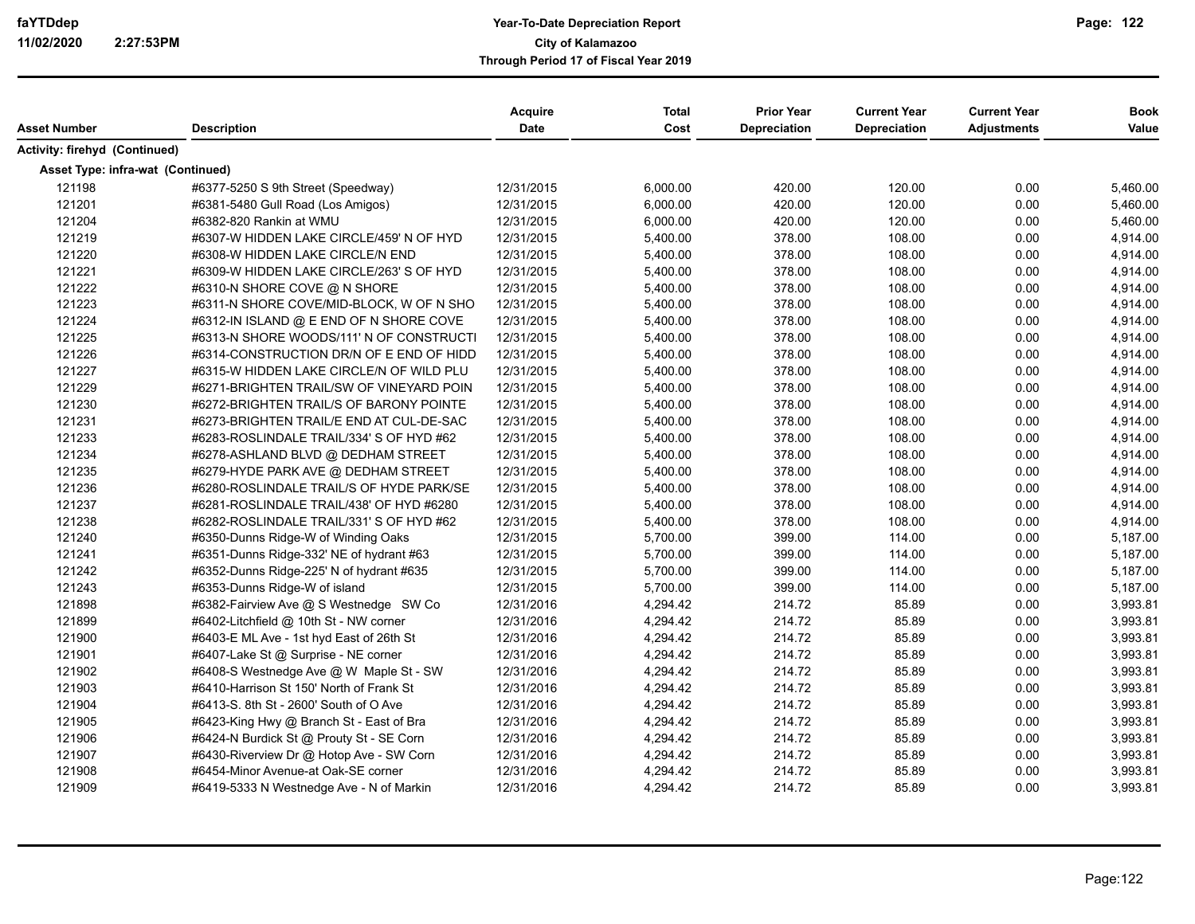| Asset Number | Description | Acquire Date | Total Cost | Prior Year Depreciation | Current Year Depreciation | Current Year Adjustments | Book Value |
|---|---|---|---|---|---|---|---|
| **Activity: firehyd (Continued)** | | | | | | | |
| **Asset Type: infra-wat (Continued)** | | | | | | | |
| 121198 | #6377-5250 S 9th Street (Speedway) | 12/31/2015 | 6,000.00 | 420.00 | 120.00 | 0.00 | 5,460.00 |
| 121201 | #6381-5480 Gull Road (Los Amigos) | 12/31/2015 | 6,000.00 | 420.00 | 120.00 | 0.00 | 5,460.00 |
| 121204 | #6382-820 Rankin at WMU | 12/31/2015 | 6,000.00 | 420.00 | 120.00 | 0.00 | 5,460.00 |
| 121219 | #6307-W HIDDEN LAKE CIRCLE/459' N OF HYD | 12/31/2015 | 5,400.00 | 378.00 | 108.00 | 0.00 | 4,914.00 |
| 121220 | #6308-W HIDDEN LAKE CIRCLE/N END | 12/31/2015 | 5,400.00 | 378.00 | 108.00 | 0.00 | 4,914.00 |
| 121221 | #6309-W HIDDEN LAKE CIRCLE/263' S OF HYD | 12/31/2015 | 5,400.00 | 378.00 | 108.00 | 0.00 | 4,914.00 |
| 121222 | #6310-N SHORE COVE @ N SHORE | 12/31/2015 | 5,400.00 | 378.00 | 108.00 | 0.00 | 4,914.00 |
| 121223 | #6311-N SHORE COVE/MID-BLOCK, W OF N SHO | 12/31/2015 | 5,400.00 | 378.00 | 108.00 | 0.00 | 4,914.00 |
| 121224 | #6312-IN ISLAND @ E END OF N SHORE COVE | 12/31/2015 | 5,400.00 | 378.00 | 108.00 | 0.00 | 4,914.00 |
| 121225 | #6313-N SHORE WOODS/111' N OF CONSTRUCTI | 12/31/2015 | 5,400.00 | 378.00 | 108.00 | 0.00 | 4,914.00 |
| 121226 | #6314-CONSTRUCTION DR/N OF E END OF HIDD | 12/31/2015 | 5,400.00 | 378.00 | 108.00 | 0.00 | 4,914.00 |
| 121227 | #6315-W HIDDEN LAKE CIRCLE/N OF WILD PLU | 12/31/2015 | 5,400.00 | 378.00 | 108.00 | 0.00 | 4,914.00 |
| 121229 | #6271-BRIGHTEN TRAIL/SW OF VINEYARD POIN | 12/31/2015 | 5,400.00 | 378.00 | 108.00 | 0.00 | 4,914.00 |
| 121230 | #6272-BRIGHTEN TRAIL/S OF BARONY POINTE | 12/31/2015 | 5,400.00 | 378.00 | 108.00 | 0.00 | 4,914.00 |
| 121231 | #6273-BRIGHTEN TRAIL/E END AT CUL-DE-SAC | 12/31/2015 | 5,400.00 | 378.00 | 108.00 | 0.00 | 4,914.00 |
| 121233 | #6283-ROSLINDALE TRAIL/334' S OF HYD #62 | 12/31/2015 | 5,400.00 | 378.00 | 108.00 | 0.00 | 4,914.00 |
| 121234 | #6278-ASHLAND BLVD @ DEDHAM STREET | 12/31/2015 | 5,400.00 | 378.00 | 108.00 | 0.00 | 4,914.00 |
| 121235 | #6279-HYDE PARK AVE @ DEDHAM STREET | 12/31/2015 | 5,400.00 | 378.00 | 108.00 | 0.00 | 4,914.00 |
| 121236 | #6280-ROSLINDALE TRAIL/S OF HYDE PARK/SE | 12/31/2015 | 5,400.00 | 378.00 | 108.00 | 0.00 | 4,914.00 |
| 121237 | #6281-ROSLINDALE TRAIL/438' OF HYD #6280 | 12/31/2015 | 5,400.00 | 378.00 | 108.00 | 0.00 | 4,914.00 |
| 121238 | #6282-ROSLINDALE TRAIL/331' S OF HYD #62 | 12/31/2015 | 5,400.00 | 378.00 | 108.00 | 0.00 | 4,914.00 |
| 121240 | #6350-Dunns Ridge-W of Winding Oaks | 12/31/2015 | 5,700.00 | 399.00 | 114.00 | 0.00 | 5,187.00 |
| 121241 | #6351-Dunns Ridge-332' NE of hydrant #63 | 12/31/2015 | 5,700.00 | 399.00 | 114.00 | 0.00 | 5,187.00 |
| 121242 | #6352-Dunns Ridge-225' N of hydrant #635 | 12/31/2015 | 5,700.00 | 399.00 | 114.00 | 0.00 | 5,187.00 |
| 121243 | #6353-Dunns Ridge-W of island | 12/31/2015 | 5,700.00 | 399.00 | 114.00 | 0.00 | 5,187.00 |
| 121898 | #6382-Fairview Ave @ S Westnedge SW Co | 12/31/2016 | 4,294.42 | 214.72 | 85.89 | 0.00 | 3,993.81 |
| 121899 | #6402-Litchfield @ 10th St - NW corner | 12/31/2016 | 4,294.42 | 214.72 | 85.89 | 0.00 | 3,993.81 |
| 121900 | #6403-E ML Ave - 1st hyd East of 26th St | 12/31/2016 | 4,294.42 | 214.72 | 85.89 | 0.00 | 3,993.81 |
| 121901 | #6407-Lake St @ Surprise - NE corner | 12/31/2016 | 4,294.42 | 214.72 | 85.89 | 0.00 | 3,993.81 |
| 121902 | #6408-S Westnedge Ave @ W Maple St - SW | 12/31/2016 | 4,294.42 | 214.72 | 85.89 | 0.00 | 3,993.81 |
| 121903 | #6410-Harrison St 150' North of Frank St | 12/31/2016 | 4,294.42 | 214.72 | 85.89 | 0.00 | 3,993.81 |
| 121904 | #6413-S. 8th St - 2600' South of O Ave | 12/31/2016 | 4,294.42 | 214.72 | 85.89 | 0.00 | 3,993.81 |
| 121905 | #6423-King Hwy @ Branch St - East of Bra | 12/31/2016 | 4,294.42 | 214.72 | 85.89 | 0.00 | 3,993.81 |
| 121906 | #6424-N Burdick St @ Prouty St - SE Corn | 12/31/2016 | 4,294.42 | 214.72 | 85.89 | 0.00 | 3,993.81 |
| 121907 | #6430-Riverview Dr @ Hotop Ave - SW Corn | 12/31/2016 | 4,294.42 | 214.72 | 85.89 | 0.00 | 3,993.81 |
| 121908 | #6454-Minor Avenue-at Oak-SE corner | 12/31/2016 | 4,294.42 | 214.72 | 85.89 | 0.00 | 3,993.81 |
| 121909 | #6419-5333 N Westnedge Ave - N of Markin | 12/31/2016 | 4,294.42 | 214.72 | 85.89 | 0.00 | 3,993.81 |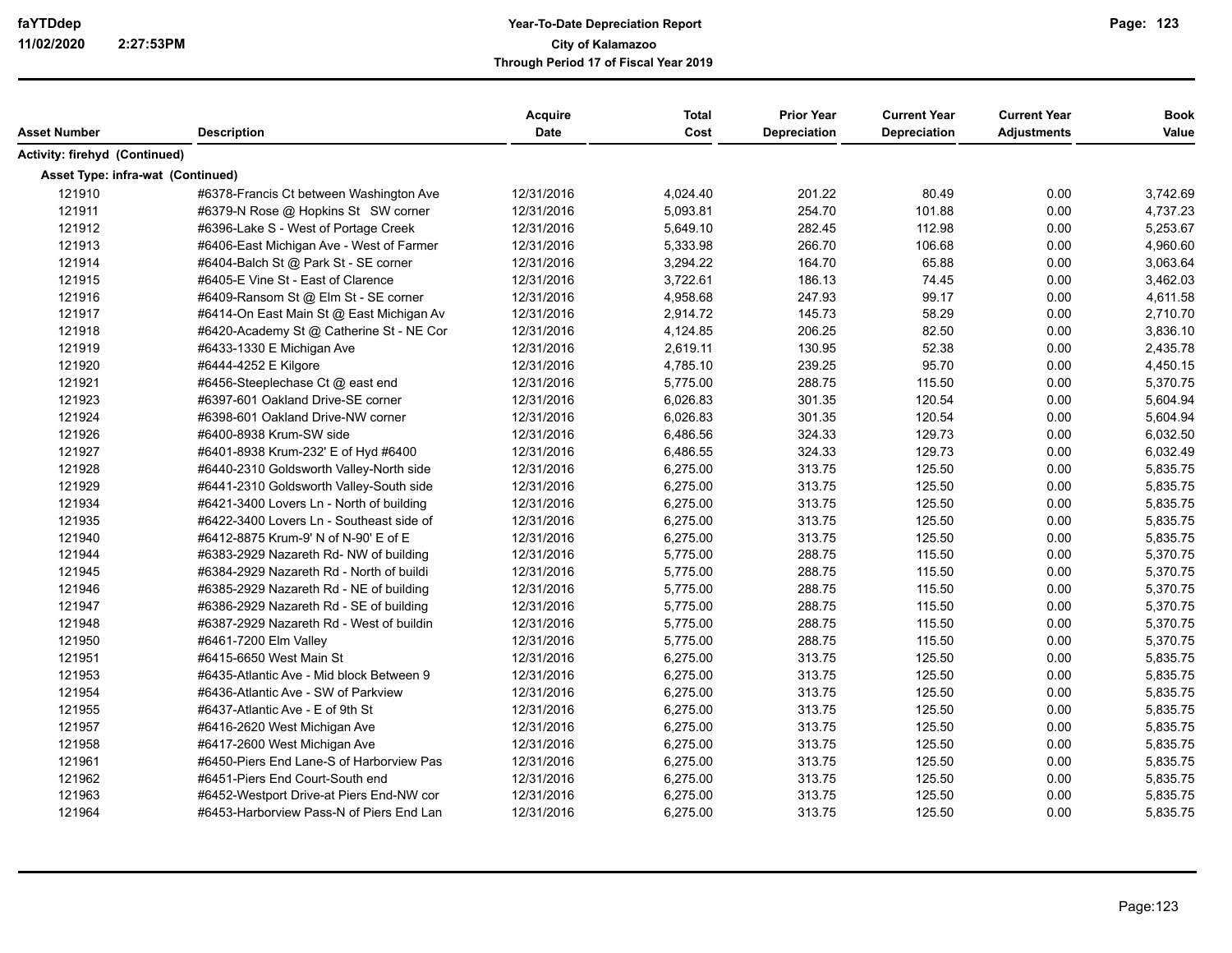# Year-To-Date Depreciation Report
## City of Kalamazoo
### Through Period 17 of Fiscal Year 2019

| Asset Number | Description | Acquire Date | Total Cost | Prior Year Depreciation | Current Year Depreciation | Current Year Adjustments | Book Value |
|---|---|---|---|---|---|---|---|
| **Activity: firehyd (Continued)** | | | | | | | |
| **Asset Type: infra-wat (Continued)** | | | | | | | |
| 121910 | #6378-Francis Ct between Washington Ave | 12/31/2016 | 4,024.40 | 201.22 | 80.49 | 0.00 | 3,742.69 |
| 121911 | #6379-N Rose @ Hopkins St SW corner | 12/31/2016 | 5,093.81 | 254.70 | 101.88 | 0.00 | 4,737.23 |
| 121912 | #6396-Lake S - West of Portage Creek | 12/31/2016 | 5,649.10 | 282.45 | 112.98 | 0.00 | 5,253.67 |
| 121913 | #6406-East Michigan Ave - West of Farmer | 12/31/2016 | 5,333.98 | 266.70 | 106.68 | 0.00 | 4,960.60 |
| 121914 | #6404-Balch St @ Park St - SE corner | 12/31/2016 | 3,294.22 | 164.70 | 65.88 | 0.00 | 3,063.64 |
| 121915 | #6405-E Vine St - East of Clarence | 12/31/2016 | 3,722.61 | 186.13 | 74.45 | 0.00 | 3,462.03 |
| 121916 | #6409-Ransom St @ Elm St - SE corner | 12/31/2016 | 4,958.68 | 247.93 | 99.17 | 0.00 | 4,611.58 |
| 121917 | #6414-On East Main St @ East Michigan Av | 12/31/2016 | 2,914.72 | 145.73 | 58.29 | 0.00 | 2,710.70 |
| 121918 | #6420-Academy St @ Catherine St - NE Cor | 12/31/2016 | 4,124.85 | 206.25 | 82.50 | 0.00 | 3,836.10 |
| 121919 | #6433-1330 E Michigan Ave | 12/31/2016 | 2,619.11 | 130.95 | 52.38 | 0.00 | 2,435.78 |
| 121920 | #6444-4252 E Kilgore | 12/31/2016 | 4,785.10 | 239.25 | 95.70 | 0.00 | 4,450.15 |
| 121921 | #6456-Steeplechase Ct @ east end | 12/31/2016 | 5,775.00 | 288.75 | 115.50 | 0.00 | 5,370.75 |
| 121923 | #6397-601 Oakland Drive-SE corner | 12/31/2016 | 6,026.83 | 301.35 | 120.54 | 0.00 | 5,604.94 |
| 121924 | #6398-601 Oakland Drive-NW corner | 12/31/2016 | 6,026.83 | 301.35 | 120.54 | 0.00 | 5,604.94 |
| 121926 | #6400-8938 Krum-SW side | 12/31/2016 | 6,486.56 | 324.33 | 129.73 | 0.00 | 6,032.50 |
| 121927 | #6401-8938 Krum-232' E of Hyd #6400 | 12/31/2016 | 6,486.55 | 324.33 | 129.73 | 0.00 | 6,032.49 |
| 121928 | #6440-2310 Goldsworth Valley-North side | 12/31/2016 | 6,275.00 | 313.75 | 125.50 | 0.00 | 5,835.75 |
| 121929 | #6441-2310 Goldsworth Valley-South side | 12/31/2016 | 6,275.00 | 313.75 | 125.50 | 0.00 | 5,835.75 |
| 121934 | #6421-3400 Lovers Ln - North of building | 12/31/2016 | 6,275.00 | 313.75 | 125.50 | 0.00 | 5,835.75 |
| 121935 | #6422-3400 Lovers Ln - Southeast side of | 12/31/2016 | 6,275.00 | 313.75 | 125.50 | 0.00 | 5,835.75 |
| 121940 | #6412-8875 Krum-9' N of N-90' E of E | 12/31/2016 | 6,275.00 | 313.75 | 125.50 | 0.00 | 5,835.75 |
| 121944 | #6383-2929 Nazareth Rd- NW of building | 12/31/2016 | 5,775.00 | 288.75 | 115.50 | 0.00 | 5,370.75 |
| 121945 | #6384-2929 Nazareth Rd - North of buildi | 12/31/2016 | 5,775.00 | 288.75 | 115.50 | 0.00 | 5,370.75 |
| 121946 | #6385-2929 Nazareth Rd - NE of building | 12/31/2016 | 5,775.00 | 288.75 | 115.50 | 0.00 | 5,370.75 |
| 121947 | #6386-2929 Nazareth Rd - SE of building | 12/31/2016 | 5,775.00 | 288.75 | 115.50 | 0.00 | 5,370.75 |
| 121948 | #6387-2929 Nazareth Rd - West of buildin | 12/31/2016 | 5,775.00 | 288.75 | 115.50 | 0.00 | 5,370.75 |
| 121950 | #6461-7200 Elm Valley | 12/31/2016 | 5,775.00 | 288.75 | 115.50 | 0.00 | 5,370.75 |
| 121951 | #6415-6650 West Main St | 12/31/2016 | 6,275.00 | 313.75 | 125.50 | 0.00 | 5,835.75 |
| 121953 | #6435-Atlantic Ave - Mid block Between 9 | 12/31/2016 | 6,275.00 | 313.75 | 125.50 | 0.00 | 5,835.75 |
| 121954 | #6436-Atlantic Ave - SW of Parkview | 12/31/2016 | 6,275.00 | 313.75 | 125.50 | 0.00 | 5,835.75 |
| 121955 | #6437-Atlantic Ave - E of 9th St | 12/31/2016 | 6,275.00 | 313.75 | 125.50 | 0.00 | 5,835.75 |
| 121957 | #6416-2620 West Michigan Ave | 12/31/2016 | 6,275.00 | 313.75 | 125.50 | 0.00 | 5,835.75 |
| 121958 | #6417-2600 West Michigan Ave | 12/31/2016 | 6,275.00 | 313.75 | 125.50 | 0.00 | 5,835.75 |
| 121961 | #6450-Piers End Lane-S of Harborview Pas | 12/31/2016 | 6,275.00 | 313.75 | 125.50 | 0.00 | 5,835.75 |
| 121962 | #6451-Piers End Court-South end | 12/31/2016 | 6,275.00 | 313.75 | 125.50 | 0.00 | 5,835.75 |
| 121963 | #6452-Westport Drive-at Piers End-NW cor | 12/31/2016 | 6,275.00 | 313.75 | 125.50 | 0.00 | 5,835.75 |
| 121964 | #6453-Harborview Pass-N of Piers End Lan | 12/31/2016 | 6,275.00 | 313.75 | 125.50 | 0.00 | 5,835.75 |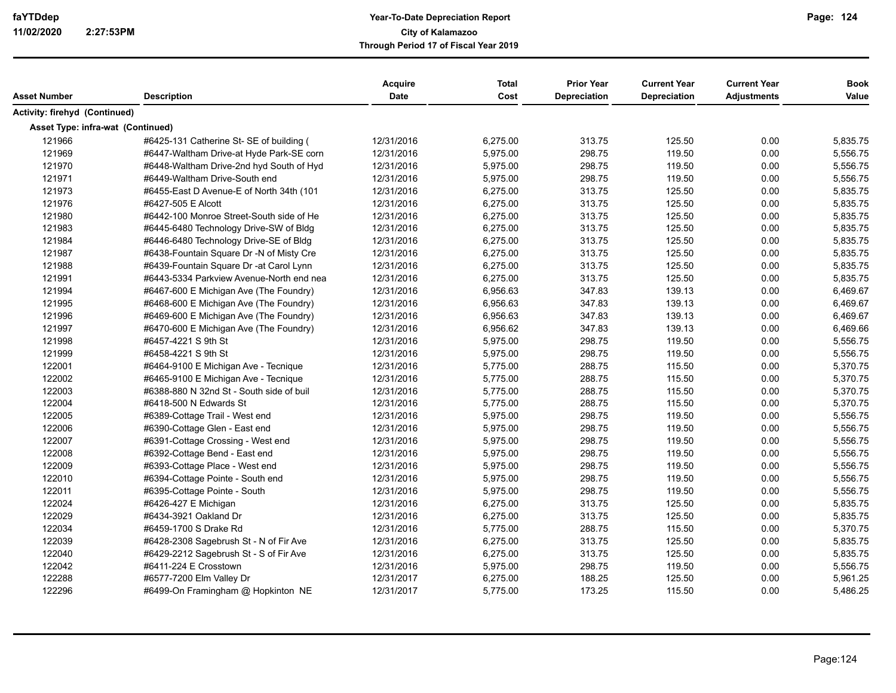| Asset Number | Description | Acquire Date | Total Cost | Prior Year Depreciation | Current Year Depreciation | Current Year Adjustments | Book Value |
|---|---|---|---|---|---|---|---|
| **Activity: firehyd (Continued)** | | | | | | | |
| **Asset Type: infra-wat (Continued)** | | | | | | | |
| 121966 | #6425-131 Catherine St- SE of building ( | 12/31/2016 | 6,275.00 | 313.75 | 125.50 | 0.00 | 5,835.75 |
| 121969 | #6447-Waltham Drive-at Hyde Park-SE corn | 12/31/2016 | 5,975.00 | 298.75 | 119.50 | 0.00 | 5,556.75 |
| 121970 | #6448-Waltham Drive-2nd hyd South of Hyd | 12/31/2016 | 5,975.00 | 298.75 | 119.50 | 0.00 | 5,556.75 |
| 121971 | #6449-Waltham Drive-South end | 12/31/2016 | 5,975.00 | 298.75 | 119.50 | 0.00 | 5,556.75 |
| 121973 | #6455-East D Avenue-E of North 34th (101 | 12/31/2016 | 6,275.00 | 313.75 | 125.50 | 0.00 | 5,835.75 |
| 121976 | #6427-505 E Alcott | 12/31/2016 | 6,275.00 | 313.75 | 125.50 | 0.00 | 5,835.75 |
| 121980 | #6442-100 Monroe Street-South side of He | 12/31/2016 | 6,275.00 | 313.75 | 125.50 | 0.00 | 5,835.75 |
| 121983 | #6445-6480 Technology Drive-SW of Bldg | 12/31/2016 | 6,275.00 | 313.75 | 125.50 | 0.00 | 5,835.75 |
| 121984 | #6446-6480 Technology Drive-SE of Bldg | 12/31/2016 | 6,275.00 | 313.75 | 125.50 | 0.00 | 5,835.75 |
| 121987 | #6438-Fountain Square Dr -N of Misty Cre | 12/31/2016 | 6,275.00 | 313.75 | 125.50 | 0.00 | 5,835.75 |
| 121988 | #6439-Fountain Square Dr -at Carol Lynn | 12/31/2016 | 6,275.00 | 313.75 | 125.50 | 0.00 | 5,835.75 |
| 121991 | #6443-5334 Parkview Avenue-North end nea | 12/31/2016 | 6,275.00 | 313.75 | 125.50 | 0.00 | 5,835.75 |
| 121994 | #6467-600 E Michigan Ave (The Foundry) | 12/31/2016 | 6,956.63 | 347.83 | 139.13 | 0.00 | 6,469.67 |
| 121995 | #6468-600 E Michigan Ave (The Foundry) | 12/31/2016 | 6,956.63 | 347.83 | 139.13 | 0.00 | 6,469.67 |
| 121996 | #6469-600 E Michigan Ave (The Foundry) | 12/31/2016 | 6,956.63 | 347.83 | 139.13 | 0.00 | 6,469.67 |
| 121997 | #6470-600 E Michigan Ave (The Foundry) | 12/31/2016 | 6,956.62 | 347.83 | 139.13 | 0.00 | 6,469.66 |
| 121998 | #6457-4221 S 9th St | 12/31/2016 | 5,975.00 | 298.75 | 119.50 | 0.00 | 5,556.75 |
| 121999 | #6458-4221 S 9th St | 12/31/2016 | 5,975.00 | 298.75 | 119.50 | 0.00 | 5,556.75 |
| 122001 | #6464-9100 E Michigan Ave - Tecnique | 12/31/2016 | 5,775.00 | 288.75 | 115.50 | 0.00 | 5,370.75 |
| 122002 | #6465-9100 E Michigan Ave - Tecnique | 12/31/2016 | 5,775.00 | 288.75 | 115.50 | 0.00 | 5,370.75 |
| 122003 | #6388-880 N 32nd St - South side of buil | 12/31/2016 | 5,775.00 | 288.75 | 115.50 | 0.00 | 5,370.75 |
| 122004 | #6418-500 N Edwards St | 12/31/2016 | 5,775.00 | 288.75 | 115.50 | 0.00 | 5,370.75 |
| 122005 | #6389-Cottage Trail - West end | 12/31/2016 | 5,975.00 | 298.75 | 119.50 | 0.00 | 5,556.75 |
| 122006 | #6390-Cottage Glen - East end | 12/31/2016 | 5,975.00 | 298.75 | 119.50 | 0.00 | 5,556.75 |
| 122007 | #6391-Cottage Crossing - West end | 12/31/2016 | 5,975.00 | 298.75 | 119.50 | 0.00 | 5,556.75 |
| 122008 | #6392-Cottage Bend - East end | 12/31/2016 | 5,975.00 | 298.75 | 119.50 | 0.00 | 5,556.75 |
| 122009 | #6393-Cottage Place - West end | 12/31/2016 | 5,975.00 | 298.75 | 119.50 | 0.00 | 5,556.75 |
| 122010 | #6394-Cottage Pointe - South end | 12/31/2016 | 5,975.00 | 298.75 | 119.50 | 0.00 | 5,556.75 |
| 122011 | #6395-Cottage Pointe - South | 12/31/2016 | 5,975.00 | 298.75 | 119.50 | 0.00 | 5,556.75 |
| 122024 | #6426-427 E Michigan | 12/31/2016 | 6,275.00 | 313.75 | 125.50 | 0.00 | 5,835.75 |
| 122029 | #6434-3921 Oakland Dr | 12/31/2016 | 6,275.00 | 313.75 | 125.50 | 0.00 | 5,835.75 |
| 122034 | #6459-1700 S Drake Rd | 12/31/2016 | 5,775.00 | 288.75 | 115.50 | 0.00 | 5,370.75 |
| 122039 | #6428-2308 Sagebrush St - N of Fir Ave | 12/31/2016 | 6,275.00 | 313.75 | 125.50 | 0.00 | 5,835.75 |
| 122040 | #6429-2212 Sagebrush St - S of Fir Ave | 12/31/2016 | 6,275.00 | 313.75 | 125.50 | 0.00 | 5,835.75 |
| 122042 | #6411-224 E Crosstown | 12/31/2016 | 5,975.00 | 298.75 | 119.50 | 0.00 | 5,556.75 |
| 122288 | #6577-7200 Elm Valley Dr | 12/31/2017 | 6,275.00 | 188.25 | 125.50 | 0.00 | 5,961.25 |
| 122296 | #6499-On Framingham @ Hopkinton NE | 12/31/2017 | 5,775.00 | 173.25 | 115.50 | 0.00 | 5,486.25 |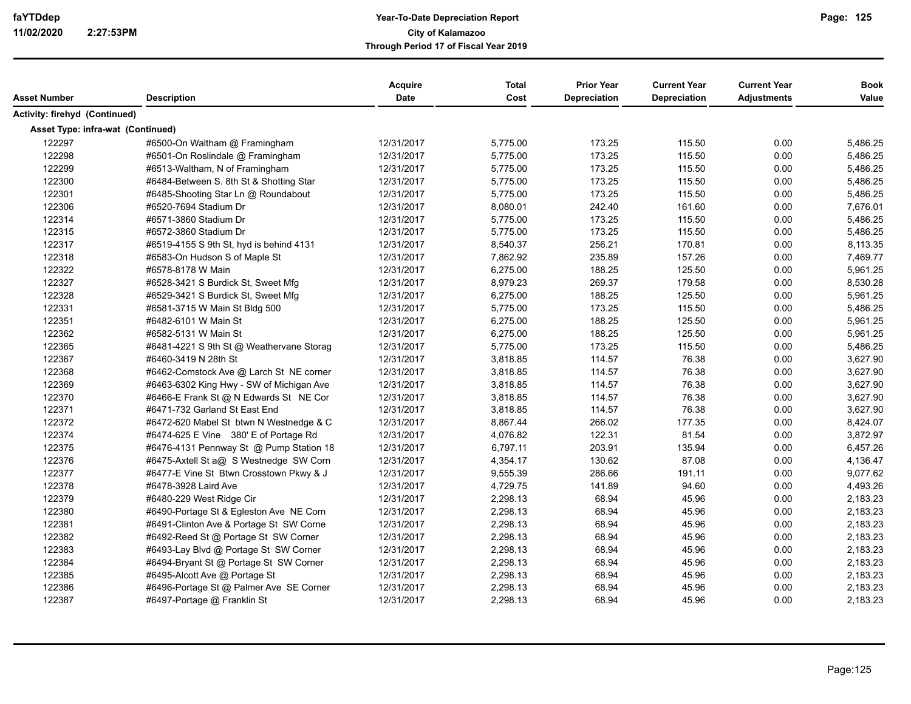**Year-To-Date Depreciation Report**
**City of Kalamazoo**
**Through Period 17 of Fiscal Year 2019**

faYTDdep
11/02/2020 2:27:53PM

| Asset Number | Description | Acquire Date | Total Cost | Prior Year Depreciation | Current Year Depreciation | Current Year Adjustments | Book Value |
|---|---|---|---|---|---|---|---|
| **Activity: firehyd (Continued)** | | | | | | | |
| **Asset Type: infra-wat (Continued)** | | | | | | | |
| 122297 | #6500-On Waltham @ Framingham | 12/31/2017 | 5,775.00 | 173.25 | 115.50 | 0.00 | 5,486.25 |
| 122298 | #6501-On Roslindale @ Framingham | 12/31/2017 | 5,775.00 | 173.25 | 115.50 | 0.00 | 5,486.25 |
| 122299 | #6513-Waltham, N of Framingham | 12/31/2017 | 5,775.00 | 173.25 | 115.50 | 0.00 | 5,486.25 |
| 122300 | #6484-Between S. 8th St & Shotting Star | 12/31/2017 | 5,775.00 | 173.25 | 115.50 | 0.00 | 5,486.25 |
| 122301 | #6485-Shooting Star Ln @ Roundabout | 12/31/2017 | 5,775.00 | 173.25 | 115.50 | 0.00 | 5,486.25 |
| 122306 | #6520-7694 Stadium Dr | 12/31/2017 | 8,080.01 | 242.40 | 161.60 | 0.00 | 7,676.01 |
| 122314 | #6571-3860 Stadium Dr | 12/31/2017 | 5,775.00 | 173.25 | 115.50 | 0.00 | 5,486.25 |
| 122315 | #6572-3860 Stadium Dr | 12/31/2017 | 5,775.00 | 173.25 | 115.50 | 0.00 | 5,486.25 |
| 122317 | #6519-4155 S 9th St, hyd is behind 4131 | 12/31/2017 | 8,540.37 | 256.21 | 170.81 | 0.00 | 8,113.35 |
| 122318 | #6583-On Hudson S of Maple St | 12/31/2017 | 7,862.92 | 235.89 | 157.26 | 0.00 | 7,469.77 |
| 122322 | #6578-8178 W Main | 12/31/2017 | 6,275.00 | 188.25 | 125.50 | 0.00 | 5,961.25 |
| 122327 | #6528-3421 S Burdick St, Sweet Mfg | 12/31/2017 | 8,979.23 | 269.37 | 179.58 | 0.00 | 8,530.28 |
| 122328 | #6529-3421 S Burdick St, Sweet Mfg | 12/31/2017 | 6,275.00 | 188.25 | 125.50 | 0.00 | 5,961.25 |
| 122331 | #6581-3715 W Main St Bldg 500 | 12/31/2017 | 5,775.00 | 173.25 | 115.50 | 0.00 | 5,486.25 |
| 122351 | #6482-6101 W Main St | 12/31/2017 | 6,275.00 | 188.25 | 125.50 | 0.00 | 5,961.25 |
| 122362 | #6582-5131 W Main St | 12/31/2017 | 6,275.00 | 188.25 | 125.50 | 0.00 | 5,961.25 |
| 122365 | #6481-4221 S 9th St @ Weathervane Storag | 12/31/2017 | 5,775.00 | 173.25 | 115.50 | 0.00 | 5,486.25 |
| 122367 | #6460-3419 N 28th St | 12/31/2017 | 3,818.85 | 114.57 | 76.38 | 0.00 | 3,627.90 |
| 122368 | #6462-Comstock Ave @ Larch St NE corner | 12/31/2017 | 3,818.85 | 114.57 | 76.38 | 0.00 | 3,627.90 |
| 122369 | #6463-6302 King Hwy - SW of Michigan Ave | 12/31/2017 | 3,818.85 | 114.57 | 76.38 | 0.00 | 3,627.90 |
| 122370 | #6466-E Frank St @ N Edwards St NE Cor | 12/31/2017 | 3,818.85 | 114.57 | 76.38 | 0.00 | 3,627.90 |
| 122371 | #6471-732 Garland St East End | 12/31/2017 | 3,818.85 | 114.57 | 76.38 | 0.00 | 3,627.90 |
| 122372 | #6472-620 Mabel St btwn N Westnedge & C | 12/31/2017 | 8,867.44 | 266.02 | 177.35 | 0.00 | 8,424.07 |
| 122374 | #6474-625 E Vine 380' E of Portage Rd | 12/31/2017 | 4,076.82 | 122.31 | 81.54 | 0.00 | 3,872.97 |
| 122375 | #6476-4131 Pennway St @ Pump Station 18 | 12/31/2017 | 6,797.11 | 203.91 | 135.94 | 0.00 | 6,457.26 |
| 122376 | #6475-Axtell St a@ S Westnedge SW Corn | 12/31/2017 | 4,354.17 | 130.62 | 87.08 | 0.00 | 4,136.47 |
| 122377 | #6477-E Vine St Btwn Crosstown Pkwy & J | 12/31/2017 | 9,555.39 | 286.66 | 191.11 | 0.00 | 9,077.62 |
| 122378 | #6478-3928 Laird Ave | 12/31/2017 | 4,729.75 | 141.89 | 94.60 | 0.00 | 4,493.26 |
| 122379 | #6480-229 West Ridge Cir | 12/31/2017 | 2,298.13 | 68.94 | 45.96 | 0.00 | 2,183.23 |
| 122380 | #6490-Portage St & Egleston Ave NE Corn | 12/31/2017 | 2,298.13 | 68.94 | 45.96 | 0.00 | 2,183.23 |
| 122381 | #6491-Clinton Ave & Portage St SW Corne | 12/31/2017 | 2,298.13 | 68.94 | 45.96 | 0.00 | 2,183.23 |
| 122382 | #6492-Reed St @ Portage St SW Corner | 12/31/2017 | 2,298.13 | 68.94 | 45.96 | 0.00 | 2,183.23 |
| 122383 | #6493-Lay Blvd @ Portage St SW Corner | 12/31/2017 | 2,298.13 | 68.94 | 45.96 | 0.00 | 2,183.23 |
| 122384 | #6494-Bryant St @ Portage St SW Corner | 12/31/2017 | 2,298.13 | 68.94 | 45.96 | 0.00 | 2,183.23 |
| 122385 | #6495-Alcott Ave @ Portage St | 12/31/2017 | 2,298.13 | 68.94 | 45.96 | 0.00 | 2,183.23 |
| 122386 | #6496-Portage St @ Palmer Ave SE Corner | 12/31/2017 | 2,298.13 | 68.94 | 45.96 | 0.00 | 2,183.23 |
| 122387 | #6497-Portage @ Franklin St | 12/31/2017 | 2,298.13 | 68.94 | 45.96 | 0.00 | 2,183.23 |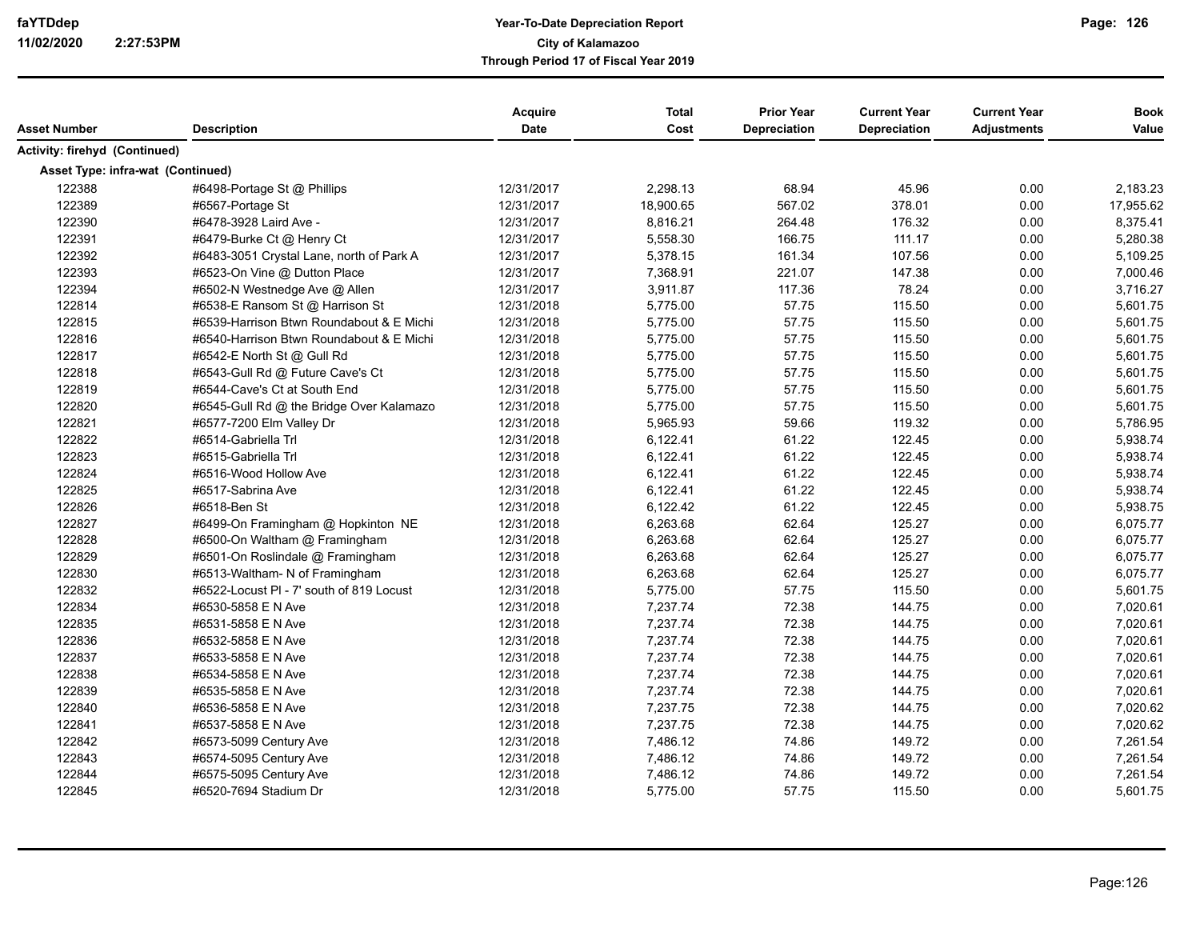**Year-To-Date Depreciation Report**
**City of Kalamazoo**
**Through Period 17 of Fiscal Year 2019**

| Asset Number | Description | Acquire Date | Total Cost | Prior Year Depreciation | Current Year Depreciation | Current Year Adjustments | Book Value |
|---|---|---|---|---|---|---|---|
| **Activity: firehyd (Continued)** | | | | | | | |
| **Asset Type: infra-wat (Continued)** | | | | | | | |
| 122388 | #6498-Portage St @ Phillips | 12/31/2017 | 2,298.13 | 68.94 | 45.96 | 0.00 | 2,183.23 |
| 122389 | #6567-Portage St | 12/31/2017 | 18,900.65 | 567.02 | 378.01 | 0.00 | 17,955.62 |
| 122390 | #6478-3928 Laird Ave - | 12/31/2017 | 8,816.21 | 264.48 | 176.32 | 0.00 | 8,375.41 |
| 122391 | #6479-Burke Ct @ Henry Ct | 12/31/2017 | 5,558.30 | 166.75 | 111.17 | 0.00 | 5,280.38 |
| 122392 | #6483-3051 Crystal Lane, north of Park A | 12/31/2017 | 5,378.15 | 161.34 | 107.56 | 0.00 | 5,109.25 |
| 122393 | #6523-On Vine @ Dutton Place | 12/31/2017 | 7,368.91 | 221.07 | 147.38 | 0.00 | 7,000.46 |
| 122394 | #6502-N Westnedge Ave @ Allen | 12/31/2017 | 3,911.87 | 117.36 | 78.24 | 0.00 | 3,716.27 |
| 122814 | #6538-E Ransom St @ Harrison St | 12/31/2018 | 5,775.00 | 57.75 | 115.50 | 0.00 | 5,601.75 |
| 122815 | #6539-Harrison Btwn Roundabout & E Michi | 12/31/2018 | 5,775.00 | 57.75 | 115.50 | 0.00 | 5,601.75 |
| 122816 | #6540-Harrison Btwn Roundabout & E Michi | 12/31/2018 | 5,775.00 | 57.75 | 115.50 | 0.00 | 5,601.75 |
| 122817 | #6542-E North St @ Gull Rd | 12/31/2018 | 5,775.00 | 57.75 | 115.50 | 0.00 | 5,601.75 |
| 122818 | #6543-Gull Rd @ Future Cave's Ct | 12/31/2018 | 5,775.00 | 57.75 | 115.50 | 0.00 | 5,601.75 |
| 122819 | #6544-Cave's Ct at South End | 12/31/2018 | 5,775.00 | 57.75 | 115.50 | 0.00 | 5,601.75 |
| 122820 | #6545-Gull Rd @ the Bridge Over Kalamazo | 12/31/2018 | 5,775.00 | 57.75 | 115.50 | 0.00 | 5,601.75 |
| 122821 | #6577-7200 Elm Valley Dr | 12/31/2018 | 5,965.93 | 59.66 | 119.32 | 0.00 | 5,786.95 |
| 122822 | #6514-Gabriella Trl | 12/31/2018 | 6,122.41 | 61.22 | 122.45 | 0.00 | 5,938.74 |
| 122823 | #6515-Gabriella Trl | 12/31/2018 | 6,122.41 | 61.22 | 122.45 | 0.00 | 5,938.74 |
| 122824 | #6516-Wood Hollow Ave | 12/31/2018 | 6,122.41 | 61.22 | 122.45 | 0.00 | 5,938.74 |
| 122825 | #6517-Sabrina Ave | 12/31/2018 | 6,122.41 | 61.22 | 122.45 | 0.00 | 5,938.74 |
| 122826 | #6518-Ben St | 12/31/2018 | 6,122.42 | 61.22 | 122.45 | 0.00 | 5,938.75 |
| 122827 | #6499-On Framingham @ Hopkinton NE | 12/31/2018 | 6,263.68 | 62.64 | 125.27 | 0.00 | 6,075.77 |
| 122828 | #6500-On Waltham @ Framingham | 12/31/2018 | 6,263.68 | 62.64 | 125.27 | 0.00 | 6,075.77 |
| 122829 | #6501-On Roslindale @ Framingham | 12/31/2018 | 6,263.68 | 62.64 | 125.27 | 0.00 | 6,075.77 |
| 122830 | #6513-Waltham- N of Framingham | 12/31/2018 | 6,263.68 | 62.64 | 125.27 | 0.00 | 6,075.77 |
| 122832 | #6522-Locust Pl - 7' south of 819 Locust | 12/31/2018 | 5,775.00 | 57.75 | 115.50 | 0.00 | 5,601.75 |
| 122834 | #6530-5858 E N Ave | 12/31/2018 | 7,237.74 | 72.38 | 144.75 | 0.00 | 7,020.61 |
| 122835 | #6531-5858 E N Ave | 12/31/2018 | 7,237.74 | 72.38 | 144.75 | 0.00 | 7,020.61 |
| 122836 | #6532-5858 E N Ave | 12/31/2018 | 7,237.74 | 72.38 | 144.75 | 0.00 | 7,020.61 |
| 122837 | #6533-5858 E N Ave | 12/31/2018 | 7,237.74 | 72.38 | 144.75 | 0.00 | 7,020.61 |
| 122838 | #6534-5858 E N Ave | 12/31/2018 | 7,237.74 | 72.38 | 144.75 | 0.00 | 7,020.61 |
| 122839 | #6535-5858 E N Ave | 12/31/2018 | 7,237.74 | 72.38 | 144.75 | 0.00 | 7,020.61 |
| 122840 | #6536-5858 E N Ave | 12/31/2018 | 7,237.75 | 72.38 | 144.75 | 0.00 | 7,020.62 |
| 122841 | #6537-5858 E N Ave | 12/31/2018 | 7,237.75 | 72.38 | 144.75 | 0.00 | 7,020.62 |
| 122842 | #6573-5099 Century Ave | 12/31/2018 | 7,486.12 | 74.86 | 149.72 | 0.00 | 7,261.54 |
| 122843 | #6574-5095 Century Ave | 12/31/2018 | 7,486.12 | 74.86 | 149.72 | 0.00 | 7,261.54 |
| 122844 | #6575-5095 Century Ave | 12/31/2018 | 7,486.12 | 74.86 | 149.72 | 0.00 | 7,261.54 |
| 122845 | #6520-7694 Stadium Dr | 12/31/2018 | 5,775.00 | 57.75 | 115.50 | 0.00 | 5,601.75 |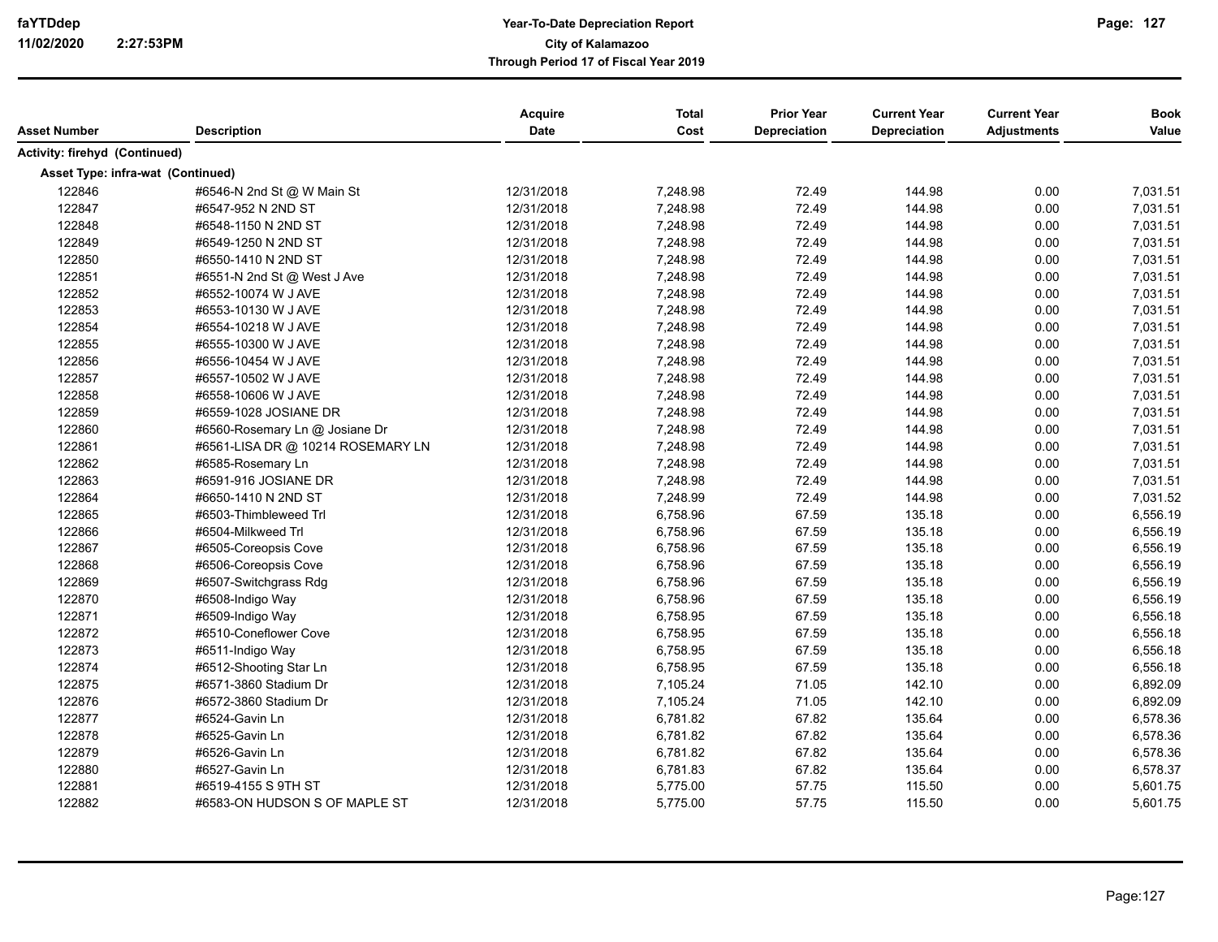| Asset Number | Description | Acquire Date | Total Cost | Prior Year Depreciation | Current Year Depreciation | Current Year Adjustments | Book Value |
|---|---|---|---|---|---|---|---|
| **Activity: firehyd (Continued)** | | | | | | | |
| **Asset Type: infra-wat (Continued)** | | | | | | | |
| 122846 | #6546-N 2nd St @ W Main St | 12/31/2018 | 7,248.98 | 72.49 | 144.98 | 0.00 | 7,031.51 |
| 122847 | #6547-952 N 2ND ST | 12/31/2018 | 7,248.98 | 72.49 | 144.98 | 0.00 | 7,031.51 |
| 122848 | #6548-1150 N 2ND ST | 12/31/2018 | 7,248.98 | 72.49 | 144.98 | 0.00 | 7,031.51 |
| 122849 | #6549-1250 N 2ND ST | 12/31/2018 | 7,248.98 | 72.49 | 144.98 | 0.00 | 7,031.51 |
| 122850 | #6550-1410 N 2ND ST | 12/31/2018 | 7,248.98 | 72.49 | 144.98 | 0.00 | 7,031.51 |
| 122851 | #6551-N 2nd St @ West J Ave | 12/31/2018 | 7,248.98 | 72.49 | 144.98 | 0.00 | 7,031.51 |
| 122852 | #6552-10074 W J AVE | 12/31/2018 | 7,248.98 | 72.49 | 144.98 | 0.00 | 7,031.51 |
| 122853 | #6553-10130 W J AVE | 12/31/2018 | 7,248.98 | 72.49 | 144.98 | 0.00 | 7,031.51 |
| 122854 | #6554-10218 W J AVE | 12/31/2018 | 7,248.98 | 72.49 | 144.98 | 0.00 | 7,031.51 |
| 122855 | #6555-10300 W J AVE | 12/31/2018 | 7,248.98 | 72.49 | 144.98 | 0.00 | 7,031.51 |
| 122856 | #6556-10454 W J AVE | 12/31/2018 | 7,248.98 | 72.49 | 144.98 | 0.00 | 7,031.51 |
| 122857 | #6557-10502 W J AVE | 12/31/2018 | 7,248.98 | 72.49 | 144.98 | 0.00 | 7,031.51 |
| 122858 | #6558-10606 W J AVE | 12/31/2018 | 7,248.98 | 72.49 | 144.98 | 0.00 | 7,031.51 |
| 122859 | #6559-1028 JOSIANE DR | 12/31/2018 | 7,248.98 | 72.49 | 144.98 | 0.00 | 7,031.51 |
| 122860 | #6560-Rosemary Ln @ Josiane Dr | 12/31/2018 | 7,248.98 | 72.49 | 144.98 | 0.00 | 7,031.51 |
| 122861 | #6561-LISA DR @ 10214 ROSEMARY LN | 12/31/2018 | 7,248.98 | 72.49 | 144.98 | 0.00 | 7,031.51 |
| 122862 | #6585-Rosemary Ln | 12/31/2018 | 7,248.98 | 72.49 | 144.98 | 0.00 | 7,031.51 |
| 122863 | #6591-916 JOSIANE DR | 12/31/2018 | 7,248.98 | 72.49 | 144.98 | 0.00 | 7,031.51 |
| 122864 | #6650-1410 N 2ND ST | 12/31/2018 | 7,248.99 | 72.49 | 144.98 | 0.00 | 7,031.52 |
| 122865 | #6503-Thimbleweed Trl | 12/31/2018 | 6,758.96 | 67.59 | 135.18 | 0.00 | 6,556.19 |
| 122866 | #6504-Milkweed Trl | 12/31/2018 | 6,758.96 | 67.59 | 135.18 | 0.00 | 6,556.19 |
| 122867 | #6505-Coreopsis Cove | 12/31/2018 | 6,758.96 | 67.59 | 135.18 | 0.00 | 6,556.19 |
| 122868 | #6506-Coreopsis Cove | 12/31/2018 | 6,758.96 | 67.59 | 135.18 | 0.00 | 6,556.19 |
| 122869 | #6507-Switchgrass Rdg | 12/31/2018 | 6,758.96 | 67.59 | 135.18 | 0.00 | 6,556.19 |
| 122870 | #6508-Indigo Way | 12/31/2018 | 6,758.96 | 67.59 | 135.18 | 0.00 | 6,556.19 |
| 122871 | #6509-Indigo Way | 12/31/2018 | 6,758.95 | 67.59 | 135.18 | 0.00 | 6,556.18 |
| 122872 | #6510-Coneflower Cove | 12/31/2018 | 6,758.95 | 67.59 | 135.18 | 0.00 | 6,556.18 |
| 122873 | #6511-Indigo Way | 12/31/2018 | 6,758.95 | 67.59 | 135.18 | 0.00 | 6,556.18 |
| 122874 | #6512-Shooting Star Ln | 12/31/2018 | 6,758.95 | 67.59 | 135.18 | 0.00 | 6,556.18 |
| 122875 | #6571-3860 Stadium Dr | 12/31/2018 | 7,105.24 | 71.05 | 142.10 | 0.00 | 6,892.09 |
| 122876 | #6572-3860 Stadium Dr | 12/31/2018 | 7,105.24 | 71.05 | 142.10 | 0.00 | 6,892.09 |
| 122877 | #6524-Gavin Ln | 12/31/2018 | 6,781.82 | 67.82 | 135.64 | 0.00 | 6,578.36 |
| 122878 | #6525-Gavin Ln | 12/31/2018 | 6,781.82 | 67.82 | 135.64 | 0.00 | 6,578.36 |
| 122879 | #6526-Gavin Ln | 12/31/2018 | 6,781.82 | 67.82 | 135.64 | 0.00 | 6,578.36 |
| 122880 | #6527-Gavin Ln | 12/31/2018 | 6,781.83 | 67.82 | 135.64 | 0.00 | 6,578.37 |
| 122881 | #6519-4155 S 9TH ST | 12/31/2018 | 5,775.00 | 57.75 | 115.50 | 0.00 | 5,601.75 |
| 122882 | #6583-ON HUDSON S OF MAPLE ST | 12/31/2018 | 5,775.00 | 57.75 | 115.50 | 0.00 | 5,601.75 |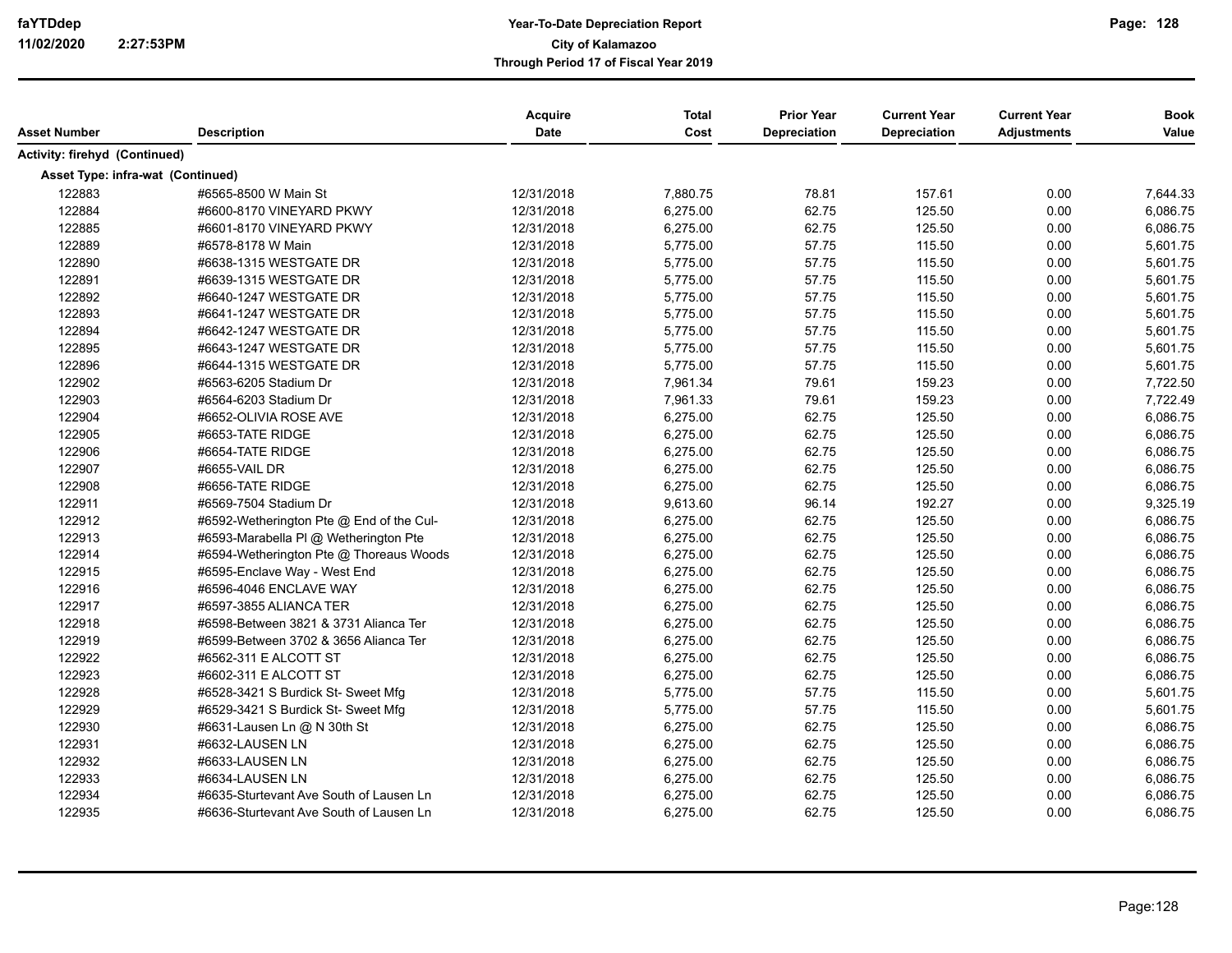| Asset Number | Description | Acquire Date | Total Cost | Prior Year Depreciation | Current Year Depreciation | Current Year Adjustments | Book Value |
|---|---|---|---|---|---|---|---|
| **Activity: firehyd (Continued)** | | | | | | | |
| **Asset Type: infra-wat (Continued)** | | | | | | | |
| 122883 | #6565-8500 W Main St | 12/31/2018 | 7,880.75 | 78.81 | 157.61 | 0.00 | 7,644.33 |
| 122884 | #6600-8170 VINEYARD PKWY | 12/31/2018 | 6,275.00 | 62.75 | 125.50 | 0.00 | 6,086.75 |
| 122885 | #6601-8170 VINEYARD PKWY | 12/31/2018 | 6,275.00 | 62.75 | 125.50 | 0.00 | 6,086.75 |
| 122889 | #6578-8178 W Main | 12/31/2018 | 5,775.00 | 57.75 | 115.50 | 0.00 | 5,601.75 |
| 122890 | #6638-1315 WESTGATE DR | 12/31/2018 | 5,775.00 | 57.75 | 115.50 | 0.00 | 5,601.75 |
| 122891 | #6639-1315 WESTGATE DR | 12/31/2018 | 5,775.00 | 57.75 | 115.50 | 0.00 | 5,601.75 |
| 122892 | #6640-1247 WESTGATE DR | 12/31/2018 | 5,775.00 | 57.75 | 115.50 | 0.00 | 5,601.75 |
| 122893 | #6641-1247 WESTGATE DR | 12/31/2018 | 5,775.00 | 57.75 | 115.50 | 0.00 | 5,601.75 |
| 122894 | #6642-1247 WESTGATE DR | 12/31/2018 | 5,775.00 | 57.75 | 115.50 | 0.00 | 5,601.75 |
| 122895 | #6643-1247 WESTGATE DR | 12/31/2018 | 5,775.00 | 57.75 | 115.50 | 0.00 | 5,601.75 |
| 122896 | #6644-1315 WESTGATE DR | 12/31/2018 | 5,775.00 | 57.75 | 115.50 | 0.00 | 5,601.75 |
| 122902 | #6563-6205 Stadium Dr | 12/31/2018 | 7,961.34 | 79.61 | 159.23 | 0.00 | 7,722.50 |
| 122903 | #6564-6203 Stadium Dr | 12/31/2018 | 7,961.33 | 79.61 | 159.23 | 0.00 | 7,722.49 |
| 122904 | #6652-OLIVIA ROSE AVE | 12/31/2018 | 6,275.00 | 62.75 | 125.50 | 0.00 | 6,086.75 |
| 122905 | #6653-TATE RIDGE | 12/31/2018 | 6,275.00 | 62.75 | 125.50 | 0.00 | 6,086.75 |
| 122906 | #6654-TATE RIDGE | 12/31/2018 | 6,275.00 | 62.75 | 125.50 | 0.00 | 6,086.75 |
| 122907 | #6655-VAIL DR | 12/31/2018 | 6,275.00 | 62.75 | 125.50 | 0.00 | 6,086.75 |
| 122908 | #6656-TATE RIDGE | 12/31/2018 | 6,275.00 | 62.75 | 125.50 | 0.00 | 6,086.75 |
| 122911 | #6569-7504 Stadium Dr | 12/31/2018 | 9,613.60 | 96.14 | 192.27 | 0.00 | 9,325.19 |
| 122912 | #6592-Wetherington Pte @ End of the Cul- | 12/31/2018 | 6,275.00 | 62.75 | 125.50 | 0.00 | 6,086.75 |
| 122913 | #6593-Marabella Pl @ Wetherington Pte | 12/31/2018 | 6,275.00 | 62.75 | 125.50 | 0.00 | 6,086.75 |
| 122914 | #6594-Wetherington Pte @ Thoreaus Woods | 12/31/2018 | 6,275.00 | 62.75 | 125.50 | 0.00 | 6,086.75 |
| 122915 | #6595-Enclave Way - West End | 12/31/2018 | 6,275.00 | 62.75 | 125.50 | 0.00 | 6,086.75 |
| 122916 | #6596-4046 ENCLAVE WAY | 12/31/2018 | 6,275.00 | 62.75 | 125.50 | 0.00 | 6,086.75 |
| 122917 | #6597-3855 ALIANCA TER | 12/31/2018 | 6,275.00 | 62.75 | 125.50 | 0.00 | 6,086.75 |
| 122918 | #6598-Between 3821 & 3731 Alianca Ter | 12/31/2018 | 6,275.00 | 62.75 | 125.50 | 0.00 | 6,086.75 |
| 122919 | #6599-Between 3702 & 3656 Alianca Ter | 12/31/2018 | 6,275.00 | 62.75 | 125.50 | 0.00 | 6,086.75 |
| 122922 | #6562-311 E ALCOTT ST | 12/31/2018 | 6,275.00 | 62.75 | 125.50 | 0.00 | 6,086.75 |
| 122923 | #6602-311 E ALCOTT ST | 12/31/2018 | 6,275.00 | 62.75 | 125.50 | 0.00 | 6,086.75 |
| 122928 | #6528-3421 S Burdick St- Sweet Mfg | 12/31/2018 | 5,775.00 | 57.75 | 115.50 | 0.00 | 5,601.75 |
| 122929 | #6529-3421 S Burdick St- Sweet Mfg | 12/31/2018 | 5,775.00 | 57.75 | 115.50 | 0.00 | 5,601.75 |
| 122930 | #6631-Lausen Ln @ N 30th St | 12/31/2018 | 6,275.00 | 62.75 | 125.50 | 0.00 | 6,086.75 |
| 122931 | #6632-LAUSEN LN | 12/31/2018 | 6,275.00 | 62.75 | 125.50 | 0.00 | 6,086.75 |
| 122932 | #6633-LAUSEN LN | 12/31/2018 | 6,275.00 | 62.75 | 125.50 | 0.00 | 6,086.75 |
| 122933 | #6634-LAUSEN LN | 12/31/2018 | 6,275.00 | 62.75 | 125.50 | 0.00 | 6,086.75 |
| 122934 | #6635-Sturtevant Ave South of Lausen Ln | 12/31/2018 | 6,275.00 | 62.75 | 125.50 | 0.00 | 6,086.75 |
| 122935 | #6636-Sturtevant Ave South of Lausen Ln | 12/31/2018 | 6,275.00 | 62.75 | 125.50 | 0.00 | 6,086.75 |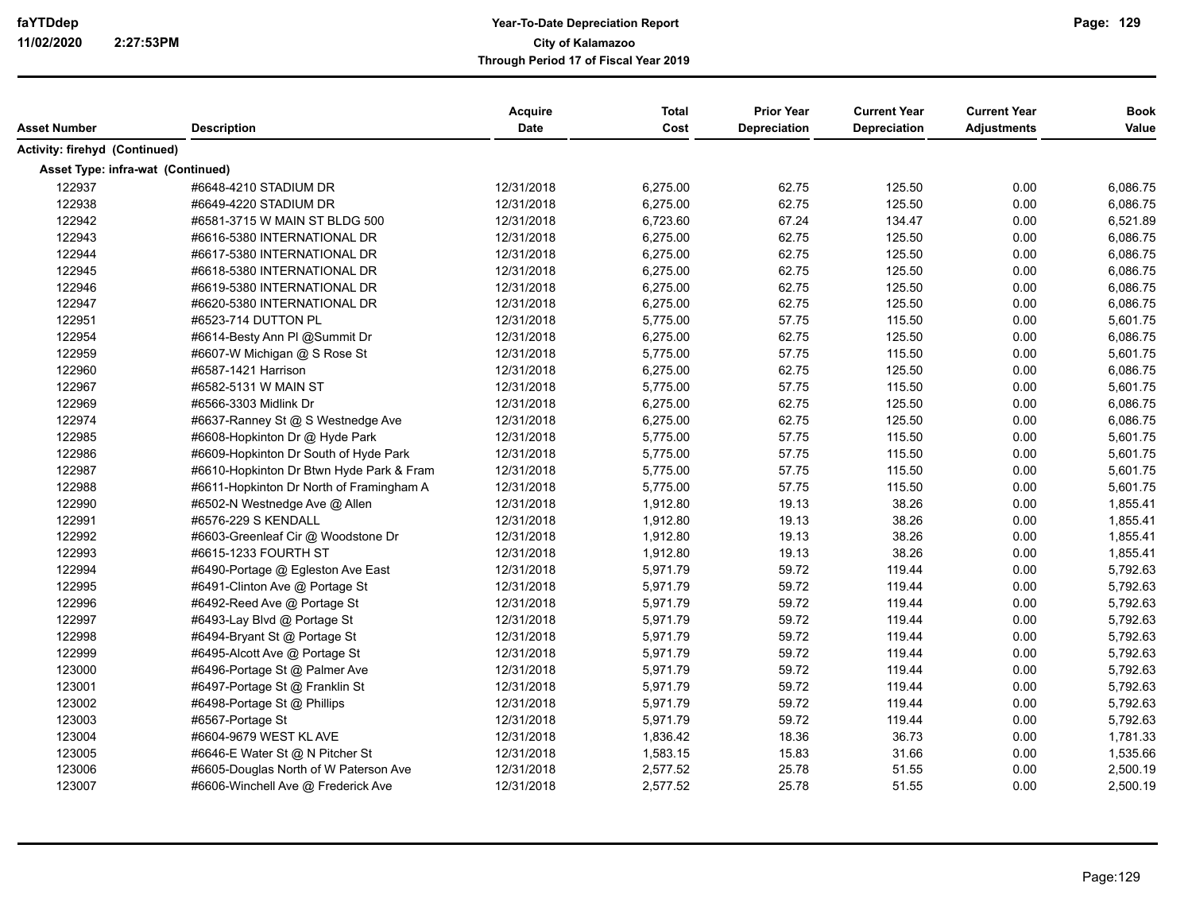**Year-To-Date Depreciation Report**
**City of Kalamazoo**
**Through Period 17 of Fiscal Year 2019**

| Asset Number | Description | Acquire Date | Total Cost | Prior Year Depreciation | Current Year Depreciation | Current Year Adjustments | Book Value |
|---|---|---|---|---|---|---|---|
| **Activity: firehyd (Continued)** | | | | | | | |
| **Asset Type: infra-wat (Continued)** | | | | | | | |
| 122937 | #6648-4210 STADIUM DR | 12/31/2018 | 6,275.00 | 62.75 | 125.50 | 0.00 | 6,086.75 |
| 122938 | #6649-4220 STADIUM DR | 12/31/2018 | 6,275.00 | 62.75 | 125.50 | 0.00 | 6,086.75 |
| 122942 | #6581-3715 W MAIN ST BLDG 500 | 12/31/2018 | 6,723.60 | 67.24 | 134.47 | 0.00 | 6,521.89 |
| 122943 | #6616-5380 INTERNATIONAL DR | 12/31/2018 | 6,275.00 | 62.75 | 125.50 | 0.00 | 6,086.75 |
| 122944 | #6617-5380 INTERNATIONAL DR | 12/31/2018 | 6,275.00 | 62.75 | 125.50 | 0.00 | 6,086.75 |
| 122945 | #6618-5380 INTERNATIONAL DR | 12/31/2018 | 6,275.00 | 62.75 | 125.50 | 0.00 | 6,086.75 |
| 122946 | #6619-5380 INTERNATIONAL DR | 12/31/2018 | 6,275.00 | 62.75 | 125.50 | 0.00 | 6,086.75 |
| 122947 | #6620-5380 INTERNATIONAL DR | 12/31/2018 | 6,275.00 | 62.75 | 125.50 | 0.00 | 6,086.75 |
| 122951 | #6523-714 DUTTON PL | 12/31/2018 | 5,775.00 | 57.75 | 115.50 | 0.00 | 5,601.75 |
| 122954 | #6614-Besty Ann Pl @Summit Dr | 12/31/2018 | 6,275.00 | 62.75 | 125.50 | 0.00 | 6,086.75 |
| 122959 | #6607-W Michigan @ S Rose St | 12/31/2018 | 5,775.00 | 57.75 | 115.50 | 0.00 | 5,601.75 |
| 122960 | #6587-1421 Harrison | 12/31/2018 | 6,275.00 | 62.75 | 125.50 | 0.00 | 6,086.75 |
| 122967 | #6582-5131 W MAIN ST | 12/31/2018 | 5,775.00 | 57.75 | 115.50 | 0.00 | 5,601.75 |
| 122969 | #6566-3303 Midlink Dr | 12/31/2018 | 6,275.00 | 62.75 | 125.50 | 0.00 | 6,086.75 |
| 122974 | #6637-Ranney St @ S Westnedge Ave | 12/31/2018 | 6,275.00 | 62.75 | 125.50 | 0.00 | 6,086.75 |
| 122985 | #6608-Hopkinton Dr @ Hyde Park | 12/31/2018 | 5,775.00 | 57.75 | 115.50 | 0.00 | 5,601.75 |
| 122986 | #6609-Hopkinton Dr South of Hyde Park | 12/31/2018 | 5,775.00 | 57.75 | 115.50 | 0.00 | 5,601.75 |
| 122987 | #6610-Hopkinton Dr Btwn Hyde Park & Fram | 12/31/2018 | 5,775.00 | 57.75 | 115.50 | 0.00 | 5,601.75 |
| 122988 | #6611-Hopkinton Dr North of Framingham A | 12/31/2018 | 5,775.00 | 57.75 | 115.50 | 0.00 | 5,601.75 |
| 122990 | #6502-N Westnedge Ave @ Allen | 12/31/2018 | 1,912.80 | 19.13 | 38.26 | 0.00 | 1,855.41 |
| 122991 | #6576-229 S KENDALL | 12/31/2018 | 1,912.80 | 19.13 | 38.26 | 0.00 | 1,855.41 |
| 122992 | #6603-Greenleaf Cir @ Woodstone Dr | 12/31/2018 | 1,912.80 | 19.13 | 38.26 | 0.00 | 1,855.41 |
| 122993 | #6615-1233 FOURTH ST | 12/31/2018 | 1,912.80 | 19.13 | 38.26 | 0.00 | 1,855.41 |
| 122994 | #6490-Portage @ Egleston Ave East | 12/31/2018 | 5,971.79 | 59.72 | 119.44 | 0.00 | 5,792.63 |
| 122995 | #6491-Clinton Ave @ Portage St | 12/31/2018 | 5,971.79 | 59.72 | 119.44 | 0.00 | 5,792.63 |
| 122996 | #6492-Reed Ave @ Portage St | 12/31/2018 | 5,971.79 | 59.72 | 119.44 | 0.00 | 5,792.63 |
| 122997 | #6493-Lay Blvd @ Portage St | 12/31/2018 | 5,971.79 | 59.72 | 119.44 | 0.00 | 5,792.63 |
| 122998 | #6494-Bryant St @ Portage St | 12/31/2018 | 5,971.79 | 59.72 | 119.44 | 0.00 | 5,792.63 |
| 122999 | #6495-Alcott Ave @ Portage St | 12/31/2018 | 5,971.79 | 59.72 | 119.44 | 0.00 | 5,792.63 |
| 123000 | #6496-Portage St @ Palmer Ave | 12/31/2018 | 5,971.79 | 59.72 | 119.44 | 0.00 | 5,792.63 |
| 123001 | #6497-Portage St @ Franklin St | 12/31/2018 | 5,971.79 | 59.72 | 119.44 | 0.00 | 5,792.63 |
| 123002 | #6498-Portage St @ Phillips | 12/31/2018 | 5,971.79 | 59.72 | 119.44 | 0.00 | 5,792.63 |
| 123003 | #6567-Portage St | 12/31/2018 | 5,971.79 | 59.72 | 119.44 | 0.00 | 5,792.63 |
| 123004 | #6604-9679 WEST KL AVE | 12/31/2018 | 1,836.42 | 18.36 | 36.73 | 0.00 | 1,781.33 |
| 123005 | #6646-E Water St @ N Pitcher St | 12/31/2018 | 1,583.15 | 15.83 | 31.66 | 0.00 | 1,535.66 |
| 123006 | #6605-Douglas North of W Paterson Ave | 12/31/2018 | 2,577.52 | 25.78 | 51.55 | 0.00 | 2,500.19 |
| 123007 | #6606-Winchell Ave @ Frederick Ave | 12/31/2018 | 2,577.52 | 25.78 | 51.55 | 0.00 | 2,500.19 |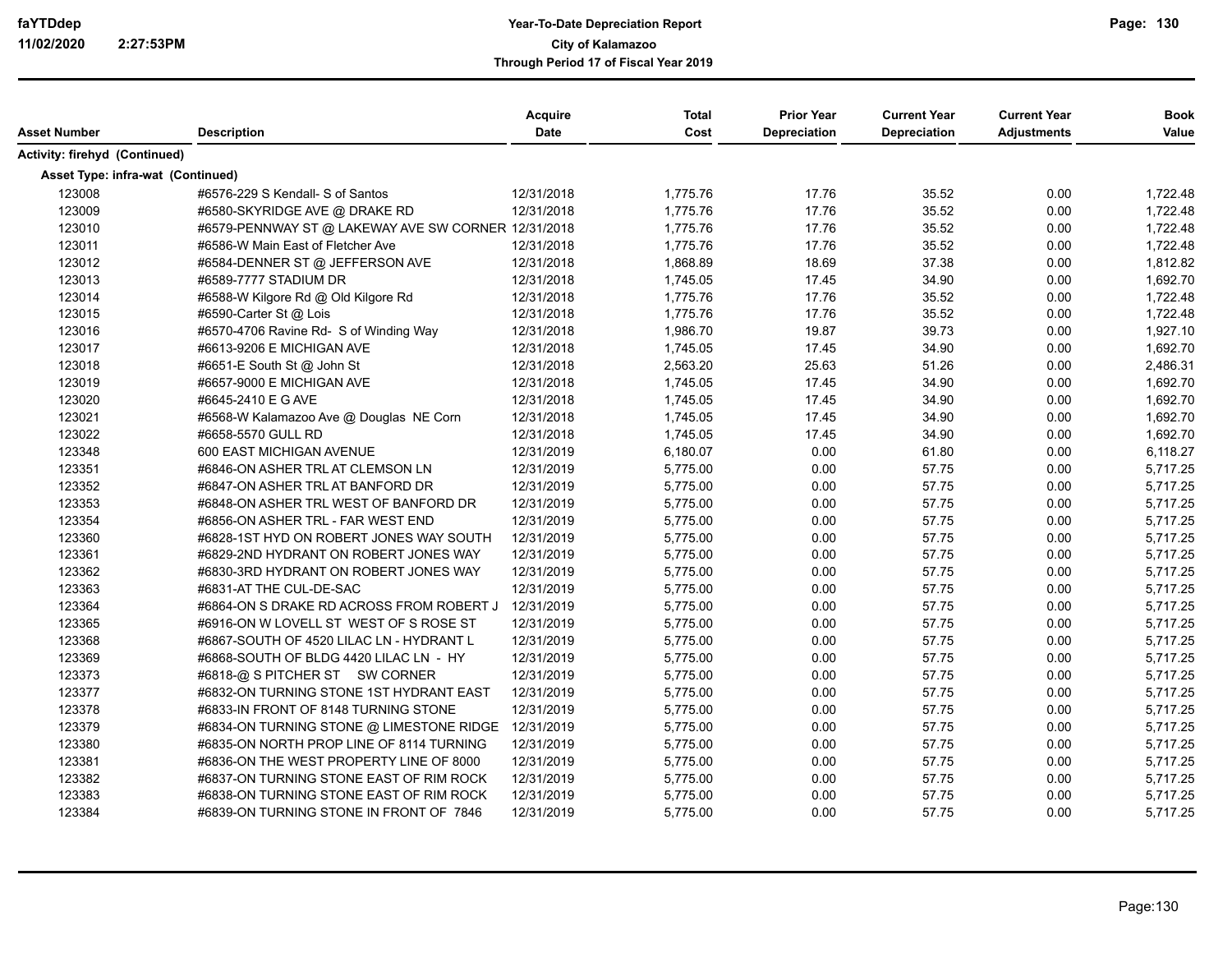| Asset Number | Description | Acquire Date | Total Cost | Prior Year Depreciation | Current Year Depreciation | Current Year Adjustments | Book Value |
|---|---|---|---|---|---|---|---|
| **Activity: firehyd (Continued)** | | | | | | | |
| **Asset Type: infra-wat (Continued)** | | | | | | | |
| 123008 | #6576-229 S Kendall- S of Santos | 12/31/2018 | 1,775.76 | 17.76 | 35.52 | 0.00 | 1,722.48 |
| 123009 | #6580-SKYRIDGE AVE @ DRAKE RD | 12/31/2018 | 1,775.76 | 17.76 | 35.52 | 0.00 | 1,722.48 |
| 123010 | #6579-PENNWAY ST @ LAKEWAY AVE SW CORNER | 12/31/2018 | 1,775.76 | 17.76 | 35.52 | 0.00 | 1,722.48 |
| 123011 | #6586-W Main East of Fletcher Ave | 12/31/2018 | 1,775.76 | 17.76 | 35.52 | 0.00 | 1,722.48 |
| 123012 | #6584-DENNER ST @ JEFFERSON AVE | 12/31/2018 | 1,868.89 | 18.69 | 37.38 | 0.00 | 1,812.82 |
| 123013 | #6589-7777 STADIUM DR | 12/31/2018 | 1,745.05 | 17.45 | 34.90 | 0.00 | 1,692.70 |
| 123014 | #6588-W Kilgore Rd @ Old Kilgore Rd | 12/31/2018 | 1,775.76 | 17.76 | 35.52 | 0.00 | 1,722.48 |
| 123015 | #6590-Carter St @ Lois | 12/31/2018 | 1,775.76 | 17.76 | 35.52 | 0.00 | 1,722.48 |
| 123016 | #6570-4706 Ravine Rd- S of Winding Way | 12/31/2018 | 1,986.70 | 19.87 | 39.73 | 0.00 | 1,927.10 |
| 123017 | #6613-9206 E MICHIGAN AVE | 12/31/2018 | 1,745.05 | 17.45 | 34.90 | 0.00 | 1,692.70 |
| 123018 | #6651-E South St @ John St | 12/31/2018 | 2,563.20 | 25.63 | 51.26 | 0.00 | 2,486.31 |
| 123019 | #6657-9000 E MICHIGAN AVE | 12/31/2018 | 1,745.05 | 17.45 | 34.90 | 0.00 | 1,692.70 |
| 123020 | #6645-2410 E G AVE | 12/31/2018 | 1,745.05 | 17.45 | 34.90 | 0.00 | 1,692.70 |
| 123021 | #6568-W Kalamazoo Ave @ Douglas NE Corn | 12/31/2018 | 1,745.05 | 17.45 | 34.90 | 0.00 | 1,692.70 |
| 123022 | #6658-5570 GULL RD | 12/31/2018 | 1,745.05 | 17.45 | 34.90 | 0.00 | 1,692.70 |
| 123348 | 600 EAST MICHIGAN AVENUE | 12/31/2019 | 6,180.07 | 0.00 | 61.80 | 0.00 | 6,118.27 |
| 123351 | #6846-ON ASHER TRL AT CLEMSON LN | 12/31/2019 | 5,775.00 | 0.00 | 57.75 | 0.00 | 5,717.25 |
| 123352 | #6847-ON ASHER TRL AT BANFORD DR | 12/31/2019 | 5,775.00 | 0.00 | 57.75 | 0.00 | 5,717.25 |
| 123353 | #6848-ON ASHER TRL WEST OF BANFORD DR | 12/31/2019 | 5,775.00 | 0.00 | 57.75 | 0.00 | 5,717.25 |
| 123354 | #6856-ON ASHER TRL - FAR WEST END | 12/31/2019 | 5,775.00 | 0.00 | 57.75 | 0.00 | 5,717.25 |
| 123360 | #6828-1ST HYD ON ROBERT JONES WAY SOUTH | 12/31/2019 | 5,775.00 | 0.00 | 57.75 | 0.00 | 5,717.25 |
| 123361 | #6829-2ND HYDRANT ON ROBERT JONES WAY | 12/31/2019 | 5,775.00 | 0.00 | 57.75 | 0.00 | 5,717.25 |
| 123362 | #6830-3RD HYDRANT ON ROBERT JONES WAY | 12/31/2019 | 5,775.00 | 0.00 | 57.75 | 0.00 | 5,717.25 |
| 123363 | #6831-AT THE CUL-DE-SAC | 12/31/2019 | 5,775.00 | 0.00 | 57.75 | 0.00 | 5,717.25 |
| 123364 | #6864-ON S DRAKE RD ACROSS FROM ROBERT J | 12/31/2019 | 5,775.00 | 0.00 | 57.75 | 0.00 | 5,717.25 |
| 123365 | #6916-ON W LOVELL ST WEST OF S ROSE ST | 12/31/2019 | 5,775.00 | 0.00 | 57.75 | 0.00 | 5,717.25 |
| 123368 | #6867-SOUTH OF 4520 LILAC LN - HYDRANT L | 12/31/2019 | 5,775.00 | 0.00 | 57.75 | 0.00 | 5,717.25 |
| 123369 | #6868-SOUTH OF BLDG 4420 LILAC LN - HY | 12/31/2019 | 5,775.00 | 0.00 | 57.75 | 0.00 | 5,717.25 |
| 123373 | #6818-@ S PITCHER ST SW CORNER | 12/31/2019 | 5,775.00 | 0.00 | 57.75 | 0.00 | 5,717.25 |
| 123377 | #6832-ON TURNING STONE 1ST HYDRANT EAST | 12/31/2019 | 5,775.00 | 0.00 | 57.75 | 0.00 | 5,717.25 |
| 123378 | #6833-IN FRONT OF 8148 TURNING STONE | 12/31/2019 | 5,775.00 | 0.00 | 57.75 | 0.00 | 5,717.25 |
| 123379 | #6834-ON TURNING STONE @ LIMESTONE RIDGE | 12/31/2019 | 5,775.00 | 0.00 | 57.75 | 0.00 | 5,717.25 |
| 123380 | #6835-ON NORTH PROP LINE OF 8114 TURNING | 12/31/2019 | 5,775.00 | 0.00 | 57.75 | 0.00 | 5,717.25 |
| 123381 | #6836-ON THE WEST PROPERTY LINE OF 8000 | 12/31/2019 | 5,775.00 | 0.00 | 57.75 | 0.00 | 5,717.25 |
| 123382 | #6837-ON TURNING STONE EAST OF RIM ROCK | 12/31/2019 | 5,775.00 | 0.00 | 57.75 | 0.00 | 5,717.25 |
| 123383 | #6838-ON TURNING STONE EAST OF RIM ROCK | 12/31/2019 | 5,775.00 | 0.00 | 57.75 | 0.00 | 5,717.25 |
| 123384 | #6839-ON TURNING STONE IN FRONT OF 7846 | 12/31/2019 | 5,775.00 | 0.00 | 57.75 | 0.00 | 5,717.25 |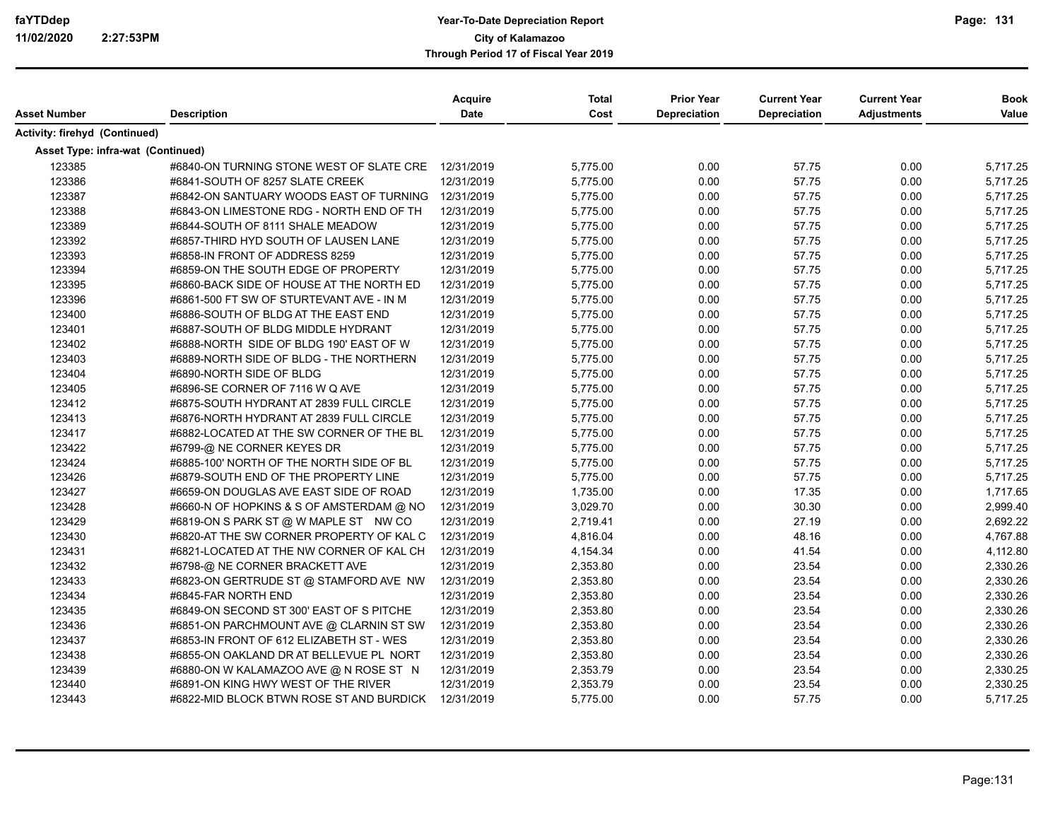# Year-To-Date Depreciation Report
## City of Kalamazoo
### Through Period 17 of Fiscal Year 2019

| Asset Number | Description | Acquire Date | Total Cost | Prior Year Depreciation | Current Year Depreciation | Current Year Adjustments | Book Value |
|---|---|---|---|---|---|---|---|
| **Activity: firehyd (Continued)** | | | | | | | |
| **Asset Type: infra-wat (Continued)** | | | | | | | |
| 123385 | #6840-ON TURNING STONE WEST OF SLATE CRE | 12/31/2019 | 5,775.00 | 0.00 | 57.75 | 0.00 | 5,717.25 |
| 123386 | #6841-SOUTH OF 8257 SLATE CREEK | 12/31/2019 | 5,775.00 | 0.00 | 57.75 | 0.00 | 5,717.25 |
| 123387 | #6842-ON SANTUARY WOODS EAST OF TURNING | 12/31/2019 | 5,775.00 | 0.00 | 57.75 | 0.00 | 5,717.25 |
| 123388 | #6843-ON LIMESTONE RDG - NORTH END OF TH | 12/31/2019 | 5,775.00 | 0.00 | 57.75 | 0.00 | 5,717.25 |
| 123389 | #6844-SOUTH OF 8111 SHALE MEADOW | 12/31/2019 | 5,775.00 | 0.00 | 57.75 | 0.00 | 5,717.25 |
| 123392 | #6857-THIRD HYD SOUTH OF LAUSEN LANE | 12/31/2019 | 5,775.00 | 0.00 | 57.75 | 0.00 | 5,717.25 |
| 123393 | #6858-IN FRONT OF ADDRESS 8259 | 12/31/2019 | 5,775.00 | 0.00 | 57.75 | 0.00 | 5,717.25 |
| 123394 | #6859-ON THE SOUTH EDGE OF PROPERTY | 12/31/2019 | 5,775.00 | 0.00 | 57.75 | 0.00 | 5,717.25 |
| 123395 | #6860-BACK SIDE OF HOUSE AT THE NORTH ED | 12/31/2019 | 5,775.00 | 0.00 | 57.75 | 0.00 | 5,717.25 |
| 123396 | #6861-500 FT SW OF STURTEVANT AVE - IN M | 12/31/2019 | 5,775.00 | 0.00 | 57.75 | 0.00 | 5,717.25 |
| 123400 | #6886-SOUTH OF BLDG AT THE EAST END | 12/31/2019 | 5,775.00 | 0.00 | 57.75 | 0.00 | 5,717.25 |
| 123401 | #6887-SOUTH OF BLDG MIDDLE HYDRANT | 12/31/2019 | 5,775.00 | 0.00 | 57.75 | 0.00 | 5,717.25 |
| 123402 | #6888-NORTH SIDE OF BLDG 190' EAST OF W | 12/31/2019 | 5,775.00 | 0.00 | 57.75 | 0.00 | 5,717.25 |
| 123403 | #6889-NORTH SIDE OF BLDG - THE NORTHERN | 12/31/2019 | 5,775.00 | 0.00 | 57.75 | 0.00 | 5,717.25 |
| 123404 | #6890-NORTH SIDE OF BLDG | 12/31/2019 | 5,775.00 | 0.00 | 57.75 | 0.00 | 5,717.25 |
| 123405 | #6896-SE CORNER OF 7116 W Q AVE | 12/31/2019 | 5,775.00 | 0.00 | 57.75 | 0.00 | 5,717.25 |
| 123412 | #6875-SOUTH HYDRANT AT 2839 FULL CIRCLE | 12/31/2019 | 5,775.00 | 0.00 | 57.75 | 0.00 | 5,717.25 |
| 123413 | #6876-NORTH HYDRANT AT 2839 FULL CIRCLE | 12/31/2019 | 5,775.00 | 0.00 | 57.75 | 0.00 | 5,717.25 |
| 123417 | #6882-LOCATED AT THE SW CORNER OF THE BL | 12/31/2019 | 5,775.00 | 0.00 | 57.75 | 0.00 | 5,717.25 |
| 123422 | #6799-@ NE CORNER KEYES DR | 12/31/2019 | 5,775.00 | 0.00 | 57.75 | 0.00 | 5,717.25 |
| 123424 | #6885-100' NORTH OF THE NORTH SIDE OF BL | 12/31/2019 | 5,775.00 | 0.00 | 57.75 | 0.00 | 5,717.25 |
| 123426 | #6879-SOUTH END OF THE PROPERTY LINE | 12/31/2019 | 5,775.00 | 0.00 | 57.75 | 0.00 | 5,717.25 |
| 123427 | #6659-ON DOUGLAS AVE EAST SIDE OF ROAD | 12/31/2019 | 1,735.00 | 0.00 | 17.35 | 0.00 | 1,717.65 |
| 123428 | #6660-N OF HOPKINS & S OF AMSTERDAM @ NO | 12/31/2019 | 3,029.70 | 0.00 | 30.30 | 0.00 | 2,999.40 |
| 123429 | #6819-ON S PARK ST @ W MAPLE ST NW CO | 12/31/2019 | 2,719.41 | 0.00 | 27.19 | 0.00 | 2,692.22 |
| 123430 | #6820-AT THE SW CORNER PROPERTY OF KAL C | 12/31/2019 | 4,816.04 | 0.00 | 48.16 | 0.00 | 4,767.88 |
| 123431 | #6821-LOCATED AT THE NW CORNER OF KAL CH | 12/31/2019 | 4,154.34 | 0.00 | 41.54 | 0.00 | 4,112.80 |
| 123432 | #6798-@ NE CORNER BRACKETT AVE | 12/31/2019 | 2,353.80 | 0.00 | 23.54 | 0.00 | 2,330.26 |
| 123433 | #6823-ON GERTRUDE ST @ STAMFORD AVE NW | 12/31/2019 | 2,353.80 | 0.00 | 23.54 | 0.00 | 2,330.26 |
| 123434 | #6845-FAR NORTH END | 12/31/2019 | 2,353.80 | 0.00 | 23.54 | 0.00 | 2,330.26 |
| 123435 | #6849-ON SECOND ST 300' EAST OF S PITCHE | 12/31/2019 | 2,353.80 | 0.00 | 23.54 | 0.00 | 2,330.26 |
| 123436 | #6851-ON PARCHMOUNT AVE @ CLARNIN ST SW | 12/31/2019 | 2,353.80 | 0.00 | 23.54 | 0.00 | 2,330.26 |
| 123437 | #6853-IN FRONT OF 612 ELIZABETH ST - WES | 12/31/2019 | 2,353.80 | 0.00 | 23.54 | 0.00 | 2,330.26 |
| 123438 | #6855-ON OAKLAND DR AT BELLEVUE PL NORT | 12/31/2019 | 2,353.80 | 0.00 | 23.54 | 0.00 | 2,330.26 |
| 123439 | #6880-ON W KALAMAZOO AVE @ N ROSE ST N | 12/31/2019 | 2,353.79 | 0.00 | 23.54 | 0.00 | 2,330.25 |
| 123440 | #6891-ON KING HWY WEST OF THE RIVER | 12/31/2019 | 2,353.79 | 0.00 | 23.54 | 0.00 | 2,330.25 |
| 123443 | #6822-MID BLOCK BTWN ROSE ST AND BURDICK | 12/31/2019 | 5,775.00 | 0.00 | 57.75 | 0.00 | 5,717.25 |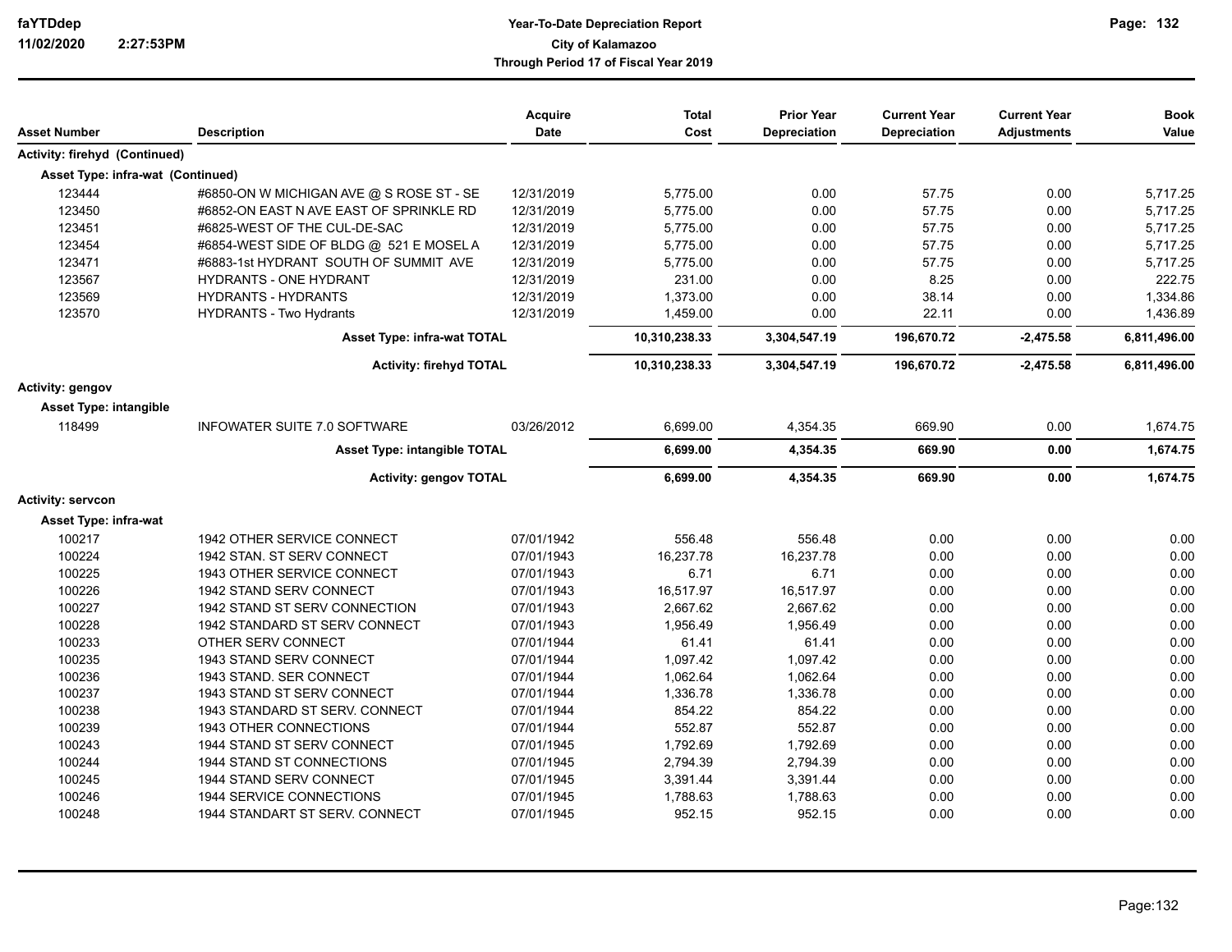| Asset Number | Description | Acquire Date | Total Cost | Prior Year Depreciation | Current Year Depreciation | Current Year Adjustments | Book Value |
|---|---|---|---|---|---|---|---|
| **Activity: firehyd (Continued)** | | | | | | | |
| **Asset Type: infra-wat (Continued)** | | | | | | | |
| 123444 | #6850-ON W MICHIGAN AVE @ S ROSE ST - SE | 12/31/2019 | 5,775.00 | 0.00 | 57.75 | 0.00 | 5,717.25 |
| 123450 | #6852-ON EAST N AVE EAST OF SPRINKLE RD | 12/31/2019 | 5,775.00 | 0.00 | 57.75 | 0.00 | 5,717.25 |
| 123451 | #6825-WEST OF THE CUL-DE-SAC | 12/31/2019 | 5,775.00 | 0.00 | 57.75 | 0.00 | 5,717.25 |
| 123454 | #6854-WEST SIDE OF BLDG @ 521 E MOSEL A | 12/31/2019 | 5,775.00 | 0.00 | 57.75 | 0.00 | 5,717.25 |
| 123471 | #6883-1st HYDRANT SOUTH OF SUMMIT AVE | 12/31/2019 | 5,775.00 | 0.00 | 57.75 | 0.00 | 5,717.25 |
| 123567 | HYDRANTS - ONE HYDRANT | 12/31/2019 | 231.00 | 0.00 | 8.25 | 0.00 | 222.75 |
| 123569 | HYDRANTS - HYDRANTS | 12/31/2019 | 1,373.00 | 0.00 | 38.14 | 0.00 | 1,334.86 |
| 123570 | HYDRANTS - Two Hydrants | 12/31/2019 | 1,459.00 | 0.00 | 22.11 | 0.00 | 1,436.89 |
| | **Asset Type: infra-wat TOTAL** | | **10,310,238.33** | **3,304,547.19** | **196,670.72** | **-2,475.58** | **6,811,496.00** |
| | **Activity: firehyd TOTAL** | | **10,310,238.33** | **3,304,547.19** | **196,670.72** | **-2,475.58** | **6,811,496.00** |
| **Activity: gengov** | | | | | | | |
| **Asset Type: intangible** | | | | | | | |
| 118499 | INFOWATER SUITE 7.0 SOFTWARE | 03/26/2012 | 6,699.00 | 4,354.35 | 669.90 | 0.00 | 1,674.75 |
| | **Asset Type: intangible TOTAL** | | **6,699.00** | **4,354.35** | **669.90** | **0.00** | **1,674.75** |
| | **Activity: gengov TOTAL** | | **6,699.00** | **4,354.35** | **669.90** | **0.00** | **1,674.75** |
| **Activity: servcon** | | | | | | | |
| **Asset Type: infra-wat** | | | | | | | |
| 100217 | 1942 OTHER SERVICE CONNECT | 07/01/1942 | 556.48 | 556.48 | 0.00 | 0.00 | 0.00 |
| 100224 | 1942 STAN. ST SERV CONNECT | 07/01/1943 | 16,237.78 | 16,237.78 | 0.00 | 0.00 | 0.00 |
| 100225 | 1943 OTHER SERVICE CONNECT | 07/01/1943 | 6.71 | 6.71 | 0.00 | 0.00 | 0.00 |
| 100226 | 1942 STAND SERV CONNECT | 07/01/1943 | 16,517.97 | 16,517.97 | 0.00 | 0.00 | 0.00 |
| 100227 | 1942 STAND ST SERV CONNECTION | 07/01/1943 | 2,667.62 | 2,667.62 | 0.00 | 0.00 | 0.00 |
| 100228 | 1942 STANDARD ST SERV CONNECT | 07/01/1943 | 1,956.49 | 1,956.49 | 0.00 | 0.00 | 0.00 |
| 100233 | OTHER SERV CONNECT | 07/01/1944 | 61.41 | 61.41 | 0.00 | 0.00 | 0.00 |
| 100235 | 1943 STAND SERV CONNECT | 07/01/1944 | 1,097.42 | 1,097.42 | 0.00 | 0.00 | 0.00 |
| 100236 | 1943 STAND. SER CONNECT | 07/01/1944 | 1,062.64 | 1,062.64 | 0.00 | 0.00 | 0.00 |
| 100237 | 1943 STAND ST SERV CONNECT | 07/01/1944 | 1,336.78 | 1,336.78 | 0.00 | 0.00 | 0.00 |
| 100238 | 1943 STANDARD ST SERV. CONNECT | 07/01/1944 | 854.22 | 854.22 | 0.00 | 0.00 | 0.00 |
| 100239 | 1943 OTHER CONNECTIONS | 07/01/1944 | 552.87 | 552.87 | 0.00 | 0.00 | 0.00 |
| 100243 | 1944 STAND ST SERV CONNECT | 07/01/1945 | 1,792.69 | 1,792.69 | 0.00 | 0.00 | 0.00 |
| 100244 | 1944 STAND ST CONNECTIONS | 07/01/1945 | 2,794.39 | 2,794.39 | 0.00 | 0.00 | 0.00 |
| 100245 | 1944 STAND SERV CONNECT | 07/01/1945 | 3,391.44 | 3,391.44 | 0.00 | 0.00 | 0.00 |
| 100246 | 1944 SERVICE CONNECTIONS | 07/01/1945 | 1,788.63 | 1,788.63 | 0.00 | 0.00 | 0.00 |
| 100248 | 1944 STANDART ST SERV. CONNECT | 07/01/1945 | 952.15 | 952.15 | 0.00 | 0.00 | 0.00 |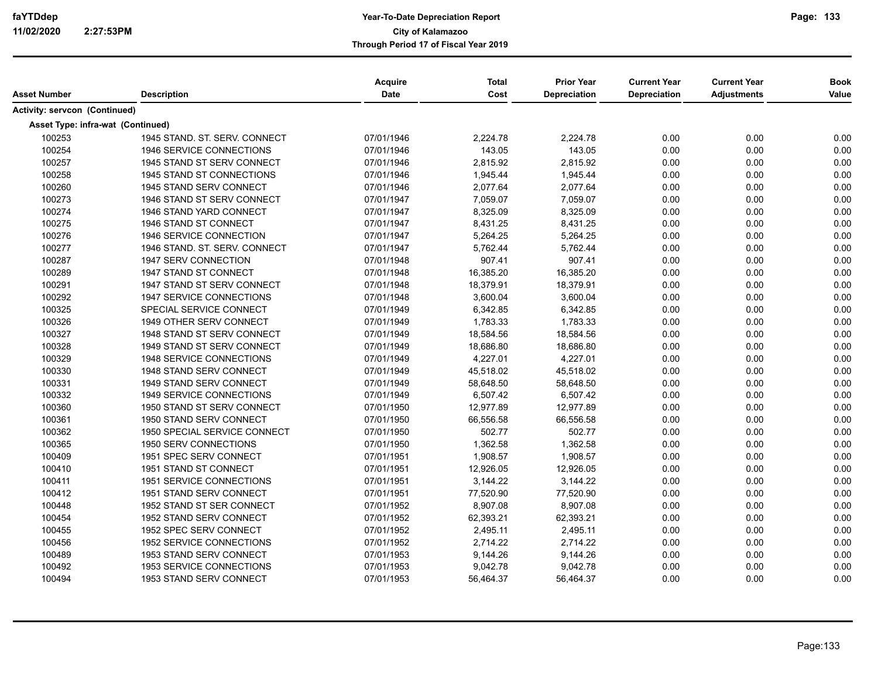| Asset Number | Description | Acquire Date | Total Cost | Prior Year Depreciation | Current Year Depreciation | Current Year Adjustments | Book Value |
|---|---|---|---|---|---|---|---|
| **Activity: servcon (Continued)** | | | | | | | |
| **Asset Type: infra-wat (Continued)** | | | | | | | |
| 100253 | 1945 STAND. ST. SERV. CONNECT | 07/01/1946 | 2,224.78 | 2,224.78 | 0.00 | 0.00 | 0.00 |
| 100254 | 1946 SERVICE CONNECTIONS | 07/01/1946 | 143.05 | 143.05 | 0.00 | 0.00 | 0.00 |
| 100257 | 1945 STAND ST SERV CONNECT | 07/01/1946 | 2,815.92 | 2,815.92 | 0.00 | 0.00 | 0.00 |
| 100258 | 1945 STAND ST CONNECTIONS | 07/01/1946 | 1,945.44 | 1,945.44 | 0.00 | 0.00 | 0.00 |
| 100260 | 1945 STAND SERV CONNECT | 07/01/1946 | 2,077.64 | 2,077.64 | 0.00 | 0.00 | 0.00 |
| 100273 | 1946 STAND ST SERV CONNECT | 07/01/1947 | 7,059.07 | 7,059.07 | 0.00 | 0.00 | 0.00 |
| 100274 | 1946 STAND YARD CONNECT | 07/01/1947 | 8,325.09 | 8,325.09 | 0.00 | 0.00 | 0.00 |
| 100275 | 1946 STAND ST CONNECT | 07/01/1947 | 8,431.25 | 8,431.25 | 0.00 | 0.00 | 0.00 |
| 100276 | 1946 SERVICE CONNECTION | 07/01/1947 | 5,264.25 | 5,264.25 | 0.00 | 0.00 | 0.00 |
| 100277 | 1946 STAND. ST. SERV. CONNECT | 07/01/1947 | 5,762.44 | 5,762.44 | 0.00 | 0.00 | 0.00 |
| 100287 | 1947 SERV CONNECTION | 07/01/1948 | 907.41 | 907.41 | 0.00 | 0.00 | 0.00 |
| 100289 | 1947 STAND ST CONNECT | 07/01/1948 | 16,385.20 | 16,385.20 | 0.00 | 0.00 | 0.00 |
| 100291 | 1947 STAND ST SERV CONNECT | 07/01/1948 | 18,379.91 | 18,379.91 | 0.00 | 0.00 | 0.00 |
| 100292 | 1947 SERVICE CONNECTIONS | 07/01/1948 | 3,600.04 | 3,600.04 | 0.00 | 0.00 | 0.00 |
| 100325 | SPECIAL SERVICE CONNECT | 07/01/1949 | 6,342.85 | 6,342.85 | 0.00 | 0.00 | 0.00 |
| 100326 | 1949 OTHER SERV CONNECT | 07/01/1949 | 1,783.33 | 1,783.33 | 0.00 | 0.00 | 0.00 |
| 100327 | 1948 STAND ST SERV CONNECT | 07/01/1949 | 18,584.56 | 18,584.56 | 0.00 | 0.00 | 0.00 |
| 100328 | 1949 STAND ST SERV CONNECT | 07/01/1949 | 18,686.80 | 18,686.80 | 0.00 | 0.00 | 0.00 |
| 100329 | 1948 SERVICE CONNECTIONS | 07/01/1949 | 4,227.01 | 4,227.01 | 0.00 | 0.00 | 0.00 |
| 100330 | 1948 STAND SERV CONNECT | 07/01/1949 | 45,518.02 | 45,518.02 | 0.00 | 0.00 | 0.00 |
| 100331 | 1949 STAND SERV CONNECT | 07/01/1949 | 58,648.50 | 58,648.50 | 0.00 | 0.00 | 0.00 |
| 100332 | 1949 SERVICE CONNECTIONS | 07/01/1949 | 6,507.42 | 6,507.42 | 0.00 | 0.00 | 0.00 |
| 100360 | 1950 STAND ST SERV CONNECT | 07/01/1950 | 12,977.89 | 12,977.89 | 0.00 | 0.00 | 0.00 |
| 100361 | 1950 STAND SERV CONNECT | 07/01/1950 | 66,556.58 | 66,556.58 | 0.00 | 0.00 | 0.00 |
| 100362 | 1950 SPECIAL SERVICE CONNECT | 07/01/1950 | 502.77 | 502.77 | 0.00 | 0.00 | 0.00 |
| 100365 | 1950 SERV CONNECTIONS | 07/01/1950 | 1,362.58 | 1,362.58 | 0.00 | 0.00 | 0.00 |
| 100409 | 1951 SPEC SERV CONNECT | 07/01/1951 | 1,908.57 | 1,908.57 | 0.00 | 0.00 | 0.00 |
| 100410 | 1951 STAND ST CONNECT | 07/01/1951 | 12,926.05 | 12,926.05 | 0.00 | 0.00 | 0.00 |
| 100411 | 1951 SERVICE CONNECTIONS | 07/01/1951 | 3,144.22 | 3,144.22 | 0.00 | 0.00 | 0.00 |
| 100412 | 1951 STAND SERV CONNECT | 07/01/1951 | 77,520.90 | 77,520.90 | 0.00 | 0.00 | 0.00 |
| 100448 | 1952 STAND ST SER CONNECT | 07/01/1952 | 8,907.08 | 8,907.08 | 0.00 | 0.00 | 0.00 |
| 100454 | 1952 STAND SERV CONNECT | 07/01/1952 | 62,393.21 | 62,393.21 | 0.00 | 0.00 | 0.00 |
| 100455 | 1952 SPEC SERV CONNECT | 07/01/1952 | 2,495.11 | 2,495.11 | 0.00 | 0.00 | 0.00 |
| 100456 | 1952 SERVICE CONNECTIONS | 07/01/1952 | 2,714.22 | 2,714.22 | 0.00 | 0.00 | 0.00 |
| 100489 | 1953 STAND SERV CONNECT | 07/01/1953 | 9,144.26 | 9,144.26 | 0.00 | 0.00 | 0.00 |
| 100492 | 1953 SERVICE CONNECTIONS | 07/01/1953 | 9,042.78 | 9,042.78 | 0.00 | 0.00 | 0.00 |
| 100494 | 1953 STAND SERV CONNECT | 07/01/1953 | 56,464.37 | 56,464.37 | 0.00 | 0.00 | 0.00 |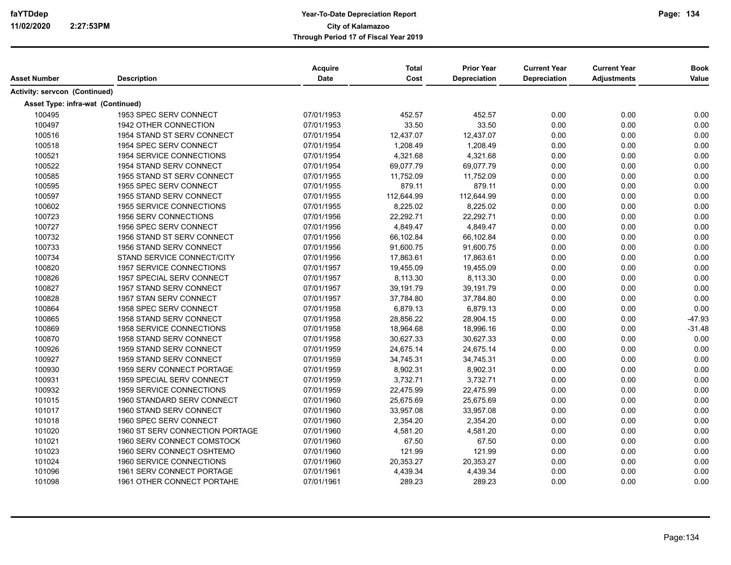| Asset Number | Description | Acquire Date | Total Cost | Prior Year Depreciation | Current Year Depreciation | Current Year Adjustments | Book Value |
|---|---|---|---|---|---|---|---|
| **Activity: servcon (Continued)** | | | | | | | |
| **Asset Type: infra-wat (Continued)** | | | | | | | |
| 100495 | 1953 SPEC SERV CONNECT | 07/01/1953 | 452.57 | 452.57 | 0.00 | 0.00 | 0.00 |
| 100497 | 1942 OTHER CONNECTION | 07/01/1953 | 33.50 | 33.50 | 0.00 | 0.00 | 0.00 |
| 100516 | 1954 STAND ST SERV CONNECT | 07/01/1954 | 12,437.07 | 12,437.07 | 0.00 | 0.00 | 0.00 |
| 100518 | 1954 SPEC SERV CONNECT | 07/01/1954 | 1,208.49 | 1,208.49 | 0.00 | 0.00 | 0.00 |
| 100521 | 1954 SERVICE CONNECTIONS | 07/01/1954 | 4,321.68 | 4,321.68 | 0.00 | 0.00 | 0.00 |
| 100522 | 1954 STAND SERV CONNECT | 07/01/1954 | 69,077.79 | 69,077.79 | 0.00 | 0.00 | 0.00 |
| 100585 | 1955 STAND ST SERV CONNECT | 07/01/1955 | 11,752.09 | 11,752.09 | 0.00 | 0.00 | 0.00 |
| 100595 | 1955 SPEC SERV CONNECT | 07/01/1955 | 879.11 | 879.11 | 0.00 | 0.00 | 0.00 |
| 100597 | 1955 STAND SERV CONNECT | 07/01/1955 | 112,644.99 | 112,644.99 | 0.00 | 0.00 | 0.00 |
| 100602 | 1955 SERVICE CONNECTIONS | 07/01/1955 | 8,225.02 | 8,225.02 | 0.00 | 0.00 | 0.00 |
| 100723 | 1956 SERV CONNECTIONS | 07/01/1956 | 22,292.71 | 22,292.71 | 0.00 | 0.00 | 0.00 |
| 100727 | 1956 SPEC SERV CONNECT | 07/01/1956 | 4,849.47 | 4,849.47 | 0.00 | 0.00 | 0.00 |
| 100732 | 1956 STAND ST SERV CONNECT | 07/01/1956 | 66,102.84 | 66,102.84 | 0.00 | 0.00 | 0.00 |
| 100733 | 1956 STAND SERV CONNECT | 07/01/1956 | 91,600.75 | 91,600.75 | 0.00 | 0.00 | 0.00 |
| 100734 | STAND SERVICE CONNECT/CITY | 07/01/1956 | 17,863.61 | 17,863.61 | 0.00 | 0.00 | 0.00 |
| 100820 | 1957 SERVICE CONNECTIONS | 07/01/1957 | 19,455.09 | 19,455.09 | 0.00 | 0.00 | 0.00 |
| 100826 | 1957 SPECIAL SERV CONNECT | 07/01/1957 | 8,113.30 | 8,113.30 | 0.00 | 0.00 | 0.00 |
| 100827 | 1957 STAND SERV CONNECT | 07/01/1957 | 39,191.79 | 39,191.79 | 0.00 | 0.00 | 0.00 |
| 100828 | 1957 STAN SERV CONNECT | 07/01/1957 | 37,784.80 | 37,784.80 | 0.00 | 0.00 | 0.00 |
| 100864 | 1958 SPEC SERV CONNECT | 07/01/1958 | 6,879.13 | 6,879.13 | 0.00 | 0.00 | 0.00 |
| 100865 | 1958 STAND SERV CONNECT | 07/01/1958 | 28,856.22 | 28,904.15 | 0.00 | 0.00 | -47.93 |
| 100869 | 1958 SERVICE CONNECTIONS | 07/01/1958 | 18,964.68 | 18,996.16 | 0.00 | 0.00 | -31.48 |
| 100870 | 1958 STAND SERV CONNECT | 07/01/1958 | 30,627.33 | 30,627.33 | 0.00 | 0.00 | 0.00 |
| 100926 | 1959 STAND SERV CONNECT | 07/01/1959 | 24,675.14 | 24,675.14 | 0.00 | 0.00 | 0.00 |
| 100927 | 1959 STAND SERV CONNECT | 07/01/1959 | 34,745.31 | 34,745.31 | 0.00 | 0.00 | 0.00 |
| 100930 | 1959 SERV CONNECT PORTAGE | 07/01/1959 | 8,902.31 | 8,902.31 | 0.00 | 0.00 | 0.00 |
| 100931 | 1959 SPECIAL SERV CONNECT | 07/01/1959 | 3,732.71 | 3,732.71 | 0.00 | 0.00 | 0.00 |
| 100932 | 1959 SERVICE CONNECTIONS | 07/01/1959 | 22,475.99 | 22,475.99 | 0.00 | 0.00 | 0.00 |
| 101015 | 1960 STANDARD SERV CONNECT | 07/01/1960 | 25,675.69 | 25,675.69 | 0.00 | 0.00 | 0.00 |
| 101017 | 1960 STAND SERV CONNECT | 07/01/1960 | 33,957.08 | 33,957.08 | 0.00 | 0.00 | 0.00 |
| 101018 | 1960 SPEC SERV CONNECT | 07/01/1960 | 2,354.20 | 2,354.20 | 0.00 | 0.00 | 0.00 |
| 101020 | 1960 ST SERV CONNECTION PORTAGE | 07/01/1960 | 4,581.20 | 4,581.20 | 0.00 | 0.00 | 0.00 |
| 101021 | 1960 SERV CONNECT COMSTOCK | 07/01/1960 | 67.50 | 67.50 | 0.00 | 0.00 | 0.00 |
| 101023 | 1960 SERV CONNECT OSHTEMO | 07/01/1960 | 121.99 | 121.99 | 0.00 | 0.00 | 0.00 |
| 101024 | 1960 SERVICE CONNECTIONS | 07/01/1960 | 20,353.27 | 20,353.27 | 0.00 | 0.00 | 0.00 |
| 101096 | 1961 SERV CONNECT PORTAGE | 07/01/1961 | 4,439.34 | 4,439.34 | 0.00 | 0.00 | 0.00 |
| 101098 | 1961 OTHER CONNECT PORTAHE | 07/01/1961 | 289.23 | 289.23 | 0.00 | 0.00 | 0.00 |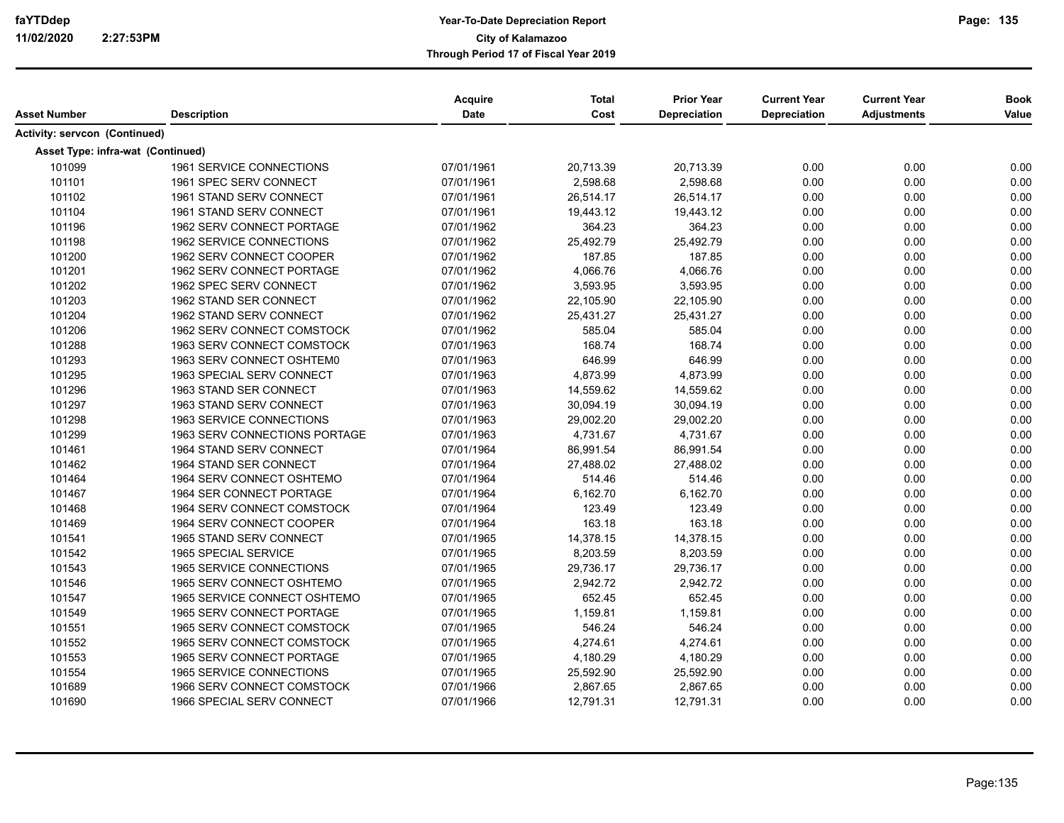| Asset Number | Description | Acquire Date | Total Cost | Prior Year Depreciation | Current Year Depreciation | Current Year Adjustments | Book Value |
|---|---|---|---|---|---|---|---|
| **Activity: servcon (Continued)** | | | | | | | |
| **Asset Type: infra-wat (Continued)** | | | | | | | |
| 101099 | 1961 SERVICE CONNECTIONS | 07/01/1961 | 20,713.39 | 20,713.39 | 0.00 | 0.00 | 0.00 |
| 101101 | 1961 SPEC SERV CONNECT | 07/01/1961 | 2,598.68 | 2,598.68 | 0.00 | 0.00 | 0.00 |
| 101102 | 1961 STAND SERV CONNECT | 07/01/1961 | 26,514.17 | 26,514.17 | 0.00 | 0.00 | 0.00 |
| 101104 | 1961 STAND SERV CONNECT | 07/01/1961 | 19,443.12 | 19,443.12 | 0.00 | 0.00 | 0.00 |
| 101196 | 1962 SERV CONNECT PORTAGE | 07/01/1962 | 364.23 | 364.23 | 0.00 | 0.00 | 0.00 |
| 101198 | 1962 SERVICE CONNECTIONS | 07/01/1962 | 25,492.79 | 25,492.79 | 0.00 | 0.00 | 0.00 |
| 101200 | 1962 SERV CONNECT COOPER | 07/01/1962 | 187.85 | 187.85 | 0.00 | 0.00 | 0.00 |
| 101201 | 1962 SERV CONNECT PORTAGE | 07/01/1962 | 4,066.76 | 4,066.76 | 0.00 | 0.00 | 0.00 |
| 101202 | 1962 SPEC SERV CONNECT | 07/01/1962 | 3,593.95 | 3,593.95 | 0.00 | 0.00 | 0.00 |
| 101203 | 1962 STAND SER CONNECT | 07/01/1962 | 22,105.90 | 22,105.90 | 0.00 | 0.00 | 0.00 |
| 101204 | 1962 STAND SERV CONNECT | 07/01/1962 | 25,431.27 | 25,431.27 | 0.00 | 0.00 | 0.00 |
| 101206 | 1962 SERV CONNECT COMSTOCK | 07/01/1962 | 585.04 | 585.04 | 0.00 | 0.00 | 0.00 |
| 101288 | 1963 SERV CONNECT COMSTOCK | 07/01/1963 | 168.74 | 168.74 | 0.00 | 0.00 | 0.00 |
| 101293 | 1963 SERV CONNECT OSHTEM0 | 07/01/1963 | 646.99 | 646.99 | 0.00 | 0.00 | 0.00 |
| 101295 | 1963 SPECIAL SERV CONNECT | 07/01/1963 | 4,873.99 | 4,873.99 | 0.00 | 0.00 | 0.00 |
| 101296 | 1963 STAND SER CONNECT | 07/01/1963 | 14,559.62 | 14,559.62 | 0.00 | 0.00 | 0.00 |
| 101297 | 1963 STAND SERV CONNECT | 07/01/1963 | 30,094.19 | 30,094.19 | 0.00 | 0.00 | 0.00 |
| 101298 | 1963 SERVICE CONNECTIONS | 07/01/1963 | 29,002.20 | 29,002.20 | 0.00 | 0.00 | 0.00 |
| 101299 | 1963 SERV CONNECTIONS PORTAGE | 07/01/1963 | 4,731.67 | 4,731.67 | 0.00 | 0.00 | 0.00 |
| 101461 | 1964 STAND SERV CONNECT | 07/01/1964 | 86,991.54 | 86,991.54 | 0.00 | 0.00 | 0.00 |
| 101462 | 1964 STAND SER CONNECT | 07/01/1964 | 27,488.02 | 27,488.02 | 0.00 | 0.00 | 0.00 |
| 101464 | 1964 SERV CONNECT OSHTEMO | 07/01/1964 | 514.46 | 514.46 | 0.00 | 0.00 | 0.00 |
| 101467 | 1964 SER CONNECT PORTAGE | 07/01/1964 | 6,162.70 | 6,162.70 | 0.00 | 0.00 | 0.00 |
| 101468 | 1964 SERV CONNECT COMSTOCK | 07/01/1964 | 123.49 | 123.49 | 0.00 | 0.00 | 0.00 |
| 101469 | 1964 SERV CONNECT COOPER | 07/01/1964 | 163.18 | 163.18 | 0.00 | 0.00 | 0.00 |
| 101541 | 1965 STAND SERV CONNECT | 07/01/1965 | 14,378.15 | 14,378.15 | 0.00 | 0.00 | 0.00 |
| 101542 | 1965 SPECIAL SERVICE | 07/01/1965 | 8,203.59 | 8,203.59 | 0.00 | 0.00 | 0.00 |
| 101543 | 1965 SERVICE CONNECTIONS | 07/01/1965 | 29,736.17 | 29,736.17 | 0.00 | 0.00 | 0.00 |
| 101546 | 1965 SERV CONNECT OSHTEMO | 07/01/1965 | 2,942.72 | 2,942.72 | 0.00 | 0.00 | 0.00 |
| 101547 | 1965 SERVICE CONNECT OSHTEMO | 07/01/1965 | 652.45 | 652.45 | 0.00 | 0.00 | 0.00 |
| 101549 | 1965 SERV CONNECT PORTAGE | 07/01/1965 | 1,159.81 | 1,159.81 | 0.00 | 0.00 | 0.00 |
| 101551 | 1965 SERV CONNECT COMSTOCK | 07/01/1965 | 546.24 | 546.24 | 0.00 | 0.00 | 0.00 |
| 101552 | 1965 SERV CONNECT COMSTOCK | 07/01/1965 | 4,274.61 | 4,274.61 | 0.00 | 0.00 | 0.00 |
| 101553 | 1965 SERV CONNECT PORTAGE | 07/01/1965 | 4,180.29 | 4,180.29 | 0.00 | 0.00 | 0.00 |
| 101554 | 1965 SERVICE CONNECTIONS | 07/01/1965 | 25,592.90 | 25,592.90 | 0.00 | 0.00 | 0.00 |
| 101689 | 1966 SERV CONNECT COMSTOCK | 07/01/1966 | 2,867.65 | 2,867.65 | 0.00 | 0.00 | 0.00 |
| 101690 | 1966 SPECIAL SERV CONNECT | 07/01/1966 | 12,791.31 | 12,791.31 | 0.00 | 0.00 | 0.00 |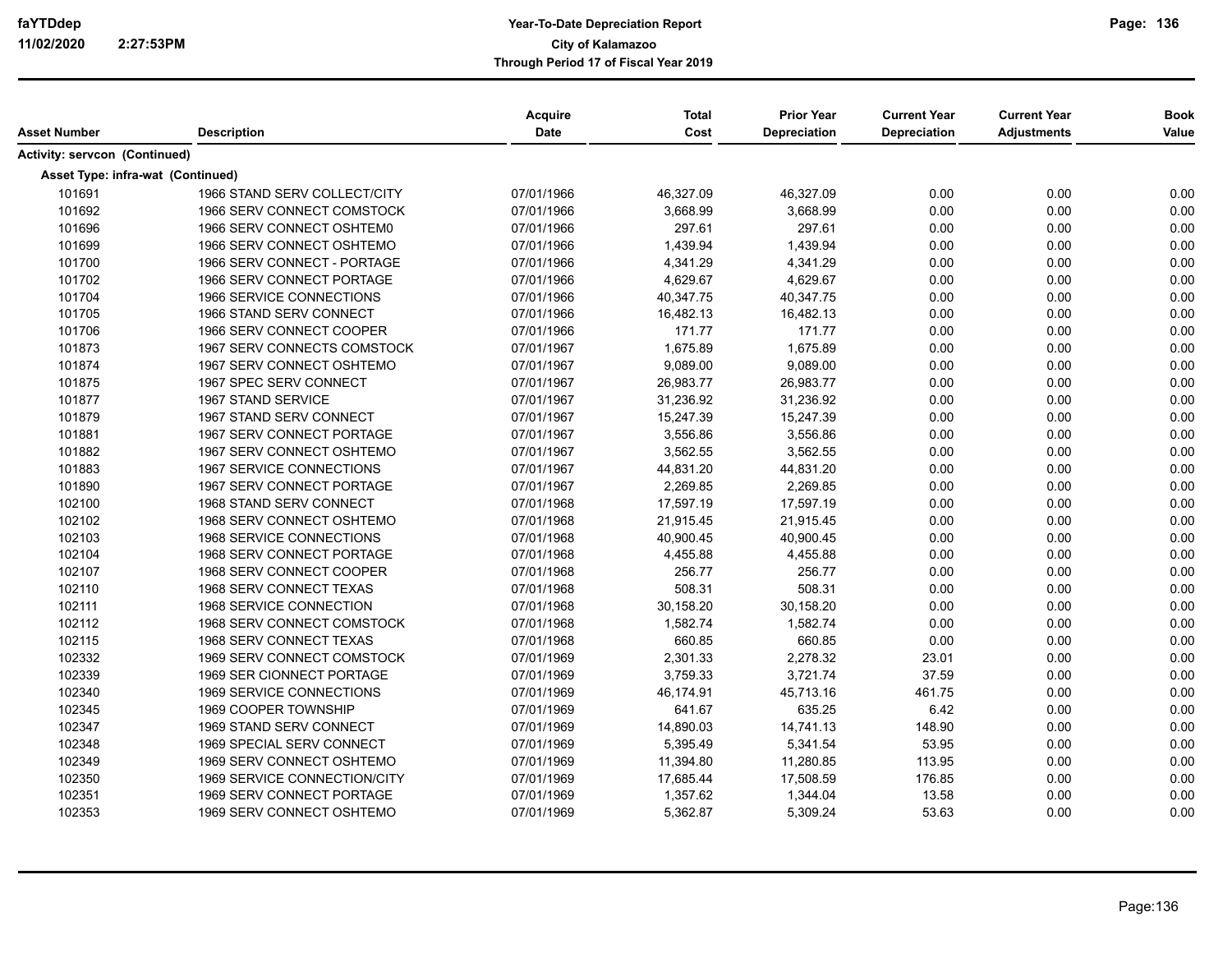| Asset Number | Description | Acquire Date | Total Cost | Prior Year Depreciation | Current Year Depreciation | Current Year Adjustments | Book Value |
|---|---|---|---|---|---|---|---|
| **Activity: servcon (Continued)** | | | | | | | |
| **Asset Type: infra-wat (Continued)** | | | | | | | |
| 101691 | 1966 STAND SERV COLLECT/CITY | 07/01/1966 | 46,327.09 | 46,327.09 | 0.00 | 0.00 | 0.00 |
| 101692 | 1966 SERV CONNECT COMSTOCK | 07/01/1966 | 3,668.99 | 3,668.99 | 0.00 | 0.00 | 0.00 |
| 101696 | 1966 SERV CONNECT OSHTEM0 | 07/01/1966 | 297.61 | 297.61 | 0.00 | 0.00 | 0.00 |
| 101699 | 1966 SERV CONNECT OSHTEMO | 07/01/1966 | 1,439.94 | 1,439.94 | 0.00 | 0.00 | 0.00 |
| 101700 | 1966 SERV CONNECT - PORTAGE | 07/01/1966 | 4,341.29 | 4,341.29 | 0.00 | 0.00 | 0.00 |
| 101702 | 1966 SERV CONNECT PORTAGE | 07/01/1966 | 4,629.67 | 4,629.67 | 0.00 | 0.00 | 0.00 |
| 101704 | 1966 SERVICE CONNECTIONS | 07/01/1966 | 40,347.75 | 40,347.75 | 0.00 | 0.00 | 0.00 |
| 101705 | 1966 STAND SERV CONNECT | 07/01/1966 | 16,482.13 | 16,482.13 | 0.00 | 0.00 | 0.00 |
| 101706 | 1966 SERV CONNECT COOPER | 07/01/1966 | 171.77 | 171.77 | 0.00 | 0.00 | 0.00 |
| 101873 | 1967 SERV CONNECTS COMSTOCK | 07/01/1967 | 1,675.89 | 1,675.89 | 0.00 | 0.00 | 0.00 |
| 101874 | 1967 SERV CONNECT OSHTEMO | 07/01/1967 | 9,089.00 | 9,089.00 | 0.00 | 0.00 | 0.00 |
| 101875 | 1967 SPEC SERV CONNECT | 07/01/1967 | 26,983.77 | 26,983.77 | 0.00 | 0.00 | 0.00 |
| 101877 | 1967 STAND SERVICE | 07/01/1967 | 31,236.92 | 31,236.92 | 0.00 | 0.00 | 0.00 |
| 101879 | 1967 STAND SERV CONNECT | 07/01/1967 | 15,247.39 | 15,247.39 | 0.00 | 0.00 | 0.00 |
| 101881 | 1967 SERV CONNECT PORTAGE | 07/01/1967 | 3,556.86 | 3,556.86 | 0.00 | 0.00 | 0.00 |
| 101882 | 1967 SERV CONNECT OSHTEMO | 07/01/1967 | 3,562.55 | 3,562.55 | 0.00 | 0.00 | 0.00 |
| 101883 | 1967 SERVICE CONNECTIONS | 07/01/1967 | 44,831.20 | 44,831.20 | 0.00 | 0.00 | 0.00 |
| 101890 | 1967 SERV CONNECT PORTAGE | 07/01/1967 | 2,269.85 | 2,269.85 | 0.00 | 0.00 | 0.00 |
| 102100 | 1968 STAND SERV CONNECT | 07/01/1968 | 17,597.19 | 17,597.19 | 0.00 | 0.00 | 0.00 |
| 102102 | 1968 SERV CONNECT OSHTEMO | 07/01/1968 | 21,915.45 | 21,915.45 | 0.00 | 0.00 | 0.00 |
| 102103 | 1968 SERVICE CONNECTIONS | 07/01/1968 | 40,900.45 | 40,900.45 | 0.00 | 0.00 | 0.00 |
| 102104 | 1968 SERV CONNECT PORTAGE | 07/01/1968 | 4,455.88 | 4,455.88 | 0.00 | 0.00 | 0.00 |
| 102107 | 1968 SERV CONNECT COOPER | 07/01/1968 | 256.77 | 256.77 | 0.00 | 0.00 | 0.00 |
| 102110 | 1968 SERV CONNECT TEXAS | 07/01/1968 | 508.31 | 508.31 | 0.00 | 0.00 | 0.00 |
| 102111 | 1968 SERVICE CONNECTION | 07/01/1968 | 30,158.20 | 30,158.20 | 0.00 | 0.00 | 0.00 |
| 102112 | 1968 SERV CONNECT COMSTOCK | 07/01/1968 | 1,582.74 | 1,582.74 | 0.00 | 0.00 | 0.00 |
| 102115 | 1968 SERV CONNECT TEXAS | 07/01/1968 | 660.85 | 660.85 | 0.00 | 0.00 | 0.00 |
| 102332 | 1969 SERV CONNECT COMSTOCK | 07/01/1969 | 2,301.33 | 2,278.32 | 23.01 | 0.00 | 0.00 |
| 102339 | 1969 SER CIONNECT PORTAGE | 07/01/1969 | 3,759.33 | 3,721.74 | 37.59 | 0.00 | 0.00 |
| 102340 | 1969 SERVICE CONNECTIONS | 07/01/1969 | 46,174.91 | 45,713.16 | 461.75 | 0.00 | 0.00 |
| 102345 | 1969 COOPER TOWNSHIP | 07/01/1969 | 641.67 | 635.25 | 6.42 | 0.00 | 0.00 |
| 102347 | 1969 STAND SERV CONNECT | 07/01/1969 | 14,890.03 | 14,741.13 | 148.90 | 0.00 | 0.00 |
| 102348 | 1969 SPECIAL SERV CONNECT | 07/01/1969 | 5,395.49 | 5,341.54 | 53.95 | 0.00 | 0.00 |
| 102349 | 1969 SERV CONNECT OSHTEMO | 07/01/1969 | 11,394.80 | 11,280.85 | 113.95 | 0.00 | 0.00 |
| 102350 | 1969 SERVICE CONNECTION/CITY | 07/01/1969 | 17,685.44 | 17,508.59 | 176.85 | 0.00 | 0.00 |
| 102351 | 1969 SERV CONNECT PORTAGE | 07/01/1969 | 1,357.62 | 1,344.04 | 13.58 | 0.00 | 0.00 |
| 102353 | 1969 SERV CONNECT OSHTEMO | 07/01/1969 | 5,362.87 | 5,309.24 | 53.63 | 0.00 | 0.00 |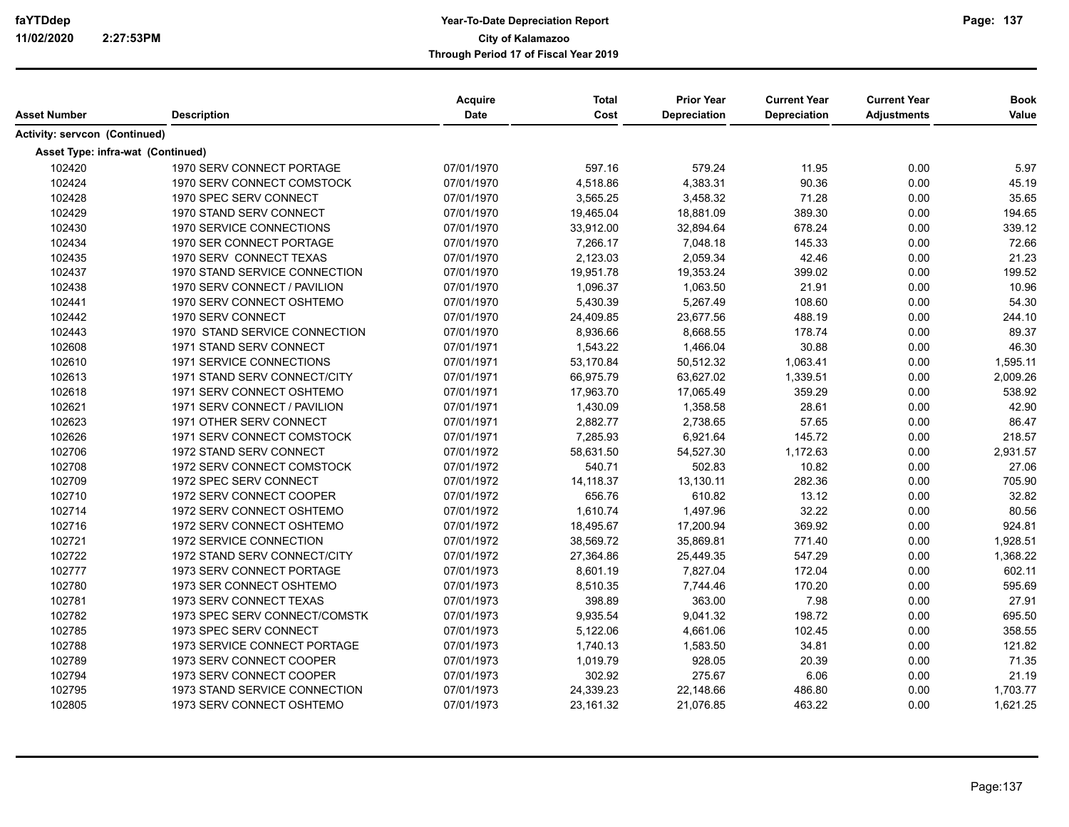| Asset Number | Description | Acquire Date | Total Cost | Prior Year Depreciation | Current Year Depreciation | Current Year Adjustments | Book Value |
|---|---|---|---|---|---|---|---|
| **Activity: servcon (Continued)** | | | | | | | |
| **Asset Type: infra-wat (Continued)** | | | | | | | |
| 102420 | 1970 SERV CONNECT PORTAGE | 07/01/1970 | 597.16 | 579.24 | 11.95 | 0.00 | 5.97 |
| 102424 | 1970 SERV CONNECT COMSTOCK | 07/01/1970 | 4,518.86 | 4,383.31 | 90.36 | 0.00 | 45.19 |
| 102428 | 1970 SPEC SERV CONNECT | 07/01/1970 | 3,565.25 | 3,458.32 | 71.28 | 0.00 | 35.65 |
| 102429 | 1970 STAND SERV CONNECT | 07/01/1970 | 19,465.04 | 18,881.09 | 389.30 | 0.00 | 194.65 |
| 102430 | 1970 SERVICE CONNECTIONS | 07/01/1970 | 33,912.00 | 32,894.64 | 678.24 | 0.00 | 339.12 |
| 102434 | 1970 SER CONNECT PORTAGE | 07/01/1970 | 7,266.17 | 7,048.18 | 145.33 | 0.00 | 72.66 |
| 102435 | 1970 SERV CONNECT TEXAS | 07/01/1970 | 2,123.03 | 2,059.34 | 42.46 | 0.00 | 21.23 |
| 102437 | 1970 STAND SERVICE CONNECTION | 07/01/1970 | 19,951.78 | 19,353.24 | 399.02 | 0.00 | 199.52 |
| 102438 | 1970 SERV CONNECT / PAVILION | 07/01/1970 | 1,096.37 | 1,063.50 | 21.91 | 0.00 | 10.96 |
| 102441 | 1970 SERV CONNECT OSHTEMO | 07/01/1970 | 5,430.39 | 5,267.49 | 108.60 | 0.00 | 54.30 |
| 102442 | 1970 SERV CONNECT | 07/01/1970 | 24,409.85 | 23,677.56 | 488.19 | 0.00 | 244.10 |
| 102443 | 1970 STAND SERVICE CONNECTION | 07/01/1970 | 8,936.66 | 8,668.55 | 178.74 | 0.00 | 89.37 |
| 102608 | 1971 STAND SERV CONNECT | 07/01/1971 | 1,543.22 | 1,466.04 | 30.88 | 0.00 | 46.30 |
| 102610 | 1971 SERVICE CONNECTIONS | 07/01/1971 | 53,170.84 | 50,512.32 | 1,063.41 | 0.00 | 1,595.11 |
| 102613 | 1971 STAND SERV CONNECT/CITY | 07/01/1971 | 66,975.79 | 63,627.02 | 1,339.51 | 0.00 | 2,009.26 |
| 102618 | 1971 SERV CONNECT OSHTEMO | 07/01/1971 | 17,963.70 | 17,065.49 | 359.29 | 0.00 | 538.92 |
| 102621 | 1971 SERV CONNECT / PAVILION | 07/01/1971 | 1,430.09 | 1,358.58 | 28.61 | 0.00 | 42.90 |
| 102623 | 1971 OTHER SERV CONNECT | 07/01/1971 | 2,882.77 | 2,738.65 | 57.65 | 0.00 | 86.47 |
| 102626 | 1971 SERV CONNECT COMSTOCK | 07/01/1971 | 7,285.93 | 6,921.64 | 145.72 | 0.00 | 218.57 |
| 102706 | 1972 STAND SERV CONNECT | 07/01/1972 | 58,631.50 | 54,527.30 | 1,172.63 | 0.00 | 2,931.57 |
| 102708 | 1972 SERV CONNECT COMSTOCK | 07/01/1972 | 540.71 | 502.83 | 10.82 | 0.00 | 27.06 |
| 102709 | 1972 SPEC SERV CONNECT | 07/01/1972 | 14,118.37 | 13,130.11 | 282.36 | 0.00 | 705.90 |
| 102710 | 1972 SERV CONNECT COOPER | 07/01/1972 | 656.76 | 610.82 | 13.12 | 0.00 | 32.82 |
| 102714 | 1972 SERV CONNECT OSHTEMO | 07/01/1972 | 1,610.74 | 1,497.96 | 32.22 | 0.00 | 80.56 |
| 102716 | 1972 SERV CONNECT OSHTEMO | 07/01/1972 | 18,495.67 | 17,200.94 | 369.92 | 0.00 | 924.81 |
| 102721 | 1972 SERVICE CONNECTION | 07/01/1972 | 38,569.72 | 35,869.81 | 771.40 | 0.00 | 1,928.51 |
| 102722 | 1972 STAND SERV CONNECT/CITY | 07/01/1972 | 27,364.86 | 25,449.35 | 547.29 | 0.00 | 1,368.22 |
| 102777 | 1973 SERV CONNECT PORTAGE | 07/01/1973 | 8,601.19 | 7,827.04 | 172.04 | 0.00 | 602.11 |
| 102780 | 1973 SER CONNECT OSHTEMO | 07/01/1973 | 8,510.35 | 7,744.46 | 170.20 | 0.00 | 595.69 |
| 102781 | 1973 SERV CONNECT TEXAS | 07/01/1973 | 398.89 | 363.00 | 7.98 | 0.00 | 27.91 |
| 102782 | 1973 SPEC SERV CONNECT/COMSTK | 07/01/1973 | 9,935.54 | 9,041.32 | 198.72 | 0.00 | 695.50 |
| 102785 | 1973 SPEC SERV CONNECT | 07/01/1973 | 5,122.06 | 4,661.06 | 102.45 | 0.00 | 358.55 |
| 102788 | 1973 SERVICE CONNECT PORTAGE | 07/01/1973 | 1,740.13 | 1,583.50 | 34.81 | 0.00 | 121.82 |
| 102789 | 1973 SERV CONNECT COOPER | 07/01/1973 | 1,019.79 | 928.05 | 20.39 | 0.00 | 71.35 |
| 102794 | 1973 SERV CONNECT COOPER | 07/01/1973 | 302.92 | 275.67 | 6.06 | 0.00 | 21.19 |
| 102795 | 1973 STAND SERVICE CONNECTION | 07/01/1973 | 24,339.23 | 22,148.66 | 486.80 | 0.00 | 1,703.77 |
| 102805 | 1973 SERV CONNECT OSHTEMO | 07/01/1973 | 23,161.32 | 21,076.85 | 463.22 | 0.00 | 1,621.25 |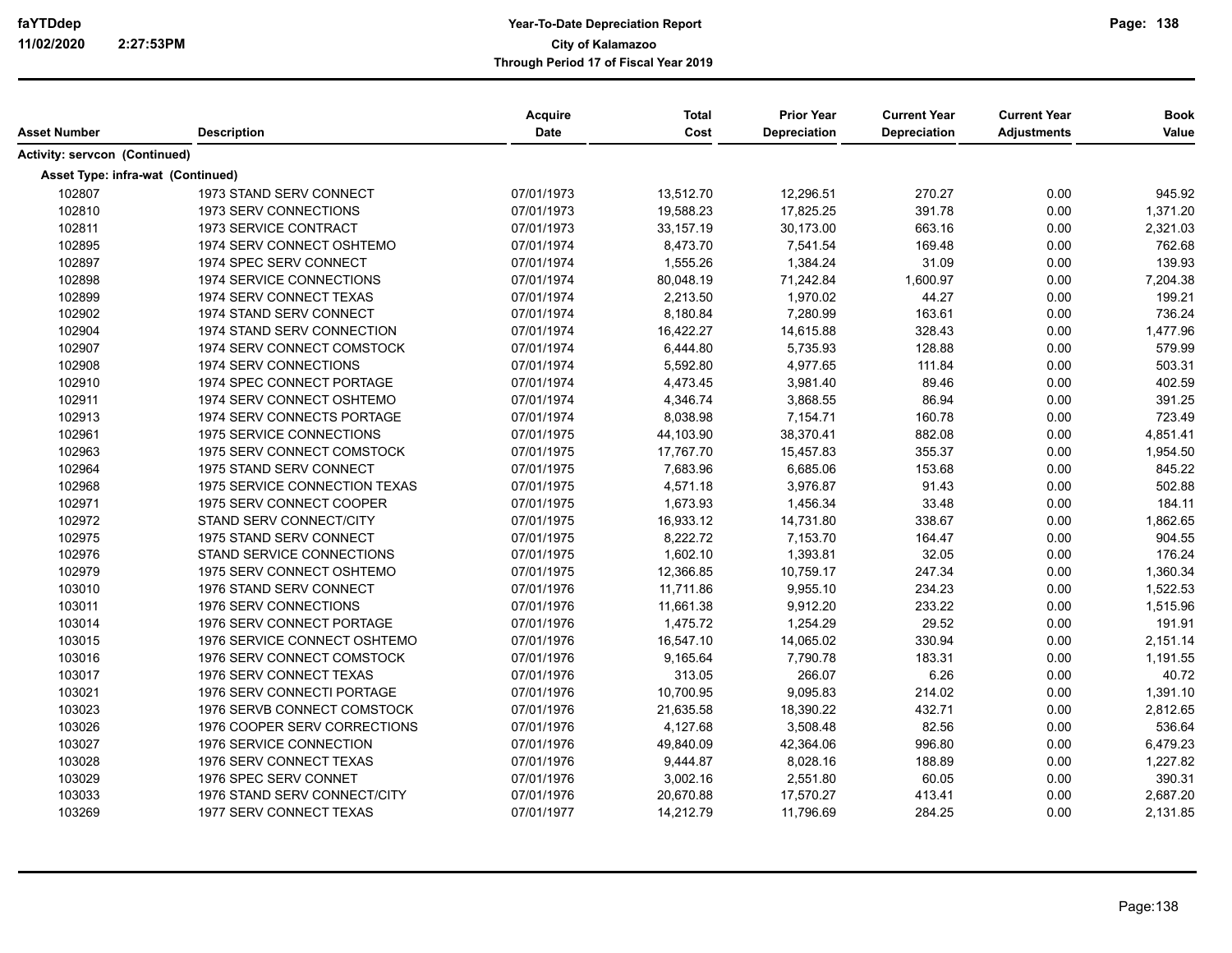| Asset Number | Description | Acquire Date | Total Cost | Prior Year Depreciation | Current Year Depreciation | Current Year Adjustments | Book Value |
|---|---|---|---|---|---|---|---|
| **Activity: servcon (Continued)** | | | | | | | |
| **Asset Type: infra-wat (Continued)** | | | | | | | |
| 102807 | 1973 STAND SERV CONNECT | 07/01/1973 | 13,512.70 | 12,296.51 | 270.27 | 0.00 | 945.92 |
| 102810 | 1973 SERV CONNECTIONS | 07/01/1973 | 19,588.23 | 17,825.25 | 391.78 | 0.00 | 1,371.20 |
| 102811 | 1973 SERVICE CONTRACT | 07/01/1973 | 33,157.19 | 30,173.00 | 663.16 | 0.00 | 2,321.03 |
| 102895 | 1974 SERV CONNECT OSHTEMO | 07/01/1974 | 8,473.70 | 7,541.54 | 169.48 | 0.00 | 762.68 |
| 102897 | 1974 SPEC SERV CONNECT | 07/01/1974 | 1,555.26 | 1,384.24 | 31.09 | 0.00 | 139.93 |
| 102898 | 1974 SERVICE CONNECTIONS | 07/01/1974 | 80,048.19 | 71,242.84 | 1,600.97 | 0.00 | 7,204.38 |
| 102899 | 1974 SERV CONNECT TEXAS | 07/01/1974 | 2,213.50 | 1,970.02 | 44.27 | 0.00 | 199.21 |
| 102902 | 1974 STAND SERV CONNECT | 07/01/1974 | 8,180.84 | 7,280.99 | 163.61 | 0.00 | 736.24 |
| 102904 | 1974 STAND SERV CONNECTION | 07/01/1974 | 16,422.27 | 14,615.88 | 328.43 | 0.00 | 1,477.96 |
| 102907 | 1974 SERV CONNECT COMSTOCK | 07/01/1974 | 6,444.80 | 5,735.93 | 128.88 | 0.00 | 579.99 |
| 102908 | 1974 SERV CONNECTIONS | 07/01/1974 | 5,592.80 | 4,977.65 | 111.84 | 0.00 | 503.31 |
| 102910 | 1974 SPEC CONNECT PORTAGE | 07/01/1974 | 4,473.45 | 3,981.40 | 89.46 | 0.00 | 402.59 |
| 102911 | 1974 SERV CONNECT OSHTEMO | 07/01/1974 | 4,346.74 | 3,868.55 | 86.94 | 0.00 | 391.25 |
| 102913 | 1974 SERV CONNECTS PORTAGE | 07/01/1974 | 8,038.98 | 7,154.71 | 160.78 | 0.00 | 723.49 |
| 102961 | 1975 SERVICE CONNECTIONS | 07/01/1975 | 44,103.90 | 38,370.41 | 882.08 | 0.00 | 4,851.41 |
| 102963 | 1975 SERV CONNECT COMSTOCK | 07/01/1975 | 17,767.70 | 15,457.83 | 355.37 | 0.00 | 1,954.50 |
| 102964 | 1975 STAND SERV CONNECT | 07/01/1975 | 7,683.96 | 6,685.06 | 153.68 | 0.00 | 845.22 |
| 102968 | 1975 SERVICE CONNECTION TEXAS | 07/01/1975 | 4,571.18 | 3,976.87 | 91.43 | 0.00 | 502.88 |
| 102971 | 1975 SERV CONNECT COOPER | 07/01/1975 | 1,673.93 | 1,456.34 | 33.48 | 0.00 | 184.11 |
| 102972 | STAND SERV CONNECT/CITY | 07/01/1975 | 16,933.12 | 14,731.80 | 338.67 | 0.00 | 1,862.65 |
| 102975 | 1975 STAND SERV CONNECT | 07/01/1975 | 8,222.72 | 7,153.70 | 164.47 | 0.00 | 904.55 |
| 102976 | STAND SERVICE CONNECTIONS | 07/01/1975 | 1,602.10 | 1,393.81 | 32.05 | 0.00 | 176.24 |
| 102979 | 1975 SERV CONNECT OSHTEMO | 07/01/1975 | 12,366.85 | 10,759.17 | 247.34 | 0.00 | 1,360.34 |
| 103010 | 1976 STAND SERV CONNECT | 07/01/1976 | 11,711.86 | 9,955.10 | 234.23 | 0.00 | 1,522.53 |
| 103011 | 1976 SERV CONNECTIONS | 07/01/1976 | 11,661.38 | 9,912.20 | 233.22 | 0.00 | 1,515.96 |
| 103014 | 1976 SERV CONNECT PORTAGE | 07/01/1976 | 1,475.72 | 1,254.29 | 29.52 | 0.00 | 191.91 |
| 103015 | 1976 SERVICE CONNECT OSHTEMO | 07/01/1976 | 16,547.10 | 14,065.02 | 330.94 | 0.00 | 2,151.14 |
| 103016 | 1976 SERV CONNECT COMSTOCK | 07/01/1976 | 9,165.64 | 7,790.78 | 183.31 | 0.00 | 1,191.55 |
| 103017 | 1976 SERV CONNECT TEXAS | 07/01/1976 | 313.05 | 266.07 | 6.26 | 0.00 | 40.72 |
| 103021 | 1976 SERV CONNECTI PORTAGE | 07/01/1976 | 10,700.95 | 9,095.83 | 214.02 | 0.00 | 1,391.10 |
| 103023 | 1976 SERVB CONNECT COMSTOCK | 07/01/1976 | 21,635.58 | 18,390.22 | 432.71 | 0.00 | 2,812.65 |
| 103026 | 1976 COOPER SERV CORRECTIONS | 07/01/1976 | 4,127.68 | 3,508.48 | 82.56 | 0.00 | 536.64 |
| 103027 | 1976 SERVICE CONNECTION | 07/01/1976 | 49,840.09 | 42,364.06 | 996.80 | 0.00 | 6,479.23 |
| 103028 | 1976 SERV CONNECT TEXAS | 07/01/1976 | 9,444.87 | 8,028.16 | 188.89 | 0.00 | 1,227.82 |
| 103029 | 1976 SPEC SERV CONNET | 07/01/1976 | 3,002.16 | 2,551.80 | 60.05 | 0.00 | 390.31 |
| 103033 | 1976 STAND SERV CONNECT/CITY | 07/01/1976 | 20,670.88 | 17,570.27 | 413.41 | 0.00 | 2,687.20 |
| 103269 | 1977 SERV CONNECT TEXAS | 07/01/1977 | 14,212.79 | 11,796.69 | 284.25 | 0.00 | 2,131.85 |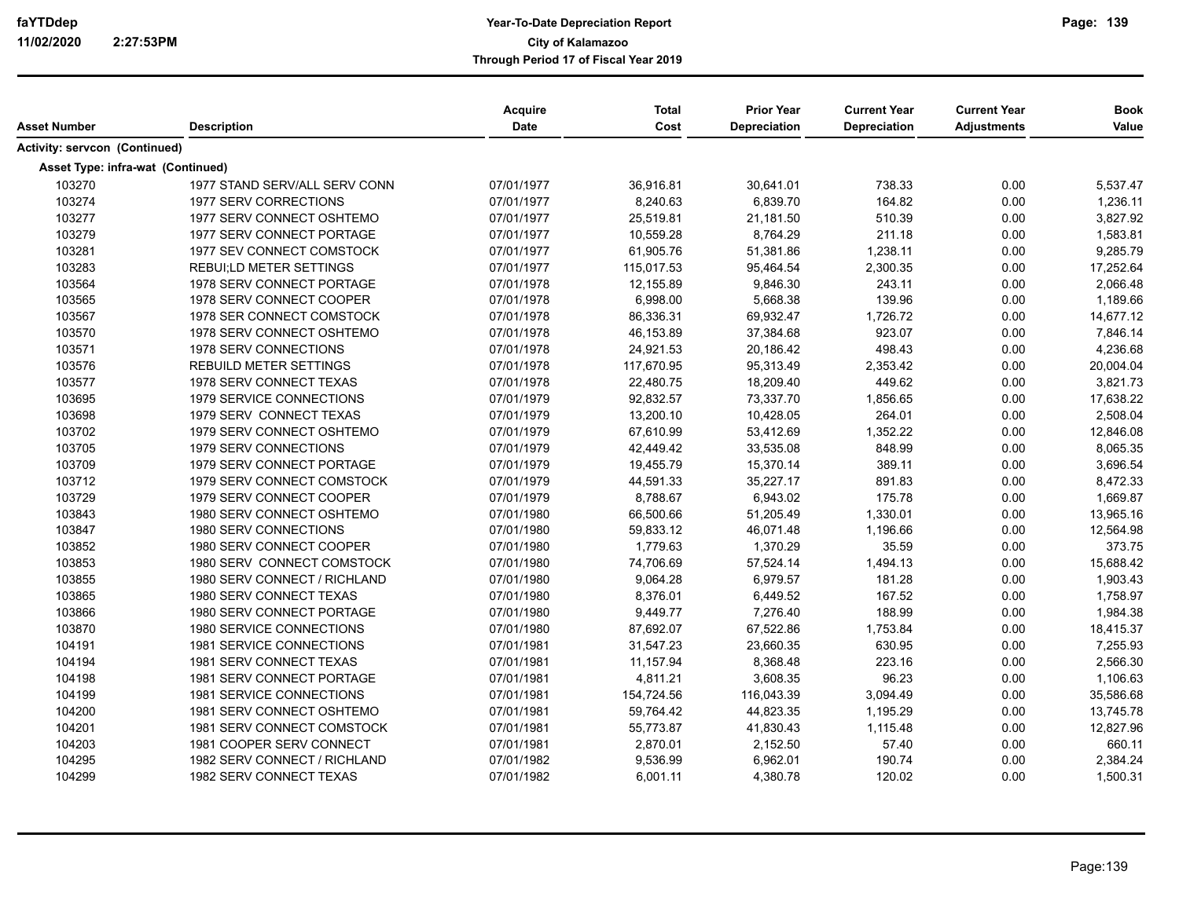**Year-To-Date Depreciation Report**
**City of Kalamazoo**
**Through Period 17 of Fiscal Year 2019**

faYTDdep
11/02/2020 2:27:53PM

| Asset Number | Description | Acquire Date | Total Cost | Prior Year Depreciation | Current Year Depreciation | Current Year Adjustments | Book Value |
|---|---|---|---|---|---|---|---|
| **Activity: servcon (Continued)** | | | | | | | |
| **Asset Type: infra-wat (Continued)** | | | | | | | |
| 103270 | 1977 STAND SERV/ALL SERV CONN | 07/01/1977 | 36,916.81 | 30,641.01 | 738.33 | 0.00 | 5,537.47 |
| 103274 | 1977 SERV CORRECTIONS | 07/01/1977 | 8,240.63 | 6,839.70 | 164.82 | 0.00 | 1,236.11 |
| 103277 | 1977 SERV CONNECT OSHTEMO | 07/01/1977 | 25,519.81 | 21,181.50 | 510.39 | 0.00 | 3,827.92 |
| 103279 | 1977 SERV CONNECT PORTAGE | 07/01/1977 | 10,559.28 | 8,764.29 | 211.18 | 0.00 | 1,583.81 |
| 103281 | 1977 SEV CONNECT COMSTOCK | 07/01/1977 | 61,905.76 | 51,381.86 | 1,238.11 | 0.00 | 9,285.79 |
| 103283 | REBUI;LD METER SETTINGS | 07/01/1977 | 115,017.53 | 95,464.54 | 2,300.35 | 0.00 | 17,252.64 |
| 103564 | 1978 SERV CONNECT PORTAGE | 07/01/1978 | 12,155.89 | 9,846.30 | 243.11 | 0.00 | 2,066.48 |
| 103565 | 1978 SERV CONNECT COOPER | 07/01/1978 | 6,998.00 | 5,668.38 | 139.96 | 0.00 | 1,189.66 |
| 103567 | 1978 SER CONNECT COMSTOCK | 07/01/1978 | 86,336.31 | 69,932.47 | 1,726.72 | 0.00 | 14,677.12 |
| 103570 | 1978 SERV CONNECT OSHTEMO | 07/01/1978 | 46,153.89 | 37,384.68 | 923.07 | 0.00 | 7,846.14 |
| 103571 | 1978 SERV CONNECTIONS | 07/01/1978 | 24,921.53 | 20,186.42 | 498.43 | 0.00 | 4,236.68 |
| 103576 | REBUILD METER SETTINGS | 07/01/1978 | 117,670.95 | 95,313.49 | 2,353.42 | 0.00 | 20,004.04 |
| 103577 | 1978 SERV CONNECT TEXAS | 07/01/1978 | 22,480.75 | 18,209.40 | 449.62 | 0.00 | 3,821.73 |
| 103695 | 1979 SERVICE CONNECTIONS | 07/01/1979 | 92,832.57 | 73,337.70 | 1,856.65 | 0.00 | 17,638.22 |
| 103698 | 1979 SERV CONNECT TEXAS | 07/01/1979 | 13,200.10 | 10,428.05 | 264.01 | 0.00 | 2,508.04 |
| 103702 | 1979 SERV CONNECT OSHTEMO | 07/01/1979 | 67,610.99 | 53,412.69 | 1,352.22 | 0.00 | 12,846.08 |
| 103705 | 1979 SERV CONNECTIONS | 07/01/1979 | 42,449.42 | 33,535.08 | 848.99 | 0.00 | 8,065.35 |
| 103709 | 1979 SERV CONNECT PORTAGE | 07/01/1979 | 19,455.79 | 15,370.14 | 389.11 | 0.00 | 3,696.54 |
| 103712 | 1979 SERV CONNECT COMSTOCK | 07/01/1979 | 44,591.33 | 35,227.17 | 891.83 | 0.00 | 8,472.33 |
| 103729 | 1979 SERV CONNECT COOPER | 07/01/1979 | 8,788.67 | 6,943.02 | 175.78 | 0.00 | 1,669.87 |
| 103843 | 1980 SERV CONNECT OSHTEMO | 07/01/1980 | 66,500.66 | 51,205.49 | 1,330.01 | 0.00 | 13,965.16 |
| 103847 | 1980 SERV CONNECTIONS | 07/01/1980 | 59,833.12 | 46,071.48 | 1,196.66 | 0.00 | 12,564.98 |
| 103852 | 1980 SERV CONNECT COOPER | 07/01/1980 | 1,779.63 | 1,370.29 | 35.59 | 0.00 | 373.75 |
| 103853 | 1980 SERV CONNECT COMSTOCK | 07/01/1980 | 74,706.69 | 57,524.14 | 1,494.13 | 0.00 | 15,688.42 |
| 103855 | 1980 SERV CONNECT / RICHLAND | 07/01/1980 | 9,064.28 | 6,979.57 | 181.28 | 0.00 | 1,903.43 |
| 103865 | 1980 SERV CONNECT TEXAS | 07/01/1980 | 8,376.01 | 6,449.52 | 167.52 | 0.00 | 1,758.97 |
| 103866 | 1980 SERV CONNECT PORTAGE | 07/01/1980 | 9,449.77 | 7,276.40 | 188.99 | 0.00 | 1,984.38 |
| 103870 | 1980 SERVICE CONNECTIONS | 07/01/1980 | 87,692.07 | 67,522.86 | 1,753.84 | 0.00 | 18,415.37 |
| 104191 | 1981 SERVICE CONNECTIONS | 07/01/1981 | 31,547.23 | 23,660.35 | 630.95 | 0.00 | 7,255.93 |
| 104194 | 1981 SERV CONNECT TEXAS | 07/01/1981 | 11,157.94 | 8,368.48 | 223.16 | 0.00 | 2,566.30 |
| 104198 | 1981 SERV CONNECT PORTAGE | 07/01/1981 | 4,811.21 | 3,608.35 | 96.23 | 0.00 | 1,106.63 |
| 104199 | 1981 SERVICE CONNECTIONS | 07/01/1981 | 154,724.56 | 116,043.39 | 3,094.49 | 0.00 | 35,586.68 |
| 104200 | 1981 SERV CONNECT OSHTEMO | 07/01/1981 | 59,764.42 | 44,823.35 | 1,195.29 | 0.00 | 13,745.78 |
| 104201 | 1981 SERV CONNECT COMSTOCK | 07/01/1981 | 55,773.87 | 41,830.43 | 1,115.48 | 0.00 | 12,827.96 |
| 104203 | 1981 COOPER SERV CONNECT | 07/01/1981 | 2,870.01 | 2,152.50 | 57.40 | 0.00 | 660.11 |
| 104295 | 1982 SERV CONNECT / RICHLAND | 07/01/1982 | 9,536.99 | 6,962.01 | 190.74 | 0.00 | 2,384.24 |
| 104299 | 1982 SERV CONNECT TEXAS | 07/01/1982 | 6,001.11 | 4,380.78 | 120.02 | 0.00 | 1,500.31 |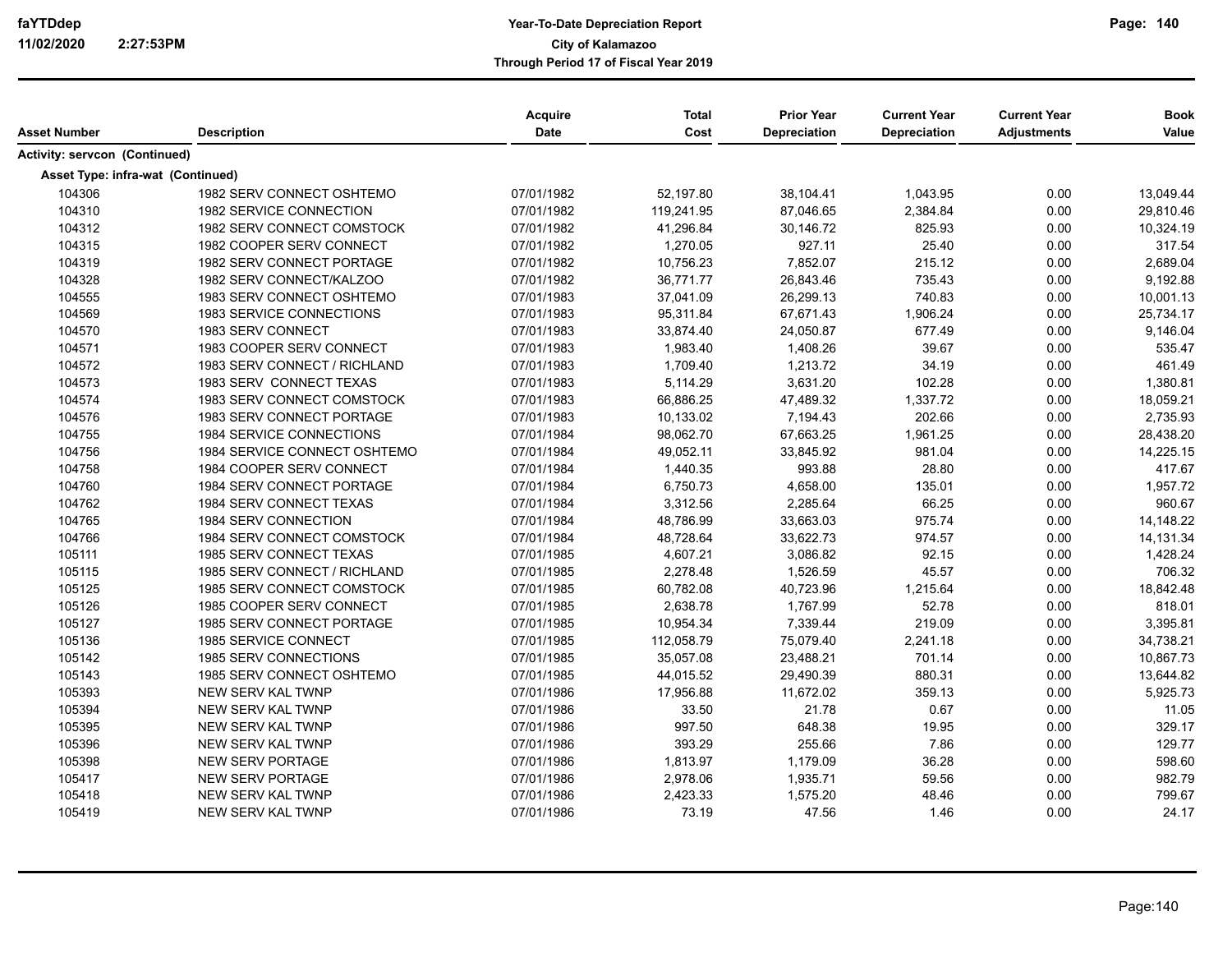| Asset Number | Description | Acquire Date | Total Cost | Prior Year Depreciation | Current Year Depreciation | Current Year Adjustments | Book Value |
|---|---|---|---|---|---|---|---|
| **Activity: servcon (Continued)** | | | | | | | |
| **Asset Type: infra-wat (Continued)** | | | | | | | |
| 104306 | 1982 SERV CONNECT OSHTEMO | 07/01/1982 | 52,197.80 | 38,104.41 | 1,043.95 | 0.00 | 13,049.44 |
| 104310 | 1982 SERVICE CONNECTION | 07/01/1982 | 119,241.95 | 87,046.65 | 2,384.84 | 0.00 | 29,810.46 |
| 104312 | 1982 SERV CONNECT COMSTOCK | 07/01/1982 | 41,296.84 | 30,146.72 | 825.93 | 0.00 | 10,324.19 |
| 104315 | 1982 COOPER SERV CONNECT | 07/01/1982 | 1,270.05 | 927.11 | 25.40 | 0.00 | 317.54 |
| 104319 | 1982 SERV CONNECT PORTAGE | 07/01/1982 | 10,756.23 | 7,852.07 | 215.12 | 0.00 | 2,689.04 |
| 104328 | 1982 SERV CONNECT/KALZOO | 07/01/1982 | 36,771.77 | 26,843.46 | 735.43 | 0.00 | 9,192.88 |
| 104555 | 1983 SERV CONNECT OSHTEMO | 07/01/1983 | 37,041.09 | 26,299.13 | 740.83 | 0.00 | 10,001.13 |
| 104569 | 1983 SERVICE CONNECTIONS | 07/01/1983 | 95,311.84 | 67,671.43 | 1,906.24 | 0.00 | 25,734.17 |
| 104570 | 1983 SERV CONNECT | 07/01/1983 | 33,874.40 | 24,050.87 | 677.49 | 0.00 | 9,146.04 |
| 104571 | 1983 COOPER SERV CONNECT | 07/01/1983 | 1,983.40 | 1,408.26 | 39.67 | 0.00 | 535.47 |
| 104572 | 1983 SERV CONNECT / RICHLAND | 07/01/1983 | 1,709.40 | 1,213.72 | 34.19 | 0.00 | 461.49 |
| 104573 | 1983 SERV CONNECT TEXAS | 07/01/1983 | 5,114.29 | 3,631.20 | 102.28 | 0.00 | 1,380.81 |
| 104574 | 1983 SERV CONNECT COMSTOCK | 07/01/1983 | 66,886.25 | 47,489.32 | 1,337.72 | 0.00 | 18,059.21 |
| 104576 | 1983 SERV CONNECT PORTAGE | 07/01/1983 | 10,133.02 | 7,194.43 | 202.66 | 0.00 | 2,735.93 |
| 104755 | 1984 SERVICE CONNECTIONS | 07/01/1984 | 98,062.70 | 67,663.25 | 1,961.25 | 0.00 | 28,438.20 |
| 104756 | 1984 SERVICE CONNECT OSHTEMO | 07/01/1984 | 49,052.11 | 33,845.92 | 981.04 | 0.00 | 14,225.15 |
| 104758 | 1984 COOPER SERV CONNECT | 07/01/1984 | 1,440.35 | 993.88 | 28.80 | 0.00 | 417.67 |
| 104760 | 1984 SERV CONNECT PORTAGE | 07/01/1984 | 6,750.73 | 4,658.00 | 135.01 | 0.00 | 1,957.72 |
| 104762 | 1984 SERV CONNECT TEXAS | 07/01/1984 | 3,312.56 | 2,285.64 | 66.25 | 0.00 | 960.67 |
| 104765 | 1984 SERV CONNECTION | 07/01/1984 | 48,786.99 | 33,663.03 | 975.74 | 0.00 | 14,148.22 |
| 104766 | 1984 SERV CONNECT COMSTOCK | 07/01/1984 | 48,728.64 | 33,622.73 | 974.57 | 0.00 | 14,131.34 |
| 105111 | 1985 SERV CONNECT TEXAS | 07/01/1985 | 4,607.21 | 3,086.82 | 92.15 | 0.00 | 1,428.24 |
| 105115 | 1985 SERV CONNECT / RICHLAND | 07/01/1985 | 2,278.48 | 1,526.59 | 45.57 | 0.00 | 706.32 |
| 105125 | 1985 SERV CONNECT COMSTOCK | 07/01/1985 | 60,782.08 | 40,723.96 | 1,215.64 | 0.00 | 18,842.48 |
| 105126 | 1985 COOPER SERV CONNECT | 07/01/1985 | 2,638.78 | 1,767.99 | 52.78 | 0.00 | 818.01 |
| 105127 | 1985 SERV CONNECT PORTAGE | 07/01/1985 | 10,954.34 | 7,339.44 | 219.09 | 0.00 | 3,395.81 |
| 105136 | 1985 SERVICE CONNECT | 07/01/1985 | 112,058.79 | 75,079.40 | 2,241.18 | 0.00 | 34,738.21 |
| 105142 | 1985 SERV CONNECTIONS | 07/01/1985 | 35,057.08 | 23,488.21 | 701.14 | 0.00 | 10,867.73 |
| 105143 | 1985 SERV CONNECT OSHTEMO | 07/01/1985 | 44,015.52 | 29,490.39 | 880.31 | 0.00 | 13,644.82 |
| 105393 | NEW SERV KAL TWNP | 07/01/1986 | 17,956.88 | 11,672.02 | 359.13 | 0.00 | 5,925.73 |
| 105394 | NEW SERV KAL TWNP | 07/01/1986 | 33.50 | 21.78 | 0.67 | 0.00 | 11.05 |
| 105395 | NEW SERV KAL TWNP | 07/01/1986 | 997.50 | 648.38 | 19.95 | 0.00 | 329.17 |
| 105396 | NEW SERV KAL TWNP | 07/01/1986 | 393.29 | 255.66 | 7.86 | 0.00 | 129.77 |
| 105398 | NEW SERV PORTAGE | 07/01/1986 | 1,813.97 | 1,179.09 | 36.28 | 0.00 | 598.60 |
| 105417 | NEW SERV PORTAGE | 07/01/1986 | 2,978.06 | 1,935.71 | 59.56 | 0.00 | 982.79 |
| 105418 | NEW SERV KAL TWNP | 07/01/1986 | 2,423.33 | 1,575.20 | 48.46 | 0.00 | 799.67 |
| 105419 | NEW SERV KAL TWNP | 07/01/1986 | 73.19 | 47.56 | 1.46 | 0.00 | 24.17 |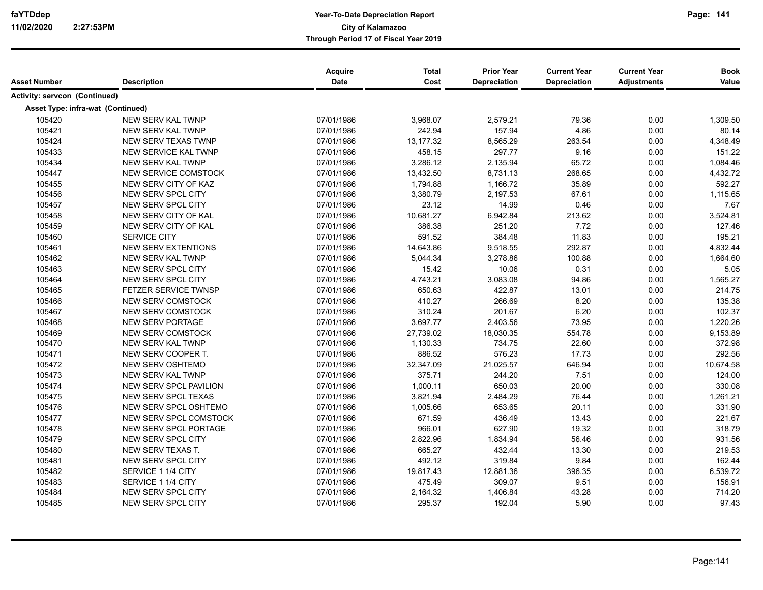| Asset Number | Description | Acquire Date | Total Cost | Prior Year Depreciation | Current Year Depreciation | Current Year Adjustments | Book Value |
|---|---|---|---|---|---|---|---|
| **Activity: servcon (Continued)** | | | | | | | |
| **Asset Type: infra-wat (Continued)** | | | | | | | |
| 105420 | NEW SERV KAL TWNP | 07/01/1986 | 3,968.07 | 2,579.21 | 79.36 | 0.00 | 1,309.50 |
| 105421 | NEW SERV KAL TWNP | 07/01/1986 | 242.94 | 157.94 | 4.86 | 0.00 | 80.14 |
| 105424 | NEW SERV TEXAS TWNP | 07/01/1986 | 13,177.32 | 8,565.29 | 263.54 | 0.00 | 4,348.49 |
| 105433 | NEW SERVICE KAL TWNP | 07/01/1986 | 458.15 | 297.77 | 9.16 | 0.00 | 151.22 |
| 105434 | NEW SERV KAL TWNP | 07/01/1986 | 3,286.12 | 2,135.94 | 65.72 | 0.00 | 1,084.46 |
| 105447 | NEW SERVICE COMSTOCK | 07/01/1986 | 13,432.50 | 8,731.13 | 268.65 | 0.00 | 4,432.72 |
| 105455 | NEW SERV CITY OF KAZ | 07/01/1986 | 1,794.88 | 1,166.72 | 35.89 | 0.00 | 592.27 |
| 105456 | NEW SERV SPCL CITY | 07/01/1986 | 3,380.79 | 2,197.53 | 67.61 | 0.00 | 1,115.65 |
| 105457 | NEW SERV SPCL CITY | 07/01/1986 | 23.12 | 14.99 | 0.46 | 0.00 | 7.67 |
| 105458 | NEW SERV CITY OF KAL | 07/01/1986 | 10,681.27 | 6,942.84 | 213.62 | 0.00 | 3,524.81 |
| 105459 | NEW SERV CITY OF KAL | 07/01/1986 | 386.38 | 251.20 | 7.72 | 0.00 | 127.46 |
| 105460 | SERVICE CITY | 07/01/1986 | 591.52 | 384.48 | 11.83 | 0.00 | 195.21 |
| 105461 | NEW SERV EXTENTIONS | 07/01/1986 | 14,643.86 | 9,518.55 | 292.87 | 0.00 | 4,832.44 |
| 105462 | NEW SERV KAL TWNP | 07/01/1986 | 5,044.34 | 3,278.86 | 100.88 | 0.00 | 1,664.60 |
| 105463 | NEW SERV SPCL CITY | 07/01/1986 | 15.42 | 10.06 | 0.31 | 0.00 | 5.05 |
| 105464 | NEW SERV SPCL CITY | 07/01/1986 | 4,743.21 | 3,083.08 | 94.86 | 0.00 | 1,565.27 |
| 105465 | FETZER SERVICE TWNSP | 07/01/1986 | 650.63 | 422.87 | 13.01 | 0.00 | 214.75 |
| 105466 | NEW SERV COMSTOCK | 07/01/1986 | 410.27 | 266.69 | 8.20 | 0.00 | 135.38 |
| 105467 | NEW SERV COMSTOCK | 07/01/1986 | 310.24 | 201.67 | 6.20 | 0.00 | 102.37 |
| 105468 | NEW SERV PORTAGE | 07/01/1986 | 3,697.77 | 2,403.56 | 73.95 | 0.00 | 1,220.26 |
| 105469 | NEW SERV COMSTOCK | 07/01/1986 | 27,739.02 | 18,030.35 | 554.78 | 0.00 | 9,153.89 |
| 105470 | NEW SERV KAL TWNP | 07/01/1986 | 1,130.33 | 734.75 | 22.60 | 0.00 | 372.98 |
| 105471 | NEW SERV COOPER T. | 07/01/1986 | 886.52 | 576.23 | 17.73 | 0.00 | 292.56 |
| 105472 | NEW SERV OSHTEMO | 07/01/1986 | 32,347.09 | 21,025.57 | 646.94 | 0.00 | 10,674.58 |
| 105473 | NEW SERV KAL TWNP | 07/01/1986 | 375.71 | 244.20 | 7.51 | 0.00 | 124.00 |
| 105474 | NEW SERV SPCL PAVILION | 07/01/1986 | 1,000.11 | 650.03 | 20.00 | 0.00 | 330.08 |
| 105475 | NEW SERV SPCL TEXAS | 07/01/1986 | 3,821.94 | 2,484.29 | 76.44 | 0.00 | 1,261.21 |
| 105476 | NEW SERV SPCL OSHTEMO | 07/01/1986 | 1,005.66 | 653.65 | 20.11 | 0.00 | 331.90 |
| 105477 | NEW SERV SPCL COMSTOCK | 07/01/1986 | 671.59 | 436.49 | 13.43 | 0.00 | 221.67 |
| 105478 | NEW SERV SPCL PORTAGE | 07/01/1986 | 966.01 | 627.90 | 19.32 | 0.00 | 318.79 |
| 105479 | NEW SERV SPCL CITY | 07/01/1986 | 2,822.96 | 1,834.94 | 56.46 | 0.00 | 931.56 |
| 105480 | NEW SERV TEXAS T. | 07/01/1986 | 665.27 | 432.44 | 13.30 | 0.00 | 219.53 |
| 105481 | NEW SERV SPCL CITY | 07/01/1986 | 492.12 | 319.84 | 9.84 | 0.00 | 162.44 |
| 105482 | SERVICE 1 1/4 CITY | 07/01/1986 | 19,817.43 | 12,881.36 | 396.35 | 0.00 | 6,539.72 |
| 105483 | SERVICE 1 1/4 CITY | 07/01/1986 | 475.49 | 309.07 | 9.51 | 0.00 | 156.91 |
| 105484 | NEW SERV SPCL CITY | 07/01/1986 | 2,164.32 | 1,406.84 | 43.28 | 0.00 | 714.20 |
| 105485 | NEW SERV SPCL CITY | 07/01/1986 | 295.37 | 192.04 | 5.90 | 0.00 | 97.43 |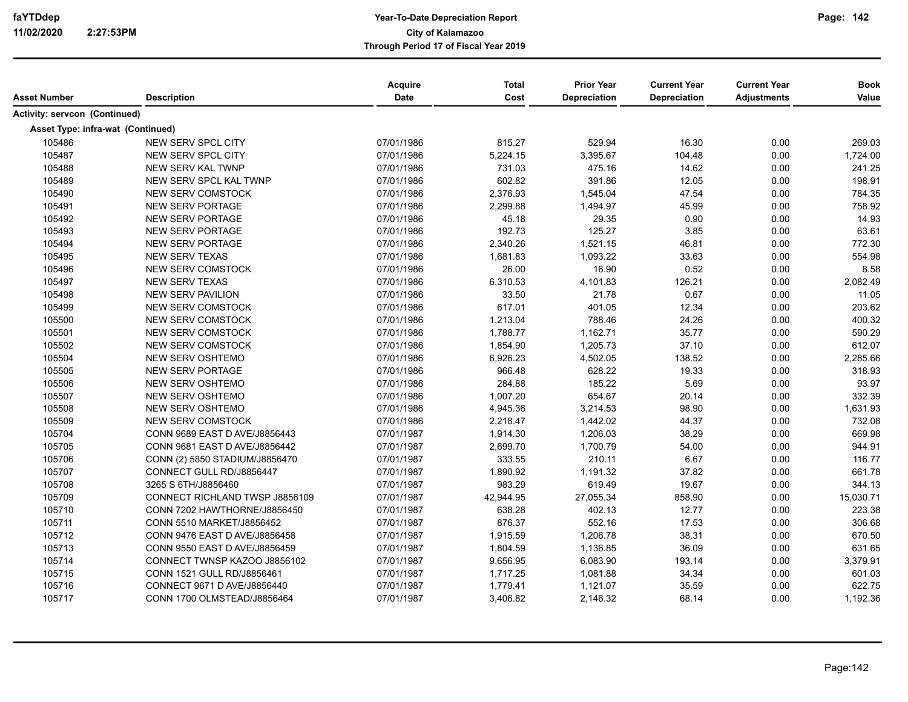| Asset Number | Description | Acquire Date | Total Cost | Prior Year Depreciation | Current Year Depreciation | Current Year Adjustments | Book Value |
|---|---|---|---|---|---|---|---|
| **Activity: servcon (Continued)** | | | | | | | |
| **Asset Type: infra-wat (Continued)** | | | | | | | |
| 105486 | NEW SERV SPCL CITY | 07/01/1986 | 815.27 | 529.94 | 16.30 | 0.00 | 269.03 |
| 105487 | NEW SERV SPCL CITY | 07/01/1986 | 5,224.15 | 3,395.67 | 104.48 | 0.00 | 1,724.00 |
| 105488 | NEW SERV KAL TWNP | 07/01/1986 | 731.03 | 475.16 | 14.62 | 0.00 | 241.25 |
| 105489 | NEW SERV SPCL KAL TWNP | 07/01/1986 | 602.82 | 391.86 | 12.05 | 0.00 | 198.91 |
| 105490 | NEW SERV COMSTOCK | 07/01/1986 | 2,376.93 | 1,545.04 | 47.54 | 0.00 | 784.35 |
| 105491 | NEW SERV PORTAGE | 07/01/1986 | 2,299.88 | 1,494.97 | 45.99 | 0.00 | 758.92 |
| 105492 | NEW SERV PORTAGE | 07/01/1986 | 45.18 | 29.35 | 0.90 | 0.00 | 14.93 |
| 105493 | NEW SERV PORTAGE | 07/01/1986 | 192.73 | 125.27 | 3.85 | 0.00 | 63.61 |
| 105494 | NEW SERV PORTAGE | 07/01/1986 | 2,340.26 | 1,521.15 | 46.81 | 0.00 | 772.30 |
| 105495 | NEW SERV TEXAS | 07/01/1986 | 1,681.83 | 1,093.22 | 33.63 | 0.00 | 554.98 |
| 105496 | NEW SERV COMSTOCK | 07/01/1986 | 26.00 | 16.90 | 0.52 | 0.00 | 8.58 |
| 105497 | NEW SERV TEXAS | 07/01/1986 | 6,310.53 | 4,101.83 | 126.21 | 0.00 | 2,082.49 |
| 105498 | NEW SERV PAVILION | 07/01/1986 | 33.50 | 21.78 | 0.67 | 0.00 | 11.05 |
| 105499 | NEW SERV COMSTOCK | 07/01/1986 | 617.01 | 401.05 | 12.34 | 0.00 | 203.62 |
| 105500 | NEW SERV COMSTOCK | 07/01/1986 | 1,213.04 | 788.46 | 24.26 | 0.00 | 400.32 |
| 105501 | NEW SERV COMSTOCK | 07/01/1986 | 1,788.77 | 1,162.71 | 35.77 | 0.00 | 590.29 |
| 105502 | NEW SERV COMSTOCK | 07/01/1986 | 1,854.90 | 1,205.73 | 37.10 | 0.00 | 612.07 |
| 105504 | NEW SERV OSHTEMO | 07/01/1986 | 6,926.23 | 4,502.05 | 138.52 | 0.00 | 2,285.66 |
| 105505 | NEW SERV PORTAGE | 07/01/1986 | 966.48 | 628.22 | 19.33 | 0.00 | 318.93 |
| 105506 | NEW SERV OSHTEMO | 07/01/1986 | 284.88 | 185.22 | 5.69 | 0.00 | 93.97 |
| 105507 | NEW SERV OSHTEMO | 07/01/1986 | 1,007.20 | 654.67 | 20.14 | 0.00 | 332.39 |
| 105508 | NEW SERV OSHTEMO | 07/01/1986 | 4,945.36 | 3,214.53 | 98.90 | 0.00 | 1,631.93 |
| 105509 | NEW SERV COMSTOCK | 07/01/1986 | 2,218.47 | 1,442.02 | 44.37 | 0.00 | 732.08 |
| 105704 | CONN 9689 EAST D AVE/J8856443 | 07/01/1987 | 1,914.30 | 1,206.03 | 38.29 | 0.00 | 669.98 |
| 105705 | CONN 9681 EAST D AVE/J8856442 | 07/01/1987 | 2,699.70 | 1,700.79 | 54.00 | 0.00 | 944.91 |
| 105706 | CONN (2) 5850 STADIUM/J8856470 | 07/01/1987 | 333.55 | 210.11 | 6.67 | 0.00 | 116.77 |
| 105707 | CONNECT GULL RD/J8856447 | 07/01/1987 | 1,890.92 | 1,191.32 | 37.82 | 0.00 | 661.78 |
| 105708 | 3265 S 6TH/J8856460 | 07/01/1987 | 983.29 | 619.49 | 19.67 | 0.00 | 344.13 |
| 105709 | CONNECT RICHLAND TWSP J8856109 | 07/01/1987 | 42,944.95 | 27,055.34 | 858.90 | 0.00 | 15,030.71 |
| 105710 | CONN 7202 HAWTHORNE/J8856450 | 07/01/1987 | 638.28 | 402.13 | 12.77 | 0.00 | 223.38 |
| 105711 | CONN 5510 MARKET/J8856452 | 07/01/1987 | 876.37 | 552.16 | 17.53 | 0.00 | 306.68 |
| 105712 | CONN 9476 EAST D AVE/J8856458 | 07/01/1987 | 1,915.59 | 1,206.78 | 38.31 | 0.00 | 670.50 |
| 105713 | CONN 9550 EAST D AVE/J8856459 | 07/01/1987 | 1,804.59 | 1,136.85 | 36.09 | 0.00 | 631.65 |
| 105714 | CONNECT TWNSP KAZOO J8856102 | 07/01/1987 | 9,656.95 | 6,083.90 | 193.14 | 0.00 | 3,379.91 |
| 105715 | CONN 1521 GULL RD/J8856461 | 07/01/1987 | 1,717.25 | 1,081.88 | 34.34 | 0.00 | 601.03 |
| 105716 | CONNECT 9671 D AVE/J8856440 | 07/01/1987 | 1,779.41 | 1,121.07 | 35.59 | 0.00 | 622.75 |
| 105717 | CONN 1700 OLMSTEAD/J8856464 | 07/01/1987 | 3,406.82 | 2,146.32 | 68.14 | 0.00 | 1,192.36 |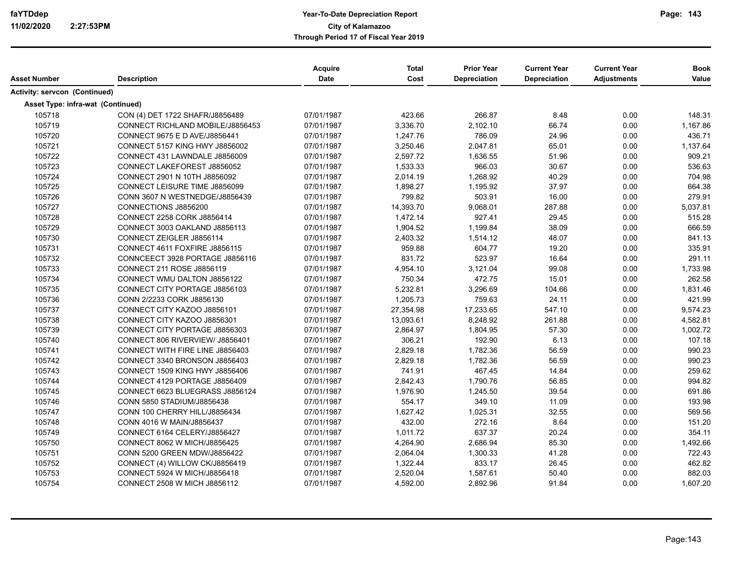| Asset Number | Description | Acquire Date | Total Cost | Prior Year Depreciation | Current Year Depreciation | Current Year Adjustments | Book Value |
|---|---|---|---|---|---|---|---|
| **Activity: servcon (Continued)** | | | | | | | |
| **Asset Type: infra-wat (Continued)** | | | | | | | |
| 105718 | CON (4) DET 1722 SHAFR/J8856489 | 07/01/1987 | 423.66 | 266.87 | 8.48 | 0.00 | 148.31 |
| 105719 | CONNECT RICHLAND MOBILE/J8856453 | 07/01/1987 | 3,336.70 | 2,102.10 | 66.74 | 0.00 | 1,167.86 |
| 105720 | CONNECT 9675 E D AVE/J8856441 | 07/01/1987 | 1,247.76 | 786.09 | 24.96 | 0.00 | 436.71 |
| 105721 | CONNECT 5157 KING HWY J8856002 | 07/01/1987 | 3,250.46 | 2,047.81 | 65.01 | 0.00 | 1,137.64 |
| 105722 | CONNECT 431 LAWNDALE J8856009 | 07/01/1987 | 2,597.72 | 1,636.55 | 51.96 | 0.00 | 909.21 |
| 105723 | CONNECT LAKEFOREST J8856052 | 07/01/1987 | 1,533.33 | 966.03 | 30.67 | 0.00 | 536.63 |
| 105724 | CONNECT 2901 N 10TH J8856092 | 07/01/1987 | 2,014.19 | 1,268.92 | 40.29 | 0.00 | 704.98 |
| 105725 | CONNECT LEISURE TIME J8856099 | 07/01/1987 | 1,898.27 | 1,195.92 | 37.97 | 0.00 | 664.38 |
| 105726 | CONN 3607 N WESTNEDGE/J8856439 | 07/01/1987 | 799.82 | 503.91 | 16.00 | 0.00 | 279.91 |
| 105727 | CONNECTIONS J8856200 | 07/01/1987 | 14,393.70 | 9,068.01 | 287.88 | 0.00 | 5,037.81 |
| 105728 | CONNECT 2258 CORK J8856414 | 07/01/1987 | 1,472.14 | 927.41 | 29.45 | 0.00 | 515.28 |
| 105729 | CONNECT 3003 OAKLAND J8856113 | 07/01/1987 | 1,904.52 | 1,199.84 | 38.09 | 0.00 | 666.59 |
| 105730 | CONNECT ZEIGLER J8856114 | 07/01/1987 | 2,403.32 | 1,514.12 | 48.07 | 0.00 | 841.13 |
| 105731 | CONNECT 4611 FOXFIRE J8856115 | 07/01/1987 | 959.88 | 604.77 | 19.20 | 0.00 | 335.91 |
| 105732 | CONNCEECT 3928 PORTAGE J8856116 | 07/01/1987 | 831.72 | 523.97 | 16.64 | 0.00 | 291.11 |
| 105733 | CONNECT 211 ROSE J8856119 | 07/01/1987 | 4,954.10 | 3,121.04 | 99.08 | 0.00 | 1,733.98 |
| 105734 | CONNECT WMU DALTON J8856122 | 07/01/1987 | 750.34 | 472.75 | 15.01 | 0.00 | 262.58 |
| 105735 | CONNECT CITY PORTAGE J8856103 | 07/01/1987 | 5,232.81 | 3,296.69 | 104.66 | 0.00 | 1,831.46 |
| 105736 | CONN 2/2233 CORK J8856130 | 07/01/1987 | 1,205.73 | 759.63 | 24.11 | 0.00 | 421.99 |
| 105737 | CONNECT CITY KAZOO J8856101 | 07/01/1987 | 27,354.98 | 17,233.65 | 547.10 | 0.00 | 9,574.23 |
| 105738 | CONNECT CITY KAZOO J8856301 | 07/01/1987 | 13,093.61 | 8,248.92 | 261.88 | 0.00 | 4,582.81 |
| 105739 | CONNECT CITY PORTAGE J8856303 | 07/01/1987 | 2,864.97 | 1,804.95 | 57.30 | 0.00 | 1,002.72 |
| 105740 | CONNECT 806 RIVERVIEW/ J8856401 | 07/01/1987 | 306.21 | 192.90 | 6.13 | 0.00 | 107.18 |
| 105741 | CONNECT WITH FIRE LINE J8856403 | 07/01/1987 | 2,829.18 | 1,782.36 | 56.59 | 0.00 | 990.23 |
| 105742 | CONNECT 3340 BRONSON J8856403 | 07/01/1987 | 2,829.18 | 1,782.36 | 56.59 | 0.00 | 990.23 |
| 105743 | CONNECT 1509 KING HWY J8856406 | 07/01/1987 | 741.91 | 467.45 | 14.84 | 0.00 | 259.62 |
| 105744 | CONNECT 4129 PORTAGE J8856409 | 07/01/1987 | 2,842.43 | 1,790.76 | 56.85 | 0.00 | 994.82 |
| 105745 | CONNECT 6623 BLUEGRASS J8856124 | 07/01/1987 | 1,976.90 | 1,245.50 | 39.54 | 0.00 | 691.86 |
| 105746 | CONN 5850 STADIUM/J8856438 | 07/01/1987 | 554.17 | 349.10 | 11.09 | 0.00 | 193.98 |
| 105747 | CONN 100 CHERRY HILL/J8856434 | 07/01/1987 | 1,627.42 | 1,025.31 | 32.55 | 0.00 | 569.56 |
| 105748 | CONN 4016 W MAIN/J8856437 | 07/01/1987 | 432.00 | 272.16 | 8.64 | 0.00 | 151.20 |
| 105749 | CONNECT 6164 CELERY/J8856427 | 07/01/1987 | 1,011.72 | 637.37 | 20.24 | 0.00 | 354.11 |
| 105750 | CONNECT 8062 W MICH/J8856425 | 07/01/1987 | 4,264.90 | 2,686.94 | 85.30 | 0.00 | 1,492.66 |
| 105751 | CONN 5200 GREEN MDW/J8856422 | 07/01/1987 | 2,064.04 | 1,300.33 | 41.28 | 0.00 | 722.43 |
| 105752 | CONNECT (4) WILLOW CK/J8856419 | 07/01/1987 | 1,322.44 | 833.17 | 26.45 | 0.00 | 462.82 |
| 105753 | CONNECT 5924 W MICH/J8856418 | 07/01/1987 | 2,520.04 | 1,587.61 | 50.40 | 0.00 | 882.03 |
| 105754 | CONNECT 2508 W MICH J8856112 | 07/01/1987 | 4,592.00 | 2,892.96 | 91.84 | 0.00 | 1,607.20 |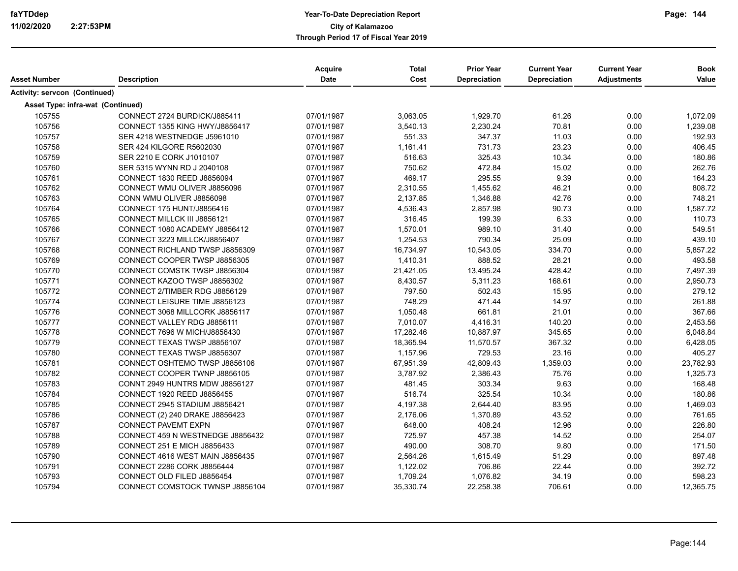# Year-To-Date Depreciation Report

**City of Kalamazoo**

**Through Period 17 of Fiscal Year 2019**

| Asset Number | Description | Acquire Date | Total Cost | Prior Year Depreciation | Current Year Depreciation | Current Year Adjustments | Book Value |
|---|---|---|---|---|---|---|---|
| **Activity: servcon (Continued)** | | | | | | | |
| **Asset Type: infra-wat (Continued)** | | | | | | | |
| 105755 | CONNECT 2724 BURDICK/J885411 | 07/01/1987 | 3,063.05 | 1,929.70 | 61.26 | 0.00 | 1,072.09 |
| 105756 | CONNECT 1355 KING HWY/J8856417 | 07/01/1987 | 3,540.13 | 2,230.24 | 70.81 | 0.00 | 1,239.08 |
| 105757 | SER 4218 WESTNEDGE J5961010 | 07/01/1987 | 551.33 | 347.37 | 11.03 | 0.00 | 192.93 |
| 105758 | SER 424 KILGORE R5602030 | 07/01/1987 | 1,161.41 | 731.73 | 23.23 | 0.00 | 406.45 |
| 105759 | SER 2210 E CORK J1010107 | 07/01/1987 | 516.63 | 325.43 | 10.34 | 0.00 | 180.86 |
| 105760 | SER 5315 WYNN RD J 2040108 | 07/01/1987 | 750.62 | 472.84 | 15.02 | 0.00 | 262.76 |
| 105761 | CONNECT 1830 REED J8856094 | 07/01/1987 | 469.17 | 295.55 | 9.39 | 0.00 | 164.23 |
| 105762 | CONNECT WMU OLIVER J8856096 | 07/01/1987 | 2,310.55 | 1,455.62 | 46.21 | 0.00 | 808.72 |
| 105763 | CONN WMU OLIVER J8856098 | 07/01/1987 | 2,137.85 | 1,346.88 | 42.76 | 0.00 | 748.21 |
| 105764 | CONNECT 175 HUNT/J8856416 | 07/01/1987 | 4,536.43 | 2,857.98 | 90.73 | 0.00 | 1,587.72 |
| 105765 | CONNECT MILLCK III J8856121 | 07/01/1987 | 316.45 | 199.39 | 6.33 | 0.00 | 110.73 |
| 105766 | CONNECT 1080 ACADEMY J8856412 | 07/01/1987 | 1,570.01 | 989.10 | 31.40 | 0.00 | 549.51 |
| 105767 | CONNECT 3223 MILLCK/J8856407 | 07/01/1987 | 1,254.53 | 790.34 | 25.09 | 0.00 | 439.10 |
| 105768 | CONNECT RICHLAND TWSP J8856309 | 07/01/1987 | 16,734.97 | 10,543.05 | 334.70 | 0.00 | 5,857.22 |
| 105769 | CONNECT COOPER TWSP J8856305 | 07/01/1987 | 1,410.31 | 888.52 | 28.21 | 0.00 | 493.58 |
| 105770 | CONNECT COMSTK TWSP J8856304 | 07/01/1987 | 21,421.05 | 13,495.24 | 428.42 | 0.00 | 7,497.39 |
| 105771 | CONNECT KAZOO TWSP J8856302 | 07/01/1987 | 8,430.57 | 5,311.23 | 168.61 | 0.00 | 2,950.73 |
| 105772 | CONNECT 2/TIMBER RDG J8856129 | 07/01/1987 | 797.50 | 502.43 | 15.95 | 0.00 | 279.12 |
| 105774 | CONNECT LEISURE TIME J8856123 | 07/01/1987 | 748.29 | 471.44 | 14.97 | 0.00 | 261.88 |
| 105776 | CONNECT 3068 MILLCORK J8856117 | 07/01/1987 | 1,050.48 | 661.81 | 21.01 | 0.00 | 367.66 |
| 105777 | CONNECT VALLEY RDG J8856111 | 07/01/1987 | 7,010.07 | 4,416.31 | 140.20 | 0.00 | 2,453.56 |
| 105778 | CONNECT 7696 W MICH/J8856430 | 07/01/1987 | 17,282.46 | 10,887.97 | 345.65 | 0.00 | 6,048.84 |
| 105779 | CONNECT TEXAS TWSP J8856107 | 07/01/1987 | 18,365.94 | 11,570.57 | 367.32 | 0.00 | 6,428.05 |
| 105780 | CONNECT TEXAS TWSP J8856307 | 07/01/1987 | 1,157.96 | 729.53 | 23.16 | 0.00 | 405.27 |
| 105781 | CONNECT OSHTEMO TWSP J8856106 | 07/01/1987 | 67,951.39 | 42,809.43 | 1,359.03 | 0.00 | 23,782.93 |
| 105782 | CONNECT COOPER TWNP J8856105 | 07/01/1987 | 3,787.92 | 2,386.43 | 75.76 | 0.00 | 1,325.73 |
| 105783 | CONNT 2949 HUNTRS MDW J8856127 | 07/01/1987 | 481.45 | 303.34 | 9.63 | 0.00 | 168.48 |
| 105784 | CONNECT 1920 REED J8856455 | 07/01/1987 | 516.74 | 325.54 | 10.34 | 0.00 | 180.86 |
| 105785 | CONNECT 2945 STADIUM J8856421 | 07/01/1987 | 4,197.38 | 2,644.40 | 83.95 | 0.00 | 1,469.03 |
| 105786 | CONNECT (2) 240 DRAKE J8856423 | 07/01/1987 | 2,176.06 | 1,370.89 | 43.52 | 0.00 | 761.65 |
| 105787 | CONNECT PAVEMT EXPN | 07/01/1987 | 648.00 | 408.24 | 12.96 | 0.00 | 226.80 |
| 105788 | CONNECT 459 N WESTNEDGE J8856432 | 07/01/1987 | 725.97 | 457.38 | 14.52 | 0.00 | 254.07 |
| 105789 | CONNECT 251 E MICH J8856433 | 07/01/1987 | 490.00 | 308.70 | 9.80 | 0.00 | 171.50 |
| 105790 | CONNECT 4616 WEST MAIN J8856435 | 07/01/1987 | 2,564.26 | 1,615.49 | 51.29 | 0.00 | 897.48 |
| 105791 | CONNECT 2286 CORK J8856444 | 07/01/1987 | 1,122.02 | 706.86 | 22.44 | 0.00 | 392.72 |
| 105793 | CONNECT OLD FILED J8856454 | 07/01/1987 | 1,709.24 | 1,076.82 | 34.19 | 0.00 | 598.23 |
| 105794 | CONNECT COMSTOCK TWNSP J8856104 | 07/01/1987 | 35,330.74 | 22,258.38 | 706.61 | 0.00 | 12,365.75 |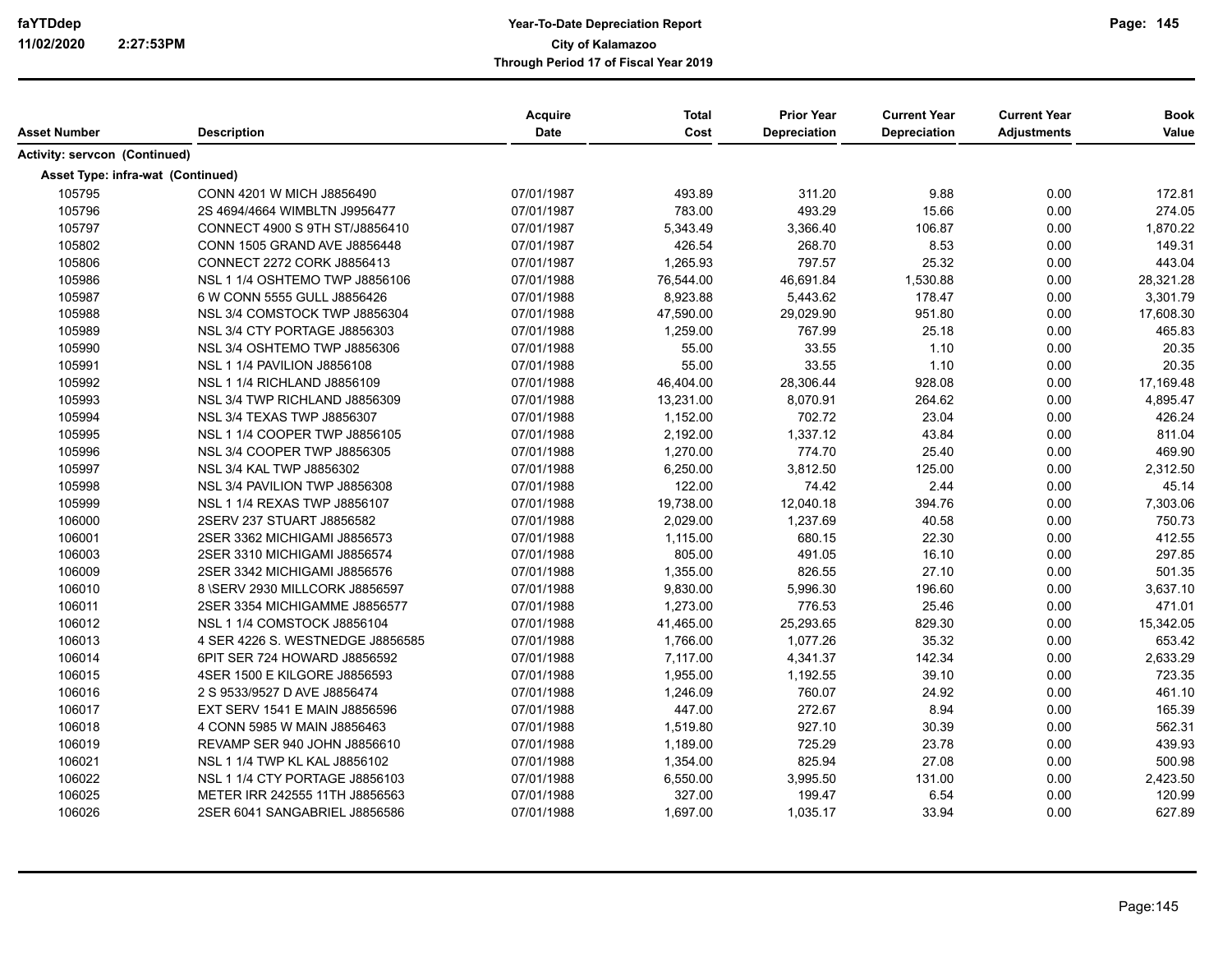| Asset Number | Description | Acquire Date | Total Cost | Prior Year Depreciation | Current Year Depreciation | Current Year Adjustments | Book Value |
|---|---|---|---|---|---|---|---|
| **Activity: servcon (Continued)** | | | | | | | |
| **Asset Type: infra-wat (Continued)** | | | | | | | |
| 105795 | CONN 4201 W MICH J8856490 | 07/01/1987 | 493.89 | 311.20 | 9.88 | 0.00 | 172.81 |
| 105796 | 2S 4694/4664 WIMBLTN J9956477 | 07/01/1987 | 783.00 | 493.29 | 15.66 | 0.00 | 274.05 |
| 105797 | CONNECT 4900 S 9TH ST/J8856410 | 07/01/1987 | 5,343.49 | 3,366.40 | 106.87 | 0.00 | 1,870.22 |
| 105802 | CONN 1505 GRAND AVE J8856448 | 07/01/1987 | 426.54 | 268.70 | 8.53 | 0.00 | 149.31 |
| 105806 | CONNECT 2272 CORK J8856413 | 07/01/1987 | 1,265.93 | 797.57 | 25.32 | 0.00 | 443.04 |
| 105986 | NSL 1 1/4 OSHTEMO TWP J8856106 | 07/01/1988 | 76,544.00 | 46,691.84 | 1,530.88 | 0.00 | 28,321.28 |
| 105987 | 6 W CONN 5555 GULL J8856426 | 07/01/1988 | 8,923.88 | 5,443.62 | 178.47 | 0.00 | 3,301.79 |
| 105988 | NSL 3/4 COMSTOCK TWP J8856304 | 07/01/1988 | 47,590.00 | 29,029.90 | 951.80 | 0.00 | 17,608.30 |
| 105989 | NSL 3/4 CTY PORTAGE J8856303 | 07/01/1988 | 1,259.00 | 767.99 | 25.18 | 0.00 | 465.83 |
| 105990 | NSL 3/4 OSHTEMO TWP J8856306 | 07/01/1988 | 55.00 | 33.55 | 1.10 | 0.00 | 20.35 |
| 105991 | NSL 1 1/4 PAVILION J8856108 | 07/01/1988 | 55.00 | 33.55 | 1.10 | 0.00 | 20.35 |
| 105992 | NSL 1 1/4 RICHLAND J8856109 | 07/01/1988 | 46,404.00 | 28,306.44 | 928.08 | 0.00 | 17,169.48 |
| 105993 | NSL 3/4 TWP RICHLAND J8856309 | 07/01/1988 | 13,231.00 | 8,070.91 | 264.62 | 0.00 | 4,895.47 |
| 105994 | NSL 3/4 TEXAS TWP J8856307 | 07/01/1988 | 1,152.00 | 702.72 | 23.04 | 0.00 | 426.24 |
| 105995 | NSL 1 1/4 COOPER TWP J8856105 | 07/01/1988 | 2,192.00 | 1,337.12 | 43.84 | 0.00 | 811.04 |
| 105996 | NSL 3/4 COOPER TWP J8856305 | 07/01/1988 | 1,270.00 | 774.70 | 25.40 | 0.00 | 469.90 |
| 105997 | NSL 3/4 KAL TWP J8856302 | 07/01/1988 | 6,250.00 | 3,812.50 | 125.00 | 0.00 | 2,312.50 |
| 105998 | NSL 3/4 PAVILION TWP J8856308 | 07/01/1988 | 122.00 | 74.42 | 2.44 | 0.00 | 45.14 |
| 105999 | NSL 1 1/4 REXAS TWP J8856107 | 07/01/1988 | 19,738.00 | 12,040.18 | 394.76 | 0.00 | 7,303.06 |
| 106000 | 2SERV 237 STUART J8856582 | 07/01/1988 | 2,029.00 | 1,237.69 | 40.58 | 0.00 | 750.73 |
| 106001 | 2SER 3362 MICHIGAMI J8856573 | 07/01/1988 | 1,115.00 | 680.15 | 22.30 | 0.00 | 412.55 |
| 106003 | 2SER 3310 MICHIGAMI J8856574 | 07/01/1988 | 805.00 | 491.05 | 16.10 | 0.00 | 297.85 |
| 106009 | 2SER 3342 MICHIGAMI J8856576 | 07/01/1988 | 1,355.00 | 826.55 | 27.10 | 0.00 | 501.35 |
| 106010 | 8 \SERV 2930 MILLCORK J8856597 | 07/01/1988 | 9,830.00 | 5,996.30 | 196.60 | 0.00 | 3,637.10 |
| 106011 | 2SER 3354 MICHIGAMME J8856577 | 07/01/1988 | 1,273.00 | 776.53 | 25.46 | 0.00 | 471.01 |
| 106012 | NSL 1 1/4 COMSTOCK J8856104 | 07/01/1988 | 41,465.00 | 25,293.65 | 829.30 | 0.00 | 15,342.05 |
| 106013 | 4 SER 4226 S. WESTNEDGE J8856585 | 07/01/1988 | 1,766.00 | 1,077.26 | 35.32 | 0.00 | 653.42 |
| 106014 | 6PIT SER 724 HOWARD J8856592 | 07/01/1988 | 7,117.00 | 4,341.37 | 142.34 | 0.00 | 2,633.29 |
| 106015 | 4SER 1500 E KILGORE J8856593 | 07/01/1988 | 1,955.00 | 1,192.55 | 39.10 | 0.00 | 723.35 |
| 106016 | 2 S 9533/9527 D AVE J8856474 | 07/01/1988 | 1,246.09 | 760.07 | 24.92 | 0.00 | 461.10 |
| 106017 | EXT SERV 1541 E MAIN J8856596 | 07/01/1988 | 447.00 | 272.67 | 8.94 | 0.00 | 165.39 |
| 106018 | 4 CONN 5985 W MAIN J8856463 | 07/01/1988 | 1,519.80 | 927.10 | 30.39 | 0.00 | 562.31 |
| 106019 | REVAMP SER 940 JOHN J8856610 | 07/01/1988 | 1,189.00 | 725.29 | 23.78 | 0.00 | 439.93 |
| 106021 | NSL 1 1/4 TWP KL KAL J8856102 | 07/01/1988 | 1,354.00 | 825.94 | 27.08 | 0.00 | 500.98 |
| 106022 | NSL 1 1/4 CTY PORTAGE J8856103 | 07/01/1988 | 6,550.00 | 3,995.50 | 131.00 | 0.00 | 2,423.50 |
| 106025 | METER IRR 242555 11TH J8856563 | 07/01/1988 | 327.00 | 199.47 | 6.54 | 0.00 | 120.99 |
| 106026 | 2SER 6041 SANGABRIEL J8856586 | 07/01/1988 | 1,697.00 | 1,035.17 | 33.94 | 0.00 | 627.89 |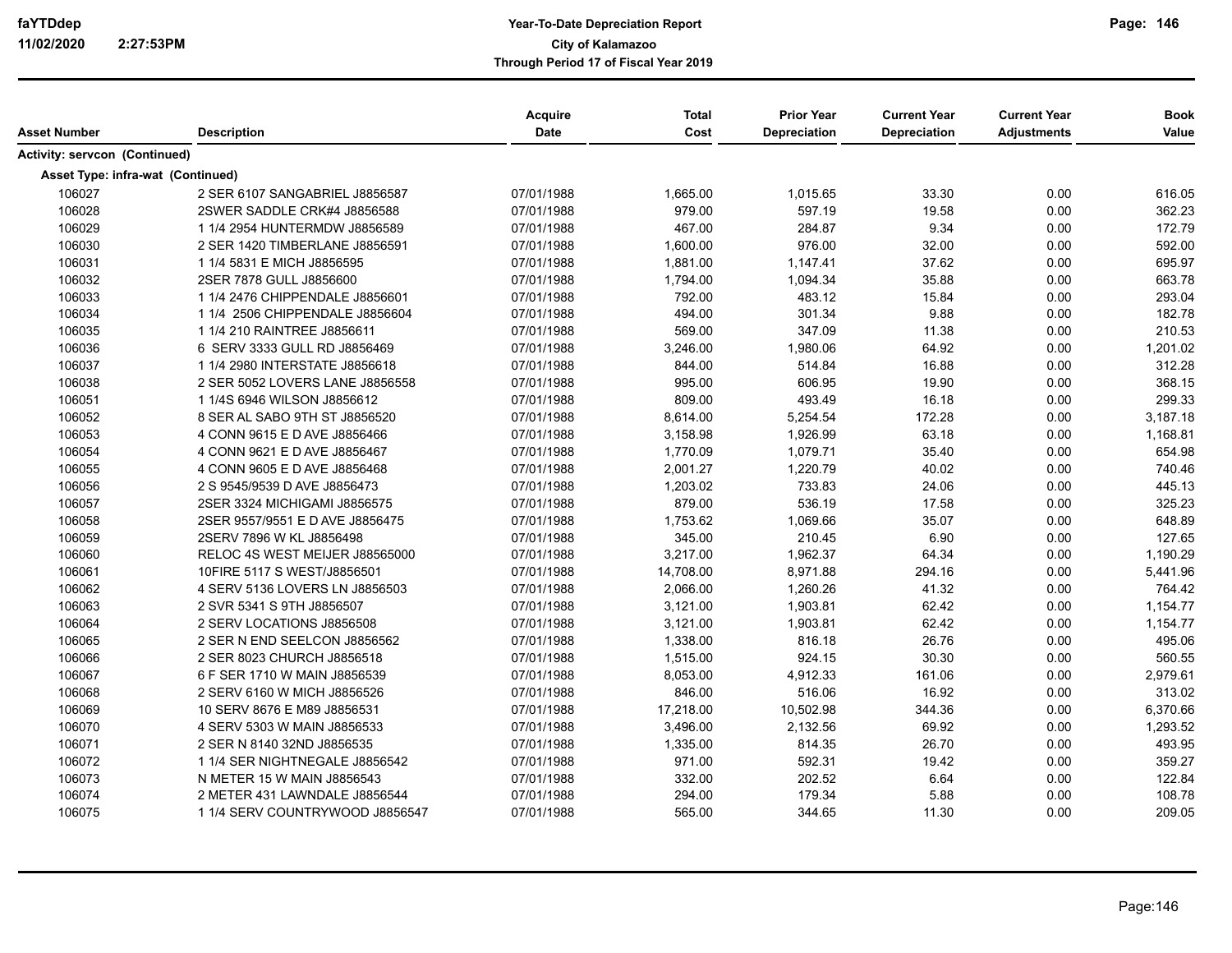**Year-To-Date Depreciation Report**
**City of Kalamazoo**
**Through Period 17 of Fiscal Year 2019**

| Asset Number | Description | Acquire Date | Total Cost | Prior Year Depreciation | Current Year Depreciation | Current Year Adjustments | Book Value |
|---|---|---|---|---|---|---|---|
| **Activity: servcon (Continued)** | | | | | | | |
| **Asset Type: infra-wat (Continued)** | | | | | | | |
| 106027 | 2 SER 6107 SANGABRIEL J8856587 | 07/01/1988 | 1,665.00 | 1,015.65 | 33.30 | 0.00 | 616.05 |
| 106028 | 2SWER SADDLE CRK#4 J8856588 | 07/01/1988 | 979.00 | 597.19 | 19.58 | 0.00 | 362.23 |
| 106029 | 1 1/4 2954 HUNTERMDW J8856589 | 07/01/1988 | 467.00 | 284.87 | 9.34 | 0.00 | 172.79 |
| 106030 | 2 SER 1420 TIMBERLANE J8856591 | 07/01/1988 | 1,600.00 | 976.00 | 32.00 | 0.00 | 592.00 |
| 106031 | 1 1/4 5831 E MICH J8856595 | 07/01/1988 | 1,881.00 | 1,147.41 | 37.62 | 0.00 | 695.97 |
| 106032 | 2SER 7878 GULL J8856600 | 07/01/1988 | 1,794.00 | 1,094.34 | 35.88 | 0.00 | 663.78 |
| 106033 | 1 1/4 2476 CHIPPENDALE J8856601 | 07/01/1988 | 792.00 | 483.12 | 15.84 | 0.00 | 293.04 |
| 106034 | 1 1/4 2506 CHIPPENDALE J8856604 | 07/01/1988 | 494.00 | 301.34 | 9.88 | 0.00 | 182.78 |
| 106035 | 1 1/4 210 RAINTREE J8856611 | 07/01/1988 | 569.00 | 347.09 | 11.38 | 0.00 | 210.53 |
| 106036 | 6 SERV 3333 GULL RD J8856469 | 07/01/1988 | 3,246.00 | 1,980.06 | 64.92 | 0.00 | 1,201.02 |
| 106037 | 1 1/4 2980 INTERSTATE J8856618 | 07/01/1988 | 844.00 | 514.84 | 16.88 | 0.00 | 312.28 |
| 106038 | 2 SER 5052 LOVERS LANE J8856558 | 07/01/1988 | 995.00 | 606.95 | 19.90 | 0.00 | 368.15 |
| 106051 | 1 1/4S 6946 WILSON J8856612 | 07/01/1988 | 809.00 | 493.49 | 16.18 | 0.00 | 299.33 |
| 106052 | 8 SER AL SABO 9TH ST J8856520 | 07/01/1988 | 8,614.00 | 5,254.54 | 172.28 | 0.00 | 3,187.18 |
| 106053 | 4 CONN 9615 E D AVE J8856466 | 07/01/1988 | 3,158.98 | 1,926.99 | 63.18 | 0.00 | 1,168.81 |
| 106054 | 4 CONN 9621 E D AVE J8856467 | 07/01/1988 | 1,770.09 | 1,079.71 | 35.40 | 0.00 | 654.98 |
| 106055 | 4 CONN 9605 E D AVE J8856468 | 07/01/1988 | 2,001.27 | 1,220.79 | 40.02 | 0.00 | 740.46 |
| 106056 | 2 S 9545/9539 D AVE J8856473 | 07/01/1988 | 1,203.02 | 733.83 | 24.06 | 0.00 | 445.13 |
| 106057 | 2SER 3324 MICHIGAMI J8856575 | 07/01/1988 | 879.00 | 536.19 | 17.58 | 0.00 | 325.23 |
| 106058 | 2SER 9557/9551 E D AVE J8856475 | 07/01/1988 | 1,753.62 | 1,069.66 | 35.07 | 0.00 | 648.89 |
| 106059 | 2SERV 7896 W KL J8856498 | 07/01/1988 | 345.00 | 210.45 | 6.90 | 0.00 | 127.65 |
| 106060 | RELOC 4S WEST MEIJER J88565000 | 07/01/1988 | 3,217.00 | 1,962.37 | 64.34 | 0.00 | 1,190.29 |
| 106061 | 10FIRE 5117 S WEST/J8856501 | 07/01/1988 | 14,708.00 | 8,971.88 | 294.16 | 0.00 | 5,441.96 |
| 106062 | 4 SERV 5136 LOVERS LN J8856503 | 07/01/1988 | 2,066.00 | 1,260.26 | 41.32 | 0.00 | 764.42 |
| 106063 | 2 SVR 5341 S 9TH J8856507 | 07/01/1988 | 3,121.00 | 1,903.81 | 62.42 | 0.00 | 1,154.77 |
| 106064 | 2 SERV LOCATIONS J8856508 | 07/01/1988 | 3,121.00 | 1,903.81 | 62.42 | 0.00 | 1,154.77 |
| 106065 | 2 SER N END SEELCON J8856562 | 07/01/1988 | 1,338.00 | 816.18 | 26.76 | 0.00 | 495.06 |
| 106066 | 2 SER 8023 CHURCH J8856518 | 07/01/1988 | 1,515.00 | 924.15 | 30.30 | 0.00 | 560.55 |
| 106067 | 6 F SER 1710 W MAIN J8856539 | 07/01/1988 | 8,053.00 | 4,912.33 | 161.06 | 0.00 | 2,979.61 |
| 106068 | 2 SERV 6160 W MICH J8856526 | 07/01/1988 | 846.00 | 516.06 | 16.92 | 0.00 | 313.02 |
| 106069 | 10 SERV 8676 E M89 J8856531 | 07/01/1988 | 17,218.00 | 10,502.98 | 344.36 | 0.00 | 6,370.66 |
| 106070 | 4 SERV 5303 W MAIN J8856533 | 07/01/1988 | 3,496.00 | 2,132.56 | 69.92 | 0.00 | 1,293.52 |
| 106071 | 2 SER N 8140 32ND J8856535 | 07/01/1988 | 1,335.00 | 814.35 | 26.70 | 0.00 | 493.95 |
| 106072 | 1 1/4 SER NIGHTNEGALE J8856542 | 07/01/1988 | 971.00 | 592.31 | 19.42 | 0.00 | 359.27 |
| 106073 | N METER 15 W MAIN J8856543 | 07/01/1988 | 332.00 | 202.52 | 6.64 | 0.00 | 122.84 |
| 106074 | 2 METER 431 LAWNDALE J8856544 | 07/01/1988 | 294.00 | 179.34 | 5.88 | 0.00 | 108.78 |
| 106075 | 1 1/4 SERV COUNTRYWOOD J8856547 | 07/01/1988 | 565.00 | 344.65 | 11.30 | 0.00 | 209.05 |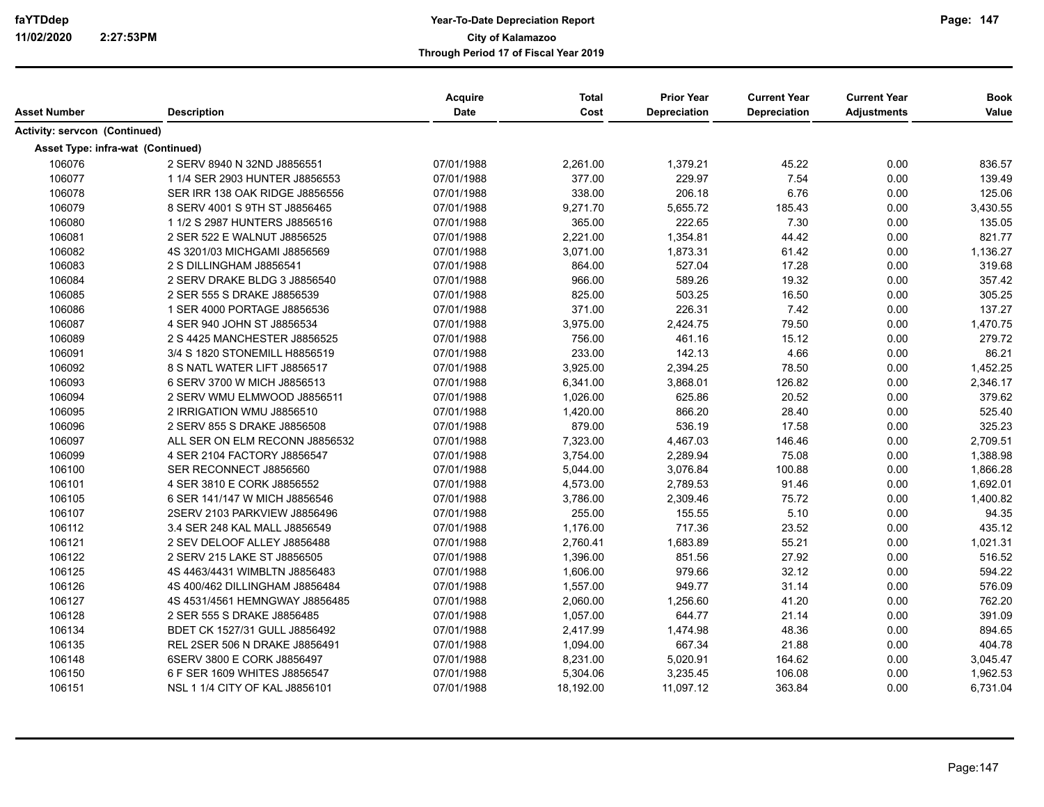| Asset Number | Description | Acquire Date | Total Cost | Prior Year Depreciation | Current Year Depreciation | Current Year Adjustments | Book Value |
|---|---|---|---|---|---|---|---|
| **Activity: servcon (Continued)** | | | | | | | |
| **Asset Type: infra-wat (Continued)** | | | | | | | |
| 106076 | 2 SERV 8940 N 32ND J8856551 | 07/01/1988 | 2,261.00 | 1,379.21 | 45.22 | 0.00 | 836.57 |
| 106077 | 1 1/4 SER 2903 HUNTER J8856553 | 07/01/1988 | 377.00 | 229.97 | 7.54 | 0.00 | 139.49 |
| 106078 | SER IRR 138 OAK RIDGE J8856556 | 07/01/1988 | 338.00 | 206.18 | 6.76 | 0.00 | 125.06 |
| 106079 | 8 SERV 4001 S 9TH ST J8856465 | 07/01/1988 | 9,271.70 | 5,655.72 | 185.43 | 0.00 | 3,430.55 |
| 106080 | 1 1/2 S 2987 HUNTERS J8856516 | 07/01/1988 | 365.00 | 222.65 | 7.30 | 0.00 | 135.05 |
| 106081 | 2 SER 522 E WALNUT J8856525 | 07/01/1988 | 2,221.00 | 1,354.81 | 44.42 | 0.00 | 821.77 |
| 106082 | 4S 3201/03 MICHGAMI J8856569 | 07/01/1988 | 3,071.00 | 1,873.31 | 61.42 | 0.00 | 1,136.27 |
| 106083 | 2 S DILLINGHAM J8856541 | 07/01/1988 | 864.00 | 527.04 | 17.28 | 0.00 | 319.68 |
| 106084 | 2 SERV DRAKE BLDG 3 J8856540 | 07/01/1988 | 966.00 | 589.26 | 19.32 | 0.00 | 357.42 |
| 106085 | 2 SER 555 S DRAKE J8856539 | 07/01/1988 | 825.00 | 503.25 | 16.50 | 0.00 | 305.25 |
| 106086 | 1 SER 4000 PORTAGE J8856536 | 07/01/1988 | 371.00 | 226.31 | 7.42 | 0.00 | 137.27 |
| 106087 | 4 SER 940 JOHN ST J8856534 | 07/01/1988 | 3,975.00 | 2,424.75 | 79.50 | 0.00 | 1,470.75 |
| 106089 | 2 S 4425 MANCHESTER J8856525 | 07/01/1988 | 756.00 | 461.16 | 15.12 | 0.00 | 279.72 |
| 106091 | 3/4 S 1820 STONEMILL H8856519 | 07/01/1988 | 233.00 | 142.13 | 4.66 | 0.00 | 86.21 |
| 106092 | 8 S NATL WATER LIFT J8856517 | 07/01/1988 | 3,925.00 | 2,394.25 | 78.50 | 0.00 | 1,452.25 |
| 106093 | 6 SERV 3700 W MICH J8856513 | 07/01/1988 | 6,341.00 | 3,868.01 | 126.82 | 0.00 | 2,346.17 |
| 106094 | 2 SERV WMU ELMWOOD J8856511 | 07/01/1988 | 1,026.00 | 625.86 | 20.52 | 0.00 | 379.62 |
| 106095 | 2 IRRIGATION WMU J8856510 | 07/01/1988 | 1,420.00 | 866.20 | 28.40 | 0.00 | 525.40 |
| 106096 | 2 SERV 855 S DRAKE J8856508 | 07/01/1988 | 879.00 | 536.19 | 17.58 | 0.00 | 325.23 |
| 106097 | ALL SER ON ELM RECONN J8856532 | 07/01/1988 | 7,323.00 | 4,467.03 | 146.46 | 0.00 | 2,709.51 |
| 106099 | 4 SER 2104 FACTORY J8856547 | 07/01/1988 | 3,754.00 | 2,289.94 | 75.08 | 0.00 | 1,388.98 |
| 106100 | SER RECONNECT J8856560 | 07/01/1988 | 5,044.00 | 3,076.84 | 100.88 | 0.00 | 1,866.28 |
| 106101 | 4 SER 3810 E CORK J8856552 | 07/01/1988 | 4,573.00 | 2,789.53 | 91.46 | 0.00 | 1,692.01 |
| 106105 | 6 SER 141/147 W MICH J8856546 | 07/01/1988 | 3,786.00 | 2,309.46 | 75.72 | 0.00 | 1,400.82 |
| 106107 | 2SERV 2103 PARKVIEW J8856496 | 07/01/1988 | 255.00 | 155.55 | 5.10 | 0.00 | 94.35 |
| 106112 | 3.4 SER 248 KAL MALL J8856549 | 07/01/1988 | 1,176.00 | 717.36 | 23.52 | 0.00 | 435.12 |
| 106121 | 2 SEV DELOOF ALLEY J8856488 | 07/01/1988 | 2,760.41 | 1,683.89 | 55.21 | 0.00 | 1,021.31 |
| 106122 | 2 SERV 215 LAKE ST J8856505 | 07/01/1988 | 1,396.00 | 851.56 | 27.92 | 0.00 | 516.52 |
| 106125 | 4S 4463/4431 WIMBLTN J8856483 | 07/01/1988 | 1,606.00 | 979.66 | 32.12 | 0.00 | 594.22 |
| 106126 | 4S 400/462 DILLINGHAM J8856484 | 07/01/1988 | 1,557.00 | 949.77 | 31.14 | 0.00 | 576.09 |
| 106127 | 4S 4531/4561 HEMNGWAY J8856485 | 07/01/1988 | 2,060.00 | 1,256.60 | 41.20 | 0.00 | 762.20 |
| 106128 | 2 SER 555 S DRAKE J8856485 | 07/01/1988 | 1,057.00 | 644.77 | 21.14 | 0.00 | 391.09 |
| 106134 | BDET CK 1527/31 GULL J8856492 | 07/01/1988 | 2,417.99 | 1,474.98 | 48.36 | 0.00 | 894.65 |
| 106135 | REL 2SER 506 N DRAKE J8856491 | 07/01/1988 | 1,094.00 | 667.34 | 21.88 | 0.00 | 404.78 |
| 106148 | 6SERV 3800 E CORK J8856497 | 07/01/1988 | 8,231.00 | 5,020.91 | 164.62 | 0.00 | 3,045.47 |
| 106150 | 6 F SER 1609 WHITES J8856547 | 07/01/1988 | 5,304.06 | 3,235.45 | 106.08 | 0.00 | 1,962.53 |
| 106151 | NSL 1 1/4 CITY OF KAL J8856101 | 07/01/1988 | 18,192.00 | 11,097.12 | 363.84 | 0.00 | 6,731.04 |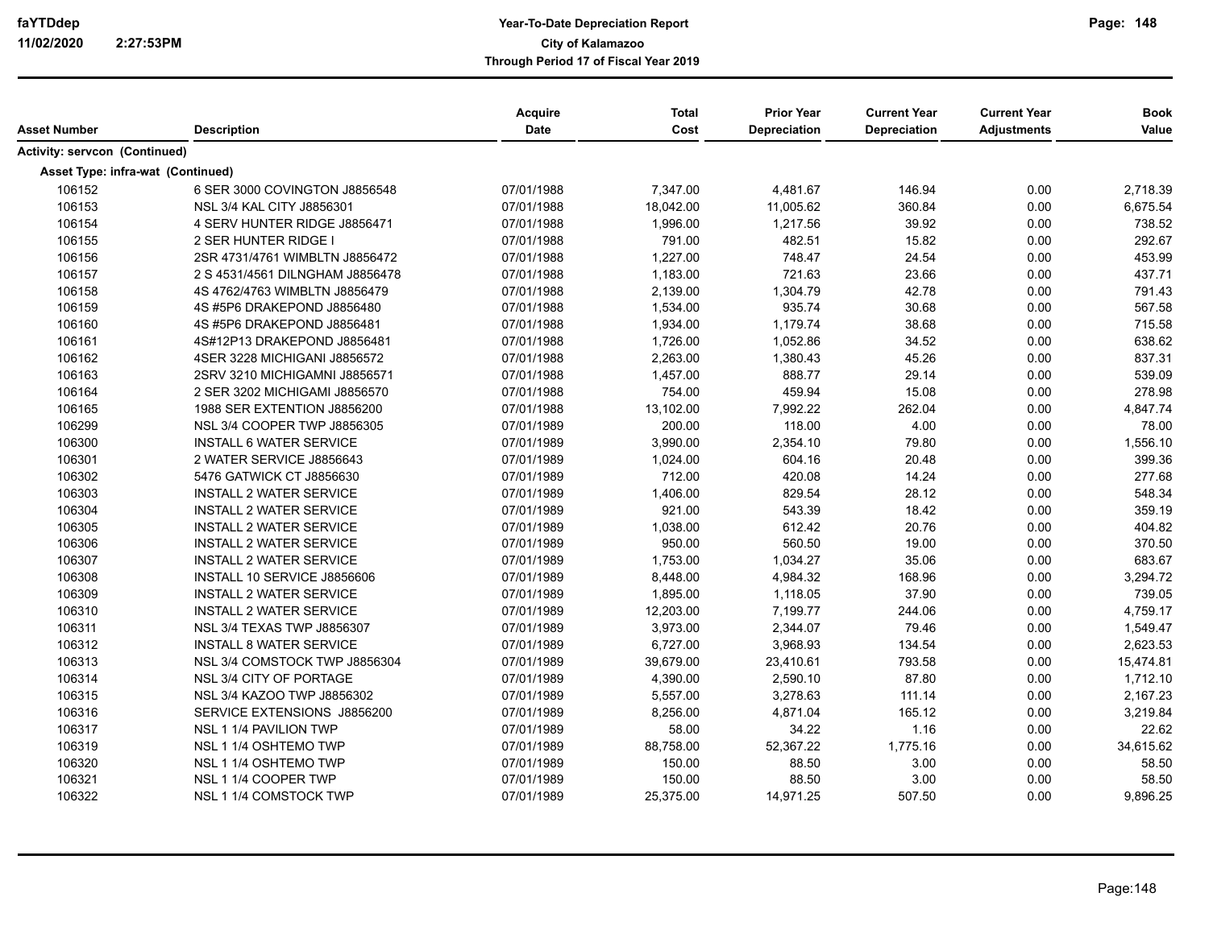**Year-To-Date Depreciation Report**
**City of Kalamazoo**
**Through Period 17 of Fiscal Year 2019**

| Asset Number | Description | Acquire Date | Total Cost | Prior Year Depreciation | Current Year Depreciation | Current Year Adjustments | Book Value |
|---|---|---|---|---|---|---|---|
| **Activity: servcon (Continued)** | | | | | | | |
| **Asset Type: infra-wat (Continued)** | | | | | | | |
| 106152 | 6 SER 3000 COVINGTON J8856548 | 07/01/1988 | 7,347.00 | 4,481.67 | 146.94 | 0.00 | 2,718.39 |
| 106153 | NSL 3/4 KAL CITY J8856301 | 07/01/1988 | 18,042.00 | 11,005.62 | 360.84 | 0.00 | 6,675.54 |
| 106154 | 4 SERV HUNTER RIDGE J8856471 | 07/01/1988 | 1,996.00 | 1,217.56 | 39.92 | 0.00 | 738.52 |
| 106155 | 2 SER HUNTER RIDGE I | 07/01/1988 | 791.00 | 482.51 | 15.82 | 0.00 | 292.67 |
| 106156 | 2SR 4731/4761 WIMBLTN J8856472 | 07/01/1988 | 1,227.00 | 748.47 | 24.54 | 0.00 | 453.99 |
| 106157 | 2 S 4531/4561 DILNGHAM J8856478 | 07/01/1988 | 1,183.00 | 721.63 | 23.66 | 0.00 | 437.71 |
| 106158 | 4S 4762/4763 WIMBLTN J8856479 | 07/01/1988 | 2,139.00 | 1,304.79 | 42.78 | 0.00 | 791.43 |
| 106159 | 4S #5P6 DRAKEPOND J8856480 | 07/01/1988 | 1,534.00 | 935.74 | 30.68 | 0.00 | 567.58 |
| 106160 | 4S #5P6 DRAKEPOND J8856481 | 07/01/1988 | 1,934.00 | 1,179.74 | 38.68 | 0.00 | 715.58 |
| 106161 | 4S#12P13 DRAKEPOND J8856481 | 07/01/1988 | 1,726.00 | 1,052.86 | 34.52 | 0.00 | 638.62 |
| 106162 | 4SER 3228 MICHIGANI J8856572 | 07/01/1988 | 2,263.00 | 1,380.43 | 45.26 | 0.00 | 837.31 |
| 106163 | 2SRV 3210 MICHIGAMNI J8856571 | 07/01/1988 | 1,457.00 | 888.77 | 29.14 | 0.00 | 539.09 |
| 106164 | 2 SER 3202 MICHIGAMI J8856570 | 07/01/1988 | 754.00 | 459.94 | 15.08 | 0.00 | 278.98 |
| 106165 | 1988 SER EXTENTION J8856200 | 07/01/1988 | 13,102.00 | 7,992.22 | 262.04 | 0.00 | 4,847.74 |
| 106299 | NSL 3/4 COOPER TWP J8856305 | 07/01/1989 | 200.00 | 118.00 | 4.00 | 0.00 | 78.00 |
| 106300 | INSTALL 6 WATER SERVICE | 07/01/1989 | 3,990.00 | 2,354.10 | 79.80 | 0.00 | 1,556.10 |
| 106301 | 2 WATER SERVICE J8856643 | 07/01/1989 | 1,024.00 | 604.16 | 20.48 | 0.00 | 399.36 |
| 106302 | 5476 GATWICK CT J8856630 | 07/01/1989 | 712.00 | 420.08 | 14.24 | 0.00 | 277.68 |
| 106303 | INSTALL 2 WATER SERVICE | 07/01/1989 | 1,406.00 | 829.54 | 28.12 | 0.00 | 548.34 |
| 106304 | INSTALL 2 WATER SERVICE | 07/01/1989 | 921.00 | 543.39 | 18.42 | 0.00 | 359.19 |
| 106305 | INSTALL 2 WATER SERVICE | 07/01/1989 | 1,038.00 | 612.42 | 20.76 | 0.00 | 404.82 |
| 106306 | INSTALL 2 WATER SERVICE | 07/01/1989 | 950.00 | 560.50 | 19.00 | 0.00 | 370.50 |
| 106307 | INSTALL 2 WATER SERVICE | 07/01/1989 | 1,753.00 | 1,034.27 | 35.06 | 0.00 | 683.67 |
| 106308 | INSTALL 10 SERVICE J8856606 | 07/01/1989 | 8,448.00 | 4,984.32 | 168.96 | 0.00 | 3,294.72 |
| 106309 | INSTALL 2 WATER SERVICE | 07/01/1989 | 1,895.00 | 1,118.05 | 37.90 | 0.00 | 739.05 |
| 106310 | INSTALL 2 WATER SERVICE | 07/01/1989 | 12,203.00 | 7,199.77 | 244.06 | 0.00 | 4,759.17 |
| 106311 | NSL 3/4 TEXAS TWP J8856307 | 07/01/1989 | 3,973.00 | 2,344.07 | 79.46 | 0.00 | 1,549.47 |
| 106312 | INSTALL 8 WATER SERVICE | 07/01/1989 | 6,727.00 | 3,968.93 | 134.54 | 0.00 | 2,623.53 |
| 106313 | NSL 3/4 COMSTOCK TWP J8856304 | 07/01/1989 | 39,679.00 | 23,410.61 | 793.58 | 0.00 | 15,474.81 |
| 106314 | NSL 3/4 CITY OF PORTAGE | 07/01/1989 | 4,390.00 | 2,590.10 | 87.80 | 0.00 | 1,712.10 |
| 106315 | NSL 3/4 KAZOO TWP J8856302 | 07/01/1989 | 5,557.00 | 3,278.63 | 111.14 | 0.00 | 2,167.23 |
| 106316 | SERVICE EXTENSIONS J8856200 | 07/01/1989 | 8,256.00 | 4,871.04 | 165.12 | 0.00 | 3,219.84 |
| 106317 | NSL 1 1/4 PAVILION TWP | 07/01/1989 | 58.00 | 34.22 | 1.16 | 0.00 | 22.62 |
| 106319 | NSL 1 1/4 OSHTEMO TWP | 07/01/1989 | 88,758.00 | 52,367.22 | 1,775.16 | 0.00 | 34,615.62 |
| 106320 | NSL 1 1/4 OSHTEMO TWP | 07/01/1989 | 150.00 | 88.50 | 3.00 | 0.00 | 58.50 |
| 106321 | NSL 1 1/4 COOPER TWP | 07/01/1989 | 150.00 | 88.50 | 3.00 | 0.00 | 58.50 |
| 106322 | NSL 1 1/4 COMSTOCK TWP | 07/01/1989 | 25,375.00 | 14,971.25 | 507.50 | 0.00 | 9,896.25 |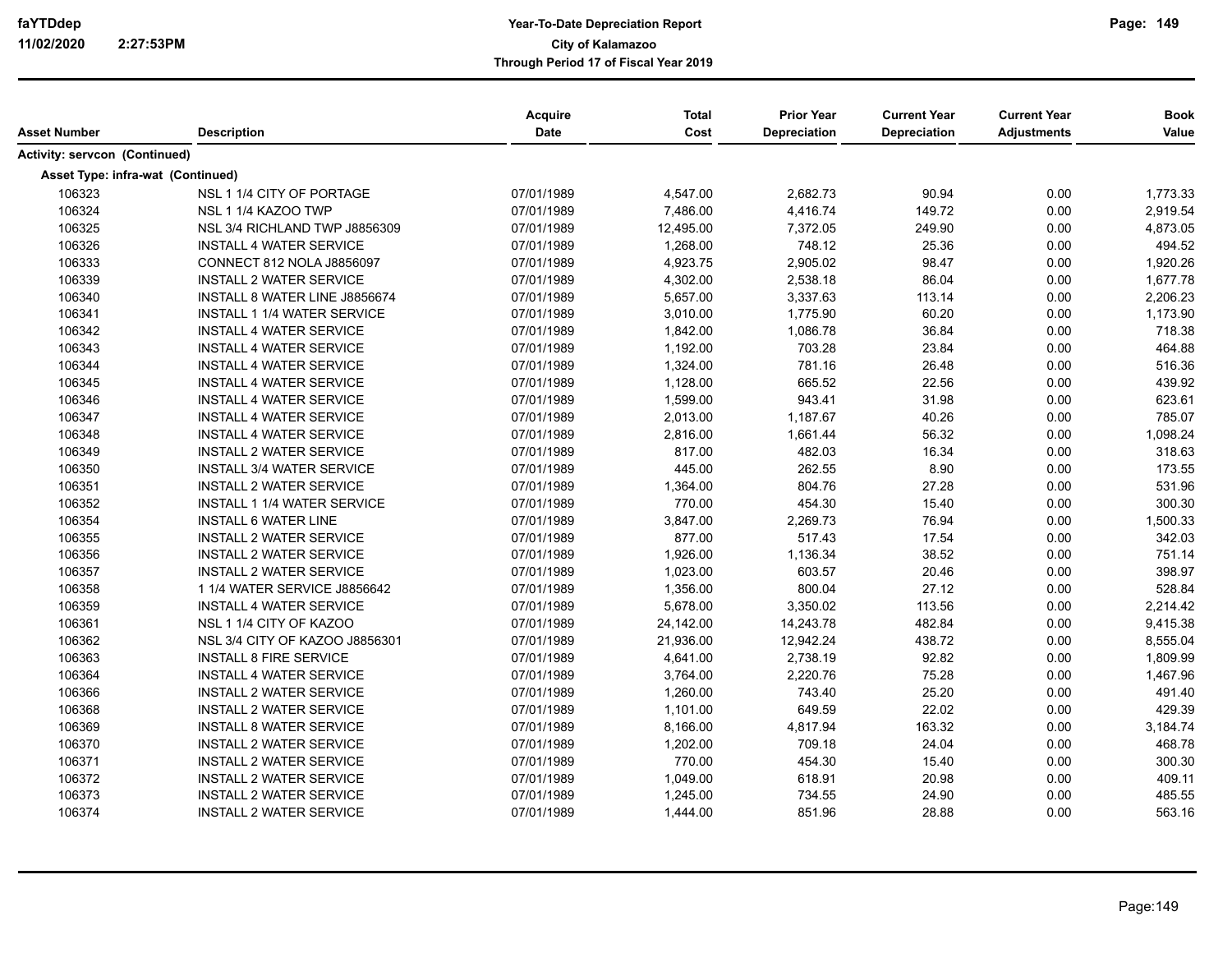| Asset Number | Description | Acquire Date | Total Cost | Prior Year Depreciation | Current Year Depreciation | Current Year Adjustments | Book Value |
|---|---|---|---|---|---|---|---|
| **Activity: servcon (Continued)** | | | | | | | |
| **Asset Type: infra-wat (Continued)** | | | | | | | |
| 106323 | NSL 1 1/4 CITY OF PORTAGE | 07/01/1989 | 4,547.00 | 2,682.73 | 90.94 | 0.00 | 1,773.33 |
| 106324 | NSL 1 1/4 KAZOO TWP | 07/01/1989 | 7,486.00 | 4,416.74 | 149.72 | 0.00 | 2,919.54 |
| 106325 | NSL 3/4 RICHLAND TWP J8856309 | 07/01/1989 | 12,495.00 | 7,372.05 | 249.90 | 0.00 | 4,873.05 |
| 106326 | INSTALL 4 WATER SERVICE | 07/01/1989 | 1,268.00 | 748.12 | 25.36 | 0.00 | 494.52 |
| 106333 | CONNECT 812 NOLA J8856097 | 07/01/1989 | 4,923.75 | 2,905.02 | 98.47 | 0.00 | 1,920.26 |
| 106339 | INSTALL 2 WATER SERVICE | 07/01/1989 | 4,302.00 | 2,538.18 | 86.04 | 0.00 | 1,677.78 |
| 106340 | INSTALL 8 WATER LINE J8856674 | 07/01/1989 | 5,657.00 | 3,337.63 | 113.14 | 0.00 | 2,206.23 |
| 106341 | INSTALL 1 1/4 WATER SERVICE | 07/01/1989 | 3,010.00 | 1,775.90 | 60.20 | 0.00 | 1,173.90 |
| 106342 | INSTALL 4 WATER SERVICE | 07/01/1989 | 1,842.00 | 1,086.78 | 36.84 | 0.00 | 718.38 |
| 106343 | INSTALL 4 WATER SERVICE | 07/01/1989 | 1,192.00 | 703.28 | 23.84 | 0.00 | 464.88 |
| 106344 | INSTALL 4 WATER SERVICE | 07/01/1989 | 1,324.00 | 781.16 | 26.48 | 0.00 | 516.36 |
| 106345 | INSTALL 4 WATER SERVICE | 07/01/1989 | 1,128.00 | 665.52 | 22.56 | 0.00 | 439.92 |
| 106346 | INSTALL 4 WATER SERVICE | 07/01/1989 | 1,599.00 | 943.41 | 31.98 | 0.00 | 623.61 |
| 106347 | INSTALL 4 WATER SERVICE | 07/01/1989 | 2,013.00 | 1,187.67 | 40.26 | 0.00 | 785.07 |
| 106348 | INSTALL 4 WATER SERVICE | 07/01/1989 | 2,816.00 | 1,661.44 | 56.32 | 0.00 | 1,098.24 |
| 106349 | INSTALL 2 WATER SERVICE | 07/01/1989 | 817.00 | 482.03 | 16.34 | 0.00 | 318.63 |
| 106350 | INSTALL 3/4 WATER SERVICE | 07/01/1989 | 445.00 | 262.55 | 8.90 | 0.00 | 173.55 |
| 106351 | INSTALL 2 WATER SERVICE | 07/01/1989 | 1,364.00 | 804.76 | 27.28 | 0.00 | 531.96 |
| 106352 | INSTALL 1 1/4 WATER SERVICE | 07/01/1989 | 770.00 | 454.30 | 15.40 | 0.00 | 300.30 |
| 106354 | INSTALL 6 WATER LINE | 07/01/1989 | 3,847.00 | 2,269.73 | 76.94 | 0.00 | 1,500.33 |
| 106355 | INSTALL 2 WATER SERVICE | 07/01/1989 | 877.00 | 517.43 | 17.54 | 0.00 | 342.03 |
| 106356 | INSTALL 2 WATER SERVICE | 07/01/1989 | 1,926.00 | 1,136.34 | 38.52 | 0.00 | 751.14 |
| 106357 | INSTALL 2 WATER SERVICE | 07/01/1989 | 1,023.00 | 603.57 | 20.46 | 0.00 | 398.97 |
| 106358 | 1 1/4 WATER SERVICE J8856642 | 07/01/1989 | 1,356.00 | 800.04 | 27.12 | 0.00 | 528.84 |
| 106359 | INSTALL 4 WATER SERVICE | 07/01/1989 | 5,678.00 | 3,350.02 | 113.56 | 0.00 | 2,214.42 |
| 106361 | NSL 1 1/4 CITY OF KAZOO | 07/01/1989 | 24,142.00 | 14,243.78 | 482.84 | 0.00 | 9,415.38 |
| 106362 | NSL 3/4 CITY OF KAZOO J8856301 | 07/01/1989 | 21,936.00 | 12,942.24 | 438.72 | 0.00 | 8,555.04 |
| 106363 | INSTALL 8 FIRE SERVICE | 07/01/1989 | 4,641.00 | 2,738.19 | 92.82 | 0.00 | 1,809.99 |
| 106364 | INSTALL 4 WATER SERVICE | 07/01/1989 | 3,764.00 | 2,220.76 | 75.28 | 0.00 | 1,467.96 |
| 106366 | INSTALL 2 WATER SERVICE | 07/01/1989 | 1,260.00 | 743.40 | 25.20 | 0.00 | 491.40 |
| 106368 | INSTALL 2 WATER SERVICE | 07/01/1989 | 1,101.00 | 649.59 | 22.02 | 0.00 | 429.39 |
| 106369 | INSTALL 8 WATER SERVICE | 07/01/1989 | 8,166.00 | 4,817.94 | 163.32 | 0.00 | 3,184.74 |
| 106370 | INSTALL 2 WATER SERVICE | 07/01/1989 | 1,202.00 | 709.18 | 24.04 | 0.00 | 468.78 |
| 106371 | INSTALL 2 WATER SERVICE | 07/01/1989 | 770.00 | 454.30 | 15.40 | 0.00 | 300.30 |
| 106372 | INSTALL 2 WATER SERVICE | 07/01/1989 | 1,049.00 | 618.91 | 20.98 | 0.00 | 409.11 |
| 106373 | INSTALL 2 WATER SERVICE | 07/01/1989 | 1,245.00 | 734.55 | 24.90 | 0.00 | 485.55 |
| 106374 | INSTALL 2 WATER SERVICE | 07/01/1989 | 1,444.00 | 851.96 | 28.88 | 0.00 | 563.16 |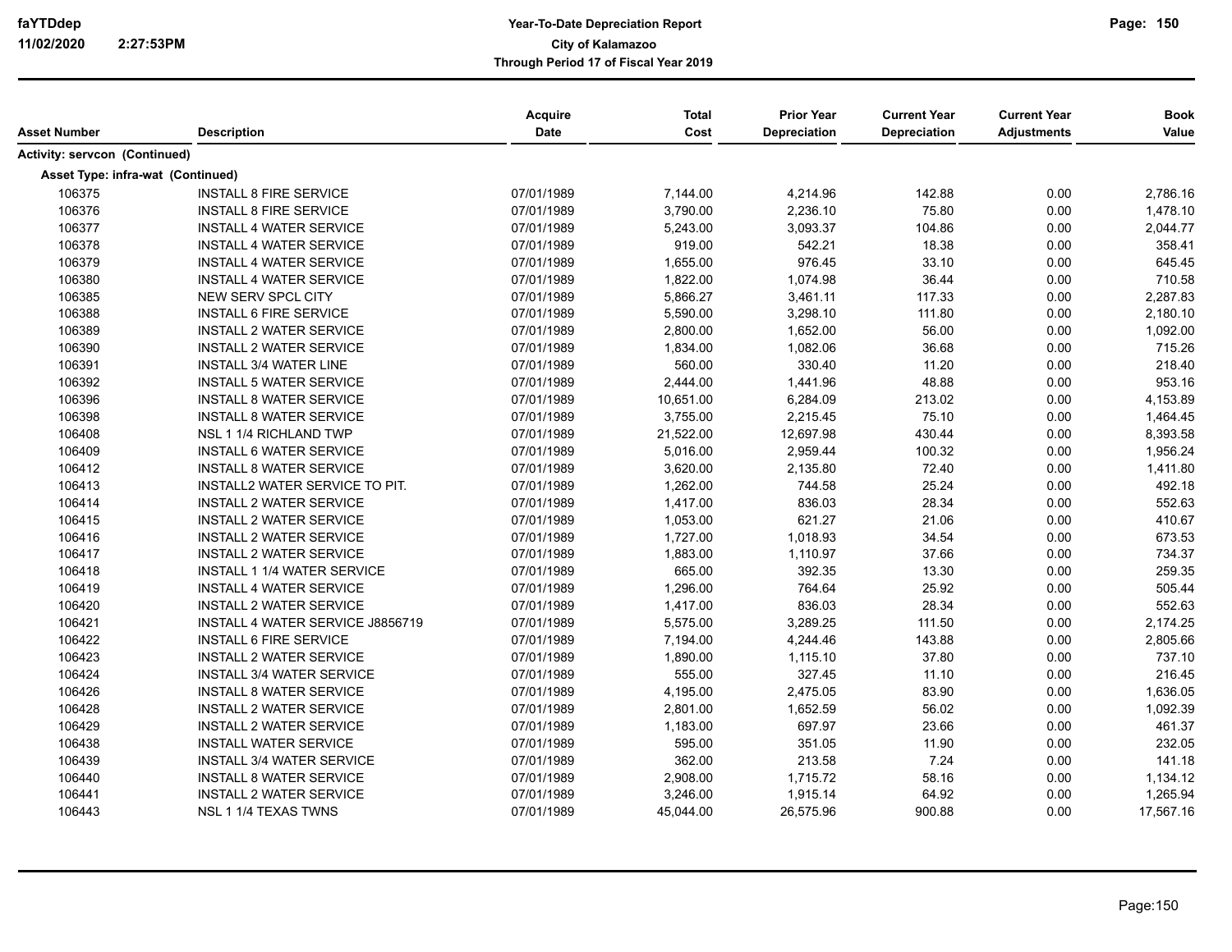| Asset Number | Description | Acquire Date | Total Cost | Prior Year Depreciation | Current Year Depreciation | Current Year Adjustments | Book Value |
|---|---|---|---|---|---|---|---|
| **Activity: servcon (Continued)** | | | | | | | |
| **Asset Type: infra-wat (Continued)** | | | | | | | |
| 106375 | INSTALL 8 FIRE SERVICE | 07/01/1989 | 7,144.00 | 4,214.96 | 142.88 | 0.00 | 2,786.16 |
| 106376 | INSTALL 8 FIRE SERVICE | 07/01/1989 | 3,790.00 | 2,236.10 | 75.80 | 0.00 | 1,478.10 |
| 106377 | INSTALL 4 WATER SERVICE | 07/01/1989 | 5,243.00 | 3,093.37 | 104.86 | 0.00 | 2,044.77 |
| 106378 | INSTALL 4 WATER SERVICE | 07/01/1989 | 919.00 | 542.21 | 18.38 | 0.00 | 358.41 |
| 106379 | INSTALL 4 WATER SERVICE | 07/01/1989 | 1,655.00 | 976.45 | 33.10 | 0.00 | 645.45 |
| 106380 | INSTALL 4 WATER SERVICE | 07/01/1989 | 1,822.00 | 1,074.98 | 36.44 | 0.00 | 710.58 |
| 106385 | NEW SERV SPCL CITY | 07/01/1989 | 5,866.27 | 3,461.11 | 117.33 | 0.00 | 2,287.83 |
| 106388 | INSTALL 6 FIRE SERVICE | 07/01/1989 | 5,590.00 | 3,298.10 | 111.80 | 0.00 | 2,180.10 |
| 106389 | INSTALL 2 WATER SERVICE | 07/01/1989 | 2,800.00 | 1,652.00 | 56.00 | 0.00 | 1,092.00 |
| 106390 | INSTALL 2 WATER SERVICE | 07/01/1989 | 1,834.00 | 1,082.06 | 36.68 | 0.00 | 715.26 |
| 106391 | INSTALL 3/4 WATER LINE | 07/01/1989 | 560.00 | 330.40 | 11.20 | 0.00 | 218.40 |
| 106392 | INSTALL 5 WATER SERVICE | 07/01/1989 | 2,444.00 | 1,441.96 | 48.88 | 0.00 | 953.16 |
| 106396 | INSTALL 8 WATER SERVICE | 07/01/1989 | 10,651.00 | 6,284.09 | 213.02 | 0.00 | 4,153.89 |
| 106398 | INSTALL 8 WATER SERVICE | 07/01/1989 | 3,755.00 | 2,215.45 | 75.10 | 0.00 | 1,464.45 |
| 106408 | NSL 1 1/4 RICHLAND TWP | 07/01/1989 | 21,522.00 | 12,697.98 | 430.44 | 0.00 | 8,393.58 |
| 106409 | INSTALL 6 WATER SERVICE | 07/01/1989 | 5,016.00 | 2,959.44 | 100.32 | 0.00 | 1,956.24 |
| 106412 | INSTALL 8 WATER SERVICE | 07/01/1989 | 3,620.00 | 2,135.80 | 72.40 | 0.00 | 1,411.80 |
| 106413 | INSTALL2 WATER SERVICE TO PIT. | 07/01/1989 | 1,262.00 | 744.58 | 25.24 | 0.00 | 492.18 |
| 106414 | INSTALL 2 WATER SERVICE | 07/01/1989 | 1,417.00 | 836.03 | 28.34 | 0.00 | 552.63 |
| 106415 | INSTALL 2 WATER SERVICE | 07/01/1989 | 1,053.00 | 621.27 | 21.06 | 0.00 | 410.67 |
| 106416 | INSTALL 2 WATER SERVICE | 07/01/1989 | 1,727.00 | 1,018.93 | 34.54 | 0.00 | 673.53 |
| 106417 | INSTALL 2 WATER SERVICE | 07/01/1989 | 1,883.00 | 1,110.97 | 37.66 | 0.00 | 734.37 |
| 106418 | INSTALL 1 1/4 WATER SERVICE | 07/01/1989 | 665.00 | 392.35 | 13.30 | 0.00 | 259.35 |
| 106419 | INSTALL 4 WATER SERVICE | 07/01/1989 | 1,296.00 | 764.64 | 25.92 | 0.00 | 505.44 |
| 106420 | INSTALL 2 WATER SERVICE | 07/01/1989 | 1,417.00 | 836.03 | 28.34 | 0.00 | 552.63 |
| 106421 | INSTALL 4 WATER SERVICE J8856719 | 07/01/1989 | 5,575.00 | 3,289.25 | 111.50 | 0.00 | 2,174.25 |
| 106422 | INSTALL 6 FIRE SERVICE | 07/01/1989 | 7,194.00 | 4,244.46 | 143.88 | 0.00 | 2,805.66 |
| 106423 | INSTALL 2 WATER SERVICE | 07/01/1989 | 1,890.00 | 1,115.10 | 37.80 | 0.00 | 737.10 |
| 106424 | INSTALL 3/4 WATER SERVICE | 07/01/1989 | 555.00 | 327.45 | 11.10 | 0.00 | 216.45 |
| 106426 | INSTALL 8 WATER SERVICE | 07/01/1989 | 4,195.00 | 2,475.05 | 83.90 | 0.00 | 1,636.05 |
| 106428 | INSTALL 2 WATER SERVICE | 07/01/1989 | 2,801.00 | 1,652.59 | 56.02 | 0.00 | 1,092.39 |
| 106429 | INSTALL 2 WATER SERVICE | 07/01/1989 | 1,183.00 | 697.97 | 23.66 | 0.00 | 461.37 |
| 106438 | INSTALL WATER SERVICE | 07/01/1989 | 595.00 | 351.05 | 11.90 | 0.00 | 232.05 |
| 106439 | INSTALL 3/4 WATER SERVICE | 07/01/1989 | 362.00 | 213.58 | 7.24 | 0.00 | 141.18 |
| 106440 | INSTALL 8 WATER SERVICE | 07/01/1989 | 2,908.00 | 1,715.72 | 58.16 | 0.00 | 1,134.12 |
| 106441 | INSTALL 2 WATER SERVICE | 07/01/1989 | 3,246.00 | 1,915.14 | 64.92 | 0.00 | 1,265.94 |
| 106443 | NSL 1 1/4 TEXAS TWNS | 07/01/1989 | 45,044.00 | 26,575.96 | 900.88 | 0.00 | 17,567.16 |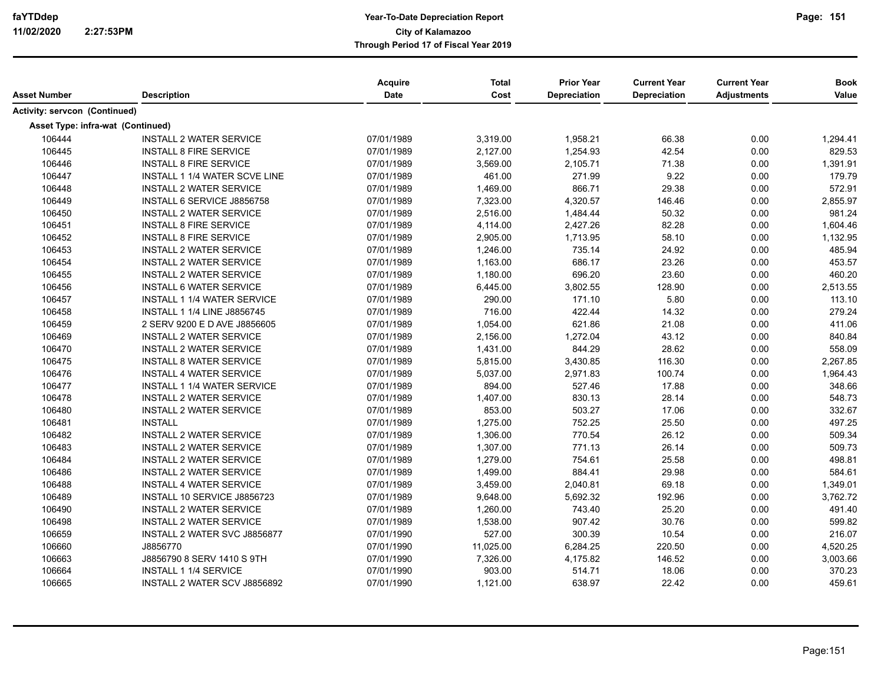| Asset Number | Description | Acquire Date | Total Cost | Prior Year Depreciation | Current Year Depreciation | Current Year Adjustments | Book Value |
|---|---|---|---|---|---|---|---|
| **Activity: servcon (Continued)** | | | | | | | |
| **Asset Type: infra-wat (Continued)** | | | | | | | |
| 106444 | INSTALL 2 WATER SERVICE | 07/01/1989 | 3,319.00 | 1,958.21 | 66.38 | 0.00 | 1,294.41 |
| 106445 | INSTALL 8 FIRE SERVICE | 07/01/1989 | 2,127.00 | 1,254.93 | 42.54 | 0.00 | 829.53 |
| 106446 | INSTALL 8 FIRE SERVICE | 07/01/1989 | 3,569.00 | 2,105.71 | 71.38 | 0.00 | 1,391.91 |
| 106447 | INSTALL 1 1/4 WATER SCVE LINE | 07/01/1989 | 461.00 | 271.99 | 9.22 | 0.00 | 179.79 |
| 106448 | INSTALL 2 WATER SERVICE | 07/01/1989 | 1,469.00 | 866.71 | 29.38 | 0.00 | 572.91 |
| 106449 | INSTALL 6 SERVICE J8856758 | 07/01/1989 | 7,323.00 | 4,320.57 | 146.46 | 0.00 | 2,855.97 |
| 106450 | INSTALL 2 WATER SERVICE | 07/01/1989 | 2,516.00 | 1,484.44 | 50.32 | 0.00 | 981.24 |
| 106451 | INSTALL 8 FIRE SERVICE | 07/01/1989 | 4,114.00 | 2,427.26 | 82.28 | 0.00 | 1,604.46 |
| 106452 | INSTALL 8 FIRE SERVICE | 07/01/1989 | 2,905.00 | 1,713.95 | 58.10 | 0.00 | 1,132.95 |
| 106453 | INSTALL 2 WATER SERVICE | 07/01/1989 | 1,246.00 | 735.14 | 24.92 | 0.00 | 485.94 |
| 106454 | INSTALL 2 WATER SERVICE | 07/01/1989 | 1,163.00 | 686.17 | 23.26 | 0.00 | 453.57 |
| 106455 | INSTALL 2 WATER SERVICE | 07/01/1989 | 1,180.00 | 696.20 | 23.60 | 0.00 | 460.20 |
| 106456 | INSTALL 6 WATER SERVICE | 07/01/1989 | 6,445.00 | 3,802.55 | 128.90 | 0.00 | 2,513.55 |
| 106457 | INSTALL 1 1/4 WATER SERVICE | 07/01/1989 | 290.00 | 171.10 | 5.80 | 0.00 | 113.10 |
| 106458 | INSTALL 1 1/4 LINE J8856745 | 07/01/1989 | 716.00 | 422.44 | 14.32 | 0.00 | 279.24 |
| 106459 | 2 SERV 9200 E D AVE J8856605 | 07/01/1989 | 1,054.00 | 621.86 | 21.08 | 0.00 | 411.06 |
| 106469 | INSTALL 2 WATER SERVICE | 07/01/1989 | 2,156.00 | 1,272.04 | 43.12 | 0.00 | 840.84 |
| 106470 | INSTALL 2 WATER SERVICE | 07/01/1989 | 1,431.00 | 844.29 | 28.62 | 0.00 | 558.09 |
| 106475 | INSTALL 8 WATER SERVICE | 07/01/1989 | 5,815.00 | 3,430.85 | 116.30 | 0.00 | 2,267.85 |
| 106476 | INSTALL 4 WATER SERVICE | 07/01/1989 | 5,037.00 | 2,971.83 | 100.74 | 0.00 | 1,964.43 |
| 106477 | INSTALL 1 1/4 WATER SERVICE | 07/01/1989 | 894.00 | 527.46 | 17.88 | 0.00 | 348.66 |
| 106478 | INSTALL 2 WATER SERVICE | 07/01/1989 | 1,407.00 | 830.13 | 28.14 | 0.00 | 548.73 |
| 106480 | INSTALL 2 WATER SERVICE | 07/01/1989 | 853.00 | 503.27 | 17.06 | 0.00 | 332.67 |
| 106481 | INSTALL | 07/01/1989 | 1,275.00 | 752.25 | 25.50 | 0.00 | 497.25 |
| 106482 | INSTALL 2 WATER SERVICE | 07/01/1989 | 1,306.00 | 770.54 | 26.12 | 0.00 | 509.34 |
| 106483 | INSTALL 2 WATER SERVICE | 07/01/1989 | 1,307.00 | 771.13 | 26.14 | 0.00 | 509.73 |
| 106484 | INSTALL 2 WATER SERVICE | 07/01/1989 | 1,279.00 | 754.61 | 25.58 | 0.00 | 498.81 |
| 106486 | INSTALL 2 WATER SERVICE | 07/01/1989 | 1,499.00 | 884.41 | 29.98 | 0.00 | 584.61 |
| 106488 | INSTALL 4 WATER SERVICE | 07/01/1989 | 3,459.00 | 2,040.81 | 69.18 | 0.00 | 1,349.01 |
| 106489 | INSTALL 10 SERVICE J8856723 | 07/01/1989 | 9,648.00 | 5,692.32 | 192.96 | 0.00 | 3,762.72 |
| 106490 | INSTALL 2 WATER SERVICE | 07/01/1989 | 1,260.00 | 743.40 | 25.20 | 0.00 | 491.40 |
| 106498 | INSTALL 2 WATER SERVICE | 07/01/1989 | 1,538.00 | 907.42 | 30.76 | 0.00 | 599.82 |
| 106659 | INSTALL 2 WATER SVC J8856877 | 07/01/1990 | 527.00 | 300.39 | 10.54 | 0.00 | 216.07 |
| 106660 | J8856770 | 07/01/1990 | 11,025.00 | 6,284.25 | 220.50 | 0.00 | 4,520.25 |
| 106663 | J8856790 8 SERV 1410 S 9TH | 07/01/1990 | 7,326.00 | 4,175.82 | 146.52 | 0.00 | 3,003.66 |
| 106664 | INSTALL 1 1/4 SERVICE | 07/01/1990 | 903.00 | 514.71 | 18.06 | 0.00 | 370.23 |
| 106665 | INSTALL 2 WATER SCV J8856892 | 07/01/1990 | 1,121.00 | 638.97 | 22.42 | 0.00 | 459.61 |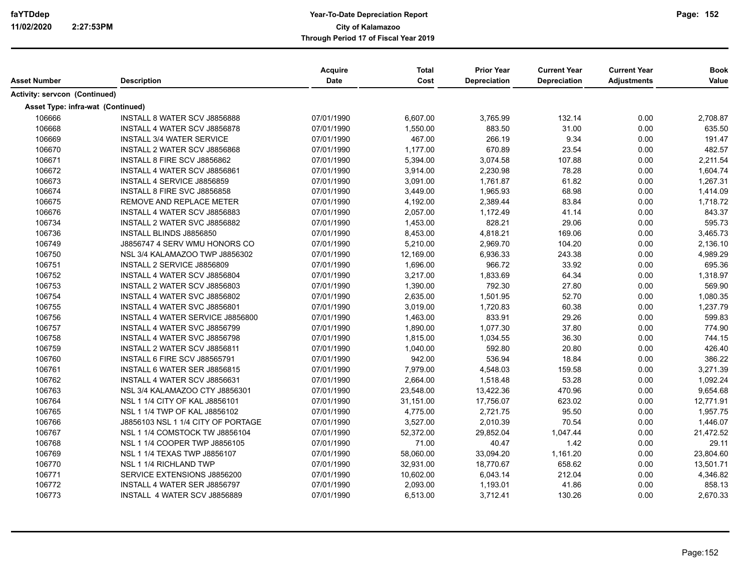| Asset Number | Description | Acquire Date | Total Cost | Prior Year Depreciation | Current Year Depreciation | Current Year Adjustments | Book Value |
|---|---|---|---|---|---|---|---|
| **Activity: servcon (Continued)** | | | | | | | |
| **Asset Type: infra-wat (Continued)** | | | | | | | |
| 106666 | INSTALL 8 WATER SCV J8856888 | 07/01/1990 | 6,607.00 | 3,765.99 | 132.14 | 0.00 | 2,708.87 |
| 106668 | INSTALL 4 WATER SCV J8856878 | 07/01/1990 | 1,550.00 | 883.50 | 31.00 | 0.00 | 635.50 |
| 106669 | INSTALL 3/4 WATER SERVICE | 07/01/1990 | 467.00 | 266.19 | 9.34 | 0.00 | 191.47 |
| 106670 | INSTALL 2 WATER SCV J8856868 | 07/01/1990 | 1,177.00 | 670.89 | 23.54 | 0.00 | 482.57 |
| 106671 | INSTALL 8 FIRE SCV J8856862 | 07/01/1990 | 5,394.00 | 3,074.58 | 107.88 | 0.00 | 2,211.54 |
| 106672 | INSTALL 4 WATER SCV J8856861 | 07/01/1990 | 3,914.00 | 2,230.98 | 78.28 | 0.00 | 1,604.74 |
| 106673 | INSTALL 4 SERVICE J8856859 | 07/01/1990 | 3,091.00 | 1,761.87 | 61.82 | 0.00 | 1,267.31 |
| 106674 | INSTALL 8 FIRE SVC J8856858 | 07/01/1990 | 3,449.00 | 1,965.93 | 68.98 | 0.00 | 1,414.09 |
| 106675 | REMOVE AND REPLACE METER | 07/01/1990 | 4,192.00 | 2,389.44 | 83.84 | 0.00 | 1,718.72 |
| 106676 | INSTALL 4 WATER SCV J8856883 | 07/01/1990 | 2,057.00 | 1,172.49 | 41.14 | 0.00 | 843.37 |
| 106734 | INSTALL 2 WATER SVC J8856882 | 07/01/1990 | 1,453.00 | 828.21 | 29.06 | 0.00 | 595.73 |
| 106736 | INSTALL BLINDS J8856850 | 07/01/1990 | 8,453.00 | 4,818.21 | 169.06 | 0.00 | 3,465.73 |
| 106749 | J8856747 4 SERV WMU HONORS CO | 07/01/1990 | 5,210.00 | 2,969.70 | 104.20 | 0.00 | 2,136.10 |
| 106750 | NSL 3/4 KALAMAZOO TWP J8856302 | 07/01/1990 | 12,169.00 | 6,936.33 | 243.38 | 0.00 | 4,989.29 |
| 106751 | INSTALL 2 SERVICE J8856809 | 07/01/1990 | 1,696.00 | 966.72 | 33.92 | 0.00 | 695.36 |
| 106752 | INSTALL 4 WATER SCV J8856804 | 07/01/1990 | 3,217.00 | 1,833.69 | 64.34 | 0.00 | 1,318.97 |
| 106753 | INSTALL 2 WATER SCV J8856803 | 07/01/1990 | 1,390.00 | 792.30 | 27.80 | 0.00 | 569.90 |
| 106754 | INSTALL 4 WATER SVC J8856802 | 07/01/1990 | 2,635.00 | 1,501.95 | 52.70 | 0.00 | 1,080.35 |
| 106755 | INSTALL 4 WATER SVC J8856801 | 07/01/1990 | 3,019.00 | 1,720.83 | 60.38 | 0.00 | 1,237.79 |
| 106756 | INSTALL 4 WATER SERVICE J8856800 | 07/01/1990 | 1,463.00 | 833.91 | 29.26 | 0.00 | 599.83 |
| 106757 | INSTALL 4 WATER SVC J8856799 | 07/01/1990 | 1,890.00 | 1,077.30 | 37.80 | 0.00 | 774.90 |
| 106758 | INSTALL 4 WATER SVC J8856798 | 07/01/1990 | 1,815.00 | 1,034.55 | 36.30 | 0.00 | 744.15 |
| 106759 | INSTALL 2 WATER SCV J8856811 | 07/01/1990 | 1,040.00 | 592.80 | 20.80 | 0.00 | 426.40 |
| 106760 | INSTALL 6 FIRE SCV J88565791 | 07/01/1990 | 942.00 | 536.94 | 18.84 | 0.00 | 386.22 |
| 106761 | INSTALL 6 WATER SER J8856815 | 07/01/1990 | 7,979.00 | 4,548.03 | 159.58 | 0.00 | 3,271.39 |
| 106762 | INSTALL 4 WATER SCV J8856631 | 07/01/1990 | 2,664.00 | 1,518.48 | 53.28 | 0.00 | 1,092.24 |
| 106763 | NSL 3/4 KALAMAZOO CTY J8856301 | 07/01/1990 | 23,548.00 | 13,422.36 | 470.96 | 0.00 | 9,654.68 |
| 106764 | NSL 1 1/4 CITY OF KAL J8856101 | 07/01/1990 | 31,151.00 | 17,756.07 | 623.02 | 0.00 | 12,771.91 |
| 106765 | NSL 1 1/4 TWP OF KAL J8856102 | 07/01/1990 | 4,775.00 | 2,721.75 | 95.50 | 0.00 | 1,957.75 |
| 106766 | J8856103 NSL 1 1/4 CITY OF PORTAGE | 07/01/1990 | 3,527.00 | 2,010.39 | 70.54 | 0.00 | 1,446.07 |
| 106767 | NSL 1 1/4 COMSTOCK TW J8856104 | 07/01/1990 | 52,372.00 | 29,852.04 | 1,047.44 | 0.00 | 21,472.52 |
| 106768 | NSL 1 1/4 COOPER TWP J8856105 | 07/01/1990 | 71.00 | 40.47 | 1.42 | 0.00 | 29.11 |
| 106769 | NSL 1 1/4 TEXAS TWP J8856107 | 07/01/1990 | 58,060.00 | 33,094.20 | 1,161.20 | 0.00 | 23,804.60 |
| 106770 | NSL 1 1/4 RICHLAND TWP | 07/01/1990 | 32,931.00 | 18,770.67 | 658.62 | 0.00 | 13,501.71 |
| 106771 | SERVICE EXTENSIONS J8856200 | 07/01/1990 | 10,602.00 | 6,043.14 | 212.04 | 0.00 | 4,346.82 |
| 106772 | INSTALL 4 WATER SER J8856797 | 07/01/1990 | 2,093.00 | 1,193.01 | 41.86 | 0.00 | 858.13 |
| 106773 | INSTALL 4 WATER SCV J8856889 | 07/01/1990 | 6,513.00 | 3,712.41 | 130.26 | 0.00 | 2,670.33 |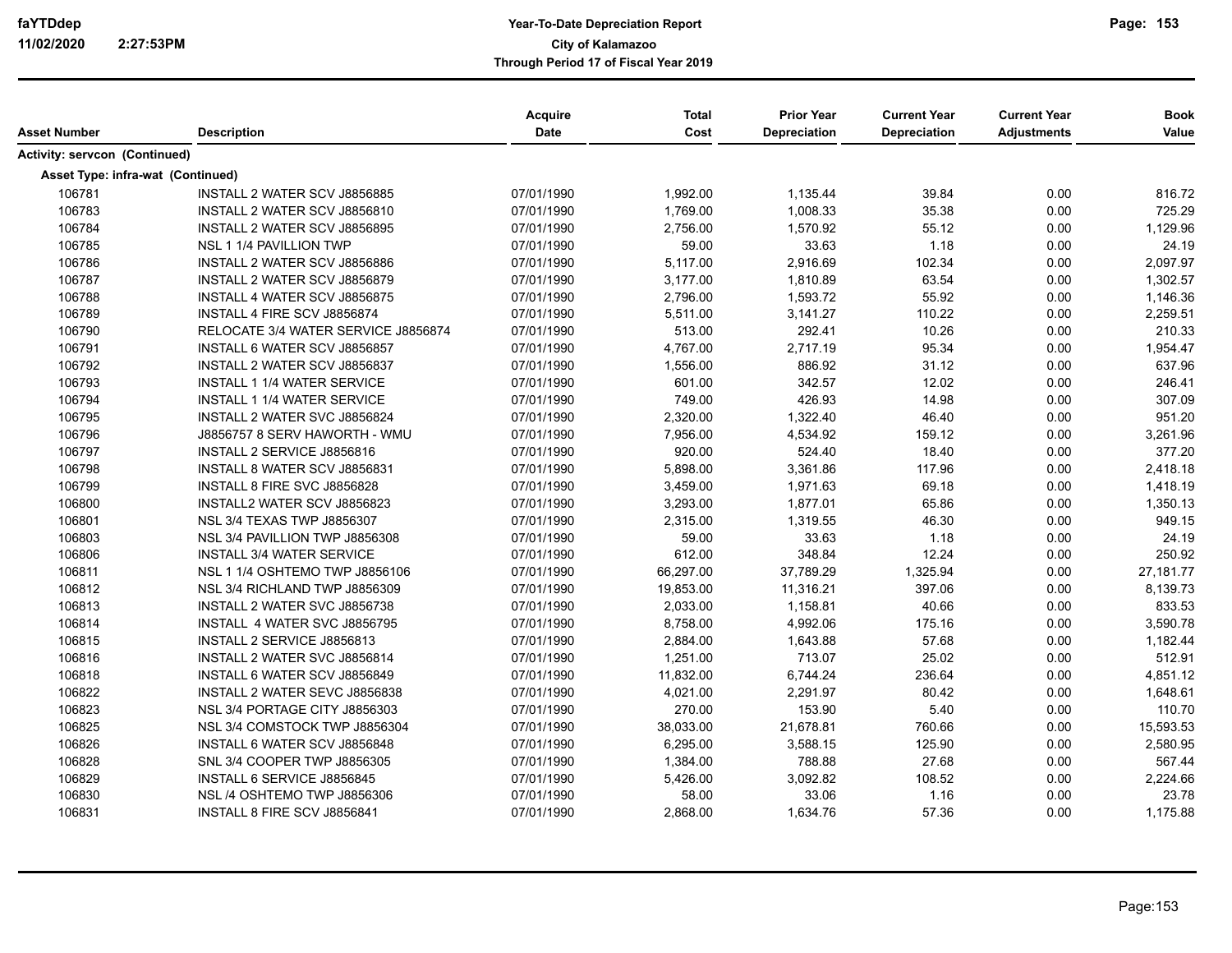# Year-To-Date Depreciation Report
## City of Kalamazoo
### Through Period 17 of Fiscal Year 2019

faYTDdep
11/02/2020 2:27:53PM

| Asset Number | Description | Acquire Date | Total Cost | Prior Year Depreciation | Current Year Depreciation | Current Year Adjustments | Book Value |
|---|---|---|---|---|---|---|---|
| **Activity: servcon (Continued)** | | | | | | | |
| **Asset Type: infra-wat (Continued)** | | | | | | | |
| 106781 | INSTALL 2 WATER SCV J8856885 | 07/01/1990 | 1,992.00 | 1,135.44 | 39.84 | 0.00 | 816.72 |
| 106783 | INSTALL 2 WATER SCV J8856810 | 07/01/1990 | 1,769.00 | 1,008.33 | 35.38 | 0.00 | 725.29 |
| 106784 | INSTALL 2 WATER SCV J8856895 | 07/01/1990 | 2,756.00 | 1,570.92 | 55.12 | 0.00 | 1,129.96 |
| 106785 | NSL 1 1/4 PAVILLION TWP | 07/01/1990 | 59.00 | 33.63 | 1.18 | 0.00 | 24.19 |
| 106786 | INSTALL 2 WATER SCV J8856886 | 07/01/1990 | 5,117.00 | 2,916.69 | 102.34 | 0.00 | 2,097.97 |
| 106787 | INSTALL 2 WATER SCV J8856879 | 07/01/1990 | 3,177.00 | 1,810.89 | 63.54 | 0.00 | 1,302.57 |
| 106788 | INSTALL 4 WATER SCV J8856875 | 07/01/1990 | 2,796.00 | 1,593.72 | 55.92 | 0.00 | 1,146.36 |
| 106789 | INSTALL 4 FIRE SCV J8856874 | 07/01/1990 | 5,511.00 | 3,141.27 | 110.22 | 0.00 | 2,259.51 |
| 106790 | RELOCATE 3/4 WATER SERVICE J8856874 | 07/01/1990 | 513.00 | 292.41 | 10.26 | 0.00 | 210.33 |
| 106791 | INSTALL 6 WATER SCV J8856857 | 07/01/1990 | 4,767.00 | 2,717.19 | 95.34 | 0.00 | 1,954.47 |
| 106792 | INSTALL 2 WATER SCV J8856837 | 07/01/1990 | 1,556.00 | 886.92 | 31.12 | 0.00 | 637.96 |
| 106793 | INSTALL 1 1/4 WATER SERVICE | 07/01/1990 | 601.00 | 342.57 | 12.02 | 0.00 | 246.41 |
| 106794 | INSTALL 1 1/4 WATER SERVICE | 07/01/1990 | 749.00 | 426.93 | 14.98 | 0.00 | 307.09 |
| 106795 | INSTALL 2 WATER SVC J8856824 | 07/01/1990 | 2,320.00 | 1,322.40 | 46.40 | 0.00 | 951.20 |
| 106796 | J8856757 8 SERV HAWORTH - WMU | 07/01/1990 | 7,956.00 | 4,534.92 | 159.12 | 0.00 | 3,261.96 |
| 106797 | INSTALL 2 SERVICE J8856816 | 07/01/1990 | 920.00 | 524.40 | 18.40 | 0.00 | 377.20 |
| 106798 | INSTALL 8 WATER SCV J8856831 | 07/01/1990 | 5,898.00 | 3,361.86 | 117.96 | 0.00 | 2,418.18 |
| 106799 | INSTALL 8 FIRE SVC J8856828 | 07/01/1990 | 3,459.00 | 1,971.63 | 69.18 | 0.00 | 1,418.19 |
| 106800 | INSTALL2 WATER SCV J8856823 | 07/01/1990 | 3,293.00 | 1,877.01 | 65.86 | 0.00 | 1,350.13 |
| 106801 | NSL 3/4 TEXAS TWP J8856307 | 07/01/1990 | 2,315.00 | 1,319.55 | 46.30 | 0.00 | 949.15 |
| 106803 | NSL 3/4 PAVILLION TWP J8856308 | 07/01/1990 | 59.00 | 33.63 | 1.18 | 0.00 | 24.19 |
| 106806 | INSTALL 3/4 WATER SERVICE | 07/01/1990 | 612.00 | 348.84 | 12.24 | 0.00 | 250.92 |
| 106811 | NSL 1 1/4 OSHTEMO TWP J8856106 | 07/01/1990 | 66,297.00 | 37,789.29 | 1,325.94 | 0.00 | 27,181.77 |
| 106812 | NSL 3/4 RICHLAND TWP J8856309 | 07/01/1990 | 19,853.00 | 11,316.21 | 397.06 | 0.00 | 8,139.73 |
| 106813 | INSTALL 2 WATER SVC J8856738 | 07/01/1990 | 2,033.00 | 1,158.81 | 40.66 | 0.00 | 833.53 |
| 106814 | INSTALL 4 WATER SVC J8856795 | 07/01/1990 | 8,758.00 | 4,992.06 | 175.16 | 0.00 | 3,590.78 |
| 106815 | INSTALL 2 SERVICE J8856813 | 07/01/1990 | 2,884.00 | 1,643.88 | 57.68 | 0.00 | 1,182.44 |
| 106816 | INSTALL 2 WATER SVC J8856814 | 07/01/1990 | 1,251.00 | 713.07 | 25.02 | 0.00 | 512.91 |
| 106818 | INSTALL 6 WATER SCV J8856849 | 07/01/1990 | 11,832.00 | 6,744.24 | 236.64 | 0.00 | 4,851.12 |
| 106822 | INSTALL 2 WATER SEVC J8856838 | 07/01/1990 | 4,021.00 | 2,291.97 | 80.42 | 0.00 | 1,648.61 |
| 106823 | NSL 3/4 PORTAGE CITY J8856303 | 07/01/1990 | 270.00 | 153.90 | 5.40 | 0.00 | 110.70 |
| 106825 | NSL 3/4 COMSTOCK TWP J8856304 | 07/01/1990 | 38,033.00 | 21,678.81 | 760.66 | 0.00 | 15,593.53 |
| 106826 | INSTALL 6 WATER SCV J8856848 | 07/01/1990 | 6,295.00 | 3,588.15 | 125.90 | 0.00 | 2,580.95 |
| 106828 | SNL 3/4 COOPER TWP J8856305 | 07/01/1990 | 1,384.00 | 788.88 | 27.68 | 0.00 | 567.44 |
| 106829 | INSTALL 6 SERVICE J8856845 | 07/01/1990 | 5,426.00 | 3,092.82 | 108.52 | 0.00 | 2,224.66 |
| 106830 | NSL /4 OSHTEMO TWP J8856306 | 07/01/1990 | 58.00 | 33.06 | 1.16 | 0.00 | 23.78 |
| 106831 | INSTALL 8 FIRE SCV J8856841 | 07/01/1990 | 2,868.00 | 1,634.76 | 57.36 | 0.00 | 1,175.88 |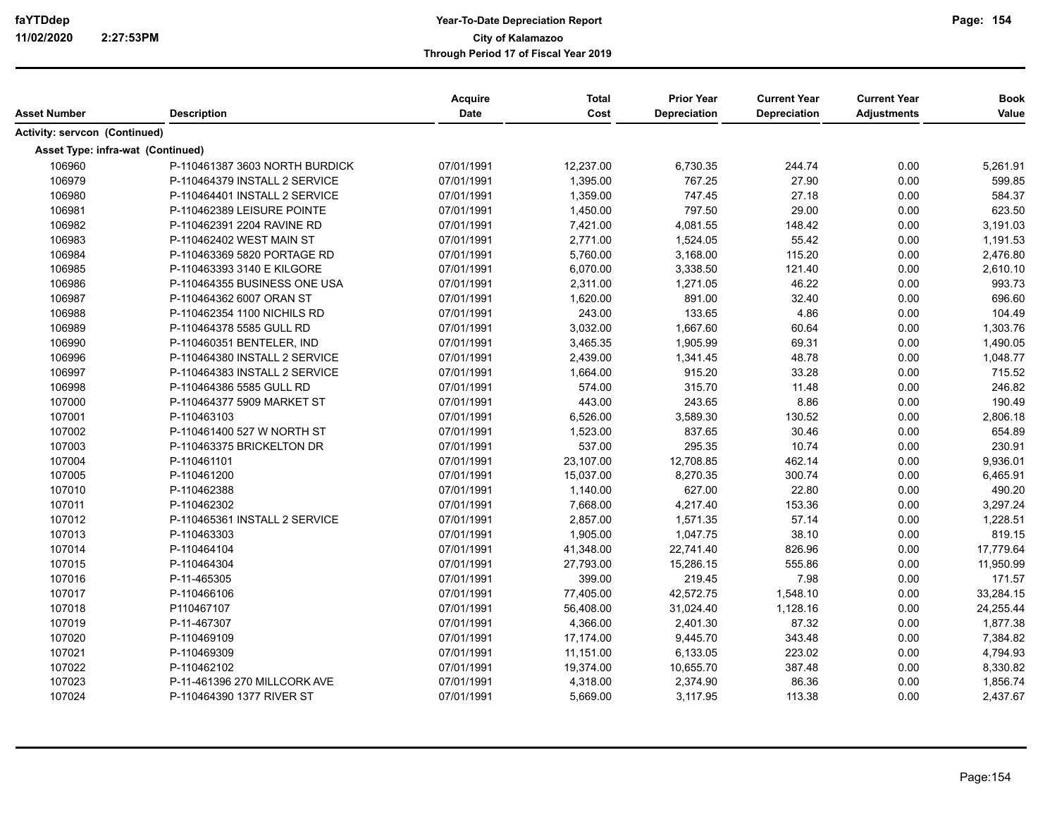| Asset Number | Description | Acquire Date | Total Cost | Prior Year Depreciation | Current Year Depreciation | Current Year Adjustments | Book Value |
|---|---|---|---|---|---|---|---|
| **Activity: servcon (Continued)** | | | | | | | |
| **Asset Type: infra-wat (Continued)** | | | | | | | |
| 106960 | P-110461387 3603 NORTH BURDICK | 07/01/1991 | 12,237.00 | 6,730.35 | 244.74 | 0.00 | 5,261.91 |
| 106979 | P-110464379 INSTALL 2 SERVICE | 07/01/1991 | 1,395.00 | 767.25 | 27.90 | 0.00 | 599.85 |
| 106980 | P-110464401 INSTALL 2 SERVICE | 07/01/1991 | 1,359.00 | 747.45 | 27.18 | 0.00 | 584.37 |
| 106981 | P-110462389 LEISURE POINTE | 07/01/1991 | 1,450.00 | 797.50 | 29.00 | 0.00 | 623.50 |
| 106982 | P-110462391 2204 RAVINE RD | 07/01/1991 | 7,421.00 | 4,081.55 | 148.42 | 0.00 | 3,191.03 |
| 106983 | P-110462402 WEST MAIN ST | 07/01/1991 | 2,771.00 | 1,524.05 | 55.42 | 0.00 | 1,191.53 |
| 106984 | P-110463369 5820 PORTAGE RD | 07/01/1991 | 5,760.00 | 3,168.00 | 115.20 | 0.00 | 2,476.80 |
| 106985 | P-110463393 3140 E KILGORE | 07/01/1991 | 6,070.00 | 3,338.50 | 121.40 | 0.00 | 2,610.10 |
| 106986 | P-110464355 BUSINESS ONE USA | 07/01/1991 | 2,311.00 | 1,271.05 | 46.22 | 0.00 | 993.73 |
| 106987 | P-110464362 6007 ORAN ST | 07/01/1991 | 1,620.00 | 891.00 | 32.40 | 0.00 | 696.60 |
| 106988 | P-110462354 1100 NICHILS RD | 07/01/1991 | 243.00 | 133.65 | 4.86 | 0.00 | 104.49 |
| 106989 | P-110464378 5585 GULL RD | 07/01/1991 | 3,032.00 | 1,667.60 | 60.64 | 0.00 | 1,303.76 |
| 106990 | P-110460351 BENTELER, IND | 07/01/1991 | 3,465.35 | 1,905.99 | 69.31 | 0.00 | 1,490.05 |
| 106996 | P-110464380 INSTALL 2 SERVICE | 07/01/1991 | 2,439.00 | 1,341.45 | 48.78 | 0.00 | 1,048.77 |
| 106997 | P-110464383 INSTALL 2 SERVICE | 07/01/1991 | 1,664.00 | 915.20 | 33.28 | 0.00 | 715.52 |
| 106998 | P-110464386 5585 GULL RD | 07/01/1991 | 574.00 | 315.70 | 11.48 | 0.00 | 246.82 |
| 107000 | P-110464377 5909 MARKET ST | 07/01/1991 | 443.00 | 243.65 | 8.86 | 0.00 | 190.49 |
| 107001 | P-110463103 | 07/01/1991 | 6,526.00 | 3,589.30 | 130.52 | 0.00 | 2,806.18 |
| 107002 | P-110461400 527 W NORTH ST | 07/01/1991 | 1,523.00 | 837.65 | 30.46 | 0.00 | 654.89 |
| 107003 | P-110463375 BRICKELTON DR | 07/01/1991 | 537.00 | 295.35 | 10.74 | 0.00 | 230.91 |
| 107004 | P-110461101 | 07/01/1991 | 23,107.00 | 12,708.85 | 462.14 | 0.00 | 9,936.01 |
| 107005 | P-110461200 | 07/01/1991 | 15,037.00 | 8,270.35 | 300.74 | 0.00 | 6,465.91 |
| 107010 | P-110462388 | 07/01/1991 | 1,140.00 | 627.00 | 22.80 | 0.00 | 490.20 |
| 107011 | P-110462302 | 07/01/1991 | 7,668.00 | 4,217.40 | 153.36 | 0.00 | 3,297.24 |
| 107012 | P-110465361 INSTALL 2 SERVICE | 07/01/1991 | 2,857.00 | 1,571.35 | 57.14 | 0.00 | 1,228.51 |
| 107013 | P-110463303 | 07/01/1991 | 1,905.00 | 1,047.75 | 38.10 | 0.00 | 819.15 |
| 107014 | P-110464104 | 07/01/1991 | 41,348.00 | 22,741.40 | 826.96 | 0.00 | 17,779.64 |
| 107015 | P-110464304 | 07/01/1991 | 27,793.00 | 15,286.15 | 555.86 | 0.00 | 11,950.99 |
| 107016 | P-11-465305 | 07/01/1991 | 399.00 | 219.45 | 7.98 | 0.00 | 171.57 |
| 107017 | P-110466106 | 07/01/1991 | 77,405.00 | 42,572.75 | 1,548.10 | 0.00 | 33,284.15 |
| 107018 | P110467107 | 07/01/1991 | 56,408.00 | 31,024.40 | 1,128.16 | 0.00 | 24,255.44 |
| 107019 | P-11-467307 | 07/01/1991 | 4,366.00 | 2,401.30 | 87.32 | 0.00 | 1,877.38 |
| 107020 | P-110469109 | 07/01/1991 | 17,174.00 | 9,445.70 | 343.48 | 0.00 | 7,384.82 |
| 107021 | P-110469309 | 07/01/1991 | 11,151.00 | 6,133.05 | 223.02 | 0.00 | 4,794.93 |
| 107022 | P-110462102 | 07/01/1991 | 19,374.00 | 10,655.70 | 387.48 | 0.00 | 8,330.82 |
| 107023 | P-11-461396 270 MILLCORK AVE | 07/01/1991 | 4,318.00 | 2,374.90 | 86.36 | 0.00 | 1,856.74 |
| 107024 | P-110464390 1377 RIVER ST | 07/01/1991 | 5,669.00 | 3,117.95 | 113.38 | 0.00 | 2,437.67 |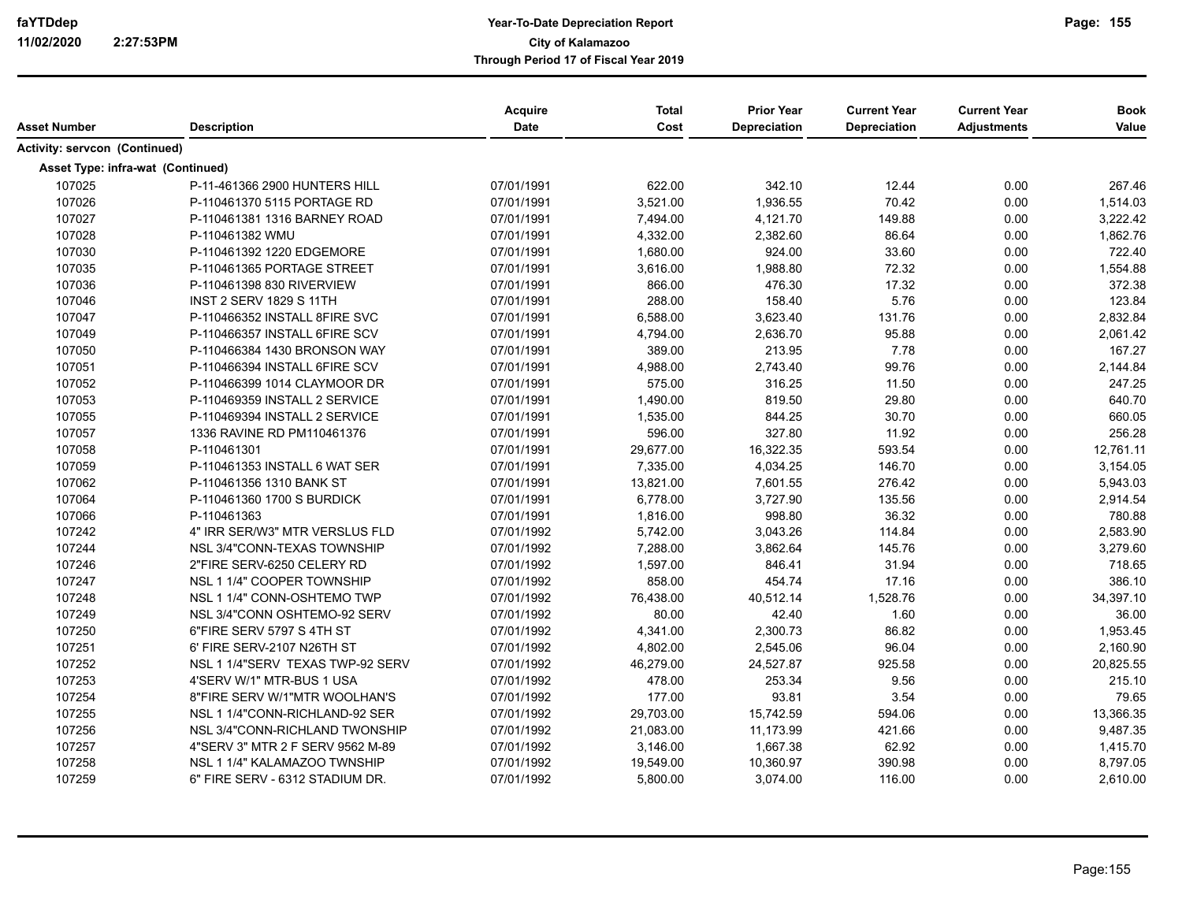**Year-To-Date Depreciation Report**
**City of Kalamazoo**
**Through Period 17 of Fiscal Year 2019**

| Asset Number | Description | Acquire Date | Total Cost | Prior Year Depreciation | Current Year Depreciation | Current Year Adjustments | Book Value |
|---|---|---|---|---|---|---|---|
| **Activity: servcon (Continued)** | | | | | | | |
| **Asset Type: infra-wat (Continued)** | | | | | | | |
| 107025 | P-11-461366 2900 HUNTERS HILL | 07/01/1991 | 622.00 | 342.10 | 12.44 | 0.00 | 267.46 |
| 107026 | P-110461370 5115 PORTAGE RD | 07/01/1991 | 3,521.00 | 1,936.55 | 70.42 | 0.00 | 1,514.03 |
| 107027 | P-110461381 1316 BARNEY ROAD | 07/01/1991 | 7,494.00 | 4,121.70 | 149.88 | 0.00 | 3,222.42 |
| 107028 | P-110461382 WMU | 07/01/1991 | 4,332.00 | 2,382.60 | 86.64 | 0.00 | 1,862.76 |
| 107030 | P-110461392 1220 EDGEMORE | 07/01/1991 | 1,680.00 | 924.00 | 33.60 | 0.00 | 722.40 |
| 107035 | P-110461365 PORTAGE STREET | 07/01/1991 | 3,616.00 | 1,988.80 | 72.32 | 0.00 | 1,554.88 |
| 107036 | P-110461398 830 RIVERVIEW | 07/01/1991 | 866.00 | 476.30 | 17.32 | 0.00 | 372.38 |
| 107046 | INST 2 SERV 1829 S 11TH | 07/01/1991 | 288.00 | 158.40 | 5.76 | 0.00 | 123.84 |
| 107047 | P-110466352 INSTALL 8FIRE SVC | 07/01/1991 | 6,588.00 | 3,623.40 | 131.76 | 0.00 | 2,832.84 |
| 107049 | P-110466357 INSTALL 6FIRE SCV | 07/01/1991 | 4,794.00 | 2,636.70 | 95.88 | 0.00 | 2,061.42 |
| 107050 | P-110466384 1430 BRONSON WAY | 07/01/1991 | 389.00 | 213.95 | 7.78 | 0.00 | 167.27 |
| 107051 | P-110466394 INSTALL 6FIRE SCV | 07/01/1991 | 4,988.00 | 2,743.40 | 99.76 | 0.00 | 2,144.84 |
| 107052 | P-110466399 1014 CLAYMOOR DR | 07/01/1991 | 575.00 | 316.25 | 11.50 | 0.00 | 247.25 |
| 107053 | P-110469359 INSTALL 2 SERVICE | 07/01/1991 | 1,490.00 | 819.50 | 29.80 | 0.00 | 640.70 |
| 107055 | P-110469394 INSTALL 2 SERVICE | 07/01/1991 | 1,535.00 | 844.25 | 30.70 | 0.00 | 660.05 |
| 107057 | 1336 RAVINE RD PM110461376 | 07/01/1991 | 596.00 | 327.80 | 11.92 | 0.00 | 256.28 |
| 107058 | P-110461301 | 07/01/1991 | 29,677.00 | 16,322.35 | 593.54 | 0.00 | 12,761.11 |
| 107059 | P-110461353 INSTALL 6 WAT SER | 07/01/1991 | 7,335.00 | 4,034.25 | 146.70 | 0.00 | 3,154.05 |
| 107062 | P-110461356 1310 BANK ST | 07/01/1991 | 13,821.00 | 7,601.55 | 276.42 | 0.00 | 5,943.03 |
| 107064 | P-110461360 1700 S BURDICK | 07/01/1991 | 6,778.00 | 3,727.90 | 135.56 | 0.00 | 2,914.54 |
| 107066 | P-110461363 | 07/01/1991 | 1,816.00 | 998.80 | 36.32 | 0.00 | 780.88 |
| 107242 | 4" IRR SER/W3" MTR VERSLUS FLD | 07/01/1992 | 5,742.00 | 3,043.26 | 114.84 | 0.00 | 2,583.90 |
| 107244 | NSL 3/4"CONN-TEXAS TOWNSHIP | 07/01/1992 | 7,288.00 | 3,862.64 | 145.76 | 0.00 | 3,279.60 |
| 107246 | 2"FIRE SERV-6250 CELERY RD | 07/01/1992 | 1,597.00 | 846.41 | 31.94 | 0.00 | 718.65 |
| 107247 | NSL 1 1/4" COOPER TOWNSHIP | 07/01/1992 | 858.00 | 454.74 | 17.16 | 0.00 | 386.10 |
| 107248 | NSL 1 1/4" CONN-OSHTEMO TWP | 07/01/1992 | 76,438.00 | 40,512.14 | 1,528.76 | 0.00 | 34,397.10 |
| 107249 | NSL 3/4"CONN OSHTEMO-92 SERV | 07/01/1992 | 80.00 | 42.40 | 1.60 | 0.00 | 36.00 |
| 107250 | 6"FIRE SERV 5797 S 4TH ST | 07/01/1992 | 4,341.00 | 2,300.73 | 86.82 | 0.00 | 1,953.45 |
| 107251 | 6' FIRE SERV-2107 N26TH ST | 07/01/1992 | 4,802.00 | 2,545.06 | 96.04 | 0.00 | 2,160.90 |
| 107252 | NSL 1 1/4"SERV TEXAS TWP-92 SERV | 07/01/1992 | 46,279.00 | 24,527.87 | 925.58 | 0.00 | 20,825.55 |
| 107253 | 4'SERV W/1" MTR-BUS 1 USA | 07/01/1992 | 478.00 | 253.34 | 9.56 | 0.00 | 215.10 |
| 107254 | 8"FIRE SERV W/1"MTR WOOLHAN'S | 07/01/1992 | 177.00 | 93.81 | 3.54 | 0.00 | 79.65 |
| 107255 | NSL 1 1/4"CONN-RICHLAND-92 SER | 07/01/1992 | 29,703.00 | 15,742.59 | 594.06 | 0.00 | 13,366.35 |
| 107256 | NSL 3/4"CONN-RICHLAND TWONSHIP | 07/01/1992 | 21,083.00 | 11,173.99 | 421.66 | 0.00 | 9,487.35 |
| 107257 | 4"SERV 3" MTR 2 F SERV 9562 M-89 | 07/01/1992 | 3,146.00 | 1,667.38 | 62.92 | 0.00 | 1,415.70 |
| 107258 | NSL 1 1/4" KALAMAZOO TWNSHIP | 07/01/1992 | 19,549.00 | 10,360.97 | 390.98 | 0.00 | 8,797.05 |
| 107259 | 6" FIRE SERV - 6312 STADIUM DR. | 07/01/1992 | 5,800.00 | 3,074.00 | 116.00 | 0.00 | 2,610.00 |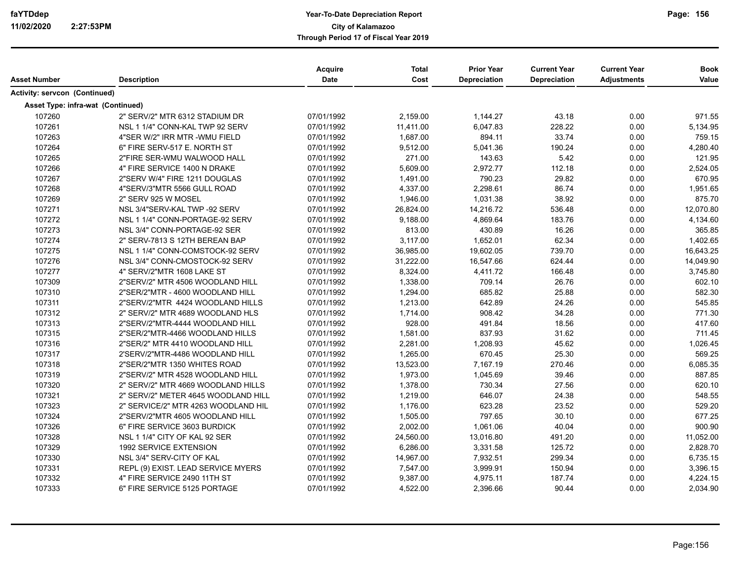| Asset Number | Description | Acquire Date | Total Cost | Prior Year Depreciation | Current Year Depreciation | Current Year Adjustments | Book Value |
|---|---|---|---|---|---|---|---|
| **Activity: servcon (Continued)** | | | | | | | |
| **Asset Type: infra-wat (Continued)** | | | | | | | |
| 107260 | 2" SERV/2" MTR 6312 STADIUM DR | 07/01/1992 | 2,159.00 | 1,144.27 | 43.18 | 0.00 | 971.55 |
| 107261 | NSL 1 1/4" CONN-KAL TWP 92 SERV | 07/01/1992 | 11,411.00 | 6,047.83 | 228.22 | 0.00 | 5,134.95 |
| 107263 | 4"SER W/2" IRR MTR -WMU FIELD | 07/01/1992 | 1,687.00 | 894.11 | 33.74 | 0.00 | 759.15 |
| 107264 | 6" FIRE SERV-517 E. NORTH ST | 07/01/1992 | 9,512.00 | 5,041.36 | 190.24 | 0.00 | 4,280.40 |
| 107265 | 2"FIRE SER-WMU WALWOOD HALL | 07/01/1992 | 271.00 | 143.63 | 5.42 | 0.00 | 121.95 |
| 107266 | 4" FIRE SERVICE 1400 N DRAKE | 07/01/1992 | 5,609.00 | 2,972.77 | 112.18 | 0.00 | 2,524.05 |
| 107267 | 2"SERV W/4" FIRE 1211 DOUGLAS | 07/01/1992 | 1,491.00 | 790.23 | 29.82 | 0.00 | 670.95 |
| 107268 | 4"SERV/3"MTR 5566 GULL ROAD | 07/01/1992 | 4,337.00 | 2,298.61 | 86.74 | 0.00 | 1,951.65 |
| 107269 | 2" SERV 925 W MOSEL | 07/01/1992 | 1,946.00 | 1,031.38 | 38.92 | 0.00 | 875.70 |
| 107271 | NSL 3/4"SERV-KAL TWP -92 SERV | 07/01/1992 | 26,824.00 | 14,216.72 | 536.48 | 0.00 | 12,070.80 |
| 107272 | NSL 1 1/4" CONN-PORTAGE-92 SERV | 07/01/1992 | 9,188.00 | 4,869.64 | 183.76 | 0.00 | 4,134.60 |
| 107273 | NSL 3/4" CONN-PORTAGE-92 SER | 07/01/1992 | 813.00 | 430.89 | 16.26 | 0.00 | 365.85 |
| 107274 | 2" SERV-7813 S 12TH BEREAN BAP | 07/01/1992 | 3,117.00 | 1,652.01 | 62.34 | 0.00 | 1,402.65 |
| 107275 | NSL 1 1/4" CONN-COMSTOCK-92 SERV | 07/01/1992 | 36,985.00 | 19,602.05 | 739.70 | 0.00 | 16,643.25 |
| 107276 | NSL 3/4" CONN-CMOSTOCK-92 SERV | 07/01/1992 | 31,222.00 | 16,547.66 | 624.44 | 0.00 | 14,049.90 |
| 107277 | 4" SERV/2"MTR 1608 LAKE ST | 07/01/1992 | 8,324.00 | 4,411.72 | 166.48 | 0.00 | 3,745.80 |
| 107309 | 2"SERV/2" MTR 4506 WOODLAND HILL | 07/01/1992 | 1,338.00 | 709.14 | 26.76 | 0.00 | 602.10 |
| 107310 | 2"SER/2"MTR - 4600 WOODLAND HILL | 07/01/1992 | 1,294.00 | 685.82 | 25.88 | 0.00 | 582.30 |
| 107311 | 2"SERV/2"MTR 4424 WOODLAND HILLS | 07/01/1992 | 1,213.00 | 642.89 | 24.26 | 0.00 | 545.85 |
| 107312 | 2" SERV/2" MTR 4689 WOODLAND HLS | 07/01/1992 | 1,714.00 | 908.42 | 34.28 | 0.00 | 771.30 |
| 107313 | 2"SERV/2"MTR-4444 WOODLAND HILL | 07/01/1992 | 928.00 | 491.84 | 18.56 | 0.00 | 417.60 |
| 107315 | 2"SER/2"MTR-4466 WOODLAND HILLS | 07/01/1992 | 1,581.00 | 837.93 | 31.62 | 0.00 | 711.45 |
| 107316 | 2"SER/2" MTR 4410 WOODLAND HILL | 07/01/1992 | 2,281.00 | 1,208.93 | 45.62 | 0.00 | 1,026.45 |
| 107317 | 2'SERV/2"MTR-4486 WOODLAND HILL | 07/01/1992 | 1,265.00 | 670.45 | 25.30 | 0.00 | 569.25 |
| 107318 | 2"SER/2"MTR 1350 WHITES ROAD | 07/01/1992 | 13,523.00 | 7,167.19 | 270.46 | 0.00 | 6,085.35 |
| 107319 | 2"SERV/2" MTR 4528 WOODLAND HILL | 07/01/1992 | 1,973.00 | 1,045.69 | 39.46 | 0.00 | 887.85 |
| 107320 | 2" SERV/2" MTR 4669 WOODLAND HILLS | 07/01/1992 | 1,378.00 | 730.34 | 27.56 | 0.00 | 620.10 |
| 107321 | 2" SERV/2" METER 4645 WOODLAND HILL | 07/01/1992 | 1,219.00 | 646.07 | 24.38 | 0.00 | 548.55 |
| 107323 | 2" SERVICE/2" MTR 4263 WOODLAND HIL | 07/01/1992 | 1,176.00 | 623.28 | 23.52 | 0.00 | 529.20 |
| 107324 | 2"SERV/2"MTR 4605 WOODLAND HILL | 07/01/1992 | 1,505.00 | 797.65 | 30.10 | 0.00 | 677.25 |
| 107326 | 6" FIRE SERVICE 3603 BURDICK | 07/01/1992 | 2,002.00 | 1,061.06 | 40.04 | 0.00 | 900.90 |
| 107328 | NSL 1 1/4" CITY OF KAL 92 SER | 07/01/1992 | 24,560.00 | 13,016.80 | 491.20 | 0.00 | 11,052.00 |
| 107329 | 1992 SERVICE EXTENSION | 07/01/1992 | 6,286.00 | 3,331.58 | 125.72 | 0.00 | 2,828.70 |
| 107330 | NSL 3/4" SERV-CITY OF KAL | 07/01/1992 | 14,967.00 | 7,932.51 | 299.34 | 0.00 | 6,735.15 |
| 107331 | REPL (9) EXIST. LEAD SERVICE MYERS | 07/01/1992 | 7,547.00 | 3,999.91 | 150.94 | 0.00 | 3,396.15 |
| 107332 | 4" FIRE SERVICE 2490 11TH ST | 07/01/1992 | 9,387.00 | 4,975.11 | 187.74 | 0.00 | 4,224.15 |
| 107333 | 6" FIRE SERVICE 5125 PORTAGE | 07/01/1992 | 4,522.00 | 2,396.66 | 90.44 | 0.00 | 2,034.90 |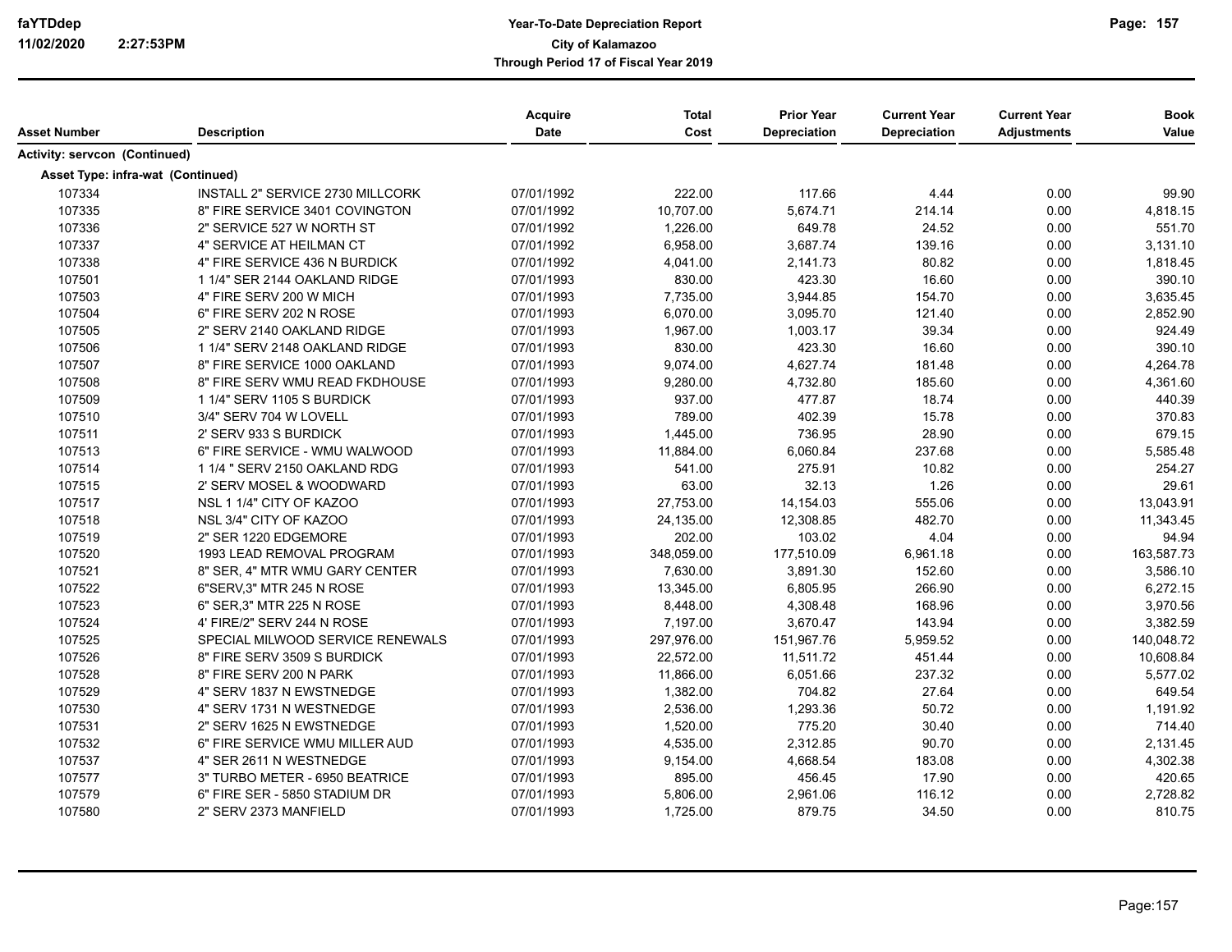| Asset Number | Description | Acquire Date | Total Cost | Prior Year Depreciation | Current Year Depreciation | Current Year Adjustments | Book Value |
|---|---|---|---|---|---|---|---|
| **Activity: servcon (Continued)** | | | | | | | |
| **Asset Type: infra-wat (Continued)** | | | | | | | |
| 107334 | INSTALL 2" SERVICE 2730 MILLCORK | 07/01/1992 | 222.00 | 117.66 | 4.44 | 0.00 | 99.90 |
| 107335 | 8" FIRE SERVICE 3401 COVINGTON | 07/01/1992 | 10,707.00 | 5,674.71 | 214.14 | 0.00 | 4,818.15 |
| 107336 | 2" SERVICE 527 W NORTH ST | 07/01/1992 | 1,226.00 | 649.78 | 24.52 | 0.00 | 551.70 |
| 107337 | 4" SERVICE AT HEILMAN CT | 07/01/1992 | 6,958.00 | 3,687.74 | 139.16 | 0.00 | 3,131.10 |
| 107338 | 4" FIRE SERVICE 436 N BURDICK | 07/01/1992 | 4,041.00 | 2,141.73 | 80.82 | 0.00 | 1,818.45 |
| 107501 | 1 1/4" SER 2144 OAKLAND RIDGE | 07/01/1993 | 830.00 | 423.30 | 16.60 | 0.00 | 390.10 |
| 107503 | 4" FIRE SERV 200 W MICH | 07/01/1993 | 7,735.00 | 3,944.85 | 154.70 | 0.00 | 3,635.45 |
| 107504 | 6" FIRE SERV 202 N ROSE | 07/01/1993 | 6,070.00 | 3,095.70 | 121.40 | 0.00 | 2,852.90 |
| 107505 | 2" SERV 2140 OAKLAND RIDGE | 07/01/1993 | 1,967.00 | 1,003.17 | 39.34 | 0.00 | 924.49 |
| 107506 | 1 1/4" SERV 2148 OAKLAND RIDGE | 07/01/1993 | 830.00 | 423.30 | 16.60 | 0.00 | 390.10 |
| 107507 | 8" FIRE SERVICE 1000 OAKLAND | 07/01/1993 | 9,074.00 | 4,627.74 | 181.48 | 0.00 | 4,264.78 |
| 107508 | 8" FIRE SERV WMU READ FKDHOUSE | 07/01/1993 | 9,280.00 | 4,732.80 | 185.60 | 0.00 | 4,361.60 |
| 107509 | 1 1/4" SERV 1105 S BURDICK | 07/01/1993 | 937.00 | 477.87 | 18.74 | 0.00 | 440.39 |
| 107510 | 3/4" SERV 704 W LOVELL | 07/01/1993 | 789.00 | 402.39 | 15.78 | 0.00 | 370.83 |
| 107511 | 2' SERV 933 S BURDICK | 07/01/1993 | 1,445.00 | 736.95 | 28.90 | 0.00 | 679.15 |
| 107513 | 6" FIRE SERVICE - WMU WALWOOD | 07/01/1993 | 11,884.00 | 6,060.84 | 237.68 | 0.00 | 5,585.48 |
| 107514 | 1 1/4 " SERV 2150 OAKLAND RDG | 07/01/1993 | 541.00 | 275.91 | 10.82 | 0.00 | 254.27 |
| 107515 | 2' SERV MOSEL & WOODWARD | 07/01/1993 | 63.00 | 32.13 | 1.26 | 0.00 | 29.61 |
| 107517 | NSL 1 1/4" CITY OF KAZOO | 07/01/1993 | 27,753.00 | 14,154.03 | 555.06 | 0.00 | 13,043.91 |
| 107518 | NSL 3/4" CITY OF KAZOO | 07/01/1993 | 24,135.00 | 12,308.85 | 482.70 | 0.00 | 11,343.45 |
| 107519 | 2" SER 1220 EDGEMORE | 07/01/1993 | 202.00 | 103.02 | 4.04 | 0.00 | 94.94 |
| 107520 | 1993 LEAD REMOVAL PROGRAM | 07/01/1993 | 348,059.00 | 177,510.09 | 6,961.18 | 0.00 | 163,587.73 |
| 107521 | 8" SER, 4" MTR WMU GARY CENTER | 07/01/1993 | 7,630.00 | 3,891.30 | 152.60 | 0.00 | 3,586.10 |
| 107522 | 6"SERV,3" MTR 245 N ROSE | 07/01/1993 | 13,345.00 | 6,805.95 | 266.90 | 0.00 | 6,272.15 |
| 107523 | 6" SER,3" MTR 225 N ROSE | 07/01/1993 | 8,448.00 | 4,308.48 | 168.96 | 0.00 | 3,970.56 |
| 107524 | 4' FIRE/2" SERV 244 N ROSE | 07/01/1993 | 7,197.00 | 3,670.47 | 143.94 | 0.00 | 3,382.59 |
| 107525 | SPECIAL MILWOOD SERVICE RENEWALS | 07/01/1993 | 297,976.00 | 151,967.76 | 5,959.52 | 0.00 | 140,048.72 |
| 107526 | 8" FIRE SERV 3509 S BURDICK | 07/01/1993 | 22,572.00 | 11,511.72 | 451.44 | 0.00 | 10,608.84 |
| 107528 | 8" FIRE SERV 200 N PARK | 07/01/1993 | 11,866.00 | 6,051.66 | 237.32 | 0.00 | 5,577.02 |
| 107529 | 4" SERV 1837 N EWSTNEDGE | 07/01/1993 | 1,382.00 | 704.82 | 27.64 | 0.00 | 649.54 |
| 107530 | 4" SERV 1731 N WESTNEDGE | 07/01/1993 | 2,536.00 | 1,293.36 | 50.72 | 0.00 | 1,191.92 |
| 107531 | 2" SERV 1625 N EWSTNEDGE | 07/01/1993 | 1,520.00 | 775.20 | 30.40 | 0.00 | 714.40 |
| 107532 | 6" FIRE SERVICE WMU MILLER AUD | 07/01/1993 | 4,535.00 | 2,312.85 | 90.70 | 0.00 | 2,131.45 |
| 107537 | 4" SER 2611 N WESTNEDGE | 07/01/1993 | 9,154.00 | 4,668.54 | 183.08 | 0.00 | 4,302.38 |
| 107577 | 3" TURBO METER - 6950 BEATRICE | 07/01/1993 | 895.00 | 456.45 | 17.90 | 0.00 | 420.65 |
| 107579 | 6" FIRE SER - 5850 STADIUM DR | 07/01/1993 | 5,806.00 | 2,961.06 | 116.12 | 0.00 | 2,728.82 |
| 107580 | 2" SERV 2373 MANFIELD | 07/01/1993 | 1,725.00 | 879.75 | 34.50 | 0.00 | 810.75 |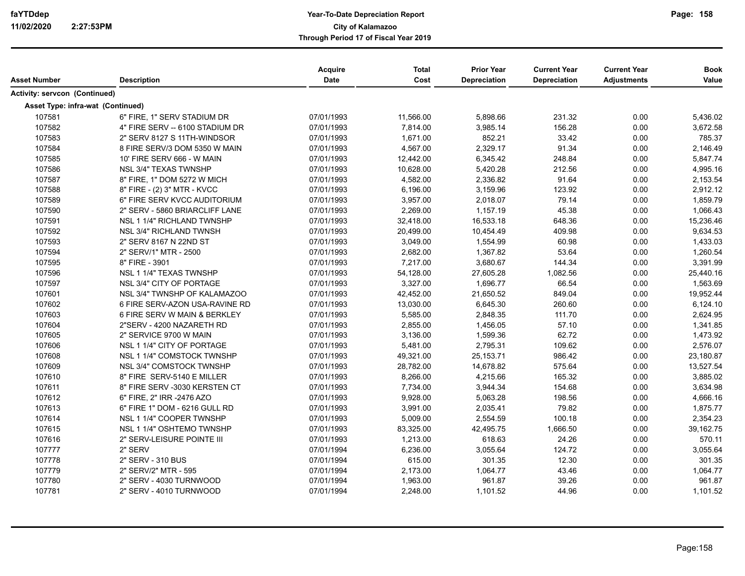| Asset Number | Description | Acquire Date | Total Cost | Prior Year Depreciation | Current Year Depreciation | Current Year Adjustments | Book Value |
|---|---|---|---|---|---|---|---|
| **Activity: servcon (Continued)** | | | | | | | |
| **Asset Type: infra-wat (Continued)** | | | | | | | |
| 107581 | 6" FIRE, 1" SERV STADIUM DR | 07/01/1993 | 11,566.00 | 5,898.66 | 231.32 | 0.00 | 5,436.02 |
| 107582 | 4" FIRE SERV -- 6100 STADIUM DR | 07/01/1993 | 7,814.00 | 3,985.14 | 156.28 | 0.00 | 3,672.58 |
| 107583 | 2" SERV 8127 S 11TH-WINDSOR | 07/01/1993 | 1,671.00 | 852.21 | 33.42 | 0.00 | 785.37 |
| 107584 | 8 FIRE SERV/3 DOM 5350 W MAIN | 07/01/1993 | 4,567.00 | 2,329.17 | 91.34 | 0.00 | 2,146.49 |
| 107585 | 10' FIRE SERV 666 - W MAIN | 07/01/1993 | 12,442.00 | 6,345.42 | 248.84 | 0.00 | 5,847.74 |
| 107586 | NSL 3/4" TEXAS TWNSHP | 07/01/1993 | 10,628.00 | 5,420.28 | 212.56 | 0.00 | 4,995.16 |
| 107587 | 8" FIRE, 1" DOM 5272 W MICH | 07/01/1993 | 4,582.00 | 2,336.82 | 91.64 | 0.00 | 2,153.54 |
| 107588 | 8" FIRE - (2) 3" MTR - KVCC | 07/01/1993 | 6,196.00 | 3,159.96 | 123.92 | 0.00 | 2,912.12 |
| 107589 | 6" FIRE SERV KVCC AUDITORIUM | 07/01/1993 | 3,957.00 | 2,018.07 | 79.14 | 0.00 | 1,859.79 |
| 107590 | 2" SERV - 5860 BRIARCLIFF LANE | 07/01/1993 | 2,269.00 | 1,157.19 | 45.38 | 0.00 | 1,066.43 |
| 107591 | NSL 1 1/4" RICHLAND TWNSHP | 07/01/1993 | 32,418.00 | 16,533.18 | 648.36 | 0.00 | 15,236.46 |
| 107592 | NSL 3/4" RICHLAND TWNSH | 07/01/1993 | 20,499.00 | 10,454.49 | 409.98 | 0.00 | 9,634.53 |
| 107593 | 2" SERV 8167 N 22ND ST | 07/01/1993 | 3,049.00 | 1,554.99 | 60.98 | 0.00 | 1,433.03 |
| 107594 | 2" SERV/1" MTR - 2500 | 07/01/1993 | 2,682.00 | 1,367.82 | 53.64 | 0.00 | 1,260.54 |
| 107595 | 8" FIRE - 3901 | 07/01/1993 | 7,217.00 | 3,680.67 | 144.34 | 0.00 | 3,391.99 |
| 107596 | NSL 1 1/4" TEXAS TWNSHP | 07/01/1993 | 54,128.00 | 27,605.28 | 1,082.56 | 0.00 | 25,440.16 |
| 107597 | NSL 3/4" CITY OF PORTAGE | 07/01/1993 | 3,327.00 | 1,696.77 | 66.54 | 0.00 | 1,563.69 |
| 107601 | NSL 3/4" TWNSHP OF KALAMAZOO | 07/01/1993 | 42,452.00 | 21,650.52 | 849.04 | 0.00 | 19,952.44 |
| 107602 | 6 FIRE SERV-AZON USA-RAVINE RD | 07/01/1993 | 13,030.00 | 6,645.30 | 260.60 | 0.00 | 6,124.10 |
| 107603 | 6 FIRE SERV W MAIN & BERKLEY | 07/01/1993 | 5,585.00 | 2,848.35 | 111.70 | 0.00 | 2,624.95 |
| 107604 | 2"SERV - 4200 NAZARETH RD | 07/01/1993 | 2,855.00 | 1,456.05 | 57.10 | 0.00 | 1,341.85 |
| 107605 | 2" SERVICE 9700 W MAIN | 07/01/1993 | 3,136.00 | 1,599.36 | 62.72 | 0.00 | 1,473.92 |
| 107606 | NSL 1 1/4" CITY OF PORTAGE | 07/01/1993 | 5,481.00 | 2,795.31 | 109.62 | 0.00 | 2,576.07 |
| 107608 | NSL 1 1/4" COMSTOCK TWNSHP | 07/01/1993 | 49,321.00 | 25,153.71 | 986.42 | 0.00 | 23,180.87 |
| 107609 | NSL 3/4" COMSTOCK TWNSHP | 07/01/1993 | 28,782.00 | 14,678.82 | 575.64 | 0.00 | 13,527.54 |
| 107610 | 8" FIRE SERV-5140 E MILLER | 07/01/1993 | 8,266.00 | 4,215.66 | 165.32 | 0.00 | 3,885.02 |
| 107611 | 8" FIRE SERV -3030 KERSTEN CT | 07/01/1993 | 7,734.00 | 3,944.34 | 154.68 | 0.00 | 3,634.98 |
| 107612 | 6" FIRE, 2" IRR -2476 AZO | 07/01/1993 | 9,928.00 | 5,063.28 | 198.56 | 0.00 | 4,666.16 |
| 107613 | 6" FIRE 1" DOM - 6216 GULL RD | 07/01/1993 | 3,991.00 | 2,035.41 | 79.82 | 0.00 | 1,875.77 |
| 107614 | NSL 1 1/4" COOPER TWNSHP | 07/01/1993 | 5,009.00 | 2,554.59 | 100.18 | 0.00 | 2,354.23 |
| 107615 | NSL 1 1/4" OSHTEMO TWNSHP | 07/01/1993 | 83,325.00 | 42,495.75 | 1,666.50 | 0.00 | 39,162.75 |
| 107616 | 2" SERV-LEISURE POINTE III | 07/01/1993 | 1,213.00 | 618.63 | 24.26 | 0.00 | 570.11 |
| 107777 | 2" SERV | 07/01/1994 | 6,236.00 | 3,055.64 | 124.72 | 0.00 | 3,055.64 |
| 107778 | 2" SERV - 310 BUS | 07/01/1994 | 615.00 | 301.35 | 12.30 | 0.00 | 301.35 |
| 107779 | 2" SERV/2" MTR - 595 | 07/01/1994 | 2,173.00 | 1,064.77 | 43.46 | 0.00 | 1,064.77 |
| 107780 | 2" SERV - 4030 TURNWOOD | 07/01/1994 | 1,963.00 | 961.87 | 39.26 | 0.00 | 961.87 |
| 107781 | 2" SERV - 4010 TURNWOOD | 07/01/1994 | 2,248.00 | 1,101.52 | 44.96 | 0.00 | 1,101.52 |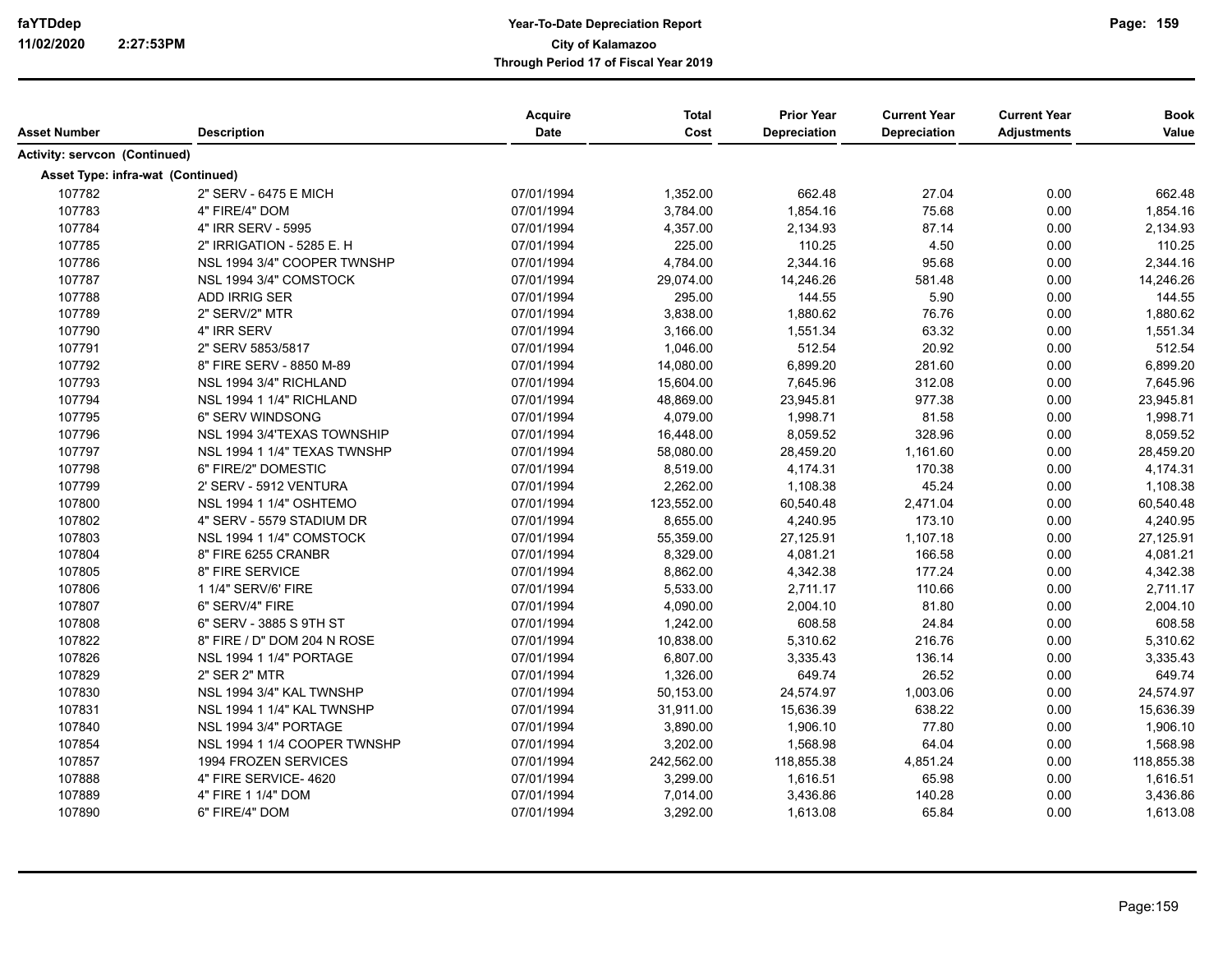| Asset Number | Description | Acquire Date | Total Cost | Prior Year Depreciation | Current Year Depreciation | Current Year Adjustments | Book Value |
|---|---|---|---|---|---|---|---|
| **Activity: servcon (Continued)** | | | | | | | |
| **Asset Type: infra-wat (Continued)** | | | | | | | |
| 107782 | 2" SERV - 6475 E MICH | 07/01/1994 | 1,352.00 | 662.48 | 27.04 | 0.00 | 662.48 |
| 107783 | 4" FIRE/4" DOM | 07/01/1994 | 3,784.00 | 1,854.16 | 75.68 | 0.00 | 1,854.16 |
| 107784 | 4" IRR SERV - 5995 | 07/01/1994 | 4,357.00 | 2,134.93 | 87.14 | 0.00 | 2,134.93 |
| 107785 | 2" IRRIGATION - 5285 E. H | 07/01/1994 | 225.00 | 110.25 | 4.50 | 0.00 | 110.25 |
| 107786 | NSL 1994 3/4" COOPER TWNSHP | 07/01/1994 | 4,784.00 | 2,344.16 | 95.68 | 0.00 | 2,344.16 |
| 107787 | NSL 1994 3/4" COMSTOCK | 07/01/1994 | 29,074.00 | 14,246.26 | 581.48 | 0.00 | 14,246.26 |
| 107788 | ADD IRRIG SER | 07/01/1994 | 295.00 | 144.55 | 5.90 | 0.00 | 144.55 |
| 107789 | 2" SERV/2" MTR | 07/01/1994 | 3,838.00 | 1,880.62 | 76.76 | 0.00 | 1,880.62 |
| 107790 | 4" IRR SERV | 07/01/1994 | 3,166.00 | 1,551.34 | 63.32 | 0.00 | 1,551.34 |
| 107791 | 2" SERV 5853/5817 | 07/01/1994 | 1,046.00 | 512.54 | 20.92 | 0.00 | 512.54 |
| 107792 | 8" FIRE SERV - 8850 M-89 | 07/01/1994 | 14,080.00 | 6,899.20 | 281.60 | 0.00 | 6,899.20 |
| 107793 | NSL 1994 3/4" RICHLAND | 07/01/1994 | 15,604.00 | 7,645.96 | 312.08 | 0.00 | 7,645.96 |
| 107794 | NSL 1994 1 1/4" RICHLAND | 07/01/1994 | 48,869.00 | 23,945.81 | 977.38 | 0.00 | 23,945.81 |
| 107795 | 6" SERV WINDSONG | 07/01/1994 | 4,079.00 | 1,998.71 | 81.58 | 0.00 | 1,998.71 |
| 107796 | NSL 1994 3/4'TEXAS TOWNSHIP | 07/01/1994 | 16,448.00 | 8,059.52 | 328.96 | 0.00 | 8,059.52 |
| 107797 | NSL 1994 1 1/4" TEXAS TWNSHP | 07/01/1994 | 58,080.00 | 28,459.20 | 1,161.60 | 0.00 | 28,459.20 |
| 107798 | 6" FIRE/2" DOMESTIC | 07/01/1994 | 8,519.00 | 4,174.31 | 170.38 | 0.00 | 4,174.31 |
| 107799 | 2' SERV - 5912 VENTURA | 07/01/1994 | 2,262.00 | 1,108.38 | 45.24 | 0.00 | 1,108.38 |
| 107800 | NSL 1994 1 1/4" OSHTEMO | 07/01/1994 | 123,552.00 | 60,540.48 | 2,471.04 | 0.00 | 60,540.48 |
| 107802 | 4" SERV - 5579 STADIUM DR | 07/01/1994 | 8,655.00 | 4,240.95 | 173.10 | 0.00 | 4,240.95 |
| 107803 | NSL 1994 1 1/4" COMSTOCK | 07/01/1994 | 55,359.00 | 27,125.91 | 1,107.18 | 0.00 | 27,125.91 |
| 107804 | 8" FIRE 6255 CRANBR | 07/01/1994 | 8,329.00 | 4,081.21 | 166.58 | 0.00 | 4,081.21 |
| 107805 | 8" FIRE SERVICE | 07/01/1994 | 8,862.00 | 4,342.38 | 177.24 | 0.00 | 4,342.38 |
| 107806 | 1 1/4" SERV/6' FIRE | 07/01/1994 | 5,533.00 | 2,711.17 | 110.66 | 0.00 | 2,711.17 |
| 107807 | 6" SERV/4" FIRE | 07/01/1994 | 4,090.00 | 2,004.10 | 81.80 | 0.00 | 2,004.10 |
| 107808 | 6" SERV - 3885 S 9TH ST | 07/01/1994 | 1,242.00 | 608.58 | 24.84 | 0.00 | 608.58 |
| 107822 | 8" FIRE / D" DOM 204 N ROSE | 07/01/1994 | 10,838.00 | 5,310.62 | 216.76 | 0.00 | 5,310.62 |
| 107826 | NSL 1994 1 1/4" PORTAGE | 07/01/1994 | 6,807.00 | 3,335.43 | 136.14 | 0.00 | 3,335.43 |
| 107829 | 2" SER 2" MTR | 07/01/1994 | 1,326.00 | 649.74 | 26.52 | 0.00 | 649.74 |
| 107830 | NSL 1994 3/4" KAL TWNSHP | 07/01/1994 | 50,153.00 | 24,574.97 | 1,003.06 | 0.00 | 24,574.97 |
| 107831 | NSL 1994 1 1/4" KAL TWNSHP | 07/01/1994 | 31,911.00 | 15,636.39 | 638.22 | 0.00 | 15,636.39 |
| 107840 | NSL 1994 3/4" PORTAGE | 07/01/1994 | 3,890.00 | 1,906.10 | 77.80 | 0.00 | 1,906.10 |
| 107854 | NSL 1994 1 1/4 COOPER TWNSHP | 07/01/1994 | 3,202.00 | 1,568.98 | 64.04 | 0.00 | 1,568.98 |
| 107857 | 1994 FROZEN SERVICES | 07/01/1994 | 242,562.00 | 118,855.38 | 4,851.24 | 0.00 | 118,855.38 |
| 107888 | 4" FIRE SERVICE- 4620 | 07/01/1994 | 3,299.00 | 1,616.51 | 65.98 | 0.00 | 1,616.51 |
| 107889 | 4" FIRE 1 1/4" DOM | 07/01/1994 | 7,014.00 | 3,436.86 | 140.28 | 0.00 | 3,436.86 |
| 107890 | 6" FIRE/4" DOM | 07/01/1994 | 3,292.00 | 1,613.08 | 65.84 | 0.00 | 1,613.08 |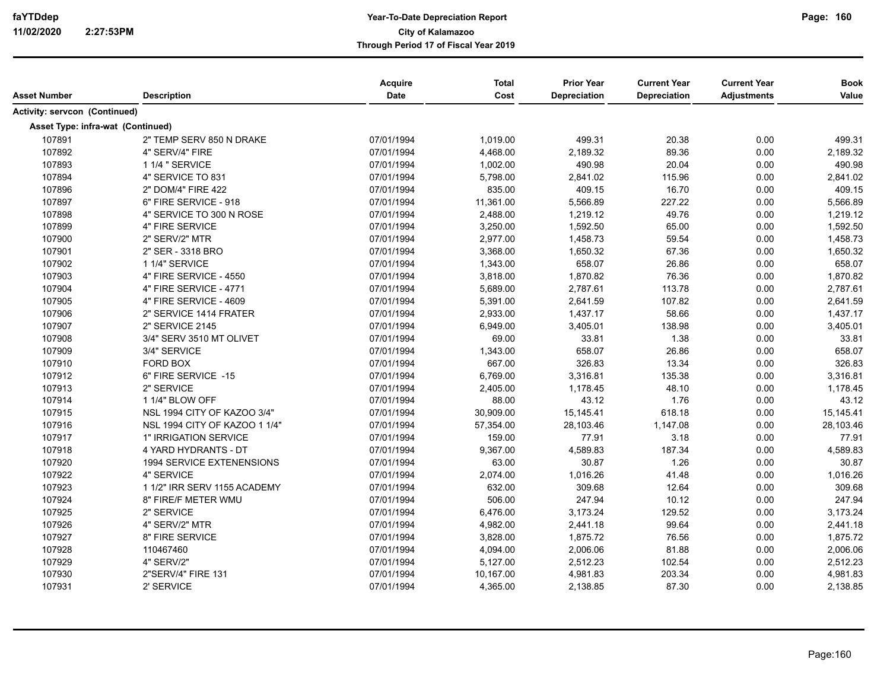| Asset Number | Description | Acquire Date | Total Cost | Prior Year Depreciation | Current Year Depreciation | Current Year Adjustments | Book Value |
|---|---|---|---|---|---|---|---|
| **Activity: servcon (Continued)** | | | | | | | |
| **Asset Type: infra-wat (Continued)** | | | | | | | |
| 107891 | 2" TEMP SERV 850 N DRAKE | 07/01/1994 | 1,019.00 | 499.31 | 20.38 | 0.00 | 499.31 |
| 107892 | 4" SERV/4" FIRE | 07/01/1994 | 4,468.00 | 2,189.32 | 89.36 | 0.00 | 2,189.32 |
| 107893 | 1 1/4 " SERVICE | 07/01/1994 | 1,002.00 | 490.98 | 20.04 | 0.00 | 490.98 |
| 107894 | 4" SERVICE TO 831 | 07/01/1994 | 5,798.00 | 2,841.02 | 115.96 | 0.00 | 2,841.02 |
| 107896 | 2" DOM/4" FIRE 422 | 07/01/1994 | 835.00 | 409.15 | 16.70 | 0.00 | 409.15 |
| 107897 | 6" FIRE SERVICE - 918 | 07/01/1994 | 11,361.00 | 5,566.89 | 227.22 | 0.00 | 5,566.89 |
| 107898 | 4" SERVICE TO 300 N ROSE | 07/01/1994 | 2,488.00 | 1,219.12 | 49.76 | 0.00 | 1,219.12 |
| 107899 | 4" FIRE SERVICE | 07/01/1994 | 3,250.00 | 1,592.50 | 65.00 | 0.00 | 1,592.50 |
| 107900 | 2" SERV/2" MTR | 07/01/1994 | 2,977.00 | 1,458.73 | 59.54 | 0.00 | 1,458.73 |
| 107901 | 2" SER - 3318 BRO | 07/01/1994 | 3,368.00 | 1,650.32 | 67.36 | 0.00 | 1,650.32 |
| 107902 | 1 1/4" SERVICE | 07/01/1994 | 1,343.00 | 658.07 | 26.86 | 0.00 | 658.07 |
| 107903 | 4" FIRE SERVICE - 4550 | 07/01/1994 | 3,818.00 | 1,870.82 | 76.36 | 0.00 | 1,870.82 |
| 107904 | 4" FIRE SERVICE - 4771 | 07/01/1994 | 5,689.00 | 2,787.61 | 113.78 | 0.00 | 2,787.61 |
| 107905 | 4" FIRE SERVICE - 4609 | 07/01/1994 | 5,391.00 | 2,641.59 | 107.82 | 0.00 | 2,641.59 |
| 107906 | 2" SERVICE 1414 FRATER | 07/01/1994 | 2,933.00 | 1,437.17 | 58.66 | 0.00 | 1,437.17 |
| 107907 | 2" SERVICE 2145 | 07/01/1994 | 6,949.00 | 3,405.01 | 138.98 | 0.00 | 3,405.01 |
| 107908 | 3/4" SERV 3510 MT OLIVET | 07/01/1994 | 69.00 | 33.81 | 1.38 | 0.00 | 33.81 |
| 107909 | 3/4" SERVICE | 07/01/1994 | 1,343.00 | 658.07 | 26.86 | 0.00 | 658.07 |
| 107910 | FORD BOX | 07/01/1994 | 667.00 | 326.83 | 13.34 | 0.00 | 326.83 |
| 107912 | 6" FIRE SERVICE -15 | 07/01/1994 | 6,769.00 | 3,316.81 | 135.38 | 0.00 | 3,316.81 |
| 107913 | 2" SERVICE | 07/01/1994 | 2,405.00 | 1,178.45 | 48.10 | 0.00 | 1,178.45 |
| 107914 | 1 1/4" BLOW OFF | 07/01/1994 | 88.00 | 43.12 | 1.76 | 0.00 | 43.12 |
| 107915 | NSL 1994 CITY OF KAZOO 3/4" | 07/01/1994 | 30,909.00 | 15,145.41 | 618.18 | 0.00 | 15,145.41 |
| 107916 | NSL 1994 CITY OF KAZOO 1 1/4" | 07/01/1994 | 57,354.00 | 28,103.46 | 1,147.08 | 0.00 | 28,103.46 |
| 107917 | 1" IRRIGATION SERVICE | 07/01/1994 | 159.00 | 77.91 | 3.18 | 0.00 | 77.91 |
| 107918 | 4 YARD HYDRANTS - DT | 07/01/1994 | 9,367.00 | 4,589.83 | 187.34 | 0.00 | 4,589.83 |
| 107920 | 1994 SERVICE EXTENENSIONS | 07/01/1994 | 63.00 | 30.87 | 1.26 | 0.00 | 30.87 |
| 107922 | 4" SERVICE | 07/01/1994 | 2,074.00 | 1,016.26 | 41.48 | 0.00 | 1,016.26 |
| 107923 | 1 1/2" IRR SERV 1155 ACADEMY | 07/01/1994 | 632.00 | 309.68 | 12.64 | 0.00 | 309.68 |
| 107924 | 8" FIRE/F METER WMU | 07/01/1994 | 506.00 | 247.94 | 10.12 | 0.00 | 247.94 |
| 107925 | 2" SERVICE | 07/01/1994 | 6,476.00 | 3,173.24 | 129.52 | 0.00 | 3,173.24 |
| 107926 | 4" SERV/2" MTR | 07/01/1994 | 4,982.00 | 2,441.18 | 99.64 | 0.00 | 2,441.18 |
| 107927 | 8" FIRE SERVICE | 07/01/1994 | 3,828.00 | 1,875.72 | 76.56 | 0.00 | 1,875.72 |
| 107928 | 110467460 | 07/01/1994 | 4,094.00 | 2,006.06 | 81.88 | 0.00 | 2,006.06 |
| 107929 | 4" SERV/2" | 07/01/1994 | 5,127.00 | 2,512.23 | 102.54 | 0.00 | 2,512.23 |
| 107930 | 2"SERV/4" FIRE 131 | 07/01/1994 | 10,167.00 | 4,981.83 | 203.34 | 0.00 | 4,981.83 |
| 107931 | 2' SERVICE | 07/01/1994 | 4,365.00 | 2,138.85 | 87.30 | 0.00 | 2,138.85 |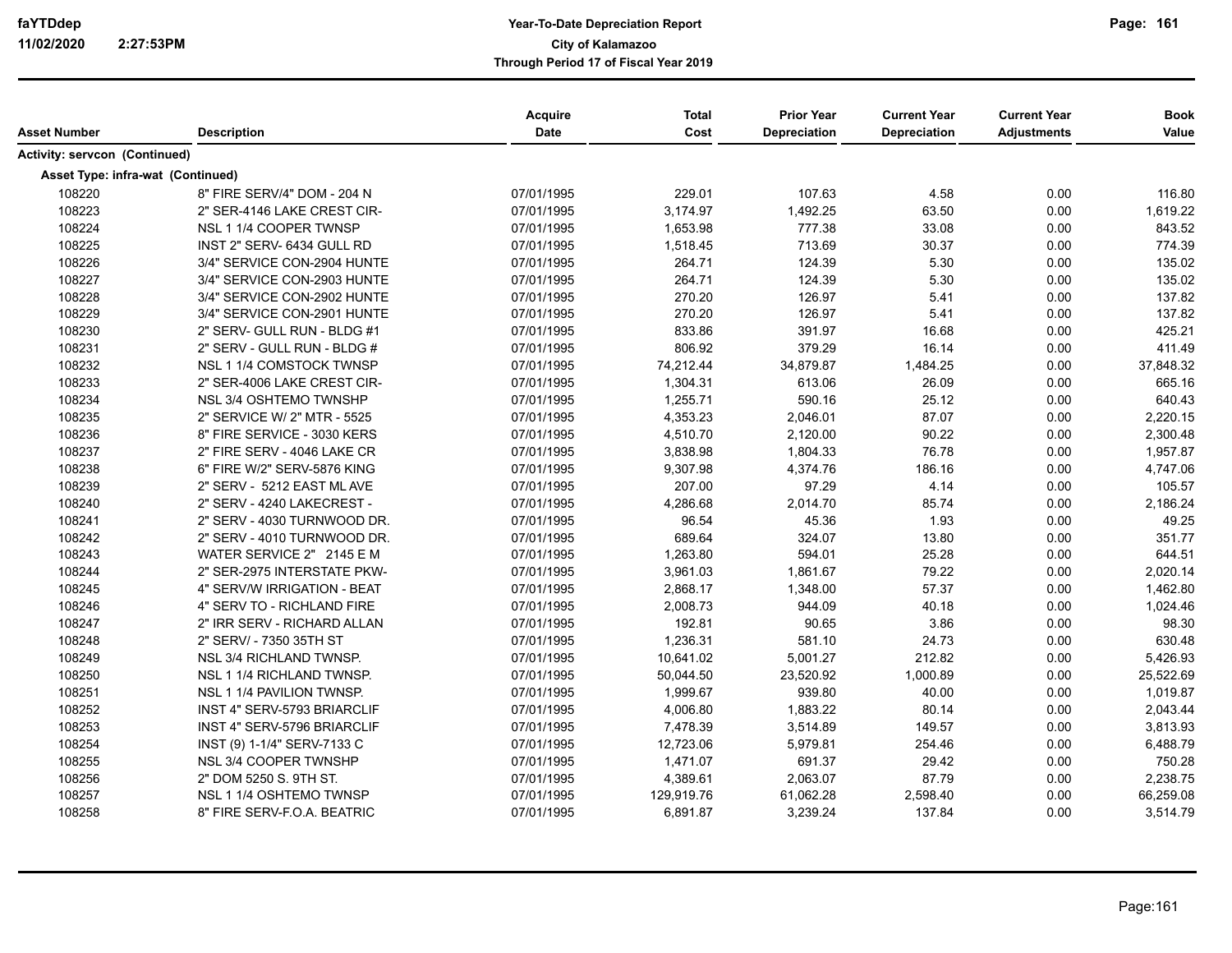**Year-To-Date Depreciation Report**
**City of Kalamazoo**
**Through Period 17 of Fiscal Year 2019**

| Asset Number | Description | Acquire Date | Total Cost | Prior Year Depreciation | Current Year Depreciation | Current Year Adjustments | Book Value |
|---|---|---|---|---|---|---|---|
| **Activity: servcon (Continued)** | | | | | | | |
| **Asset Type: infra-wat (Continued)** | | | | | | | |
| 108220 | 8" FIRE SERV/4" DOM - 204 N | 07/01/1995 | 229.01 | 107.63 | 4.58 | 0.00 | 116.80 |
| 108223 | 2" SER-4146 LAKE CREST CIR- | 07/01/1995 | 3,174.97 | 1,492.25 | 63.50 | 0.00 | 1,619.22 |
| 108224 | NSL 1 1/4 COOPER TWNSP | 07/01/1995 | 1,653.98 | 777.38 | 33.08 | 0.00 | 843.52 |
| 108225 | INST 2" SERV- 6434 GULL RD | 07/01/1995 | 1,518.45 | 713.69 | 30.37 | 0.00 | 774.39 |
| 108226 | 3/4" SERVICE CON-2904 HUNTE | 07/01/1995 | 264.71 | 124.39 | 5.30 | 0.00 | 135.02 |
| 108227 | 3/4" SERVICE CON-2903 HUNTE | 07/01/1995 | 264.71 | 124.39 | 5.30 | 0.00 | 135.02 |
| 108228 | 3/4" SERVICE CON-2902 HUNTE | 07/01/1995 | 270.20 | 126.97 | 5.41 | 0.00 | 137.82 |
| 108229 | 3/4" SERVICE CON-2901 HUNTE | 07/01/1995 | 270.20 | 126.97 | 5.41 | 0.00 | 137.82 |
| 108230 | 2" SERV- GULL RUN - BLDG #1 | 07/01/1995 | 833.86 | 391.97 | 16.68 | 0.00 | 425.21 |
| 108231 | 2" SERV - GULL RUN - BLDG # | 07/01/1995 | 806.92 | 379.29 | 16.14 | 0.00 | 411.49 |
| 108232 | NSL 1 1/4 COMSTOCK TWNSP | 07/01/1995 | 74,212.44 | 34,879.87 | 1,484.25 | 0.00 | 37,848.32 |
| 108233 | 2" SER-4006 LAKE CREST CIR- | 07/01/1995 | 1,304.31 | 613.06 | 26.09 | 0.00 | 665.16 |
| 108234 | NSL 3/4 OSHTEMO TWNSHP | 07/01/1995 | 1,255.71 | 590.16 | 25.12 | 0.00 | 640.43 |
| 108235 | 2" SERVICE W/ 2" MTR - 5525 | 07/01/1995 | 4,353.23 | 2,046.01 | 87.07 | 0.00 | 2,220.15 |
| 108236 | 8" FIRE SERVICE - 3030 KERS | 07/01/1995 | 4,510.70 | 2,120.00 | 90.22 | 0.00 | 2,300.48 |
| 108237 | 2" FIRE SERV - 4046 LAKE CR | 07/01/1995 | 3,838.98 | 1,804.33 | 76.78 | 0.00 | 1,957.87 |
| 108238 | 6" FIRE W/2" SERV-5876 KING | 07/01/1995 | 9,307.98 | 4,374.76 | 186.16 | 0.00 | 4,747.06 |
| 108239 | 2" SERV - 5212 EAST ML AVE | 07/01/1995 | 207.00 | 97.29 | 4.14 | 0.00 | 105.57 |
| 108240 | 2" SERV - 4240 LAKECREST - | 07/01/1995 | 4,286.68 | 2,014.70 | 85.74 | 0.00 | 2,186.24 |
| 108241 | 2" SERV - 4030 TURNWOOD DR. | 07/01/1995 | 96.54 | 45.36 | 1.93 | 0.00 | 49.25 |
| 108242 | 2" SERV - 4010 TURNWOOD DR. | 07/01/1995 | 689.64 | 324.07 | 13.80 | 0.00 | 351.77 |
| 108243 | WATER SERVICE 2" 2145 E M | 07/01/1995 | 1,263.80 | 594.01 | 25.28 | 0.00 | 644.51 |
| 108244 | 2" SER-2975 INTERSTATE PKW- | 07/01/1995 | 3,961.03 | 1,861.67 | 79.22 | 0.00 | 2,020.14 |
| 108245 | 4" SERV/W IRRIGATION - BEAT | 07/01/1995 | 2,868.17 | 1,348.00 | 57.37 | 0.00 | 1,462.80 |
| 108246 | 4" SERV TO - RICHLAND FIRE | 07/01/1995 | 2,008.73 | 944.09 | 40.18 | 0.00 | 1,024.46 |
| 108247 | 2" IRR SERV - RICHARD ALLAN | 07/01/1995 | 192.81 | 90.65 | 3.86 | 0.00 | 98.30 |
| 108248 | 2" SERV/ - 7350 35TH ST | 07/01/1995 | 1,236.31 | 581.10 | 24.73 | 0.00 | 630.48 |
| 108249 | NSL 3/4 RICHLAND TWNSP. | 07/01/1995 | 10,641.02 | 5,001.27 | 212.82 | 0.00 | 5,426.93 |
| 108250 | NSL 1 1/4 RICHLAND TWNSP. | 07/01/1995 | 50,044.50 | 23,520.92 | 1,000.89 | 0.00 | 25,522.69 |
| 108251 | NSL 1 1/4 PAVILION TWNSP. | 07/01/1995 | 1,999.67 | 939.80 | 40.00 | 0.00 | 1,019.87 |
| 108252 | INST 4" SERV-5793 BRIARCLIF | 07/01/1995 | 4,006.80 | 1,883.22 | 80.14 | 0.00 | 2,043.44 |
| 108253 | INST 4" SERV-5796 BRIARCLIF | 07/01/1995 | 7,478.39 | 3,514.89 | 149.57 | 0.00 | 3,813.93 |
| 108254 | INST (9) 1-1/4" SERV-7133 C | 07/01/1995 | 12,723.06 | 5,979.81 | 254.46 | 0.00 | 6,488.79 |
| 108255 | NSL 3/4 COOPER TWNSHP | 07/01/1995 | 1,471.07 | 691.37 | 29.42 | 0.00 | 750.28 |
| 108256 | 2" DOM 5250 S. 9TH ST. | 07/01/1995 | 4,389.61 | 2,063.07 | 87.79 | 0.00 | 2,238.75 |
| 108257 | NSL 1 1/4 OSHTEMO TWNSP | 07/01/1995 | 129,919.76 | 61,062.28 | 2,598.40 | 0.00 | 66,259.08 |
| 108258 | 8" FIRE SERV-F.O.A. BEATRIC | 07/01/1995 | 6,891.87 | 3,239.24 | 137.84 | 0.00 | 3,514.79 |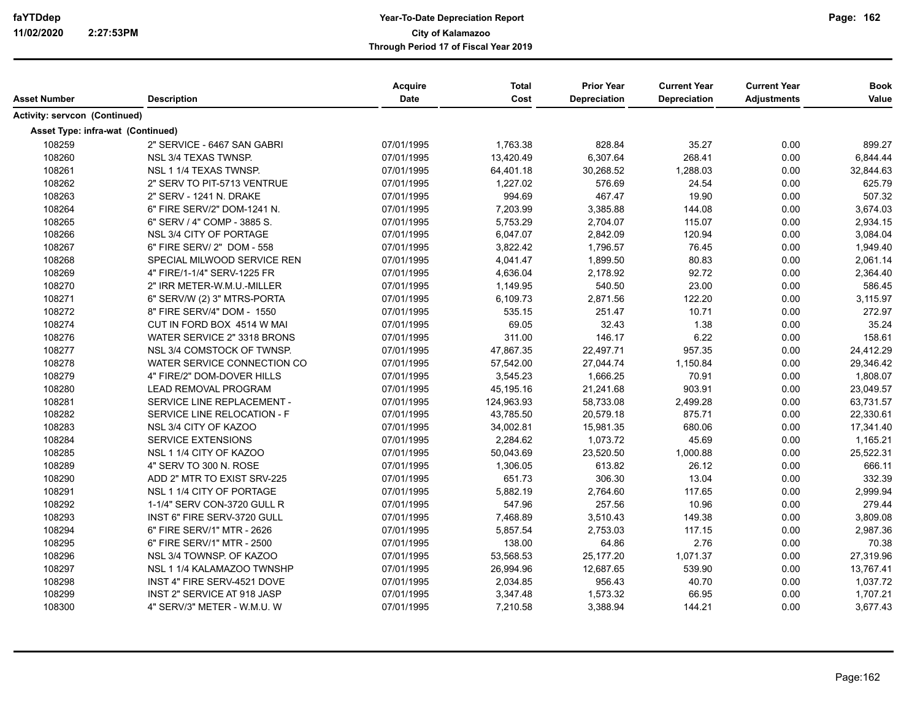# Year-To-Date Depreciation Report

**City of Kalamazoo**

**Through Period 17 of Fiscal Year 2019**

faYTDdep
11/02/2020 2:27:53PM

| Asset Number | Description | Acquire Date | Total Cost | Prior Year Depreciation | Current Year Depreciation | Current Year Adjustments | Book Value |
|---|---|---|---|---|---|---|---|
| **Activity: servcon (Continued)** | | | | | | | |
| **Asset Type: infra-wat (Continued)** | | | | | | | |
| 108259 | 2" SERVICE - 6467 SAN GABRI | 07/01/1995 | 1,763.38 | 828.84 | 35.27 | 0.00 | 899.27 |
| 108260 | NSL 3/4 TEXAS TWNSP. | 07/01/1995 | 13,420.49 | 6,307.64 | 268.41 | 0.00 | 6,844.44 |
| 108261 | NSL 1 1/4 TEXAS TWNSP. | 07/01/1995 | 64,401.18 | 30,268.52 | 1,288.03 | 0.00 | 32,844.63 |
| 108262 | 2" SERV TO PIT-5713 VENTRUE | 07/01/1995 | 1,227.02 | 576.69 | 24.54 | 0.00 | 625.79 |
| 108263 | 2" SERV - 1241 N. DRAKE | 07/01/1995 | 994.69 | 467.47 | 19.90 | 0.00 | 507.32 |
| 108264 | 6" FIRE SERV/2" DOM-1241 N. | 07/01/1995 | 7,203.99 | 3,385.88 | 144.08 | 0.00 | 3,674.03 |
| 108265 | 6" SERV / 4" COMP - 3885 S. | 07/01/1995 | 5,753.29 | 2,704.07 | 115.07 | 0.00 | 2,934.15 |
| 108266 | NSL 3/4 CITY OF PORTAGE | 07/01/1995 | 6,047.07 | 2,842.09 | 120.94 | 0.00 | 3,084.04 |
| 108267 | 6" FIRE SERV/ 2" DOM - 558 | 07/01/1995 | 3,822.42 | 1,796.57 | 76.45 | 0.00 | 1,949.40 |
| 108268 | SPECIAL MILWOOD SERVICE REN | 07/01/1995 | 4,041.47 | 1,899.50 | 80.83 | 0.00 | 2,061.14 |
| 108269 | 4" FIRE/1-1/4" SERV-1225 FR | 07/01/1995 | 4,636.04 | 2,178.92 | 92.72 | 0.00 | 2,364.40 |
| 108270 | 2" IRR METER-W.M.U.-MILLER | 07/01/1995 | 1,149.95 | 540.50 | 23.00 | 0.00 | 586.45 |
| 108271 | 6" SERV/W (2) 3" MTRS-PORTA | 07/01/1995 | 6,109.73 | 2,871.56 | 122.20 | 0.00 | 3,115.97 |
| 108272 | 8" FIRE SERV/4" DOM - 1550 | 07/01/1995 | 535.15 | 251.47 | 10.71 | 0.00 | 272.97 |
| 108274 | CUT IN FORD BOX 4514 W MAI | 07/01/1995 | 69.05 | 32.43 | 1.38 | 0.00 | 35.24 |
| 108276 | WATER SERVICE 2" 3318 BRONS | 07/01/1995 | 311.00 | 146.17 | 6.22 | 0.00 | 158.61 |
| 108277 | NSL 3/4 COMSTOCK OF TWNSP. | 07/01/1995 | 47,867.35 | 22,497.71 | 957.35 | 0.00 | 24,412.29 |
| 108278 | WATER SERVICE CONNECTION CO | 07/01/1995 | 57,542.00 | 27,044.74 | 1,150.84 | 0.00 | 29,346.42 |
| 108279 | 4" FIRE/2" DOM-DOVER HILLS | 07/01/1995 | 3,545.23 | 1,666.25 | 70.91 | 0.00 | 1,808.07 |
| 108280 | LEAD REMOVAL PROGRAM | 07/01/1995 | 45,195.16 | 21,241.68 | 903.91 | 0.00 | 23,049.57 |
| 108281 | SERVICE LINE REPLACEMENT - | 07/01/1995 | 124,963.93 | 58,733.08 | 2,499.28 | 0.00 | 63,731.57 |
| 108282 | SERVICE LINE RELOCATION - F | 07/01/1995 | 43,785.50 | 20,579.18 | 875.71 | 0.00 | 22,330.61 |
| 108283 | NSL 3/4 CITY OF KAZOO | 07/01/1995 | 34,002.81 | 15,981.35 | 680.06 | 0.00 | 17,341.40 |
| 108284 | SERVICE EXTENSIONS | 07/01/1995 | 2,284.62 | 1,073.72 | 45.69 | 0.00 | 1,165.21 |
| 108285 | NSL 1 1/4 CITY OF KAZOO | 07/01/1995 | 50,043.69 | 23,520.50 | 1,000.88 | 0.00 | 25,522.31 |
| 108289 | 4" SERV TO 300 N. ROSE | 07/01/1995 | 1,306.05 | 613.82 | 26.12 | 0.00 | 666.11 |
| 108290 | ADD 2" MTR TO EXIST SRV-225 | 07/01/1995 | 651.73 | 306.30 | 13.04 | 0.00 | 332.39 |
| 108291 | NSL 1 1/4 CITY OF PORTAGE | 07/01/1995 | 5,882.19 | 2,764.60 | 117.65 | 0.00 | 2,999.94 |
| 108292 | 1-1/4" SERV CON-3720 GULL R | 07/01/1995 | 547.96 | 257.56 | 10.96 | 0.00 | 279.44 |
| 108293 | INST 6" FIRE SERV-3720 GULL | 07/01/1995 | 7,468.89 | 3,510.43 | 149.38 | 0.00 | 3,809.08 |
| 108294 | 6" FIRE SERV/1" MTR - 2626 | 07/01/1995 | 5,857.54 | 2,753.03 | 117.15 | 0.00 | 2,987.36 |
| 108295 | 6" FIRE SERV/1" MTR - 2500 | 07/01/1995 | 138.00 | 64.86 | 2.76 | 0.00 | 70.38 |
| 108296 | NSL 3/4 TOWNSP. OF KAZOO | 07/01/1995 | 53,568.53 | 25,177.20 | 1,071.37 | 0.00 | 27,319.96 |
| 108297 | NSL 1 1/4 KALAMAZOO TWNSHP | 07/01/1995 | 26,994.96 | 12,687.65 | 539.90 | 0.00 | 13,767.41 |
| 108298 | INST 4" FIRE SERV-4521 DOVE | 07/01/1995 | 2,034.85 | 956.43 | 40.70 | 0.00 | 1,037.72 |
| 108299 | INST 2" SERVICE AT 918 JASP | 07/01/1995 | 3,347.48 | 1,573.32 | 66.95 | 0.00 | 1,707.21 |
| 108300 | 4" SERV/3" METER - W.M.U. W | 07/01/1995 | 7,210.58 | 3,388.94 | 144.21 | 0.00 | 3,677.43 |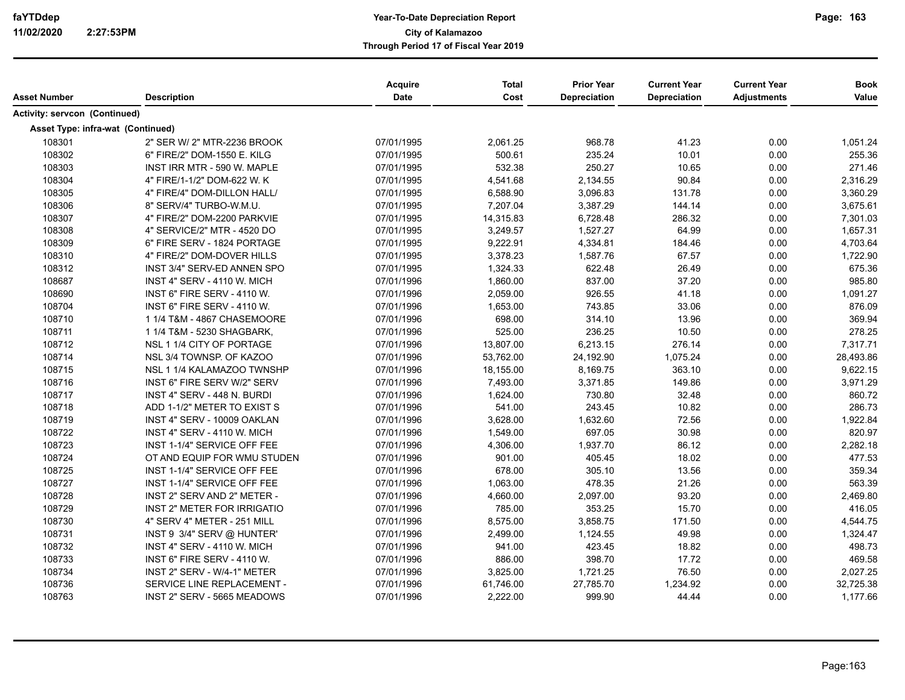| Asset Number | Description | Acquire Date | Total Cost | Prior Year Depreciation | Current Year Depreciation | Current Year Adjustments | Book Value |
|---|---|---|---|---|---|---|---|
| **Activity: servcon (Continued)** | | | | | | | |
| **Asset Type: infra-wat (Continued)** | | | | | | | |
| 108301 | 2" SER W/ 2" MTR-2236 BROOK | 07/01/1995 | 2,061.25 | 968.78 | 41.23 | 0.00 | 1,051.24 |
| 108302 | 6" FIRE/2" DOM-1550 E. KILG | 07/01/1995 | 500.61 | 235.24 | 10.01 | 0.00 | 255.36 |
| 108303 | INST IRR MTR - 590 W. MAPLE | 07/01/1995 | 532.38 | 250.27 | 10.65 | 0.00 | 271.46 |
| 108304 | 4" FIRE/1-1/2" DOM-622 W. K | 07/01/1995 | 4,541.68 | 2,134.55 | 90.84 | 0.00 | 2,316.29 |
| 108305 | 4" FIRE/4" DOM-DILLON HALL/ | 07/01/1995 | 6,588.90 | 3,096.83 | 131.78 | 0.00 | 3,360.29 |
| 108306 | 8" SERV/4" TURBO-W.M.U. | 07/01/1995 | 7,207.04 | 3,387.29 | 144.14 | 0.00 | 3,675.61 |
| 108307 | 4" FIRE/2" DOM-2200 PARKVIE | 07/01/1995 | 14,315.83 | 6,728.48 | 286.32 | 0.00 | 7,301.03 |
| 108308 | 4" SERVICE/2" MTR - 4520 DO | 07/01/1995 | 3,249.57 | 1,527.27 | 64.99 | 0.00 | 1,657.31 |
| 108309 | 6" FIRE SERV - 1824 PORTAGE | 07/01/1995 | 9,222.91 | 4,334.81 | 184.46 | 0.00 | 4,703.64 |
| 108310 | 4" FIRE/2" DOM-DOVER HILLS | 07/01/1995 | 3,378.23 | 1,587.76 | 67.57 | 0.00 | 1,722.90 |
| 108312 | INST 3/4" SERV-ED ANNEN SPO | 07/01/1995 | 1,324.33 | 622.48 | 26.49 | 0.00 | 675.36 |
| 108687 | INST 4" SERV - 4110 W. MICH | 07/01/1996 | 1,860.00 | 837.00 | 37.20 | 0.00 | 985.80 |
| 108690 | INST 6" FIRE SERV - 4110 W. | 07/01/1996 | 2,059.00 | 926.55 | 41.18 | 0.00 | 1,091.27 |
| 108704 | INST 6" FIRE SERV - 4110 W. | 07/01/1996 | 1,653.00 | 743.85 | 33.06 | 0.00 | 876.09 |
| 108710 | 1 1/4 T&M - 4867 CHASEMOORE | 07/01/1996 | 698.00 | 314.10 | 13.96 | 0.00 | 369.94 |
| 108711 | 1 1/4 T&M - 5230 SHAGBARK, | 07/01/1996 | 525.00 | 236.25 | 10.50 | 0.00 | 278.25 |
| 108712 | NSL 1 1/4 CITY OF PORTAGE | 07/01/1996 | 13,807.00 | 6,213.15 | 276.14 | 0.00 | 7,317.71 |
| 108714 | NSL 3/4 TOWNSP. OF KAZOO | 07/01/1996 | 53,762.00 | 24,192.90 | 1,075.24 | 0.00 | 28,493.86 |
| 108715 | NSL 1 1/4 KALAMAZOO TWNSHP | 07/01/1996 | 18,155.00 | 8,169.75 | 363.10 | 0.00 | 9,622.15 |
| 108716 | INST 6" FIRE SERV W/2" SERV | 07/01/1996 | 7,493.00 | 3,371.85 | 149.86 | 0.00 | 3,971.29 |
| 108717 | INST 4" SERV - 448 N. BURDI | 07/01/1996 | 1,624.00 | 730.80 | 32.48 | 0.00 | 860.72 |
| 108718 | ADD 1-1/2" METER TO EXIST S | 07/01/1996 | 541.00 | 243.45 | 10.82 | 0.00 | 286.73 |
| 108719 | INST 4" SERV - 10009 OAKLAN | 07/01/1996 | 3,628.00 | 1,632.60 | 72.56 | 0.00 | 1,922.84 |
| 108722 | INST 4" SERV - 4110 W. MICH | 07/01/1996 | 1,549.00 | 697.05 | 30.98 | 0.00 | 820.97 |
| 108723 | INST 1-1/4" SERVICE OFF FEE | 07/01/1996 | 4,306.00 | 1,937.70 | 86.12 | 0.00 | 2,282.18 |
| 108724 | OT AND EQUIP FOR WMU STUDEN | 07/01/1996 | 901.00 | 405.45 | 18.02 | 0.00 | 477.53 |
| 108725 | INST 1-1/4" SERVICE OFF FEE | 07/01/1996 | 678.00 | 305.10 | 13.56 | 0.00 | 359.34 |
| 108727 | INST 1-1/4" SERVICE OFF FEE | 07/01/1996 | 1,063.00 | 478.35 | 21.26 | 0.00 | 563.39 |
| 108728 | INST 2" SERV AND 2" METER - | 07/01/1996 | 4,660.00 | 2,097.00 | 93.20 | 0.00 | 2,469.80 |
| 108729 | INST 2" METER FOR IRRIGATIO | 07/01/1996 | 785.00 | 353.25 | 15.70 | 0.00 | 416.05 |
| 108730 | 4" SERV 4" METER - 251 MILL | 07/01/1996 | 8,575.00 | 3,858.75 | 171.50 | 0.00 | 4,544.75 |
| 108731 | INST 9 3/4" SERV @ HUNTER' | 07/01/1996 | 2,499.00 | 1,124.55 | 49.98 | 0.00 | 1,324.47 |
| 108732 | INST 4" SERV - 4110 W. MICH | 07/01/1996 | 941.00 | 423.45 | 18.82 | 0.00 | 498.73 |
| 108733 | INST 6" FIRE SERV - 4110 W. | 07/01/1996 | 886.00 | 398.70 | 17.72 | 0.00 | 469.58 |
| 108734 | INST 2" SERV - W/4-1" METER | 07/01/1996 | 3,825.00 | 1,721.25 | 76.50 | 0.00 | 2,027.25 |
| 108736 | SERVICE LINE REPLACEMENT - | 07/01/1996 | 61,746.00 | 27,785.70 | 1,234.92 | 0.00 | 32,725.38 |
| 108763 | INST 2" SERV - 5665 MEADOWS | 07/01/1996 | 2,222.00 | 999.90 | 44.44 | 0.00 | 1,177.66 |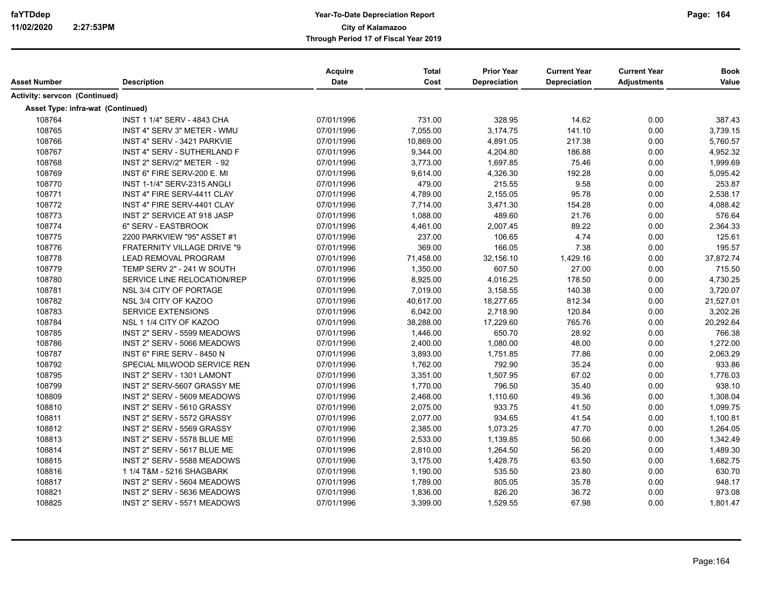**Year-To-Date Depreciation Report**
**City of Kalamazoo**
**Through Period 17 of Fiscal Year 2019**

| Asset Number | Description | Acquire Date | Total Cost | Prior Year Depreciation | Current Year Depreciation | Current Year Adjustments | Book Value |
|---|---|---|---|---|---|---|---|
| **Activity: servcon (Continued)** | | | | | | | |
| **Asset Type: infra-wat (Continued)** | | | | | | | |
| 108764 | INST 1 1/4" SERV - 4843 CHA | 07/01/1996 | 731.00 | 328.95 | 14.62 | 0.00 | 387.43 |
| 108765 | INST 4" SERV 3" METER - WMU | 07/01/1996 | 7,055.00 | 3,174.75 | 141.10 | 0.00 | 3,739.15 |
| 108766 | INST 4" SERV - 3421 PARKVIE | 07/01/1996 | 10,869.00 | 4,891.05 | 217.38 | 0.00 | 5,760.57 |
| 108767 | INST 4" SERV - SUTHERLAND F | 07/01/1996 | 9,344.00 | 4,204.80 | 186.88 | 0.00 | 4,952.32 |
| 108768 | INST 2" SERV/2" METER - 92 | 07/01/1996 | 3,773.00 | 1,697.85 | 75.46 | 0.00 | 1,999.69 |
| 108769 | INST 6" FIRE SERV-200 E. MI | 07/01/1996 | 9,614.00 | 4,326.30 | 192.28 | 0.00 | 5,095.42 |
| 108770 | INST 1-1/4" SERV-2315 ANGLI | 07/01/1996 | 479.00 | 215.55 | 9.58 | 0.00 | 253.87 |
| 108771 | INST 4" FIRE SERV-4411 CLAY | 07/01/1996 | 4,789.00 | 2,155.05 | 95.78 | 0.00 | 2,538.17 |
| 108772 | INST 4" FIRE SERV-4401 CLAY | 07/01/1996 | 7,714.00 | 3,471.30 | 154.28 | 0.00 | 4,088.42 |
| 108773 | INST 2" SERVICE AT 918 JASP | 07/01/1996 | 1,088.00 | 489.60 | 21.76 | 0.00 | 576.64 |
| 108774 | 6" SERV - EASTBROOK | 07/01/1996 | 4,461.00 | 2,007.45 | 89.22 | 0.00 | 2,364.33 |
| 108775 | 2200 PARKVIEW "95" ASSET #1 | 07/01/1996 | 237.00 | 106.65 | 4.74 | 0.00 | 125.61 |
| 108776 | FRATERNITY VILLAGE DRIVE "9 | 07/01/1996 | 369.00 | 166.05 | 7.38 | 0.00 | 195.57 |
| 108778 | LEAD REMOVAL PROGRAM | 07/01/1996 | 71,458.00 | 32,156.10 | 1,429.16 | 0.00 | 37,872.74 |
| 108779 | TEMP SERV 2" - 241 W SOUTH | 07/01/1996 | 1,350.00 | 607.50 | 27.00 | 0.00 | 715.50 |
| 108780 | SERVICE LINE RELOCATION/REP | 07/01/1996 | 8,925.00 | 4,016.25 | 178.50 | 0.00 | 4,730.25 |
| 108781 | NSL 3/4 CITY OF PORTAGE | 07/01/1996 | 7,019.00 | 3,158.55 | 140.38 | 0.00 | 3,720.07 |
| 108782 | NSL 3/4 CITY OF KAZOO | 07/01/1996 | 40,617.00 | 18,277.65 | 812.34 | 0.00 | 21,527.01 |
| 108783 | SERVICE EXTENSIONS | 07/01/1996 | 6,042.00 | 2,718.90 | 120.84 | 0.00 | 3,202.26 |
| 108784 | NSL 1 1/4 CITY OF KAZOO | 07/01/1996 | 38,288.00 | 17,229.60 | 765.76 | 0.00 | 20,292.64 |
| 108785 | INST 2" SERV - 5599 MEADOWS | 07/01/1996 | 1,446.00 | 650.70 | 28.92 | 0.00 | 766.38 |
| 108786 | INST 2" SERV - 5066 MEADOWS | 07/01/1996 | 2,400.00 | 1,080.00 | 48.00 | 0.00 | 1,272.00 |
| 108787 | INST 6" FIRE SERV - 8450 N | 07/01/1996 | 3,893.00 | 1,751.85 | 77.86 | 0.00 | 2,063.29 |
| 108792 | SPECIAL MILWOOD SERVICE REN | 07/01/1996 | 1,762.00 | 792.90 | 35.24 | 0.00 | 933.86 |
| 108795 | INST 2" SERV - 1301 LAMONT | 07/01/1996 | 3,351.00 | 1,507.95 | 67.02 | 0.00 | 1,776.03 |
| 108799 | INST 2" SERV-5607 GRASSY ME | 07/01/1996 | 1,770.00 | 796.50 | 35.40 | 0.00 | 938.10 |
| 108809 | INST 2" SERV - 5609 MEADOWS | 07/01/1996 | 2,468.00 | 1,110.60 | 49.36 | 0.00 | 1,308.04 |
| 108810 | INST 2" SERV - 5610 GRASSY | 07/01/1996 | 2,075.00 | 933.75 | 41.50 | 0.00 | 1,099.75 |
| 108811 | INST 2" SERV - 5572 GRASSY | 07/01/1996 | 2,077.00 | 934.65 | 41.54 | 0.00 | 1,100.81 |
| 108812 | INST 2" SERV - 5569 GRASSY | 07/01/1996 | 2,385.00 | 1,073.25 | 47.70 | 0.00 | 1,264.05 |
| 108813 | INST 2" SERV - 5578 BLUE ME | 07/01/1996 | 2,533.00 | 1,139.85 | 50.66 | 0.00 | 1,342.49 |
| 108814 | INST 2" SERV - 5617 BLUE ME | 07/01/1996 | 2,810.00 | 1,264.50 | 56.20 | 0.00 | 1,489.30 |
| 108815 | INST 2" SERV - 5588 MEADOWS | 07/01/1996 | 3,175.00 | 1,428.75 | 63.50 | 0.00 | 1,682.75 |
| 108816 | 1 1/4 T&M - 5216 SHAGBARK | 07/01/1996 | 1,190.00 | 535.50 | 23.80 | 0.00 | 630.70 |
| 108817 | INST 2" SERV - 5604 MEADOWS | 07/01/1996 | 1,789.00 | 805.05 | 35.78 | 0.00 | 948.17 |
| 108821 | INST 2" SERV - 5636 MEADOWS | 07/01/1996 | 1,836.00 | 826.20 | 36.72 | 0.00 | 973.08 |
| 108825 | INST 2" SERV - 5571 MEADOWS | 07/01/1996 | 3,399.00 | 1,529.55 | 67.98 | 0.00 | 1,801.47 |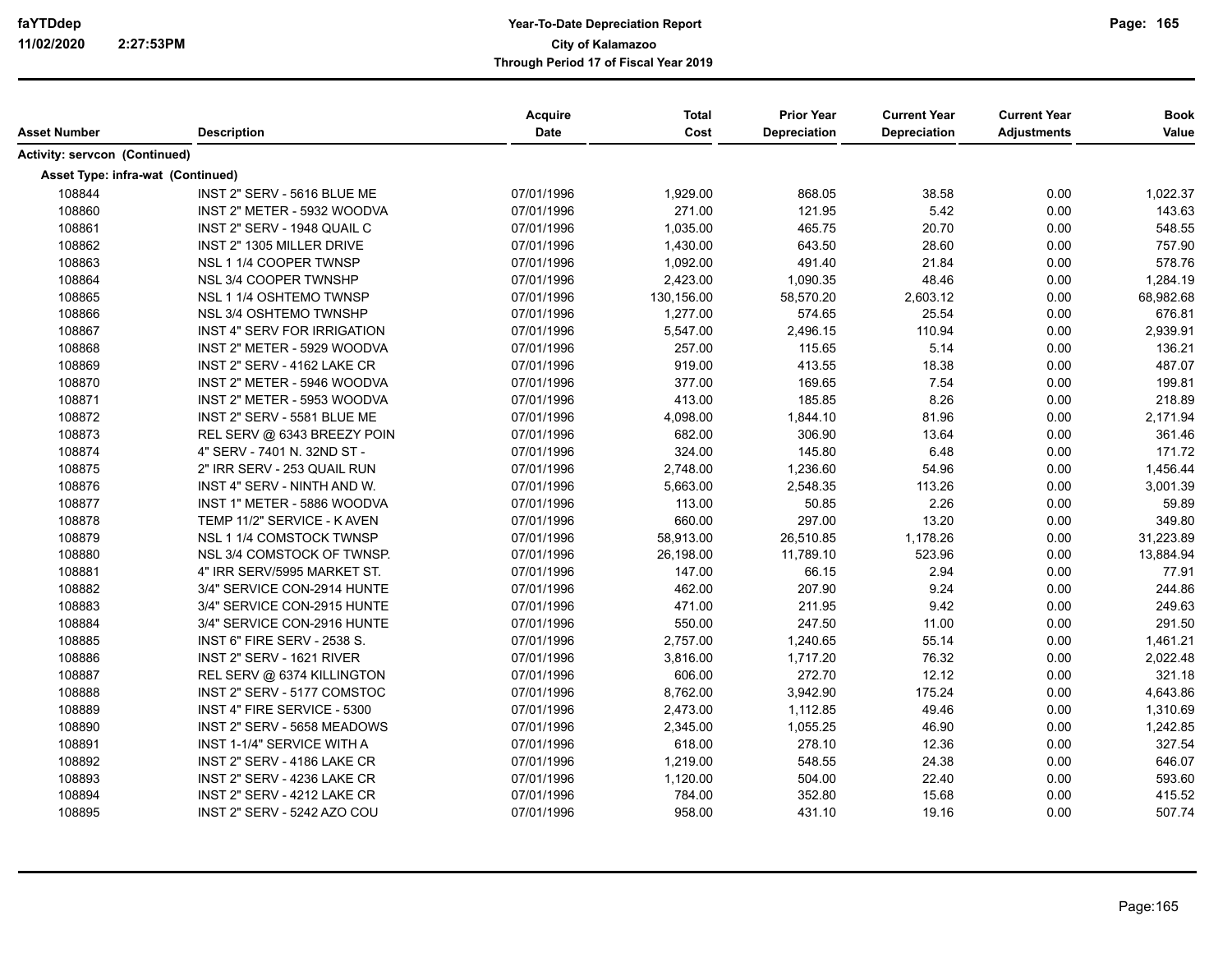| Asset Number | Description | Acquire Date | Total Cost | Prior Year Depreciation | Current Year Depreciation | Current Year Adjustments | Book Value |
|---|---|---|---|---|---|---|---|
| **Activity: servcon (Continued)** | | | | | | | |
| **Asset Type: infra-wat (Continued)** | | | | | | | |
| 108844 | INST 2" SERV - 5616 BLUE ME | 07/01/1996 | 1,929.00 | 868.05 | 38.58 | 0.00 | 1,022.37 |
| 108860 | INST 2" METER - 5932 WOODVA | 07/01/1996 | 271.00 | 121.95 | 5.42 | 0.00 | 143.63 |
| 108861 | INST 2" SERV - 1948 QUAIL C | 07/01/1996 | 1,035.00 | 465.75 | 20.70 | 0.00 | 548.55 |
| 108862 | INST 2" 1305 MILLER DRIVE | 07/01/1996 | 1,430.00 | 643.50 | 28.60 | 0.00 | 757.90 |
| 108863 | NSL 1 1/4 COOPER TWNSP | 07/01/1996 | 1,092.00 | 491.40 | 21.84 | 0.00 | 578.76 |
| 108864 | NSL 3/4 COOPER TWNSHP | 07/01/1996 | 2,423.00 | 1,090.35 | 48.46 | 0.00 | 1,284.19 |
| 108865 | NSL 1 1/4 OSHTEMO TWNSP | 07/01/1996 | 130,156.00 | 58,570.20 | 2,603.12 | 0.00 | 68,982.68 |
| 108866 | NSL 3/4 OSHTEMO TWNSHP | 07/01/1996 | 1,277.00 | 574.65 | 25.54 | 0.00 | 676.81 |
| 108867 | INST 4" SERV FOR IRRIGATION | 07/01/1996 | 5,547.00 | 2,496.15 | 110.94 | 0.00 | 2,939.91 |
| 108868 | INST 2" METER - 5929 WOODVA | 07/01/1996 | 257.00 | 115.65 | 5.14 | 0.00 | 136.21 |
| 108869 | INST 2" SERV - 4162 LAKE CR | 07/01/1996 | 919.00 | 413.55 | 18.38 | 0.00 | 487.07 |
| 108870 | INST 2" METER - 5946 WOODVA | 07/01/1996 | 377.00 | 169.65 | 7.54 | 0.00 | 199.81 |
| 108871 | INST 2" METER - 5953 WOODVA | 07/01/1996 | 413.00 | 185.85 | 8.26 | 0.00 | 218.89 |
| 108872 | INST 2" SERV - 5581 BLUE ME | 07/01/1996 | 4,098.00 | 1,844.10 | 81.96 | 0.00 | 2,171.94 |
| 108873 | REL SERV @ 6343 BREEZY POIN | 07/01/1996 | 682.00 | 306.90 | 13.64 | 0.00 | 361.46 |
| 108874 | 4" SERV - 7401 N. 32ND ST - | 07/01/1996 | 324.00 | 145.80 | 6.48 | 0.00 | 171.72 |
| 108875 | 2" IRR SERV - 253 QUAIL RUN | 07/01/1996 | 2,748.00 | 1,236.60 | 54.96 | 0.00 | 1,456.44 |
| 108876 | INST 4" SERV - NINTH AND W. | 07/01/1996 | 5,663.00 | 2,548.35 | 113.26 | 0.00 | 3,001.39 |
| 108877 | INST 1" METER - 5886 WOODVA | 07/01/1996 | 113.00 | 50.85 | 2.26 | 0.00 | 59.89 |
| 108878 | TEMP 11/2" SERVICE - K AVEN | 07/01/1996 | 660.00 | 297.00 | 13.20 | 0.00 | 349.80 |
| 108879 | NSL 1 1/4 COMSTOCK TWNSP | 07/01/1996 | 58,913.00 | 26,510.85 | 1,178.26 | 0.00 | 31,223.89 |
| 108880 | NSL 3/4 COMSTOCK OF TWNSP. | 07/01/1996 | 26,198.00 | 11,789.10 | 523.96 | 0.00 | 13,884.94 |
| 108881 | 4" IRR SERV/5995 MARKET ST. | 07/01/1996 | 147.00 | 66.15 | 2.94 | 0.00 | 77.91 |
| 108882 | 3/4" SERVICE CON-2914 HUNTE | 07/01/1996 | 462.00 | 207.90 | 9.24 | 0.00 | 244.86 |
| 108883 | 3/4" SERVICE CON-2915 HUNTE | 07/01/1996 | 471.00 | 211.95 | 9.42 | 0.00 | 249.63 |
| 108884 | 3/4" SERVICE CON-2916 HUNTE | 07/01/1996 | 550.00 | 247.50 | 11.00 | 0.00 | 291.50 |
| 108885 | INST 6" FIRE SERV - 2538 S. | 07/01/1996 | 2,757.00 | 1,240.65 | 55.14 | 0.00 | 1,461.21 |
| 108886 | INST 2" SERV - 1621 RIVER | 07/01/1996 | 3,816.00 | 1,717.20 | 76.32 | 0.00 | 2,022.48 |
| 108887 | REL SERV @ 6374 KILLINGTON | 07/01/1996 | 606.00 | 272.70 | 12.12 | 0.00 | 321.18 |
| 108888 | INST 2" SERV - 5177 COMSTOC | 07/01/1996 | 8,762.00 | 3,942.90 | 175.24 | 0.00 | 4,643.86 |
| 108889 | INST 4" FIRE SERVICE - 5300 | 07/01/1996 | 2,473.00 | 1,112.85 | 49.46 | 0.00 | 1,310.69 |
| 108890 | INST 2" SERV - 5658 MEADOWS | 07/01/1996 | 2,345.00 | 1,055.25 | 46.90 | 0.00 | 1,242.85 |
| 108891 | INST 1-1/4" SERVICE WITH A | 07/01/1996 | 618.00 | 278.10 | 12.36 | 0.00 | 327.54 |
| 108892 | INST 2" SERV - 4186 LAKE CR | 07/01/1996 | 1,219.00 | 548.55 | 24.38 | 0.00 | 646.07 |
| 108893 | INST 2" SERV - 4236 LAKE CR | 07/01/1996 | 1,120.00 | 504.00 | 22.40 | 0.00 | 593.60 |
| 108894 | INST 2" SERV - 4212 LAKE CR | 07/01/1996 | 784.00 | 352.80 | 15.68 | 0.00 | 415.52 |
| 108895 | INST 2" SERV - 5242 AZO COU | 07/01/1996 | 958.00 | 431.10 | 19.16 | 0.00 | 507.74 |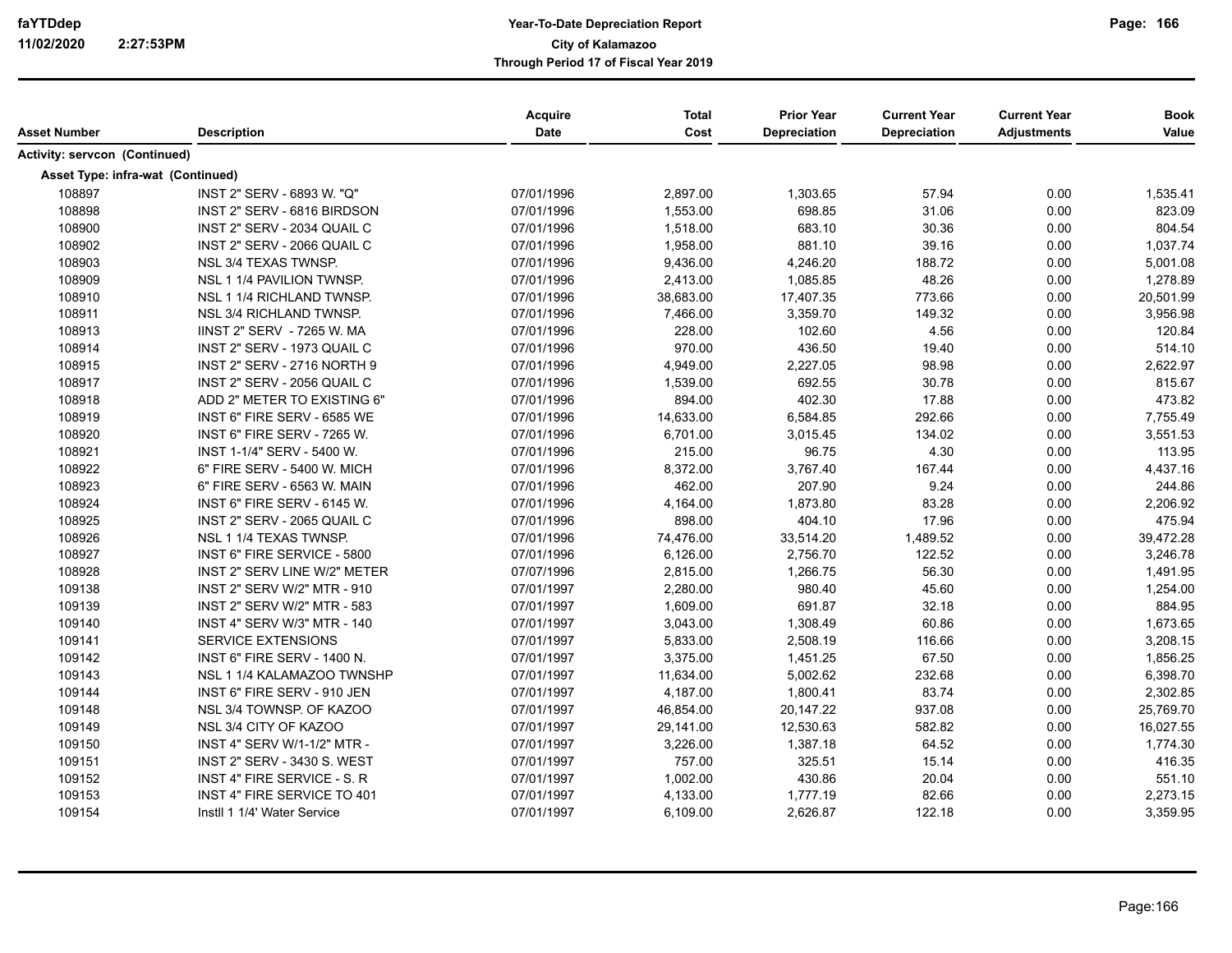| Asset Number | Description | Acquire Date | Total Cost | Prior Year Depreciation | Current Year Depreciation | Current Year Adjustments | Book Value |
|---|---|---|---|---|---|---|---|
| **Activity: servcon (Continued)** | | | | | | | |
| **Asset Type: infra-wat (Continued)** | | | | | | | |
| 108897 | INST 2" SERV - 6893 W. "Q" | 07/01/1996 | 2,897.00 | 1,303.65 | 57.94 | 0.00 | 1,535.41 |
| 108898 | INST 2" SERV - 6816 BIRDSON | 07/01/1996 | 1,553.00 | 698.85 | 31.06 | 0.00 | 823.09 |
| 108900 | INST 2" SERV - 2034 QUAIL C | 07/01/1996 | 1,518.00 | 683.10 | 30.36 | 0.00 | 804.54 |
| 108902 | INST 2" SERV - 2066 QUAIL C | 07/01/1996 | 1,958.00 | 881.10 | 39.16 | 0.00 | 1,037.74 |
| 108903 | NSL 3/4 TEXAS TWNSP. | 07/01/1996 | 9,436.00 | 4,246.20 | 188.72 | 0.00 | 5,001.08 |
| 108909 | NSL 1 1/4 PAVILION TWNSP. | 07/01/1996 | 2,413.00 | 1,085.85 | 48.26 | 0.00 | 1,278.89 |
| 108910 | NSL 1 1/4 RICHLAND TWNSP. | 07/01/1996 | 38,683.00 | 17,407.35 | 773.66 | 0.00 | 20,501.99 |
| 108911 | NSL 3/4 RICHLAND TWNSP. | 07/01/1996 | 7,466.00 | 3,359.70 | 149.32 | 0.00 | 3,956.98 |
| 108913 | IINST 2" SERV - 7265 W. MA | 07/01/1996 | 228.00 | 102.60 | 4.56 | 0.00 | 120.84 |
| 108914 | INST 2" SERV - 1973 QUAIL C | 07/01/1996 | 970.00 | 436.50 | 19.40 | 0.00 | 514.10 |
| 108915 | INST 2" SERV - 2716 NORTH 9 | 07/01/1996 | 4,949.00 | 2,227.05 | 98.98 | 0.00 | 2,622.97 |
| 108917 | INST 2" SERV - 2056 QUAIL C | 07/01/1996 | 1,539.00 | 692.55 | 30.78 | 0.00 | 815.67 |
| 108918 | ADD 2" METER TO EXISTING 6" | 07/01/1996 | 894.00 | 402.30 | 17.88 | 0.00 | 473.82 |
| 108919 | INST 6" FIRE SERV - 6585 WE | 07/01/1996 | 14,633.00 | 6,584.85 | 292.66 | 0.00 | 7,755.49 |
| 108920 | INST 6" FIRE SERV - 7265 W. | 07/01/1996 | 6,701.00 | 3,015.45 | 134.02 | 0.00 | 3,551.53 |
| 108921 | INST 1-1/4" SERV - 5400 W. | 07/01/1996 | 215.00 | 96.75 | 4.30 | 0.00 | 113.95 |
| 108922 | 6" FIRE SERV - 5400 W. MICH | 07/01/1996 | 8,372.00 | 3,767.40 | 167.44 | 0.00 | 4,437.16 |
| 108923 | 6" FIRE SERV - 6563 W. MAIN | 07/01/1996 | 462.00 | 207.90 | 9.24 | 0.00 | 244.86 |
| 108924 | INST 6" FIRE SERV - 6145 W. | 07/01/1996 | 4,164.00 | 1,873.80 | 83.28 | 0.00 | 2,206.92 |
| 108925 | INST 2" SERV - 2065 QUAIL C | 07/01/1996 | 898.00 | 404.10 | 17.96 | 0.00 | 475.94 |
| 108926 | NSL 1 1/4 TEXAS TWNSP. | 07/01/1996 | 74,476.00 | 33,514.20 | 1,489.52 | 0.00 | 39,472.28 |
| 108927 | INST 6" FIRE SERVICE - 5800 | 07/01/1996 | 6,126.00 | 2,756.70 | 122.52 | 0.00 | 3,246.78 |
| 108928 | INST 2" SERV LINE W/2" METER | 07/07/1996 | 2,815.00 | 1,266.75 | 56.30 | 0.00 | 1,491.95 |
| 109138 | INST 2" SERV W/2" MTR - 910 | 07/01/1997 | 2,280.00 | 980.40 | 45.60 | 0.00 | 1,254.00 |
| 109139 | INST 2" SERV W/2" MTR - 583 | 07/01/1997 | 1,609.00 | 691.87 | 32.18 | 0.00 | 884.95 |
| 109140 | INST 4" SERV W/3" MTR - 140 | 07/01/1997 | 3,043.00 | 1,308.49 | 60.86 | 0.00 | 1,673.65 |
| 109141 | SERVICE EXTENSIONS | 07/01/1997 | 5,833.00 | 2,508.19 | 116.66 | 0.00 | 3,208.15 |
| 109142 | INST 6" FIRE SERV - 1400 N. | 07/01/1997 | 3,375.00 | 1,451.25 | 67.50 | 0.00 | 1,856.25 |
| 109143 | NSL 1 1/4 KALAMAZOO TWNSHP | 07/01/1997 | 11,634.00 | 5,002.62 | 232.68 | 0.00 | 6,398.70 |
| 109144 | INST 6" FIRE SERV - 910 JEN | 07/01/1997 | 4,187.00 | 1,800.41 | 83.74 | 0.00 | 2,302.85 |
| 109148 | NSL 3/4 TOWNSP. OF KAZOO | 07/01/1997 | 46,854.00 | 20,147.22 | 937.08 | 0.00 | 25,769.70 |
| 109149 | NSL 3/4 CITY OF KAZOO | 07/01/1997 | 29,141.00 | 12,530.63 | 582.82 | 0.00 | 16,027.55 |
| 109150 | INST 4" SERV W/1-1/2" MTR - | 07/01/1997 | 3,226.00 | 1,387.18 | 64.52 | 0.00 | 1,774.30 |
| 109151 | INST 2" SERV - 3430 S. WEST | 07/01/1997 | 757.00 | 325.51 | 15.14 | 0.00 | 416.35 |
| 109152 | INST 4" FIRE SERVICE - S. R | 07/01/1997 | 1,002.00 | 430.86 | 20.04 | 0.00 | 551.10 |
| 109153 | INST 4" FIRE SERVICE TO 401 | 07/01/1997 | 4,133.00 | 1,777.19 | 82.66 | 0.00 | 2,273.15 |
| 109154 | Instll 1 1/4' Water Service | 07/01/1997 | 6,109.00 | 2,626.87 | 122.18 | 0.00 | 3,359.95 |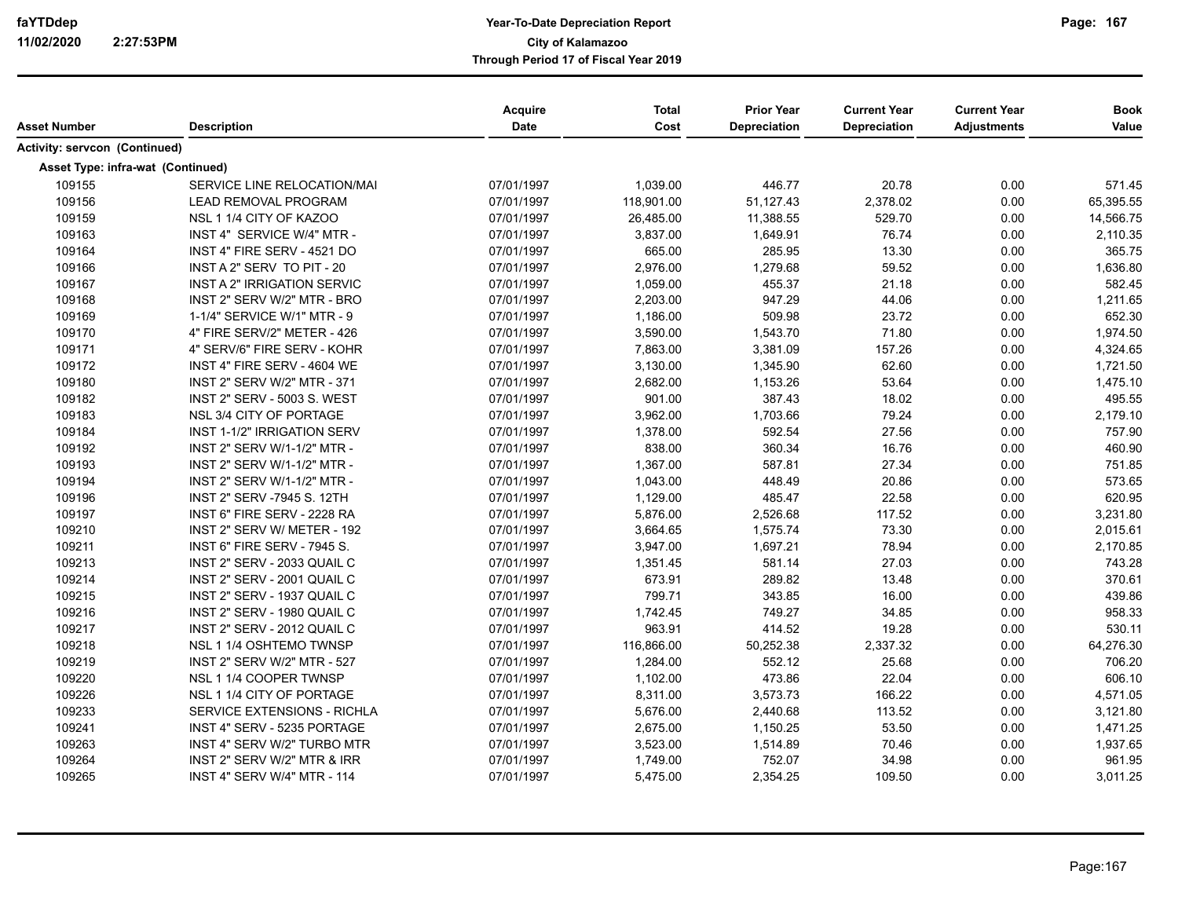| Asset Number | Description | Acquire Date | Total Cost | Prior Year Depreciation | Current Year Depreciation | Current Year Adjustments | Book Value |
|---|---|---|---|---|---|---|---|
| **Activity: servcon (Continued)** | | | | | | | |
| **Asset Type: infra-wat (Continued)** | | | | | | | |
| 109155 | SERVICE LINE RELOCATION/MAI | 07/01/1997 | 1,039.00 | 446.77 | 20.78 | 0.00 | 571.45 |
| 109156 | LEAD REMOVAL PROGRAM | 07/01/1997 | 118,901.00 | 51,127.43 | 2,378.02 | 0.00 | 65,395.55 |
| 109159 | NSL 1 1/4 CITY OF KAZOO | 07/01/1997 | 26,485.00 | 11,388.55 | 529.70 | 0.00 | 14,566.75 |
| 109163 | INST 4" SERVICE W/4" MTR - | 07/01/1997 | 3,837.00 | 1,649.91 | 76.74 | 0.00 | 2,110.35 |
| 109164 | INST 4" FIRE SERV - 4521 DO | 07/01/1997 | 665.00 | 285.95 | 13.30 | 0.00 | 365.75 |
| 109166 | INST A 2" SERV TO PIT - 20 | 07/01/1997 | 2,976.00 | 1,279.68 | 59.52 | 0.00 | 1,636.80 |
| 109167 | INST A 2" IRRIGATION SERVIC | 07/01/1997 | 1,059.00 | 455.37 | 21.18 | 0.00 | 582.45 |
| 109168 | INST 2" SERV W/2" MTR - BRO | 07/01/1997 | 2,203.00 | 947.29 | 44.06 | 0.00 | 1,211.65 |
| 109169 | 1-1/4" SERVICE W/1" MTR - 9 | 07/01/1997 | 1,186.00 | 509.98 | 23.72 | 0.00 | 652.30 |
| 109170 | 4" FIRE SERV/2" METER - 426 | 07/01/1997 | 3,590.00 | 1,543.70 | 71.80 | 0.00 | 1,974.50 |
| 109171 | 4" SERV/6" FIRE SERV - KOHR | 07/01/1997 | 7,863.00 | 3,381.09 | 157.26 | 0.00 | 4,324.65 |
| 109172 | INST 4" FIRE SERV - 4604 WE | 07/01/1997 | 3,130.00 | 1,345.90 | 62.60 | 0.00 | 1,721.50 |
| 109180 | INST 2" SERV W/2" MTR - 371 | 07/01/1997 | 2,682.00 | 1,153.26 | 53.64 | 0.00 | 1,475.10 |
| 109182 | INST 2" SERV - 5003 S. WEST | 07/01/1997 | 901.00 | 387.43 | 18.02 | 0.00 | 495.55 |
| 109183 | NSL 3/4 CITY OF PORTAGE | 07/01/1997 | 3,962.00 | 1,703.66 | 79.24 | 0.00 | 2,179.10 |
| 109184 | INST 1-1/2" IRRIGATION SERV | 07/01/1997 | 1,378.00 | 592.54 | 27.56 | 0.00 | 757.90 |
| 109192 | INST 2" SERV W/1-1/2" MTR - | 07/01/1997 | 838.00 | 360.34 | 16.76 | 0.00 | 460.90 |
| 109193 | INST 2" SERV W/1-1/2" MTR - | 07/01/1997 | 1,367.00 | 587.81 | 27.34 | 0.00 | 751.85 |
| 109194 | INST 2" SERV W/1-1/2" MTR - | 07/01/1997 | 1,043.00 | 448.49 | 20.86 | 0.00 | 573.65 |
| 109196 | INST 2" SERV -7945 S. 12TH | 07/01/1997 | 1,129.00 | 485.47 | 22.58 | 0.00 | 620.95 |
| 109197 | INST 6" FIRE SERV - 2228 RA | 07/01/1997 | 5,876.00 | 2,526.68 | 117.52 | 0.00 | 3,231.80 |
| 109210 | INST 2" SERV W/ METER - 192 | 07/01/1997 | 3,664.65 | 1,575.74 | 73.30 | 0.00 | 2,015.61 |
| 109211 | INST 6" FIRE SERV - 7945 S. | 07/01/1997 | 3,947.00 | 1,697.21 | 78.94 | 0.00 | 2,170.85 |
| 109213 | INST 2" SERV - 2033 QUAIL C | 07/01/1997 | 1,351.45 | 581.14 | 27.03 | 0.00 | 743.28 |
| 109214 | INST 2" SERV - 2001 QUAIL C | 07/01/1997 | 673.91 | 289.82 | 13.48 | 0.00 | 370.61 |
| 109215 | INST 2" SERV - 1937 QUAIL C | 07/01/1997 | 799.71 | 343.85 | 16.00 | 0.00 | 439.86 |
| 109216 | INST 2" SERV - 1980 QUAIL C | 07/01/1997 | 1,742.45 | 749.27 | 34.85 | 0.00 | 958.33 |
| 109217 | INST 2" SERV - 2012 QUAIL C | 07/01/1997 | 963.91 | 414.52 | 19.28 | 0.00 | 530.11 |
| 109218 | NSL 1 1/4 OSHTEMO TWNSP | 07/01/1997 | 116,866.00 | 50,252.38 | 2,337.32 | 0.00 | 64,276.30 |
| 109219 | INST 2" SERV W/2" MTR - 527 | 07/01/1997 | 1,284.00 | 552.12 | 25.68 | 0.00 | 706.20 |
| 109220 | NSL 1 1/4 COOPER TWNSP | 07/01/1997 | 1,102.00 | 473.86 | 22.04 | 0.00 | 606.10 |
| 109226 | NSL 1 1/4 CITY OF PORTAGE | 07/01/1997 | 8,311.00 | 3,573.73 | 166.22 | 0.00 | 4,571.05 |
| 109233 | SERVICE EXTENSIONS - RICHLA | 07/01/1997 | 5,676.00 | 2,440.68 | 113.52 | 0.00 | 3,121.80 |
| 109241 | INST 4" SERV - 5235 PORTAGE | 07/01/1997 | 2,675.00 | 1,150.25 | 53.50 | 0.00 | 1,471.25 |
| 109263 | INST 4" SERV W/2" TURBO MTR | 07/01/1997 | 3,523.00 | 1,514.89 | 70.46 | 0.00 | 1,937.65 |
| 109264 | INST 2" SERV W/2" MTR & IRR | 07/01/1997 | 1,749.00 | 752.07 | 34.98 | 0.00 | 961.95 |
| 109265 | INST 4" SERV W/4" MTR - 114 | 07/01/1997 | 5,475.00 | 2,354.25 | 109.50 | 0.00 | 3,011.25 |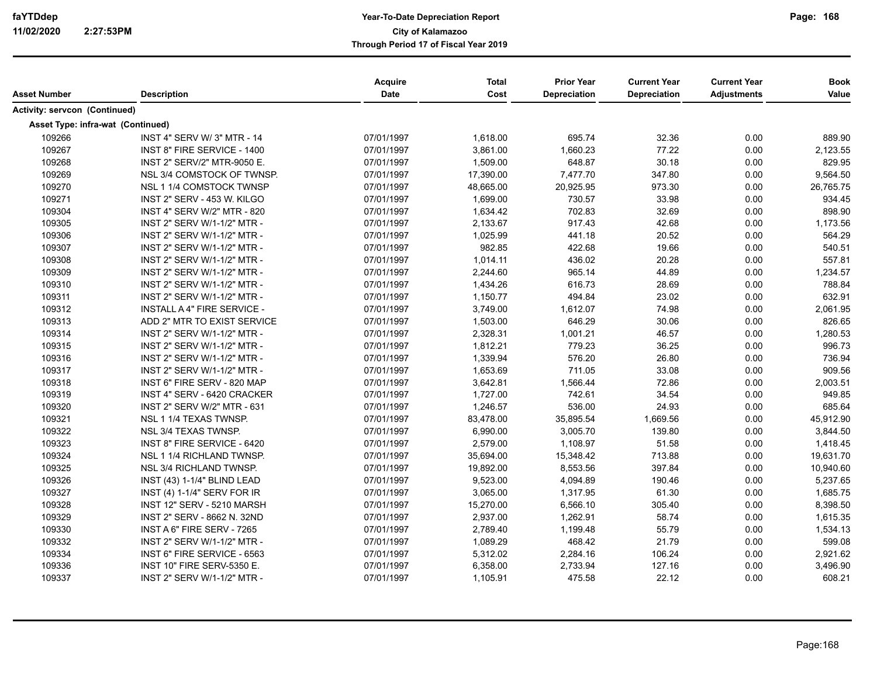| Asset Number | Description | Acquire Date | Total Cost | Prior Year Depreciation | Current Year Depreciation | Current Year Adjustments | Book Value |
|---|---|---|---|---|---|---|---|
| **Activity: servcon (Continued)** | | | | | | | |
| **Asset Type: infra-wat (Continued)** | | | | | | | |
| 109266 | INST 4" SERV W/ 3" MTR - 14 | 07/01/1997 | 1,618.00 | 695.74 | 32.36 | 0.00 | 889.90 |
| 109267 | INST 8" FIRE SERVICE - 1400 | 07/01/1997 | 3,861.00 | 1,660.23 | 77.22 | 0.00 | 2,123.55 |
| 109268 | INST 2" SERV/2" MTR-9050 E. | 07/01/1997 | 1,509.00 | 648.87 | 30.18 | 0.00 | 829.95 |
| 109269 | NSL 3/4 COMSTOCK OF TWNSP. | 07/01/1997 | 17,390.00 | 7,477.70 | 347.80 | 0.00 | 9,564.50 |
| 109270 | NSL 1 1/4 COMSTOCK TWNSP | 07/01/1997 | 48,665.00 | 20,925.95 | 973.30 | 0.00 | 26,765.75 |
| 109271 | INST 2" SERV - 453 W. KILGO | 07/01/1997 | 1,699.00 | 730.57 | 33.98 | 0.00 | 934.45 |
| 109304 | INST 4" SERV W/2" MTR - 820 | 07/01/1997 | 1,634.42 | 702.83 | 32.69 | 0.00 | 898.90 |
| 109305 | INST 2" SERV W/1-1/2" MTR - | 07/01/1997 | 2,133.67 | 917.43 | 42.68 | 0.00 | 1,173.56 |
| 109306 | INST 2" SERV W/1-1/2" MTR - | 07/01/1997 | 1,025.99 | 441.18 | 20.52 | 0.00 | 564.29 |
| 109307 | INST 2" SERV W/1-1/2" MTR - | 07/01/1997 | 982.85 | 422.68 | 19.66 | 0.00 | 540.51 |
| 109308 | INST 2" SERV W/1-1/2" MTR - | 07/01/1997 | 1,014.11 | 436.02 | 20.28 | 0.00 | 557.81 |
| 109309 | INST 2" SERV W/1-1/2" MTR - | 07/01/1997 | 2,244.60 | 965.14 | 44.89 | 0.00 | 1,234.57 |
| 109310 | INST 2" SERV W/1-1/2" MTR - | 07/01/1997 | 1,434.26 | 616.73 | 28.69 | 0.00 | 788.84 |
| 109311 | INST 2" SERV W/1-1/2" MTR - | 07/01/1997 | 1,150.77 | 494.84 | 23.02 | 0.00 | 632.91 |
| 109312 | INSTALL A 4" FIRE SERVICE - | 07/01/1997 | 3,749.00 | 1,612.07 | 74.98 | 0.00 | 2,061.95 |
| 109313 | ADD 2" MTR TO EXIST SERVICE | 07/01/1997 | 1,503.00 | 646.29 | 30.06 | 0.00 | 826.65 |
| 109314 | INST 2" SERV W/1-1/2" MTR - | 07/01/1997 | 2,328.31 | 1,001.21 | 46.57 | 0.00 | 1,280.53 |
| 109315 | INST 2" SERV W/1-1/2" MTR - | 07/01/1997 | 1,812.21 | 779.23 | 36.25 | 0.00 | 996.73 |
| 109316 | INST 2" SERV W/1-1/2" MTR - | 07/01/1997 | 1,339.94 | 576.20 | 26.80 | 0.00 | 736.94 |
| 109317 | INST 2" SERV W/1-1/2" MTR - | 07/01/1997 | 1,653.69 | 711.05 | 33.08 | 0.00 | 909.56 |
| 109318 | INST 6" FIRE SERV - 820 MAP | 07/01/1997 | 3,642.81 | 1,566.44 | 72.86 | 0.00 | 2,003.51 |
| 109319 | INST 4" SERV - 6420 CRACKER | 07/01/1997 | 1,727.00 | 742.61 | 34.54 | 0.00 | 949.85 |
| 109320 | INST 2" SERV W/2" MTR - 631 | 07/01/1997 | 1,246.57 | 536.00 | 24.93 | 0.00 | 685.64 |
| 109321 | NSL 1 1/4 TEXAS TWNSP. | 07/01/1997 | 83,478.00 | 35,895.54 | 1,669.56 | 0.00 | 45,912.90 |
| 109322 | NSL 3/4 TEXAS TWNSP. | 07/01/1997 | 6,990.00 | 3,005.70 | 139.80 | 0.00 | 3,844.50 |
| 109323 | INST 8" FIRE SERVICE - 6420 | 07/01/1997 | 2,579.00 | 1,108.97 | 51.58 | 0.00 | 1,418.45 |
| 109324 | NSL 1 1/4 RICHLAND TWNSP. | 07/01/1997 | 35,694.00 | 15,348.42 | 713.88 | 0.00 | 19,631.70 |
| 109325 | NSL 3/4 RICHLAND TWNSP. | 07/01/1997 | 19,892.00 | 8,553.56 | 397.84 | 0.00 | 10,940.60 |
| 109326 | INST (43) 1-1/4" BLIND LEAD | 07/01/1997 | 9,523.00 | 4,094.89 | 190.46 | 0.00 | 5,237.65 |
| 109327 | INST (4) 1-1/4" SERV FOR IR | 07/01/1997 | 3,065.00 | 1,317.95 | 61.30 | 0.00 | 1,685.75 |
| 109328 | INST 12" SERV - 5210 MARSH | 07/01/1997 | 15,270.00 | 6,566.10 | 305.40 | 0.00 | 8,398.50 |
| 109329 | INST 2" SERV - 8662 N. 32ND | 07/01/1997 | 2,937.00 | 1,262.91 | 58.74 | 0.00 | 1,615.35 |
| 109330 | INST A 6" FIRE SERV - 7265 | 07/01/1997 | 2,789.40 | 1,199.48 | 55.79 | 0.00 | 1,534.13 |
| 109332 | INST 2" SERV W/1-1/2" MTR - | 07/01/1997 | 1,089.29 | 468.42 | 21.79 | 0.00 | 599.08 |
| 109334 | INST 6" FIRE SERVICE - 6563 | 07/01/1997 | 5,312.02 | 2,284.16 | 106.24 | 0.00 | 2,921.62 |
| 109336 | INST 10" FIRE SERV-5350 E. | 07/01/1997 | 6,358.00 | 2,733.94 | 127.16 | 0.00 | 3,496.90 |
| 109337 | INST 2" SERV W/1-1/2" MTR - | 07/01/1997 | 1,105.91 | 475.58 | 22.12 | 0.00 | 608.21 |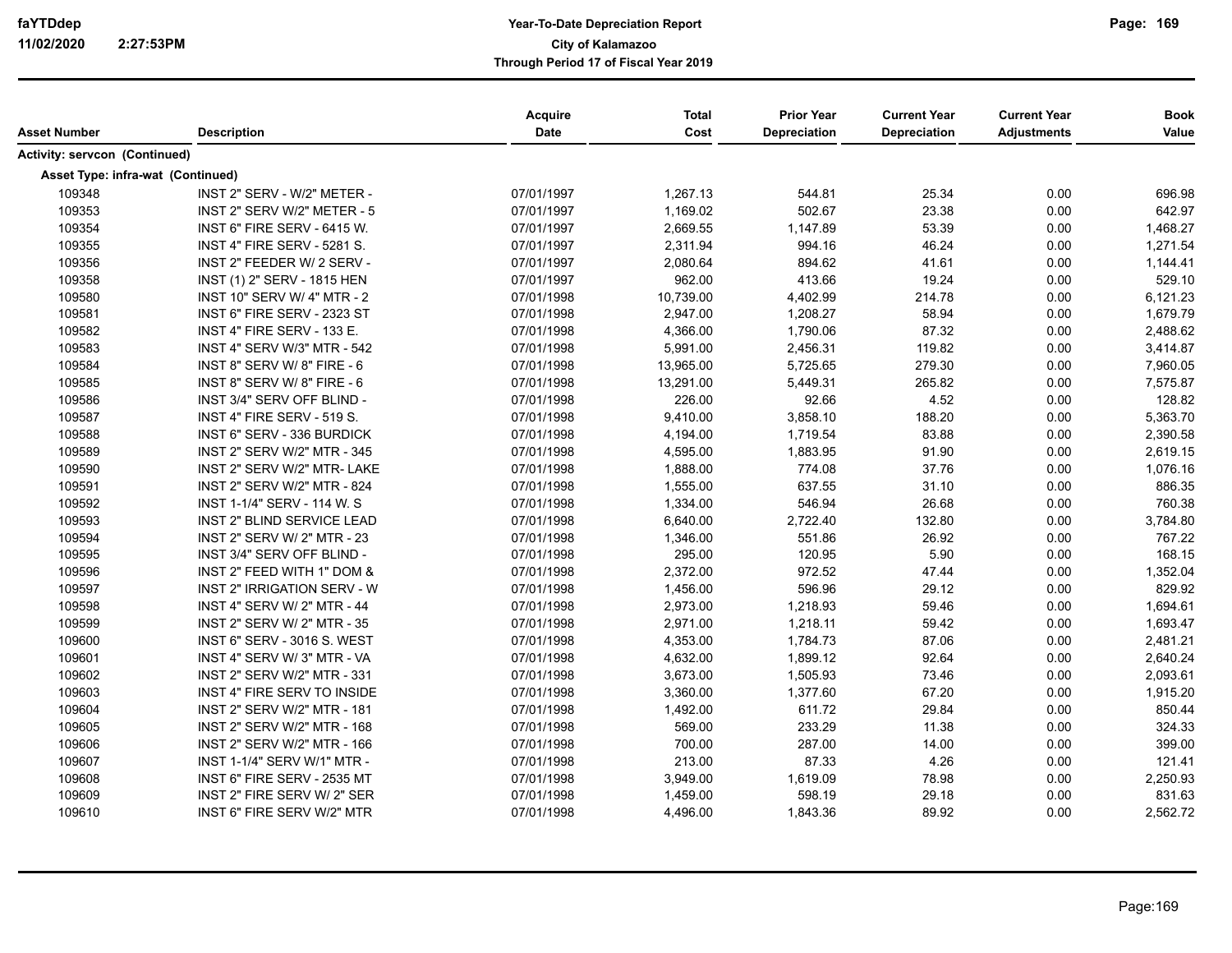| Asset Number | Description | Acquire Date | Total Cost | Prior Year Depreciation | Current Year Depreciation | Current Year Adjustments | Book Value |
|---|---|---|---|---|---|---|---|
| **Activity: servcon (Continued)** | | | | | | | |
| **Asset Type: infra-wat (Continued)** | | | | | | | |
| 109348 | INST 2" SERV - W/2" METER - | 07/01/1997 | 1,267.13 | 544.81 | 25.34 | 0.00 | 696.98 |
| 109353 | INST 2" SERV W/2" METER - 5 | 07/01/1997 | 1,169.02 | 502.67 | 23.38 | 0.00 | 642.97 |
| 109354 | INST 6" FIRE SERV - 6415 W. | 07/01/1997 | 2,669.55 | 1,147.89 | 53.39 | 0.00 | 1,468.27 |
| 109355 | INST 4" FIRE SERV - 5281 S. | 07/01/1997 | 2,311.94 | 994.16 | 46.24 | 0.00 | 1,271.54 |
| 109356 | INST 2" FEEDER W/ 2 SERV - | 07/01/1997 | 2,080.64 | 894.62 | 41.61 | 0.00 | 1,144.41 |
| 109358 | INST (1) 2" SERV - 1815 HEN | 07/01/1997 | 962.00 | 413.66 | 19.24 | 0.00 | 529.10 |
| 109580 | INST 10" SERV W/ 4" MTR - 2 | 07/01/1998 | 10,739.00 | 4,402.99 | 214.78 | 0.00 | 6,121.23 |
| 109581 | INST 6" FIRE SERV - 2323 ST | 07/01/1998 | 2,947.00 | 1,208.27 | 58.94 | 0.00 | 1,679.79 |
| 109582 | INST 4" FIRE SERV - 133 E. | 07/01/1998 | 4,366.00 | 1,790.06 | 87.32 | 0.00 | 2,488.62 |
| 109583 | INST 4" SERV W/3" MTR - 542 | 07/01/1998 | 5,991.00 | 2,456.31 | 119.82 | 0.00 | 3,414.87 |
| 109584 | INST 8" SERV W/ 8" FIRE - 6 | 07/01/1998 | 13,965.00 | 5,725.65 | 279.30 | 0.00 | 7,960.05 |
| 109585 | INST 8" SERV W/ 8" FIRE - 6 | 07/01/1998 | 13,291.00 | 5,449.31 | 265.82 | 0.00 | 7,575.87 |
| 109586 | INST 3/4" SERV OFF BLIND - | 07/01/1998 | 226.00 | 92.66 | 4.52 | 0.00 | 128.82 |
| 109587 | INST 4" FIRE SERV - 519 S. | 07/01/1998 | 9,410.00 | 3,858.10 | 188.20 | 0.00 | 5,363.70 |
| 109588 | INST 6" SERV - 336 BURDICK | 07/01/1998 | 4,194.00 | 1,719.54 | 83.88 | 0.00 | 2,390.58 |
| 109589 | INST 2" SERV W/2" MTR - 345 | 07/01/1998 | 4,595.00 | 1,883.95 | 91.90 | 0.00 | 2,619.15 |
| 109590 | INST 2" SERV W/2" MTR- LAKE | 07/01/1998 | 1,888.00 | 774.08 | 37.76 | 0.00 | 1,076.16 |
| 109591 | INST 2" SERV W/2" MTR - 824 | 07/01/1998 | 1,555.00 | 637.55 | 31.10 | 0.00 | 886.35 |
| 109592 | INST 1-1/4" SERV - 114 W. S | 07/01/1998 | 1,334.00 | 546.94 | 26.68 | 0.00 | 760.38 |
| 109593 | INST 2" BLIND SERVICE LEAD | 07/01/1998 | 6,640.00 | 2,722.40 | 132.80 | 0.00 | 3,784.80 |
| 109594 | INST 2" SERV W/ 2" MTR - 23 | 07/01/1998 | 1,346.00 | 551.86 | 26.92 | 0.00 | 767.22 |
| 109595 | INST 3/4" SERV OFF BLIND - | 07/01/1998 | 295.00 | 120.95 | 5.90 | 0.00 | 168.15 |
| 109596 | INST 2" FEED WITH 1" DOM & | 07/01/1998 | 2,372.00 | 972.52 | 47.44 | 0.00 | 1,352.04 |
| 109597 | INST 2" IRRIGATION SERV - W | 07/01/1998 | 1,456.00 | 596.96 | 29.12 | 0.00 | 829.92 |
| 109598 | INST 4" SERV W/ 2" MTR - 44 | 07/01/1998 | 2,973.00 | 1,218.93 | 59.46 | 0.00 | 1,694.61 |
| 109599 | INST 2" SERV W/ 2" MTR - 35 | 07/01/1998 | 2,971.00 | 1,218.11 | 59.42 | 0.00 | 1,693.47 |
| 109600 | INST 6" SERV - 3016 S. WEST | 07/01/1998 | 4,353.00 | 1,784.73 | 87.06 | 0.00 | 2,481.21 |
| 109601 | INST 4" SERV W/ 3" MTR - VA | 07/01/1998 | 4,632.00 | 1,899.12 | 92.64 | 0.00 | 2,640.24 |
| 109602 | INST 2" SERV W/2" MTR - 331 | 07/01/1998 | 3,673.00 | 1,505.93 | 73.46 | 0.00 | 2,093.61 |
| 109603 | INST 4" FIRE SERV TO INSIDE | 07/01/1998 | 3,360.00 | 1,377.60 | 67.20 | 0.00 | 1,915.20 |
| 109604 | INST 2" SERV W/2" MTR - 181 | 07/01/1998 | 1,492.00 | 611.72 | 29.84 | 0.00 | 850.44 |
| 109605 | INST 2" SERV W/2" MTR - 168 | 07/01/1998 | 569.00 | 233.29 | 11.38 | 0.00 | 324.33 |
| 109606 | INST 2" SERV W/2" MTR - 166 | 07/01/1998 | 700.00 | 287.00 | 14.00 | 0.00 | 399.00 |
| 109607 | INST 1-1/4" SERV W/1" MTR - | 07/01/1998 | 213.00 | 87.33 | 4.26 | 0.00 | 121.41 |
| 109608 | INST 6" FIRE SERV - 2535 MT | 07/01/1998 | 3,949.00 | 1,619.09 | 78.98 | 0.00 | 2,250.93 |
| 109609 | INST 2" FIRE SERV W/ 2" SER | 07/01/1998 | 1,459.00 | 598.19 | 29.18 | 0.00 | 831.63 |
| 109610 | INST 6" FIRE SERV W/2" MTR | 07/01/1998 | 4,496.00 | 1,843.36 | 89.92 | 0.00 | 2,562.72 |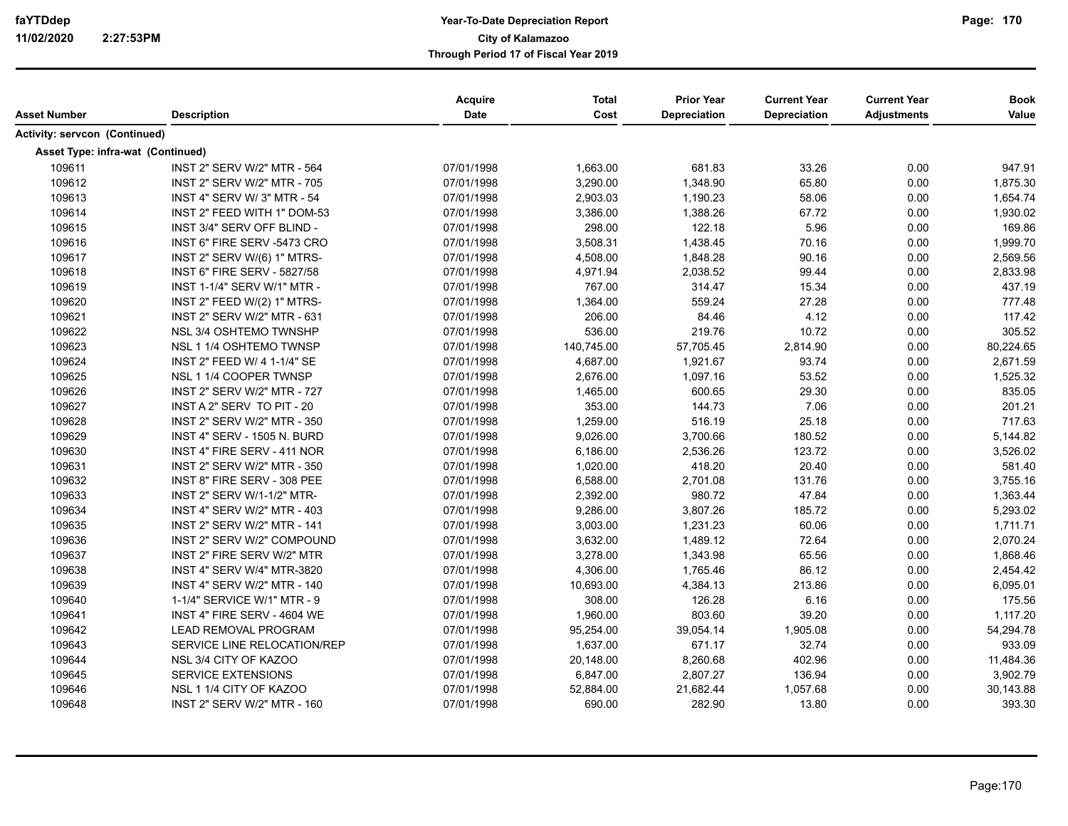faYTDdep
11/02/2020 2:27:53PM

**Year-To-Date Depreciation Report**
**City of Kalamazoo**
**Through Period 17 of Fiscal Year 2019**

| Asset Number | Description | Acquire Date | Total Cost | Prior Year Depreciation | Current Year Depreciation | Current Year Adjustments | Book Value |
|---|---|---|---|---|---|---|---|
| **Activity: servcon (Continued)** | | | | | | | |
| **Asset Type: infra-wat (Continued)** | | | | | | | |
| 109611 | INST 2" SERV W/2" MTR - 564 | 07/01/1998 | 1,663.00 | 681.83 | 33.26 | 0.00 | 947.91 |
| 109612 | INST 2" SERV W/2" MTR - 705 | 07/01/1998 | 3,290.00 | 1,348.90 | 65.80 | 0.00 | 1,875.30 |
| 109613 | INST 4" SERV W/ 3" MTR - 54 | 07/01/1998 | 2,903.03 | 1,190.23 | 58.06 | 0.00 | 1,654.74 |
| 109614 | INST 2" FEED WITH 1" DOM-53 | 07/01/1998 | 3,386.00 | 1,388.26 | 67.72 | 0.00 | 1,930.02 |
| 109615 | INST 3/4" SERV OFF BLIND - | 07/01/1998 | 298.00 | 122.18 | 5.96 | 0.00 | 169.86 |
| 109616 | INST 6" FIRE SERV -5473 CRO | 07/01/1998 | 3,508.31 | 1,438.45 | 70.16 | 0.00 | 1,999.70 |
| 109617 | INST 2" SERV W/(6) 1" MTRS- | 07/01/1998 | 4,508.00 | 1,848.28 | 90.16 | 0.00 | 2,569.56 |
| 109618 | INST 6" FIRE SERV - 5827/58 | 07/01/1998 | 4,971.94 | 2,038.52 | 99.44 | 0.00 | 2,833.98 |
| 109619 | INST 1-1/4" SERV W/1" MTR - | 07/01/1998 | 767.00 | 314.47 | 15.34 | 0.00 | 437.19 |
| 109620 | INST 2" FEED W/(2) 1" MTRS- | 07/01/1998 | 1,364.00 | 559.24 | 27.28 | 0.00 | 777.48 |
| 109621 | INST 2" SERV W/2" MTR - 631 | 07/01/1998 | 206.00 | 84.46 | 4.12 | 0.00 | 117.42 |
| 109622 | NSL 3/4 OSHTEMO TWNSHP | 07/01/1998 | 536.00 | 219.76 | 10.72 | 0.00 | 305.52 |
| 109623 | NSL 1 1/4 OSHTEMO TWNSP | 07/01/1998 | 140,745.00 | 57,705.45 | 2,814.90 | 0.00 | 80,224.65 |
| 109624 | INST 2" FEED W/ 4 1-1/4" SE | 07/01/1998 | 4,687.00 | 1,921.67 | 93.74 | 0.00 | 2,671.59 |
| 109625 | NSL 1 1/4 COOPER TWNSP | 07/01/1998 | 2,676.00 | 1,097.16 | 53.52 | 0.00 | 1,525.32 |
| 109626 | INST 2" SERV W/2" MTR - 727 | 07/01/1998 | 1,465.00 | 600.65 | 29.30 | 0.00 | 835.05 |
| 109627 | INST A 2" SERV TO PIT - 20 | 07/01/1998 | 353.00 | 144.73 | 7.06 | 0.00 | 201.21 |
| 109628 | INST 2" SERV W/2" MTR - 350 | 07/01/1998 | 1,259.00 | 516.19 | 25.18 | 0.00 | 717.63 |
| 109629 | INST 4" SERV - 1505 N. BURD | 07/01/1998 | 9,026.00 | 3,700.66 | 180.52 | 0.00 | 5,144.82 |
| 109630 | INST 4" FIRE SERV - 411 NOR | 07/01/1998 | 6,186.00 | 2,536.26 | 123.72 | 0.00 | 3,526.02 |
| 109631 | INST 2" SERV W/2" MTR - 350 | 07/01/1998 | 1,020.00 | 418.20 | 20.40 | 0.00 | 581.40 |
| 109632 | INST 8" FIRE SERV - 308 PEE | 07/01/1998 | 6,588.00 | 2,701.08 | 131.76 | 0.00 | 3,755.16 |
| 109633 | INST 2" SERV W/1-1/2" MTR- | 07/01/1998 | 2,392.00 | 980.72 | 47.84 | 0.00 | 1,363.44 |
| 109634 | INST 4" SERV W/2" MTR - 403 | 07/01/1998 | 9,286.00 | 3,807.26 | 185.72 | 0.00 | 5,293.02 |
| 109635 | INST 2" SERV W/2" MTR - 141 | 07/01/1998 | 3,003.00 | 1,231.23 | 60.06 | 0.00 | 1,711.71 |
| 109636 | INST 2" SERV W/2" COMPOUND | 07/01/1998 | 3,632.00 | 1,489.12 | 72.64 | 0.00 | 2,070.24 |
| 109637 | INST 2" FIRE SERV W/2" MTR | 07/01/1998 | 3,278.00 | 1,343.98 | 65.56 | 0.00 | 1,868.46 |
| 109638 | INST 4" SERV W/4" MTR-3820 | 07/01/1998 | 4,306.00 | 1,765.46 | 86.12 | 0.00 | 2,454.42 |
| 109639 | INST 4" SERV W/2" MTR - 140 | 07/01/1998 | 10,693.00 | 4,384.13 | 213.86 | 0.00 | 6,095.01 |
| 109640 | 1-1/4" SERVICE W/1" MTR - 9 | 07/01/1998 | 308.00 | 126.28 | 6.16 | 0.00 | 175.56 |
| 109641 | INST 4" FIRE SERV - 4604 WE | 07/01/1998 | 1,960.00 | 803.60 | 39.20 | 0.00 | 1,117.20 |
| 109642 | LEAD REMOVAL PROGRAM | 07/01/1998 | 95,254.00 | 39,054.14 | 1,905.08 | 0.00 | 54,294.78 |
| 109643 | SERVICE LINE RELOCATION/REP | 07/01/1998 | 1,637.00 | 671.17 | 32.74 | 0.00 | 933.09 |
| 109644 | NSL 3/4 CITY OF KAZOO | 07/01/1998 | 20,148.00 | 8,260.68 | 402.96 | 0.00 | 11,484.36 |
| 109645 | SERVICE EXTENSIONS | 07/01/1998 | 6,847.00 | 2,807.27 | 136.94 | 0.00 | 3,902.79 |
| 109646 | NSL 1 1/4 CITY OF KAZOO | 07/01/1998 | 52,884.00 | 21,682.44 | 1,057.68 | 0.00 | 30,143.88 |
| 109648 | INST 2" SERV W/2" MTR - 160 | 07/01/1998 | 690.00 | 282.90 | 13.80 | 0.00 | 393.30 |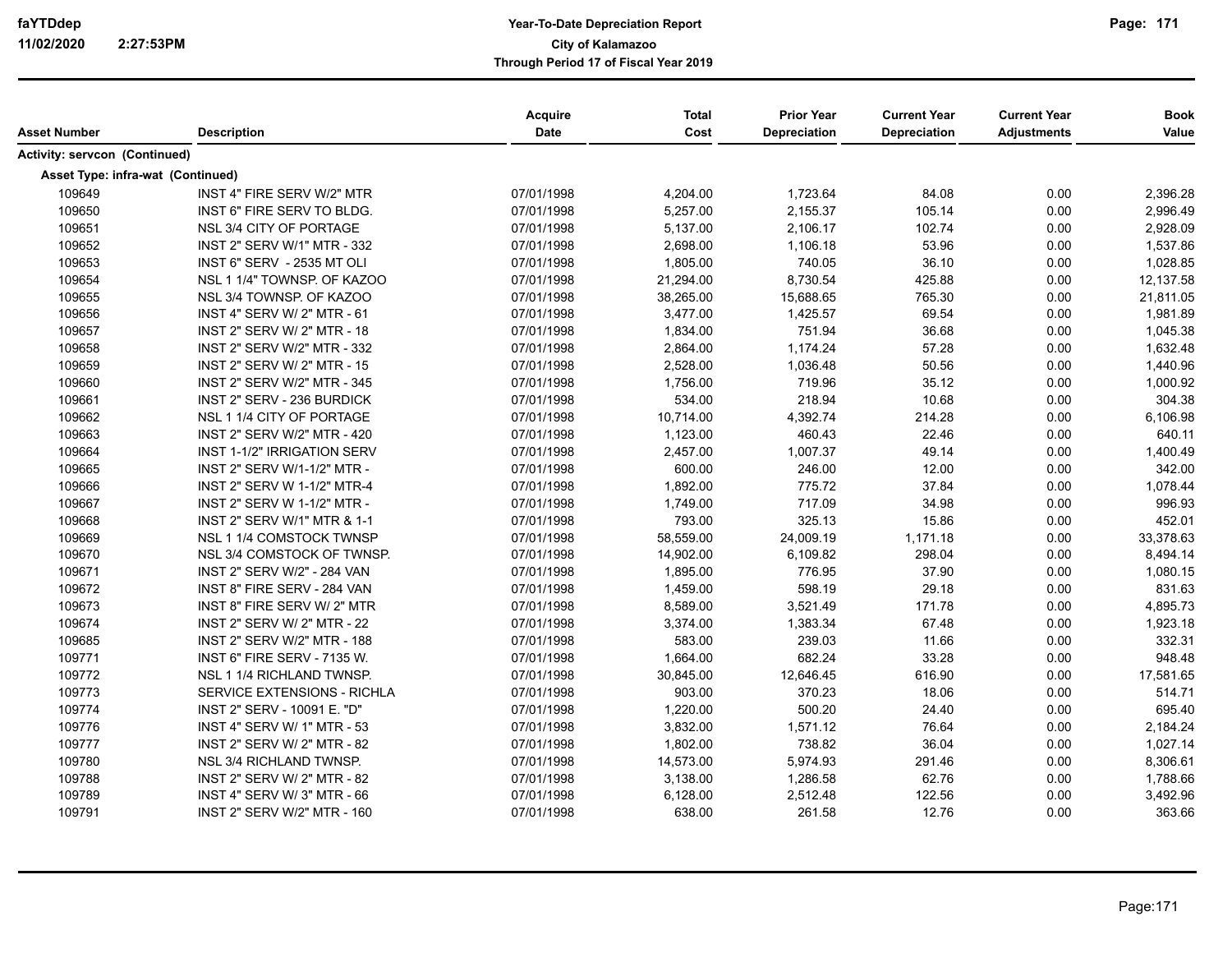Year-To-Date Depreciation Report
City of Kalamazoo
Through Period 17 of Fiscal Year 2019

| Asset Number | Description | Acquire Date | Total Cost | Prior Year Depreciation | Current Year Depreciation | Current Year Adjustments | Book Value |
|---|---|---|---|---|---|---|---|
| **Activity: servcon (Continued)** | | | | | | | |
| **Asset Type: infra-wat (Continued)** | | | | | | | |
| 109649 | INST 4" FIRE SERV W/2" MTR | 07/01/1998 | 4,204.00 | 1,723.64 | 84.08 | 0.00 | 2,396.28 |
| 109650 | INST 6" FIRE SERV TO BLDG. | 07/01/1998 | 5,257.00 | 2,155.37 | 105.14 | 0.00 | 2,996.49 |
| 109651 | NSL 3/4 CITY OF PORTAGE | 07/01/1998 | 5,137.00 | 2,106.17 | 102.74 | 0.00 | 2,928.09 |
| 109652 | INST 2" SERV W/1" MTR - 332 | 07/01/1998 | 2,698.00 | 1,106.18 | 53.96 | 0.00 | 1,537.86 |
| 109653 | INST 6" SERV - 2535 MT OLI | 07/01/1998 | 1,805.00 | 740.05 | 36.10 | 0.00 | 1,028.85 |
| 109654 | NSL 1 1/4" TOWNSP. OF KAZOO | 07/01/1998 | 21,294.00 | 8,730.54 | 425.88 | 0.00 | 12,137.58 |
| 109655 | NSL 3/4 TOWNSP. OF KAZOO | 07/01/1998 | 38,265.00 | 15,688.65 | 765.30 | 0.00 | 21,811.05 |
| 109656 | INST 4" SERV W/ 2" MTR - 61 | 07/01/1998 | 3,477.00 | 1,425.57 | 69.54 | 0.00 | 1,981.89 |
| 109657 | INST 2" SERV W/ 2" MTR - 18 | 07/01/1998 | 1,834.00 | 751.94 | 36.68 | 0.00 | 1,045.38 |
| 109658 | INST 2" SERV W/2" MTR - 332 | 07/01/1998 | 2,864.00 | 1,174.24 | 57.28 | 0.00 | 1,632.48 |
| 109659 | INST 2" SERV W/ 2" MTR - 15 | 07/01/1998 | 2,528.00 | 1,036.48 | 50.56 | 0.00 | 1,440.96 |
| 109660 | INST 2" SERV W/2" MTR - 345 | 07/01/1998 | 1,756.00 | 719.96 | 35.12 | 0.00 | 1,000.92 |
| 109661 | INST 2" SERV - 236 BURDICK | 07/01/1998 | 534.00 | 218.94 | 10.68 | 0.00 | 304.38 |
| 109662 | NSL 1 1/4 CITY OF PORTAGE | 07/01/1998 | 10,714.00 | 4,392.74 | 214.28 | 0.00 | 6,106.98 |
| 109663 | INST 2" SERV W/2" MTR - 420 | 07/01/1998 | 1,123.00 | 460.43 | 22.46 | 0.00 | 640.11 |
| 109664 | INST 1-1/2" IRRIGATION SERV | 07/01/1998 | 2,457.00 | 1,007.37 | 49.14 | 0.00 | 1,400.49 |
| 109665 | INST 2" SERV W/1-1/2" MTR - | 07/01/1998 | 600.00 | 246.00 | 12.00 | 0.00 | 342.00 |
| 109666 | INST 2" SERV W 1-1/2" MTR-4 | 07/01/1998 | 1,892.00 | 775.72 | 37.84 | 0.00 | 1,078.44 |
| 109667 | INST 2" SERV W 1-1/2" MTR - | 07/01/1998 | 1,749.00 | 717.09 | 34.98 | 0.00 | 996.93 |
| 109668 | INST 2" SERV W/1" MTR & 1-1 | 07/01/1998 | 793.00 | 325.13 | 15.86 | 0.00 | 452.01 |
| 109669 | NSL 1 1/4 COMSTOCK TWNSP | 07/01/1998 | 58,559.00 | 24,009.19 | 1,171.18 | 0.00 | 33,378.63 |
| 109670 | NSL 3/4 COMSTOCK OF TWNSP. | 07/01/1998 | 14,902.00 | 6,109.82 | 298.04 | 0.00 | 8,494.14 |
| 109671 | INST 2" SERV W/2" - 284 VAN | 07/01/1998 | 1,895.00 | 776.95 | 37.90 | 0.00 | 1,080.15 |
| 109672 | INST 8" FIRE SERV - 284 VAN | 07/01/1998 | 1,459.00 | 598.19 | 29.18 | 0.00 | 831.63 |
| 109673 | INST 8" FIRE SERV W/ 2" MTR | 07/01/1998 | 8,589.00 | 3,521.49 | 171.78 | 0.00 | 4,895.73 |
| 109674 | INST 2" SERV W/ 2" MTR - 22 | 07/01/1998 | 3,374.00 | 1,383.34 | 67.48 | 0.00 | 1,923.18 |
| 109685 | INST 2" SERV W/2" MTR - 188 | 07/01/1998 | 583.00 | 239.03 | 11.66 | 0.00 | 332.31 |
| 109771 | INST 6" FIRE SERV - 7135 W. | 07/01/1998 | 1,664.00 | 682.24 | 33.28 | 0.00 | 948.48 |
| 109772 | NSL 1 1/4 RICHLAND TWNSP. | 07/01/1998 | 30,845.00 | 12,646.45 | 616.90 | 0.00 | 17,581.65 |
| 109773 | SERVICE EXTENSIONS - RICHLA | 07/01/1998 | 903.00 | 370.23 | 18.06 | 0.00 | 514.71 |
| 109774 | INST 2" SERV - 10091 E. "D" | 07/01/1998 | 1,220.00 | 500.20 | 24.40 | 0.00 | 695.40 |
| 109776 | INST 4" SERV W/ 1" MTR - 53 | 07/01/1998 | 3,832.00 | 1,571.12 | 76.64 | 0.00 | 2,184.24 |
| 109777 | INST 2" SERV W/ 2" MTR - 82 | 07/01/1998 | 1,802.00 | 738.82 | 36.04 | 0.00 | 1,027.14 |
| 109780 | NSL 3/4 RICHLAND TWNSP. | 07/01/1998 | 14,573.00 | 5,974.93 | 291.46 | 0.00 | 8,306.61 |
| 109788 | INST 2" SERV W/ 2" MTR - 82 | 07/01/1998 | 3,138.00 | 1,286.58 | 62.76 | 0.00 | 1,788.66 |
| 109789 | INST 4" SERV W/ 3" MTR - 66 | 07/01/1998 | 6,128.00 | 2,512.48 | 122.56 | 0.00 | 3,492.96 |
| 109791 | INST 2" SERV W/2" MTR - 160 | 07/01/1998 | 638.00 | 261.58 | 12.76 | 0.00 | 363.66 |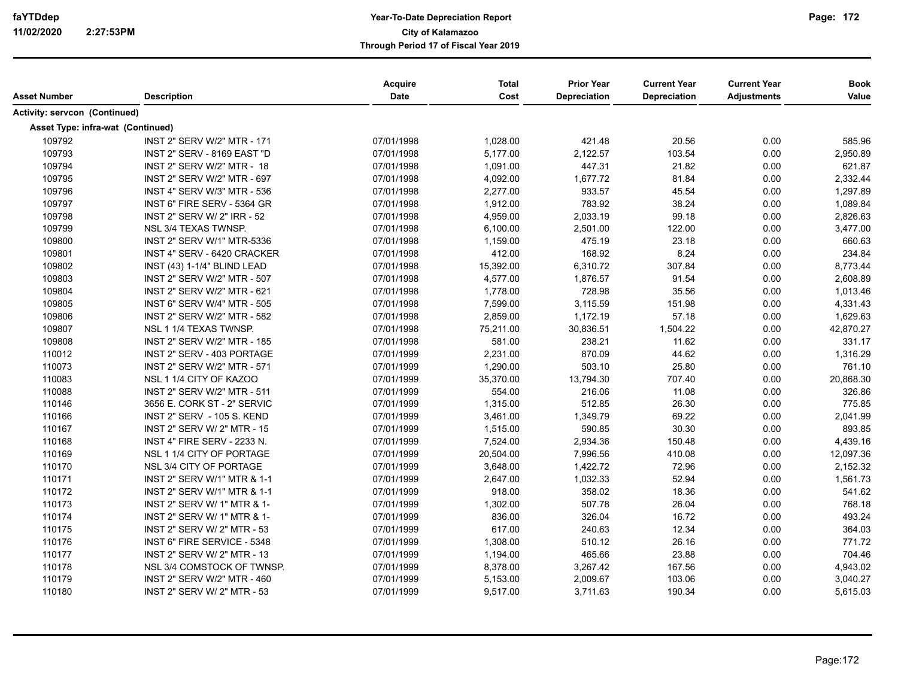| Asset Number | Description | Acquire Date | Total Cost | Prior Year Depreciation | Current Year Depreciation | Current Year Adjustments | Book Value |
|---|---|---|---|---|---|---|---|
| **Activity: servcon (Continued)** | | | | | | | |
| **Asset Type: infra-wat (Continued)** | | | | | | | |
| 109792 | INST 2" SERV W/2" MTR - 171 | 07/01/1998 | 1,028.00 | 421.48 | 20.56 | 0.00 | 585.96 |
| 109793 | INST 2" SERV - 8169 EAST "D | 07/01/1998 | 5,177.00 | 2,122.57 | 103.54 | 0.00 | 2,950.89 |
| 109794 | INST 2" SERV W/2" MTR - 18 | 07/01/1998 | 1,091.00 | 447.31 | 21.82 | 0.00 | 621.87 |
| 109795 | INST 2" SERV W/2" MTR - 697 | 07/01/1998 | 4,092.00 | 1,677.72 | 81.84 | 0.00 | 2,332.44 |
| 109796 | INST 4" SERV W/3" MTR - 536 | 07/01/1998 | 2,277.00 | 933.57 | 45.54 | 0.00 | 1,297.89 |
| 109797 | INST 6" FIRE SERV - 5364 GR | 07/01/1998 | 1,912.00 | 783.92 | 38.24 | 0.00 | 1,089.84 |
| 109798 | INST 2" SERV W/ 2" IRR - 52 | 07/01/1998 | 4,959.00 | 2,033.19 | 99.18 | 0.00 | 2,826.63 |
| 109799 | NSL 3/4 TEXAS TWNSP. | 07/01/1998 | 6,100.00 | 2,501.00 | 122.00 | 0.00 | 3,477.00 |
| 109800 | INST 2" SERV W/1" MTR-5336 | 07/01/1998 | 1,159.00 | 475.19 | 23.18 | 0.00 | 660.63 |
| 109801 | INST 4" SERV - 6420 CRACKER | 07/01/1998 | 412.00 | 168.92 | 8.24 | 0.00 | 234.84 |
| 109802 | INST (43) 1-1/4" BLIND LEAD | 07/01/1998 | 15,392.00 | 6,310.72 | 307.84 | 0.00 | 8,773.44 |
| 109803 | INST 2" SERV W/2" MTR - 507 | 07/01/1998 | 4,577.00 | 1,876.57 | 91.54 | 0.00 | 2,608.89 |
| 109804 | INST 2" SERV W/2" MTR - 621 | 07/01/1998 | 1,778.00 | 728.98 | 35.56 | 0.00 | 1,013.46 |
| 109805 | INST 6" SERV W/4" MTR - 505 | 07/01/1998 | 7,599.00 | 3,115.59 | 151.98 | 0.00 | 4,331.43 |
| 109806 | INST 2" SERV W/2" MTR - 582 | 07/01/1998 | 2,859.00 | 1,172.19 | 57.18 | 0.00 | 1,629.63 |
| 109807 | NSL 1 1/4 TEXAS TWNSP. | 07/01/1998 | 75,211.00 | 30,836.51 | 1,504.22 | 0.00 | 42,870.27 |
| 109808 | INST 2" SERV W/2" MTR - 185 | 07/01/1998 | 581.00 | 238.21 | 11.62 | 0.00 | 331.17 |
| 110012 | INST 2" SERV - 403 PORTAGE | 07/01/1999 | 2,231.00 | 870.09 | 44.62 | 0.00 | 1,316.29 |
| 110073 | INST 2" SERV W/2" MTR - 571 | 07/01/1999 | 1,290.00 | 503.10 | 25.80 | 0.00 | 761.10 |
| 110083 | NSL 1 1/4 CITY OF KAZOO | 07/01/1999 | 35,370.00 | 13,794.30 | 707.40 | 0.00 | 20,868.30 |
| 110088 | INST 2" SERV W/2" MTR - 511 | 07/01/1999 | 554.00 | 216.06 | 11.08 | 0.00 | 326.86 |
| 110146 | 3656 E. CORK ST - 2" SERVIC | 07/01/1999 | 1,315.00 | 512.85 | 26.30 | 0.00 | 775.85 |
| 110166 | INST 2" SERV - 105 S. KEND | 07/01/1999 | 3,461.00 | 1,349.79 | 69.22 | 0.00 | 2,041.99 |
| 110167 | INST 2" SERV W/ 2" MTR - 15 | 07/01/1999 | 1,515.00 | 590.85 | 30.30 | 0.00 | 893.85 |
| 110168 | INST 4" FIRE SERV - 2233 N. | 07/01/1999 | 7,524.00 | 2,934.36 | 150.48 | 0.00 | 4,439.16 |
| 110169 | NSL 1 1/4 CITY OF PORTAGE | 07/01/1999 | 20,504.00 | 7,996.56 | 410.08 | 0.00 | 12,097.36 |
| 110170 | NSL 3/4 CITY OF PORTAGE | 07/01/1999 | 3,648.00 | 1,422.72 | 72.96 | 0.00 | 2,152.32 |
| 110171 | INST 2" SERV W/1" MTR & 1-1 | 07/01/1999 | 2,647.00 | 1,032.33 | 52.94 | 0.00 | 1,561.73 |
| 110172 | INST 2" SERV W/1" MTR & 1-1 | 07/01/1999 | 918.00 | 358.02 | 18.36 | 0.00 | 541.62 |
| 110173 | INST 2" SERV W/ 1" MTR & 1- | 07/01/1999 | 1,302.00 | 507.78 | 26.04 | 0.00 | 768.18 |
| 110174 | INST 2" SERV W/ 1" MTR & 1- | 07/01/1999 | 836.00 | 326.04 | 16.72 | 0.00 | 493.24 |
| 110175 | INST 2" SERV W/ 2" MTR - 53 | 07/01/1999 | 617.00 | 240.63 | 12.34 | 0.00 | 364.03 |
| 110176 | INST 6" FIRE SERVICE - 5348 | 07/01/1999 | 1,308.00 | 510.12 | 26.16 | 0.00 | 771.72 |
| 110177 | INST 2" SERV W/ 2" MTR - 13 | 07/01/1999 | 1,194.00 | 465.66 | 23.88 | 0.00 | 704.46 |
| 110178 | NSL 3/4 COMSTOCK OF TWNSP. | 07/01/1999 | 8,378.00 | 3,267.42 | 167.56 | 0.00 | 4,943.02 |
| 110179 | INST 2" SERV W/2" MTR - 460 | 07/01/1999 | 5,153.00 | 2,009.67 | 103.06 | 0.00 | 3,040.27 |
| 110180 | INST 2" SERV W/ 2" MTR - 53 | 07/01/1999 | 9,517.00 | 3,711.63 | 190.34 | 0.00 | 5,615.03 |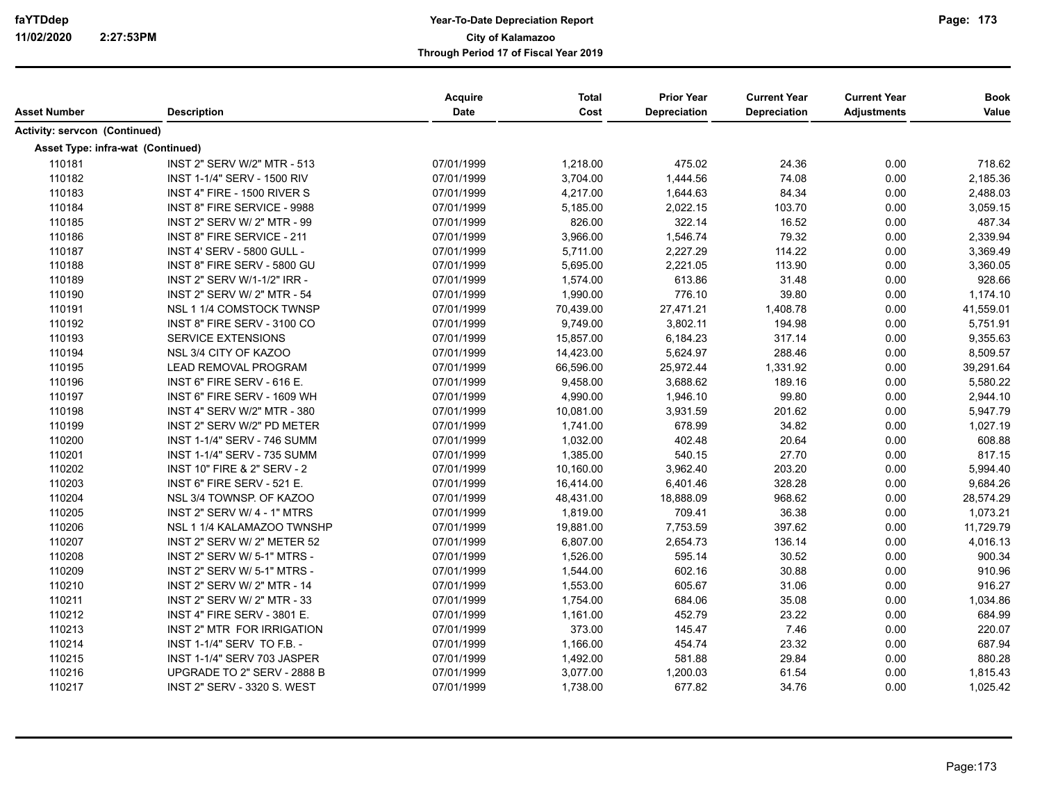| Asset Number | Description | Acquire Date | Total Cost | Prior Year Depreciation | Current Year Depreciation | Current Year Adjustments | Book Value |
|---|---|---|---|---|---|---|---|
| **Activity: servcon (Continued)** | | | | | | | |
| **Asset Type: infra-wat (Continued)** | | | | | | | |
| 110181 | INST 2" SERV W/2" MTR - 513 | 07/01/1999 | 1,218.00 | 475.02 | 24.36 | 0.00 | 718.62 |
| 110182 | INST 1-1/4" SERV - 1500 RIV | 07/01/1999 | 3,704.00 | 1,444.56 | 74.08 | 0.00 | 2,185.36 |
| 110183 | INST 4" FIRE - 1500 RIVER S | 07/01/1999 | 4,217.00 | 1,644.63 | 84.34 | 0.00 | 2,488.03 |
| 110184 | INST 8" FIRE SERVICE - 9988 | 07/01/1999 | 5,185.00 | 2,022.15 | 103.70 | 0.00 | 3,059.15 |
| 110185 | INST 2" SERV W/ 2" MTR - 99 | 07/01/1999 | 826.00 | 322.14 | 16.52 | 0.00 | 487.34 |
| 110186 | INST 8" FIRE SERVICE - 211 | 07/01/1999 | 3,966.00 | 1,546.74 | 79.32 | 0.00 | 2,339.94 |
| 110187 | INST 4' SERV - 5800 GULL - | 07/01/1999 | 5,711.00 | 2,227.29 | 114.22 | 0.00 | 3,369.49 |
| 110188 | INST 8" FIRE SERV - 5800 GU | 07/01/1999 | 5,695.00 | 2,221.05 | 113.90 | 0.00 | 3,360.05 |
| 110189 | INST 2" SERV W/1-1/2" IRR - | 07/01/1999 | 1,574.00 | 613.86 | 31.48 | 0.00 | 928.66 |
| 110190 | INST 2" SERV W/ 2" MTR - 54 | 07/01/1999 | 1,990.00 | 776.10 | 39.80 | 0.00 | 1,174.10 |
| 110191 | NSL 1 1/4 COMSTOCK TWNSP | 07/01/1999 | 70,439.00 | 27,471.21 | 1,408.78 | 0.00 | 41,559.01 |
| 110192 | INST 8" FIRE SERV - 3100 CO | 07/01/1999 | 9,749.00 | 3,802.11 | 194.98 | 0.00 | 5,751.91 |
| 110193 | SERVICE EXTENSIONS | 07/01/1999 | 15,857.00 | 6,184.23 | 317.14 | 0.00 | 9,355.63 |
| 110194 | NSL 3/4 CITY OF KAZOO | 07/01/1999 | 14,423.00 | 5,624.97 | 288.46 | 0.00 | 8,509.57 |
| 110195 | LEAD REMOVAL PROGRAM | 07/01/1999 | 66,596.00 | 25,972.44 | 1,331.92 | 0.00 | 39,291.64 |
| 110196 | INST 6" FIRE SERV - 616 E. | 07/01/1999 | 9,458.00 | 3,688.62 | 189.16 | 0.00 | 5,580.22 |
| 110197 | INST 6" FIRE SERV - 1609 WH | 07/01/1999 | 4,990.00 | 1,946.10 | 99.80 | 0.00 | 2,944.10 |
| 110198 | INST 4" SERV W/2" MTR - 380 | 07/01/1999 | 10,081.00 | 3,931.59 | 201.62 | 0.00 | 5,947.79 |
| 110199 | INST 2" SERV W/2" PD METER | 07/01/1999 | 1,741.00 | 678.99 | 34.82 | 0.00 | 1,027.19 |
| 110200 | INST 1-1/4" SERV - 746 SUMM | 07/01/1999 | 1,032.00 | 402.48 | 20.64 | 0.00 | 608.88 |
| 110201 | INST 1-1/4" SERV - 735 SUMM | 07/01/1999 | 1,385.00 | 540.15 | 27.70 | 0.00 | 817.15 |
| 110202 | INST 10" FIRE & 2" SERV - 2 | 07/01/1999 | 10,160.00 | 3,962.40 | 203.20 | 0.00 | 5,994.40 |
| 110203 | INST 6" FIRE SERV - 521 E. | 07/01/1999 | 16,414.00 | 6,401.46 | 328.28 | 0.00 | 9,684.26 |
| 110204 | NSL 3/4 TOWNSP. OF KAZOO | 07/01/1999 | 48,431.00 | 18,888.09 | 968.62 | 0.00 | 28,574.29 |
| 110205 | INST 2" SERV W/ 4 - 1" MTRS | 07/01/1999 | 1,819.00 | 709.41 | 36.38 | 0.00 | 1,073.21 |
| 110206 | NSL 1 1/4 KALAMAZOO TWNSHP | 07/01/1999 | 19,881.00 | 7,753.59 | 397.62 | 0.00 | 11,729.79 |
| 110207 | INST 2" SERV W/ 2" METER 52 | 07/01/1999 | 6,807.00 | 2,654.73 | 136.14 | 0.00 | 4,016.13 |
| 110208 | INST 2" SERV W/ 5-1" MTRS - | 07/01/1999 | 1,526.00 | 595.14 | 30.52 | 0.00 | 900.34 |
| 110209 | INST 2" SERV W/ 5-1" MTRS - | 07/01/1999 | 1,544.00 | 602.16 | 30.88 | 0.00 | 910.96 |
| 110210 | INST 2" SERV W/ 2" MTR - 14 | 07/01/1999 | 1,553.00 | 605.67 | 31.06 | 0.00 | 916.27 |
| 110211 | INST 2" SERV W/ 2" MTR - 33 | 07/01/1999 | 1,754.00 | 684.06 | 35.08 | 0.00 | 1,034.86 |
| 110212 | INST 4" FIRE SERV - 3801 E. | 07/01/1999 | 1,161.00 | 452.79 | 23.22 | 0.00 | 684.99 |
| 110213 | INST 2" MTR FOR IRRIGATION | 07/01/1999 | 373.00 | 145.47 | 7.46 | 0.00 | 220.07 |
| 110214 | INST 1-1/4" SERV TO F.B. - | 07/01/1999 | 1,166.00 | 454.74 | 23.32 | 0.00 | 687.94 |
| 110215 | INST 1-1/4" SERV 703 JASPER | 07/01/1999 | 1,492.00 | 581.88 | 29.84 | 0.00 | 880.28 |
| 110216 | UPGRADE TO 2" SERV - 2888 B | 07/01/1999 | 3,077.00 | 1,200.03 | 61.54 | 0.00 | 1,815.43 |
| 110217 | INST 2" SERV - 3320 S. WEST | 07/01/1999 | 1,738.00 | 677.82 | 34.76 | 0.00 | 1,025.42 |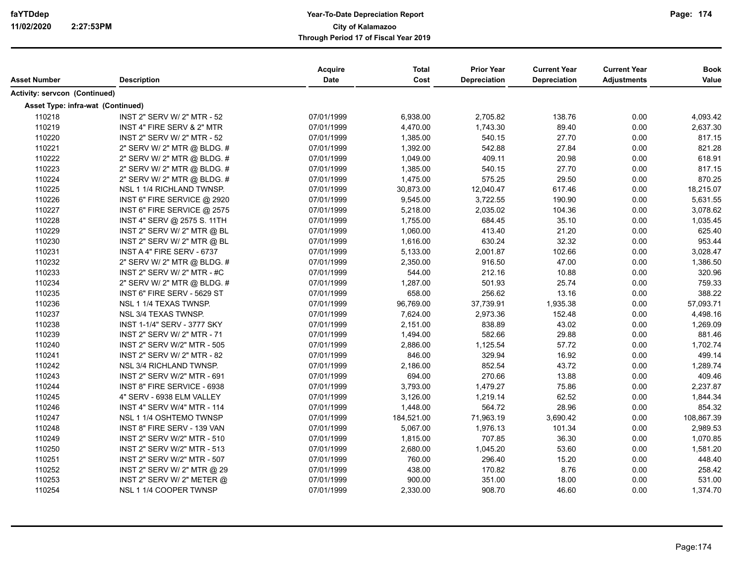# Year-To-Date Depreciation Report

## City of Kalamazoo

### Through Period 17 of Fiscal Year 2019

| Asset Number | Description | Acquire Date | Total Cost | Prior Year Depreciation | Current Year Depreciation | Current Year Adjustments | Book Value |
|---|---|---|---|---|---|---|---|
| **Activity: servcon (Continued)** | | | | | | | |
| **Asset Type: infra-wat (Continued)** | | | | | | | |
| 110218 | INST 2" SERV W/ 2" MTR - 52 | 07/01/1999 | 6,938.00 | 2,705.82 | 138.76 | 0.00 | 4,093.42 |
| 110219 | INST 4" FIRE SERV & 2" MTR | 07/01/1999 | 4,470.00 | 1,743.30 | 89.40 | 0.00 | 2,637.30 |
| 110220 | INST 2" SERV W/ 2" MTR - 52 | 07/01/1999 | 1,385.00 | 540.15 | 27.70 | 0.00 | 817.15 |
| 110221 | 2" SERV W/ 2" MTR @ BLDG. # | 07/01/1999 | 1,392.00 | 542.88 | 27.84 | 0.00 | 821.28 |
| 110222 | 2" SERV W/ 2" MTR @ BLDG. # | 07/01/1999 | 1,049.00 | 409.11 | 20.98 | 0.00 | 618.91 |
| 110223 | 2" SERV W/ 2" MTR @ BLDG. # | 07/01/1999 | 1,385.00 | 540.15 | 27.70 | 0.00 | 817.15 |
| 110224 | 2" SERV W/ 2" MTR @ BLDG. # | 07/01/1999 | 1,475.00 | 575.25 | 29.50 | 0.00 | 870.25 |
| 110225 | NSL 1 1/4 RICHLAND TWNSP. | 07/01/1999 | 30,873.00 | 12,040.47 | 617.46 | 0.00 | 18,215.07 |
| 110226 | INST 6" FIRE SERVICE @ 2920 | 07/01/1999 | 9,545.00 | 3,722.55 | 190.90 | 0.00 | 5,631.55 |
| 110227 | INST 6" FIRE SERVICE @ 2575 | 07/01/1999 | 5,218.00 | 2,035.02 | 104.36 | 0.00 | 3,078.62 |
| 110228 | INST 4" SERV @ 2575 S. 11TH | 07/01/1999 | 1,755.00 | 684.45 | 35.10 | 0.00 | 1,035.45 |
| 110229 | INST 2" SERV W/ 2" MTR @ BL | 07/01/1999 | 1,060.00 | 413.40 | 21.20 | 0.00 | 625.40 |
| 110230 | INST 2" SERV W/ 2" MTR @ BL | 07/01/1999 | 1,616.00 | 630.24 | 32.32 | 0.00 | 953.44 |
| 110231 | INST A 4" FIRE SERV - 6737 | 07/01/1999 | 5,133.00 | 2,001.87 | 102.66 | 0.00 | 3,028.47 |
| 110232 | 2" SERV W/ 2" MTR @ BLDG. # | 07/01/1999 | 2,350.00 | 916.50 | 47.00 | 0.00 | 1,386.50 |
| 110233 | INST 2" SERV W/ 2" MTR - #C | 07/01/1999 | 544.00 | 212.16 | 10.88 | 0.00 | 320.96 |
| 110234 | 2" SERV W/ 2" MTR @ BLDG. # | 07/01/1999 | 1,287.00 | 501.93 | 25.74 | 0.00 | 759.33 |
| 110235 | INST 6" FIRE SERV - 5629 ST | 07/01/1999 | 658.00 | 256.62 | 13.16 | 0.00 | 388.22 |
| 110236 | NSL 1 1/4 TEXAS TWNSP. | 07/01/1999 | 96,769.00 | 37,739.91 | 1,935.38 | 0.00 | 57,093.71 |
| 110237 | NSL 3/4 TEXAS TWNSP. | 07/01/1999 | 7,624.00 | 2,973.36 | 152.48 | 0.00 | 4,498.16 |
| 110238 | INST 1-1/4" SERV - 3777 SKY | 07/01/1999 | 2,151.00 | 838.89 | 43.02 | 0.00 | 1,269.09 |
| 110239 | INST 2" SERV W/ 2" MTR - 71 | 07/01/1999 | 1,494.00 | 582.66 | 29.88 | 0.00 | 881.46 |
| 110240 | INST 2" SERV W/2" MTR - 505 | 07/01/1999 | 2,886.00 | 1,125.54 | 57.72 | 0.00 | 1,702.74 |
| 110241 | INST 2" SERV W/ 2" MTR - 82 | 07/01/1999 | 846.00 | 329.94 | 16.92 | 0.00 | 499.14 |
| 110242 | NSL 3/4 RICHLAND TWNSP. | 07/01/1999 | 2,186.00 | 852.54 | 43.72 | 0.00 | 1,289.74 |
| 110243 | INST 2" SERV W/2" MTR - 691 | 07/01/1999 | 694.00 | 270.66 | 13.88 | 0.00 | 409.46 |
| 110244 | INST 8" FIRE SERVICE - 6938 | 07/01/1999 | 3,793.00 | 1,479.27 | 75.86 | 0.00 | 2,237.87 |
| 110245 | 4" SERV - 6938 ELM VALLEY | 07/01/1999 | 3,126.00 | 1,219.14 | 62.52 | 0.00 | 1,844.34 |
| 110246 | INST 4" SERV W/4" MTR - 114 | 07/01/1999 | 1,448.00 | 564.72 | 28.96 | 0.00 | 854.32 |
| 110247 | NSL 1 1/4 OSHTEMO TWNSP | 07/01/1999 | 184,521.00 | 71,963.19 | 3,690.42 | 0.00 | 108,867.39 |
| 110248 | INST 8" FIRE SERV - 139 VAN | 07/01/1999 | 5,067.00 | 1,976.13 | 101.34 | 0.00 | 2,989.53 |
| 110249 | INST 2" SERV W/2" MTR - 510 | 07/01/1999 | 1,815.00 | 707.85 | 36.30 | 0.00 | 1,070.85 |
| 110250 | INST 2" SERV W/2" MTR - 513 | 07/01/1999 | 2,680.00 | 1,045.20 | 53.60 | 0.00 | 1,581.20 |
| 110251 | INST 2" SERV W/2" MTR - 507 | 07/01/1999 | 760.00 | 296.40 | 15.20 | 0.00 | 448.40 |
| 110252 | INST 2" SERV W/ 2" MTR @ 29 | 07/01/1999 | 438.00 | 170.82 | 8.76 | 0.00 | 258.42 |
| 110253 | INST 2" SERV W/ 2" METER @ | 07/01/1999 | 900.00 | 351.00 | 18.00 | 0.00 | 531.00 |
| 110254 | NSL 1 1/4 COOPER TWNSP | 07/01/1999 | 2,330.00 | 908.70 | 46.60 | 0.00 | 1,374.70 |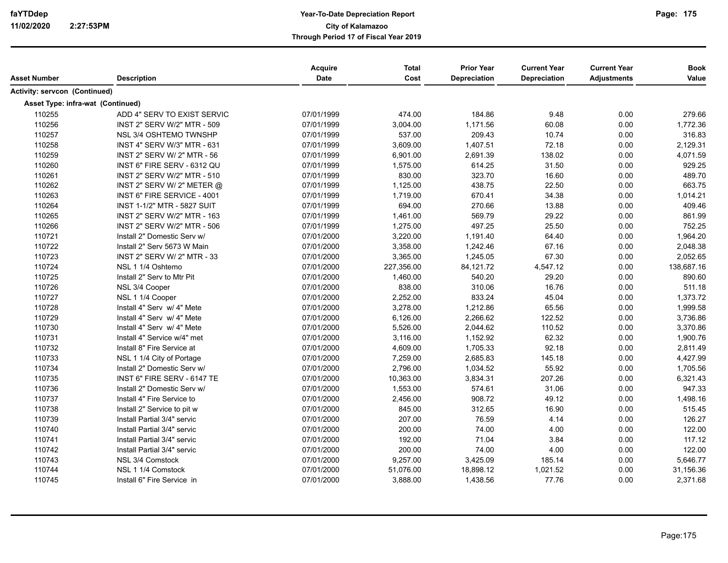# Year-To-Date Depreciation Report

**City of Kalamazoo**

**Through Period 17 of Fiscal Year 2019**

| Asset Number | Description | Acquire Date | Total Cost | Prior Year Depreciation | Current Year Depreciation | Current Year Adjustments | Book Value |
|---|---|---|---|---|---|---|---|
| **Activity: servcon (Continued)** | | | | | | | |
| **Asset Type: infra-wat (Continued)** | | | | | | | |
| 110255 | ADD 4" SERV TO EXIST SERVIC | 07/01/1999 | 474.00 | 184.86 | 9.48 | 0.00 | 279.66 |
| 110256 | INST 2" SERV W/2" MTR - 509 | 07/01/1999 | 3,004.00 | 1,171.56 | 60.08 | 0.00 | 1,772.36 |
| 110257 | NSL 3/4 OSHTEMO TWNSHP | 07/01/1999 | 537.00 | 209.43 | 10.74 | 0.00 | 316.83 |
| 110258 | INST 4" SERV W/3" MTR - 631 | 07/01/1999 | 3,609.00 | 1,407.51 | 72.18 | 0.00 | 2,129.31 |
| 110259 | INST 2" SERV W/ 2" MTR - 56 | 07/01/1999 | 6,901.00 | 2,691.39 | 138.02 | 0.00 | 4,071.59 |
| 110260 | INST 6" FIRE SERV - 6312 QU | 07/01/1999 | 1,575.00 | 614.25 | 31.50 | 0.00 | 929.25 |
| 110261 | INST 2" SERV W/2" MTR - 510 | 07/01/1999 | 830.00 | 323.70 | 16.60 | 0.00 | 489.70 |
| 110262 | INST 2" SERV W/ 2" METER @ | 07/01/1999 | 1,125.00 | 438.75 | 22.50 | 0.00 | 663.75 |
| 110263 | INST 6" FIRE SERVICE - 4001 | 07/01/1999 | 1,719.00 | 670.41 | 34.38 | 0.00 | 1,014.21 |
| 110264 | INST 1-1/2" MTR - 5827 SUIT | 07/01/1999 | 694.00 | 270.66 | 13.88 | 0.00 | 409.46 |
| 110265 | INST 2" SERV W/2" MTR - 163 | 07/01/1999 | 1,461.00 | 569.79 | 29.22 | 0.00 | 861.99 |
| 110266 | INST 2" SERV W/2" MTR - 506 | 07/01/1999 | 1,275.00 | 497.25 | 25.50 | 0.00 | 752.25 |
| 110721 | Install 2" Domestic Serv w/ | 07/01/2000 | 3,220.00 | 1,191.40 | 64.40 | 0.00 | 1,964.20 |
| 110722 | Install 2" Serv 5673 W Main | 07/01/2000 | 3,358.00 | 1,242.46 | 67.16 | 0.00 | 2,048.38 |
| 110723 | INST 2" SERV W/ 2" MTR - 33 | 07/01/2000 | 3,365.00 | 1,245.05 | 67.30 | 0.00 | 2,052.65 |
| 110724 | NSL 1 1/4 Oshtemo | 07/01/2000 | 227,356.00 | 84,121.72 | 4,547.12 | 0.00 | 138,687.16 |
| 110725 | Install 2" Serv to Mtr Pit | 07/01/2000 | 1,460.00 | 540.20 | 29.20 | 0.00 | 890.60 |
| 110726 | NSL 3/4 Cooper | 07/01/2000 | 838.00 | 310.06 | 16.76 | 0.00 | 511.18 |
| 110727 | NSL 1 1/4 Cooper | 07/01/2000 | 2,252.00 | 833.24 | 45.04 | 0.00 | 1,373.72 |
| 110728 | Install 4" Serv w/ 4" Mete | 07/01/2000 | 3,278.00 | 1,212.86 | 65.56 | 0.00 | 1,999.58 |
| 110729 | Install 4" Serv w/ 4" Mete | 07/01/2000 | 6,126.00 | 2,266.62 | 122.52 | 0.00 | 3,736.86 |
| 110730 | Install 4" Serv w/ 4" Mete | 07/01/2000 | 5,526.00 | 2,044.62 | 110.52 | 0.00 | 3,370.86 |
| 110731 | Install 4" Service w/4" met | 07/01/2000 | 3,116.00 | 1,152.92 | 62.32 | 0.00 | 1,900.76 |
| 110732 | Install 8" Fire Service at | 07/01/2000 | 4,609.00 | 1,705.33 | 92.18 | 0.00 | 2,811.49 |
| 110733 | NSL 1 1/4 City of Portage | 07/01/2000 | 7,259.00 | 2,685.83 | 145.18 | 0.00 | 4,427.99 |
| 110734 | Install 2" Domestic Serv w/ | 07/01/2000 | 2,796.00 | 1,034.52 | 55.92 | 0.00 | 1,705.56 |
| 110735 | INST 6" FIRE SERV - 6147 TE | 07/01/2000 | 10,363.00 | 3,834.31 | 207.26 | 0.00 | 6,321.43 |
| 110736 | Install 2" Domestic Serv w/ | 07/01/2000 | 1,553.00 | 574.61 | 31.06 | 0.00 | 947.33 |
| 110737 | Install 4" Fire Service to | 07/01/2000 | 2,456.00 | 908.72 | 49.12 | 0.00 | 1,498.16 |
| 110738 | Install 2" Service to pit w | 07/01/2000 | 845.00 | 312.65 | 16.90 | 0.00 | 515.45 |
| 110739 | Install Partial 3/4" servic | 07/01/2000 | 207.00 | 76.59 | 4.14 | 0.00 | 126.27 |
| 110740 | Install Partial 3/4" servic | 07/01/2000 | 200.00 | 74.00 | 4.00 | 0.00 | 122.00 |
| 110741 | Install Partial 3/4" servic | 07/01/2000 | 192.00 | 71.04 | 3.84 | 0.00 | 117.12 |
| 110742 | Install Partial 3/4" servic | 07/01/2000 | 200.00 | 74.00 | 4.00 | 0.00 | 122.00 |
| 110743 | NSL 3/4 Comstock | 07/01/2000 | 9,257.00 | 3,425.09 | 185.14 | 0.00 | 5,646.77 |
| 110744 | NSL 1 1/4 Comstock | 07/01/2000 | 51,076.00 | 18,898.12 | 1,021.52 | 0.00 | 31,156.36 |
| 110745 | Install 6" Fire Service in | 07/01/2000 | 3,888.00 | 1,438.56 | 77.76 | 0.00 | 2,371.68 |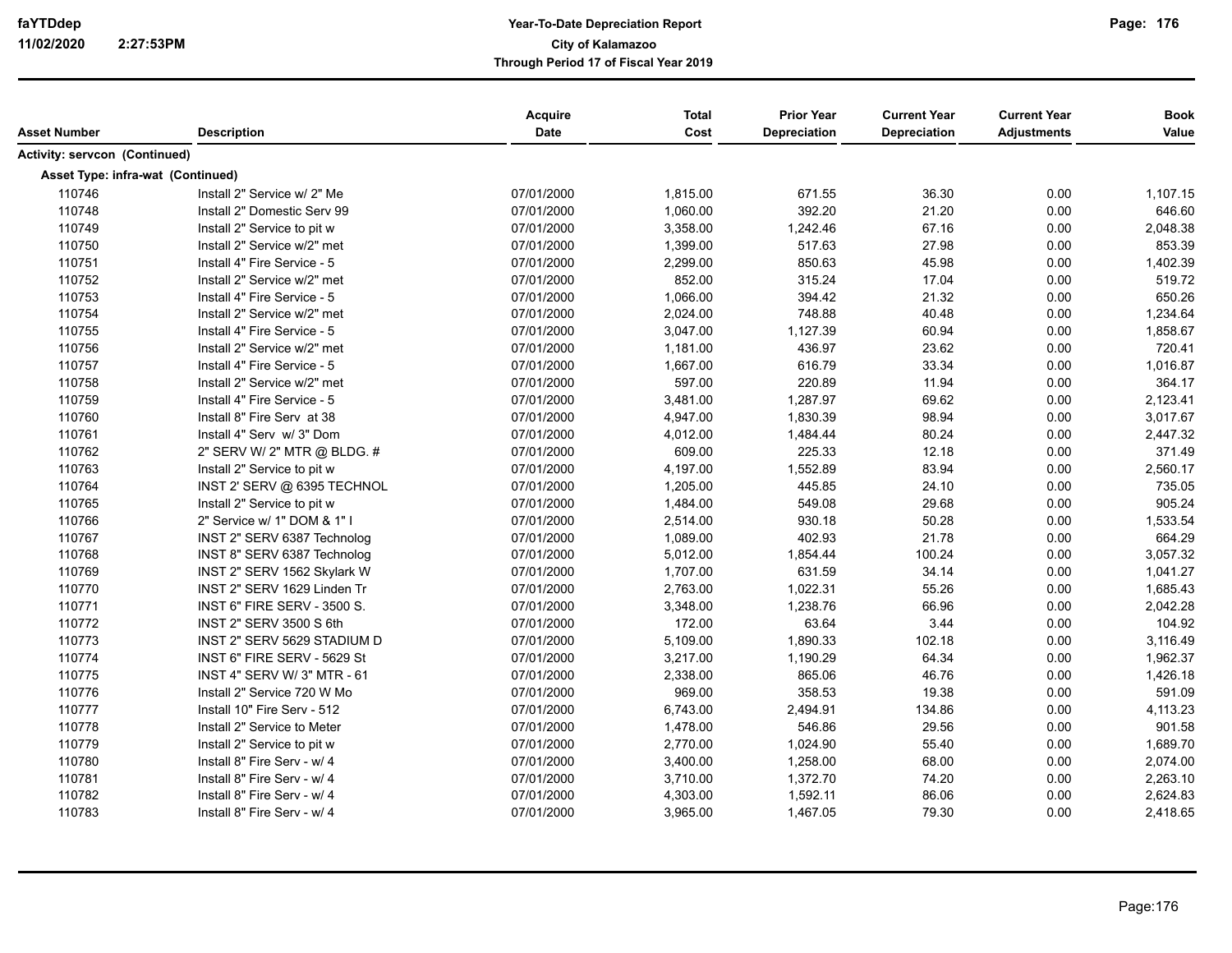**faYTDdep**
**11/02/2020 2:27:53PM**

**Year-To-Date Depreciation Report**
**City of Kalamazoo**
**Through Period 17 of Fiscal Year 2019**

| Asset Number | Description | Acquire Date | Total Cost | Prior Year Depreciation | Current Year Depreciation | Current Year Adjustments | Book Value |
|---|---|---|---|---|---|---|---|
| **Activity: servcon (Continued)** | | | | | | | |
| **Asset Type: infra-wat (Continued)** | | | | | | | |
| 110746 | Install 2" Service w/ 2" Me | 07/01/2000 | 1,815.00 | 671.55 | 36.30 | 0.00 | 1,107.15 |
| 110748 | Install 2" Domestic Serv 99 | 07/01/2000 | 1,060.00 | 392.20 | 21.20 | 0.00 | 646.60 |
| 110749 | Install 2" Service to pit w | 07/01/2000 | 3,358.00 | 1,242.46 | 67.16 | 0.00 | 2,048.38 |
| 110750 | Install 2" Service w/2" met | 07/01/2000 | 1,399.00 | 517.63 | 27.98 | 0.00 | 853.39 |
| 110751 | Install 4" Fire Service - 5 | 07/01/2000 | 2,299.00 | 850.63 | 45.98 | 0.00 | 1,402.39 |
| 110752 | Install 2" Service w/2" met | 07/01/2000 | 852.00 | 315.24 | 17.04 | 0.00 | 519.72 |
| 110753 | Install 4" Fire Service - 5 | 07/01/2000 | 1,066.00 | 394.42 | 21.32 | 0.00 | 650.26 |
| 110754 | Install 2" Service w/2" met | 07/01/2000 | 2,024.00 | 748.88 | 40.48 | 0.00 | 1,234.64 |
| 110755 | Install 4" Fire Service - 5 | 07/01/2000 | 3,047.00 | 1,127.39 | 60.94 | 0.00 | 1,858.67 |
| 110756 | Install 2" Service w/2" met | 07/01/2000 | 1,181.00 | 436.97 | 23.62 | 0.00 | 720.41 |
| 110757 | Install 4" Fire Service - 5 | 07/01/2000 | 1,667.00 | 616.79 | 33.34 | 0.00 | 1,016.87 |
| 110758 | Install 2" Service w/2" met | 07/01/2000 | 597.00 | 220.89 | 11.94 | 0.00 | 364.17 |
| 110759 | Install 4" Fire Service - 5 | 07/01/2000 | 3,481.00 | 1,287.97 | 69.62 | 0.00 | 2,123.41 |
| 110760 | Install 8" Fire Serv at 38 | 07/01/2000 | 4,947.00 | 1,830.39 | 98.94 | 0.00 | 3,017.67 |
| 110761 | Install 4" Serv w/ 3" Dom | 07/01/2000 | 4,012.00 | 1,484.44 | 80.24 | 0.00 | 2,447.32 |
| 110762 | 2" SERV W/ 2" MTR @ BLDG. # | 07/01/2000 | 609.00 | 225.33 | 12.18 | 0.00 | 371.49 |
| 110763 | Install 2" Service to pit w | 07/01/2000 | 4,197.00 | 1,552.89 | 83.94 | 0.00 | 2,560.17 |
| 110764 | INST 2' SERV @ 6395 TECHNOL | 07/01/2000 | 1,205.00 | 445.85 | 24.10 | 0.00 | 735.05 |
| 110765 | Install 2" Service to pit w | 07/01/2000 | 1,484.00 | 549.08 | 29.68 | 0.00 | 905.24 |
| 110766 | 2" Service w/ 1" DOM & 1" I | 07/01/2000 | 2,514.00 | 930.18 | 50.28 | 0.00 | 1,533.54 |
| 110767 | INST 2" SERV 6387 Technolog | 07/01/2000 | 1,089.00 | 402.93 | 21.78 | 0.00 | 664.29 |
| 110768 | INST 8" SERV 6387 Technolog | 07/01/2000 | 5,012.00 | 1,854.44 | 100.24 | 0.00 | 3,057.32 |
| 110769 | INST 2" SERV 1562 Skylark W | 07/01/2000 | 1,707.00 | 631.59 | 34.14 | 0.00 | 1,041.27 |
| 110770 | INST 2" SERV 1629 Linden Tr | 07/01/2000 | 2,763.00 | 1,022.31 | 55.26 | 0.00 | 1,685.43 |
| 110771 | INST 6" FIRE SERV - 3500 S. | 07/01/2000 | 3,348.00 | 1,238.76 | 66.96 | 0.00 | 2,042.28 |
| 110772 | INST 2" SERV 3500 S 6th | 07/01/2000 | 172.00 | 63.64 | 3.44 | 0.00 | 104.92 |
| 110773 | INST 2" SERV 5629 STADIUM D | 07/01/2000 | 5,109.00 | 1,890.33 | 102.18 | 0.00 | 3,116.49 |
| 110774 | INST 6" FIRE SERV - 5629 St | 07/01/2000 | 3,217.00 | 1,190.29 | 64.34 | 0.00 | 1,962.37 |
| 110775 | INST 4" SERV W/ 3" MTR - 61 | 07/01/2000 | 2,338.00 | 865.06 | 46.76 | 0.00 | 1,426.18 |
| 110776 | Install 2" Service 720 W Mo | 07/01/2000 | 969.00 | 358.53 | 19.38 | 0.00 | 591.09 |
| 110777 | Install 10" Fire Serv - 512 | 07/01/2000 | 6,743.00 | 2,494.91 | 134.86 | 0.00 | 4,113.23 |
| 110778 | Install 2" Service to Meter | 07/01/2000 | 1,478.00 | 546.86 | 29.56 | 0.00 | 901.58 |
| 110779 | Install 2" Service to pit w | 07/01/2000 | 2,770.00 | 1,024.90 | 55.40 | 0.00 | 1,689.70 |
| 110780 | Install 8" Fire Serv - w/ 4 | 07/01/2000 | 3,400.00 | 1,258.00 | 68.00 | 0.00 | 2,074.00 |
| 110781 | Install 8" Fire Serv - w/ 4 | 07/01/2000 | 3,710.00 | 1,372.70 | 74.20 | 0.00 | 2,263.10 |
| 110782 | Install 8" Fire Serv - w/ 4 | 07/01/2000 | 4,303.00 | 1,592.11 | 86.06 | 0.00 | 2,624.83 |
| 110783 | Install 8" Fire Serv - w/ 4 | 07/01/2000 | 3,965.00 | 1,467.05 | 79.30 | 0.00 | 2,418.65 |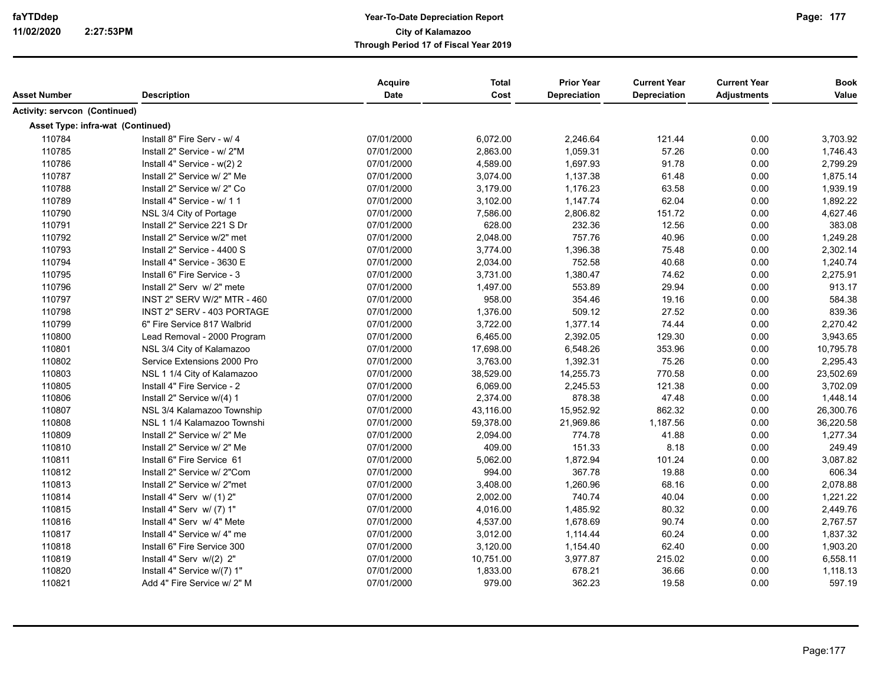**Year-To-Date Depreciation Report**
**City of Kalamazoo**
**Through Period 17 of Fiscal Year 2019**

| Asset Number | Description | Acquire Date | Total Cost | Prior Year Depreciation | Current Year Depreciation | Current Year Adjustments | Book Value |
|---|---|---|---|---|---|---|---|
| **Activity: servcon (Continued)** | | | | | | | |
| **Asset Type: infra-wat (Continued)** | | | | | | | |
| 110784 | Install 8" Fire Serv - w/ 4 | 07/01/2000 | 6,072.00 | 2,246.64 | 121.44 | 0.00 | 3,703.92 |
| 110785 | Install 2" Service - w/ 2"M | 07/01/2000 | 2,863.00 | 1,059.31 | 57.26 | 0.00 | 1,746.43 |
| 110786 | Install 4" Service - w(2) 2 | 07/01/2000 | 4,589.00 | 1,697.93 | 91.78 | 0.00 | 2,799.29 |
| 110787 | Install 2" Service w/ 2" Me | 07/01/2000 | 3,074.00 | 1,137.38 | 61.48 | 0.00 | 1,875.14 |
| 110788 | Install 2" Service w/ 2" Co | 07/01/2000 | 3,179.00 | 1,176.23 | 63.58 | 0.00 | 1,939.19 |
| 110789 | Install 4" Service - w/ 1 1 | 07/01/2000 | 3,102.00 | 1,147.74 | 62.04 | 0.00 | 1,892.22 |
| 110790 | NSL 3/4 City of Portage | 07/01/2000 | 7,586.00 | 2,806.82 | 151.72 | 0.00 | 4,627.46 |
| 110791 | Install 2" Service 221 S Dr | 07/01/2000 | 628.00 | 232.36 | 12.56 | 0.00 | 383.08 |
| 110792 | Install 2" Service w/2" met | 07/01/2000 | 2,048.00 | 757.76 | 40.96 | 0.00 | 1,249.28 |
| 110793 | Install 2" Service - 4400 S | 07/01/2000 | 3,774.00 | 1,396.38 | 75.48 | 0.00 | 2,302.14 |
| 110794 | Install 4" Service - 3630 E | 07/01/2000 | 2,034.00 | 752.58 | 40.68 | 0.00 | 1,240.74 |
| 110795 | Install 6" Fire Service - 3 | 07/01/2000 | 3,731.00 | 1,380.47 | 74.62 | 0.00 | 2,275.91 |
| 110796 | Install 2" Serv w/ 2" mete | 07/01/2000 | 1,497.00 | 553.89 | 29.94 | 0.00 | 913.17 |
| 110797 | INST 2" SERV W/2" MTR - 460 | 07/01/2000 | 958.00 | 354.46 | 19.16 | 0.00 | 584.38 |
| 110798 | INST 2" SERV - 403 PORTAGE | 07/01/2000 | 1,376.00 | 509.12 | 27.52 | 0.00 | 839.36 |
| 110799 | 6" Fire Service 817 Walbrid | 07/01/2000 | 3,722.00 | 1,377.14 | 74.44 | 0.00 | 2,270.42 |
| 110800 | Lead Removal - 2000 Program | 07/01/2000 | 6,465.00 | 2,392.05 | 129.30 | 0.00 | 3,943.65 |
| 110801 | NSL 3/4 City of Kalamazoo | 07/01/2000 | 17,698.00 | 6,548.26 | 353.96 | 0.00 | 10,795.78 |
| 110802 | Service Extensions 2000 Pro | 07/01/2000 | 3,763.00 | 1,392.31 | 75.26 | 0.00 | 2,295.43 |
| 110803 | NSL 1 1/4 City of Kalamazoo | 07/01/2000 | 38,529.00 | 14,255.73 | 770.58 | 0.00 | 23,502.69 |
| 110805 | Install 4" Fire Service - 2 | 07/01/2000 | 6,069.00 | 2,245.53 | 121.38 | 0.00 | 3,702.09 |
| 110806 | Install 2" Service w/(4) 1 | 07/01/2000 | 2,374.00 | 878.38 | 47.48 | 0.00 | 1,448.14 |
| 110807 | NSL 3/4 Kalamazoo Township | 07/01/2000 | 43,116.00 | 15,952.92 | 862.32 | 0.00 | 26,300.76 |
| 110808 | NSL 1 1/4 Kalamazoo Townshi | 07/01/2000 | 59,378.00 | 21,969.86 | 1,187.56 | 0.00 | 36,220.58 |
| 110809 | Install 2" Service w/ 2" Me | 07/01/2000 | 2,094.00 | 774.78 | 41.88 | 0.00 | 1,277.34 |
| 110810 | Install 2" Service w/ 2" Me | 07/01/2000 | 409.00 | 151.33 | 8.18 | 0.00 | 249.49 |
| 110811 | Install 6" Fire Service 61 | 07/01/2000 | 5,062.00 | 1,872.94 | 101.24 | 0.00 | 3,087.82 |
| 110812 | Install 2" Service w/ 2"Com | 07/01/2000 | 994.00 | 367.78 | 19.88 | 0.00 | 606.34 |
| 110813 | Install 2" Service w/ 2"met | 07/01/2000 | 3,408.00 | 1,260.96 | 68.16 | 0.00 | 2,078.88 |
| 110814 | Install 4" Serv w/ (1) 2" | 07/01/2000 | 2,002.00 | 740.74 | 40.04 | 0.00 | 1,221.22 |
| 110815 | Install 4" Serv w/ (7) 1" | 07/01/2000 | 4,016.00 | 1,485.92 | 80.32 | 0.00 | 2,449.76 |
| 110816 | Install 4" Serv w/ 4" Mete | 07/01/2000 | 4,537.00 | 1,678.69 | 90.74 | 0.00 | 2,767.57 |
| 110817 | Install 4" Service w/ 4" me | 07/01/2000 | 3,012.00 | 1,114.44 | 60.24 | 0.00 | 1,837.32 |
| 110818 | Install 6" Fire Service 300 | 07/01/2000 | 3,120.00 | 1,154.40 | 62.40 | 0.00 | 1,903.20 |
| 110819 | Install 4" Serv w/(2) 2" | 07/01/2000 | 10,751.00 | 3,977.87 | 215.02 | 0.00 | 6,558.11 |
| 110820 | Install 4" Service w/(7) 1" | 07/01/2000 | 1,833.00 | 678.21 | 36.66 | 0.00 | 1,118.13 |
| 110821 | Add 4" Fire Service w/ 2" M | 07/01/2000 | 979.00 | 362.23 | 19.58 | 0.00 | 597.19 |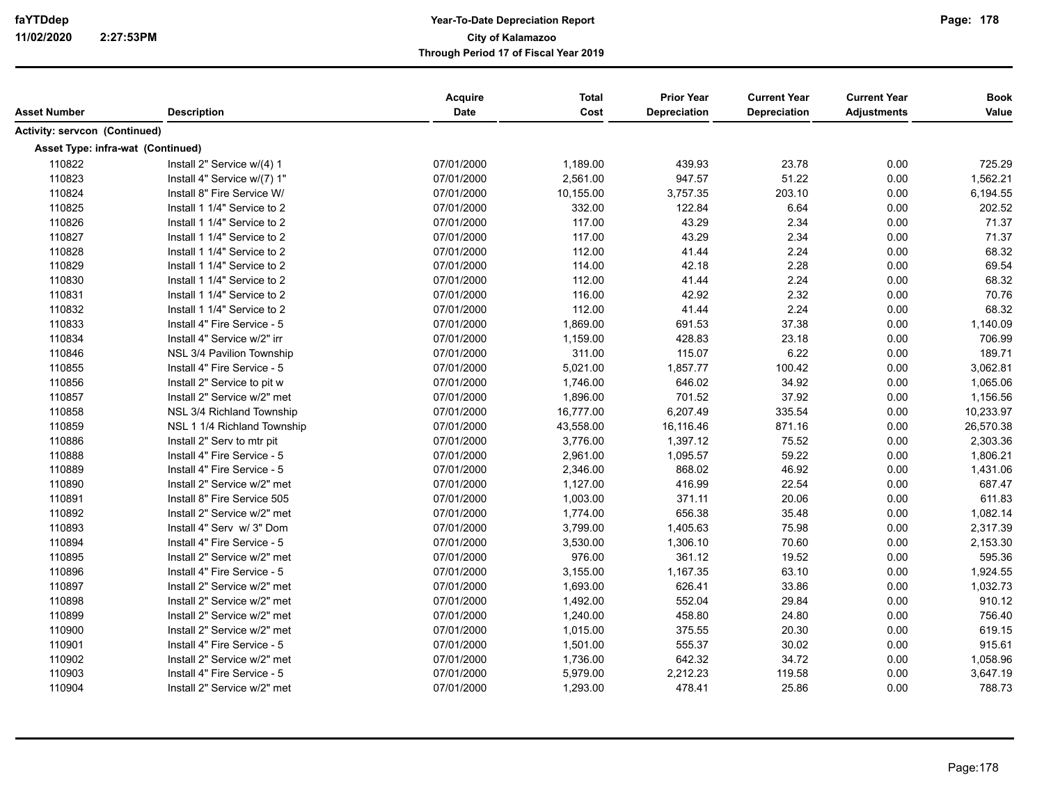| Asset Number | Description | Acquire Date | Total Cost | Prior Year Depreciation | Current Year Depreciation | Current Year Adjustments | Book Value |
|---|---|---|---|---|---|---|---|
| **Activity: servcon (Continued)** | | | | | | | |
| **Asset Type: infra-wat (Continued)** | | | | | | | |
| 110822 | Install 2" Service w/(4) 1 | 07/01/2000 | 1,189.00 | 439.93 | 23.78 | 0.00 | 725.29 |
| 110823 | Install 4" Service w/(7) 1" | 07/01/2000 | 2,561.00 | 947.57 | 51.22 | 0.00 | 1,562.21 |
| 110824 | Install 8" Fire Service W/ | 07/01/2000 | 10,155.00 | 3,757.35 | 203.10 | 0.00 | 6,194.55 |
| 110825 | Install 1 1/4" Service to 2 | 07/01/2000 | 332.00 | 122.84 | 6.64 | 0.00 | 202.52 |
| 110826 | Install 1 1/4" Service to 2 | 07/01/2000 | 117.00 | 43.29 | 2.34 | 0.00 | 71.37 |
| 110827 | Install 1 1/4" Service to 2 | 07/01/2000 | 117.00 | 43.29 | 2.34 | 0.00 | 71.37 |
| 110828 | Install 1 1/4" Service to 2 | 07/01/2000 | 112.00 | 41.44 | 2.24 | 0.00 | 68.32 |
| 110829 | Install 1 1/4" Service to 2 | 07/01/2000 | 114.00 | 42.18 | 2.28 | 0.00 | 69.54 |
| 110830 | Install 1 1/4" Service to 2 | 07/01/2000 | 112.00 | 41.44 | 2.24 | 0.00 | 68.32 |
| 110831 | Install 1 1/4" Service to 2 | 07/01/2000 | 116.00 | 42.92 | 2.32 | 0.00 | 70.76 |
| 110832 | Install 1 1/4" Service to 2 | 07/01/2000 | 112.00 | 41.44 | 2.24 | 0.00 | 68.32 |
| 110833 | Install 4" Fire Service - 5 | 07/01/2000 | 1,869.00 | 691.53 | 37.38 | 0.00 | 1,140.09 |
| 110834 | Install 4" Service w/2" irr | 07/01/2000 | 1,159.00 | 428.83 | 23.18 | 0.00 | 706.99 |
| 110846 | NSL 3/4 Pavilion Township | 07/01/2000 | 311.00 | 115.07 | 6.22 | 0.00 | 189.71 |
| 110855 | Install 4" Fire Service - 5 | 07/01/2000 | 5,021.00 | 1,857.77 | 100.42 | 0.00 | 3,062.81 |
| 110856 | Install 2" Service to pit w | 07/01/2000 | 1,746.00 | 646.02 | 34.92 | 0.00 | 1,065.06 |
| 110857 | Install 2" Service w/2" met | 07/01/2000 | 1,896.00 | 701.52 | 37.92 | 0.00 | 1,156.56 |
| 110858 | NSL 3/4 Richland Township | 07/01/2000 | 16,777.00 | 6,207.49 | 335.54 | 0.00 | 10,233.97 |
| 110859 | NSL 1 1/4 Richland Township | 07/01/2000 | 43,558.00 | 16,116.46 | 871.16 | 0.00 | 26,570.38 |
| 110886 | Install 2" Serv to mtr pit | 07/01/2000 | 3,776.00 | 1,397.12 | 75.52 | 0.00 | 2,303.36 |
| 110888 | Install 4" Fire Service - 5 | 07/01/2000 | 2,961.00 | 1,095.57 | 59.22 | 0.00 | 1,806.21 |
| 110889 | Install 4" Fire Service - 5 | 07/01/2000 | 2,346.00 | 868.02 | 46.92 | 0.00 | 1,431.06 |
| 110890 | Install 2" Service w/2" met | 07/01/2000 | 1,127.00 | 416.99 | 22.54 | 0.00 | 687.47 |
| 110891 | Install 8" Fire Service 505 | 07/01/2000 | 1,003.00 | 371.11 | 20.06 | 0.00 | 611.83 |
| 110892 | Install 2" Service w/2" met | 07/01/2000 | 1,774.00 | 656.38 | 35.48 | 0.00 | 1,082.14 |
| 110893 | Install 4" Serv w/ 3" Dom | 07/01/2000 | 3,799.00 | 1,405.63 | 75.98 | 0.00 | 2,317.39 |
| 110894 | Install 4" Fire Service - 5 | 07/01/2000 | 3,530.00 | 1,306.10 | 70.60 | 0.00 | 2,153.30 |
| 110895 | Install 2" Service w/2" met | 07/01/2000 | 976.00 | 361.12 | 19.52 | 0.00 | 595.36 |
| 110896 | Install 4" Fire Service - 5 | 07/01/2000 | 3,155.00 | 1,167.35 | 63.10 | 0.00 | 1,924.55 |
| 110897 | Install 2" Service w/2" met | 07/01/2000 | 1,693.00 | 626.41 | 33.86 | 0.00 | 1,032.73 |
| 110898 | Install 2" Service w/2" met | 07/01/2000 | 1,492.00 | 552.04 | 29.84 | 0.00 | 910.12 |
| 110899 | Install 2" Service w/2" met | 07/01/2000 | 1,240.00 | 458.80 | 24.80 | 0.00 | 756.40 |
| 110900 | Install 2" Service w/2" met | 07/01/2000 | 1,015.00 | 375.55 | 20.30 | 0.00 | 619.15 |
| 110901 | Install 4" Fire Service - 5 | 07/01/2000 | 1,501.00 | 555.37 | 30.02 | 0.00 | 915.61 |
| 110902 | Install 2" Service w/2" met | 07/01/2000 | 1,736.00 | 642.32 | 34.72 | 0.00 | 1,058.96 |
| 110903 | Install 4" Fire Service - 5 | 07/01/2000 | 5,979.00 | 2,212.23 | 119.58 | 0.00 | 3,647.19 |
| 110904 | Install 2" Service w/2" met | 07/01/2000 | 1,293.00 | 478.41 | 25.86 | 0.00 | 788.73 |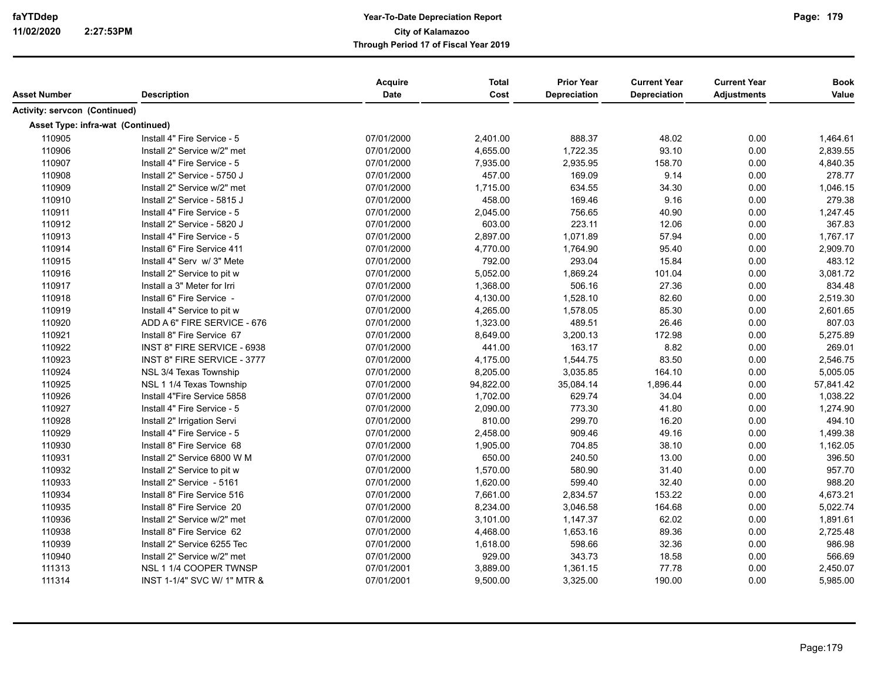| Asset Number | Description | Acquire Date | Total Cost | Prior Year Depreciation | Current Year Depreciation | Current Year Adjustments | Book Value |
|---|---|---|---|---|---|---|---|
| **Activity: servcon (Continued)** | | | | | | | |
| **Asset Type: infra-wat (Continued)** | | | | | | | |
| 110905 | Install 4" Fire Service - 5 | 07/01/2000 | 2,401.00 | 888.37 | 48.02 | 0.00 | 1,464.61 |
| 110906 | Install 2" Service w/2" met | 07/01/2000 | 4,655.00 | 1,722.35 | 93.10 | 0.00 | 2,839.55 |
| 110907 | Install 4" Fire Service - 5 | 07/01/2000 | 7,935.00 | 2,935.95 | 158.70 | 0.00 | 4,840.35 |
| 110908 | Install 2" Service - 5750 J | 07/01/2000 | 457.00 | 169.09 | 9.14 | 0.00 | 278.77 |
| 110909 | Install 2" Service w/2" met | 07/01/2000 | 1,715.00 | 634.55 | 34.30 | 0.00 | 1,046.15 |
| 110910 | Install 2" Service - 5815 J | 07/01/2000 | 458.00 | 169.46 | 9.16 | 0.00 | 279.38 |
| 110911 | Install 4" Fire Service - 5 | 07/01/2000 | 2,045.00 | 756.65 | 40.90 | 0.00 | 1,247.45 |
| 110912 | Install 2" Service - 5820 J | 07/01/2000 | 603.00 | 223.11 | 12.06 | 0.00 | 367.83 |
| 110913 | Install 4" Fire Service - 5 | 07/01/2000 | 2,897.00 | 1,071.89 | 57.94 | 0.00 | 1,767.17 |
| 110914 | Install 6" Fire Service 411 | 07/01/2000 | 4,770.00 | 1,764.90 | 95.40 | 0.00 | 2,909.70 |
| 110915 | Install 4" Serv w/ 3" Mete | 07/01/2000 | 792.00 | 293.04 | 15.84 | 0.00 | 483.12 |
| 110916 | Install 2" Service to pit w | 07/01/2000 | 5,052.00 | 1,869.24 | 101.04 | 0.00 | 3,081.72 |
| 110917 | Install a 3" Meter for Irri | 07/01/2000 | 1,368.00 | 506.16 | 27.36 | 0.00 | 834.48 |
| 110918 | Install 6" Fire Service - | 07/01/2000 | 4,130.00 | 1,528.10 | 82.60 | 0.00 | 2,519.30 |
| 110919 | Install 4" Service to pit w | 07/01/2000 | 4,265.00 | 1,578.05 | 85.30 | 0.00 | 2,601.65 |
| 110920 | ADD A 6" FIRE SERVICE - 676 | 07/01/2000 | 1,323.00 | 489.51 | 26.46 | 0.00 | 807.03 |
| 110921 | Install 8" Fire Service 67 | 07/01/2000 | 8,649.00 | 3,200.13 | 172.98 | 0.00 | 5,275.89 |
| 110922 | INST 8" FIRE SERVICE - 6938 | 07/01/2000 | 441.00 | 163.17 | 8.82 | 0.00 | 269.01 |
| 110923 | INST 8" FIRE SERVICE - 3777 | 07/01/2000 | 4,175.00 | 1,544.75 | 83.50 | 0.00 | 2,546.75 |
| 110924 | NSL 3/4 Texas Township | 07/01/2000 | 8,205.00 | 3,035.85 | 164.10 | 0.00 | 5,005.05 |
| 110925 | NSL 1 1/4 Texas Township | 07/01/2000 | 94,822.00 | 35,084.14 | 1,896.44 | 0.00 | 57,841.42 |
| 110926 | Install 4"Fire Service 5858 | 07/01/2000 | 1,702.00 | 629.74 | 34.04 | 0.00 | 1,038.22 |
| 110927 | Install 4" Fire Service - 5 | 07/01/2000 | 2,090.00 | 773.30 | 41.80 | 0.00 | 1,274.90 |
| 110928 | Install 2" Irrigation Servi | 07/01/2000 | 810.00 | 299.70 | 16.20 | 0.00 | 494.10 |
| 110929 | Install 4" Fire Service - 5 | 07/01/2000 | 2,458.00 | 909.46 | 49.16 | 0.00 | 1,499.38 |
| 110930 | Install 8" Fire Service 68 | 07/01/2000 | 1,905.00 | 704.85 | 38.10 | 0.00 | 1,162.05 |
| 110931 | Install 2" Service 6800 W M | 07/01/2000 | 650.00 | 240.50 | 13.00 | 0.00 | 396.50 |
| 110932 | Install 2" Service to pit w | 07/01/2000 | 1,570.00 | 580.90 | 31.40 | 0.00 | 957.70 |
| 110933 | Install 2" Service - 5161 | 07/01/2000 | 1,620.00 | 599.40 | 32.40 | 0.00 | 988.20 |
| 110934 | Install 8" Fire Service 516 | 07/01/2000 | 7,661.00 | 2,834.57 | 153.22 | 0.00 | 4,673.21 |
| 110935 | Install 8" Fire Service 20 | 07/01/2000 | 8,234.00 | 3,046.58 | 164.68 | 0.00 | 5,022.74 |
| 110936 | Install 2" Service w/2" met | 07/01/2000 | 3,101.00 | 1,147.37 | 62.02 | 0.00 | 1,891.61 |
| 110938 | Install 8" Fire Service 62 | 07/01/2000 | 4,468.00 | 1,653.16 | 89.36 | 0.00 | 2,725.48 |
| 110939 | Install 2" Service 6255 Tec | 07/01/2000 | 1,618.00 | 598.66 | 32.36 | 0.00 | 986.98 |
| 110940 | Install 2" Service w/2" met | 07/01/2000 | 929.00 | 343.73 | 18.58 | 0.00 | 566.69 |
| 111313 | NSL 1 1/4 COOPER TWNSP | 07/01/2001 | 3,889.00 | 1,361.15 | 77.78 | 0.00 | 2,450.07 |
| 111314 | INST 1-1/4" SVC W/ 1" MTR & | 07/01/2001 | 9,500.00 | 3,325.00 | 190.00 | 0.00 | 5,985.00 |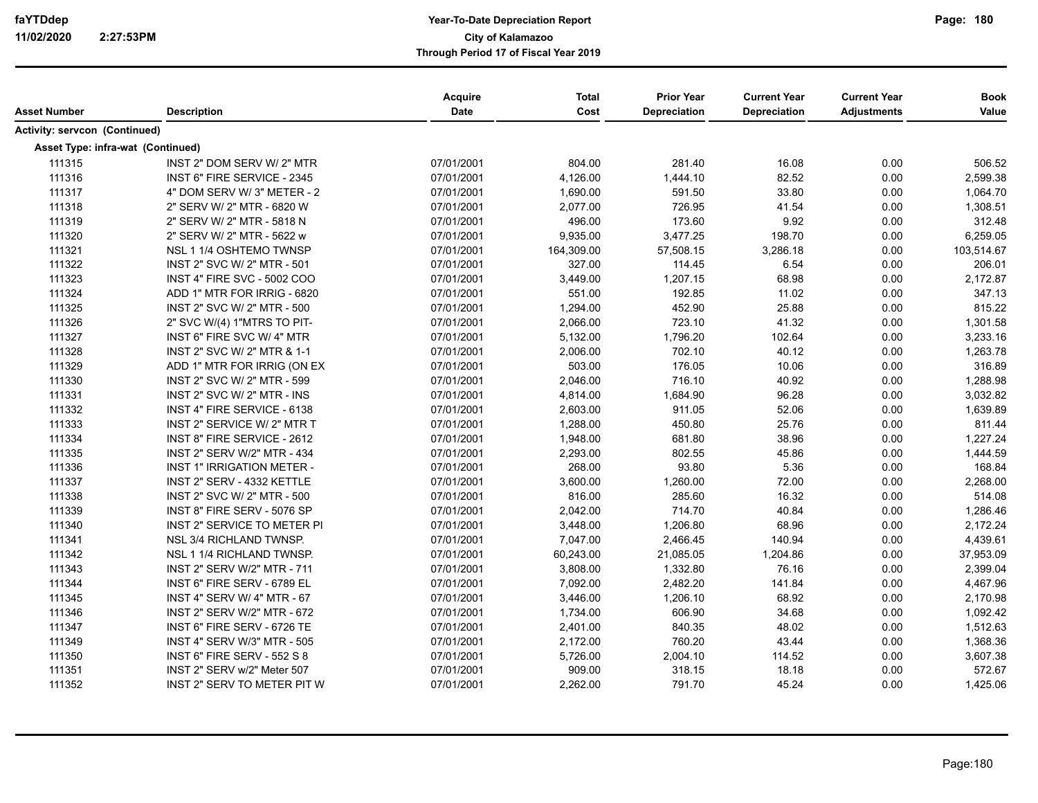| Asset Number | Description | Acquire Date | Total Cost | Prior Year Depreciation | Current Year Depreciation | Current Year Adjustments | Book Value |
|---|---|---|---|---|---|---|---|
| **Activity: servcon (Continued)** | | | | | | | |
| **Asset Type: infra-wat (Continued)** | | | | | | | |
| 111315 | INST 2" DOM SERV W/ 2" MTR | 07/01/2001 | 804.00 | 281.40 | 16.08 | 0.00 | 506.52 |
| 111316 | INST 6" FIRE SERVICE - 2345 | 07/01/2001 | 4,126.00 | 1,444.10 | 82.52 | 0.00 | 2,599.38 |
| 111317 | 4" DOM SERV W/ 3" METER - 2 | 07/01/2001 | 1,690.00 | 591.50 | 33.80 | 0.00 | 1,064.70 |
| 111318 | 2" SERV W/ 2" MTR - 6820 W | 07/01/2001 | 2,077.00 | 726.95 | 41.54 | 0.00 | 1,308.51 |
| 111319 | 2" SERV W/ 2" MTR - 5818 N | 07/01/2001 | 496.00 | 173.60 | 9.92 | 0.00 | 312.48 |
| 111320 | 2" SERV W/ 2" MTR - 5622 w | 07/01/2001 | 9,935.00 | 3,477.25 | 198.70 | 0.00 | 6,259.05 |
| 111321 | NSL 1 1/4 OSHTEMO TWNSP | 07/01/2001 | 164,309.00 | 57,508.15 | 3,286.18 | 0.00 | 103,514.67 |
| 111322 | INST 2" SVC W/ 2" MTR - 501 | 07/01/2001 | 327.00 | 114.45 | 6.54 | 0.00 | 206.01 |
| 111323 | INST 4" FIRE SVC - 5002 COO | 07/01/2001 | 3,449.00 | 1,207.15 | 68.98 | 0.00 | 2,172.87 |
| 111324 | ADD 1" MTR FOR IRRIG - 6820 | 07/01/2001 | 551.00 | 192.85 | 11.02 | 0.00 | 347.13 |
| 111325 | INST 2" SVC W/ 2" MTR - 500 | 07/01/2001 | 1,294.00 | 452.90 | 25.88 | 0.00 | 815.22 |
| 111326 | 2" SVC W/(4) 1"MTRS TO PIT- | 07/01/2001 | 2,066.00 | 723.10 | 41.32 | 0.00 | 1,301.58 |
| 111327 | INST 6" FIRE SVC W/ 4" MTR | 07/01/2001 | 5,132.00 | 1,796.20 | 102.64 | 0.00 | 3,233.16 |
| 111328 | INST 2" SVC W/ 2" MTR & 1-1 | 07/01/2001 | 2,006.00 | 702.10 | 40.12 | 0.00 | 1,263.78 |
| 111329 | ADD 1" MTR FOR IRRIG (ON EX | 07/01/2001 | 503.00 | 176.05 | 10.06 | 0.00 | 316.89 |
| 111330 | INST 2" SVC W/ 2" MTR - 599 | 07/01/2001 | 2,046.00 | 716.10 | 40.92 | 0.00 | 1,288.98 |
| 111331 | INST 2" SVC W/ 2" MTR - INS | 07/01/2001 | 4,814.00 | 1,684.90 | 96.28 | 0.00 | 3,032.82 |
| 111332 | INST 4" FIRE SERVICE - 6138 | 07/01/2001 | 2,603.00 | 911.05 | 52.06 | 0.00 | 1,639.89 |
| 111333 | INST 2" SERVICE W/ 2" MTR T | 07/01/2001 | 1,288.00 | 450.80 | 25.76 | 0.00 | 811.44 |
| 111334 | INST 8" FIRE SERVICE - 2612 | 07/01/2001 | 1,948.00 | 681.80 | 38.96 | 0.00 | 1,227.24 |
| 111335 | INST 2" SERV W/2" MTR - 434 | 07/01/2001 | 2,293.00 | 802.55 | 45.86 | 0.00 | 1,444.59 |
| 111336 | INST 1" IRRIGATION METER - | 07/01/2001 | 268.00 | 93.80 | 5.36 | 0.00 | 168.84 |
| 111337 | INST 2" SERV - 4332 KETTLE | 07/01/2001 | 3,600.00 | 1,260.00 | 72.00 | 0.00 | 2,268.00 |
| 111338 | INST 2" SVC W/ 2" MTR - 500 | 07/01/2001 | 816.00 | 285.60 | 16.32 | 0.00 | 514.08 |
| 111339 | INST 8" FIRE SERV - 5076 SP | 07/01/2001 | 2,042.00 | 714.70 | 40.84 | 0.00 | 1,286.46 |
| 111340 | INST 2" SERVICE TO METER PI | 07/01/2001 | 3,448.00 | 1,206.80 | 68.96 | 0.00 | 2,172.24 |
| 111341 | NSL 3/4 RICHLAND TWNSP. | 07/01/2001 | 7,047.00 | 2,466.45 | 140.94 | 0.00 | 4,439.61 |
| 111342 | NSL 1 1/4 RICHLAND TWNSP. | 07/01/2001 | 60,243.00 | 21,085.05 | 1,204.86 | 0.00 | 37,953.09 |
| 111343 | INST 2" SERV W/2" MTR - 711 | 07/01/2001 | 3,808.00 | 1,332.80 | 76.16 | 0.00 | 2,399.04 |
| 111344 | INST 6" FIRE SERV - 6789 EL | 07/01/2001 | 7,092.00 | 2,482.20 | 141.84 | 0.00 | 4,467.96 |
| 111345 | INST 4" SERV W/ 4" MTR - 67 | 07/01/2001 | 3,446.00 | 1,206.10 | 68.92 | 0.00 | 2,170.98 |
| 111346 | INST 2" SERV W/2" MTR - 672 | 07/01/2001 | 1,734.00 | 606.90 | 34.68 | 0.00 | 1,092.42 |
| 111347 | INST 6" FIRE SERV - 6726 TE | 07/01/2001 | 2,401.00 | 840.35 | 48.02 | 0.00 | 1,512.63 |
| 111349 | INST 4" SERV W/3" MTR - 505 | 07/01/2001 | 2,172.00 | 760.20 | 43.44 | 0.00 | 1,368.36 |
| 111350 | INST 6" FIRE SERV - 552 S 8 | 07/01/2001 | 5,726.00 | 2,004.10 | 114.52 | 0.00 | 3,607.38 |
| 111351 | INST 2" SERV w/2" Meter 507 | 07/01/2001 | 909.00 | 318.15 | 18.18 | 0.00 | 572.67 |
| 111352 | INST 2" SERV TO METER PIT W | 07/01/2001 | 2,262.00 | 791.70 | 45.24 | 0.00 | 1,425.06 |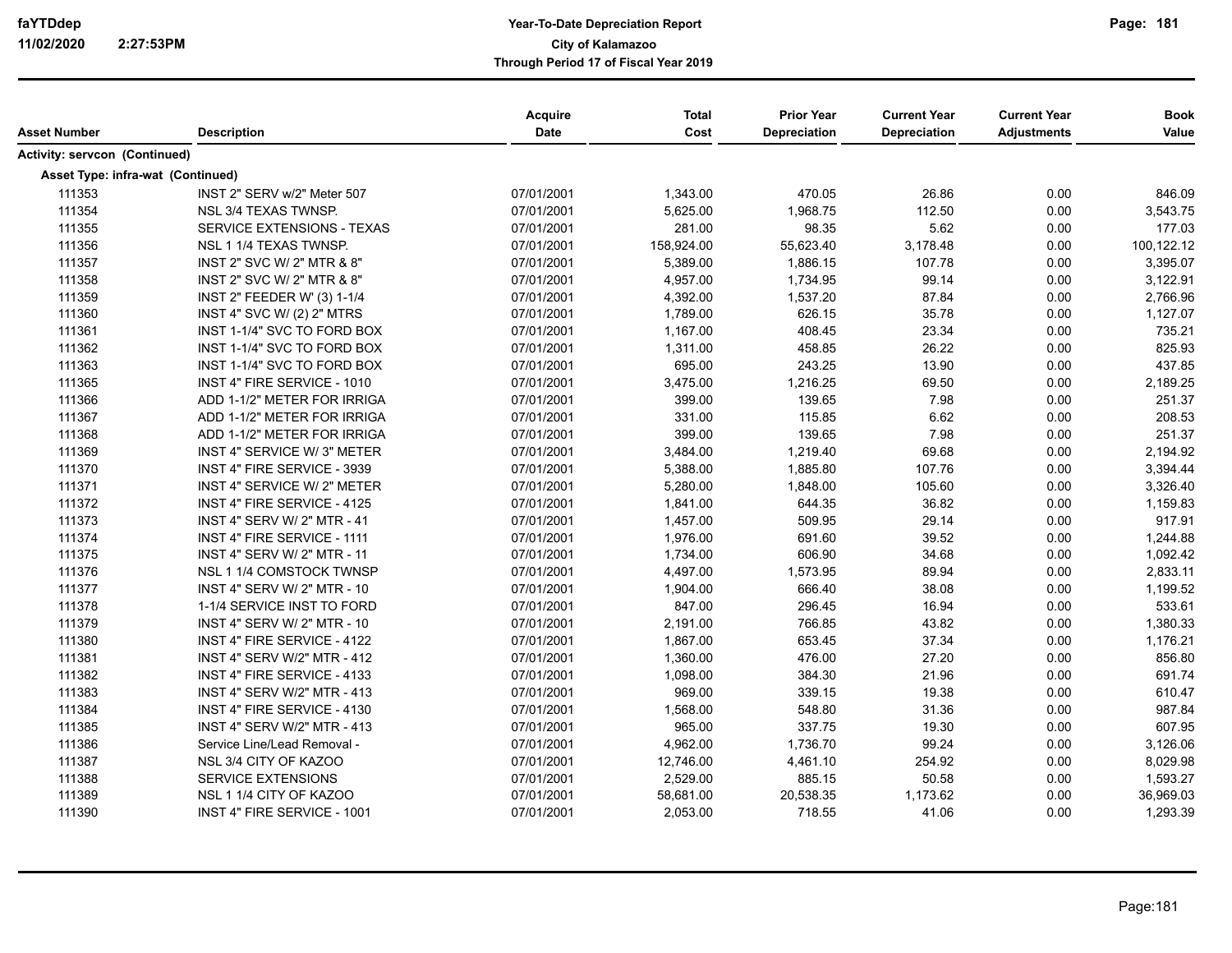| Asset Number | Description | Acquire Date | Total Cost | Prior Year Depreciation | Current Year Depreciation | Current Year Adjustments | Book Value |
|---|---|---|---|---|---|---|---|
| **Activity: servcon (Continued)** | | | | | | | |
| **Asset Type: infra-wat (Continued)** | | | | | | | |
| 111353 | INST 2" SERV w/2" Meter 507 | 07/01/2001 | 1,343.00 | 470.05 | 26.86 | 0.00 | 846.09 |
| 111354 | NSL 3/4 TEXAS TWNSP. | 07/01/2001 | 5,625.00 | 1,968.75 | 112.50 | 0.00 | 3,543.75 |
| 111355 | SERVICE EXTENSIONS - TEXAS | 07/01/2001 | 281.00 | 98.35 | 5.62 | 0.00 | 177.03 |
| 111356 | NSL 1 1/4 TEXAS TWNSP. | 07/01/2001 | 158,924.00 | 55,623.40 | 3,178.48 | 0.00 | 100,122.12 |
| 111357 | INST 2" SVC W/ 2" MTR & 8" | 07/01/2001 | 5,389.00 | 1,886.15 | 107.78 | 0.00 | 3,395.07 |
| 111358 | INST 2" SVC W/ 2" MTR & 8" | 07/01/2001 | 4,957.00 | 1,734.95 | 99.14 | 0.00 | 3,122.91 |
| 111359 | INST 2" FEEDER W' (3) 1-1/4 | 07/01/2001 | 4,392.00 | 1,537.20 | 87.84 | 0.00 | 2,766.96 |
| 111360 | INST 4" SVC W/ (2) 2" MTRS | 07/01/2001 | 1,789.00 | 626.15 | 35.78 | 0.00 | 1,127.07 |
| 111361 | INST 1-1/4" SVC TO FORD BOX | 07/01/2001 | 1,167.00 | 408.45 | 23.34 | 0.00 | 735.21 |
| 111362 | INST 1-1/4" SVC TO FORD BOX | 07/01/2001 | 1,311.00 | 458.85 | 26.22 | 0.00 | 825.93 |
| 111363 | INST 1-1/4" SVC TO FORD BOX | 07/01/2001 | 695.00 | 243.25 | 13.90 | 0.00 | 437.85 |
| 111365 | INST 4" FIRE SERVICE - 1010 | 07/01/2001 | 3,475.00 | 1,216.25 | 69.50 | 0.00 | 2,189.25 |
| 111366 | ADD 1-1/2" METER FOR IRRIGA | 07/01/2001 | 399.00 | 139.65 | 7.98 | 0.00 | 251.37 |
| 111367 | ADD 1-1/2" METER FOR IRRIGA | 07/01/2001 | 331.00 | 115.85 | 6.62 | 0.00 | 208.53 |
| 111368 | ADD 1-1/2" METER FOR IRRIGA | 07/01/2001 | 399.00 | 139.65 | 7.98 | 0.00 | 251.37 |
| 111369 | INST 4" SERVICE W/ 3" METER | 07/01/2001 | 3,484.00 | 1,219.40 | 69.68 | 0.00 | 2,194.92 |
| 111370 | INST 4" FIRE SERVICE - 3939 | 07/01/2001 | 5,388.00 | 1,885.80 | 107.76 | 0.00 | 3,394.44 |
| 111371 | INST 4" SERVICE W/ 2" METER | 07/01/2001 | 5,280.00 | 1,848.00 | 105.60 | 0.00 | 3,326.40 |
| 111372 | INST 4" FIRE SERVICE - 4125 | 07/01/2001 | 1,841.00 | 644.35 | 36.82 | 0.00 | 1,159.83 |
| 111373 | INST 4" SERV W/ 2" MTR - 41 | 07/01/2001 | 1,457.00 | 509.95 | 29.14 | 0.00 | 917.91 |
| 111374 | INST 4" FIRE SERVICE - 1111 | 07/01/2001 | 1,976.00 | 691.60 | 39.52 | 0.00 | 1,244.88 |
| 111375 | INST 4" SERV W/ 2" MTR - 11 | 07/01/2001 | 1,734.00 | 606.90 | 34.68 | 0.00 | 1,092.42 |
| 111376 | NSL 1 1/4 COMSTOCK TWNSP | 07/01/2001 | 4,497.00 | 1,573.95 | 89.94 | 0.00 | 2,833.11 |
| 111377 | INST 4" SERV W/ 2" MTR - 10 | 07/01/2001 | 1,904.00 | 666.40 | 38.08 | 0.00 | 1,199.52 |
| 111378 | 1-1/4 SERVICE INST TO FORD | 07/01/2001 | 847.00 | 296.45 | 16.94 | 0.00 | 533.61 |
| 111379 | INST 4" SERV W/ 2" MTR - 10 | 07/01/2001 | 2,191.00 | 766.85 | 43.82 | 0.00 | 1,380.33 |
| 111380 | INST 4" FIRE SERVICE - 4122 | 07/01/2001 | 1,867.00 | 653.45 | 37.34 | 0.00 | 1,176.21 |
| 111381 | INST 4" SERV W/2" MTR - 412 | 07/01/2001 | 1,360.00 | 476.00 | 27.20 | 0.00 | 856.80 |
| 111382 | INST 4" FIRE SERVICE - 4133 | 07/01/2001 | 1,098.00 | 384.30 | 21.96 | 0.00 | 691.74 |
| 111383 | INST 4" SERV W/2" MTR - 413 | 07/01/2001 | 969.00 | 339.15 | 19.38 | 0.00 | 610.47 |
| 111384 | INST 4" FIRE SERVICE - 4130 | 07/01/2001 | 1,568.00 | 548.80 | 31.36 | 0.00 | 987.84 |
| 111385 | INST 4" SERV W/2" MTR - 413 | 07/01/2001 | 965.00 | 337.75 | 19.30 | 0.00 | 607.95 |
| 111386 | Service Line/Lead Removal - | 07/01/2001 | 4,962.00 | 1,736.70 | 99.24 | 0.00 | 3,126.06 |
| 111387 | NSL 3/4 CITY OF KAZOO | 07/01/2001 | 12,746.00 | 4,461.10 | 254.92 | 0.00 | 8,029.98 |
| 111388 | SERVICE EXTENSIONS | 07/01/2001 | 2,529.00 | 885.15 | 50.58 | 0.00 | 1,593.27 |
| 111389 | NSL 1 1/4 CITY OF KAZOO | 07/01/2001 | 58,681.00 | 20,538.35 | 1,173.62 | 0.00 | 36,969.03 |
| 111390 | INST 4" FIRE SERVICE - 1001 | 07/01/2001 | 2,053.00 | 718.55 | 41.06 | 0.00 | 1,293.39 |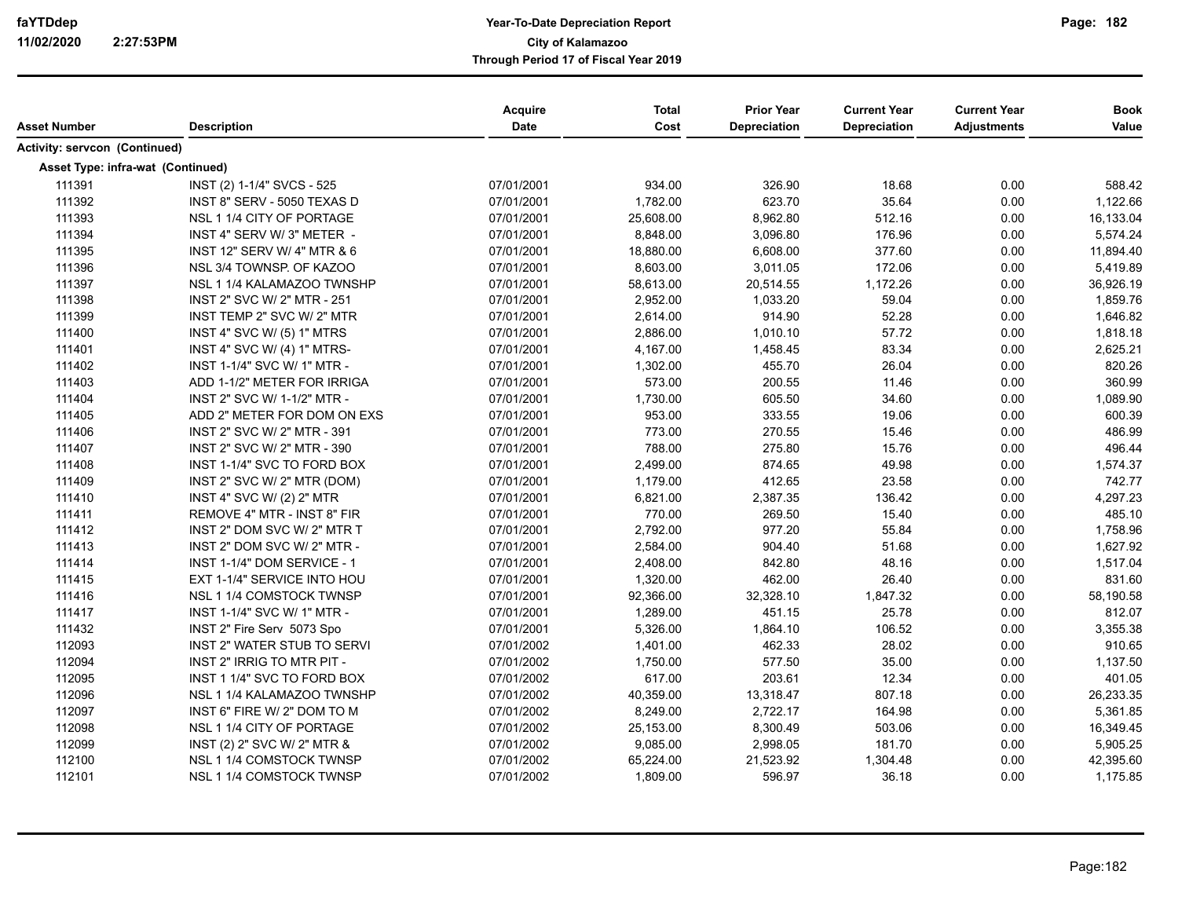| Asset Number | Description | Acquire Date | Total Cost | Prior Year Depreciation | Current Year Depreciation | Current Year Adjustments | Book Value |
|---|---|---|---|---|---|---|---|
| **Activity: servcon (Continued)** | | | | | | | |
| **Asset Type: infra-wat (Continued)** | | | | | | | |
| 111391 | INST (2) 1-1/4" SVCS - 525 | 07/01/2001 | 934.00 | 326.90 | 18.68 | 0.00 | 588.42 |
| 111392 | INST 8" SERV - 5050 TEXAS D | 07/01/2001 | 1,782.00 | 623.70 | 35.64 | 0.00 | 1,122.66 |
| 111393 | NSL 1 1/4 CITY OF PORTAGE | 07/01/2001 | 25,608.00 | 8,962.80 | 512.16 | 0.00 | 16,133.04 |
| 111394 | INST 4" SERV W/ 3" METER - | 07/01/2001 | 8,848.00 | 3,096.80 | 176.96 | 0.00 | 5,574.24 |
| 111395 | INST 12" SERV W/ 4" MTR & 6 | 07/01/2001 | 18,880.00 | 6,608.00 | 377.60 | 0.00 | 11,894.40 |
| 111396 | NSL 3/4 TOWNSP. OF KAZOO | 07/01/2001 | 8,603.00 | 3,011.05 | 172.06 | 0.00 | 5,419.89 |
| 111397 | NSL 1 1/4 KALAMAZOO TWNSHP | 07/01/2001 | 58,613.00 | 20,514.55 | 1,172.26 | 0.00 | 36,926.19 |
| 111398 | INST 2" SVC W/ 2" MTR - 251 | 07/01/2001 | 2,952.00 | 1,033.20 | 59.04 | 0.00 | 1,859.76 |
| 111399 | INST TEMP 2" SVC W/ 2" MTR | 07/01/2001 | 2,614.00 | 914.90 | 52.28 | 0.00 | 1,646.82 |
| 111400 | INST 4" SVC W/ (5) 1" MTRS | 07/01/2001 | 2,886.00 | 1,010.10 | 57.72 | 0.00 | 1,818.18 |
| 111401 | INST 4" SVC W/ (4) 1" MTRS- | 07/01/2001 | 4,167.00 | 1,458.45 | 83.34 | 0.00 | 2,625.21 |
| 111402 | INST 1-1/4" SVC W/ 1" MTR - | 07/01/2001 | 1,302.00 | 455.70 | 26.04 | 0.00 | 820.26 |
| 111403 | ADD 1-1/2" METER FOR IRRIGA | 07/01/2001 | 573.00 | 200.55 | 11.46 | 0.00 | 360.99 |
| 111404 | INST 2" SVC W/ 1-1/2" MTR - | 07/01/2001 | 1,730.00 | 605.50 | 34.60 | 0.00 | 1,089.90 |
| 111405 | ADD 2" METER FOR DOM ON EXS | 07/01/2001 | 953.00 | 333.55 | 19.06 | 0.00 | 600.39 |
| 111406 | INST 2" SVC W/ 2" MTR - 391 | 07/01/2001 | 773.00 | 270.55 | 15.46 | 0.00 | 486.99 |
| 111407 | INST 2" SVC W/ 2" MTR - 390 | 07/01/2001 | 788.00 | 275.80 | 15.76 | 0.00 | 496.44 |
| 111408 | INST 1-1/4" SVC TO FORD BOX | 07/01/2001 | 2,499.00 | 874.65 | 49.98 | 0.00 | 1,574.37 |
| 111409 | INST 2" SVC W/ 2" MTR (DOM) | 07/01/2001 | 1,179.00 | 412.65 | 23.58 | 0.00 | 742.77 |
| 111410 | INST 4" SVC W/ (2) 2" MTR | 07/01/2001 | 6,821.00 | 2,387.35 | 136.42 | 0.00 | 4,297.23 |
| 111411 | REMOVE 4" MTR - INST 8" FIR | 07/01/2001 | 770.00 | 269.50 | 15.40 | 0.00 | 485.10 |
| 111412 | INST 2" DOM SVC W/ 2" MTR T | 07/01/2001 | 2,792.00 | 977.20 | 55.84 | 0.00 | 1,758.96 |
| 111413 | INST 2" DOM SVC W/ 2" MTR - | 07/01/2001 | 2,584.00 | 904.40 | 51.68 | 0.00 | 1,627.92 |
| 111414 | INST 1-1/4" DOM SERVICE - 1 | 07/01/2001 | 2,408.00 | 842.80 | 48.16 | 0.00 | 1,517.04 |
| 111415 | EXT 1-1/4" SERVICE INTO HOU | 07/01/2001 | 1,320.00 | 462.00 | 26.40 | 0.00 | 831.60 |
| 111416 | NSL 1 1/4 COMSTOCK TWNSP | 07/01/2001 | 92,366.00 | 32,328.10 | 1,847.32 | 0.00 | 58,190.58 |
| 111417 | INST 1-1/4" SVC W/ 1" MTR - | 07/01/2001 | 1,289.00 | 451.15 | 25.78 | 0.00 | 812.07 |
| 111432 | INST 2" Fire Serv 5073 Spo | 07/01/2001 | 5,326.00 | 1,864.10 | 106.52 | 0.00 | 3,355.38 |
| 112093 | INST 2" WATER STUB TO SERVI | 07/01/2002 | 1,401.00 | 462.33 | 28.02 | 0.00 | 910.65 |
| 112094 | INST 2" IRRIG TO MTR PIT - | 07/01/2002 | 1,750.00 | 577.50 | 35.00 | 0.00 | 1,137.50 |
| 112095 | INST 1 1/4" SVC TO FORD BOX | 07/01/2002 | 617.00 | 203.61 | 12.34 | 0.00 | 401.05 |
| 112096 | NSL 1 1/4 KALAMAZOO TWNSHP | 07/01/2002 | 40,359.00 | 13,318.47 | 807.18 | 0.00 | 26,233.35 |
| 112097 | INST 6" FIRE W/ 2" DOM TO M | 07/01/2002 | 8,249.00 | 2,722.17 | 164.98 | 0.00 | 5,361.85 |
| 112098 | NSL 1 1/4 CITY OF PORTAGE | 07/01/2002 | 25,153.00 | 8,300.49 | 503.06 | 0.00 | 16,349.45 |
| 112099 | INST (2) 2" SVC W/ 2" MTR & | 07/01/2002 | 9,085.00 | 2,998.05 | 181.70 | 0.00 | 5,905.25 |
| 112100 | NSL 1 1/4 COMSTOCK TWNSP | 07/01/2002 | 65,224.00 | 21,523.92 | 1,304.48 | 0.00 | 42,395.60 |
| 112101 | NSL 1 1/4 COMSTOCK TWNSP | 07/01/2002 | 1,809.00 | 596.97 | 36.18 | 0.00 | 1,175.85 |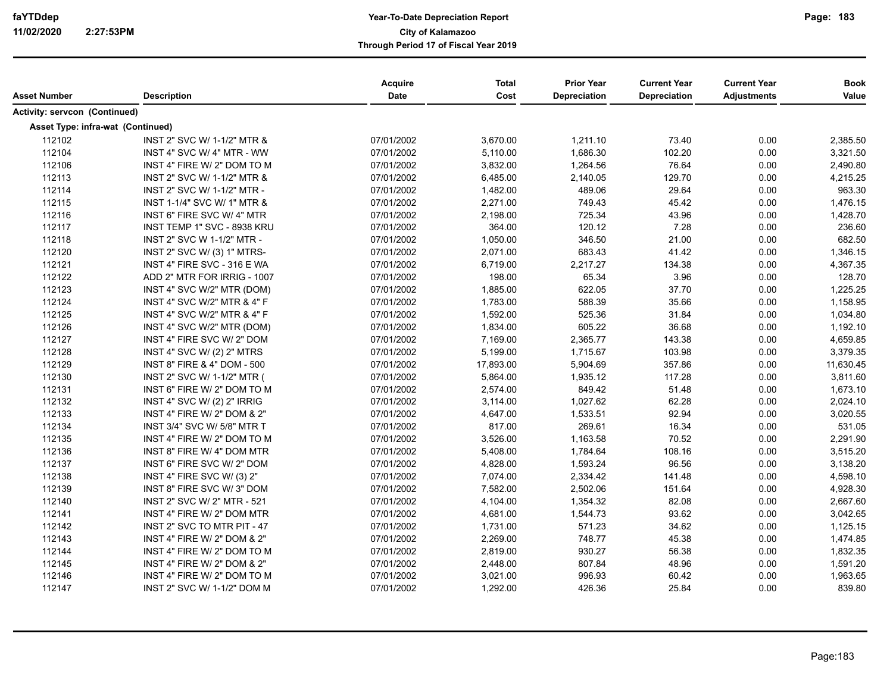| Asset Number | Description | Acquire Date | Total Cost | Prior Year Depreciation | Current Year Depreciation | Current Year Adjustments | Book Value |
|---|---|---|---|---|---|---|---|
| **Activity: servcon (Continued)** | | | | | | | |
| **Asset Type: infra-wat (Continued)** | | | | | | | |
| 112102 | INST 2" SVC W/ 1-1/2" MTR & | 07/01/2002 | 3,670.00 | 1,211.10 | 73.40 | 0.00 | 2,385.50 |
| 112104 | INST 4" SVC W/ 4" MTR - WW | 07/01/2002 | 5,110.00 | 1,686.30 | 102.20 | 0.00 | 3,321.50 |
| 112106 | INST 4" FIRE W/ 2" DOM TO M | 07/01/2002 | 3,832.00 | 1,264.56 | 76.64 | 0.00 | 2,490.80 |
| 112113 | INST 2" SVC W/ 1-1/2" MTR & | 07/01/2002 | 6,485.00 | 2,140.05 | 129.70 | 0.00 | 4,215.25 |
| 112114 | INST 2" SVC W/ 1-1/2" MTR - | 07/01/2002 | 1,482.00 | 489.06 | 29.64 | 0.00 | 963.30 |
| 112115 | INST 1-1/4" SVC W/ 1" MTR & | 07/01/2002 | 2,271.00 | 749.43 | 45.42 | 0.00 | 1,476.15 |
| 112116 | INST 6" FIRE SVC W/ 4" MTR | 07/01/2002 | 2,198.00 | 725.34 | 43.96 | 0.00 | 1,428.70 |
| 112117 | INST TEMP 1" SVC - 8938 KRU | 07/01/2002 | 364.00 | 120.12 | 7.28 | 0.00 | 236.60 |
| 112118 | INST 2" SVC W 1-1/2" MTR - | 07/01/2002 | 1,050.00 | 346.50 | 21.00 | 0.00 | 682.50 |
| 112120 | INST 2" SVC W/ (3) 1" MTRS- | 07/01/2002 | 2,071.00 | 683.43 | 41.42 | 0.00 | 1,346.15 |
| 112121 | INST 4" FIRE SVC - 316 E WA | 07/01/2002 | 6,719.00 | 2,217.27 | 134.38 | 0.00 | 4,367.35 |
| 112122 | ADD 2" MTR FOR IRRIG - 1007 | 07/01/2002 | 198.00 | 65.34 | 3.96 | 0.00 | 128.70 |
| 112123 | INST 4" SVC W/2" MTR (DOM) | 07/01/2002 | 1,885.00 | 622.05 | 37.70 | 0.00 | 1,225.25 |
| 112124 | INST 4" SVC W/2" MTR & 4" F | 07/01/2002 | 1,783.00 | 588.39 | 35.66 | 0.00 | 1,158.95 |
| 112125 | INST 4" SVC W/2" MTR & 4" F | 07/01/2002 | 1,592.00 | 525.36 | 31.84 | 0.00 | 1,034.80 |
| 112126 | INST 4" SVC W/2" MTR (DOM) | 07/01/2002 | 1,834.00 | 605.22 | 36.68 | 0.00 | 1,192.10 |
| 112127 | INST 4" FIRE SVC W/ 2" DOM | 07/01/2002 | 7,169.00 | 2,365.77 | 143.38 | 0.00 | 4,659.85 |
| 112128 | INST 4" SVC W/ (2) 2" MTRS | 07/01/2002 | 5,199.00 | 1,715.67 | 103.98 | 0.00 | 3,379.35 |
| 112129 | INST 8" FIRE & 4" DOM - 500 | 07/01/2002 | 17,893.00 | 5,904.69 | 357.86 | 0.00 | 11,630.45 |
| 112130 | INST 2" SVC W/ 1-1/2" MTR ( | 07/01/2002 | 5,864.00 | 1,935.12 | 117.28 | 0.00 | 3,811.60 |
| 112131 | INST 6" FIRE W/ 2" DOM TO M | 07/01/2002 | 2,574.00 | 849.42 | 51.48 | 0.00 | 1,673.10 |
| 112132 | INST 4" SVC W/ (2) 2" IRRIG | 07/01/2002 | 3,114.00 | 1,027.62 | 62.28 | 0.00 | 2,024.10 |
| 112133 | INST 4" FIRE W/ 2" DOM & 2" | 07/01/2002 | 4,647.00 | 1,533.51 | 92.94 | 0.00 | 3,020.55 |
| 112134 | INST 3/4" SVC W/ 5/8" MTR T | 07/01/2002 | 817.00 | 269.61 | 16.34 | 0.00 | 531.05 |
| 112135 | INST 4" FIRE W/ 2" DOM TO M | 07/01/2002 | 3,526.00 | 1,163.58 | 70.52 | 0.00 | 2,291.90 |
| 112136 | INST 8" FIRE W/ 4" DOM MTR | 07/01/2002 | 5,408.00 | 1,784.64 | 108.16 | 0.00 | 3,515.20 |
| 112137 | INST 6" FIRE SVC W/ 2" DOM | 07/01/2002 | 4,828.00 | 1,593.24 | 96.56 | 0.00 | 3,138.20 |
| 112138 | INST 4" FIRE SVC W/ (3) 2" | 07/01/2002 | 7,074.00 | 2,334.42 | 141.48 | 0.00 | 4,598.10 |
| 112139 | INST 8" FIRE SVC W/ 3" DOM | 07/01/2002 | 7,582.00 | 2,502.06 | 151.64 | 0.00 | 4,928.30 |
| 112140 | INST 2" SVC W/ 2" MTR - 521 | 07/01/2002 | 4,104.00 | 1,354.32 | 82.08 | 0.00 | 2,667.60 |
| 112141 | INST 4" FIRE W/ 2" DOM MTR | 07/01/2002 | 4,681.00 | 1,544.73 | 93.62 | 0.00 | 3,042.65 |
| 112142 | INST 2" SVC TO MTR PIT - 47 | 07/01/2002 | 1,731.00 | 571.23 | 34.62 | 0.00 | 1,125.15 |
| 112143 | INST 4" FIRE W/ 2" DOM & 2" | 07/01/2002 | 2,269.00 | 748.77 | 45.38 | 0.00 | 1,474.85 |
| 112144 | INST 4" FIRE W/ 2" DOM TO M | 07/01/2002 | 2,819.00 | 930.27 | 56.38 | 0.00 | 1,832.35 |
| 112145 | INST 4" FIRE W/ 2" DOM & 2" | 07/01/2002 | 2,448.00 | 807.84 | 48.96 | 0.00 | 1,591.20 |
| 112146 | INST 4" FIRE W/ 2" DOM TO M | 07/01/2002 | 3,021.00 | 996.93 | 60.42 | 0.00 | 1,963.65 |
| 112147 | INST 2" SVC W/ 1-1/2" DOM M | 07/01/2002 | 1,292.00 | 426.36 | 25.84 | 0.00 | 839.80 |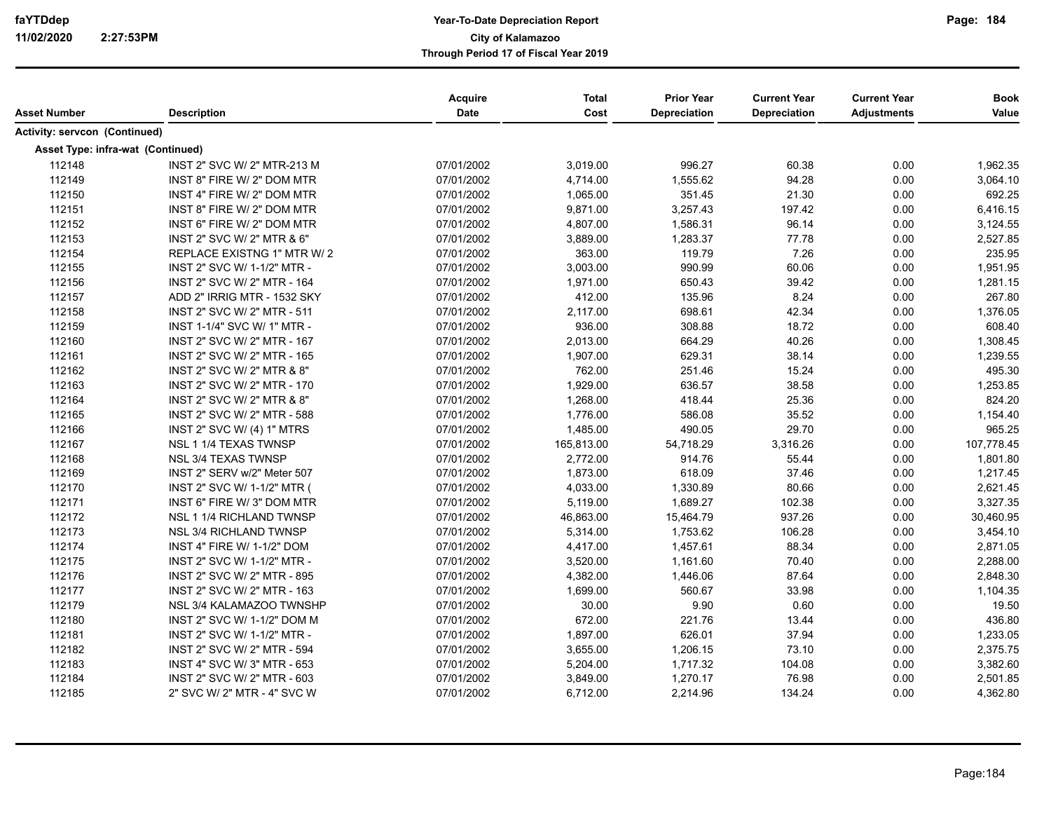# Year-To-Date Depreciation Report

**City of Kalamazoo**

**Through Period 17 of Fiscal Year 2019**

faYTDdep
11/02/2020 2:27:53PM

| Asset Number | Description | Acquire Date | Total Cost | Prior Year Depreciation | Current Year Depreciation | Current Year Adjustments | Book Value |
|---|---|---|---|---|---|---|---|
| **Activity: servcon (Continued)** | | | | | | | |
| **Asset Type: infra-wat (Continued)** | | | | | | | |
| 112148 | INST 2" SVC W/ 2" MTR-213 M | 07/01/2002 | 3,019.00 | 996.27 | 60.38 | 0.00 | 1,962.35 |
| 112149 | INST 8" FIRE W/ 2" DOM MTR | 07/01/2002 | 4,714.00 | 1,555.62 | 94.28 | 0.00 | 3,064.10 |
| 112150 | INST 4" FIRE W/ 2" DOM MTR | 07/01/2002 | 1,065.00 | 351.45 | 21.30 | 0.00 | 692.25 |
| 112151 | INST 8" FIRE W/ 2" DOM MTR | 07/01/2002 | 9,871.00 | 3,257.43 | 197.42 | 0.00 | 6,416.15 |
| 112152 | INST 6" FIRE W/ 2" DOM MTR | 07/01/2002 | 4,807.00 | 1,586.31 | 96.14 | 0.00 | 3,124.55 |
| 112153 | INST 2" SVC W/ 2" MTR & 6" | 07/01/2002 | 3,889.00 | 1,283.37 | 77.78 | 0.00 | 2,527.85 |
| 112154 | REPLACE EXISTNG 1" MTR W/ 2 | 07/01/2002 | 363.00 | 119.79 | 7.26 | 0.00 | 235.95 |
| 112155 | INST 2" SVC W/ 1-1/2" MTR - | 07/01/2002 | 3,003.00 | 990.99 | 60.06 | 0.00 | 1,951.95 |
| 112156 | INST 2" SVC W/ 2" MTR - 164 | 07/01/2002 | 1,971.00 | 650.43 | 39.42 | 0.00 | 1,281.15 |
| 112157 | ADD 2" IRRIG MTR - 1532 SKY | 07/01/2002 | 412.00 | 135.96 | 8.24 | 0.00 | 267.80 |
| 112158 | INST 2" SVC W/ 2" MTR - 511 | 07/01/2002 | 2,117.00 | 698.61 | 42.34 | 0.00 | 1,376.05 |
| 112159 | INST 1-1/4" SVC W/ 1" MTR - | 07/01/2002 | 936.00 | 308.88 | 18.72 | 0.00 | 608.40 |
| 112160 | INST 2" SVC W/ 2" MTR - 167 | 07/01/2002 | 2,013.00 | 664.29 | 40.26 | 0.00 | 1,308.45 |
| 112161 | INST 2" SVC W/ 2" MTR - 165 | 07/01/2002 | 1,907.00 | 629.31 | 38.14 | 0.00 | 1,239.55 |
| 112162 | INST 2" SVC W/ 2" MTR & 8" | 07/01/2002 | 762.00 | 251.46 | 15.24 | 0.00 | 495.30 |
| 112163 | INST 2" SVC W/ 2" MTR - 170 | 07/01/2002 | 1,929.00 | 636.57 | 38.58 | 0.00 | 1,253.85 |
| 112164 | INST 2" SVC W/ 2" MTR & 8" | 07/01/2002 | 1,268.00 | 418.44 | 25.36 | 0.00 | 824.20 |
| 112165 | INST 2" SVC W/ 2" MTR - 588 | 07/01/2002 | 1,776.00 | 586.08 | 35.52 | 0.00 | 1,154.40 |
| 112166 | INST 2" SVC W/ (4) 1" MTRS | 07/01/2002 | 1,485.00 | 490.05 | 29.70 | 0.00 | 965.25 |
| 112167 | NSL 1 1/4 TEXAS TWNSP | 07/01/2002 | 165,813.00 | 54,718.29 | 3,316.26 | 0.00 | 107,778.45 |
| 112168 | NSL 3/4 TEXAS TWNSP | 07/01/2002 | 2,772.00 | 914.76 | 55.44 | 0.00 | 1,801.80 |
| 112169 | INST 2" SERV w/2" Meter 507 | 07/01/2002 | 1,873.00 | 618.09 | 37.46 | 0.00 | 1,217.45 |
| 112170 | INST 2" SVC W/ 1-1/2" MTR ( | 07/01/2002 | 4,033.00 | 1,330.89 | 80.66 | 0.00 | 2,621.45 |
| 112171 | INST 6" FIRE W/ 3" DOM MTR | 07/01/2002 | 5,119.00 | 1,689.27 | 102.38 | 0.00 | 3,327.35 |
| 112172 | NSL 1 1/4 RICHLAND TWNSP | 07/01/2002 | 46,863.00 | 15,464.79 | 937.26 | 0.00 | 30,460.95 |
| 112173 | NSL 3/4 RICHLAND TWNSP | 07/01/2002 | 5,314.00 | 1,753.62 | 106.28 | 0.00 | 3,454.10 |
| 112174 | INST 4" FIRE W/ 1-1/2" DOM | 07/01/2002 | 4,417.00 | 1,457.61 | 88.34 | 0.00 | 2,871.05 |
| 112175 | INST 2" SVC W/ 1-1/2" MTR - | 07/01/2002 | 3,520.00 | 1,161.60 | 70.40 | 0.00 | 2,288.00 |
| 112176 | INST 2" SVC W/ 2" MTR - 895 | 07/01/2002 | 4,382.00 | 1,446.06 | 87.64 | 0.00 | 2,848.30 |
| 112177 | INST 2" SVC W/ 2" MTR - 163 | 07/01/2002 | 1,699.00 | 560.67 | 33.98 | 0.00 | 1,104.35 |
| 112179 | NSL 3/4 KALAMAZOO TWNSHP | 07/01/2002 | 30.00 | 9.90 | 0.60 | 0.00 | 19.50 |
| 112180 | INST 2" SVC W/ 1-1/2" DOM M | 07/01/2002 | 672.00 | 221.76 | 13.44 | 0.00 | 436.80 |
| 112181 | INST 2" SVC W/ 1-1/2" MTR - | 07/01/2002 | 1,897.00 | 626.01 | 37.94 | 0.00 | 1,233.05 |
| 112182 | INST 2" SVC W/ 2" MTR - 594 | 07/01/2002 | 3,655.00 | 1,206.15 | 73.10 | 0.00 | 2,375.75 |
| 112183 | INST 4" SVC W/ 3" MTR - 653 | 07/01/2002 | 5,204.00 | 1,717.32 | 104.08 | 0.00 | 3,382.60 |
| 112184 | INST 2" SVC W/ 2" MTR - 603 | 07/01/2002 | 3,849.00 | 1,270.17 | 76.98 | 0.00 | 2,501.85 |
| 112185 | 2" SVC W/ 2" MTR - 4" SVC W | 07/01/2002 | 6,712.00 | 2,214.96 | 134.24 | 0.00 | 4,362.80 |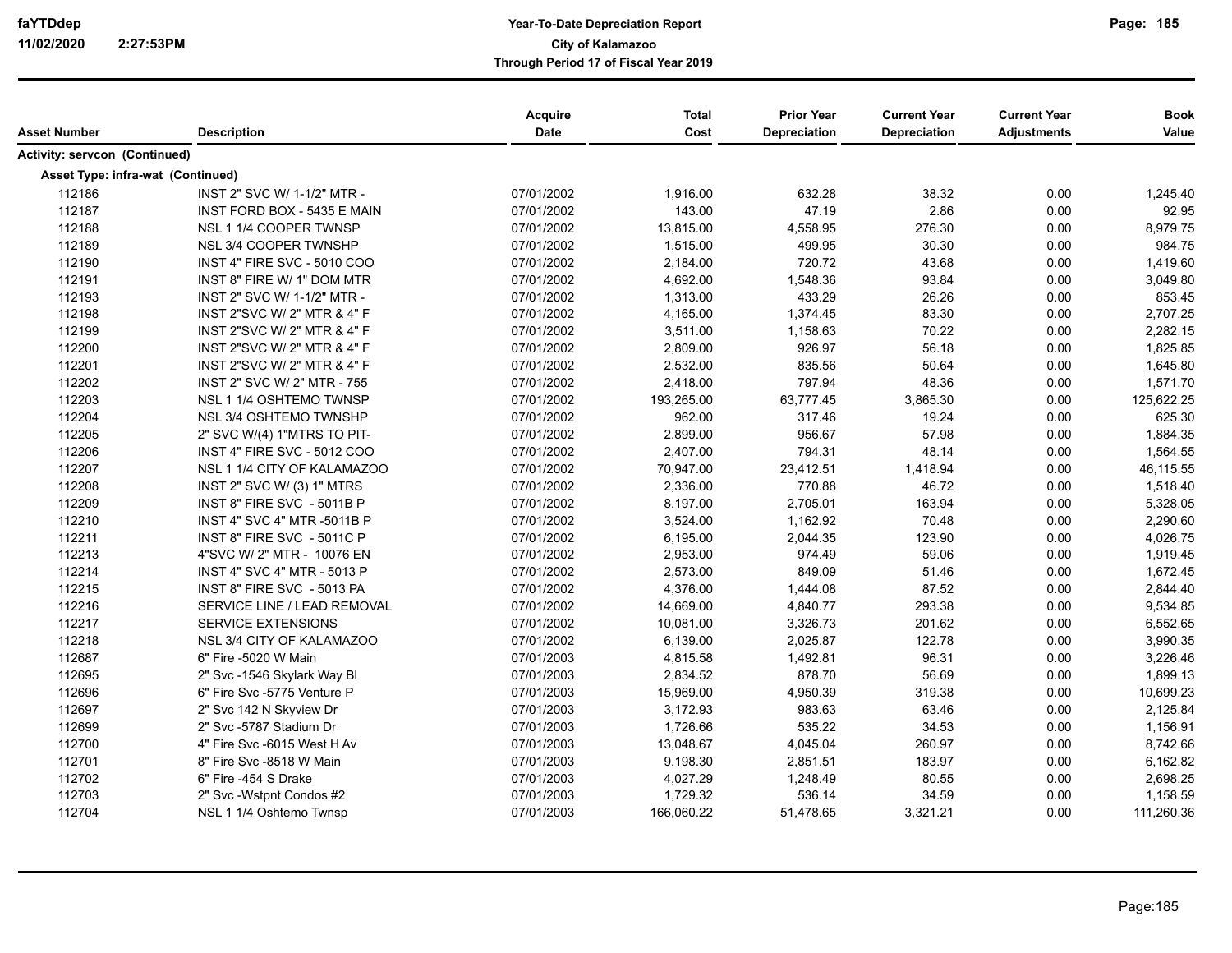| Asset Number | Description | Acquire Date | Total Cost | Prior Year Depreciation | Current Year Depreciation | Current Year Adjustments | Book Value |
|---|---|---|---|---|---|---|---|
| **Activity: servcon (Continued)** | | | | | | | |
| **Asset Type: infra-wat (Continued)** | | | | | | | |
| 112186 | INST 2" SVC W/ 1-1/2" MTR - | 07/01/2002 | 1,916.00 | 632.28 | 38.32 | 0.00 | 1,245.40 |
| 112187 | INST FORD BOX - 5435 E MAIN | 07/01/2002 | 143.00 | 47.19 | 2.86 | 0.00 | 92.95 |
| 112188 | NSL 1 1/4 COOPER TWNSP | 07/01/2002 | 13,815.00 | 4,558.95 | 276.30 | 0.00 | 8,979.75 |
| 112189 | NSL 3/4 COOPER TWNSHP | 07/01/2002 | 1,515.00 | 499.95 | 30.30 | 0.00 | 984.75 |
| 112190 | INST 4" FIRE SVC - 5010 COO | 07/01/2002 | 2,184.00 | 720.72 | 43.68 | 0.00 | 1,419.60 |
| 112191 | INST 8" FIRE W/ 1" DOM MTR | 07/01/2002 | 4,692.00 | 1,548.36 | 93.84 | 0.00 | 3,049.80 |
| 112193 | INST 2" SVC W/ 1-1/2" MTR - | 07/01/2002 | 1,313.00 | 433.29 | 26.26 | 0.00 | 853.45 |
| 112198 | INST 2"SVC W/ 2" MTR & 4" F | 07/01/2002 | 4,165.00 | 1,374.45 | 83.30 | 0.00 | 2,707.25 |
| 112199 | INST 2"SVC W/ 2" MTR & 4" F | 07/01/2002 | 3,511.00 | 1,158.63 | 70.22 | 0.00 | 2,282.15 |
| 112200 | INST 2"SVC W/ 2" MTR & 4" F | 07/01/2002 | 2,809.00 | 926.97 | 56.18 | 0.00 | 1,825.85 |
| 112201 | INST 2"SVC W/ 2" MTR & 4" F | 07/01/2002 | 2,532.00 | 835.56 | 50.64 | 0.00 | 1,645.80 |
| 112202 | INST 2" SVC W/ 2" MTR - 755 | 07/01/2002 | 2,418.00 | 797.94 | 48.36 | 0.00 | 1,571.70 |
| 112203 | NSL 1 1/4 OSHTEMO TWNSP | 07/01/2002 | 193,265.00 | 63,777.45 | 3,865.30 | 0.00 | 125,622.25 |
| 112204 | NSL 3/4 OSHTEMO TWNSHP | 07/01/2002 | 962.00 | 317.46 | 19.24 | 0.00 | 625.30 |
| 112205 | 2" SVC W/(4) 1"MTRS TO PIT- | 07/01/2002 | 2,899.00 | 956.67 | 57.98 | 0.00 | 1,884.35 |
| 112206 | INST 4" FIRE SVC - 5012 COO | 07/01/2002 | 2,407.00 | 794.31 | 48.14 | 0.00 | 1,564.55 |
| 112207 | NSL 1 1/4 CITY OF KALAMAZOO | 07/01/2002 | 70,947.00 | 23,412.51 | 1,418.94 | 0.00 | 46,115.55 |
| 112208 | INST 2" SVC W/ (3) 1" MTRS | 07/01/2002 | 2,336.00 | 770.88 | 46.72 | 0.00 | 1,518.40 |
| 112209 | INST 8" FIRE SVC - 5011B P | 07/01/2002 | 8,197.00 | 2,705.01 | 163.94 | 0.00 | 5,328.05 |
| 112210 | INST 4" SVC 4" MTR -5011B P | 07/01/2002 | 3,524.00 | 1,162.92 | 70.48 | 0.00 | 2,290.60 |
| 112211 | INST 8" FIRE SVC - 5011C P | 07/01/2002 | 6,195.00 | 2,044.35 | 123.90 | 0.00 | 4,026.75 |
| 112213 | 4"SVC W/ 2" MTR - 10076 EN | 07/01/2002 | 2,953.00 | 974.49 | 59.06 | 0.00 | 1,919.45 |
| 112214 | INST 4" SVC 4" MTR - 5013 P | 07/01/2002 | 2,573.00 | 849.09 | 51.46 | 0.00 | 1,672.45 |
| 112215 | INST 8" FIRE SVC - 5013 PA | 07/01/2002 | 4,376.00 | 1,444.08 | 87.52 | 0.00 | 2,844.40 |
| 112216 | SERVICE LINE / LEAD REMOVAL | 07/01/2002 | 14,669.00 | 4,840.77 | 293.38 | 0.00 | 9,534.85 |
| 112217 | SERVICE EXTENSIONS | 07/01/2002 | 10,081.00 | 3,326.73 | 201.62 | 0.00 | 6,552.65 |
| 112218 | NSL 3/4 CITY OF KALAMAZOO | 07/01/2002 | 6,139.00 | 2,025.87 | 122.78 | 0.00 | 3,990.35 |
| 112687 | 6" Fire -5020 W Main | 07/01/2003 | 4,815.58 | 1,492.81 | 96.31 | 0.00 | 3,226.46 |
| 112695 | 2" Svc -1546 Skylark Way Bl | 07/01/2003 | 2,834.52 | 878.70 | 56.69 | 0.00 | 1,899.13 |
| 112696 | 6" Fire Svc -5775 Venture P | 07/01/2003 | 15,969.00 | 4,950.39 | 319.38 | 0.00 | 10,699.23 |
| 112697 | 2" Svc 142 N Skyview Dr | 07/01/2003 | 3,172.93 | 983.63 | 63.46 | 0.00 | 2,125.84 |
| 112699 | 2" Svc -5787 Stadium Dr | 07/01/2003 | 1,726.66 | 535.22 | 34.53 | 0.00 | 1,156.91 |
| 112700 | 4" Fire Svc -6015 West H Av | 07/01/2003 | 13,048.67 | 4,045.04 | 260.97 | 0.00 | 8,742.66 |
| 112701 | 8" Fire Svc -8518 W Main | 07/01/2003 | 9,198.30 | 2,851.51 | 183.97 | 0.00 | 6,162.82 |
| 112702 | 6" Fire -454 S Drake | 07/01/2003 | 4,027.29 | 1,248.49 | 80.55 | 0.00 | 2,698.25 |
| 112703 | 2" Svc -Wstpnt Condos #2 | 07/01/2003 | 1,729.32 | 536.14 | 34.59 | 0.00 | 1,158.59 |
| 112704 | NSL 1 1/4 Oshtemo Twnsp | 07/01/2003 | 166,060.22 | 51,478.65 | 3,321.21 | 0.00 | 111,260.36 |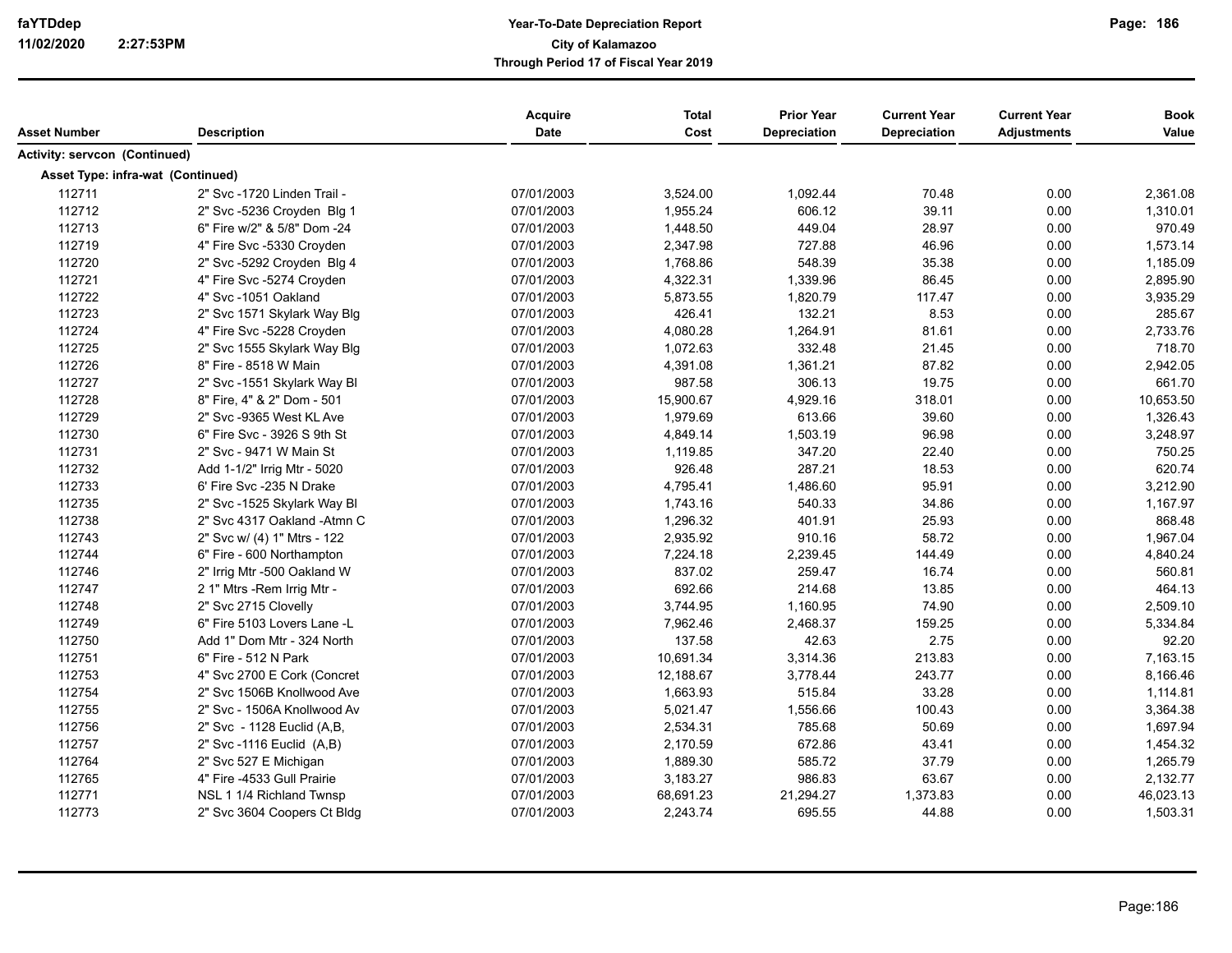| Asset Number | Description | Acquire Date | Total Cost | Prior Year Depreciation | Current Year Depreciation | Current Year Adjustments | Book Value |
|---|---|---|---|---|---|---|---|
| **Activity: servcon (Continued)** | | | | | | | |
| **Asset Type: infra-wat (Continued)** | | | | | | | |
| 112711 | 2" Svc -1720 Linden Trail - | 07/01/2003 | 3,524.00 | 1,092.44 | 70.48 | 0.00 | 2,361.08 |
| 112712 | 2" Svc -5236 Croyden Blg 1 | 07/01/2003 | 1,955.24 | 606.12 | 39.11 | 0.00 | 1,310.01 |
| 112713 | 6" Fire w/2" & 5/8" Dom -24 | 07/01/2003 | 1,448.50 | 449.04 | 28.97 | 0.00 | 970.49 |
| 112719 | 4" Fire Svc -5330 Croyden | 07/01/2003 | 2,347.98 | 727.88 | 46.96 | 0.00 | 1,573.14 |
| 112720 | 2" Svc -5292 Croyden Blg 4 | 07/01/2003 | 1,768.86 | 548.39 | 35.38 | 0.00 | 1,185.09 |
| 112721 | 4" Fire Svc -5274 Croyden | 07/01/2003 | 4,322.31 | 1,339.96 | 86.45 | 0.00 | 2,895.90 |
| 112722 | 4" Svc -1051 Oakland | 07/01/2003 | 5,873.55 | 1,820.79 | 117.47 | 0.00 | 3,935.29 |
| 112723 | 2" Svc 1571 Skylark Way Blg | 07/01/2003 | 426.41 | 132.21 | 8.53 | 0.00 | 285.67 |
| 112724 | 4" Fire Svc -5228 Croyden | 07/01/2003 | 4,080.28 | 1,264.91 | 81.61 | 0.00 | 2,733.76 |
| 112725 | 2" Svc 1555 Skylark Way Blg | 07/01/2003 | 1,072.63 | 332.48 | 21.45 | 0.00 | 718.70 |
| 112726 | 8" Fire - 8518 W Main | 07/01/2003 | 4,391.08 | 1,361.21 | 87.82 | 0.00 | 2,942.05 |
| 112727 | 2" Svc -1551 Skylark Way Bl | 07/01/2003 | 987.58 | 306.13 | 19.75 | 0.00 | 661.70 |
| 112728 | 8" Fire, 4" & 2" Dom - 501 | 07/01/2003 | 15,900.67 | 4,929.16 | 318.01 | 0.00 | 10,653.50 |
| 112729 | 2" Svc -9365 West KL Ave | 07/01/2003 | 1,979.69 | 613.66 | 39.60 | 0.00 | 1,326.43 |
| 112730 | 6" Fire Svc - 3926 S 9th St | 07/01/2003 | 4,849.14 | 1,503.19 | 96.98 | 0.00 | 3,248.97 |
| 112731 | 2" Svc - 9471 W Main St | 07/01/2003 | 1,119.85 | 347.20 | 22.40 | 0.00 | 750.25 |
| 112732 | Add 1-1/2" Irrig Mtr - 5020 | 07/01/2003 | 926.48 | 287.21 | 18.53 | 0.00 | 620.74 |
| 112733 | 6' Fire Svc -235 N Drake | 07/01/2003 | 4,795.41 | 1,486.60 | 95.91 | 0.00 | 3,212.90 |
| 112735 | 2" Svc -1525 Skylark Way Bl | 07/01/2003 | 1,743.16 | 540.33 | 34.86 | 0.00 | 1,167.97 |
| 112738 | 2" Svc 4317 Oakland -Atmn C | 07/01/2003 | 1,296.32 | 401.91 | 25.93 | 0.00 | 868.48 |
| 112743 | 2" Svc w/ (4) 1" Mtrs - 122 | 07/01/2003 | 2,935.92 | 910.16 | 58.72 | 0.00 | 1,967.04 |
| 112744 | 6" Fire - 600 Northampton | 07/01/2003 | 7,224.18 | 2,239.45 | 144.49 | 0.00 | 4,840.24 |
| 112746 | 2" Irrig Mtr -500 Oakland W | 07/01/2003 | 837.02 | 259.47 | 16.74 | 0.00 | 560.81 |
| 112747 | 2 1" Mtrs -Rem Irrig Mtr - | 07/01/2003 | 692.66 | 214.68 | 13.85 | 0.00 | 464.13 |
| 112748 | 2" Svc 2715 Clovelly | 07/01/2003 | 3,744.95 | 1,160.95 | 74.90 | 0.00 | 2,509.10 |
| 112749 | 6" Fire 5103 Lovers Lane -L | 07/01/2003 | 7,962.46 | 2,468.37 | 159.25 | 0.00 | 5,334.84 |
| 112750 | Add 1" Dom Mtr - 324 North | 07/01/2003 | 137.58 | 42.63 | 2.75 | 0.00 | 92.20 |
| 112751 | 6" Fire - 512 N Park | 07/01/2003 | 10,691.34 | 3,314.36 | 213.83 | 0.00 | 7,163.15 |
| 112753 | 4" Svc 2700 E Cork (Concret | 07/01/2003 | 12,188.67 | 3,778.44 | 243.77 | 0.00 | 8,166.46 |
| 112754 | 2" Svc 1506B Knollwood Ave | 07/01/2003 | 1,663.93 | 515.84 | 33.28 | 0.00 | 1,114.81 |
| 112755 | 2" Svc - 1506A Knollwood Av | 07/01/2003 | 5,021.47 | 1,556.66 | 100.43 | 0.00 | 3,364.38 |
| 112756 | 2" Svc - 1128 Euclid (A,B, | 07/01/2003 | 2,534.31 | 785.68 | 50.69 | 0.00 | 1,697.94 |
| 112757 | 2" Svc -1116 Euclid (A,B) | 07/01/2003 | 2,170.59 | 672.86 | 43.41 | 0.00 | 1,454.32 |
| 112764 | 2" Svc 527 E Michigan | 07/01/2003 | 1,889.30 | 585.72 | 37.79 | 0.00 | 1,265.79 |
| 112765 | 4" Fire -4533 Gull Prairie | 07/01/2003 | 3,183.27 | 986.83 | 63.67 | 0.00 | 2,132.77 |
| 112771 | NSL 1 1/4 Richland Twnsp | 07/01/2003 | 68,691.23 | 21,294.27 | 1,373.83 | 0.00 | 46,023.13 |
| 112773 | 2" Svc 3604 Coopers Ct Bldg | 07/01/2003 | 2,243.74 | 695.55 | 44.88 | 0.00 | 1,503.31 |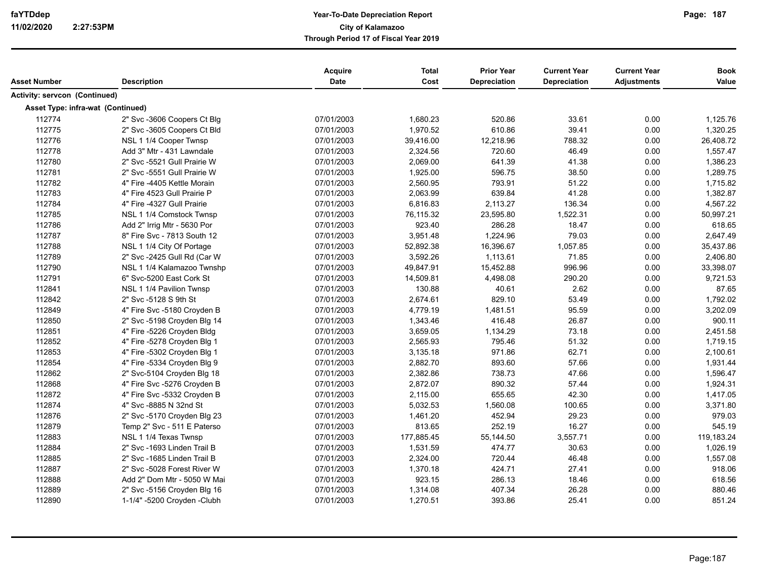| Asset Number | Description | Acquire Date | Total Cost | Prior Year Depreciation | Current Year Depreciation | Current Year Adjustments | Book Value |
|---|---|---|---|---|---|---|---|
| **Activity: servcon (Continued)** | | | | | | | |
| **Asset Type: infra-wat (Continued)** | | | | | | | |
| 112774 | 2" Svc -3606 Coopers Ct Blg | 07/01/2003 | 1,680.23 | 520.86 | 33.61 | 0.00 | 1,125.76 |
| 112775 | 2" Svc -3605 Coopers Ct Bld | 07/01/2003 | 1,970.52 | 610.86 | 39.41 | 0.00 | 1,320.25 |
| 112776 | NSL 1 1/4 Cooper Twnsp | 07/01/2003 | 39,416.00 | 12,218.96 | 788.32 | 0.00 | 26,408.72 |
| 112778 | Add 3" Mtr - 431 Lawndale | 07/01/2003 | 2,324.56 | 720.60 | 46.49 | 0.00 | 1,557.47 |
| 112780 | 2" Svc -5521 Gull Prairie W | 07/01/2003 | 2,069.00 | 641.39 | 41.38 | 0.00 | 1,386.23 |
| 112781 | 2" Svc -5551 Gull Prairie W | 07/01/2003 | 1,925.00 | 596.75 | 38.50 | 0.00 | 1,289.75 |
| 112782 | 4" Fire -4405 Kettle Morain | 07/01/2003 | 2,560.95 | 793.91 | 51.22 | 0.00 | 1,715.82 |
| 112783 | 4" Fire 4523 Gull Prairie P | 07/01/2003 | 2,063.99 | 639.84 | 41.28 | 0.00 | 1,382.87 |
| 112784 | 4" Fire -4327 Gull Prairie | 07/01/2003 | 6,816.83 | 2,113.27 | 136.34 | 0.00 | 4,567.22 |
| 112785 | NSL 1 1/4 Comstock Twnsp | 07/01/2003 | 76,115.32 | 23,595.80 | 1,522.31 | 0.00 | 50,997.21 |
| 112786 | Add 2" Irrig Mtr - 5630 Por | 07/01/2003 | 923.40 | 286.28 | 18.47 | 0.00 | 618.65 |
| 112787 | 8" Fire Svc - 7813 South 12 | 07/01/2003 | 3,951.48 | 1,224.96 | 79.03 | 0.00 | 2,647.49 |
| 112788 | NSL 1 1/4 City Of Portage | 07/01/2003 | 52,892.38 | 16,396.67 | 1,057.85 | 0.00 | 35,437.86 |
| 112789 | 2" Svc -2425 Gull Rd (Car W | 07/01/2003 | 3,592.26 | 1,113.61 | 71.85 | 0.00 | 2,406.80 |
| 112790 | NSL 1 1/4 Kalamazoo Twnshp | 07/01/2003 | 49,847.91 | 15,452.88 | 996.96 | 0.00 | 33,398.07 |
| 112791 | 6" Svc-5200 East Cork St | 07/01/2003 | 14,509.81 | 4,498.08 | 290.20 | 0.00 | 9,721.53 |
| 112841 | NSL 1 1/4 Pavilion Twnsp | 07/01/2003 | 130.88 | 40.61 | 2.62 | 0.00 | 87.65 |
| 112842 | 2" Svc -5128 S 9th St | 07/01/2003 | 2,674.61 | 829.10 | 53.49 | 0.00 | 1,792.02 |
| 112849 | 4" Fire Svc -5180 Croyden B | 07/01/2003 | 4,779.19 | 1,481.51 | 95.59 | 0.00 | 3,202.09 |
| 112850 | 2" Svc -5198 Croyden Blg 14 | 07/01/2003 | 1,343.46 | 416.48 | 26.87 | 0.00 | 900.11 |
| 112851 | 4" Fire -5226 Croyden Bldg | 07/01/2003 | 3,659.05 | 1,134.29 | 73.18 | 0.00 | 2,451.58 |
| 112852 | 4" Fire -5278 Croyden Blg 1 | 07/01/2003 | 2,565.93 | 795.46 | 51.32 | 0.00 | 1,719.15 |
| 112853 | 4" Fire -5302 Croyden Blg 1 | 07/01/2003 | 3,135.18 | 971.86 | 62.71 | 0.00 | 2,100.61 |
| 112854 | 4" Fire -5334 Croyden Blg 9 | 07/01/2003 | 2,882.70 | 893.60 | 57.66 | 0.00 | 1,931.44 |
| 112862 | 2" Svc-5104 Croyden Blg 18 | 07/01/2003 | 2,382.86 | 738.73 | 47.66 | 0.00 | 1,596.47 |
| 112868 | 4" Fire Svc -5276 Croyden B | 07/01/2003 | 2,872.07 | 890.32 | 57.44 | 0.00 | 1,924.31 |
| 112872 | 4" Fire Svc -5332 Croyden B | 07/01/2003 | 2,115.00 | 655.65 | 42.30 | 0.00 | 1,417.05 |
| 112874 | 4" Svc -8885 N 32nd St | 07/01/2003 | 5,032.53 | 1,560.08 | 100.65 | 0.00 | 3,371.80 |
| 112876 | 2" Svc -5170 Croyden Blg 23 | 07/01/2003 | 1,461.20 | 452.94 | 29.23 | 0.00 | 979.03 |
| 112879 | Temp 2" Svc - 511 E Paterso | 07/01/2003 | 813.65 | 252.19 | 16.27 | 0.00 | 545.19 |
| 112883 | NSL 1 1/4 Texas Twnsp | 07/01/2003 | 177,885.45 | 55,144.50 | 3,557.71 | 0.00 | 119,183.24 |
| 112884 | 2" Svc -1693 Linden Trail B | 07/01/2003 | 1,531.59 | 474.77 | 30.63 | 0.00 | 1,026.19 |
| 112885 | 2" Svc -1685 Linden Trail B | 07/01/2003 | 2,324.00 | 720.44 | 46.48 | 0.00 | 1,557.08 |
| 112887 | 2" Svc -5028 Forest River W | 07/01/2003 | 1,370.18 | 424.71 | 27.41 | 0.00 | 918.06 |
| 112888 | Add 2" Dom Mtr - 5050 W Mai | 07/01/2003 | 923.15 | 286.13 | 18.46 | 0.00 | 618.56 |
| 112889 | 2" Svc -5156 Croyden Blg 16 | 07/01/2003 | 1,314.08 | 407.34 | 26.28 | 0.00 | 880.46 |
| 112890 | 1-1/4" -5200 Croyden -Clubh | 07/01/2003 | 1,270.51 | 393.86 | 25.41 | 0.00 | 851.24 |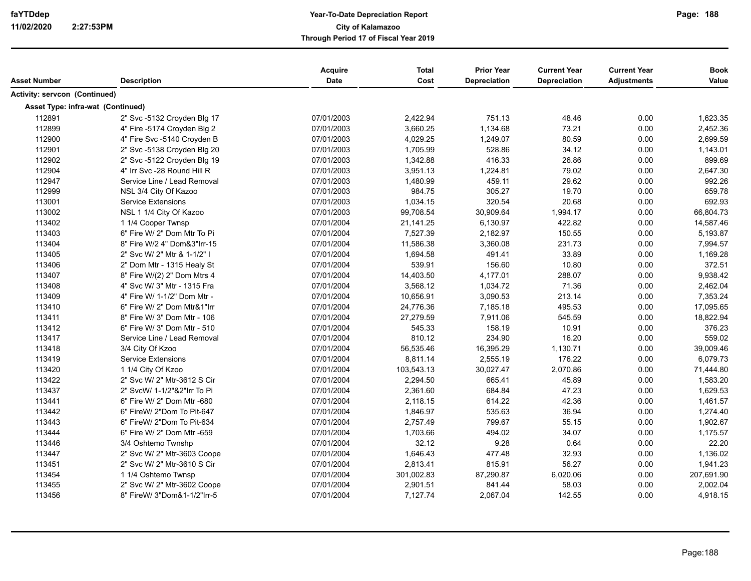# Year-To-Date Depreciation Report
## City of Kalamazoo
### Through Period 17 of Fiscal Year 2019

| Asset Number | Description | Acquire Date | Total Cost | Prior Year Depreciation | Current Year Depreciation | Current Year Adjustments | Book Value |
|---|---|---|---|---|---|---|---|
| **Activity: servcon (Continued)** | | | | | | | |
| **Asset Type: infra-wat (Continued)** | | | | | | | |
| 112891 | 2" Svc -5132 Croyden Blg 17 | 07/01/2003 | 2,422.94 | 751.13 | 48.46 | 0.00 | 1,623.35 |
| 112899 | 4" Fire -5174 Croyden Blg 2 | 07/01/2003 | 3,660.25 | 1,134.68 | 73.21 | 0.00 | 2,452.36 |
| 112900 | 4" Fire Svc -5140 Croyden B | 07/01/2003 | 4,029.25 | 1,249.07 | 80.59 | 0.00 | 2,699.59 |
| 112901 | 2" Svc -5138 Croyden Blg 20 | 07/01/2003 | 1,705.99 | 528.86 | 34.12 | 0.00 | 1,143.01 |
| 112902 | 2" Svc -5122 Croyden Blg 19 | 07/01/2003 | 1,342.88 | 416.33 | 26.86 | 0.00 | 899.69 |
| 112904 | 4" Irr Svc -28 Round Hill R | 07/01/2003 | 3,951.13 | 1,224.81 | 79.02 | 0.00 | 2,647.30 |
| 112947 | Service Line / Lead Removal | 07/01/2003 | 1,480.99 | 459.11 | 29.62 | 0.00 | 992.26 |
| 112999 | NSL 3/4 City Of Kazoo | 07/01/2003 | 984.75 | 305.27 | 19.70 | 0.00 | 659.78 |
| 113001 | Service Extensions | 07/01/2003 | 1,034.15 | 320.54 | 20.68 | 0.00 | 692.93 |
| 113002 | NSL 1 1/4 City Of Kazoo | 07/01/2003 | 99,708.54 | 30,909.64 | 1,994.17 | 0.00 | 66,804.73 |
| 113402 | 1 1/4 Cooper Twnsp | 07/01/2004 | 21,141.25 | 6,130.97 | 422.82 | 0.00 | 14,587.46 |
| 113403 | 6" Fire W/ 2" Dom Mtr To Pi | 07/01/2004 | 7,527.39 | 2,182.97 | 150.55 | 0.00 | 5,193.87 |
| 113404 | 8" Fire W/2 4" Dom&3"Irr-15 | 07/01/2004 | 11,586.38 | 3,360.08 | 231.73 | 0.00 | 7,994.57 |
| 113405 | 2" Svc W/ 2" Mtr & 1-1/2" I | 07/01/2004 | 1,694.58 | 491.41 | 33.89 | 0.00 | 1,169.28 |
| 113406 | 2" Dom Mtr - 1315 Healy St | 07/01/2004 | 539.91 | 156.60 | 10.80 | 0.00 | 372.51 |
| 113407 | 8" Fire W/(2) 2" Dom Mtrs 4 | 07/01/2004 | 14,403.50 | 4,177.01 | 288.07 | 0.00 | 9,938.42 |
| 113408 | 4" Svc W/ 3" Mtr - 1315 Fra | 07/01/2004 | 3,568.12 | 1,034.72 | 71.36 | 0.00 | 2,462.04 |
| 113409 | 4" Fire W/ 1-1/2" Dom Mtr - | 07/01/2004 | 10,656.91 | 3,090.53 | 213.14 | 0.00 | 7,353.24 |
| 113410 | 6" Fire W/ 2" Dom Mtr&1"Irr | 07/01/2004 | 24,776.36 | 7,185.18 | 495.53 | 0.00 | 17,095.65 |
| 113411 | 8" Fire W/ 3" Dom Mtr - 106 | 07/01/2004 | 27,279.59 | 7,911.06 | 545.59 | 0.00 | 18,822.94 |
| 113412 | 6" Fire W/ 3" Dom Mtr - 510 | 07/01/2004 | 545.33 | 158.19 | 10.91 | 0.00 | 376.23 |
| 113417 | Service Line / Lead Removal | 07/01/2004 | 810.12 | 234.90 | 16.20 | 0.00 | 559.02 |
| 113418 | 3/4 City Of Kzoo | 07/01/2004 | 56,535.46 | 16,395.29 | 1,130.71 | 0.00 | 39,009.46 |
| 113419 | Service Extensions | 07/01/2004 | 8,811.14 | 2,555.19 | 176.22 | 0.00 | 6,079.73 |
| 113420 | 1 1/4 City Of Kzoo | 07/01/2004 | 103,543.13 | 30,027.47 | 2,070.86 | 0.00 | 71,444.80 |
| 113422 | 2" Svc W/ 2" Mtr-3612 S Cir | 07/01/2004 | 2,294.50 | 665.41 | 45.89 | 0.00 | 1,583.20 |
| 113437 | 2" SvcW/ 1-1/2"&2"Irr To Pi | 07/01/2004 | 2,361.60 | 684.84 | 47.23 | 0.00 | 1,629.53 |
| 113441 | 6" Fire W/ 2" Dom Mtr -680 | 07/01/2004 | 2,118.15 | 614.22 | 42.36 | 0.00 | 1,461.57 |
| 113442 | 6" FireW/ 2"Dom To Pit-647 | 07/01/2004 | 1,846.97 | 535.63 | 36.94 | 0.00 | 1,274.40 |
| 113443 | 6" FireW/ 2"Dom To Pit-634 | 07/01/2004 | 2,757.49 | 799.67 | 55.15 | 0.00 | 1,902.67 |
| 113444 | 6" Fire W/ 2" Dom Mtr -659 | 07/01/2004 | 1,703.66 | 494.02 | 34.07 | 0.00 | 1,175.57 |
| 113446 | 3/4 Oshtemo Twnshp | 07/01/2004 | 32.12 | 9.28 | 0.64 | 0.00 | 22.20 |
| 113447 | 2" Svc W/ 2" Mtr-3603 Coope | 07/01/2004 | 1,646.43 | 477.48 | 32.93 | 0.00 | 1,136.02 |
| 113451 | 2" Svc W/ 2" Mtr-3610 S Cir | 07/01/2004 | 2,813.41 | 815.91 | 56.27 | 0.00 | 1,941.23 |
| 113454 | 1 1/4 Oshtemo Twnsp | 07/01/2004 | 301,002.83 | 87,290.87 | 6,020.06 | 0.00 | 207,691.90 |
| 113455 | 2" Svc W/ 2" Mtr-3602 Coope | 07/01/2004 | 2,901.51 | 841.44 | 58.03 | 0.00 | 2,002.04 |
| 113456 | 8" FireW/ 3"Dom&1-1/2"Irr-5 | 07/01/2004 | 7,127.74 | 2,067.04 | 142.55 | 0.00 | 4,918.15 |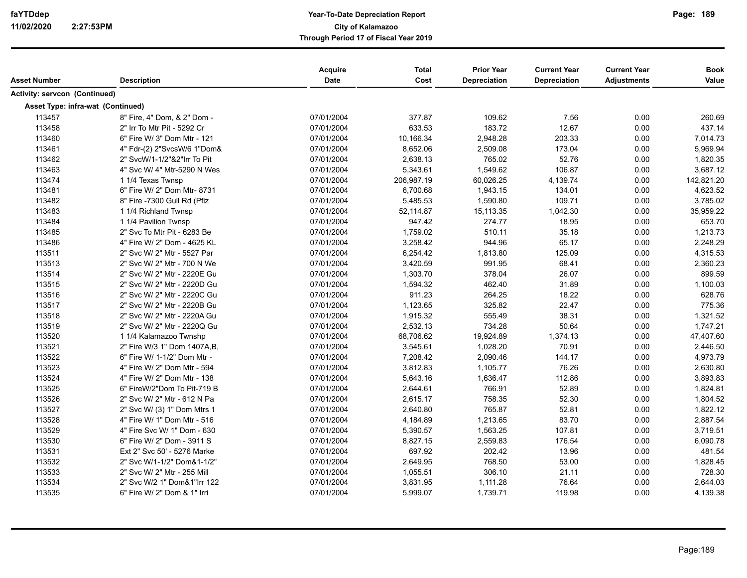**Year-To-Date Depreciation Report**
**City of Kalamazoo**
**Through Period 17 of Fiscal Year 2019**

| Asset Number | Description | Acquire Date | Total Cost | Prior Year Depreciation | Current Year Depreciation | Current Year Adjustments | Book Value |
|---|---|---|---|---|---|---|---|
| **Activity: servcon (Continued)** | | | | | | | |
| **Asset Type: infra-wat (Continued)** | | | | | | | |
| 113457 | 8" Fire, 4" Dom, & 2" Dom - | 07/01/2004 | 377.87 | 109.62 | 7.56 | 0.00 | 260.69 |
| 113458 | 2" Irr To Mtr Pit - 5292 Cr | 07/01/2004 | 633.53 | 183.72 | 12.67 | 0.00 | 437.14 |
| 113460 | 6" Fire W/ 3" Dom Mtr - 121 | 07/01/2004 | 10,166.34 | 2,948.28 | 203.33 | 0.00 | 7,014.73 |
| 113461 | 4" Fdr-(2) 2"SvcsW/6 1"Dom& | 07/01/2004 | 8,652.06 | 2,509.08 | 173.04 | 0.00 | 5,969.94 |
| 113462 | 2" SvcW/1-1/2"&2"Irr To Pit | 07/01/2004 | 2,638.13 | 765.02 | 52.76 | 0.00 | 1,820.35 |
| 113463 | 4" Svc W/ 4" Mtr-5290 N Wes | 07/01/2004 | 5,343.61 | 1,549.62 | 106.87 | 0.00 | 3,687.12 |
| 113474 | 1 1/4 Texas Twnsp | 07/01/2004 | 206,987.19 | 60,026.25 | 4,139.74 | 0.00 | 142,821.20 |
| 113481 | 6" Fire W/ 2" Dom Mtr- 8731 | 07/01/2004 | 6,700.68 | 1,943.15 | 134.01 | 0.00 | 4,623.52 |
| 113482 | 8" Fire -7300 Gull Rd (Pfiz | 07/01/2004 | 5,485.53 | 1,590.80 | 109.71 | 0.00 | 3,785.02 |
| 113483 | 1 1/4 Richland Twnsp | 07/01/2004 | 52,114.87 | 15,113.35 | 1,042.30 | 0.00 | 35,959.22 |
| 113484 | 1 1/4 Pavilion Twnsp | 07/01/2004 | 947.42 | 274.77 | 18.95 | 0.00 | 653.70 |
| 113485 | 2" Svc To Mtr Pit - 6283 Be | 07/01/2004 | 1,759.02 | 510.11 | 35.18 | 0.00 | 1,213.73 |
| 113486 | 4" Fire W/ 2" Dom - 4625 KL | 07/01/2004 | 3,258.42 | 944.96 | 65.17 | 0.00 | 2,248.29 |
| 113511 | 2" Svc W/ 2" Mtr - 5527 Par | 07/01/2004 | 6,254.42 | 1,813.80 | 125.09 | 0.00 | 4,315.53 |
| 113513 | 2" Svc W/ 2" Mtr - 700 N We | 07/01/2004 | 3,420.59 | 991.95 | 68.41 | 0.00 | 2,360.23 |
| 113514 | 2" Svc W/ 2" Mtr - 2220E Gu | 07/01/2004 | 1,303.70 | 378.04 | 26.07 | 0.00 | 899.59 |
| 113515 | 2" Svc W/ 2" Mtr - 2220D Gu | 07/01/2004 | 1,594.32 | 462.40 | 31.89 | 0.00 | 1,100.03 |
| 113516 | 2" Svc W/ 2" Mtr - 2220C Gu | 07/01/2004 | 911.23 | 264.25 | 18.22 | 0.00 | 628.76 |
| 113517 | 2" Svc W/ 2" Mtr - 2220B Gu | 07/01/2004 | 1,123.65 | 325.82 | 22.47 | 0.00 | 775.36 |
| 113518 | 2" Svc W/ 2" Mtr - 2220A Gu | 07/01/2004 | 1,915.32 | 555.49 | 38.31 | 0.00 | 1,321.52 |
| 113519 | 2" Svc W/ 2" Mtr - 2220Q Gu | 07/01/2004 | 2,532.13 | 734.28 | 50.64 | 0.00 | 1,747.21 |
| 113520 | 1 1/4 Kalamazoo Twnshp | 07/01/2004 | 68,706.62 | 19,924.89 | 1,374.13 | 0.00 | 47,407.60 |
| 113521 | 2" Fire W/3 1" Dom 1407A,B, | 07/01/2004 | 3,545.61 | 1,028.20 | 70.91 | 0.00 | 2,446.50 |
| 113522 | 6" Fire W/ 1-1/2" Dom Mtr - | 07/01/2004 | 7,208.42 | 2,090.46 | 144.17 | 0.00 | 4,973.79 |
| 113523 | 4" Fire W/ 2" Dom Mtr - 594 | 07/01/2004 | 3,812.83 | 1,105.77 | 76.26 | 0.00 | 2,630.80 |
| 113524 | 4" Fire W/ 2" Dom Mtr - 138 | 07/01/2004 | 5,643.16 | 1,636.47 | 112.86 | 0.00 | 3,893.83 |
| 113525 | 6" FireW/2"Dom To Pit-719 B | 07/01/2004 | 2,644.61 | 766.91 | 52.89 | 0.00 | 1,824.81 |
| 113526 | 2" Svc W/ 2" Mtr - 612 N Pa | 07/01/2004 | 2,615.17 | 758.35 | 52.30 | 0.00 | 1,804.52 |
| 113527 | 2" Svc W/ (3) 1" Dom Mtrs 1 | 07/01/2004 | 2,640.80 | 765.87 | 52.81 | 0.00 | 1,822.12 |
| 113528 | 4" Fire W/ 1" Dom Mtr - 516 | 07/01/2004 | 4,184.89 | 1,213.65 | 83.70 | 0.00 | 2,887.54 |
| 113529 | 4" Fire Svc W/ 1" Dom - 630 | 07/01/2004 | 5,390.57 | 1,563.25 | 107.81 | 0.00 | 3,719.51 |
| 113530 | 6" Fire W/ 2" Dom - 3911 S | 07/01/2004 | 8,827.15 | 2,559.83 | 176.54 | 0.00 | 6,090.78 |
| 113531 | Ext 2" Svc 50' - 5276 Marke | 07/01/2004 | 697.92 | 202.42 | 13.96 | 0.00 | 481.54 |
| 113532 | 2" Svc W/1-1/2" Dom&1-1/2" | 07/01/2004 | 2,649.95 | 768.50 | 53.00 | 0.00 | 1,828.45 |
| 113533 | 2" Svc W/ 2" Mtr - 255 Mill | 07/01/2004 | 1,055.51 | 306.10 | 21.11 | 0.00 | 728.30 |
| 113534 | 2" Svc W/2 1" Dom&1"Irr 122 | 07/01/2004 | 3,831.95 | 1,111.28 | 76.64 | 0.00 | 2,644.03 |
| 113535 | 6" Fire W/ 2" Dom & 1" Irri | 07/01/2004 | 5,999.07 | 1,739.71 | 119.98 | 0.00 | 4,139.38 |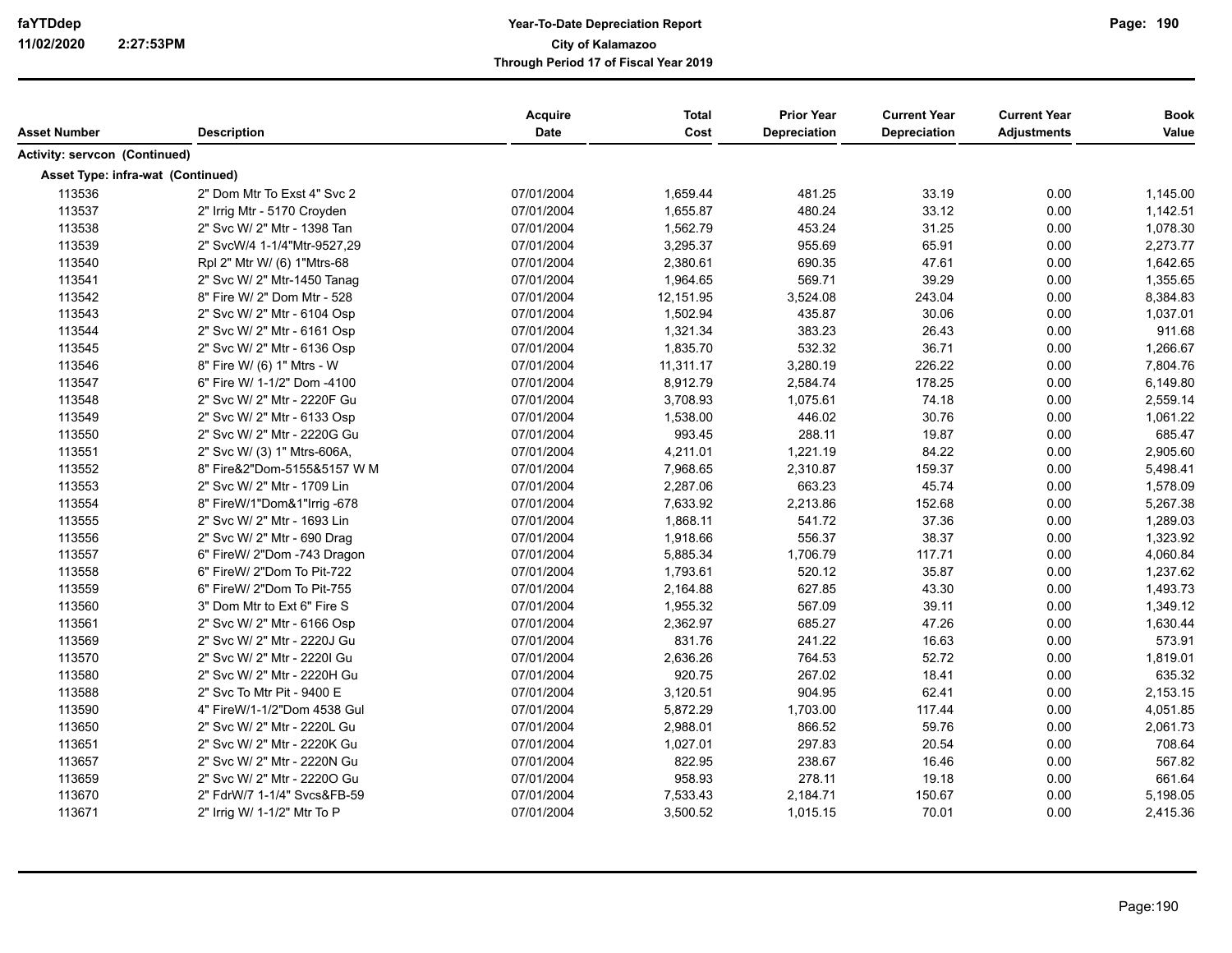| Asset Number | Description | Acquire Date | Total Cost | Prior Year Depreciation | Current Year Depreciation | Current Year Adjustments | Book Value |
|---|---|---|---|---|---|---|---|
| **Activity: servcon (Continued)** | | | | | | | |
| **Asset Type: infra-wat (Continued)** | | | | | | | |
| 113536 | 2" Dom Mtr To Exst 4" Svc 2 | 07/01/2004 | 1,659.44 | 481.25 | 33.19 | 0.00 | 1,145.00 |
| 113537 | 2" Irrig Mtr - 5170 Croyden | 07/01/2004 | 1,655.87 | 480.24 | 33.12 | 0.00 | 1,142.51 |
| 113538 | 2" Svc W/ 2" Mtr - 1398 Tan | 07/01/2004 | 1,562.79 | 453.24 | 31.25 | 0.00 | 1,078.30 |
| 113539 | 2" SvcW/4 1-1/4"Mtr-9527,29 | 07/01/2004 | 3,295.37 | 955.69 | 65.91 | 0.00 | 2,273.77 |
| 113540 | Rpl 2" Mtr W/ (6) 1"Mtrs-68 | 07/01/2004 | 2,380.61 | 690.35 | 47.61 | 0.00 | 1,642.65 |
| 113541 | 2" Svc W/ 2" Mtr-1450 Tanag | 07/01/2004 | 1,964.65 | 569.71 | 39.29 | 0.00 | 1,355.65 |
| 113542 | 8" Fire W/ 2" Dom Mtr - 528 | 07/01/2004 | 12,151.95 | 3,524.08 | 243.04 | 0.00 | 8,384.83 |
| 113543 | 2" Svc W/ 2" Mtr - 6104 Osp | 07/01/2004 | 1,502.94 | 435.87 | 30.06 | 0.00 | 1,037.01 |
| 113544 | 2" Svc W/ 2" Mtr - 6161 Osp | 07/01/2004 | 1,321.34 | 383.23 | 26.43 | 0.00 | 911.68 |
| 113545 | 2" Svc W/ 2" Mtr - 6136 Osp | 07/01/2004 | 1,835.70 | 532.32 | 36.71 | 0.00 | 1,266.67 |
| 113546 | 8" Fire W/ (6) 1" Mtrs - W | 07/01/2004 | 11,311.17 | 3,280.19 | 226.22 | 0.00 | 7,804.76 |
| 113547 | 6" Fire W/ 1-1/2" Dom -4100 | 07/01/2004 | 8,912.79 | 2,584.74 | 178.25 | 0.00 | 6,149.80 |
| 113548 | 2" Svc W/ 2" Mtr - 2220F Gu | 07/01/2004 | 3,708.93 | 1,075.61 | 74.18 | 0.00 | 2,559.14 |
| 113549 | 2" Svc W/ 2" Mtr - 6133 Osp | 07/01/2004 | 1,538.00 | 446.02 | 30.76 | 0.00 | 1,061.22 |
| 113550 | 2" Svc W/ 2" Mtr - 2220G Gu | 07/01/2004 | 993.45 | 288.11 | 19.87 | 0.00 | 685.47 |
| 113551 | 2" Svc W/ (3) 1" Mtrs-606A, | 07/01/2004 | 4,211.01 | 1,221.19 | 84.22 | 0.00 | 2,905.60 |
| 113552 | 8" Fire&2"Dom-5155&5157 W M | 07/01/2004 | 7,968.65 | 2,310.87 | 159.37 | 0.00 | 5,498.41 |
| 113553 | 2" Svc W/ 2" Mtr - 1709 Lin | 07/01/2004 | 2,287.06 | 663.23 | 45.74 | 0.00 | 1,578.09 |
| 113554 | 8" FireW/1"Dom&1"Irrig -678 | 07/01/2004 | 7,633.92 | 2,213.86 | 152.68 | 0.00 | 5,267.38 |
| 113555 | 2" Svc W/ 2" Mtr - 1693 Lin | 07/01/2004 | 1,868.11 | 541.72 | 37.36 | 0.00 | 1,289.03 |
| 113556 | 2" Svc W/ 2" Mtr - 690 Drag | 07/01/2004 | 1,918.66 | 556.37 | 38.37 | 0.00 | 1,323.92 |
| 113557 | 6" FireW/ 2"Dom -743 Dragon | 07/01/2004 | 5,885.34 | 1,706.79 | 117.71 | 0.00 | 4,060.84 |
| 113558 | 6" FireW/ 2"Dom To Pit-722 | 07/01/2004 | 1,793.61 | 520.12 | 35.87 | 0.00 | 1,237.62 |
| 113559 | 6" FireW/ 2"Dom To Pit-755 | 07/01/2004 | 2,164.88 | 627.85 | 43.30 | 0.00 | 1,493.73 |
| 113560 | 3" Dom Mtr to Ext 6" Fire S | 07/01/2004 | 1,955.32 | 567.09 | 39.11 | 0.00 | 1,349.12 |
| 113561 | 2" Svc W/ 2" Mtr - 6166 Osp | 07/01/2004 | 2,362.97 | 685.27 | 47.26 | 0.00 | 1,630.44 |
| 113569 | 2" Svc W/ 2" Mtr - 2220J Gu | 07/01/2004 | 831.76 | 241.22 | 16.63 | 0.00 | 573.91 |
| 113570 | 2" Svc W/ 2" Mtr - 2220I Gu | 07/01/2004 | 2,636.26 | 764.53 | 52.72 | 0.00 | 1,819.01 |
| 113580 | 2" Svc W/ 2" Mtr - 2220H Gu | 07/01/2004 | 920.75 | 267.02 | 18.41 | 0.00 | 635.32 |
| 113588 | 2" Svc To Mtr Pit - 9400 E | 07/01/2004 | 3,120.51 | 904.95 | 62.41 | 0.00 | 2,153.15 |
| 113590 | 4" FireW/1-1/2"Dom 4538 Gul | 07/01/2004 | 5,872.29 | 1,703.00 | 117.44 | 0.00 | 4,051.85 |
| 113650 | 2" Svc W/ 2" Mtr - 2220L Gu | 07/01/2004 | 2,988.01 | 866.52 | 59.76 | 0.00 | 2,061.73 |
| 113651 | 2" Svc W/ 2" Mtr - 2220K Gu | 07/01/2004 | 1,027.01 | 297.83 | 20.54 | 0.00 | 708.64 |
| 113657 | 2" Svc W/ 2" Mtr - 2220N Gu | 07/01/2004 | 822.95 | 238.67 | 16.46 | 0.00 | 567.82 |
| 113659 | 2" Svc W/ 2" Mtr - 2220O Gu | 07/01/2004 | 958.93 | 278.11 | 19.18 | 0.00 | 661.64 |
| 113670 | 2" FdrW/7 1-1/4" Svcs&FB-59 | 07/01/2004 | 7,533.43 | 2,184.71 | 150.67 | 0.00 | 5,198.05 |
| 113671 | 2" Irrig W/ 1-1/2" Mtr To P | 07/01/2004 | 3,500.52 | 1,015.15 | 70.01 | 0.00 | 2,415.36 |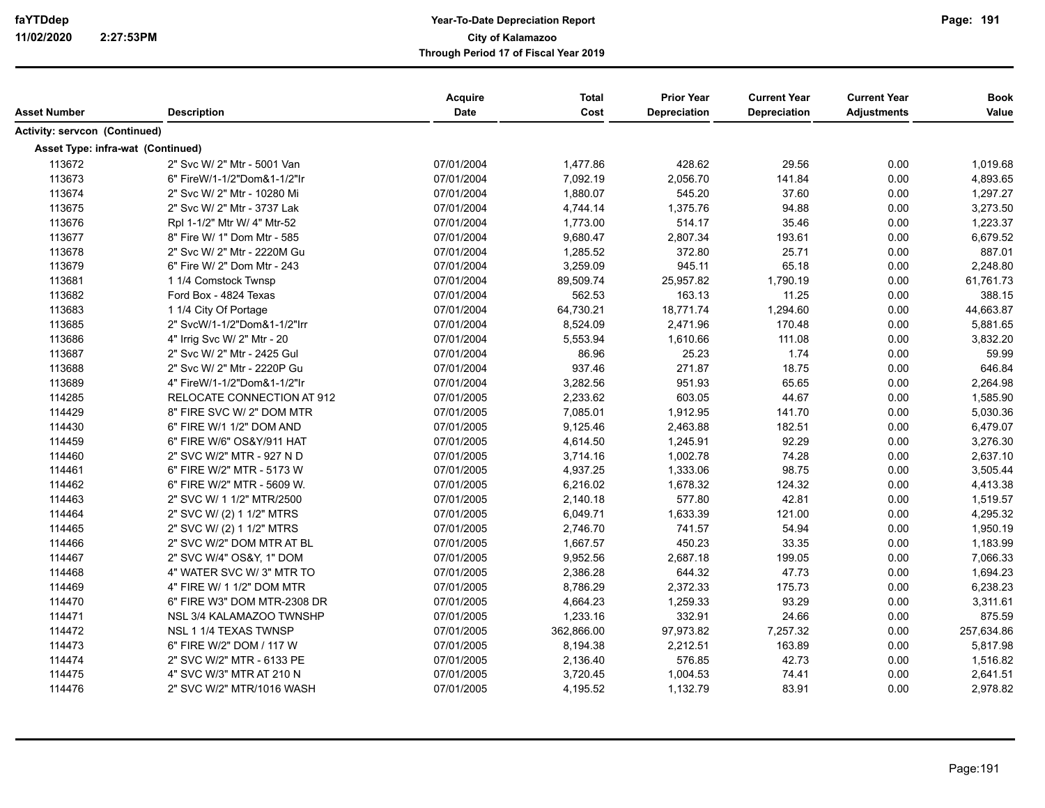| Asset Number | Description | Acquire Date | Total Cost | Prior Year Depreciation | Current Year Depreciation | Current Year Adjustments | Book Value |
|---|---|---|---|---|---|---|---|
| **Activity: servcon (Continued)** | | | | | | | |
| **Asset Type: infra-wat (Continued)** | | | | | | | |
| 113672 | 2" Svc W/ 2" Mtr - 5001 Van | 07/01/2004 | 1,477.86 | 428.62 | 29.56 | 0.00 | 1,019.68 |
| 113673 | 6" FireW/1-1/2"Dom&1-1/2"Ir | 07/01/2004 | 7,092.19 | 2,056.70 | 141.84 | 0.00 | 4,893.65 |
| 113674 | 2" Svc W/ 2" Mtr - 10280 Mi | 07/01/2004 | 1,880.07 | 545.20 | 37.60 | 0.00 | 1,297.27 |
| 113675 | 2" Svc W/ 2" Mtr - 3737 Lak | 07/01/2004 | 4,744.14 | 1,375.76 | 94.88 | 0.00 | 3,273.50 |
| 113676 | Rpl 1-1/2" Mtr W/ 4" Mtr-52 | 07/01/2004 | 1,773.00 | 514.17 | 35.46 | 0.00 | 1,223.37 |
| 113677 | 8" Fire W/ 1" Dom Mtr - 585 | 07/01/2004 | 9,680.47 | 2,807.34 | 193.61 | 0.00 | 6,679.52 |
| 113678 | 2" Svc W/ 2" Mtr - 2220M Gu | 07/01/2004 | 1,285.52 | 372.80 | 25.71 | 0.00 | 887.01 |
| 113679 | 6" Fire W/ 2" Dom Mtr - 243 | 07/01/2004 | 3,259.09 | 945.11 | 65.18 | 0.00 | 2,248.80 |
| 113681 | 1 1/4 Comstock Twnsp | 07/01/2004 | 89,509.74 | 25,957.82 | 1,790.19 | 0.00 | 61,761.73 |
| 113682 | Ford Box - 4824 Texas | 07/01/2004 | 562.53 | 163.13 | 11.25 | 0.00 | 388.15 |
| 113683 | 1 1/4 City Of Portage | 07/01/2004 | 64,730.21 | 18,771.74 | 1,294.60 | 0.00 | 44,663.87 |
| 113685 | 2" SvcW/1-1/2"Dom&1-1/2"Irr | 07/01/2004 | 8,524.09 | 2,471.96 | 170.48 | 0.00 | 5,881.65 |
| 113686 | 4" Irrig Svc W/ 2" Mtr - 20 | 07/01/2004 | 5,553.94 | 1,610.66 | 111.08 | 0.00 | 3,832.20 |
| 113687 | 2" Svc W/ 2" Mtr - 2425 Gul | 07/01/2004 | 86.96 | 25.23 | 1.74 | 0.00 | 59.99 |
| 113688 | 2" Svc W/ 2" Mtr - 2220P Gu | 07/01/2004 | 937.46 | 271.87 | 18.75 | 0.00 | 646.84 |
| 113689 | 4" FireW/1-1/2"Dom&1-1/2"Ir | 07/01/2004 | 3,282.56 | 951.93 | 65.65 | 0.00 | 2,264.98 |
| 114285 | RELOCATE CONNECTION AT 912 | 07/01/2005 | 2,233.62 | 603.05 | 44.67 | 0.00 | 1,585.90 |
| 114429 | 8" FIRE SVC W/ 2" DOM MTR | 07/01/2005 | 7,085.01 | 1,912.95 | 141.70 | 0.00 | 5,030.36 |
| 114430 | 6" FIRE W/1 1/2" DOM AND | 07/01/2005 | 9,125.46 | 2,463.88 | 182.51 | 0.00 | 6,479.07 |
| 114459 | 6" FIRE W/6" OS&Y/911 HAT | 07/01/2005 | 4,614.50 | 1,245.91 | 92.29 | 0.00 | 3,276.30 |
| 114460 | 2" SVC W/2" MTR - 927 N D | 07/01/2005 | 3,714.16 | 1,002.78 | 74.28 | 0.00 | 2,637.10 |
| 114461 | 6" FIRE W/2" MTR - 5173 W | 07/01/2005 | 4,937.25 | 1,333.06 | 98.75 | 0.00 | 3,505.44 |
| 114462 | 6" FIRE W/2" MTR - 5609 W. | 07/01/2005 | 6,216.02 | 1,678.32 | 124.32 | 0.00 | 4,413.38 |
| 114463 | 2" SVC W/ 1 1/2" MTR/2500 | 07/01/2005 | 2,140.18 | 577.80 | 42.81 | 0.00 | 1,519.57 |
| 114464 | 2" SVC W/ (2) 1 1/2" MTRS | 07/01/2005 | 6,049.71 | 1,633.39 | 121.00 | 0.00 | 4,295.32 |
| 114465 | 2" SVC W/ (2) 1 1/2" MTRS | 07/01/2005 | 2,746.70 | 741.57 | 54.94 | 0.00 | 1,950.19 |
| 114466 | 2" SVC W/2" DOM MTR AT BL | 07/01/2005 | 1,667.57 | 450.23 | 33.35 | 0.00 | 1,183.99 |
| 114467 | 2" SVC W/4" OS&Y, 1" DOM | 07/01/2005 | 9,952.56 | 2,687.18 | 199.05 | 0.00 | 7,066.33 |
| 114468 | 4" WATER SVC W/ 3" MTR TO | 07/01/2005 | 2,386.28 | 644.32 | 47.73 | 0.00 | 1,694.23 |
| 114469 | 4" FIRE W/ 1 1/2" DOM MTR | 07/01/2005 | 8,786.29 | 2,372.33 | 175.73 | 0.00 | 6,238.23 |
| 114470 | 6" FIRE W3" DOM MTR-2308 DR | 07/01/2005 | 4,664.23 | 1,259.33 | 93.29 | 0.00 | 3,311.61 |
| 114471 | NSL 3/4 KALAMAZOO TWNSHP | 07/01/2005 | 1,233.16 | 332.91 | 24.66 | 0.00 | 875.59 |
| 114472 | NSL 1 1/4 TEXAS TWNSP | 07/01/2005 | 362,866.00 | 97,973.82 | 7,257.32 | 0.00 | 257,634.86 |
| 114473 | 6" FIRE W/2" DOM / 117 W | 07/01/2005 | 8,194.38 | 2,212.51 | 163.89 | 0.00 | 5,817.98 |
| 114474 | 2" SVC W/2" MTR - 6133 PE | 07/01/2005 | 2,136.40 | 576.85 | 42.73 | 0.00 | 1,516.82 |
| 114475 | 4" SVC W/3" MTR AT 210 N | 07/01/2005 | 3,720.45 | 1,004.53 | 74.41 | 0.00 | 2,641.51 |
| 114476 | 2" SVC W/2" MTR/1016 WASH | 07/01/2005 | 4,195.52 | 1,132.79 | 83.91 | 0.00 | 2,978.82 |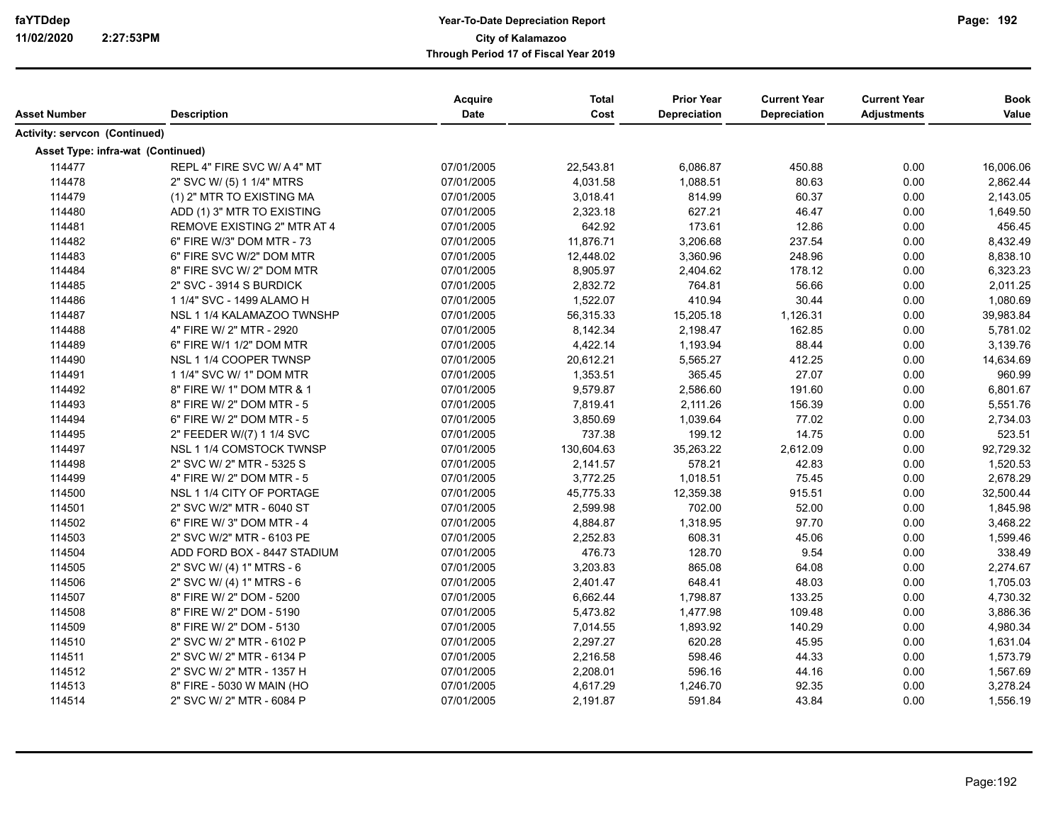| Asset Number | Description | Acquire Date | Total Cost | Prior Year Depreciation | Current Year Depreciation | Current Year Adjustments | Book Value |
|---|---|---|---|---|---|---|---|
| **Activity: servcon (Continued)** | | | | | | | |
| **Asset Type: infra-wat (Continued)** | | | | | | | |
| 114477 | REPL 4" FIRE SVC W/ A 4" MT | 07/01/2005 | 22,543.81 | 6,086.87 | 450.88 | 0.00 | 16,006.06 |
| 114478 | 2" SVC W/ (5) 1 1/4" MTRS | 07/01/2005 | 4,031.58 | 1,088.51 | 80.63 | 0.00 | 2,862.44 |
| 114479 | (1) 2" MTR TO EXISTING MA | 07/01/2005 | 3,018.41 | 814.99 | 60.37 | 0.00 | 2,143.05 |
| 114480 | ADD (1) 3" MTR TO EXISTING | 07/01/2005 | 2,323.18 | 627.21 | 46.47 | 0.00 | 1,649.50 |
| 114481 | REMOVE EXISTING 2" MTR AT 4 | 07/01/2005 | 642.92 | 173.61 | 12.86 | 0.00 | 456.45 |
| 114482 | 6" FIRE W/3" DOM MTR - 73 | 07/01/2005 | 11,876.71 | 3,206.68 | 237.54 | 0.00 | 8,432.49 |
| 114483 | 6" FIRE SVC W/2" DOM MTR | 07/01/2005 | 12,448.02 | 3,360.96 | 248.96 | 0.00 | 8,838.10 |
| 114484 | 8" FIRE SVC W/ 2" DOM MTR | 07/01/2005 | 8,905.97 | 2,404.62 | 178.12 | 0.00 | 6,323.23 |
| 114485 | 2" SVC - 3914 S BURDICK | 07/01/2005 | 2,832.72 | 764.81 | 56.66 | 0.00 | 2,011.25 |
| 114486 | 1 1/4" SVC - 1499 ALAMO H | 07/01/2005 | 1,522.07 | 410.94 | 30.44 | 0.00 | 1,080.69 |
| 114487 | NSL 1 1/4 KALAMAZOO TWNSHP | 07/01/2005 | 56,315.33 | 15,205.18 | 1,126.31 | 0.00 | 39,983.84 |
| 114488 | 4" FIRE W/ 2" MTR - 2920 | 07/01/2005 | 8,142.34 | 2,198.47 | 162.85 | 0.00 | 5,781.02 |
| 114489 | 6" FIRE W/1 1/2" DOM MTR | 07/01/2005 | 4,422.14 | 1,193.94 | 88.44 | 0.00 | 3,139.76 |
| 114490 | NSL 1 1/4 COOPER TWNSP | 07/01/2005 | 20,612.21 | 5,565.27 | 412.25 | 0.00 | 14,634.69 |
| 114491 | 1 1/4" SVC W/ 1" DOM MTR | 07/01/2005 | 1,353.51 | 365.45 | 27.07 | 0.00 | 960.99 |
| 114492 | 8" FIRE W/ 1" DOM MTR & 1 | 07/01/2005 | 9,579.87 | 2,586.60 | 191.60 | 0.00 | 6,801.67 |
| 114493 | 8" FIRE W/ 2" DOM MTR - 5 | 07/01/2005 | 7,819.41 | 2,111.26 | 156.39 | 0.00 | 5,551.76 |
| 114494 | 6" FIRE W/ 2" DOM MTR - 5 | 07/01/2005 | 3,850.69 | 1,039.64 | 77.02 | 0.00 | 2,734.03 |
| 114495 | 2" FEEDER W/(7) 1 1/4 SVC | 07/01/2005 | 737.38 | 199.12 | 14.75 | 0.00 | 523.51 |
| 114497 | NSL 1 1/4 COMSTOCK TWNSP | 07/01/2005 | 130,604.63 | 35,263.22 | 2,612.09 | 0.00 | 92,729.32 |
| 114498 | 2" SVC W/ 2" MTR - 5325 S | 07/01/2005 | 2,141.57 | 578.21 | 42.83 | 0.00 | 1,520.53 |
| 114499 | 4" FIRE W/ 2" DOM MTR - 5 | 07/01/2005 | 3,772.25 | 1,018.51 | 75.45 | 0.00 | 2,678.29 |
| 114500 | NSL 1 1/4 CITY OF PORTAGE | 07/01/2005 | 45,775.33 | 12,359.38 | 915.51 | 0.00 | 32,500.44 |
| 114501 | 2" SVC W/2" MTR - 6040 ST | 07/01/2005 | 2,599.98 | 702.00 | 52.00 | 0.00 | 1,845.98 |
| 114502 | 6" FIRE W/ 3" DOM MTR - 4 | 07/01/2005 | 4,884.87 | 1,318.95 | 97.70 | 0.00 | 3,468.22 |
| 114503 | 2" SVC W/2" MTR - 6103 PE | 07/01/2005 | 2,252.83 | 608.31 | 45.06 | 0.00 | 1,599.46 |
| 114504 | ADD FORD BOX - 8447 STADIUM | 07/01/2005 | 476.73 | 128.70 | 9.54 | 0.00 | 338.49 |
| 114505 | 2" SVC W/ (4) 1" MTRS - 6 | 07/01/2005 | 3,203.83 | 865.08 | 64.08 | 0.00 | 2,274.67 |
| 114506 | 2" SVC W/ (4) 1" MTRS - 6 | 07/01/2005 | 2,401.47 | 648.41 | 48.03 | 0.00 | 1,705.03 |
| 114507 | 8" FIRE W/ 2" DOM - 5200 | 07/01/2005 | 6,662.44 | 1,798.87 | 133.25 | 0.00 | 4,730.32 |
| 114508 | 8" FIRE W/ 2" DOM - 5190 | 07/01/2005 | 5,473.82 | 1,477.98 | 109.48 | 0.00 | 3,886.36 |
| 114509 | 8" FIRE W/ 2" DOM - 5130 | 07/01/2005 | 7,014.55 | 1,893.92 | 140.29 | 0.00 | 4,980.34 |
| 114510 | 2" SVC W/ 2" MTR - 6102 P | 07/01/2005 | 2,297.27 | 620.28 | 45.95 | 0.00 | 1,631.04 |
| 114511 | 2" SVC W/ 2" MTR - 6134 P | 07/01/2005 | 2,216.58 | 598.46 | 44.33 | 0.00 | 1,573.79 |
| 114512 | 2" SVC W/ 2" MTR - 1357 H | 07/01/2005 | 2,208.01 | 596.16 | 44.16 | 0.00 | 1,567.69 |
| 114513 | 8" FIRE - 5030 W MAIN (HO | 07/01/2005 | 4,617.29 | 1,246.70 | 92.35 | 0.00 | 3,278.24 |
| 114514 | 2" SVC W/ 2" MTR - 6084 P | 07/01/2005 | 2,191.87 | 591.84 | 43.84 | 0.00 | 1,556.19 |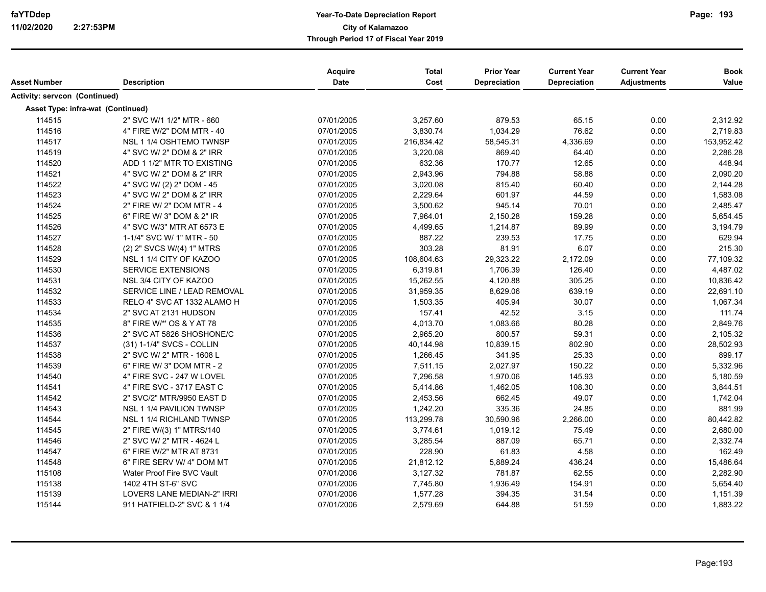# Year-To-Date Depreciation Report
## City of Kalamazoo
### Through Period 17 of Fiscal Year 2019

| Asset Number | Description | Acquire Date | Total Cost | Prior Year Depreciation | Current Year Depreciation | Current Year Adjustments | Book Value |
|---|---|---|---|---|---|---|---|
| **Activity: servcon (Continued)** | | | | | | | |
| **Asset Type: infra-wat (Continued)** | | | | | | | |
| 114515 | 2" SVC W/1 1/2" MTR - 660 | 07/01/2005 | 3,257.60 | 879.53 | 65.15 | 0.00 | 2,312.92 |
| 114516 | 4" FIRE W/2" DOM MTR - 40 | 07/01/2005 | 3,830.74 | 1,034.29 | 76.62 | 0.00 | 2,719.83 |
| 114517 | NSL 1 1/4 OSHTEMO TWNSP | 07/01/2005 | 216,834.42 | 58,545.31 | 4,336.69 | 0.00 | 153,952.42 |
| 114519 | 4" SVC W/ 2" DOM & 2" IRR | 07/01/2005 | 3,220.08 | 869.40 | 64.40 | 0.00 | 2,286.28 |
| 114520 | ADD 1 1/2" MTR TO EXISTING | 07/01/2005 | 632.36 | 170.77 | 12.65 | 0.00 | 448.94 |
| 114521 | 4" SVC W/ 2" DOM & 2" IRR | 07/01/2005 | 2,943.96 | 794.88 | 58.88 | 0.00 | 2,090.20 |
| 114522 | 4" SVC W/ (2) 2" DOM - 45 | 07/01/2005 | 3,020.08 | 815.40 | 60.40 | 0.00 | 2,144.28 |
| 114523 | 4" SVC W/ 2" DOM & 2" IRR | 07/01/2005 | 2,229.64 | 601.97 | 44.59 | 0.00 | 1,583.08 |
| 114524 | 2" FIRE W/ 2" DOM MTR - 4 | 07/01/2005 | 3,500.62 | 945.14 | 70.01 | 0.00 | 2,485.47 |
| 114525 | 6" FIRE W/ 3" DOM & 2" IR | 07/01/2005 | 7,964.01 | 2,150.28 | 159.28 | 0.00 | 5,654.45 |
| 114526 | 4" SVC W/3" MTR AT 6573 E | 07/01/2005 | 4,499.65 | 1,214.87 | 89.99 | 0.00 | 3,194.79 |
| 114527 | 1-1/4" SVC W/ 1" MTR - 50 | 07/01/2005 | 887.22 | 239.53 | 17.75 | 0.00 | 629.94 |
| 114528 | (2) 2" SVCS W/(4) 1" MTRS | 07/01/2005 | 303.28 | 81.91 | 6.07 | 0.00 | 215.30 |
| 114529 | NSL 1 1/4 CITY OF KAZOO | 07/01/2005 | 108,604.63 | 29,323.22 | 2,172.09 | 0.00 | 77,109.32 |
| 114530 | SERVICE EXTENSIONS | 07/01/2005 | 6,319.81 | 1,706.39 | 126.40 | 0.00 | 4,487.02 |
| 114531 | NSL 3/4 CITY OF KAZOO | 07/01/2005 | 15,262.55 | 4,120.88 | 305.25 | 0.00 | 10,836.42 |
| 114532 | SERVICE LINE / LEAD REMOVAL | 07/01/2005 | 31,959.35 | 8,629.06 | 639.19 | 0.00 | 22,691.10 |
| 114533 | RELO 4" SVC AT 1332 ALAMO H | 07/01/2005 | 1,503.35 | 405.94 | 30.07 | 0.00 | 1,067.34 |
| 114534 | 2" SVC AT 2131 HUDSON | 07/01/2005 | 157.41 | 42.52 | 3.15 | 0.00 | 111.74 |
| 114535 | 8" FIRE W/*' OS & Y AT 78 | 07/01/2005 | 4,013.70 | 1,083.66 | 80.28 | 0.00 | 2,849.76 |
| 114536 | 2" SVC AT 5826 SHOSHONE/C | 07/01/2005 | 2,965.20 | 800.57 | 59.31 | 0.00 | 2,105.32 |
| 114537 | (31) 1-1/4" SVCS - COLLIN | 07/01/2005 | 40,144.98 | 10,839.15 | 802.90 | 0.00 | 28,502.93 |
| 114538 | 2" SVC W/ 2" MTR - 1608 L | 07/01/2005 | 1,266.45 | 341.95 | 25.33 | 0.00 | 899.17 |
| 114539 | 6" FIRE W/ 3" DOM MTR - 2 | 07/01/2005 | 7,511.15 | 2,027.97 | 150.22 | 0.00 | 5,332.96 |
| 114540 | 4" FIRE SVC - 247 W LOVEL | 07/01/2005 | 7,296.58 | 1,970.06 | 145.93 | 0.00 | 5,180.59 |
| 114541 | 4" FIRE SVC - 3717 EAST C | 07/01/2005 | 5,414.86 | 1,462.05 | 108.30 | 0.00 | 3,844.51 |
| 114542 | 2" SVC/2" MTR/9950 EAST D | 07/01/2005 | 2,453.56 | 662.45 | 49.07 | 0.00 | 1,742.04 |
| 114543 | NSL 1 1/4 PAVILION TWNSP | 07/01/2005 | 1,242.20 | 335.36 | 24.85 | 0.00 | 881.99 |
| 114544 | NSL 1 1/4 RICHLAND TWNSP | 07/01/2005 | 113,299.78 | 30,590.96 | 2,266.00 | 0.00 | 80,442.82 |
| 114545 | 2" FIRE W/(3) 1" MTRS/140 | 07/01/2005 | 3,774.61 | 1,019.12 | 75.49 | 0.00 | 2,680.00 |
| 114546 | 2" SVC W/ 2" MTR - 4624 L | 07/01/2005 | 3,285.54 | 887.09 | 65.71 | 0.00 | 2,332.74 |
| 114547 | 6" FIRE W/2" MTR AT 8731 | 07/01/2005 | 228.90 | 61.83 | 4.58 | 0.00 | 162.49 |
| 114548 | 6" FIRE SERV W/ 4" DOM MT | 07/01/2005 | 21,812.12 | 5,889.24 | 436.24 | 0.00 | 15,486.64 |
| 115108 | Water Proof Fire SVC Vault | 07/01/2006 | 3,127.32 | 781.87 | 62.55 | 0.00 | 2,282.90 |
| 115138 | 1402 4TH ST-6" SVC | 07/01/2006 | 7,745.80 | 1,936.49 | 154.91 | 0.00 | 5,654.40 |
| 115139 | LOVERS LANE MEDIAN-2" IRRI | 07/01/2006 | 1,577.28 | 394.35 | 31.54 | 0.00 | 1,151.39 |
| 115144 | 911 HATFIELD-2" SVC & 1 1/4 | 07/01/2006 | 2,579.69 | 644.88 | 51.59 | 0.00 | 1,883.22 |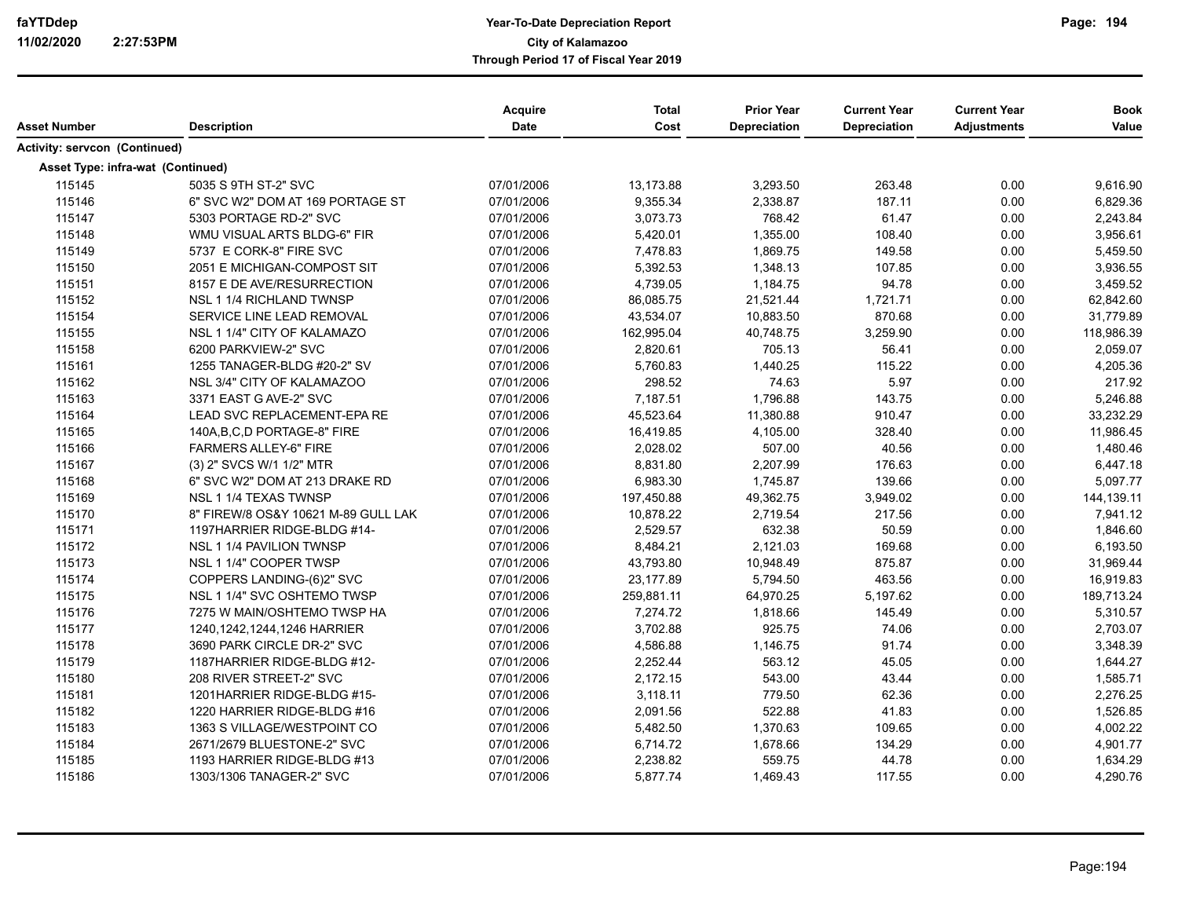# Year-To-Date Depreciation Report

**City of Kalamazoo**

**Through Period 17 of Fiscal Year 2019**

| Asset Number | Description | Acquire Date | Total Cost | Prior Year Depreciation | Current Year Depreciation | Current Year Adjustments | Book Value |
|---|---|---|---|---|---|---|---|
| **Activity: servcon (Continued)** | | | | | | | |
| **Asset Type: infra-wat (Continued)** | | | | | | | |
| 115145 | 5035 S 9TH ST-2" SVC | 07/01/2006 | 13,173.88 | 3,293.50 | 263.48 | 0.00 | 9,616.90 |
| 115146 | 6" SVC W2" DOM AT 169 PORTAGE ST | 07/01/2006 | 9,355.34 | 2,338.87 | 187.11 | 0.00 | 6,829.36 |
| 115147 | 5303 PORTAGE RD-2" SVC | 07/01/2006 | 3,073.73 | 768.42 | 61.47 | 0.00 | 2,243.84 |
| 115148 | WMU VISUAL ARTS BLDG-6" FIR | 07/01/2006 | 5,420.01 | 1,355.00 | 108.40 | 0.00 | 3,956.61 |
| 115149 | 5737 E CORK-8" FIRE SVC | 07/01/2006 | 7,478.83 | 1,869.75 | 149.58 | 0.00 | 5,459.50 |
| 115150 | 2051 E MICHIGAN-COMPOST SIT | 07/01/2006 | 5,392.53 | 1,348.13 | 107.85 | 0.00 | 3,936.55 |
| 115151 | 8157 E DE AVE/RESURRECTION | 07/01/2006 | 4,739.05 | 1,184.75 | 94.78 | 0.00 | 3,459.52 |
| 115152 | NSL 1 1/4 RICHLAND TWNSP | 07/01/2006 | 86,085.75 | 21,521.44 | 1,721.71 | 0.00 | 62,842.60 |
| 115154 | SERVICE LINE LEAD REMOVAL | 07/01/2006 | 43,534.07 | 10,883.50 | 870.68 | 0.00 | 31,779.89 |
| 115155 | NSL 1 1/4" CITY OF KALAMAZO | 07/01/2006 | 162,995.04 | 40,748.75 | 3,259.90 | 0.00 | 118,986.39 |
| 115158 | 6200 PARKVIEW-2" SVC | 07/01/2006 | 2,820.61 | 705.13 | 56.41 | 0.00 | 2,059.07 |
| 115161 | 1255 TANAGER-BLDG #20-2" SV | 07/01/2006 | 5,760.83 | 1,440.25 | 115.22 | 0.00 | 4,205.36 |
| 115162 | NSL 3/4" CITY OF KALAMAZOO | 07/01/2006 | 298.52 | 74.63 | 5.97 | 0.00 | 217.92 |
| 115163 | 3371 EAST G AVE-2" SVC | 07/01/2006 | 7,187.51 | 1,796.88 | 143.75 | 0.00 | 5,246.88 |
| 115164 | LEAD SVC REPLACEMENT-EPA RE | 07/01/2006 | 45,523.64 | 11,380.88 | 910.47 | 0.00 | 33,232.29 |
| 115165 | 140A,B,C,D PORTAGE-8" FIRE | 07/01/2006 | 16,419.85 | 4,105.00 | 328.40 | 0.00 | 11,986.45 |
| 115166 | FARMERS ALLEY-6" FIRE | 07/01/2006 | 2,028.02 | 507.00 | 40.56 | 0.00 | 1,480.46 |
| 115167 | (3) 2" SVCS W/1 1/2" MTR | 07/01/2006 | 8,831.80 | 2,207.99 | 176.63 | 0.00 | 6,447.18 |
| 115168 | 6" SVC W2" DOM AT 213 DRAKE RD | 07/01/2006 | 6,983.30 | 1,745.87 | 139.66 | 0.00 | 5,097.77 |
| 115169 | NSL 1 1/4 TEXAS TWNSP | 07/01/2006 | 197,450.88 | 49,362.75 | 3,949.02 | 0.00 | 144,139.11 |
| 115170 | 8" FIREW/8 OS&Y 10621 M-89 GULL LAK | 07/01/2006 | 10,878.22 | 2,719.54 | 217.56 | 0.00 | 7,941.12 |
| 115171 | 1197HARRIER RIDGE-BLDG #14- | 07/01/2006 | 2,529.57 | 632.38 | 50.59 | 0.00 | 1,846.60 |
| 115172 | NSL 1 1/4 PAVILION TWNSP | 07/01/2006 | 8,484.21 | 2,121.03 | 169.68 | 0.00 | 6,193.50 |
| 115173 | NSL 1 1/4" COOPER TWSP | 07/01/2006 | 43,793.80 | 10,948.49 | 875.87 | 0.00 | 31,969.44 |
| 115174 | COPPERS LANDING-(6)2" SVC | 07/01/2006 | 23,177.89 | 5,794.50 | 463.56 | 0.00 | 16,919.83 |
| 115175 | NSL 1 1/4" SVC OSHTEMO TWSP | 07/01/2006 | 259,881.11 | 64,970.25 | 5,197.62 | 0.00 | 189,713.24 |
| 115176 | 7275 W MAIN/OSHTEMO TWSP HA | 07/01/2006 | 7,274.72 | 1,818.66 | 145.49 | 0.00 | 5,310.57 |
| 115177 | 1240,1242,1244,1246 HARRIER | 07/01/2006 | 3,702.88 | 925.75 | 74.06 | 0.00 | 2,703.07 |
| 115178 | 3690 PARK CIRCLE DR-2" SVC | 07/01/2006 | 4,586.88 | 1,146.75 | 91.74 | 0.00 | 3,348.39 |
| 115179 | 1187HARRIER RIDGE-BLDG #12- | 07/01/2006 | 2,252.44 | 563.12 | 45.05 | 0.00 | 1,644.27 |
| 115180 | 208 RIVER STREET-2" SVC | 07/01/2006 | 2,172.15 | 543.00 | 43.44 | 0.00 | 1,585.71 |
| 115181 | 1201HARRIER RIDGE-BLDG #15- | 07/01/2006 | 3,118.11 | 779.50 | 62.36 | 0.00 | 2,276.25 |
| 115182 | 1220 HARRIER RIDGE-BLDG #16 | 07/01/2006 | 2,091.56 | 522.88 | 41.83 | 0.00 | 1,526.85 |
| 115183 | 1363 S VILLAGE/WESTPOINT CO | 07/01/2006 | 5,482.50 | 1,370.63 | 109.65 | 0.00 | 4,002.22 |
| 115184 | 2671/2679 BLUESTONE-2" SVC | 07/01/2006 | 6,714.72 | 1,678.66 | 134.29 | 0.00 | 4,901.77 |
| 115185 | 1193 HARRIER RIDGE-BLDG #13 | 07/01/2006 | 2,238.82 | 559.75 | 44.78 | 0.00 | 1,634.29 |
| 115186 | 1303/1306 TANAGER-2" SVC | 07/01/2006 | 5,877.74 | 1,469.43 | 117.55 | 0.00 | 4,290.76 |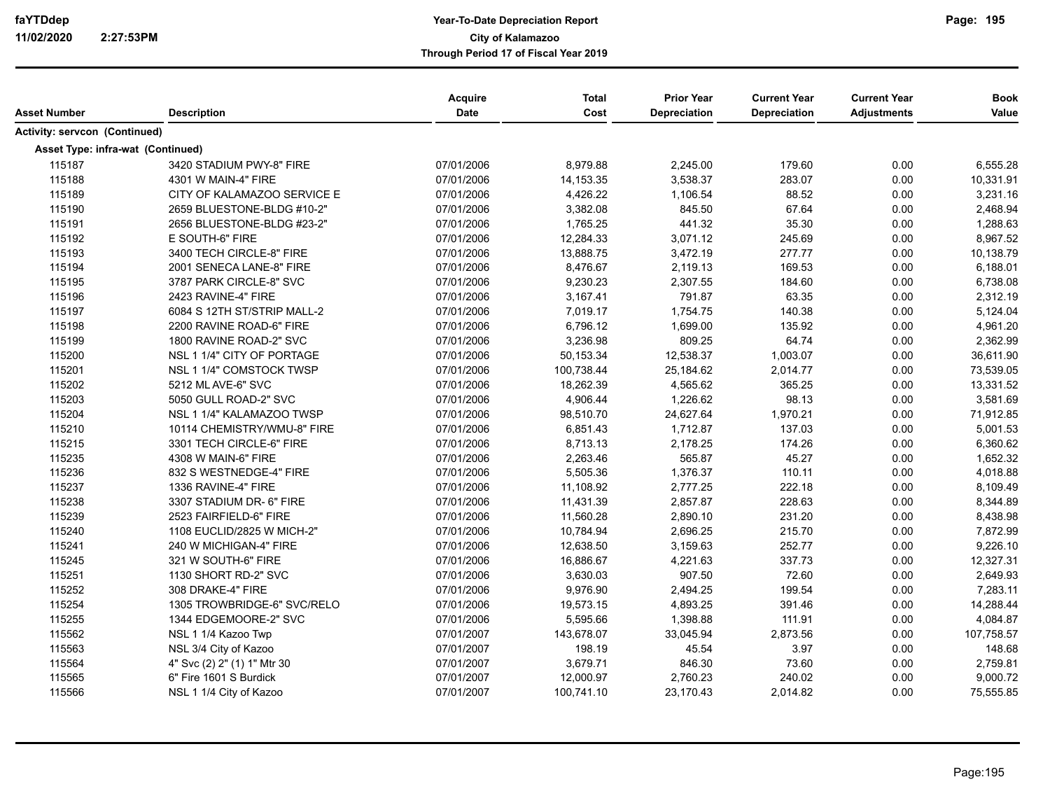| Asset Number | Description | Acquire Date | Total Cost | Prior Year Depreciation | Current Year Depreciation | Current Year Adjustments | Book Value |
|---|---|---|---|---|---|---|---|
| **Activity: servcon (Continued)** | | | | | | | |
| **Asset Type: infra-wat (Continued)** | | | | | | | |
| 115187 | 3420 STADIUM PWY-8" FIRE | 07/01/2006 | 8,979.88 | 2,245.00 | 179.60 | 0.00 | 6,555.28 |
| 115188 | 4301 W MAIN-4" FIRE | 07/01/2006 | 14,153.35 | 3,538.37 | 283.07 | 0.00 | 10,331.91 |
| 115189 | CITY OF KALAMAZOO SERVICE E | 07/01/2006 | 4,426.22 | 1,106.54 | 88.52 | 0.00 | 3,231.16 |
| 115190 | 2659 BLUESTONE-BLDG #10-2" | 07/01/2006 | 3,382.08 | 845.50 | 67.64 | 0.00 | 2,468.94 |
| 115191 | 2656 BLUESTONE-BLDG #23-2" | 07/01/2006 | 1,765.25 | 441.32 | 35.30 | 0.00 | 1,288.63 |
| 115192 | E SOUTH-6" FIRE | 07/01/2006 | 12,284.33 | 3,071.12 | 245.69 | 0.00 | 8,967.52 |
| 115193 | 3400 TECH CIRCLE-8" FIRE | 07/01/2006 | 13,888.75 | 3,472.19 | 277.77 | 0.00 | 10,138.79 |
| 115194 | 2001 SENECA LANE-8" FIRE | 07/01/2006 | 8,476.67 | 2,119.13 | 169.53 | 0.00 | 6,188.01 |
| 115195 | 3787 PARK CIRCLE-8" SVC | 07/01/2006 | 9,230.23 | 2,307.55 | 184.60 | 0.00 | 6,738.08 |
| 115196 | 2423 RAVINE-4" FIRE | 07/01/2006 | 3,167.41 | 791.87 | 63.35 | 0.00 | 2,312.19 |
| 115197 | 6084 S 12TH ST/STRIP MALL-2 | 07/01/2006 | 7,019.17 | 1,754.75 | 140.38 | 0.00 | 5,124.04 |
| 115198 | 2200 RAVINE ROAD-6" FIRE | 07/01/2006 | 6,796.12 | 1,699.00 | 135.92 | 0.00 | 4,961.20 |
| 115199 | 1800 RAVINE ROAD-2" SVC | 07/01/2006 | 3,236.98 | 809.25 | 64.74 | 0.00 | 2,362.99 |
| 115200 | NSL 1 1/4" CITY OF PORTAGE | 07/01/2006 | 50,153.34 | 12,538.37 | 1,003.07 | 0.00 | 36,611.90 |
| 115201 | NSL 1 1/4" COMSTOCK TWSP | 07/01/2006 | 100,738.44 | 25,184.62 | 2,014.77 | 0.00 | 73,539.05 |
| 115202 | 5212 ML AVE-6" SVC | 07/01/2006 | 18,262.39 | 4,565.62 | 365.25 | 0.00 | 13,331.52 |
| 115203 | 5050 GULL ROAD-2" SVC | 07/01/2006 | 4,906.44 | 1,226.62 | 98.13 | 0.00 | 3,581.69 |
| 115204 | NSL 1 1/4" KALAMAZOO TWSP | 07/01/2006 | 98,510.70 | 24,627.64 | 1,970.21 | 0.00 | 71,912.85 |
| 115210 | 10114 CHEMISTRY/WMU-8" FIRE | 07/01/2006 | 6,851.43 | 1,712.87 | 137.03 | 0.00 | 5,001.53 |
| 115215 | 3301 TECH CIRCLE-6" FIRE | 07/01/2006 | 8,713.13 | 2,178.25 | 174.26 | 0.00 | 6,360.62 |
| 115235 | 4308 W MAIN-6" FIRE | 07/01/2006 | 2,263.46 | 565.87 | 45.27 | 0.00 | 1,652.32 |
| 115236 | 832 S WESTNEDGE-4" FIRE | 07/01/2006 | 5,505.36 | 1,376.37 | 110.11 | 0.00 | 4,018.88 |
| 115237 | 1336 RAVINE-4" FIRE | 07/01/2006 | 11,108.92 | 2,777.25 | 222.18 | 0.00 | 8,109.49 |
| 115238 | 3307 STADIUM DR- 6" FIRE | 07/01/2006 | 11,431.39 | 2,857.87 | 228.63 | 0.00 | 8,344.89 |
| 115239 | 2523 FAIRFIELD-6" FIRE | 07/01/2006 | 11,560.28 | 2,890.10 | 231.20 | 0.00 | 8,438.98 |
| 115240 | 1108 EUCLID/2825 W MICH-2" | 07/01/2006 | 10,784.94 | 2,696.25 | 215.70 | 0.00 | 7,872.99 |
| 115241 | 240 W MICHIGAN-4" FIRE | 07/01/2006 | 12,638.50 | 3,159.63 | 252.77 | 0.00 | 9,226.10 |
| 115245 | 321 W SOUTH-6" FIRE | 07/01/2006 | 16,886.67 | 4,221.63 | 337.73 | 0.00 | 12,327.31 |
| 115251 | 1130 SHORT RD-2" SVC | 07/01/2006 | 3,630.03 | 907.50 | 72.60 | 0.00 | 2,649.93 |
| 115252 | 308 DRAKE-4" FIRE | 07/01/2006 | 9,976.90 | 2,494.25 | 199.54 | 0.00 | 7,283.11 |
| 115254 | 1305 TROWBRIDGE-6" SVC/RELO | 07/01/2006 | 19,573.15 | 4,893.25 | 391.46 | 0.00 | 14,288.44 |
| 115255 | 1344 EDGEMOORE-2" SVC | 07/01/2006 | 5,595.66 | 1,398.88 | 111.91 | 0.00 | 4,084.87 |
| 115562 | NSL 1 1/4 Kazoo Twp | 07/01/2007 | 143,678.07 | 33,045.94 | 2,873.56 | 0.00 | 107,758.57 |
| 115563 | NSL 3/4 City of Kazoo | 07/01/2007 | 198.19 | 45.54 | 3.97 | 0.00 | 148.68 |
| 115564 | 4" Svc (2) 2" (1) 1" Mtr 30 | 07/01/2007 | 3,679.71 | 846.30 | 73.60 | 0.00 | 2,759.81 |
| 115565 | 6" Fire 1601 S Burdick | 07/01/2007 | 12,000.97 | 2,760.23 | 240.02 | 0.00 | 9,000.72 |
| 115566 | NSL 1 1/4 City of Kazoo | 07/01/2007 | 100,741.10 | 23,170.43 | 2,014.82 | 0.00 | 75,555.85 |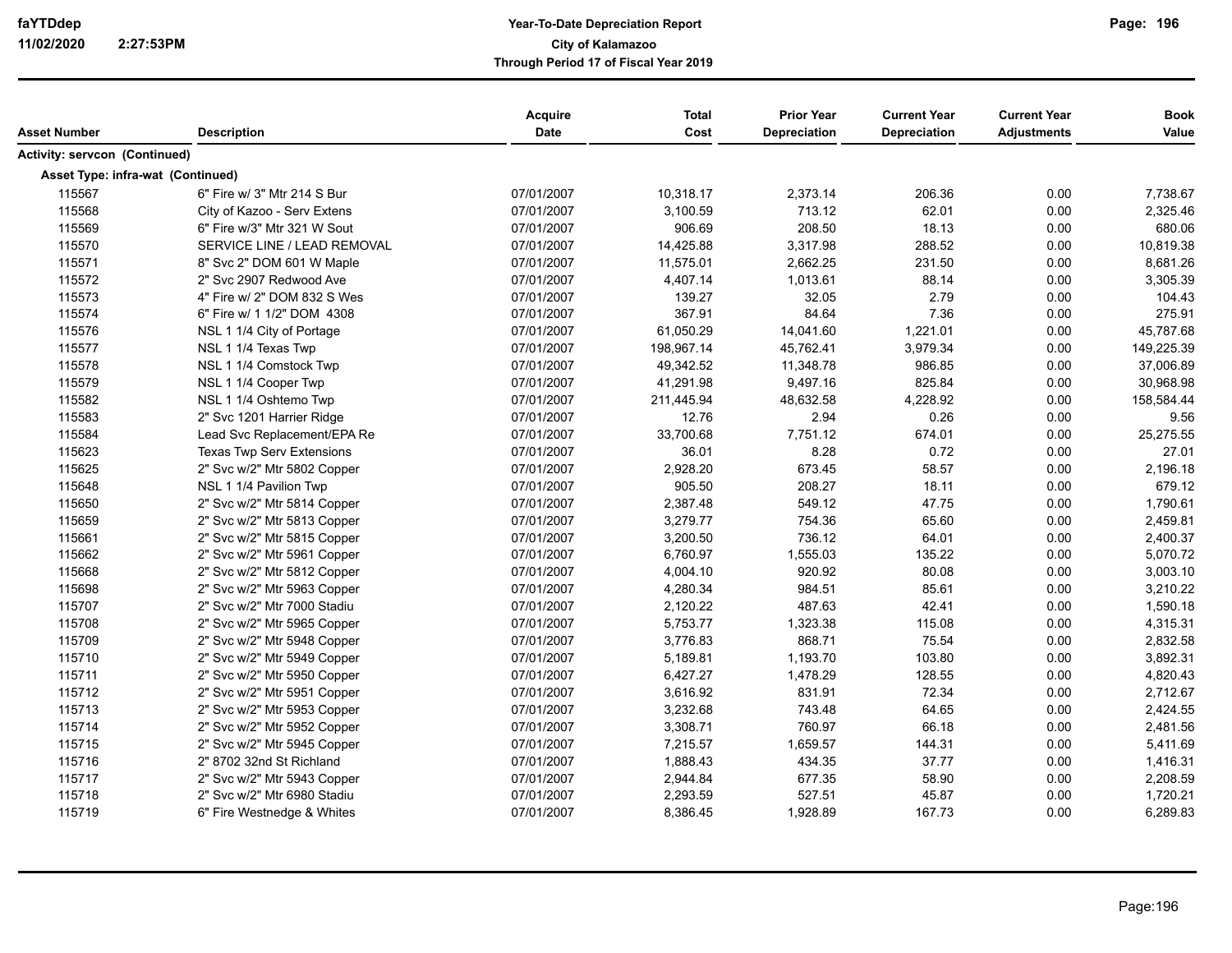| Asset Number | Description | Acquire Date | Total Cost | Prior Year Depreciation | Current Year Depreciation | Current Year Adjustments | Book Value |
|---|---|---|---|---|---|---|---|
| **Activity: servcon (Continued)** | | | | | | | |
| **Asset Type: infra-wat (Continued)** | | | | | | | |
| 115567 | 6" Fire w/ 3" Mtr 214 S Bur | 07/01/2007 | 10,318.17 | 2,373.14 | 206.36 | 0.00 | 7,738.67 |
| 115568 | City of Kazoo - Serv Extens | 07/01/2007 | 3,100.59 | 713.12 | 62.01 | 0.00 | 2,325.46 |
| 115569 | 6" Fire w/3" Mtr 321 W Sout | 07/01/2007 | 906.69 | 208.50 | 18.13 | 0.00 | 680.06 |
| 115570 | SERVICE LINE / LEAD REMOVAL | 07/01/2007 | 14,425.88 | 3,317.98 | 288.52 | 0.00 | 10,819.38 |
| 115571 | 8" Svc 2" DOM 601 W Maple | 07/01/2007 | 11,575.01 | 2,662.25 | 231.50 | 0.00 | 8,681.26 |
| 115572 | 2" Svc 2907 Redwood Ave | 07/01/2007 | 4,407.14 | 1,013.61 | 88.14 | 0.00 | 3,305.39 |
| 115573 | 4" Fire w/ 2" DOM 832 S Wes | 07/01/2007 | 139.27 | 32.05 | 2.79 | 0.00 | 104.43 |
| 115574 | 6" Fire w/ 1 1/2" DOM 4308 | 07/01/2007 | 367.91 | 84.64 | 7.36 | 0.00 | 275.91 |
| 115576 | NSL 1 1/4 City of Portage | 07/01/2007 | 61,050.29 | 14,041.60 | 1,221.01 | 0.00 | 45,787.68 |
| 115577 | NSL 1 1/4 Texas Twp | 07/01/2007 | 198,967.14 | 45,762.41 | 3,979.34 | 0.00 | 149,225.39 |
| 115578 | NSL 1 1/4 Comstock Twp | 07/01/2007 | 49,342.52 | 11,348.78 | 986.85 | 0.00 | 37,006.89 |
| 115579 | NSL 1 1/4 Cooper Twp | 07/01/2007 | 41,291.98 | 9,497.16 | 825.84 | 0.00 | 30,968.98 |
| 115582 | NSL 1 1/4 Oshtemo Twp | 07/01/2007 | 211,445.94 | 48,632.58 | 4,228.92 | 0.00 | 158,584.44 |
| 115583 | 2" Svc 1201 Harrier Ridge | 07/01/2007 | 12.76 | 2.94 | 0.26 | 0.00 | 9.56 |
| 115584 | Lead Svc Replacement/EPA Re | 07/01/2007 | 33,700.68 | 7,751.12 | 674.01 | 0.00 | 25,275.55 |
| 115623 | Texas Twp Serv Extensions | 07/01/2007 | 36.01 | 8.28 | 0.72 | 0.00 | 27.01 |
| 115625 | 2" Svc w/2" Mtr 5802 Copper | 07/01/2007 | 2,928.20 | 673.45 | 58.57 | 0.00 | 2,196.18 |
| 115648 | NSL 1 1/4 Pavilion Twp | 07/01/2007 | 905.50 | 208.27 | 18.11 | 0.00 | 679.12 |
| 115650 | 2" Svc w/2" Mtr 5814 Copper | 07/01/2007 | 2,387.48 | 549.12 | 47.75 | 0.00 | 1,790.61 |
| 115659 | 2" Svc w/2" Mtr 5813 Copper | 07/01/2007 | 3,279.77 | 754.36 | 65.60 | 0.00 | 2,459.81 |
| 115661 | 2" Svc w/2" Mtr 5815 Copper | 07/01/2007 | 3,200.50 | 736.12 | 64.01 | 0.00 | 2,400.37 |
| 115662 | 2" Svc w/2" Mtr 5961 Copper | 07/01/2007 | 6,760.97 | 1,555.03 | 135.22 | 0.00 | 5,070.72 |
| 115668 | 2" Svc w/2" Mtr 5812 Copper | 07/01/2007 | 4,004.10 | 920.92 | 80.08 | 0.00 | 3,003.10 |
| 115698 | 2" Svc w/2" Mtr 5963 Copper | 07/01/2007 | 4,280.34 | 984.51 | 85.61 | 0.00 | 3,210.22 |
| 115707 | 2" Svc w/2" Mtr 7000 Stadiu | 07/01/2007 | 2,120.22 | 487.63 | 42.41 | 0.00 | 1,590.18 |
| 115708 | 2" Svc w/2" Mtr 5965 Copper | 07/01/2007 | 5,753.77 | 1,323.38 | 115.08 | 0.00 | 4,315.31 |
| 115709 | 2" Svc w/2" Mtr 5948 Copper | 07/01/2007 | 3,776.83 | 868.71 | 75.54 | 0.00 | 2,832.58 |
| 115710 | 2" Svc w/2" Mtr 5949 Copper | 07/01/2007 | 5,189.81 | 1,193.70 | 103.80 | 0.00 | 3,892.31 |
| 115711 | 2" Svc w/2" Mtr 5950 Copper | 07/01/2007 | 6,427.27 | 1,478.29 | 128.55 | 0.00 | 4,820.43 |
| 115712 | 2" Svc w/2" Mtr 5951 Copper | 07/01/2007 | 3,616.92 | 831.91 | 72.34 | 0.00 | 2,712.67 |
| 115713 | 2" Svc w/2" Mtr 5953 Copper | 07/01/2007 | 3,232.68 | 743.48 | 64.65 | 0.00 | 2,424.55 |
| 115714 | 2" Svc w/2" Mtr 5952 Copper | 07/01/2007 | 3,308.71 | 760.97 | 66.18 | 0.00 | 2,481.56 |
| 115715 | 2" Svc w/2" Mtr 5945 Copper | 07/01/2007 | 7,215.57 | 1,659.57 | 144.31 | 0.00 | 5,411.69 |
| 115716 | 2" 8702 32nd St Richland | 07/01/2007 | 1,888.43 | 434.35 | 37.77 | 0.00 | 1,416.31 |
| 115717 | 2" Svc w/2" Mtr 5943 Copper | 07/01/2007 | 2,944.84 | 677.35 | 58.90 | 0.00 | 2,208.59 |
| 115718 | 2" Svc w/2" Mtr 6980 Stadiu | 07/01/2007 | 2,293.59 | 527.51 | 45.87 | 0.00 | 1,720.21 |
| 115719 | 6" Fire Westnedge & Whites | 07/01/2007 | 8,386.45 | 1,928.89 | 167.73 | 0.00 | 6,289.83 |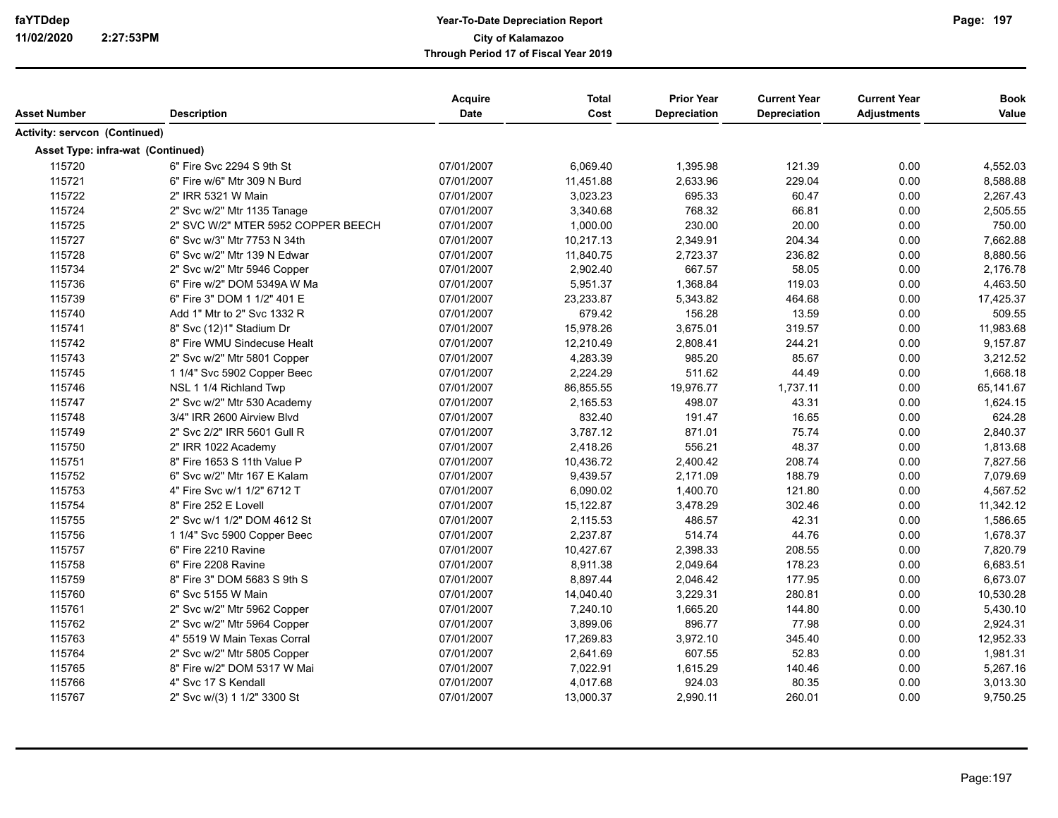| Asset Number | Description | Acquire Date | Total Cost | Prior Year Depreciation | Current Year Depreciation | Current Year Adjustments | Book Value |
|---|---|---|---|---|---|---|---|
| **Activity: servcon (Continued)** | | | | | | | |
| **Asset Type: infra-wat (Continued)** | | | | | | | |
| 115720 | 6" Fire Svc 2294 S 9th St | 07/01/2007 | 6,069.40 | 1,395.98 | 121.39 | 0.00 | 4,552.03 |
| 115721 | 6" Fire w/6" Mtr 309 N Burd | 07/01/2007 | 11,451.88 | 2,633.96 | 229.04 | 0.00 | 8,588.88 |
| 115722 | 2" IRR 5321 W Main | 07/01/2007 | 3,023.23 | 695.33 | 60.47 | 0.00 | 2,267.43 |
| 115724 | 2" Svc w/2" Mtr 1135 Tanage | 07/01/2007 | 3,340.68 | 768.32 | 66.81 | 0.00 | 2,505.55 |
| 115725 | 2" SVC W/2" MTER 5952 COPPER BEECH | 07/01/2007 | 1,000.00 | 230.00 | 20.00 | 0.00 | 750.00 |
| 115727 | 6" Svc w/3" Mtr 7753 N 34th | 07/01/2007 | 10,217.13 | 2,349.91 | 204.34 | 0.00 | 7,662.88 |
| 115728 | 6" Svc w/2" Mtr 139 N Edwar | 07/01/2007 | 11,840.75 | 2,723.37 | 236.82 | 0.00 | 8,880.56 |
| 115734 | 2" Svc w/2" Mtr 5946 Copper | 07/01/2007 | 2,902.40 | 667.57 | 58.05 | 0.00 | 2,176.78 |
| 115736 | 6" Fire w/2" DOM 5349A W Ma | 07/01/2007 | 5,951.37 | 1,368.84 | 119.03 | 0.00 | 4,463.50 |
| 115739 | 6" Fire 3" DOM 1 1/2" 401 E | 07/01/2007 | 23,233.87 | 5,343.82 | 464.68 | 0.00 | 17,425.37 |
| 115740 | Add 1" Mtr to 2" Svc 1332 R | 07/01/2007 | 679.42 | 156.28 | 13.59 | 0.00 | 509.55 |
| 115741 | 8" Svc (12)1" Stadium Dr | 07/01/2007 | 15,978.26 | 3,675.01 | 319.57 | 0.00 | 11,983.68 |
| 115742 | 8" Fire WMU Sindecuse Healt | 07/01/2007 | 12,210.49 | 2,808.41 | 244.21 | 0.00 | 9,157.87 |
| 115743 | 2" Svc w/2" Mtr 5801 Copper | 07/01/2007 | 4,283.39 | 985.20 | 85.67 | 0.00 | 3,212.52 |
| 115745 | 1 1/4" Svc 5902 Copper Beec | 07/01/2007 | 2,224.29 | 511.62 | 44.49 | 0.00 | 1,668.18 |
| 115746 | NSL 1 1/4 Richland Twp | 07/01/2007 | 86,855.55 | 19,976.77 | 1,737.11 | 0.00 | 65,141.67 |
| 115747 | 2" Svc w/2" Mtr 530 Academy | 07/01/2007 | 2,165.53 | 498.07 | 43.31 | 0.00 | 1,624.15 |
| 115748 | 3/4" IRR 2600 Airview Blvd | 07/01/2007 | 832.40 | 191.47 | 16.65 | 0.00 | 624.28 |
| 115749 | 2" Svc 2/2" IRR 5601 Gull R | 07/01/2007 | 3,787.12 | 871.01 | 75.74 | 0.00 | 2,840.37 |
| 115750 | 2" IRR 1022 Academy | 07/01/2007 | 2,418.26 | 556.21 | 48.37 | 0.00 | 1,813.68 |
| 115751 | 8" Fire 1653 S 11th Value P | 07/01/2007 | 10,436.72 | 2,400.42 | 208.74 | 0.00 | 7,827.56 |
| 115752 | 6" Svc w/2" Mtr 167 E Kalam | 07/01/2007 | 9,439.57 | 2,171.09 | 188.79 | 0.00 | 7,079.69 |
| 115753 | 4" Fire Svc w/1 1/2" 6712 T | 07/01/2007 | 6,090.02 | 1,400.70 | 121.80 | 0.00 | 4,567.52 |
| 115754 | 8" Fire 252 E Lovell | 07/01/2007 | 15,122.87 | 3,478.29 | 302.46 | 0.00 | 11,342.12 |
| 115755 | 2" Svc w/1 1/2" DOM 4612 St | 07/01/2007 | 2,115.53 | 486.57 | 42.31 | 0.00 | 1,586.65 |
| 115756 | 1 1/4" Svc 5900 Copper Beec | 07/01/2007 | 2,237.87 | 514.74 | 44.76 | 0.00 | 1,678.37 |
| 115757 | 6" Fire 2210 Ravine | 07/01/2007 | 10,427.67 | 2,398.33 | 208.55 | 0.00 | 7,820.79 |
| 115758 | 6" Fire 2208 Ravine | 07/01/2007 | 8,911.38 | 2,049.64 | 178.23 | 0.00 | 6,683.51 |
| 115759 | 8" Fire 3" DOM 5683 S 9th S | 07/01/2007 | 8,897.44 | 2,046.42 | 177.95 | 0.00 | 6,673.07 |
| 115760 | 6" Svc 5155 W Main | 07/01/2007 | 14,040.40 | 3,229.31 | 280.81 | 0.00 | 10,530.28 |
| 115761 | 2" Svc w/2" Mtr 5962 Copper | 07/01/2007 | 7,240.10 | 1,665.20 | 144.80 | 0.00 | 5,430.10 |
| 115762 | 2" Svc w/2" Mtr 5964 Copper | 07/01/2007 | 3,899.06 | 896.77 | 77.98 | 0.00 | 2,924.31 |
| 115763 | 4" 5519 W Main Texas Corral | 07/01/2007 | 17,269.83 | 3,972.10 | 345.40 | 0.00 | 12,952.33 |
| 115764 | 2" Svc w/2" Mtr 5805 Copper | 07/01/2007 | 2,641.69 | 607.55 | 52.83 | 0.00 | 1,981.31 |
| 115765 | 8" Fire w/2" DOM 5317 W Mai | 07/01/2007 | 7,022.91 | 1,615.29 | 140.46 | 0.00 | 5,267.16 |
| 115766 | 4" Svc 17 S Kendall | 07/01/2007 | 4,017.68 | 924.03 | 80.35 | 0.00 | 3,013.30 |
| 115767 | 2" Svc w/(3) 1 1/2" 3300 St | 07/01/2007 | 13,000.37 | 2,990.11 | 260.01 | 0.00 | 9,750.25 |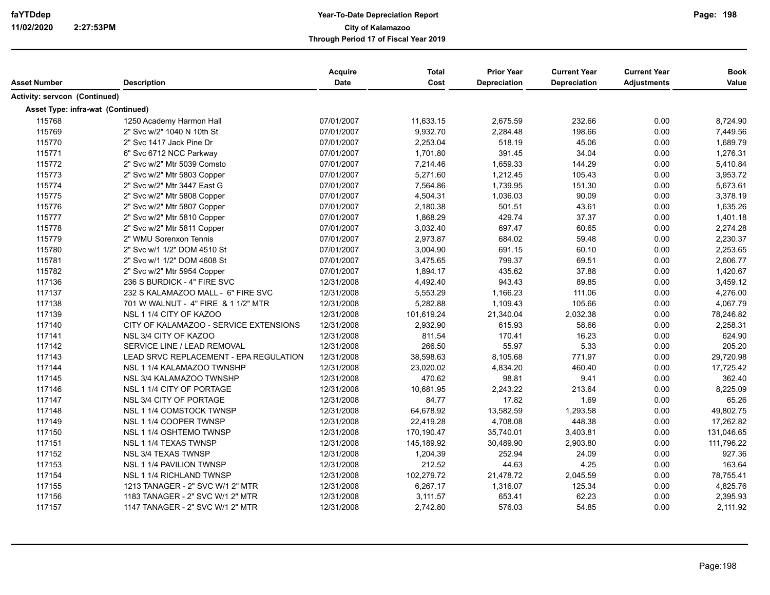| Asset Number | Description | Acquire Date | Total Cost | Prior Year Depreciation | Current Year Depreciation | Current Year Adjustments | Book Value |
|---|---|---|---|---|---|---|---|
| **Activity: servcon (Continued)** | | | | | | | |
| **Asset Type: infra-wat (Continued)** | | | | | | | |
| 115768 | 1250 Academy Harmon Hall | 07/01/2007 | 11,633.15 | 2,675.59 | 232.66 | 0.00 | 8,724.90 |
| 115769 | 2" Svc w/2" 1040 N 10th St | 07/01/2007 | 9,932.70 | 2,284.48 | 198.66 | 0.00 | 7,449.56 |
| 115770 | 2" Svc 1417 Jack Pine Dr | 07/01/2007 | 2,253.04 | 518.19 | 45.06 | 0.00 | 1,689.79 |
| 115771 | 6" Svc 6712 NCC Parkway | 07/01/2007 | 1,701.80 | 391.45 | 34.04 | 0.00 | 1,276.31 |
| 115772 | 2" Svc w/2" Mtr 5039 Comsto | 07/01/2007 | 7,214.46 | 1,659.33 | 144.29 | 0.00 | 5,410.84 |
| 115773 | 2" Svc w/2" Mtr 5803 Copper | 07/01/2007 | 5,271.60 | 1,212.45 | 105.43 | 0.00 | 3,953.72 |
| 115774 | 2" Svc w/2" Mtr 3447 East G | 07/01/2007 | 7,564.86 | 1,739.95 | 151.30 | 0.00 | 5,673.61 |
| 115775 | 2" Svc w/2" Mtr 5808 Copper | 07/01/2007 | 4,504.31 | 1,036.03 | 90.09 | 0.00 | 3,378.19 |
| 115776 | 2" Svc w/2" Mtr 5807 Copper | 07/01/2007 | 2,180.38 | 501.51 | 43.61 | 0.00 | 1,635.26 |
| 115777 | 2" Svc w/2" Mtr 5810 Copper | 07/01/2007 | 1,868.29 | 429.74 | 37.37 | 0.00 | 1,401.18 |
| 115778 | 2" Svc w/2" Mtr 5811 Copper | 07/01/2007 | 3,032.40 | 697.47 | 60.65 | 0.00 | 2,274.28 |
| 115779 | 2" WMU Sorenxon Tennis | 07/01/2007 | 2,973.87 | 684.02 | 59.48 | 0.00 | 2,230.37 |
| 115780 | 2" Svc w/1 1/2" DOM 4510 St | 07/01/2007 | 3,004.90 | 691.15 | 60.10 | 0.00 | 2,253.65 |
| 115781 | 2" Svc w/1 1/2" DOM 4608 St | 07/01/2007 | 3,475.65 | 799.37 | 69.51 | 0.00 | 2,606.77 |
| 115782 | 2" Svc w/2" Mtr 5954 Copper | 07/01/2007 | 1,894.17 | 435.62 | 37.88 | 0.00 | 1,420.67 |
| 117136 | 236 S BURDICK - 4" FIRE SVC | 12/31/2008 | 4,492.40 | 943.43 | 89.85 | 0.00 | 3,459.12 |
| 117137 | 232 S KALAMAZOO MALL - 6" FIRE SVC | 12/31/2008 | 5,553.29 | 1,166.23 | 111.06 | 0.00 | 4,276.00 |
| 117138 | 701 W WALNUT - 4" FIRE & 1 1/2" MTR | 12/31/2008 | 5,282.88 | 1,109.43 | 105.66 | 0.00 | 4,067.79 |
| 117139 | NSL 1 1/4 CITY OF KAZOO | 12/31/2008 | 101,619.24 | 21,340.04 | 2,032.38 | 0.00 | 78,246.82 |
| 117140 | CITY OF KALAMAZOO - SERVICE EXTENSIONS | 12/31/2008 | 2,932.90 | 615.93 | 58.66 | 0.00 | 2,258.31 |
| 117141 | NSL 3/4 CITY OF KAZOO | 12/31/2008 | 811.54 | 170.41 | 16.23 | 0.00 | 624.90 |
| 117142 | SERVICE LINE / LEAD REMOVAL | 12/31/2008 | 266.50 | 55.97 | 5.33 | 0.00 | 205.20 |
| 117143 | LEAD SRVC REPLACEMENT - EPA REGULATION | 12/31/2008 | 38,598.63 | 8,105.68 | 771.97 | 0.00 | 29,720.98 |
| 117144 | NSL 1 1/4 KALAMAZOO TWNSHP | 12/31/2008 | 23,020.02 | 4,834.20 | 460.40 | 0.00 | 17,725.42 |
| 117145 | NSL 3/4 KALAMAZOO TWNSHP | 12/31/2008 | 470.62 | 98.81 | 9.41 | 0.00 | 362.40 |
| 117146 | NSL 1 1/4 CITY OF PORTAGE | 12/31/2008 | 10,681.95 | 2,243.22 | 213.64 | 0.00 | 8,225.09 |
| 117147 | NSL 3/4 CITY OF PORTAGE | 12/31/2008 | 84.77 | 17.82 | 1.69 | 0.00 | 65.26 |
| 117148 | NSL 1 1/4 COMSTOCK TWNSP | 12/31/2008 | 64,678.92 | 13,582.59 | 1,293.58 | 0.00 | 49,802.75 |
| 117149 | NSL 1 1/4 COOPER TWNSP | 12/31/2008 | 22,419.28 | 4,708.08 | 448.38 | 0.00 | 17,262.82 |
| 117150 | NSL 1 1/4 OSHTEMO TWNSP | 12/31/2008 | 170,190.47 | 35,740.01 | 3,403.81 | 0.00 | 131,046.65 |
| 117151 | NSL 1 1/4 TEXAS TWNSP | 12/31/2008 | 145,189.92 | 30,489.90 | 2,903.80 | 0.00 | 111,796.22 |
| 117152 | NSL 3/4 TEXAS TWNSP | 12/31/2008 | 1,204.39 | 252.94 | 24.09 | 0.00 | 927.36 |
| 117153 | NSL 1 1/4 PAVILION TWNSP | 12/31/2008 | 212.52 | 44.63 | 4.25 | 0.00 | 163.64 |
| 117154 | NSL 1 1/4 RICHLAND TWNSP | 12/31/2008 | 102,279.72 | 21,478.72 | 2,045.59 | 0.00 | 78,755.41 |
| 117155 | 1213 TANAGER - 2" SVC W/1 2" MTR | 12/31/2008 | 6,267.17 | 1,316.07 | 125.34 | 0.00 | 4,825.76 |
| 117156 | 1183 TANAGER - 2" SVC W/1 2" MTR | 12/31/2008 | 3,111.57 | 653.41 | 62.23 | 0.00 | 2,395.93 |
| 117157 | 1147 TANAGER - 2" SVC W/1 2" MTR | 12/31/2008 | 2,742.80 | 576.03 | 54.85 | 0.00 | 2,111.92 |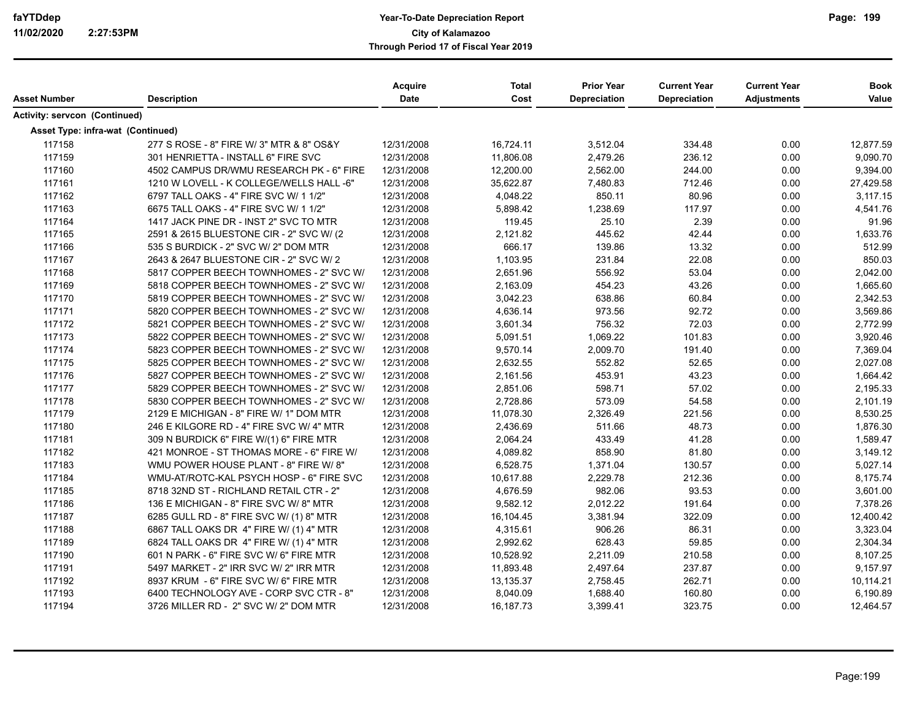# Year-To-Date Depreciation Report
## City of Kalamazoo
### Through Period 17 of Fiscal Year 2019

| Asset Number | Description | Acquire Date | Total Cost | Prior Year Depreciation | Current Year Depreciation | Current Year Adjustments | Book Value |
|---|---|---|---|---|---|---|---|
| **Activity: servcon (Continued)** | | | | | | | |
| **Asset Type: infra-wat (Continued)** | | | | | | | |
| 117158 | 277 S ROSE - 8" FIRE W/ 3" MTR & 8" OS&Y | 12/31/2008 | 16,724.11 | 3,512.04 | 334.48 | 0.00 | 12,877.59 |
| 117159 | 301 HENRIETTA - INSTALL 6" FIRE SVC | 12/31/2008 | 11,806.08 | 2,479.26 | 236.12 | 0.00 | 9,090.70 |
| 117160 | 4502 CAMPUS DR/WMU RESEARCH PK - 6" FIRE | 12/31/2008 | 12,200.00 | 2,562.00 | 244.00 | 0.00 | 9,394.00 |
| 117161 | 1210 W LOVELL - K COLLEGE/WELLS HALL -6" | 12/31/2008 | 35,622.87 | 7,480.83 | 712.46 | 0.00 | 27,429.58 |
| 117162 | 6797 TALL OAKS - 4" FIRE SVC W/ 1 1/2" | 12/31/2008 | 4,048.22 | 850.11 | 80.96 | 0.00 | 3,117.15 |
| 117163 | 6675 TALL OAKS - 4" FIRE SVC W/ 1 1/2" | 12/31/2008 | 5,898.42 | 1,238.69 | 117.97 | 0.00 | 4,541.76 |
| 117164 | 1417 JACK PINE DR - INST 2" SVC TO MTR | 12/31/2008 | 119.45 | 25.10 | 2.39 | 0.00 | 91.96 |
| 117165 | 2591 & 2615 BLUESTONE CIR - 2" SVC W/ (2 | 12/31/2008 | 2,121.82 | 445.62 | 42.44 | 0.00 | 1,633.76 |
| 117166 | 535 S BURDICK - 2" SVC W/ 2" DOM MTR | 12/31/2008 | 666.17 | 139.86 | 13.32 | 0.00 | 512.99 |
| 117167 | 2643 & 2647 BLUESTONE CIR - 2" SVC W/ 2 | 12/31/2008 | 1,103.95 | 231.84 | 22.08 | 0.00 | 850.03 |
| 117168 | 5817 COPPER BEECH TOWNHOMES - 2" SVC W/ | 12/31/2008 | 2,651.96 | 556.92 | 53.04 | 0.00 | 2,042.00 |
| 117169 | 5818 COPPER BEECH TOWNHOMES - 2" SVC W/ | 12/31/2008 | 2,163.09 | 454.23 | 43.26 | 0.00 | 1,665.60 |
| 117170 | 5819 COPPER BEECH TOWNHOMES - 2" SVC W/ | 12/31/2008 | 3,042.23 | 638.86 | 60.84 | 0.00 | 2,342.53 |
| 117171 | 5820 COPPER BEECH TOWNHOMES - 2" SVC W/ | 12/31/2008 | 4,636.14 | 973.56 | 92.72 | 0.00 | 3,569.86 |
| 117172 | 5821 COPPER BEECH TOWNHOMES - 2" SVC W/ | 12/31/2008 | 3,601.34 | 756.32 | 72.03 | 0.00 | 2,772.99 |
| 117173 | 5822 COPPER BEECH TOWNHOMES - 2" SVC W/ | 12/31/2008 | 5,091.51 | 1,069.22 | 101.83 | 0.00 | 3,920.46 |
| 117174 | 5823 COPPER BEECH TOWNHOMES - 2" SVC W/ | 12/31/2008 | 9,570.14 | 2,009.70 | 191.40 | 0.00 | 7,369.04 |
| 117175 | 5825 COPPER BEECH TOWNHOMES - 2" SVC W/ | 12/31/2008 | 2,632.55 | 552.82 | 52.65 | 0.00 | 2,027.08 |
| 117176 | 5827 COPPER BEECH TOWNHOMES - 2" SVC W/ | 12/31/2008 | 2,161.56 | 453.91 | 43.23 | 0.00 | 1,664.42 |
| 117177 | 5829 COPPER BEECH TOWNHOMES - 2" SVC W/ | 12/31/2008 | 2,851.06 | 598.71 | 57.02 | 0.00 | 2,195.33 |
| 117178 | 5830 COPPER BEECH TOWNHOMES - 2" SVC W/ | 12/31/2008 | 2,728.86 | 573.09 | 54.58 | 0.00 | 2,101.19 |
| 117179 | 2129 E MICHIGAN - 8" FIRE W/ 1" DOM MTR | 12/31/2008 | 11,078.30 | 2,326.49 | 221.56 | 0.00 | 8,530.25 |
| 117180 | 246 E KILGORE RD - 4" FIRE SVC W/ 4" MTR | 12/31/2008 | 2,436.69 | 511.66 | 48.73 | 0.00 | 1,876.30 |
| 117181 | 309 N BURDICK 6" FIRE W/(1) 6" FIRE MTR | 12/31/2008 | 2,064.24 | 433.49 | 41.28 | 0.00 | 1,589.47 |
| 117182 | 421 MONROE - ST THOMAS MORE - 6" FIRE W/ | 12/31/2008 | 4,089.82 | 858.90 | 81.80 | 0.00 | 3,149.12 |
| 117183 | WMU POWER HOUSE PLANT - 8" FIRE W/ 8" | 12/31/2008 | 6,528.75 | 1,371.04 | 130.57 | 0.00 | 5,027.14 |
| 117184 | WMU-AT/ROTC-KAL PSYCH HOSP - 6" FIRE SVC | 12/31/2008 | 10,617.88 | 2,229.78 | 212.36 | 0.00 | 8,175.74 |
| 117185 | 8718 32ND ST - RICHLAND RETAIL CTR - 2" | 12/31/2008 | 4,676.59 | 982.06 | 93.53 | 0.00 | 3,601.00 |
| 117186 | 136 E MICHIGAN - 8" FIRE SVC W/ 8" MTR | 12/31/2008 | 9,582.12 | 2,012.22 | 191.64 | 0.00 | 7,378.26 |
| 117187 | 6285 GULL RD - 8" FIRE SVC W/ (1) 8" MTR | 12/31/2008 | 16,104.45 | 3,381.94 | 322.09 | 0.00 | 12,400.42 |
| 117188 | 6867 TALL OAKS DR 4" FIRE W/ (1) 4" MTR | 12/31/2008 | 4,315.61 | 906.26 | 86.31 | 0.00 | 3,323.04 |
| 117189 | 6824 TALL OAKS DR 4" FIRE W/ (1) 4" MTR | 12/31/2008 | 2,992.62 | 628.43 | 59.85 | 0.00 | 2,304.34 |
| 117190 | 601 N PARK - 6" FIRE SVC W/ 6" FIRE MTR | 12/31/2008 | 10,528.92 | 2,211.09 | 210.58 | 0.00 | 8,107.25 |
| 117191 | 5497 MARKET - 2" IRR SVC W/ 2" IRR MTR | 12/31/2008 | 11,893.48 | 2,497.64 | 237.87 | 0.00 | 9,157.97 |
| 117192 | 8937 KRUM - 6" FIRE SVC W/ 6" FIRE MTR | 12/31/2008 | 13,135.37 | 2,758.45 | 262.71 | 0.00 | 10,114.21 |
| 117193 | 6400 TECHNOLOGY AVE - CORP SVC CTR - 8" | 12/31/2008 | 8,040.09 | 1,688.40 | 160.80 | 0.00 | 6,190.89 |
| 117194 | 3726 MILLER RD - 2" SVC W/ 2" DOM MTR | 12/31/2008 | 16,187.73 | 3,399.41 | 323.75 | 0.00 | 12,464.57 |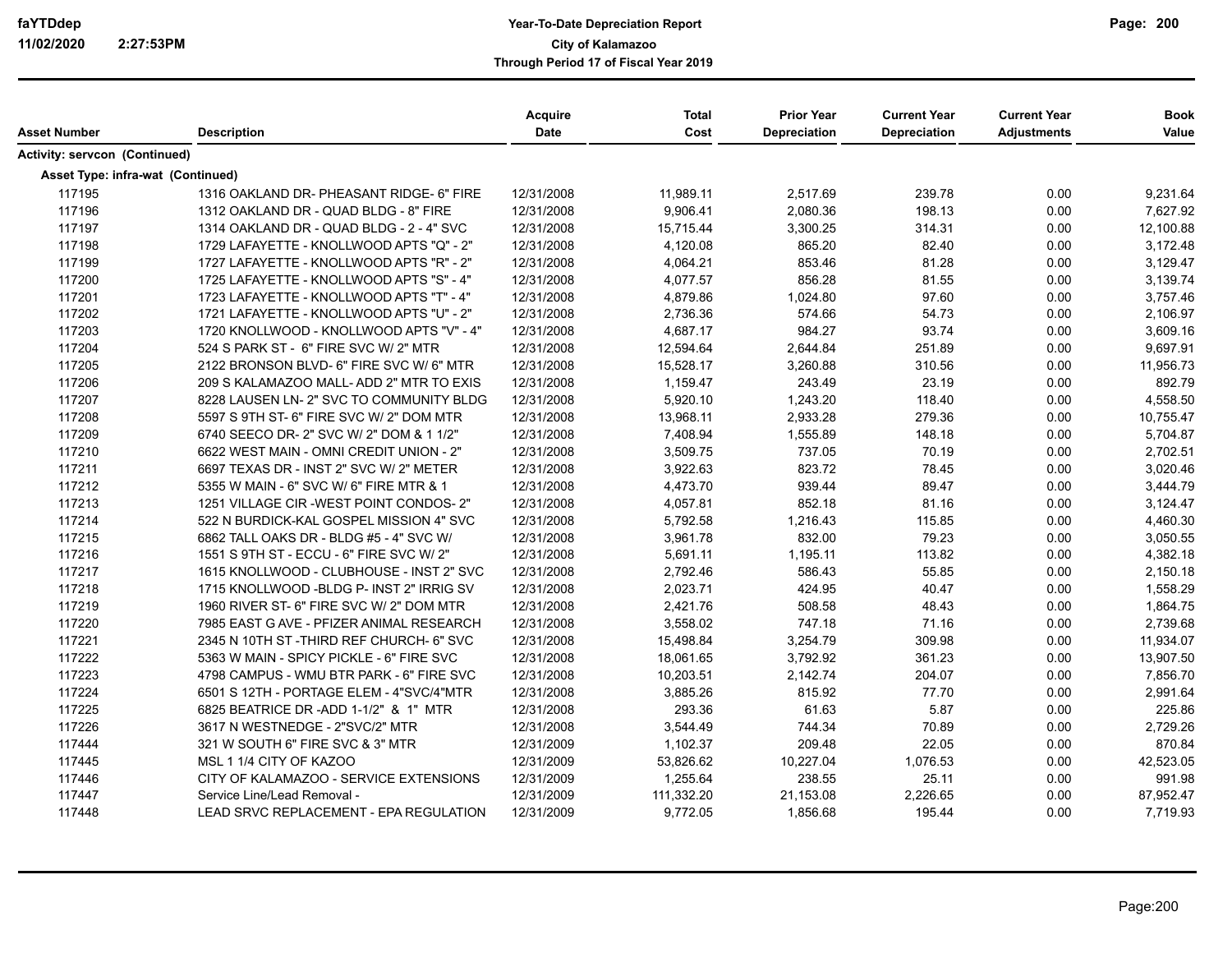| Asset Number | Description | Acquire Date | Total Cost | Prior Year Depreciation | Current Year Depreciation | Current Year Adjustments | Book Value |
|---|---|---|---|---|---|---|---|
| **Activity: servcon (Continued)** | | | | | | | |
| **Asset Type: infra-wat (Continued)** | | | | | | | |
| 117195 | 1316 OAKLAND DR- PHEASANT RIDGE- 6" FIRE | 12/31/2008 | 11,989.11 | 2,517.69 | 239.78 | 0.00 | 9,231.64 |
| 117196 | 1312 OAKLAND DR - QUAD BLDG - 8" FIRE | 12/31/2008 | 9,906.41 | 2,080.36 | 198.13 | 0.00 | 7,627.92 |
| 117197 | 1314 OAKLAND DR - QUAD BLDG - 2 - 4" SVC | 12/31/2008 | 15,715.44 | 3,300.25 | 314.31 | 0.00 | 12,100.88 |
| 117198 | 1729 LAFAYETTE - KNOLLWOOD APTS "Q" - 2" | 12/31/2008 | 4,120.08 | 865.20 | 82.40 | 0.00 | 3,172.48 |
| 117199 | 1727 LAFAYETTE - KNOLLWOOD APTS "R" - 2" | 12/31/2008 | 4,064.21 | 853.46 | 81.28 | 0.00 | 3,129.47 |
| 117200 | 1725 LAFAYETTE - KNOLLWOOD APTS "S" - 4" | 12/31/2008 | 4,077.57 | 856.28 | 81.55 | 0.00 | 3,139.74 |
| 117201 | 1723 LAFAYETTE - KNOLLWOOD APTS "T" - 4" | 12/31/2008 | 4,879.86 | 1,024.80 | 97.60 | 0.00 | 3,757.46 |
| 117202 | 1721 LAFAYETTE - KNOLLWOOD APTS "U" - 2" | 12/31/2008 | 2,736.36 | 574.66 | 54.73 | 0.00 | 2,106.97 |
| 117203 | 1720 KNOLLWOOD - KNOLLWOOD APTS "V" - 4" | 12/31/2008 | 4,687.17 | 984.27 | 93.74 | 0.00 | 3,609.16 |
| 117204 | 524 S PARK ST - 6" FIRE SVC W/ 2" MTR | 12/31/2008 | 12,594.64 | 2,644.84 | 251.89 | 0.00 | 9,697.91 |
| 117205 | 2122 BRONSON BLVD- 6" FIRE SVC W/ 6" MTR | 12/31/2008 | 15,528.17 | 3,260.88 | 310.56 | 0.00 | 11,956.73 |
| 117206 | 209 S KALAMAZOO MALL- ADD 2" MTR TO EXIS | 12/31/2008 | 1,159.47 | 243.49 | 23.19 | 0.00 | 892.79 |
| 117207 | 8228 LAUSEN LN- 2" SVC TO COMMUNITY BLDG | 12/31/2008 | 5,920.10 | 1,243.20 | 118.40 | 0.00 | 4,558.50 |
| 117208 | 5597 S 9TH ST- 6" FIRE SVC W/ 2" DOM MTR | 12/31/2008 | 13,968.11 | 2,933.28 | 279.36 | 0.00 | 10,755.47 |
| 117209 | 6740 SEECO DR- 2" SVC W/ 2" DOM & 1 1/2" | 12/31/2008 | 7,408.94 | 1,555.89 | 148.18 | 0.00 | 5,704.87 |
| 117210 | 6622 WEST MAIN - OMNI CREDIT UNION - 2" | 12/31/2008 | 3,509.75 | 737.05 | 70.19 | 0.00 | 2,702.51 |
| 117211 | 6697 TEXAS DR - INST 2" SVC W/ 2" METER | 12/31/2008 | 3,922.63 | 823.72 | 78.45 | 0.00 | 3,020.46 |
| 117212 | 5355 W MAIN - 6" SVC W/ 6" FIRE MTR & 1 | 12/31/2008 | 4,473.70 | 939.44 | 89.47 | 0.00 | 3,444.79 |
| 117213 | 1251 VILLAGE CIR -WEST POINT CONDOS- 2" | 12/31/2008 | 4,057.81 | 852.18 | 81.16 | 0.00 | 3,124.47 |
| 117214 | 522 N BURDICK-KAL GOSPEL MISSION 4" SVC | 12/31/2008 | 5,792.58 | 1,216.43 | 115.85 | 0.00 | 4,460.30 |
| 117215 | 6862 TALL OAKS DR - BLDG #5 - 4" SVC W/ | 12/31/2008 | 3,961.78 | 832.00 | 79.23 | 0.00 | 3,050.55 |
| 117216 | 1551 S 9TH ST - ECCU - 6" FIRE SVC W/ 2" | 12/31/2008 | 5,691.11 | 1,195.11 | 113.82 | 0.00 | 4,382.18 |
| 117217 | 1615 KNOLLWOOD - CLUBHOUSE - INST 2" SVC | 12/31/2008 | 2,792.46 | 586.43 | 55.85 | 0.00 | 2,150.18 |
| 117218 | 1715 KNOLLWOOD -BLDG P- INST 2" IRRIG SV | 12/31/2008 | 2,023.71 | 424.95 | 40.47 | 0.00 | 1,558.29 |
| 117219 | 1960 RIVER ST- 6" FIRE SVC W/ 2" DOM MTR | 12/31/2008 | 2,421.76 | 508.58 | 48.43 | 0.00 | 1,864.75 |
| 117220 | 7985 EAST G AVE - PFIZER ANIMAL RESEARCH | 12/31/2008 | 3,558.02 | 747.18 | 71.16 | 0.00 | 2,739.68 |
| 117221 | 2345 N 10TH ST -THIRD REF CHURCH- 6" SVC | 12/31/2008 | 15,498.84 | 3,254.79 | 309.98 | 0.00 | 11,934.07 |
| 117222 | 5363 W MAIN - SPICY PICKLE - 6" FIRE SVC | 12/31/2008 | 18,061.65 | 3,792.92 | 361.23 | 0.00 | 13,907.50 |
| 117223 | 4798 CAMPUS - WMU BTR PARK - 6" FIRE SVC | 12/31/2008 | 10,203.51 | 2,142.74 | 204.07 | 0.00 | 7,856.70 |
| 117224 | 6501 S 12TH - PORTAGE ELEM - 4"SVC/4"MTR | 12/31/2008 | 3,885.26 | 815.92 | 77.70 | 0.00 | 2,991.64 |
| 117225 | 6825 BEATRICE DR -ADD 1-1/2" & 1" MTR | 12/31/2008 | 293.36 | 61.63 | 5.87 | 0.00 | 225.86 |
| 117226 | 3617 N WESTNEDGE - 2"SVC/2" MTR | 12/31/2008 | 3,544.49 | 744.34 | 70.89 | 0.00 | 2,729.26 |
| 117444 | 321 W SOUTH 6" FIRE SVC & 3" MTR | 12/31/2009 | 1,102.37 | 209.48 | 22.05 | 0.00 | 870.84 |
| 117445 | MSL 1 1/4 CITY OF KAZOO | 12/31/2009 | 53,826.62 | 10,227.04 | 1,076.53 | 0.00 | 42,523.05 |
| 117446 | CITY OF KALAMAZOO - SERVICE EXTENSIONS | 12/31/2009 | 1,255.64 | 238.55 | 25.11 | 0.00 | 991.98 |
| 117447 | Service Line/Lead Removal - | 12/31/2009 | 111,332.20 | 21,153.08 | 2,226.65 | 0.00 | 87,952.47 |
| 117448 | LEAD SRVC REPLACEMENT - EPA REGULATION | 12/31/2009 | 9,772.05 | 1,856.68 | 195.44 | 0.00 | 7,719.93 |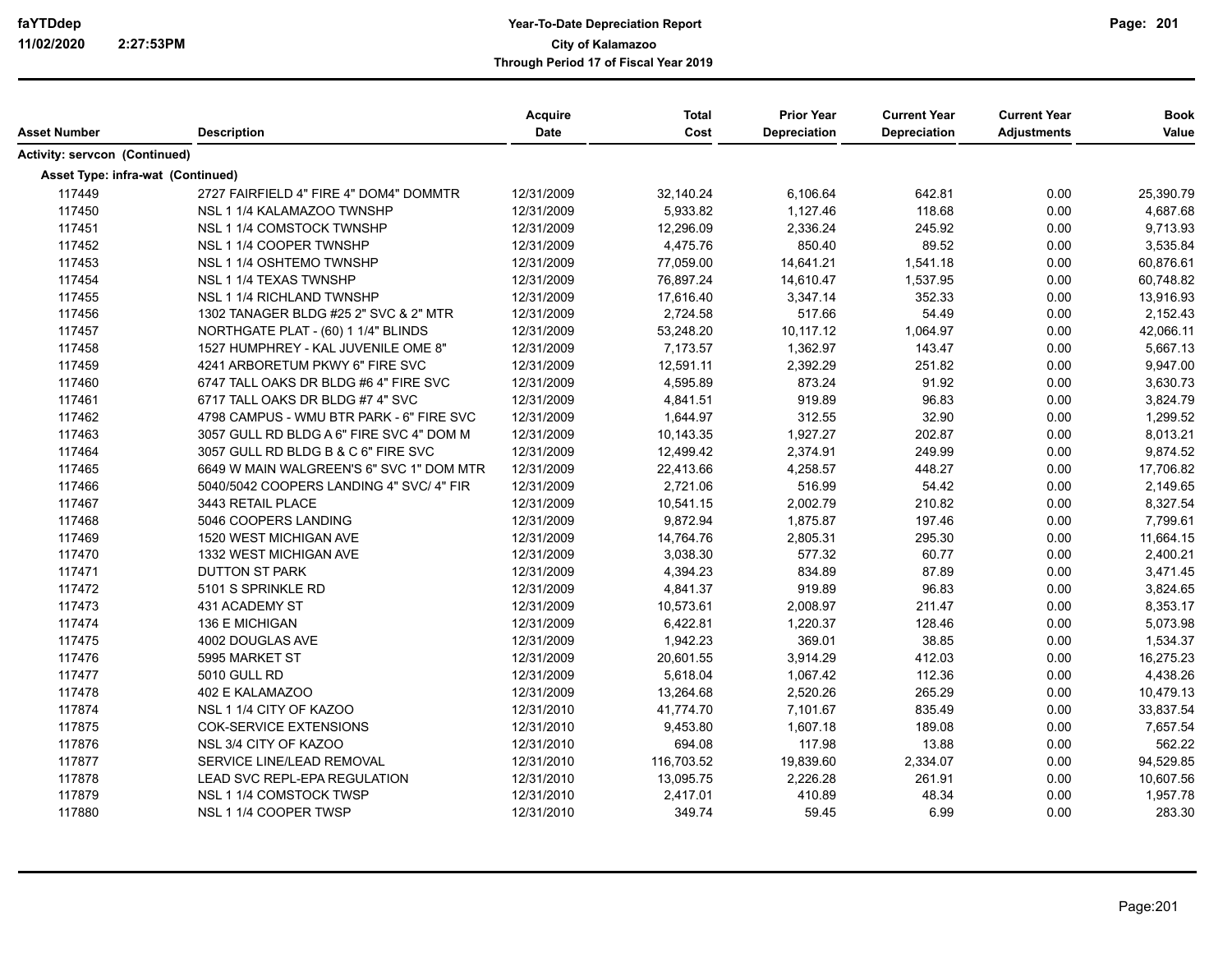# Year-To-Date Depreciation Report

City of Kalamazoo

Through Period 17 of Fiscal Year 2019

| Asset Number | Description | Acquire Date | Total Cost | Prior Year Depreciation | Current Year Depreciation | Current Year Adjustments | Book Value |
|---|---|---|---|---|---|---|---|
| **Activity: servcon (Continued)** | | | | | | | |
| **Asset Type: infra-wat (Continued)** | | | | | | | |
| 117449 | 2727 FAIRFIELD 4" FIRE 4" DOM4" DOMMTR | 12/31/2009 | 32,140.24 | 6,106.64 | 642.81 | 0.00 | 25,390.79 |
| 117450 | NSL 1 1/4 KALAMAZOO TWNSHP | 12/31/2009 | 5,933.82 | 1,127.46 | 118.68 | 0.00 | 4,687.68 |
| 117451 | NSL 1 1/4 COMSTOCK TWNSHP | 12/31/2009 | 12,296.09 | 2,336.24 | 245.92 | 0.00 | 9,713.93 |
| 117452 | NSL 1 1/4 COOPER TWNSHP | 12/31/2009 | 4,475.76 | 850.40 | 89.52 | 0.00 | 3,535.84 |
| 117453 | NSL 1 1/4 OSHTEMO TWNSHP | 12/31/2009 | 77,059.00 | 14,641.21 | 1,541.18 | 0.00 | 60,876.61 |
| 117454 | NSL 1 1/4 TEXAS TWNSHP | 12/31/2009 | 76,897.24 | 14,610.47 | 1,537.95 | 0.00 | 60,748.82 |
| 117455 | NSL 1 1/4 RICHLAND TWNSHP | 12/31/2009 | 17,616.40 | 3,347.14 | 352.33 | 0.00 | 13,916.93 |
| 117456 | 1302 TANAGER BLDG #25 2" SVC & 2" MTR | 12/31/2009 | 2,724.58 | 517.66 | 54.49 | 0.00 | 2,152.43 |
| 117457 | NORTHGATE PLAT - (60) 1 1/4" BLINDS | 12/31/2009 | 53,248.20 | 10,117.12 | 1,064.97 | 0.00 | 42,066.11 |
| 117458 | 1527 HUMPHREY - KAL JUVENILE OME 8" | 12/31/2009 | 7,173.57 | 1,362.97 | 143.47 | 0.00 | 5,667.13 |
| 117459 | 4241 ARBORETUM PKWY 6" FIRE SVC | 12/31/2009 | 12,591.11 | 2,392.29 | 251.82 | 0.00 | 9,947.00 |
| 117460 | 6747 TALL OAKS DR BLDG #6 4" FIRE SVC | 12/31/2009 | 4,595.89 | 873.24 | 91.92 | 0.00 | 3,630.73 |
| 117461 | 6717 TALL OAKS DR BLDG #7 4" SVC | 12/31/2009 | 4,841.51 | 919.89 | 96.83 | 0.00 | 3,824.79 |
| 117462 | 4798 CAMPUS - WMU BTR PARK - 6" FIRE SVC | 12/31/2009 | 1,644.97 | 312.55 | 32.90 | 0.00 | 1,299.52 |
| 117463 | 3057 GULL RD BLDG A 6" FIRE SVC 4" DOM M | 12/31/2009 | 10,143.35 | 1,927.27 | 202.87 | 0.00 | 8,013.21 |
| 117464 | 3057 GULL RD BLDG B & C 6" FIRE SVC | 12/31/2009 | 12,499.42 | 2,374.91 | 249.99 | 0.00 | 9,874.52 |
| 117465 | 6649 W MAIN WALGREEN'S 6" SVC 1" DOM MTR | 12/31/2009 | 22,413.66 | 4,258.57 | 448.27 | 0.00 | 17,706.82 |
| 117466 | 5040/5042 COOPERS LANDING 4" SVC/ 4" FIR | 12/31/2009 | 2,721.06 | 516.99 | 54.42 | 0.00 | 2,149.65 |
| 117467 | 3443 RETAIL PLACE | 12/31/2009 | 10,541.15 | 2,002.79 | 210.82 | 0.00 | 8,327.54 |
| 117468 | 5046 COOPERS LANDING | 12/31/2009 | 9,872.94 | 1,875.87 | 197.46 | 0.00 | 7,799.61 |
| 117469 | 1520 WEST MICHIGAN AVE | 12/31/2009 | 14,764.76 | 2,805.31 | 295.30 | 0.00 | 11,664.15 |
| 117470 | 1332 WEST MICHIGAN AVE | 12/31/2009 | 3,038.30 | 577.32 | 60.77 | 0.00 | 2,400.21 |
| 117471 | DUTTON ST PARK | 12/31/2009 | 4,394.23 | 834.89 | 87.89 | 0.00 | 3,471.45 |
| 117472 | 5101 S SPRINKLE RD | 12/31/2009 | 4,841.37 | 919.89 | 96.83 | 0.00 | 3,824.65 |
| 117473 | 431 ACADEMY ST | 12/31/2009 | 10,573.61 | 2,008.97 | 211.47 | 0.00 | 8,353.17 |
| 117474 | 136 E MICHIGAN | 12/31/2009 | 6,422.81 | 1,220.37 | 128.46 | 0.00 | 5,073.98 |
| 117475 | 4002 DOUGLAS AVE | 12/31/2009 | 1,942.23 | 369.01 | 38.85 | 0.00 | 1,534.37 |
| 117476 | 5995 MARKET ST | 12/31/2009 | 20,601.55 | 3,914.29 | 412.03 | 0.00 | 16,275.23 |
| 117477 | 5010 GULL RD | 12/31/2009 | 5,618.04 | 1,067.42 | 112.36 | 0.00 | 4,438.26 |
| 117478 | 402 E KALAMAZOO | 12/31/2009 | 13,264.68 | 2,520.26 | 265.29 | 0.00 | 10,479.13 |
| 117874 | NSL 1 1/4 CITY OF KAZOO | 12/31/2010 | 41,774.70 | 7,101.67 | 835.49 | 0.00 | 33,837.54 |
| 117875 | COK-SERVICE EXTENSIONS | 12/31/2010 | 9,453.80 | 1,607.18 | 189.08 | 0.00 | 7,657.54 |
| 117876 | NSL 3/4 CITY OF KAZOO | 12/31/2010 | 694.08 | 117.98 | 13.88 | 0.00 | 562.22 |
| 117877 | SERVICE LINE/LEAD REMOVAL | 12/31/2010 | 116,703.52 | 19,839.60 | 2,334.07 | 0.00 | 94,529.85 |
| 117878 | LEAD SVC REPL-EPA REGULATION | 12/31/2010 | 13,095.75 | 2,226.28 | 261.91 | 0.00 | 10,607.56 |
| 117879 | NSL 1 1/4 COMSTOCK TWSP | 12/31/2010 | 2,417.01 | 410.89 | 48.34 | 0.00 | 1,957.78 |
| 117880 | NSL 1 1/4 COOPER TWSP | 12/31/2010 | 349.74 | 59.45 | 6.99 | 0.00 | 283.30 |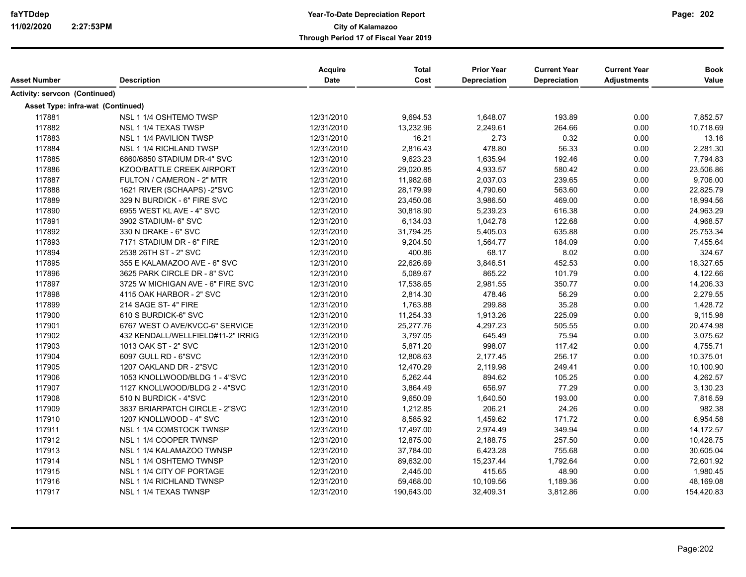| Asset Number | Description | Acquire Date | Total Cost | Prior Year Depreciation | Current Year Depreciation | Current Year Adjustments | Book Value |
|---|---|---|---|---|---|---|---|
| **Activity: servcon (Continued)** | | | | | | | |
| **Asset Type: infra-wat (Continued)** | | | | | | | |
| 117881 | NSL 1 1/4 OSHTEMO TWSP | 12/31/2010 | 9,694.53 | 1,648.07 | 193.89 | 0.00 | 7,852.57 |
| 117882 | NSL 1 1/4 TEXAS TWSP | 12/31/2010 | 13,232.96 | 2,249.61 | 264.66 | 0.00 | 10,718.69 |
| 117883 | NSL 1 1/4 PAVILION TWSP | 12/31/2010 | 16.21 | 2.73 | 0.32 | 0.00 | 13.16 |
| 117884 | NSL 1 1/4 RICHLAND TWSP | 12/31/2010 | 2,816.43 | 478.80 | 56.33 | 0.00 | 2,281.30 |
| 117885 | 6860/6850 STADIUM DR-4" SVC | 12/31/2010 | 9,623.23 | 1,635.94 | 192.46 | 0.00 | 7,794.83 |
| 117886 | KZOO/BATTLE CREEK AIRPORT | 12/31/2010 | 29,020.85 | 4,933.57 | 580.42 | 0.00 | 23,506.86 |
| 117887 | FULTON / CAMERON - 2" MTR | 12/31/2010 | 11,982.68 | 2,037.03 | 239.65 | 0.00 | 9,706.00 |
| 117888 | 1621 RIVER (SCHAAPS) -2"SVC | 12/31/2010 | 28,179.99 | 4,790.60 | 563.60 | 0.00 | 22,825.79 |
| 117889 | 329 N BURDICK - 6" FIRE SVC | 12/31/2010 | 23,450.06 | 3,986.50 | 469.00 | 0.00 | 18,994.56 |
| 117890 | 6955 WEST KL AVE - 4" SVC | 12/31/2010 | 30,818.90 | 5,239.23 | 616.38 | 0.00 | 24,963.29 |
| 117891 | 3902 STADIUM- 6" SVC | 12/31/2010 | 6,134.03 | 1,042.78 | 122.68 | 0.00 | 4,968.57 |
| 117892 | 330 N DRAKE - 6" SVC | 12/31/2010 | 31,794.25 | 5,405.03 | 635.88 | 0.00 | 25,753.34 |
| 117893 | 7171 STADIUM DR - 6" FIRE | 12/31/2010 | 9,204.50 | 1,564.77 | 184.09 | 0.00 | 7,455.64 |
| 117894 | 2538 26TH ST - 2" SVC | 12/31/2010 | 400.86 | 68.17 | 8.02 | 0.00 | 324.67 |
| 117895 | 355 E KALAMAZOO AVE - 6" SVC | 12/31/2010 | 22,626.69 | 3,846.51 | 452.53 | 0.00 | 18,327.65 |
| 117896 | 3625 PARK CIRCLE DR - 8" SVC | 12/31/2010 | 5,089.67 | 865.22 | 101.79 | 0.00 | 4,122.66 |
| 117897 | 3725 W MICHIGAN AVE - 6" FIRE SVC | 12/31/2010 | 17,538.65 | 2,981.55 | 350.77 | 0.00 | 14,206.33 |
| 117898 | 4115 OAK HARBOR - 2" SVC | 12/31/2010 | 2,814.30 | 478.46 | 56.29 | 0.00 | 2,279.55 |
| 117899 | 214 SAGE ST- 4" FIRE | 12/31/2010 | 1,763.88 | 299.88 | 35.28 | 0.00 | 1,428.72 |
| 117900 | 610 S BURDICK-6" SVC | 12/31/2010 | 11,254.33 | 1,913.26 | 225.09 | 0.00 | 9,115.98 |
| 117901 | 6767 WEST O AVE/KVCC-6" SERVICE | 12/31/2010 | 25,277.76 | 4,297.23 | 505.55 | 0.00 | 20,474.98 |
| 117902 | 432 KENDALL/WELLFIELD#11-2" IRRIG | 12/31/2010 | 3,797.05 | 645.49 | 75.94 | 0.00 | 3,075.62 |
| 117903 | 1013 OAK ST - 2" SVC | 12/31/2010 | 5,871.20 | 998.07 | 117.42 | 0.00 | 4,755.71 |
| 117904 | 6097 GULL RD - 6"SVC | 12/31/2010 | 12,808.63 | 2,177.45 | 256.17 | 0.00 | 10,375.01 |
| 117905 | 1207 OAKLAND DR - 2"SVC | 12/31/2010 | 12,470.29 | 2,119.98 | 249.41 | 0.00 | 10,100.90 |
| 117906 | 1053 KNOLLWOOD/BLDG 1 - 4"SVC | 12/31/2010 | 5,262.44 | 894.62 | 105.25 | 0.00 | 4,262.57 |
| 117907 | 1127 KNOLLWOOD/BLDG 2 - 4"SVC | 12/31/2010 | 3,864.49 | 656.97 | 77.29 | 0.00 | 3,130.23 |
| 117908 | 510 N BURDICK - 4"SVC | 12/31/2010 | 9,650.09 | 1,640.50 | 193.00 | 0.00 | 7,816.59 |
| 117909 | 3837 BRIARPATCH CIRCLE - 2"SVC | 12/31/2010 | 1,212.85 | 206.21 | 24.26 | 0.00 | 982.38 |
| 117910 | 1207 KNOLLWOOD - 4" SVC | 12/31/2010 | 8,585.92 | 1,459.62 | 171.72 | 0.00 | 6,954.58 |
| 117911 | NSL 1 1/4 COMSTOCK TWNSP | 12/31/2010 | 17,497.00 | 2,974.49 | 349.94 | 0.00 | 14,172.57 |
| 117912 | NSL 1 1/4 COOPER TWNSP | 12/31/2010 | 12,875.00 | 2,188.75 | 257.50 | 0.00 | 10,428.75 |
| 117913 | NSL 1 1/4 KALAMAZOO TWNSP | 12/31/2010 | 37,784.00 | 6,423.28 | 755.68 | 0.00 | 30,605.04 |
| 117914 | NSL 1 1/4 OSHTEMO TWNSP | 12/31/2010 | 89,632.00 | 15,237.44 | 1,792.64 | 0.00 | 72,601.92 |
| 117915 | NSL 1 1/4 CITY OF PORTAGE | 12/31/2010 | 2,445.00 | 415.65 | 48.90 | 0.00 | 1,980.45 |
| 117916 | NSL 1 1/4 RICHLAND TWNSP | 12/31/2010 | 59,468.00 | 10,109.56 | 1,189.36 | 0.00 | 48,169.08 |
| 117917 | NSL 1 1/4 TEXAS TWNSP | 12/31/2010 | 190,643.00 | 32,409.31 | 3,812.86 | 0.00 | 154,420.83 |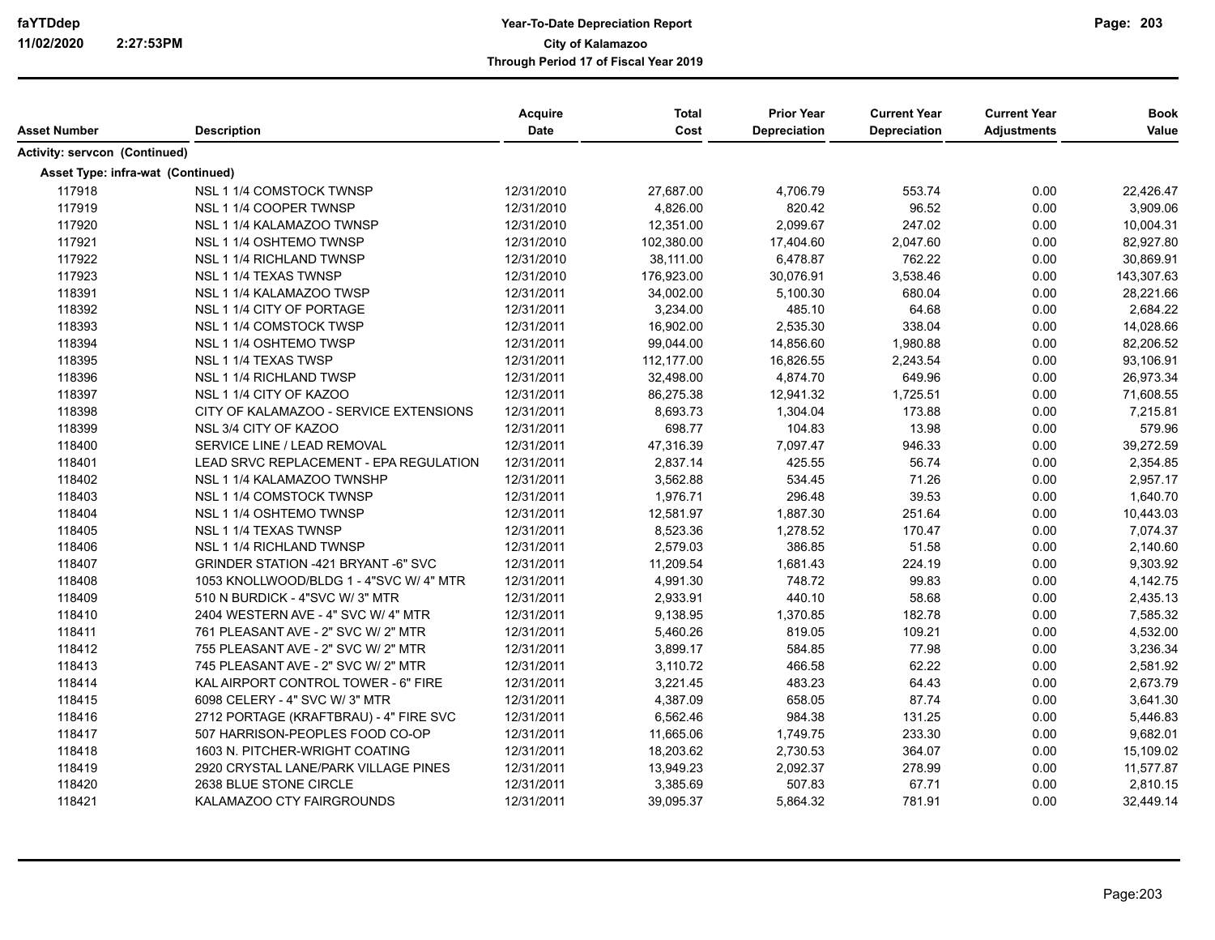| Asset Number | Description | Acquire Date | Total Cost | Prior Year Depreciation | Current Year Depreciation | Current Year Adjustments | Book Value |
|---|---|---|---|---|---|---|---|
| **Activity: servcon (Continued)** | | | | | | | |
| **Asset Type: infra-wat (Continued)** | | | | | | | |
| 117918 | NSL 1 1/4 COMSTOCK TWNSP | 12/31/2010 | 27,687.00 | 4,706.79 | 553.74 | 0.00 | 22,426.47 |
| 117919 | NSL 1 1/4 COOPER TWNSP | 12/31/2010 | 4,826.00 | 820.42 | 96.52 | 0.00 | 3,909.06 |
| 117920 | NSL 1 1/4 KALAMAZOO TWNSP | 12/31/2010 | 12,351.00 | 2,099.67 | 247.02 | 0.00 | 10,004.31 |
| 117921 | NSL 1 1/4 OSHTEMO TWNSP | 12/31/2010 | 102,380.00 | 17,404.60 | 2,047.60 | 0.00 | 82,927.80 |
| 117922 | NSL 1 1/4 RICHLAND TWNSP | 12/31/2010 | 38,111.00 | 6,478.87 | 762.22 | 0.00 | 30,869.91 |
| 117923 | NSL 1 1/4 TEXAS TWNSP | 12/31/2010 | 176,923.00 | 30,076.91 | 3,538.46 | 0.00 | 143,307.63 |
| 118391 | NSL 1 1/4 KALAMAZOO TWSP | 12/31/2011 | 34,002.00 | 5,100.30 | 680.04 | 0.00 | 28,221.66 |
| 118392 | NSL 1 1/4 CITY OF PORTAGE | 12/31/2011 | 3,234.00 | 485.10 | 64.68 | 0.00 | 2,684.22 |
| 118393 | NSL 1 1/4 COMSTOCK TWSP | 12/31/2011 | 16,902.00 | 2,535.30 | 338.04 | 0.00 | 14,028.66 |
| 118394 | NSL 1 1/4 OSHTEMO TWSP | 12/31/2011 | 99,044.00 | 14,856.60 | 1,980.88 | 0.00 | 82,206.52 |
| 118395 | NSL 1 1/4 TEXAS TWSP | 12/31/2011 | 112,177.00 | 16,826.55 | 2,243.54 | 0.00 | 93,106.91 |
| 118396 | NSL 1 1/4 RICHLAND TWSP | 12/31/2011 | 32,498.00 | 4,874.70 | 649.96 | 0.00 | 26,973.34 |
| 118397 | NSL 1 1/4 CITY OF KAZOO | 12/31/2011 | 86,275.38 | 12,941.32 | 1,725.51 | 0.00 | 71,608.55 |
| 118398 | CITY OF KALAMAZOO - SERVICE EXTENSIONS | 12/31/2011 | 8,693.73 | 1,304.04 | 173.88 | 0.00 | 7,215.81 |
| 118399 | NSL 3/4 CITY OF KAZOO | 12/31/2011 | 698.77 | 104.83 | 13.98 | 0.00 | 579.96 |
| 118400 | SERVICE LINE / LEAD REMOVAL | 12/31/2011 | 47,316.39 | 7,097.47 | 946.33 | 0.00 | 39,272.59 |
| 118401 | LEAD SRVC REPLACEMENT - EPA REGULATION | 12/31/2011 | 2,837.14 | 425.55 | 56.74 | 0.00 | 2,354.85 |
| 118402 | NSL 1 1/4 KALAMAZOO TWNSHP | 12/31/2011 | 3,562.88 | 534.45 | 71.26 | 0.00 | 2,957.17 |
| 118403 | NSL 1 1/4 COMSTOCK TWNSP | 12/31/2011 | 1,976.71 | 296.48 | 39.53 | 0.00 | 1,640.70 |
| 118404 | NSL 1 1/4 OSHTEMO TWNSP | 12/31/2011 | 12,581.97 | 1,887.30 | 251.64 | 0.00 | 10,443.03 |
| 118405 | NSL 1 1/4 TEXAS TWNSP | 12/31/2011 | 8,523.36 | 1,278.52 | 170.47 | 0.00 | 7,074.37 |
| 118406 | NSL 1 1/4 RICHLAND TWNSP | 12/31/2011 | 2,579.03 | 386.85 | 51.58 | 0.00 | 2,140.60 |
| 118407 | GRINDER STATION -421 BRYANT -6" SVC | 12/31/2011 | 11,209.54 | 1,681.43 | 224.19 | 0.00 | 9,303.92 |
| 118408 | 1053 KNOLLWOOD/BLDG 1 - 4"SVC W/ 4" MTR | 12/31/2011 | 4,991.30 | 748.72 | 99.83 | 0.00 | 4,142.75 |
| 118409 | 510 N BURDICK - 4"SVC W/ 3" MTR | 12/31/2011 | 2,933.91 | 440.10 | 58.68 | 0.00 | 2,435.13 |
| 118410 | 2404 WESTERN AVE - 4" SVC W/ 4" MTR | 12/31/2011 | 9,138.95 | 1,370.85 | 182.78 | 0.00 | 7,585.32 |
| 118411 | 761 PLEASANT AVE - 2" SVC W/ 2" MTR | 12/31/2011 | 5,460.26 | 819.05 | 109.21 | 0.00 | 4,532.00 |
| 118412 | 755 PLEASANT AVE - 2" SVC W/ 2" MTR | 12/31/2011 | 3,899.17 | 584.85 | 77.98 | 0.00 | 3,236.34 |
| 118413 | 745 PLEASANT AVE - 2" SVC W/ 2" MTR | 12/31/2011 | 3,110.72 | 466.58 | 62.22 | 0.00 | 2,581.92 |
| 118414 | KAL AIRPORT CONTROL TOWER - 6" FIRE | 12/31/2011 | 3,221.45 | 483.23 | 64.43 | 0.00 | 2,673.79 |
| 118415 | 6098 CELERY - 4" SVC W/ 3" MTR | 12/31/2011 | 4,387.09 | 658.05 | 87.74 | 0.00 | 3,641.30 |
| 118416 | 2712 PORTAGE (KRAFTBRAU) - 4" FIRE SVC | 12/31/2011 | 6,562.46 | 984.38 | 131.25 | 0.00 | 5,446.83 |
| 118417 | 507 HARRISON-PEOPLES FOOD CO-OP | 12/31/2011 | 11,665.06 | 1,749.75 | 233.30 | 0.00 | 9,682.01 |
| 118418 | 1603 N. PITCHER-WRIGHT COATING | 12/31/2011 | 18,203.62 | 2,730.53 | 364.07 | 0.00 | 15,109.02 |
| 118419 | 2920 CRYSTAL LANE/PARK VILLAGE PINES | 12/31/2011 | 13,949.23 | 2,092.37 | 278.99 | 0.00 | 11,577.87 |
| 118420 | 2638 BLUE STONE CIRCLE | 12/31/2011 | 3,385.69 | 507.83 | 67.71 | 0.00 | 2,810.15 |
| 118421 | KALAMAZOO CTY FAIRGROUNDS | 12/31/2011 | 39,095.37 | 5,864.32 | 781.91 | 0.00 | 32,449.14 |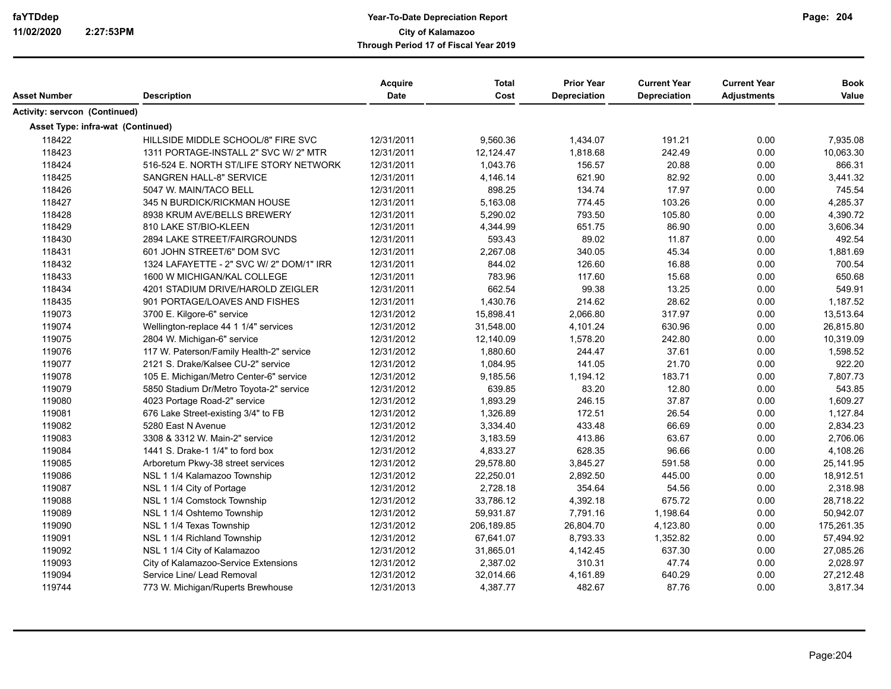# Year-To-Date Depreciation Report

**City of Kalamazoo**

**Through Period 17 of Fiscal Year 2019**

| Asset Number | Description | Acquire Date | Total Cost | Prior Year Depreciation | Current Year Depreciation | Current Year Adjustments | Book Value |
|---|---|---|---|---|---|---|---|
| **Activity: servcon (Continued)** | | | | | | | |
| **Asset Type: infra-wat (Continued)** | | | | | | | |
| 118422 | HILLSIDE MIDDLE SCHOOL/8" FIRE SVC | 12/31/2011 | 9,560.36 | 1,434.07 | 191.21 | 0.00 | 7,935.08 |
| 118423 | 1311 PORTAGE-INSTALL 2" SVC W/ 2" MTR | 12/31/2011 | 12,124.47 | 1,818.68 | 242.49 | 0.00 | 10,063.30 |
| 118424 | 516-524 E. NORTH ST/LIFE STORY NETWORK | 12/31/2011 | 1,043.76 | 156.57 | 20.88 | 0.00 | 866.31 |
| 118425 | SANGREN HALL-8" SERVICE | 12/31/2011 | 4,146.14 | 621.90 | 82.92 | 0.00 | 3,441.32 |
| 118426 | 5047 W. MAIN/TACO BELL | 12/31/2011 | 898.25 | 134.74 | 17.97 | 0.00 | 745.54 |
| 118427 | 345 N BURDICK/RICKMAN HOUSE | 12/31/2011 | 5,163.08 | 774.45 | 103.26 | 0.00 | 4,285.37 |
| 118428 | 8938 KRUM AVE/BELLS BREWERY | 12/31/2011 | 5,290.02 | 793.50 | 105.80 | 0.00 | 4,390.72 |
| 118429 | 810 LAKE ST/BIO-KLEEN | 12/31/2011 | 4,344.99 | 651.75 | 86.90 | 0.00 | 3,606.34 |
| 118430 | 2894 LAKE STREET/FAIRGROUNDS | 12/31/2011 | 593.43 | 89.02 | 11.87 | 0.00 | 492.54 |
| 118431 | 601 JOHN STREET/6" DOM SVC | 12/31/2011 | 2,267.08 | 340.05 | 45.34 | 0.00 | 1,881.69 |
| 118432 | 1324 LAFAYETTE - 2" SVC W/ 2" DOM/1" IRR | 12/31/2011 | 844.02 | 126.60 | 16.88 | 0.00 | 700.54 |
| 118433 | 1600 W MICHIGAN/KAL COLLEGE | 12/31/2011 | 783.96 | 117.60 | 15.68 | 0.00 | 650.68 |
| 118434 | 4201 STADIUM DRIVE/HAROLD ZEIGLER | 12/31/2011 | 662.54 | 99.38 | 13.25 | 0.00 | 549.91 |
| 118435 | 901 PORTAGE/LOAVES AND FISHES | 12/31/2011 | 1,430.76 | 214.62 | 28.62 | 0.00 | 1,187.52 |
| 119073 | 3700 E. Kilgore-6" service | 12/31/2012 | 15,898.41 | 2,066.80 | 317.97 | 0.00 | 13,513.64 |
| 119074 | Wellington-replace 44 1 1/4" services | 12/31/2012 | 31,548.00 | 4,101.24 | 630.96 | 0.00 | 26,815.80 |
| 119075 | 2804 W. Michigan-6" service | 12/31/2012 | 12,140.09 | 1,578.20 | 242.80 | 0.00 | 10,319.09 |
| 119076 | 117 W. Paterson/Family Health-2" service | 12/31/2012 | 1,880.60 | 244.47 | 37.61 | 0.00 | 1,598.52 |
| 119077 | 2121 S. Drake/Kalsee CU-2" service | 12/31/2012 | 1,084.95 | 141.05 | 21.70 | 0.00 | 922.20 |
| 119078 | 105 E. Michigan/Metro Center-6" service | 12/31/2012 | 9,185.56 | 1,194.12 | 183.71 | 0.00 | 7,807.73 |
| 119079 | 5850 Stadium Dr/Metro Toyota-2" service | 12/31/2012 | 639.85 | 83.20 | 12.80 | 0.00 | 543.85 |
| 119080 | 4023 Portage Road-2" service | 12/31/2012 | 1,893.29 | 246.15 | 37.87 | 0.00 | 1,609.27 |
| 119081 | 676 Lake Street-existing 3/4" to FB | 12/31/2012 | 1,326.89 | 172.51 | 26.54 | 0.00 | 1,127.84 |
| 119082 | 5280 East N Avenue | 12/31/2012 | 3,334.40 | 433.48 | 66.69 | 0.00 | 2,834.23 |
| 119083 | 3308 & 3312 W. Main-2" service | 12/31/2012 | 3,183.59 | 413.86 | 63.67 | 0.00 | 2,706.06 |
| 119084 | 1441 S. Drake-1 1/4" to ford box | 12/31/2012 | 4,833.27 | 628.35 | 96.66 | 0.00 | 4,108.26 |
| 119085 | Arboretum Pkwy-38 street services | 12/31/2012 | 29,578.80 | 3,845.27 | 591.58 | 0.00 | 25,141.95 |
| 119086 | NSL 1 1/4 Kalamazoo Township | 12/31/2012 | 22,250.01 | 2,892.50 | 445.00 | 0.00 | 18,912.51 |
| 119087 | NSL 1 1/4 City of Portage | 12/31/2012 | 2,728.18 | 354.64 | 54.56 | 0.00 | 2,318.98 |
| 119088 | NSL 1 1/4 Comstock Township | 12/31/2012 | 33,786.12 | 4,392.18 | 675.72 | 0.00 | 28,718.22 |
| 119089 | NSL 1 1/4 Oshtemo Township | 12/31/2012 | 59,931.87 | 7,791.16 | 1,198.64 | 0.00 | 50,942.07 |
| 119090 | NSL 1 1/4 Texas Township | 12/31/2012 | 206,189.85 | 26,804.70 | 4,123.80 | 0.00 | 175,261.35 |
| 119091 | NSL 1 1/4 Richland Township | 12/31/2012 | 67,641.07 | 8,793.33 | 1,352.82 | 0.00 | 57,494.92 |
| 119092 | NSL 1 1/4 City of Kalamazoo | 12/31/2012 | 31,865.01 | 4,142.45 | 637.30 | 0.00 | 27,085.26 |
| 119093 | City of Kalamazoo-Service Extensions | 12/31/2012 | 2,387.02 | 310.31 | 47.74 | 0.00 | 2,028.97 |
| 119094 | Service Line/ Lead Removal | 12/31/2012 | 32,014.66 | 4,161.89 | 640.29 | 0.00 | 27,212.48 |
| 119744 | 773 W. Michigan/Ruperts Brewhouse | 12/31/2013 | 4,387.77 | 482.67 | 87.76 | 0.00 | 3,817.34 |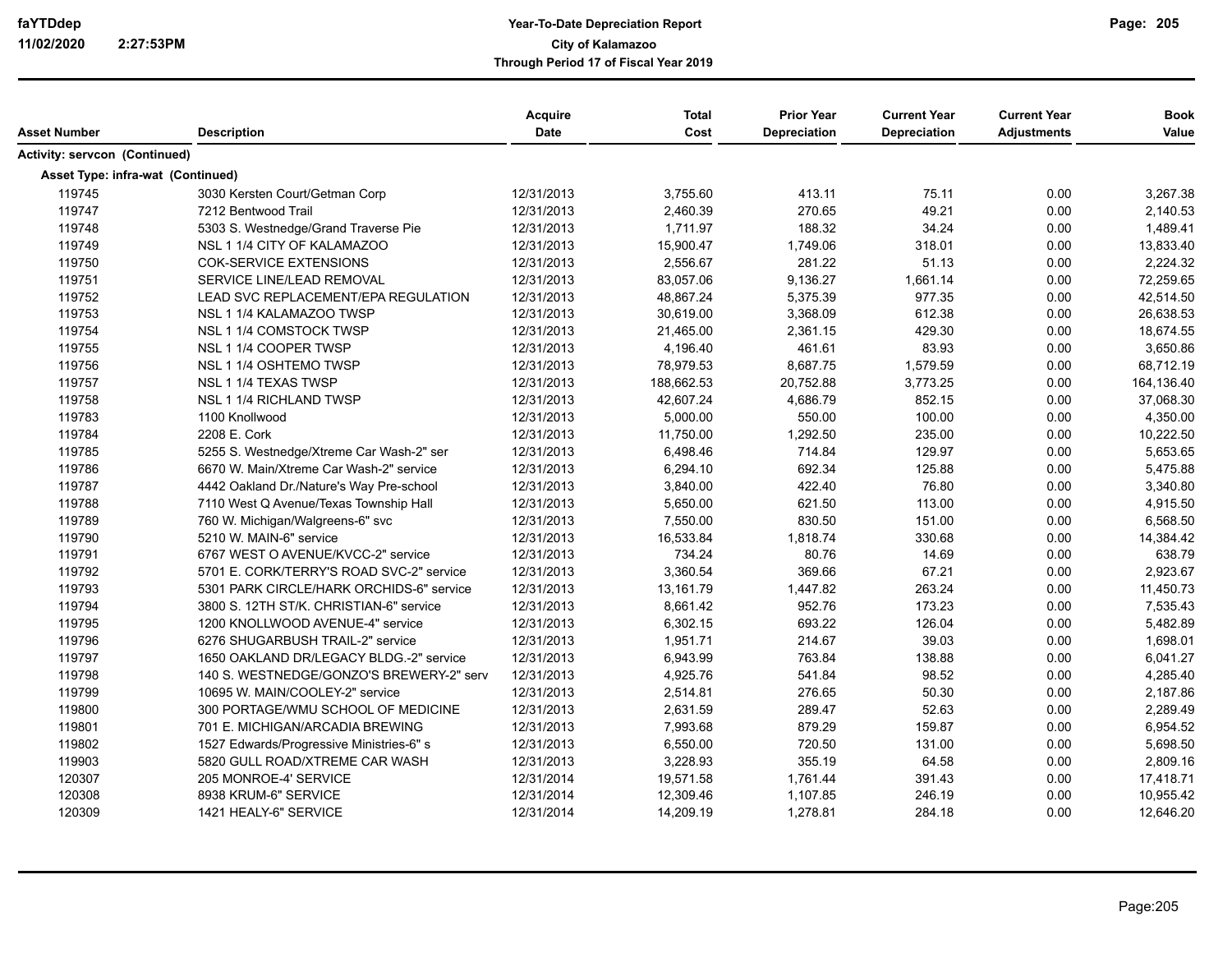| Asset Number | Description | Acquire Date | Total Cost | Prior Year Depreciation | Current Year Depreciation | Current Year Adjustments | Book Value |
|---|---|---|---|---|---|---|---|
| **Activity: servcon (Continued)** | | | | | | | |
| **Asset Type: infra-wat (Continued)** | | | | | | | |
| 119745 | 3030 Kersten Court/Getman Corp | 12/31/2013 | 3,755.60 | 413.11 | 75.11 | 0.00 | 3,267.38 |
| 119747 | 7212 Bentwood Trail | 12/31/2013 | 2,460.39 | 270.65 | 49.21 | 0.00 | 2,140.53 |
| 119748 | 5303 S. Westnedge/Grand Traverse Pie | 12/31/2013 | 1,711.97 | 188.32 | 34.24 | 0.00 | 1,489.41 |
| 119749 | NSL 1 1/4 CITY OF KALAMAZOO | 12/31/2013 | 15,900.47 | 1,749.06 | 318.01 | 0.00 | 13,833.40 |
| 119750 | COK-SERVICE EXTENSIONS | 12/31/2013 | 2,556.67 | 281.22 | 51.13 | 0.00 | 2,224.32 |
| 119751 | SERVICE LINE/LEAD REMOVAL | 12/31/2013 | 83,057.06 | 9,136.27 | 1,661.14 | 0.00 | 72,259.65 |
| 119752 | LEAD SVC REPLACEMENT/EPA REGULATION | 12/31/2013 | 48,867.24 | 5,375.39 | 977.35 | 0.00 | 42,514.50 |
| 119753 | NSL 1 1/4 KALAMAZOO TWSP | 12/31/2013 | 30,619.00 | 3,368.09 | 612.38 | 0.00 | 26,638.53 |
| 119754 | NSL 1 1/4 COMSTOCK TWSP | 12/31/2013 | 21,465.00 | 2,361.15 | 429.30 | 0.00 | 18,674.55 |
| 119755 | NSL 1 1/4 COOPER TWSP | 12/31/2013 | 4,196.40 | 461.61 | 83.93 | 0.00 | 3,650.86 |
| 119756 | NSL 1 1/4 OSHTEMO TWSP | 12/31/2013 | 78,979.53 | 8,687.75 | 1,579.59 | 0.00 | 68,712.19 |
| 119757 | NSL 1 1/4 TEXAS TWSP | 12/31/2013 | 188,662.53 | 20,752.88 | 3,773.25 | 0.00 | 164,136.40 |
| 119758 | NSL 1 1/4 RICHLAND TWSP | 12/31/2013 | 42,607.24 | 4,686.79 | 852.15 | 0.00 | 37,068.30 |
| 119783 | 1100 Knollwood | 12/31/2013 | 5,000.00 | 550.00 | 100.00 | 0.00 | 4,350.00 |
| 119784 | 2208 E. Cork | 12/31/2013 | 11,750.00 | 1,292.50 | 235.00 | 0.00 | 10,222.50 |
| 119785 | 5255 S. Westnedge/Xtreme Car Wash-2" ser | 12/31/2013 | 6,498.46 | 714.84 | 129.97 | 0.00 | 5,653.65 |
| 119786 | 6670 W. Main/Xtreme Car Wash-2" service | 12/31/2013 | 6,294.10 | 692.34 | 125.88 | 0.00 | 5,475.88 |
| 119787 | 4442 Oakland Dr./Nature's Way Pre-school | 12/31/2013 | 3,840.00 | 422.40 | 76.80 | 0.00 | 3,340.80 |
| 119788 | 7110 West Q Avenue/Texas Township Hall | 12/31/2013 | 5,650.00 | 621.50 | 113.00 | 0.00 | 4,915.50 |
| 119789 | 760 W. Michigan/Walgreens-6" svc | 12/31/2013 | 7,550.00 | 830.50 | 151.00 | 0.00 | 6,568.50 |
| 119790 | 5210 W. MAIN-6" service | 12/31/2013 | 16,533.84 | 1,818.74 | 330.68 | 0.00 | 14,384.42 |
| 119791 | 6767 WEST O AVENUE/KVCC-2" service | 12/31/2013 | 734.24 | 80.76 | 14.69 | 0.00 | 638.79 |
| 119792 | 5701 E. CORK/TERRY'S ROAD SVC-2" service | 12/31/2013 | 3,360.54 | 369.66 | 67.21 | 0.00 | 2,923.67 |
| 119793 | 5301 PARK CIRCLE/HARK ORCHIDS-6" service | 12/31/2013 | 13,161.79 | 1,447.82 | 263.24 | 0.00 | 11,450.73 |
| 119794 | 3800 S. 12TH ST/K. CHRISTIAN-6" service | 12/31/2013 | 8,661.42 | 952.76 | 173.23 | 0.00 | 7,535.43 |
| 119795 | 1200 KNOLLWOOD AVENUE-4" service | 12/31/2013 | 6,302.15 | 693.22 | 126.04 | 0.00 | 5,482.89 |
| 119796 | 6276 SHUGARBUSH TRAIL-2" service | 12/31/2013 | 1,951.71 | 214.67 | 39.03 | 0.00 | 1,698.01 |
| 119797 | 1650 OAKLAND DR/LEGACY BLDG.-2" service | 12/31/2013 | 6,943.99 | 763.84 | 138.88 | 0.00 | 6,041.27 |
| 119798 | 140 S. WESTNEDGE/GONZO'S BREWERY-2" serv | 12/31/2013 | 4,925.76 | 541.84 | 98.52 | 0.00 | 4,285.40 |
| 119799 | 10695 W. MAIN/COOLEY-2" service | 12/31/2013 | 2,514.81 | 276.65 | 50.30 | 0.00 | 2,187.86 |
| 119800 | 300 PORTAGE/WMU SCHOOL OF MEDICINE | 12/31/2013 | 2,631.59 | 289.47 | 52.63 | 0.00 | 2,289.49 |
| 119801 | 701 E. MICHIGAN/ARCADIA BREWING | 12/31/2013 | 7,993.68 | 879.29 | 159.87 | 0.00 | 6,954.52 |
| 119802 | 1527 Edwards/Progressive Ministries-6" s | 12/31/2013 | 6,550.00 | 720.50 | 131.00 | 0.00 | 5,698.50 |
| 119903 | 5820 GULL ROAD/XTREME CAR WASH | 12/31/2013 | 3,228.93 | 355.19 | 64.58 | 0.00 | 2,809.16 |
| 120307 | 205 MONROE-4' SERVICE | 12/31/2014 | 19,571.58 | 1,761.44 | 391.43 | 0.00 | 17,418.71 |
| 120308 | 8938 KRUM-6" SERVICE | 12/31/2014 | 12,309.46 | 1,107.85 | 246.19 | 0.00 | 10,955.42 |
| 120309 | 1421 HEALY-6" SERVICE | 12/31/2014 | 14,209.19 | 1,278.81 | 284.18 | 0.00 | 12,646.20 |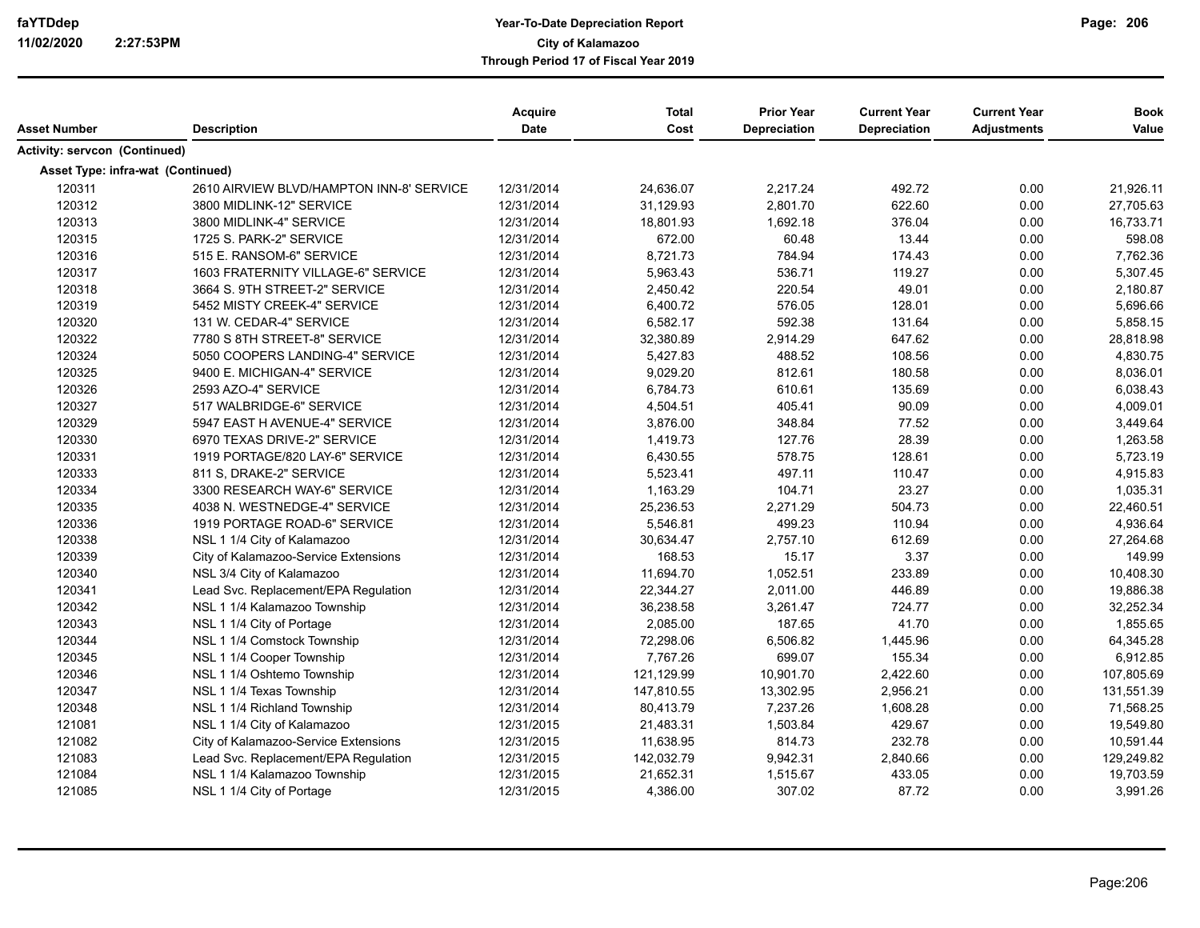| Asset Number | Description | Acquire Date | Total Cost | Prior Year Depreciation | Current Year Depreciation | Current Year Adjustments | Book Value |
|---|---|---|---|---|---|---|---|
| **Activity: servcon (Continued)** | | | | | | | |
| **Asset Type: infra-wat (Continued)** | | | | | | | |
| 120311 | 2610 AIRVIEW BLVD/HAMPTON INN-8' SERVICE | 12/31/2014 | 24,636.07 | 2,217.24 | 492.72 | 0.00 | 21,926.11 |
| 120312 | 3800 MIDLINK-12" SERVICE | 12/31/2014 | 31,129.93 | 2,801.70 | 622.60 | 0.00 | 27,705.63 |
| 120313 | 3800 MIDLINK-4" SERVICE | 12/31/2014 | 18,801.93 | 1,692.18 | 376.04 | 0.00 | 16,733.71 |
| 120315 | 1725 S. PARK-2" SERVICE | 12/31/2014 | 672.00 | 60.48 | 13.44 | 0.00 | 598.08 |
| 120316 | 515 E. RANSOM-6" SERVICE | 12/31/2014 | 8,721.73 | 784.94 | 174.43 | 0.00 | 7,762.36 |
| 120317 | 1603 FRATERNITY VILLAGE-6" SERVICE | 12/31/2014 | 5,963.43 | 536.71 | 119.27 | 0.00 | 5,307.45 |
| 120318 | 3664 S. 9TH STREET-2" SERVICE | 12/31/2014 | 2,450.42 | 220.54 | 49.01 | 0.00 | 2,180.87 |
| 120319 | 5452 MISTY CREEK-4" SERVICE | 12/31/2014 | 6,400.72 | 576.05 | 128.01 | 0.00 | 5,696.66 |
| 120320 | 131 W. CEDAR-4" SERVICE | 12/31/2014 | 6,582.17 | 592.38 | 131.64 | 0.00 | 5,858.15 |
| 120322 | 7780 S 8TH STREET-8" SERVICE | 12/31/2014 | 32,380.89 | 2,914.29 | 647.62 | 0.00 | 28,818.98 |
| 120324 | 5050 COOPERS LANDING-4" SERVICE | 12/31/2014 | 5,427.83 | 488.52 | 108.56 | 0.00 | 4,830.75 |
| 120325 | 9400 E. MICHIGAN-4" SERVICE | 12/31/2014 | 9,029.20 | 812.61 | 180.58 | 0.00 | 8,036.01 |
| 120326 | 2593 AZO-4" SERVICE | 12/31/2014 | 6,784.73 | 610.61 | 135.69 | 0.00 | 6,038.43 |
| 120327 | 517 WALBRIDGE-6" SERVICE | 12/31/2014 | 4,504.51 | 405.41 | 90.09 | 0.00 | 4,009.01 |
| 120329 | 5947 EAST H AVENUE-4" SERVICE | 12/31/2014 | 3,876.00 | 348.84 | 77.52 | 0.00 | 3,449.64 |
| 120330 | 6970 TEXAS DRIVE-2" SERVICE | 12/31/2014 | 1,419.73 | 127.76 | 28.39 | 0.00 | 1,263.58 |
| 120331 | 1919 PORTAGE/820 LAY-6" SERVICE | 12/31/2014 | 6,430.55 | 578.75 | 128.61 | 0.00 | 5,723.19 |
| 120333 | 811 S, DRAKE-2" SERVICE | 12/31/2014 | 5,523.41 | 497.11 | 110.47 | 0.00 | 4,915.83 |
| 120334 | 3300 RESEARCH WAY-6" SERVICE | 12/31/2014 | 1,163.29 | 104.71 | 23.27 | 0.00 | 1,035.31 |
| 120335 | 4038 N. WESTNEDGE-4" SERVICE | 12/31/2014 | 25,236.53 | 2,271.29 | 504.73 | 0.00 | 22,460.51 |
| 120336 | 1919 PORTAGE ROAD-6" SERVICE | 12/31/2014 | 5,546.81 | 499.23 | 110.94 | 0.00 | 4,936.64 |
| 120338 | NSL 1 1/4 City of Kalamazoo | 12/31/2014 | 30,634.47 | 2,757.10 | 612.69 | 0.00 | 27,264.68 |
| 120339 | City of Kalamazoo-Service Extensions | 12/31/2014 | 168.53 | 15.17 | 3.37 | 0.00 | 149.99 |
| 120340 | NSL 3/4 City of Kalamazoo | 12/31/2014 | 11,694.70 | 1,052.51 | 233.89 | 0.00 | 10,408.30 |
| 120341 | Lead Svc. Replacement/EPA Regulation | 12/31/2014 | 22,344.27 | 2,011.00 | 446.89 | 0.00 | 19,886.38 |
| 120342 | NSL 1 1/4 Kalamazoo Township | 12/31/2014 | 36,238.58 | 3,261.47 | 724.77 | 0.00 | 32,252.34 |
| 120343 | NSL 1 1/4 City of Portage | 12/31/2014 | 2,085.00 | 187.65 | 41.70 | 0.00 | 1,855.65 |
| 120344 | NSL 1 1/4 Comstock Township | 12/31/2014 | 72,298.06 | 6,506.82 | 1,445.96 | 0.00 | 64,345.28 |
| 120345 | NSL 1 1/4 Cooper Township | 12/31/2014 | 7,767.26 | 699.07 | 155.34 | 0.00 | 6,912.85 |
| 120346 | NSL 1 1/4 Oshtemo Township | 12/31/2014 | 121,129.99 | 10,901.70 | 2,422.60 | 0.00 | 107,805.69 |
| 120347 | NSL 1 1/4 Texas Township | 12/31/2014 | 147,810.55 | 13,302.95 | 2,956.21 | 0.00 | 131,551.39 |
| 120348 | NSL 1 1/4 Richland Township | 12/31/2014 | 80,413.79 | 7,237.26 | 1,608.28 | 0.00 | 71,568.25 |
| 121081 | NSL 1 1/4 City of Kalamazoo | 12/31/2015 | 21,483.31 | 1,503.84 | 429.67 | 0.00 | 19,549.80 |
| 121082 | City of Kalamazoo-Service Extensions | 12/31/2015 | 11,638.95 | 814.73 | 232.78 | 0.00 | 10,591.44 |
| 121083 | Lead Svc. Replacement/EPA Regulation | 12/31/2015 | 142,032.79 | 9,942.31 | 2,840.66 | 0.00 | 129,249.82 |
| 121084 | NSL 1 1/4 Kalamazoo Township | 12/31/2015 | 21,652.31 | 1,515.67 | 433.05 | 0.00 | 19,703.59 |
| 121085 | NSL 1 1/4 City of Portage | 12/31/2015 | 4,386.00 | 307.02 | 87.72 | 0.00 | 3,991.26 |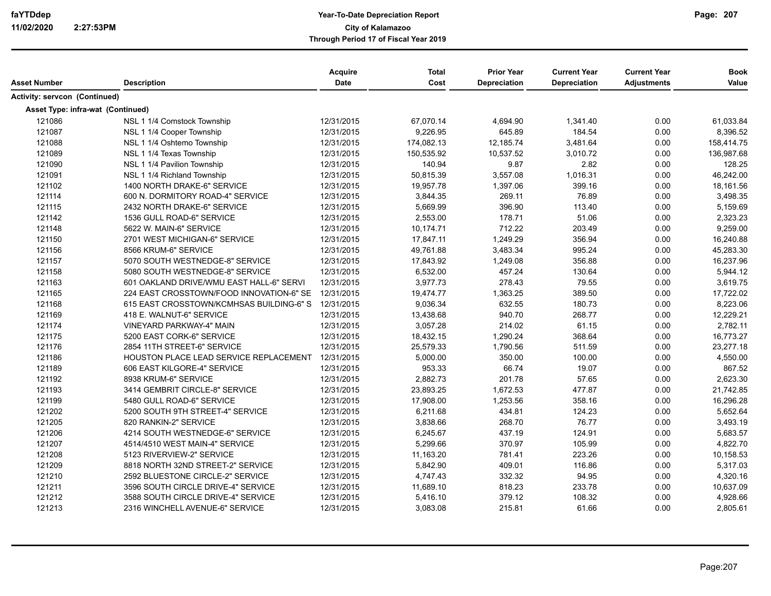| Asset Number | Description | Acquire Date | Total Cost | Prior Year Depreciation | Current Year Depreciation | Current Year Adjustments | Book Value |
|---|---|---|---|---|---|---|---|
| **Activity: servcon (Continued)** | | | | | | | |
| **Asset Type: infra-wat (Continued)** | | | | | | | |
| 121086 | NSL 1 1/4 Comstock Township | 12/31/2015 | 67,070.14 | 4,694.90 | 1,341.40 | 0.00 | 61,033.84 |
| 121087 | NSL 1 1/4 Cooper Township | 12/31/2015 | 9,226.95 | 645.89 | 184.54 | 0.00 | 8,396.52 |
| 121088 | NSL 1 1/4 Oshtemo Township | 12/31/2015 | 174,082.13 | 12,185.74 | 3,481.64 | 0.00 | 158,414.75 |
| 121089 | NSL 1 1/4 Texas Township | 12/31/2015 | 150,535.92 | 10,537.52 | 3,010.72 | 0.00 | 136,987.68 |
| 121090 | NSL 1 1/4 Pavilion Township | 12/31/2015 | 140.94 | 9.87 | 2.82 | 0.00 | 128.25 |
| 121091 | NSL 1 1/4 Richland Township | 12/31/2015 | 50,815.39 | 3,557.08 | 1,016.31 | 0.00 | 46,242.00 |
| 121102 | 1400 NORTH DRAKE-6" SERVICE | 12/31/2015 | 19,957.78 | 1,397.06 | 399.16 | 0.00 | 18,161.56 |
| 121114 | 600 N. DORMITORY ROAD-4" SERVICE | 12/31/2015 | 3,844.35 | 269.11 | 76.89 | 0.00 | 3,498.35 |
| 121115 | 2432 NORTH DRAKE-6" SERVICE | 12/31/2015 | 5,669.99 | 396.90 | 113.40 | 0.00 | 5,159.69 |
| 121142 | 1536 GULL ROAD-6" SERVICE | 12/31/2015 | 2,553.00 | 178.71 | 51.06 | 0.00 | 2,323.23 |
| 121148 | 5622 W. MAIN-6" SERVICE | 12/31/2015 | 10,174.71 | 712.22 | 203.49 | 0.00 | 9,259.00 |
| 121150 | 2701 WEST MICHIGAN-6" SERVICE | 12/31/2015 | 17,847.11 | 1,249.29 | 356.94 | 0.00 | 16,240.88 |
| 121156 | 8566 KRUM-6" SERVICE | 12/31/2015 | 49,761.88 | 3,483.34 | 995.24 | 0.00 | 45,283.30 |
| 121157 | 5070 SOUTH WESTNEDGE-8" SERVICE | 12/31/2015 | 17,843.92 | 1,249.08 | 356.88 | 0.00 | 16,237.96 |
| 121158 | 5080 SOUTH WESTNEDGE-8" SERVICE | 12/31/2015 | 6,532.00 | 457.24 | 130.64 | 0.00 | 5,944.12 |
| 121163 | 601 OAKLAND DRIVE/WMU EAST HALL-6" SERVI | 12/31/2015 | 3,977.73 | 278.43 | 79.55 | 0.00 | 3,619.75 |
| 121165 | 224 EAST CROSSTOWN/FOOD INNOVATION-6" SE | 12/31/2015 | 19,474.77 | 1,363.25 | 389.50 | 0.00 | 17,722.02 |
| 121168 | 615 EAST CROSSTOWN/KCMHSAS BUILDING-6" S | 12/31/2015 | 9,036.34 | 632.55 | 180.73 | 0.00 | 8,223.06 |
| 121169 | 418 E. WALNUT-6" SERVICE | 12/31/2015 | 13,438.68 | 940.70 | 268.77 | 0.00 | 12,229.21 |
| 121174 | VINEYARD PARKWAY-4" MAIN | 12/31/2015 | 3,057.28 | 214.02 | 61.15 | 0.00 | 2,782.11 |
| 121175 | 5200 EAST CORK-6" SERVICE | 12/31/2015 | 18,432.15 | 1,290.24 | 368.64 | 0.00 | 16,773.27 |
| 121176 | 2854 11TH STREET-6" SERVICE | 12/31/2015 | 25,579.33 | 1,790.56 | 511.59 | 0.00 | 23,277.18 |
| 121186 | HOUSTON PLACE LEAD SERVICE REPLACEMENT | 12/31/2015 | 5,000.00 | 350.00 | 100.00 | 0.00 | 4,550.00 |
| 121189 | 606 EAST KILGORE-4" SERVICE | 12/31/2015 | 953.33 | 66.74 | 19.07 | 0.00 | 867.52 |
| 121192 | 8938 KRUM-6" SERVICE | 12/31/2015 | 2,882.73 | 201.78 | 57.65 | 0.00 | 2,623.30 |
| 121193 | 3414 GEMBRIT CIRCLE-8" SERVICE | 12/31/2015 | 23,893.25 | 1,672.53 | 477.87 | 0.00 | 21,742.85 |
| 121199 | 5480 GULL ROAD-6" SERVICE | 12/31/2015 | 17,908.00 | 1,253.56 | 358.16 | 0.00 | 16,296.28 |
| 121202 | 5200 SOUTH 9TH STREET-4" SERVICE | 12/31/2015 | 6,211.68 | 434.81 | 124.23 | 0.00 | 5,652.64 |
| 121205 | 820 RANKIN-2" SERVICE | 12/31/2015 | 3,838.66 | 268.70 | 76.77 | 0.00 | 3,493.19 |
| 121206 | 4214 SOUTH WESTNEDGE-6" SERVICE | 12/31/2015 | 6,245.67 | 437.19 | 124.91 | 0.00 | 5,683.57 |
| 121207 | 4514/4510 WEST MAIN-4" SERVICE | 12/31/2015 | 5,299.66 | 370.97 | 105.99 | 0.00 | 4,822.70 |
| 121208 | 5123 RIVERVIEW-2" SERVICE | 12/31/2015 | 11,163.20 | 781.41 | 223.26 | 0.00 | 10,158.53 |
| 121209 | 8818 NORTH 32ND STREET-2" SERVICE | 12/31/2015 | 5,842.90 | 409.01 | 116.86 | 0.00 | 5,317.03 |
| 121210 | 2592 BLUESTONE CIRCLE-2" SERVICE | 12/31/2015 | 4,747.43 | 332.32 | 94.95 | 0.00 | 4,320.16 |
| 121211 | 3596 SOUTH CIRCLE DRIVE-4" SERVICE | 12/31/2015 | 11,689.10 | 818.23 | 233.78 | 0.00 | 10,637.09 |
| 121212 | 3588 SOUTH CIRCLE DRIVE-4" SERVICE | 12/31/2015 | 5,416.10 | 379.12 | 108.32 | 0.00 | 4,928.66 |
| 121213 | 2316 WINCHELL AVENUE-6" SERVICE | 12/31/2015 | 3,083.08 | 215.81 | 61.66 | 0.00 | 2,805.61 |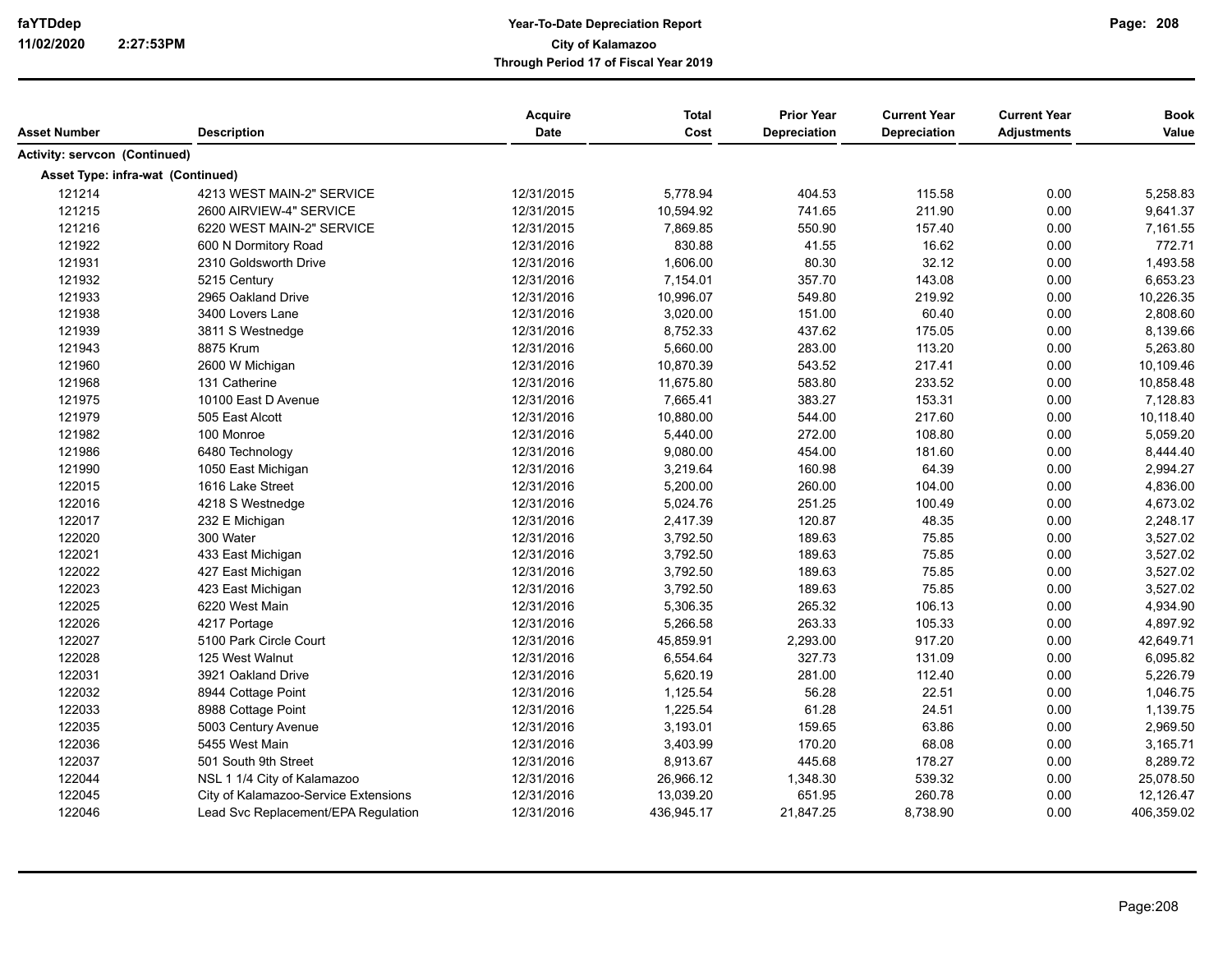**Year-To-Date Depreciation Report**
**City of Kalamazoo**
**Through Period 17 of Fiscal Year 2019**

| Asset Number | Description | Acquire Date | Total Cost | Prior Year Depreciation | Current Year Depreciation | Current Year Adjustments | Book Value |
|---|---|---|---|---|---|---|---|
| **Activity: servcon (Continued)** | | | | | | | |
| **Asset Type: infra-wat (Continued)** | | | | | | | |
| 121214 | 4213 WEST MAIN-2" SERVICE | 12/31/2015 | 5,778.94 | 404.53 | 115.58 | 0.00 | 5,258.83 |
| 121215 | 2600 AIRVIEW-4" SERVICE | 12/31/2015 | 10,594.92 | 741.65 | 211.90 | 0.00 | 9,641.37 |
| 121216 | 6220 WEST MAIN-2" SERVICE | 12/31/2015 | 7,869.85 | 550.90 | 157.40 | 0.00 | 7,161.55 |
| 121922 | 600 N Dormitory Road | 12/31/2016 | 830.88 | 41.55 | 16.62 | 0.00 | 772.71 |
| 121931 | 2310 Goldsworth Drive | 12/31/2016 | 1,606.00 | 80.30 | 32.12 | 0.00 | 1,493.58 |
| 121932 | 5215 Century | 12/31/2016 | 7,154.01 | 357.70 | 143.08 | 0.00 | 6,653.23 |
| 121933 | 2965 Oakland Drive | 12/31/2016 | 10,996.07 | 549.80 | 219.92 | 0.00 | 10,226.35 |
| 121938 | 3400 Lovers Lane | 12/31/2016 | 3,020.00 | 151.00 | 60.40 | 0.00 | 2,808.60 |
| 121939 | 3811 S Westnedge | 12/31/2016 | 8,752.33 | 437.62 | 175.05 | 0.00 | 8,139.66 |
| 121943 | 8875 Krum | 12/31/2016 | 5,660.00 | 283.00 | 113.20 | 0.00 | 5,263.80 |
| 121960 | 2600 W Michigan | 12/31/2016 | 10,870.39 | 543.52 | 217.41 | 0.00 | 10,109.46 |
| 121968 | 131 Catherine | 12/31/2016 | 11,675.80 | 583.80 | 233.52 | 0.00 | 10,858.48 |
| 121975 | 10100 East D Avenue | 12/31/2016 | 7,665.41 | 383.27 | 153.31 | 0.00 | 7,128.83 |
| 121979 | 505 East Alcott | 12/31/2016 | 10,880.00 | 544.00 | 217.60 | 0.00 | 10,118.40 |
| 121982 | 100 Monroe | 12/31/2016 | 5,440.00 | 272.00 | 108.80 | 0.00 | 5,059.20 |
| 121986 | 6480 Technology | 12/31/2016 | 9,080.00 | 454.00 | 181.60 | 0.00 | 8,444.40 |
| 121990 | 1050 East Michigan | 12/31/2016 | 3,219.64 | 160.98 | 64.39 | 0.00 | 2,994.27 |
| 122015 | 1616 Lake Street | 12/31/2016 | 5,200.00 | 260.00 | 104.00 | 0.00 | 4,836.00 |
| 122016 | 4218 S Westnedge | 12/31/2016 | 5,024.76 | 251.25 | 100.49 | 0.00 | 4,673.02 |
| 122017 | 232 E Michigan | 12/31/2016 | 2,417.39 | 120.87 | 48.35 | 0.00 | 2,248.17 |
| 122020 | 300 Water | 12/31/2016 | 3,792.50 | 189.63 | 75.85 | 0.00 | 3,527.02 |
| 122021 | 433 East Michigan | 12/31/2016 | 3,792.50 | 189.63 | 75.85 | 0.00 | 3,527.02 |
| 122022 | 427 East Michigan | 12/31/2016 | 3,792.50 | 189.63 | 75.85 | 0.00 | 3,527.02 |
| 122023 | 423 East Michigan | 12/31/2016 | 3,792.50 | 189.63 | 75.85 | 0.00 | 3,527.02 |
| 122025 | 6220 West Main | 12/31/2016 | 5,306.35 | 265.32 | 106.13 | 0.00 | 4,934.90 |
| 122026 | 4217 Portage | 12/31/2016 | 5,266.58 | 263.33 | 105.33 | 0.00 | 4,897.92 |
| 122027 | 5100 Park Circle Court | 12/31/2016 | 45,859.91 | 2,293.00 | 917.20 | 0.00 | 42,649.71 |
| 122028 | 125 West Walnut | 12/31/2016 | 6,554.64 | 327.73 | 131.09 | 0.00 | 6,095.82 |
| 122031 | 3921 Oakland Drive | 12/31/2016 | 5,620.19 | 281.00 | 112.40 | 0.00 | 5,226.79 |
| 122032 | 8944 Cottage Point | 12/31/2016 | 1,125.54 | 56.28 | 22.51 | 0.00 | 1,046.75 |
| 122033 | 8988 Cottage Point | 12/31/2016 | 1,225.54 | 61.28 | 24.51 | 0.00 | 1,139.75 |
| 122035 | 5003 Century Avenue | 12/31/2016 | 3,193.01 | 159.65 | 63.86 | 0.00 | 2,969.50 |
| 122036 | 5455 West Main | 12/31/2016 | 3,403.99 | 170.20 | 68.08 | 0.00 | 3,165.71 |
| 122037 | 501 South 9th Street | 12/31/2016 | 8,913.67 | 445.68 | 178.27 | 0.00 | 8,289.72 |
| 122044 | NSL 1 1/4 City of Kalamazoo | 12/31/2016 | 26,966.12 | 1,348.30 | 539.32 | 0.00 | 25,078.50 |
| 122045 | City of Kalamazoo-Service Extensions | 12/31/2016 | 13,039.20 | 651.95 | 260.78 | 0.00 | 12,126.47 |
| 122046 | Lead Svc Replacement/EPA Regulation | 12/31/2016 | 436,945.17 | 21,847.25 | 8,738.90 | 0.00 | 406,359.02 |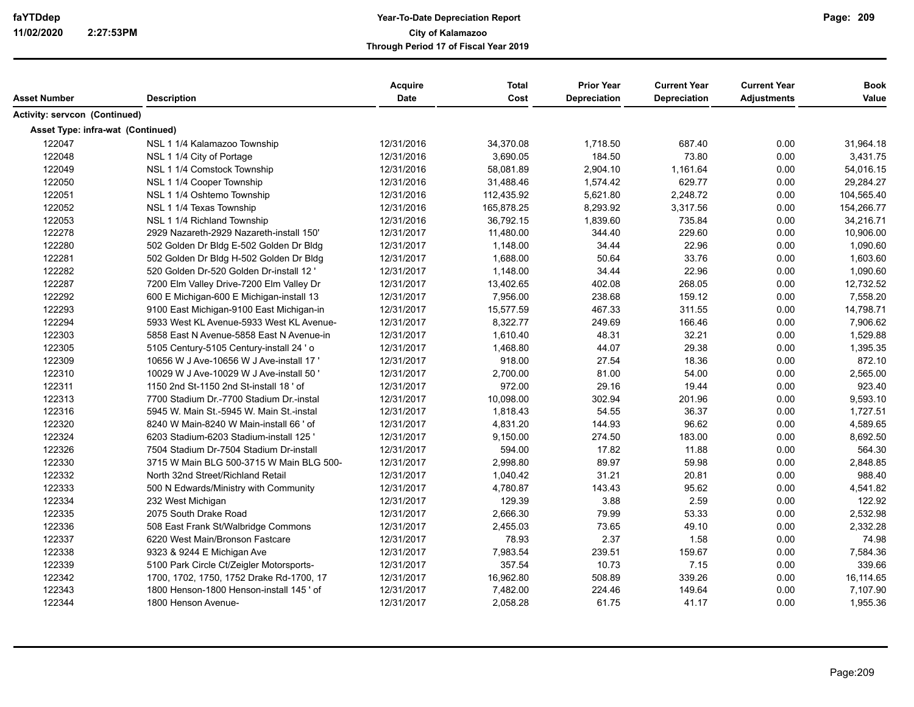| Asset Number | Description | Acquire Date | Total Cost | Prior Year Depreciation | Current Year Depreciation | Current Year Adjustments | Book Value |
|---|---|---|---|---|---|---|---|
| **Activity: servcon (Continued)** | | | | | | | |
| **Asset Type: infra-wat (Continued)** | | | | | | | |
| 122047 | NSL 1 1/4 Kalamazoo Township | 12/31/2016 | 34,370.08 | 1,718.50 | 687.40 | 0.00 | 31,964.18 |
| 122048 | NSL 1 1/4 City of Portage | 12/31/2016 | 3,690.05 | 184.50 | 73.80 | 0.00 | 3,431.75 |
| 122049 | NSL 1 1/4 Comstock Township | 12/31/2016 | 58,081.89 | 2,904.10 | 1,161.64 | 0.00 | 54,016.15 |
| 122050 | NSL 1 1/4 Cooper Township | 12/31/2016 | 31,488.46 | 1,574.42 | 629.77 | 0.00 | 29,284.27 |
| 122051 | NSL 1 1/4 Oshtemo Township | 12/31/2016 | 112,435.92 | 5,621.80 | 2,248.72 | 0.00 | 104,565.40 |
| 122052 | NSL 1 1/4 Texas Township | 12/31/2016 | 165,878.25 | 8,293.92 | 3,317.56 | 0.00 | 154,266.77 |
| 122053 | NSL 1 1/4 Richland Township | 12/31/2016 | 36,792.15 | 1,839.60 | 735.84 | 0.00 | 34,216.71 |
| 122278 | 2929 Nazareth-2929 Nazareth-install 150' | 12/31/2017 | 11,480.00 | 344.40 | 229.60 | 0.00 | 10,906.00 |
| 122280 | 502 Golden Dr Bldg E-502 Golden Dr Bldg | 12/31/2017 | 1,148.00 | 34.44 | 22.96 | 0.00 | 1,090.60 |
| 122281 | 502 Golden Dr Bldg H-502 Golden Dr Bldg | 12/31/2017 | 1,688.00 | 50.64 | 33.76 | 0.00 | 1,603.60 |
| 122282 | 520 Golden Dr-520 Golden Dr-install 12 ' | 12/31/2017 | 1,148.00 | 34.44 | 22.96 | 0.00 | 1,090.60 |
| 122287 | 7200 Elm Valley Drive-7200 Elm Valley Dr | 12/31/2017 | 13,402.65 | 402.08 | 268.05 | 0.00 | 12,732.52 |
| 122292 | 600 E Michigan-600 E Michigan-install 13 | 12/31/2017 | 7,956.00 | 238.68 | 159.12 | 0.00 | 7,558.20 |
| 122293 | 9100 East Michigan-9100 East Michigan-in | 12/31/2017 | 15,577.59 | 467.33 | 311.55 | 0.00 | 14,798.71 |
| 122294 | 5933 West KL Avenue-5933 West KL Avenue- | 12/31/2017 | 8,322.77 | 249.69 | 166.46 | 0.00 | 7,906.62 |
| 122303 | 5858 East N Avenue-5858 East N Avenue-in | 12/31/2017 | 1,610.40 | 48.31 | 32.21 | 0.00 | 1,529.88 |
| 122305 | 5105 Century-5105 Century-install 24 ' o | 12/31/2017 | 1,468.80 | 44.07 | 29.38 | 0.00 | 1,395.35 |
| 122309 | 10656 W J Ave-10656 W J Ave-install 17 ' | 12/31/2017 | 918.00 | 27.54 | 18.36 | 0.00 | 872.10 |
| 122310 | 10029 W J Ave-10029 W J Ave-install 50 ' | 12/31/2017 | 2,700.00 | 81.00 | 54.00 | 0.00 | 2,565.00 |
| 122311 | 1150 2nd St-1150 2nd St-install 18 ' of | 12/31/2017 | 972.00 | 29.16 | 19.44 | 0.00 | 923.40 |
| 122313 | 7700 Stadium Dr.-7700 Stadium Dr.-instal | 12/31/2017 | 10,098.00 | 302.94 | 201.96 | 0.00 | 9,593.10 |
| 122316 | 5945 W. Main St.-5945 W. Main St.-instal | 12/31/2017 | 1,818.43 | 54.55 | 36.37 | 0.00 | 1,727.51 |
| 122320 | 8240 W Main-8240 W Main-install 66 ' of | 12/31/2017 | 4,831.20 | 144.93 | 96.62 | 0.00 | 4,589.65 |
| 122324 | 6203 Stadium-6203 Stadium-install 125 ' | 12/31/2017 | 9,150.00 | 274.50 | 183.00 | 0.00 | 8,692.50 |
| 122326 | 7504 Stadium Dr-7504 Stadium Dr-install | 12/31/2017 | 594.00 | 17.82 | 11.88 | 0.00 | 564.30 |
| 122330 | 3715 W Main BLG 500-3715 W Main BLG 500- | 12/31/2017 | 2,998.80 | 89.97 | 59.98 | 0.00 | 2,848.85 |
| 122332 | North 32nd Street/Richland Retail | 12/31/2017 | 1,040.42 | 31.21 | 20.81 | 0.00 | 988.40 |
| 122333 | 500 N Edwards/Ministry with Community | 12/31/2017 | 4,780.87 | 143.43 | 95.62 | 0.00 | 4,541.82 |
| 122334 | 232 West Michigan | 12/31/2017 | 129.39 | 3.88 | 2.59 | 0.00 | 122.92 |
| 122335 | 2075 South Drake Road | 12/31/2017 | 2,666.30 | 79.99 | 53.33 | 0.00 | 2,532.98 |
| 122336 | 508 East Frank St/Walbridge Commons | 12/31/2017 | 2,455.03 | 73.65 | 49.10 | 0.00 | 2,332.28 |
| 122337 | 6220 West Main/Bronson Fastcare | 12/31/2017 | 78.93 | 2.37 | 1.58 | 0.00 | 74.98 |
| 122338 | 9323 & 9244 E Michigan Ave | 12/31/2017 | 7,983.54 | 239.51 | 159.67 | 0.00 | 7,584.36 |
| 122339 | 5100 Park Circle Ct/Zeigler Motorsports- | 12/31/2017 | 357.54 | 10.73 | 7.15 | 0.00 | 339.66 |
| 122342 | 1700, 1702, 1750, 1752 Drake Rd-1700, 17 | 12/31/2017 | 16,962.80 | 508.89 | 339.26 | 0.00 | 16,114.65 |
| 122343 | 1800 Henson-1800 Henson-install 145 ' of | 12/31/2017 | 7,482.00 | 224.46 | 149.64 | 0.00 | 7,107.90 |
| 122344 | 1800 Henson Avenue- | 12/31/2017 | 2,058.28 | 61.75 | 41.17 | 0.00 | 1,955.36 |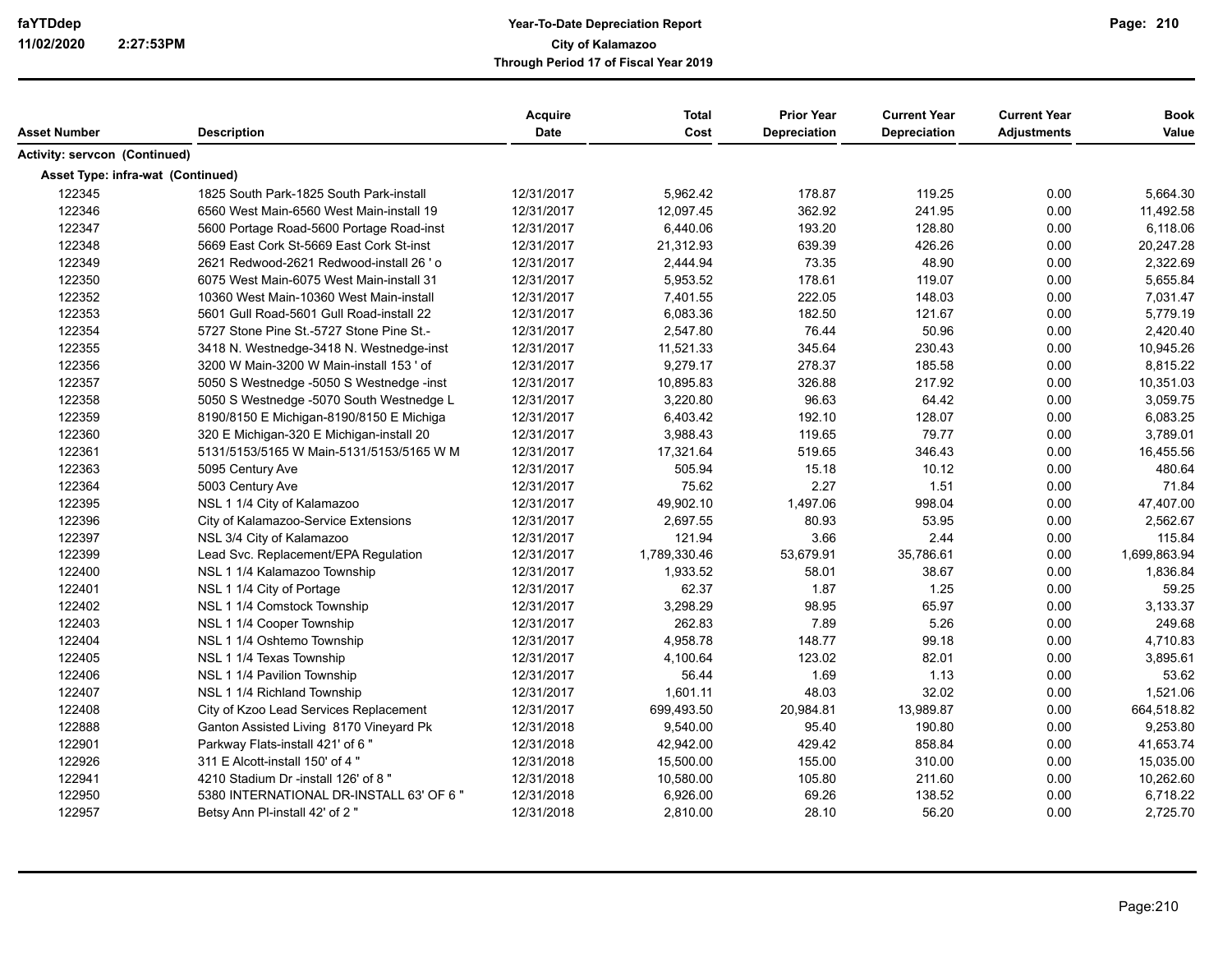| Asset Number | Description | Acquire Date | Total Cost | Prior Year Depreciation | Current Year Depreciation | Current Year Adjustments | Book Value |
|---|---|---|---|---|---|---|---|
| **Activity: servcon (Continued)** | | | | | | | |
| **Asset Type: infra-wat (Continued)** | | | | | | | |
| 122345 | 1825 South Park-1825 South Park-install | 12/31/2017 | 5,962.42 | 178.87 | 119.25 | 0.00 | 5,664.30 |
| 122346 | 6560 West Main-6560 West Main-install 19 | 12/31/2017 | 12,097.45 | 362.92 | 241.95 | 0.00 | 11,492.58 |
| 122347 | 5600 Portage Road-5600 Portage Road-inst | 12/31/2017 | 6,440.06 | 193.20 | 128.80 | 0.00 | 6,118.06 |
| 122348 | 5669 East Cork St-5669 East Cork St-inst | 12/31/2017 | 21,312.93 | 639.39 | 426.26 | 0.00 | 20,247.28 |
| 122349 | 2621 Redwood-2621 Redwood-install 26 ' o | 12/31/2017 | 2,444.94 | 73.35 | 48.90 | 0.00 | 2,322.69 |
| 122350 | 6075 West Main-6075 West Main-install 31 | 12/31/2017 | 5,953.52 | 178.61 | 119.07 | 0.00 | 5,655.84 |
| 122352 | 10360 West Main-10360 West Main-install | 12/31/2017 | 7,401.55 | 222.05 | 148.03 | 0.00 | 7,031.47 |
| 122353 | 5601 Gull Road-5601 Gull Road-install 22 | 12/31/2017 | 6,083.36 | 182.50 | 121.67 | 0.00 | 5,779.19 |
| 122354 | 5727 Stone Pine St.-5727 Stone Pine St.- | 12/31/2017 | 2,547.80 | 76.44 | 50.96 | 0.00 | 2,420.40 |
| 122355 | 3418 N. Westnedge-3418 N. Westnedge-inst | 12/31/2017 | 11,521.33 | 345.64 | 230.43 | 0.00 | 10,945.26 |
| 122356 | 3200 W Main-3200 W Main-install 153 ' of | 12/31/2017 | 9,279.17 | 278.37 | 185.58 | 0.00 | 8,815.22 |
| 122357 | 5050 S Westnedge -5050 S Westnedge -inst | 12/31/2017 | 10,895.83 | 326.88 | 217.92 | 0.00 | 10,351.03 |
| 122358 | 5050 S Westnedge -5070 South Westnedge L | 12/31/2017 | 3,220.80 | 96.63 | 64.42 | 0.00 | 3,059.75 |
| 122359 | 8190/8150 E Michigan-8190/8150 E Michiga | 12/31/2017 | 6,403.42 | 192.10 | 128.07 | 0.00 | 6,083.25 |
| 122360 | 320 E Michigan-320 E Michigan-install 20 | 12/31/2017 | 3,988.43 | 119.65 | 79.77 | 0.00 | 3,789.01 |
| 122361 | 5131/5153/5165 W Main-5131/5153/5165 W M | 12/31/2017 | 17,321.64 | 519.65 | 346.43 | 0.00 | 16,455.56 |
| 122363 | 5095 Century Ave | 12/31/2017 | 505.94 | 15.18 | 10.12 | 0.00 | 480.64 |
| 122364 | 5003 Century Ave | 12/31/2017 | 75.62 | 2.27 | 1.51 | 0.00 | 71.84 |
| 122395 | NSL 1 1/4 City of Kalamazoo | 12/31/2017 | 49,902.10 | 1,497.06 | 998.04 | 0.00 | 47,407.00 |
| 122396 | City of Kalamazoo-Service Extensions | 12/31/2017 | 2,697.55 | 80.93 | 53.95 | 0.00 | 2,562.67 |
| 122397 | NSL 3/4 City of Kalamazoo | 12/31/2017 | 121.94 | 3.66 | 2.44 | 0.00 | 115.84 |
| 122399 | Lead Svc. Replacement/EPA Regulation | 12/31/2017 | 1,789,330.46 | 53,679.91 | 35,786.61 | 0.00 | 1,699,863.94 |
| 122400 | NSL 1 1/4 Kalamazoo Township | 12/31/2017 | 1,933.52 | 58.01 | 38.67 | 0.00 | 1,836.84 |
| 122401 | NSL 1 1/4 City of Portage | 12/31/2017 | 62.37 | 1.87 | 1.25 | 0.00 | 59.25 |
| 122402 | NSL 1 1/4 Comstock Township | 12/31/2017 | 3,298.29 | 98.95 | 65.97 | 0.00 | 3,133.37 |
| 122403 | NSL 1 1/4 Cooper Township | 12/31/2017 | 262.83 | 7.89 | 5.26 | 0.00 | 249.68 |
| 122404 | NSL 1 1/4 Oshtemo Township | 12/31/2017 | 4,958.78 | 148.77 | 99.18 | 0.00 | 4,710.83 |
| 122405 | NSL 1 1/4 Texas Township | 12/31/2017 | 4,100.64 | 123.02 | 82.01 | 0.00 | 3,895.61 |
| 122406 | NSL 1 1/4 Pavilion Township | 12/31/2017 | 56.44 | 1.69 | 1.13 | 0.00 | 53.62 |
| 122407 | NSL 1 1/4 Richland Township | 12/31/2017 | 1,601.11 | 48.03 | 32.02 | 0.00 | 1,521.06 |
| 122408 | City of Kzoo Lead Services Replacement | 12/31/2017 | 699,493.50 | 20,984.81 | 13,989.87 | 0.00 | 664,518.82 |
| 122888 | Ganton Assisted Living 8170 Vineyard Pk | 12/31/2018 | 9,540.00 | 95.40 | 190.80 | 0.00 | 9,253.80 |
| 122901 | Parkway Flats-install 421' of 6 " | 12/31/2018 | 42,942.00 | 429.42 | 858.84 | 0.00 | 41,653.74 |
| 122926 | 311 E Alcott-install 150' of 4 " | 12/31/2018 | 15,500.00 | 155.00 | 310.00 | 0.00 | 15,035.00 |
| 122941 | 4210 Stadium Dr -install 126' of 8 " | 12/31/2018 | 10,580.00 | 105.80 | 211.60 | 0.00 | 10,262.60 |
| 122950 | 5380 INTERNATIONAL DR-INSTALL 63' OF 6 " | 12/31/2018 | 6,926.00 | 69.26 | 138.52 | 0.00 | 6,718.22 |
| 122957 | Betsy Ann Pl-install 42' of 2 " | 12/31/2018 | 2,810.00 | 28.10 | 56.20 | 0.00 | 2,725.70 |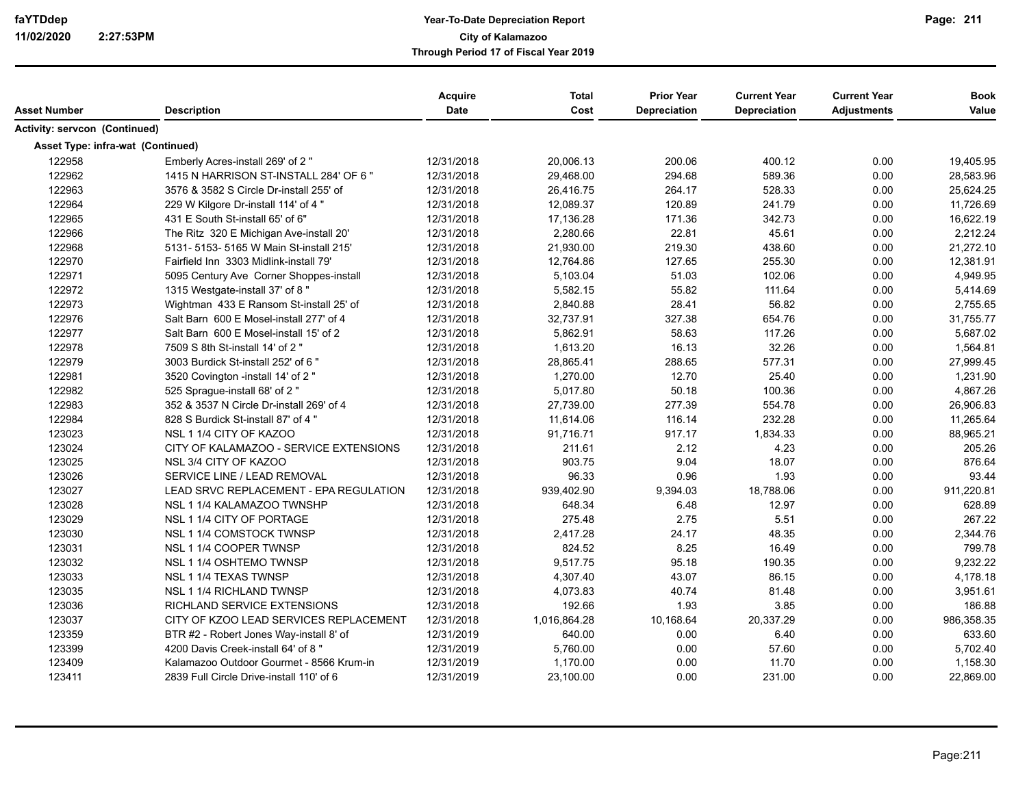| Asset Number | Description | Acquire Date | Total Cost | Prior Year Depreciation | Current Year Depreciation | Current Year Adjustments | Book Value |
|---|---|---|---|---|---|---|---|
| **Activity: servcon (Continued)** | | | | | | | |
| **Asset Type: infra-wat (Continued)** | | | | | | | |
| 122958 | Emberly Acres-install 269' of 2 " | 12/31/2018 | 20,006.13 | 200.06 | 400.12 | 0.00 | 19,405.95 |
| 122962 | 1415 N HARRISON ST-INSTALL 284' OF 6 " | 12/31/2018 | 29,468.00 | 294.68 | 589.36 | 0.00 | 28,583.96 |
| 122963 | 3576 & 3582 S Circle Dr-install 255' of | 12/31/2018 | 26,416.75 | 264.17 | 528.33 | 0.00 | 25,624.25 |
| 122964 | 229 W Kilgore Dr-install 114' of 4 " | 12/31/2018 | 12,089.37 | 120.89 | 241.79 | 0.00 | 11,726.69 |
| 122965 | 431 E South St-install 65' of 6" | 12/31/2018 | 17,136.28 | 171.36 | 342.73 | 0.00 | 16,622.19 |
| 122966 | The Ritz 320 E Michigan Ave-install 20' | 12/31/2018 | 2,280.66 | 22.81 | 45.61 | 0.00 | 2,212.24 |
| 122968 | 5131- 5153- 5165 W Main St-install 215' | 12/31/2018 | 21,930.00 | 219.30 | 438.60 | 0.00 | 21,272.10 |
| 122970 | Fairfield Inn 3303 Midlink-install 79' | 12/31/2018 | 12,764.86 | 127.65 | 255.30 | 0.00 | 12,381.91 |
| 122971 | 5095 Century Ave Corner Shoppes-install | 12/31/2018 | 5,103.04 | 51.03 | 102.06 | 0.00 | 4,949.95 |
| 122972 | 1315 Westgate-install 37' of 8 " | 12/31/2018 | 5,582.15 | 55.82 | 111.64 | 0.00 | 5,414.69 |
| 122973 | Wightman 433 E Ransom St-install 25' of | 12/31/2018 | 2,840.88 | 28.41 | 56.82 | 0.00 | 2,755.65 |
| 122976 | Salt Barn 600 E Mosel-install 277' of 4 | 12/31/2018 | 32,737.91 | 327.38 | 654.76 | 0.00 | 31,755.77 |
| 122977 | Salt Barn 600 E Mosel-install 15' of 2 | 12/31/2018 | 5,862.91 | 58.63 | 117.26 | 0.00 | 5,687.02 |
| 122978 | 7509 S 8th St-install 14' of 2 " | 12/31/2018 | 1,613.20 | 16.13 | 32.26 | 0.00 | 1,564.81 |
| 122979 | 3003 Burdick St-install 252' of 6 " | 12/31/2018 | 28,865.41 | 288.65 | 577.31 | 0.00 | 27,999.45 |
| 122981 | 3520 Covington -install 14' of 2 " | 12/31/2018 | 1,270.00 | 12.70 | 25.40 | 0.00 | 1,231.90 |
| 122982 | 525 Sprague-install 68' of 2 " | 12/31/2018 | 5,017.80 | 50.18 | 100.36 | 0.00 | 4,867.26 |
| 122983 | 352 & 3537 N Circle Dr-install 269' of 4 | 12/31/2018 | 27,739.00 | 277.39 | 554.78 | 0.00 | 26,906.83 |
| 122984 | 828 S Burdick St-install 87' of 4 " | 12/31/2018 | 11,614.06 | 116.14 | 232.28 | 0.00 | 11,265.64 |
| 123023 | NSL 1 1/4 CITY OF KAZOO | 12/31/2018 | 91,716.71 | 917.17 | 1,834.33 | 0.00 | 88,965.21 |
| 123024 | CITY OF KALAMAZOO - SERVICE EXTENSIONS | 12/31/2018 | 211.61 | 2.12 | 4.23 | 0.00 | 205.26 |
| 123025 | NSL 3/4 CITY OF KAZOO | 12/31/2018 | 903.75 | 9.04 | 18.07 | 0.00 | 876.64 |
| 123026 | SERVICE LINE / LEAD REMOVAL | 12/31/2018 | 96.33 | 0.96 | 1.93 | 0.00 | 93.44 |
| 123027 | LEAD SRVC REPLACEMENT - EPA REGULATION | 12/31/2018 | 939,402.90 | 9,394.03 | 18,788.06 | 0.00 | 911,220.81 |
| 123028 | NSL 1 1/4 KALAMAZOO TWNSHP | 12/31/2018 | 648.34 | 6.48 | 12.97 | 0.00 | 628.89 |
| 123029 | NSL 1 1/4 CITY OF PORTAGE | 12/31/2018 | 275.48 | 2.75 | 5.51 | 0.00 | 267.22 |
| 123030 | NSL 1 1/4 COMSTOCK TWNSP | 12/31/2018 | 2,417.28 | 24.17 | 48.35 | 0.00 | 2,344.76 |
| 123031 | NSL 1 1/4 COOPER TWNSP | 12/31/2018 | 824.52 | 8.25 | 16.49 | 0.00 | 799.78 |
| 123032 | NSL 1 1/4 OSHTEMO TWNSP | 12/31/2018 | 9,517.75 | 95.18 | 190.35 | 0.00 | 9,232.22 |
| 123033 | NSL 1 1/4 TEXAS TWNSP | 12/31/2018 | 4,307.40 | 43.07 | 86.15 | 0.00 | 4,178.18 |
| 123035 | NSL 1 1/4 RICHLAND TWNSP | 12/31/2018 | 4,073.83 | 40.74 | 81.48 | 0.00 | 3,951.61 |
| 123036 | RICHLAND SERVICE EXTENSIONS | 12/31/2018 | 192.66 | 1.93 | 3.85 | 0.00 | 186.88 |
| 123037 | CITY OF KZOO LEAD SERVICES REPLACEMENT | 12/31/2018 | 1,016,864.28 | 10,168.64 | 20,337.29 | 0.00 | 986,358.35 |
| 123359 | BTR #2 - Robert Jones Way-install 8' of | 12/31/2019 | 640.00 | 0.00 | 6.40 | 0.00 | 633.60 |
| 123399 | 4200 Davis Creek-install 64' of 8 " | 12/31/2019 | 5,760.00 | 0.00 | 57.60 | 0.00 | 5,702.40 |
| 123409 | Kalamazoo Outdoor Gourmet - 8566 Krum-in | 12/31/2019 | 1,170.00 | 0.00 | 11.70 | 0.00 | 1,158.30 |
| 123411 | 2839 Full Circle Drive-install 110' of 6 | 12/31/2019 | 23,100.00 | 0.00 | 231.00 | 0.00 | 22,869.00 |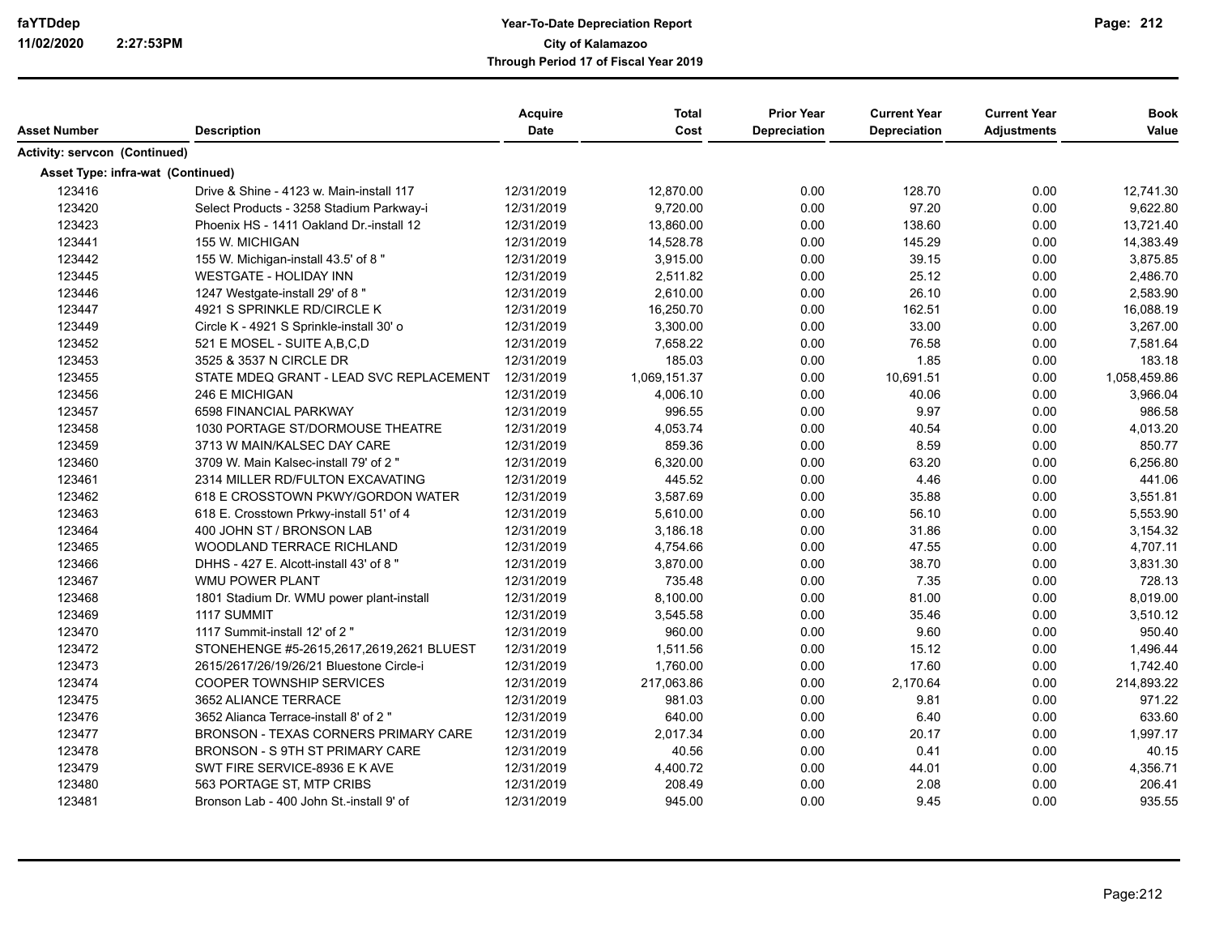| Asset Number | Description | Acquire Date | Total Cost | Prior Year Depreciation | Current Year Depreciation | Current Year Adjustments | Book Value |
|---|---|---|---|---|---|---|---|
| **Activity: servcon (Continued)** | | | | | | | |
| **Asset Type: infra-wat (Continued)** | | | | | | | |
| 123416 | Drive & Shine - 4123 w. Main-install 117 | 12/31/2019 | 12,870.00 | 0.00 | 128.70 | 0.00 | 12,741.30 |
| 123420 | Select Products - 3258 Stadium Parkway-i | 12/31/2019 | 9,720.00 | 0.00 | 97.20 | 0.00 | 9,622.80 |
| 123423 | Phoenix HS - 1411 Oakland Dr.-install 12 | 12/31/2019 | 13,860.00 | 0.00 | 138.60 | 0.00 | 13,721.40 |
| 123441 | 155 W. MICHIGAN | 12/31/2019 | 14,528.78 | 0.00 | 145.29 | 0.00 | 14,383.49 |
| 123442 | 155 W. Michigan-install 43.5' of 8 " | 12/31/2019 | 3,915.00 | 0.00 | 39.15 | 0.00 | 3,875.85 |
| 123445 | WESTGATE - HOLIDAY INN | 12/31/2019 | 2,511.82 | 0.00 | 25.12 | 0.00 | 2,486.70 |
| 123446 | 1247 Westgate-install 29' of 8 " | 12/31/2019 | 2,610.00 | 0.00 | 26.10 | 0.00 | 2,583.90 |
| 123447 | 4921 S SPRINKLE RD/CIRCLE K | 12/31/2019 | 16,250.70 | 0.00 | 162.51 | 0.00 | 16,088.19 |
| 123449 | Circle K - 4921 S Sprinkle-install 30' o | 12/31/2019 | 3,300.00 | 0.00 | 33.00 | 0.00 | 3,267.00 |
| 123452 | 521 E MOSEL - SUITE A,B,C,D | 12/31/2019 | 7,658.22 | 0.00 | 76.58 | 0.00 | 7,581.64 |
| 123453 | 3525 & 3537 N CIRCLE DR | 12/31/2019 | 185.03 | 0.00 | 1.85 | 0.00 | 183.18 |
| 123455 | STATE MDEQ GRANT - LEAD SVC REPLACEMENT | 12/31/2019 | 1,069,151.37 | 0.00 | 10,691.51 | 0.00 | 1,058,459.86 |
| 123456 | 246 E MICHIGAN | 12/31/2019 | 4,006.10 | 0.00 | 40.06 | 0.00 | 3,966.04 |
| 123457 | 6598 FINANCIAL PARKWAY | 12/31/2019 | 996.55 | 0.00 | 9.97 | 0.00 | 986.58 |
| 123458 | 1030 PORTAGE ST/DORMOUSE THEATRE | 12/31/2019 | 4,053.74 | 0.00 | 40.54 | 0.00 | 4,013.20 |
| 123459 | 3713 W MAIN/KALSEC DAY CARE | 12/31/2019 | 859.36 | 0.00 | 8.59 | 0.00 | 850.77 |
| 123460 | 3709 W. Main Kalsec-install 79' of 2 " | 12/31/2019 | 6,320.00 | 0.00 | 63.20 | 0.00 | 6,256.80 |
| 123461 | 2314 MILLER RD/FULTON EXCAVATING | 12/31/2019 | 445.52 | 0.00 | 4.46 | 0.00 | 441.06 |
| 123462 | 618 E CROSSTOWN PKWY/GORDON WATER | 12/31/2019 | 3,587.69 | 0.00 | 35.88 | 0.00 | 3,551.81 |
| 123463 | 618 E. Crosstown Prkwy-install 51' of 4 | 12/31/2019 | 5,610.00 | 0.00 | 56.10 | 0.00 | 5,553.90 |
| 123464 | 400 JOHN ST / BRONSON LAB | 12/31/2019 | 3,186.18 | 0.00 | 31.86 | 0.00 | 3,154.32 |
| 123465 | WOODLAND TERRACE RICHLAND | 12/31/2019 | 4,754.66 | 0.00 | 47.55 | 0.00 | 4,707.11 |
| 123466 | DHHS - 427 E. Alcott-install 43' of 8 " | 12/31/2019 | 3,870.00 | 0.00 | 38.70 | 0.00 | 3,831.30 |
| 123467 | WMU POWER PLANT | 12/31/2019 | 735.48 | 0.00 | 7.35 | 0.00 | 728.13 |
| 123468 | 1801 Stadium Dr. WMU power plant-install | 12/31/2019 | 8,100.00 | 0.00 | 81.00 | 0.00 | 8,019.00 |
| 123469 | 1117 SUMMIT | 12/31/2019 | 3,545.58 | 0.00 | 35.46 | 0.00 | 3,510.12 |
| 123470 | 1117 Summit-install 12' of 2 " | 12/31/2019 | 960.00 | 0.00 | 9.60 | 0.00 | 950.40 |
| 123472 | STONEHENGE #5-2615,2617,2619,2621 BLUEST | 12/31/2019 | 1,511.56 | 0.00 | 15.12 | 0.00 | 1,496.44 |
| 123473 | 2615/2617/26/19/26/21 Bluestone Circle-i | 12/31/2019 | 1,760.00 | 0.00 | 17.60 | 0.00 | 1,742.40 |
| 123474 | COOPER TOWNSHIP SERVICES | 12/31/2019 | 217,063.86 | 0.00 | 2,170.64 | 0.00 | 214,893.22 |
| 123475 | 3652 ALIANCE TERRACE | 12/31/2019 | 981.03 | 0.00 | 9.81 | 0.00 | 971.22 |
| 123476 | 3652 Alianca Terrace-install 8' of 2 " | 12/31/2019 | 640.00 | 0.00 | 6.40 | 0.00 | 633.60 |
| 123477 | BRONSON - TEXAS CORNERS PRIMARY CARE | 12/31/2019 | 2,017.34 | 0.00 | 20.17 | 0.00 | 1,997.17 |
| 123478 | BRONSON - S 9TH ST PRIMARY CARE | 12/31/2019 | 40.56 | 0.00 | 0.41 | 0.00 | 40.15 |
| 123479 | SWT FIRE SERVICE-8936 E K AVE | 12/31/2019 | 4,400.72 | 0.00 | 44.01 | 0.00 | 4,356.71 |
| 123480 | 563 PORTAGE ST, MTP CRIBS | 12/31/2019 | 208.49 | 0.00 | 2.08 | 0.00 | 206.41 |
| 123481 | Bronson Lab - 400 John St.-install 9' of | 12/31/2019 | 945.00 | 0.00 | 9.45 | 0.00 | 935.55 |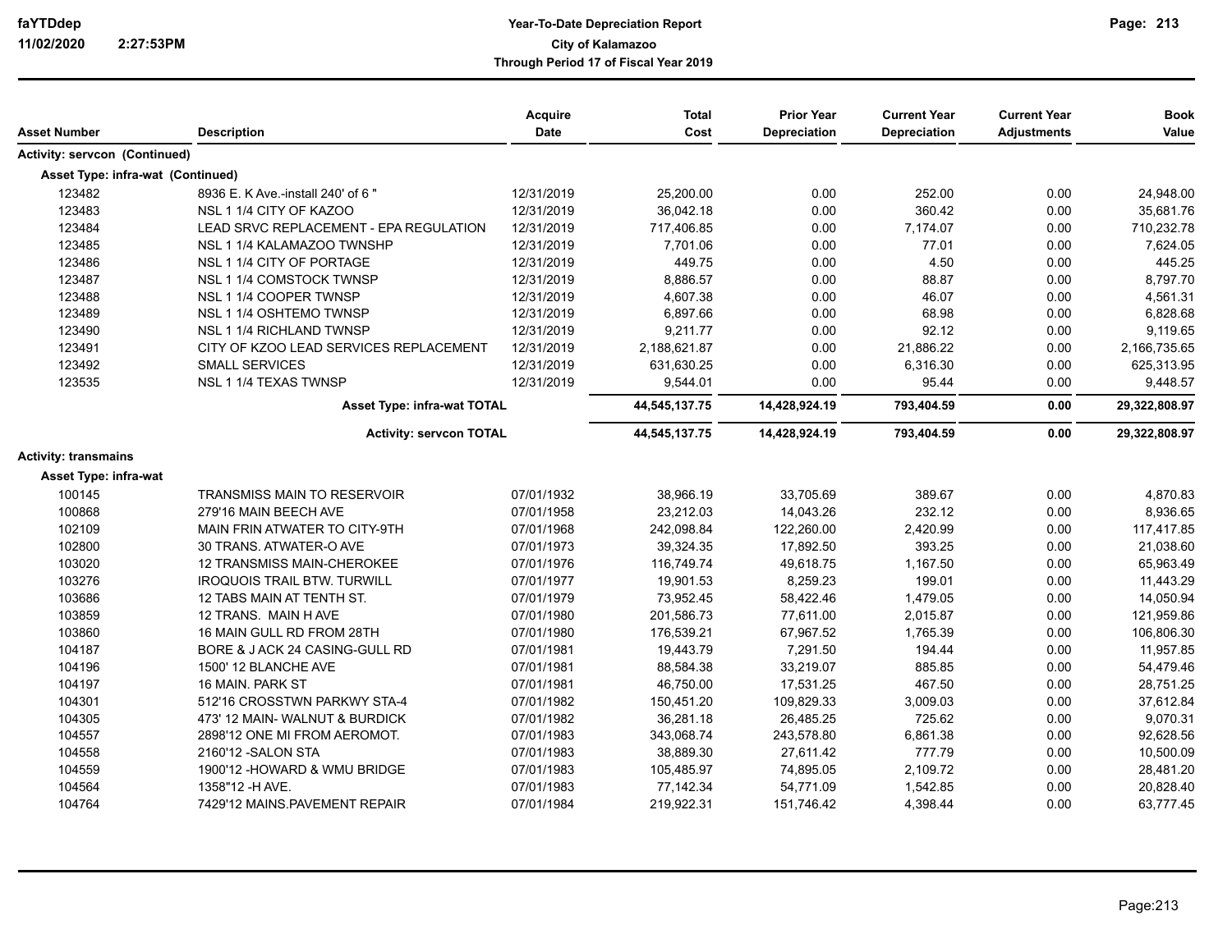| Asset Number | Description | Acquire Date | Total Cost | Prior Year Depreciation | Current Year Depreciation | Current Year Adjustments | Book Value |
|---|---|---|---|---|---|---|---|
| **Activity: servcon (Continued)** | | | | | | | |
| **Asset Type: infra-wat (Continued)** | | | | | | | |
| 123482 | 8936 E. K Ave.-install 240' of 6 " | 12/31/2019 | 25,200.00 | 0.00 | 252.00 | 0.00 | 24,948.00 |
| 123483 | NSL 1 1/4 CITY OF KAZOO | 12/31/2019 | 36,042.18 | 0.00 | 360.42 | 0.00 | 35,681.76 |
| 123484 | LEAD SRVC REPLACEMENT - EPA REGULATION | 12/31/2019 | 717,406.85 | 0.00 | 7,174.07 | 0.00 | 710,232.78 |
| 123485 | NSL 1 1/4 KALAMAZOO TWNSHP | 12/31/2019 | 7,701.06 | 0.00 | 77.01 | 0.00 | 7,624.05 |
| 123486 | NSL 1 1/4 CITY OF PORTAGE | 12/31/2019 | 449.75 | 0.00 | 4.50 | 0.00 | 445.25 |
| 123487 | NSL 1 1/4 COMSTOCK TWNSP | 12/31/2019 | 8,886.57 | 0.00 | 88.87 | 0.00 | 8,797.70 |
| 123488 | NSL 1 1/4 COOPER TWNSP | 12/31/2019 | 4,607.38 | 0.00 | 46.07 | 0.00 | 4,561.31 |
| 123489 | NSL 1 1/4 OSHTEMO TWNSP | 12/31/2019 | 6,897.66 | 0.00 | 68.98 | 0.00 | 6,828.68 |
| 123490 | NSL 1 1/4 RICHLAND TWNSP | 12/31/2019 | 9,211.77 | 0.00 | 92.12 | 0.00 | 9,119.65 |
| 123491 | CITY OF KZOO LEAD SERVICES REPLACEMENT | 12/31/2019 | 2,188,621.87 | 0.00 | 21,886.22 | 0.00 | 2,166,735.65 |
| 123492 | SMALL SERVICES | 12/31/2019 | 631,630.25 | 0.00 | 6,316.30 | 0.00 | 625,313.95 |
| 123535 | NSL 1 1/4 TEXAS TWNSP | 12/31/2019 | 9,544.01 | 0.00 | 95.44 | 0.00 | 9,448.57 |
| | **Asset Type: infra-wat TOTAL** | | **44,545,137.75** | **14,428,924.19** | **793,404.59** | **0.00** | **29,322,808.97** |
| | **Activity: servcon TOTAL** | | **44,545,137.75** | **14,428,924.19** | **793,404.59** | **0.00** | **29,322,808.97** |
| **Activity: transmains** | | | | | | | |
| **Asset Type: infra-wat** | | | | | | | |
| 100145 | TRANSMISS MAIN TO RESERVOIR | 07/01/1932 | 38,966.19 | 33,705.69 | 389.67 | 0.00 | 4,870.83 |
| 100868 | 279'16 MAIN BEECH AVE | 07/01/1958 | 23,212.03 | 14,043.26 | 232.12 | 0.00 | 8,936.65 |
| 102109 | MAIN FRIN ATWATER TO CITY-9TH | 07/01/1968 | 242,098.84 | 122,260.00 | 2,420.99 | 0.00 | 117,417.85 |
| 102800 | 30 TRANS. ATWATER-O AVE | 07/01/1973 | 39,324.35 | 17,892.50 | 393.25 | 0.00 | 21,038.60 |
| 103020 | 12 TRANSMISS MAIN-CHEROKEE | 07/01/1976 | 116,749.74 | 49,618.75 | 1,167.50 | 0.00 | 65,963.49 |
| 103276 | IROQUOIS TRAIL BTW. TURWILL | 07/01/1977 | 19,901.53 | 8,259.23 | 199.01 | 0.00 | 11,443.29 |
| 103686 | 12 TABS MAIN AT TENTH ST. | 07/01/1979 | 73,952.45 | 58,422.46 | 1,479.05 | 0.00 | 14,050.94 |
| 103859 | 12 TRANS. MAIN H AVE | 07/01/1980 | 201,586.73 | 77,611.00 | 2,015.87 | 0.00 | 121,959.86 |
| 103860 | 16 MAIN GULL RD FROM 28TH | 07/01/1980 | 176,539.21 | 67,967.52 | 1,765.39 | 0.00 | 106,806.30 |
| 104187 | BORE & J ACK 24 CASING-GULL RD | 07/01/1981 | 19,443.79 | 7,291.50 | 194.44 | 0.00 | 11,957.85 |
| 104196 | 1500' 12 BLANCHE AVE | 07/01/1981 | 88,584.38 | 33,219.07 | 885.85 | 0.00 | 54,479.46 |
| 104197 | 16 MAIN. PARK ST | 07/01/1981 | 46,750.00 | 17,531.25 | 467.50 | 0.00 | 28,751.25 |
| 104301 | 512'16 CROSSTWN PARKWY STA-4 | 07/01/1982 | 150,451.20 | 109,829.33 | 3,009.03 | 0.00 | 37,612.84 |
| 104305 | 473' 12 MAIN- WALNUT & BURDICK | 07/01/1982 | 36,281.18 | 26,485.25 | 725.62 | 0.00 | 9,070.31 |
| 104557 | 2898'12 ONE MI FROM AEROMOT. | 07/01/1983 | 343,068.74 | 243,578.80 | 6,861.38 | 0.00 | 92,628.56 |
| 104558 | 2160'12 -SALON STA | 07/01/1983 | 38,889.30 | 27,611.42 | 777.79 | 0.00 | 10,500.09 |
| 104559 | 1900'12 -HOWARD & WMU BRIDGE | 07/01/1983 | 105,485.97 | 74,895.05 | 2,109.72 | 0.00 | 28,481.20 |
| 104564 | 1358"12 -H AVE. | 07/01/1983 | 77,142.34 | 54,771.09 | 1,542.85 | 0.00 | 20,828.40 |
| 104764 | 7429'12 MAINS.PAVEMENT REPAIR | 07/01/1984 | 219,922.31 | 151,746.42 | 4,398.44 | 0.00 | 63,777.45 |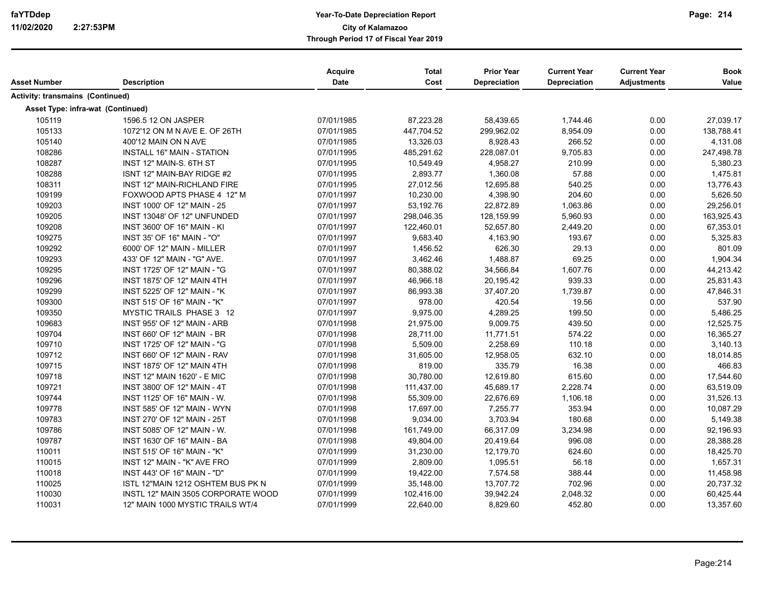| Asset Number | Description | Acquire Date | Total Cost | Prior Year Depreciation | Current Year Depreciation | Current Year Adjustments | Book Value |
|---|---|---|---|---|---|---|---|
| **Activity: transmains (Continued)** | | | | | | | |
| **Asset Type: infra-wat (Continued)** | | | | | | | |
| 105119 | 1596.5 12 ON JASPER | 07/01/1985 | 87,223.28 | 58,439.65 | 1,744.46 | 0.00 | 27,039.17 |
| 105133 | 1072'12 ON M N AVE E. OF 26TH | 07/01/1985 | 447,704.52 | 299,962.02 | 8,954.09 | 0.00 | 138,788.41 |
| 105140 | 400'12 MAIN ON N AVE | 07/01/1985 | 13,326.03 | 8,928.43 | 266.52 | 0.00 | 4,131.08 |
| 108286 | INSTALL 16" MAIN - STATION | 07/01/1995 | 485,291.62 | 228,087.01 | 9,705.83 | 0.00 | 247,498.78 |
| 108287 | INST 12" MAIN-S. 6TH ST | 07/01/1995 | 10,549.49 | 4,958.27 | 210.99 | 0.00 | 5,380.23 |
| 108288 | ISNT 12" MAIN-BAY RIDGE #2 | 07/01/1995 | 2,893.77 | 1,360.08 | 57.88 | 0.00 | 1,475.81 |
| 108311 | INST 12" MAIN-RICHLAND FIRE | 07/01/1995 | 27,012.56 | 12,695.88 | 540.25 | 0.00 | 13,776.43 |
| 109199 | FOXWOOD APTS PHASE 4 12" M | 07/01/1997 | 10,230.00 | 4,398.90 | 204.60 | 0.00 | 5,626.50 |
| 109203 | INST 1000' OF 12" MAIN - 25 | 07/01/1997 | 53,192.76 | 22,872.89 | 1,063.86 | 0.00 | 29,256.01 |
| 109205 | INST 13048' OF 12" UNFUNDED | 07/01/1997 | 298,046.35 | 128,159.99 | 5,960.93 | 0.00 | 163,925.43 |
| 109208 | INST 3600' OF 16" MAIN - KI | 07/01/1997 | 122,460.01 | 52,657.80 | 2,449.20 | 0.00 | 67,353.01 |
| 109275 | INST 35' OF 16" MAIN - "O" | 07/01/1997 | 9,683.40 | 4,163.90 | 193.67 | 0.00 | 5,325.83 |
| 109292 | 6000' OF 12" MAIN - MILLER | 07/01/1997 | 1,456.52 | 626.30 | 29.13 | 0.00 | 801.09 |
| 109293 | 433' OF 12" MAIN - "G" AVE. | 07/01/1997 | 3,462.46 | 1,488.87 | 69.25 | 0.00 | 1,904.34 |
| 109295 | INST 1725' OF 12" MAIN - "G | 07/01/1997 | 80,388.02 | 34,566.84 | 1,607.76 | 0.00 | 44,213.42 |
| 109296 | INST 1875' OF 12" MAIN 4TH | 07/01/1997 | 46,966.18 | 20,195.42 | 939.33 | 0.00 | 25,831.43 |
| 109299 | INST 5225' OF 12" MAIN - "K | 07/01/1997 | 86,993.38 | 37,407.20 | 1,739.87 | 0.00 | 47,846.31 |
| 109300 | INST 515' OF 16" MAIN - "K" | 07/01/1997 | 978.00 | 420.54 | 19.56 | 0.00 | 537.90 |
| 109350 | MYSTIC TRAILS PHASE 3 12 | 07/01/1997 | 9,975.00 | 4,289.25 | 199.50 | 0.00 | 5,486.25 |
| 109683 | INST 955' OF 12" MAIN - ARB | 07/01/1998 | 21,975.00 | 9,009.75 | 439.50 | 0.00 | 12,525.75 |
| 109704 | INST 660' OF 12" MAIN - BR | 07/01/1998 | 28,711.00 | 11,771.51 | 574.22 | 0.00 | 16,365.27 |
| 109710 | INST 1725' OF 12" MAIN - "G | 07/01/1998 | 5,509.00 | 2,258.69 | 110.18 | 0.00 | 3,140.13 |
| 109712 | INST 660' OF 12" MAIN - RAV | 07/01/1998 | 31,605.00 | 12,958.05 | 632.10 | 0.00 | 18,014.85 |
| 109715 | INST 1875' OF 12" MAIN 4TH | 07/01/1998 | 819.00 | 335.79 | 16.38 | 0.00 | 466.83 |
| 109718 | INST 12" MAIN 1620' - E MIC | 07/01/1998 | 30,780.00 | 12,619.80 | 615.60 | 0.00 | 17,544.60 |
| 109721 | INST 3800' OF 12" MAIN - 4T | 07/01/1998 | 111,437.00 | 45,689.17 | 2,228.74 | 0.00 | 63,519.09 |
| 109744 | INST 1125' OF 16" MAIN - W. | 07/01/1998 | 55,309.00 | 22,676.69 | 1,106.18 | 0.00 | 31,526.13 |
| 109778 | INST 585' OF 12" MAIN - WYN | 07/01/1998 | 17,697.00 | 7,255.77 | 353.94 | 0.00 | 10,087.29 |
| 109783 | INST 270' OF 12" MAIN - 25T | 07/01/1998 | 9,034.00 | 3,703.94 | 180.68 | 0.00 | 5,149.38 |
| 109786 | INST 5085' OF 12" MAIN - W. | 07/01/1998 | 161,749.00 | 66,317.09 | 3,234.98 | 0.00 | 92,196.93 |
| 109787 | INST 1630' OF 16" MAIN - BA | 07/01/1998 | 49,804.00 | 20,419.64 | 996.08 | 0.00 | 28,388.28 |
| 110011 | INST 515' OF 16" MAIN - "K" | 07/01/1999 | 31,230.00 | 12,179.70 | 624.60 | 0.00 | 18,425.70 |
| 110015 | INST 12" MAIN - "K" AVE FRO | 07/01/1999 | 2,809.00 | 1,095.51 | 56.18 | 0.00 | 1,657.31 |
| 110018 | INST 443' OF 16" MAIN - "D" | 07/01/1999 | 19,422.00 | 7,574.58 | 388.44 | 0.00 | 11,458.98 |
| 110025 | ISTL 12"MAIN 1212 OSHTEM BUS PK N | 07/01/1999 | 35,148.00 | 13,707.72 | 702.96 | 0.00 | 20,737.32 |
| 110030 | INSTL 12" MAIN 3505 CORPORATE WOOD | 07/01/1999 | 102,416.00 | 39,942.24 | 2,048.32 | 0.00 | 60,425.44 |
| 110031 | 12" MAIN 1000 MYSTIC TRAILS WT/4 | 07/01/1999 | 22,640.00 | 8,829.60 | 452.80 | 0.00 | 13,357.60 |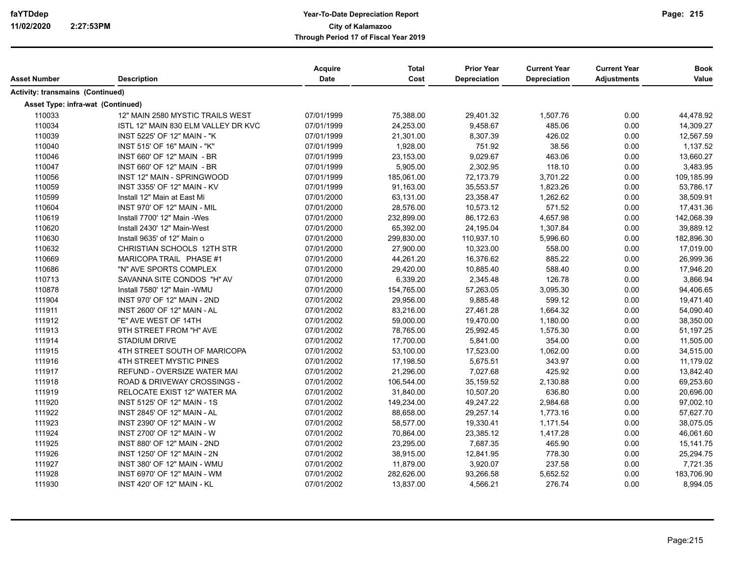| Asset Number | Description | Acquire Date | Total Cost | Prior Year Depreciation | Current Year Depreciation | Current Year Adjustments | Book Value |
|---|---|---|---|---|---|---|---|
| **Activity: transmains (Continued)** | | | | | | | |
| **Asset Type: infra-wat (Continued)** | | | | | | | |
| 110033 | 12" MAIN 2580 MYSTIC TRAILS WEST | 07/01/1999 | 75,388.00 | 29,401.32 | 1,507.76 | 0.00 | 44,478.92 |
| 110034 | ISTL 12" MAIN 830 ELM VALLEY DR KVC | 07/01/1999 | 24,253.00 | 9,458.67 | 485.06 | 0.00 | 14,309.27 |
| 110039 | INST 5225' OF 12" MAIN - "K | 07/01/1999 | 21,301.00 | 8,307.39 | 426.02 | 0.00 | 12,567.59 |
| 110040 | INST 515' OF 16" MAIN - "K" | 07/01/1999 | 1,928.00 | 751.92 | 38.56 | 0.00 | 1,137.52 |
| 110046 | INST 660' OF 12" MAIN - BR | 07/01/1999 | 23,153.00 | 9,029.67 | 463.06 | 0.00 | 13,660.27 |
| 110047 | INST 660' OF 12" MAIN - BR | 07/01/1999 | 5,905.00 | 2,302.95 | 118.10 | 0.00 | 3,483.95 |
| 110056 | INST 12" MAIN - SPRINGWOOD | 07/01/1999 | 185,061.00 | 72,173.79 | 3,701.22 | 0.00 | 109,185.99 |
| 110059 | INST 3355' OF 12" MAIN - KV | 07/01/1999 | 91,163.00 | 35,553.57 | 1,823.26 | 0.00 | 53,786.17 |
| 110599 | Install 12" Main at East Mi | 07/01/2000 | 63,131.00 | 23,358.47 | 1,262.62 | 0.00 | 38,509.91 |
| 110604 | INST 970' OF 12" MAIN - MIL | 07/01/2000 | 28,576.00 | 10,573.12 | 571.52 | 0.00 | 17,431.36 |
| 110619 | Install 7700' 12" Main -Wes | 07/01/2000 | 232,899.00 | 86,172.63 | 4,657.98 | 0.00 | 142,068.39 |
| 110620 | Install 2430' 12" Main-West | 07/01/2000 | 65,392.00 | 24,195.04 | 1,307.84 | 0.00 | 39,889.12 |
| 110630 | Install 9635' of 12" Main o | 07/01/2000 | 299,830.00 | 110,937.10 | 5,996.60 | 0.00 | 182,896.30 |
| 110632 | CHRISTIAN SCHOOLS 12TH STR | 07/01/2000 | 27,900.00 | 10,323.00 | 558.00 | 0.00 | 17,019.00 |
| 110669 | MARICOPA TRAIL PHASE #1 | 07/01/2000 | 44,261.20 | 16,376.62 | 885.22 | 0.00 | 26,999.36 |
| 110686 | "N" AVE SPORTS COMPLEX | 07/01/2000 | 29,420.00 | 10,885.40 | 588.40 | 0.00 | 17,946.20 |
| 110713 | SAVANNA SITE CONDOS "H" AV | 07/01/2000 | 6,339.20 | 2,345.48 | 126.78 | 0.00 | 3,866.94 |
| 110878 | Install 7580' 12" Main -WMU | 07/01/2000 | 154,765.00 | 57,263.05 | 3,095.30 | 0.00 | 94,406.65 |
| 111904 | INST 970' OF 12" MAIN - 2ND | 07/01/2002 | 29,956.00 | 9,885.48 | 599.12 | 0.00 | 19,471.40 |
| 111911 | INST 2600' OF 12" MAIN - AL | 07/01/2002 | 83,216.00 | 27,461.28 | 1,664.32 | 0.00 | 54,090.40 |
| 111912 | "E" AVE WEST OF 14TH | 07/01/2002 | 59,000.00 | 19,470.00 | 1,180.00 | 0.00 | 38,350.00 |
| 111913 | 9TH STREET FROM "H" AVE | 07/01/2002 | 78,765.00 | 25,992.45 | 1,575.30 | 0.00 | 51,197.25 |
| 111914 | STADIUM DRIVE | 07/01/2002 | 17,700.00 | 5,841.00 | 354.00 | 0.00 | 11,505.00 |
| 111915 | 4TH STREET SOUTH OF MARICOPA | 07/01/2002 | 53,100.00 | 17,523.00 | 1,062.00 | 0.00 | 34,515.00 |
| 111916 | 4TH STREET MYSTIC PINES | 07/01/2002 | 17,198.50 | 5,675.51 | 343.97 | 0.00 | 11,179.02 |
| 111917 | REFUND - OVERSIZE WATER MAI | 07/01/2002 | 21,296.00 | 7,027.68 | 425.92 | 0.00 | 13,842.40 |
| 111918 | ROAD & DRIVEWAY CROSSINGS - | 07/01/2002 | 106,544.00 | 35,159.52 | 2,130.88 | 0.00 | 69,253.60 |
| 111919 | RELOCATE EXIST 12" WATER MA | 07/01/2002 | 31,840.00 | 10,507.20 | 636.80 | 0.00 | 20,696.00 |
| 111920 | INST 5125' OF 12" MAIN - 1S | 07/01/2002 | 149,234.00 | 49,247.22 | 2,984.68 | 0.00 | 97,002.10 |
| 111922 | INST 2845' OF 12" MAIN - AL | 07/01/2002 | 88,658.00 | 29,257.14 | 1,773.16 | 0.00 | 57,627.70 |
| 111923 | INST 2390' OF 12" MAIN - W | 07/01/2002 | 58,577.00 | 19,330.41 | 1,171.54 | 0.00 | 38,075.05 |
| 111924 | INST 2700' OF 12" MAIN - W | 07/01/2002 | 70,864.00 | 23,385.12 | 1,417.28 | 0.00 | 46,061.60 |
| 111925 | INST 880' OF 12" MAIN - 2ND | 07/01/2002 | 23,295.00 | 7,687.35 | 465.90 | 0.00 | 15,141.75 |
| 111926 | INST 1250' OF 12" MAIN - 2N | 07/01/2002 | 38,915.00 | 12,841.95 | 778.30 | 0.00 | 25,294.75 |
| 111927 | INST 380' OF 12" MAIN - WMU | 07/01/2002 | 11,879.00 | 3,920.07 | 237.58 | 0.00 | 7,721.35 |
| 111928 | INST 6970' OF 12" MAIN - WM | 07/01/2002 | 282,626.00 | 93,266.58 | 5,652.52 | 0.00 | 183,706.90 |
| 111930 | INST 420' OF 12" MAIN - KL | 07/01/2002 | 13,837.00 | 4,566.21 | 276.74 | 0.00 | 8,994.05 |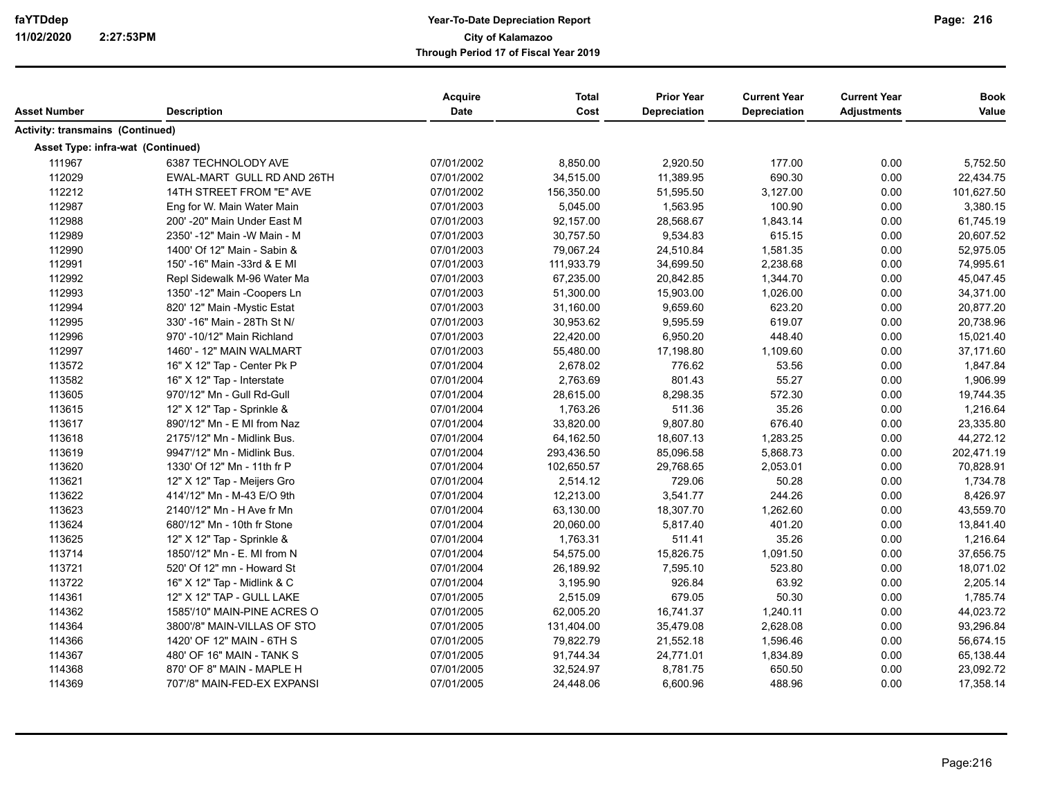**Year-To-Date Depreciation Report**
**City of Kalamazoo**
**Through Period 17 of Fiscal Year 2019**

faYTDdep
11/02/2020 2:27:53PM

| Asset Number | Description | Acquire Date | Total Cost | Prior Year Depreciation | Current Year Depreciation | Current Year Adjustments | Book Value |
|---|---|---|---|---|---|---|---|
| **Activity: transmains (Continued)** | | | | | | | |
| **Asset Type: infra-wat (Continued)** | | | | | | | |
| 111967 | 6387 TECHNOLODY AVE | 07/01/2002 | 8,850.00 | 2,920.50 | 177.00 | 0.00 | 5,752.50 |
| 112029 | EWAL-MART GULL RD AND 26TH | 07/01/2002 | 34,515.00 | 11,389.95 | 690.30 | 0.00 | 22,434.75 |
| 112212 | 14TH STREET FROM "E" AVE | 07/01/2002 | 156,350.00 | 51,595.50 | 3,127.00 | 0.00 | 101,627.50 |
| 112987 | Eng for W. Main Water Main | 07/01/2003 | 5,045.00 | 1,563.95 | 100.90 | 0.00 | 3,380.15 |
| 112988 | 200' -20" Main Under East M | 07/01/2003 | 92,157.00 | 28,568.67 | 1,843.14 | 0.00 | 61,745.19 |
| 112989 | 2350' -12" Main -W Main - M | 07/01/2003 | 30,757.50 | 9,534.83 | 615.15 | 0.00 | 20,607.52 |
| 112990 | 1400' Of 12" Main - Sabin & | 07/01/2003 | 79,067.24 | 24,510.84 | 1,581.35 | 0.00 | 52,975.05 |
| 112991 | 150' -16" Main -33rd & E MI | 07/01/2003 | 111,933.79 | 34,699.50 | 2,238.68 | 0.00 | 74,995.61 |
| 112992 | Repl Sidewalk M-96 Water Ma | 07/01/2003 | 67,235.00 | 20,842.85 | 1,344.70 | 0.00 | 45,047.45 |
| 112993 | 1350' -12" Main -Coopers Ln | 07/01/2003 | 51,300.00 | 15,903.00 | 1,026.00 | 0.00 | 34,371.00 |
| 112994 | 820' 12" Main -Mystic Estat | 07/01/2003 | 31,160.00 | 9,659.60 | 623.20 | 0.00 | 20,877.20 |
| 112995 | 330' -16" Main - 28Th St N/ | 07/01/2003 | 30,953.62 | 9,595.59 | 619.07 | 0.00 | 20,738.96 |
| 112996 | 970' -10/12" Main Richland | 07/01/2003 | 22,420.00 | 6,950.20 | 448.40 | 0.00 | 15,021.40 |
| 112997 | 1460' - 12" MAIN WALMART | 07/01/2003 | 55,480.00 | 17,198.80 | 1,109.60 | 0.00 | 37,171.60 |
| 113572 | 16" X 12" Tap - Center Pk P | 07/01/2004 | 2,678.02 | 776.62 | 53.56 | 0.00 | 1,847.84 |
| 113582 | 16" X 12" Tap - Interstate | 07/01/2004 | 2,763.69 | 801.43 | 55.27 | 0.00 | 1,906.99 |
| 113605 | 970'/12" Mn - Gull Rd-Gull | 07/01/2004 | 28,615.00 | 8,298.35 | 572.30 | 0.00 | 19,744.35 |
| 113615 | 12" X 12" Tap - Sprinkle & | 07/01/2004 | 1,763.26 | 511.36 | 35.26 | 0.00 | 1,216.64 |
| 113617 | 890'/12" Mn - E MI from Naz | 07/01/2004 | 33,820.00 | 9,807.80 | 676.40 | 0.00 | 23,335.80 |
| 113618 | 2175'/12" Mn - Midlink Bus. | 07/01/2004 | 64,162.50 | 18,607.13 | 1,283.25 | 0.00 | 44,272.12 |
| 113619 | 9947'/12" Mn - Midlink Bus. | 07/01/2004 | 293,436.50 | 85,096.58 | 5,868.73 | 0.00 | 202,471.19 |
| 113620 | 1330' Of 12" Mn - 11th fr P | 07/01/2004 | 102,650.57 | 29,768.65 | 2,053.01 | 0.00 | 70,828.91 |
| 113621 | 12" X 12" Tap - Meijers Gro | 07/01/2004 | 2,514.12 | 729.06 | 50.28 | 0.00 | 1,734.78 |
| 113622 | 414'/12" Mn - M-43 E/O 9th | 07/01/2004 | 12,213.00 | 3,541.77 | 244.26 | 0.00 | 8,426.97 |
| 113623 | 2140'/12" Mn - H Ave fr Mn | 07/01/2004 | 63,130.00 | 18,307.70 | 1,262.60 | 0.00 | 43,559.70 |
| 113624 | 680'/12" Mn - 10th fr Stone | 07/01/2004 | 20,060.00 | 5,817.40 | 401.20 | 0.00 | 13,841.40 |
| 113625 | 12" X 12" Tap - Sprinkle & | 07/01/2004 | 1,763.31 | 511.41 | 35.26 | 0.00 | 1,216.64 |
| 113714 | 1850'/12" Mn - E. MI from N | 07/01/2004 | 54,575.00 | 15,826.75 | 1,091.50 | 0.00 | 37,656.75 |
| 113721 | 520' Of 12" mn - Howard St | 07/01/2004 | 26,189.92 | 7,595.10 | 523.80 | 0.00 | 18,071.02 |
| 113722 | 16" X 12" Tap - Midlink & C | 07/01/2004 | 3,195.90 | 926.84 | 63.92 | 0.00 | 2,205.14 |
| 114361 | 12" X 12" TAP - GULL LAKE | 07/01/2005 | 2,515.09 | 679.05 | 50.30 | 0.00 | 1,785.74 |
| 114362 | 1585'/10" MAIN-PINE ACRES O | 07/01/2005 | 62,005.20 | 16,741.37 | 1,240.11 | 0.00 | 44,023.72 |
| 114364 | 3800'/8" MAIN-VILLAS OF STO | 07/01/2005 | 131,404.00 | 35,479.08 | 2,628.08 | 0.00 | 93,296.84 |
| 114366 | 1420' OF 12" MAIN - 6TH S | 07/01/2005 | 79,822.79 | 21,552.18 | 1,596.46 | 0.00 | 56,674.15 |
| 114367 | 480' OF 16" MAIN - TANK S | 07/01/2005 | 91,744.34 | 24,771.01 | 1,834.89 | 0.00 | 65,138.44 |
| 114368 | 870' OF 8" MAIN - MAPLE H | 07/01/2005 | 32,524.97 | 8,781.75 | 650.50 | 0.00 | 23,092.72 |
| 114369 | 707'/8" MAIN-FED-EX EXPANSI | 07/01/2005 | 24,448.06 | 6,600.96 | 488.96 | 0.00 | 17,358.14 |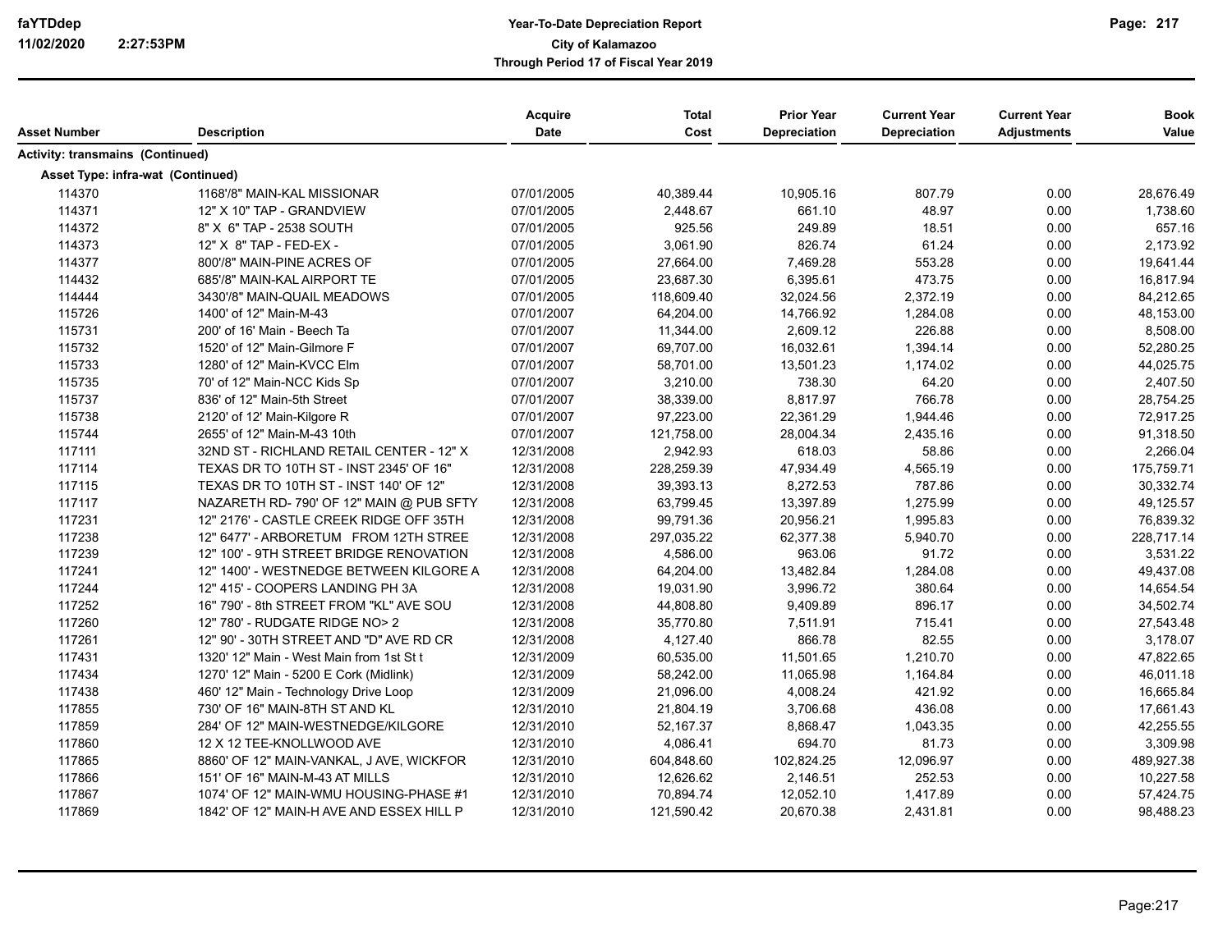| Asset Number | Description | Acquire Date | Total Cost | Prior Year Depreciation | Current Year Depreciation | Current Year Adjustments | Book Value |
|---|---|---|---|---|---|---|---|
| **Activity: transmains (Continued)** | | | | | | | |
| **Asset Type: infra-wat (Continued)** | | | | | | | |
| 114370 | 1168'/8" MAIN-KAL MISSIONAR | 07/01/2005 | 40,389.44 | 10,905.16 | 807.79 | 0.00 | 28,676.49 |
| 114371 | 12" X 10" TAP - GRANDVIEW | 07/01/2005 | 2,448.67 | 661.10 | 48.97 | 0.00 | 1,738.60 |
| 114372 | 8" X 6" TAP - 2538 SOUTH | 07/01/2005 | 925.56 | 249.89 | 18.51 | 0.00 | 657.16 |
| 114373 | 12" X 8" TAP - FED-EX - | 07/01/2005 | 3,061.90 | 826.74 | 61.24 | 0.00 | 2,173.92 |
| 114377 | 800'/8" MAIN-PINE ACRES OF | 07/01/2005 | 27,664.00 | 7,469.28 | 553.28 | 0.00 | 19,641.44 |
| 114432 | 685'/8" MAIN-KAL AIRPORT TE | 07/01/2005 | 23,687.30 | 6,395.61 | 473.75 | 0.00 | 16,817.94 |
| 114444 | 3430'/8" MAIN-QUAIL MEADOWS | 07/01/2005 | 118,609.40 | 32,024.56 | 2,372.19 | 0.00 | 84,212.65 |
| 115726 | 1400' of 12" Main-M-43 | 07/01/2007 | 64,204.00 | 14,766.92 | 1,284.08 | 0.00 | 48,153.00 |
| 115731 | 200' of 16' Main - Beech Ta | 07/01/2007 | 11,344.00 | 2,609.12 | 226.88 | 0.00 | 8,508.00 |
| 115732 | 1520' of 12" Main-Gilmore F | 07/01/2007 | 69,707.00 | 16,032.61 | 1,394.14 | 0.00 | 52,280.25 |
| 115733 | 1280' of 12" Main-KVCC Elm | 07/01/2007 | 58,701.00 | 13,501.23 | 1,174.02 | 0.00 | 44,025.75 |
| 115735 | 70' of 12" Main-NCC Kids Sp | 07/01/2007 | 3,210.00 | 738.30 | 64.20 | 0.00 | 2,407.50 |
| 115737 | 836' of 12" Main-5th Street | 07/01/2007 | 38,339.00 | 8,817.97 | 766.78 | 0.00 | 28,754.25 |
| 115738 | 2120' of 12' Main-Kilgore R | 07/01/2007 | 97,223.00 | 22,361.29 | 1,944.46 | 0.00 | 72,917.25 |
| 115744 | 2655' of 12" Main-M-43 10th | 07/01/2007 | 121,758.00 | 28,004.34 | 2,435.16 | 0.00 | 91,318.50 |
| 117111 | 32ND ST - RICHLAND RETAIL CENTER - 12" X | 12/31/2008 | 2,942.93 | 618.03 | 58.86 | 0.00 | 2,266.04 |
| 117114 | TEXAS DR TO 10TH ST - INST 2345' OF 16" | 12/31/2008 | 228,259.39 | 47,934.49 | 4,565.19 | 0.00 | 175,759.71 |
| 117115 | TEXAS DR TO 10TH ST - INST 140' OF 12" | 12/31/2008 | 39,393.13 | 8,272.53 | 787.86 | 0.00 | 30,332.74 |
| 117117 | NAZARETH RD- 790' OF 12" MAIN @ PUB SFTY | 12/31/2008 | 63,799.45 | 13,397.89 | 1,275.99 | 0.00 | 49,125.57 |
| 117231 | 12" 2176' - CASTLE CREEK RIDGE OFF 35TH | 12/31/2008 | 99,791.36 | 20,956.21 | 1,995.83 | 0.00 | 76,839.32 |
| 117238 | 12" 6477' - ARBORETUM FROM 12TH STREE | 12/31/2008 | 297,035.22 | 62,377.38 | 5,940.70 | 0.00 | 228,717.14 |
| 117239 | 12" 100' - 9TH STREET BRIDGE RENOVATION | 12/31/2008 | 4,586.00 | 963.06 | 91.72 | 0.00 | 3,531.22 |
| 117241 | 12" 1400' - WESTNEDGE BETWEEN KILGORE A | 12/31/2008 | 64,204.00 | 13,482.84 | 1,284.08 | 0.00 | 49,437.08 |
| 117244 | 12" 415' - COOPERS LANDING PH 3A | 12/31/2008 | 19,031.90 | 3,996.72 | 380.64 | 0.00 | 14,654.54 |
| 117252 | 16" 790' - 8th STREET FROM "KL" AVE SOU | 12/31/2008 | 44,808.80 | 9,409.89 | 896.17 | 0.00 | 34,502.74 |
| 117260 | 12" 780' - RUDGATE RIDGE NO> 2 | 12/31/2008 | 35,770.80 | 7,511.91 | 715.41 | 0.00 | 27,543.48 |
| 117261 | 12" 90' - 30TH STREET AND "D" AVE RD CR | 12/31/2008 | 4,127.40 | 866.78 | 82.55 | 0.00 | 3,178.07 |
| 117431 | 1320' 12" Main - West Main from 1st St t | 12/31/2009 | 60,535.00 | 11,501.65 | 1,210.70 | 0.00 | 47,822.65 |
| 117434 | 1270' 12" Main - 5200 E Cork (Midlink) | 12/31/2009 | 58,242.00 | 11,065.98 | 1,164.84 | 0.00 | 46,011.18 |
| 117438 | 460' 12" Main - Technology Drive Loop | 12/31/2009 | 21,096.00 | 4,008.24 | 421.92 | 0.00 | 16,665.84 |
| 117855 | 730' OF 16" MAIN-8TH ST AND KL | 12/31/2010 | 21,804.19 | 3,706.68 | 436.08 | 0.00 | 17,661.43 |
| 117859 | 284' OF 12" MAIN-WESTNEDGE/KILGORE | 12/31/2010 | 52,167.37 | 8,868.47 | 1,043.35 | 0.00 | 42,255.55 |
| 117860 | 12 X 12 TEE-KNOLLWOOD AVE | 12/31/2010 | 4,086.41 | 694.70 | 81.73 | 0.00 | 3,309.98 |
| 117865 | 8860' OF 12" MAIN-VANKAL, J AVE, WICKFOR | 12/31/2010 | 604,848.60 | 102,824.25 | 12,096.97 | 0.00 | 489,927.38 |
| 117866 | 151' OF 16" MAIN-M-43 AT MILLS | 12/31/2010 | 12,626.62 | 2,146.51 | 252.53 | 0.00 | 10,227.58 |
| 117867 | 1074' OF 12" MAIN-WMU HOUSING-PHASE #1 | 12/31/2010 | 70,894.74 | 12,052.10 | 1,417.89 | 0.00 | 57,424.75 |
| 117869 | 1842' OF 12" MAIN-H AVE AND ESSEX HILL P | 12/31/2010 | 121,590.42 | 20,670.38 | 2,431.81 | 0.00 | 98,488.23 |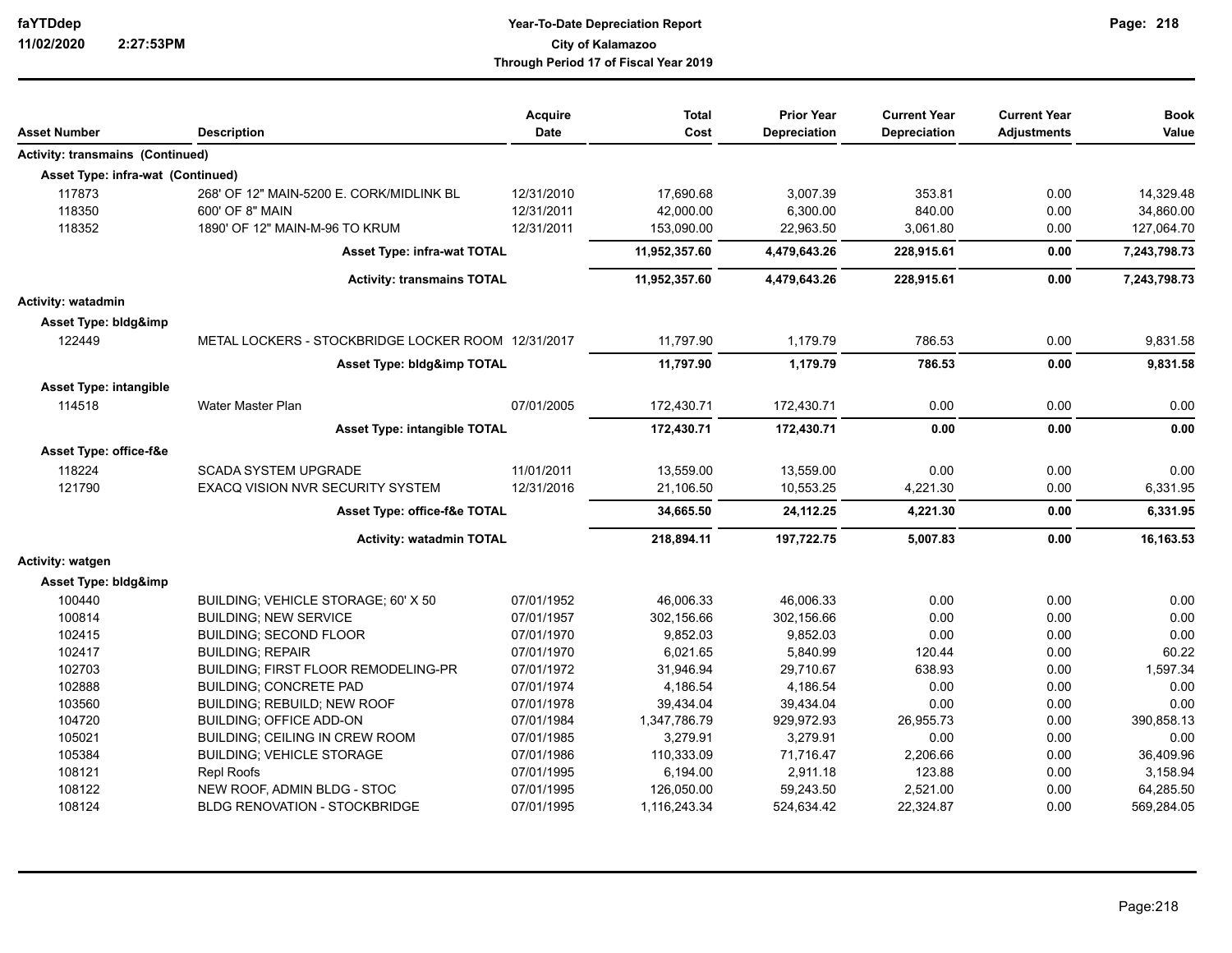# Year-To-Date Depreciation Report
## City of Kalamazoo
### Through Period 17 of Fiscal Year 2019

| Asset Number | Description | Acquire Date | Total Cost | Prior Year Depreciation | Current Year Depreciation | Current Year Adjustments | Book Value |
|---|---|---|---|---|---|---|---|
| **Activity: transmains (Continued)** | | | | | | | |
| **Asset Type: infra-wat (Continued)** | | | | | | | |
| 117873 | 268' OF 12" MAIN-5200 E. CORK/MIDLINK BL | 12/31/2010 | 17,690.68 | 3,007.39 | 353.81 | 0.00 | 14,329.48 |
| 118350 | 600' OF 8" MAIN | 12/31/2011 | 42,000.00 | 6,300.00 | 840.00 | 0.00 | 34,860.00 |
| 118352 | 1890' OF 12" MAIN-M-96 TO KRUM | 12/31/2011 | 153,090.00 | 22,963.50 | 3,061.80 | 0.00 | 127,064.70 |
| | **Asset Type: infra-wat TOTAL** | | **11,952,357.60** | **4,479,643.26** | **228,915.61** | **0.00** | **7,243,798.73** |
| | **Activity: transmains TOTAL** | | **11,952,357.60** | **4,479,643.26** | **228,915.61** | **0.00** | **7,243,798.73** |
| **Activity: watadmin** | | | | | | | |
| **Asset Type: bldg&imp** | | | | | | | |
| 122449 | METAL LOCKERS - STOCKBRIDGE LOCKER ROOM | 12/31/2017 | 11,797.90 | 1,179.79 | 786.53 | 0.00 | 9,831.58 |
| | **Asset Type: bldg&imp TOTAL** | | **11,797.90** | **1,179.79** | **786.53** | **0.00** | **9,831.58** |
| **Asset Type: intangible** | | | | | | | |
| 114518 | Water Master Plan | 07/01/2005 | 172,430.71 | 172,430.71 | 0.00 | 0.00 | 0.00 |
| | **Asset Type: intangible TOTAL** | | **172,430.71** | **172,430.71** | **0.00** | **0.00** | **0.00** |
| **Asset Type: office-f&e** | | | | | | | |
| 118224 | SCADA SYSTEM UPGRADE | 11/01/2011 | 13,559.00 | 13,559.00 | 0.00 | 0.00 | 0.00 |
| 121790 | EXACQ VISION NVR SECURITY SYSTEM | 12/31/2016 | 21,106.50 | 10,553.25 | 4,221.30 | 0.00 | 6,331.95 |
| | **Asset Type: office-f&e TOTAL** | | **34,665.50** | **24,112.25** | **4,221.30** | **0.00** | **6,331.95** |
| | **Activity: watadmin TOTAL** | | **218,894.11** | **197,722.75** | **5,007.83** | **0.00** | **16,163.53** |
| **Activity: watgen** | | | | | | | |
| **Asset Type: bldg&imp** | | | | | | | |
| 100440 | BUILDING; VEHICLE STORAGE; 60' X 50 | 07/01/1952 | 46,006.33 | 46,006.33 | 0.00 | 0.00 | 0.00 |
| 100814 | BUILDING; NEW SERVICE | 07/01/1957 | 302,156.66 | 302,156.66 | 0.00 | 0.00 | 0.00 |
| 102415 | BUILDING; SECOND FLOOR | 07/01/1970 | 9,852.03 | 9,852.03 | 0.00 | 0.00 | 0.00 |
| 102417 | BUILDING; REPAIR | 07/01/1970 | 6,021.65 | 5,840.99 | 120.44 | 0.00 | 60.22 |
| 102703 | BUILDING; FIRST FLOOR REMODELING-PR | 07/01/1972 | 31,946.94 | 29,710.67 | 638.93 | 0.00 | 1,597.34 |
| 102888 | BUILDING; CONCRETE PAD | 07/01/1974 | 4,186.54 | 4,186.54 | 0.00 | 0.00 | 0.00 |
| 103560 | BUILDING; REBUILD; NEW ROOF | 07/01/1978 | 39,434.04 | 39,434.04 | 0.00 | 0.00 | 0.00 |
| 104720 | BUILDING; OFFICE ADD-ON | 07/01/1984 | 1,347,786.79 | 929,972.93 | 26,955.73 | 0.00 | 390,858.13 |
| 105021 | BUILDING; CEILING IN CREW ROOM | 07/01/1985 | 3,279.91 | 3,279.91 | 0.00 | 0.00 | 0.00 |
| 105384 | BUILDING; VEHICLE STORAGE | 07/01/1986 | 110,333.09 | 71,716.47 | 2,206.66 | 0.00 | 36,409.96 |
| 108121 | Repl Roofs | 07/01/1995 | 6,194.00 | 2,911.18 | 123.88 | 0.00 | 3,158.94 |
| 108122 | NEW ROOF, ADMIN BLDG - STOC | 07/01/1995 | 126,050.00 | 59,243.50 | 2,521.00 | 0.00 | 64,285.50 |
| 108124 | BLDG RENOVATION - STOCKBRIDGE | 07/01/1995 | 1,116,243.34 | 524,634.42 | 22,324.87 | 0.00 | 569,284.05 |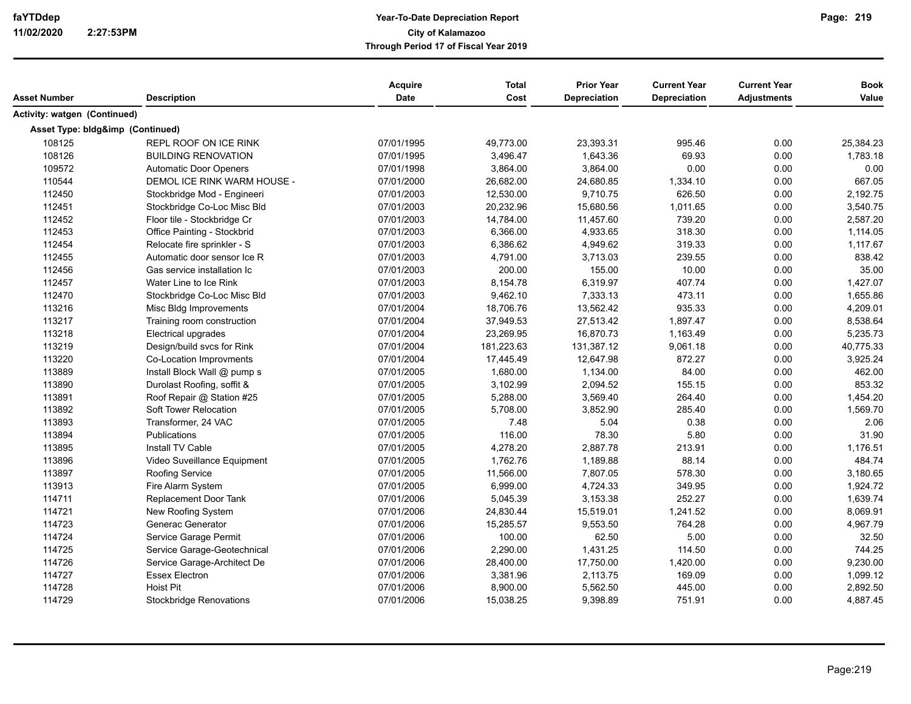| Asset Number | Description | Acquire Date | Total Cost | Prior Year Depreciation | Current Year Depreciation | Current Year Adjustments | Book Value |
|---|---|---|---|---|---|---|---|
| **Activity: watgen (Continued)** | | | | | | | |
| **Asset Type: bldg&imp (Continued)** | | | | | | | |
| 108125 | REPL ROOF ON ICE RINK | 07/01/1995 | 49,773.00 | 23,393.31 | 995.46 | 0.00 | 25,384.23 |
| 108126 | BUILDING RENOVATION | 07/01/1995 | 3,496.47 | 1,643.36 | 69.93 | 0.00 | 1,783.18 |
| 109572 | Automatic Door Openers | 07/01/1998 | 3,864.00 | 3,864.00 | 0.00 | 0.00 | 0.00 |
| 110544 | DEMOL ICE RINK WARM HOUSE - | 07/01/2000 | 26,682.00 | 24,680.85 | 1,334.10 | 0.00 | 667.05 |
| 112450 | Stockbridge Mod - Engineeri | 07/01/2003 | 12,530.00 | 9,710.75 | 626.50 | 0.00 | 2,192.75 |
| 112451 | Stockbridge Co-Loc Misc Bld | 07/01/2003 | 20,232.96 | 15,680.56 | 1,011.65 | 0.00 | 3,540.75 |
| 112452 | Floor tile - Stockbridge Cr | 07/01/2003 | 14,784.00 | 11,457.60 | 739.20 | 0.00 | 2,587.20 |
| 112453 | Office Painting - Stockbrid | 07/01/2003 | 6,366.00 | 4,933.65 | 318.30 | 0.00 | 1,114.05 |
| 112454 | Relocate fire sprinkler - S | 07/01/2003 | 6,386.62 | 4,949.62 | 319.33 | 0.00 | 1,117.67 |
| 112455 | Automatic door sensor Ice R | 07/01/2003 | 4,791.00 | 3,713.03 | 239.55 | 0.00 | 838.42 |
| 112456 | Gas service installation Ic | 07/01/2003 | 200.00 | 155.00 | 10.00 | 0.00 | 35.00 |
| 112457 | Water Line to Ice Rink | 07/01/2003 | 8,154.78 | 6,319.97 | 407.74 | 0.00 | 1,427.07 |
| 112470 | Stockbridge Co-Loc Misc Bld | 07/01/2003 | 9,462.10 | 7,333.13 | 473.11 | 0.00 | 1,655.86 |
| 113216 | Misc Bldg Improvements | 07/01/2004 | 18,706.76 | 13,562.42 | 935.33 | 0.00 | 4,209.01 |
| 113217 | Training room construction | 07/01/2004 | 37,949.53 | 27,513.42 | 1,897.47 | 0.00 | 8,538.64 |
| 113218 | Electrical upgrades | 07/01/2004 | 23,269.95 | 16,870.73 | 1,163.49 | 0.00 | 5,235.73 |
| 113219 | Design/build svcs for Rink | 07/01/2004 | 181,223.63 | 131,387.12 | 9,061.18 | 0.00 | 40,775.33 |
| 113220 | Co-Location Improvments | 07/01/2004 | 17,445.49 | 12,647.98 | 872.27 | 0.00 | 3,925.24 |
| 113889 | Install Block Wall @ pump s | 07/01/2005 | 1,680.00 | 1,134.00 | 84.00 | 0.00 | 462.00 |
| 113890 | Durolast Roofing, soffit & | 07/01/2005 | 3,102.99 | 2,094.52 | 155.15 | 0.00 | 853.32 |
| 113891 | Roof Repair @ Station #25 | 07/01/2005 | 5,288.00 | 3,569.40 | 264.40 | 0.00 | 1,454.20 |
| 113892 | Soft Tower Relocation | 07/01/2005 | 5,708.00 | 3,852.90 | 285.40 | 0.00 | 1,569.70 |
| 113893 | Transformer, 24 VAC | 07/01/2005 | 7.48 | 5.04 | 0.38 | 0.00 | 2.06 |
| 113894 | Publications | 07/01/2005 | 116.00 | 78.30 | 5.80 | 0.00 | 31.90 |
| 113895 | Install TV Cable | 07/01/2005 | 4,278.20 | 2,887.78 | 213.91 | 0.00 | 1,176.51 |
| 113896 | Video Suveillance Equipment | 07/01/2005 | 1,762.76 | 1,189.88 | 88.14 | 0.00 | 484.74 |
| 113897 | Roofing Service | 07/01/2005 | 11,566.00 | 7,807.05 | 578.30 | 0.00 | 3,180.65 |
| 113913 | Fire Alarm System | 07/01/2005 | 6,999.00 | 4,724.33 | 349.95 | 0.00 | 1,924.72 |
| 114711 | Replacement Door Tank | 07/01/2006 | 5,045.39 | 3,153.38 | 252.27 | 0.00 | 1,639.74 |
| 114721 | New Roofing System | 07/01/2006 | 24,830.44 | 15,519.01 | 1,241.52 | 0.00 | 8,069.91 |
| 114723 | Generac Generator | 07/01/2006 | 15,285.57 | 9,553.50 | 764.28 | 0.00 | 4,967.79 |
| 114724 | Service Garage Permit | 07/01/2006 | 100.00 | 62.50 | 5.00 | 0.00 | 32.50 |
| 114725 | Service Garage-Geotechnical | 07/01/2006 | 2,290.00 | 1,431.25 | 114.50 | 0.00 | 744.25 |
| 114726 | Service Garage-Architect De | 07/01/2006 | 28,400.00 | 17,750.00 | 1,420.00 | 0.00 | 9,230.00 |
| 114727 | Essex Electron | 07/01/2006 | 3,381.96 | 2,113.75 | 169.09 | 0.00 | 1,099.12 |
| 114728 | Hoist Pit | 07/01/2006 | 8,900.00 | 5,562.50 | 445.00 | 0.00 | 2,892.50 |
| 114729 | Stockbridge Renovations | 07/01/2006 | 15,038.25 | 9,398.89 | 751.91 | 0.00 | 4,887.45 |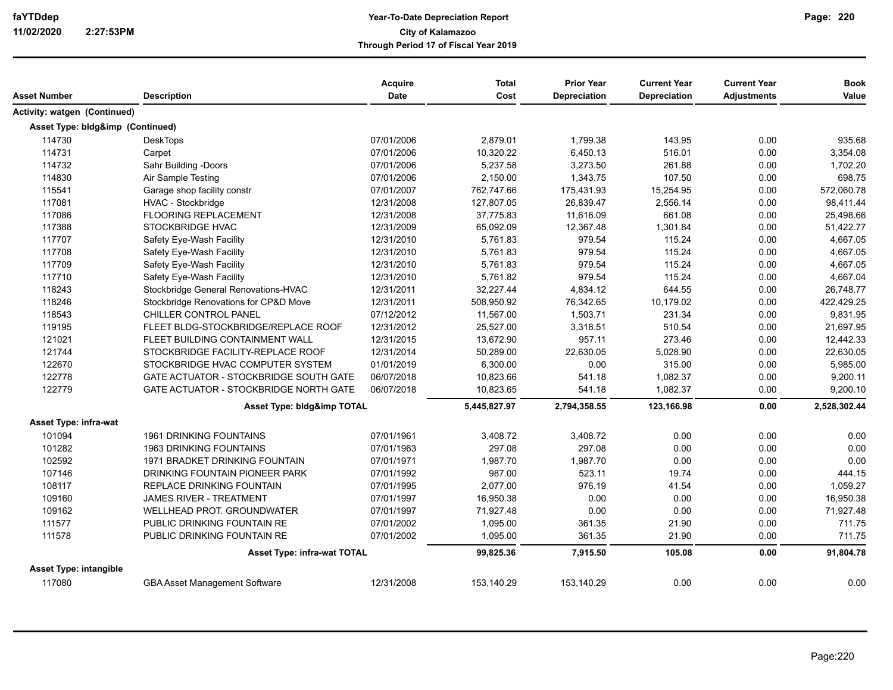**Year-To-Date Depreciation Report**
**City of Kalamazoo**
**Through Period 17 of Fiscal Year 2019**

| Asset Number | Description | Acquire Date | Total Cost | Prior Year Depreciation | Current Year Depreciation | Current Year Adjustments | Book Value |
|---|---|---|---|---|---|---|---|
| **Activity: watgen (Continued)** | | | | | | | |
| **Asset Type: bldg&imp (Continued)** | | | | | | | |
| 114730 | DeskTops | 07/01/2006 | 2,879.01 | 1,799.38 | 143.95 | 0.00 | 935.68 |
| 114731 | Carpet | 07/01/2006 | 10,320.22 | 6,450.13 | 516.01 | 0.00 | 3,354.08 |
| 114732 | Sahr Building -Doors | 07/01/2006 | 5,237.58 | 3,273.50 | 261.88 | 0.00 | 1,702.20 |
| 114830 | Air Sample Testing | 07/01/2006 | 2,150.00 | 1,343.75 | 107.50 | 0.00 | 698.75 |
| 115541 | Garage shop facility constr | 07/01/2007 | 762,747.66 | 175,431.93 | 15,254.95 | 0.00 | 572,060.78 |
| 117081 | HVAC - Stockbridge | 12/31/2008 | 127,807.05 | 26,839.47 | 2,556.14 | 0.00 | 98,411.44 |
| 117086 | FLOORING REPLACEMENT | 12/31/2008 | 37,775.83 | 11,616.09 | 661.08 | 0.00 | 25,498.66 |
| 117388 | STOCKBRIDGE HVAC | 12/31/2009 | 65,092.09 | 12,367.48 | 1,301.84 | 0.00 | 51,422.77 |
| 117707 | Safety Eye-Wash Facility | 12/31/2010 | 5,761.83 | 979.54 | 115.24 | 0.00 | 4,667.05 |
| 117708 | Safety Eye-Wash Facility | 12/31/2010 | 5,761.83 | 979.54 | 115.24 | 0.00 | 4,667.05 |
| 117709 | Safety Eye-Wash Facility | 12/31/2010 | 5,761.83 | 979.54 | 115.24 | 0.00 | 4,667.05 |
| 117710 | Safety Eye-Wash Facility | 12/31/2010 | 5,761.82 | 979.54 | 115.24 | 0.00 | 4,667.04 |
| 118243 | Stockbridge General Renovations-HVAC | 12/31/2011 | 32,227.44 | 4,834.12 | 644.55 | 0.00 | 26,748.77 |
| 118246 | Stockbridge Renovations for CP&D Move | 12/31/2011 | 508,950.92 | 76,342.65 | 10,179.02 | 0.00 | 422,429.25 |
| 118543 | CHILLER CONTROL PANEL | 07/12/2012 | 11,567.00 | 1,503.71 | 231.34 | 0.00 | 9,831.95 |
| 119195 | FLEET BLDG-STOCKBRIDGE/REPLACE ROOF | 12/31/2012 | 25,527.00 | 3,318.51 | 510.54 | 0.00 | 21,697.95 |
| 121021 | FLEET BUILDING CONTAINMENT WALL | 12/31/2015 | 13,672.90 | 957.11 | 273.46 | 0.00 | 12,442.33 |
| 121744 | STOCKBRIDGE FACILITY-REPLACE ROOF | 12/31/2014 | 50,289.00 | 22,630.05 | 5,028.90 | 0.00 | 22,630.05 |
| 122670 | STOCKBRIDGE HVAC COMPUTER SYSTEM | 01/01/2019 | 6,300.00 | 0.00 | 315.00 | 0.00 | 5,985.00 |
| 122778 | GATE ACTUATOR - STOCKBRIDGE SOUTH GATE | 06/07/2018 | 10,823.66 | 541.18 | 1,082.37 | 0.00 | 9,200.11 |
| 122779 | GATE ACTUATOR - STOCKBRIDGE NORTH GATE | 06/07/2018 | 10,823.65 | 541.18 | 1,082.37 | 0.00 | 9,200.10 |
| | **Asset Type: bldg&imp TOTAL** | | **5,445,827.97** | **2,794,358.55** | **123,166.98** | **0.00** | **2,528,302.44** |
| **Asset Type: infra-wat** | | | | | | | |
| 101094 | 1961 DRINKING FOUNTAINS | 07/01/1961 | 3,408.72 | 3,408.72 | 0.00 | 0.00 | 0.00 |
| 101282 | 1963 DRINKING FOUNTAINS | 07/01/1963 | 297.08 | 297.08 | 0.00 | 0.00 | 0.00 |
| 102592 | 1971 BRADKET DRINKING FOUNTAIN | 07/01/1971 | 1,987.70 | 1,987.70 | 0.00 | 0.00 | 0.00 |
| 107146 | DRINKING FOUNTAIN PIONEER PARK | 07/01/1992 | 987.00 | 523.11 | 19.74 | 0.00 | 444.15 |
| 108117 | REPLACE DRINKING FOUNTAIN | 07/01/1995 | 2,077.00 | 976.19 | 41.54 | 0.00 | 1,059.27 |
| 109160 | JAMES RIVER - TREATMENT | 07/01/1997 | 16,950.38 | 0.00 | 0.00 | 0.00 | 16,950.38 |
| 109162 | WELLHEAD PROT. GROUNDWATER | 07/01/1997 | 71,927.48 | 0.00 | 0.00 | 0.00 | 71,927.48 |
| 111577 | PUBLIC DRINKING FOUNTAIN RE | 07/01/2002 | 1,095.00 | 361.35 | 21.90 | 0.00 | 711.75 |
| 111578 | PUBLIC DRINKING FOUNTAIN RE | 07/01/2002 | 1,095.00 | 361.35 | 21.90 | 0.00 | 711.75 |
| | **Asset Type: infra-wat TOTAL** | | **99,825.36** | **7,915.50** | **105.08** | **0.00** | **91,804.78** |
| **Asset Type: intangible** | | | | | | | |
| 117080 | GBA Asset Management Software | 12/31/2008 | 153,140.29 | 153,140.29 | 0.00 | 0.00 | 0.00 |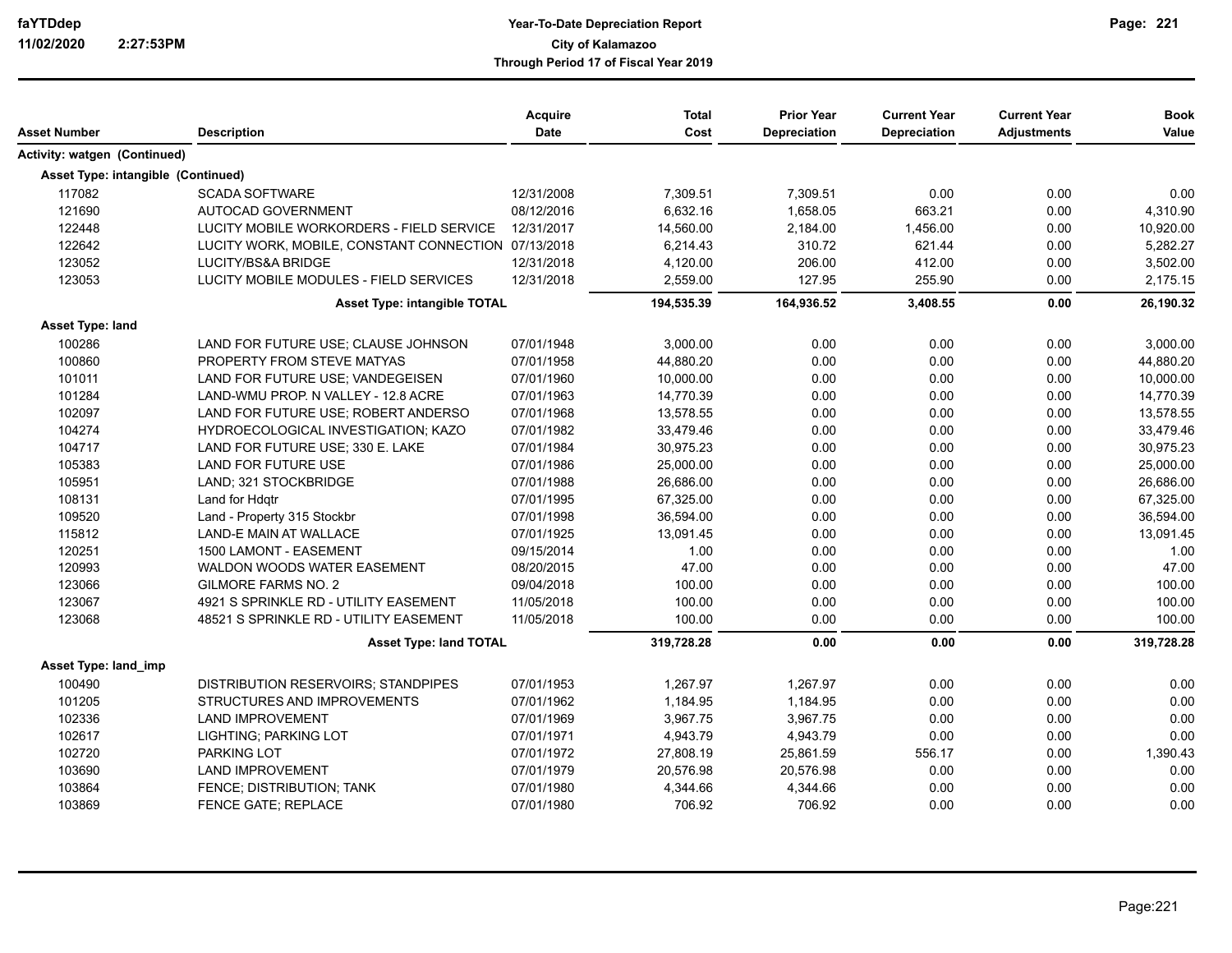# Year-To-Date Depreciation Report

**City of Kalamazoo**

**Through Period 17 of Fiscal Year 2019**

| Asset Number | Description | Acquire Date | Total Cost | Prior Year Depreciation | Current Year Depreciation | Current Year Adjustments | Book Value |
|---|---|---|---|---|---|---|---|
| **Activity: watgen (Continued)** | | | | | | | |
| **Asset Type: intangible (Continued)** | | | | | | | |
| 117082 | SCADA SOFTWARE | 12/31/2008 | 7,309.51 | 7,309.51 | 0.00 | 0.00 | 0.00 |
| 121690 | AUTOCAD GOVERNMENT | 08/12/2016 | 6,632.16 | 1,658.05 | 663.21 | 0.00 | 4,310.90 |
| 122448 | LUCITY MOBILE WORKORDERS - FIELD SERVICE | 12/31/2017 | 14,560.00 | 2,184.00 | 1,456.00 | 0.00 | 10,920.00 |
| 122642 | LUCITY WORK, MOBILE, CONSTANT CONNECTION | 07/13/2018 | 6,214.43 | 310.72 | 621.44 | 0.00 | 5,282.27 |
| 123052 | LUCITY/BS&A BRIDGE | 12/31/2018 | 4,120.00 | 206.00 | 412.00 | 0.00 | 3,502.00 |
| 123053 | LUCITY MOBILE MODULES - FIELD SERVICES | 12/31/2018 | 2,559.00 | 127.95 | 255.90 | 0.00 | 2,175.15 |
| | **Asset Type: intangible TOTAL** | | **194,535.39** | **164,936.52** | **3,408.55** | **0.00** | **26,190.32** |
| **Asset Type: land** | | | | | | | |
| 100286 | LAND FOR FUTURE USE; CLAUSE JOHNSON | 07/01/1948 | 3,000.00 | 0.00 | 0.00 | 0.00 | 3,000.00 |
| 100860 | PROPERTY FROM STEVE MATYAS | 07/01/1958 | 44,880.20 | 0.00 | 0.00 | 0.00 | 44,880.20 |
| 101011 | LAND FOR FUTURE USE; VANDEGEISEN | 07/01/1960 | 10,000.00 | 0.00 | 0.00 | 0.00 | 10,000.00 |
| 101284 | LAND-WMU PROP. N VALLEY - 12.8 ACRE | 07/01/1963 | 14,770.39 | 0.00 | 0.00 | 0.00 | 14,770.39 |
| 102097 | LAND FOR FUTURE USE; ROBERT ANDERSO | 07/01/1968 | 13,578.55 | 0.00 | 0.00 | 0.00 | 13,578.55 |
| 104274 | HYDROECOLOGICAL INVESTIGATION; KAZO | 07/01/1982 | 33,479.46 | 0.00 | 0.00 | 0.00 | 33,479.46 |
| 104717 | LAND FOR FUTURE USE; 330 E. LAKE | 07/01/1984 | 30,975.23 | 0.00 | 0.00 | 0.00 | 30,975.23 |
| 105383 | LAND FOR FUTURE USE | 07/01/1986 | 25,000.00 | 0.00 | 0.00 | 0.00 | 25,000.00 |
| 105951 | LAND; 321 STOCKBRIDGE | 07/01/1988 | 26,686.00 | 0.00 | 0.00 | 0.00 | 26,686.00 |
| 108131 | Land for Hdqtr | 07/01/1995 | 67,325.00 | 0.00 | 0.00 | 0.00 | 67,325.00 |
| 109520 | Land - Property 315 Stockbr | 07/01/1998 | 36,594.00 | 0.00 | 0.00 | 0.00 | 36,594.00 |
| 115812 | LAND-E MAIN AT WALLACE | 07/01/1925 | 13,091.45 | 0.00 | 0.00 | 0.00 | 13,091.45 |
| 120251 | 1500 LAMONT - EASEMENT | 09/15/2014 | 1.00 | 0.00 | 0.00 | 0.00 | 1.00 |
| 120993 | WALDON WOODS WATER EASEMENT | 08/20/2015 | 47.00 | 0.00 | 0.00 | 0.00 | 47.00 |
| 123066 | GILMORE FARMS NO. 2 | 09/04/2018 | 100.00 | 0.00 | 0.00 | 0.00 | 100.00 |
| 123067 | 4921 S SPRINKLE RD - UTILITY EASEMENT | 11/05/2018 | 100.00 | 0.00 | 0.00 | 0.00 | 100.00 |
| 123068 | 48521 S SPRINKLE RD - UTILITY EASEMENT | 11/05/2018 | 100.00 | 0.00 | 0.00 | 0.00 | 100.00 |
| | **Asset Type: land TOTAL** | | **319,728.28** | **0.00** | **0.00** | **0.00** | **319,728.28** |
| **Asset Type: land_imp** | | | | | | | |
| 100490 | DISTRIBUTION RESERVOIRS; STANDPIPES | 07/01/1953 | 1,267.97 | 1,267.97 | 0.00 | 0.00 | 0.00 |
| 101205 | STRUCTURES AND IMPROVEMENTS | 07/01/1962 | 1,184.95 | 1,184.95 | 0.00 | 0.00 | 0.00 |
| 102336 | LAND IMPROVEMENT | 07/01/1969 | 3,967.75 | 3,967.75 | 0.00 | 0.00 | 0.00 |
| 102617 | LIGHTING; PARKING LOT | 07/01/1971 | 4,943.79 | 4,943.79 | 0.00 | 0.00 | 0.00 |
| 102720 | PARKING LOT | 07/01/1972 | 27,808.19 | 25,861.59 | 556.17 | 0.00 | 1,390.43 |
| 103690 | LAND IMPROVEMENT | 07/01/1979 | 20,576.98 | 20,576.98 | 0.00 | 0.00 | 0.00 |
| 103864 | FENCE; DISTRIBUTION; TANK | 07/01/1980 | 4,344.66 | 4,344.66 | 0.00 | 0.00 | 0.00 |
| 103869 | FENCE GATE; REPLACE | 07/01/1980 | 706.92 | 706.92 | 0.00 | 0.00 | 0.00 |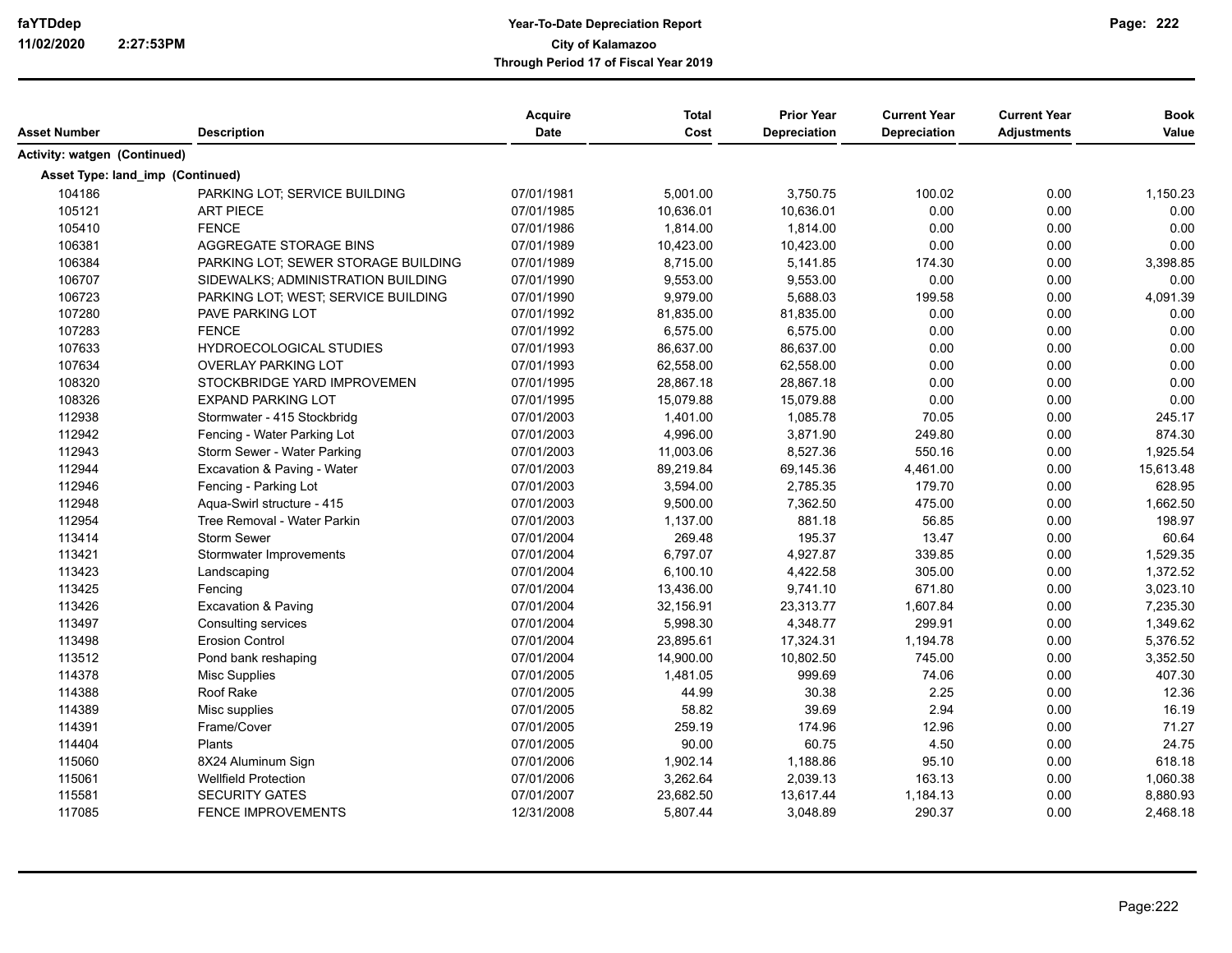# Year-To-Date Depreciation Report

**City of Kalamazoo**

**Through Period 17 of Fiscal Year 2019**

| Asset Number | Description | Acquire Date | Total Cost | Prior Year Depreciation | Current Year Depreciation | Current Year Adjustments | Book Value |
|---|---|---|---|---|---|---|---|
| **Activity: watgen (Continued)** | | | | | | | |
| **Asset Type: land_imp (Continued)** | | | | | | | |
| 104186 | PARKING LOT; SERVICE BUILDING | 07/01/1981 | 5,001.00 | 3,750.75 | 100.02 | 0.00 | 1,150.23 |
| 105121 | ART PIECE | 07/01/1985 | 10,636.01 | 10,636.01 | 0.00 | 0.00 | 0.00 |
| 105410 | FENCE | 07/01/1986 | 1,814.00 | 1,814.00 | 0.00 | 0.00 | 0.00 |
| 106381 | AGGREGATE STORAGE BINS | 07/01/1989 | 10,423.00 | 10,423.00 | 0.00 | 0.00 | 0.00 |
| 106384 | PARKING LOT; SEWER STORAGE BUILDING | 07/01/1989 | 8,715.00 | 5,141.85 | 174.30 | 0.00 | 3,398.85 |
| 106707 | SIDEWALKS; ADMINISTRATION BUILDING | 07/01/1990 | 9,553.00 | 9,553.00 | 0.00 | 0.00 | 0.00 |
| 106723 | PARKING LOT; WEST; SERVICE BUILDING | 07/01/1990 | 9,979.00 | 5,688.03 | 199.58 | 0.00 | 4,091.39 |
| 107280 | PAVE PARKING LOT | 07/01/1992 | 81,835.00 | 81,835.00 | 0.00 | 0.00 | 0.00 |
| 107283 | FENCE | 07/01/1992 | 6,575.00 | 6,575.00 | 0.00 | 0.00 | 0.00 |
| 107633 | HYDROECOLOGICAL STUDIES | 07/01/1993 | 86,637.00 | 86,637.00 | 0.00 | 0.00 | 0.00 |
| 107634 | OVERLAY PARKING LOT | 07/01/1993 | 62,558.00 | 62,558.00 | 0.00 | 0.00 | 0.00 |
| 108320 | STOCKBRIDGE YARD IMPROVEMEN | 07/01/1995 | 28,867.18 | 28,867.18 | 0.00 | 0.00 | 0.00 |
| 108326 | EXPAND PARKING LOT | 07/01/1995 | 15,079.88 | 15,079.88 | 0.00 | 0.00 | 0.00 |
| 112938 | Stormwater - 415 Stockbridg | 07/01/2003 | 1,401.00 | 1,085.78 | 70.05 | 0.00 | 245.17 |
| 112942 | Fencing - Water Parking Lot | 07/01/2003 | 4,996.00 | 3,871.90 | 249.80 | 0.00 | 874.30 |
| 112943 | Storm Sewer - Water Parking | 07/01/2003 | 11,003.06 | 8,527.36 | 550.16 | 0.00 | 1,925.54 |
| 112944 | Excavation & Paving - Water | 07/01/2003 | 89,219.84 | 69,145.36 | 4,461.00 | 0.00 | 15,613.48 |
| 112946 | Fencing - Parking Lot | 07/01/2003 | 3,594.00 | 2,785.35 | 179.70 | 0.00 | 628.95 |
| 112948 | Aqua-Swirl structure - 415 | 07/01/2003 | 9,500.00 | 7,362.50 | 475.00 | 0.00 | 1,662.50 |
| 112954 | Tree Removal - Water Parkin | 07/01/2003 | 1,137.00 | 881.18 | 56.85 | 0.00 | 198.97 |
| 113414 | Storm Sewer | 07/01/2004 | 269.48 | 195.37 | 13.47 | 0.00 | 60.64 |
| 113421 | Stormwater Improvements | 07/01/2004 | 6,797.07 | 4,927.87 | 339.85 | 0.00 | 1,529.35 |
| 113423 | Landscaping | 07/01/2004 | 6,100.10 | 4,422.58 | 305.00 | 0.00 | 1,372.52 |
| 113425 | Fencing | 07/01/2004 | 13,436.00 | 9,741.10 | 671.80 | 0.00 | 3,023.10 |
| 113426 | Excavation & Paving | 07/01/2004 | 32,156.91 | 23,313.77 | 1,607.84 | 0.00 | 7,235.30 |
| 113497 | Consulting services | 07/01/2004 | 5,998.30 | 4,348.77 | 299.91 | 0.00 | 1,349.62 |
| 113498 | Erosion Control | 07/01/2004 | 23,895.61 | 17,324.31 | 1,194.78 | 0.00 | 5,376.52 |
| 113512 | Pond bank reshaping | 07/01/2004 | 14,900.00 | 10,802.50 | 745.00 | 0.00 | 3,352.50 |
| 114378 | Misc Supplies | 07/01/2005 | 1,481.05 | 999.69 | 74.06 | 0.00 | 407.30 |
| 114388 | Roof Rake | 07/01/2005 | 44.99 | 30.38 | 2.25 | 0.00 | 12.36 |
| 114389 | Misc supplies | 07/01/2005 | 58.82 | 39.69 | 2.94 | 0.00 | 16.19 |
| 114391 | Frame/Cover | 07/01/2005 | 259.19 | 174.96 | 12.96 | 0.00 | 71.27 |
| 114404 | Plants | 07/01/2005 | 90.00 | 60.75 | 4.50 | 0.00 | 24.75 |
| 115060 | 8X24 Aluminum Sign | 07/01/2006 | 1,902.14 | 1,188.86 | 95.10 | 0.00 | 618.18 |
| 115061 | Wellfield Protection | 07/01/2006 | 3,262.64 | 2,039.13 | 163.13 | 0.00 | 1,060.38 |
| 115581 | SECURITY GATES | 07/01/2007 | 23,682.50 | 13,617.44 | 1,184.13 | 0.00 | 8,880.93 |
| 117085 | FENCE IMPROVEMENTS | 12/31/2008 | 5,807.44 | 3,048.89 | 290.37 | 0.00 | 2,468.18 |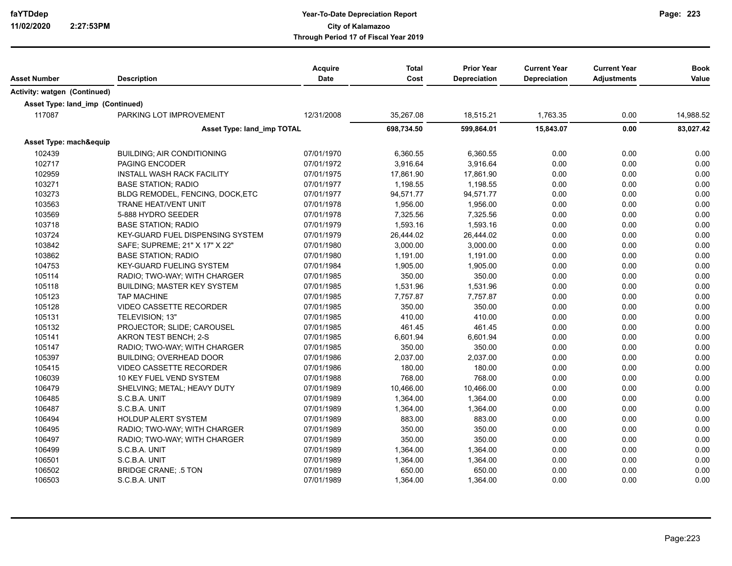| Asset Number | Description | Acquire Date | Total Cost | Prior Year Depreciation | Current Year Depreciation | Current Year Adjustments | Book Value |
|---|---|---|---|---|---|---|---|
| **Activity: watgen (Continued)** | | | | | | | |
| **Asset Type: land_imp (Continued)** | | | | | | | |
| 117087 | PARKING LOT IMPROVEMENT | 12/31/2008 | 35,267.08 | 18,515.21 | 1,763.35 | 0.00 | 14,988.52 |
| | **Asset Type: land_imp TOTAL** | | **698,734.50** | **599,864.01** | **15,843.07** | **0.00** | **83,027.42** |
| **Asset Type: mach&equip** | | | | | | | |
| 102439 | BUILDING; AIR CONDITIONING | 07/01/1970 | 6,360.55 | 6,360.55 | 0.00 | 0.00 | 0.00 |
| 102717 | PAGING ENCODER | 07/01/1972 | 3,916.64 | 3,916.64 | 0.00 | 0.00 | 0.00 |
| 102959 | INSTALL WASH RACK FACILITY | 07/01/1975 | 17,861.90 | 17,861.90 | 0.00 | 0.00 | 0.00 |
| 103271 | BASE STATION; RADIO | 07/01/1977 | 1,198.55 | 1,198.55 | 0.00 | 0.00 | 0.00 |
| 103273 | BLDG REMODEL, FENCING, DOCK,ETC | 07/01/1977 | 94,571.77 | 94,571.77 | 0.00 | 0.00 | 0.00 |
| 103563 | TRANE HEAT/VENT UNIT | 07/01/1978 | 1,956.00 | 1,956.00 | 0.00 | 0.00 | 0.00 |
| 103569 | 5-888 HYDRO SEEDER | 07/01/1978 | 7,325.56 | 7,325.56 | 0.00 | 0.00 | 0.00 |
| 103718 | BASE STATION; RADIO | 07/01/1979 | 1,593.16 | 1,593.16 | 0.00 | 0.00 | 0.00 |
| 103724 | KEY-GUARD FUEL DISPENSING SYSTEM | 07/01/1979 | 26,444.02 | 26,444.02 | 0.00 | 0.00 | 0.00 |
| 103842 | SAFE; SUPREME; 21" X 17" X 22" | 07/01/1980 | 3,000.00 | 3,000.00 | 0.00 | 0.00 | 0.00 |
| 103862 | BASE STATION; RADIO | 07/01/1980 | 1,191.00 | 1,191.00 | 0.00 | 0.00 | 0.00 |
| 104753 | KEY-GUARD FUELING SYSTEM | 07/01/1984 | 1,905.00 | 1,905.00 | 0.00 | 0.00 | 0.00 |
| 105114 | RADIO; TWO-WAY; WITH CHARGER | 07/01/1985 | 350.00 | 350.00 | 0.00 | 0.00 | 0.00 |
| 105118 | BUILDING; MASTER KEY SYSTEM | 07/01/1985 | 1,531.96 | 1,531.96 | 0.00 | 0.00 | 0.00 |
| 105123 | TAP MACHINE | 07/01/1985 | 7,757.87 | 7,757.87 | 0.00 | 0.00 | 0.00 |
| 105128 | VIDEO CASSETTE RECORDER | 07/01/1985 | 350.00 | 350.00 | 0.00 | 0.00 | 0.00 |
| 105131 | TELEVISION; 13" | 07/01/1985 | 410.00 | 410.00 | 0.00 | 0.00 | 0.00 |
| 105132 | PROJECTOR; SLIDE; CAROUSEL | 07/01/1985 | 461.45 | 461.45 | 0.00 | 0.00 | 0.00 |
| 105141 | AKRON TEST BENCH; 2-S | 07/01/1985 | 6,601.94 | 6,601.94 | 0.00 | 0.00 | 0.00 |
| 105147 | RADIO; TWO-WAY; WITH CHARGER | 07/01/1985 | 350.00 | 350.00 | 0.00 | 0.00 | 0.00 |
| 105397 | BUILDING; OVERHEAD DOOR | 07/01/1986 | 2,037.00 | 2,037.00 | 0.00 | 0.00 | 0.00 |
| 105415 | VIDEO CASSETTE RECORDER | 07/01/1986 | 180.00 | 180.00 | 0.00 | 0.00 | 0.00 |
| 106039 | 10 KEY FUEL VEND SYSTEM | 07/01/1988 | 768.00 | 768.00 | 0.00 | 0.00 | 0.00 |
| 106479 | SHELVING; METAL; HEAVY DUTY | 07/01/1989 | 10,466.00 | 10,466.00 | 0.00 | 0.00 | 0.00 |
| 106485 | S.C.B.A. UNIT | 07/01/1989 | 1,364.00 | 1,364.00 | 0.00 | 0.00 | 0.00 |
| 106487 | S.C.B.A. UNIT | 07/01/1989 | 1,364.00 | 1,364.00 | 0.00 | 0.00 | 0.00 |
| 106494 | HOLDUP ALERT SYSTEM | 07/01/1989 | 883.00 | 883.00 | 0.00 | 0.00 | 0.00 |
| 106495 | RADIO; TWO-WAY; WITH CHARGER | 07/01/1989 | 350.00 | 350.00 | 0.00 | 0.00 | 0.00 |
| 106497 | RADIO; TWO-WAY; WITH CHARGER | 07/01/1989 | 350.00 | 350.00 | 0.00 | 0.00 | 0.00 |
| 106499 | S.C.B.A. UNIT | 07/01/1989 | 1,364.00 | 1,364.00 | 0.00 | 0.00 | 0.00 |
| 106501 | S.C.B.A. UNIT | 07/01/1989 | 1,364.00 | 1,364.00 | 0.00 | 0.00 | 0.00 |
| 106502 | BRIDGE CRANE; .5 TON | 07/01/1989 | 650.00 | 650.00 | 0.00 | 0.00 | 0.00 |
| 106503 | S.C.B.A. UNIT | 07/01/1989 | 1,364.00 | 1,364.00 | 0.00 | 0.00 | 0.00 |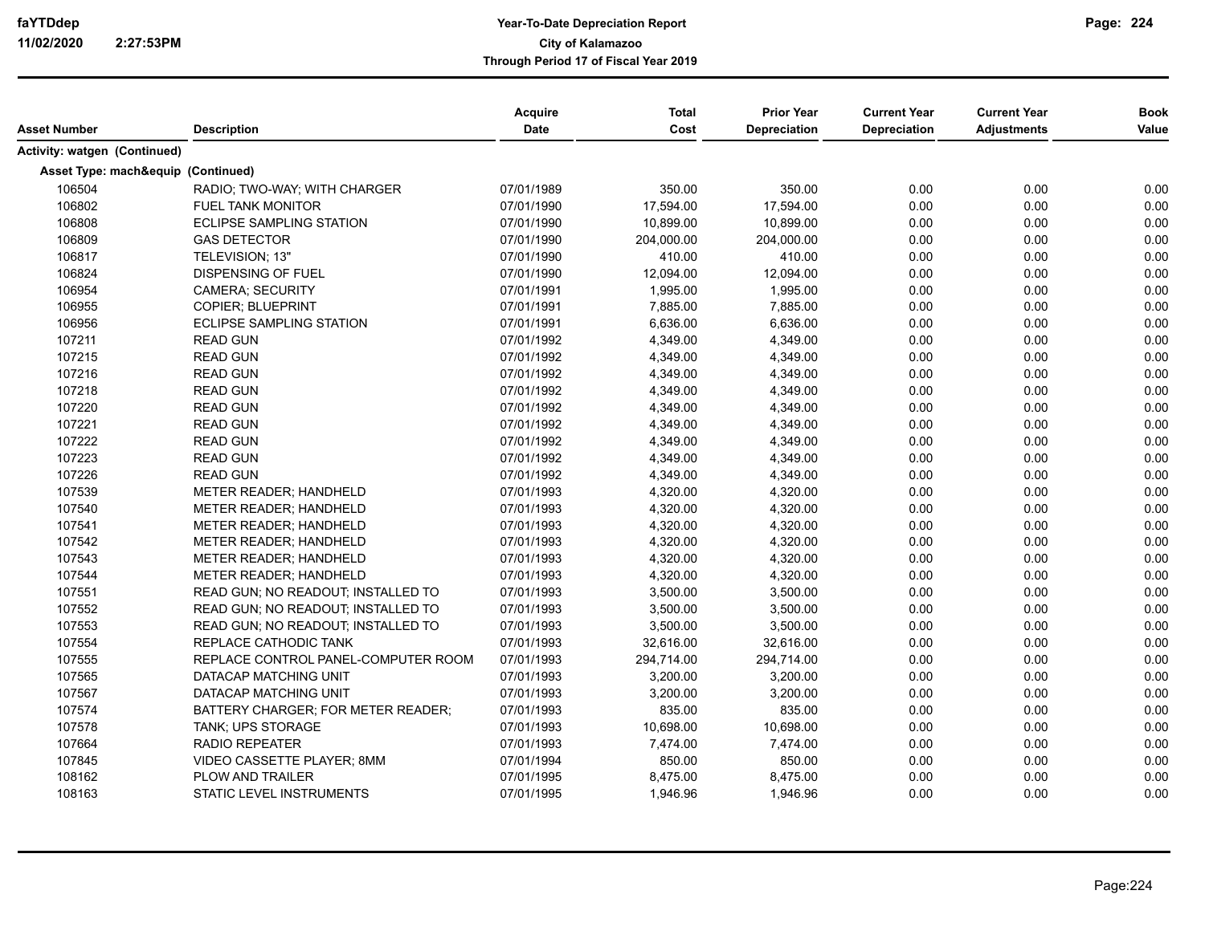# Year-To-Date Depreciation Report

## City of Kalamazoo

### Through Period 17 of Fiscal Year 2019

| Asset Number | Description | Acquire Date | Total Cost | Prior Year Depreciation | Current Year Depreciation | Current Year Adjustments | Book Value |
|---|---|---|---|---|---|---|---|
| **Activity: watgen (Continued)** | | | | | | | |
| **Asset Type: mach&equip (Continued)** | | | | | | | |
| 106504 | RADIO; TWO-WAY; WITH CHARGER | 07/01/1989 | 350.00 | 350.00 | 0.00 | 0.00 | 0.00 |
| 106802 | FUEL TANK MONITOR | 07/01/1990 | 17,594.00 | 17,594.00 | 0.00 | 0.00 | 0.00 |
| 106808 | ECLIPSE SAMPLING STATION | 07/01/1990 | 10,899.00 | 10,899.00 | 0.00 | 0.00 | 0.00 |
| 106809 | GAS DETECTOR | 07/01/1990 | 204,000.00 | 204,000.00 | 0.00 | 0.00 | 0.00 |
| 106817 | TELEVISION; 13" | 07/01/1990 | 410.00 | 410.00 | 0.00 | 0.00 | 0.00 |
| 106824 | DISPENSING OF FUEL | 07/01/1990 | 12,094.00 | 12,094.00 | 0.00 | 0.00 | 0.00 |
| 106954 | CAMERA; SECURITY | 07/01/1991 | 1,995.00 | 1,995.00 | 0.00 | 0.00 | 0.00 |
| 106955 | COPIER; BLUEPRINT | 07/01/1991 | 7,885.00 | 7,885.00 | 0.00 | 0.00 | 0.00 |
| 106956 | ECLIPSE SAMPLING STATION | 07/01/1991 | 6,636.00 | 6,636.00 | 0.00 | 0.00 | 0.00 |
| 107211 | READ GUN | 07/01/1992 | 4,349.00 | 4,349.00 | 0.00 | 0.00 | 0.00 |
| 107215 | READ GUN | 07/01/1992 | 4,349.00 | 4,349.00 | 0.00 | 0.00 | 0.00 |
| 107216 | READ GUN | 07/01/1992 | 4,349.00 | 4,349.00 | 0.00 | 0.00 | 0.00 |
| 107218 | READ GUN | 07/01/1992 | 4,349.00 | 4,349.00 | 0.00 | 0.00 | 0.00 |
| 107220 | READ GUN | 07/01/1992 | 4,349.00 | 4,349.00 | 0.00 | 0.00 | 0.00 |
| 107221 | READ GUN | 07/01/1992 | 4,349.00 | 4,349.00 | 0.00 | 0.00 | 0.00 |
| 107222 | READ GUN | 07/01/1992 | 4,349.00 | 4,349.00 | 0.00 | 0.00 | 0.00 |
| 107223 | READ GUN | 07/01/1992 | 4,349.00 | 4,349.00 | 0.00 | 0.00 | 0.00 |
| 107226 | READ GUN | 07/01/1992 | 4,349.00 | 4,349.00 | 0.00 | 0.00 | 0.00 |
| 107539 | METER READER; HANDHELD | 07/01/1993 | 4,320.00 | 4,320.00 | 0.00 | 0.00 | 0.00 |
| 107540 | METER READER; HANDHELD | 07/01/1993 | 4,320.00 | 4,320.00 | 0.00 | 0.00 | 0.00 |
| 107541 | METER READER; HANDHELD | 07/01/1993 | 4,320.00 | 4,320.00 | 0.00 | 0.00 | 0.00 |
| 107542 | METER READER; HANDHELD | 07/01/1993 | 4,320.00 | 4,320.00 | 0.00 | 0.00 | 0.00 |
| 107543 | METER READER; HANDHELD | 07/01/1993 | 4,320.00 | 4,320.00 | 0.00 | 0.00 | 0.00 |
| 107544 | METER READER; HANDHELD | 07/01/1993 | 4,320.00 | 4,320.00 | 0.00 | 0.00 | 0.00 |
| 107551 | READ GUN; NO READOUT; INSTALLED TO | 07/01/1993 | 3,500.00 | 3,500.00 | 0.00 | 0.00 | 0.00 |
| 107552 | READ GUN; NO READOUT; INSTALLED TO | 07/01/1993 | 3,500.00 | 3,500.00 | 0.00 | 0.00 | 0.00 |
| 107553 | READ GUN; NO READOUT; INSTALLED TO | 07/01/1993 | 3,500.00 | 3,500.00 | 0.00 | 0.00 | 0.00 |
| 107554 | REPLACE CATHODIC TANK | 07/01/1993 | 32,616.00 | 32,616.00 | 0.00 | 0.00 | 0.00 |
| 107555 | REPLACE CONTROL PANEL-COMPUTER ROOM | 07/01/1993 | 294,714.00 | 294,714.00 | 0.00 | 0.00 | 0.00 |
| 107565 | DATACAP MATCHING UNIT | 07/01/1993 | 3,200.00 | 3,200.00 | 0.00 | 0.00 | 0.00 |
| 107567 | DATACAP MATCHING UNIT | 07/01/1993 | 3,200.00 | 3,200.00 | 0.00 | 0.00 | 0.00 |
| 107574 | BATTERY CHARGER; FOR METER READER; | 07/01/1993 | 835.00 | 835.00 | 0.00 | 0.00 | 0.00 |
| 107578 | TANK; UPS STORAGE | 07/01/1993 | 10,698.00 | 10,698.00 | 0.00 | 0.00 | 0.00 |
| 107664 | RADIO REPEATER | 07/01/1993 | 7,474.00 | 7,474.00 | 0.00 | 0.00 | 0.00 |
| 107845 | VIDEO CASSETTE PLAYER; 8MM | 07/01/1994 | 850.00 | 850.00 | 0.00 | 0.00 | 0.00 |
| 108162 | PLOW AND TRAILER | 07/01/1995 | 8,475.00 | 8,475.00 | 0.00 | 0.00 | 0.00 |
| 108163 | STATIC LEVEL INSTRUMENTS | 07/01/1995 | 1,946.96 | 1,946.96 | 0.00 | 0.00 | 0.00 |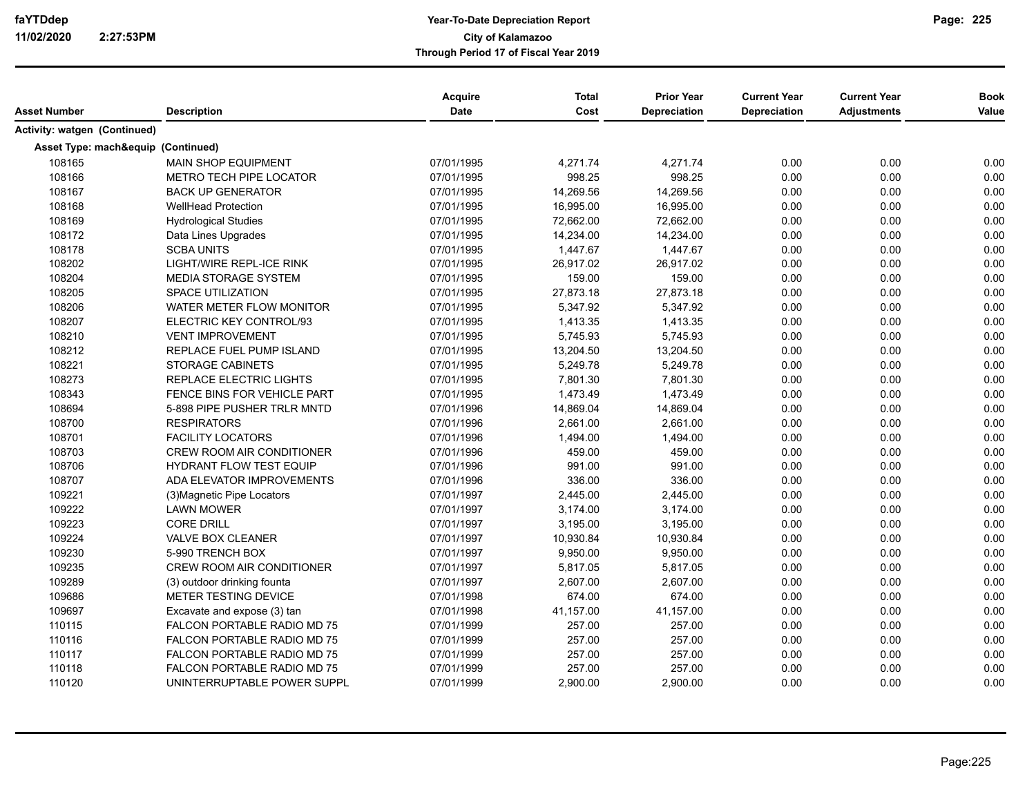| Asset Number | Description | Acquire Date | Total Cost | Prior Year Depreciation | Current Year Depreciation | Current Year Adjustments | Book Value |
|---|---|---|---|---|---|---|---|
| **Activity: watgen (Continued)** | | | | | | | |
| **Asset Type: mach&equip (Continued)** | | | | | | | |
| 108165 | MAIN SHOP EQUIPMENT | 07/01/1995 | 4,271.74 | 4,271.74 | 0.00 | 0.00 | 0.00 |
| 108166 | METRO TECH PIPE LOCATOR | 07/01/1995 | 998.25 | 998.25 | 0.00 | 0.00 | 0.00 |
| 108167 | BACK UP GENERATOR | 07/01/1995 | 14,269.56 | 14,269.56 | 0.00 | 0.00 | 0.00 |
| 108168 | WellHead Protection | 07/01/1995 | 16,995.00 | 16,995.00 | 0.00 | 0.00 | 0.00 |
| 108169 | Hydrological Studies | 07/01/1995 | 72,662.00 | 72,662.00 | 0.00 | 0.00 | 0.00 |
| 108172 | Data Lines Upgrades | 07/01/1995 | 14,234.00 | 14,234.00 | 0.00 | 0.00 | 0.00 |
| 108178 | SCBA UNITS | 07/01/1995 | 1,447.67 | 1,447.67 | 0.00 | 0.00 | 0.00 |
| 108202 | LIGHT/WIRE REPL-ICE RINK | 07/01/1995 | 26,917.02 | 26,917.02 | 0.00 | 0.00 | 0.00 |
| 108204 | MEDIA STORAGE SYSTEM | 07/01/1995 | 159.00 | 159.00 | 0.00 | 0.00 | 0.00 |
| 108205 | SPACE UTILIZATION | 07/01/1995 | 27,873.18 | 27,873.18 | 0.00 | 0.00 | 0.00 |
| 108206 | WATER METER FLOW MONITOR | 07/01/1995 | 5,347.92 | 5,347.92 | 0.00 | 0.00 | 0.00 |
| 108207 | ELECTRIC KEY CONTROL/93 | 07/01/1995 | 1,413.35 | 1,413.35 | 0.00 | 0.00 | 0.00 |
| 108210 | VENT IMPROVEMENT | 07/01/1995 | 5,745.93 | 5,745.93 | 0.00 | 0.00 | 0.00 |
| 108212 | REPLACE FUEL PUMP ISLAND | 07/01/1995 | 13,204.50 | 13,204.50 | 0.00 | 0.00 | 0.00 |
| 108221 | STORAGE CABINETS | 07/01/1995 | 5,249.78 | 5,249.78 | 0.00 | 0.00 | 0.00 |
| 108273 | REPLACE ELECTRIC LIGHTS | 07/01/1995 | 7,801.30 | 7,801.30 | 0.00 | 0.00 | 0.00 |
| 108343 | FENCE BINS FOR VEHICLE PART | 07/01/1995 | 1,473.49 | 1,473.49 | 0.00 | 0.00 | 0.00 |
| 108694 | 5-898 PIPE PUSHER TRLR MNTD | 07/01/1996 | 14,869.04 | 14,869.04 | 0.00 | 0.00 | 0.00 |
| 108700 | RESPIRATORS | 07/01/1996 | 2,661.00 | 2,661.00 | 0.00 | 0.00 | 0.00 |
| 108701 | FACILITY LOCATORS | 07/01/1996 | 1,494.00 | 1,494.00 | 0.00 | 0.00 | 0.00 |
| 108703 | CREW ROOM AIR CONDITIONER | 07/01/1996 | 459.00 | 459.00 | 0.00 | 0.00 | 0.00 |
| 108706 | HYDRANT FLOW TEST EQUIP | 07/01/1996 | 991.00 | 991.00 | 0.00 | 0.00 | 0.00 |
| 108707 | ADA ELEVATOR IMPROVEMENTS | 07/01/1996 | 336.00 | 336.00 | 0.00 | 0.00 | 0.00 |
| 109221 | (3)Magnetic Pipe Locators | 07/01/1997 | 2,445.00 | 2,445.00 | 0.00 | 0.00 | 0.00 |
| 109222 | LAWN MOWER | 07/01/1997 | 3,174.00 | 3,174.00 | 0.00 | 0.00 | 0.00 |
| 109223 | CORE DRILL | 07/01/1997 | 3,195.00 | 3,195.00 | 0.00 | 0.00 | 0.00 |
| 109224 | VALVE BOX CLEANER | 07/01/1997 | 10,930.84 | 10,930.84 | 0.00 | 0.00 | 0.00 |
| 109230 | 5-990 TRENCH BOX | 07/01/1997 | 9,950.00 | 9,950.00 | 0.00 | 0.00 | 0.00 |
| 109235 | CREW ROOM AIR CONDITIONER | 07/01/1997 | 5,817.05 | 5,817.05 | 0.00 | 0.00 | 0.00 |
| 109289 | (3) outdoor drinking founta | 07/01/1997 | 2,607.00 | 2,607.00 | 0.00 | 0.00 | 0.00 |
| 109686 | METER TESTING DEVICE | 07/01/1998 | 674.00 | 674.00 | 0.00 | 0.00 | 0.00 |
| 109697 | Excavate and expose (3) tan | 07/01/1998 | 41,157.00 | 41,157.00 | 0.00 | 0.00 | 0.00 |
| 110115 | FALCON PORTABLE RADIO MD 75 | 07/01/1999 | 257.00 | 257.00 | 0.00 | 0.00 | 0.00 |
| 110116 | FALCON PORTABLE RADIO MD 75 | 07/01/1999 | 257.00 | 257.00 | 0.00 | 0.00 | 0.00 |
| 110117 | FALCON PORTABLE RADIO MD 75 | 07/01/1999 | 257.00 | 257.00 | 0.00 | 0.00 | 0.00 |
| 110118 | FALCON PORTABLE RADIO MD 75 | 07/01/1999 | 257.00 | 257.00 | 0.00 | 0.00 | 0.00 |
| 110120 | UNINTERRUPTABLE POWER SUPPL | 07/01/1999 | 2,900.00 | 2,900.00 | 0.00 | 0.00 | 0.00 |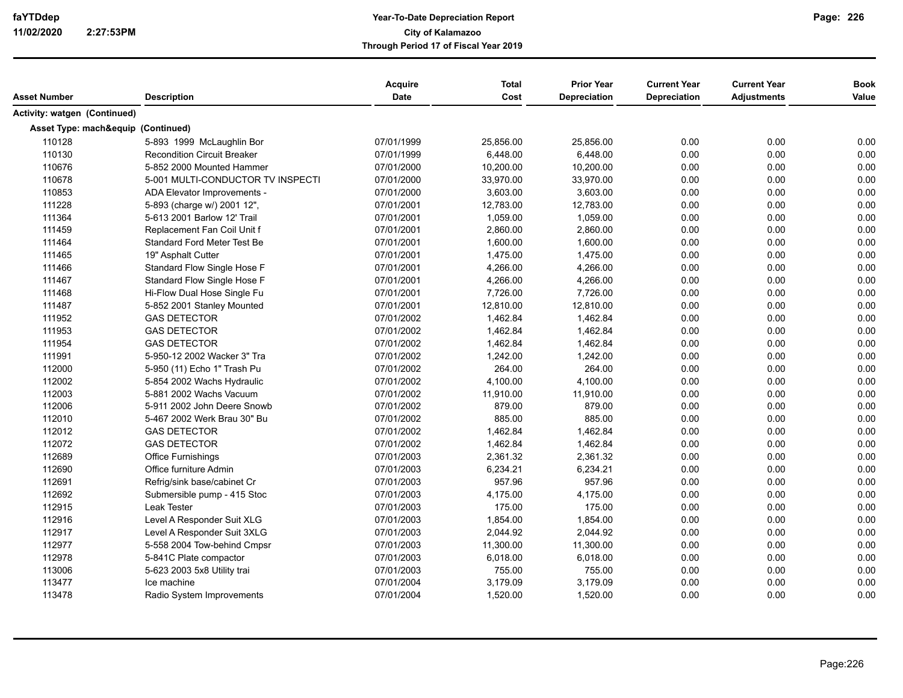| Asset Number | Description | Acquire Date | Total Cost | Prior Year Depreciation | Current Year Depreciation | Current Year Adjustments | Book Value |
|---|---|---|---|---|---|---|---|
| **Activity: watgen (Continued)** | | | | | | | |
| **Asset Type: mach&equip (Continued)** | | | | | | | |
| 110128 | 5-893 1999 McLaughlin Bor | 07/01/1999 | 25,856.00 | 25,856.00 | 0.00 | 0.00 | 0.00 |
| 110130 | Recondition Circuit Breaker | 07/01/1999 | 6,448.00 | 6,448.00 | 0.00 | 0.00 | 0.00 |
| 110676 | 5-852 2000 Mounted Hammer | 07/01/2000 | 10,200.00 | 10,200.00 | 0.00 | 0.00 | 0.00 |
| 110678 | 5-001 MULTI-CONDUCTOR TV INSPECTI | 07/01/2000 | 33,970.00 | 33,970.00 | 0.00 | 0.00 | 0.00 |
| 110853 | ADA Elevator Improvements - | 07/01/2000 | 3,603.00 | 3,603.00 | 0.00 | 0.00 | 0.00 |
| 111228 | 5-893 (charge w/) 2001 12", | 07/01/2001 | 12,783.00 | 12,783.00 | 0.00 | 0.00 | 0.00 |
| 111364 | 5-613 2001 Barlow 12' Trail | 07/01/2001 | 1,059.00 | 1,059.00 | 0.00 | 0.00 | 0.00 |
| 111459 | Replacement Fan Coil Unit f | 07/01/2001 | 2,860.00 | 2,860.00 | 0.00 | 0.00 | 0.00 |
| 111464 | Standard Ford Meter Test Be | 07/01/2001 | 1,600.00 | 1,600.00 | 0.00 | 0.00 | 0.00 |
| 111465 | 19" Asphalt Cutter | 07/01/2001 | 1,475.00 | 1,475.00 | 0.00 | 0.00 | 0.00 |
| 111466 | Standard Flow Single Hose F | 07/01/2001 | 4,266.00 | 4,266.00 | 0.00 | 0.00 | 0.00 |
| 111467 | Standard Flow Single Hose F | 07/01/2001 | 4,266.00 | 4,266.00 | 0.00 | 0.00 | 0.00 |
| 111468 | Hi-Flow Dual Hose Single Fu | 07/01/2001 | 7,726.00 | 7,726.00 | 0.00 | 0.00 | 0.00 |
| 111487 | 5-852 2001 Stanley Mounted | 07/01/2001 | 12,810.00 | 12,810.00 | 0.00 | 0.00 | 0.00 |
| 111952 | GAS DETECTOR | 07/01/2002 | 1,462.84 | 1,462.84 | 0.00 | 0.00 | 0.00 |
| 111953 | GAS DETECTOR | 07/01/2002 | 1,462.84 | 1,462.84 | 0.00 | 0.00 | 0.00 |
| 111954 | GAS DETECTOR | 07/01/2002 | 1,462.84 | 1,462.84 | 0.00 | 0.00 | 0.00 |
| 111991 | 5-950-12 2002 Wacker 3" Tra | 07/01/2002 | 1,242.00 | 1,242.00 | 0.00 | 0.00 | 0.00 |
| 112000 | 5-950 (11) Echo 1" Trash Pu | 07/01/2002 | 264.00 | 264.00 | 0.00 | 0.00 | 0.00 |
| 112002 | 5-854 2002 Wachs Hydraulic | 07/01/2002 | 4,100.00 | 4,100.00 | 0.00 | 0.00 | 0.00 |
| 112003 | 5-881 2002 Wachs Vacuum | 07/01/2002 | 11,910.00 | 11,910.00 | 0.00 | 0.00 | 0.00 |
| 112006 | 5-911 2002 John Deere Snowb | 07/01/2002 | 879.00 | 879.00 | 0.00 | 0.00 | 0.00 |
| 112010 | 5-467 2002 Werk Brau 30" Bu | 07/01/2002 | 885.00 | 885.00 | 0.00 | 0.00 | 0.00 |
| 112012 | GAS DETECTOR | 07/01/2002 | 1,462.84 | 1,462.84 | 0.00 | 0.00 | 0.00 |
| 112072 | GAS DETECTOR | 07/01/2002 | 1,462.84 | 1,462.84 | 0.00 | 0.00 | 0.00 |
| 112689 | Office Furnishings | 07/01/2003 | 2,361.32 | 2,361.32 | 0.00 | 0.00 | 0.00 |
| 112690 | Office furniture Admin | 07/01/2003 | 6,234.21 | 6,234.21 | 0.00 | 0.00 | 0.00 |
| 112691 | Refrig/sink base/cabinet Cr | 07/01/2003 | 957.96 | 957.96 | 0.00 | 0.00 | 0.00 |
| 112692 | Submersible pump - 415 Stoc | 07/01/2003 | 4,175.00 | 4,175.00 | 0.00 | 0.00 | 0.00 |
| 112915 | Leak Tester | 07/01/2003 | 175.00 | 175.00 | 0.00 | 0.00 | 0.00 |
| 112916 | Level A Responder Suit XLG | 07/01/2003 | 1,854.00 | 1,854.00 | 0.00 | 0.00 | 0.00 |
| 112917 | Level A Responder Suit 3XLG | 07/01/2003 | 2,044.92 | 2,044.92 | 0.00 | 0.00 | 0.00 |
| 112977 | 5-558 2004 Tow-behind Cmpsr | 07/01/2003 | 11,300.00 | 11,300.00 | 0.00 | 0.00 | 0.00 |
| 112978 | 5-841C Plate compactor | 07/01/2003 | 6,018.00 | 6,018.00 | 0.00 | 0.00 | 0.00 |
| 113006 | 5-623 2003 5x8 Utility trai | 07/01/2003 | 755.00 | 755.00 | 0.00 | 0.00 | 0.00 |
| 113477 | Ice machine | 07/01/2004 | 3,179.09 | 3,179.09 | 0.00 | 0.00 | 0.00 |
| 113478 | Radio System Improvements | 07/01/2004 | 1,520.00 | 1,520.00 | 0.00 | 0.00 | 0.00 |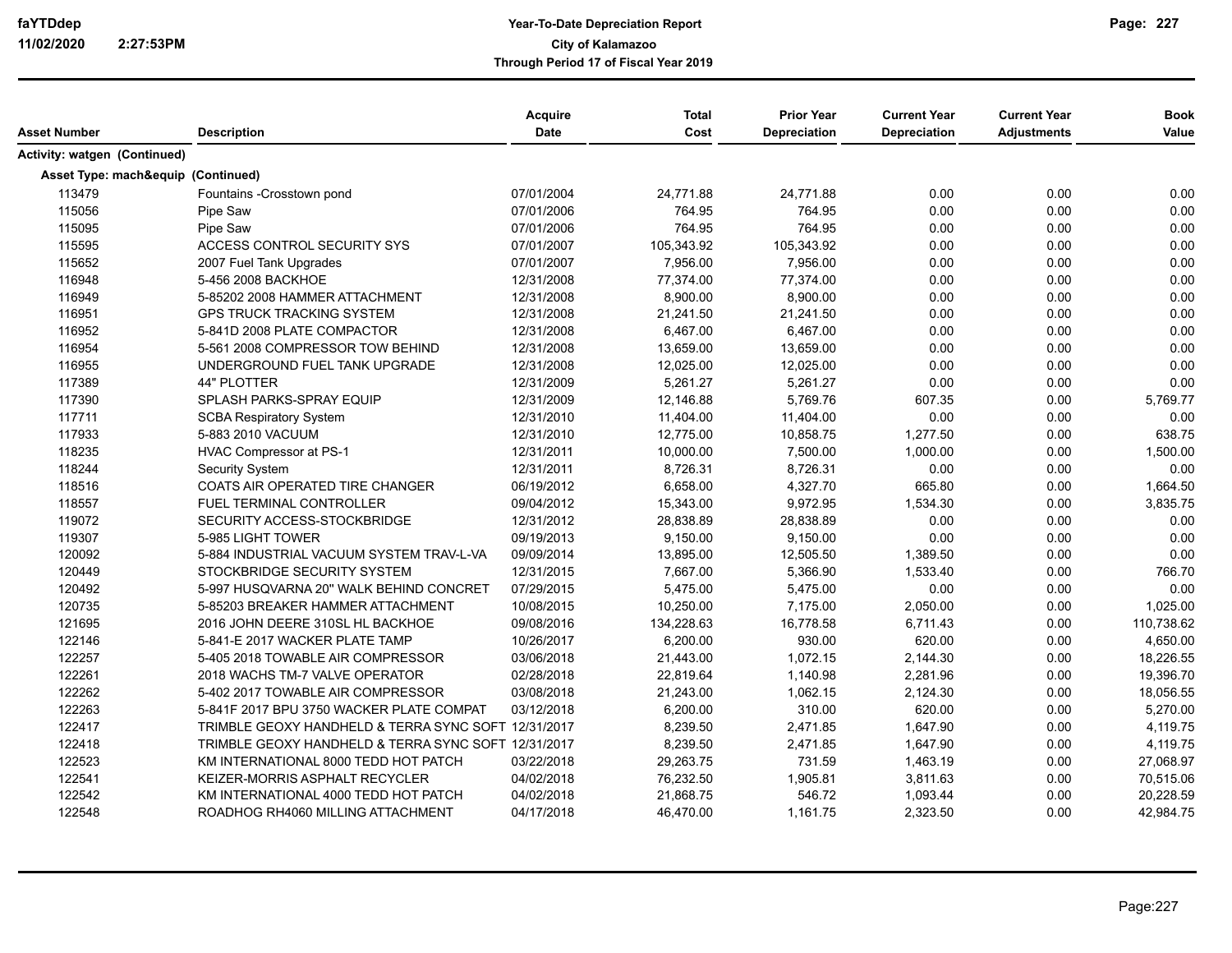| Asset Number | Description | Acquire Date | Total Cost | Prior Year Depreciation | Current Year Depreciation | Current Year Adjustments | Book Value |
|---|---|---|---|---|---|---|---|
| **Activity: watgen (Continued)** | | | | | | | |
| **Asset Type: mach&equip (Continued)** | | | | | | | |
| 113479 | Fountains -Crosstown pond | 07/01/2004 | 24,771.88 | 24,771.88 | 0.00 | 0.00 | 0.00 |
| 115056 | Pipe Saw | 07/01/2006 | 764.95 | 764.95 | 0.00 | 0.00 | 0.00 |
| 115095 | Pipe Saw | 07/01/2006 | 764.95 | 764.95 | 0.00 | 0.00 | 0.00 |
| 115595 | ACCESS CONTROL SECURITY SYS | 07/01/2007 | 105,343.92 | 105,343.92 | 0.00 | 0.00 | 0.00 |
| 115652 | 2007 Fuel Tank Upgrades | 07/01/2007 | 7,956.00 | 7,956.00 | 0.00 | 0.00 | 0.00 |
| 116948 | 5-456 2008 BACKHOE | 12/31/2008 | 77,374.00 | 77,374.00 | 0.00 | 0.00 | 0.00 |
| 116949 | 5-85202 2008 HAMMER ATTACHMENT | 12/31/2008 | 8,900.00 | 8,900.00 | 0.00 | 0.00 | 0.00 |
| 116951 | GPS TRUCK TRACKING SYSTEM | 12/31/2008 | 21,241.50 | 21,241.50 | 0.00 | 0.00 | 0.00 |
| 116952 | 5-841D 2008 PLATE COMPACTOR | 12/31/2008 | 6,467.00 | 6,467.00 | 0.00 | 0.00 | 0.00 |
| 116954 | 5-561 2008 COMPRESSOR TOW BEHIND | 12/31/2008 | 13,659.00 | 13,659.00 | 0.00 | 0.00 | 0.00 |
| 116955 | UNDERGROUND FUEL TANK UPGRADE | 12/31/2008 | 12,025.00 | 12,025.00 | 0.00 | 0.00 | 0.00 |
| 117389 | 44" PLOTTER | 12/31/2009 | 5,261.27 | 5,261.27 | 0.00 | 0.00 | 0.00 |
| 117390 | SPLASH PARKS-SPRAY EQUIP | 12/31/2009 | 12,146.88 | 5,769.76 | 607.35 | 0.00 | 5,769.77 |
| 117711 | SCBA Respiratory System | 12/31/2010 | 11,404.00 | 11,404.00 | 0.00 | 0.00 | 0.00 |
| 117933 | 5-883 2010 VACUUM | 12/31/2010 | 12,775.00 | 10,858.75 | 1,277.50 | 0.00 | 638.75 |
| 118235 | HVAC Compressor at PS-1 | 12/31/2011 | 10,000.00 | 7,500.00 | 1,000.00 | 0.00 | 1,500.00 |
| 118244 | Security System | 12/31/2011 | 8,726.31 | 8,726.31 | 0.00 | 0.00 | 0.00 |
| 118516 | COATS AIR OPERATED TIRE CHANGER | 06/19/2012 | 6,658.00 | 4,327.70 | 665.80 | 0.00 | 1,664.50 |
| 118557 | FUEL TERMINAL CONTROLLER | 09/04/2012 | 15,343.00 | 9,972.95 | 1,534.30 | 0.00 | 3,835.75 |
| 119072 | SECURITY ACCESS-STOCKBRIDGE | 12/31/2012 | 28,838.89 | 28,838.89 | 0.00 | 0.00 | 0.00 |
| 119307 | 5-985 LIGHT TOWER | 09/19/2013 | 9,150.00 | 9,150.00 | 0.00 | 0.00 | 0.00 |
| 120092 | 5-884 INDUSTRIAL VACUUM SYSTEM TRAV-L-VA | 09/09/2014 | 13,895.00 | 12,505.50 | 1,389.50 | 0.00 | 0.00 |
| 120449 | STOCKBRIDGE SECURITY SYSTEM | 12/31/2015 | 7,667.00 | 5,366.90 | 1,533.40 | 0.00 | 766.70 |
| 120492 | 5-997 HUSQVARNA 20" WALK BEHIND CONCRET | 07/29/2015 | 5,475.00 | 5,475.00 | 0.00 | 0.00 | 0.00 |
| 120735 | 5-85203 BREAKER HAMMER ATTACHMENT | 10/08/2015 | 10,250.00 | 7,175.00 | 2,050.00 | 0.00 | 1,025.00 |
| 121695 | 2016 JOHN DEERE 310SL HL BACKHOE | 09/08/2016 | 134,228.63 | 16,778.58 | 6,711.43 | 0.00 | 110,738.62 |
| 122146 | 5-841-E 2017 WACKER PLATE TAMP | 10/26/2017 | 6,200.00 | 930.00 | 620.00 | 0.00 | 4,650.00 |
| 122257 | 5-405 2018 TOWABLE AIR COMPRESSOR | 03/06/2018 | 21,443.00 | 1,072.15 | 2,144.30 | 0.00 | 18,226.55 |
| 122261 | 2018 WACHS TM-7 VALVE OPERATOR | 02/28/2018 | 22,819.64 | 1,140.98 | 2,281.96 | 0.00 | 19,396.70 |
| 122262 | 5-402 2017 TOWABLE AIR COMPRESSOR | 03/08/2018 | 21,243.00 | 1,062.15 | 2,124.30 | 0.00 | 18,056.55 |
| 122263 | 5-841F 2017 BPU 3750 WACKER PLATE COMPAT | 03/12/2018 | 6,200.00 | 310.00 | 620.00 | 0.00 | 5,270.00 |
| 122417 | TRIMBLE GEOXY HANDHELD & TERRA SYNC SOFT | 12/31/2017 | 8,239.50 | 2,471.85 | 1,647.90 | 0.00 | 4,119.75 |
| 122418 | TRIMBLE GEOXY HANDHELD & TERRA SYNC SOFT | 12/31/2017 | 8,239.50 | 2,471.85 | 1,647.90 | 0.00 | 4,119.75 |
| 122523 | KM INTERNATIONAL 8000 TEDD HOT PATCH | 03/22/2018 | 29,263.75 | 731.59 | 1,463.19 | 0.00 | 27,068.97 |
| 122541 | KEIZER-MORRIS ASPHALT RECYCLER | 04/02/2018 | 76,232.50 | 1,905.81 | 3,811.63 | 0.00 | 70,515.06 |
| 122542 | KM INTERNATIONAL 4000 TEDD HOT PATCH | 04/02/2018 | 21,868.75 | 546.72 | 1,093.44 | 0.00 | 20,228.59 |
| 122548 | ROADHOG RH4060 MILLING ATTACHMENT | 04/17/2018 | 46,470.00 | 1,161.75 | 2,323.50 | 0.00 | 42,984.75 |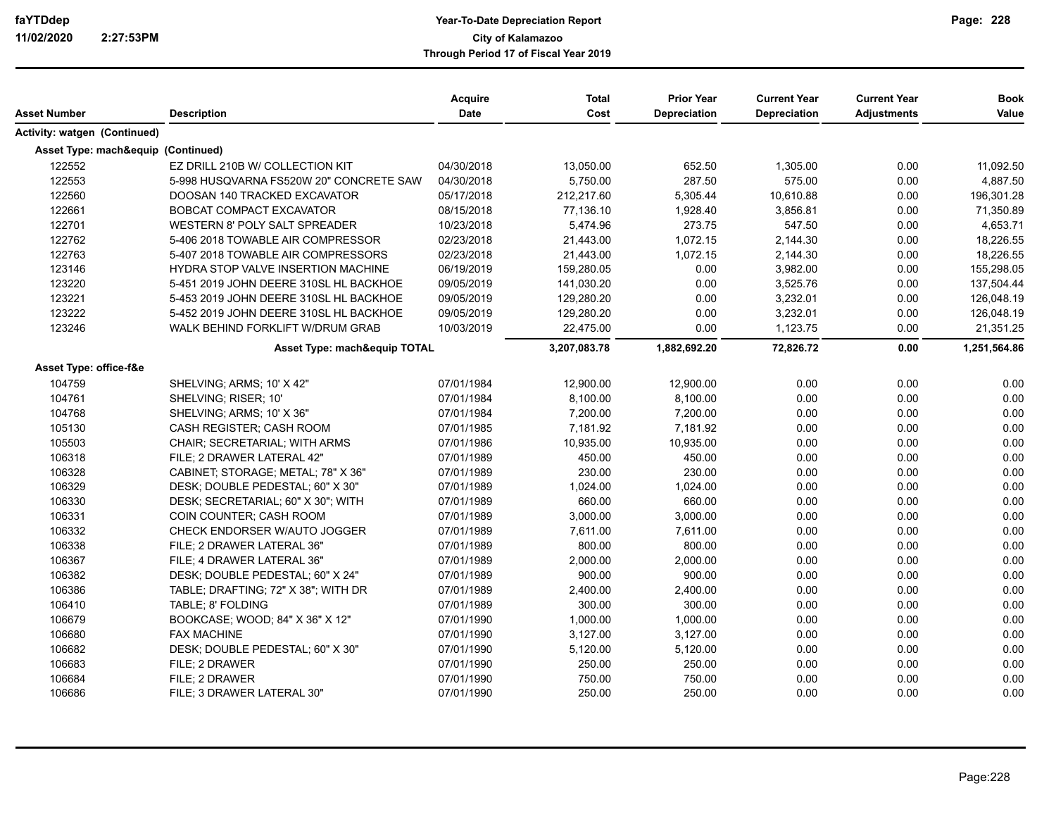| Asset Number | Description | Acquire Date | Total Cost | Prior Year Depreciation | Current Year Depreciation | Current Year Adjustments | Book Value |
|---|---|---|---|---|---|---|---|
| **Activity: watgen (Continued)** | | | | | | | |
| **Asset Type: mach&equip (Continued)** | | | | | | | |
| 122552 | EZ DRILL 210B W/ COLLECTION KIT | 04/30/2018 | 13,050.00 | 652.50 | 1,305.00 | 0.00 | 11,092.50 |
| 122553 | 5-998 HUSQVARNA FS520W 20" CONCRETE SAW | 04/30/2018 | 5,750.00 | 287.50 | 575.00 | 0.00 | 4,887.50 |
| 122560 | DOOSAN 140 TRACKED EXCAVATOR | 05/17/2018 | 212,217.60 | 5,305.44 | 10,610.88 | 0.00 | 196,301.28 |
| 122661 | BOBCAT COMPACT EXCAVATOR | 08/15/2018 | 77,136.10 | 1,928.40 | 3,856.81 | 0.00 | 71,350.89 |
| 122701 | WESTERN 8' POLY SALT SPREADER | 10/23/2018 | 5,474.96 | 273.75 | 547.50 | 0.00 | 4,653.71 |
| 122762 | 5-406 2018 TOWABLE AIR COMPRESSOR | 02/23/2018 | 21,443.00 | 1,072.15 | 2,144.30 | 0.00 | 18,226.55 |
| 122763 | 5-407 2018 TOWABLE AIR COMPRESSORS | 02/23/2018 | 21,443.00 | 1,072.15 | 2,144.30 | 0.00 | 18,226.55 |
| 123146 | HYDRA STOP VALVE INSERTION MACHINE | 06/19/2019 | 159,280.05 | 0.00 | 3,982.00 | 0.00 | 155,298.05 |
| 123220 | 5-451 2019 JOHN DEERE 310SL HL BACKHOE | 09/05/2019 | 141,030.20 | 0.00 | 3,525.76 | 0.00 | 137,504.44 |
| 123221 | 5-453 2019 JOHN DEERE 310SL HL BACKHOE | 09/05/2019 | 129,280.20 | 0.00 | 3,232.01 | 0.00 | 126,048.19 |
| 123222 | 5-452 2019 JOHN DEERE 310SL HL BACKHOE | 09/05/2019 | 129,280.20 | 0.00 | 3,232.01 | 0.00 | 126,048.19 |
| 123246 | WALK BEHIND FORKLIFT W/DRUM GRAB | 10/03/2019 | 22,475.00 | 0.00 | 1,123.75 | 0.00 | 21,351.25 |
| | **Asset Type: mach&equip TOTAL** | | **3,207,083.78** | **1,882,692.20** | **72,826.72** | **0.00** | **1,251,564.86** |
| **Asset Type: office-f&e** | | | | | | | |
| 104759 | SHELVING; ARMS; 10' X 42" | 07/01/1984 | 12,900.00 | 12,900.00 | 0.00 | 0.00 | 0.00 |
| 104761 | SHELVING; RISER; 10' | 07/01/1984 | 8,100.00 | 8,100.00 | 0.00 | 0.00 | 0.00 |
| 104768 | SHELVING; ARMS; 10' X 36" | 07/01/1984 | 7,200.00 | 7,200.00 | 0.00 | 0.00 | 0.00 |
| 105130 | CASH REGISTER; CASH ROOM | 07/01/1985 | 7,181.92 | 7,181.92 | 0.00 | 0.00 | 0.00 |
| 105503 | CHAIR; SECRETARIAL; WITH ARMS | 07/01/1986 | 10,935.00 | 10,935.00 | 0.00 | 0.00 | 0.00 |
| 106318 | FILE; 2 DRAWER LATERAL 42" | 07/01/1989 | 450.00 | 450.00 | 0.00 | 0.00 | 0.00 |
| 106328 | CABINET; STORAGE; METAL; 78" X 36" | 07/01/1989 | 230.00 | 230.00 | 0.00 | 0.00 | 0.00 |
| 106329 | DESK; DOUBLE PEDESTAL; 60" X 30" | 07/01/1989 | 1,024.00 | 1,024.00 | 0.00 | 0.00 | 0.00 |
| 106330 | DESK; SECRETARIAL; 60" X 30"; WITH | 07/01/1989 | 660.00 | 660.00 | 0.00 | 0.00 | 0.00 |
| 106331 | COIN COUNTER; CASH ROOM | 07/01/1989 | 3,000.00 | 3,000.00 | 0.00 | 0.00 | 0.00 |
| 106332 | CHECK ENDORSER W/AUTO JOGGER | 07/01/1989 | 7,611.00 | 7,611.00 | 0.00 | 0.00 | 0.00 |
| 106338 | FILE; 2 DRAWER LATERAL 36" | 07/01/1989 | 800.00 | 800.00 | 0.00 | 0.00 | 0.00 |
| 106367 | FILE; 4 DRAWER LATERAL 36" | 07/01/1989 | 2,000.00 | 2,000.00 | 0.00 | 0.00 | 0.00 |
| 106382 | DESK; DOUBLE PEDESTAL; 60" X 24" | 07/01/1989 | 900.00 | 900.00 | 0.00 | 0.00 | 0.00 |
| 106386 | TABLE; DRAFTING; 72" X 38"; WITH DR | 07/01/1989 | 2,400.00 | 2,400.00 | 0.00 | 0.00 | 0.00 |
| 106410 | TABLE; 8' FOLDING | 07/01/1989 | 300.00 | 300.00 | 0.00 | 0.00 | 0.00 |
| 106679 | BOOKCASE; WOOD; 84" X 36" X 12" | 07/01/1990 | 1,000.00 | 1,000.00 | 0.00 | 0.00 | 0.00 |
| 106680 | FAX MACHINE | 07/01/1990 | 3,127.00 | 3,127.00 | 0.00 | 0.00 | 0.00 |
| 106682 | DESK; DOUBLE PEDESTAL; 60" X 30" | 07/01/1990 | 5,120.00 | 5,120.00 | 0.00 | 0.00 | 0.00 |
| 106683 | FILE; 2 DRAWER | 07/01/1990 | 250.00 | 250.00 | 0.00 | 0.00 | 0.00 |
| 106684 | FILE; 2 DRAWER | 07/01/1990 | 750.00 | 750.00 | 0.00 | 0.00 | 0.00 |
| 106686 | FILE; 3 DRAWER LATERAL 30" | 07/01/1990 | 250.00 | 250.00 | 0.00 | 0.00 | 0.00 |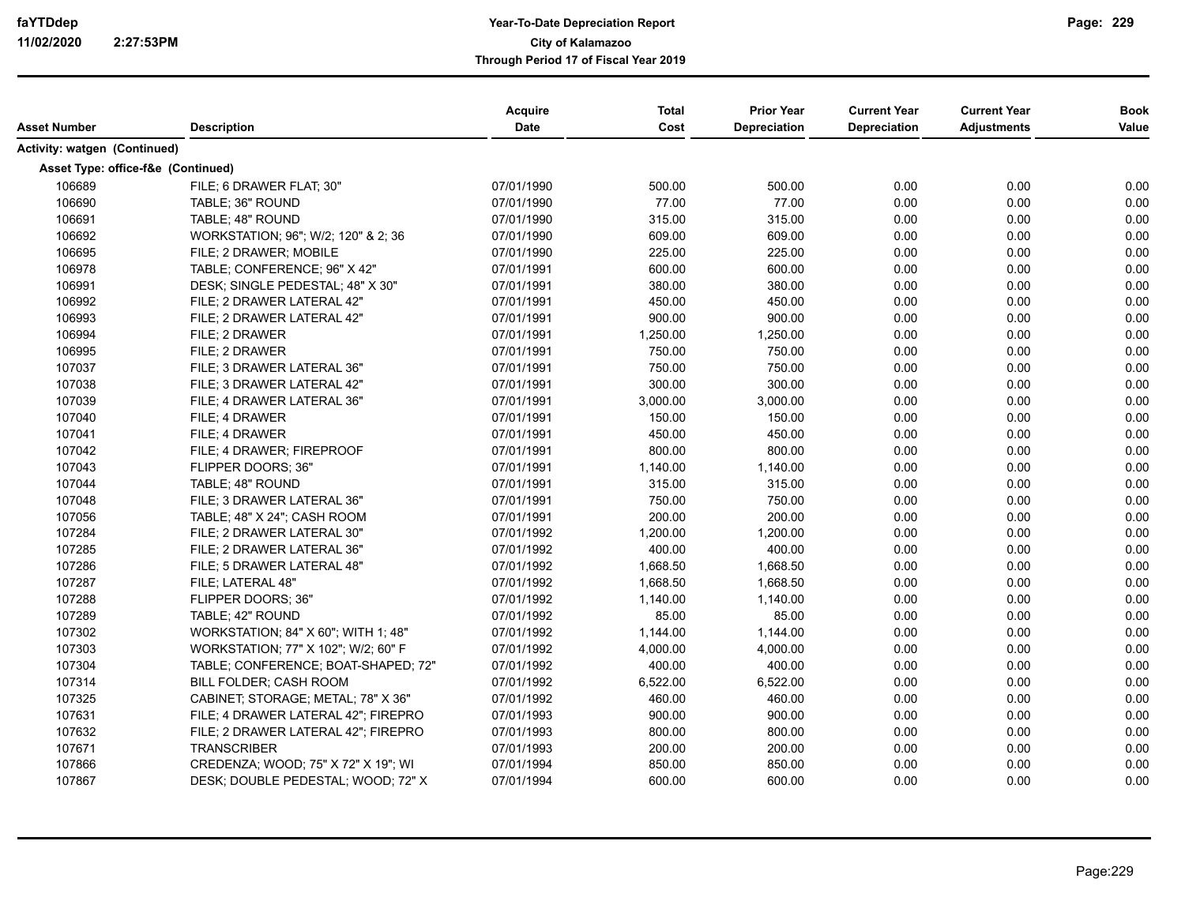| Asset Number | Description | Acquire Date | Total Cost | Prior Year Depreciation | Current Year Depreciation | Current Year Adjustments | Book Value |
|---|---|---|---|---|---|---|---|
| **Activity: watgen (Continued)** | | | | | | | |
| **Asset Type: office-f&e (Continued)** | | | | | | | |
| 106689 | FILE; 6 DRAWER FLAT; 30" | 07/01/1990 | 500.00 | 500.00 | 0.00 | 0.00 | 0.00 |
| 106690 | TABLE; 36" ROUND | 07/01/1990 | 77.00 | 77.00 | 0.00 | 0.00 | 0.00 |
| 106691 | TABLE; 48" ROUND | 07/01/1990 | 315.00 | 315.00 | 0.00 | 0.00 | 0.00 |
| 106692 | WORKSTATION; 96"; W/2; 120" & 2; 36 | 07/01/1990 | 609.00 | 609.00 | 0.00 | 0.00 | 0.00 |
| 106695 | FILE; 2 DRAWER; MOBILE | 07/01/1990 | 225.00 | 225.00 | 0.00 | 0.00 | 0.00 |
| 106978 | TABLE; CONFERENCE; 96" X 42" | 07/01/1991 | 600.00 | 600.00 | 0.00 | 0.00 | 0.00 |
| 106991 | DESK; SINGLE PEDESTAL; 48" X 30" | 07/01/1991 | 380.00 | 380.00 | 0.00 | 0.00 | 0.00 |
| 106992 | FILE; 2 DRAWER LATERAL 42" | 07/01/1991 | 450.00 | 450.00 | 0.00 | 0.00 | 0.00 |
| 106993 | FILE; 2 DRAWER LATERAL 42" | 07/01/1991 | 900.00 | 900.00 | 0.00 | 0.00 | 0.00 |
| 106994 | FILE; 2 DRAWER | 07/01/1991 | 1,250.00 | 1,250.00 | 0.00 | 0.00 | 0.00 |
| 106995 | FILE; 2 DRAWER | 07/01/1991 | 750.00 | 750.00 | 0.00 | 0.00 | 0.00 |
| 107037 | FILE; 3 DRAWER LATERAL 36" | 07/01/1991 | 750.00 | 750.00 | 0.00 | 0.00 | 0.00 |
| 107038 | FILE; 3 DRAWER LATERAL 42" | 07/01/1991 | 300.00 | 300.00 | 0.00 | 0.00 | 0.00 |
| 107039 | FILE; 4 DRAWER LATERAL 36" | 07/01/1991 | 3,000.00 | 3,000.00 | 0.00 | 0.00 | 0.00 |
| 107040 | FILE; 4 DRAWER | 07/01/1991 | 150.00 | 150.00 | 0.00 | 0.00 | 0.00 |
| 107041 | FILE; 4 DRAWER | 07/01/1991 | 450.00 | 450.00 | 0.00 | 0.00 | 0.00 |
| 107042 | FILE; 4 DRAWER; FIREPROOF | 07/01/1991 | 800.00 | 800.00 | 0.00 | 0.00 | 0.00 |
| 107043 | FLIPPER DOORS; 36" | 07/01/1991 | 1,140.00 | 1,140.00 | 0.00 | 0.00 | 0.00 |
| 107044 | TABLE; 48" ROUND | 07/01/1991 | 315.00 | 315.00 | 0.00 | 0.00 | 0.00 |
| 107048 | FILE; 3 DRAWER LATERAL 36" | 07/01/1991 | 750.00 | 750.00 | 0.00 | 0.00 | 0.00 |
| 107056 | TABLE; 48" X 24"; CASH ROOM | 07/01/1991 | 200.00 | 200.00 | 0.00 | 0.00 | 0.00 |
| 107284 | FILE; 2 DRAWER LATERAL 30" | 07/01/1992 | 1,200.00 | 1,200.00 | 0.00 | 0.00 | 0.00 |
| 107285 | FILE; 2 DRAWER LATERAL 36" | 07/01/1992 | 400.00 | 400.00 | 0.00 | 0.00 | 0.00 |
| 107286 | FILE; 5 DRAWER LATERAL 48" | 07/01/1992 | 1,668.50 | 1,668.50 | 0.00 | 0.00 | 0.00 |
| 107287 | FILE; LATERAL 48" | 07/01/1992 | 1,668.50 | 1,668.50 | 0.00 | 0.00 | 0.00 |
| 107288 | FLIPPER DOORS; 36" | 07/01/1992 | 1,140.00 | 1,140.00 | 0.00 | 0.00 | 0.00 |
| 107289 | TABLE; 42" ROUND | 07/01/1992 | 85.00 | 85.00 | 0.00 | 0.00 | 0.00 |
| 107302 | WORKSTATION; 84" X 60"; WITH 1; 48" | 07/01/1992 | 1,144.00 | 1,144.00 | 0.00 | 0.00 | 0.00 |
| 107303 | WORKSTATION; 77" X 102"; W/2; 60" F | 07/01/1992 | 4,000.00 | 4,000.00 | 0.00 | 0.00 | 0.00 |
| 107304 | TABLE; CONFERENCE; BOAT-SHAPED; 72" | 07/01/1992 | 400.00 | 400.00 | 0.00 | 0.00 | 0.00 |
| 107314 | BILL FOLDER; CASH ROOM | 07/01/1992 | 6,522.00 | 6,522.00 | 0.00 | 0.00 | 0.00 |
| 107325 | CABINET; STORAGE; METAL; 78" X 36" | 07/01/1992 | 460.00 | 460.00 | 0.00 | 0.00 | 0.00 |
| 107631 | FILE; 4 DRAWER LATERAL 42"; FIREPRO | 07/01/1993 | 900.00 | 900.00 | 0.00 | 0.00 | 0.00 |
| 107632 | FILE; 2 DRAWER LATERAL 42"; FIREPRO | 07/01/1993 | 800.00 | 800.00 | 0.00 | 0.00 | 0.00 |
| 107671 | TRANSCRIBER | 07/01/1993 | 200.00 | 200.00 | 0.00 | 0.00 | 0.00 |
| 107866 | CREDENZA; WOOD; 75" X 72" X 19"; WI | 07/01/1994 | 850.00 | 850.00 | 0.00 | 0.00 | 0.00 |
| 107867 | DESK; DOUBLE PEDESTAL; WOOD; 72" X | 07/01/1994 | 600.00 | 600.00 | 0.00 | 0.00 | 0.00 |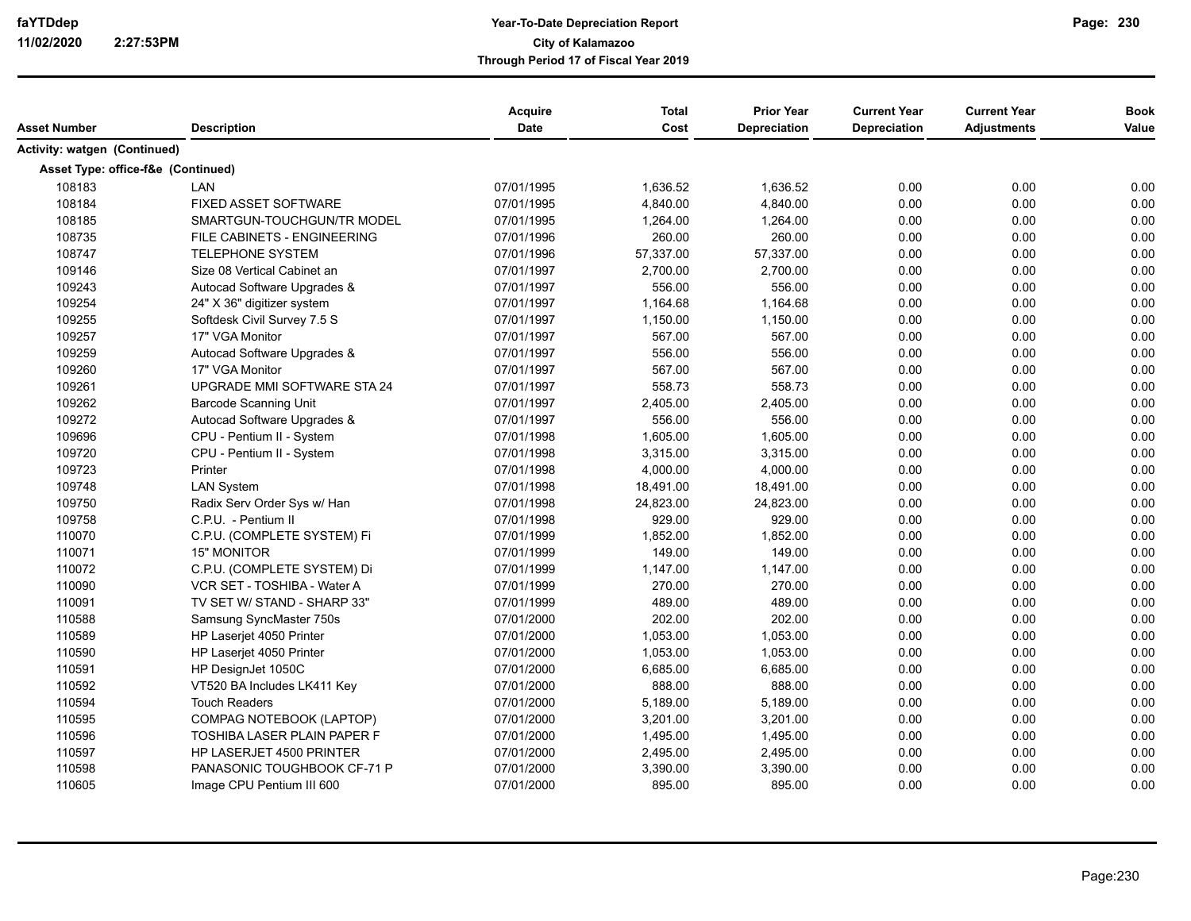| Asset Number | Description | Acquire Date | Total Cost | Prior Year Depreciation | Current Year Depreciation | Current Year Adjustments | Book Value |
|---|---|---|---|---|---|---|---|
| **Activity: watgen (Continued)** | | | | | | | |
| **Asset Type: office-f&e (Continued)** | | | | | | | |
| 108183 | LAN | 07/01/1995 | 1,636.52 | 1,636.52 | 0.00 | 0.00 | 0.00 |
| 108184 | FIXED ASSET SOFTWARE | 07/01/1995 | 4,840.00 | 4,840.00 | 0.00 | 0.00 | 0.00 |
| 108185 | SMARTGUN-TOUCHGUN/TR MODEL | 07/01/1995 | 1,264.00 | 1,264.00 | 0.00 | 0.00 | 0.00 |
| 108735 | FILE CABINETS - ENGINEERING | 07/01/1996 | 260.00 | 260.00 | 0.00 | 0.00 | 0.00 |
| 108747 | TELEPHONE SYSTEM | 07/01/1996 | 57,337.00 | 57,337.00 | 0.00 | 0.00 | 0.00 |
| 109146 | Size 08 Vertical Cabinet an | 07/01/1997 | 2,700.00 | 2,700.00 | 0.00 | 0.00 | 0.00 |
| 109243 | Autocad Software Upgrades & | 07/01/1997 | 556.00 | 556.00 | 0.00 | 0.00 | 0.00 |
| 109254 | 24" X 36" digitizer system | 07/01/1997 | 1,164.68 | 1,164.68 | 0.00 | 0.00 | 0.00 |
| 109255 | Softdesk Civil Survey 7.5 S | 07/01/1997 | 1,150.00 | 1,150.00 | 0.00 | 0.00 | 0.00 |
| 109257 | 17" VGA Monitor | 07/01/1997 | 567.00 | 567.00 | 0.00 | 0.00 | 0.00 |
| 109259 | Autocad Software Upgrades & | 07/01/1997 | 556.00 | 556.00 | 0.00 | 0.00 | 0.00 |
| 109260 | 17" VGA Monitor | 07/01/1997 | 567.00 | 567.00 | 0.00 | 0.00 | 0.00 |
| 109261 | UPGRADE MMI SOFTWARE STA 24 | 07/01/1997 | 558.73 | 558.73 | 0.00 | 0.00 | 0.00 |
| 109262 | Barcode Scanning Unit | 07/01/1997 | 2,405.00 | 2,405.00 | 0.00 | 0.00 | 0.00 |
| 109272 | Autocad Software Upgrades & | 07/01/1997 | 556.00 | 556.00 | 0.00 | 0.00 | 0.00 |
| 109696 | CPU - Pentium II - System | 07/01/1998 | 1,605.00 | 1,605.00 | 0.00 | 0.00 | 0.00 |
| 109720 | CPU - Pentium II - System | 07/01/1998 | 3,315.00 | 3,315.00 | 0.00 | 0.00 | 0.00 |
| 109723 | Printer | 07/01/1998 | 4,000.00 | 4,000.00 | 0.00 | 0.00 | 0.00 |
| 109748 | LAN System | 07/01/1998 | 18,491.00 | 18,491.00 | 0.00 | 0.00 | 0.00 |
| 109750 | Radix Serv Order Sys w/ Han | 07/01/1998 | 24,823.00 | 24,823.00 | 0.00 | 0.00 | 0.00 |
| 109758 | C.P.U. - Pentium II | 07/01/1998 | 929.00 | 929.00 | 0.00 | 0.00 | 0.00 |
| 110070 | C.P.U. (COMPLETE SYSTEM) Fi | 07/01/1999 | 1,852.00 | 1,852.00 | 0.00 | 0.00 | 0.00 |
| 110071 | 15" MONITOR | 07/01/1999 | 149.00 | 149.00 | 0.00 | 0.00 | 0.00 |
| 110072 | C.P.U. (COMPLETE SYSTEM) Di | 07/01/1999 | 1,147.00 | 1,147.00 | 0.00 | 0.00 | 0.00 |
| 110090 | VCR SET - TOSHIBA - Water A | 07/01/1999 | 270.00 | 270.00 | 0.00 | 0.00 | 0.00 |
| 110091 | TV SET W/ STAND - SHARP 33" | 07/01/1999 | 489.00 | 489.00 | 0.00 | 0.00 | 0.00 |
| 110588 | Samsung SyncMaster 750s | 07/01/2000 | 202.00 | 202.00 | 0.00 | 0.00 | 0.00 |
| 110589 | HP Laserjet 4050 Printer | 07/01/2000 | 1,053.00 | 1,053.00 | 0.00 | 0.00 | 0.00 |
| 110590 | HP Laserjet 4050 Printer | 07/01/2000 | 1,053.00 | 1,053.00 | 0.00 | 0.00 | 0.00 |
| 110591 | HP DesignJet 1050C | 07/01/2000 | 6,685.00 | 6,685.00 | 0.00 | 0.00 | 0.00 |
| 110592 | VT520 BA Includes LK411 Key | 07/01/2000 | 888.00 | 888.00 | 0.00 | 0.00 | 0.00 |
| 110594 | Touch Readers | 07/01/2000 | 5,189.00 | 5,189.00 | 0.00 | 0.00 | 0.00 |
| 110595 | COMPAG NOTEBOOK (LAPTOP) | 07/01/2000 | 3,201.00 | 3,201.00 | 0.00 | 0.00 | 0.00 |
| 110596 | TOSHIBA LASER PLAIN PAPER F | 07/01/2000 | 1,495.00 | 1,495.00 | 0.00 | 0.00 | 0.00 |
| 110597 | HP LASERJET 4500 PRINTER | 07/01/2000 | 2,495.00 | 2,495.00 | 0.00 | 0.00 | 0.00 |
| 110598 | PANASONIC TOUGHBOOK CF-71 P | 07/01/2000 | 3,390.00 | 3,390.00 | 0.00 | 0.00 | 0.00 |
| 110605 | Image CPU Pentium III 600 | 07/01/2000 | 895.00 | 895.00 | 0.00 | 0.00 | 0.00 |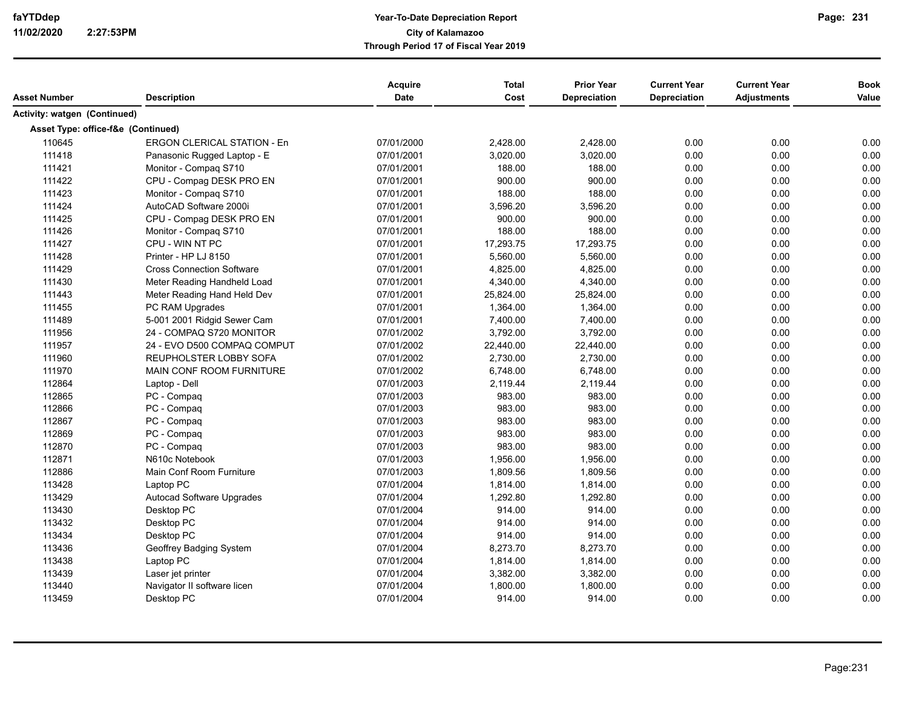| Asset Number | Description | Acquire Date | Total Cost | Prior Year Depreciation | Current Year Depreciation | Current Year Adjustments | Book Value |
|---|---|---|---|---|---|---|---|
| **Activity: watgen (Continued)** | | | | | | | |
| **Asset Type: office-f&e (Continued)** | | | | | | | |
| 110645 | ERGON CLERICAL STATION - En | 07/01/2000 | 2,428.00 | 2,428.00 | 0.00 | 0.00 | 0.00 |
| 111418 | Panasonic Rugged Laptop - E | 07/01/2001 | 3,020.00 | 3,020.00 | 0.00 | 0.00 | 0.00 |
| 111421 | Monitor - Compaq S710 | 07/01/2001 | 188.00 | 188.00 | 0.00 | 0.00 | 0.00 |
| 111422 | CPU - Compag DESK PRO EN | 07/01/2001 | 900.00 | 900.00 | 0.00 | 0.00 | 0.00 |
| 111423 | Monitor - Compaq S710 | 07/01/2001 | 188.00 | 188.00 | 0.00 | 0.00 | 0.00 |
| 111424 | AutoCAD Software 2000i | 07/01/2001 | 3,596.20 | 3,596.20 | 0.00 | 0.00 | 0.00 |
| 111425 | CPU - Compag DESK PRO EN | 07/01/2001 | 900.00 | 900.00 | 0.00 | 0.00 | 0.00 |
| 111426 | Monitor - Compaq S710 | 07/01/2001 | 188.00 | 188.00 | 0.00 | 0.00 | 0.00 |
| 111427 | CPU - WIN NT PC | 07/01/2001 | 17,293.75 | 17,293.75 | 0.00 | 0.00 | 0.00 |
| 111428 | Printer - HP LJ 8150 | 07/01/2001 | 5,560.00 | 5,560.00 | 0.00 | 0.00 | 0.00 |
| 111429 | Cross Connection Software | 07/01/2001 | 4,825.00 | 4,825.00 | 0.00 | 0.00 | 0.00 |
| 111430 | Meter Reading Handheld Load | 07/01/2001 | 4,340.00 | 4,340.00 | 0.00 | 0.00 | 0.00 |
| 111443 | Meter Reading Hand Held Dev | 07/01/2001 | 25,824.00 | 25,824.00 | 0.00 | 0.00 | 0.00 |
| 111455 | PC RAM Upgrades | 07/01/2001 | 1,364.00 | 1,364.00 | 0.00 | 0.00 | 0.00 |
| 111489 | 5-001 2001 Ridgid Sewer Cam | 07/01/2001 | 7,400.00 | 7,400.00 | 0.00 | 0.00 | 0.00 |
| 111956 | 24 - COMPAQ S720 MONITOR | 07/01/2002 | 3,792.00 | 3,792.00 | 0.00 | 0.00 | 0.00 |
| 111957 | 24 - EVO D500 COMPAQ COMPUT | 07/01/2002 | 22,440.00 | 22,440.00 | 0.00 | 0.00 | 0.00 |
| 111960 | REUPHOLSTER LOBBY SOFA | 07/01/2002 | 2,730.00 | 2,730.00 | 0.00 | 0.00 | 0.00 |
| 111970 | MAIN CONF ROOM FURNITURE | 07/01/2002 | 6,748.00 | 6,748.00 | 0.00 | 0.00 | 0.00 |
| 112864 | Laptop - Dell | 07/01/2003 | 2,119.44 | 2,119.44 | 0.00 | 0.00 | 0.00 |
| 112865 | PC - Compaq | 07/01/2003 | 983.00 | 983.00 | 0.00 | 0.00 | 0.00 |
| 112866 | PC - Compaq | 07/01/2003 | 983.00 | 983.00 | 0.00 | 0.00 | 0.00 |
| 112867 | PC - Compaq | 07/01/2003 | 983.00 | 983.00 | 0.00 | 0.00 | 0.00 |
| 112869 | PC - Compaq | 07/01/2003 | 983.00 | 983.00 | 0.00 | 0.00 | 0.00 |
| 112870 | PC - Compaq | 07/01/2003 | 983.00 | 983.00 | 0.00 | 0.00 | 0.00 |
| 112871 | N610c Notebook | 07/01/2003 | 1,956.00 | 1,956.00 | 0.00 | 0.00 | 0.00 |
| 112886 | Main Conf Room Furniture | 07/01/2003 | 1,809.56 | 1,809.56 | 0.00 | 0.00 | 0.00 |
| 113428 | Laptop PC | 07/01/2004 | 1,814.00 | 1,814.00 | 0.00 | 0.00 | 0.00 |
| 113429 | Autocad Software Upgrades | 07/01/2004 | 1,292.80 | 1,292.80 | 0.00 | 0.00 | 0.00 |
| 113430 | Desktop PC | 07/01/2004 | 914.00 | 914.00 | 0.00 | 0.00 | 0.00 |
| 113432 | Desktop PC | 07/01/2004 | 914.00 | 914.00 | 0.00 | 0.00 | 0.00 |
| 113434 | Desktop PC | 07/01/2004 | 914.00 | 914.00 | 0.00 | 0.00 | 0.00 |
| 113436 | Geoffrey Badging System | 07/01/2004 | 8,273.70 | 8,273.70 | 0.00 | 0.00 | 0.00 |
| 113438 | Laptop PC | 07/01/2004 | 1,814.00 | 1,814.00 | 0.00 | 0.00 | 0.00 |
| 113439 | Laser jet printer | 07/01/2004 | 3,382.00 | 3,382.00 | 0.00 | 0.00 | 0.00 |
| 113440 | Navigator II software licen | 07/01/2004 | 1,800.00 | 1,800.00 | 0.00 | 0.00 | 0.00 |
| 113459 | Desktop PC | 07/01/2004 | 914.00 | 914.00 | 0.00 | 0.00 | 0.00 |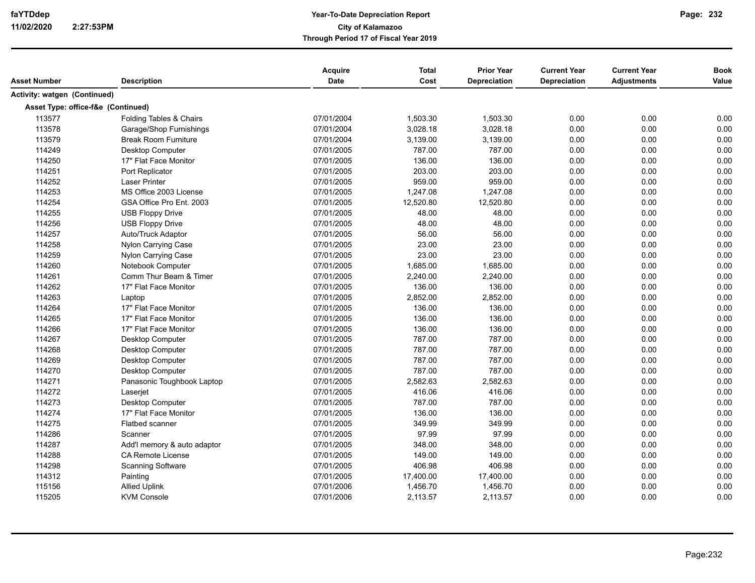| Asset Number | Description | Acquire Date | Total Cost | Prior Year Depreciation | Current Year Depreciation | Current Year Adjustments | Book Value |
|---|---|---|---|---|---|---|---|
| **Activity: watgen (Continued)** | | | | | | | |
| **Asset Type: office-f&e (Continued)** | | | | | | | |
| 113577 | Folding Tables & Chairs | 07/01/2004 | 1,503.30 | 1,503.30 | 0.00 | 0.00 | 0.00 |
| 113578 | Garage/Shop Furnishings | 07/01/2004 | 3,028.18 | 3,028.18 | 0.00 | 0.00 | 0.00 |
| 113579 | Break Room Furniture | 07/01/2004 | 3,139.00 | 3,139.00 | 0.00 | 0.00 | 0.00 |
| 114249 | Desktop Computer | 07/01/2005 | 787.00 | 787.00 | 0.00 | 0.00 | 0.00 |
| 114250 | 17" Flat Face Monitor | 07/01/2005 | 136.00 | 136.00 | 0.00 | 0.00 | 0.00 |
| 114251 | Port Replicator | 07/01/2005 | 203.00 | 203.00 | 0.00 | 0.00 | 0.00 |
| 114252 | Laser Printer | 07/01/2005 | 959.00 | 959.00 | 0.00 | 0.00 | 0.00 |
| 114253 | MS Office 2003 License | 07/01/2005 | 1,247.08 | 1,247.08 | 0.00 | 0.00 | 0.00 |
| 114254 | GSA Office Pro Ent. 2003 | 07/01/2005 | 12,520.80 | 12,520.80 | 0.00 | 0.00 | 0.00 |
| 114255 | USB Floppy Drive | 07/01/2005 | 48.00 | 48.00 | 0.00 | 0.00 | 0.00 |
| 114256 | USB Floppy Drive | 07/01/2005 | 48.00 | 48.00 | 0.00 | 0.00 | 0.00 |
| 114257 | Auto/Truck Adaptor | 07/01/2005 | 56.00 | 56.00 | 0.00 | 0.00 | 0.00 |
| 114258 | Nylon Carrying Case | 07/01/2005 | 23.00 | 23.00 | 0.00 | 0.00 | 0.00 |
| 114259 | Nylon Carrying Case | 07/01/2005 | 23.00 | 23.00 | 0.00 | 0.00 | 0.00 |
| 114260 | Notebook Computer | 07/01/2005 | 1,685.00 | 1,685.00 | 0.00 | 0.00 | 0.00 |
| 114261 | Comm Thur Beam & Timer | 07/01/2005 | 2,240.00 | 2,240.00 | 0.00 | 0.00 | 0.00 |
| 114262 | 17" Flat Face Monitor | 07/01/2005 | 136.00 | 136.00 | 0.00 | 0.00 | 0.00 |
| 114263 | Laptop | 07/01/2005 | 2,852.00 | 2,852.00 | 0.00 | 0.00 | 0.00 |
| 114264 | 17" Flat Face Monitor | 07/01/2005 | 136.00 | 136.00 | 0.00 | 0.00 | 0.00 |
| 114265 | 17" Flat Face Monitor | 07/01/2005 | 136.00 | 136.00 | 0.00 | 0.00 | 0.00 |
| 114266 | 17" Flat Face Monitor | 07/01/2005 | 136.00 | 136.00 | 0.00 | 0.00 | 0.00 |
| 114267 | Desktop Computer | 07/01/2005 | 787.00 | 787.00 | 0.00 | 0.00 | 0.00 |
| 114268 | Desktop Computer | 07/01/2005 | 787.00 | 787.00 | 0.00 | 0.00 | 0.00 |
| 114269 | Desktop Computer | 07/01/2005 | 787.00 | 787.00 | 0.00 | 0.00 | 0.00 |
| 114270 | Desktop Computer | 07/01/2005 | 787.00 | 787.00 | 0.00 | 0.00 | 0.00 |
| 114271 | Panasonic Toughbook Laptop | 07/01/2005 | 2,582.63 | 2,582.63 | 0.00 | 0.00 | 0.00 |
| 114272 | Laserjet | 07/01/2005 | 416.06 | 416.06 | 0.00 | 0.00 | 0.00 |
| 114273 | Desktop Computer | 07/01/2005 | 787.00 | 787.00 | 0.00 | 0.00 | 0.00 |
| 114274 | 17" Flat Face Monitor | 07/01/2005 | 136.00 | 136.00 | 0.00 | 0.00 | 0.00 |
| 114275 | Flatbed scanner | 07/01/2005 | 349.99 | 349.99 | 0.00 | 0.00 | 0.00 |
| 114286 | Scanner | 07/01/2005 | 97.99 | 97.99 | 0.00 | 0.00 | 0.00 |
| 114287 | Add'l memory & auto adaptor | 07/01/2005 | 348.00 | 348.00 | 0.00 | 0.00 | 0.00 |
| 114288 | CA Remote License | 07/01/2005 | 149.00 | 149.00 | 0.00 | 0.00 | 0.00 |
| 114298 | Scanning Software | 07/01/2005 | 406.98 | 406.98 | 0.00 | 0.00 | 0.00 |
| 114312 | Painting | 07/01/2005 | 17,400.00 | 17,400.00 | 0.00 | 0.00 | 0.00 |
| 115156 | Allied Uplink | 07/01/2006 | 1,456.70 | 1,456.70 | 0.00 | 0.00 | 0.00 |
| 115205 | KVM Console | 07/01/2006 | 2,113.57 | 2,113.57 | 0.00 | 0.00 | 0.00 |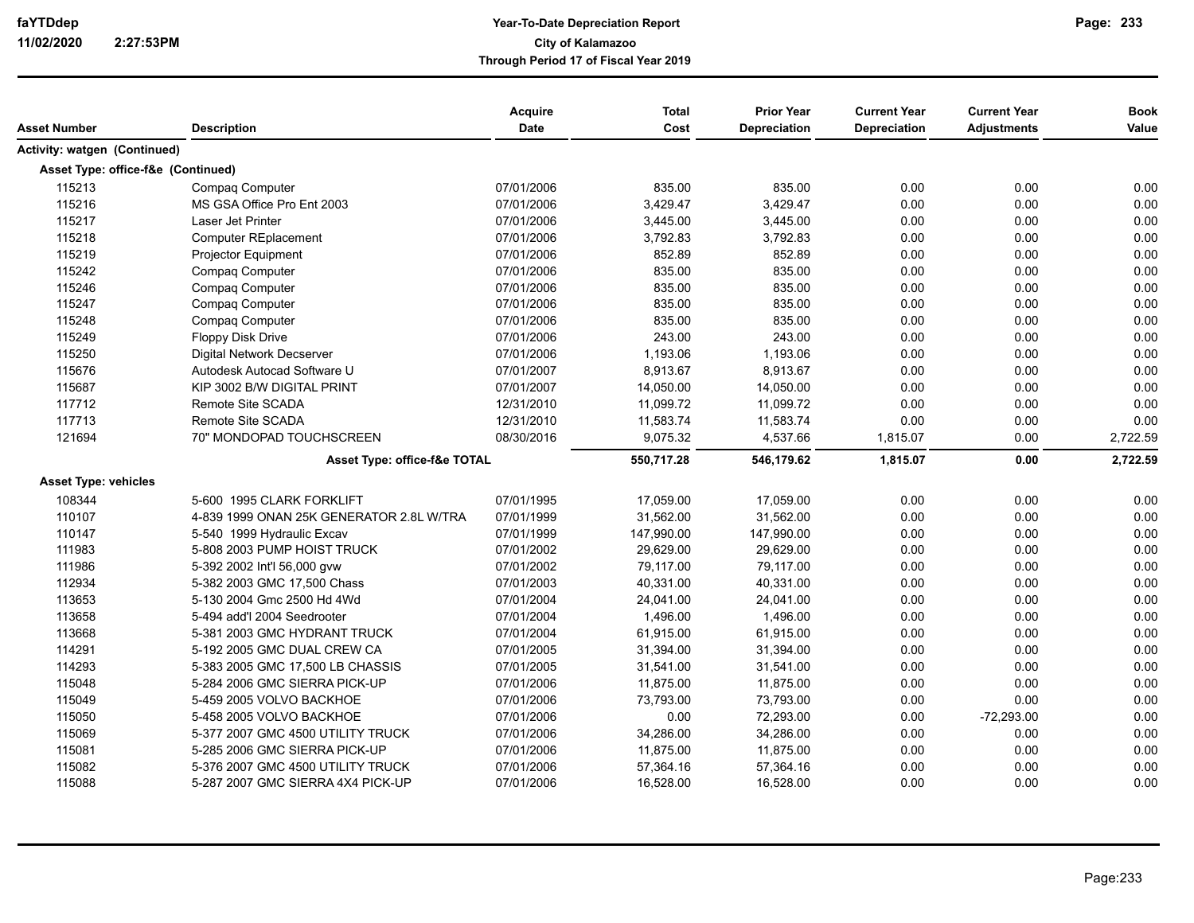| Asset Number | Description | Acquire Date | Total Cost | Prior Year Depreciation | Current Year Depreciation | Current Year Adjustments | Book Value |
|---|---|---|---|---|---|---|---|
| **Activity: watgen (Continued)** | | | | | | | |
| **Asset Type: office-f&e (Continued)** | | | | | | | |
| 115213 | Compaq Computer | 07/01/2006 | 835.00 | 835.00 | 0.00 | 0.00 | 0.00 |
| 115216 | MS GSA Office Pro Ent 2003 | 07/01/2006 | 3,429.47 | 3,429.47 | 0.00 | 0.00 | 0.00 |
| 115217 | Laser Jet Printer | 07/01/2006 | 3,445.00 | 3,445.00 | 0.00 | 0.00 | 0.00 |
| 115218 | Computer REplacement | 07/01/2006 | 3,792.83 | 3,792.83 | 0.00 | 0.00 | 0.00 |
| 115219 | Projector Equipment | 07/01/2006 | 852.89 | 852.89 | 0.00 | 0.00 | 0.00 |
| 115242 | Compaq Computer | 07/01/2006 | 835.00 | 835.00 | 0.00 | 0.00 | 0.00 |
| 115246 | Compaq Computer | 07/01/2006 | 835.00 | 835.00 | 0.00 | 0.00 | 0.00 |
| 115247 | Compaq Computer | 07/01/2006 | 835.00 | 835.00 | 0.00 | 0.00 | 0.00 |
| 115248 | Compaq Computer | 07/01/2006 | 835.00 | 835.00 | 0.00 | 0.00 | 0.00 |
| 115249 | Floppy Disk Drive | 07/01/2006 | 243.00 | 243.00 | 0.00 | 0.00 | 0.00 |
| 115250 | Digital Network Decserver | 07/01/2006 | 1,193.06 | 1,193.06 | 0.00 | 0.00 | 0.00 |
| 115676 | Autodesk Autocad Software U | 07/01/2007 | 8,913.67 | 8,913.67 | 0.00 | 0.00 | 0.00 |
| 115687 | KIP 3002 B/W DIGITAL PRINT | 07/01/2007 | 14,050.00 | 14,050.00 | 0.00 | 0.00 | 0.00 |
| 117712 | Remote Site SCADA | 12/31/2010 | 11,099.72 | 11,099.72 | 0.00 | 0.00 | 0.00 |
| 117713 | Remote Site SCADA | 12/31/2010 | 11,583.74 | 11,583.74 | 0.00 | 0.00 | 0.00 |
| 121694 | 70" MONDOPAD TOUCHSCREEN | 08/30/2016 | 9,075.32 | 4,537.66 | 1,815.07 | 0.00 | 2,722.59 |
| | **Asset Type: office-f&e TOTAL** | | **550,717.28** | **546,179.62** | **1,815.07** | **0.00** | **2,722.59** |
| **Asset Type: vehicles** | | | | | | | |
| 108344 | 5-600 1995 CLARK FORKLIFT | 07/01/1995 | 17,059.00 | 17,059.00 | 0.00 | 0.00 | 0.00 |
| 110107 | 4-839 1999 ONAN 25K GENERATOR 2.8L W/TRA | 07/01/1999 | 31,562.00 | 31,562.00 | 0.00 | 0.00 | 0.00 |
| 110147 | 5-540 1999 Hydraulic Excav | 07/01/1999 | 147,990.00 | 147,990.00 | 0.00 | 0.00 | 0.00 |
| 111983 | 5-808 2003 PUMP HOIST TRUCK | 07/01/2002 | 29,629.00 | 29,629.00 | 0.00 | 0.00 | 0.00 |
| 111986 | 5-392 2002 Int'l 56,000 gvw | 07/01/2002 | 79,117.00 | 79,117.00 | 0.00 | 0.00 | 0.00 |
| 112934 | 5-382 2003 GMC 17,500 Chass | 07/01/2003 | 40,331.00 | 40,331.00 | 0.00 | 0.00 | 0.00 |
| 113653 | 5-130 2004 Gmc 2500 Hd 4Wd | 07/01/2004 | 24,041.00 | 24,041.00 | 0.00 | 0.00 | 0.00 |
| 113658 | 5-494 add'l 2004 Seedrooter | 07/01/2004 | 1,496.00 | 1,496.00 | 0.00 | 0.00 | 0.00 |
| 113668 | 5-381 2003 GMC HYDRANT TRUCK | 07/01/2004 | 61,915.00 | 61,915.00 | 0.00 | 0.00 | 0.00 |
| 114291 | 5-192 2005 GMC DUAL CREW CA | 07/01/2005 | 31,394.00 | 31,394.00 | 0.00 | 0.00 | 0.00 |
| 114293 | 5-383 2005 GMC 17,500 LB CHASSIS | 07/01/2005 | 31,541.00 | 31,541.00 | 0.00 | 0.00 | 0.00 |
| 115048 | 5-284 2006 GMC SIERRA PICK-UP | 07/01/2006 | 11,875.00 | 11,875.00 | 0.00 | 0.00 | 0.00 |
| 115049 | 5-459 2005 VOLVO BACKHOE | 07/01/2006 | 73,793.00 | 73,793.00 | 0.00 | 0.00 | 0.00 |
| 115050 | 5-458 2005 VOLVO BACKHOE | 07/01/2006 | 0.00 | 72,293.00 | 0.00 | -72,293.00 | 0.00 |
| 115069 | 5-377 2007 GMC 4500 UTILITY TRUCK | 07/01/2006 | 34,286.00 | 34,286.00 | 0.00 | 0.00 | 0.00 |
| 115081 | 5-285 2006 GMC SIERRA PICK-UP | 07/01/2006 | 11,875.00 | 11,875.00 | 0.00 | 0.00 | 0.00 |
| 115082 | 5-376 2007 GMC 4500 UTILITY TRUCK | 07/01/2006 | 57,364.16 | 57,364.16 | 0.00 | 0.00 | 0.00 |
| 115088 | 5-287 2007 GMC SIERRA 4X4 PICK-UP | 07/01/2006 | 16,528.00 | 16,528.00 | 0.00 | 0.00 | 0.00 |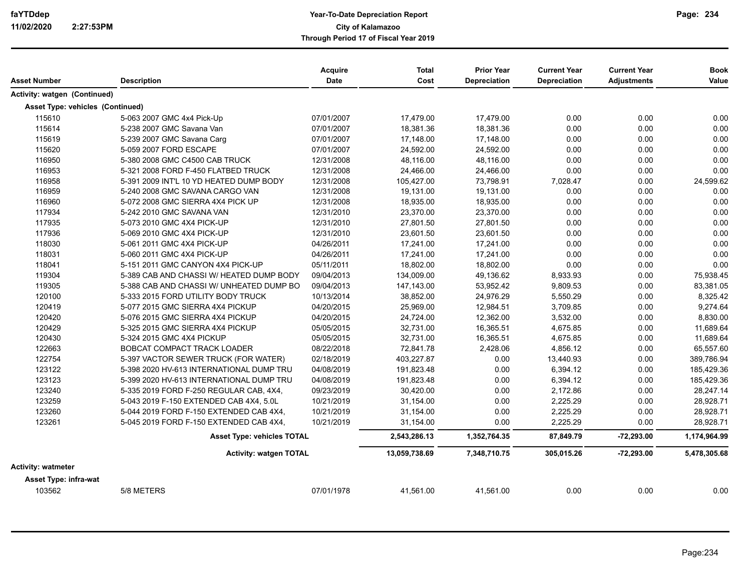| Asset Number | Description | Acquire Date | Total Cost | Prior Year Depreciation | Current Year Depreciation | Current Year Adjustments | Book Value |
|---|---|---|---|---|---|---|---|
| **Activity: watgen (Continued)** | | | | | | | |
| **Asset Type: vehicles (Continued)** | | | | | | | |
| 115610 | 5-063 2007 GMC 4x4 Pick-Up | 07/01/2007 | 17,479.00 | 17,479.00 | 0.00 | 0.00 | 0.00 |
| 115614 | 5-238 2007 GMC Savana Van | 07/01/2007 | 18,381.36 | 18,381.36 | 0.00 | 0.00 | 0.00 |
| 115619 | 5-239 2007 GMC Savana Carg | 07/01/2007 | 17,148.00 | 17,148.00 | 0.00 | 0.00 | 0.00 |
| 115620 | 5-059 2007 FORD ESCAPE | 07/01/2007 | 24,592.00 | 24,592.00 | 0.00 | 0.00 | 0.00 |
| 116950 | 5-380 2008 GMC C4500 CAB TRUCK | 12/31/2008 | 48,116.00 | 48,116.00 | 0.00 | 0.00 | 0.00 |
| 116953 | 5-321 2008 FORD F-450 FLATBED TRUCK | 12/31/2008 | 24,466.00 | 24,466.00 | 0.00 | 0.00 | 0.00 |
| 116958 | 5-391 2009 INT'L 10 YD HEATED DUMP BODY | 12/31/2008 | 105,427.00 | 73,798.91 | 7,028.47 | 0.00 | 24,599.62 |
| 116959 | 5-240 2008 GMC SAVANA CARGO VAN | 12/31/2008 | 19,131.00 | 19,131.00 | 0.00 | 0.00 | 0.00 |
| 116960 | 5-072 2008 GMC SIERRA 4X4 PICK UP | 12/31/2008 | 18,935.00 | 18,935.00 | 0.00 | 0.00 | 0.00 |
| 117934 | 5-242 2010 GMC SAVANA VAN | 12/31/2010 | 23,370.00 | 23,370.00 | 0.00 | 0.00 | 0.00 |
| 117935 | 5-073 2010 GMC 4X4 PICK-UP | 12/31/2010 | 27,801.50 | 27,801.50 | 0.00 | 0.00 | 0.00 |
| 117936 | 5-069 2010 GMC 4X4 PICK-UP | 12/31/2010 | 23,601.50 | 23,601.50 | 0.00 | 0.00 | 0.00 |
| 118030 | 5-061 2011 GMC 4X4 PICK-UP | 04/26/2011 | 17,241.00 | 17,241.00 | 0.00 | 0.00 | 0.00 |
| 118031 | 5-060 2011 GMC 4X4 PICK-UP | 04/26/2011 | 17,241.00 | 17,241.00 | 0.00 | 0.00 | 0.00 |
| 118041 | 5-151 2011 GMC CANYON 4X4 PICK-UP | 05/11/2011 | 18,802.00 | 18,802.00 | 0.00 | 0.00 | 0.00 |
| 119304 | 5-389 CAB AND CHASSI W/ HEATED DUMP BODY | 09/04/2013 | 134,009.00 | 49,136.62 | 8,933.93 | 0.00 | 75,938.45 |
| 119305 | 5-388 CAB AND CHASSI W/ UNHEATED DUMP BO | 09/04/2013 | 147,143.00 | 53,952.42 | 9,809.53 | 0.00 | 83,381.05 |
| 120100 | 5-333 2015 FORD UTILITY BODY TRUCK | 10/13/2014 | 38,852.00 | 24,976.29 | 5,550.29 | 0.00 | 8,325.42 |
| 120419 | 5-077 2015 GMC SIERRA 4X4 PICKUP | 04/20/2015 | 25,969.00 | 12,984.51 | 3,709.85 | 0.00 | 9,274.64 |
| 120420 | 5-076 2015 GMC SIERRA 4X4 PICKUP | 04/20/2015 | 24,724.00 | 12,362.00 | 3,532.00 | 0.00 | 8,830.00 |
| 120429 | 5-325 2015 GMC SIERRA 4X4 PICKUP | 05/05/2015 | 32,731.00 | 16,365.51 | 4,675.85 | 0.00 | 11,689.64 |
| 120430 | 5-324 2015 GMC 4X4 PICKUP | 05/05/2015 | 32,731.00 | 16,365.51 | 4,675.85 | 0.00 | 11,689.64 |
| 122663 | BOBCAT COMPACT TRACK LOADER | 08/22/2018 | 72,841.78 | 2,428.06 | 4,856.12 | 0.00 | 65,557.60 |
| 122754 | 5-397 VACTOR SEWER TRUCK (FOR WATER) | 02/18/2019 | 403,227.87 | 0.00 | 13,440.93 | 0.00 | 389,786.94 |
| 123122 | 5-398 2020 HV-613 INTERNATIONAL DUMP TRU | 04/08/2019 | 191,823.48 | 0.00 | 6,394.12 | 0.00 | 185,429.36 |
| 123123 | 5-399 2020 HV-613 INTERNATIONAL DUMP TRU | 04/08/2019 | 191,823.48 | 0.00 | 6,394.12 | 0.00 | 185,429.36 |
| 123240 | 5-335 2019 FORD F-250 REGULAR CAB, 4X4, | 09/23/2019 | 30,420.00 | 0.00 | 2,172.86 | 0.00 | 28,247.14 |
| 123259 | 5-043 2019 F-150 EXTENDED CAB 4X4, 5.0L | 10/21/2019 | 31,154.00 | 0.00 | 2,225.29 | 0.00 | 28,928.71 |
| 123260 | 5-044 2019 FORD F-150 EXTENDED CAB 4X4, | 10/21/2019 | 31,154.00 | 0.00 | 2,225.29 | 0.00 | 28,928.71 |
| 123261 | 5-045 2019 FORD F-150 EXTENDED CAB 4X4, | 10/21/2019 | 31,154.00 | 0.00 | 2,225.29 | 0.00 | 28,928.71 |
| | **Asset Type: vehicles TOTAL** | | **2,543,286.13** | **1,352,764.35** | **87,849.79** | **-72,293.00** | **1,174,964.99** |
| | **Activity: watgen TOTAL** | | **13,059,738.69** | **7,348,710.75** | **305,015.26** | **-72,293.00** | **5,478,305.68** |
| **Activity: watmeter** | | | | | | | |
| **Asset Type: infra-wat** | | | | | | | |
| 103562 | 5/8 METERS | 07/01/1978 | 41,561.00 | 41,561.00 | 0.00 | 0.00 | 0.00 |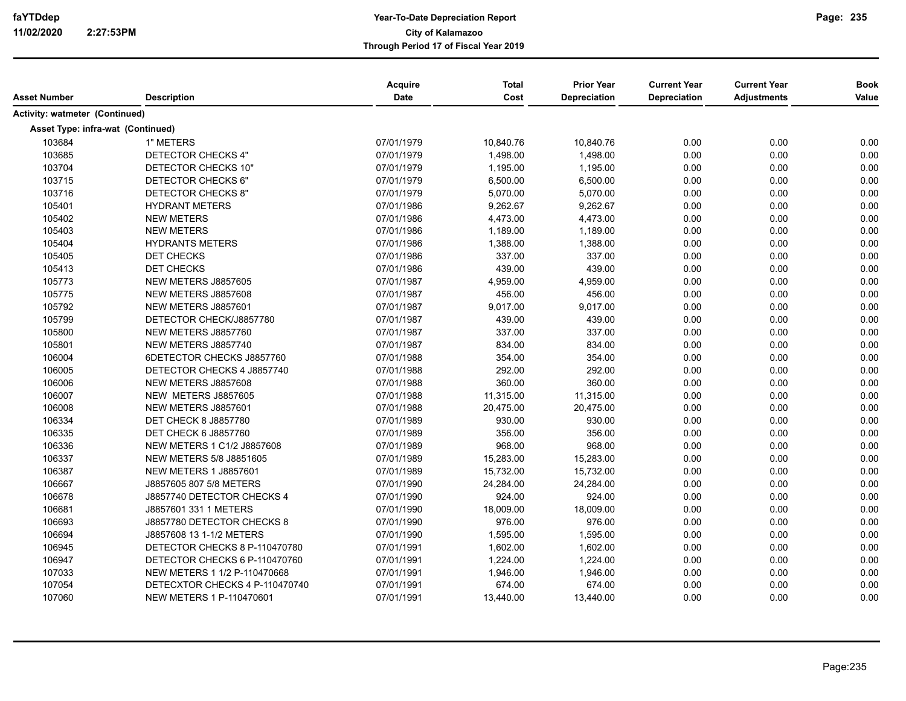| Asset Number | Description | Acquire Date | Total Cost | Prior Year Depreciation | Current Year Depreciation | Current Year Adjustments | Book Value |
|---|---|---|---|---|---|---|---|
| **Activity: watmeter (Continued)** | | | | | | | |
| **Asset Type: infra-wat (Continued)** | | | | | | | |
| 103684 | 1" METERS | 07/01/1979 | 10,840.76 | 10,840.76 | 0.00 | 0.00 | 0.00 |
| 103685 | DETECTOR CHECKS 4" | 07/01/1979 | 1,498.00 | 1,498.00 | 0.00 | 0.00 | 0.00 |
| 103704 | DETECTOR CHECKS 10" | 07/01/1979 | 1,195.00 | 1,195.00 | 0.00 | 0.00 | 0.00 |
| 103715 | DETECTOR CHECKS 6" | 07/01/1979 | 6,500.00 | 6,500.00 | 0.00 | 0.00 | 0.00 |
| 103716 | DETECTOR CHECKS 8" | 07/01/1979 | 5,070.00 | 5,070.00 | 0.00 | 0.00 | 0.00 |
| 105401 | HYDRANT METERS | 07/01/1986 | 9,262.67 | 9,262.67 | 0.00 | 0.00 | 0.00 |
| 105402 | NEW METERS | 07/01/1986 | 4,473.00 | 4,473.00 | 0.00 | 0.00 | 0.00 |
| 105403 | NEW METERS | 07/01/1986 | 1,189.00 | 1,189.00 | 0.00 | 0.00 | 0.00 |
| 105404 | HYDRANTS METERS | 07/01/1986 | 1,388.00 | 1,388.00 | 0.00 | 0.00 | 0.00 |
| 105405 | DET CHECKS | 07/01/1986 | 337.00 | 337.00 | 0.00 | 0.00 | 0.00 |
| 105413 | DET CHECKS | 07/01/1986 | 439.00 | 439.00 | 0.00 | 0.00 | 0.00 |
| 105773 | NEW METERS J8857605 | 07/01/1987 | 4,959.00 | 4,959.00 | 0.00 | 0.00 | 0.00 |
| 105775 | NEW METERS J8857608 | 07/01/1987 | 456.00 | 456.00 | 0.00 | 0.00 | 0.00 |
| 105792 | NEW METERS J8857601 | 07/01/1987 | 9,017.00 | 9,017.00 | 0.00 | 0.00 | 0.00 |
| 105799 | DETECTOR CHECK/J8857780 | 07/01/1987 | 439.00 | 439.00 | 0.00 | 0.00 | 0.00 |
| 105800 | NEW METERS J8857760 | 07/01/1987 | 337.00 | 337.00 | 0.00 | 0.00 | 0.00 |
| 105801 | NEW METERS J8857740 | 07/01/1987 | 834.00 | 834.00 | 0.00 | 0.00 | 0.00 |
| 106004 | 6DETECTOR CHECKS J8857760 | 07/01/1988 | 354.00 | 354.00 | 0.00 | 0.00 | 0.00 |
| 106005 | DETECTOR CHECKS 4 J8857740 | 07/01/1988 | 292.00 | 292.00 | 0.00 | 0.00 | 0.00 |
| 106006 | NEW METERS J8857608 | 07/01/1988 | 360.00 | 360.00 | 0.00 | 0.00 | 0.00 |
| 106007 | NEW METERS J8857605 | 07/01/1988 | 11,315.00 | 11,315.00 | 0.00 | 0.00 | 0.00 |
| 106008 | NEW METERS J8857601 | 07/01/1988 | 20,475.00 | 20,475.00 | 0.00 | 0.00 | 0.00 |
| 106334 | DET CHECK 8 J8857780 | 07/01/1989 | 930.00 | 930.00 | 0.00 | 0.00 | 0.00 |
| 106335 | DET CHECK 6 J8857760 | 07/01/1989 | 356.00 | 356.00 | 0.00 | 0.00 | 0.00 |
| 106336 | NEW METERS 1 C1/2 J8857608 | 07/01/1989 | 968.00 | 968.00 | 0.00 | 0.00 | 0.00 |
| 106337 | NEW METERS 5/8 J8851605 | 07/01/1989 | 15,283.00 | 15,283.00 | 0.00 | 0.00 | 0.00 |
| 106387 | NEW METERS 1 J8857601 | 07/01/1989 | 15,732.00 | 15,732.00 | 0.00 | 0.00 | 0.00 |
| 106667 | J8857605 807 5/8 METERS | 07/01/1990 | 24,284.00 | 24,284.00 | 0.00 | 0.00 | 0.00 |
| 106678 | J8857740 DETECTOR CHECKS 4 | 07/01/1990 | 924.00 | 924.00 | 0.00 | 0.00 | 0.00 |
| 106681 | J8857601 331 1 METERS | 07/01/1990 | 18,009.00 | 18,009.00 | 0.00 | 0.00 | 0.00 |
| 106693 | J8857780 DETECTOR CHECKS 8 | 07/01/1990 | 976.00 | 976.00 | 0.00 | 0.00 | 0.00 |
| 106694 | J8857608 13 1-1/2 METERS | 07/01/1990 | 1,595.00 | 1,595.00 | 0.00 | 0.00 | 0.00 |
| 106945 | DETECTOR CHECKS 8 P-110470780 | 07/01/1991 | 1,602.00 | 1,602.00 | 0.00 | 0.00 | 0.00 |
| 106947 | DETECTOR CHECKS 6 P-110470760 | 07/01/1991 | 1,224.00 | 1,224.00 | 0.00 | 0.00 | 0.00 |
| 107033 | NEW METERS 1 1/2 P-110470668 | 07/01/1991 | 1,946.00 | 1,946.00 | 0.00 | 0.00 | 0.00 |
| 107054 | DETECXTOR CHECKS 4 P-110470740 | 07/01/1991 | 674.00 | 674.00 | 0.00 | 0.00 | 0.00 |
| 107060 | NEW METERS 1 P-110470601 | 07/01/1991 | 13,440.00 | 13,440.00 | 0.00 | 0.00 | 0.00 |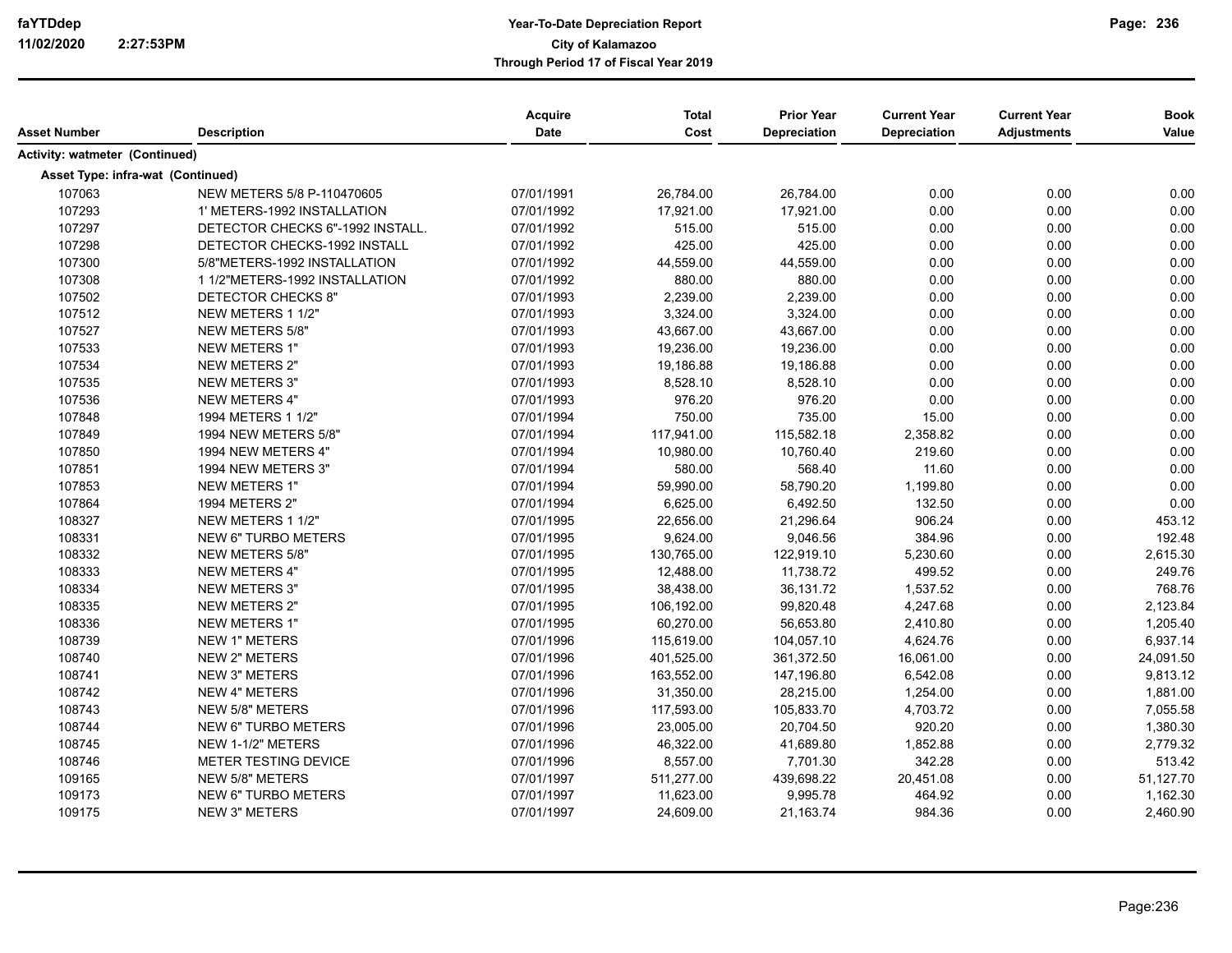# Year-To-Date Depreciation Report

## City of Kalamazoo

### Through Period 17 of Fiscal Year 2019

| Asset Number | Description | Acquire Date | Total Cost | Prior Year Depreciation | Current Year Depreciation | Current Year Adjustments | Book Value |
|---|---|---|---|---|---|---|---|
| **Activity: watmeter (Continued)** | | | | | | | |
| **Asset Type: infra-wat (Continued)** | | | | | | | |
| 107063 | NEW METERS 5/8 P-110470605 | 07/01/1991 | 26,784.00 | 26,784.00 | 0.00 | 0.00 | 0.00 |
| 107293 | 1' METERS-1992 INSTALLATION | 07/01/1992 | 17,921.00 | 17,921.00 | 0.00 | 0.00 | 0.00 |
| 107297 | DETECTOR CHECKS 6"-1992 INSTALL. | 07/01/1992 | 515.00 | 515.00 | 0.00 | 0.00 | 0.00 |
| 107298 | DETECTOR CHECKS-1992 INSTALL | 07/01/1992 | 425.00 | 425.00 | 0.00 | 0.00 | 0.00 |
| 107300 | 5/8"METERS-1992 INSTALLATION | 07/01/1992 | 44,559.00 | 44,559.00 | 0.00 | 0.00 | 0.00 |
| 107308 | 1 1/2"METERS-1992 INSTALLATION | 07/01/1992 | 880.00 | 880.00 | 0.00 | 0.00 | 0.00 |
| 107502 | DETECTOR CHECKS 8" | 07/01/1993 | 2,239.00 | 2,239.00 | 0.00 | 0.00 | 0.00 |
| 107512 | NEW METERS 1 1/2" | 07/01/1993 | 3,324.00 | 3,324.00 | 0.00 | 0.00 | 0.00 |
| 107527 | NEW METERS 5/8" | 07/01/1993 | 43,667.00 | 43,667.00 | 0.00 | 0.00 | 0.00 |
| 107533 | NEW METERS 1" | 07/01/1993 | 19,236.00 | 19,236.00 | 0.00 | 0.00 | 0.00 |
| 107534 | NEW METERS 2" | 07/01/1993 | 19,186.88 | 19,186.88 | 0.00 | 0.00 | 0.00 |
| 107535 | NEW METERS 3" | 07/01/1993 | 8,528.10 | 8,528.10 | 0.00 | 0.00 | 0.00 |
| 107536 | NEW METERS 4" | 07/01/1993 | 976.20 | 976.20 | 0.00 | 0.00 | 0.00 |
| 107848 | 1994 METERS 1 1/2" | 07/01/1994 | 750.00 | 735.00 | 15.00 | 0.00 | 0.00 |
| 107849 | 1994 NEW METERS 5/8" | 07/01/1994 | 117,941.00 | 115,582.18 | 2,358.82 | 0.00 | 0.00 |
| 107850 | 1994 NEW METERS 4" | 07/01/1994 | 10,980.00 | 10,760.40 | 219.60 | 0.00 | 0.00 |
| 107851 | 1994 NEW METERS 3" | 07/01/1994 | 580.00 | 568.40 | 11.60 | 0.00 | 0.00 |
| 107853 | NEW METERS 1" | 07/01/1994 | 59,990.00 | 58,790.20 | 1,199.80 | 0.00 | 0.00 |
| 107864 | 1994 METERS 2" | 07/01/1994 | 6,625.00 | 6,492.50 | 132.50 | 0.00 | 0.00 |
| 108327 | NEW METERS 1 1/2" | 07/01/1995 | 22,656.00 | 21,296.64 | 906.24 | 0.00 | 453.12 |
| 108331 | NEW 6" TURBO METERS | 07/01/1995 | 9,624.00 | 9,046.56 | 384.96 | 0.00 | 192.48 |
| 108332 | NEW METERS 5/8" | 07/01/1995 | 130,765.00 | 122,919.10 | 5,230.60 | 0.00 | 2,615.30 |
| 108333 | NEW METERS 4" | 07/01/1995 | 12,488.00 | 11,738.72 | 499.52 | 0.00 | 249.76 |
| 108334 | NEW METERS 3" | 07/01/1995 | 38,438.00 | 36,131.72 | 1,537.52 | 0.00 | 768.76 |
| 108335 | NEW METERS 2" | 07/01/1995 | 106,192.00 | 99,820.48 | 4,247.68 | 0.00 | 2,123.84 |
| 108336 | NEW METERS 1" | 07/01/1995 | 60,270.00 | 56,653.80 | 2,410.80 | 0.00 | 1,205.40 |
| 108739 | NEW 1" METERS | 07/01/1996 | 115,619.00 | 104,057.10 | 4,624.76 | 0.00 | 6,937.14 |
| 108740 | NEW 2" METERS | 07/01/1996 | 401,525.00 | 361,372.50 | 16,061.00 | 0.00 | 24,091.50 |
| 108741 | NEW 3" METERS | 07/01/1996 | 163,552.00 | 147,196.80 | 6,542.08 | 0.00 | 9,813.12 |
| 108742 | NEW 4" METERS | 07/01/1996 | 31,350.00 | 28,215.00 | 1,254.00 | 0.00 | 1,881.00 |
| 108743 | NEW 5/8" METERS | 07/01/1996 | 117,593.00 | 105,833.70 | 4,703.72 | 0.00 | 7,055.58 |
| 108744 | NEW 6" TURBO METERS | 07/01/1996 | 23,005.00 | 20,704.50 | 920.20 | 0.00 | 1,380.30 |
| 108745 | NEW 1-1/2" METERS | 07/01/1996 | 46,322.00 | 41,689.80 | 1,852.88 | 0.00 | 2,779.32 |
| 108746 | METER TESTING DEVICE | 07/01/1996 | 8,557.00 | 7,701.30 | 342.28 | 0.00 | 513.42 |
| 109165 | NEW 5/8" METERS | 07/01/1997 | 511,277.00 | 439,698.22 | 20,451.08 | 0.00 | 51,127.70 |
| 109173 | NEW 6" TURBO METERS | 07/01/1997 | 11,623.00 | 9,995.78 | 464.92 | 0.00 | 1,162.30 |
| 109175 | NEW 3" METERS | 07/01/1997 | 24,609.00 | 21,163.74 | 984.36 | 0.00 | 2,460.90 |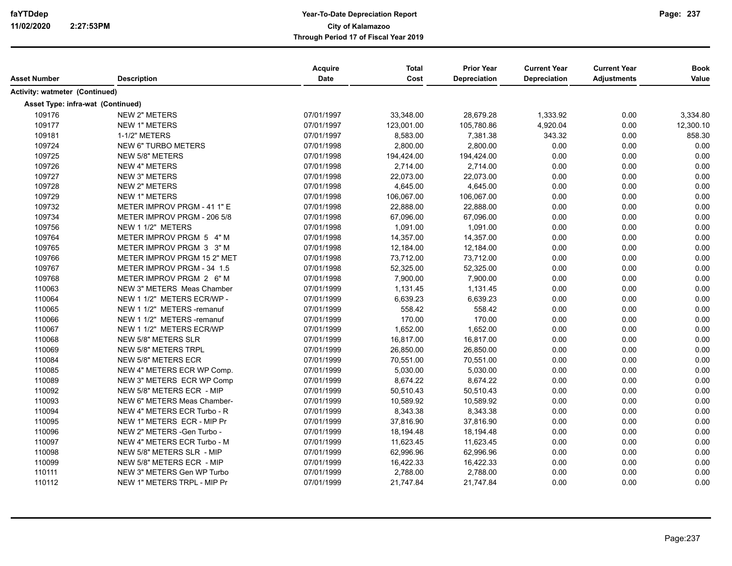| Asset Number | Description | Acquire Date | Total Cost | Prior Year Depreciation | Current Year Depreciation | Current Year Adjustments | Book Value |
|---|---|---|---|---|---|---|---|
| **Activity: watmeter (Continued)** | | | | | | | |
| **Asset Type: infra-wat (Continued)** | | | | | | | |
| 109176 | NEW 2" METERS | 07/01/1997 | 33,348.00 | 28,679.28 | 1,333.92 | 0.00 | 3,334.80 |
| 109177 | NEW 1" METERS | 07/01/1997 | 123,001.00 | 105,780.86 | 4,920.04 | 0.00 | 12,300.10 |
| 109181 | 1-1/2" METERS | 07/01/1997 | 8,583.00 | 7,381.38 | 343.32 | 0.00 | 858.30 |
| 109724 | NEW 6" TURBO METERS | 07/01/1998 | 2,800.00 | 2,800.00 | 0.00 | 0.00 | 0.00 |
| 109725 | NEW 5/8" METERS | 07/01/1998 | 194,424.00 | 194,424.00 | 0.00 | 0.00 | 0.00 |
| 109726 | NEW 4" METERS | 07/01/1998 | 2,714.00 | 2,714.00 | 0.00 | 0.00 | 0.00 |
| 109727 | NEW 3" METERS | 07/01/1998 | 22,073.00 | 22,073.00 | 0.00 | 0.00 | 0.00 |
| 109728 | NEW 2" METERS | 07/01/1998 | 4,645.00 | 4,645.00 | 0.00 | 0.00 | 0.00 |
| 109729 | NEW 1" METERS | 07/01/1998 | 106,067.00 | 106,067.00 | 0.00 | 0.00 | 0.00 |
| 109732 | METER IMPROV PRGM - 41 1" E | 07/01/1998 | 22,888.00 | 22,888.00 | 0.00 | 0.00 | 0.00 |
| 109734 | METER IMPROV PRGM - 206 5/8 | 07/01/1998 | 67,096.00 | 67,096.00 | 0.00 | 0.00 | 0.00 |
| 109756 | NEW 1 1/2" METERS | 07/01/1998 | 1,091.00 | 1,091.00 | 0.00 | 0.00 | 0.00 |
| 109764 | METER IMPROV PRGM 5 4" M | 07/01/1998 | 14,357.00 | 14,357.00 | 0.00 | 0.00 | 0.00 |
| 109765 | METER IMPROV PRGM 3 3" M | 07/01/1998 | 12,184.00 | 12,184.00 | 0.00 | 0.00 | 0.00 |
| 109766 | METER IMPROV PRGM 15 2" MET | 07/01/1998 | 73,712.00 | 73,712.00 | 0.00 | 0.00 | 0.00 |
| 109767 | METER IMPROV PRGM - 34 1.5 | 07/01/1998 | 52,325.00 | 52,325.00 | 0.00 | 0.00 | 0.00 |
| 109768 | METER IMPROV PRGM 2 6" M | 07/01/1998 | 7,900.00 | 7,900.00 | 0.00 | 0.00 | 0.00 |
| 110063 | NEW 3" METERS Meas Chamber | 07/01/1999 | 1,131.45 | 1,131.45 | 0.00 | 0.00 | 0.00 |
| 110064 | NEW 1 1/2" METERS ECR/WP - | 07/01/1999 | 6,639.23 | 6,639.23 | 0.00 | 0.00 | 0.00 |
| 110065 | NEW 1 1/2" METERS -remanuf | 07/01/1999 | 558.42 | 558.42 | 0.00 | 0.00 | 0.00 |
| 110066 | NEW 1 1/2" METERS -remanuf | 07/01/1999 | 170.00 | 170.00 | 0.00 | 0.00 | 0.00 |
| 110067 | NEW 1 1/2" METERS ECR/WP | 07/01/1999 | 1,652.00 | 1,652.00 | 0.00 | 0.00 | 0.00 |
| 110068 | NEW 5/8" METERS SLR | 07/01/1999 | 16,817.00 | 16,817.00 | 0.00 | 0.00 | 0.00 |
| 110069 | NEW 5/8" METERS TRPL | 07/01/1999 | 26,850.00 | 26,850.00 | 0.00 | 0.00 | 0.00 |
| 110084 | NEW 5/8" METERS ECR | 07/01/1999 | 70,551.00 | 70,551.00 | 0.00 | 0.00 | 0.00 |
| 110085 | NEW 4" METERS ECR WP Comp. | 07/01/1999 | 5,030.00 | 5,030.00 | 0.00 | 0.00 | 0.00 |
| 110089 | NEW 3" METERS ECR WP Comp | 07/01/1999 | 8,674.22 | 8,674.22 | 0.00 | 0.00 | 0.00 |
| 110092 | NEW 5/8" METERS ECR - MIP | 07/01/1999 | 50,510.43 | 50,510.43 | 0.00 | 0.00 | 0.00 |
| 110093 | NEW 6" METERS Meas Chamber- | 07/01/1999 | 10,589.92 | 10,589.92 | 0.00 | 0.00 | 0.00 |
| 110094 | NEW 4" METERS ECR Turbo - R | 07/01/1999 | 8,343.38 | 8,343.38 | 0.00 | 0.00 | 0.00 |
| 110095 | NEW 1" METERS ECR - MIP Pr | 07/01/1999 | 37,816.90 | 37,816.90 | 0.00 | 0.00 | 0.00 |
| 110096 | NEW 2" METERS -Gen Turbo - | 07/01/1999 | 18,194.48 | 18,194.48 | 0.00 | 0.00 | 0.00 |
| 110097 | NEW 4" METERS ECR Turbo - M | 07/01/1999 | 11,623.45 | 11,623.45 | 0.00 | 0.00 | 0.00 |
| 110098 | NEW 5/8" METERS SLR - MIP | 07/01/1999 | 62,996.96 | 62,996.96 | 0.00 | 0.00 | 0.00 |
| 110099 | NEW 5/8" METERS ECR - MIP | 07/01/1999 | 16,422.33 | 16,422.33 | 0.00 | 0.00 | 0.00 |
| 110111 | NEW 3" METERS Gen WP Turbo | 07/01/1999 | 2,788.00 | 2,788.00 | 0.00 | 0.00 | 0.00 |
| 110112 | NEW 1" METERS TRPL - MIP Pr | 07/01/1999 | 21,747.84 | 21,747.84 | 0.00 | 0.00 | 0.00 |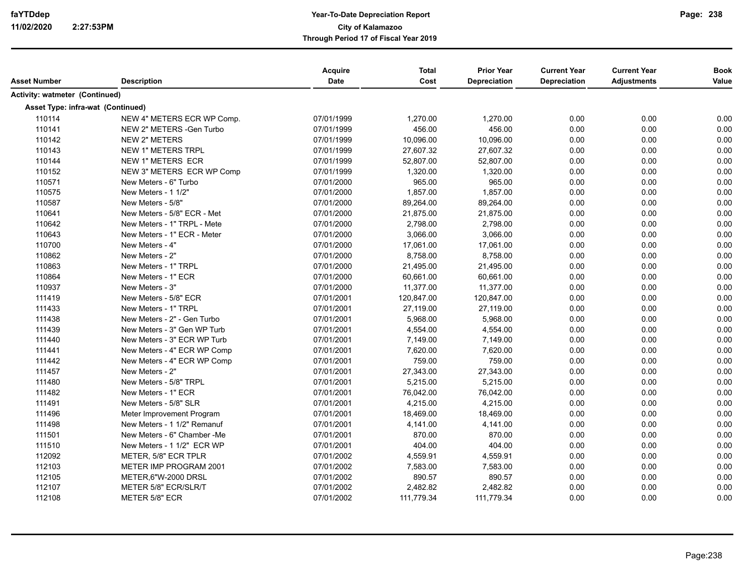**Year-To-Date Depreciation Report**
**City of Kalamazoo**
**Through Period 17 of Fiscal Year 2019**

| Asset Number | Description | Acquire Date | Total Cost | Prior Year Depreciation | Current Year Depreciation | Current Year Adjustments | Book Value |
|---|---|---|---|---|---|---|---|
| **Activity: watmeter (Continued)** | | | | | | | |
| **Asset Type: infra-wat (Continued)** | | | | | | | |
| 110114 | NEW 4" METERS ECR WP Comp. | 07/01/1999 | 1,270.00 | 1,270.00 | 0.00 | 0.00 | 0.00 |
| 110141 | NEW 2" METERS -Gen Turbo | 07/01/1999 | 456.00 | 456.00 | 0.00 | 0.00 | 0.00 |
| 110142 | NEW 2" METERS | 07/01/1999 | 10,096.00 | 10,096.00 | 0.00 | 0.00 | 0.00 |
| 110143 | NEW 1" METERS TRPL | 07/01/1999 | 27,607.32 | 27,607.32 | 0.00 | 0.00 | 0.00 |
| 110144 | NEW 1" METERS ECR | 07/01/1999 | 52,807.00 | 52,807.00 | 0.00 | 0.00 | 0.00 |
| 110152 | NEW 3" METERS ECR WP Comp | 07/01/1999 | 1,320.00 | 1,320.00 | 0.00 | 0.00 | 0.00 |
| 110571 | New Meters - 6" Turbo | 07/01/2000 | 965.00 | 965.00 | 0.00 | 0.00 | 0.00 |
| 110575 | New Meters - 1 1/2" | 07/01/2000 | 1,857.00 | 1,857.00 | 0.00 | 0.00 | 0.00 |
| 110587 | New Meters - 5/8" | 07/01/2000 | 89,264.00 | 89,264.00 | 0.00 | 0.00 | 0.00 |
| 110641 | New Meters - 5/8" ECR - Met | 07/01/2000 | 21,875.00 | 21,875.00 | 0.00 | 0.00 | 0.00 |
| 110642 | New Meters - 1" TRPL - Mete | 07/01/2000 | 2,798.00 | 2,798.00 | 0.00 | 0.00 | 0.00 |
| 110643 | New Meters - 1" ECR - Meter | 07/01/2000 | 3,066.00 | 3,066.00 | 0.00 | 0.00 | 0.00 |
| 110700 | New Meters - 4" | 07/01/2000 | 17,061.00 | 17,061.00 | 0.00 | 0.00 | 0.00 |
| 110862 | New Meters - 2" | 07/01/2000 | 8,758.00 | 8,758.00 | 0.00 | 0.00 | 0.00 |
| 110863 | New Meters - 1" TRPL | 07/01/2000 | 21,495.00 | 21,495.00 | 0.00 | 0.00 | 0.00 |
| 110864 | New Meters - 1" ECR | 07/01/2000 | 60,661.00 | 60,661.00 | 0.00 | 0.00 | 0.00 |
| 110937 | New Meters - 3" | 07/01/2000 | 11,377.00 | 11,377.00 | 0.00 | 0.00 | 0.00 |
| 111419 | New Meters - 5/8" ECR | 07/01/2001 | 120,847.00 | 120,847.00 | 0.00 | 0.00 | 0.00 |
| 111433 | New Meters - 1" TRPL | 07/01/2001 | 27,119.00 | 27,119.00 | 0.00 | 0.00 | 0.00 |
| 111438 | New Meters - 2" - Gen Turbo | 07/01/2001 | 5,968.00 | 5,968.00 | 0.00 | 0.00 | 0.00 |
| 111439 | New Meters - 3" Gen WP Turb | 07/01/2001 | 4,554.00 | 4,554.00 | 0.00 | 0.00 | 0.00 |
| 111440 | New Meters - 3" ECR WP Turb | 07/01/2001 | 7,149.00 | 7,149.00 | 0.00 | 0.00 | 0.00 |
| 111441 | New Meters - 4" ECR WP Comp | 07/01/2001 | 7,620.00 | 7,620.00 | 0.00 | 0.00 | 0.00 |
| 111442 | New Meters - 4" ECR WP Comp | 07/01/2001 | 759.00 | 759.00 | 0.00 | 0.00 | 0.00 |
| 111457 | New Meters - 2" | 07/01/2001 | 27,343.00 | 27,343.00 | 0.00 | 0.00 | 0.00 |
| 111480 | New Meters - 5/8" TRPL | 07/01/2001 | 5,215.00 | 5,215.00 | 0.00 | 0.00 | 0.00 |
| 111482 | New Meters - 1" ECR | 07/01/2001 | 76,042.00 | 76,042.00 | 0.00 | 0.00 | 0.00 |
| 111491 | New Meters - 5/8" SLR | 07/01/2001 | 4,215.00 | 4,215.00 | 0.00 | 0.00 | 0.00 |
| 111496 | Meter Improvement Program | 07/01/2001 | 18,469.00 | 18,469.00 | 0.00 | 0.00 | 0.00 |
| 111498 | New Meters - 1 1/2" Remanuf | 07/01/2001 | 4,141.00 | 4,141.00 | 0.00 | 0.00 | 0.00 |
| 111501 | New Meters - 6" Chamber -Me | 07/01/2001 | 870.00 | 870.00 | 0.00 | 0.00 | 0.00 |
| 111510 | New Meters - 1 1/2" ECR WP | 07/01/2001 | 404.00 | 404.00 | 0.00 | 0.00 | 0.00 |
| 112092 | METER, 5/8" ECR TPLR | 07/01/2002 | 4,559.91 | 4,559.91 | 0.00 | 0.00 | 0.00 |
| 112103 | METER IMP PROGRAM 2001 | 07/01/2002 | 7,583.00 | 7,583.00 | 0.00 | 0.00 | 0.00 |
| 112105 | METER,6"W-2000 DRSL | 07/01/2002 | 890.57 | 890.57 | 0.00 | 0.00 | 0.00 |
| 112107 | METER 5/8" ECR/SLR/T | 07/01/2002 | 2,482.82 | 2,482.82 | 0.00 | 0.00 | 0.00 |
| 112108 | METER 5/8" ECR | 07/01/2002 | 111,779.34 | 111,779.34 | 0.00 | 0.00 | 0.00 |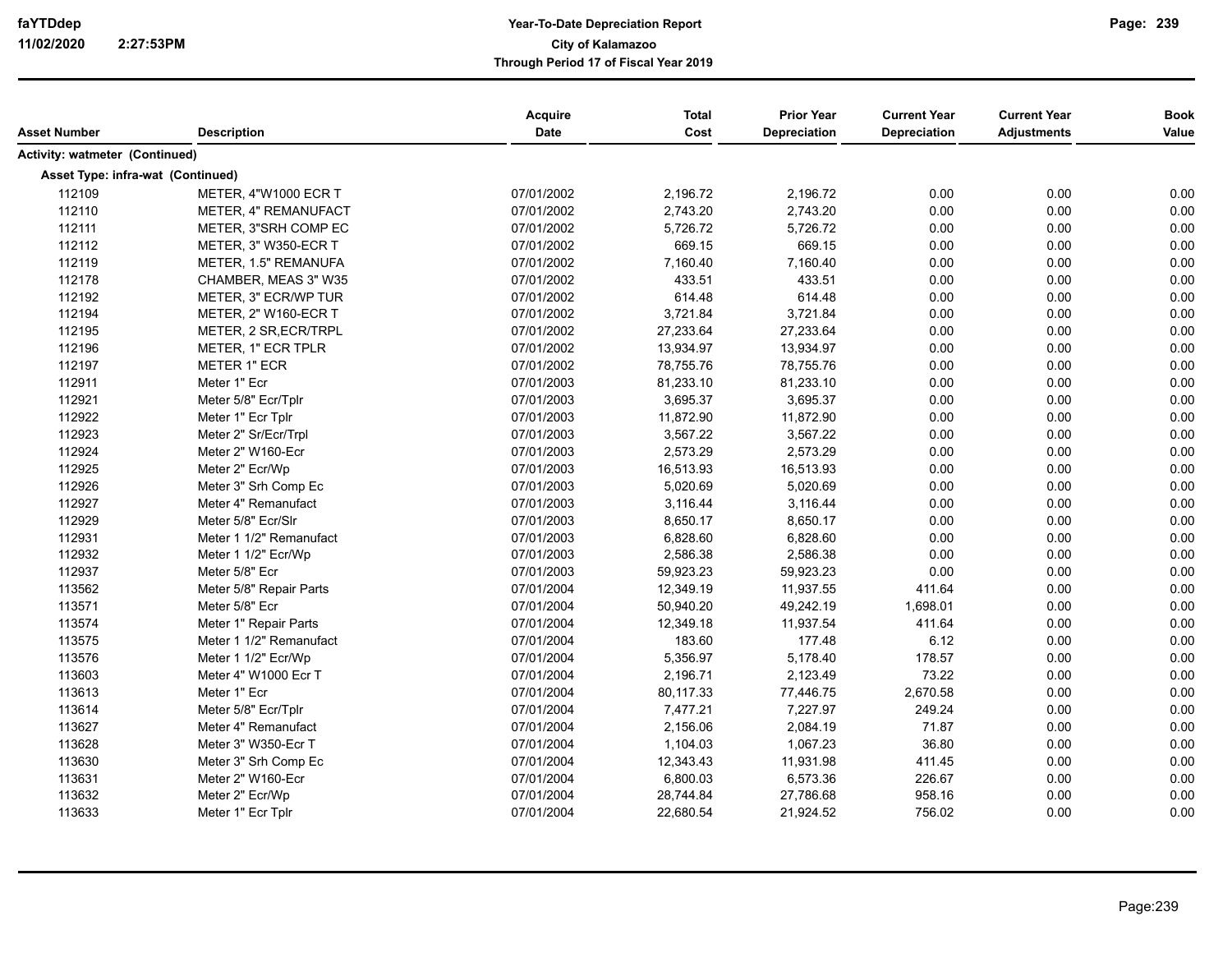**Activity: watmeter (Continued)**

**Asset Type: infra-wat (Continued)**

| Asset Number | Description | Acquire Date | Total Cost | Prior Year Depreciation | Current Year Depreciation | Current Year Adjustments | Book Value |
|---|---|---|---|---|---|---|---|
| 112109 | METER, 4"W1000 ECR T | 07/01/2002 | 2,196.72 | 2,196.72 | 0.00 | 0.00 | 0.00 |
| 112110 | METER, 4" REMANUFACT | 07/01/2002 | 2,743.20 | 2,743.20 | 0.00 | 0.00 | 0.00 |
| 112111 | METER, 3"SRH COMP EC | 07/01/2002 | 5,726.72 | 5,726.72 | 0.00 | 0.00 | 0.00 |
| 112112 | METER, 3" W350-ECR T | 07/01/2002 | 669.15 | 669.15 | 0.00 | 0.00 | 0.00 |
| 112119 | METER, 1.5" REMANUFA | 07/01/2002 | 7,160.40 | 7,160.40 | 0.00 | 0.00 | 0.00 |
| 112178 | CHAMBER, MEAS 3" W35 | 07/01/2002 | 433.51 | 433.51 | 0.00 | 0.00 | 0.00 |
| 112192 | METER, 3" ECR/WP TUR | 07/01/2002 | 614.48 | 614.48 | 0.00 | 0.00 | 0.00 |
| 112194 | METER, 2" W160-ECR T | 07/01/2002 | 3,721.84 | 3,721.84 | 0.00 | 0.00 | 0.00 |
| 112195 | METER, 2 SR,ECR/TRPL | 07/01/2002 | 27,233.64 | 27,233.64 | 0.00 | 0.00 | 0.00 |
| 112196 | METER, 1" ECR TPLR | 07/01/2002 | 13,934.97 | 13,934.97 | 0.00 | 0.00 | 0.00 |
| 112197 | METER 1" ECR | 07/01/2002 | 78,755.76 | 78,755.76 | 0.00 | 0.00 | 0.00 |
| 112911 | Meter 1" Ecr | 07/01/2003 | 81,233.10 | 81,233.10 | 0.00 | 0.00 | 0.00 |
| 112921 | Meter 5/8" Ecr/Tplr | 07/01/2003 | 3,695.37 | 3,695.37 | 0.00 | 0.00 | 0.00 |
| 112922 | Meter 1" Ecr Tplr | 07/01/2003 | 11,872.90 | 11,872.90 | 0.00 | 0.00 | 0.00 |
| 112923 | Meter 2" Sr/Ecr/Trpl | 07/01/2003 | 3,567.22 | 3,567.22 | 0.00 | 0.00 | 0.00 |
| 112924 | Meter 2" W160-Ecr | 07/01/2003 | 2,573.29 | 2,573.29 | 0.00 | 0.00 | 0.00 |
| 112925 | Meter 2" Ecr/Wp | 07/01/2003 | 16,513.93 | 16,513.93 | 0.00 | 0.00 | 0.00 |
| 112926 | Meter 3" Srh Comp Ec | 07/01/2003 | 5,020.69 | 5,020.69 | 0.00 | 0.00 | 0.00 |
| 112927 | Meter 4" Remanufact | 07/01/2003 | 3,116.44 | 3,116.44 | 0.00 | 0.00 | 0.00 |
| 112929 | Meter 5/8" Ecr/Slr | 07/01/2003 | 8,650.17 | 8,650.17 | 0.00 | 0.00 | 0.00 |
| 112931 | Meter 1 1/2" Remanufact | 07/01/2003 | 6,828.60 | 6,828.60 | 0.00 | 0.00 | 0.00 |
| 112932 | Meter 1 1/2" Ecr/Wp | 07/01/2003 | 2,586.38 | 2,586.38 | 0.00 | 0.00 | 0.00 |
| 112937 | Meter 5/8" Ecr | 07/01/2003 | 59,923.23 | 59,923.23 | 0.00 | 0.00 | 0.00 |
| 113562 | Meter 5/8" Repair Parts | 07/01/2004 | 12,349.19 | 11,937.55 | 411.64 | 0.00 | 0.00 |
| 113571 | Meter 5/8" Ecr | 07/01/2004 | 50,940.20 | 49,242.19 | 1,698.01 | 0.00 | 0.00 |
| 113574 | Meter 1" Repair Parts | 07/01/2004 | 12,349.18 | 11,937.54 | 411.64 | 0.00 | 0.00 |
| 113575 | Meter 1 1/2" Remanufact | 07/01/2004 | 183.60 | 177.48 | 6.12 | 0.00 | 0.00 |
| 113576 | Meter 1 1/2" Ecr/Wp | 07/01/2004 | 5,356.97 | 5,178.40 | 178.57 | 0.00 | 0.00 |
| 113603 | Meter 4" W1000 Ecr T | 07/01/2004 | 2,196.71 | 2,123.49 | 73.22 | 0.00 | 0.00 |
| 113613 | Meter 1" Ecr | 07/01/2004 | 80,117.33 | 77,446.75 | 2,670.58 | 0.00 | 0.00 |
| 113614 | Meter 5/8" Ecr/Tplr | 07/01/2004 | 7,477.21 | 7,227.97 | 249.24 | 0.00 | 0.00 |
| 113627 | Meter 4" Remanufact | 07/01/2004 | 2,156.06 | 2,084.19 | 71.87 | 0.00 | 0.00 |
| 113628 | Meter 3" W350-Ecr T | 07/01/2004 | 1,104.03 | 1,067.23 | 36.80 | 0.00 | 0.00 |
| 113630 | Meter 3" Srh Comp Ec | 07/01/2004 | 12,343.43 | 11,931.98 | 411.45 | 0.00 | 0.00 |
| 113631 | Meter 2" W160-Ecr | 07/01/2004 | 6,800.03 | 6,573.36 | 226.67 | 0.00 | 0.00 |
| 113632 | Meter 2" Ecr/Wp | 07/01/2004 | 28,744.84 | 27,786.68 | 958.16 | 0.00 | 0.00 |
| 113633 | Meter 1" Ecr Tplr | 07/01/2004 | 22,680.54 | 21,924.52 | 756.02 | 0.00 | 0.00 |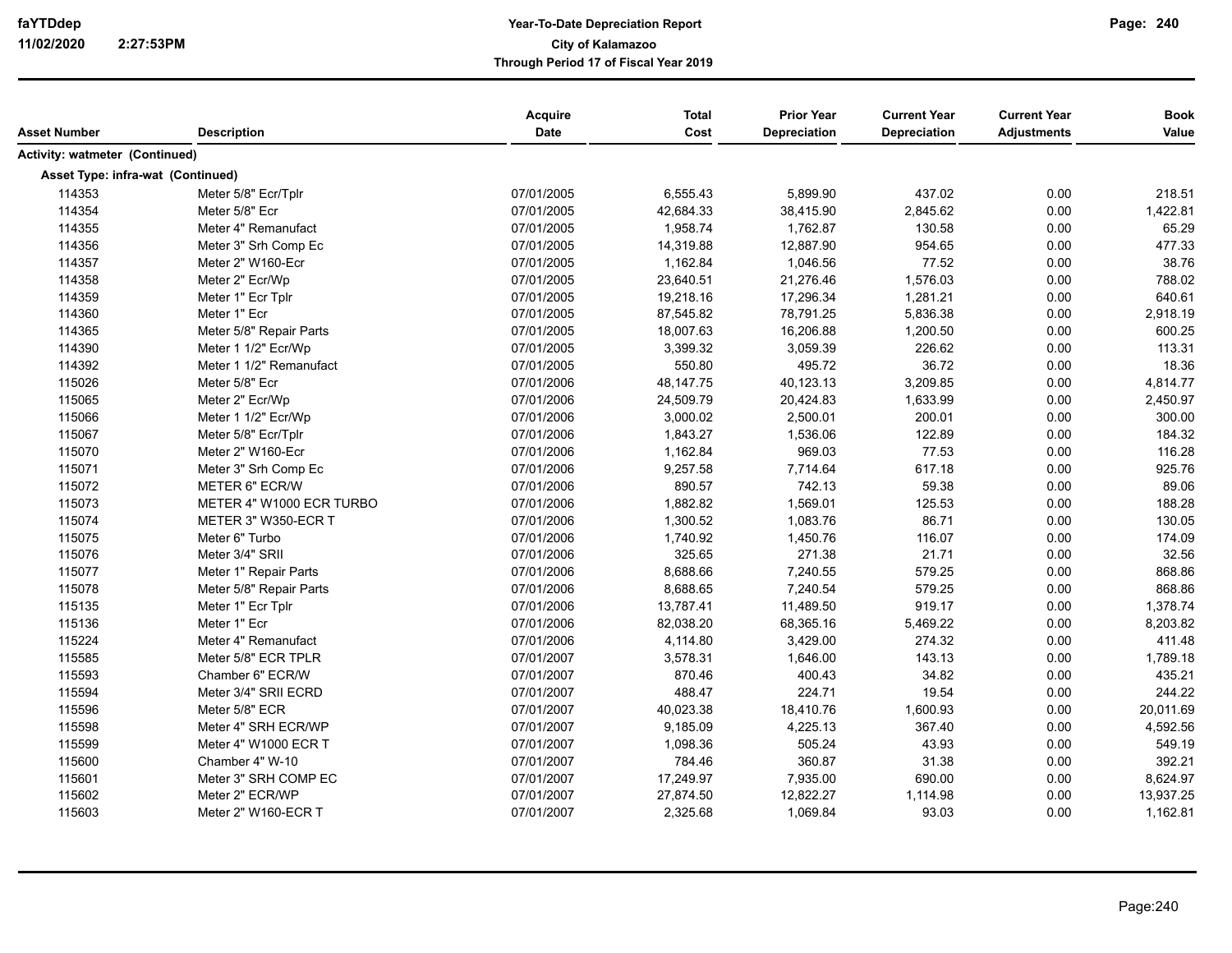**faYTDdep**
**11/02/2020 2:27:53PM**

**Year-To-Date Depreciation Report**
**City of Kalamazoo**
**Through Period 17 of Fiscal Year 2019**

| Asset Number | Description | Acquire Date | Total Cost | Prior Year Depreciation | Current Year Depreciation | Current Year Adjustments | Book Value |
|---|---|---|---|---|---|---|---|
| **Activity: watmeter (Continued)** | | | | | | | |
| **Asset Type: infra-wat (Continued)** | | | | | | | |
| 114353 | Meter 5/8" Ecr/Tplr | 07/01/2005 | 6,555.43 | 5,899.90 | 437.02 | 0.00 | 218.51 |
| 114354 | Meter 5/8" Ecr | 07/01/2005 | 42,684.33 | 38,415.90 | 2,845.62 | 0.00 | 1,422.81 |
| 114355 | Meter 4" Remanufact | 07/01/2005 | 1,958.74 | 1,762.87 | 130.58 | 0.00 | 65.29 |
| 114356 | Meter 3" Srh Comp Ec | 07/01/2005 | 14,319.88 | 12,887.90 | 954.65 | 0.00 | 477.33 |
| 114357 | Meter 2" W160-Ecr | 07/01/2005 | 1,162.84 | 1,046.56 | 77.52 | 0.00 | 38.76 |
| 114358 | Meter 2" Ecr/Wp | 07/01/2005 | 23,640.51 | 21,276.46 | 1,576.03 | 0.00 | 788.02 |
| 114359 | Meter 1" Ecr Tplr | 07/01/2005 | 19,218.16 | 17,296.34 | 1,281.21 | 0.00 | 640.61 |
| 114360 | Meter 1" Ecr | 07/01/2005 | 87,545.82 | 78,791.25 | 5,836.38 | 0.00 | 2,918.19 |
| 114365 | Meter 5/8" Repair Parts | 07/01/2005 | 18,007.63 | 16,206.88 | 1,200.50 | 0.00 | 600.25 |
| 114390 | Meter 1 1/2" Ecr/Wp | 07/01/2005 | 3,399.32 | 3,059.39 | 226.62 | 0.00 | 113.31 |
| 114392 | Meter 1 1/2" Remanufact | 07/01/2005 | 550.80 | 495.72 | 36.72 | 0.00 | 18.36 |
| 115026 | Meter 5/8" Ecr | 07/01/2006 | 48,147.75 | 40,123.13 | 3,209.85 | 0.00 | 4,814.77 |
| 115065 | Meter 2" Ecr/Wp | 07/01/2006 | 24,509.79 | 20,424.83 | 1,633.99 | 0.00 | 2,450.97 |
| 115066 | Meter 1 1/2" Ecr/Wp | 07/01/2006 | 3,000.02 | 2,500.01 | 200.01 | 0.00 | 300.00 |
| 115067 | Meter 5/8" Ecr/Tplr | 07/01/2006 | 1,843.27 | 1,536.06 | 122.89 | 0.00 | 184.32 |
| 115070 | Meter 2" W160-Ecr | 07/01/2006 | 1,162.84 | 969.03 | 77.53 | 0.00 | 116.28 |
| 115071 | Meter 3" Srh Comp Ec | 07/01/2006 | 9,257.58 | 7,714.64 | 617.18 | 0.00 | 925.76 |
| 115072 | METER 6" ECR/W | 07/01/2006 | 890.57 | 742.13 | 59.38 | 0.00 | 89.06 |
| 115073 | METER 4" W1000 ECR TURBO | 07/01/2006 | 1,882.82 | 1,569.01 | 125.53 | 0.00 | 188.28 |
| 115074 | METER 3" W350-ECR T | 07/01/2006 | 1,300.52 | 1,083.76 | 86.71 | 0.00 | 130.05 |
| 115075 | Meter 6" Turbo | 07/01/2006 | 1,740.92 | 1,450.76 | 116.07 | 0.00 | 174.09 |
| 115076 | Meter 3/4" SRII | 07/01/2006 | 325.65 | 271.38 | 21.71 | 0.00 | 32.56 |
| 115077 | Meter 1" Repair Parts | 07/01/2006 | 8,688.66 | 7,240.55 | 579.25 | 0.00 | 868.86 |
| 115078 | Meter 5/8" Repair Parts | 07/01/2006 | 8,688.65 | 7,240.54 | 579.25 | 0.00 | 868.86 |
| 115135 | Meter 1" Ecr Tplr | 07/01/2006 | 13,787.41 | 11,489.50 | 919.17 | 0.00 | 1,378.74 |
| 115136 | Meter 1" Ecr | 07/01/2006 | 82,038.20 | 68,365.16 | 5,469.22 | 0.00 | 8,203.82 |
| 115224 | Meter 4" Remanufact | 07/01/2006 | 4,114.80 | 3,429.00 | 274.32 | 0.00 | 411.48 |
| 115585 | Meter 5/8" ECR TPLR | 07/01/2007 | 3,578.31 | 1,646.00 | 143.13 | 0.00 | 1,789.18 |
| 115593 | Chamber 6" ECR/W | 07/01/2007 | 870.46 | 400.43 | 34.82 | 0.00 | 435.21 |
| 115594 | Meter 3/4" SRII ECRD | 07/01/2007 | 488.47 | 224.71 | 19.54 | 0.00 | 244.22 |
| 115596 | Meter 5/8" ECR | 07/01/2007 | 40,023.38 | 18,410.76 | 1,600.93 | 0.00 | 20,011.69 |
| 115598 | Meter 4" SRH ECR/WP | 07/01/2007 | 9,185.09 | 4,225.13 | 367.40 | 0.00 | 4,592.56 |
| 115599 | Meter 4" W1000 ECR T | 07/01/2007 | 1,098.36 | 505.24 | 43.93 | 0.00 | 549.19 |
| 115600 | Chamber 4" W-10 | 07/01/2007 | 784.46 | 360.87 | 31.38 | 0.00 | 392.21 |
| 115601 | Meter 3" SRH COMP EC | 07/01/2007 | 17,249.97 | 7,935.00 | 690.00 | 0.00 | 8,624.97 |
| 115602 | Meter 2" ECR/WP | 07/01/2007 | 27,874.50 | 12,822.27 | 1,114.98 | 0.00 | 13,937.25 |
| 115603 | Meter 2" W160-ECR T | 07/01/2007 | 2,325.68 | 1,069.84 | 93.03 | 0.00 | 1,162.81 |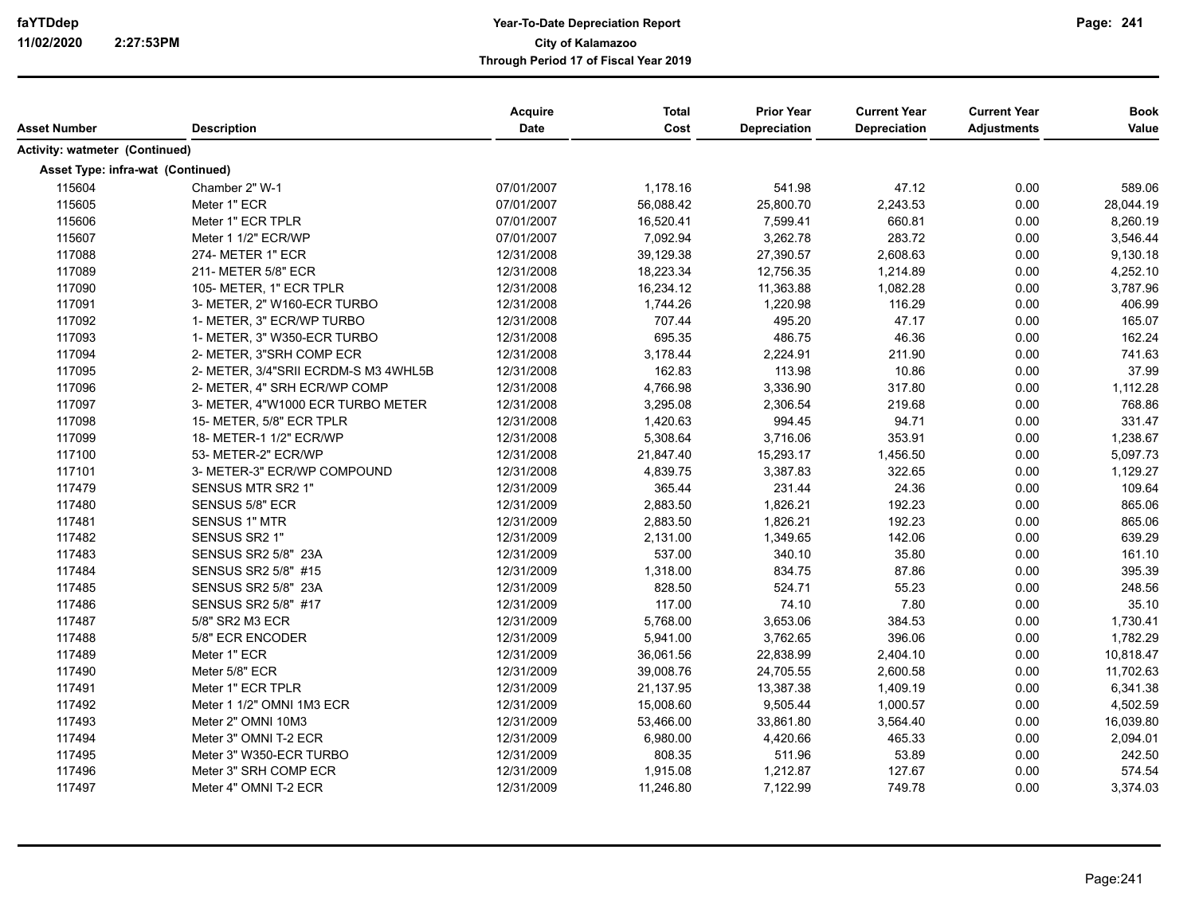## Year-To-Date Depreciation Report
## City of Kalamazoo
## Through Period 17 of Fiscal Year 2019

| Asset Number | Description | Acquire Date | Total Cost | Prior Year Depreciation | Current Year Depreciation | Current Year Adjustments | Book Value |
|---|---|---|---|---|---|---|---|
| **Activity: watmeter (Continued)** | | | | | | | |
| **Asset Type: infra-wat (Continued)** | | | | | | | |
| 115604 | Chamber 2" W-1 | 07/01/2007 | 1,178.16 | 541.98 | 47.12 | 0.00 | 589.06 |
| 115605 | Meter 1" ECR | 07/01/2007 | 56,088.42 | 25,800.70 | 2,243.53 | 0.00 | 28,044.19 |
| 115606 | Meter 1" ECR TPLR | 07/01/2007 | 16,520.41 | 7,599.41 | 660.81 | 0.00 | 8,260.19 |
| 115607 | Meter 1 1/2" ECR/WP | 07/01/2007 | 7,092.94 | 3,262.78 | 283.72 | 0.00 | 3,546.44 |
| 117088 | 274- METER 1" ECR | 12/31/2008 | 39,129.38 | 27,390.57 | 2,608.63 | 0.00 | 9,130.18 |
| 117089 | 211- METER 5/8" ECR | 12/31/2008 | 18,223.34 | 12,756.35 | 1,214.89 | 0.00 | 4,252.10 |
| 117090 | 105- METER, 1" ECR TPLR | 12/31/2008 | 16,234.12 | 11,363.88 | 1,082.28 | 0.00 | 3,787.96 |
| 117091 | 3- METER, 2" W160-ECR TURBO | 12/31/2008 | 1,744.26 | 1,220.98 | 116.29 | 0.00 | 406.99 |
| 117092 | 1- METER, 3" ECR/WP TURBO | 12/31/2008 | 707.44 | 495.20 | 47.17 | 0.00 | 165.07 |
| 117093 | 1- METER, 3" W350-ECR TURBO | 12/31/2008 | 695.35 | 486.75 | 46.36 | 0.00 | 162.24 |
| 117094 | 2- METER, 3"SRH COMP ECR | 12/31/2008 | 3,178.44 | 2,224.91 | 211.90 | 0.00 | 741.63 |
| 117095 | 2- METER, 3/4"SRII ECRDM-S M3 4WHL5B | 12/31/2008 | 162.83 | 113.98 | 10.86 | 0.00 | 37.99 |
| 117096 | 2- METER, 4" SRH ECR/WP COMP | 12/31/2008 | 4,766.98 | 3,336.90 | 317.80 | 0.00 | 1,112.28 |
| 117097 | 3- METER, 4"W1000 ECR TURBO METER | 12/31/2008 | 3,295.08 | 2,306.54 | 219.68 | 0.00 | 768.86 |
| 117098 | 15- METER, 5/8" ECR TPLR | 12/31/2008 | 1,420.63 | 994.45 | 94.71 | 0.00 | 331.47 |
| 117099 | 18- METER-1 1/2" ECR/WP | 12/31/2008 | 5,308.64 | 3,716.06 | 353.91 | 0.00 | 1,238.67 |
| 117100 | 53- METER-2" ECR/WP | 12/31/2008 | 21,847.40 | 15,293.17 | 1,456.50 | 0.00 | 5,097.73 |
| 117101 | 3- METER-3" ECR/WP COMPOUND | 12/31/2008 | 4,839.75 | 3,387.83 | 322.65 | 0.00 | 1,129.27 |
| 117479 | SENSUS MTR SR2 1" | 12/31/2009 | 365.44 | 231.44 | 24.36 | 0.00 | 109.64 |
| 117480 | SENSUS 5/8" ECR | 12/31/2009 | 2,883.50 | 1,826.21 | 192.23 | 0.00 | 865.06 |
| 117481 | SENSUS 1" MTR | 12/31/2009 | 2,883.50 | 1,826.21 | 192.23 | 0.00 | 865.06 |
| 117482 | SENSUS SR2 1" | 12/31/2009 | 2,131.00 | 1,349.65 | 142.06 | 0.00 | 639.29 |
| 117483 | SENSUS SR2 5/8" 23A | 12/31/2009 | 537.00 | 340.10 | 35.80 | 0.00 | 161.10 |
| 117484 | SENSUS SR2 5/8" #15 | 12/31/2009 | 1,318.00 | 834.75 | 87.86 | 0.00 | 395.39 |
| 117485 | SENSUS SR2 5/8" 23A | 12/31/2009 | 828.50 | 524.71 | 55.23 | 0.00 | 248.56 |
| 117486 | SENSUS SR2 5/8" #17 | 12/31/2009 | 117.00 | 74.10 | 7.80 | 0.00 | 35.10 |
| 117487 | 5/8" SR2 M3 ECR | 12/31/2009 | 5,768.00 | 3,653.06 | 384.53 | 0.00 | 1,730.41 |
| 117488 | 5/8" ECR ENCODER | 12/31/2009 | 5,941.00 | 3,762.65 | 396.06 | 0.00 | 1,782.29 |
| 117489 | Meter 1" ECR | 12/31/2009 | 36,061.56 | 22,838.99 | 2,404.10 | 0.00 | 10,818.47 |
| 117490 | Meter 5/8" ECR | 12/31/2009 | 39,008.76 | 24,705.55 | 2,600.58 | 0.00 | 11,702.63 |
| 117491 | Meter 1" ECR TPLR | 12/31/2009 | 21,137.95 | 13,387.38 | 1,409.19 | 0.00 | 6,341.38 |
| 117492 | Meter 1 1/2" OMNI 1M3 ECR | 12/31/2009 | 15,008.60 | 9,505.44 | 1,000.57 | 0.00 | 4,502.59 |
| 117493 | Meter 2" OMNI 10M3 | 12/31/2009 | 53,466.00 | 33,861.80 | 3,564.40 | 0.00 | 16,039.80 |
| 117494 | Meter 3" OMNI T-2 ECR | 12/31/2009 | 6,980.00 | 4,420.66 | 465.33 | 0.00 | 2,094.01 |
| 117495 | Meter 3" W350-ECR TURBO | 12/31/2009 | 808.35 | 511.96 | 53.89 | 0.00 | 242.50 |
| 117496 | Meter 3" SRH COMP ECR | 12/31/2009 | 1,915.08 | 1,212.87 | 127.67 | 0.00 | 574.54 |
| 117497 | Meter 4" OMNI T-2 ECR | 12/31/2009 | 11,246.80 | 7,122.99 | 749.78 | 0.00 | 3,374.03 |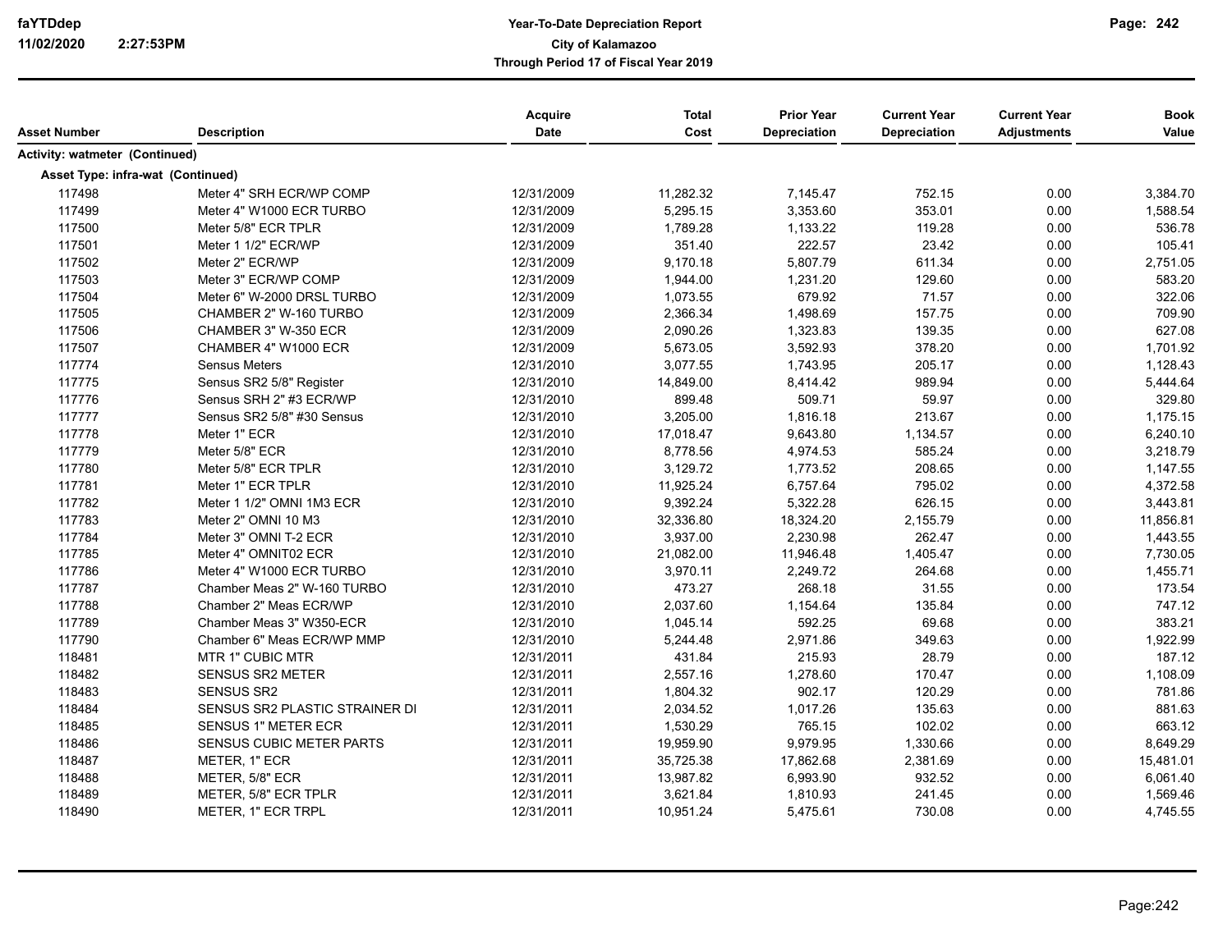| Asset Number | Description | Acquire Date | Total Cost | Prior Year Depreciation | Current Year Depreciation | Current Year Adjustments | Book Value |
|---|---|---|---|---|---|---|---|
| **Activity: watmeter (Continued)** | | | | | | | |
| **Asset Type: infra-wat (Continued)** | | | | | | | |
| 117498 | Meter 4" SRH ECR/WP COMP | 12/31/2009 | 11,282.32 | 7,145.47 | 752.15 | 0.00 | 3,384.70 |
| 117499 | Meter 4" W1000 ECR TURBO | 12/31/2009 | 5,295.15 | 3,353.60 | 353.01 | 0.00 | 1,588.54 |
| 117500 | Meter 5/8" ECR TPLR | 12/31/2009 | 1,789.28 | 1,133.22 | 119.28 | 0.00 | 536.78 |
| 117501 | Meter 1 1/2" ECR/WP | 12/31/2009 | 351.40 | 222.57 | 23.42 | 0.00 | 105.41 |
| 117502 | Meter 2" ECR/WP | 12/31/2009 | 9,170.18 | 5,807.79 | 611.34 | 0.00 | 2,751.05 |
| 117503 | Meter 3" ECR/WP COMP | 12/31/2009 | 1,944.00 | 1,231.20 | 129.60 | 0.00 | 583.20 |
| 117504 | Meter 6" W-2000 DRSL TURBO | 12/31/2009 | 1,073.55 | 679.92 | 71.57 | 0.00 | 322.06 |
| 117505 | CHAMBER 2" W-160 TURBO | 12/31/2009 | 2,366.34 | 1,498.69 | 157.75 | 0.00 | 709.90 |
| 117506 | CHAMBER 3" W-350 ECR | 12/31/2009 | 2,090.26 | 1,323.83 | 139.35 | 0.00 | 627.08 |
| 117507 | CHAMBER 4" W1000 ECR | 12/31/2009 | 5,673.05 | 3,592.93 | 378.20 | 0.00 | 1,701.92 |
| 117774 | Sensus Meters | 12/31/2010 | 3,077.55 | 1,743.95 | 205.17 | 0.00 | 1,128.43 |
| 117775 | Sensus SR2 5/8" Register | 12/31/2010 | 14,849.00 | 8,414.42 | 989.94 | 0.00 | 5,444.64 |
| 117776 | Sensus SRH 2" #3 ECR/WP | 12/31/2010 | 899.48 | 509.71 | 59.97 | 0.00 | 329.80 |
| 117777 | Sensus SR2 5/8" #30 Sensus | 12/31/2010 | 3,205.00 | 1,816.18 | 213.67 | 0.00 | 1,175.15 |
| 117778 | Meter 1" ECR | 12/31/2010 | 17,018.47 | 9,643.80 | 1,134.57 | 0.00 | 6,240.10 |
| 117779 | Meter 5/8" ECR | 12/31/2010 | 8,778.56 | 4,974.53 | 585.24 | 0.00 | 3,218.79 |
| 117780 | Meter 5/8" ECR TPLR | 12/31/2010 | 3,129.72 | 1,773.52 | 208.65 | 0.00 | 1,147.55 |
| 117781 | Meter 1" ECR TPLR | 12/31/2010 | 11,925.24 | 6,757.64 | 795.02 | 0.00 | 4,372.58 |
| 117782 | Meter 1 1/2" OMNI 1M3 ECR | 12/31/2010 | 9,392.24 | 5,322.28 | 626.15 | 0.00 | 3,443.81 |
| 117783 | Meter 2" OMNI 10 M3 | 12/31/2010 | 32,336.80 | 18,324.20 | 2,155.79 | 0.00 | 11,856.81 |
| 117784 | Meter 3" OMNI T-2 ECR | 12/31/2010 | 3,937.00 | 2,230.98 | 262.47 | 0.00 | 1,443.55 |
| 117785 | Meter 4" OMNIT02 ECR | 12/31/2010 | 21,082.00 | 11,946.48 | 1,405.47 | 0.00 | 7,730.05 |
| 117786 | Meter 4" W1000 ECR TURBO | 12/31/2010 | 3,970.11 | 2,249.72 | 264.68 | 0.00 | 1,455.71 |
| 117787 | Chamber Meas 2" W-160 TURBO | 12/31/2010 | 473.27 | 268.18 | 31.55 | 0.00 | 173.54 |
| 117788 | Chamber 2" Meas ECR/WP | 12/31/2010 | 2,037.60 | 1,154.64 | 135.84 | 0.00 | 747.12 |
| 117789 | Chamber Meas 3" W350-ECR | 12/31/2010 | 1,045.14 | 592.25 | 69.68 | 0.00 | 383.21 |
| 117790 | Chamber 6" Meas ECR/WP MMP | 12/31/2010 | 5,244.48 | 2,971.86 | 349.63 | 0.00 | 1,922.99 |
| 118481 | MTR 1" CUBIC MTR | 12/31/2011 | 431.84 | 215.93 | 28.79 | 0.00 | 187.12 |
| 118482 | SENSUS SR2 METER | 12/31/2011 | 2,557.16 | 1,278.60 | 170.47 | 0.00 | 1,108.09 |
| 118483 | SENSUS SR2 | 12/31/2011 | 1,804.32 | 902.17 | 120.29 | 0.00 | 781.86 |
| 118484 | SENSUS SR2 PLASTIC STRAINER DI | 12/31/2011 | 2,034.52 | 1,017.26 | 135.63 | 0.00 | 881.63 |
| 118485 | SENSUS 1" METER ECR | 12/31/2011 | 1,530.29 | 765.15 | 102.02 | 0.00 | 663.12 |
| 118486 | SENSUS CUBIC METER PARTS | 12/31/2011 | 19,959.90 | 9,979.95 | 1,330.66 | 0.00 | 8,649.29 |
| 118487 | METER, 1" ECR | 12/31/2011 | 35,725.38 | 17,862.68 | 2,381.69 | 0.00 | 15,481.01 |
| 118488 | METER, 5/8" ECR | 12/31/2011 | 13,987.82 | 6,993.90 | 932.52 | 0.00 | 6,061.40 |
| 118489 | METER, 5/8" ECR TPLR | 12/31/2011 | 3,621.84 | 1,810.93 | 241.45 | 0.00 | 1,569.46 |
| 118490 | METER, 1" ECR TRPL | 12/31/2011 | 10,951.24 | 5,475.61 | 730.08 | 0.00 | 4,745.55 |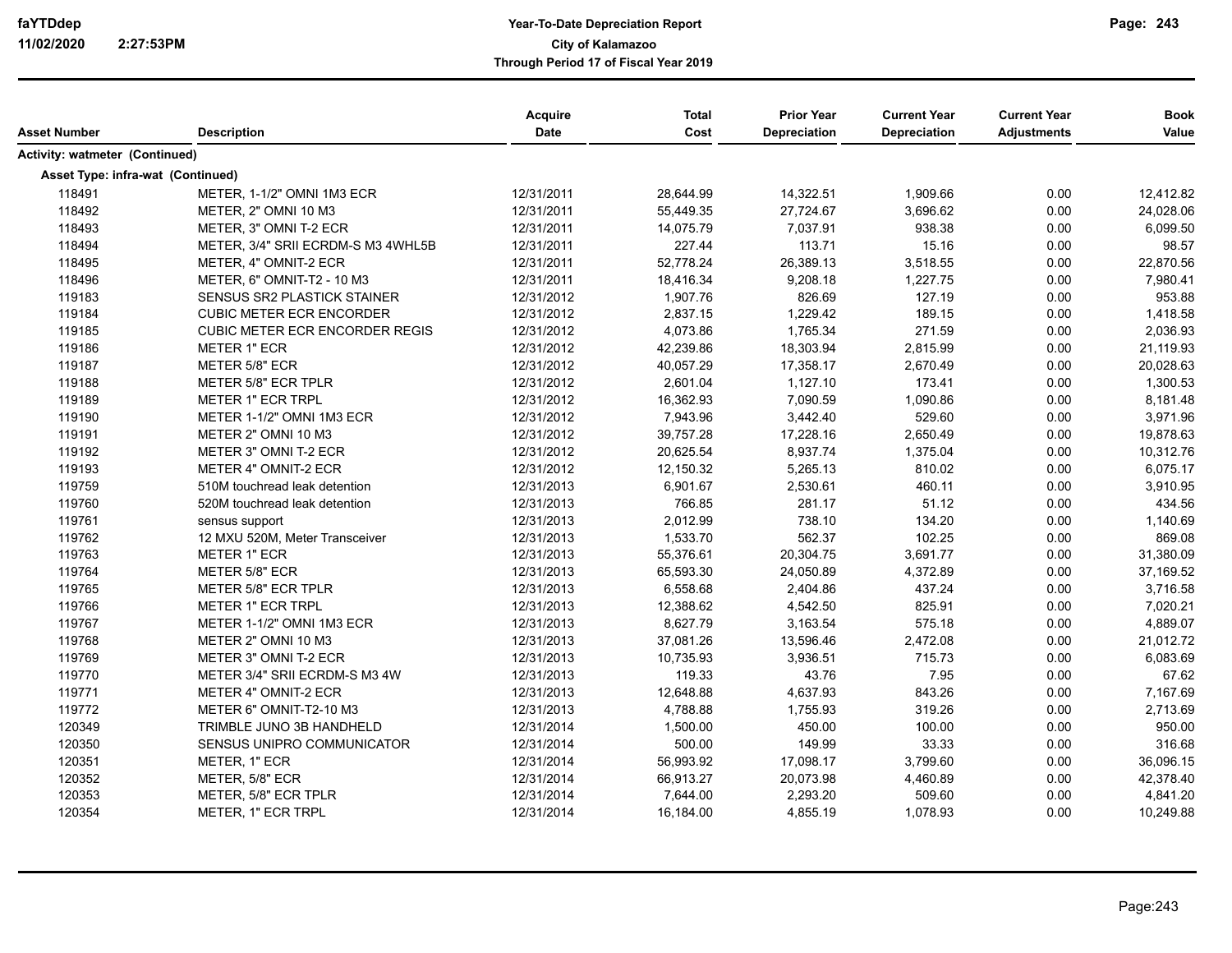**Year-To-Date Depreciation Report**
**City of Kalamazoo**
**Through Period 17 of Fiscal Year 2019**

| Asset Number | Description | Acquire Date | Total Cost | Prior Year Depreciation | Current Year Depreciation | Current Year Adjustments | Book Value |
|---|---|---|---|---|---|---|---|
| **Activity: watmeter (Continued)** | | | | | | | |
| **Asset Type: infra-wat (Continued)** | | | | | | | |
| 118491 | METER, 1-1/2" OMNI 1M3 ECR | 12/31/2011 | 28,644.99 | 14,322.51 | 1,909.66 | 0.00 | 12,412.82 |
| 118492 | METER, 2" OMNI 10 M3 | 12/31/2011 | 55,449.35 | 27,724.67 | 3,696.62 | 0.00 | 24,028.06 |
| 118493 | METER, 3" OMNI T-2 ECR | 12/31/2011 | 14,075.79 | 7,037.91 | 938.38 | 0.00 | 6,099.50 |
| 118494 | METER, 3/4" SRII ECRDM-S M3 4WHL5B | 12/31/2011 | 227.44 | 113.71 | 15.16 | 0.00 | 98.57 |
| 118495 | METER, 4" OMNIT-2 ECR | 12/31/2011 | 52,778.24 | 26,389.13 | 3,518.55 | 0.00 | 22,870.56 |
| 118496 | METER, 6" OMNIT-T2 - 10 M3 | 12/31/2011 | 18,416.34 | 9,208.18 | 1,227.75 | 0.00 | 7,980.41 |
| 119183 | SENSUS SR2 PLASTICK STAINER | 12/31/2012 | 1,907.76 | 826.69 | 127.19 | 0.00 | 953.88 |
| 119184 | CUBIC METER ECR ENCORDER | 12/31/2012 | 2,837.15 | 1,229.42 | 189.15 | 0.00 | 1,418.58 |
| 119185 | CUBIC METER ECR ENCORDER REGIS | 12/31/2012 | 4,073.86 | 1,765.34 | 271.59 | 0.00 | 2,036.93 |
| 119186 | METER 1" ECR | 12/31/2012 | 42,239.86 | 18,303.94 | 2,815.99 | 0.00 | 21,119.93 |
| 119187 | METER 5/8" ECR | 12/31/2012 | 40,057.29 | 17,358.17 | 2,670.49 | 0.00 | 20,028.63 |
| 119188 | METER 5/8" ECR TPLR | 12/31/2012 | 2,601.04 | 1,127.10 | 173.41 | 0.00 | 1,300.53 |
| 119189 | METER 1" ECR TRPL | 12/31/2012 | 16,362.93 | 7,090.59 | 1,090.86 | 0.00 | 8,181.48 |
| 119190 | METER 1-1/2" OMNI 1M3 ECR | 12/31/2012 | 7,943.96 | 3,442.40 | 529.60 | 0.00 | 3,971.96 |
| 119191 | METER 2" OMNI 10 M3 | 12/31/2012 | 39,757.28 | 17,228.16 | 2,650.49 | 0.00 | 19,878.63 |
| 119192 | METER 3" OMNI T-2 ECR | 12/31/2012 | 20,625.54 | 8,937.74 | 1,375.04 | 0.00 | 10,312.76 |
| 119193 | METER 4" OMNIT-2 ECR | 12/31/2012 | 12,150.32 | 5,265.13 | 810.02 | 0.00 | 6,075.17 |
| 119759 | 510M touchread leak detention | 12/31/2013 | 6,901.67 | 2,530.61 | 460.11 | 0.00 | 3,910.95 |
| 119760 | 520M touchread leak detention | 12/31/2013 | 766.85 | 281.17 | 51.12 | 0.00 | 434.56 |
| 119761 | sensus support | 12/31/2013 | 2,012.99 | 738.10 | 134.20 | 0.00 | 1,140.69 |
| 119762 | 12 MXU 520M, Meter Transceiver | 12/31/2013 | 1,533.70 | 562.37 | 102.25 | 0.00 | 869.08 |
| 119763 | METER 1" ECR | 12/31/2013 | 55,376.61 | 20,304.75 | 3,691.77 | 0.00 | 31,380.09 |
| 119764 | METER 5/8" ECR | 12/31/2013 | 65,593.30 | 24,050.89 | 4,372.89 | 0.00 | 37,169.52 |
| 119765 | METER 5/8" ECR TPLR | 12/31/2013 | 6,558.68 | 2,404.86 | 437.24 | 0.00 | 3,716.58 |
| 119766 | METER 1" ECR TRPL | 12/31/2013 | 12,388.62 | 4,542.50 | 825.91 | 0.00 | 7,020.21 |
| 119767 | METER 1-1/2" OMNI 1M3 ECR | 12/31/2013 | 8,627.79 | 3,163.54 | 575.18 | 0.00 | 4,889.07 |
| 119768 | METER 2" OMNI 10 M3 | 12/31/2013 | 37,081.26 | 13,596.46 | 2,472.08 | 0.00 | 21,012.72 |
| 119769 | METER 3" OMNI T-2 ECR | 12/31/2013 | 10,735.93 | 3,936.51 | 715.73 | 0.00 | 6,083.69 |
| 119770 | METER 3/4" SRII ECRDM-S M3 4W | 12/31/2013 | 119.33 | 43.76 | 7.95 | 0.00 | 67.62 |
| 119771 | METER 4" OMNIT-2 ECR | 12/31/2013 | 12,648.88 | 4,637.93 | 843.26 | 0.00 | 7,167.69 |
| 119772 | METER 6" OMNIT-T2-10 M3 | 12/31/2013 | 4,788.88 | 1,755.93 | 319.26 | 0.00 | 2,713.69 |
| 120349 | TRIMBLE JUNO 3B HANDHELD | 12/31/2014 | 1,500.00 | 450.00 | 100.00 | 0.00 | 950.00 |
| 120350 | SENSUS UNIPRO COMMUNICATOR | 12/31/2014 | 500.00 | 149.99 | 33.33 | 0.00 | 316.68 |
| 120351 | METER, 1" ECR | 12/31/2014 | 56,993.92 | 17,098.17 | 3,799.60 | 0.00 | 36,096.15 |
| 120352 | METER, 5/8" ECR | 12/31/2014 | 66,913.27 | 20,073.98 | 4,460.89 | 0.00 | 42,378.40 |
| 120353 | METER, 5/8" ECR TPLR | 12/31/2014 | 7,644.00 | 2,293.20 | 509.60 | 0.00 | 4,841.20 |
| 120354 | METER, 1" ECR TRPL | 12/31/2014 | 16,184.00 | 4,855.19 | 1,078.93 | 0.00 | 10,249.88 |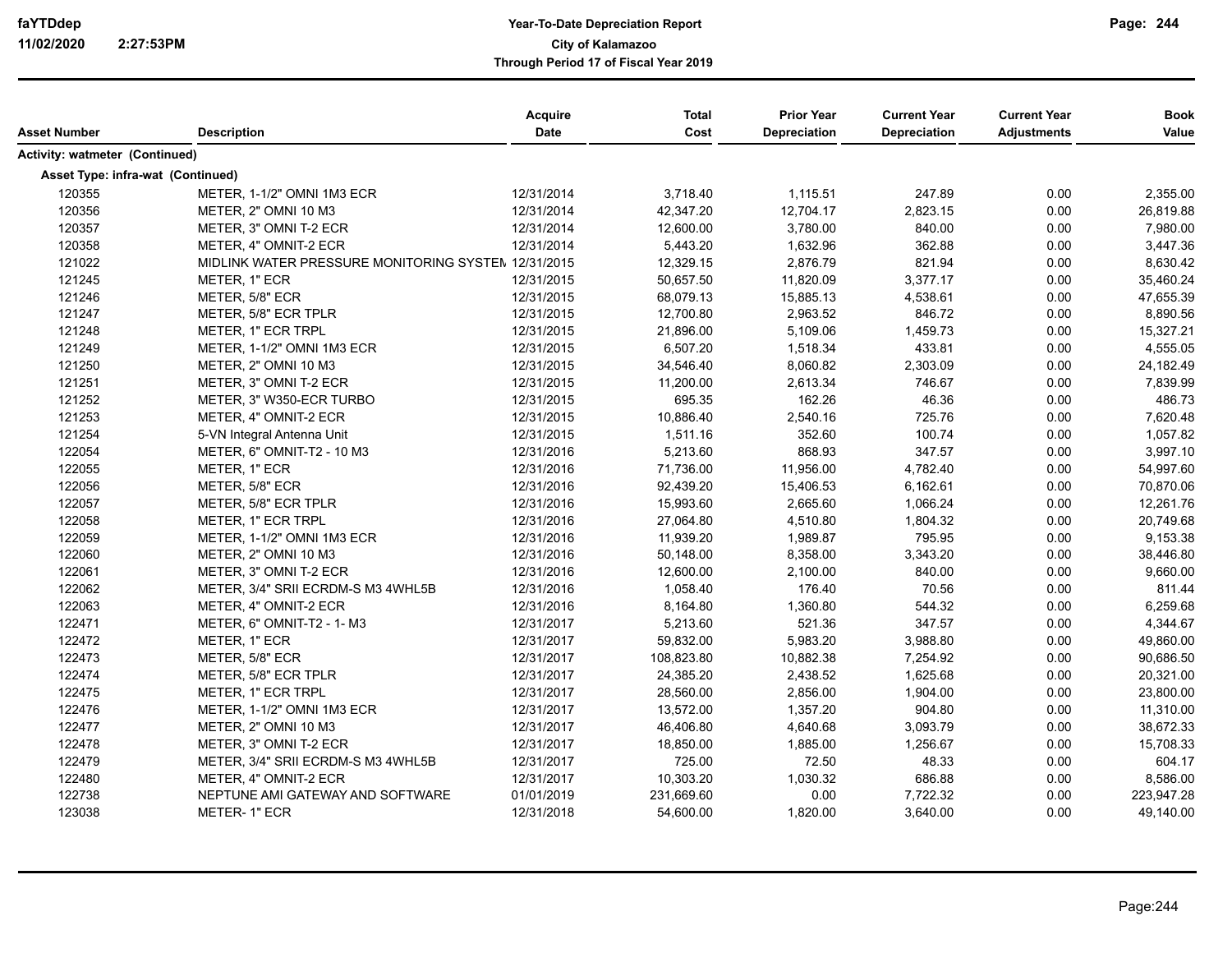| Asset Number | Description | Acquire Date | Total Cost | Prior Year Depreciation | Current Year Depreciation | Current Year Adjustments | Book Value |
|---|---|---|---|---|---|---|---|
| **Activity: watmeter (Continued)** | | | | | | | |
| **Asset Type: infra-wat (Continued)** | | | | | | | |
| 120355 | METER, 1-1/2" OMNI 1M3 ECR | 12/31/2014 | 3,718.40 | 1,115.51 | 247.89 | 0.00 | 2,355.00 |
| 120356 | METER, 2" OMNI 10 M3 | 12/31/2014 | 42,347.20 | 12,704.17 | 2,823.15 | 0.00 | 26,819.88 |
| 120357 | METER, 3" OMNI T-2 ECR | 12/31/2014 | 12,600.00 | 3,780.00 | 840.00 | 0.00 | 7,980.00 |
| 120358 | METER, 4" OMNIT-2 ECR | 12/31/2014 | 5,443.20 | 1,632.96 | 362.88 | 0.00 | 3,447.36 |
| 121022 | MIDLINK WATER PRESSURE MONITORING SYSTEM | 12/31/2015 | 12,329.15 | 2,876.79 | 821.94 | 0.00 | 8,630.42 |
| 121245 | METER, 1" ECR | 12/31/2015 | 50,657.50 | 11,820.09 | 3,377.17 | 0.00 | 35,460.24 |
| 121246 | METER, 5/8" ECR | 12/31/2015 | 68,079.13 | 15,885.13 | 4,538.61 | 0.00 | 47,655.39 |
| 121247 | METER, 5/8" ECR TPLR | 12/31/2015 | 12,700.80 | 2,963.52 | 846.72 | 0.00 | 8,890.56 |
| 121248 | METER, 1" ECR TRPL | 12/31/2015 | 21,896.00 | 5,109.06 | 1,459.73 | 0.00 | 15,327.21 |
| 121249 | METER, 1-1/2" OMNI 1M3 ECR | 12/31/2015 | 6,507.20 | 1,518.34 | 433.81 | 0.00 | 4,555.05 |
| 121250 | METER, 2" OMNI 10 M3 | 12/31/2015 | 34,546.40 | 8,060.82 | 2,303.09 | 0.00 | 24,182.49 |
| 121251 | METER, 3" OMNI T-2 ECR | 12/31/2015 | 11,200.00 | 2,613.34 | 746.67 | 0.00 | 7,839.99 |
| 121252 | METER, 3" W350-ECR TURBO | 12/31/2015 | 695.35 | 162.26 | 46.36 | 0.00 | 486.73 |
| 121253 | METER, 4" OMNIT-2 ECR | 12/31/2015 | 10,886.40 | 2,540.16 | 725.76 | 0.00 | 7,620.48 |
| 121254 | 5-VN Integral Antenna Unit | 12/31/2015 | 1,511.16 | 352.60 | 100.74 | 0.00 | 1,057.82 |
| 122054 | METER, 6" OMNIT-T2 - 10 M3 | 12/31/2016 | 5,213.60 | 868.93 | 347.57 | 0.00 | 3,997.10 |
| 122055 | METER, 1" ECR | 12/31/2016 | 71,736.00 | 11,956.00 | 4,782.40 | 0.00 | 54,997.60 |
| 122056 | METER, 5/8" ECR | 12/31/2016 | 92,439.20 | 15,406.53 | 6,162.61 | 0.00 | 70,870.06 |
| 122057 | METER, 5/8" ECR TPLR | 12/31/2016 | 15,993.60 | 2,665.60 | 1,066.24 | 0.00 | 12,261.76 |
| 122058 | METER, 1" ECR TRPL | 12/31/2016 | 27,064.80 | 4,510.80 | 1,804.32 | 0.00 | 20,749.68 |
| 122059 | METER, 1-1/2" OMNI 1M3 ECR | 12/31/2016 | 11,939.20 | 1,989.87 | 795.95 | 0.00 | 9,153.38 |
| 122060 | METER, 2" OMNI 10 M3 | 12/31/2016 | 50,148.00 | 8,358.00 | 3,343.20 | 0.00 | 38,446.80 |
| 122061 | METER, 3" OMNI T-2 ECR | 12/31/2016 | 12,600.00 | 2,100.00 | 840.00 | 0.00 | 9,660.00 |
| 122062 | METER, 3/4" SRII ECRDM-S M3 4WHL5B | 12/31/2016 | 1,058.40 | 176.40 | 70.56 | 0.00 | 811.44 |
| 122063 | METER, 4" OMNIT-2 ECR | 12/31/2016 | 8,164.80 | 1,360.80 | 544.32 | 0.00 | 6,259.68 |
| 122471 | METER, 6" OMNIT-T2 - 1- M3 | 12/31/2017 | 5,213.60 | 521.36 | 347.57 | 0.00 | 4,344.67 |
| 122472 | METER, 1" ECR | 12/31/2017 | 59,832.00 | 5,983.20 | 3,988.80 | 0.00 | 49,860.00 |
| 122473 | METER, 5/8" ECR | 12/31/2017 | 108,823.80 | 10,882.38 | 7,254.92 | 0.00 | 90,686.50 |
| 122474 | METER, 5/8" ECR TPLR | 12/31/2017 | 24,385.20 | 2,438.52 | 1,625.68 | 0.00 | 20,321.00 |
| 122475 | METER, 1" ECR TRPL | 12/31/2017 | 28,560.00 | 2,856.00 | 1,904.00 | 0.00 | 23,800.00 |
| 122476 | METER, 1-1/2" OMNI 1M3 ECR | 12/31/2017 | 13,572.00 | 1,357.20 | 904.80 | 0.00 | 11,310.00 |
| 122477 | METER, 2" OMNI 10 M3 | 12/31/2017 | 46,406.80 | 4,640.68 | 3,093.79 | 0.00 | 38,672.33 |
| 122478 | METER, 3" OMNI T-2 ECR | 12/31/2017 | 18,850.00 | 1,885.00 | 1,256.67 | 0.00 | 15,708.33 |
| 122479 | METER, 3/4" SRII ECRDM-S M3 4WHL5B | 12/31/2017 | 725.00 | 72.50 | 48.33 | 0.00 | 604.17 |
| 122480 | METER, 4" OMNIT-2 ECR | 12/31/2017 | 10,303.20 | 1,030.32 | 686.88 | 0.00 | 8,586.00 |
| 122738 | NEPTUNE AMI GATEWAY AND SOFTWARE | 01/01/2019 | 231,669.60 | 0.00 | 7,722.32 | 0.00 | 223,947.28 |
| 123038 | METER- 1" ECR | 12/31/2018 | 54,600.00 | 1,820.00 | 3,640.00 | 0.00 | 49,140.00 |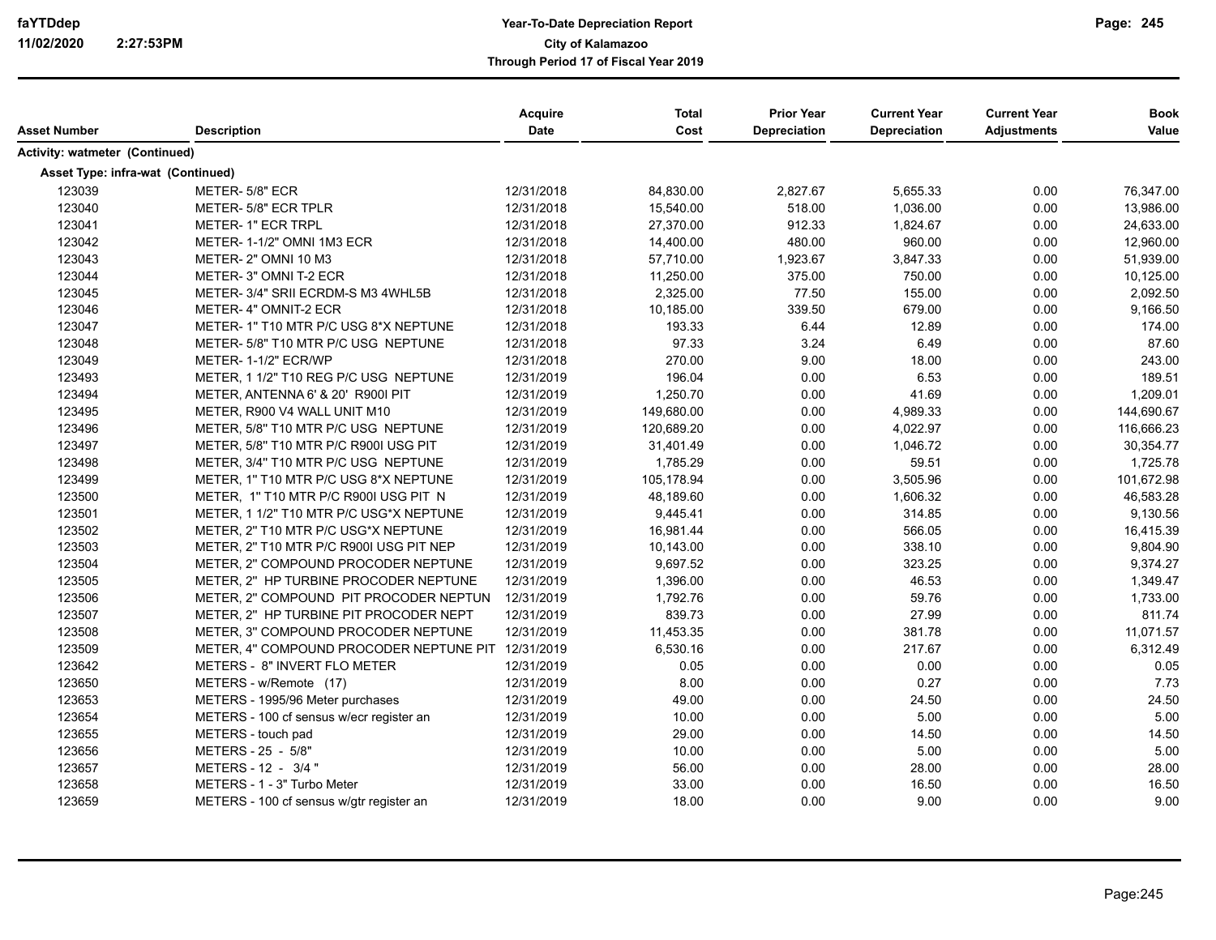# Year-To-Date Depreciation Report

**City of Kalamazoo**

**Through Period 17 of Fiscal Year 2019**

| Asset Number | Description | Acquire Date | Total Cost | Prior Year Depreciation | Current Year Depreciation | Current Year Adjustments | Book Value |
|---|---|---|---|---|---|---|---|
| **Activity: watmeter (Continued)** | | | | | | | |
| **Asset Type: infra-wat (Continued)** | | | | | | | |
| 123039 | METER- 5/8" ECR | 12/31/2018 | 84,830.00 | 2,827.67 | 5,655.33 | 0.00 | 76,347.00 |
| 123040 | METER- 5/8" ECR TPLR | 12/31/2018 | 15,540.00 | 518.00 | 1,036.00 | 0.00 | 13,986.00 |
| 123041 | METER- 1" ECR TRPL | 12/31/2018 | 27,370.00 | 912.33 | 1,824.67 | 0.00 | 24,633.00 |
| 123042 | METER- 1-1/2" OMNI 1M3 ECR | 12/31/2018 | 14,400.00 | 480.00 | 960.00 | 0.00 | 12,960.00 |
| 123043 | METER- 2" OMNI 10 M3 | 12/31/2018 | 57,710.00 | 1,923.67 | 3,847.33 | 0.00 | 51,939.00 |
| 123044 | METER- 3" OMNI T-2 ECR | 12/31/2018 | 11,250.00 | 375.00 | 750.00 | 0.00 | 10,125.00 |
| 123045 | METER- 3/4" SRII ECRDM-S M3 4WHL5B | 12/31/2018 | 2,325.00 | 77.50 | 155.00 | 0.00 | 2,092.50 |
| 123046 | METER- 4" OMNIT-2 ECR | 12/31/2018 | 10,185.00 | 339.50 | 679.00 | 0.00 | 9,166.50 |
| 123047 | METER- 1" T10 MTR P/C USG 8*X NEPTUNE | 12/31/2018 | 193.33 | 6.44 | 12.89 | 0.00 | 174.00 |
| 123048 | METER- 5/8" T10 MTR P/C USG NEPTUNE | 12/31/2018 | 97.33 | 3.24 | 6.49 | 0.00 | 87.60 |
| 123049 | METER- 1-1/2" ECR/WP | 12/31/2018 | 270.00 | 9.00 | 18.00 | 0.00 | 243.00 |
| 123493 | METER, 1 1/2" T10 REG P/C USG NEPTUNE | 12/31/2019 | 196.04 | 0.00 | 6.53 | 0.00 | 189.51 |
| 123494 | METER, ANTENNA 6' & 20' R900I PIT | 12/31/2019 | 1,250.70 | 0.00 | 41.69 | 0.00 | 1,209.01 |
| 123495 | METER, R900 V4 WALL UNIT M10 | 12/31/2019 | 149,680.00 | 0.00 | 4,989.33 | 0.00 | 144,690.67 |
| 123496 | METER, 5/8" T10 MTR P/C USG NEPTUNE | 12/31/2019 | 120,689.20 | 0.00 | 4,022.97 | 0.00 | 116,666.23 |
| 123497 | METER, 5/8" T10 MTR P/C R900I USG PIT | 12/31/2019 | 31,401.49 | 0.00 | 1,046.72 | 0.00 | 30,354.77 |
| 123498 | METER, 3/4" T10 MTR P/C USG NEPTUNE | 12/31/2019 | 1,785.29 | 0.00 | 59.51 | 0.00 | 1,725.78 |
| 123499 | METER, 1" T10 MTR P/C USG 8*X NEPTUNE | 12/31/2019 | 105,178.94 | 0.00 | 3,505.96 | 0.00 | 101,672.98 |
| 123500 | METER, 1" T10 MTR P/C R900I USG PIT N | 12/31/2019 | 48,189.60 | 0.00 | 1,606.32 | 0.00 | 46,583.28 |
| 123501 | METER, 1 1/2" T10 MTR P/C USG*X NEPTUNE | 12/31/2019 | 9,445.41 | 0.00 | 314.85 | 0.00 | 9,130.56 |
| 123502 | METER, 2" T10 MTR P/C USG*X NEPTUNE | 12/31/2019 | 16,981.44 | 0.00 | 566.05 | 0.00 | 16,415.39 |
| 123503 | METER, 2" T10 MTR P/C R900I USG PIT NEP | 12/31/2019 | 10,143.00 | 0.00 | 338.10 | 0.00 | 9,804.90 |
| 123504 | METER, 2" COMPOUND PROCODER NEPTUNE | 12/31/2019 | 9,697.52 | 0.00 | 323.25 | 0.00 | 9,374.27 |
| 123505 | METER, 2" HP TURBINE PROCODER NEPTUNE | 12/31/2019 | 1,396.00 | 0.00 | 46.53 | 0.00 | 1,349.47 |
| 123506 | METER, 2" COMPOUND PIT PROCODER NEPTUN | 12/31/2019 | 1,792.76 | 0.00 | 59.76 | 0.00 | 1,733.00 |
| 123507 | METER, 2" HP TURBINE PIT PROCODER NEPT | 12/31/2019 | 839.73 | 0.00 | 27.99 | 0.00 | 811.74 |
| 123508 | METER, 3" COMPOUND PROCODER NEPTUNE | 12/31/2019 | 11,453.35 | 0.00 | 381.78 | 0.00 | 11,071.57 |
| 123509 | METER, 4" COMPOUND PROCODER NEPTUNE PIT | 12/31/2019 | 6,530.16 | 0.00 | 217.67 | 0.00 | 6,312.49 |
| 123642 | METERS - 8" INVERT FLO METER | 12/31/2019 | 0.05 | 0.00 | 0.00 | 0.00 | 0.05 |
| 123650 | METERS - w/Remote (17) | 12/31/2019 | 8.00 | 0.00 | 0.27 | 0.00 | 7.73 |
| 123653 | METERS - 1995/96 Meter purchases | 12/31/2019 | 49.00 | 0.00 | 24.50 | 0.00 | 24.50 |
| 123654 | METERS - 100 cf sensus w/ecr register an | 12/31/2019 | 10.00 | 0.00 | 5.00 | 0.00 | 5.00 |
| 123655 | METERS - touch pad | 12/31/2019 | 29.00 | 0.00 | 14.50 | 0.00 | 14.50 |
| 123656 | METERS - 25 - 5/8" | 12/31/2019 | 10.00 | 0.00 | 5.00 | 0.00 | 5.00 |
| 123657 | METERS - 12 - 3/4 " | 12/31/2019 | 56.00 | 0.00 | 28.00 | 0.00 | 28.00 |
| 123658 | METERS - 1 - 3" Turbo Meter | 12/31/2019 | 33.00 | 0.00 | 16.50 | 0.00 | 16.50 |
| 123659 | METERS - 100 cf sensus w/gtr register an | 12/31/2019 | 18.00 | 0.00 | 9.00 | 0.00 | 9.00 |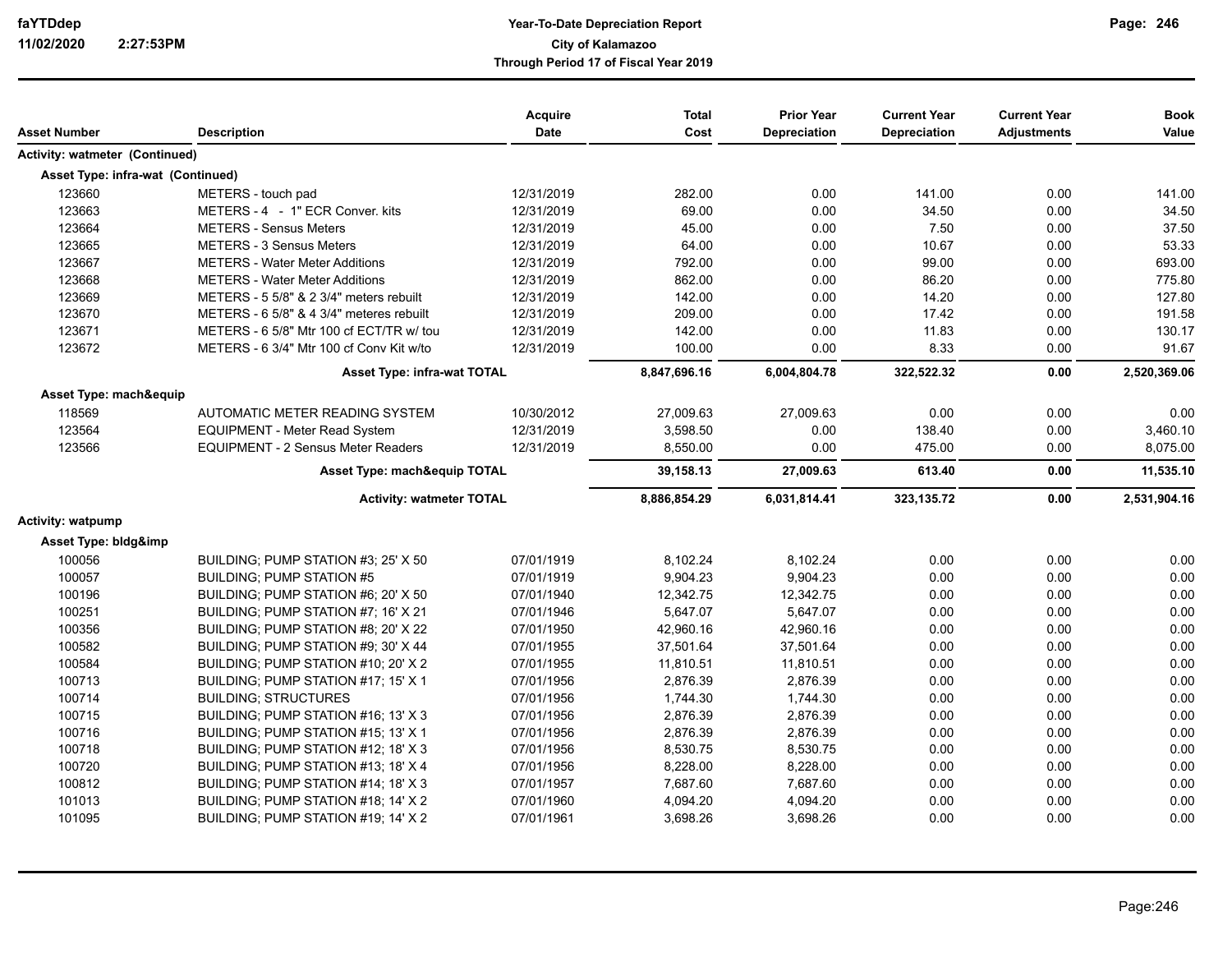**Year-To-Date Depreciation Report**
**City of Kalamazoo**
**Through Period 17 of Fiscal Year 2019**

| Asset Number | Description | Acquire Date | Total Cost | Prior Year Depreciation | Current Year Depreciation | Current Year Adjustments | Book Value |
|---|---|---|---|---|---|---|---|
| **Activity: watmeter (Continued)** | | | | | | | |
| **Asset Type: infra-wat (Continued)** | | | | | | | |
| 123660 | METERS - touch pad | 12/31/2019 | 282.00 | 0.00 | 141.00 | 0.00 | 141.00 |
| 123663 | METERS - 4 - 1" ECR Conver. kits | 12/31/2019 | 69.00 | 0.00 | 34.50 | 0.00 | 34.50 |
| 123664 | METERS - Sensus Meters | 12/31/2019 | 45.00 | 0.00 | 7.50 | 0.00 | 37.50 |
| 123665 | METERS - 3 Sensus Meters | 12/31/2019 | 64.00 | 0.00 | 10.67 | 0.00 | 53.33 |
| 123667 | METERS - Water Meter Additions | 12/31/2019 | 792.00 | 0.00 | 99.00 | 0.00 | 693.00 |
| 123668 | METERS - Water Meter Additions | 12/31/2019 | 862.00 | 0.00 | 86.20 | 0.00 | 775.80 |
| 123669 | METERS - 5 5/8" & 2 3/4" meters rebuilt | 12/31/2019 | 142.00 | 0.00 | 14.20 | 0.00 | 127.80 |
| 123670 | METERS - 6 5/8" & 4 3/4" meteres rebuilt | 12/31/2019 | 209.00 | 0.00 | 17.42 | 0.00 | 191.58 |
| 123671 | METERS - 6 5/8" Mtr 100 cf ECT/TR w/ tou | 12/31/2019 | 142.00 | 0.00 | 11.83 | 0.00 | 130.17 |
| 123672 | METERS - 6 3/4" Mtr 100 cf Conv Kit w/to | 12/31/2019 | 100.00 | 0.00 | 8.33 | 0.00 | 91.67 |
| | **Asset Type: infra-wat TOTAL** | | **8,847,696.16** | **6,004,804.78** | **322,522.32** | **0.00** | **2,520,369.06** |
| **Asset Type: mach&equip** | | | | | | | |
| 118569 | AUTOMATIC METER READING SYSTEM | 10/30/2012 | 27,009.63 | 27,009.63 | 0.00 | 0.00 | 0.00 |
| 123564 | EQUIPMENT - Meter Read System | 12/31/2019 | 3,598.50 | 0.00 | 138.40 | 0.00 | 3,460.10 |
| 123566 | EQUIPMENT - 2 Sensus Meter Readers | 12/31/2019 | 8,550.00 | 0.00 | 475.00 | 0.00 | 8,075.00 |
| | **Asset Type: mach&equip TOTAL** | | **39,158.13** | **27,009.63** | **613.40** | **0.00** | **11,535.10** |
| | **Activity: watmeter TOTAL** | | **8,886,854.29** | **6,031,814.41** | **323,135.72** | **0.00** | **2,531,904.16** |
| **Activity: watpump** | | | | | | | |
| **Asset Type: bldg&imp** | | | | | | | |
| 100056 | BUILDING; PUMP STATION #3; 25' X 50 | 07/01/1919 | 8,102.24 | 8,102.24 | 0.00 | 0.00 | 0.00 |
| 100057 | BUILDING; PUMP STATION #5 | 07/01/1919 | 9,904.23 | 9,904.23 | 0.00 | 0.00 | 0.00 |
| 100196 | BUILDING; PUMP STATION #6; 20' X 50 | 07/01/1940 | 12,342.75 | 12,342.75 | 0.00 | 0.00 | 0.00 |
| 100251 | BUILDING; PUMP STATION #7; 16' X 21 | 07/01/1946 | 5,647.07 | 5,647.07 | 0.00 | 0.00 | 0.00 |
| 100356 | BUILDING; PUMP STATION #8; 20' X 22 | 07/01/1950 | 42,960.16 | 42,960.16 | 0.00 | 0.00 | 0.00 |
| 100582 | BUILDING; PUMP STATION #9; 30' X 44 | 07/01/1955 | 37,501.64 | 37,501.64 | 0.00 | 0.00 | 0.00 |
| 100584 | BUILDING; PUMP STATION #10; 20' X 2 | 07/01/1955 | 11,810.51 | 11,810.51 | 0.00 | 0.00 | 0.00 |
| 100713 | BUILDING; PUMP STATION #17; 15' X 1 | 07/01/1956 | 2,876.39 | 2,876.39 | 0.00 | 0.00 | 0.00 |
| 100714 | BUILDING; STRUCTURES | 07/01/1956 | 1,744.30 | 1,744.30 | 0.00 | 0.00 | 0.00 |
| 100715 | BUILDING; PUMP STATION #16; 13' X 3 | 07/01/1956 | 2,876.39 | 2,876.39 | 0.00 | 0.00 | 0.00 |
| 100716 | BUILDING; PUMP STATION #15; 13' X 1 | 07/01/1956 | 2,876.39 | 2,876.39 | 0.00 | 0.00 | 0.00 |
| 100718 | BUILDING; PUMP STATION #12; 18' X 3 | 07/01/1956 | 8,530.75 | 8,530.75 | 0.00 | 0.00 | 0.00 |
| 100720 | BUILDING; PUMP STATION #13; 18' X 4 | 07/01/1956 | 8,228.00 | 8,228.00 | 0.00 | 0.00 | 0.00 |
| 100812 | BUILDING; PUMP STATION #14; 18' X 3 | 07/01/1957 | 7,687.60 | 7,687.60 | 0.00 | 0.00 | 0.00 |
| 101013 | BUILDING; PUMP STATION #18; 14' X 2 | 07/01/1960 | 4,094.20 | 4,094.20 | 0.00 | 0.00 | 0.00 |
| 101095 | BUILDING; PUMP STATION #19; 14' X 2 | 07/01/1961 | 3,698.26 | 3,698.26 | 0.00 | 0.00 | 0.00 |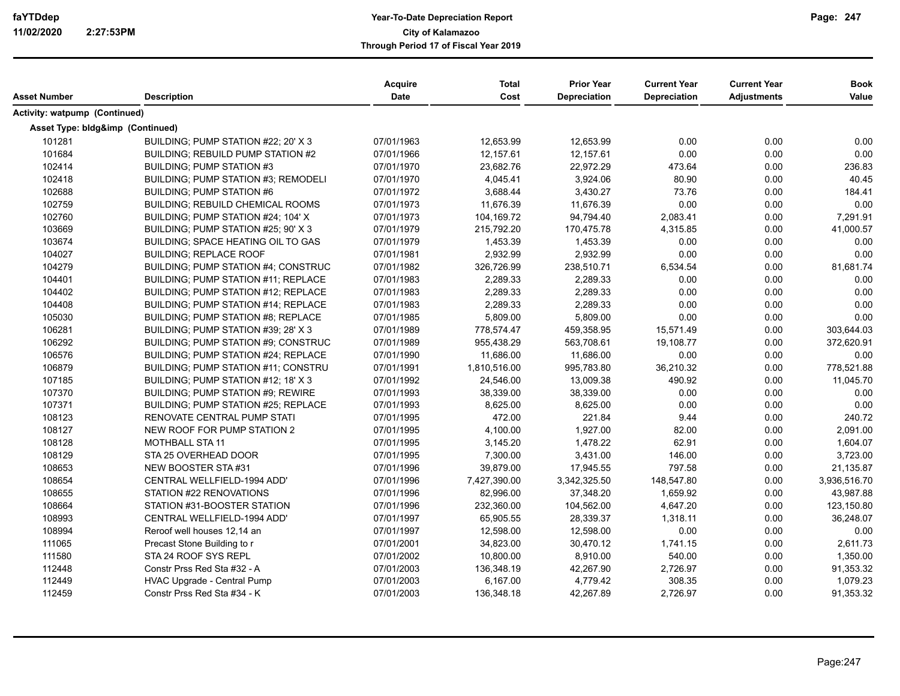| Asset Number | Description | Acquire Date | Total Cost | Prior Year Depreciation | Current Year Depreciation | Current Year Adjustments | Book Value |
|---|---|---|---|---|---|---|---|
| **Activity: watpump (Continued)** | | | | | | | |
| **Asset Type: bldg&imp (Continued)** | | | | | | | |
| 101281 | BUILDING; PUMP STATION #22; 20' X 3 | 07/01/1963 | 12,653.99 | 12,653.99 | 0.00 | 0.00 | 0.00 |
| 101684 | BUILDING; REBUILD PUMP STATION #2 | 07/01/1966 | 12,157.61 | 12,157.61 | 0.00 | 0.00 | 0.00 |
| 102414 | BUILDING; PUMP STATION #3 | 07/01/1970 | 23,682.76 | 22,972.29 | 473.64 | 0.00 | 236.83 |
| 102418 | BUILDING; PUMP STATION #3; REMODELI | 07/01/1970 | 4,045.41 | 3,924.06 | 80.90 | 0.00 | 40.45 |
| 102688 | BUILDING; PUMP STATION #6 | 07/01/1972 | 3,688.44 | 3,430.27 | 73.76 | 0.00 | 184.41 |
| 102759 | BUILDING; REBUILD CHEMICAL ROOMS | 07/01/1973 | 11,676.39 | 11,676.39 | 0.00 | 0.00 | 0.00 |
| 102760 | BUILDING; PUMP STATION #24; 104' X | 07/01/1973 | 104,169.72 | 94,794.40 | 2,083.41 | 0.00 | 7,291.91 |
| 103669 | BUILDING; PUMP STATION #25; 90' X 3 | 07/01/1979 | 215,792.20 | 170,475.78 | 4,315.85 | 0.00 | 41,000.57 |
| 103674 | BUILDING; SPACE HEATING OIL TO GAS | 07/01/1979 | 1,453.39 | 1,453.39 | 0.00 | 0.00 | 0.00 |
| 104027 | BUILDING; REPLACE ROOF | 07/01/1981 | 2,932.99 | 2,932.99 | 0.00 | 0.00 | 0.00 |
| 104279 | BUILDING; PUMP STATION #4; CONSTRUC | 07/01/1982 | 326,726.99 | 238,510.71 | 6,534.54 | 0.00 | 81,681.74 |
| 104401 | BUILDING; PUMP STATION #11; REPLACE | 07/01/1983 | 2,289.33 | 2,289.33 | 0.00 | 0.00 | 0.00 |
| 104402 | BUILDING; PUMP STATION #12; REPLACE | 07/01/1983 | 2,289.33 | 2,289.33 | 0.00 | 0.00 | 0.00 |
| 104408 | BUILDING; PUMP STATION #14; REPLACE | 07/01/1983 | 2,289.33 | 2,289.33 | 0.00 | 0.00 | 0.00 |
| 105030 | BUILDING; PUMP STATION #8; REPLACE | 07/01/1985 | 5,809.00 | 5,809.00 | 0.00 | 0.00 | 0.00 |
| 106281 | BUILDING; PUMP STATION #39; 28' X 3 | 07/01/1989 | 778,574.47 | 459,358.95 | 15,571.49 | 0.00 | 303,644.03 |
| 106292 | BUILDING; PUMP STATION #9; CONSTRUC | 07/01/1989 | 955,438.29 | 563,708.61 | 19,108.77 | 0.00 | 372,620.91 |
| 106576 | BUILDING; PUMP STATION #24; REPLACE | 07/01/1990 | 11,686.00 | 11,686.00 | 0.00 | 0.00 | 0.00 |
| 106879 | BUILDING; PUMP STATION #11; CONSTRU | 07/01/1991 | 1,810,516.00 | 995,783.80 | 36,210.32 | 0.00 | 778,521.88 |
| 107185 | BUILDING; PUMP STATION #12; 18' X 3 | 07/01/1992 | 24,546.00 | 13,009.38 | 490.92 | 0.00 | 11,045.70 |
| 107370 | BUILDING; PUMP STATION #9; REWIRE | 07/01/1993 | 38,339.00 | 38,339.00 | 0.00 | 0.00 | 0.00 |
| 107371 | BUILDING; PUMP STATION #25; REPLACE | 07/01/1993 | 8,625.00 | 8,625.00 | 0.00 | 0.00 | 0.00 |
| 108123 | RENOVATE CENTRAL PUMP STATI | 07/01/1995 | 472.00 | 221.84 | 9.44 | 0.00 | 240.72 |
| 108127 | NEW ROOF FOR PUMP STATION 2 | 07/01/1995 | 4,100.00 | 1,927.00 | 82.00 | 0.00 | 2,091.00 |
| 108128 | MOTHBALL STA 11 | 07/01/1995 | 3,145.20 | 1,478.22 | 62.91 | 0.00 | 1,604.07 |
| 108129 | STA 25 OVERHEAD DOOR | 07/01/1995 | 7,300.00 | 3,431.00 | 146.00 | 0.00 | 3,723.00 |
| 108653 | NEW BOOSTER STA #31 | 07/01/1996 | 39,879.00 | 17,945.55 | 797.58 | 0.00 | 21,135.87 |
| 108654 | CENTRAL WELLFIELD-1994 ADD' | 07/01/1996 | 7,427,390.00 | 3,342,325.50 | 148,547.80 | 0.00 | 3,936,516.70 |
| 108655 | STATION #22 RENOVATIONS | 07/01/1996 | 82,996.00 | 37,348.20 | 1,659.92 | 0.00 | 43,987.88 |
| 108664 | STATION #31-BOOSTER STATION | 07/01/1996 | 232,360.00 | 104,562.00 | 4,647.20 | 0.00 | 123,150.80 |
| 108993 | CENTRAL WELLFIELD-1994 ADD' | 07/01/1997 | 65,905.55 | 28,339.37 | 1,318.11 | 0.00 | 36,248.07 |
| 108994 | Reroof well houses 12,14 an | 07/01/1997 | 12,598.00 | 12,598.00 | 0.00 | 0.00 | 0.00 |
| 111065 | Precast Stone Building to r | 07/01/2001 | 34,823.00 | 30,470.12 | 1,741.15 | 0.00 | 2,611.73 |
| 111580 | STA 24 ROOF SYS REPL | 07/01/2002 | 10,800.00 | 8,910.00 | 540.00 | 0.00 | 1,350.00 |
| 112448 | Constr Prss Red Sta #32 - A | 07/01/2003 | 136,348.19 | 42,267.90 | 2,726.97 | 0.00 | 91,353.32 |
| 112449 | HVAC Upgrade - Central Pump | 07/01/2003 | 6,167.00 | 4,779.42 | 308.35 | 0.00 | 1,079.23 |
| 112459 | Constr Prss Red Sta #34 - K | 07/01/2003 | 136,348.18 | 42,267.89 | 2,726.97 | 0.00 | 91,353.32 |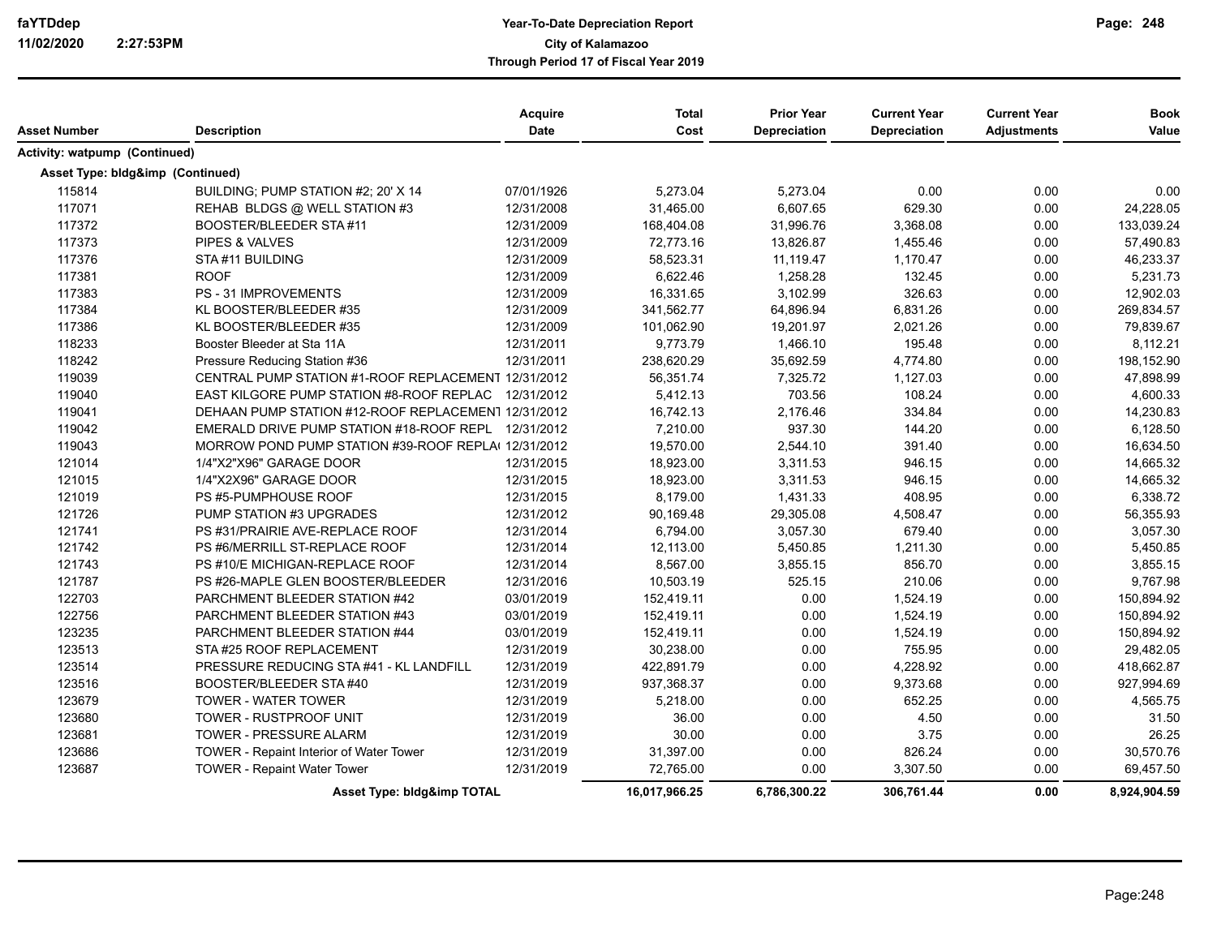**Year-To-Date Depreciation Report**
**City of Kalamazoo**
**Through Period 17 of Fiscal Year 2019**

| Asset Number | Description | Acquire Date | Total Cost | Prior Year Depreciation | Current Year Depreciation | Current Year Adjustments | Book Value |
|---|---|---|---|---|---|---|---|
| **Activity: watpump (Continued)** | | | | | | | |
| **Asset Type: bldg&imp (Continued)** | | | | | | | |
| 115814 | BUILDING; PUMP STATION #2; 20' X 14 | 07/01/1926 | 5,273.04 | 5,273.04 | 0.00 | 0.00 | 0.00 |
| 117071 | REHAB BLDGS @ WELL STATION #3 | 12/31/2008 | 31,465.00 | 6,607.65 | 629.30 | 0.00 | 24,228.05 |
| 117372 | BOOSTER/BLEEDER STA #11 | 12/31/2009 | 168,404.08 | 31,996.76 | 3,368.08 | 0.00 | 133,039.24 |
| 117373 | PIPES & VALVES | 12/31/2009 | 72,773.16 | 13,826.87 | 1,455.46 | 0.00 | 57,490.83 |
| 117376 | STA #11 BUILDING | 12/31/2009 | 58,523.31 | 11,119.47 | 1,170.47 | 0.00 | 46,233.37 |
| 117381 | ROOF | 12/31/2009 | 6,622.46 | 1,258.28 | 132.45 | 0.00 | 5,231.73 |
| 117383 | PS - 31 IMPROVEMENTS | 12/31/2009 | 16,331.65 | 3,102.99 | 326.63 | 0.00 | 12,902.03 |
| 117384 | KL BOOSTER/BLEEDER #35 | 12/31/2009 | 341,562.77 | 64,896.94 | 6,831.26 | 0.00 | 269,834.57 |
| 117386 | KL BOOSTER/BLEEDER #35 | 12/31/2009 | 101,062.90 | 19,201.97 | 2,021.26 | 0.00 | 79,839.67 |
| 118233 | Booster Bleeder at Sta 11A | 12/31/2011 | 9,773.79 | 1,466.10 | 195.48 | 0.00 | 8,112.21 |
| 118242 | Pressure Reducing Station #36 | 12/31/2011 | 238,620.29 | 35,692.59 | 4,774.80 | 0.00 | 198,152.90 |
| 119039 | CENTRAL PUMP STATION #1-ROOF REPLACEMENT | 12/31/2012 | 56,351.74 | 7,325.72 | 1,127.03 | 0.00 | 47,898.99 |
| 119040 | EAST KILGORE PUMP STATION #8-ROOF REPLAC | 12/31/2012 | 5,412.13 | 703.56 | 108.24 | 0.00 | 4,600.33 |
| 119041 | DEHAAN PUMP STATION #12-ROOF REPLACEMENT | 12/31/2012 | 16,742.13 | 2,176.46 | 334.84 | 0.00 | 14,230.83 |
| 119042 | EMERALD DRIVE PUMP STATION #18-ROOF REPL | 12/31/2012 | 7,210.00 | 937.30 | 144.20 | 0.00 | 6,128.50 |
| 119043 | MORROW POND PUMP STATION #39-ROOF REPLA( | 12/31/2012 | 19,570.00 | 2,544.10 | 391.40 | 0.00 | 16,634.50 |
| 121014 | 1/4"X2"X96" GARAGE DOOR | 12/31/2015 | 18,923.00 | 3,311.53 | 946.15 | 0.00 | 14,665.32 |
| 121015 | 1/4"X2X96" GARAGE DOOR | 12/31/2015 | 18,923.00 | 3,311.53 | 946.15 | 0.00 | 14,665.32 |
| 121019 | PS #5-PUMPHOUSE ROOF | 12/31/2015 | 8,179.00 | 1,431.33 | 408.95 | 0.00 | 6,338.72 |
| 121726 | PUMP STATION #3 UPGRADES | 12/31/2012 | 90,169.48 | 29,305.08 | 4,508.47 | 0.00 | 56,355.93 |
| 121741 | PS #31/PRAIRIE AVE-REPLACE ROOF | 12/31/2014 | 6,794.00 | 3,057.30 | 679.40 | 0.00 | 3,057.30 |
| 121742 | PS #6/MERRILL ST-REPLACE ROOF | 12/31/2014 | 12,113.00 | 5,450.85 | 1,211.30 | 0.00 | 5,450.85 |
| 121743 | PS #10/E MICHIGAN-REPLACE ROOF | 12/31/2014 | 8,567.00 | 3,855.15 | 856.70 | 0.00 | 3,855.15 |
| 121787 | PS #26-MAPLE GLEN BOOSTER/BLEEDER | 12/31/2016 | 10,503.19 | 525.15 | 210.06 | 0.00 | 9,767.98 |
| 122703 | PARCHMENT BLEEDER STATION #42 | 03/01/2019 | 152,419.11 | 0.00 | 1,524.19 | 0.00 | 150,894.92 |
| 122756 | PARCHMENT BLEEDER STATION #43 | 03/01/2019 | 152,419.11 | 0.00 | 1,524.19 | 0.00 | 150,894.92 |
| 123235 | PARCHMENT BLEEDER STATION #44 | 03/01/2019 | 152,419.11 | 0.00 | 1,524.19 | 0.00 | 150,894.92 |
| 123513 | STA #25 ROOF REPLACEMENT | 12/31/2019 | 30,238.00 | 0.00 | 755.95 | 0.00 | 29,482.05 |
| 123514 | PRESSURE REDUCING STA #41 - KL LANDFILL | 12/31/2019 | 422,891.79 | 0.00 | 4,228.92 | 0.00 | 418,662.87 |
| 123516 | BOOSTER/BLEEDER STA #40 | 12/31/2019 | 937,368.37 | 0.00 | 9,373.68 | 0.00 | 927,994.69 |
| 123679 | TOWER - WATER TOWER | 12/31/2019 | 5,218.00 | 0.00 | 652.25 | 0.00 | 4,565.75 |
| 123680 | TOWER - RUSTPROOF UNIT | 12/31/2019 | 36.00 | 0.00 | 4.50 | 0.00 | 31.50 |
| 123681 | TOWER - PRESSURE ALARM | 12/31/2019 | 30.00 | 0.00 | 3.75 | 0.00 | 26.25 |
| 123686 | TOWER - Repaint Interior of Water Tower | 12/31/2019 | 31,397.00 | 0.00 | 826.24 | 0.00 | 30,570.76 |
| 123687 | TOWER - Repaint Water Tower | 12/31/2019 | 72,765.00 | 0.00 | 3,307.50 | 0.00 | 69,457.50 |
| | **Asset Type: bldg&imp TOTAL** | | **16,017,966.25** | **6,786,300.22** | **306,761.44** | **0.00** | **8,924,904.59** |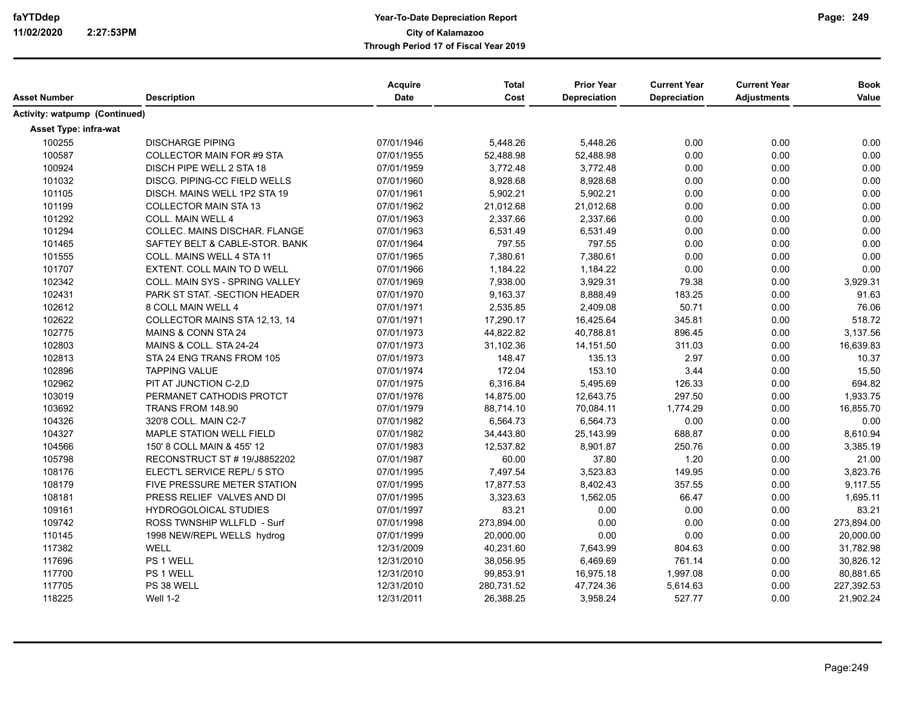# Year-To-Date Depreciation Report

**City of Kalamazoo**

**Through Period 17 of Fiscal Year 2019**

| Asset Number | Description | Acquire Date | Total Cost | Prior Year Depreciation | Current Year Depreciation | Current Year Adjustments | Book Value |
|---|---|---|---|---|---|---|---|
| **Activity: watpump (Continued)** | | | | | | | |
| **Asset Type: infra-wat** | | | | | | | |
| 100255 | DISCHARGE PIPING | 07/01/1946 | 5,448.26 | 5,448.26 | 0.00 | 0.00 | 0.00 |
| 100587 | COLLECTOR MAIN FOR #9 STA | 07/01/1955 | 52,488.98 | 52,488.98 | 0.00 | 0.00 | 0.00 |
| 100924 | DISCH PIPE WELL 2 STA 18 | 07/01/1959 | 3,772.48 | 3,772.48 | 0.00 | 0.00 | 0.00 |
| 101032 | DISCG. PIPING-CC FIELD WELLS | 07/01/1960 | 8,928.68 | 8,928.68 | 0.00 | 0.00 | 0.00 |
| 101105 | DISCH. MAINS WELL 1P2 STA 19 | 07/01/1961 | 5,902.21 | 5,902.21 | 0.00 | 0.00 | 0.00 |
| 101199 | COLLECTOR MAIN STA 13 | 07/01/1962 | 21,012.68 | 21,012.68 | 0.00 | 0.00 | 0.00 |
| 101292 | COLL. MAIN WELL 4 | 07/01/1963 | 2,337.66 | 2,337.66 | 0.00 | 0.00 | 0.00 |
| 101294 | COLLEC. MAINS DISCHAR. FLANGE | 07/01/1963 | 6,531.49 | 6,531.49 | 0.00 | 0.00 | 0.00 |
| 101465 | SAFTEY BELT & CABLE-STOR. BANK | 07/01/1964 | 797.55 | 797.55 | 0.00 | 0.00 | 0.00 |
| 101555 | COLL. MAINS WELL 4 STA 11 | 07/01/1965 | 7,380.61 | 7,380.61 | 0.00 | 0.00 | 0.00 |
| 101707 | EXTENT. COLL MAIN TO D WELL | 07/01/1966 | 1,184.22 | 1,184.22 | 0.00 | 0.00 | 0.00 |
| 102342 | COLL. MAIN SYS - SPRING VALLEY | 07/01/1969 | 7,938.00 | 3,929.31 | 79.38 | 0.00 | 3,929.31 |
| 102431 | PARK ST STAT. -SECTION HEADER | 07/01/1970 | 9,163.37 | 8,888.49 | 183.25 | 0.00 | 91.63 |
| 102612 | 8 COLL MAIN WELL 4 | 07/01/1971 | 2,535.85 | 2,409.08 | 50.71 | 0.00 | 76.06 |
| 102622 | COLLECTOR MAINS STA 12,13, 14 | 07/01/1971 | 17,290.17 | 16,425.64 | 345.81 | 0.00 | 518.72 |
| 102775 | MAINS & CONN STA 24 | 07/01/1973 | 44,822.82 | 40,788.81 | 896.45 | 0.00 | 3,137.56 |
| 102803 | MAINS & COLL. STA 24-24 | 07/01/1973 | 31,102.36 | 14,151.50 | 311.03 | 0.00 | 16,639.83 |
| 102813 | STA 24 ENG TRANS FROM 105 | 07/01/1973 | 148.47 | 135.13 | 2.97 | 0.00 | 10.37 |
| 102896 | TAPPING VALUE | 07/01/1974 | 172.04 | 153.10 | 3.44 | 0.00 | 15.50 |
| 102962 | PIT AT JUNCTION C-2,D | 07/01/1975 | 6,316.84 | 5,495.69 | 126.33 | 0.00 | 694.82 |
| 103019 | PERMANET CATHODIS PROTCT | 07/01/1976 | 14,875.00 | 12,643.75 | 297.50 | 0.00 | 1,933.75 |
| 103692 | TRANS FROM 148.90 | 07/01/1979 | 88,714.10 | 70,084.11 | 1,774.29 | 0.00 | 16,855.70 |
| 104326 | 320'8 COLL. MAIN C2-7 | 07/01/1982 | 6,564.73 | 6,564.73 | 0.00 | 0.00 | 0.00 |
| 104327 | MAPLE STATION WELL FIELD | 07/01/1982 | 34,443.80 | 25,143.99 | 688.87 | 0.00 | 8,610.94 |
| 104566 | 150' 8 COLL MAIN & 455' 12 | 07/01/1983 | 12,537.82 | 8,901.87 | 250.76 | 0.00 | 3,385.19 |
| 105798 | RECONSTRUCT ST # 19/J8852202 | 07/01/1987 | 60.00 | 37.80 | 1.20 | 0.00 | 21.00 |
| 108176 | ELECT'L SERVICE REPL/ 5 STO | 07/01/1995 | 7,497.54 | 3,523.83 | 149.95 | 0.00 | 3,823.76 |
| 108179 | FIVE PRESSURE METER STATION | 07/01/1995 | 17,877.53 | 8,402.43 | 357.55 | 0.00 | 9,117.55 |
| 108181 | PRESS RELIEF VALVES AND DI | 07/01/1995 | 3,323.63 | 1,562.05 | 66.47 | 0.00 | 1,695.11 |
| 109161 | HYDROGOLOICAL STUDIES | 07/01/1997 | 83.21 | 0.00 | 0.00 | 0.00 | 83.21 |
| 109742 | ROSS TWNSHIP WLLFLD - Surf | 07/01/1998 | 273,894.00 | 0.00 | 0.00 | 0.00 | 273,894.00 |
| 110145 | 1998 NEW/REPL WELLS hydrog | 07/01/1999 | 20,000.00 | 0.00 | 0.00 | 0.00 | 20,000.00 |
| 117382 | WELL | 12/31/2009 | 40,231.60 | 7,643.99 | 804.63 | 0.00 | 31,782.98 |
| 117696 | PS 1 WELL | 12/31/2010 | 38,056.95 | 6,469.69 | 761.14 | 0.00 | 30,826.12 |
| 117700 | PS 1 WELL | 12/31/2010 | 99,853.91 | 16,975.18 | 1,997.08 | 0.00 | 80,881.65 |
| 117705 | PS 38 WELL | 12/31/2010 | 280,731.52 | 47,724.36 | 5,614.63 | 0.00 | 227,392.53 |
| 118225 | Well 1-2 | 12/31/2011 | 26,388.25 | 3,958.24 | 527.77 | 0.00 | 21,902.24 |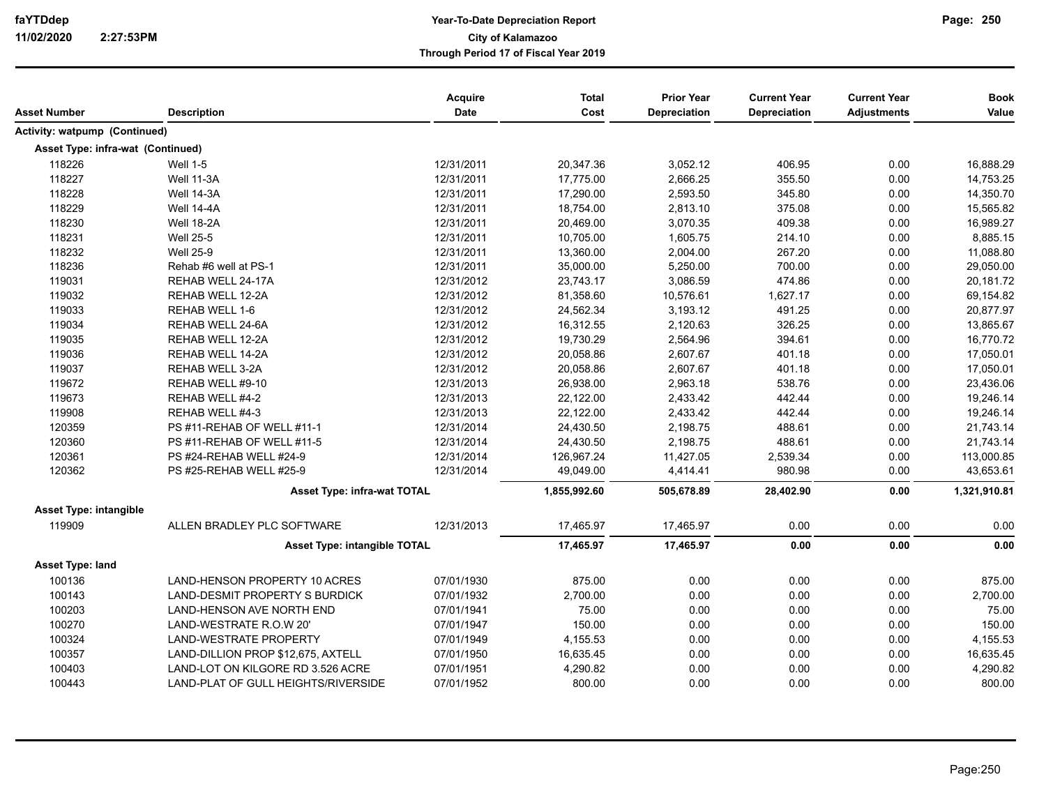**Year-To-Date Depreciation Report**
**City of Kalamazoo**
**Through Period 17 of Fiscal Year 2019**

| Asset Number | Description | Acquire Date | Total Cost | Prior Year Depreciation | Current Year Depreciation | Current Year Adjustments | Book Value |
|---|---|---|---|---|---|---|---|
| **Activity: watpump (Continued)** | | | | | | | |
| **Asset Type: infra-wat (Continued)** | | | | | | | |
| 118226 | Well 1-5 | 12/31/2011 | 20,347.36 | 3,052.12 | 406.95 | 0.00 | 16,888.29 |
| 118227 | Well 11-3A | 12/31/2011 | 17,775.00 | 2,666.25 | 355.50 | 0.00 | 14,753.25 |
| 118228 | Well 14-3A | 12/31/2011 | 17,290.00 | 2,593.50 | 345.80 | 0.00 | 14,350.70 |
| 118229 | Well 14-4A | 12/31/2011 | 18,754.00 | 2,813.10 | 375.08 | 0.00 | 15,565.82 |
| 118230 | Well 18-2A | 12/31/2011 | 20,469.00 | 3,070.35 | 409.38 | 0.00 | 16,989.27 |
| 118231 | Well 25-5 | 12/31/2011 | 10,705.00 | 1,605.75 | 214.10 | 0.00 | 8,885.15 |
| 118232 | Well 25-9 | 12/31/2011 | 13,360.00 | 2,004.00 | 267.20 | 0.00 | 11,088.80 |
| 118236 | Rehab #6 well at PS-1 | 12/31/2011 | 35,000.00 | 5,250.00 | 700.00 | 0.00 | 29,050.00 |
| 119031 | REHAB WELL 24-17A | 12/31/2012 | 23,743.17 | 3,086.59 | 474.86 | 0.00 | 20,181.72 |
| 119032 | REHAB WELL 12-2A | 12/31/2012 | 81,358.60 | 10,576.61 | 1,627.17 | 0.00 | 69,154.82 |
| 119033 | REHAB WELL 1-6 | 12/31/2012 | 24,562.34 | 3,193.12 | 491.25 | 0.00 | 20,877.97 |
| 119034 | REHAB WELL 24-6A | 12/31/2012 | 16,312.55 | 2,120.63 | 326.25 | 0.00 | 13,865.67 |
| 119035 | REHAB WELL 12-2A | 12/31/2012 | 19,730.29 | 2,564.96 | 394.61 | 0.00 | 16,770.72 |
| 119036 | REHAB WELL 14-2A | 12/31/2012 | 20,058.86 | 2,607.67 | 401.18 | 0.00 | 17,050.01 |
| 119037 | REHAB WELL 3-2A | 12/31/2012 | 20,058.86 | 2,607.67 | 401.18 | 0.00 | 17,050.01 |
| 119672 | REHAB WELL #9-10 | 12/31/2013 | 26,938.00 | 2,963.18 | 538.76 | 0.00 | 23,436.06 |
| 119673 | REHAB WELL #4-2 | 12/31/2013 | 22,122.00 | 2,433.42 | 442.44 | 0.00 | 19,246.14 |
| 119908 | REHAB WELL #4-3 | 12/31/2013 | 22,122.00 | 2,433.42 | 442.44 | 0.00 | 19,246.14 |
| 120359 | PS #11-REHAB OF WELL #11-1 | 12/31/2014 | 24,430.50 | 2,198.75 | 488.61 | 0.00 | 21,743.14 |
| 120360 | PS #11-REHAB OF WELL #11-5 | 12/31/2014 | 24,430.50 | 2,198.75 | 488.61 | 0.00 | 21,743.14 |
| 120361 | PS #24-REHAB WELL #24-9 | 12/31/2014 | 126,967.24 | 11,427.05 | 2,539.34 | 0.00 | 113,000.85 |
| 120362 | PS #25-REHAB WELL #25-9 | 12/31/2014 | 49,049.00 | 4,414.41 | 980.98 | 0.00 | 43,653.61 |
| | **Asset Type: infra-wat TOTAL** | | **1,855,992.60** | **505,678.89** | **28,402.90** | **0.00** | **1,321,910.81** |
| **Asset Type: intangible** | | | | | | | |
| 119909 | ALLEN BRADLEY PLC SOFTWARE | 12/31/2013 | 17,465.97 | 17,465.97 | 0.00 | 0.00 | 0.00 |
| | **Asset Type: intangible TOTAL** | | **17,465.97** | **17,465.97** | **0.00** | **0.00** | **0.00** |
| **Asset Type: land** | | | | | | | |
| 100136 | LAND-HENSON PROPERTY 10 ACRES | 07/01/1930 | 875.00 | 0.00 | 0.00 | 0.00 | 875.00 |
| 100143 | LAND-DESMIT PROPERTY S BURDICK | 07/01/1932 | 2,700.00 | 0.00 | 0.00 | 0.00 | 2,700.00 |
| 100203 | LAND-HENSON AVE NORTH END | 07/01/1941 | 75.00 | 0.00 | 0.00 | 0.00 | 75.00 |
| 100270 | LAND-WESTRATE R.O.W 20' | 07/01/1947 | 150.00 | 0.00 | 0.00 | 0.00 | 150.00 |
| 100324 | LAND-WESTRATE PROPERTY | 07/01/1949 | 4,155.53 | 0.00 | 0.00 | 0.00 | 4,155.53 |
| 100357 | LAND-DILLION PROP $12,675, AXTELL | 07/01/1950 | 16,635.45 | 0.00 | 0.00 | 0.00 | 16,635.45 |
| 100403 | LAND-LOT ON KILGORE RD 3.526 ACRE | 07/01/1951 | 4,290.82 | 0.00 | 0.00 | 0.00 | 4,290.82 |
| 100443 | LAND-PLAT OF GULL HEIGHTS/RIVERSIDE | 07/01/1952 | 800.00 | 0.00 | 0.00 | 0.00 | 800.00 |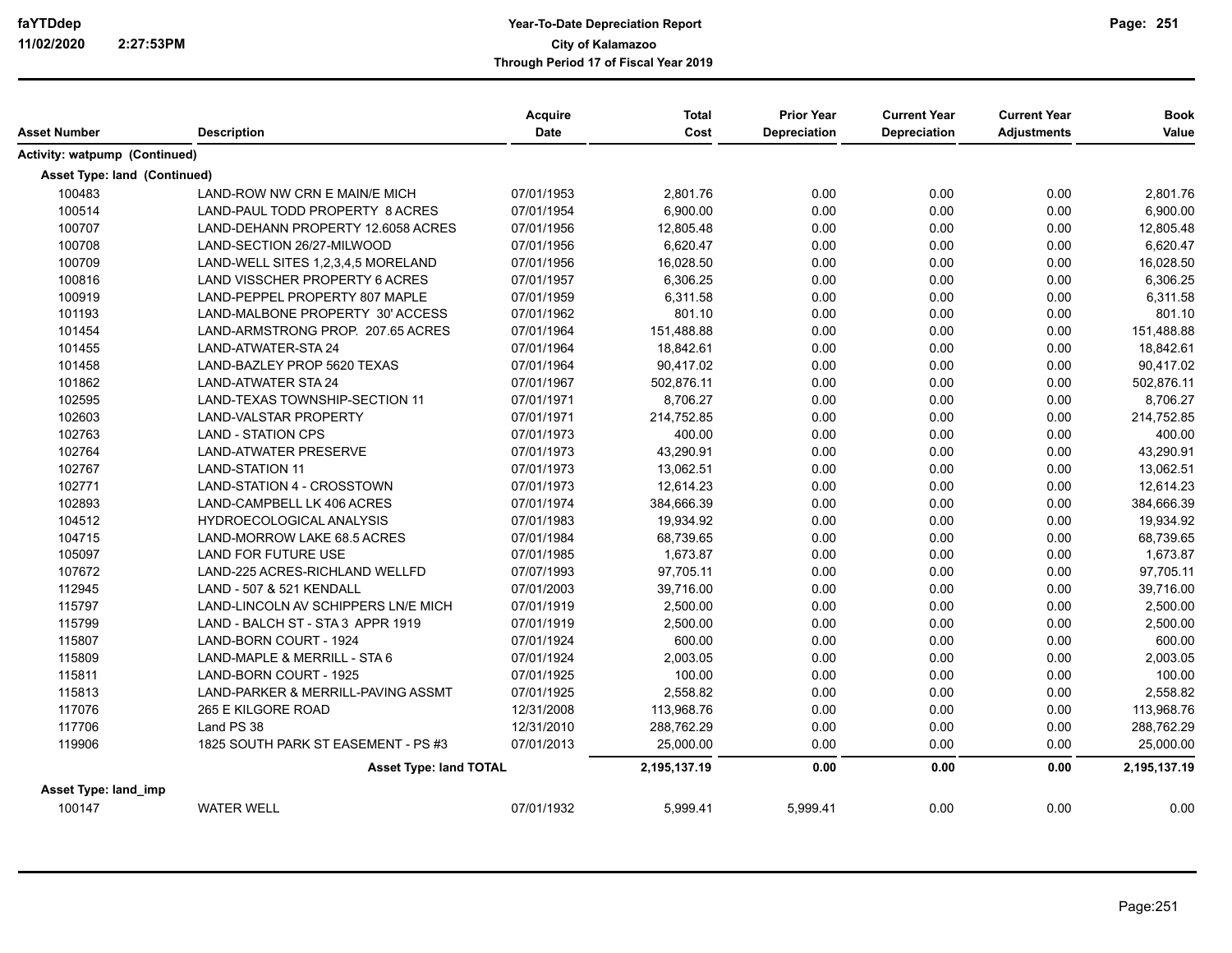# Year-To-Date Depreciation Report
## City of Kalamazoo
### Through Period 17 of Fiscal Year 2019

| Asset Number | Description | Acquire Date | Total Cost | Prior Year Depreciation | Current Year Depreciation | Current Year Adjustments | Book Value |
|---|---|---|---|---|---|---|---|
| **Activity: watpump (Continued)** | | | | | | | |
| **Asset Type: land (Continued)** | | | | | | | |
| 100483 | LAND-ROW NW CRN E MAIN/E MICH | 07/01/1953 | 2,801.76 | 0.00 | 0.00 | 0.00 | 2,801.76 |
| 100514 | LAND-PAUL TODD PROPERTY 8 ACRES | 07/01/1954 | 6,900.00 | 0.00 | 0.00 | 0.00 | 6,900.00 |
| 100707 | LAND-DEHANN PROPERTY 12.6058 ACRES | 07/01/1956 | 12,805.48 | 0.00 | 0.00 | 0.00 | 12,805.48 |
| 100708 | LAND-SECTION 26/27-MILWOOD | 07/01/1956 | 6,620.47 | 0.00 | 0.00 | 0.00 | 6,620.47 |
| 100709 | LAND-WELL SITES 1,2,3,4,5 MORELAND | 07/01/1956 | 16,028.50 | 0.00 | 0.00 | 0.00 | 16,028.50 |
| 100816 | LAND VISSCHER PROPERTY 6 ACRES | 07/01/1957 | 6,306.25 | 0.00 | 0.00 | 0.00 | 6,306.25 |
| 100919 | LAND-PEPPEL PROPERTY 807 MAPLE | 07/01/1959 | 6,311.58 | 0.00 | 0.00 | 0.00 | 6,311.58 |
| 101193 | LAND-MALBONE PROPERTY 30' ACCESS | 07/01/1962 | 801.10 | 0.00 | 0.00 | 0.00 | 801.10 |
| 101454 | LAND-ARMSTRONG PROP. 207.65 ACRES | 07/01/1964 | 151,488.88 | 0.00 | 0.00 | 0.00 | 151,488.88 |
| 101455 | LAND-ATWATER-STA 24 | 07/01/1964 | 18,842.61 | 0.00 | 0.00 | 0.00 | 18,842.61 |
| 101458 | LAND-BAZLEY PROP 5620 TEXAS | 07/01/1964 | 90,417.02 | 0.00 | 0.00 | 0.00 | 90,417.02 |
| 101862 | LAND-ATWATER STA 24 | 07/01/1967 | 502,876.11 | 0.00 | 0.00 | 0.00 | 502,876.11 |
| 102595 | LAND-TEXAS TOWNSHIP-SECTION 11 | 07/01/1971 | 8,706.27 | 0.00 | 0.00 | 0.00 | 8,706.27 |
| 102603 | LAND-VALSTAR PROPERTY | 07/01/1971 | 214,752.85 | 0.00 | 0.00 | 0.00 | 214,752.85 |
| 102763 | LAND - STATION CPS | 07/01/1973 | 400.00 | 0.00 | 0.00 | 0.00 | 400.00 |
| 102764 | LAND-ATWATER PRESERVE | 07/01/1973 | 43,290.91 | 0.00 | 0.00 | 0.00 | 43,290.91 |
| 102767 | LAND-STATION 11 | 07/01/1973 | 13,062.51 | 0.00 | 0.00 | 0.00 | 13,062.51 |
| 102771 | LAND-STATION 4 - CROSSTOWN | 07/01/1973 | 12,614.23 | 0.00 | 0.00 | 0.00 | 12,614.23 |
| 102893 | LAND-CAMPBELL LK 406 ACRES | 07/01/1974 | 384,666.39 | 0.00 | 0.00 | 0.00 | 384,666.39 |
| 104512 | HYDROECOLOGICAL ANALYSIS | 07/01/1983 | 19,934.92 | 0.00 | 0.00 | 0.00 | 19,934.92 |
| 104715 | LAND-MORROW LAKE 68.5 ACRES | 07/01/1984 | 68,739.65 | 0.00 | 0.00 | 0.00 | 68,739.65 |
| 105097 | LAND FOR FUTURE USE | 07/01/1985 | 1,673.87 | 0.00 | 0.00 | 0.00 | 1,673.87 |
| 107672 | LAND-225 ACRES-RICHLAND WELLFD | 07/07/1993 | 97,705.11 | 0.00 | 0.00 | 0.00 | 97,705.11 |
| 112945 | LAND - 507 & 521 KENDALL | 07/01/2003 | 39,716.00 | 0.00 | 0.00 | 0.00 | 39,716.00 |
| 115797 | LAND-LINCOLN AV SCHIPPERS LN/E MICH | 07/01/1919 | 2,500.00 | 0.00 | 0.00 | 0.00 | 2,500.00 |
| 115799 | LAND - BALCH ST - STA 3 APPR 1919 | 07/01/1919 | 2,500.00 | 0.00 | 0.00 | 0.00 | 2,500.00 |
| 115807 | LAND-BORN COURT - 1924 | 07/01/1924 | 600.00 | 0.00 | 0.00 | 0.00 | 600.00 |
| 115809 | LAND-MAPLE & MERRILL - STA 6 | 07/01/1924 | 2,003.05 | 0.00 | 0.00 | 0.00 | 2,003.05 |
| 115811 | LAND-BORN COURT - 1925 | 07/01/1925 | 100.00 | 0.00 | 0.00 | 0.00 | 100.00 |
| 115813 | LAND-PARKER & MERRILL-PAVING ASSMT | 07/01/1925 | 2,558.82 | 0.00 | 0.00 | 0.00 | 2,558.82 |
| 117076 | 265 E KILGORE ROAD | 12/31/2008 | 113,968.76 | 0.00 | 0.00 | 0.00 | 113,968.76 |
| 117706 | Land PS 38 | 12/31/2010 | 288,762.29 | 0.00 | 0.00 | 0.00 | 288,762.29 |
| 119906 | 1825 SOUTH PARK ST EASEMENT - PS #3 | 07/01/2013 | 25,000.00 | 0.00 | 0.00 | 0.00 | 25,000.00 |
| | **Asset Type: land TOTAL** | | **2,195,137.19** | **0.00** | **0.00** | **0.00** | **2,195,137.19** |
| **Asset Type: land_imp** | | | | | | | |
| 100147 | WATER WELL | 07/01/1932 | 5,999.41 | 5,999.41 | 0.00 | 0.00 | 0.00 |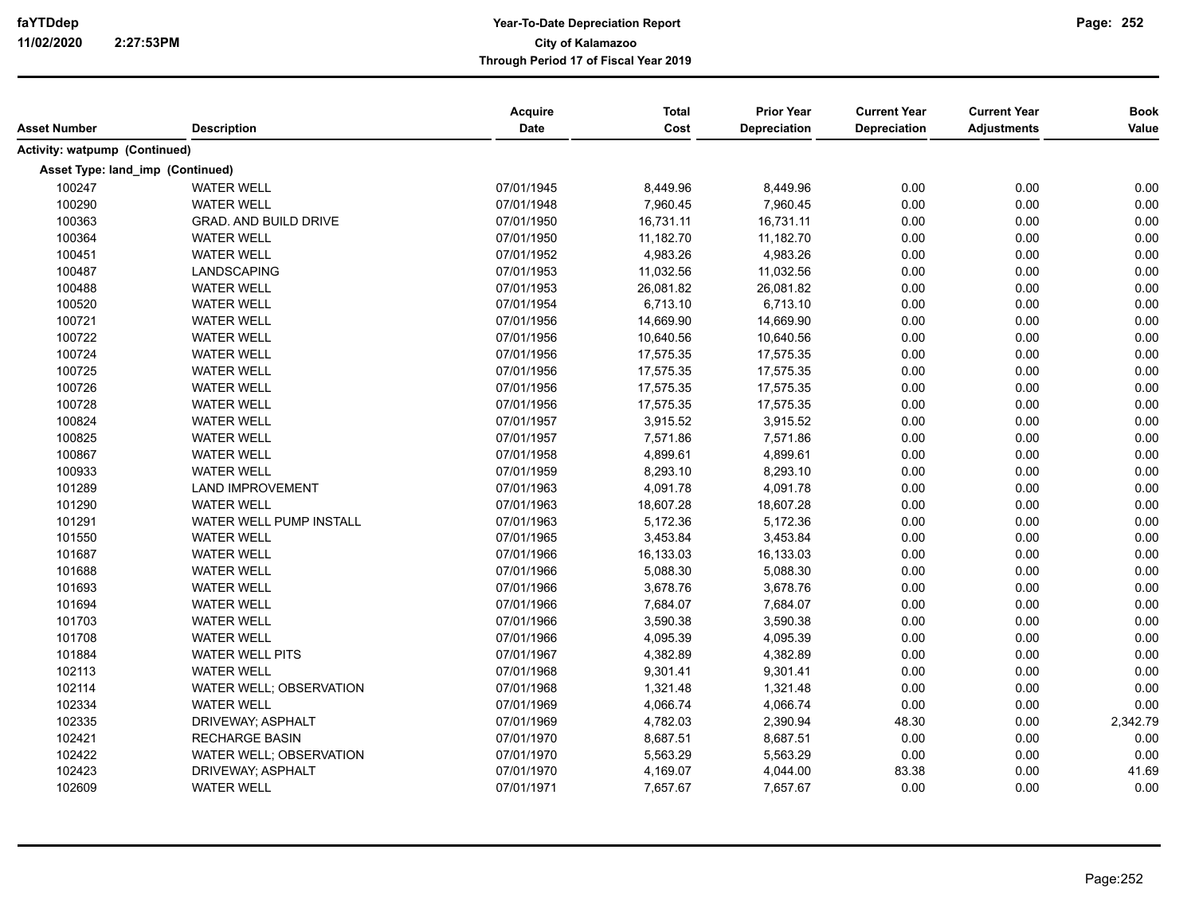| Asset Number | Description | Acquire Date | Total Cost | Prior Year Depreciation | Current Year Depreciation | Current Year Adjustments | Book Value |
|---|---|---|---|---|---|---|---|
| **Activity: watpump (Continued)** | | | | | | | |
| **Asset Type: land_imp (Continued)** | | | | | | | |
| 100247 | WATER WELL | 07/01/1945 | 8,449.96 | 8,449.96 | 0.00 | 0.00 | 0.00 |
| 100290 | WATER WELL | 07/01/1948 | 7,960.45 | 7,960.45 | 0.00 | 0.00 | 0.00 |
| 100363 | GRAD. AND BUILD DRIVE | 07/01/1950 | 16,731.11 | 16,731.11 | 0.00 | 0.00 | 0.00 |
| 100364 | WATER WELL | 07/01/1950 | 11,182.70 | 11,182.70 | 0.00 | 0.00 | 0.00 |
| 100451 | WATER WELL | 07/01/1952 | 4,983.26 | 4,983.26 | 0.00 | 0.00 | 0.00 |
| 100487 | LANDSCAPING | 07/01/1953 | 11,032.56 | 11,032.56 | 0.00 | 0.00 | 0.00 |
| 100488 | WATER WELL | 07/01/1953 | 26,081.82 | 26,081.82 | 0.00 | 0.00 | 0.00 |
| 100520 | WATER WELL | 07/01/1954 | 6,713.10 | 6,713.10 | 0.00 | 0.00 | 0.00 |
| 100721 | WATER WELL | 07/01/1956 | 14,669.90 | 14,669.90 | 0.00 | 0.00 | 0.00 |
| 100722 | WATER WELL | 07/01/1956 | 10,640.56 | 10,640.56 | 0.00 | 0.00 | 0.00 |
| 100724 | WATER WELL | 07/01/1956 | 17,575.35 | 17,575.35 | 0.00 | 0.00 | 0.00 |
| 100725 | WATER WELL | 07/01/1956 | 17,575.35 | 17,575.35 | 0.00 | 0.00 | 0.00 |
| 100726 | WATER WELL | 07/01/1956 | 17,575.35 | 17,575.35 | 0.00 | 0.00 | 0.00 |
| 100728 | WATER WELL | 07/01/1956 | 17,575.35 | 17,575.35 | 0.00 | 0.00 | 0.00 |
| 100824 | WATER WELL | 07/01/1957 | 3,915.52 | 3,915.52 | 0.00 | 0.00 | 0.00 |
| 100825 | WATER WELL | 07/01/1957 | 7,571.86 | 7,571.86 | 0.00 | 0.00 | 0.00 |
| 100867 | WATER WELL | 07/01/1958 | 4,899.61 | 4,899.61 | 0.00 | 0.00 | 0.00 |
| 100933 | WATER WELL | 07/01/1959 | 8,293.10 | 8,293.10 | 0.00 | 0.00 | 0.00 |
| 101289 | LAND IMPROVEMENT | 07/01/1963 | 4,091.78 | 4,091.78 | 0.00 | 0.00 | 0.00 |
| 101290 | WATER WELL | 07/01/1963 | 18,607.28 | 18,607.28 | 0.00 | 0.00 | 0.00 |
| 101291 | WATER WELL PUMP INSTALL | 07/01/1963 | 5,172.36 | 5,172.36 | 0.00 | 0.00 | 0.00 |
| 101550 | WATER WELL | 07/01/1965 | 3,453.84 | 3,453.84 | 0.00 | 0.00 | 0.00 |
| 101687 | WATER WELL | 07/01/1966 | 16,133.03 | 16,133.03 | 0.00 | 0.00 | 0.00 |
| 101688 | WATER WELL | 07/01/1966 | 5,088.30 | 5,088.30 | 0.00 | 0.00 | 0.00 |
| 101693 | WATER WELL | 07/01/1966 | 3,678.76 | 3,678.76 | 0.00 | 0.00 | 0.00 |
| 101694 | WATER WELL | 07/01/1966 | 7,684.07 | 7,684.07 | 0.00 | 0.00 | 0.00 |
| 101703 | WATER WELL | 07/01/1966 | 3,590.38 | 3,590.38 | 0.00 | 0.00 | 0.00 |
| 101708 | WATER WELL | 07/01/1966 | 4,095.39 | 4,095.39 | 0.00 | 0.00 | 0.00 |
| 101884 | WATER WELL PITS | 07/01/1967 | 4,382.89 | 4,382.89 | 0.00 | 0.00 | 0.00 |
| 102113 | WATER WELL | 07/01/1968 | 9,301.41 | 9,301.41 | 0.00 | 0.00 | 0.00 |
| 102114 | WATER WELL; OBSERVATION | 07/01/1968 | 1,321.48 | 1,321.48 | 0.00 | 0.00 | 0.00 |
| 102334 | WATER WELL | 07/01/1969 | 4,066.74 | 4,066.74 | 0.00 | 0.00 | 0.00 |
| 102335 | DRIVEWAY; ASPHALT | 07/01/1969 | 4,782.03 | 2,390.94 | 48.30 | 0.00 | 2,342.79 |
| 102421 | RECHARGE BASIN | 07/01/1970 | 8,687.51 | 8,687.51 | 0.00 | 0.00 | 0.00 |
| 102422 | WATER WELL; OBSERVATION | 07/01/1970 | 5,563.29 | 5,563.29 | 0.00 | 0.00 | 0.00 |
| 102423 | DRIVEWAY; ASPHALT | 07/01/1970 | 4,169.07 | 4,044.00 | 83.38 | 0.00 | 41.69 |
| 102609 | WATER WELL | 07/01/1971 | 7,657.67 | 7,657.67 | 0.00 | 0.00 | 0.00 |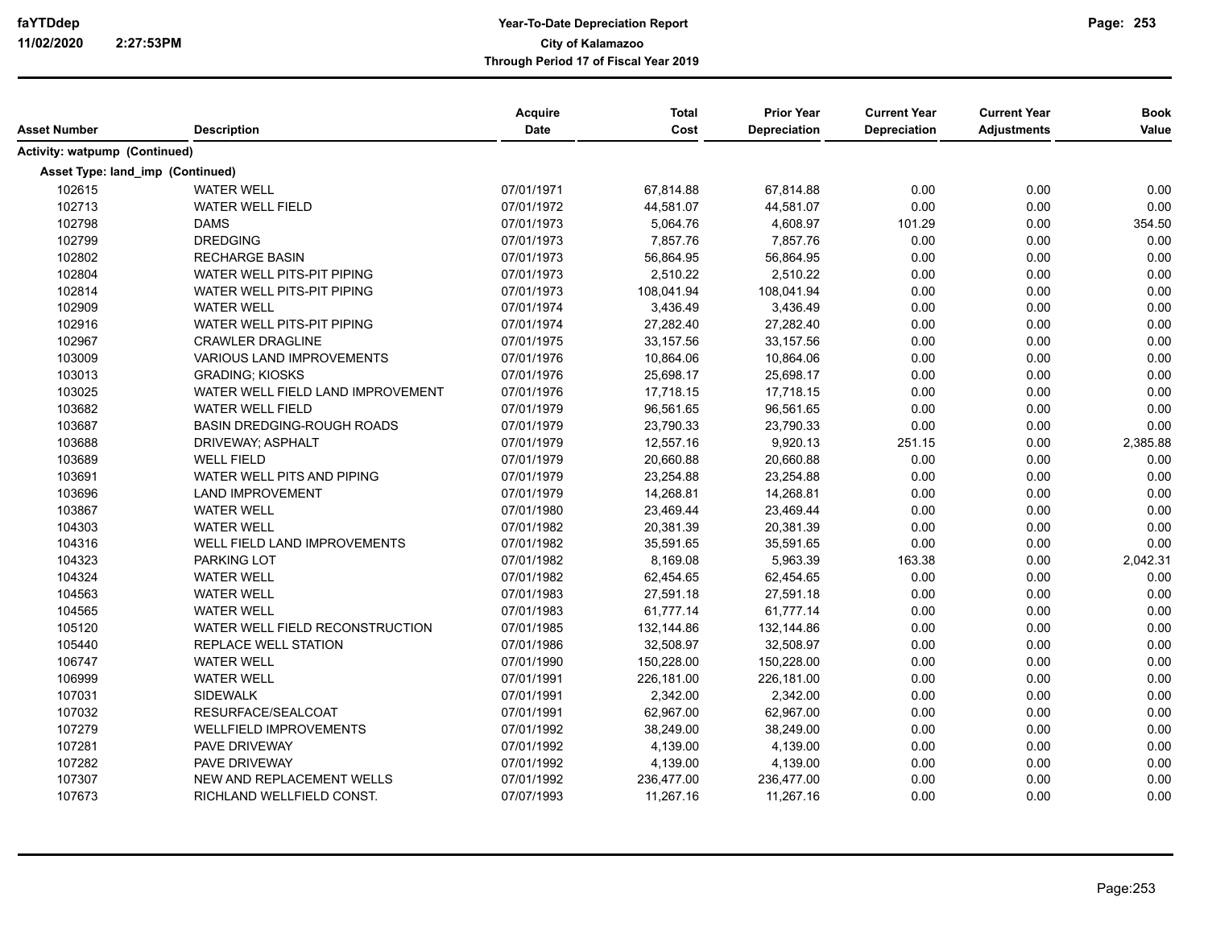| Asset Number | Description | Acquire Date | Total Cost | Prior Year Depreciation | Current Year Depreciation | Current Year Adjustments | Book Value |
|---|---|---|---|---|---|---|---|
| **Activity: watpump (Continued)** | | | | | | | |
| **Asset Type: land_imp (Continued)** | | | | | | | |
| 102615 | WATER WELL | 07/01/1971 | 67,814.88 | 67,814.88 | 0.00 | 0.00 | 0.00 |
| 102713 | WATER WELL FIELD | 07/01/1972 | 44,581.07 | 44,581.07 | 0.00 | 0.00 | 0.00 |
| 102798 | DAMS | 07/01/1973 | 5,064.76 | 4,608.97 | 101.29 | 0.00 | 354.50 |
| 102799 | DREDGING | 07/01/1973 | 7,857.76 | 7,857.76 | 0.00 | 0.00 | 0.00 |
| 102802 | RECHARGE BASIN | 07/01/1973 | 56,864.95 | 56,864.95 | 0.00 | 0.00 | 0.00 |
| 102804 | WATER WELL PITS-PIT PIPING | 07/01/1973 | 2,510.22 | 2,510.22 | 0.00 | 0.00 | 0.00 |
| 102814 | WATER WELL PITS-PIT PIPING | 07/01/1973 | 108,041.94 | 108,041.94 | 0.00 | 0.00 | 0.00 |
| 102909 | WATER WELL | 07/01/1974 | 3,436.49 | 3,436.49 | 0.00 | 0.00 | 0.00 |
| 102916 | WATER WELL PITS-PIT PIPING | 07/01/1974 | 27,282.40 | 27,282.40 | 0.00 | 0.00 | 0.00 |
| 102967 | CRAWLER DRAGLINE | 07/01/1975 | 33,157.56 | 33,157.56 | 0.00 | 0.00 | 0.00 |
| 103009 | VARIOUS LAND IMPROVEMENTS | 07/01/1976 | 10,864.06 | 10,864.06 | 0.00 | 0.00 | 0.00 |
| 103013 | GRADING; KIOSKS | 07/01/1976 | 25,698.17 | 25,698.17 | 0.00 | 0.00 | 0.00 |
| 103025 | WATER WELL FIELD LAND IMPROVEMENT | 07/01/1976 | 17,718.15 | 17,718.15 | 0.00 | 0.00 | 0.00 |
| 103682 | WATER WELL FIELD | 07/01/1979 | 96,561.65 | 96,561.65 | 0.00 | 0.00 | 0.00 |
| 103687 | BASIN DREDGING-ROUGH ROADS | 07/01/1979 | 23,790.33 | 23,790.33 | 0.00 | 0.00 | 0.00 |
| 103688 | DRIVEWAY; ASPHALT | 07/01/1979 | 12,557.16 | 9,920.13 | 251.15 | 0.00 | 2,385.88 |
| 103689 | WELL FIELD | 07/01/1979 | 20,660.88 | 20,660.88 | 0.00 | 0.00 | 0.00 |
| 103691 | WATER WELL PITS AND PIPING | 07/01/1979 | 23,254.88 | 23,254.88 | 0.00 | 0.00 | 0.00 |
| 103696 | LAND IMPROVEMENT | 07/01/1979 | 14,268.81 | 14,268.81 | 0.00 | 0.00 | 0.00 |
| 103867 | WATER WELL | 07/01/1980 | 23,469.44 | 23,469.44 | 0.00 | 0.00 | 0.00 |
| 104303 | WATER WELL | 07/01/1982 | 20,381.39 | 20,381.39 | 0.00 | 0.00 | 0.00 |
| 104316 | WELL FIELD LAND IMPROVEMENTS | 07/01/1982 | 35,591.65 | 35,591.65 | 0.00 | 0.00 | 0.00 |
| 104323 | PARKING LOT | 07/01/1982 | 8,169.08 | 5,963.39 | 163.38 | 0.00 | 2,042.31 |
| 104324 | WATER WELL | 07/01/1982 | 62,454.65 | 62,454.65 | 0.00 | 0.00 | 0.00 |
| 104563 | WATER WELL | 07/01/1983 | 27,591.18 | 27,591.18 | 0.00 | 0.00 | 0.00 |
| 104565 | WATER WELL | 07/01/1983 | 61,777.14 | 61,777.14 | 0.00 | 0.00 | 0.00 |
| 105120 | WATER WELL FIELD RECONSTRUCTION | 07/01/1985 | 132,144.86 | 132,144.86 | 0.00 | 0.00 | 0.00 |
| 105440 | REPLACE WELL STATION | 07/01/1986 | 32,508.97 | 32,508.97 | 0.00 | 0.00 | 0.00 |
| 106747 | WATER WELL | 07/01/1990 | 150,228.00 | 150,228.00 | 0.00 | 0.00 | 0.00 |
| 106999 | WATER WELL | 07/01/1991 | 226,181.00 | 226,181.00 | 0.00 | 0.00 | 0.00 |
| 107031 | SIDEWALK | 07/01/1991 | 2,342.00 | 2,342.00 | 0.00 | 0.00 | 0.00 |
| 107032 | RESURFACE/SEALCOAT | 07/01/1991 | 62,967.00 | 62,967.00 | 0.00 | 0.00 | 0.00 |
| 107279 | WELLFIELD IMPROVEMENTS | 07/01/1992 | 38,249.00 | 38,249.00 | 0.00 | 0.00 | 0.00 |
| 107281 | PAVE DRIVEWAY | 07/01/1992 | 4,139.00 | 4,139.00 | 0.00 | 0.00 | 0.00 |
| 107282 | PAVE DRIVEWAY | 07/01/1992 | 4,139.00 | 4,139.00 | 0.00 | 0.00 | 0.00 |
| 107307 | NEW AND REPLACEMENT WELLS | 07/01/1992 | 236,477.00 | 236,477.00 | 0.00 | 0.00 | 0.00 |
| 107673 | RICHLAND WELLFIELD CONST. | 07/07/1993 | 11,267.16 | 11,267.16 | 0.00 | 0.00 | 0.00 |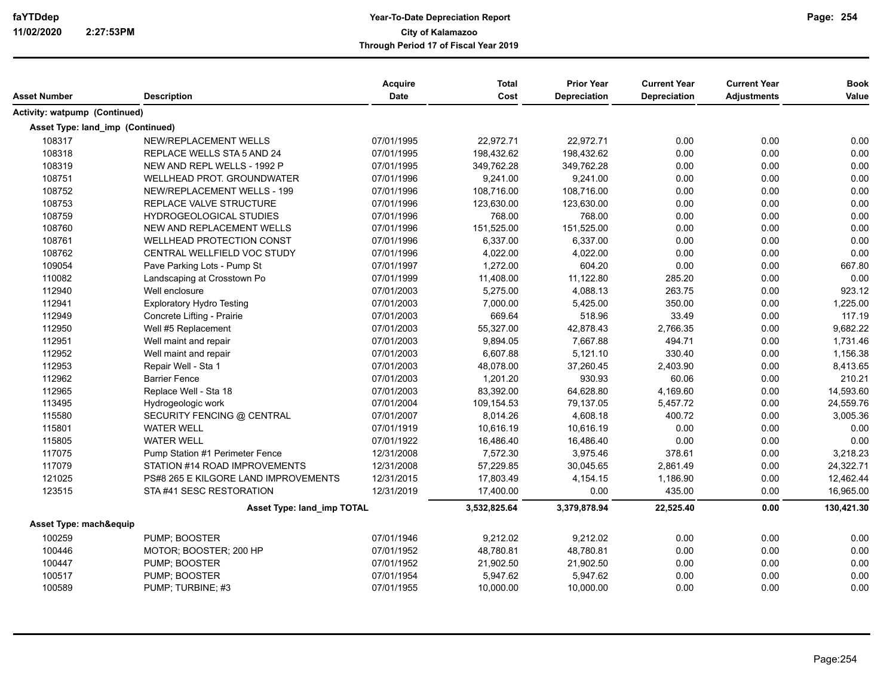| Asset Number | Description | Acquire Date | Total Cost | Prior Year Depreciation | Current Year Depreciation | Current Year Adjustments | Book Value |
|---|---|---|---|---|---|---|---|
| **Activity: watpump (Continued)** | | | | | | | |
| **Asset Type: land_imp (Continued)** | | | | | | | |
| 108317 | NEW/REPLACEMENT WELLS | 07/01/1995 | 22,972.71 | 22,972.71 | 0.00 | 0.00 | 0.00 |
| 108318 | REPLACE WELLS STA 5 AND 24 | 07/01/1995 | 198,432.62 | 198,432.62 | 0.00 | 0.00 | 0.00 |
| 108319 | NEW AND REPL WELLS - 1992 P | 07/01/1995 | 349,762.28 | 349,762.28 | 0.00 | 0.00 | 0.00 |
| 108751 | WELLHEAD PROT. GROUNDWATER | 07/01/1996 | 9,241.00 | 9,241.00 | 0.00 | 0.00 | 0.00 |
| 108752 | NEW/REPLACEMENT WELLS - 199 | 07/01/1996 | 108,716.00 | 108,716.00 | 0.00 | 0.00 | 0.00 |
| 108753 | REPLACE VALVE STRUCTURE | 07/01/1996 | 123,630.00 | 123,630.00 | 0.00 | 0.00 | 0.00 |
| 108759 | HYDROGEOLOGICAL STUDIES | 07/01/1996 | 768.00 | 768.00 | 0.00 | 0.00 | 0.00 |
| 108760 | NEW AND REPLACEMENT WELLS | 07/01/1996 | 151,525.00 | 151,525.00 | 0.00 | 0.00 | 0.00 |
| 108761 | WELLHEAD PROTECTION CONST | 07/01/1996 | 6,337.00 | 6,337.00 | 0.00 | 0.00 | 0.00 |
| 108762 | CENTRAL WELLFIELD VOC STUDY | 07/01/1996 | 4,022.00 | 4,022.00 | 0.00 | 0.00 | 0.00 |
| 109054 | Pave Parking Lots - Pump St | 07/01/1997 | 1,272.00 | 604.20 | 0.00 | 0.00 | 667.80 |
| 110082 | Landscaping at Crosstown Po | 07/01/1999 | 11,408.00 | 11,122.80 | 285.20 | 0.00 | 0.00 |
| 112940 | Well enclosure | 07/01/2003 | 5,275.00 | 4,088.13 | 263.75 | 0.00 | 923.12 |
| 112941 | Exploratory Hydro Testing | 07/01/2003 | 7,000.00 | 5,425.00 | 350.00 | 0.00 | 1,225.00 |
| 112949 | Concrete Lifting - Prairie | 07/01/2003 | 669.64 | 518.96 | 33.49 | 0.00 | 117.19 |
| 112950 | Well #5 Replacement | 07/01/2003 | 55,327.00 | 42,878.43 | 2,766.35 | 0.00 | 9,682.22 |
| 112951 | Well maint and repair | 07/01/2003 | 9,894.05 | 7,667.88 | 494.71 | 0.00 | 1,731.46 |
| 112952 | Well maint and repair | 07/01/2003 | 6,607.88 | 5,121.10 | 330.40 | 0.00 | 1,156.38 |
| 112953 | Repair Well - Sta 1 | 07/01/2003 | 48,078.00 | 37,260.45 | 2,403.90 | 0.00 | 8,413.65 |
| 112962 | Barrier Fence | 07/01/2003 | 1,201.20 | 930.93 | 60.06 | 0.00 | 210.21 |
| 112965 | Replace Well - Sta 18 | 07/01/2003 | 83,392.00 | 64,628.80 | 4,169.60 | 0.00 | 14,593.60 |
| 113495 | Hydrogeologic work | 07/01/2004 | 109,154.53 | 79,137.05 | 5,457.72 | 0.00 | 24,559.76 |
| 115580 | SECURITY FENCING @ CENTRAL | 07/01/2007 | 8,014.26 | 4,608.18 | 400.72 | 0.00 | 3,005.36 |
| 115801 | WATER WELL | 07/01/1919 | 10,616.19 | 10,616.19 | 0.00 | 0.00 | 0.00 |
| 115805 | WATER WELL | 07/01/1922 | 16,486.40 | 16,486.40 | 0.00 | 0.00 | 0.00 |
| 117075 | Pump Station #1 Perimeter Fence | 12/31/2008 | 7,572.30 | 3,975.46 | 378.61 | 0.00 | 3,218.23 |
| 117079 | STATION #14 ROAD IMPROVEMENTS | 12/31/2008 | 57,229.85 | 30,045.65 | 2,861.49 | 0.00 | 24,322.71 |
| 121025 | PS#8 265 E KILGORE LAND IMPROVEMENTS | 12/31/2015 | 17,803.49 | 4,154.15 | 1,186.90 | 0.00 | 12,462.44 |
| 123515 | STA #41 SESC RESTORATION | 12/31/2019 | 17,400.00 | 0.00 | 435.00 | 0.00 | 16,965.00 |
| | **Asset Type: land_imp TOTAL** | | **3,532,825.64** | **3,379,878.94** | **22,525.40** | **0.00** | **130,421.30** |
| **Asset Type: mach&equip** | | | | | | | |
| 100259 | PUMP; BOOSTER | 07/01/1946 | 9,212.02 | 9,212.02 | 0.00 | 0.00 | 0.00 |
| 100446 | MOTOR; BOOSTER; 200 HP | 07/01/1952 | 48,780.81 | 48,780.81 | 0.00 | 0.00 | 0.00 |
| 100447 | PUMP; BOOSTER | 07/01/1952 | 21,902.50 | 21,902.50 | 0.00 | 0.00 | 0.00 |
| 100517 | PUMP; BOOSTER | 07/01/1954 | 5,947.62 | 5,947.62 | 0.00 | 0.00 | 0.00 |
| 100589 | PUMP; TURBINE; #3 | 07/01/1955 | 10,000.00 | 10,000.00 | 0.00 | 0.00 | 0.00 |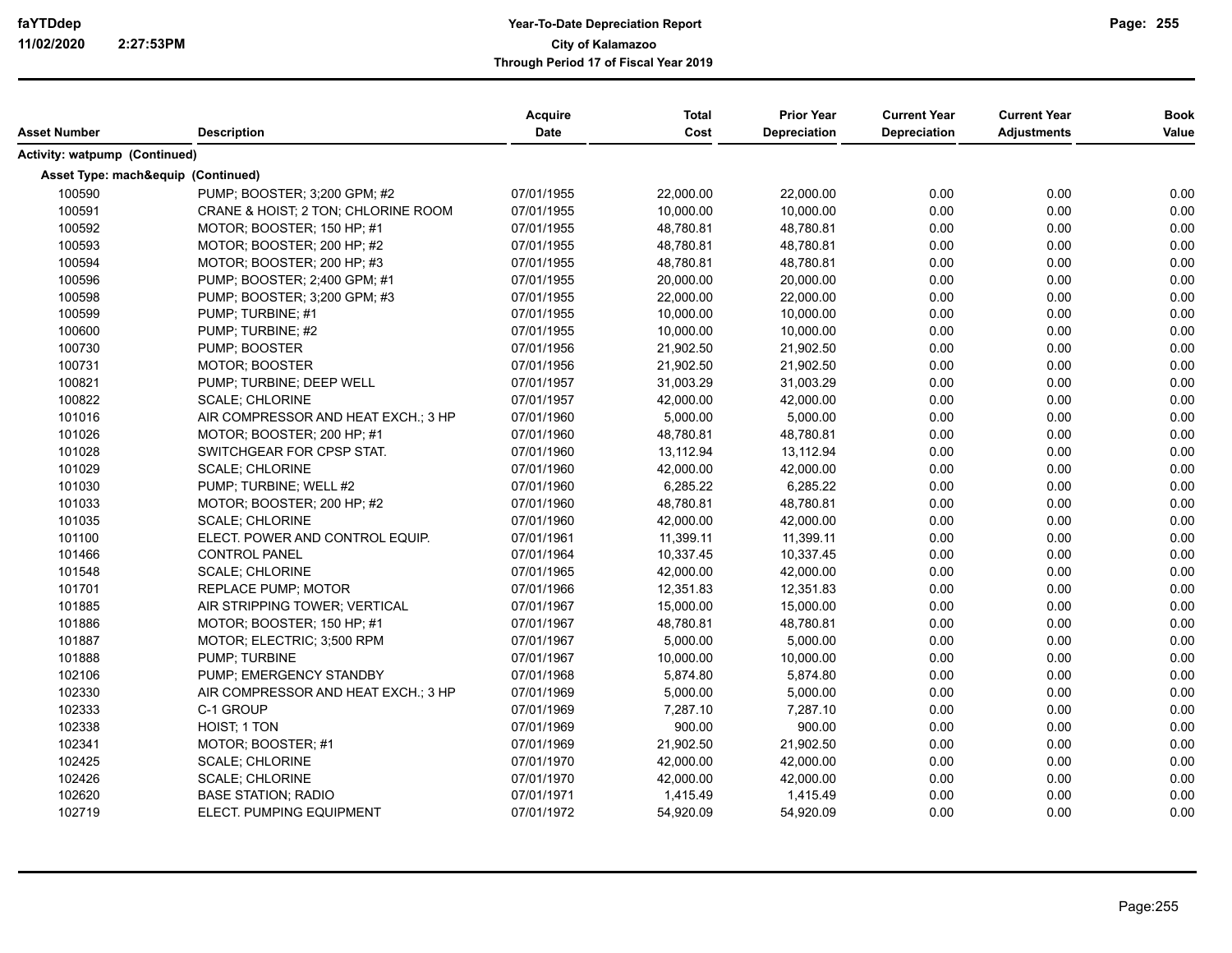| Asset Number | Description | Acquire Date | Total Cost | Prior Year Depreciation | Current Year Depreciation | Current Year Adjustments | Book Value |
|---|---|---|---|---|---|---|---|
| **Activity: watpump (Continued)** | | | | | | | |
| **Asset Type: mach&equip (Continued)** | | | | | | | |
| 100590 | PUMP; BOOSTER; 3;200 GPM; #2 | 07/01/1955 | 22,000.00 | 22,000.00 | 0.00 | 0.00 | 0.00 |
| 100591 | CRANE & HOIST; 2 TON; CHLORINE ROOM | 07/01/1955 | 10,000.00 | 10,000.00 | 0.00 | 0.00 | 0.00 |
| 100592 | MOTOR; BOOSTER; 150 HP; #1 | 07/01/1955 | 48,780.81 | 48,780.81 | 0.00 | 0.00 | 0.00 |
| 100593 | MOTOR; BOOSTER; 200 HP; #2 | 07/01/1955 | 48,780.81 | 48,780.81 | 0.00 | 0.00 | 0.00 |
| 100594 | MOTOR; BOOSTER; 200 HP; #3 | 07/01/1955 | 48,780.81 | 48,780.81 | 0.00 | 0.00 | 0.00 |
| 100596 | PUMP; BOOSTER; 2;400 GPM; #1 | 07/01/1955 | 20,000.00 | 20,000.00 | 0.00 | 0.00 | 0.00 |
| 100598 | PUMP; BOOSTER; 3;200 GPM; #3 | 07/01/1955 | 22,000.00 | 22,000.00 | 0.00 | 0.00 | 0.00 |
| 100599 | PUMP; TURBINE; #1 | 07/01/1955 | 10,000.00 | 10,000.00 | 0.00 | 0.00 | 0.00 |
| 100600 | PUMP; TURBINE; #2 | 07/01/1955 | 10,000.00 | 10,000.00 | 0.00 | 0.00 | 0.00 |
| 100730 | PUMP; BOOSTER | 07/01/1956 | 21,902.50 | 21,902.50 | 0.00 | 0.00 | 0.00 |
| 100731 | MOTOR; BOOSTER | 07/01/1956 | 21,902.50 | 21,902.50 | 0.00 | 0.00 | 0.00 |
| 100821 | PUMP; TURBINE; DEEP WELL | 07/01/1957 | 31,003.29 | 31,003.29 | 0.00 | 0.00 | 0.00 |
| 100822 | SCALE; CHLORINE | 07/01/1957 | 42,000.00 | 42,000.00 | 0.00 | 0.00 | 0.00 |
| 101016 | AIR COMPRESSOR AND HEAT EXCH.; 3 HP | 07/01/1960 | 5,000.00 | 5,000.00 | 0.00 | 0.00 | 0.00 |
| 101026 | MOTOR; BOOSTER; 200 HP; #1 | 07/01/1960 | 48,780.81 | 48,780.81 | 0.00 | 0.00 | 0.00 |
| 101028 | SWITCHGEAR FOR CPSP STAT. | 07/01/1960 | 13,112.94 | 13,112.94 | 0.00 | 0.00 | 0.00 |
| 101029 | SCALE; CHLORINE | 07/01/1960 | 42,000.00 | 42,000.00 | 0.00 | 0.00 | 0.00 |
| 101030 | PUMP; TURBINE; WELL #2 | 07/01/1960 | 6,285.22 | 6,285.22 | 0.00 | 0.00 | 0.00 |
| 101033 | MOTOR; BOOSTER; 200 HP; #2 | 07/01/1960 | 48,780.81 | 48,780.81 | 0.00 | 0.00 | 0.00 |
| 101035 | SCALE; CHLORINE | 07/01/1960 | 42,000.00 | 42,000.00 | 0.00 | 0.00 | 0.00 |
| 101100 | ELECT. POWER AND CONTROL EQUIP. | 07/01/1961 | 11,399.11 | 11,399.11 | 0.00 | 0.00 | 0.00 |
| 101466 | CONTROL PANEL | 07/01/1964 | 10,337.45 | 10,337.45 | 0.00 | 0.00 | 0.00 |
| 101548 | SCALE; CHLORINE | 07/01/1965 | 42,000.00 | 42,000.00 | 0.00 | 0.00 | 0.00 |
| 101701 | REPLACE PUMP; MOTOR | 07/01/1966 | 12,351.83 | 12,351.83 | 0.00 | 0.00 | 0.00 |
| 101885 | AIR STRIPPING TOWER; VERTICAL | 07/01/1967 | 15,000.00 | 15,000.00 | 0.00 | 0.00 | 0.00 |
| 101886 | MOTOR; BOOSTER; 150 HP; #1 | 07/01/1967 | 48,780.81 | 48,780.81 | 0.00 | 0.00 | 0.00 |
| 101887 | MOTOR; ELECTRIC; 3;500 RPM | 07/01/1967 | 5,000.00 | 5,000.00 | 0.00 | 0.00 | 0.00 |
| 101888 | PUMP; TURBINE | 07/01/1967 | 10,000.00 | 10,000.00 | 0.00 | 0.00 | 0.00 |
| 102106 | PUMP; EMERGENCY STANDBY | 07/01/1968 | 5,874.80 | 5,874.80 | 0.00 | 0.00 | 0.00 |
| 102330 | AIR COMPRESSOR AND HEAT EXCH.; 3 HP | 07/01/1969 | 5,000.00 | 5,000.00 | 0.00 | 0.00 | 0.00 |
| 102333 | C-1 GROUP | 07/01/1969 | 7,287.10 | 7,287.10 | 0.00 | 0.00 | 0.00 |
| 102338 | HOIST; 1 TON | 07/01/1969 | 900.00 | 900.00 | 0.00 | 0.00 | 0.00 |
| 102341 | MOTOR; BOOSTER; #1 | 07/01/1969 | 21,902.50 | 21,902.50 | 0.00 | 0.00 | 0.00 |
| 102425 | SCALE; CHLORINE | 07/01/1970 | 42,000.00 | 42,000.00 | 0.00 | 0.00 | 0.00 |
| 102426 | SCALE; CHLORINE | 07/01/1970 | 42,000.00 | 42,000.00 | 0.00 | 0.00 | 0.00 |
| 102620 | BASE STATION; RADIO | 07/01/1971 | 1,415.49 | 1,415.49 | 0.00 | 0.00 | 0.00 |
| 102719 | ELECT. PUMPING EQUIPMENT | 07/01/1972 | 54,920.09 | 54,920.09 | 0.00 | 0.00 | 0.00 |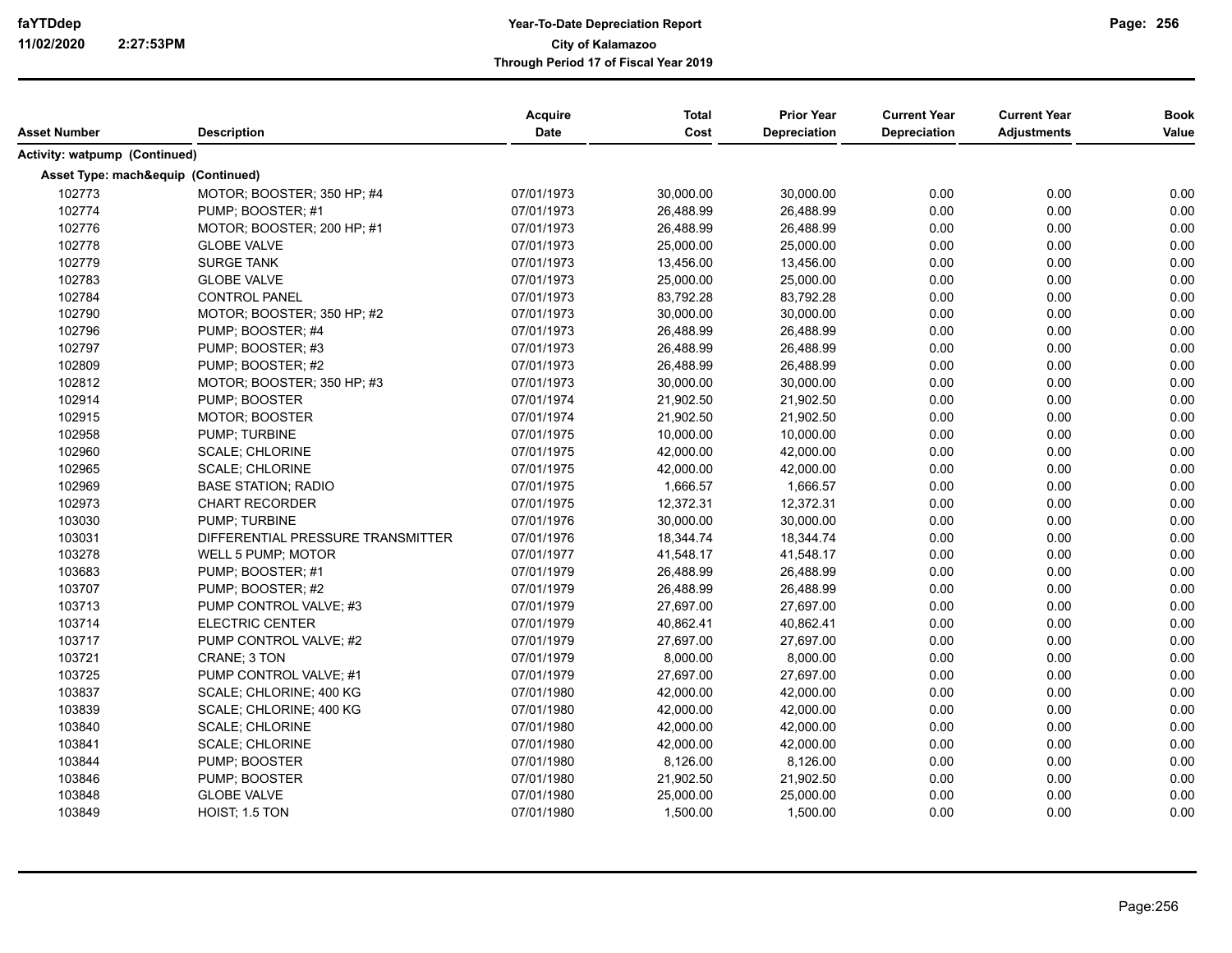| Asset Number | Description | Acquire Date | Total Cost | Prior Year Depreciation | Current Year Depreciation | Current Year Adjustments | Book Value |
|---|---|---|---|---|---|---|---|
| **Activity: watpump (Continued)** | | | | | | | |
| **Asset Type: mach&equip (Continued)** | | | | | | | |
| 102773 | MOTOR; BOOSTER; 350 HP; #4 | 07/01/1973 | 30,000.00 | 30,000.00 | 0.00 | 0.00 | 0.00 |
| 102774 | PUMP; BOOSTER; #1 | 07/01/1973 | 26,488.99 | 26,488.99 | 0.00 | 0.00 | 0.00 |
| 102776 | MOTOR; BOOSTER; 200 HP; #1 | 07/01/1973 | 26,488.99 | 26,488.99 | 0.00 | 0.00 | 0.00 |
| 102778 | GLOBE VALVE | 07/01/1973 | 25,000.00 | 25,000.00 | 0.00 | 0.00 | 0.00 |
| 102779 | SURGE TANK | 07/01/1973 | 13,456.00 | 13,456.00 | 0.00 | 0.00 | 0.00 |
| 102783 | GLOBE VALVE | 07/01/1973 | 25,000.00 | 25,000.00 | 0.00 | 0.00 | 0.00 |
| 102784 | CONTROL PANEL | 07/01/1973 | 83,792.28 | 83,792.28 | 0.00 | 0.00 | 0.00 |
| 102790 | MOTOR; BOOSTER; 350 HP; #2 | 07/01/1973 | 30,000.00 | 30,000.00 | 0.00 | 0.00 | 0.00 |
| 102796 | PUMP; BOOSTER; #4 | 07/01/1973 | 26,488.99 | 26,488.99 | 0.00 | 0.00 | 0.00 |
| 102797 | PUMP; BOOSTER; #3 | 07/01/1973 | 26,488.99 | 26,488.99 | 0.00 | 0.00 | 0.00 |
| 102809 | PUMP; BOOSTER; #2 | 07/01/1973 | 26,488.99 | 26,488.99 | 0.00 | 0.00 | 0.00 |
| 102812 | MOTOR; BOOSTER; 350 HP; #3 | 07/01/1973 | 30,000.00 | 30,000.00 | 0.00 | 0.00 | 0.00 |
| 102914 | PUMP; BOOSTER | 07/01/1974 | 21,902.50 | 21,902.50 | 0.00 | 0.00 | 0.00 |
| 102915 | MOTOR; BOOSTER | 07/01/1974 | 21,902.50 | 21,902.50 | 0.00 | 0.00 | 0.00 |
| 102958 | PUMP; TURBINE | 07/01/1975 | 10,000.00 | 10,000.00 | 0.00 | 0.00 | 0.00 |
| 102960 | SCALE; CHLORINE | 07/01/1975 | 42,000.00 | 42,000.00 | 0.00 | 0.00 | 0.00 |
| 102965 | SCALE; CHLORINE | 07/01/1975 | 42,000.00 | 42,000.00 | 0.00 | 0.00 | 0.00 |
| 102969 | BASE STATION; RADIO | 07/01/1975 | 1,666.57 | 1,666.57 | 0.00 | 0.00 | 0.00 |
| 102973 | CHART RECORDER | 07/01/1975 | 12,372.31 | 12,372.31 | 0.00 | 0.00 | 0.00 |
| 103030 | PUMP; TURBINE | 07/01/1976 | 30,000.00 | 30,000.00 | 0.00 | 0.00 | 0.00 |
| 103031 | DIFFERENTIAL PRESSURE TRANSMITTER | 07/01/1976 | 18,344.74 | 18,344.74 | 0.00 | 0.00 | 0.00 |
| 103278 | WELL 5 PUMP; MOTOR | 07/01/1977 | 41,548.17 | 41,548.17 | 0.00 | 0.00 | 0.00 |
| 103683 | PUMP; BOOSTER; #1 | 07/01/1979 | 26,488.99 | 26,488.99 | 0.00 | 0.00 | 0.00 |
| 103707 | PUMP; BOOSTER; #2 | 07/01/1979 | 26,488.99 | 26,488.99 | 0.00 | 0.00 | 0.00 |
| 103713 | PUMP CONTROL VALVE; #3 | 07/01/1979 | 27,697.00 | 27,697.00 | 0.00 | 0.00 | 0.00 |
| 103714 | ELECTRIC CENTER | 07/01/1979 | 40,862.41 | 40,862.41 | 0.00 | 0.00 | 0.00 |
| 103717 | PUMP CONTROL VALVE; #2 | 07/01/1979 | 27,697.00 | 27,697.00 | 0.00 | 0.00 | 0.00 |
| 103721 | CRANE; 3 TON | 07/01/1979 | 8,000.00 | 8,000.00 | 0.00 | 0.00 | 0.00 |
| 103725 | PUMP CONTROL VALVE; #1 | 07/01/1979 | 27,697.00 | 27,697.00 | 0.00 | 0.00 | 0.00 |
| 103837 | SCALE; CHLORINE; 400 KG | 07/01/1980 | 42,000.00 | 42,000.00 | 0.00 | 0.00 | 0.00 |
| 103839 | SCALE; CHLORINE; 400 KG | 07/01/1980 | 42,000.00 | 42,000.00 | 0.00 | 0.00 | 0.00 |
| 103840 | SCALE; CHLORINE | 07/01/1980 | 42,000.00 | 42,000.00 | 0.00 | 0.00 | 0.00 |
| 103841 | SCALE; CHLORINE | 07/01/1980 | 42,000.00 | 42,000.00 | 0.00 | 0.00 | 0.00 |
| 103844 | PUMP; BOOSTER | 07/01/1980 | 8,126.00 | 8,126.00 | 0.00 | 0.00 | 0.00 |
| 103846 | PUMP; BOOSTER | 07/01/1980 | 21,902.50 | 21,902.50 | 0.00 | 0.00 | 0.00 |
| 103848 | GLOBE VALVE | 07/01/1980 | 25,000.00 | 25,000.00 | 0.00 | 0.00 | 0.00 |
| 103849 | HOIST; 1.5 TON | 07/01/1980 | 1,500.00 | 1,500.00 | 0.00 | 0.00 | 0.00 |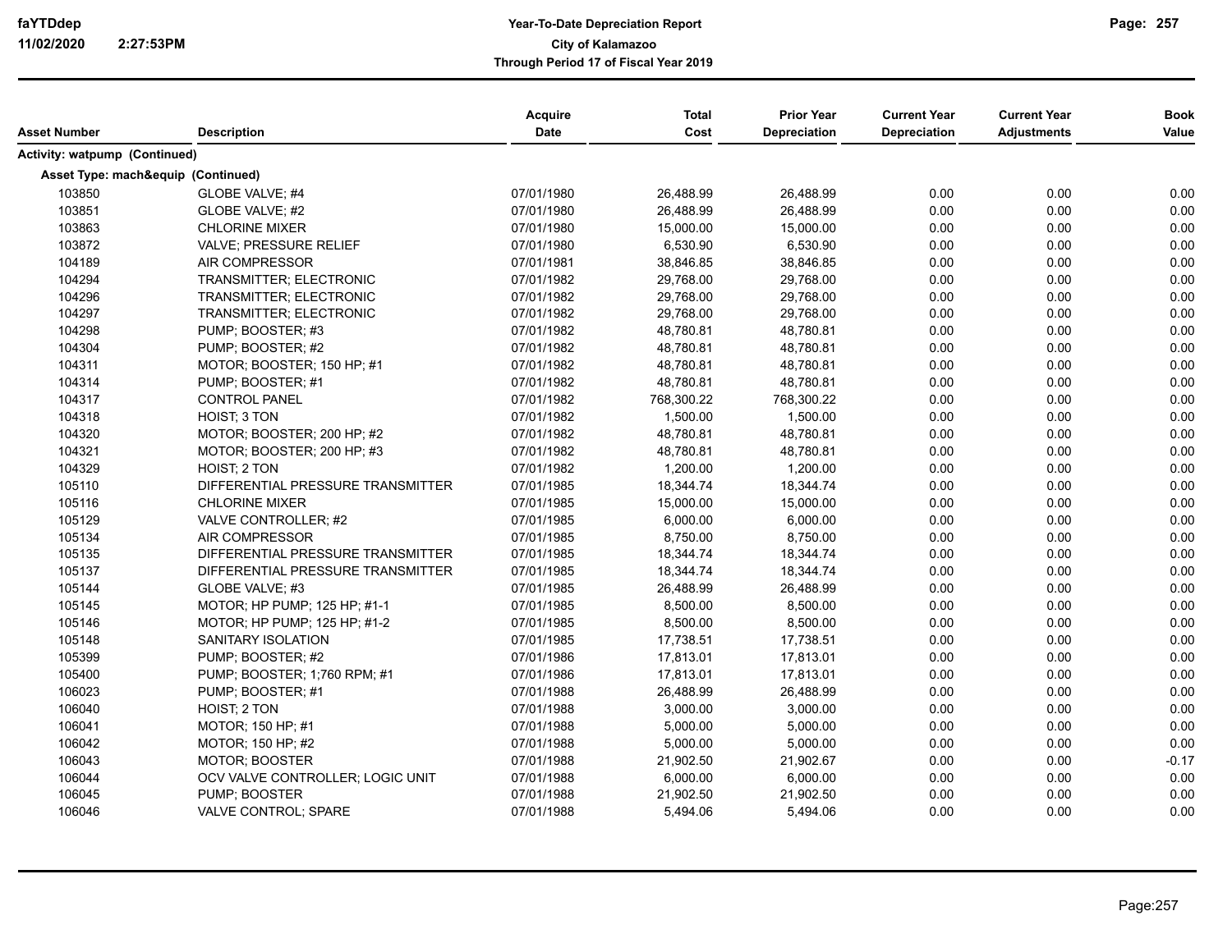| Asset Number | Description | Acquire Date | Total Cost | Prior Year Depreciation | Current Year Depreciation | Current Year Adjustments | Book Value |
|---|---|---|---|---|---|---|---|
| **Activity: watpump (Continued)** | | | | | | | |
| **Asset Type: mach&equip (Continued)** | | | | | | | |
| 103850 | GLOBE VALVE; #4 | 07/01/1980 | 26,488.99 | 26,488.99 | 0.00 | 0.00 | 0.00 |
| 103851 | GLOBE VALVE; #2 | 07/01/1980 | 26,488.99 | 26,488.99 | 0.00 | 0.00 | 0.00 |
| 103863 | CHLORINE MIXER | 07/01/1980 | 15,000.00 | 15,000.00 | 0.00 | 0.00 | 0.00 |
| 103872 | VALVE; PRESSURE RELIEF | 07/01/1980 | 6,530.90 | 6,530.90 | 0.00 | 0.00 | 0.00 |
| 104189 | AIR COMPRESSOR | 07/01/1981 | 38,846.85 | 38,846.85 | 0.00 | 0.00 | 0.00 |
| 104294 | TRANSMITTER; ELECTRONIC | 07/01/1982 | 29,768.00 | 29,768.00 | 0.00 | 0.00 | 0.00 |
| 104296 | TRANSMITTER; ELECTRONIC | 07/01/1982 | 29,768.00 | 29,768.00 | 0.00 | 0.00 | 0.00 |
| 104297 | TRANSMITTER; ELECTRONIC | 07/01/1982 | 29,768.00 | 29,768.00 | 0.00 | 0.00 | 0.00 |
| 104298 | PUMP; BOOSTER; #3 | 07/01/1982 | 48,780.81 | 48,780.81 | 0.00 | 0.00 | 0.00 |
| 104304 | PUMP; BOOSTER; #2 | 07/01/1982 | 48,780.81 | 48,780.81 | 0.00 | 0.00 | 0.00 |
| 104311 | MOTOR; BOOSTER; 150 HP; #1 | 07/01/1982 | 48,780.81 | 48,780.81 | 0.00 | 0.00 | 0.00 |
| 104314 | PUMP; BOOSTER; #1 | 07/01/1982 | 48,780.81 | 48,780.81 | 0.00 | 0.00 | 0.00 |
| 104317 | CONTROL PANEL | 07/01/1982 | 768,300.22 | 768,300.22 | 0.00 | 0.00 | 0.00 |
| 104318 | HOIST; 3 TON | 07/01/1982 | 1,500.00 | 1,500.00 | 0.00 | 0.00 | 0.00 |
| 104320 | MOTOR; BOOSTER; 200 HP; #2 | 07/01/1982 | 48,780.81 | 48,780.81 | 0.00 | 0.00 | 0.00 |
| 104321 | MOTOR; BOOSTER; 200 HP; #3 | 07/01/1982 | 48,780.81 | 48,780.81 | 0.00 | 0.00 | 0.00 |
| 104329 | HOIST; 2 TON | 07/01/1982 | 1,200.00 | 1,200.00 | 0.00 | 0.00 | 0.00 |
| 105110 | DIFFERENTIAL PRESSURE TRANSMITTER | 07/01/1985 | 18,344.74 | 18,344.74 | 0.00 | 0.00 | 0.00 |
| 105116 | CHLORINE MIXER | 07/01/1985 | 15,000.00 | 15,000.00 | 0.00 | 0.00 | 0.00 |
| 105129 | VALVE CONTROLLER; #2 | 07/01/1985 | 6,000.00 | 6,000.00 | 0.00 | 0.00 | 0.00 |
| 105134 | AIR COMPRESSOR | 07/01/1985 | 8,750.00 | 8,750.00 | 0.00 | 0.00 | 0.00 |
| 105135 | DIFFERENTIAL PRESSURE TRANSMITTER | 07/01/1985 | 18,344.74 | 18,344.74 | 0.00 | 0.00 | 0.00 |
| 105137 | DIFFERENTIAL PRESSURE TRANSMITTER | 07/01/1985 | 18,344.74 | 18,344.74 | 0.00 | 0.00 | 0.00 |
| 105144 | GLOBE VALVE; #3 | 07/01/1985 | 26,488.99 | 26,488.99 | 0.00 | 0.00 | 0.00 |
| 105145 | MOTOR; HP PUMP; 125 HP; #1-1 | 07/01/1985 | 8,500.00 | 8,500.00 | 0.00 | 0.00 | 0.00 |
| 105146 | MOTOR; HP PUMP; 125 HP; #1-2 | 07/01/1985 | 8,500.00 | 8,500.00 | 0.00 | 0.00 | 0.00 |
| 105148 | SANITARY ISOLATION | 07/01/1985 | 17,738.51 | 17,738.51 | 0.00 | 0.00 | 0.00 |
| 105399 | PUMP; BOOSTER; #2 | 07/01/1986 | 17,813.01 | 17,813.01 | 0.00 | 0.00 | 0.00 |
| 105400 | PUMP; BOOSTER; 1;760 RPM; #1 | 07/01/1986 | 17,813.01 | 17,813.01 | 0.00 | 0.00 | 0.00 |
| 106023 | PUMP; BOOSTER; #1 | 07/01/1988 | 26,488.99 | 26,488.99 | 0.00 | 0.00 | 0.00 |
| 106040 | HOIST; 2 TON | 07/01/1988 | 3,000.00 | 3,000.00 | 0.00 | 0.00 | 0.00 |
| 106041 | MOTOR; 150 HP; #1 | 07/01/1988 | 5,000.00 | 5,000.00 | 0.00 | 0.00 | 0.00 |
| 106042 | MOTOR; 150 HP; #2 | 07/01/1988 | 5,000.00 | 5,000.00 | 0.00 | 0.00 | 0.00 |
| 106043 | MOTOR; BOOSTER | 07/01/1988 | 21,902.50 | 21,902.67 | 0.00 | 0.00 | -0.17 |
| 106044 | OCV VALVE CONTROLLER; LOGIC UNIT | 07/01/1988 | 6,000.00 | 6,000.00 | 0.00 | 0.00 | 0.00 |
| 106045 | PUMP; BOOSTER | 07/01/1988 | 21,902.50 | 21,902.50 | 0.00 | 0.00 | 0.00 |
| 106046 | VALVE CONTROL; SPARE | 07/01/1988 | 5,494.06 | 5,494.06 | 0.00 | 0.00 | 0.00 |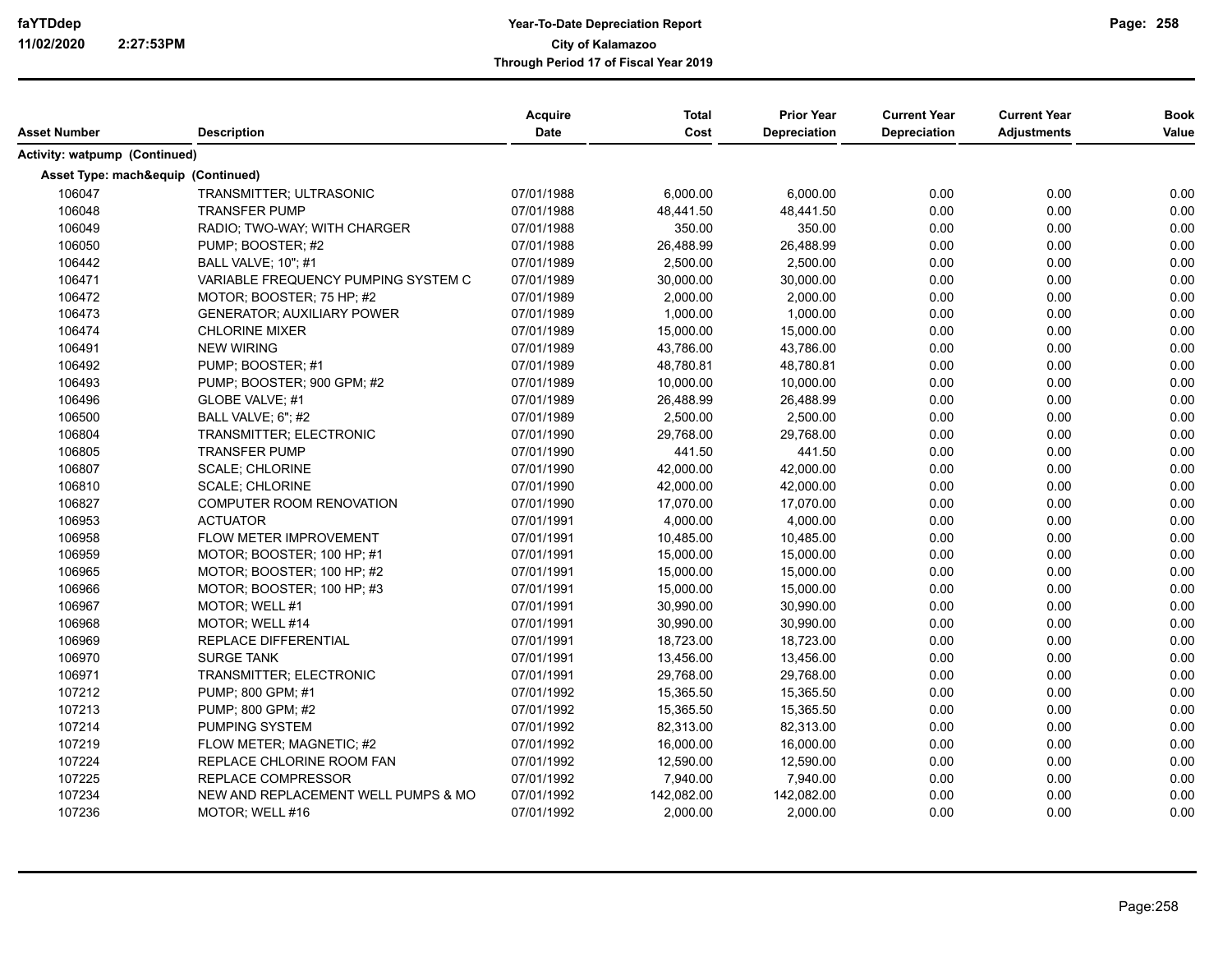| Asset Number | Description | Acquire Date | Total Cost | Prior Year Depreciation | Current Year Depreciation | Current Year Adjustments | Book Value |
|---|---|---|---|---|---|---|---|
| **Activity: watpump (Continued)** | | | | | | | |
| **Asset Type: mach&equip (Continued)** | | | | | | | |
| 106047 | TRANSMITTER; ULTRASONIC | 07/01/1988 | 6,000.00 | 6,000.00 | 0.00 | 0.00 | 0.00 |
| 106048 | TRANSFER PUMP | 07/01/1988 | 48,441.50 | 48,441.50 | 0.00 | 0.00 | 0.00 |
| 106049 | RADIO; TWO-WAY; WITH CHARGER | 07/01/1988 | 350.00 | 350.00 | 0.00 | 0.00 | 0.00 |
| 106050 | PUMP; BOOSTER; #2 | 07/01/1988 | 26,488.99 | 26,488.99 | 0.00 | 0.00 | 0.00 |
| 106442 | BALL VALVE; 10"; #1 | 07/01/1989 | 2,500.00 | 2,500.00 | 0.00 | 0.00 | 0.00 |
| 106471 | VARIABLE FREQUENCY PUMPING SYSTEM C | 07/01/1989 | 30,000.00 | 30,000.00 | 0.00 | 0.00 | 0.00 |
| 106472 | MOTOR; BOOSTER; 75 HP; #2 | 07/01/1989 | 2,000.00 | 2,000.00 | 0.00 | 0.00 | 0.00 |
| 106473 | GENERATOR; AUXILIARY POWER | 07/01/1989 | 1,000.00 | 1,000.00 | 0.00 | 0.00 | 0.00 |
| 106474 | CHLORINE MIXER | 07/01/1989 | 15,000.00 | 15,000.00 | 0.00 | 0.00 | 0.00 |
| 106491 | NEW WIRING | 07/01/1989 | 43,786.00 | 43,786.00 | 0.00 | 0.00 | 0.00 |
| 106492 | PUMP; BOOSTER; #1 | 07/01/1989 | 48,780.81 | 48,780.81 | 0.00 | 0.00 | 0.00 |
| 106493 | PUMP; BOOSTER; 900 GPM; #2 | 07/01/1989 | 10,000.00 | 10,000.00 | 0.00 | 0.00 | 0.00 |
| 106496 | GLOBE VALVE; #1 | 07/01/1989 | 26,488.99 | 26,488.99 | 0.00 | 0.00 | 0.00 |
| 106500 | BALL VALVE; 6"; #2 | 07/01/1989 | 2,500.00 | 2,500.00 | 0.00 | 0.00 | 0.00 |
| 106804 | TRANSMITTER; ELECTRONIC | 07/01/1990 | 29,768.00 | 29,768.00 | 0.00 | 0.00 | 0.00 |
| 106805 | TRANSFER PUMP | 07/01/1990 | 441.50 | 441.50 | 0.00 | 0.00 | 0.00 |
| 106807 | SCALE; CHLORINE | 07/01/1990 | 42,000.00 | 42,000.00 | 0.00 | 0.00 | 0.00 |
| 106810 | SCALE; CHLORINE | 07/01/1990 | 42,000.00 | 42,000.00 | 0.00 | 0.00 | 0.00 |
| 106827 | COMPUTER ROOM RENOVATION | 07/01/1990 | 17,070.00 | 17,070.00 | 0.00 | 0.00 | 0.00 |
| 106953 | ACTUATOR | 07/01/1991 | 4,000.00 | 4,000.00 | 0.00 | 0.00 | 0.00 |
| 106958 | FLOW METER IMPROVEMENT | 07/01/1991 | 10,485.00 | 10,485.00 | 0.00 | 0.00 | 0.00 |
| 106959 | MOTOR; BOOSTER; 100 HP; #1 | 07/01/1991 | 15,000.00 | 15,000.00 | 0.00 | 0.00 | 0.00 |
| 106965 | MOTOR; BOOSTER; 100 HP; #2 | 07/01/1991 | 15,000.00 | 15,000.00 | 0.00 | 0.00 | 0.00 |
| 106966 | MOTOR; BOOSTER; 100 HP; #3 | 07/01/1991 | 15,000.00 | 15,000.00 | 0.00 | 0.00 | 0.00 |
| 106967 | MOTOR; WELL #1 | 07/01/1991 | 30,990.00 | 30,990.00 | 0.00 | 0.00 | 0.00 |
| 106968 | MOTOR; WELL #14 | 07/01/1991 | 30,990.00 | 30,990.00 | 0.00 | 0.00 | 0.00 |
| 106969 | REPLACE DIFFERENTIAL | 07/01/1991 | 18,723.00 | 18,723.00 | 0.00 | 0.00 | 0.00 |
| 106970 | SURGE TANK | 07/01/1991 | 13,456.00 | 13,456.00 | 0.00 | 0.00 | 0.00 |
| 106971 | TRANSMITTER; ELECTRONIC | 07/01/1991 | 29,768.00 | 29,768.00 | 0.00 | 0.00 | 0.00 |
| 107212 | PUMP; 800 GPM; #1 | 07/01/1992 | 15,365.50 | 15,365.50 | 0.00 | 0.00 | 0.00 |
| 107213 | PUMP; 800 GPM; #2 | 07/01/1992 | 15,365.50 | 15,365.50 | 0.00 | 0.00 | 0.00 |
| 107214 | PUMPING SYSTEM | 07/01/1992 | 82,313.00 | 82,313.00 | 0.00 | 0.00 | 0.00 |
| 107219 | FLOW METER; MAGNETIC; #2 | 07/01/1992 | 16,000.00 | 16,000.00 | 0.00 | 0.00 | 0.00 |
| 107224 | REPLACE CHLORINE ROOM FAN | 07/01/1992 | 12,590.00 | 12,590.00 | 0.00 | 0.00 | 0.00 |
| 107225 | REPLACE COMPRESSOR | 07/01/1992 | 7,940.00 | 7,940.00 | 0.00 | 0.00 | 0.00 |
| 107234 | NEW AND REPLACEMENT WELL PUMPS & MO | 07/01/1992 | 142,082.00 | 142,082.00 | 0.00 | 0.00 | 0.00 |
| 107236 | MOTOR; WELL #16 | 07/01/1992 | 2,000.00 | 2,000.00 | 0.00 | 0.00 | 0.00 |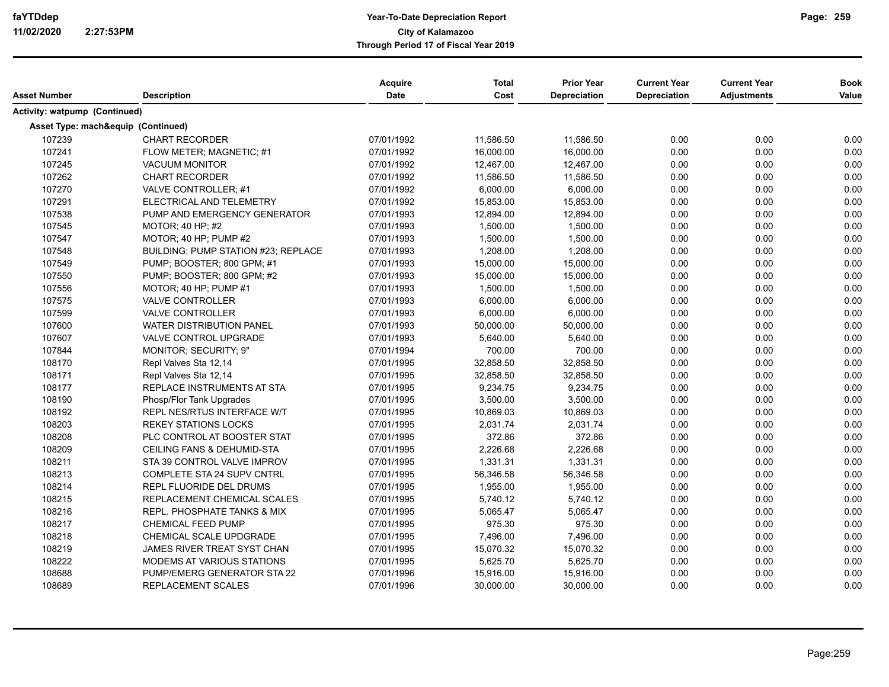**Year-To-Date Depreciation Report**
**City of Kalamazoo**
**Through Period 17 of Fiscal Year 2019**

| Asset Number | Description | Acquire Date | Total Cost | Prior Year Depreciation | Current Year Depreciation | Current Year Adjustments | Book Value |
|---|---|---|---|---|---|---|---|
| **Activity: watpump (Continued)** | | | | | | | |
| **Asset Type: mach&equip (Continued)** | | | | | | | |
| 107239 | CHART RECORDER | 07/01/1992 | 11,586.50 | 11,586.50 | 0.00 | 0.00 | 0.00 |
| 107241 | FLOW METER; MAGNETIC; #1 | 07/01/1992 | 16,000.00 | 16,000.00 | 0.00 | 0.00 | 0.00 |
| 107245 | VACUUM MONITOR | 07/01/1992 | 12,467.00 | 12,467.00 | 0.00 | 0.00 | 0.00 |
| 107262 | CHART RECORDER | 07/01/1992 | 11,586.50 | 11,586.50 | 0.00 | 0.00 | 0.00 |
| 107270 | VALVE CONTROLLER; #1 | 07/01/1992 | 6,000.00 | 6,000.00 | 0.00 | 0.00 | 0.00 |
| 107291 | ELECTRICAL AND TELEMETRY | 07/01/1992 | 15,853.00 | 15,853.00 | 0.00 | 0.00 | 0.00 |
| 107538 | PUMP AND EMERGENCY GENERATOR | 07/01/1993 | 12,894.00 | 12,894.00 | 0.00 | 0.00 | 0.00 |
| 107545 | MOTOR; 40 HP; #2 | 07/01/1993 | 1,500.00 | 1,500.00 | 0.00 | 0.00 | 0.00 |
| 107547 | MOTOR; 40 HP; PUMP #2 | 07/01/1993 | 1,500.00 | 1,500.00 | 0.00 | 0.00 | 0.00 |
| 107548 | BUILDING; PUMP STATION #23; REPLACE | 07/01/1993 | 1,208.00 | 1,208.00 | 0.00 | 0.00 | 0.00 |
| 107549 | PUMP; BOOSTER; 800 GPM; #1 | 07/01/1993 | 15,000.00 | 15,000.00 | 0.00 | 0.00 | 0.00 |
| 107550 | PUMP; BOOSTER; 800 GPM; #2 | 07/01/1993 | 15,000.00 | 15,000.00 | 0.00 | 0.00 | 0.00 |
| 107556 | MOTOR; 40 HP; PUMP #1 | 07/01/1993 | 1,500.00 | 1,500.00 | 0.00 | 0.00 | 0.00 |
| 107575 | VALVE CONTROLLER | 07/01/1993 | 6,000.00 | 6,000.00 | 0.00 | 0.00 | 0.00 |
| 107599 | VALVE CONTROLLER | 07/01/1993 | 6,000.00 | 6,000.00 | 0.00 | 0.00 | 0.00 |
| 107600 | WATER DISTRIBUTION PANEL | 07/01/1993 | 50,000.00 | 50,000.00 | 0.00 | 0.00 | 0.00 |
| 107607 | VALVE CONTROL UPGRADE | 07/01/1993 | 5,640.00 | 5,640.00 | 0.00 | 0.00 | 0.00 |
| 107844 | MONITOR; SECURITY; 9" | 07/01/1994 | 700.00 | 700.00 | 0.00 | 0.00 | 0.00 |
| 108170 | Repl Valves Sta 12,14 | 07/01/1995 | 32,858.50 | 32,858.50 | 0.00 | 0.00 | 0.00 |
| 108171 | Repl Valves Sta 12,14 | 07/01/1995 | 32,858.50 | 32,858.50 | 0.00 | 0.00 | 0.00 |
| 108177 | REPLACE INSTRUMENTS AT STA | 07/01/1995 | 9,234.75 | 9,234.75 | 0.00 | 0.00 | 0.00 |
| 108190 | Phosp/Flor Tank Upgrades | 07/01/1995 | 3,500.00 | 3,500.00 | 0.00 | 0.00 | 0.00 |
| 108192 | REPL NES/RTUS INTERFACE W/T | 07/01/1995 | 10,869.03 | 10,869.03 | 0.00 | 0.00 | 0.00 |
| 108203 | REKEY STATIONS LOCKS | 07/01/1995 | 2,031.74 | 2,031.74 | 0.00 | 0.00 | 0.00 |
| 108208 | PLC CONTROL AT BOOSTER STAT | 07/01/1995 | 372.86 | 372.86 | 0.00 | 0.00 | 0.00 |
| 108209 | CEILING FANS & DEHUMID-STA | 07/01/1995 | 2,226.68 | 2,226.68 | 0.00 | 0.00 | 0.00 |
| 108211 | STA 39 CONTROL VALVE IMPROV | 07/01/1995 | 1,331.31 | 1,331.31 | 0.00 | 0.00 | 0.00 |
| 108213 | COMPLETE STA 24 SUPV CNTRL | 07/01/1995 | 56,346.58 | 56,346.58 | 0.00 | 0.00 | 0.00 |
| 108214 | REPL FLUORIDE DEL DRUMS | 07/01/1995 | 1,955.00 | 1,955.00 | 0.00 | 0.00 | 0.00 |
| 108215 | REPLACEMENT CHEMICAL SCALES | 07/01/1995 | 5,740.12 | 5,740.12 | 0.00 | 0.00 | 0.00 |
| 108216 | REPL. PHOSPHATE TANKS & MIX | 07/01/1995 | 5,065.47 | 5,065.47 | 0.00 | 0.00 | 0.00 |
| 108217 | CHEMICAL FEED PUMP | 07/01/1995 | 975.30 | 975.30 | 0.00 | 0.00 | 0.00 |
| 108218 | CHEMICAL SCALE UPDGRADE | 07/01/1995 | 7,496.00 | 7,496.00 | 0.00 | 0.00 | 0.00 |
| 108219 | JAMES RIVER TREAT SYST CHAN | 07/01/1995 | 15,070.32 | 15,070.32 | 0.00 | 0.00 | 0.00 |
| 108222 | MODEMS AT VARIOUS STATIONS | 07/01/1995 | 5,625.70 | 5,625.70 | 0.00 | 0.00 | 0.00 |
| 108688 | PUMP/EMERG GENERATOR STA 22 | 07/01/1996 | 15,916.00 | 15,916.00 | 0.00 | 0.00 | 0.00 |
| 108689 | REPLACEMENT SCALES | 07/01/1996 | 30,000.00 | 30,000.00 | 0.00 | 0.00 | 0.00 |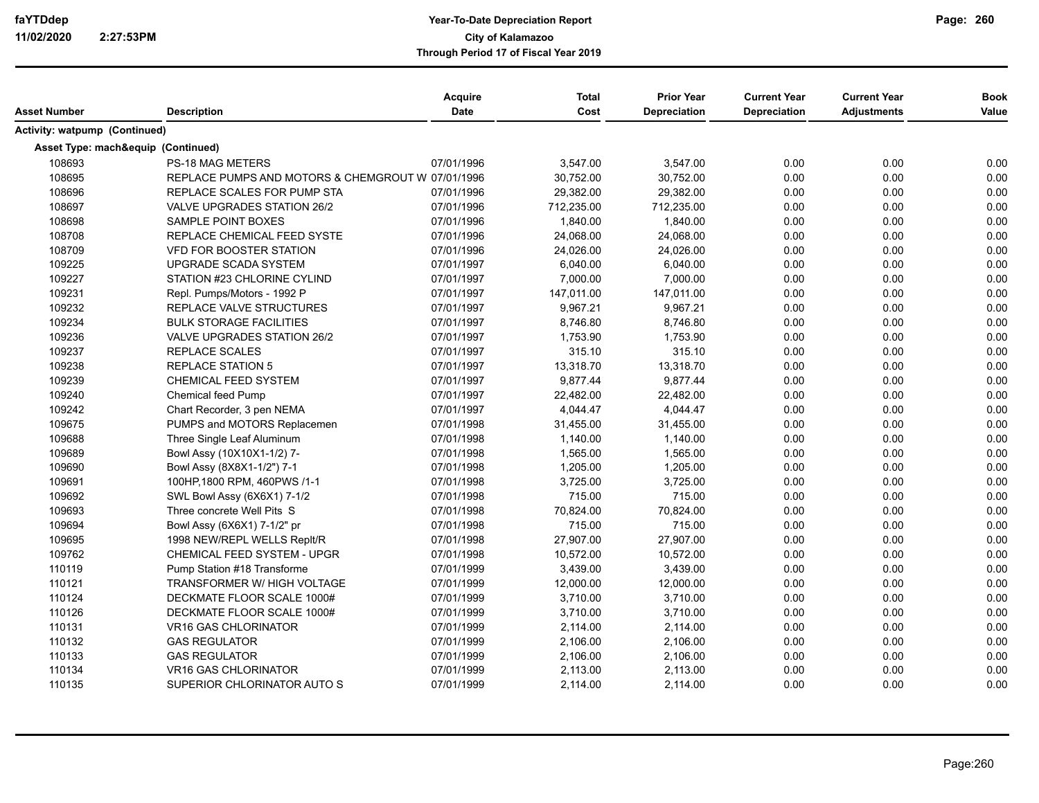**Activity: watpump (Continued)**

**Asset Type: mach&equip (Continued)**

| Asset Number | Description | Acquire Date | Total Cost | Prior Year Depreciation | Current Year Depreciation | Current Year Adjustments | Book Value |
|---|---|---|---|---|---|---|---|
| 108693 | PS-18 MAG METERS | 07/01/1996 | 3,547.00 | 3,547.00 | 0.00 | 0.00 | 0.00 |
| 108695 | REPLACE PUMPS AND MOTORS & CHEMGROUT W | 07/01/1996 | 30,752.00 | 30,752.00 | 0.00 | 0.00 | 0.00 |
| 108696 | REPLACE SCALES FOR PUMP STA | 07/01/1996 | 29,382.00 | 29,382.00 | 0.00 | 0.00 | 0.00 |
| 108697 | VALVE UPGRADES STATION 26/2 | 07/01/1996 | 712,235.00 | 712,235.00 | 0.00 | 0.00 | 0.00 |
| 108698 | SAMPLE POINT BOXES | 07/01/1996 | 1,840.00 | 1,840.00 | 0.00 | 0.00 | 0.00 |
| 108708 | REPLACE CHEMICAL FEED SYSTE | 07/01/1996 | 24,068.00 | 24,068.00 | 0.00 | 0.00 | 0.00 |
| 108709 | VFD FOR BOOSTER STATION | 07/01/1996 | 24,026.00 | 24,026.00 | 0.00 | 0.00 | 0.00 |
| 109225 | UPGRADE SCADA SYSTEM | 07/01/1997 | 6,040.00 | 6,040.00 | 0.00 | 0.00 | 0.00 |
| 109227 | STATION #23 CHLORINE CYLIND | 07/01/1997 | 7,000.00 | 7,000.00 | 0.00 | 0.00 | 0.00 |
| 109231 | Repl. Pumps/Motors - 1992 P | 07/01/1997 | 147,011.00 | 147,011.00 | 0.00 | 0.00 | 0.00 |
| 109232 | REPLACE VALVE STRUCTURES | 07/01/1997 | 9,967.21 | 9,967.21 | 0.00 | 0.00 | 0.00 |
| 109234 | BULK STORAGE FACILITIES | 07/01/1997 | 8,746.80 | 8,746.80 | 0.00 | 0.00 | 0.00 |
| 109236 | VALVE UPGRADES STATION 26/2 | 07/01/1997 | 1,753.90 | 1,753.90 | 0.00 | 0.00 | 0.00 |
| 109237 | REPLACE SCALES | 07/01/1997 | 315.10 | 315.10 | 0.00 | 0.00 | 0.00 |
| 109238 | REPLACE STATION 5 | 07/01/1997 | 13,318.70 | 13,318.70 | 0.00 | 0.00 | 0.00 |
| 109239 | CHEMICAL FEED SYSTEM | 07/01/1997 | 9,877.44 | 9,877.44 | 0.00 | 0.00 | 0.00 |
| 109240 | Chemical feed Pump | 07/01/1997 | 22,482.00 | 22,482.00 | 0.00 | 0.00 | 0.00 |
| 109242 | Chart Recorder, 3 pen NEMA | 07/01/1997 | 4,044.47 | 4,044.47 | 0.00 | 0.00 | 0.00 |
| 109675 | PUMPS and MOTORS Replacemen | 07/01/1998 | 31,455.00 | 31,455.00 | 0.00 | 0.00 | 0.00 |
| 109688 | Three Single Leaf Aluminum | 07/01/1998 | 1,140.00 | 1,140.00 | 0.00 | 0.00 | 0.00 |
| 109689 | Bowl Assy (10X10X1-1/2) 7- | 07/01/1998 | 1,565.00 | 1,565.00 | 0.00 | 0.00 | 0.00 |
| 109690 | Bowl Assy (8X8X1-1/2") 7-1 | 07/01/1998 | 1,205.00 | 1,205.00 | 0.00 | 0.00 | 0.00 |
| 109691 | 100HP,1800 RPM, 460PWS /1-1 | 07/01/1998 | 3,725.00 | 3,725.00 | 0.00 | 0.00 | 0.00 |
| 109692 | SWL Bowl Assy (6X6X1) 7-1/2 | 07/01/1998 | 715.00 | 715.00 | 0.00 | 0.00 | 0.00 |
| 109693 | Three concrete Well Pits S | 07/01/1998 | 70,824.00 | 70,824.00 | 0.00 | 0.00 | 0.00 |
| 109694 | Bowl Assy (6X6X1) 7-1/2" pr | 07/01/1998 | 715.00 | 715.00 | 0.00 | 0.00 | 0.00 |
| 109695 | 1998 NEW/REPL WELLS Replt/R | 07/01/1998 | 27,907.00 | 27,907.00 | 0.00 | 0.00 | 0.00 |
| 109762 | CHEMICAL FEED SYSTEM - UPGR | 07/01/1998 | 10,572.00 | 10,572.00 | 0.00 | 0.00 | 0.00 |
| 110119 | Pump Station #18 Transforme | 07/01/1999 | 3,439.00 | 3,439.00 | 0.00 | 0.00 | 0.00 |
| 110121 | TRANSFORMER W/ HIGH VOLTAGE | 07/01/1999 | 12,000.00 | 12,000.00 | 0.00 | 0.00 | 0.00 |
| 110124 | DECKMATE FLOOR SCALE 1000# | 07/01/1999 | 3,710.00 | 3,710.00 | 0.00 | 0.00 | 0.00 |
| 110126 | DECKMATE FLOOR SCALE 1000# | 07/01/1999 | 3,710.00 | 3,710.00 | 0.00 | 0.00 | 0.00 |
| 110131 | VR16 GAS CHLORINATOR | 07/01/1999 | 2,114.00 | 2,114.00 | 0.00 | 0.00 | 0.00 |
| 110132 | GAS REGULATOR | 07/01/1999 | 2,106.00 | 2,106.00 | 0.00 | 0.00 | 0.00 |
| 110133 | GAS REGULATOR | 07/01/1999 | 2,106.00 | 2,106.00 | 0.00 | 0.00 | 0.00 |
| 110134 | VR16 GAS CHLORINATOR | 07/01/1999 | 2,113.00 | 2,113.00 | 0.00 | 0.00 | 0.00 |
| 110135 | SUPERIOR CHLORINATOR AUTO S | 07/01/1999 | 2,114.00 | 2,114.00 | 0.00 | 0.00 | 0.00 |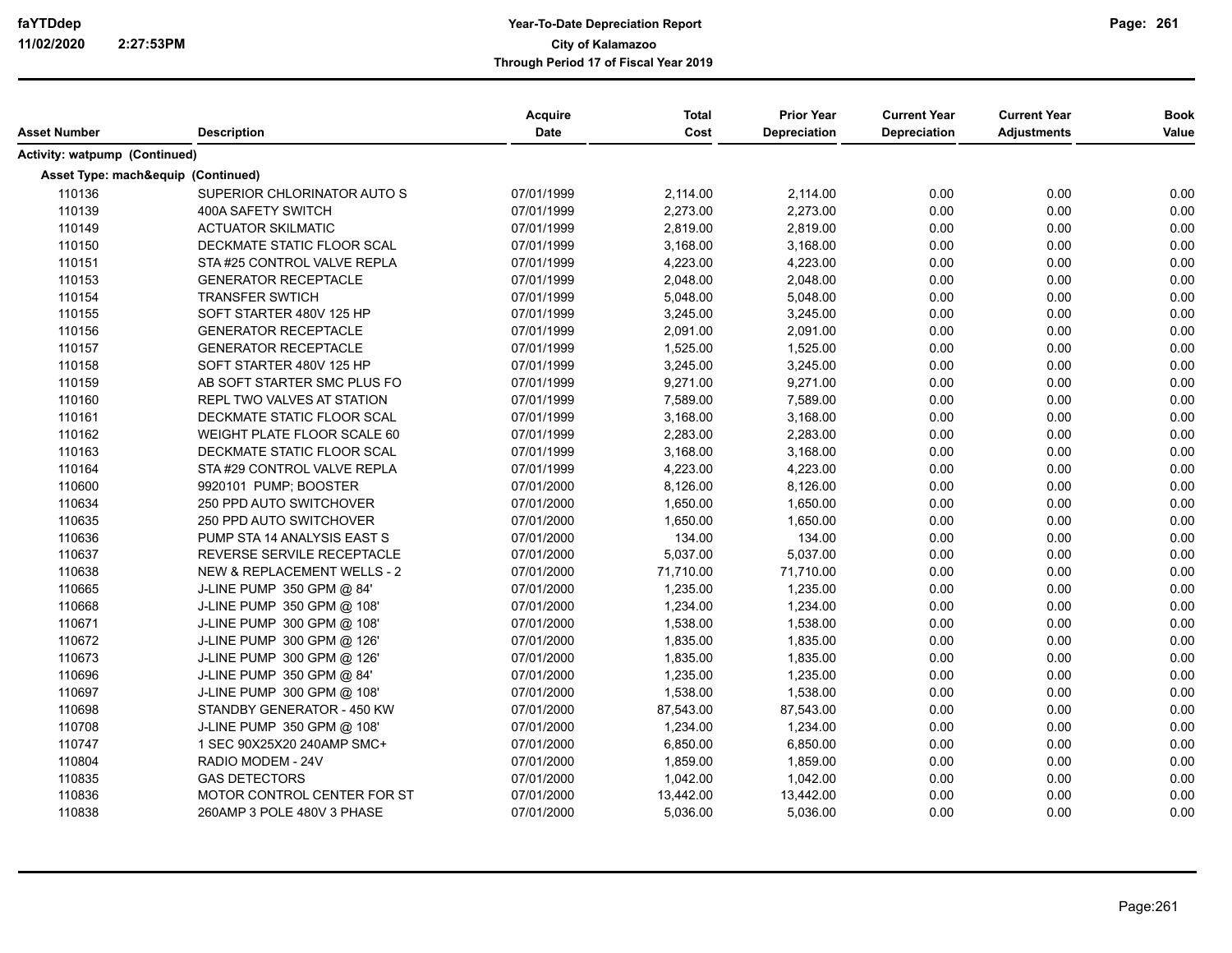**Year-To-Date Depreciation Report**
**City of Kalamazoo**
**Through Period 17 of Fiscal Year 2019**

| Asset Number | Description | Acquire Date | Total Cost | Prior Year Depreciation | Current Year Depreciation | Current Year Adjustments | Book Value |
|---|---|---|---|---|---|---|---|
| **Activity: watpump (Continued)** | | | | | | | |
| **Asset Type: mach&equip (Continued)** | | | | | | | |
| 110136 | SUPERIOR CHLORINATOR AUTO S | 07/01/1999 | 2,114.00 | 2,114.00 | 0.00 | 0.00 | 0.00 |
| 110139 | 400A SAFETY SWITCH | 07/01/1999 | 2,273.00 | 2,273.00 | 0.00 | 0.00 | 0.00 |
| 110149 | ACTUATOR SKILMATIC | 07/01/1999 | 2,819.00 | 2,819.00 | 0.00 | 0.00 | 0.00 |
| 110150 | DECKMATE STATIC FLOOR SCAL | 07/01/1999 | 3,168.00 | 3,168.00 | 0.00 | 0.00 | 0.00 |
| 110151 | STA #25 CONTROL VALVE REPLA | 07/01/1999 | 4,223.00 | 4,223.00 | 0.00 | 0.00 | 0.00 |
| 110153 | GENERATOR RECEPTACLE | 07/01/1999 | 2,048.00 | 2,048.00 | 0.00 | 0.00 | 0.00 |
| 110154 | TRANSFER SWTICH | 07/01/1999 | 5,048.00 | 5,048.00 | 0.00 | 0.00 | 0.00 |
| 110155 | SOFT STARTER 480V 125 HP | 07/01/1999 | 3,245.00 | 3,245.00 | 0.00 | 0.00 | 0.00 |
| 110156 | GENERATOR RECEPTACLE | 07/01/1999 | 2,091.00 | 2,091.00 | 0.00 | 0.00 | 0.00 |
| 110157 | GENERATOR RECEPTACLE | 07/01/1999 | 1,525.00 | 1,525.00 | 0.00 | 0.00 | 0.00 |
| 110158 | SOFT STARTER 480V 125 HP | 07/01/1999 | 3,245.00 | 3,245.00 | 0.00 | 0.00 | 0.00 |
| 110159 | AB SOFT STARTER SMC PLUS FO | 07/01/1999 | 9,271.00 | 9,271.00 | 0.00 | 0.00 | 0.00 |
| 110160 | REPL TWO VALVES AT STATION | 07/01/1999 | 7,589.00 | 7,589.00 | 0.00 | 0.00 | 0.00 |
| 110161 | DECKMATE STATIC FLOOR SCAL | 07/01/1999 | 3,168.00 | 3,168.00 | 0.00 | 0.00 | 0.00 |
| 110162 | WEIGHT PLATE FLOOR SCALE 60 | 07/01/1999 | 2,283.00 | 2,283.00 | 0.00 | 0.00 | 0.00 |
| 110163 | DECKMATE STATIC FLOOR SCAL | 07/01/1999 | 3,168.00 | 3,168.00 | 0.00 | 0.00 | 0.00 |
| 110164 | STA #29 CONTROL VALVE REPLA | 07/01/1999 | 4,223.00 | 4,223.00 | 0.00 | 0.00 | 0.00 |
| 110600 | 9920101 PUMP; BOOSTER | 07/01/2000 | 8,126.00 | 8,126.00 | 0.00 | 0.00 | 0.00 |
| 110634 | 250 PPD AUTO SWITCHOVER | 07/01/2000 | 1,650.00 | 1,650.00 | 0.00 | 0.00 | 0.00 |
| 110635 | 250 PPD AUTO SWITCHOVER | 07/01/2000 | 1,650.00 | 1,650.00 | 0.00 | 0.00 | 0.00 |
| 110636 | PUMP STA 14 ANALYSIS EAST S | 07/01/2000 | 134.00 | 134.00 | 0.00 | 0.00 | 0.00 |
| 110637 | REVERSE SERVILE RECEPTACLE | 07/01/2000 | 5,037.00 | 5,037.00 | 0.00 | 0.00 | 0.00 |
| 110638 | NEW & REPLACEMENT WELLS - 2 | 07/01/2000 | 71,710.00 | 71,710.00 | 0.00 | 0.00 | 0.00 |
| 110665 | J-LINE PUMP 350 GPM @ 84' | 07/01/2000 | 1,235.00 | 1,235.00 | 0.00 | 0.00 | 0.00 |
| 110668 | J-LINE PUMP 350 GPM @ 108' | 07/01/2000 | 1,234.00 | 1,234.00 | 0.00 | 0.00 | 0.00 |
| 110671 | J-LINE PUMP 300 GPM @ 108' | 07/01/2000 | 1,538.00 | 1,538.00 | 0.00 | 0.00 | 0.00 |
| 110672 | J-LINE PUMP 300 GPM @ 126' | 07/01/2000 | 1,835.00 | 1,835.00 | 0.00 | 0.00 | 0.00 |
| 110673 | J-LINE PUMP 300 GPM @ 126' | 07/01/2000 | 1,835.00 | 1,835.00 | 0.00 | 0.00 | 0.00 |
| 110696 | J-LINE PUMP 350 GPM @ 84' | 07/01/2000 | 1,235.00 | 1,235.00 | 0.00 | 0.00 | 0.00 |
| 110697 | J-LINE PUMP 300 GPM @ 108' | 07/01/2000 | 1,538.00 | 1,538.00 | 0.00 | 0.00 | 0.00 |
| 110698 | STANDBY GENERATOR - 450 KW | 07/01/2000 | 87,543.00 | 87,543.00 | 0.00 | 0.00 | 0.00 |
| 110708 | J-LINE PUMP 350 GPM @ 108' | 07/01/2000 | 1,234.00 | 1,234.00 | 0.00 | 0.00 | 0.00 |
| 110747 | 1 SEC 90X25X20 240AMP SMC+ | 07/01/2000 | 6,850.00 | 6,850.00 | 0.00 | 0.00 | 0.00 |
| 110804 | RADIO MODEM - 24V | 07/01/2000 | 1,859.00 | 1,859.00 | 0.00 | 0.00 | 0.00 |
| 110835 | GAS DETECTORS | 07/01/2000 | 1,042.00 | 1,042.00 | 0.00 | 0.00 | 0.00 |
| 110836 | MOTOR CONTROL CENTER FOR ST | 07/01/2000 | 13,442.00 | 13,442.00 | 0.00 | 0.00 | 0.00 |
| 110838 | 260AMP 3 POLE 480V 3 PHASE | 07/01/2000 | 5,036.00 | 5,036.00 | 0.00 | 0.00 | 0.00 |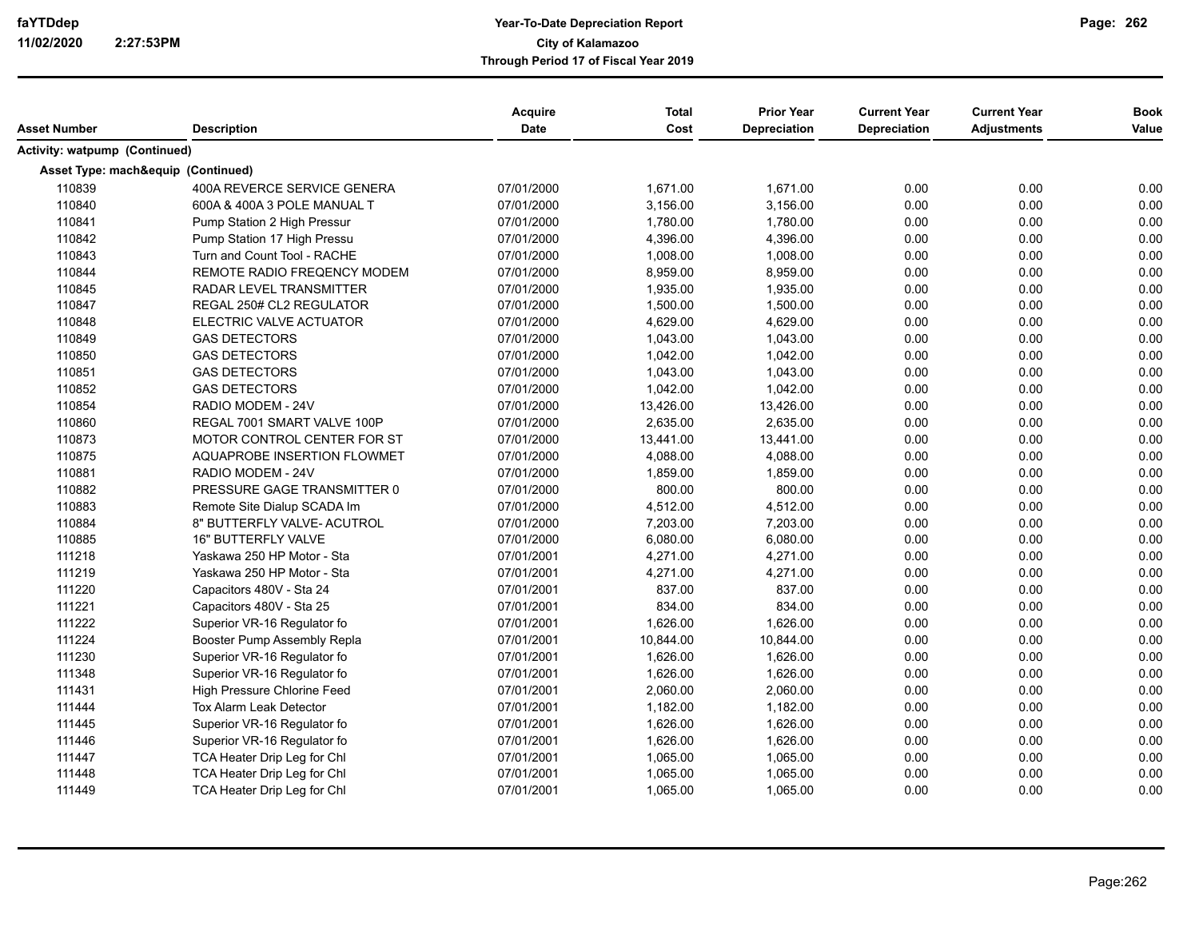| Asset Number | Description | Acquire Date | Total Cost | Prior Year Depreciation | Current Year Depreciation | Current Year Adjustments | Book Value |
|---|---|---|---|---|---|---|---|
| **Activity: watpump (Continued)** | | | | | | | |
| **Asset Type: mach&equip (Continued)** | | | | | | | |
| 110839 | 400A REVERCE SERVICE GENERA | 07/01/2000 | 1,671.00 | 1,671.00 | 0.00 | 0.00 | 0.00 |
| 110840 | 600A & 400A 3 POLE MANUAL T | 07/01/2000 | 3,156.00 | 3,156.00 | 0.00 | 0.00 | 0.00 |
| 110841 | Pump Station 2 High Pressur | 07/01/2000 | 1,780.00 | 1,780.00 | 0.00 | 0.00 | 0.00 |
| 110842 | Pump Station 17 High Pressu | 07/01/2000 | 4,396.00 | 4,396.00 | 0.00 | 0.00 | 0.00 |
| 110843 | Turn and Count Tool - RACHE | 07/01/2000 | 1,008.00 | 1,008.00 | 0.00 | 0.00 | 0.00 |
| 110844 | REMOTE RADIO FREQENCY MODEM | 07/01/2000 | 8,959.00 | 8,959.00 | 0.00 | 0.00 | 0.00 |
| 110845 | RADAR LEVEL TRANSMITTER | 07/01/2000 | 1,935.00 | 1,935.00 | 0.00 | 0.00 | 0.00 |
| 110847 | REGAL 250# CL2 REGULATOR | 07/01/2000 | 1,500.00 | 1,500.00 | 0.00 | 0.00 | 0.00 |
| 110848 | ELECTRIC VALVE ACTUATOR | 07/01/2000 | 4,629.00 | 4,629.00 | 0.00 | 0.00 | 0.00 |
| 110849 | GAS DETECTORS | 07/01/2000 | 1,043.00 | 1,043.00 | 0.00 | 0.00 | 0.00 |
| 110850 | GAS DETECTORS | 07/01/2000 | 1,042.00 | 1,042.00 | 0.00 | 0.00 | 0.00 |
| 110851 | GAS DETECTORS | 07/01/2000 | 1,043.00 | 1,043.00 | 0.00 | 0.00 | 0.00 |
| 110852 | GAS DETECTORS | 07/01/2000 | 1,042.00 | 1,042.00 | 0.00 | 0.00 | 0.00 |
| 110854 | RADIO MODEM - 24V | 07/01/2000 | 13,426.00 | 13,426.00 | 0.00 | 0.00 | 0.00 |
| 110860 | REGAL 7001 SMART VALVE 100P | 07/01/2000 | 2,635.00 | 2,635.00 | 0.00 | 0.00 | 0.00 |
| 110873 | MOTOR CONTROL CENTER FOR ST | 07/01/2000 | 13,441.00 | 13,441.00 | 0.00 | 0.00 | 0.00 |
| 110875 | AQUAPROBE INSERTION FLOWMET | 07/01/2000 | 4,088.00 | 4,088.00 | 0.00 | 0.00 | 0.00 |
| 110881 | RADIO MODEM - 24V | 07/01/2000 | 1,859.00 | 1,859.00 | 0.00 | 0.00 | 0.00 |
| 110882 | PRESSURE GAGE TRANSMITTER 0 | 07/01/2000 | 800.00 | 800.00 | 0.00 | 0.00 | 0.00 |
| 110883 | Remote Site Dialup SCADA Im | 07/01/2000 | 4,512.00 | 4,512.00 | 0.00 | 0.00 | 0.00 |
| 110884 | 8" BUTTERFLY VALVE- ACUTROL | 07/01/2000 | 7,203.00 | 7,203.00 | 0.00 | 0.00 | 0.00 |
| 110885 | 16" BUTTERFLY VALVE | 07/01/2000 | 6,080.00 | 6,080.00 | 0.00 | 0.00 | 0.00 |
| 111218 | Yaskawa 250 HP Motor - Sta | 07/01/2001 | 4,271.00 | 4,271.00 | 0.00 | 0.00 | 0.00 |
| 111219 | Yaskawa 250 HP Motor - Sta | 07/01/2001 | 4,271.00 | 4,271.00 | 0.00 | 0.00 | 0.00 |
| 111220 | Capacitors 480V - Sta 24 | 07/01/2001 | 837.00 | 837.00 | 0.00 | 0.00 | 0.00 |
| 111221 | Capacitors 480V - Sta 25 | 07/01/2001 | 834.00 | 834.00 | 0.00 | 0.00 | 0.00 |
| 111222 | Superior VR-16 Regulator fo | 07/01/2001 | 1,626.00 | 1,626.00 | 0.00 | 0.00 | 0.00 |
| 111224 | Booster Pump Assembly Repla | 07/01/2001 | 10,844.00 | 10,844.00 | 0.00 | 0.00 | 0.00 |
| 111230 | Superior VR-16 Regulator fo | 07/01/2001 | 1,626.00 | 1,626.00 | 0.00 | 0.00 | 0.00 |
| 111348 | Superior VR-16 Regulator fo | 07/01/2001 | 1,626.00 | 1,626.00 | 0.00 | 0.00 | 0.00 |
| 111431 | High Pressure Chlorine Feed | 07/01/2001 | 2,060.00 | 2,060.00 | 0.00 | 0.00 | 0.00 |
| 111444 | Tox Alarm Leak Detector | 07/01/2001 | 1,182.00 | 1,182.00 | 0.00 | 0.00 | 0.00 |
| 111445 | Superior VR-16 Regulator fo | 07/01/2001 | 1,626.00 | 1,626.00 | 0.00 | 0.00 | 0.00 |
| 111446 | Superior VR-16 Regulator fo | 07/01/2001 | 1,626.00 | 1,626.00 | 0.00 | 0.00 | 0.00 |
| 111447 | TCA Heater Drip Leg for Chl | 07/01/2001 | 1,065.00 | 1,065.00 | 0.00 | 0.00 | 0.00 |
| 111448 | TCA Heater Drip Leg for Chl | 07/01/2001 | 1,065.00 | 1,065.00 | 0.00 | 0.00 | 0.00 |
| 111449 | TCA Heater Drip Leg for Chl | 07/01/2001 | 1,065.00 | 1,065.00 | 0.00 | 0.00 | 0.00 |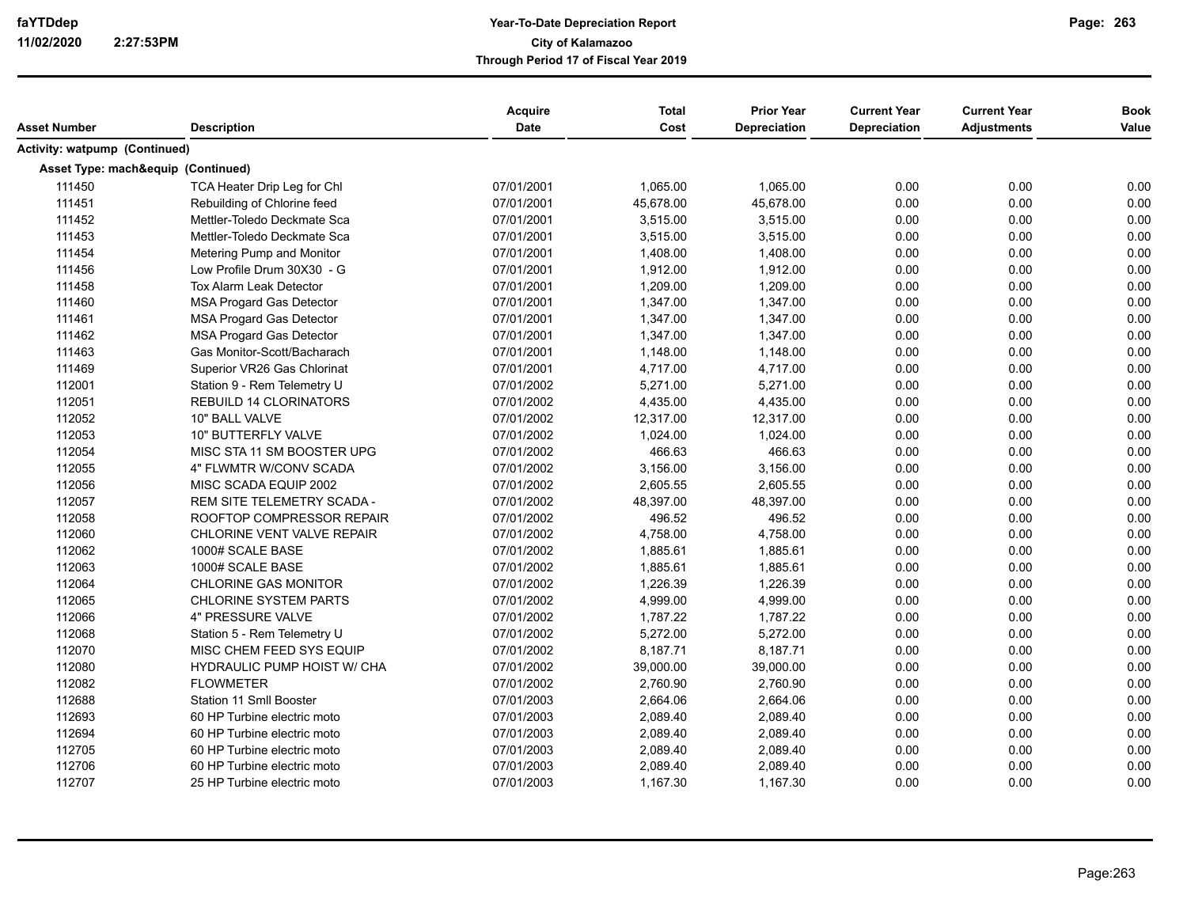**Year-To-Date Depreciation Report**
**City of Kalamazoo**
**Through Period 17 of Fiscal Year 2019**

| Asset Number | Description | Acquire Date | Total Cost | Prior Year Depreciation | Current Year Depreciation | Current Year Adjustments | Book Value |
|---|---|---|---|---|---|---|---|
| **Activity: watpump (Continued)** | | | | | | | |
| **Asset Type: mach&equip (Continued)** | | | | | | | |
| 111450 | TCA Heater Drip Leg for Chl | 07/01/2001 | 1,065.00 | 1,065.00 | 0.00 | 0.00 | 0.00 |
| 111451 | Rebuilding of Chlorine feed | 07/01/2001 | 45,678.00 | 45,678.00 | 0.00 | 0.00 | 0.00 |
| 111452 | Mettler-Toledo Deckmate Sca | 07/01/2001 | 3,515.00 | 3,515.00 | 0.00 | 0.00 | 0.00 |
| 111453 | Mettler-Toledo Deckmate Sca | 07/01/2001 | 3,515.00 | 3,515.00 | 0.00 | 0.00 | 0.00 |
| 111454 | Metering Pump and Monitor | 07/01/2001 | 1,408.00 | 1,408.00 | 0.00 | 0.00 | 0.00 |
| 111456 | Low Profile Drum 30X30 - G | 07/01/2001 | 1,912.00 | 1,912.00 | 0.00 | 0.00 | 0.00 |
| 111458 | Tox Alarm Leak Detector | 07/01/2001 | 1,209.00 | 1,209.00 | 0.00 | 0.00 | 0.00 |
| 111460 | MSA Progard Gas Detector | 07/01/2001 | 1,347.00 | 1,347.00 | 0.00 | 0.00 | 0.00 |
| 111461 | MSA Progard Gas Detector | 07/01/2001 | 1,347.00 | 1,347.00 | 0.00 | 0.00 | 0.00 |
| 111462 | MSA Progard Gas Detector | 07/01/2001 | 1,347.00 | 1,347.00 | 0.00 | 0.00 | 0.00 |
| 111463 | Gas Monitor-Scott/Bacharach | 07/01/2001 | 1,148.00 | 1,148.00 | 0.00 | 0.00 | 0.00 |
| 111469 | Superior VR26 Gas Chlorinat | 07/01/2001 | 4,717.00 | 4,717.00 | 0.00 | 0.00 | 0.00 |
| 112001 | Station 9 - Rem Telemetry U | 07/01/2002 | 5,271.00 | 5,271.00 | 0.00 | 0.00 | 0.00 |
| 112051 | REBUILD 14 CLORINATORS | 07/01/2002 | 4,435.00 | 4,435.00 | 0.00 | 0.00 | 0.00 |
| 112052 | 10" BALL VALVE | 07/01/2002 | 12,317.00 | 12,317.00 | 0.00 | 0.00 | 0.00 |
| 112053 | 10" BUTTERFLY VALVE | 07/01/2002 | 1,024.00 | 1,024.00 | 0.00 | 0.00 | 0.00 |
| 112054 | MISC STA 11 SM BOOSTER UPG | 07/01/2002 | 466.63 | 466.63 | 0.00 | 0.00 | 0.00 |
| 112055 | 4" FLWMTR W/CONV SCADA | 07/01/2002 | 3,156.00 | 3,156.00 | 0.00 | 0.00 | 0.00 |
| 112056 | MISC SCADA EQUIP 2002 | 07/01/2002 | 2,605.55 | 2,605.55 | 0.00 | 0.00 | 0.00 |
| 112057 | REM SITE TELEMETRY SCADA - | 07/01/2002 | 48,397.00 | 48,397.00 | 0.00 | 0.00 | 0.00 |
| 112058 | ROOFTOP COMPRESSOR REPAIR | 07/01/2002 | 496.52 | 496.52 | 0.00 | 0.00 | 0.00 |
| 112060 | CHLORINE VENT VALVE REPAIR | 07/01/2002 | 4,758.00 | 4,758.00 | 0.00 | 0.00 | 0.00 |
| 112062 | 1000# SCALE BASE | 07/01/2002 | 1,885.61 | 1,885.61 | 0.00 | 0.00 | 0.00 |
| 112063 | 1000# SCALE BASE | 07/01/2002 | 1,885.61 | 1,885.61 | 0.00 | 0.00 | 0.00 |
| 112064 | CHLORINE GAS MONITOR | 07/01/2002 | 1,226.39 | 1,226.39 | 0.00 | 0.00 | 0.00 |
| 112065 | CHLORINE SYSTEM PARTS | 07/01/2002 | 4,999.00 | 4,999.00 | 0.00 | 0.00 | 0.00 |
| 112066 | 4" PRESSURE VALVE | 07/01/2002 | 1,787.22 | 1,787.22 | 0.00 | 0.00 | 0.00 |
| 112068 | Station 5 - Rem Telemetry U | 07/01/2002 | 5,272.00 | 5,272.00 | 0.00 | 0.00 | 0.00 |
| 112070 | MISC CHEM FEED SYS EQUIP | 07/01/2002 | 8,187.71 | 8,187.71 | 0.00 | 0.00 | 0.00 |
| 112080 | HYDRAULIC PUMP HOIST W/ CHA | 07/01/2002 | 39,000.00 | 39,000.00 | 0.00 | 0.00 | 0.00 |
| 112082 | FLOWMETER | 07/01/2002 | 2,760.90 | 2,760.90 | 0.00 | 0.00 | 0.00 |
| 112688 | Station 11 Smll Booster | 07/01/2003 | 2,664.06 | 2,664.06 | 0.00 | 0.00 | 0.00 |
| 112693 | 60 HP Turbine electric moto | 07/01/2003 | 2,089.40 | 2,089.40 | 0.00 | 0.00 | 0.00 |
| 112694 | 60 HP Turbine electric moto | 07/01/2003 | 2,089.40 | 2,089.40 | 0.00 | 0.00 | 0.00 |
| 112705 | 60 HP Turbine electric moto | 07/01/2003 | 2,089.40 | 2,089.40 | 0.00 | 0.00 | 0.00 |
| 112706 | 60 HP Turbine electric moto | 07/01/2003 | 2,089.40 | 2,089.40 | 0.00 | 0.00 | 0.00 |
| 112707 | 25 HP Turbine electric moto | 07/01/2003 | 1,167.30 | 1,167.30 | 0.00 | 0.00 | 0.00 |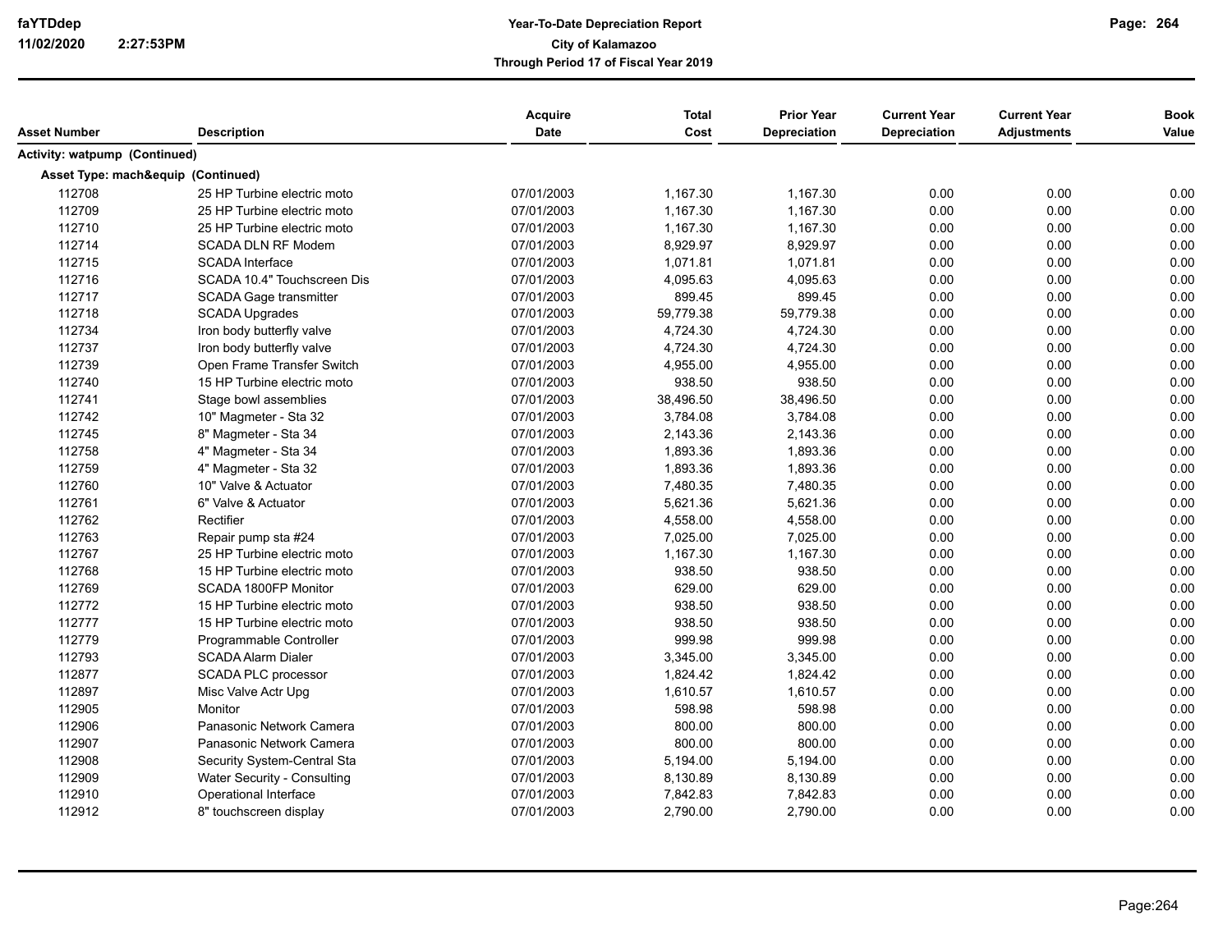| Asset Number | Description | Acquire Date | Total Cost | Prior Year Depreciation | Current Year Depreciation | Current Year Adjustments | Book Value |
|---|---|---|---|---|---|---|---|
| **Activity: watpump (Continued)** | | | | | | | |
| **Asset Type: mach&equip (Continued)** | | | | | | | |
| 112708 | 25 HP Turbine electric moto | 07/01/2003 | 1,167.30 | 1,167.30 | 0.00 | 0.00 | 0.00 |
| 112709 | 25 HP Turbine electric moto | 07/01/2003 | 1,167.30 | 1,167.30 | 0.00 | 0.00 | 0.00 |
| 112710 | 25 HP Turbine electric moto | 07/01/2003 | 1,167.30 | 1,167.30 | 0.00 | 0.00 | 0.00 |
| 112714 | SCADA DLN RF Modem | 07/01/2003 | 8,929.97 | 8,929.97 | 0.00 | 0.00 | 0.00 |
| 112715 | SCADA Interface | 07/01/2003 | 1,071.81 | 1,071.81 | 0.00 | 0.00 | 0.00 |
| 112716 | SCADA 10.4" Touchscreen Dis | 07/01/2003 | 4,095.63 | 4,095.63 | 0.00 | 0.00 | 0.00 |
| 112717 | SCADA Gage transmitter | 07/01/2003 | 899.45 | 899.45 | 0.00 | 0.00 | 0.00 |
| 112718 | SCADA Upgrades | 07/01/2003 | 59,779.38 | 59,779.38 | 0.00 | 0.00 | 0.00 |
| 112734 | Iron body butterfly valve | 07/01/2003 | 4,724.30 | 4,724.30 | 0.00 | 0.00 | 0.00 |
| 112737 | Iron body butterfly valve | 07/01/2003 | 4,724.30 | 4,724.30 | 0.00 | 0.00 | 0.00 |
| 112739 | Open Frame Transfer Switch | 07/01/2003 | 4,955.00 | 4,955.00 | 0.00 | 0.00 | 0.00 |
| 112740 | 15 HP Turbine electric moto | 07/01/2003 | 938.50 | 938.50 | 0.00 | 0.00 | 0.00 |
| 112741 | Stage bowl assemblies | 07/01/2003 | 38,496.50 | 38,496.50 | 0.00 | 0.00 | 0.00 |
| 112742 | 10" Magmeter - Sta 32 | 07/01/2003 | 3,784.08 | 3,784.08 | 0.00 | 0.00 | 0.00 |
| 112745 | 8" Magmeter - Sta 34 | 07/01/2003 | 2,143.36 | 2,143.36 | 0.00 | 0.00 | 0.00 |
| 112758 | 4" Magmeter - Sta 34 | 07/01/2003 | 1,893.36 | 1,893.36 | 0.00 | 0.00 | 0.00 |
| 112759 | 4" Magmeter - Sta 32 | 07/01/2003 | 1,893.36 | 1,893.36 | 0.00 | 0.00 | 0.00 |
| 112760 | 10" Valve & Actuator | 07/01/2003 | 7,480.35 | 7,480.35 | 0.00 | 0.00 | 0.00 |
| 112761 | 6" Valve & Actuator | 07/01/2003 | 5,621.36 | 5,621.36 | 0.00 | 0.00 | 0.00 |
| 112762 | Rectifier | 07/01/2003 | 4,558.00 | 4,558.00 | 0.00 | 0.00 | 0.00 |
| 112763 | Repair pump sta #24 | 07/01/2003 | 7,025.00 | 7,025.00 | 0.00 | 0.00 | 0.00 |
| 112767 | 25 HP Turbine electric moto | 07/01/2003 | 1,167.30 | 1,167.30 | 0.00 | 0.00 | 0.00 |
| 112768 | 15 HP Turbine electric moto | 07/01/2003 | 938.50 | 938.50 | 0.00 | 0.00 | 0.00 |
| 112769 | SCADA 1800FP Monitor | 07/01/2003 | 629.00 | 629.00 | 0.00 | 0.00 | 0.00 |
| 112772 | 15 HP Turbine electric moto | 07/01/2003 | 938.50 | 938.50 | 0.00 | 0.00 | 0.00 |
| 112777 | 15 HP Turbine electric moto | 07/01/2003 | 938.50 | 938.50 | 0.00 | 0.00 | 0.00 |
| 112779 | Programmable Controller | 07/01/2003 | 999.98 | 999.98 | 0.00 | 0.00 | 0.00 |
| 112793 | SCADA Alarm Dialer | 07/01/2003 | 3,345.00 | 3,345.00 | 0.00 | 0.00 | 0.00 |
| 112877 | SCADA PLC processor | 07/01/2003 | 1,824.42 | 1,824.42 | 0.00 | 0.00 | 0.00 |
| 112897 | Misc Valve Actr Upg | 07/01/2003 | 1,610.57 | 1,610.57 | 0.00 | 0.00 | 0.00 |
| 112905 | Monitor | 07/01/2003 | 598.98 | 598.98 | 0.00 | 0.00 | 0.00 |
| 112906 | Panasonic Network Camera | 07/01/2003 | 800.00 | 800.00 | 0.00 | 0.00 | 0.00 |
| 112907 | Panasonic Network Camera | 07/01/2003 | 800.00 | 800.00 | 0.00 | 0.00 | 0.00 |
| 112908 | Security System-Central Sta | 07/01/2003 | 5,194.00 | 5,194.00 | 0.00 | 0.00 | 0.00 |
| 112909 | Water Security - Consulting | 07/01/2003 | 8,130.89 | 8,130.89 | 0.00 | 0.00 | 0.00 |
| 112910 | Operational Interface | 07/01/2003 | 7,842.83 | 7,842.83 | 0.00 | 0.00 | 0.00 |
| 112912 | 8" touchscreen display | 07/01/2003 | 2,790.00 | 2,790.00 | 0.00 | 0.00 | 0.00 |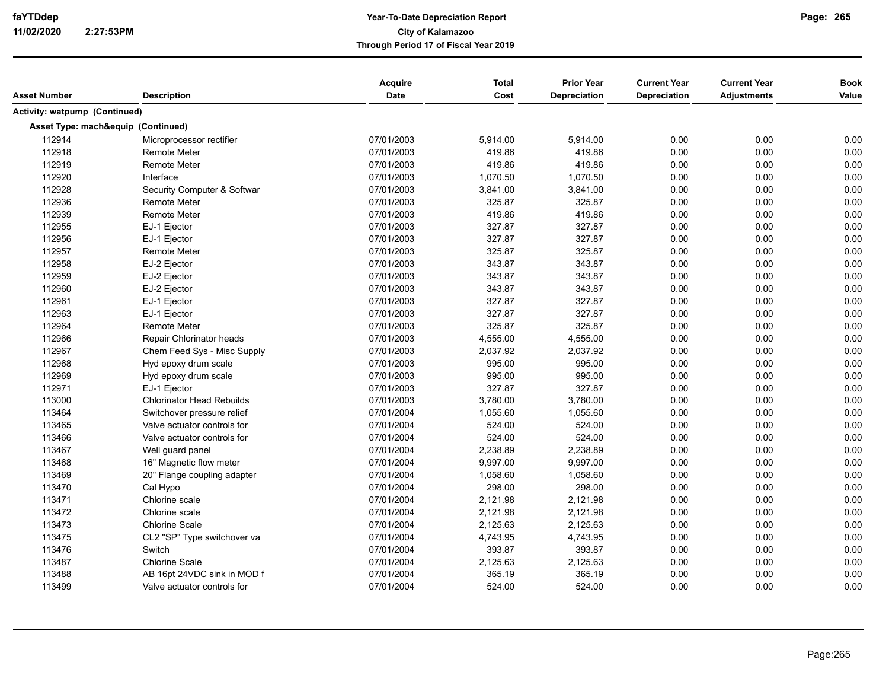| Asset Number | Description | Acquire Date | Total Cost | Prior Year Depreciation | Current Year Depreciation | Current Year Adjustments | Book Value |
|---|---|---|---|---|---|---|---|
| **Activity: watpump (Continued)** | | | | | | | |
| **Asset Type: mach&equip (Continued)** | | | | | | | |
| 112914 | Microprocessor rectifier | 07/01/2003 | 5,914.00 | 5,914.00 | 0.00 | 0.00 | 0.00 |
| 112918 | Remote Meter | 07/01/2003 | 419.86 | 419.86 | 0.00 | 0.00 | 0.00 |
| 112919 | Remote Meter | 07/01/2003 | 419.86 | 419.86 | 0.00 | 0.00 | 0.00 |
| 112920 | Interface | 07/01/2003 | 1,070.50 | 1,070.50 | 0.00 | 0.00 | 0.00 |
| 112928 | Security Computer & Softwar | 07/01/2003 | 3,841.00 | 3,841.00 | 0.00 | 0.00 | 0.00 |
| 112936 | Remote Meter | 07/01/2003 | 325.87 | 325.87 | 0.00 | 0.00 | 0.00 |
| 112939 | Remote Meter | 07/01/2003 | 419.86 | 419.86 | 0.00 | 0.00 | 0.00 |
| 112955 | EJ-1 Ejector | 07/01/2003 | 327.87 | 327.87 | 0.00 | 0.00 | 0.00 |
| 112956 | EJ-1 Ejector | 07/01/2003 | 327.87 | 327.87 | 0.00 | 0.00 | 0.00 |
| 112957 | Remote Meter | 07/01/2003 | 325.87 | 325.87 | 0.00 | 0.00 | 0.00 |
| 112958 | EJ-2 Ejector | 07/01/2003 | 343.87 | 343.87 | 0.00 | 0.00 | 0.00 |
| 112959 | EJ-2 Ejector | 07/01/2003 | 343.87 | 343.87 | 0.00 | 0.00 | 0.00 |
| 112960 | EJ-2 Ejector | 07/01/2003 | 343.87 | 343.87 | 0.00 | 0.00 | 0.00 |
| 112961 | EJ-1 Ejector | 07/01/2003 | 327.87 | 327.87 | 0.00 | 0.00 | 0.00 |
| 112963 | EJ-1 Ejector | 07/01/2003 | 327.87 | 327.87 | 0.00 | 0.00 | 0.00 |
| 112964 | Remote Meter | 07/01/2003 | 325.87 | 325.87 | 0.00 | 0.00 | 0.00 |
| 112966 | Repair Chlorinator heads | 07/01/2003 | 4,555.00 | 4,555.00 | 0.00 | 0.00 | 0.00 |
| 112967 | Chem Feed Sys - Misc Supply | 07/01/2003 | 2,037.92 | 2,037.92 | 0.00 | 0.00 | 0.00 |
| 112968 | Hyd epoxy drum scale | 07/01/2003 | 995.00 | 995.00 | 0.00 | 0.00 | 0.00 |
| 112969 | Hyd epoxy drum scale | 07/01/2003 | 995.00 | 995.00 | 0.00 | 0.00 | 0.00 |
| 112971 | EJ-1 Ejector | 07/01/2003 | 327.87 | 327.87 | 0.00 | 0.00 | 0.00 |
| 113000 | Chlorinator Head Rebuilds | 07/01/2003 | 3,780.00 | 3,780.00 | 0.00 | 0.00 | 0.00 |
| 113464 | Switchover pressure relief | 07/01/2004 | 1,055.60 | 1,055.60 | 0.00 | 0.00 | 0.00 |
| 113465 | Valve actuator controls for | 07/01/2004 | 524.00 | 524.00 | 0.00 | 0.00 | 0.00 |
| 113466 | Valve actuator controls for | 07/01/2004 | 524.00 | 524.00 | 0.00 | 0.00 | 0.00 |
| 113467 | Well guard panel | 07/01/2004 | 2,238.89 | 2,238.89 | 0.00 | 0.00 | 0.00 |
| 113468 | 16" Magnetic flow meter | 07/01/2004 | 9,997.00 | 9,997.00 | 0.00 | 0.00 | 0.00 |
| 113469 | 20" Flange coupling adapter | 07/01/2004 | 1,058.60 | 1,058.60 | 0.00 | 0.00 | 0.00 |
| 113470 | Cal Hypo | 07/01/2004 | 298.00 | 298.00 | 0.00 | 0.00 | 0.00 |
| 113471 | Chlorine scale | 07/01/2004 | 2,121.98 | 2,121.98 | 0.00 | 0.00 | 0.00 |
| 113472 | Chlorine scale | 07/01/2004 | 2,121.98 | 2,121.98 | 0.00 | 0.00 | 0.00 |
| 113473 | Chlorine Scale | 07/01/2004 | 2,125.63 | 2,125.63 | 0.00 | 0.00 | 0.00 |
| 113475 | CL2 "SP" Type switchover va | 07/01/2004 | 4,743.95 | 4,743.95 | 0.00 | 0.00 | 0.00 |
| 113476 | Switch | 07/01/2004 | 393.87 | 393.87 | 0.00 | 0.00 | 0.00 |
| 113487 | Chlorine Scale | 07/01/2004 | 2,125.63 | 2,125.63 | 0.00 | 0.00 | 0.00 |
| 113488 | AB 16pt 24VDC sink in MOD f | 07/01/2004 | 365.19 | 365.19 | 0.00 | 0.00 | 0.00 |
| 113499 | Valve actuator controls for | 07/01/2004 | 524.00 | 524.00 | 0.00 | 0.00 | 0.00 |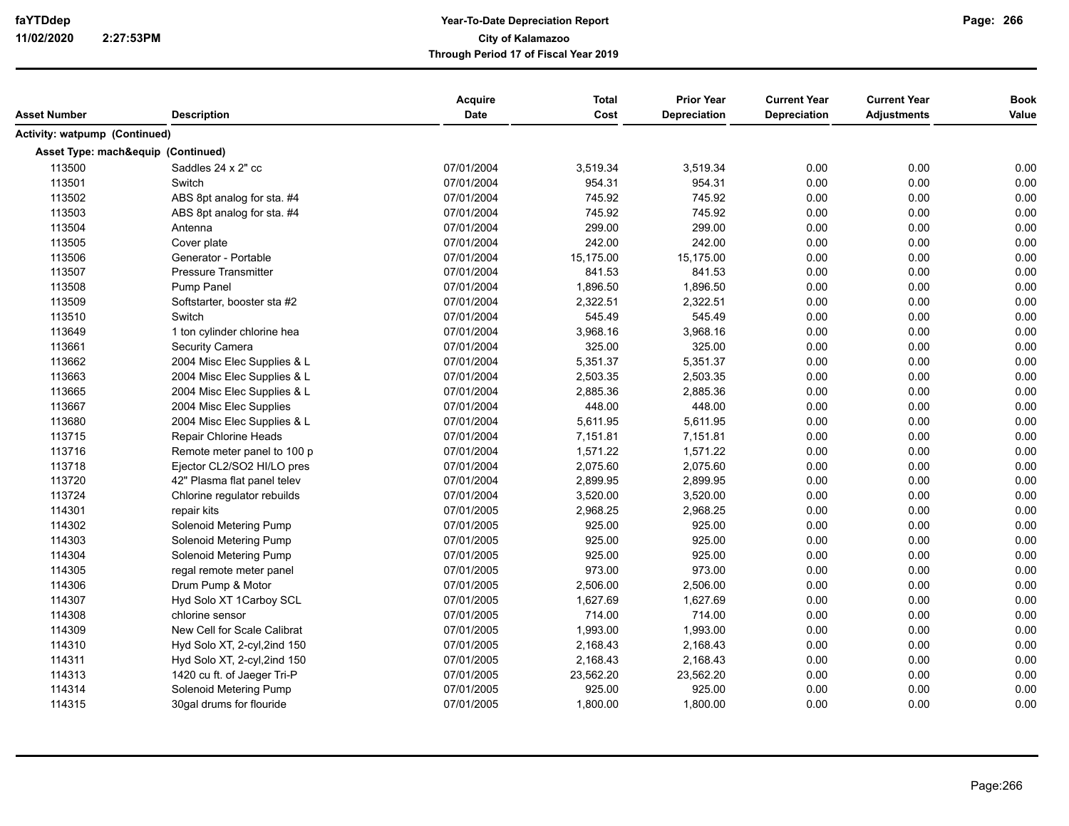| Asset Number | Description | Acquire Date | Total Cost | Prior Year Depreciation | Current Year Depreciation | Current Year Adjustments | Book Value |
|---|---|---|---|---|---|---|---|
| **Activity: watpump (Continued)** | | | | | | | |
| **Asset Type: mach&equip (Continued)** | | | | | | | |
| 113500 | Saddles 24 x 2" cc | 07/01/2004 | 3,519.34 | 3,519.34 | 0.00 | 0.00 | 0.00 |
| 113501 | Switch | 07/01/2004 | 954.31 | 954.31 | 0.00 | 0.00 | 0.00 |
| 113502 | ABS 8pt analog for sta. #4 | 07/01/2004 | 745.92 | 745.92 | 0.00 | 0.00 | 0.00 |
| 113503 | ABS 8pt analog for sta. #4 | 07/01/2004 | 745.92 | 745.92 | 0.00 | 0.00 | 0.00 |
| 113504 | Antenna | 07/01/2004 | 299.00 | 299.00 | 0.00 | 0.00 | 0.00 |
| 113505 | Cover plate | 07/01/2004 | 242.00 | 242.00 | 0.00 | 0.00 | 0.00 |
| 113506 | Generator - Portable | 07/01/2004 | 15,175.00 | 15,175.00 | 0.00 | 0.00 | 0.00 |
| 113507 | Pressure Transmitter | 07/01/2004 | 841.53 | 841.53 | 0.00 | 0.00 | 0.00 |
| 113508 | Pump Panel | 07/01/2004 | 1,896.50 | 1,896.50 | 0.00 | 0.00 | 0.00 |
| 113509 | Softstarter, booster sta #2 | 07/01/2004 | 2,322.51 | 2,322.51 | 0.00 | 0.00 | 0.00 |
| 113510 | Switch | 07/01/2004 | 545.49 | 545.49 | 0.00 | 0.00 | 0.00 |
| 113649 | 1 ton cylinder chlorine hea | 07/01/2004 | 3,968.16 | 3,968.16 | 0.00 | 0.00 | 0.00 |
| 113661 | Security Camera | 07/01/2004 | 325.00 | 325.00 | 0.00 | 0.00 | 0.00 |
| 113662 | 2004 Misc Elec Supplies & L | 07/01/2004 | 5,351.37 | 5,351.37 | 0.00 | 0.00 | 0.00 |
| 113663 | 2004 Misc Elec Supplies & L | 07/01/2004 | 2,503.35 | 2,503.35 | 0.00 | 0.00 | 0.00 |
| 113665 | 2004 Misc Elec Supplies & L | 07/01/2004 | 2,885.36 | 2,885.36 | 0.00 | 0.00 | 0.00 |
| 113667 | 2004 Misc Elec Supplies | 07/01/2004 | 448.00 | 448.00 | 0.00 | 0.00 | 0.00 |
| 113680 | 2004 Misc Elec Supplies & L | 07/01/2004 | 5,611.95 | 5,611.95 | 0.00 | 0.00 | 0.00 |
| 113715 | Repair Chlorine Heads | 07/01/2004 | 7,151.81 | 7,151.81 | 0.00 | 0.00 | 0.00 |
| 113716 | Remote meter panel to 100 p | 07/01/2004 | 1,571.22 | 1,571.22 | 0.00 | 0.00 | 0.00 |
| 113718 | Ejector CL2/SO2 HI/LO pres | 07/01/2004 | 2,075.60 | 2,075.60 | 0.00 | 0.00 | 0.00 |
| 113720 | 42" Plasma flat panel telev | 07/01/2004 | 2,899.95 | 2,899.95 | 0.00 | 0.00 | 0.00 |
| 113724 | Chlorine regulator rebuilds | 07/01/2004 | 3,520.00 | 3,520.00 | 0.00 | 0.00 | 0.00 |
| 114301 | repair kits | 07/01/2005 | 2,968.25 | 2,968.25 | 0.00 | 0.00 | 0.00 |
| 114302 | Solenoid Metering Pump | 07/01/2005 | 925.00 | 925.00 | 0.00 | 0.00 | 0.00 |
| 114303 | Solenoid Metering Pump | 07/01/2005 | 925.00 | 925.00 | 0.00 | 0.00 | 0.00 |
| 114304 | Solenoid Metering Pump | 07/01/2005 | 925.00 | 925.00 | 0.00 | 0.00 | 0.00 |
| 114305 | regal remote meter panel | 07/01/2005 | 973.00 | 973.00 | 0.00 | 0.00 | 0.00 |
| 114306 | Drum Pump & Motor | 07/01/2005 | 2,506.00 | 2,506.00 | 0.00 | 0.00 | 0.00 |
| 114307 | Hyd Solo XT 1Carboy SCL | 07/01/2005 | 1,627.69 | 1,627.69 | 0.00 | 0.00 | 0.00 |
| 114308 | chlorine sensor | 07/01/2005 | 714.00 | 714.00 | 0.00 | 0.00 | 0.00 |
| 114309 | New Cell for Scale Calibrat | 07/01/2005 | 1,993.00 | 1,993.00 | 0.00 | 0.00 | 0.00 |
| 114310 | Hyd Solo XT, 2-cyl,2ind 150 | 07/01/2005 | 2,168.43 | 2,168.43 | 0.00 | 0.00 | 0.00 |
| 114311 | Hyd Solo XT, 2-cyl,2ind 150 | 07/01/2005 | 2,168.43 | 2,168.43 | 0.00 | 0.00 | 0.00 |
| 114313 | 1420 cu ft. of Jaeger Tri-P | 07/01/2005 | 23,562.20 | 23,562.20 | 0.00 | 0.00 | 0.00 |
| 114314 | Solenoid Metering Pump | 07/01/2005 | 925.00 | 925.00 | 0.00 | 0.00 | 0.00 |
| 114315 | 30gal drums for flouride | 07/01/2005 | 1,800.00 | 1,800.00 | 0.00 | 0.00 | 0.00 |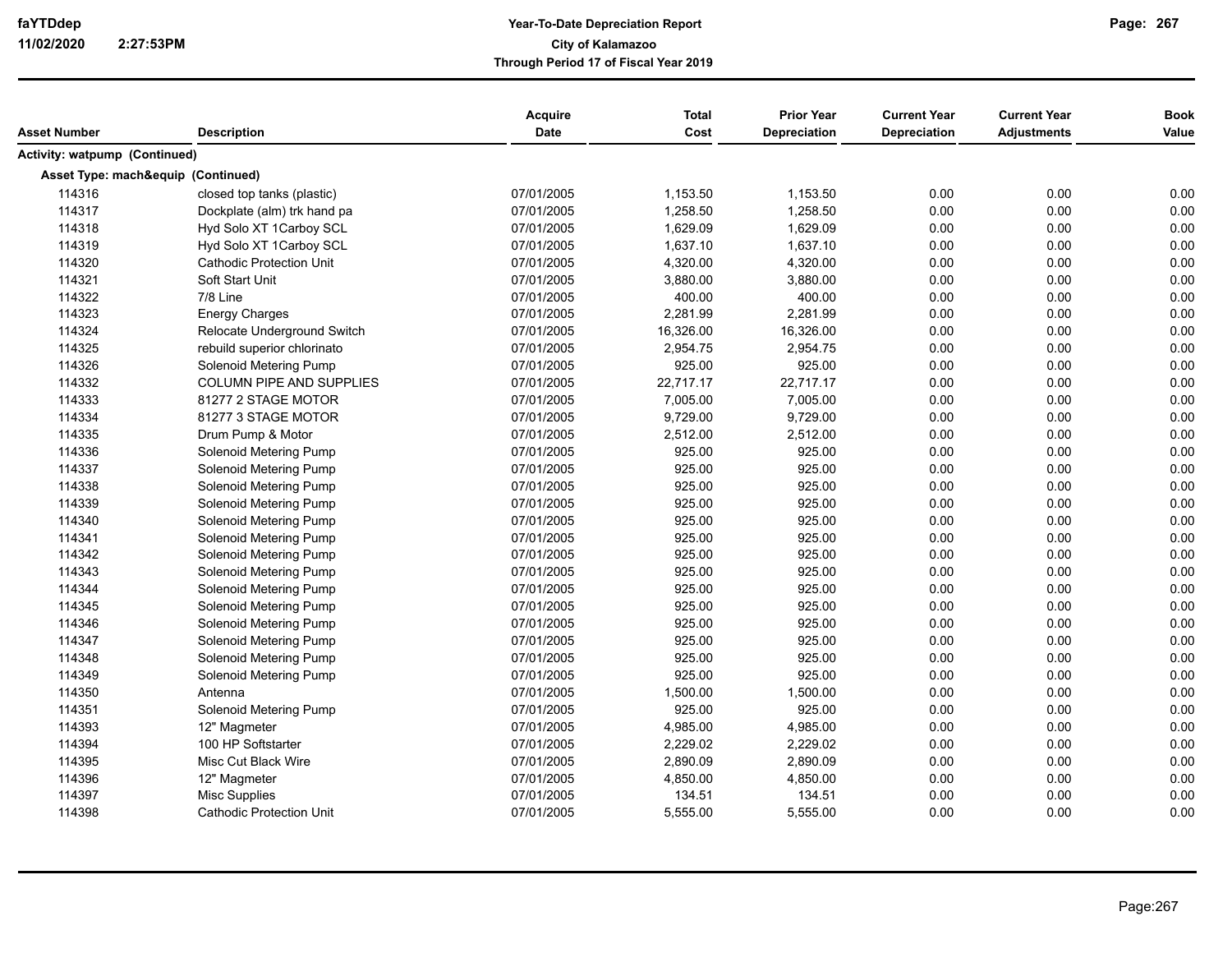| Asset Number | Description | Acquire Date | Total Cost | Prior Year Depreciation | Current Year Depreciation | Current Year Adjustments | Book Value |
|---|---|---|---|---|---|---|---|
| **Activity: watpump (Continued)** | | | | | | | |
| **Asset Type: mach&equip (Continued)** | | | | | | | |
| 114316 | closed top tanks (plastic) | 07/01/2005 | 1,153.50 | 1,153.50 | 0.00 | 0.00 | 0.00 |
| 114317 | Dockplate (alm) trk hand pa | 07/01/2005 | 1,258.50 | 1,258.50 | 0.00 | 0.00 | 0.00 |
| 114318 | Hyd Solo XT 1Carboy SCL | 07/01/2005 | 1,629.09 | 1,629.09 | 0.00 | 0.00 | 0.00 |
| 114319 | Hyd Solo XT 1Carboy SCL | 07/01/2005 | 1,637.10 | 1,637.10 | 0.00 | 0.00 | 0.00 |
| 114320 | Cathodic Protection Unit | 07/01/2005 | 4,320.00 | 4,320.00 | 0.00 | 0.00 | 0.00 |
| 114321 | Soft Start Unit | 07/01/2005 | 3,880.00 | 3,880.00 | 0.00 | 0.00 | 0.00 |
| 114322 | 7/8 Line | 07/01/2005 | 400.00 | 400.00 | 0.00 | 0.00 | 0.00 |
| 114323 | Energy Charges | 07/01/2005 | 2,281.99 | 2,281.99 | 0.00 | 0.00 | 0.00 |
| 114324 | Relocate Underground Switch | 07/01/2005 | 16,326.00 | 16,326.00 | 0.00 | 0.00 | 0.00 |
| 114325 | rebuild superior chlorinato | 07/01/2005 | 2,954.75 | 2,954.75 | 0.00 | 0.00 | 0.00 |
| 114326 | Solenoid Metering Pump | 07/01/2005 | 925.00 | 925.00 | 0.00 | 0.00 | 0.00 |
| 114332 | COLUMN PIPE AND SUPPLIES | 07/01/2005 | 22,717.17 | 22,717.17 | 0.00 | 0.00 | 0.00 |
| 114333 | 81277 2 STAGE MOTOR | 07/01/2005 | 7,005.00 | 7,005.00 | 0.00 | 0.00 | 0.00 |
| 114334 | 81277 3 STAGE MOTOR | 07/01/2005 | 9,729.00 | 9,729.00 | 0.00 | 0.00 | 0.00 |
| 114335 | Drum Pump & Motor | 07/01/2005 | 2,512.00 | 2,512.00 | 0.00 | 0.00 | 0.00 |
| 114336 | Solenoid Metering Pump | 07/01/2005 | 925.00 | 925.00 | 0.00 | 0.00 | 0.00 |
| 114337 | Solenoid Metering Pump | 07/01/2005 | 925.00 | 925.00 | 0.00 | 0.00 | 0.00 |
| 114338 | Solenoid Metering Pump | 07/01/2005 | 925.00 | 925.00 | 0.00 | 0.00 | 0.00 |
| 114339 | Solenoid Metering Pump | 07/01/2005 | 925.00 | 925.00 | 0.00 | 0.00 | 0.00 |
| 114340 | Solenoid Metering Pump | 07/01/2005 | 925.00 | 925.00 | 0.00 | 0.00 | 0.00 |
| 114341 | Solenoid Metering Pump | 07/01/2005 | 925.00 | 925.00 | 0.00 | 0.00 | 0.00 |
| 114342 | Solenoid Metering Pump | 07/01/2005 | 925.00 | 925.00 | 0.00 | 0.00 | 0.00 |
| 114343 | Solenoid Metering Pump | 07/01/2005 | 925.00 | 925.00 | 0.00 | 0.00 | 0.00 |
| 114344 | Solenoid Metering Pump | 07/01/2005 | 925.00 | 925.00 | 0.00 | 0.00 | 0.00 |
| 114345 | Solenoid Metering Pump | 07/01/2005 | 925.00 | 925.00 | 0.00 | 0.00 | 0.00 |
| 114346 | Solenoid Metering Pump | 07/01/2005 | 925.00 | 925.00 | 0.00 | 0.00 | 0.00 |
| 114347 | Solenoid Metering Pump | 07/01/2005 | 925.00 | 925.00 | 0.00 | 0.00 | 0.00 |
| 114348 | Solenoid Metering Pump | 07/01/2005 | 925.00 | 925.00 | 0.00 | 0.00 | 0.00 |
| 114349 | Solenoid Metering Pump | 07/01/2005 | 925.00 | 925.00 | 0.00 | 0.00 | 0.00 |
| 114350 | Antenna | 07/01/2005 | 1,500.00 | 1,500.00 | 0.00 | 0.00 | 0.00 |
| 114351 | Solenoid Metering Pump | 07/01/2005 | 925.00 | 925.00 | 0.00 | 0.00 | 0.00 |
| 114393 | 12" Magmeter | 07/01/2005 | 4,985.00 | 4,985.00 | 0.00 | 0.00 | 0.00 |
| 114394 | 100 HP Softstarter | 07/01/2005 | 2,229.02 | 2,229.02 | 0.00 | 0.00 | 0.00 |
| 114395 | Misc Cut Black Wire | 07/01/2005 | 2,890.09 | 2,890.09 | 0.00 | 0.00 | 0.00 |
| 114396 | 12" Magmeter | 07/01/2005 | 4,850.00 | 4,850.00 | 0.00 | 0.00 | 0.00 |
| 114397 | Misc Supplies | 07/01/2005 | 134.51 | 134.51 | 0.00 | 0.00 | 0.00 |
| 114398 | Cathodic Protection Unit | 07/01/2005 | 5,555.00 | 5,555.00 | 0.00 | 0.00 | 0.00 |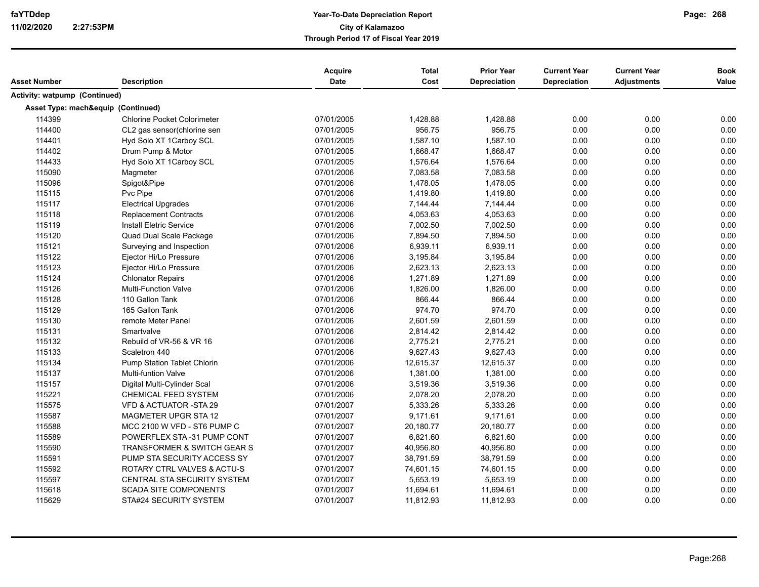**Year-To-Date Depreciation Report**
**City of Kalamazoo**
**Through Period 17 of Fiscal Year 2019**

| Asset Number | Description | Acquire Date | Total Cost | Prior Year Depreciation | Current Year Depreciation | Current Year Adjustments | Book Value |
|---|---|---|---|---|---|---|---|
| **Activity: watpump (Continued)** | | | | | | | |
| **Asset Type: mach&equip (Continued)** | | | | | | | |
| 114399 | Chlorine Pocket Colorimeter | 07/01/2005 | 1,428.88 | 1,428.88 | 0.00 | 0.00 | 0.00 |
| 114400 | CL2 gas sensor(chlorine sen | 07/01/2005 | 956.75 | 956.75 | 0.00 | 0.00 | 0.00 |
| 114401 | Hyd Solo XT 1Carboy SCL | 07/01/2005 | 1,587.10 | 1,587.10 | 0.00 | 0.00 | 0.00 |
| 114402 | Drum Pump & Motor | 07/01/2005 | 1,668.47 | 1,668.47 | 0.00 | 0.00 | 0.00 |
| 114433 | Hyd Solo XT 1Carboy SCL | 07/01/2005 | 1,576.64 | 1,576.64 | 0.00 | 0.00 | 0.00 |
| 115090 | Magmeter | 07/01/2006 | 7,083.58 | 7,083.58 | 0.00 | 0.00 | 0.00 |
| 115096 | Spigot&Pipe | 07/01/2006 | 1,478.05 | 1,478.05 | 0.00 | 0.00 | 0.00 |
| 115115 | Pvc Pipe | 07/01/2006 | 1,419.80 | 1,419.80 | 0.00 | 0.00 | 0.00 |
| 115117 | Electrical Upgrades | 07/01/2006 | 7,144.44 | 7,144.44 | 0.00 | 0.00 | 0.00 |
| 115118 | Replacement Contracts | 07/01/2006 | 4,053.63 | 4,053.63 | 0.00 | 0.00 | 0.00 |
| 115119 | Install Eletric Service | 07/01/2006 | 7,002.50 | 7,002.50 | 0.00 | 0.00 | 0.00 |
| 115120 | Quad Dual Scale Package | 07/01/2006 | 7,894.50 | 7,894.50 | 0.00 | 0.00 | 0.00 |
| 115121 | Surveying and Inspection | 07/01/2006 | 6,939.11 | 6,939.11 | 0.00 | 0.00 | 0.00 |
| 115122 | Ejector Hi/Lo Pressure | 07/01/2006 | 3,195.84 | 3,195.84 | 0.00 | 0.00 | 0.00 |
| 115123 | Ejector Hi/Lo Pressure | 07/01/2006 | 2,623.13 | 2,623.13 | 0.00 | 0.00 | 0.00 |
| 115124 | Chlonator Repairs | 07/01/2006 | 1,271.89 | 1,271.89 | 0.00 | 0.00 | 0.00 |
| 115126 | Multi-Function Valve | 07/01/2006 | 1,826.00 | 1,826.00 | 0.00 | 0.00 | 0.00 |
| 115128 | 110 Gallon Tank | 07/01/2006 | 866.44 | 866.44 | 0.00 | 0.00 | 0.00 |
| 115129 | 165 Gallon Tank | 07/01/2006 | 974.70 | 974.70 | 0.00 | 0.00 | 0.00 |
| 115130 | remote Meter Panel | 07/01/2006 | 2,601.59 | 2,601.59 | 0.00 | 0.00 | 0.00 |
| 115131 | Smartvalve | 07/01/2006 | 2,814.42 | 2,814.42 | 0.00 | 0.00 | 0.00 |
| 115132 | Rebuild of VR-56 & VR 16 | 07/01/2006 | 2,775.21 | 2,775.21 | 0.00 | 0.00 | 0.00 |
| 115133 | Scaletron 440 | 07/01/2006 | 9,627.43 | 9,627.43 | 0.00 | 0.00 | 0.00 |
| 115134 | Pump Station Tablet Chlorin | 07/01/2006 | 12,615.37 | 12,615.37 | 0.00 | 0.00 | 0.00 |
| 115137 | Multi-funtion Valve | 07/01/2006 | 1,381.00 | 1,381.00 | 0.00 | 0.00 | 0.00 |
| 115157 | Digital Multi-Cylinder Scal | 07/01/2006 | 3,519.36 | 3,519.36 | 0.00 | 0.00 | 0.00 |
| 115221 | CHEMICAL FEED SYSTEM | 07/01/2006 | 2,078.20 | 2,078.20 | 0.00 | 0.00 | 0.00 |
| 115575 | VFD & ACTUATOR -STA 29 | 07/01/2007 | 5,333.26 | 5,333.26 | 0.00 | 0.00 | 0.00 |
| 115587 | MAGMETER UPGR STA 12 | 07/01/2007 | 9,171.61 | 9,171.61 | 0.00 | 0.00 | 0.00 |
| 115588 | MCC 2100 W VFD - ST6 PUMP C | 07/01/2007 | 20,180.77 | 20,180.77 | 0.00 | 0.00 | 0.00 |
| 115589 | POWERFLEX STA -31 PUMP CONT | 07/01/2007 | 6,821.60 | 6,821.60 | 0.00 | 0.00 | 0.00 |
| 115590 | TRANSFORMER & SWITCH GEAR S | 07/01/2007 | 40,956.80 | 40,956.80 | 0.00 | 0.00 | 0.00 |
| 115591 | PUMP STA SECURITY ACCESS SY | 07/01/2007 | 38,791.59 | 38,791.59 | 0.00 | 0.00 | 0.00 |
| 115592 | ROTARY CTRL VALVES & ACTU-S | 07/01/2007 | 74,601.15 | 74,601.15 | 0.00 | 0.00 | 0.00 |
| 115597 | CENTRAL STA SECURITY SYSTEM | 07/01/2007 | 5,653.19 | 5,653.19 | 0.00 | 0.00 | 0.00 |
| 115618 | SCADA SITE COMPONENTS | 07/01/2007 | 11,694.61 | 11,694.61 | 0.00 | 0.00 | 0.00 |
| 115629 | STA#24 SECURITY SYSTEM | 07/01/2007 | 11,812.93 | 11,812.93 | 0.00 | 0.00 | 0.00 |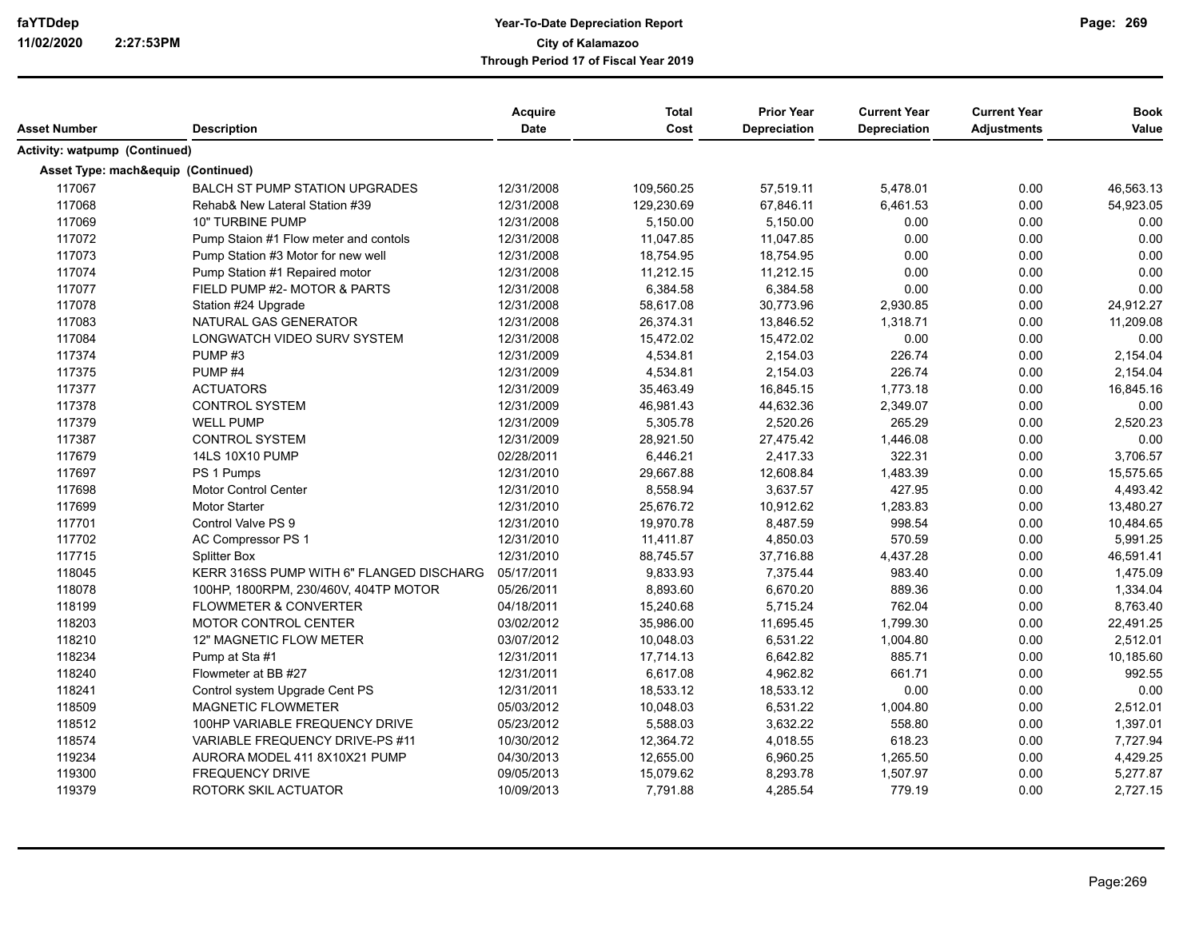| Asset Number | Description | Acquire Date | Total Cost | Prior Year Depreciation | Current Year Depreciation | Current Year Adjustments | Book Value |
|---|---|---|---|---|---|---|---|
| **Activity: watpump (Continued)** | | | | | | | |
| **Asset Type: mach&equip (Continued)** | | | | | | | |
| 117067 | BALCH ST PUMP STATION UPGRADES | 12/31/2008 | 109,560.25 | 57,519.11 | 5,478.01 | 0.00 | 46,563.13 |
| 117068 | Rehab& New Lateral Station #39 | 12/31/2008 | 129,230.69 | 67,846.11 | 6,461.53 | 0.00 | 54,923.05 |
| 117069 | 10" TURBINE PUMP | 12/31/2008 | 5,150.00 | 5,150.00 | 0.00 | 0.00 | 0.00 |
| 117072 | Pump Staion #1 Flow meter and contols | 12/31/2008 | 11,047.85 | 11,047.85 | 0.00 | 0.00 | 0.00 |
| 117073 | Pump Station #3 Motor for new well | 12/31/2008 | 18,754.95 | 18,754.95 | 0.00 | 0.00 | 0.00 |
| 117074 | Pump Station #1 Repaired motor | 12/31/2008 | 11,212.15 | 11,212.15 | 0.00 | 0.00 | 0.00 |
| 117077 | FIELD PUMP #2- MOTOR & PARTS | 12/31/2008 | 6,384.58 | 6,384.58 | 0.00 | 0.00 | 0.00 |
| 117078 | Station #24 Upgrade | 12/31/2008 | 58,617.08 | 30,773.96 | 2,930.85 | 0.00 | 24,912.27 |
| 117083 | NATURAL GAS GENERATOR | 12/31/2008 | 26,374.31 | 13,846.52 | 1,318.71 | 0.00 | 11,209.08 |
| 117084 | LONGWATCH VIDEO SURV SYSTEM | 12/31/2008 | 15,472.02 | 15,472.02 | 0.00 | 0.00 | 0.00 |
| 117374 | PUMP #3 | 12/31/2009 | 4,534.81 | 2,154.03 | 226.74 | 0.00 | 2,154.04 |
| 117375 | PUMP #4 | 12/31/2009 | 4,534.81 | 2,154.03 | 226.74 | 0.00 | 2,154.04 |
| 117377 | ACTUATORS | 12/31/2009 | 35,463.49 | 16,845.15 | 1,773.18 | 0.00 | 16,845.16 |
| 117378 | CONTROL SYSTEM | 12/31/2009 | 46,981.43 | 44,632.36 | 2,349.07 | 0.00 | 0.00 |
| 117379 | WELL PUMP | 12/31/2009 | 5,305.78 | 2,520.26 | 265.29 | 0.00 | 2,520.23 |
| 117387 | CONTROL SYSTEM | 12/31/2009 | 28,921.50 | 27,475.42 | 1,446.08 | 0.00 | 0.00 |
| 117679 | 14LS 10X10 PUMP | 02/28/2011 | 6,446.21 | 2,417.33 | 322.31 | 0.00 | 3,706.57 |
| 117697 | PS 1 Pumps | 12/31/2010 | 29,667.88 | 12,608.84 | 1,483.39 | 0.00 | 15,575.65 |
| 117698 | Motor Control Center | 12/31/2010 | 8,558.94 | 3,637.57 | 427.95 | 0.00 | 4,493.42 |
| 117699 | Motor Starter | 12/31/2010 | 25,676.72 | 10,912.62 | 1,283.83 | 0.00 | 13,480.27 |
| 117701 | Control Valve PS 9 | 12/31/2010 | 19,970.78 | 8,487.59 | 998.54 | 0.00 | 10,484.65 |
| 117702 | AC Compressor PS 1 | 12/31/2010 | 11,411.87 | 4,850.03 | 570.59 | 0.00 | 5,991.25 |
| 117715 | Splitter Box | 12/31/2010 | 88,745.57 | 37,716.88 | 4,437.28 | 0.00 | 46,591.41 |
| 118045 | KERR 316SS PUMP WITH 6" FLANGED DISCHARG | 05/17/2011 | 9,833.93 | 7,375.44 | 983.40 | 0.00 | 1,475.09 |
| 118078 | 100HP, 1800RPM, 230/460V, 404TP MOTOR | 05/26/2011 | 8,893.60 | 6,670.20 | 889.36 | 0.00 | 1,334.04 |
| 118199 | FLOWMETER & CONVERTER | 04/18/2011 | 15,240.68 | 5,715.24 | 762.04 | 0.00 | 8,763.40 |
| 118203 | MOTOR CONTROL CENTER | 03/02/2012 | 35,986.00 | 11,695.45 | 1,799.30 | 0.00 | 22,491.25 |
| 118210 | 12" MAGNETIC FLOW METER | 03/07/2012 | 10,048.03 | 6,531.22 | 1,004.80 | 0.00 | 2,512.01 |
| 118234 | Pump at Sta #1 | 12/31/2011 | 17,714.13 | 6,642.82 | 885.71 | 0.00 | 10,185.60 |
| 118240 | Flowmeter at BB #27 | 12/31/2011 | 6,617.08 | 4,962.82 | 661.71 | 0.00 | 992.55 |
| 118241 | Control system Upgrade Cent PS | 12/31/2011 | 18,533.12 | 18,533.12 | 0.00 | 0.00 | 0.00 |
| 118509 | MAGNETIC FLOWMETER | 05/03/2012 | 10,048.03 | 6,531.22 | 1,004.80 | 0.00 | 2,512.01 |
| 118512 | 100HP VARIABLE FREQUENCY DRIVE | 05/23/2012 | 5,588.03 | 3,632.22 | 558.80 | 0.00 | 1,397.01 |
| 118574 | VARIABLE FREQUENCY DRIVE-PS #11 | 10/30/2012 | 12,364.72 | 4,018.55 | 618.23 | 0.00 | 7,727.94 |
| 119234 | AURORA MODEL 411 8X10X21 PUMP | 04/30/2013 | 12,655.00 | 6,960.25 | 1,265.50 | 0.00 | 4,429.25 |
| 119300 | FREQUENCY DRIVE | 09/05/2013 | 15,079.62 | 8,293.78 | 1,507.97 | 0.00 | 5,277.87 |
| 119379 | ROTORK SKIL ACTUATOR | 10/09/2013 | 7,791.88 | 4,285.54 | 779.19 | 0.00 | 2,727.15 |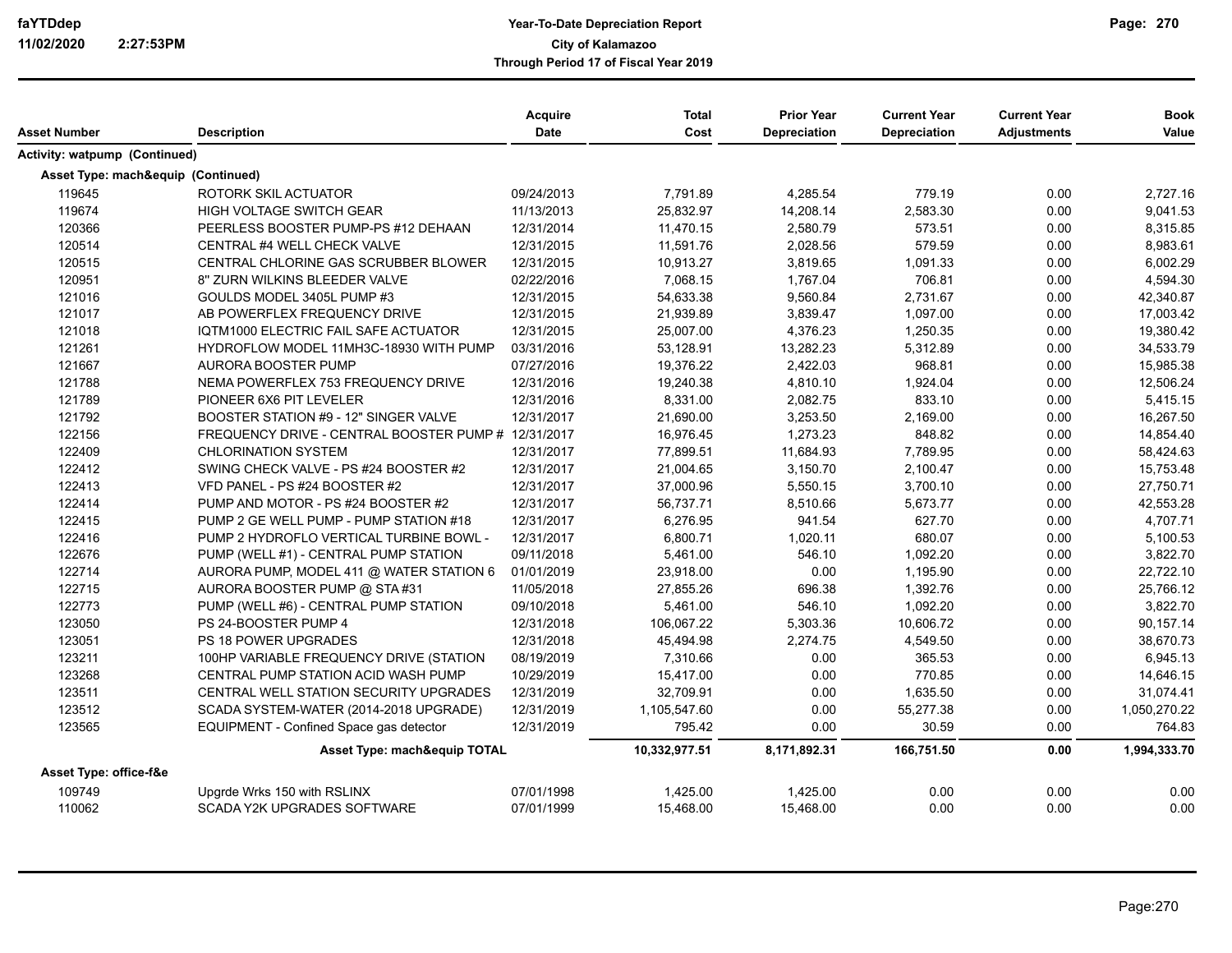| Asset Number | Description | Acquire Date | Total Cost | Prior Year Depreciation | Current Year Depreciation | Current Year Adjustments | Book Value |
|---|---|---|---|---|---|---|---|
| **Activity: watpump (Continued)** | | | | | | | |
| **Asset Type: mach&equip (Continued)** | | | | | | | |
| 119645 | ROTORK SKIL ACTUATOR | 09/24/2013 | 7,791.89 | 4,285.54 | 779.19 | 0.00 | 2,727.16 |
| 119674 | HIGH VOLTAGE SWITCH GEAR | 11/13/2013 | 25,832.97 | 14,208.14 | 2,583.30 | 0.00 | 9,041.53 |
| 120366 | PEERLESS BOOSTER PUMP-PS #12 DEHAAN | 12/31/2014 | 11,470.15 | 2,580.79 | 573.51 | 0.00 | 8,315.85 |
| 120514 | CENTRAL #4 WELL CHECK VALVE | 12/31/2015 | 11,591.76 | 2,028.56 | 579.59 | 0.00 | 8,983.61 |
| 120515 | CENTRAL CHLORINE GAS SCRUBBER BLOWER | 12/31/2015 | 10,913.27 | 3,819.65 | 1,091.33 | 0.00 | 6,002.29 |
| 120951 | 8" ZURN WILKINS BLEEDER VALVE | 02/22/2016 | 7,068.15 | 1,767.04 | 706.81 | 0.00 | 4,594.30 |
| 121016 | GOULDS MODEL 3405L PUMP #3 | 12/31/2015 | 54,633.38 | 9,560.84 | 2,731.67 | 0.00 | 42,340.87 |
| 121017 | AB POWERFLEX FREQUENCY DRIVE | 12/31/2015 | 21,939.89 | 3,839.47 | 1,097.00 | 0.00 | 17,003.42 |
| 121018 | IQTM1000 ELECTRIC FAIL SAFE ACTUATOR | 12/31/2015 | 25,007.00 | 4,376.23 | 1,250.35 | 0.00 | 19,380.42 |
| 121261 | HYDROFLOW MODEL 11MH3C-18930 WITH PUMP | 03/31/2016 | 53,128.91 | 13,282.23 | 5,312.89 | 0.00 | 34,533.79 |
| 121667 | AURORA BOOSTER PUMP | 07/27/2016 | 19,376.22 | 2,422.03 | 968.81 | 0.00 | 15,985.38 |
| 121788 | NEMA POWERFLEX 753 FREQUENCY DRIVE | 12/31/2016 | 19,240.38 | 4,810.10 | 1,924.04 | 0.00 | 12,506.24 |
| 121789 | PIONEER 6X6 PIT LEVELER | 12/31/2016 | 8,331.00 | 2,082.75 | 833.10 | 0.00 | 5,415.15 |
| 121792 | BOOSTER STATION #9 - 12" SINGER VALVE | 12/31/2017 | 21,690.00 | 3,253.50 | 2,169.00 | 0.00 | 16,267.50 |
| 122156 | FREQUENCY DRIVE - CENTRAL BOOSTER PUMP # | 12/31/2017 | 16,976.45 | 1,273.23 | 848.82 | 0.00 | 14,854.40 |
| 122409 | CHLORINATION SYSTEM | 12/31/2017 | 77,899.51 | 11,684.93 | 7,789.95 | 0.00 | 58,424.63 |
| 122412 | SWING CHECK VALVE - PS #24 BOOSTER #2 | 12/31/2017 | 21,004.65 | 3,150.70 | 2,100.47 | 0.00 | 15,753.48 |
| 122413 | VFD PANEL - PS #24 BOOSTER #2 | 12/31/2017 | 37,000.96 | 5,550.15 | 3,700.10 | 0.00 | 27,750.71 |
| 122414 | PUMP AND MOTOR - PS #24 BOOSTER #2 | 12/31/2017 | 56,737.71 | 8,510.66 | 5,673.77 | 0.00 | 42,553.28 |
| 122415 | PUMP 2 GE WELL PUMP - PUMP STATION #18 | 12/31/2017 | 6,276.95 | 941.54 | 627.70 | 0.00 | 4,707.71 |
| 122416 | PUMP 2 HYDROFLO VERTICAL TURBINE BOWL - | 12/31/2017 | 6,800.71 | 1,020.11 | 680.07 | 0.00 | 5,100.53 |
| 122676 | PUMP (WELL #1) - CENTRAL PUMP STATION | 09/11/2018 | 5,461.00 | 546.10 | 1,092.20 | 0.00 | 3,822.70 |
| 122714 | AURORA PUMP, MODEL 411 @ WATER STATION 6 | 01/01/2019 | 23,918.00 | 0.00 | 1,195.90 | 0.00 | 22,722.10 |
| 122715 | AURORA BOOSTER PUMP @ STA #31 | 11/05/2018 | 27,855.26 | 696.38 | 1,392.76 | 0.00 | 25,766.12 |
| 122773 | PUMP (WELL #6) - CENTRAL PUMP STATION | 09/10/2018 | 5,461.00 | 546.10 | 1,092.20 | 0.00 | 3,822.70 |
| 123050 | PS 24-BOOSTER PUMP 4 | 12/31/2018 | 106,067.22 | 5,303.36 | 10,606.72 | 0.00 | 90,157.14 |
| 123051 | PS 18 POWER UPGRADES | 12/31/2018 | 45,494.98 | 2,274.75 | 4,549.50 | 0.00 | 38,670.73 |
| 123211 | 100HP VARIABLE FREQUENCY DRIVE (STATION | 08/19/2019 | 7,310.66 | 0.00 | 365.53 | 0.00 | 6,945.13 |
| 123268 | CENTRAL PUMP STATION ACID WASH PUMP | 10/29/2019 | 15,417.00 | 0.00 | 770.85 | 0.00 | 14,646.15 |
| 123511 | CENTRAL WELL STATION SECURITY UPGRADES | 12/31/2019 | 32,709.91 | 0.00 | 1,635.50 | 0.00 | 31,074.41 |
| 123512 | SCADA SYSTEM-WATER (2014-2018 UPGRADE) | 12/31/2019 | 1,105,547.60 | 0.00 | 55,277.38 | 0.00 | 1,050,270.22 |
| 123565 | EQUIPMENT - Confined Space gas detector | 12/31/2019 | 795.42 | 0.00 | 30.59 | 0.00 | 764.83 |
| | **Asset Type: mach&equip TOTAL** | | **10,332,977.51** | **8,171,892.31** | **166,751.50** | **0.00** | **1,994,333.70** |
| **Asset Type: office-f&e** | | | | | | | |
| 109749 | Upgrde Wrks 150 with RSLINX | 07/01/1998 | 1,425.00 | 1,425.00 | 0.00 | 0.00 | 0.00 |
| 110062 | SCADA Y2K UPGRADES SOFTWARE | 07/01/1999 | 15,468.00 | 15,468.00 | 0.00 | 0.00 | 0.00 |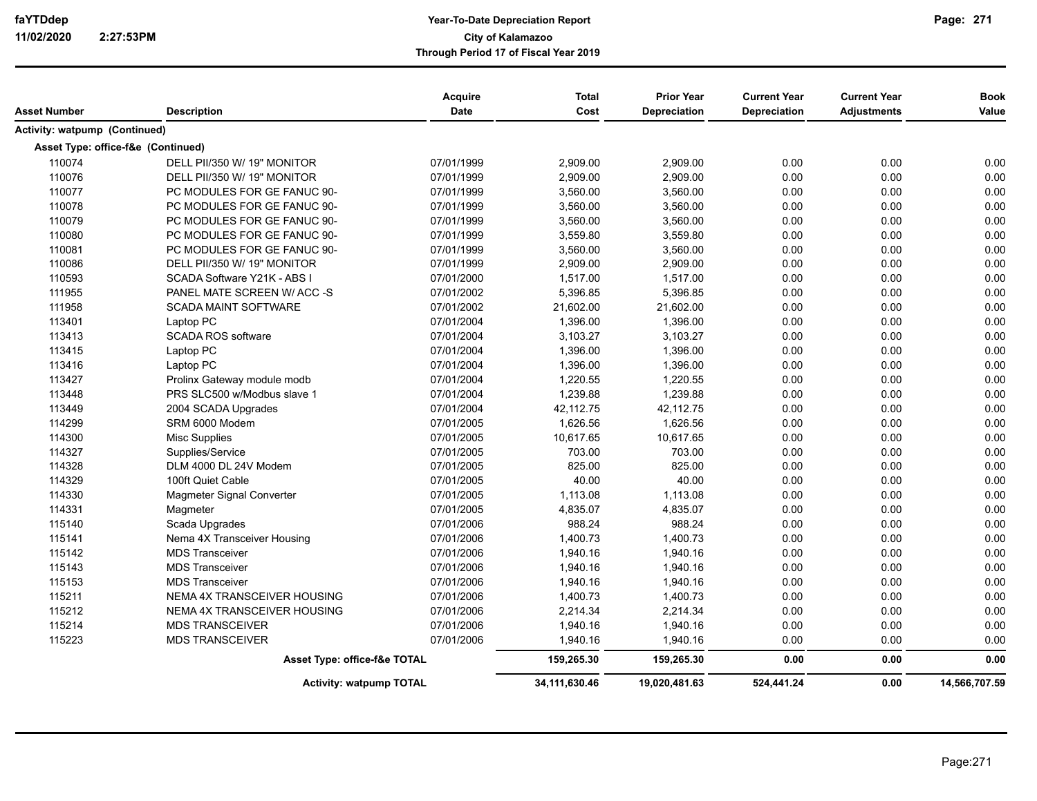| Asset Number | Description | Acquire Date | Total Cost | Prior Year Depreciation | Current Year Depreciation | Current Year Adjustments | Book Value |
|---|---|---|---|---|---|---|---|
| **Activity: watpump (Continued)** | | | | | | | |
| **Asset Type: office-f&e (Continued)** | | | | | | | |
| 110074 | DELL PII/350 W/ 19" MONITOR | 07/01/1999 | 2,909.00 | 2,909.00 | 0.00 | 0.00 | 0.00 |
| 110076 | DELL PII/350 W/ 19" MONITOR | 07/01/1999 | 2,909.00 | 2,909.00 | 0.00 | 0.00 | 0.00 |
| 110077 | PC MODULES FOR GE FANUC 90- | 07/01/1999 | 3,560.00 | 3,560.00 | 0.00 | 0.00 | 0.00 |
| 110078 | PC MODULES FOR GE FANUC 90- | 07/01/1999 | 3,560.00 | 3,560.00 | 0.00 | 0.00 | 0.00 |
| 110079 | PC MODULES FOR GE FANUC 90- | 07/01/1999 | 3,560.00 | 3,560.00 | 0.00 | 0.00 | 0.00 |
| 110080 | PC MODULES FOR GE FANUC 90- | 07/01/1999 | 3,559.80 | 3,559.80 | 0.00 | 0.00 | 0.00 |
| 110081 | PC MODULES FOR GE FANUC 90- | 07/01/1999 | 3,560.00 | 3,560.00 | 0.00 | 0.00 | 0.00 |
| 110086 | DELL PII/350 W/ 19" MONITOR | 07/01/1999 | 2,909.00 | 2,909.00 | 0.00 | 0.00 | 0.00 |
| 110593 | SCADA Software Y21K - ABS I | 07/01/2000 | 1,517.00 | 1,517.00 | 0.00 | 0.00 | 0.00 |
| 111955 | PANEL MATE SCREEN W/ ACC -S | 07/01/2002 | 5,396.85 | 5,396.85 | 0.00 | 0.00 | 0.00 |
| 111958 | SCADA MAINT SOFTWARE | 07/01/2002 | 21,602.00 | 21,602.00 | 0.00 | 0.00 | 0.00 |
| 113401 | Laptop PC | 07/01/2004 | 1,396.00 | 1,396.00 | 0.00 | 0.00 | 0.00 |
| 113413 | SCADA ROS software | 07/01/2004 | 3,103.27 | 3,103.27 | 0.00 | 0.00 | 0.00 |
| 113415 | Laptop PC | 07/01/2004 | 1,396.00 | 1,396.00 | 0.00 | 0.00 | 0.00 |
| 113416 | Laptop PC | 07/01/2004 | 1,396.00 | 1,396.00 | 0.00 | 0.00 | 0.00 |
| 113427 | Prolinx Gateway module modb | 07/01/2004 | 1,220.55 | 1,220.55 | 0.00 | 0.00 | 0.00 |
| 113448 | PRS SLC500 w/Modbus slave 1 | 07/01/2004 | 1,239.88 | 1,239.88 | 0.00 | 0.00 | 0.00 |
| 113449 | 2004 SCADA Upgrades | 07/01/2004 | 42,112.75 | 42,112.75 | 0.00 | 0.00 | 0.00 |
| 114299 | SRM 6000 Modem | 07/01/2005 | 1,626.56 | 1,626.56 | 0.00 | 0.00 | 0.00 |
| 114300 | Misc Supplies | 07/01/2005 | 10,617.65 | 10,617.65 | 0.00 | 0.00 | 0.00 |
| 114327 | Supplies/Service | 07/01/2005 | 703.00 | 703.00 | 0.00 | 0.00 | 0.00 |
| 114328 | DLM 4000 DL 24V Modem | 07/01/2005 | 825.00 | 825.00 | 0.00 | 0.00 | 0.00 |
| 114329 | 100ft Quiet Cable | 07/01/2005 | 40.00 | 40.00 | 0.00 | 0.00 | 0.00 |
| 114330 | Magmeter Signal Converter | 07/01/2005 | 1,113.08 | 1,113.08 | 0.00 | 0.00 | 0.00 |
| 114331 | Magmeter | 07/01/2005 | 4,835.07 | 4,835.07 | 0.00 | 0.00 | 0.00 |
| 115140 | Scada Upgrades | 07/01/2006 | 988.24 | 988.24 | 0.00 | 0.00 | 0.00 |
| 115141 | Nema 4X Transceiver Housing | 07/01/2006 | 1,400.73 | 1,400.73 | 0.00 | 0.00 | 0.00 |
| 115142 | MDS Transceiver | 07/01/2006 | 1,940.16 | 1,940.16 | 0.00 | 0.00 | 0.00 |
| 115143 | MDS Transceiver | 07/01/2006 | 1,940.16 | 1,940.16 | 0.00 | 0.00 | 0.00 |
| 115153 | MDS Transceiver | 07/01/2006 | 1,940.16 | 1,940.16 | 0.00 | 0.00 | 0.00 |
| 115211 | NEMA 4X TRANSCEIVER HOUSING | 07/01/2006 | 1,400.73 | 1,400.73 | 0.00 | 0.00 | 0.00 |
| 115212 | NEMA 4X TRANSCEIVER HOUSING | 07/01/2006 | 2,214.34 | 2,214.34 | 0.00 | 0.00 | 0.00 |
| 115214 | MDS TRANSCEIVER | 07/01/2006 | 1,940.16 | 1,940.16 | 0.00 | 0.00 | 0.00 |
| 115223 | MDS TRANSCEIVER | 07/01/2006 | 1,940.16 | 1,940.16 | 0.00 | 0.00 | 0.00 |
| | **Asset Type: office-f&e TOTAL** | | **159,265.30** | **159,265.30** | **0.00** | **0.00** | **0.00** |
| | **Activity: watpump TOTAL** | | **34,111,630.46** | **19,020,481.63** | **524,441.24** | **0.00** | **14,566,707.59** |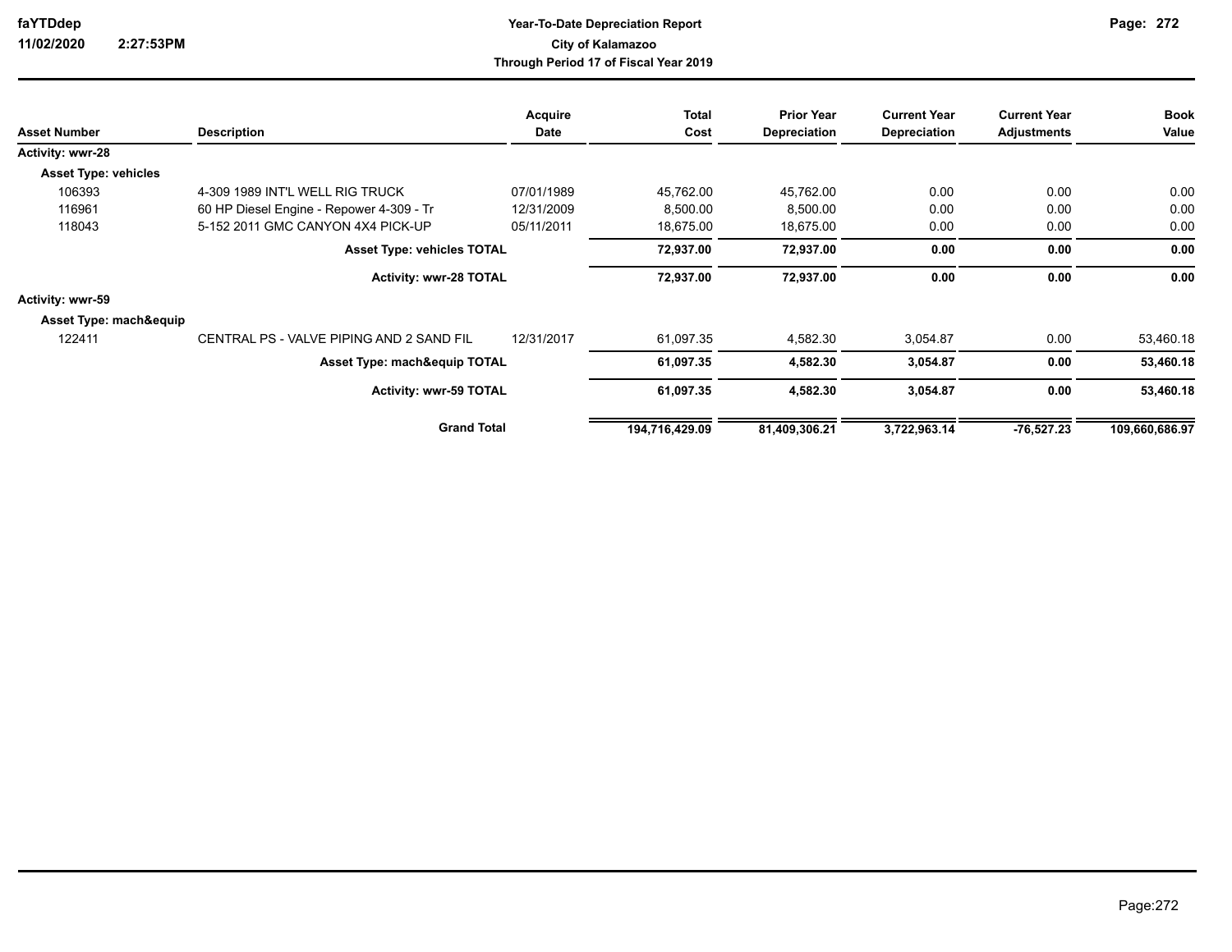faYTDdep
11/02/2020 2:27:53PM

**Year-To-Date Depreciation Report**
**City of Kalamazoo**
**Through Period 17 of Fiscal Year 2019**

| Asset Number | Description | Acquire Date | Total Cost | Prior Year Depreciation | Current Year Depreciation | Current Year Adjustments | Book Value |
|---|---|---|---|---|---|---|---|
| **Activity: wwr-28** | | | | | | | |
| **Asset Type: vehicles** | | | | | | | |
| 106393 | 4-309 1989 INT'L WELL RIG TRUCK | 07/01/1989 | 45,762.00 | 45,762.00 | 0.00 | 0.00 | 0.00 |
| 116961 | 60 HP Diesel Engine - Repower 4-309 - Tr | 12/31/2009 | 8,500.00 | 8,500.00 | 0.00 | 0.00 | 0.00 |
| 118043 | 5-152 2011 GMC CANYON 4X4 PICK-UP | 05/11/2011 | 18,675.00 | 18,675.00 | 0.00 | 0.00 | 0.00 |
| | **Asset Type: vehicles TOTAL** | | **72,937.00** | **72,937.00** | **0.00** | **0.00** | **0.00** |
| | **Activity: wwr-28 TOTAL** | | **72,937.00** | **72,937.00** | **0.00** | **0.00** | **0.00** |
| **Activity: wwr-59** | | | | | | | |
| **Asset Type: mach&equip** | | | | | | | |
| 122411 | CENTRAL PS - VALVE PIPING AND 2 SAND FIL | 12/31/2017 | 61,097.35 | 4,582.30 | 3,054.87 | 0.00 | 53,460.18 |
| | **Asset Type: mach&equip TOTAL** | | **61,097.35** | **4,582.30** | **3,054.87** | **0.00** | **53,460.18** |
| | **Activity: wwr-59 TOTAL** | | **61,097.35** | **4,582.30** | **3,054.87** | **0.00** | **53,460.18** |
| | **Grand Total** | | **194,716,429.09** | **81,409,306.21** | **3,722,963.14** | **-76,527.23** | **109,660,686.97** |